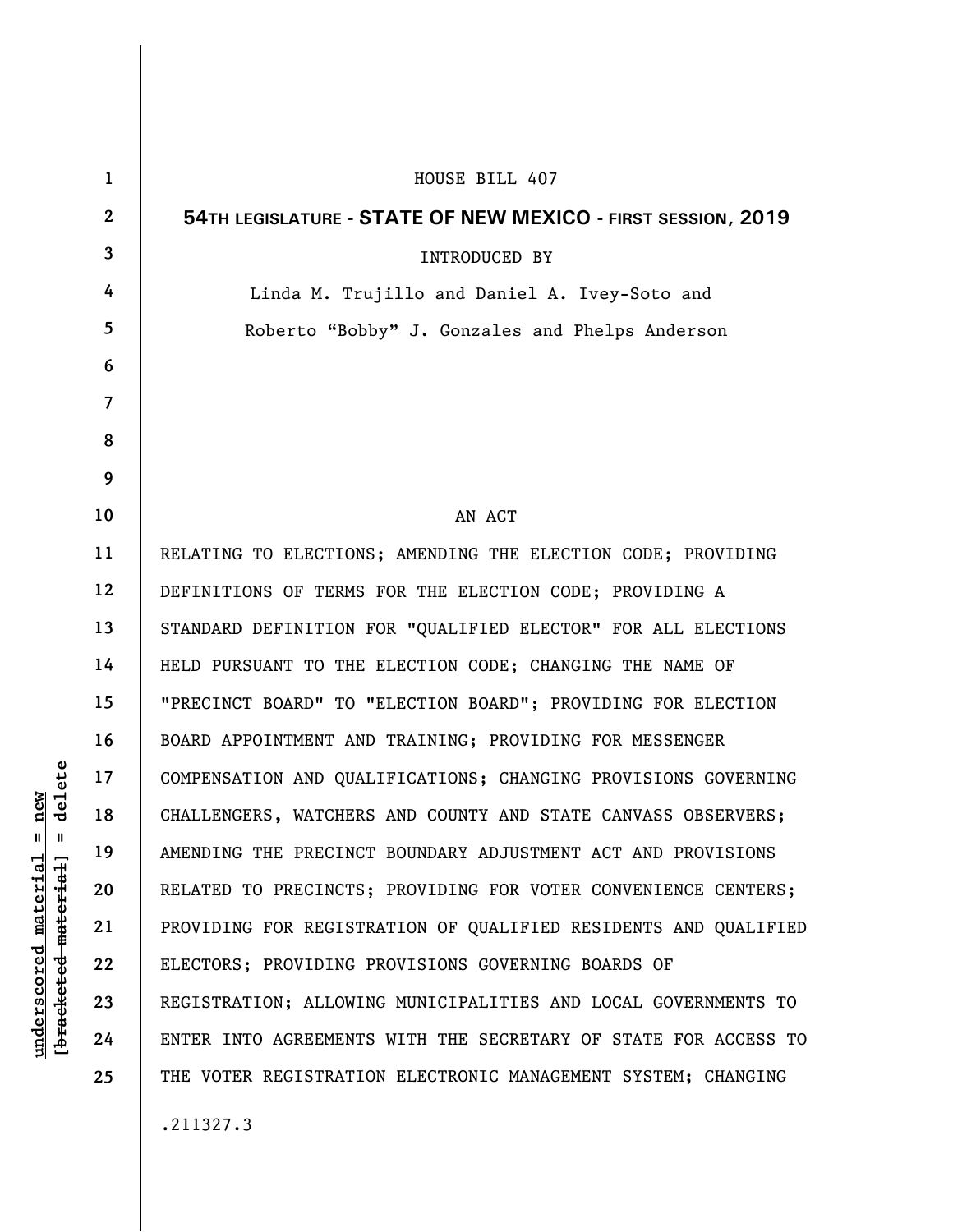HOUSE BILL 407

**54TH LEGISLATURE - STATE OF NEW MEXICO - FIRST SESSION, 2019**

INTRODUCED BY

Linda M. Trujillo and Daniel A. Ivey-Soto and

Roberto "Bobby" J. Gonzales and Phelps Anderson

AN ACT

RELATING TO ELECTIONS; AMENDING THE ELECTION CODE; PROVIDING DEFINITIONS OF TERMS FOR THE ELECTION CODE; PROVIDING A STANDARD DEFINITION FOR "QUALIFIED ELECTOR" FOR ALL ELECTIONS HELD PURSUANT TO THE ELECTION CODE; CHANGING THE NAME OF "PRECINCT BOARD" TO "ELECTION BOARD"; PROVIDING FOR ELECTION BOARD APPOINTMENT AND TRAINING; PROVIDING FOR MESSENGER COMPENSATION AND QUALIFICATIONS; CHANGING PROVISIONS GOVERNING CHALLENGERS, WATCHERS AND COUNTY AND STATE CANVASS OBSERVERS; AMENDING THE PRECINCT BOUNDARY ADJUSTMENT ACT AND PROVISIONS RELATED TO PRECINCTS; PROVIDING FOR VOTER CONVENIENCE CENTERS; PROVIDING FOR REGISTRATION OF QUALIFIED RESIDENTS AND QUALIFIED ELECTORS; PROVIDING PROVISIONS GOVERNING BOARDS OF REGISTRATION; ALLOWING MUNICIPALITIES AND LOCAL GOVERNMENTS TO ENTER INTO AGREEMENTS WITH THE SECRETARY OF STATE FOR ACCESS TO THE VOTER REGISTRATION ELECTRONIC MANAGEMENT SYSTEM; CHANGING

.211327.3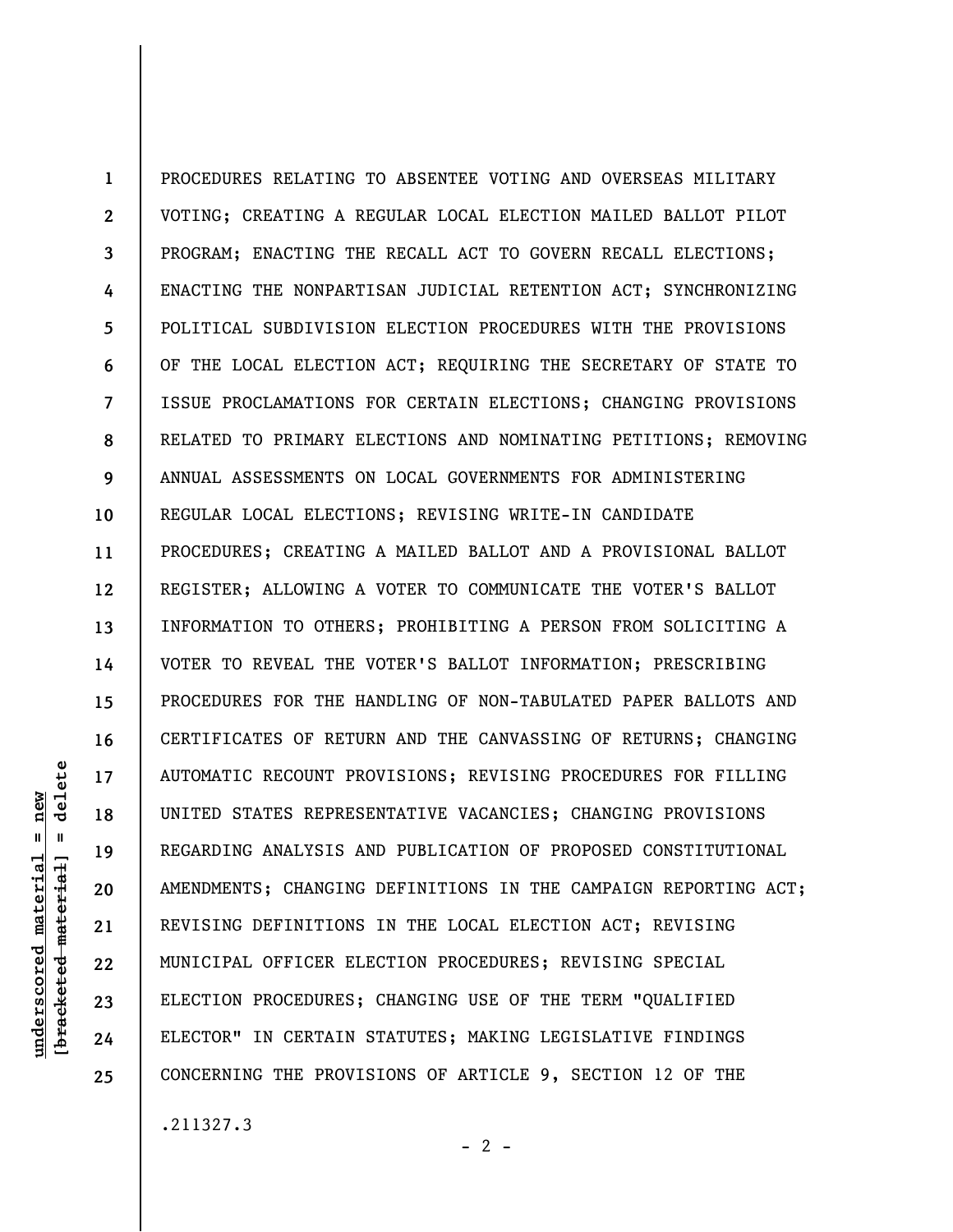PROCEDURES RELATING TO ABSENTEE VOTING AND OVERSEAS MILITARY VOTING; CREATING A REGULAR LOCAL ELECTION MAILED BALLOT PILOT PROGRAM; ENACTING THE RECALL ACT TO GOVERN RECALL ELECTIONS; ENACTING THE NONPARTISAN JUDICIAL RETENTION ACT; SYNCHRONIZING POLITICAL SUBDIVISION ELECTION PROCEDURES WITH THE PROVISIONS OF THE LOCAL ELECTION ACT; REQUIRING THE SECRETARY OF STATE TO ISSUE PROCLAMATIONS FOR CERTAIN ELECTIONS; CHANGING PROVISIONS RELATED TO PRIMARY ELECTIONS AND NOMINATING PETITIONS; REMOVING ANNUAL ASSESSMENTS ON LOCAL GOVERNMENTS FOR ADMINISTERING REGULAR LOCAL ELECTIONS; REVISING WRITE-IN CANDIDATE PROCEDURES; CREATING A MAILED BALLOT AND A PROVISIONAL BALLOT REGISTER; ALLOWING A VOTER TO COMMUNICATE THE VOTER'S BALLOT INFORMATION TO OTHERS; PROHIBITING A PERSON FROM SOLICITING A VOTER TO REVEAL THE VOTER'S BALLOT INFORMATION; PRESCRIBING PROCEDURES FOR THE HANDLING OF NON-TABULATED PAPER BALLOTS AND CERTIFICATES OF RETURN AND THE CANVASSING OF RETURNS; CHANGING AUTOMATIC RECOUNT PROVISIONS; REVISING PROCEDURES FOR FILLING UNITED STATES REPRESENTATIVE VACANCIES; CHANGING PROVISIONS REGARDING ANALYSIS AND PUBLICATION OF PROPOSED CONSTITUTIONAL AMENDMENTS; CHANGING DEFINITIONS IN THE CAMPAIGN REPORTING ACT; REVISING DEFINITIONS IN THE LOCAL ELECTION ACT; REVISING MUNICIPAL OFFICER ELECTION PROCEDURES; REVISING SPECIAL ELECTION PROCEDURES; CHANGING USE OF THE TERM "QUALIFIED ELECTOR" IN CERTAIN STATUTES; MAKING LEGISLATIVE FINDINGS CONCERNING THE PROVISIONS OF ARTICLE 9, SECTION 12 OF THE

.211327.3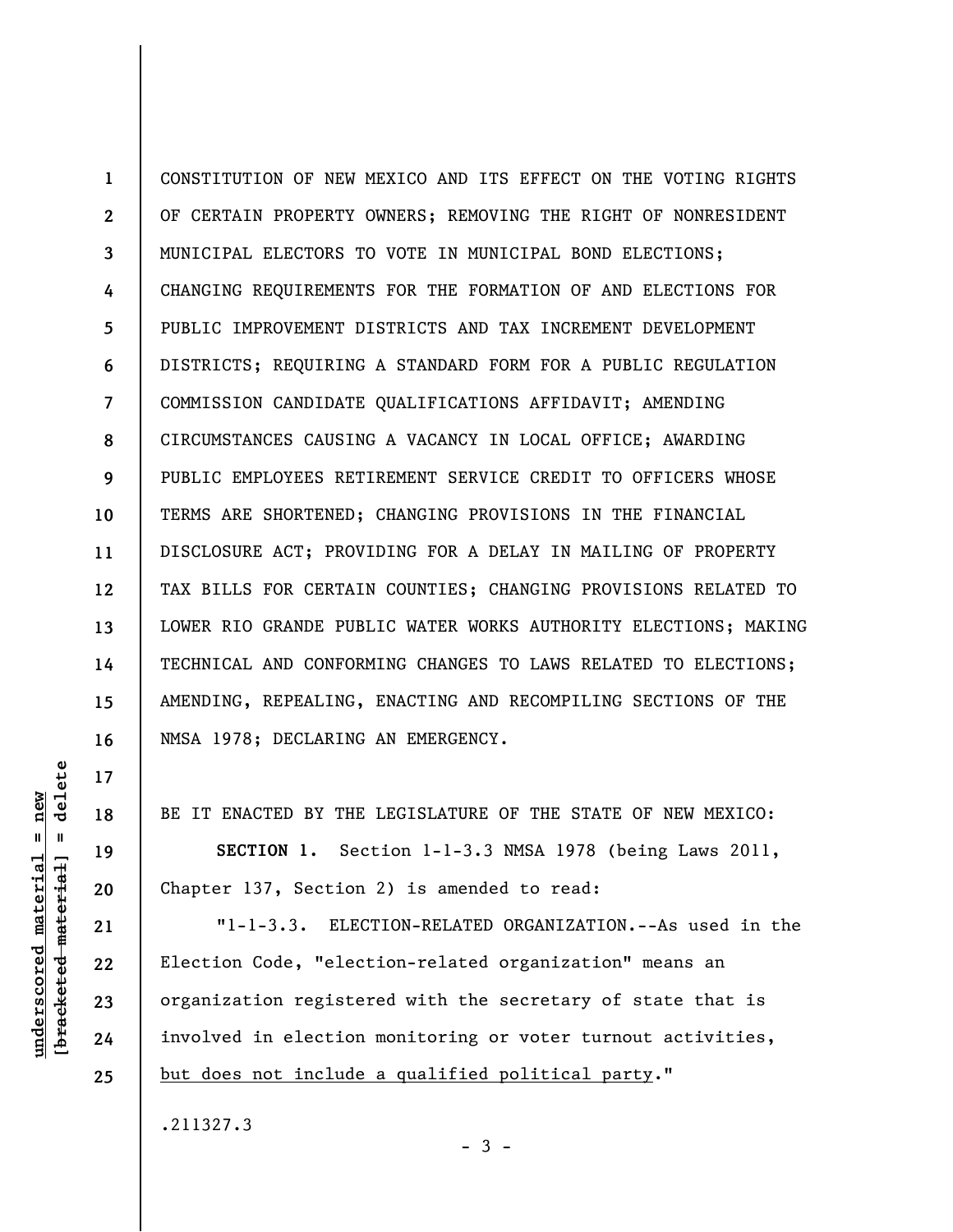CONSTITUTION OF NEW MEXICO AND ITS EFFECT ON THE VOTING RIGHTS OF CERTAIN PROPERTY OWNERS; REMOVING THE RIGHT OF NONRESIDENT MUNICIPAL ELECTORS TO VOTE IN MUNICIPAL BOND ELECTIONS; CHANGING REQUIREMENTS FOR THE FORMATION OF AND ELECTIONS FOR PUBLIC IMPROVEMENT DISTRICTS AND TAX INCREMENT DEVELOPMENT DISTRICTS; REQUIRING A STANDARD FORM FOR A PUBLIC REGULATION COMMISSION CANDIDATE QUALIFICATIONS AFFIDAVIT; AMENDING CIRCUMSTANCES CAUSING A VACANCY IN LOCAL OFFICE; AWARDING PUBLIC EMPLOYEES RETIREMENT SERVICE CREDIT TO OFFICERS WHOSE TERMS ARE SHORTENED; CHANGING PROVISIONS IN THE FINANCIAL DISCLOSURE ACT; PROVIDING FOR A DELAY IN MAILING OF PROPERTY TAX BILLS FOR CERTAIN COUNTIES; CHANGING PROVISIONS RELATED TO LOWER RIO GRANDE PUBLIC WATER WORKS AUTHORITY ELECTIONS; MAKING TECHNICAL AND CONFORMING CHANGES TO LAWS RELATED TO ELECTIONS; AMENDING, REPEALING, ENACTING AND RECOMPILING SECTIONS OF THE NMSA 1978; DECLARING AN EMERGENCY.

BE IT ENACTED BY THE LEGISLATURE OF THE STATE OF NEW MEXICO:

**SECTION 1.** Section 1-1-3.3 NMSA 1978 (being Laws 2011, Chapter 137, Section 2) is amended to read:

"1-1-3.3. ELECTION-RELATED ORGANIZATION.--As used in the Election Code, "election-related organization" means an organization registered with the secretary of state that is involved in election monitoring or voter turnout activities, <u>but does not include a qualified political party</u>."

.211327.3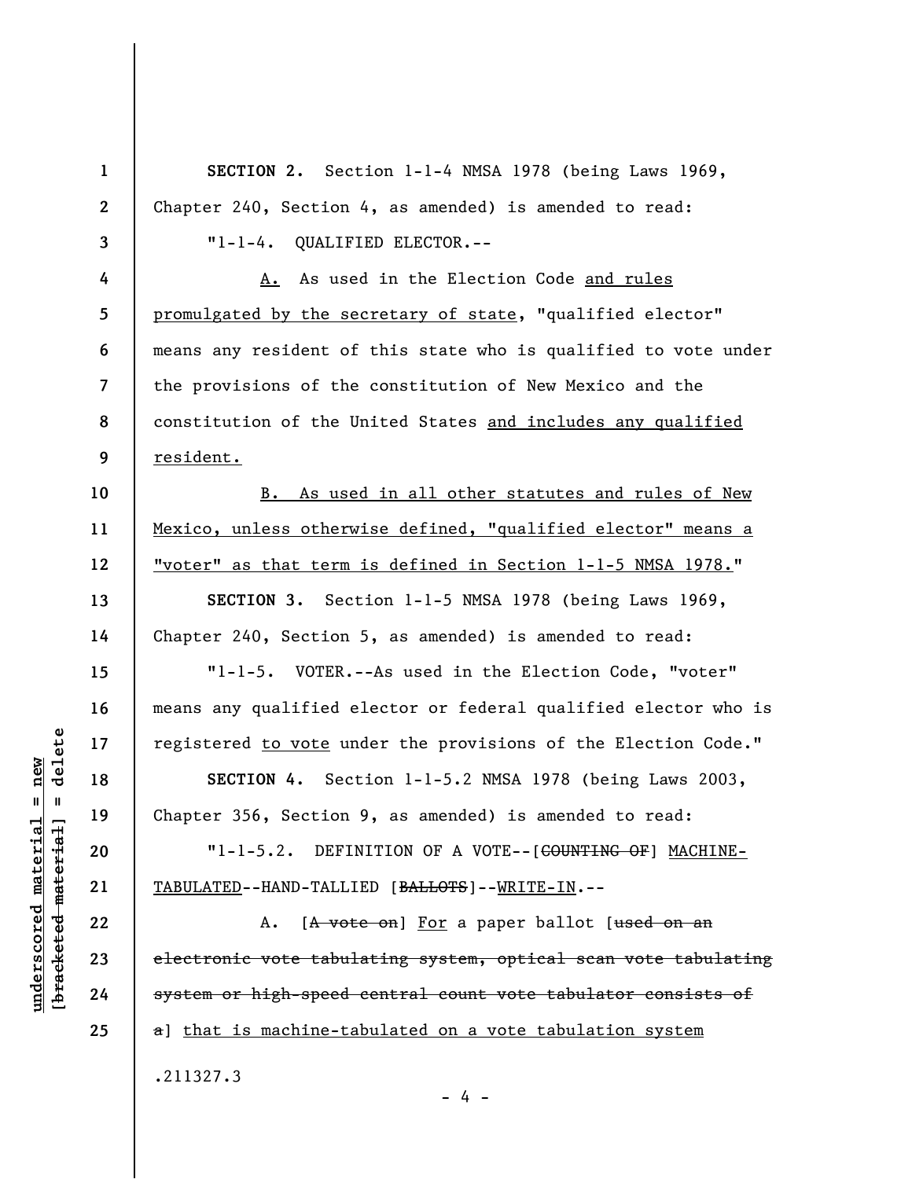**SECTION 2.** Section 1-1-4 NMSA 1978 (being Laws 1969, Chapter 240, Section 4, as amended) is amended to read:

"1-1-4. QUALIFIED ELECTOR.--

A. As used in the Election Code and rules promulgated by the secretary of state, "qualified elector" means any resident of this state who is qualified to vote under the provisions of the constitution of New Mexico and the constitution of the United States and includes any qualified resident.

B. As used in all other statutes and rules of New Mexico, unless otherwise defined, "qualified elector" means a "voter" as that term is defined in Section 1-1-5 NMSA 1978."

**SECTION 3.** Section 1-1-5 NMSA 1978 (being Laws 1969, Chapter 240, Section 5, as amended) is amended to read:

"1-1-5. VOTER.--As used in the Election Code, "voter" means any qualified elector or federal qualified elector who is registered to vote under the provisions of the Election Code."

**SECTION 4.** Section 1-1-5.2 NMSA 1978 (being Laws 2003, Chapter 356, Section 9, as amended) is amended to read:

"1-1-5.2. DEFINITION OF A VOTE--[~~COUNTING OF~~] MACHINE-TABULATED--HAND-TALLIED [~~BALLOTS~~]--WRITE-IN.--

A. [~~A vote on~~] For a paper ballot [~~used on an electronic vote tabulating system, optical scan vote tabulating system or high-speed central count vote tabulator consists of a~~] that is machine-tabulated on a vote tabulation system

.211327.3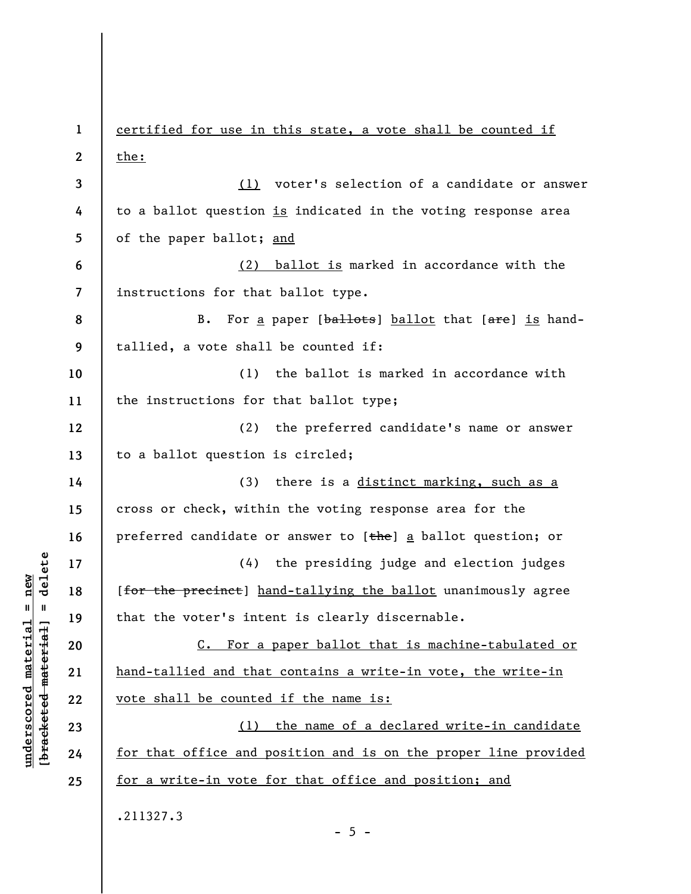certified for use in this state, a vote shall be counted if the:

(1) voter's selection of a candidate or answer to a ballot question is indicated in the voting response area of the paper ballot; and

(2) ballot is marked in accordance with the instructions for that ballot type.

B. For a paper [~~ballots~~] ballot that [~~are~~] is hand-tallied, a vote shall be counted if:

(1) the ballot is marked in accordance with the instructions for that ballot type;

(2) the preferred candidate's name or answer to a ballot question is circled;

(3) there is a distinct marking, such as a cross or check, within the voting response area for the preferred candidate or answer to [~~the~~] a ballot question; or

(4) the presiding judge and election judges [~~for the precinct~~] hand-tallying the ballot unanimously agree that the voter's intent is clearly discernable.

C. For a paper ballot that is machine-tabulated or hand-tallied and that contains a write-in vote, the write-in vote shall be counted if the name is:

(1) the name of a declared write-in candidate for that office and position and is on the proper line provided for a write-in vote for that office and position; and

.211327.3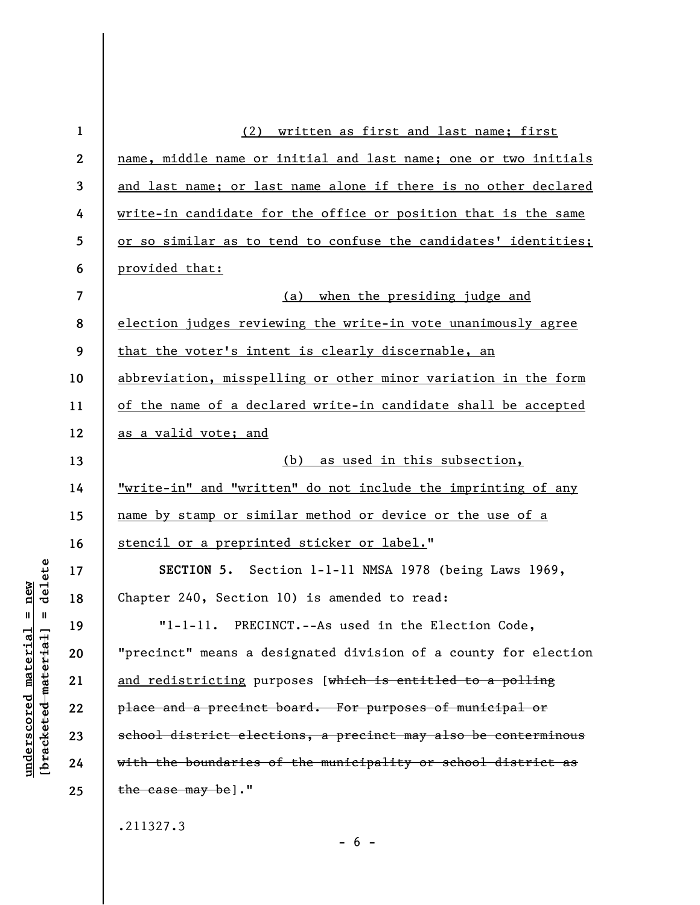(2) written as first and last name; first name, middle name or initial and last name; one or two initials and last name; or last name alone if there is no other declared write-in candidate for the office or position that is the same or so similar as to tend to confuse the candidates' identities; provided that:

(a) when the presiding judge and election judges reviewing the write-in vote unanimously agree that the voter's intent is clearly discernable, an abbreviation, misspelling or other minor variation in the form of the name of a declared write-in candidate shall be accepted as a valid vote; and

(b) as used in this subsection, "write-in" and "written" do not include the imprinting of any name by stamp or similar method or device or the use of a stencil or a preprinted sticker or label."

**SECTION 5.** Section 1-1-11 NMSA 1978 (being Laws 1969, Chapter 240, Section 10) is amended to read:

"1-1-11. PRECINCT.--As used in the Election Code, "precinct" means a designated division of a county for election and redistricting purposes [~~which is entitled to a polling place and a precinct board. For purposes of municipal or school district elections, a precinct may also be conterminous with the boundaries of the municipality or school district as the case may be~~]."

.211327.3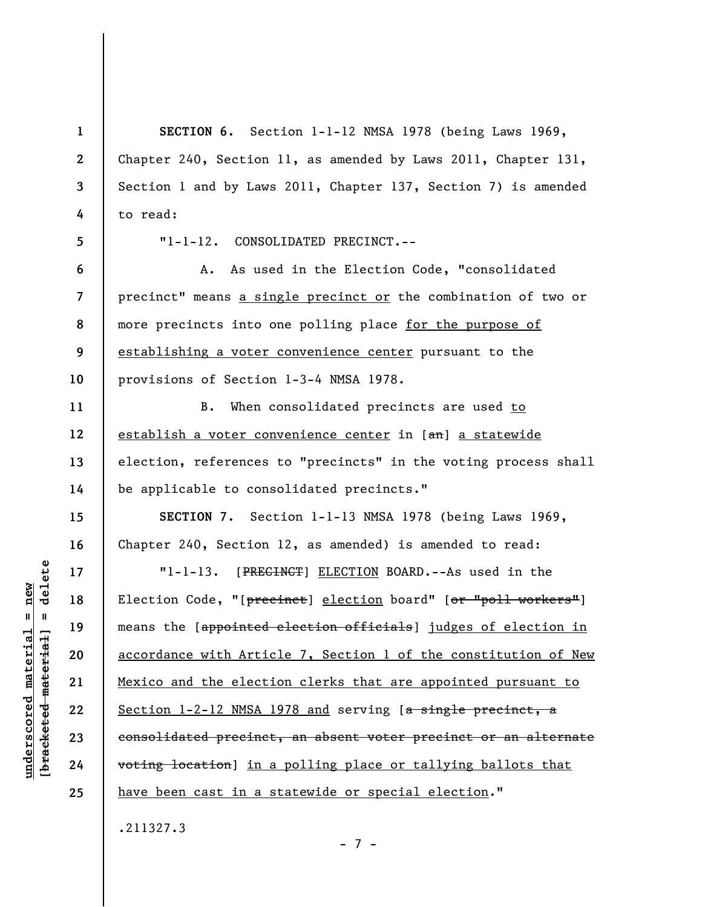**SECTION 6.** Section 1-1-12 NMSA 1978 (being Laws 1969, Chapter 240, Section 11, as amended by Laws 2011, Chapter 131, Section 1 and by Laws 2011, Chapter 137, Section 7) is amended to read:

"1-1-12. CONSOLIDATED PRECINCT.--

A. As used in the Election Code, "consolidated precinct" means <u>a single precinct or</u> the combination of two or more precincts into one polling place <u>for the purpose of establishing a voter convenience center</u> pursuant to the provisions of Section 1-3-4 NMSA 1978.

B. When consolidated precincts are used <u>to establish a voter convenience center</u> in [~~an~~] <u>a statewide</u> election, references to "precincts" in the voting process shall be applicable to consolidated precincts."

**SECTION 7.** Section 1-1-13 NMSA 1978 (being Laws 1969, Chapter 240, Section 12, as amended) is amended to read:

"1-1-13. [~~PRECINCT~~] <u>ELECTION</u> BOARD.--As used in the Election Code, "[~~precinct~~] <u>election</u> board" [~~or "poll workers"~~] means the [~~appointed election officials~~] <u>judges of election in accordance with Article 7, Section 1 of the constitution of New Mexico and the election clerks that are appointed pursuant to Section 1-2-12 NMSA 1978 and</u> serving [~~a single precinct, a consolidated precinct, an absent voter precinct or an alternate voting location~~] <u>in a polling place or tallying ballots that have been cast in a statewide or special election</u>."

.211327.3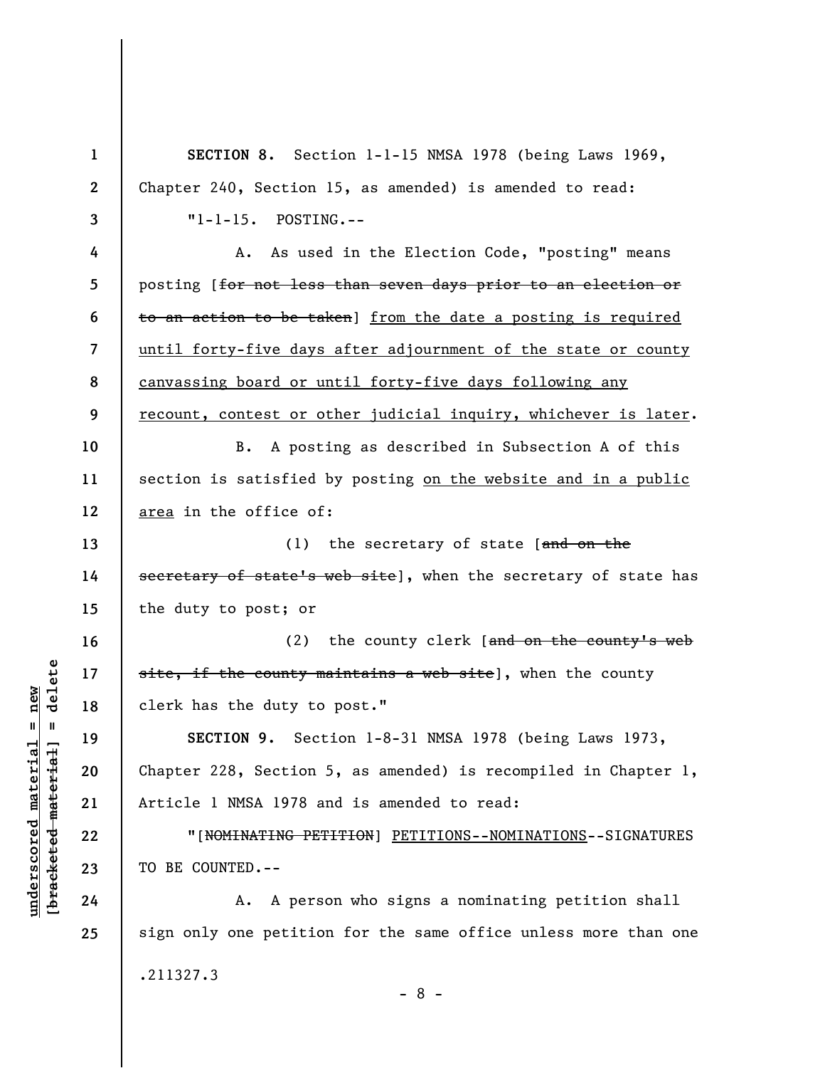**SECTION 8.** Section 1-1-15 NMSA 1978 (being Laws 1969, Chapter 240, Section 15, as amended) is amended to read:

"1-1-15. POSTING.--

A. As used in the Election Code, "posting" means posting [~~for not less than seven days prior to an election or to an action to be taken~~] <u>from the date a posting is required until forty-five days after adjournment of the state or county canvassing board or until forty-five days following any recount, contest or other judicial inquiry, whichever is later</u>.

B. A posting as described in Subsection A of this section is satisfied by posting <u>on the website and in a public area</u> in the office of:

(1) the secretary of state [~~and on the secretary of state's web site~~], when the secretary of state has the duty to post; or

(2) the county clerk [~~and on the county's web site, if the county maintains a web site~~], when the county clerk has the duty to post."

**SECTION 9.** Section 1-8-31 NMSA 1978 (being Laws 1973, Chapter 228, Section 5, as amended) is recompiled in Chapter 1, Article 1 NMSA 1978 and is amended to read:

"[~~NOMINATING PETITION~~] <u>PETITIONS--NOMINATIONS</u>--SIGNATURES TO BE COUNTED.--

A. A person who signs a nominating petition shall sign only one petition for the same office unless more than one

.211327.3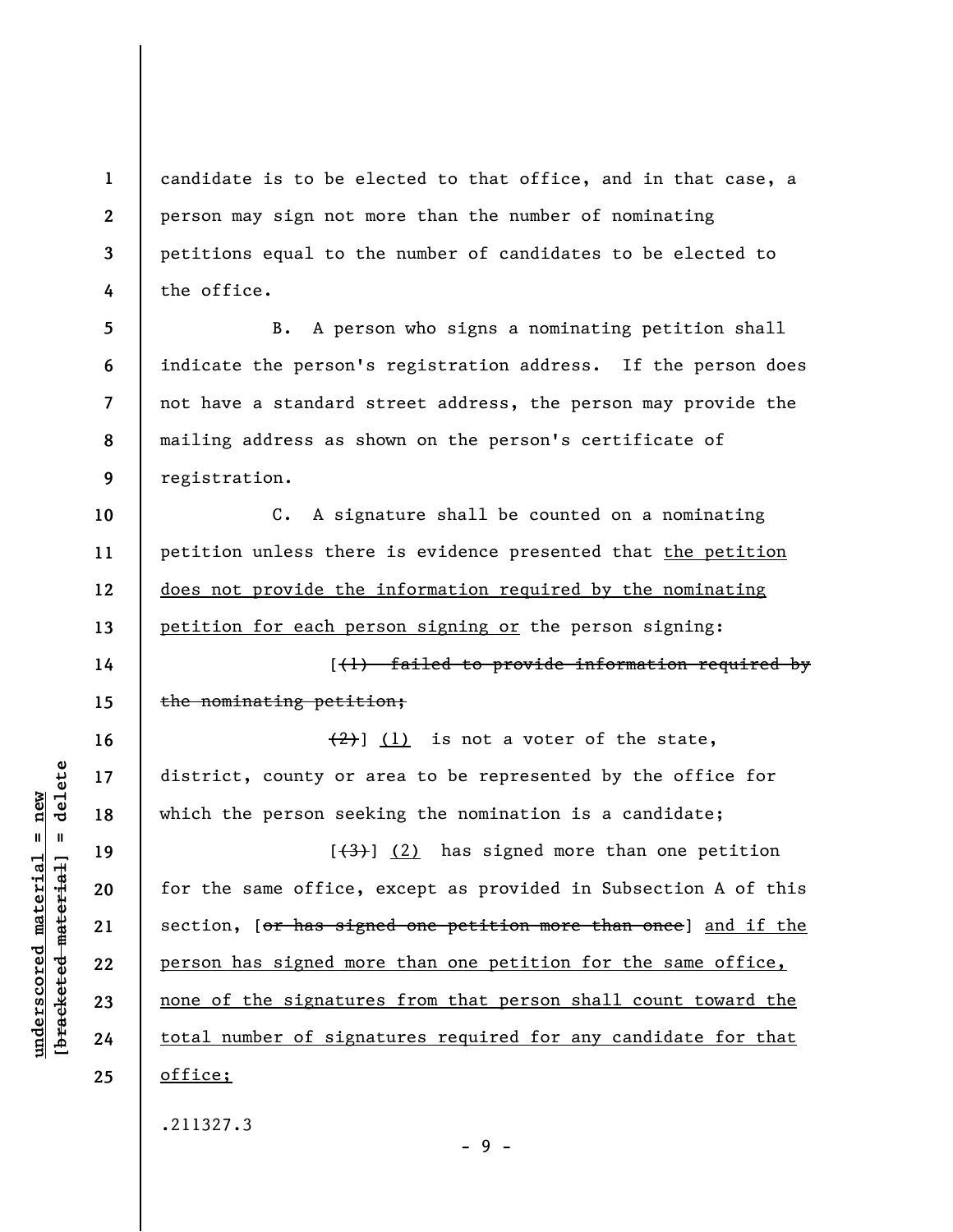candidate is to be elected to that office, and in that case, a person may sign not more than the number of nominating petitions equal to the number of candidates to be elected to the office.

B. A person who signs a nominating petition shall indicate the person's registration address. If the person does not have a standard street address, the person may provide the mailing address as shown on the person's certificate of registration.

C. A signature shall be counted on a nominating petition unless there is evidence presented that <u>the petition does not provide the information required by the nominating petition for each person signing or</u> the person signing:

[~~(1) failed to provide information required by the nominating petition;~~

~~(2)~~] <u>(1)</u> is not a voter of the state, district, county or area to be represented by the office for which the person seeking the nomination is a candidate;

[~~(3)~~] <u>(2)</u> has signed more than one petition for the same office, except as provided in Subsection A of this section, [~~or has signed one petition more than once~~] <u>and if the person has signed more than one petition for the same office, none of the signatures from that person shall count toward the total number of signatures required for any candidate for that office;</u>

.211327.3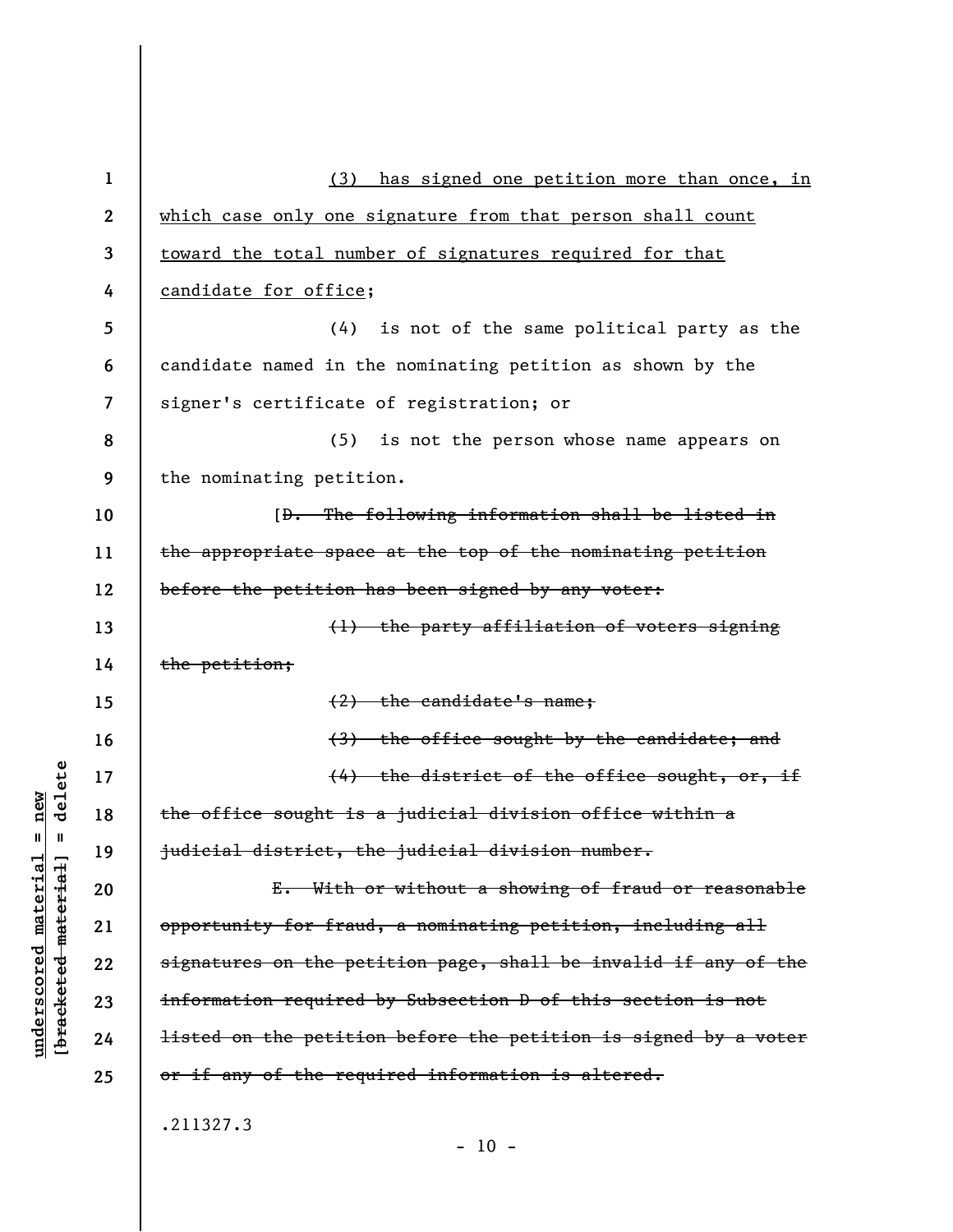(3) has signed one petition more than once, in which case only one signature from that person shall count toward the total number of signatures required for that candidate for office;

(4) is not of the same political party as the candidate named in the nominating petition as shown by the signer's certificate of registration; or

(5) is not the person whose name appears on the nominating petition.

[~~D. The following information shall be listed in the appropriate space at the top of the nominating petition before the petition has been signed by any voter:~~

~~(1) the party affiliation of voters signing the petition;~~

~~(2) the candidate's name;~~

~~(3) the office sought by the candidate; and~~

~~(4) the district of the office sought, or, if the office sought is a judicial division office within a judicial district, the judicial division number.~~

~~E. With or without a showing of fraud or reasonable opportunity for fraud, a nominating petition, including all signatures on the petition page, shall be invalid if any of the information required by Subsection D of this section is not listed on the petition before the petition is signed by a voter or if any of the required information is altered.~~

.211327.3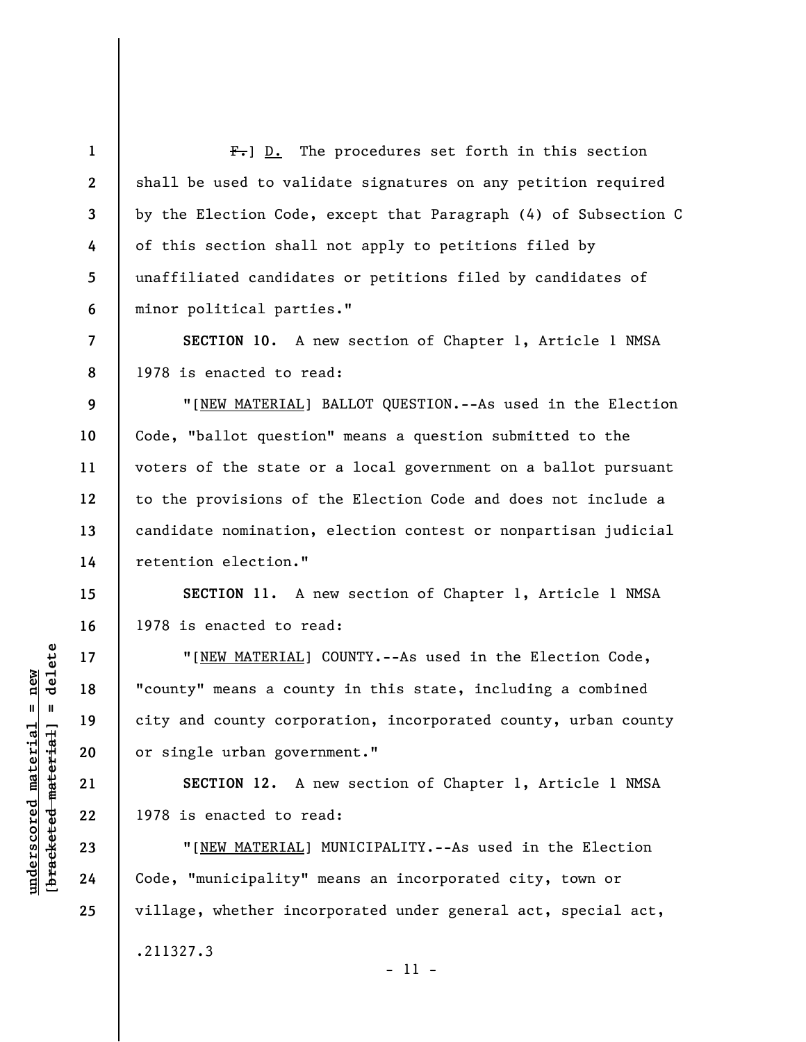~~F.~~] <u>D.</u> The procedures set forth in this section shall be used to validate signatures on any petition required by the Election Code, except that Paragraph (4) of Subsection C of this section shall not apply to petitions filed by unaffiliated candidates or petitions filed by candidates of minor political parties."

**SECTION 10.** A new section of Chapter 1, Article 1 NMSA 1978 is enacted to read:

"[<u>NEW MATERIAL</u>] BALLOT QUESTION.--As used in the Election Code, "ballot question" means a question submitted to the voters of the state or a local government on a ballot pursuant to the provisions of the Election Code and does not include a candidate nomination, election contest or nonpartisan judicial retention election."

**SECTION 11.** A new section of Chapter 1, Article 1 NMSA 1978 is enacted to read:

"[<u>NEW MATERIAL</u>] COUNTY.--As used in the Election Code, "county" means a county in this state, including a combined city and county corporation, incorporated county, urban county or single urban government."

**SECTION 12.** A new section of Chapter 1, Article 1 NMSA 1978 is enacted to read:

"[<u>NEW MATERIAL</u>] MUNICIPALITY.--As used in the Election Code, "municipality" means an incorporated city, town or village, whether incorporated under general act, special act,

.211327.3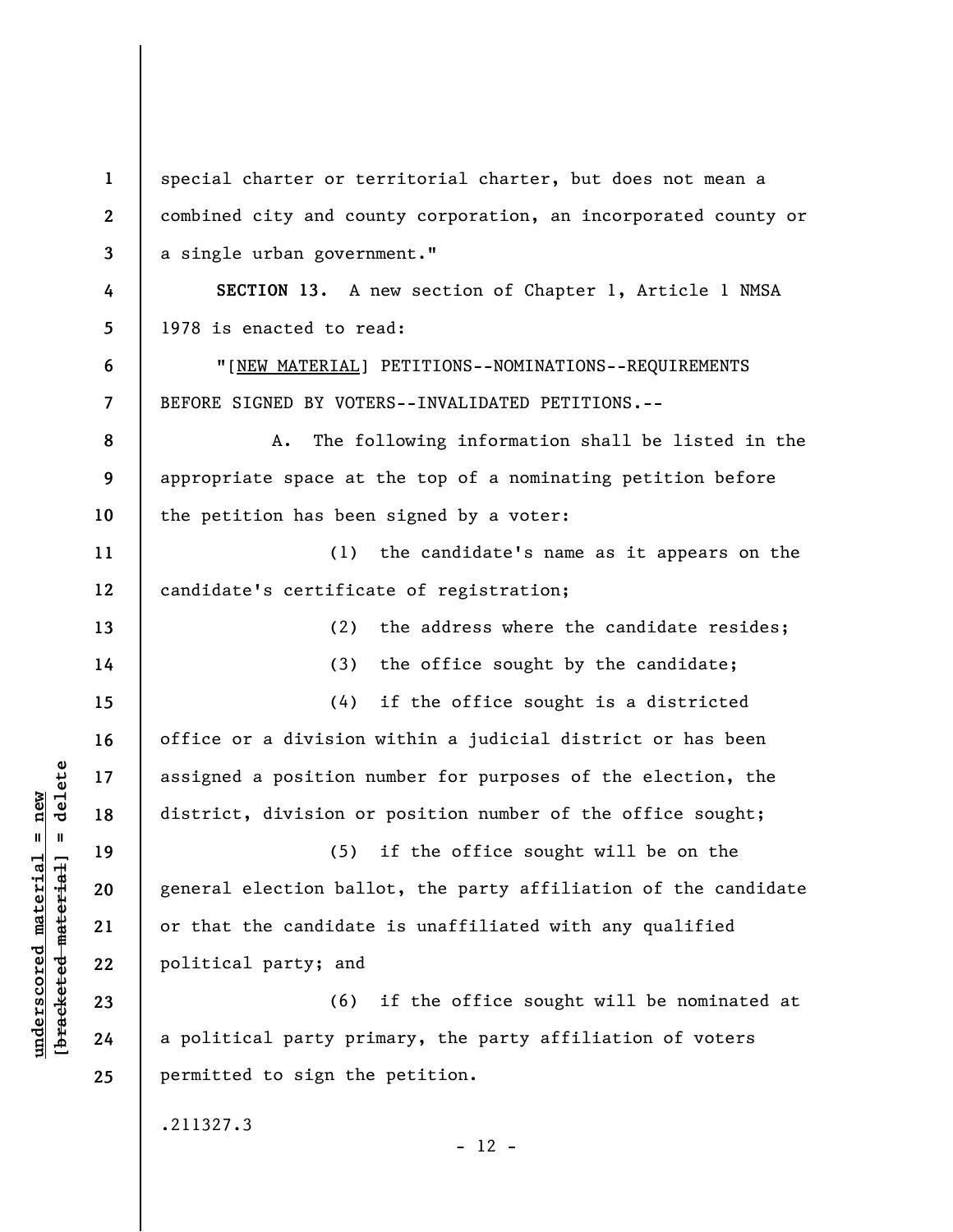special charter or territorial charter, but does not mean a combined city and county corporation, an incorporated county or a single urban government."

**SECTION 13.** A new section of Chapter 1, Article 1 NMSA 1978 is enacted to read:

"[NEW MATERIAL] PETITIONS--NOMINATIONS--REQUIREMENTS BEFORE SIGNED BY VOTERS--INVALIDATED PETITIONS.--

A. The following information shall be listed in the appropriate space at the top of a nominating petition before the petition has been signed by a voter:

(1) the candidate's name as it appears on the candidate's certificate of registration;

(2) the address where the candidate resides;

(3) the office sought by the candidate;

(4) if the office sought is a districted office or a division within a judicial district or has been assigned a position number for purposes of the election, the district, division or position number of the office sought;

(5) if the office sought will be on the general election ballot, the party affiliation of the candidate or that the candidate is unaffiliated with any qualified political party; and

(6) if the office sought will be nominated at a political party primary, the party affiliation of voters permitted to sign the petition.

.211327.3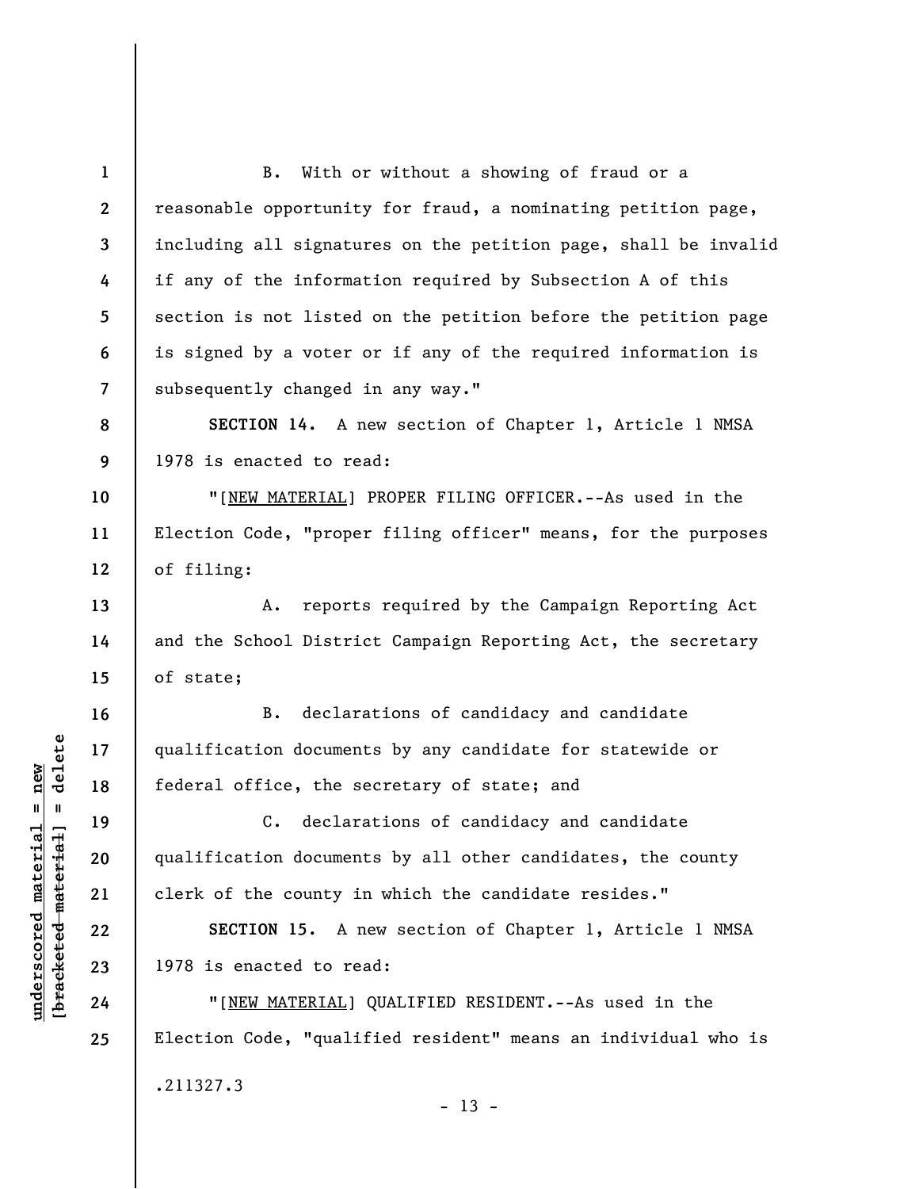B. With or without a showing of fraud or a reasonable opportunity for fraud, a nominating petition page, including all signatures on the petition page, shall be invalid if any of the information required by Subsection A of this section is not listed on the petition before the petition page is signed by a voter or if any of the required information is subsequently changed in any way."

**SECTION 14.** A new section of Chapter 1, Article 1 NMSA 1978 is enacted to read:

"[NEW MATERIAL] PROPER FILING OFFICER.--As used in the Election Code, "proper filing officer" means, for the purposes of filing:

A. reports required by the Campaign Reporting Act and the School District Campaign Reporting Act, the secretary of state;

B. declarations of candidacy and candidate qualification documents by any candidate for statewide or federal office, the secretary of state; and

C. declarations of candidacy and candidate qualification documents by all other candidates, the county clerk of the county in which the candidate resides."

**SECTION 15.** A new section of Chapter 1, Article 1 NMSA 1978 is enacted to read:

"[NEW MATERIAL] QUALIFIED RESIDENT.--As used in the Election Code, "qualified resident" means an individual who is

.211327.3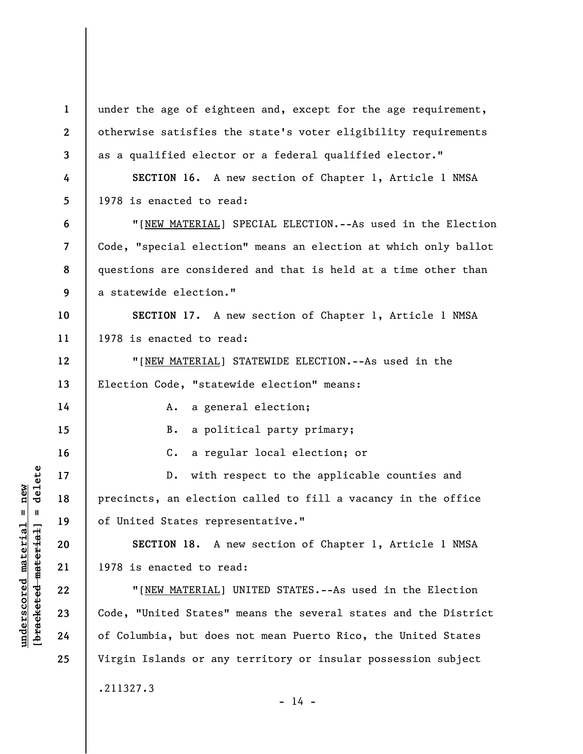under the age of eighteen and, except for the age requirement, otherwise satisfies the state's voter eligibility requirements as a qualified elector or a federal qualified elector."

**SECTION 16.** A new section of Chapter 1, Article 1 NMSA 1978 is enacted to read:

"[NEW MATERIAL] SPECIAL ELECTION.--As used in the Election Code, "special election" means an election at which only ballot questions are considered and that is held at a time other than a statewide election."

**SECTION 17.** A new section of Chapter 1, Article 1 NMSA 1978 is enacted to read:

"[NEW MATERIAL] STATEWIDE ELECTION.--As used in the Election Code, "statewide election" means:

A. a general election;

B. a political party primary;

C. a regular local election; or

D. with respect to the applicable counties and precincts, an election called to fill a vacancy in the office of United States representative."

**SECTION 18.** A new section of Chapter 1, Article 1 NMSA 1978 is enacted to read:

"[NEW MATERIAL] UNITED STATES.--As used in the Election Code, "United States" means the several states and the District of Columbia, but does not mean Puerto Rico, the United States Virgin Islands or any territory or insular possession subject

.211327.3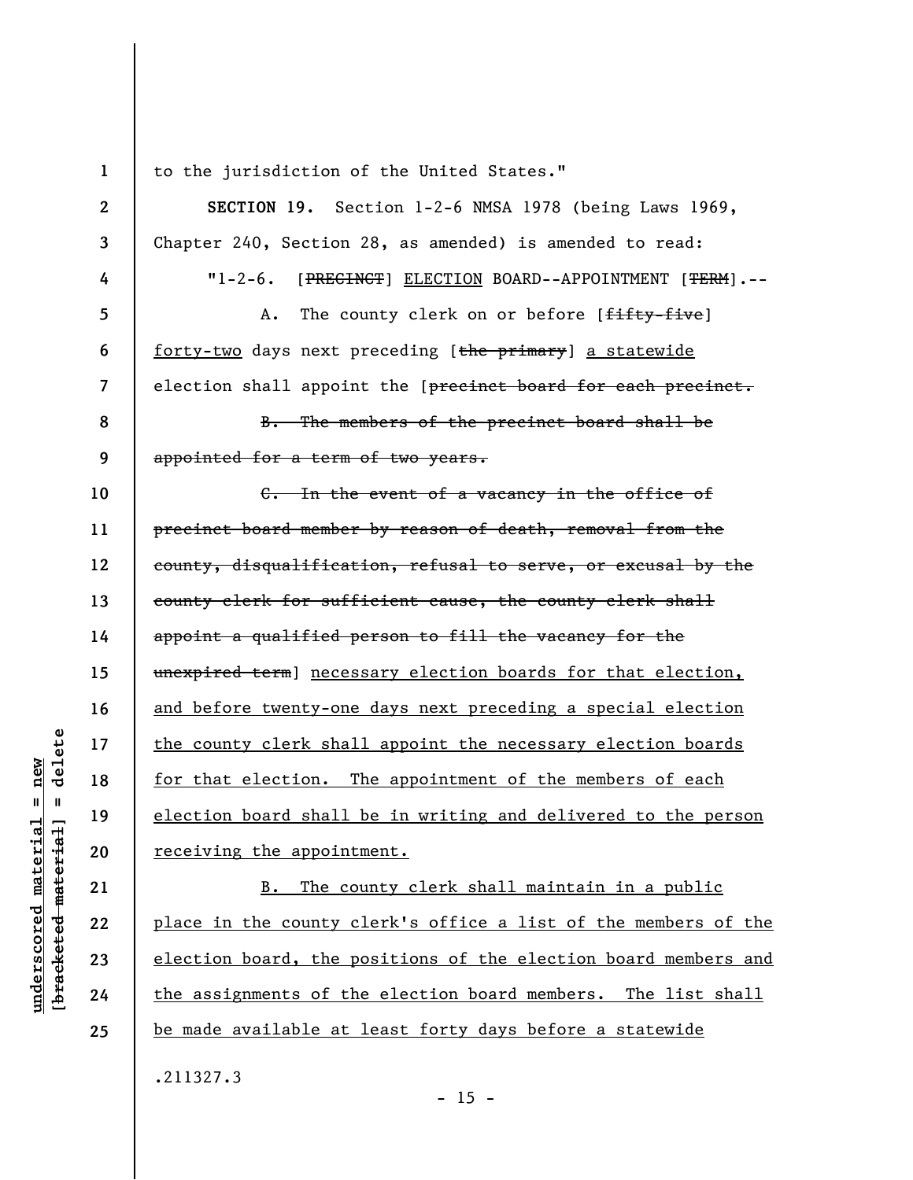to the jurisdiction of the United States."

**SECTION 19.** Section 1-2-6 NMSA 1978 (being Laws 1969, Chapter 240, Section 28, as amended) is amended to read:

"1-2-6. [~~PRECINCT~~] <u>ELECTION</u> BOARD--APPOINTMENT [~~TERM~~].--

A. The county clerk on or before [~~fifty-five~~] <u>forty-two</u> days next preceding [~~the primary~~] <u>a statewide</u> election shall appoint the [~~precinct board for each precinct.~~

~~B. The members of the precinct board shall be appointed for a term of two years.~~

~~C. In the event of a vacancy in the office of precinct board member by reason of death, removal from the county, disqualification, refusal to serve, or excusal by the county clerk for sufficient cause, the county clerk shall appoint a qualified person to fill the vacancy for the unexpired term~~] <u>necessary election boards for that election, and before twenty-one days next preceding a special election the county clerk shall appoint the necessary election boards for that election. The appointment of the members of each election board shall be in writing and delivered to the person receiving the appointment.</u>

<u>B. The county clerk shall maintain in a public place in the county clerk's office a list of the members of the election board, the positions of the election board members and the assignments of the election board members. The list shall be made available at least forty days before a statewide</u>

.211327.3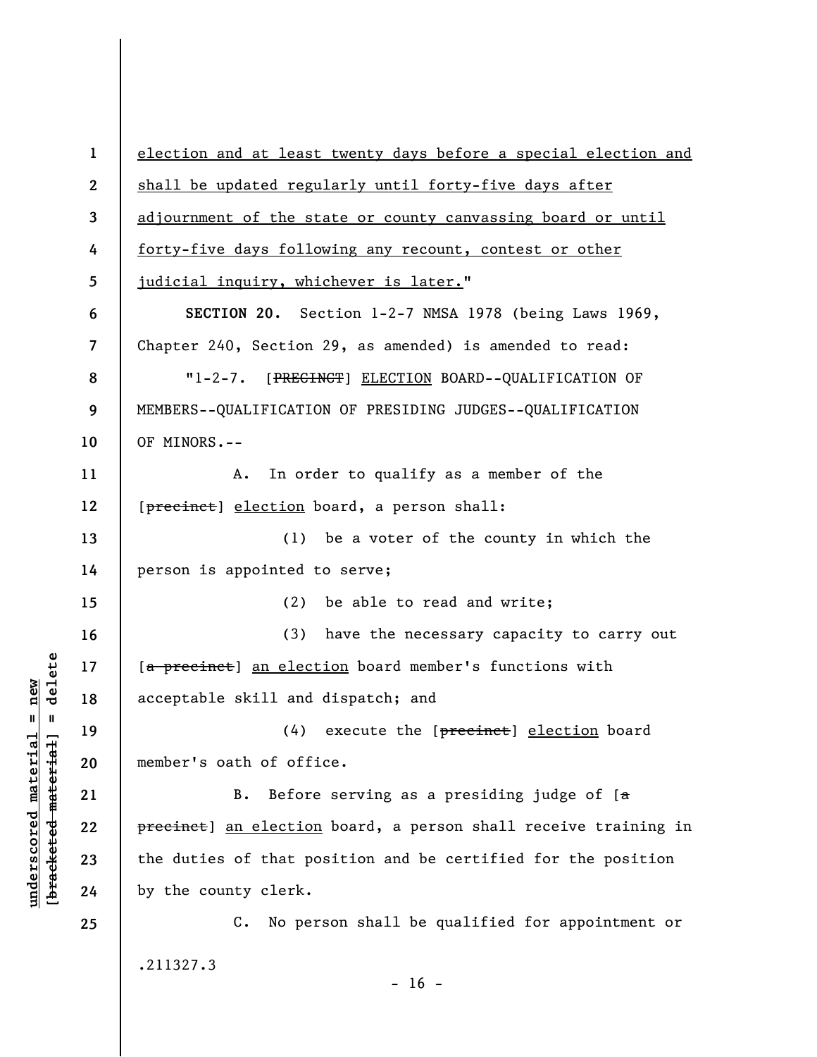election and at least twenty days before a special election and shall be updated regularly until forty-five days after adjournment of the state or county canvassing board or until forty-five days following any recount, contest or other judicial inquiry, whichever is later."

**SECTION 20.** Section 1-2-7 NMSA 1978 (being Laws 1969, Chapter 240, Section 29, as amended) is amended to read:

"1-2-7. [~~PRECINCT~~] ELECTION BOARD--QUALIFICATION OF MEMBERS--QUALIFICATION OF PRESIDING JUDGES--QUALIFICATION OF MINORS.--

A. In order to qualify as a member of the [~~precinct~~] election board, a person shall:

(1) be a voter of the county in which the person is appointed to serve;

(2) be able to read and write;

(3) have the necessary capacity to carry out [~~a precinct~~] an election board member's functions with acceptable skill and dispatch; and

(4) execute the [~~precinct~~] election board member's oath of office.

B. Before serving as a presiding judge of [~~a precinct~~] an election board, a person shall receive training in the duties of that position and be certified for the position by the county clerk.

C. No person shall be qualified for appointment or

.211327.3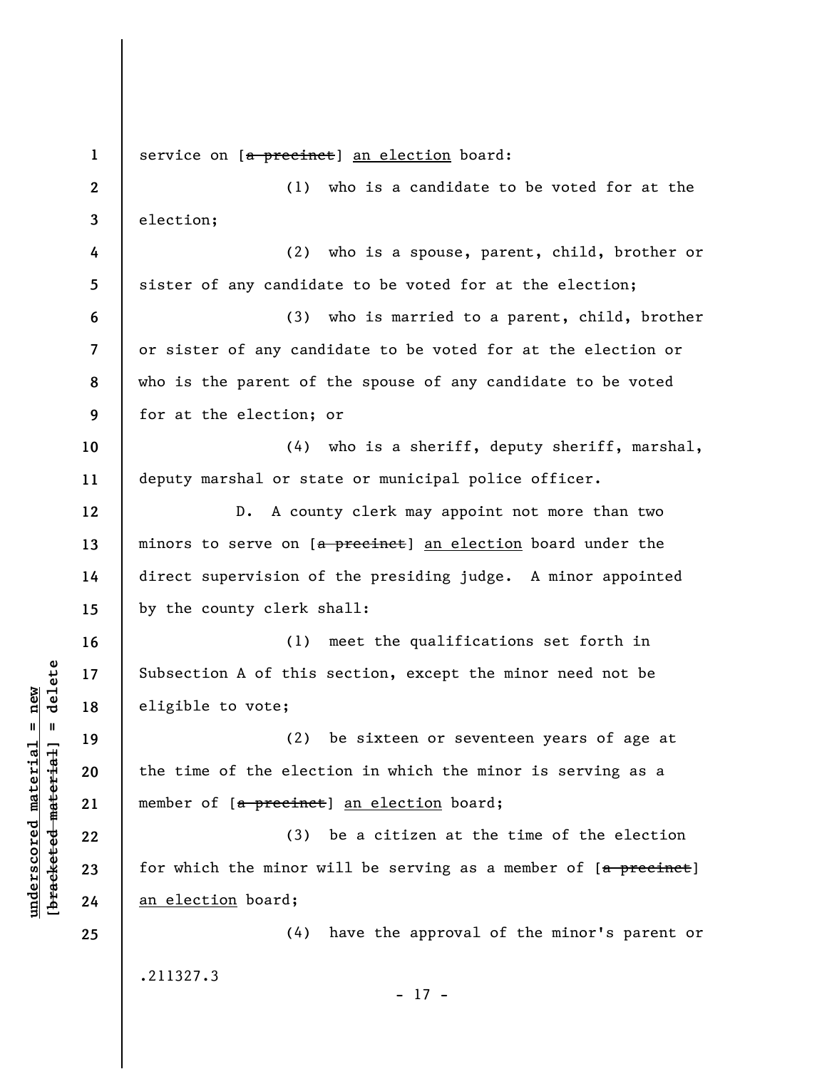service on [~~a precinct~~] an election board:

(1) who is a candidate to be voted for at the election;

(2) who is a spouse, parent, child, brother or sister of any candidate to be voted for at the election;

(3) who is married to a parent, child, brother or sister of any candidate to be voted for at the election or who is the parent of the spouse of any candidate to be voted for at the election; or

(4) who is a sheriff, deputy sheriff, marshal, deputy marshal or state or municipal police officer.

D. A county clerk may appoint not more than two minors to serve on [~~a precinct~~] an election board under the direct supervision of the presiding judge. A minor appointed by the county clerk shall:

(1) meet the qualifications set forth in Subsection A of this section, except the minor need not be eligible to vote;

(2) be sixteen or seventeen years of age at the time of the election in which the minor is serving as a member of [~~a precinct~~] an election board;

(3) be a citizen at the time of the election for which the minor will be serving as a member of [~~a precinct~~] an election board;

(4) have the approval of the minor's parent or

.211327.3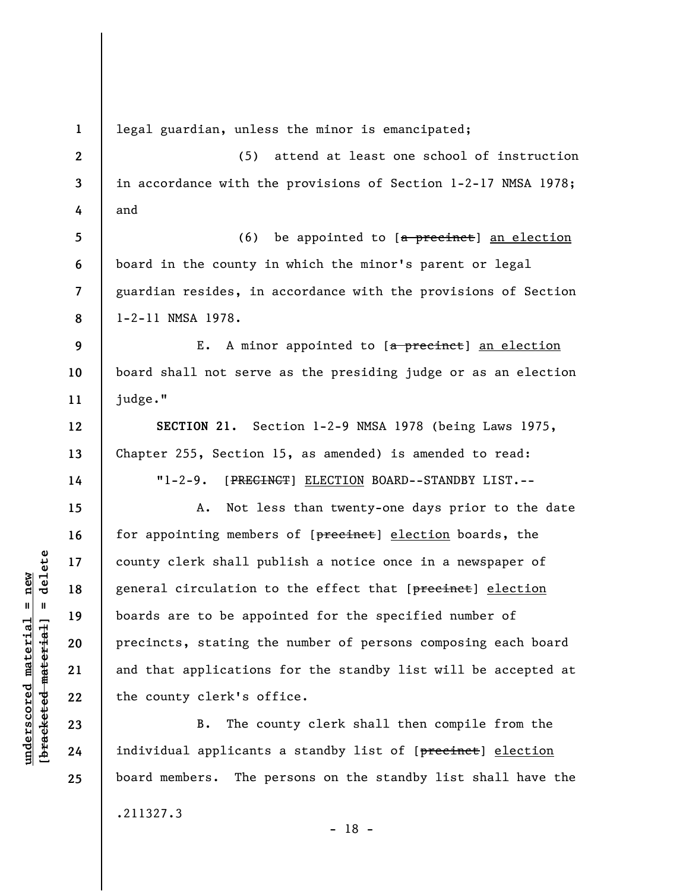legal guardian, unless the minor is emancipated;

(5) attend at least one school of instruction in accordance with the provisions of Section 1-2-17 NMSA 1978; and

(6) be appointed to [~~a precinct~~] an election board in the county in which the minor's parent or legal guardian resides, in accordance with the provisions of Section 1-2-11 NMSA 1978.

E. A minor appointed to [~~a precinct~~] an election board shall not serve as the presiding judge or as an election judge."

**SECTION 21.** Section 1-2-9 NMSA 1978 (being Laws 1975, Chapter 255, Section 15, as amended) is amended to read:

"1-2-9. [~~PRECINCT~~] ELECTION BOARD--STANDBY LIST.--

A. Not less than twenty-one days prior to the date for appointing members of [~~precinct~~] election boards, the county clerk shall publish a notice once in a newspaper of general circulation to the effect that [~~precinct~~] election boards are to be appointed for the specified number of precincts, stating the number of persons composing each board and that applications for the standby list will be accepted at the county clerk's office.

B. The county clerk shall then compile from the individual applicants a standby list of [~~precinct~~] election board members. The persons on the standby list shall have the

.211327.3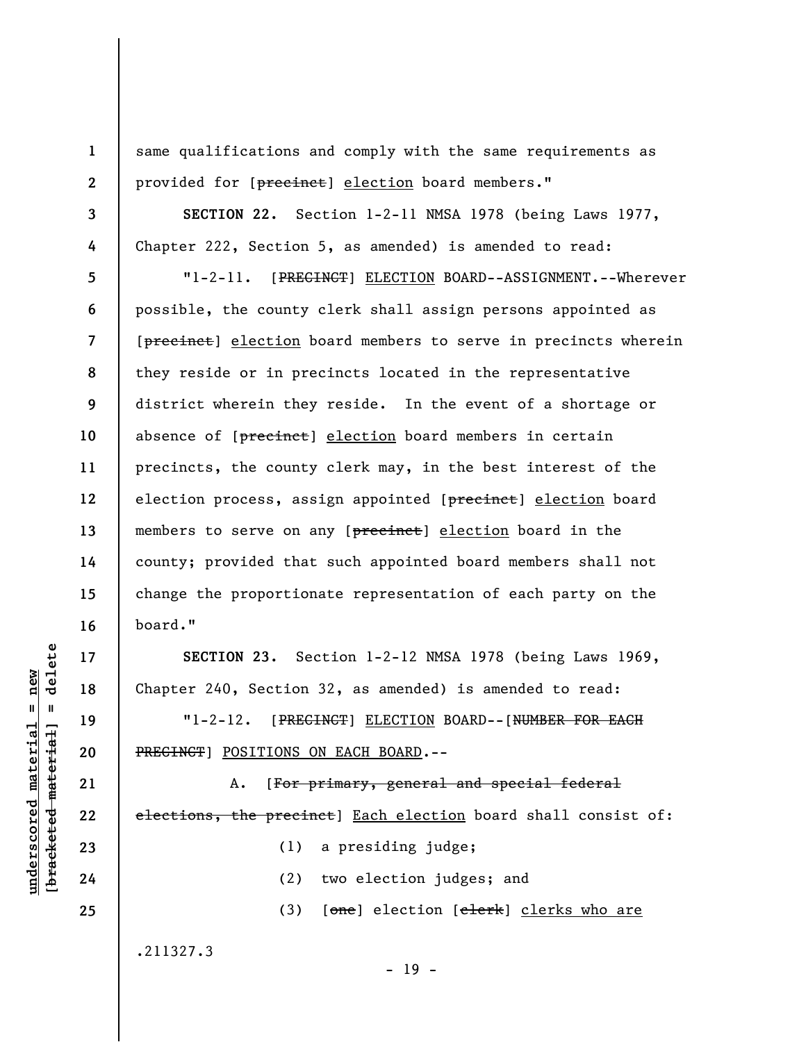same qualifications and comply with the same requirements as provided for [~~precinct~~] election board members."

**SECTION 22.** Section 1-2-11 NMSA 1978 (being Laws 1977, Chapter 222, Section 5, as amended) is amended to read:

"1-2-11. [~~PRECINCT~~] ELECTION BOARD--ASSIGNMENT.--Wherever possible, the county clerk shall assign persons appointed as [~~precinct~~] election board members to serve in precincts wherein they reside or in precincts located in the representative district wherein they reside. In the event of a shortage or absence of [~~precinct~~] election board members in certain precincts, the county clerk may, in the best interest of the election process, assign appointed [~~precinct~~] election board members to serve on any [~~precinct~~] election board in the county; provided that such appointed board members shall not change the proportionate representation of each party on the board."

**SECTION 23.** Section 1-2-12 NMSA 1978 (being Laws 1969, Chapter 240, Section 32, as amended) is amended to read:

"1-2-12. [~~PRECINCT~~] ELECTION BOARD--[~~NUMBER FOR EACH PRECINCT~~] POSITIONS ON EACH BOARD.--

A. [~~For primary, general and special federal elections, the precinct~~] Each election board shall consist of:

(1) a presiding judge;

(2) two election judges; and

(3) [~~one~~] election [~~clerk~~] clerks who are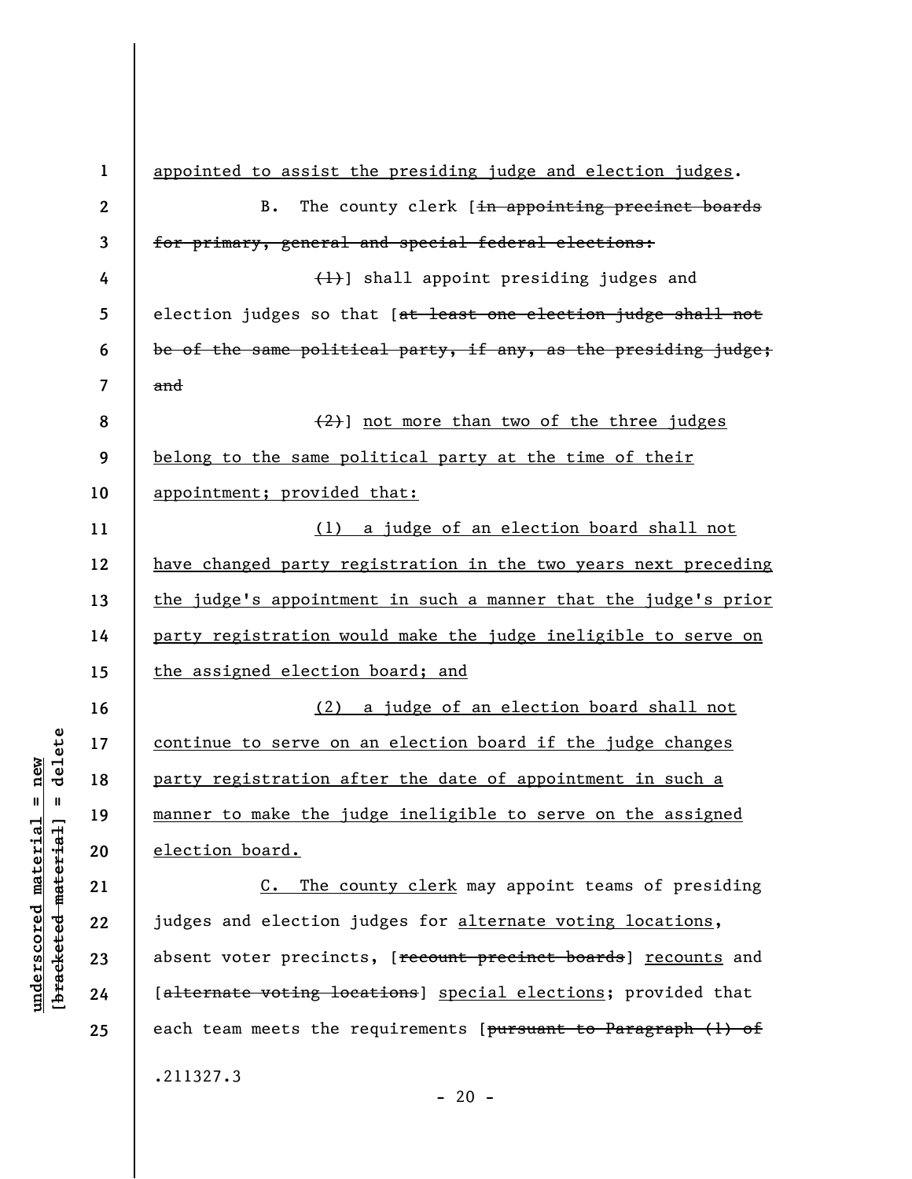appointed to assist the presiding judge and election judges.

B. The county clerk [~~in appointing precinct boards for primary, general and special federal elections:~~

~~(1)~~] shall appoint presiding judges and election judges so that [~~at least one election judge shall not be of the same political party, if any, as the presiding judge; and~~

~~(2)~~] not more than two of the three judges belong to the same political party at the time of their appointment; provided that:

(1) a judge of an election board shall not have changed party registration in the two years next preceding the judge's appointment in such a manner that the judge's prior party registration would make the judge ineligible to serve on the assigned election board; and

(2) a judge of an election board shall not continue to serve on an election board if the judge changes party registration after the date of appointment in such a manner to make the judge ineligible to serve on the assigned election board.

C. The county clerk may appoint teams of presiding judges and election judges for alternate voting locations, absent voter precincts, [~~recount precinct boards~~] recounts and [~~alternate voting locations~~] special elections; provided that each team meets the requirements [~~pursuant to Paragraph (1) of~~

.211327.3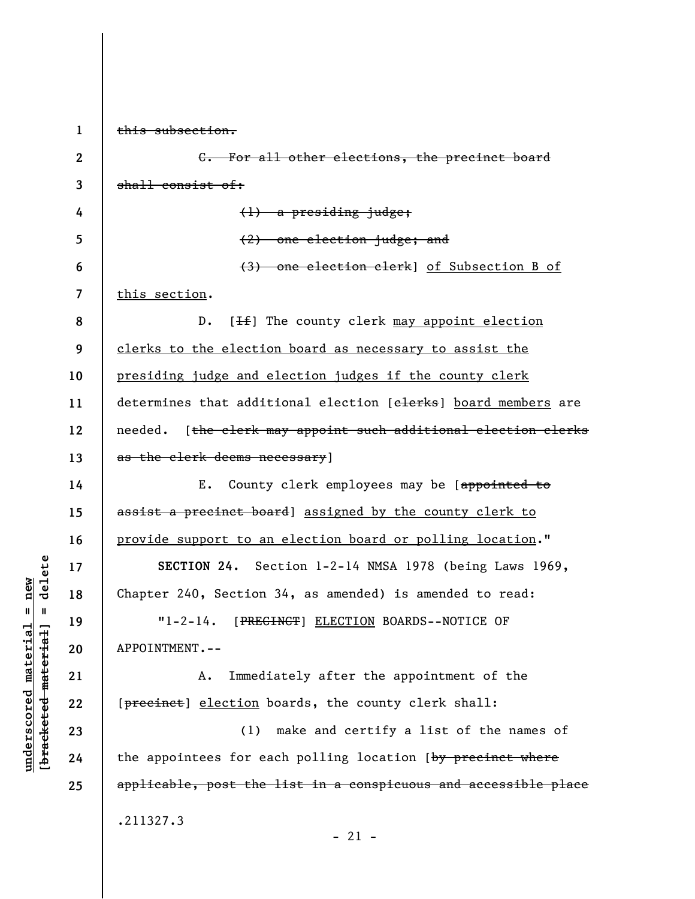~~this subsection.~~

~~C. For all other elections, the precinct board shall consist of:~~

~~(1) a presiding judge;~~

~~(2) one election judge; and~~

~~(3) one election clerk~~] <u>of Subsection B of this section</u>.

D. [~~If~~] The county clerk <u>may appoint election clerks to the election board as necessary to assist the presiding judge and election judges if the county clerk</u> determines that additional election [~~clerks~~] <u>board members</u> are needed. [~~the clerk may appoint such additional election clerks as the clerk deems necessary~~]

E. County clerk employees may be [~~appointed to assist a precinct board~~] <u>assigned by the county clerk to provide support to an election board or polling location</u>."

**SECTION 24.** Section 1-2-14 NMSA 1978 (being Laws 1969, Chapter 240, Section 34, as amended) is amended to read:

"1-2-14. [~~PRECINCT~~] <u>ELECTION</u> BOARDS--NOTICE OF APPOINTMENT.--

A. Immediately after the appointment of the [~~precinct~~] <u>election</u> boards, the county clerk shall:

(1) make and certify a list of the names of the appointees for each polling location [~~by precinct where applicable, post the list in a conspicuous and accessible place~~

.211327.3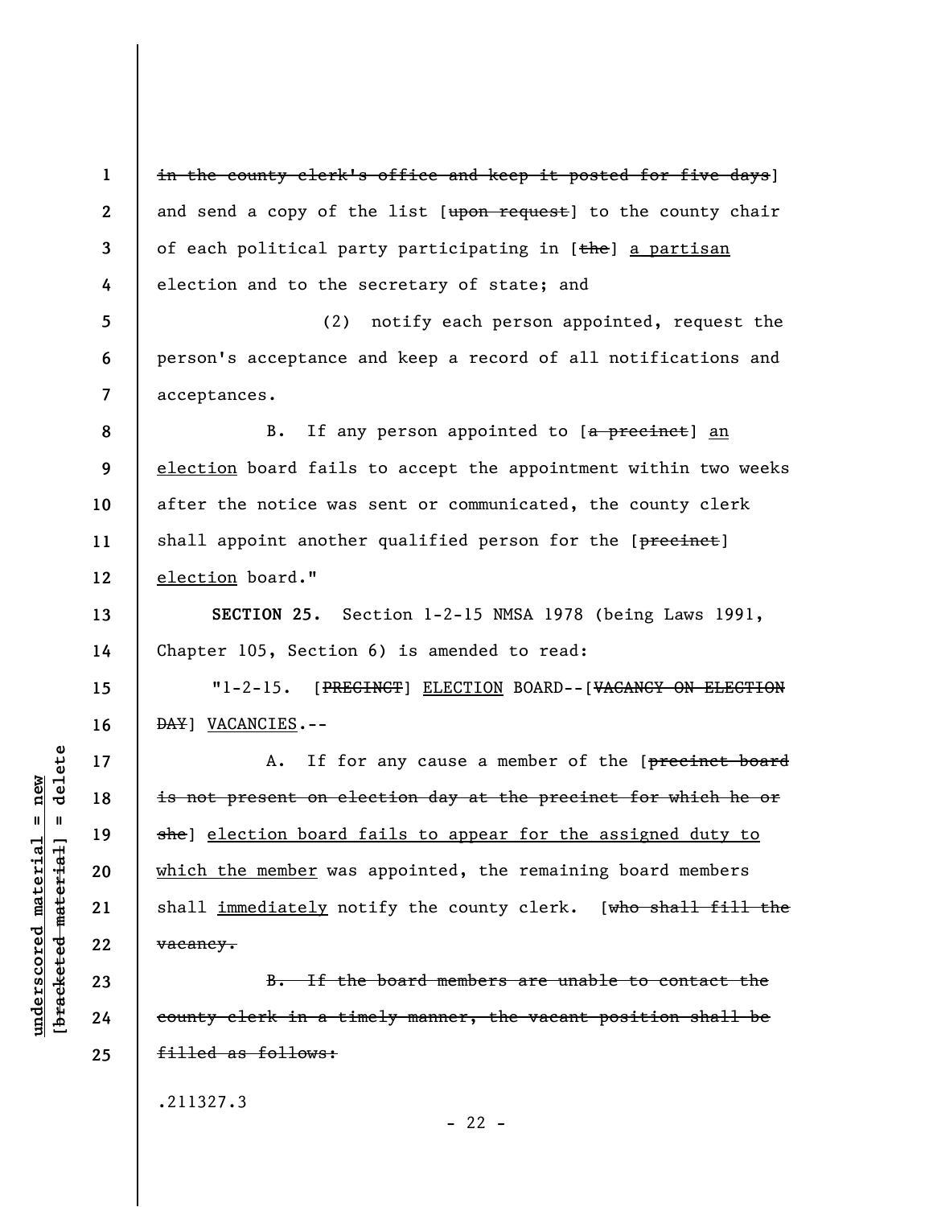~~in the county clerk's office and keep it posted for five days~~] and send a copy of the list [~~upon request~~] to the county chair of each political party participating in [~~the~~] a partisan election and to the secretary of state; and

(2) notify each person appointed, request the person's acceptance and keep a record of all notifications and acceptances.

B. If any person appointed to [~~a precinct~~] an election board fails to accept the appointment within two weeks after the notice was sent or communicated, the county clerk shall appoint another qualified person for the [~~precinct~~] election board."

**SECTION 25.** Section 1-2-15 NMSA 1978 (being Laws 1991, Chapter 105, Section 6) is amended to read:

"1-2-15. [~~PRECINCT~~] ELECTION BOARD--[~~VACANCY ON ELECTION DAY~~] VACANCIES.--

A. If for any cause a member of the [~~precinct board is not present on election day at the precinct for which he or she~~] election board fails to appear for the assigned duty to which the member was appointed, the remaining board members shall immediately notify the county clerk. [~~who shall fill the vacancy.~~

~~B. If the board members are unable to contact the county clerk in a timely manner, the vacant position shall be filled as follows:~~

.211327.3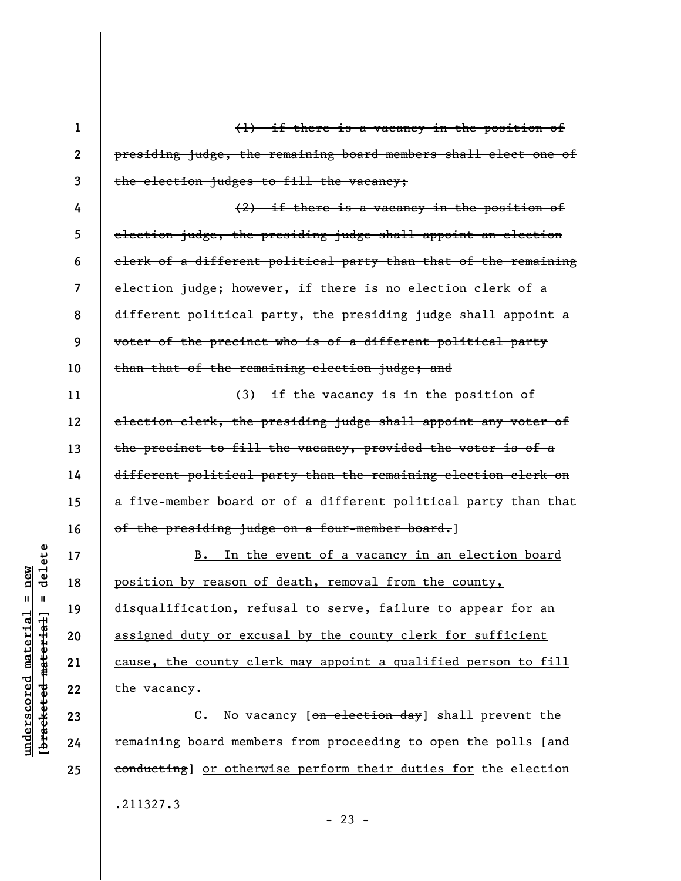~~(1) if there is a vacancy in the position of presiding judge, the remaining board members shall elect one of the election judges to fill the vacancy;~~

~~(2) if there is a vacancy in the position of election judge, the presiding judge shall appoint an election clerk of a different political party than that of the remaining election judge; however, if there is no election clerk of a different political party, the presiding judge shall appoint a voter of the precinct who is of a different political party than that of the remaining election judge; and~~

~~(3) if the vacancy is in the position of election clerk, the presiding judge shall appoint any voter of the precinct to fill the vacancy, provided the voter is of a different political party than the remaining election clerk on a five-member board or of a different political party than that of the presiding judge on a four-member board.~~]

<u>B. In the event of a vacancy in an election board position by reason of death, removal from the county, disqualification, refusal to serve, failure to appear for an assigned duty or excusal by the county clerk for sufficient cause, the county clerk may appoint a qualified person to fill the vacancy.</u>

C. No vacancy [~~on election day~~] shall prevent the remaining board members from proceeding to open the polls [~~and conducting~~] <u>or otherwise perform their duties for</u> the election

.211327.3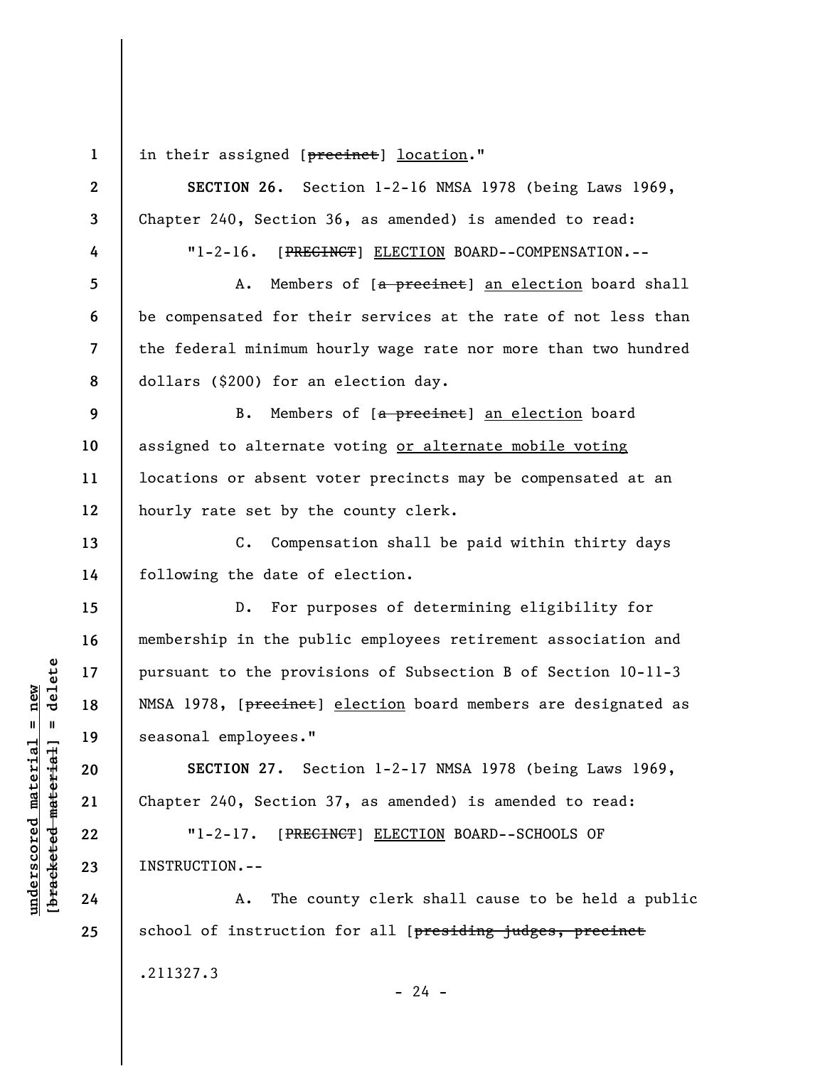in their assigned [~~precinct~~] location."

**SECTION 26.** Section 1-2-16 NMSA 1978 (being Laws 1969, Chapter 240, Section 36, as amended) is amended to read:

"1-2-16. [~~PRECINCT~~] ELECTION BOARD--COMPENSATION.--

A. Members of [~~a precinct~~] an election board shall be compensated for their services at the rate of not less than the federal minimum hourly wage rate nor more than two hundred dollars ($200) for an election day.

B. Members of [~~a precinct~~] an election board assigned to alternate voting or alternate mobile voting locations or absent voter precincts may be compensated at an hourly rate set by the county clerk.

C. Compensation shall be paid within thirty days following the date of election.

D. For purposes of determining eligibility for membership in the public employees retirement association and pursuant to the provisions of Subsection B of Section 10-11-3 NMSA 1978, [~~precinct~~] election board members are designated as seasonal employees."

**SECTION 27.** Section 1-2-17 NMSA 1978 (being Laws 1969, Chapter 240, Section 37, as amended) is amended to read:

"1-2-17. [~~PRECINCT~~] ELECTION BOARD--SCHOOLS OF INSTRUCTION.--

A. The county clerk shall cause to be held a public school of instruction for all [~~presiding judges, precinct~~

.211327.3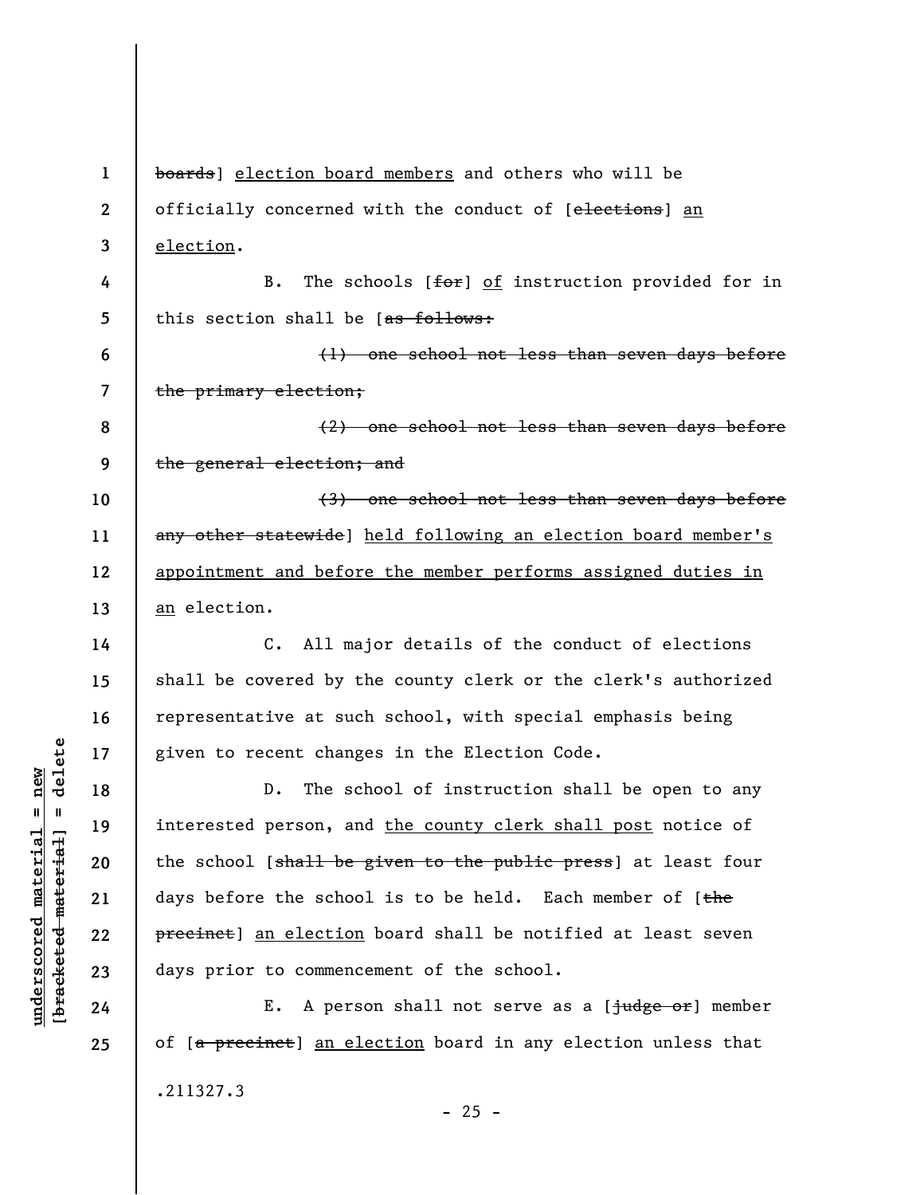~~boards~~] <u>election board members</u> and others who will be officially concerned with the conduct of [~~elections~~] <u>an election</u>.

B. The schools [~~for~~] <u>of</u> instruction provided for in this section shall be [~~as follows:~~

~~(1) one school not less than seven days before the primary election;~~

~~(2) one school not less than seven days before the general election; and~~

~~(3) one school not less than seven days before any other statewide~~] <u>held following an election board member's appointment and before the member performs assigned duties in an</u> election.

C. All major details of the conduct of elections shall be covered by the county clerk or the clerk's authorized representative at such school, with special emphasis being given to recent changes in the Election Code.

D. The school of instruction shall be open to any interested person, and <u>the county clerk shall post</u> notice of the school [~~shall be given to the public press~~] at least four days before the school is to be held. Each member of [~~the precinct~~] <u>an election</u> board shall be notified at least seven days prior to commencement of the school.

E. A person shall not serve as a [~~judge or~~] member of [~~a precinct~~] <u>an election</u> board in any election unless that

.211327.3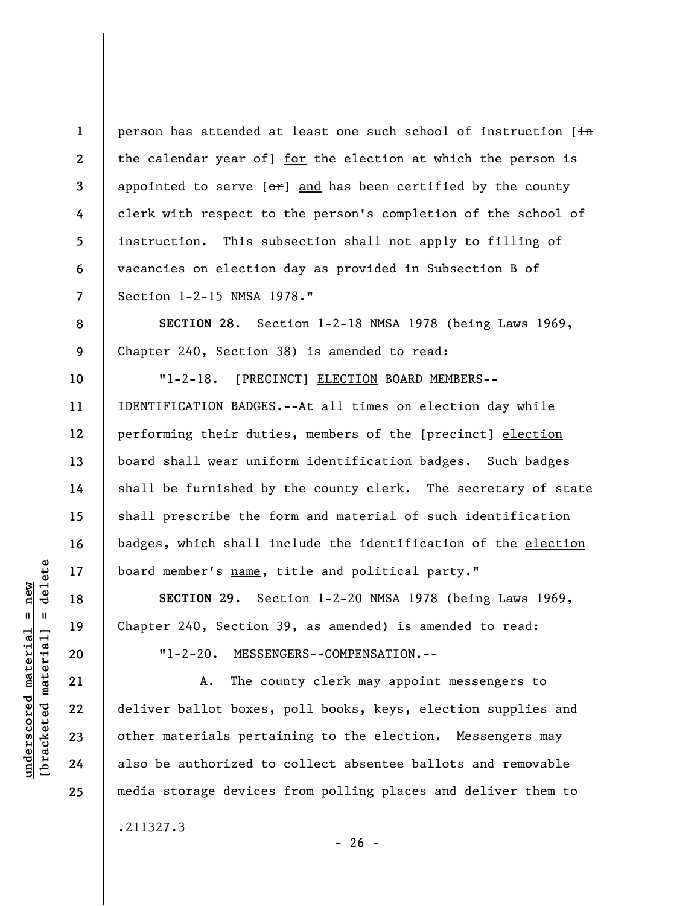person has attended at least one such school of instruction [~~in the calendar year of~~] for the election at which the person is appointed to serve [~~or~~] and has been certified by the county clerk with respect to the person's completion of the school of instruction. This subsection shall not apply to filling of vacancies on election day as provided in Subsection B of Section 1-2-15 NMSA 1978."

**SECTION 28.** Section 1-2-18 NMSA 1978 (being Laws 1969, Chapter 240, Section 38) is amended to read:

"1-2-18. [~~PRECINCT~~] ELECTION BOARD MEMBERS--IDENTIFICATION BADGES.--At all times on election day while performing their duties, members of the [~~precinct~~] election board shall wear uniform identification badges. Such badges shall be furnished by the county clerk. The secretary of state shall prescribe the form and material of such identification badges, which shall include the identification of the election board member's name, title and political party."

**SECTION 29.** Section 1-2-20 NMSA 1978 (being Laws 1969, Chapter 240, Section 39, as amended) is amended to read:

"1-2-20. MESSENGERS--COMPENSATION.--

A. The county clerk may appoint messengers to deliver ballot boxes, poll books, keys, election supplies and other materials pertaining to the election. Messengers may also be authorized to collect absentee ballots and removable media storage devices from polling places and deliver them to

.211327.3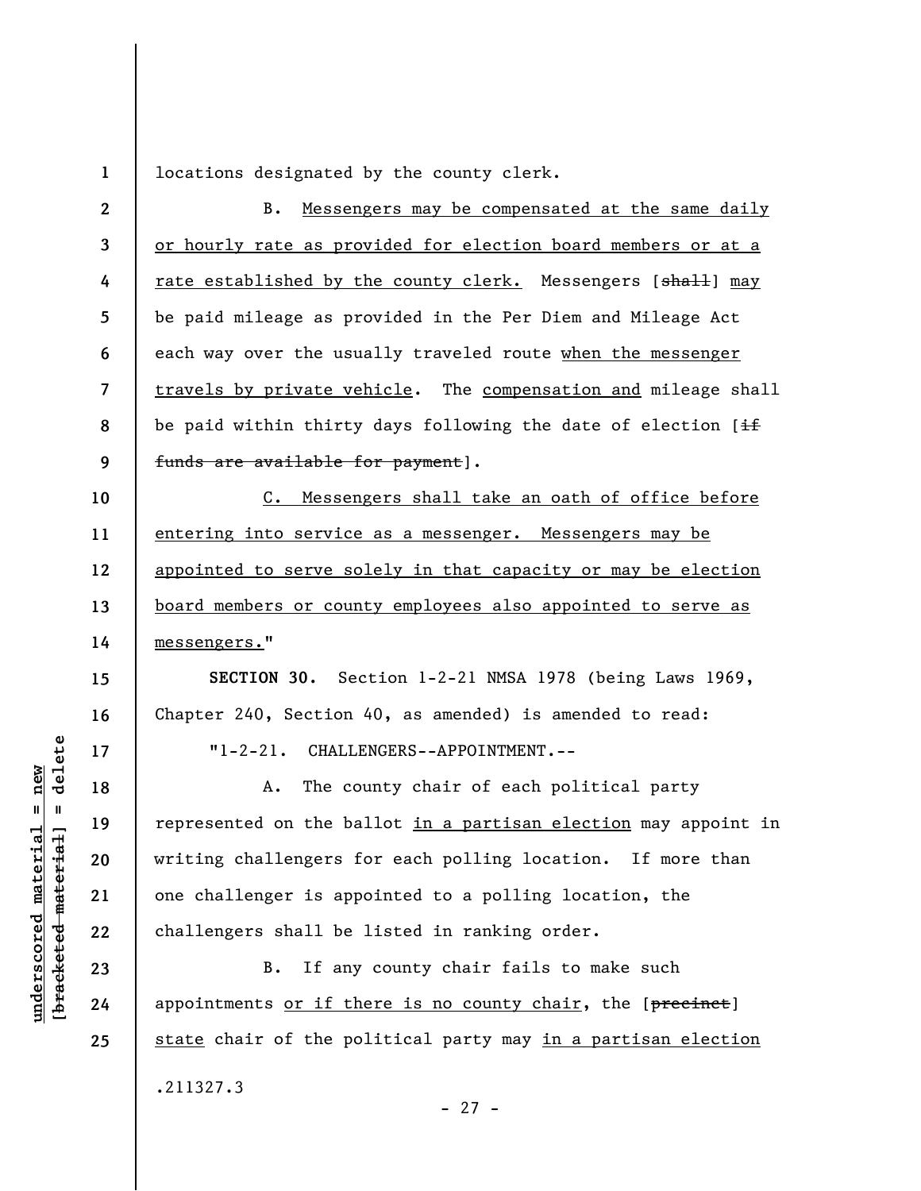locations designated by the county clerk.

B. Messengers may be compensated at the same daily or hourly rate as provided for election board members or at a rate established by the county clerk. Messengers [~~shall~~] may be paid mileage as provided in the Per Diem and Mileage Act each way over the usually traveled route when the messenger travels by private vehicle. The compensation and mileage shall be paid within thirty days following the date of election [~~if funds are available for payment~~].

C. Messengers shall take an oath of office before entering into service as a messenger. Messengers may be appointed to serve solely in that capacity or may be election board members or county employees also appointed to serve as messengers."

**SECTION 30.** Section 1-2-21 NMSA 1978 (being Laws 1969, Chapter 240, Section 40, as amended) is amended to read:

"1-2-21. CHALLENGERS--APPOINTMENT.--

A. The county chair of each political party represented on the ballot in a partisan election may appoint in writing challengers for each polling location. If more than one challenger is appointed to a polling location, the challengers shall be listed in ranking order.

B. If any county chair fails to make such appointments or if there is no county chair, the [~~precinct~~] state chair of the political party may in a partisan election

.211327.3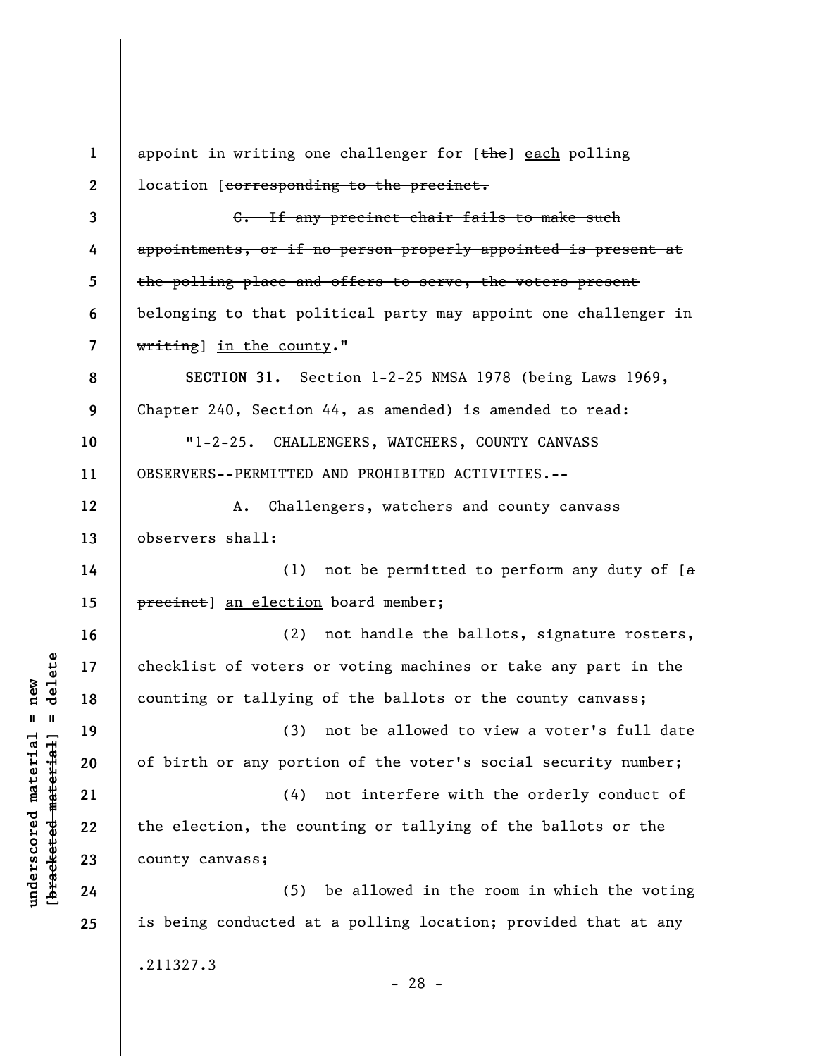appoint in writing one challenger for [~~the~~] <u>each</u> polling location [~~corresponding to the precinct.~~

~~C. If any precinct chair fails to make such appointments, or if no person properly appointed is present at the polling place and offers to serve, the voters present belonging to that political party may appoint one challenger in writing~~] <u>in the county</u>."

**SECTION 31.** Section 1-2-25 NMSA 1978 (being Laws 1969, Chapter 240, Section 44, as amended) is amended to read:

"1-2-25. CHALLENGERS, WATCHERS, COUNTY CANVASS OBSERVERS--PERMITTED AND PROHIBITED ACTIVITIES.--

A. Challengers, watchers and county canvass observers shall:

(1) not be permitted to perform any duty of [~~a precinct~~] <u>an election</u> board member;

(2) not handle the ballots, signature rosters, checklist of voters or voting machines or take any part in the counting or tallying of the ballots or the county canvass;

(3) not be allowed to view a voter's full date of birth or any portion of the voter's social security number;

(4) not interfere with the orderly conduct of the election, the counting or tallying of the ballots or the county canvass;

(5) be allowed in the room in which the voting is being conducted at a polling location; provided that at any

.211327.3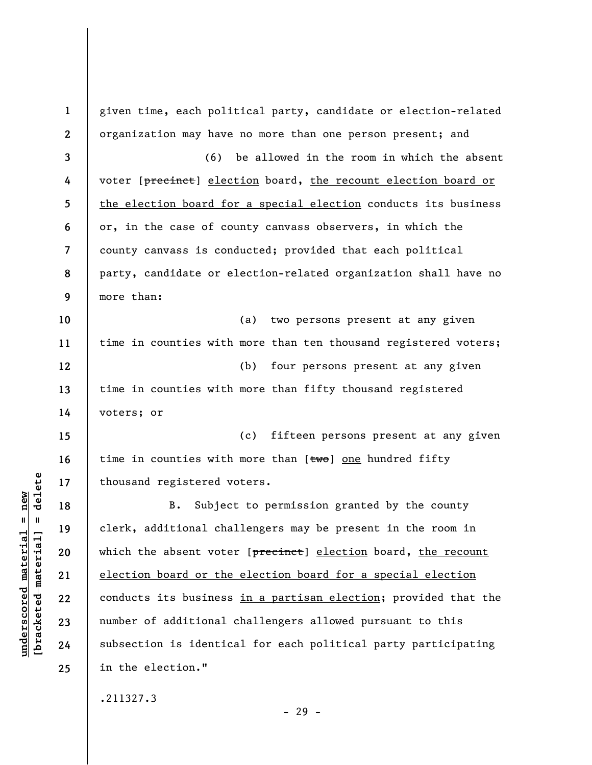given time, each political party, candidate or election-related organization may have no more than one person present; and

(6) be allowed in the room in which the absent voter [~~precinct~~] <u>election</u> board, <u>the recount election board or the election board for a special election</u> conducts its business or, in the case of county canvass observers, in which the county canvass is conducted; provided that each political party, candidate or election-related organization shall have no more than:

(a) two persons present at any given time in counties with more than ten thousand registered voters;

(b) four persons present at any given time in counties with more than fifty thousand registered voters; or

(c) fifteen persons present at any given time in counties with more than [~~two~~] <u>one</u> hundred fifty thousand registered voters.

B. Subject to permission granted by the county clerk, additional challengers may be present in the room in which the absent voter [~~precinct~~] <u>election</u> board, <u>the recount election board or the election board for a special election</u> conducts its business <u>in a partisan election</u>; provided that the number of additional challengers allowed pursuant to this subsection is identical for each political party participating in the election."

.211327.3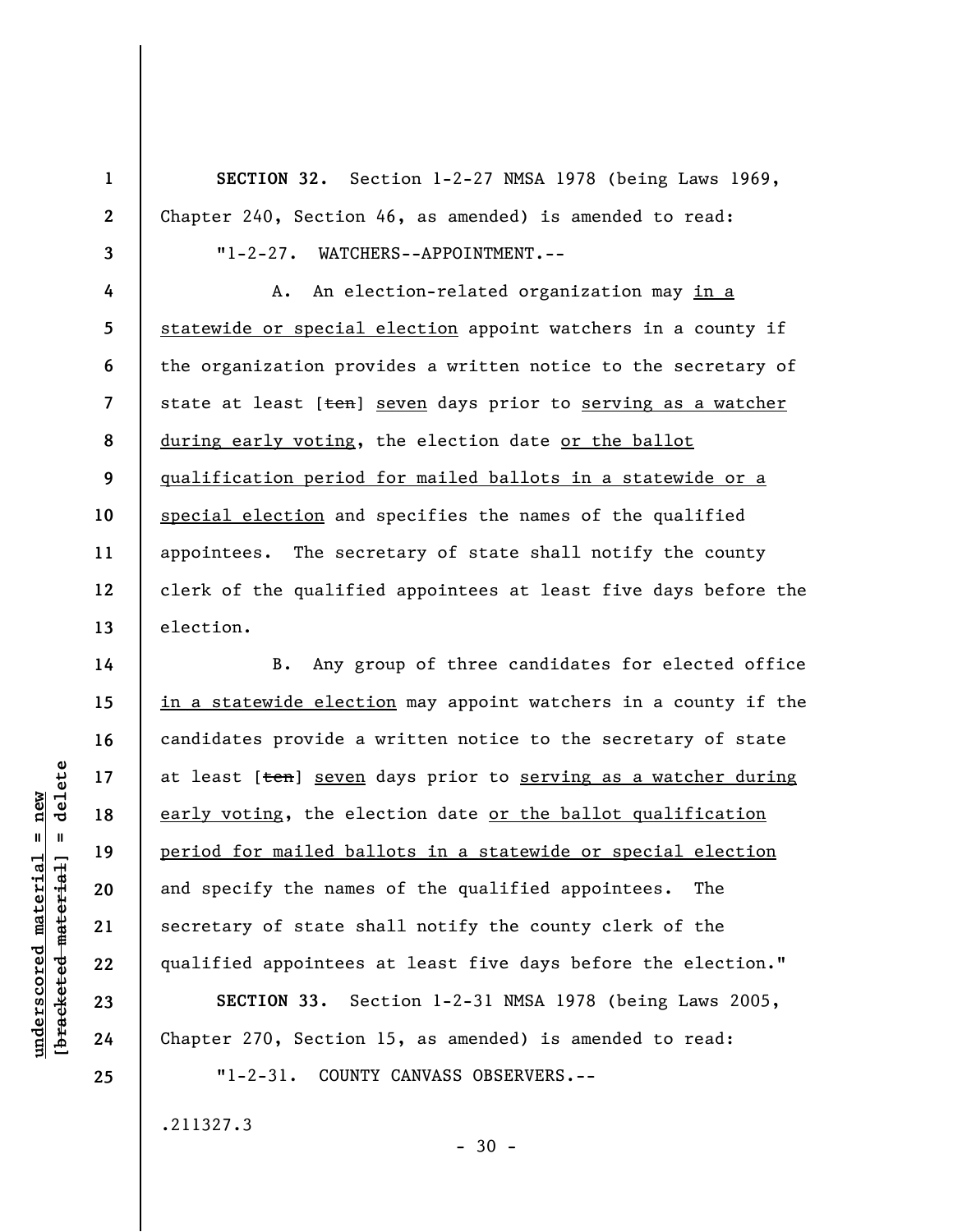**SECTION 32.** Section 1-2-27 NMSA 1978 (being Laws 1969, Chapter 240, Section 46, as amended) is amended to read:

"1-2-27. WATCHERS--APPOINTMENT.--

A. An election-related organization may in a statewide or special election appoint watchers in a county if the organization provides a written notice to the secretary of state at least [~~ten~~] seven days prior to serving as a watcher during early voting, the election date or the ballot qualification period for mailed ballots in a statewide or a special election and specifies the names of the qualified appointees. The secretary of state shall notify the county clerk of the qualified appointees at least five days before the election.

B. Any group of three candidates for elected office in a statewide election may appoint watchers in a county if the candidates provide a written notice to the secretary of state at least [~~ten~~] seven days prior to serving as a watcher during early voting, the election date or the ballot qualification period for mailed ballots in a statewide or special election and specify the names of the qualified appointees. The secretary of state shall notify the county clerk of the qualified appointees at least five days before the election."

**SECTION 33.** Section 1-2-31 NMSA 1978 (being Laws 2005, Chapter 270, Section 15, as amended) is amended to read:

"1-2-31. COUNTY CANVASS OBSERVERS.--

.211327.3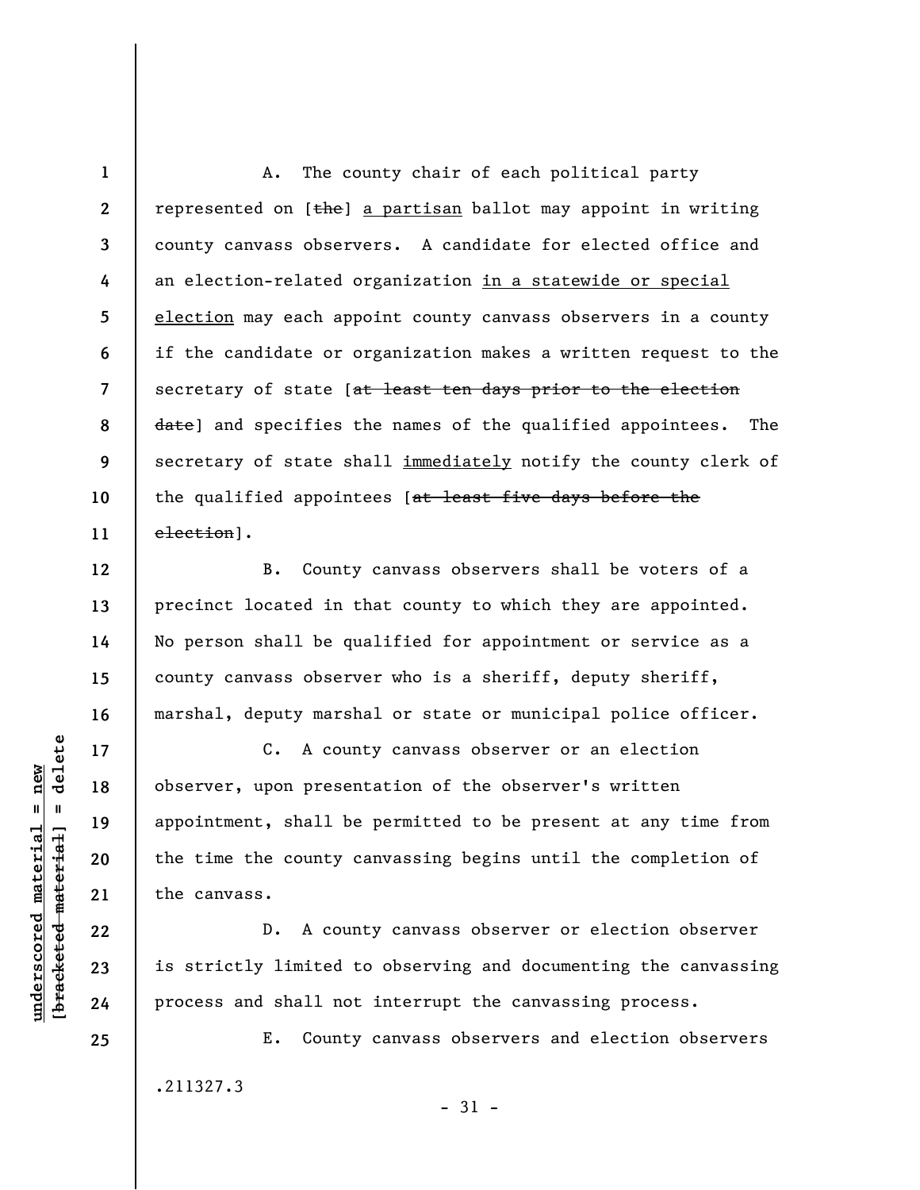A. The county chair of each political party represented on [~~the~~] a partisan ballot may appoint in writing county canvass observers. A candidate for elected office and an election-related organization in a statewide or special election may each appoint county canvass observers in a county if the candidate or organization makes a written request to the secretary of state [~~at least ten days prior to the election date~~] and specifies the names of the qualified appointees. The secretary of state shall immediately notify the county clerk of the qualified appointees [~~at least five days before the election~~].

B. County canvass observers shall be voters of a precinct located in that county to which they are appointed. No person shall be qualified for appointment or service as a county canvass observer who is a sheriff, deputy sheriff, marshal, deputy marshal or state or municipal police officer.

C. A county canvass observer or an election observer, upon presentation of the observer's written appointment, shall be permitted to be present at any time from the time the county canvassing begins until the completion of the canvass.

D. A county canvass observer or election observer is strictly limited to observing and documenting the canvassing process and shall not interrupt the canvassing process.

E. County canvass observers and election observers

.211327.3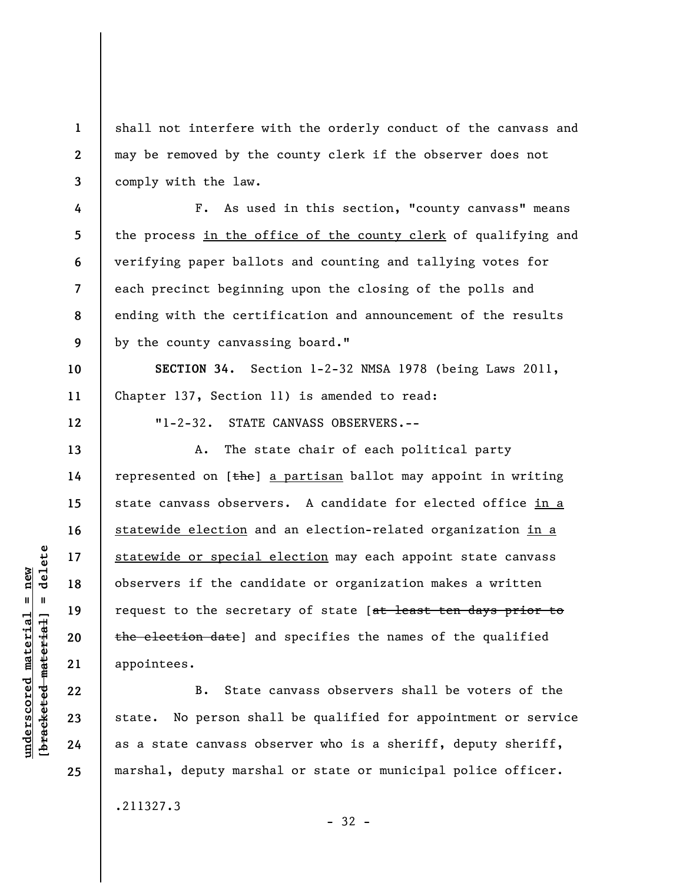shall not interfere with the orderly conduct of the canvass and may be removed by the county clerk if the observer does not comply with the law.

F. As used in this section, "county canvass" means the process <u>in the office of the county clerk</u> of qualifying and verifying paper ballots and counting and tallying votes for each precinct beginning upon the closing of the polls and ending with the certification and announcement of the results by the county canvassing board."

**SECTION 34.** Section 1-2-32 NMSA 1978 (being Laws 2011, Chapter 137, Section 11) is amended to read:

"1-2-32. STATE CANVASS OBSERVERS.--

A. The state chair of each political party represented on [~~the~~] <u>a partisan</u> ballot may appoint in writing state canvass observers. A candidate for elected office <u>in a statewide election</u> and an election-related organization <u>in a statewide or special election</u> may each appoint state canvass observers if the candidate or organization makes a written request to the secretary of state [~~at least ten days prior to the election date~~] and specifies the names of the qualified appointees.

B. State canvass observers shall be voters of the state. No person shall be qualified for appointment or service as a state canvass observer who is a sheriff, deputy sheriff, marshal, deputy marshal or state or municipal police officer.

.211327.3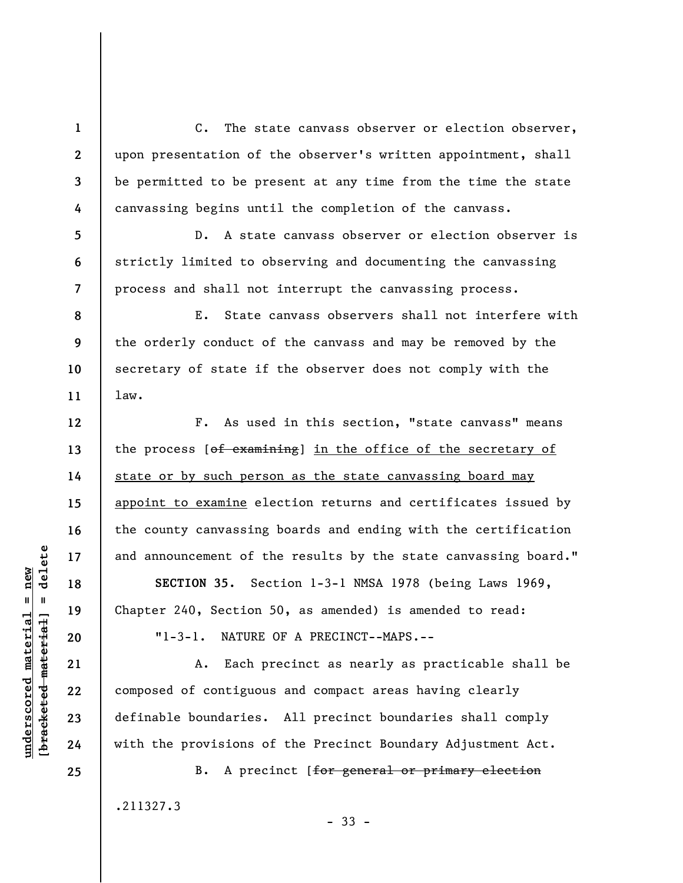C. The state canvass observer or election observer, upon presentation of the observer's written appointment, shall be permitted to be present at any time from the time the state canvassing begins until the completion of the canvass.

D. A state canvass observer or election observer is strictly limited to observing and documenting the canvassing process and shall not interrupt the canvassing process.

E. State canvass observers shall not interfere with the orderly conduct of the canvass and may be removed by the secretary of state if the observer does not comply with the law.

F. As used in this section, "state canvass" means the process [~~of examining~~] <u>in the office of the secretary of state or by such person as the state canvassing board may appoint to examine</u> election returns and certificates issued by the county canvassing boards and ending with the certification and announcement of the results by the state canvassing board."

**SECTION 35.** Section 1-3-1 NMSA 1978 (being Laws 1969, Chapter 240, Section 50, as amended) is amended to read:

"1-3-1. NATURE OF A PRECINCT--MAPS.--

A. Each precinct as nearly as practicable shall be composed of contiguous and compact areas having clearly definable boundaries. All precinct boundaries shall comply with the provisions of the Precinct Boundary Adjustment Act.

B. A precinct [~~for general or primary election~~

.211327.3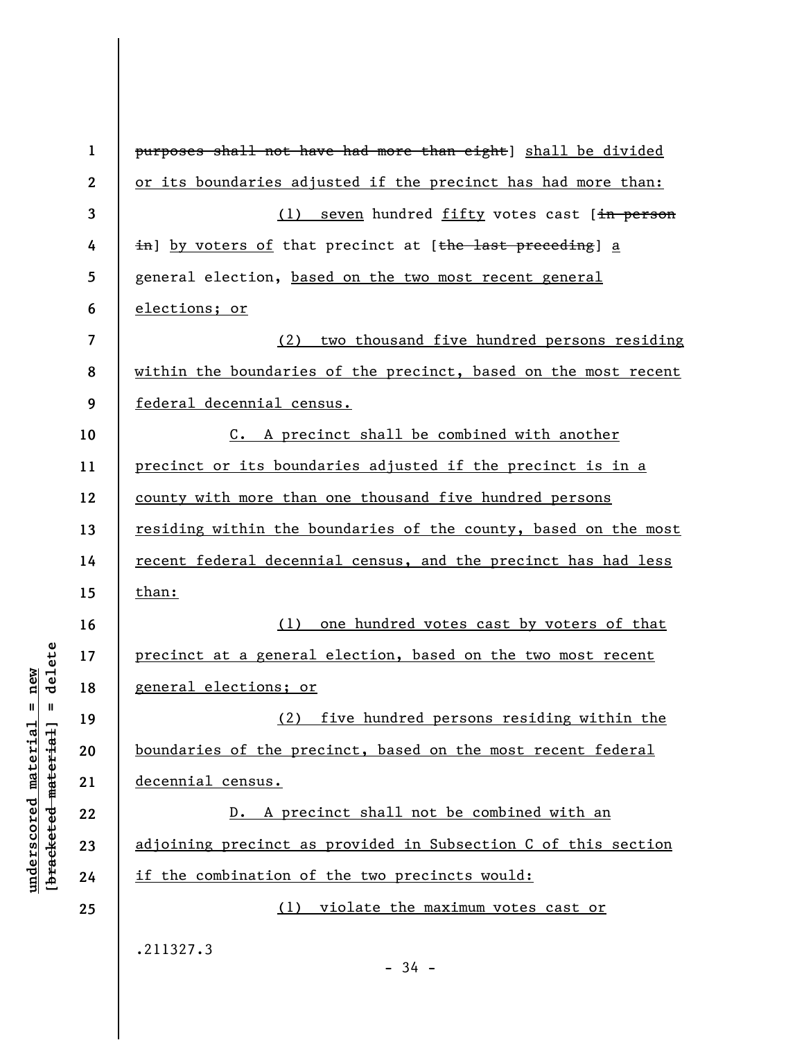~~purposes shall not have had more than eight~~] shall be divided or its boundaries adjusted if the precinct has had more than:

(1) seven hundred fifty votes cast [~~in person in~~] by voters of that precinct at [~~the last preceding~~] a general election, based on the two most recent general elections; or

(2) two thousand five hundred persons residing within the boundaries of the precinct, based on the most recent federal decennial census.

C. A precinct shall be combined with another precinct or its boundaries adjusted if the precinct is in a county with more than one thousand five hundred persons residing within the boundaries of the county, based on the most recent federal decennial census, and the precinct has had less than:

(1) one hundred votes cast by voters of that precinct at a general election, based on the two most recent general elections; or

(2) five hundred persons residing within the boundaries of the precinct, based on the most recent federal decennial census.

D. A precinct shall not be combined with an adjoining precinct as provided in Subsection C of this section if the combination of the two precincts would:

(1) violate the maximum votes cast or

.211327.3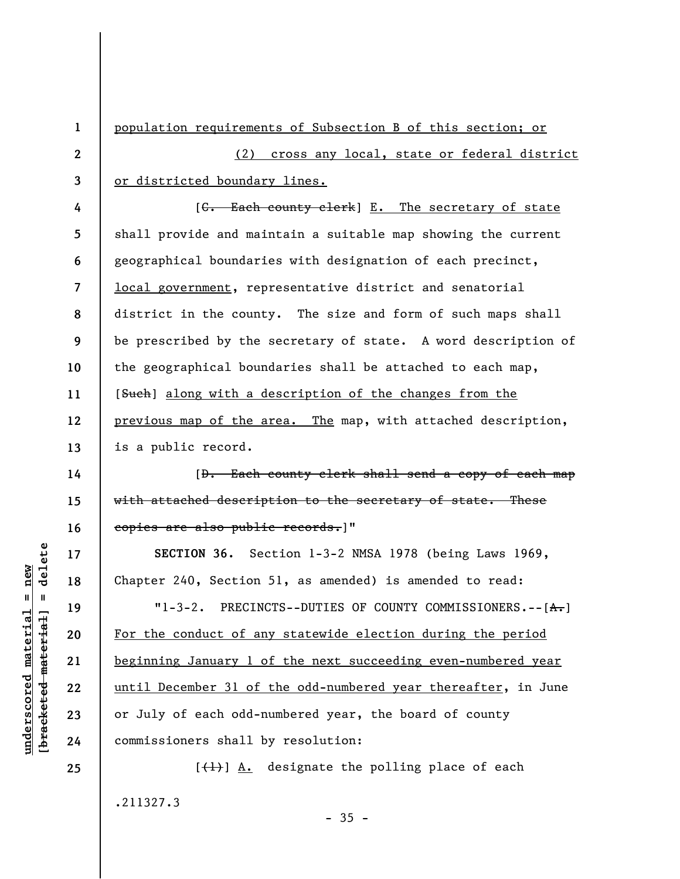population requirements of Subsection B of this section; or

(2) cross any local, state or federal district or districted boundary lines.

[~~C. Each county clerk~~] E. The secretary of state shall provide and maintain a suitable map showing the current geographical boundaries with designation of each precinct, local government, representative district and senatorial district in the county. The size and form of such maps shall be prescribed by the secretary of state. A word description of the geographical boundaries shall be attached to each map, [~~Such~~] along with a description of the changes from the previous map of the area. The map, with attached description, is a public record.

[~~D. Each county clerk shall send a copy of each map with attached description to the secretary of state. These copies are also public records.~~]"

**SECTION 36.** Section 1-3-2 NMSA 1978 (being Laws 1969, Chapter 240, Section 51, as amended) is amended to read:

"1-3-2. PRECINCTS--DUTIES OF COUNTY COMMISSIONERS.--[~~A.~~] For the conduct of any statewide election during the period beginning January 1 of the next succeeding even-numbered year until December 31 of the odd-numbered year thereafter, in June or July of each odd-numbered year, the board of county commissioners shall by resolution:

[~~(1)~~] A. designate the polling place of each

.211327.3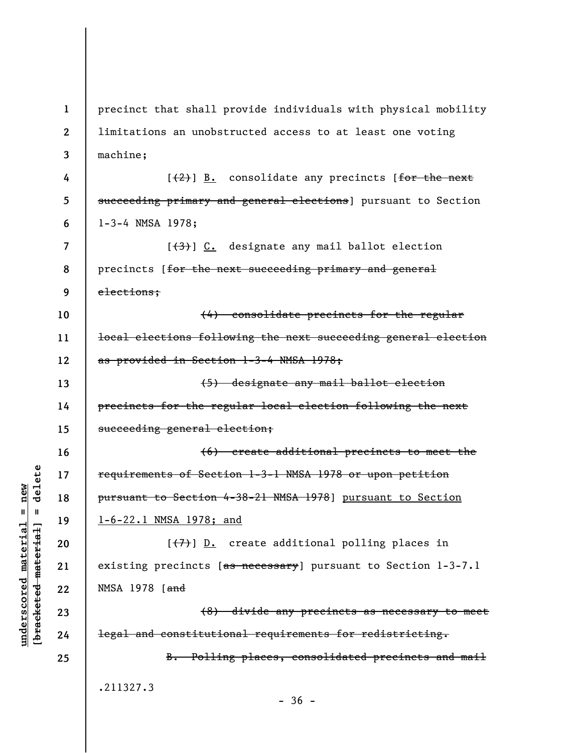precinct that shall provide individuals with physical mobility limitations an unobstructed access to at least one voting machine;

[~~(2)~~] <u>B.</u> consolidate any precincts [~~for the next succeeding primary and general elections~~] pursuant to Section 1-3-4 NMSA 1978;

[~~(3)~~] <u>C.</u> designate any mail ballot election precincts [~~for the next succeeding primary and general elections;~~

~~(4) consolidate precincts for the regular local elections following the next succeeding general election as provided in Section 1-3-4 NMSA 1978;~~

~~(5) designate any mail ballot election precincts for the regular local election following the next succeeding general election;~~

~~(6) create additional precincts to meet the requirements of Section 1-3-1 NMSA 1978 or upon petition pursuant to Section 4-38-21 NMSA 1978~~] <u>pursuant to Section 1-6-22.1 NMSA 1978; and</u>

[~~(7)~~] <u>D.</u> create additional polling places in existing precincts [~~as necessary~~] pursuant to Section 1-3-7.1 NMSA 1978 [~~and~~

~~(8) divide any precincts as necessary to meet legal and constitutional requirements for redistricting.~~

~~B. Polling places, consolidated precincts and mail~~

.211327.3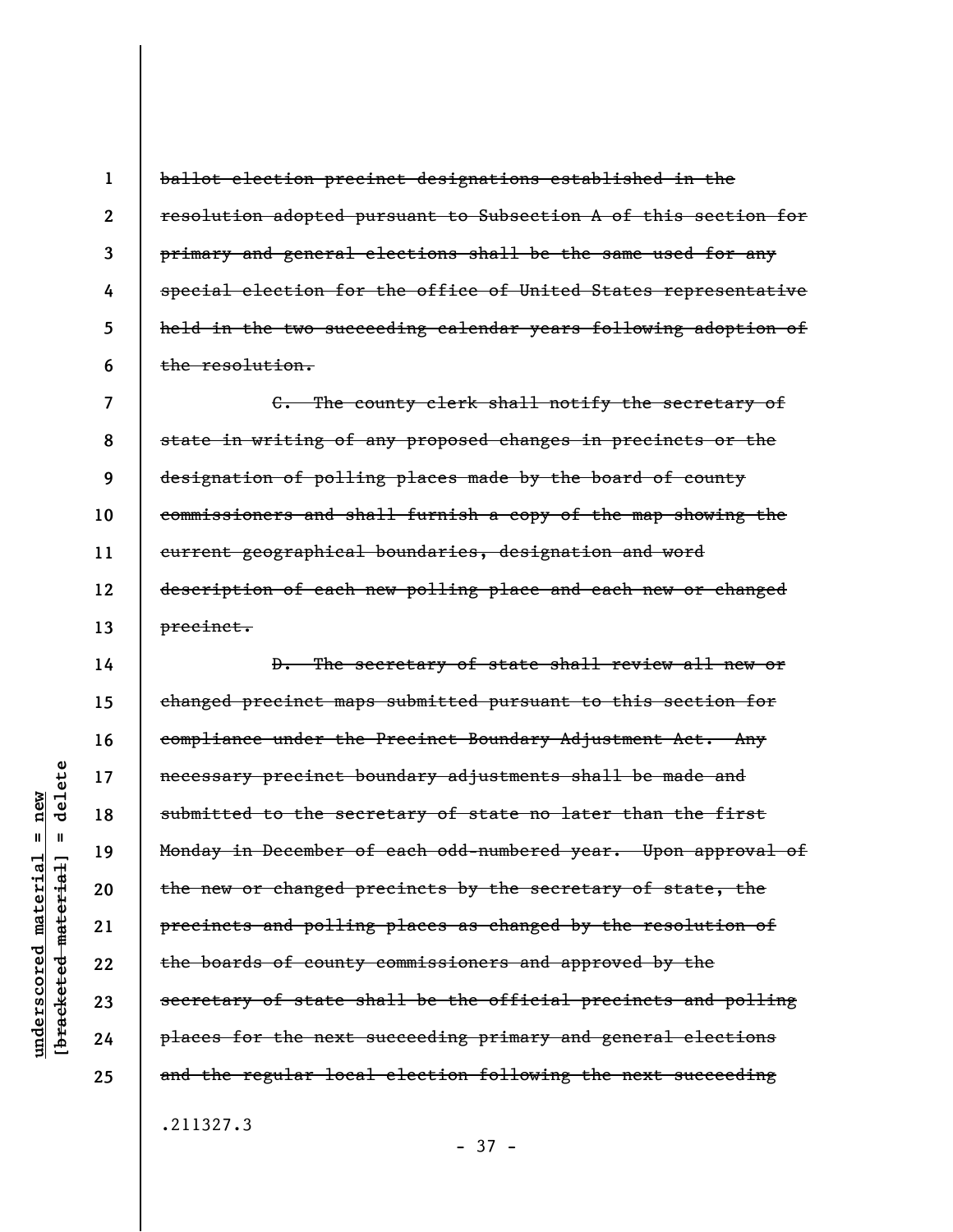~~ballot election precinct designations established in the resolution adopted pursuant to Subsection A of this section for primary and general elections shall be the same used for any special election for the office of United States representative held in the two succeeding calendar years following adoption of the resolution.~~

~~C. The county clerk shall notify the secretary of state in writing of any proposed changes in precincts or the designation of polling places made by the board of county commissioners and shall furnish a copy of the map showing the current geographical boundaries, designation and word description of each new polling place and each new or changed precinct.~~

~~D. The secretary of state shall review all new or changed precinct maps submitted pursuant to this section for compliance under the Precinct Boundary Adjustment Act. Any necessary precinct boundary adjustments shall be made and submitted to the secretary of state no later than the first Monday in December of each odd-numbered year. Upon approval of the new or changed precincts by the secretary of state, the precincts and polling places as changed by the resolution of the boards of county commissioners and approved by the secretary of state shall be the official precincts and polling places for the next succeeding primary and general elections and the regular local election following the next succeeding~~

.211327.3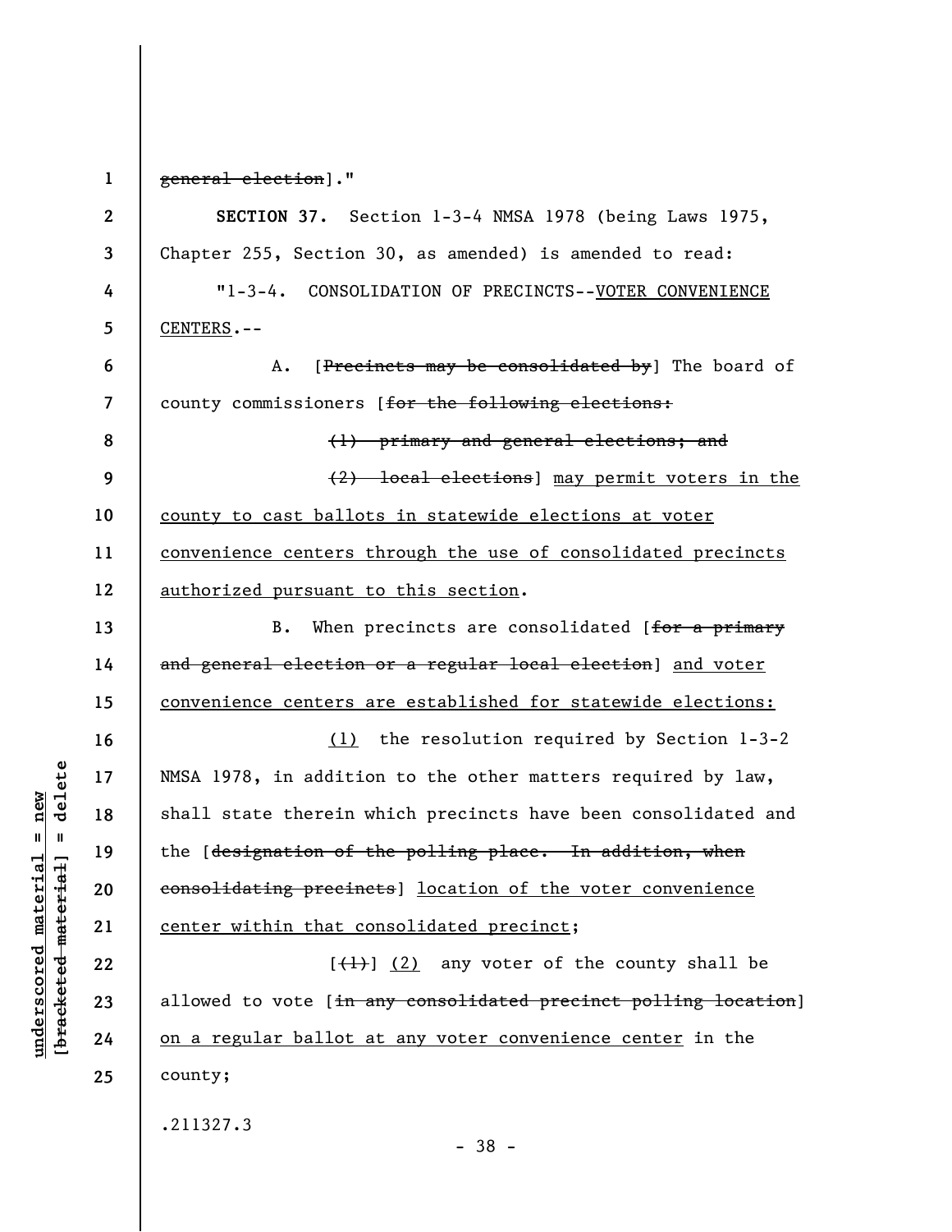~~general election~~]."

**SECTION 37.** Section 1-3-4 NMSA 1978 (being Laws 1975, Chapter 255, Section 30, as amended) is amended to read:

"1-3-4. CONSOLIDATION OF PRECINCTS--<u>VOTER CONVENIENCE CENTERS</u>.--

A. [~~Precincts may be consolidated by~~] The board of county commissioners [~~for the following elections:~~

~~(1) primary and general elections; and~~

~~(2) local elections~~] <u>may permit voters in the county to cast ballots in statewide elections at voter convenience centers through the use of consolidated precincts authorized pursuant to this section</u>.

B. When precincts are consolidated [~~for a primary and general election or a regular local election~~] <u>and voter convenience centers are established for statewide elections:</u>

<u>(1)</u> the resolution required by Section 1-3-2 NMSA 1978, in addition to the other matters required by law, shall state therein which precincts have been consolidated and the [~~designation of the polling place. In addition, when consolidating precincts~~] <u>location of the voter convenience center within that consolidated precinct</u>;

[~~(1)~~] <u>(2)</u> any voter of the county shall be allowed to vote [~~in any consolidated precinct polling location~~] <u>on a regular ballot at any voter convenience center</u> in the county;

.211327.3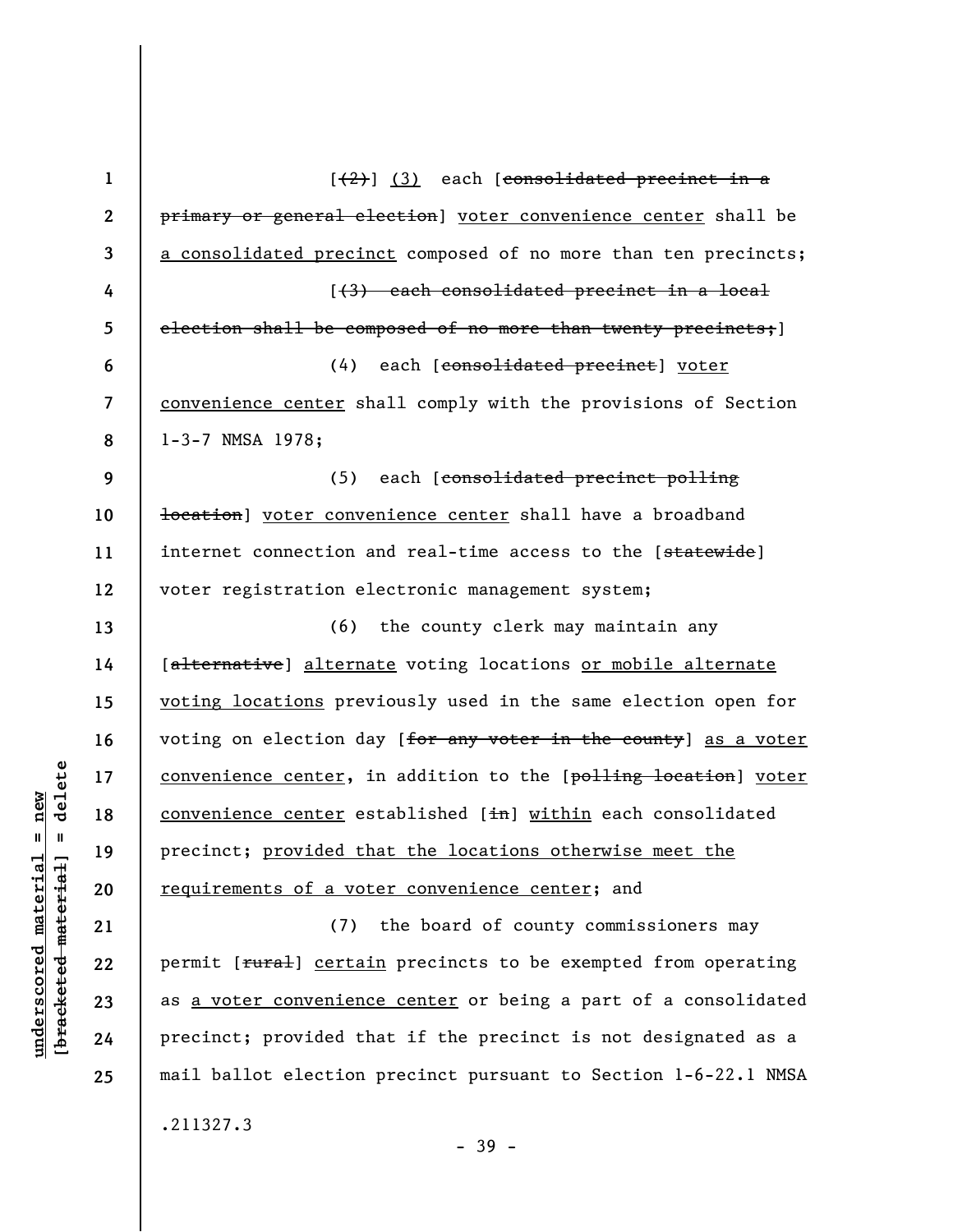[~~(2)~~] (3) each [~~consolidated precinct in a primary or general election~~] voter convenience center shall be a consolidated precinct composed of no more than ten precincts;

[~~(3) each consolidated precinct in a local election shall be composed of no more than twenty precincts;~~]

(4) each [~~consolidated precinct~~] voter convenience center shall comply with the provisions of Section 1-3-7 NMSA 1978;

(5) each [~~consolidated precinct polling location~~] voter convenience center shall have a broadband internet connection and real-time access to the [~~statewide~~] voter registration electronic management system;

(6) the county clerk may maintain any [~~alternative~~] alternate voting locations or mobile alternate voting locations previously used in the same election open for voting on election day [~~for any voter in the county~~] as a voter convenience center, in addition to the [~~polling location~~] voter convenience center established [~~in~~] within each consolidated precinct; provided that the locations otherwise meet the requirements of a voter convenience center; and

(7) the board of county commissioners may permit [~~rural~~] certain precincts to be exempted from operating as a voter convenience center or being a part of a consolidated precinct; provided that if the precinct is not designated as a mail ballot election precinct pursuant to Section 1-6-22.1 NMSA

.211327.3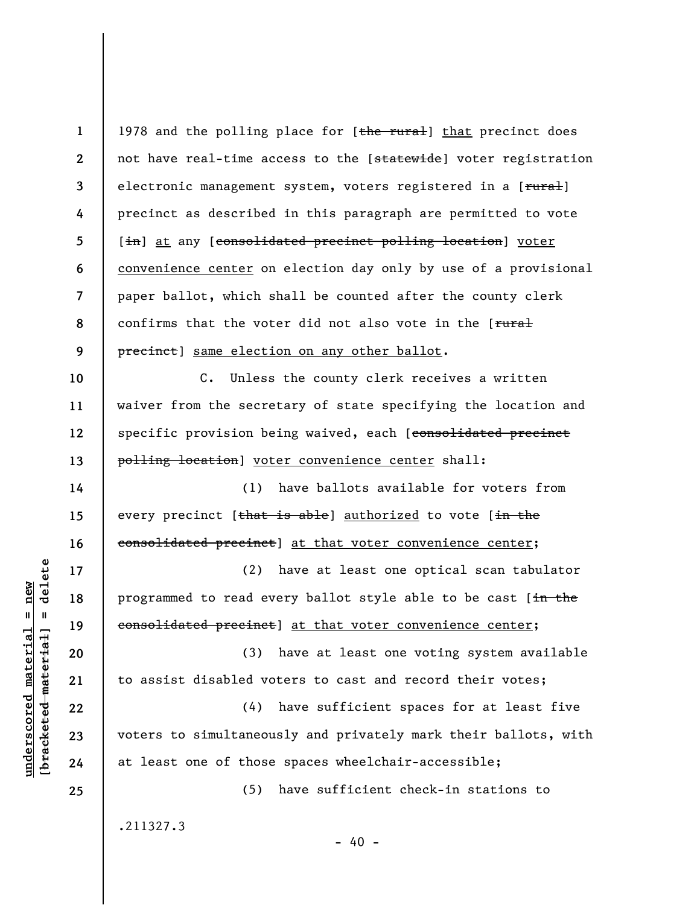1978 and the polling place for [~~the rural~~] <u>that</u> precinct does not have real-time access to the [~~statewide~~] voter registration electronic management system, voters registered in a [~~rural~~] precinct as described in this paragraph are permitted to vote [~~in~~] <u>at</u> any [~~consolidated precinct polling location~~] <u>voter convenience center</u> on election day only by use of a provisional paper ballot, which shall be counted after the county clerk confirms that the voter did not also vote in the [~~rural precinct~~] <u>same election on any other ballot</u>.

C. Unless the county clerk receives a written waiver from the secretary of state specifying the location and specific provision being waived, each [~~consolidated precinct polling location~~] <u>voter convenience center</u> shall:

(1) have ballots available for voters from every precinct [~~that is able~~] <u>authorized</u> to vote [~~in the consolidated precinct~~] <u>at that voter convenience center</u>;

(2) have at least one optical scan tabulator programmed to read every ballot style able to be cast [~~in the consolidated precinct~~] <u>at that voter convenience center</u>;

(3) have at least one voting system available to assist disabled voters to cast and record their votes;

(4) have sufficient spaces for at least five voters to simultaneously and privately mark their ballots, with at least one of those spaces wheelchair-accessible;

(5) have sufficient check-in stations to

.211327.3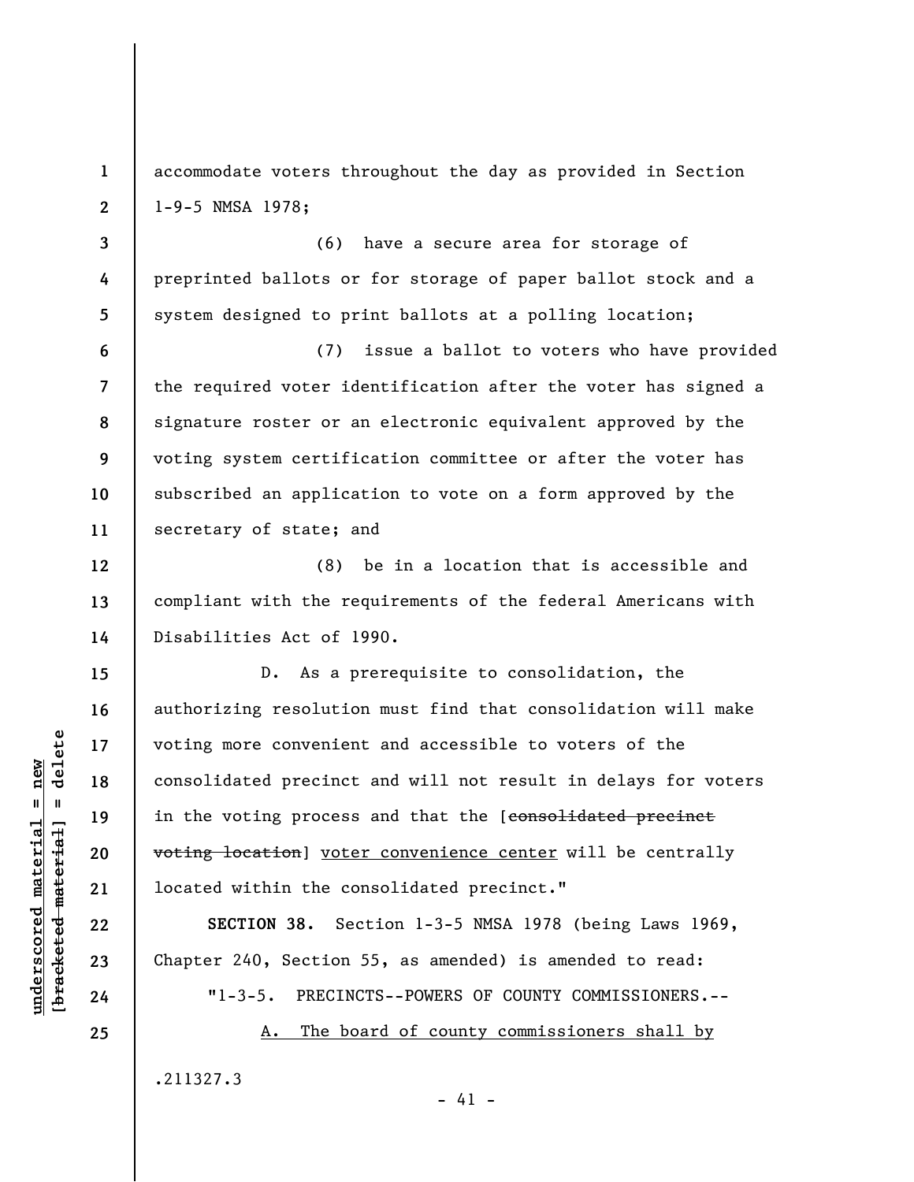accommodate voters throughout the day as provided in Section 1-9-5 NMSA 1978;

(6) have a secure area for storage of preprinted ballots or for storage of paper ballot stock and a system designed to print ballots at a polling location;

(7) issue a ballot to voters who have provided the required voter identification after the voter has signed a signature roster or an electronic equivalent approved by the voting system certification committee or after the voter has subscribed an application to vote on a form approved by the secretary of state; and

(8) be in a location that is accessible and compliant with the requirements of the federal Americans with Disabilities Act of 1990.

D. As a prerequisite to consolidation, the authorizing resolution must find that consolidation will make voting more convenient and accessible to voters of the consolidated precinct and will not result in delays for voters in the voting process and that the [~~consolidated precinct voting location~~] <u>voter convenience center</u> will be centrally located within the consolidated precinct."

**SECTION 38.** Section 1-3-5 NMSA 1978 (being Laws 1969, Chapter 240, Section 55, as amended) is amended to read:

"1-3-5. PRECINCTS--POWERS OF COUNTY COMMISSIONERS.--

<u>A. The board of county commissioners shall by</u>

.211327.3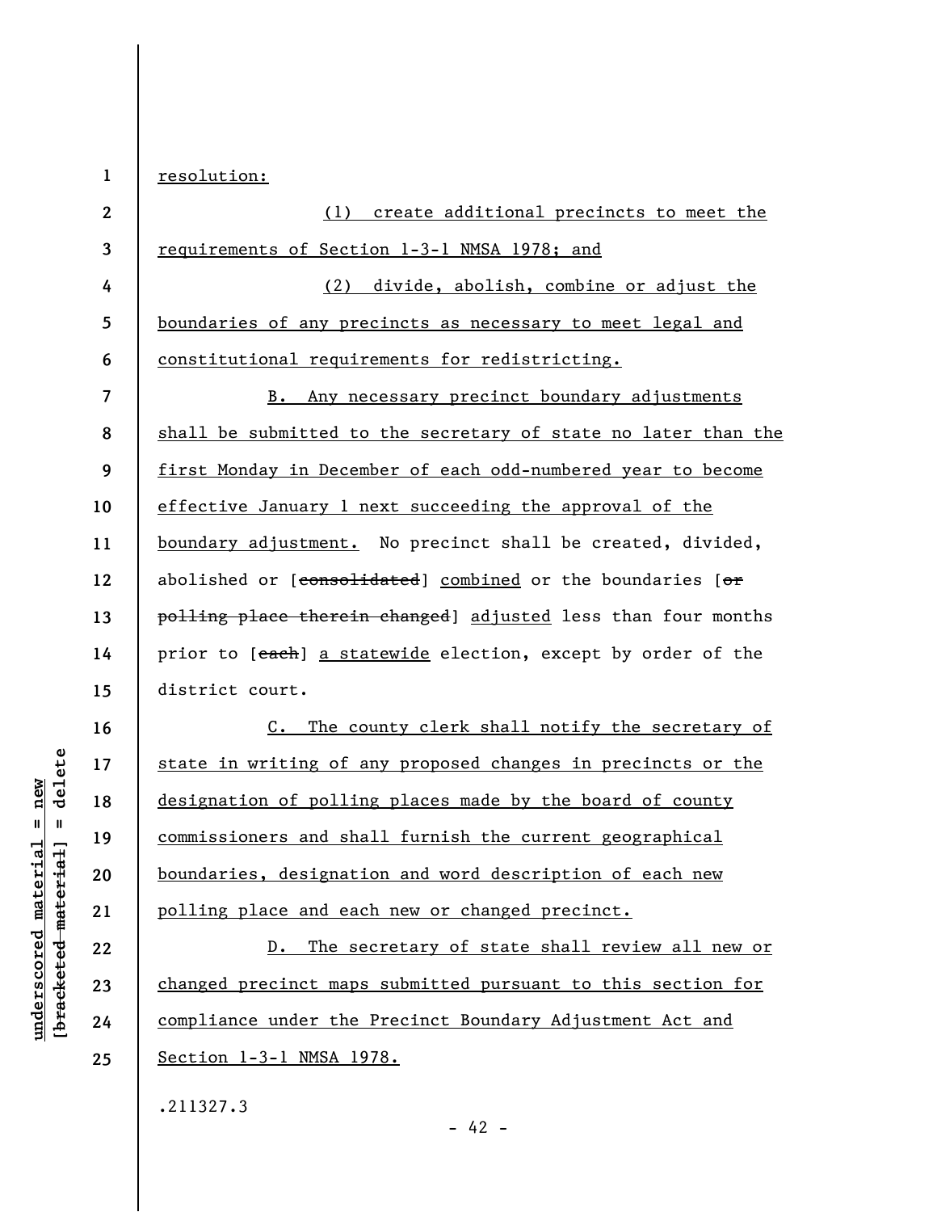resolution:

(1) create additional precincts to meet the requirements of Section 1-3-1 NMSA 1978; and

(2) divide, abolish, combine or adjust the boundaries of any precincts as necessary to meet legal and constitutional requirements for redistricting.

B. Any necessary precinct boundary adjustments shall be submitted to the secretary of state no later than the first Monday in December of each odd-numbered year to become effective January 1 next succeeding the approval of the boundary adjustment. No precinct shall be created, divided, abolished or [~~consolidated~~] combined or the boundaries [~~or polling place therein changed~~] adjusted less than four months prior to [~~each~~] a statewide election, except by order of the district court.

C. The county clerk shall notify the secretary of state in writing of any proposed changes in precincts or the designation of polling places made by the board of county commissioners and shall furnish the current geographical boundaries, designation and word description of each new polling place and each new or changed precinct.

D. The secretary of state shall review all new or changed precinct maps submitted pursuant to this section for compliance under the Precinct Boundary Adjustment Act and Section 1-3-1 NMSA 1978.

.211327.3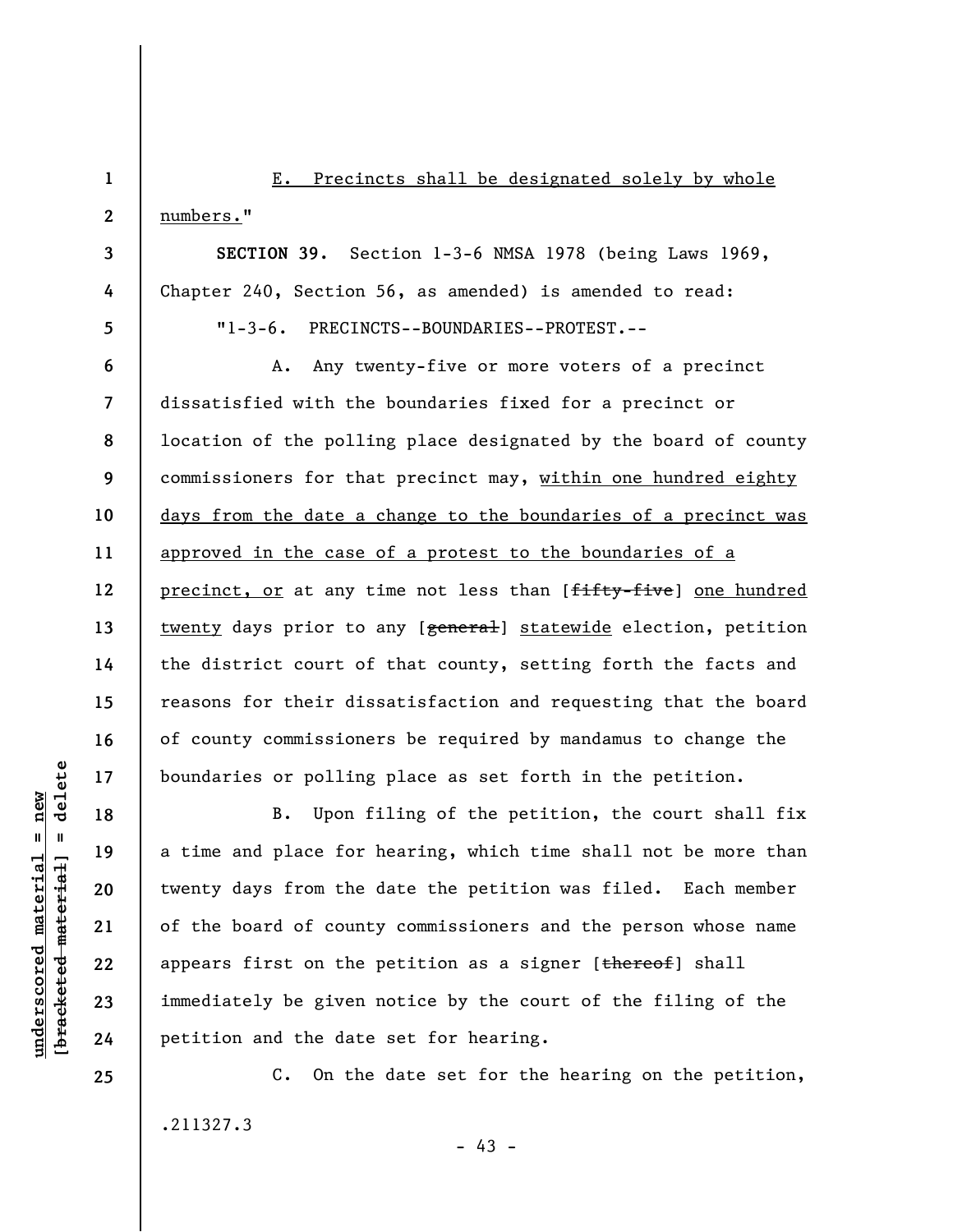E. Precincts shall be designated solely by whole numbers."

**SECTION 39.** Section 1-3-6 NMSA 1978 (being Laws 1969, Chapter 240, Section 56, as amended) is amended to read:

"1-3-6. PRECINCTS--BOUNDARIES--PROTEST.--

A. Any twenty-five or more voters of a precinct dissatisfied with the boundaries fixed for a precinct or location of the polling place designated by the board of county commissioners for that precinct may, within one hundred eighty days from the date a change to the boundaries of a precinct was approved in the case of a protest to the boundaries of a precinct, or at any time not less than [~~fifty-five~~] one hundred twenty days prior to any [~~general~~] statewide election, petition the district court of that county, setting forth the facts and reasons for their dissatisfaction and requesting that the board of county commissioners be required by mandamus to change the boundaries or polling place as set forth in the petition.

B. Upon filing of the petition, the court shall fix a time and place for hearing, which time shall not be more than twenty days from the date the petition was filed. Each member of the board of county commissioners and the person whose name appears first on the petition as a signer [~~thereof~~] shall immediately be given notice by the court of the filing of the petition and the date set for hearing.

C. On the date set for the hearing on the petition,

.211327.3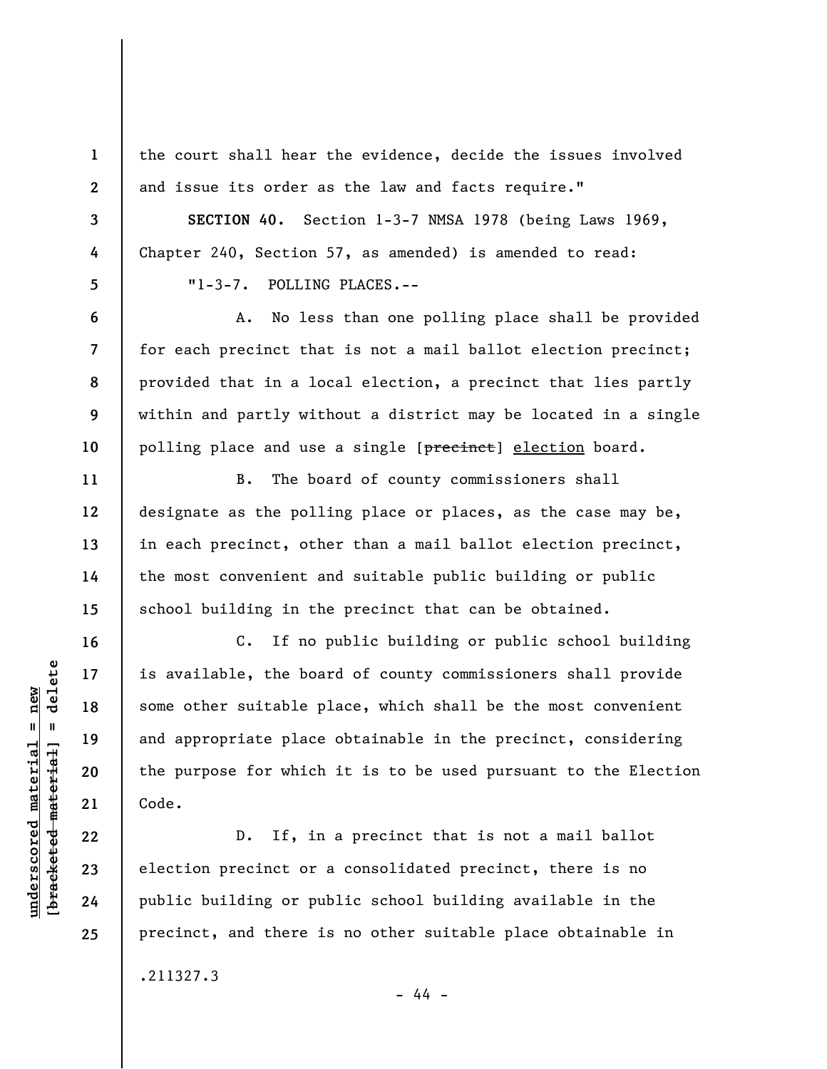the court shall hear the evidence, decide the issues involved and issue its order as the law and facts require."

**SECTION 40.** Section 1-3-7 NMSA 1978 (being Laws 1969, Chapter 240, Section 57, as amended) is amended to read:

"1-3-7. POLLING PLACES.--

A. No less than one polling place shall be provided for each precinct that is not a mail ballot election precinct; provided that in a local election, a precinct that lies partly within and partly without a district may be located in a single polling place and use a single [~~precinct~~] <u>election</u> board.

B. The board of county commissioners shall designate as the polling place or places, as the case may be, in each precinct, other than a mail ballot election precinct, the most convenient and suitable public building or public school building in the precinct that can be obtained.

C. If no public building or public school building is available, the board of county commissioners shall provide some other suitable place, which shall be the most convenient and appropriate place obtainable in the precinct, considering the purpose for which it is to be used pursuant to the Election Code.

D. If, in a precinct that is not a mail ballot election precinct or a consolidated precinct, there is no public building or public school building available in the precinct, and there is no other suitable place obtainable in

.211327.3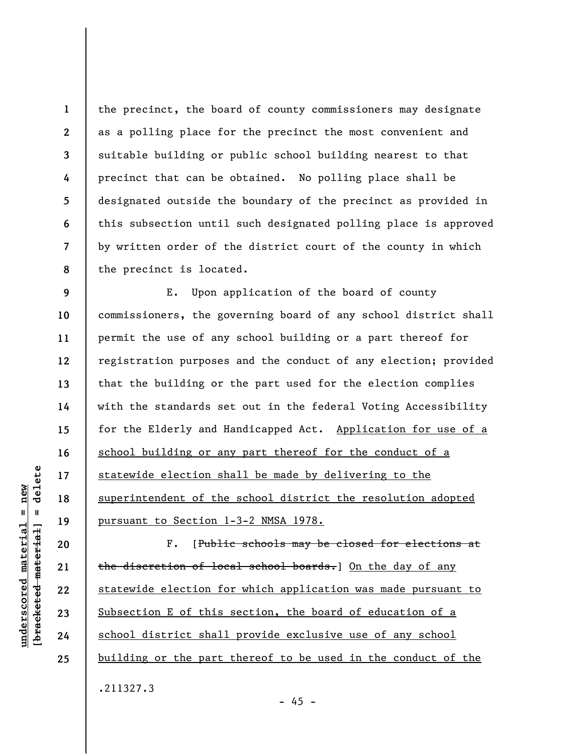the precinct, the board of county commissioners may designate as a polling place for the precinct the most convenient and suitable building or public school building nearest to that precinct that can be obtained. No polling place shall be designated outside the boundary of the precinct as provided in this subsection until such designated polling place is approved by written order of the district court of the county in which the precinct is located.

E. Upon application of the board of county commissioners, the governing board of any school district shall permit the use of any school building or a part thereof for registration purposes and the conduct of any election; provided that the building or the part used for the election complies with the standards set out in the federal Voting Accessibility for the Elderly and Handicapped Act. Application for use of a school building or any part thereof for the conduct of a statewide election shall be made by delivering to the superintendent of the school district the resolution adopted pursuant to Section 1-3-2 NMSA 1978.

F. [~~Public schools may be closed for elections at the discretion of local school boards.~~] On the day of any statewide election for which application was made pursuant to Subsection E of this section, the board of education of a school district shall provide exclusive use of any school building or the part thereof to be used in the conduct of the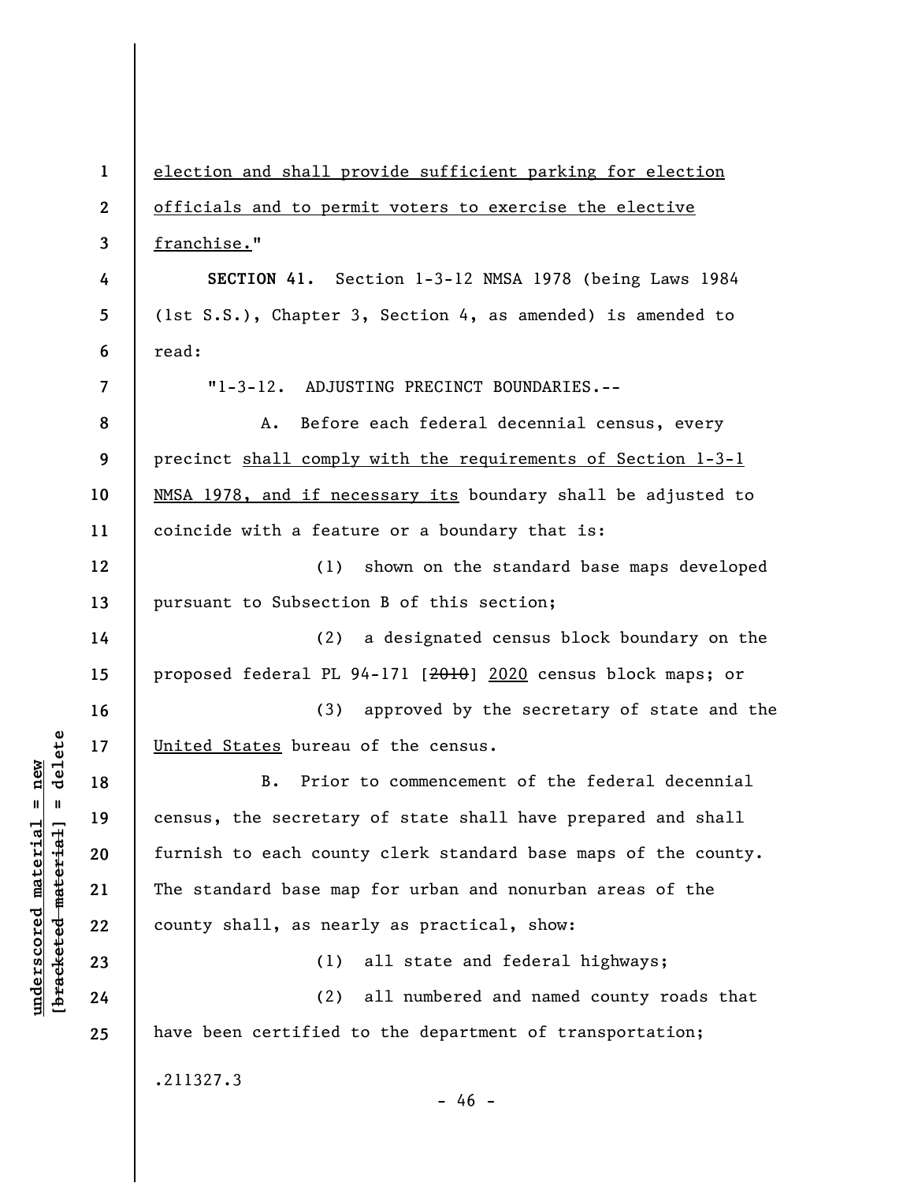election and shall provide sufficient parking for election officials and to permit voters to exercise the elective franchise."

**SECTION 41.** Section 1-3-12 NMSA 1978 (being Laws 1984 (1st S.S.), Chapter 3, Section 4, as amended) is amended to read:

"1-3-12. ADJUSTING PRECINCT BOUNDARIES.--

A. Before each federal decennial census, every precinct shall comply with the requirements of Section 1-3-1 NMSA 1978, and if necessary its boundary shall be adjusted to coincide with a feature or a boundary that is:

(1) shown on the standard base maps developed pursuant to Subsection B of this section;

(2) a designated census block boundary on the proposed federal PL 94-171 [2010] 2020 census block maps; or

(3) approved by the secretary of state and the United States bureau of the census.

B. Prior to commencement of the federal decennial census, the secretary of state shall have prepared and shall furnish to each county clerk standard base maps of the county. The standard base map for urban and nonurban areas of the county shall, as nearly as practical, show:

(1) all state and federal highways;

(2) all numbered and named county roads that have been certified to the department of transportation;

.211327.3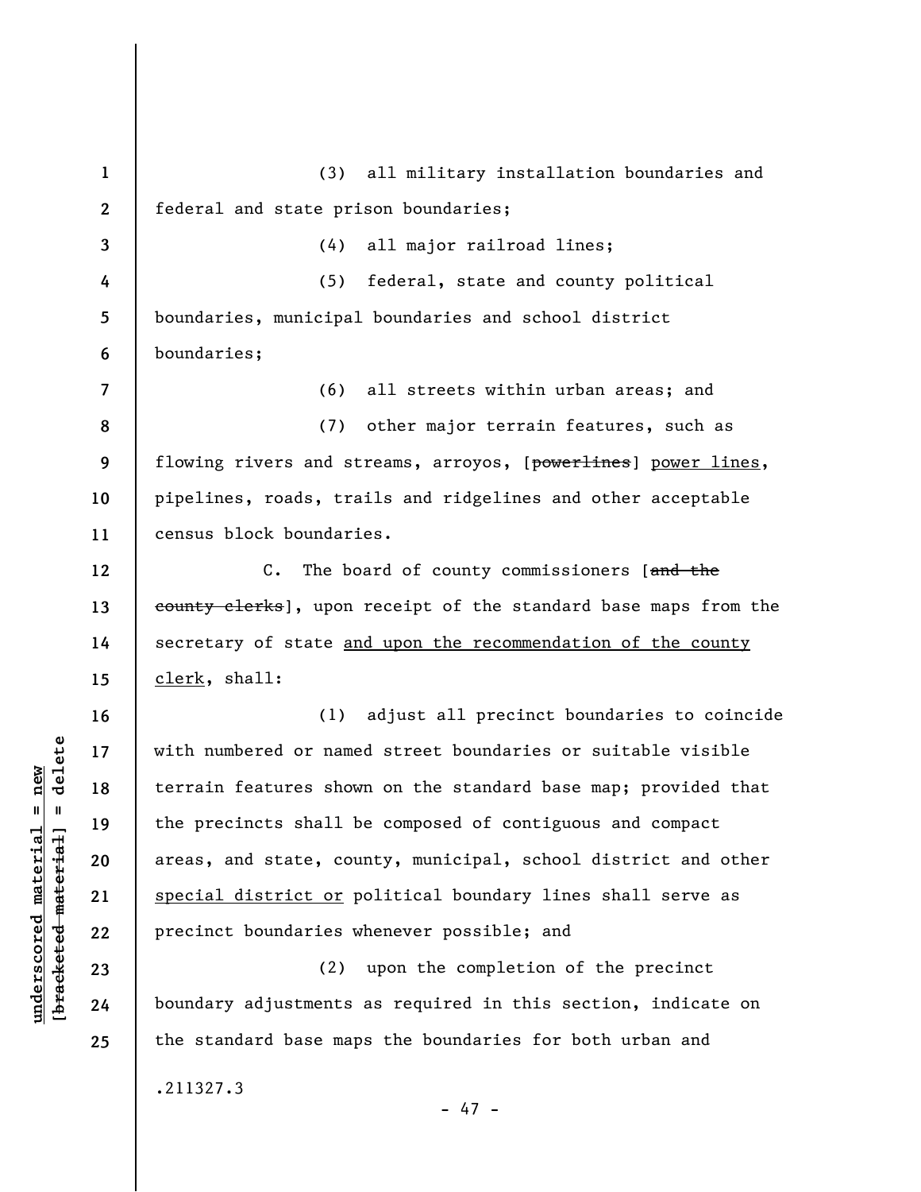(3) all military installation boundaries and federal and state prison boundaries;

(4) all major railroad lines;

(5) federal, state and county political boundaries, municipal boundaries and school district boundaries;

(6) all streets within urban areas; and

(7) other major terrain features, such as flowing rivers and streams, arroyos, [~~powerlines~~] <u>power lines</u>, pipelines, roads, trails and ridgelines and other acceptable census block boundaries.

C. The board of county commissioners [~~and the county clerks~~], upon receipt of the standard base maps from the secretary of state <u>and upon the recommendation of the county clerk</u>, shall:

(1) adjust all precinct boundaries to coincide with numbered or named street boundaries or suitable visible terrain features shown on the standard base map; provided that the precincts shall be composed of contiguous and compact areas, and state, county, municipal, school district and other <u>special district or</u> political boundary lines shall serve as precinct boundaries whenever possible; and

(2) upon the completion of the precinct boundary adjustments as required in this section, indicate on the standard base maps the boundaries for both urban and

.211327.3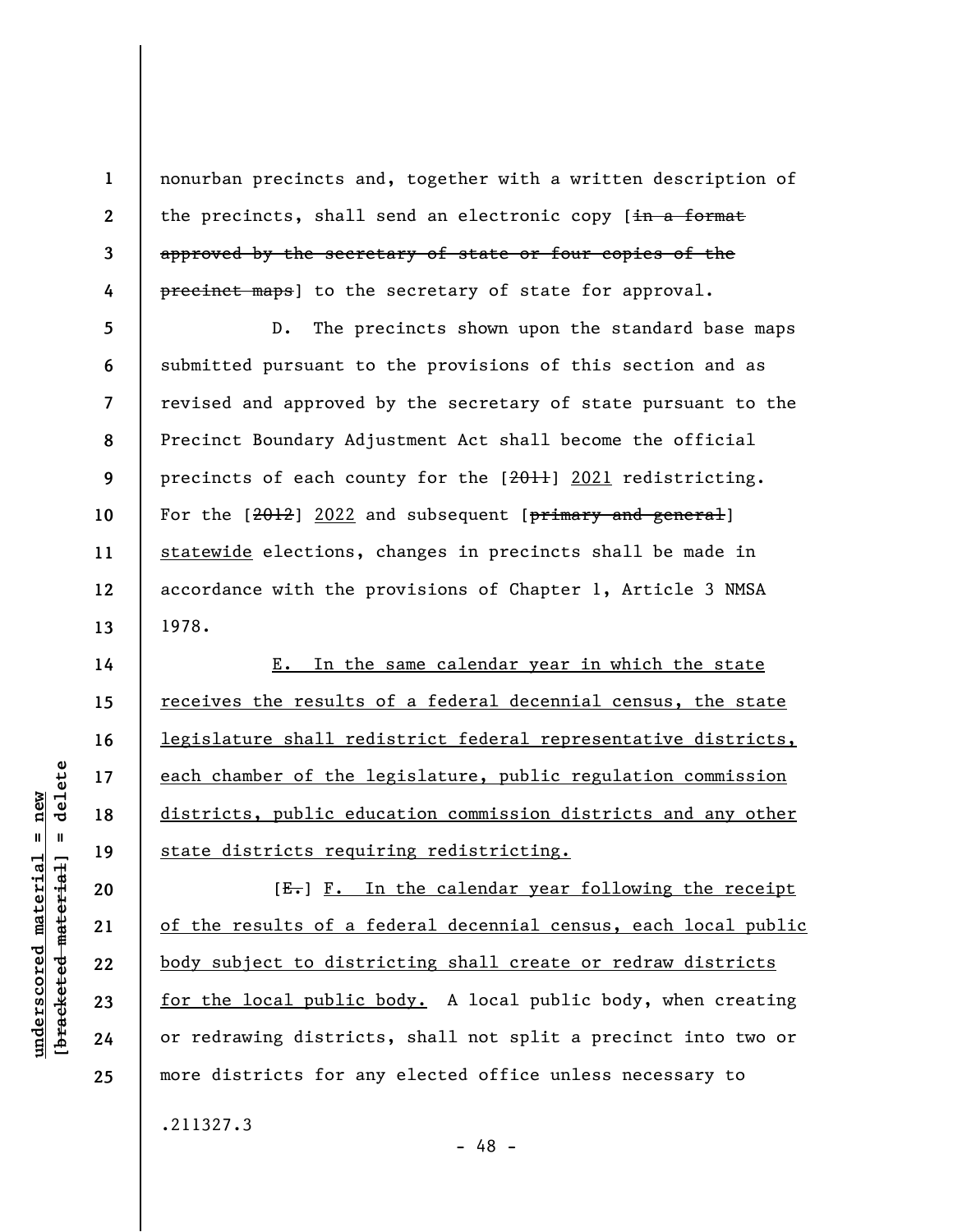nonurban precincts and, together with a written description of the precincts, shall send an electronic copy [~~in a format approved by the secretary of state or four copies of the precinct maps~~] to the secretary of state for approval.

D. The precincts shown upon the standard base maps submitted pursuant to the provisions of this section and as revised and approved by the secretary of state pursuant to the Precinct Boundary Adjustment Act shall become the official precincts of each county for the [~~2011~~] <u>2021</u> redistricting. For the [~~2012~~] <u>2022</u> and subsequent [~~primary and general~~] <u>statewide</u> elections, changes in precincts shall be made in accordance with the provisions of Chapter 1, Article 3 NMSA 1978.

<u>E. In the same calendar year in which the state receives the results of a federal decennial census, the state legislature shall redistrict federal representative districts, each chamber of the legislature, public regulation commission districts, public education commission districts and any other state districts requiring redistricting.</u>

[~~E.~~] <u>F. In the calendar year following the receipt of the results of a federal decennial census, each local public body subject to districting shall create or redraw districts for the local public body.</u> A local public body, when creating or redrawing districts, shall not split a precinct into two or more districts for any elected office unless necessary to

.211327.3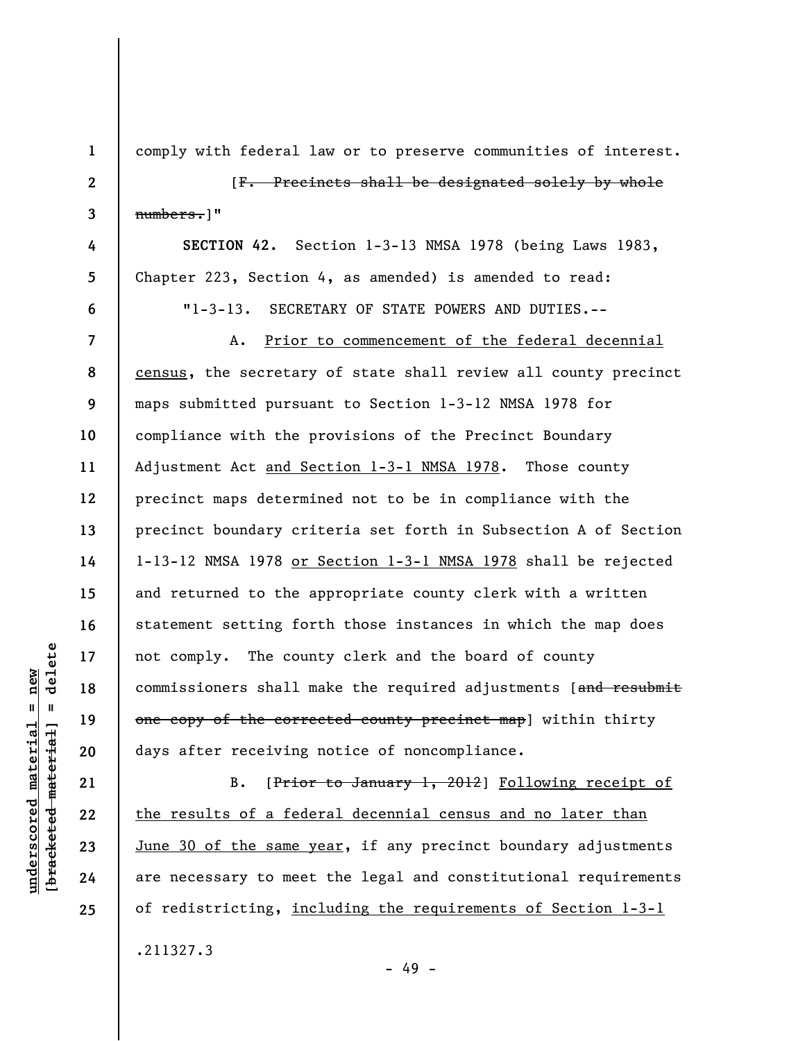comply with federal law or to preserve communities of interest.

[~~F. Precincts shall be designated solely by whole numbers.~~]"

**SECTION 42.** Section 1-3-13 NMSA 1978 (being Laws 1983, Chapter 223, Section 4, as amended) is amended to read:

"1-3-13. SECRETARY OF STATE POWERS AND DUTIES.--

A. <u>Prior to commencement of the federal decennial census</u>, the secretary of state shall review all county precinct maps submitted pursuant to Section 1-3-12 NMSA 1978 for compliance with the provisions of the Precinct Boundary Adjustment Act <u>and Section 1-3-1 NMSA 1978</u>. Those county precinct maps determined not to be in compliance with the precinct boundary criteria set forth in Subsection A of Section 1-13-12 NMSA 1978 <u>or Section 1-3-1 NMSA 1978</u> shall be rejected and returned to the appropriate county clerk with a written statement setting forth those instances in which the map does not comply. The county clerk and the board of county commissioners shall make the required adjustments [~~and resubmit one copy of the corrected county precinct map~~] within thirty days after receiving notice of noncompliance.

B. [~~Prior to January 1, 2012~~] <u>Following receipt of the results of a federal decennial census and no later than June 30 of the same year</u>, if any precinct boundary adjustments are necessary to meet the legal and constitutional requirements of redistricting, <u>including the requirements of Section 1-3-1</u>

.211327.3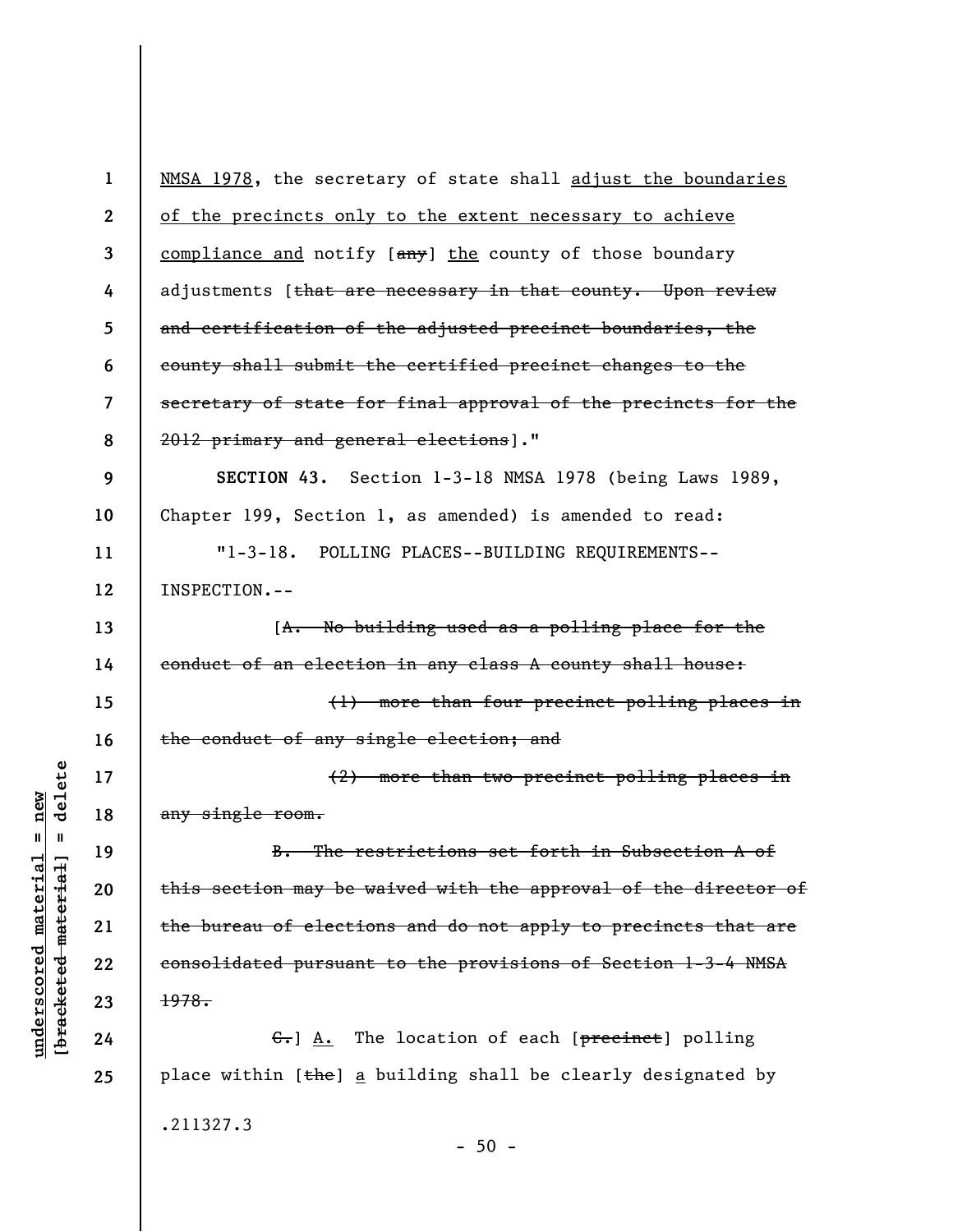NMSA 1978, the secretary of state shall adjust the boundaries of the precincts only to the extent necessary to achieve compliance and notify [~~any~~] the county of those boundary adjustments [~~that are necessary in that county. Upon review and certification of the adjusted precinct boundaries, the county shall submit the certified precinct changes to the secretary of state for final approval of the precincts for the 2012 primary and general elections~~]."

**SECTION 43.** Section 1-3-18 NMSA 1978 (being Laws 1989, Chapter 199, Section 1, as amended) is amended to read:

"1-3-18. POLLING PLACES--BUILDING REQUIREMENTS--INSPECTION.--

[~~A. No building used as a polling place for the conduct of an election in any class A county shall house:~~

~~(1) more than four precinct polling places in the conduct of any single election; and~~

~~(2) more than two precinct polling places in any single room.~~

~~B. The restrictions set forth in Subsection A of this section may be waived with the approval of the director of the bureau of elections and do not apply to precincts that are consolidated pursuant to the provisions of Section 1-3-4 NMSA 1978.~~

~~C.~~] A. The location of each [~~precinct~~] polling place within [~~the~~] a building shall be clearly designated by

.211327.3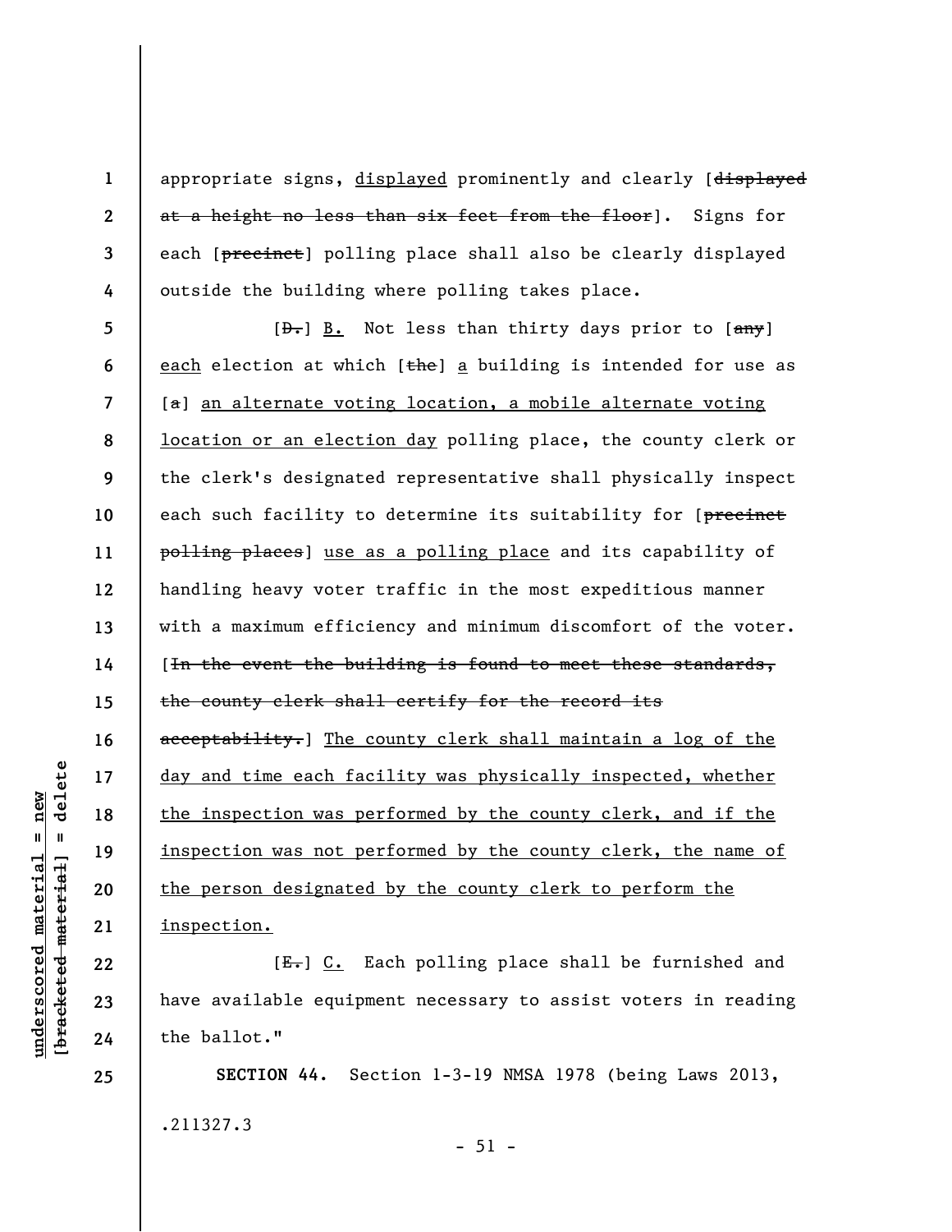appropriate signs, displayed prominently and clearly [~~displayed at a height no less than six feet from the floor~~]. Signs for each [~~precinct~~] polling place shall also be clearly displayed outside the building where polling takes place.

[~~D.~~] B. Not less than thirty days prior to [~~any~~] each election at which [~~the~~] a building is intended for use as [~~a~~] an alternate voting location, a mobile alternate voting location or an election day polling place, the county clerk or the clerk's designated representative shall physically inspect each such facility to determine its suitability for [~~precinct polling places~~] use as a polling place and its capability of handling heavy voter traffic in the most expeditious manner with a maximum efficiency and minimum discomfort of the voter. [~~In the event the building is found to meet these standards, the county clerk shall certify for the record its acceptability.~~] The county clerk shall maintain a log of the day and time each facility was physically inspected, whether the inspection was performed by the county clerk, and if the inspection was not performed by the county clerk, the name of the person designated by the county clerk to perform the inspection.

[~~E.~~] C. Each polling place shall be furnished and have available equipment necessary to assist voters in reading the ballot."

**SECTION 44.** Section 1-3-19 NMSA 1978 (being Laws 2013,

.211327.3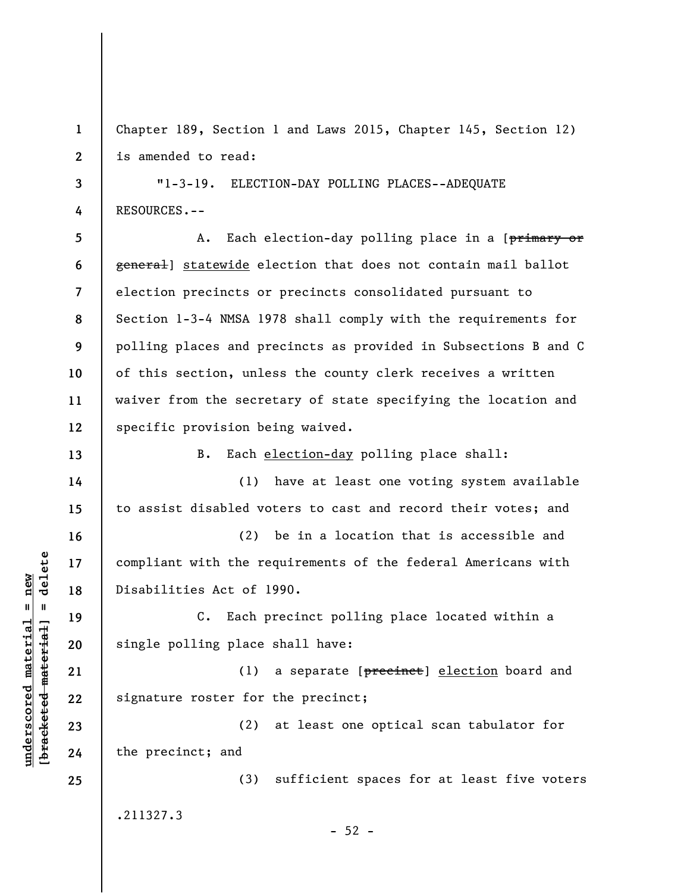Chapter 189, Section 1 and Laws 2015, Chapter 145, Section 12) is amended to read:

"1-3-19. ELECTION-DAY POLLING PLACES--ADEQUATE RESOURCES.--

A. Each election-day polling place in a [~~primary or general~~] <u>statewide</u> election that does not contain mail ballot election precincts or precincts consolidated pursuant to Section 1-3-4 NMSA 1978 shall comply with the requirements for polling places and precincts as provided in Subsections B and C of this section, unless the county clerk receives a written waiver from the secretary of state specifying the location and specific provision being waived.

B. Each <u>election-day</u> polling place shall:

(1) have at least one voting system available to assist disabled voters to cast and record their votes; and

(2) be in a location that is accessible and compliant with the requirements of the federal Americans with Disabilities Act of 1990.

C. Each precinct polling place located within a single polling place shall have:

(1) a separate [~~precinct~~] <u>election</u> board and signature roster for the precinct;

(2) at least one optical scan tabulator for the precinct; and

(3) sufficient spaces for at least five voters

.211327.3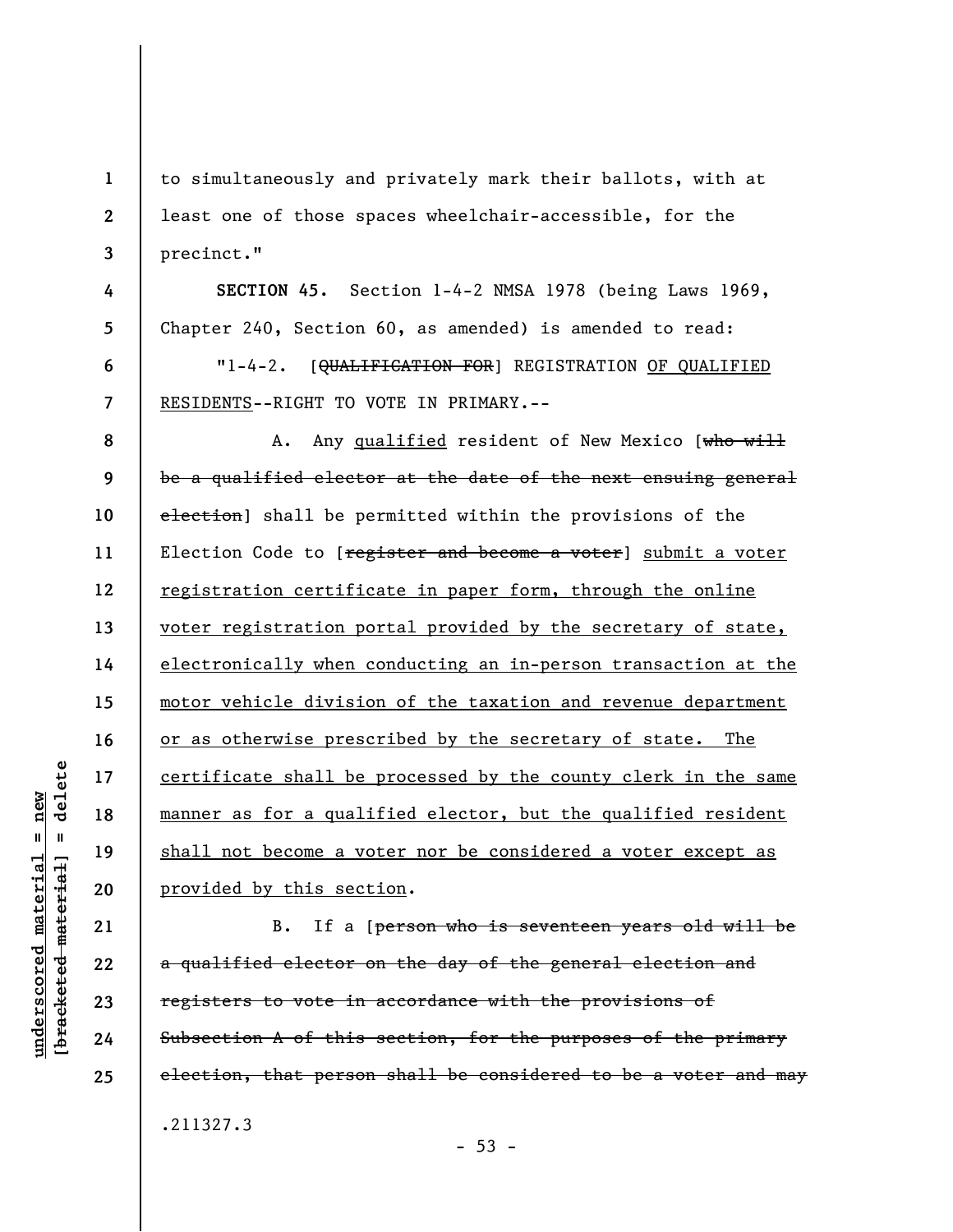to simultaneously and privately mark their ballots, with at least one of those spaces wheelchair-accessible, for the precinct."

**SECTION 45.** Section 1-4-2 NMSA 1978 (being Laws 1969, Chapter 240, Section 60, as amended) is amended to read:

"1-4-2. [~~QUALIFICATION FOR~~] REGISTRATION <u>OF QUALIFIED RESIDENTS</u>--RIGHT TO VOTE IN PRIMARY.--

A. Any <u>qualified</u> resident of New Mexico [~~who will be a qualified elector at the date of the next ensuing general election~~] shall be permitted within the provisions of the Election Code to [~~register and become a voter~~] <u>submit a voter registration certificate in paper form, through the online voter registration portal provided by the secretary of state, electronically when conducting an in-person transaction at the motor vehicle division of the taxation and revenue department or as otherwise prescribed by the secretary of state. The certificate shall be processed by the county clerk in the same manner as for a qualified elector, but the qualified resident shall not become a voter nor be considered a voter except as provided by this section</u>.

B. If a [~~person who is seventeen years old will be a qualified elector on the day of the general election and registers to vote in accordance with the provisions of Subsection A of this section, for the purposes of the primary election, that person shall be considered to be a voter and may~~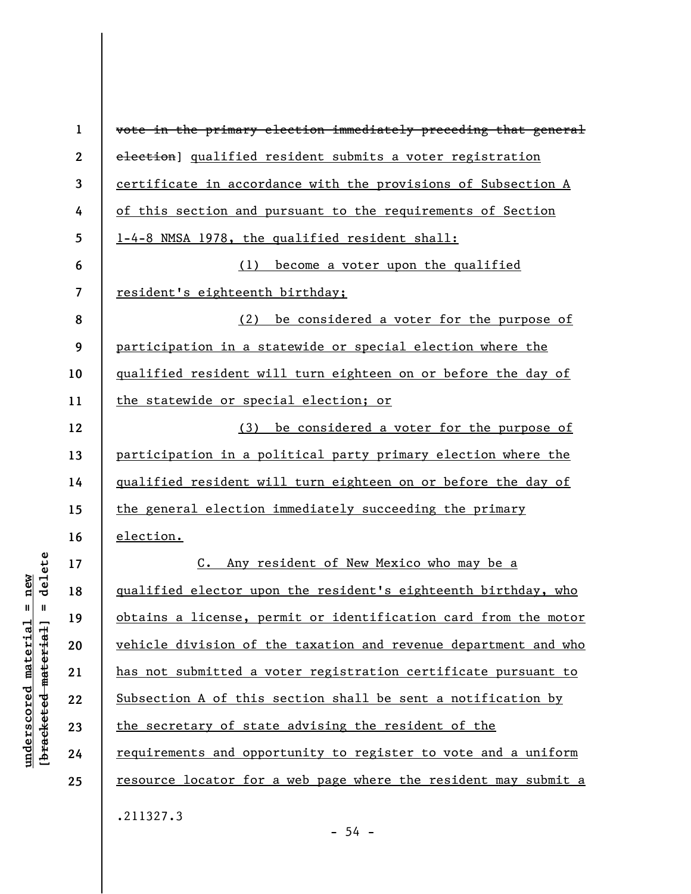~~vote in the primary election immediately preceding that general election~~] qualified resident submits a voter registration certificate in accordance with the provisions of Subsection A of this section and pursuant to the requirements of Section 1-4-8 NMSA 1978, the qualified resident shall:

(1) become a voter upon the qualified resident's eighteenth birthday;

(2) be considered a voter for the purpose of participation in a statewide or special election where the qualified resident will turn eighteen on or before the day of the statewide or special election; or

(3) be considered a voter for the purpose of participation in a political party primary election where the qualified resident will turn eighteen on or before the day of the general election immediately succeeding the primary election.

C. Any resident of New Mexico who may be a qualified elector upon the resident's eighteenth birthday, who obtains a license, permit or identification card from the motor vehicle division of the taxation and revenue department and who has not submitted a voter registration certificate pursuant to Subsection A of this section shall be sent a notification by the secretary of state advising the resident of the requirements and opportunity to register to vote and a uniform resource locator for a web page where the resident may submit a

.211327.3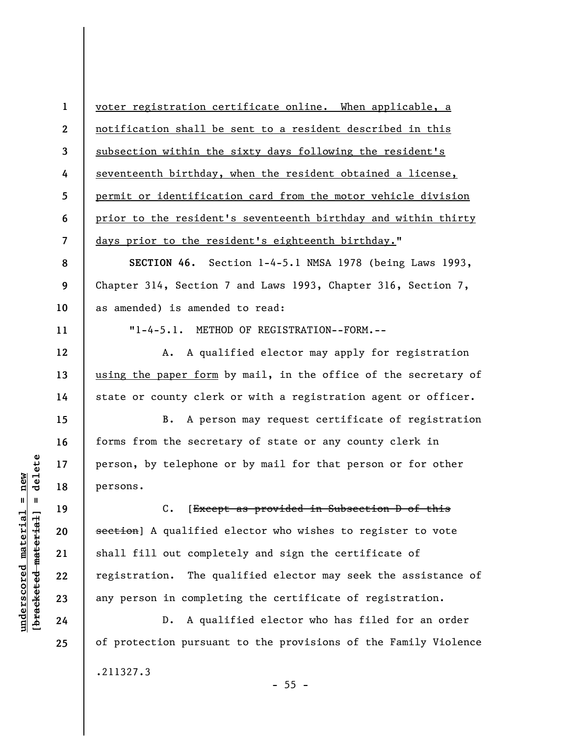voter registration certificate online. When applicable, a notification shall be sent to a resident described in this subsection within the sixty days following the resident's seventeenth birthday, when the resident obtained a license, permit or identification card from the motor vehicle division prior to the resident's seventeenth birthday and within thirty days prior to the resident's eighteenth birthday."

**SECTION 46.** Section 1-4-5.1 NMSA 1978 (being Laws 1993, Chapter 314, Section 7 and Laws 1993, Chapter 316, Section 7, as amended) is amended to read:

"1-4-5.1. METHOD OF REGISTRATION--FORM.--

A. A qualified elector may apply for registration using the paper form by mail, in the office of the secretary of state or county clerk or with a registration agent or officer.

B. A person may request certificate of registration forms from the secretary of state or any county clerk in person, by telephone or by mail for that person or for other persons.

C. [~~Except as provided in Subsection D of this section~~] A qualified elector who wishes to register to vote shall fill out completely and sign the certificate of registration. The qualified elector may seek the assistance of any person in completing the certificate of registration.

D. A qualified elector who has filed for an order of protection pursuant to the provisions of the Family Violence

.211327.3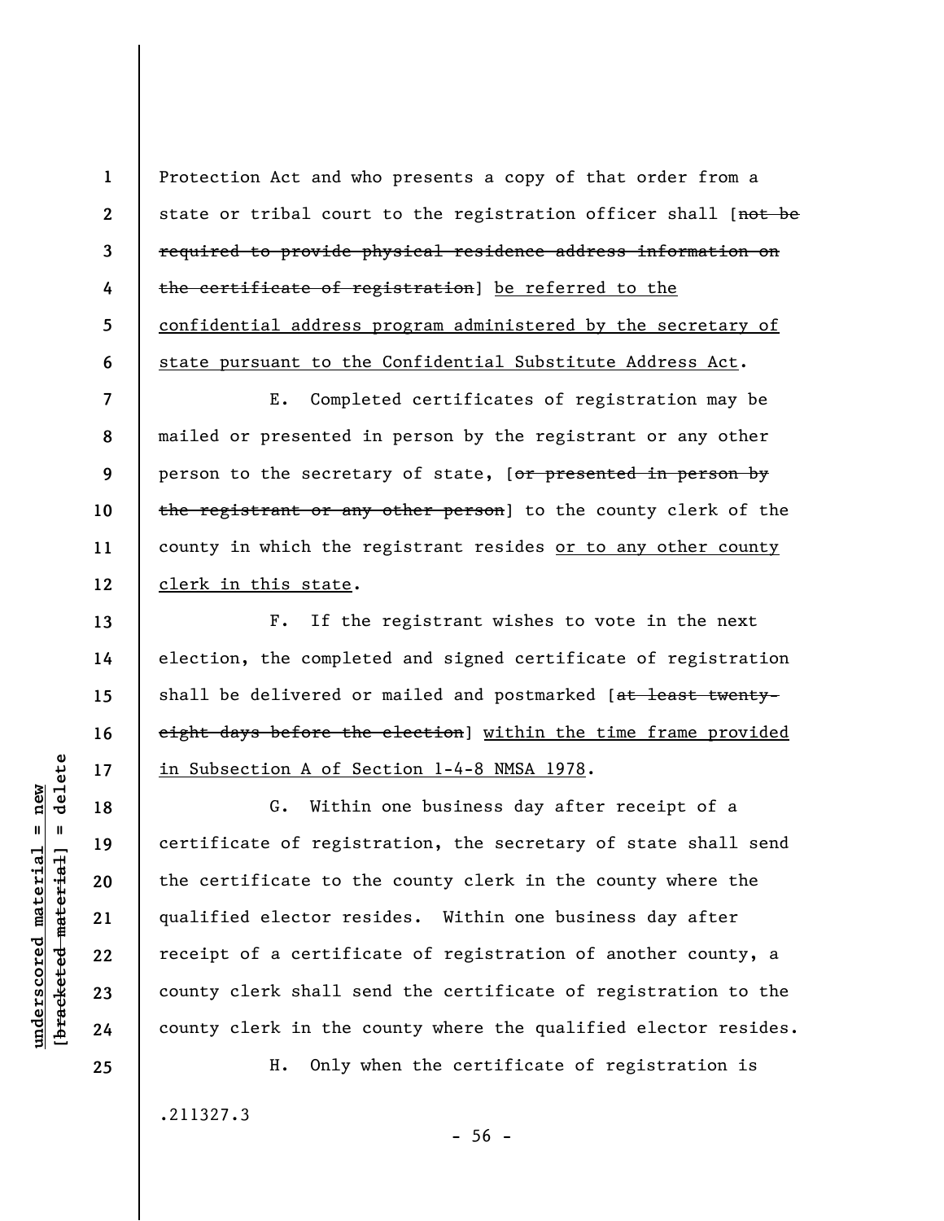Protection Act and who presents a copy of that order from a state or tribal court to the registration officer shall [~~not be required to provide physical residence address information on the certificate of registration~~] <u>be referred to the confidential address program administered by the secretary of state pursuant to the Confidential Substitute Address Act</u>.

E. Completed certificates of registration may be mailed or presented in person by the registrant or any other person to the secretary of state, [~~or presented in person by the registrant or any other person~~] to the county clerk of the county in which the registrant resides <u>or to any other county clerk in this state</u>.

F. If the registrant wishes to vote in the next election, the completed and signed certificate of registration shall be delivered or mailed and postmarked [~~at least twenty-eight days before the election~~] <u>within the time frame provided in Subsection A of Section 1-4-8 NMSA 1978</u>.

G. Within one business day after receipt of a certificate of registration, the secretary of state shall send the certificate to the county clerk in the county where the qualified elector resides. Within one business day after receipt of a certificate of registration of another county, a county clerk shall send the certificate of registration to the county clerk in the county where the qualified elector resides.

H. Only when the certificate of registration is

.211327.3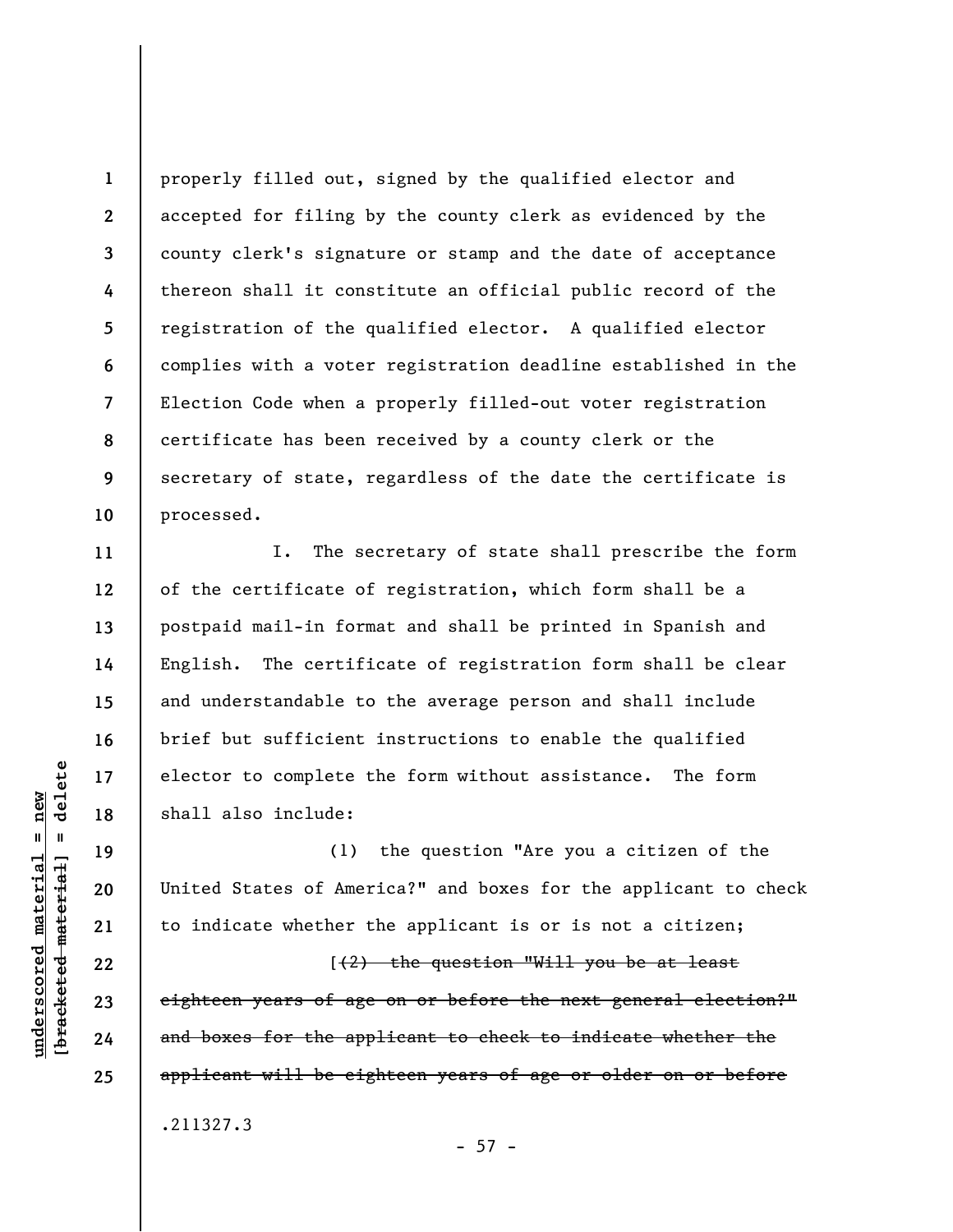properly filled out, signed by the qualified elector and accepted for filing by the county clerk as evidenced by the county clerk's signature or stamp and the date of acceptance thereon shall it constitute an official public record of the registration of the qualified elector. A qualified elector complies with a voter registration deadline established in the Election Code when a properly filled-out voter registration certificate has been received by a county clerk or the secretary of state, regardless of the date the certificate is processed.

I. The secretary of state shall prescribe the form of the certificate of registration, which form shall be a postpaid mail-in format and shall be printed in Spanish and English. The certificate of registration form shall be clear and understandable to the average person and shall include brief but sufficient instructions to enable the qualified elector to complete the form without assistance. The form shall also include:

(1) the question "Are you a citizen of the United States of America?" and boxes for the applicant to check to indicate whether the applicant is or is not a citizen;

[~~(2) the question "Will you be at least eighteen years of age on or before the next general election?" and boxes for the applicant to check to indicate whether the applicant will be eighteen years of age or older on or before~~

.211327.3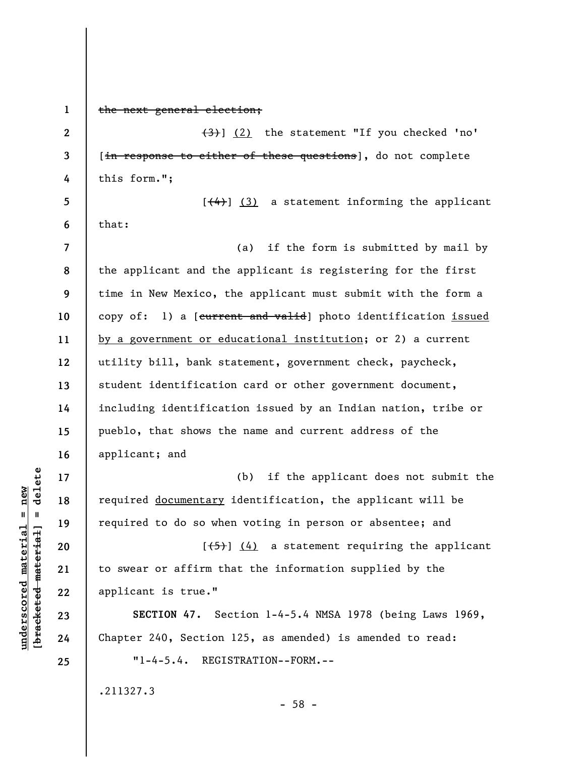~~the next general election;~~

~~(3)~~] <u>(2)</u> the statement "If you checked 'no' [~~in response to either of these questions~~], do not complete this form.";

[~~(4)~~] <u>(3)</u> a statement informing the applicant that:

(a) if the form is submitted by mail by the applicant and the applicant is registering for the first time in New Mexico, the applicant must submit with the form a copy of: 1) a [~~current and valid~~] photo identification <u>issued by a government or educational institution</u>; or 2) a current utility bill, bank statement, government check, paycheck, student identification card or other government document, including identification issued by an Indian nation, tribe or pueblo, that shows the name and current address of the applicant; and

(b) if the applicant does not submit the required <u>documentary</u> identification, the applicant will be required to do so when voting in person or absentee; and

[~~(5)~~] <u>(4)</u> a statement requiring the applicant to swear or affirm that the information supplied by the applicant is true."

**SECTION 47.** Section 1-4-5.4 NMSA 1978 (being Laws 1969, Chapter 240, Section 125, as amended) is amended to read:

"1-4-5.4. REGISTRATION--FORM.--

.211327.3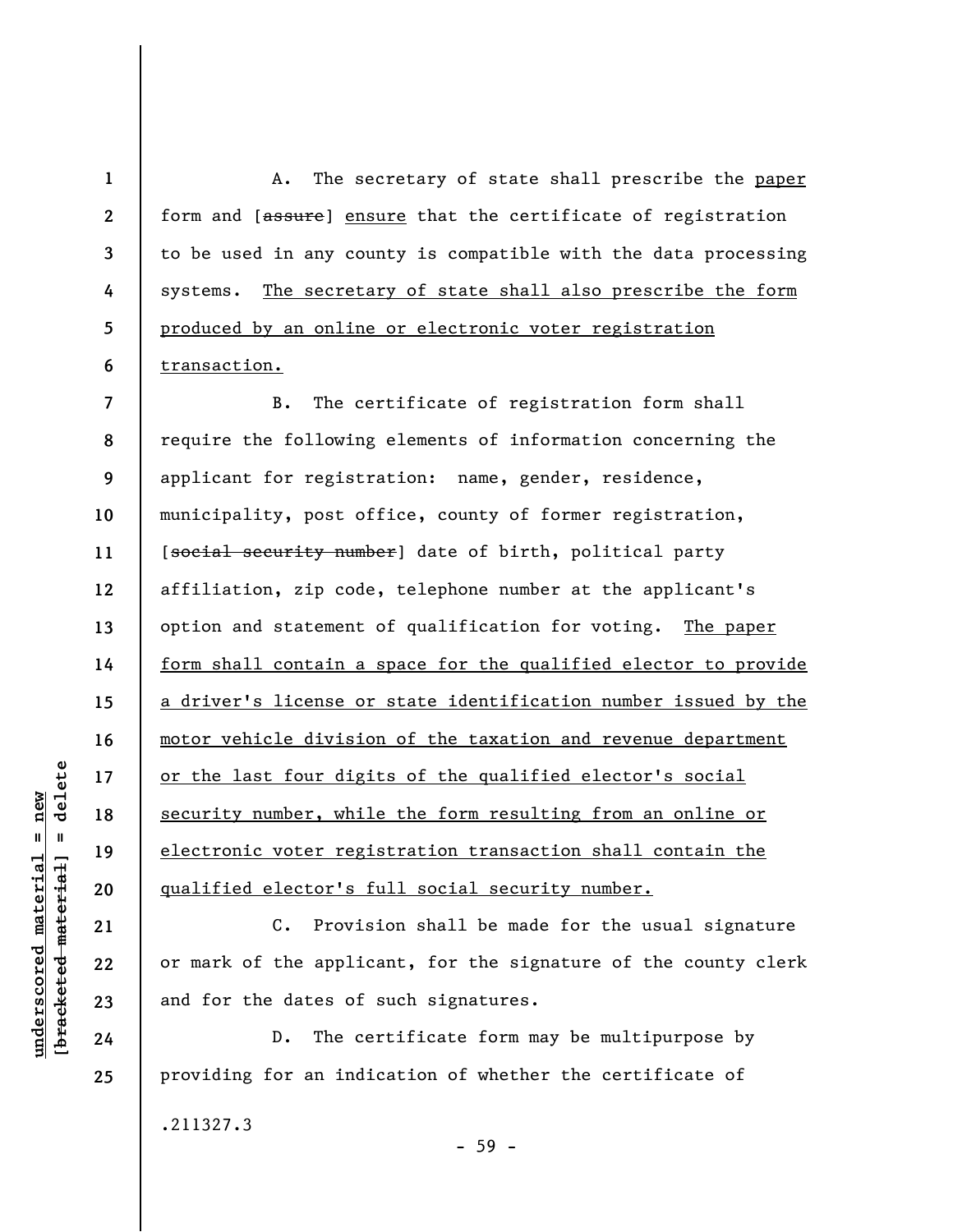A. The secretary of state shall prescribe the paper form and [~~assure~~] ensure that the certificate of registration to be used in any county is compatible with the data processing systems. The secretary of state shall also prescribe the form produced by an online or electronic voter registration transaction.

B. The certificate of registration form shall require the following elements of information concerning the applicant for registration: name, gender, residence, municipality, post office, county of former registration, [~~social security number~~] date of birth, political party affiliation, zip code, telephone number at the applicant's option and statement of qualification for voting. The paper form shall contain a space for the qualified elector to provide a driver's license or state identification number issued by the motor vehicle division of the taxation and revenue department or the last four digits of the qualified elector's social security number, while the form resulting from an online or electronic voter registration transaction shall contain the qualified elector's full social security number.

C. Provision shall be made for the usual signature or mark of the applicant, for the signature of the county clerk and for the dates of such signatures.

D. The certificate form may be multipurpose by providing for an indication of whether the certificate of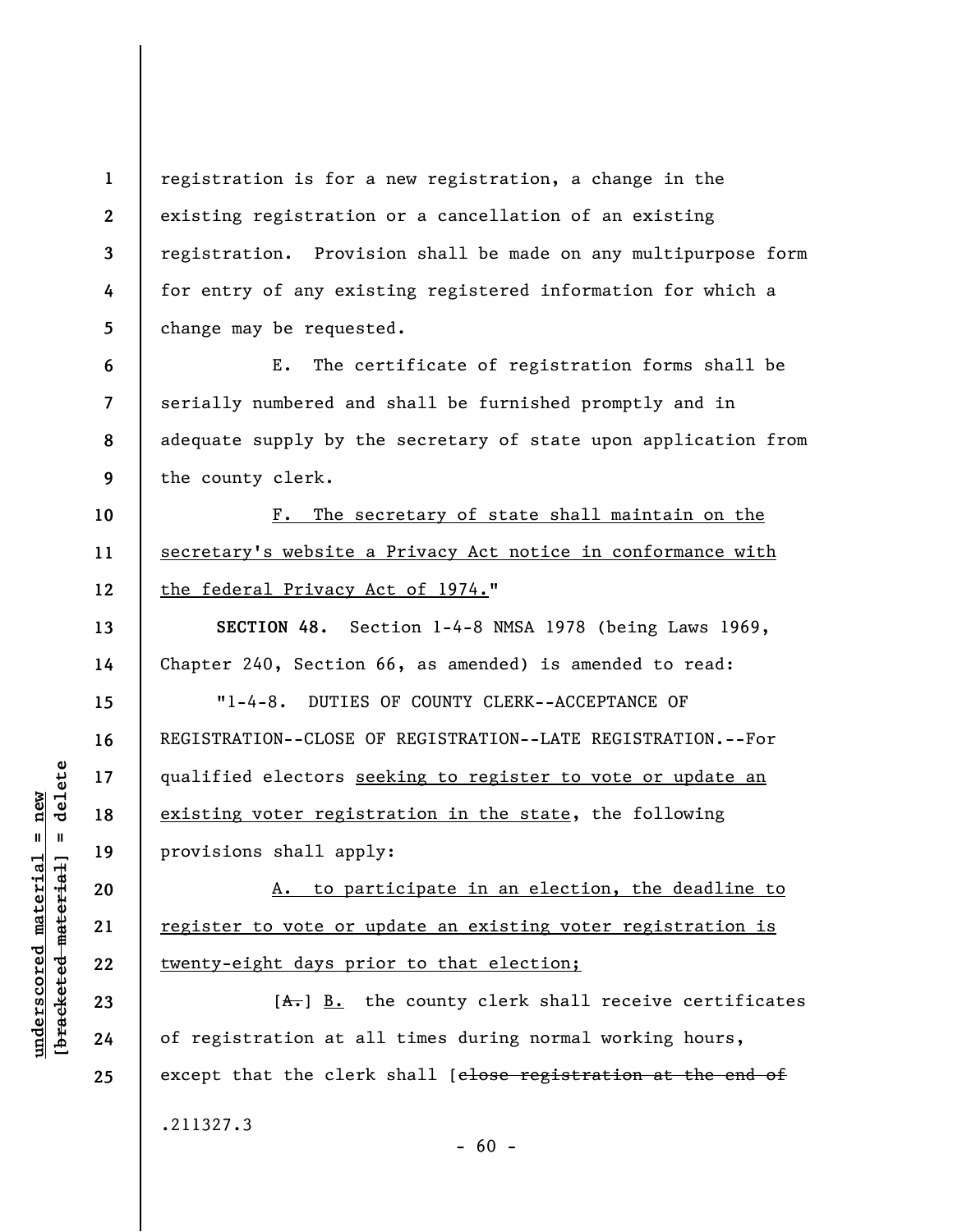registration is for a new registration, a change in the existing registration or a cancellation of an existing registration. Provision shall be made on any multipurpose form for entry of any existing registered information for which a change may be requested.

E. The certificate of registration forms shall be serially numbered and shall be furnished promptly and in adequate supply by the secretary of state upon application from the county clerk.

<u>F. The secretary of state shall maintain on the secretary's website a Privacy Act notice in conformance with the federal Privacy Act of 1974.</u>"

**SECTION 48.** Section 1-4-8 NMSA 1978 (being Laws 1969, Chapter 240, Section 66, as amended) is amended to read:

"1-4-8. DUTIES OF COUNTY CLERK--ACCEPTANCE OF REGISTRATION--CLOSE OF REGISTRATION--LATE REGISTRATION.--For qualified electors <u>seeking to register to vote or update an existing voter registration in the state</u>, the following provisions shall apply:

<u>A. to participate in an election, the deadline to register to vote or update an existing voter registration is twenty-eight days prior to that election;</u>

[~~A.~~] <u>B.</u> the county clerk shall receive certificates of registration at all times during normal working hours, except that the clerk shall [~~close registration at the end of~~

.211327.3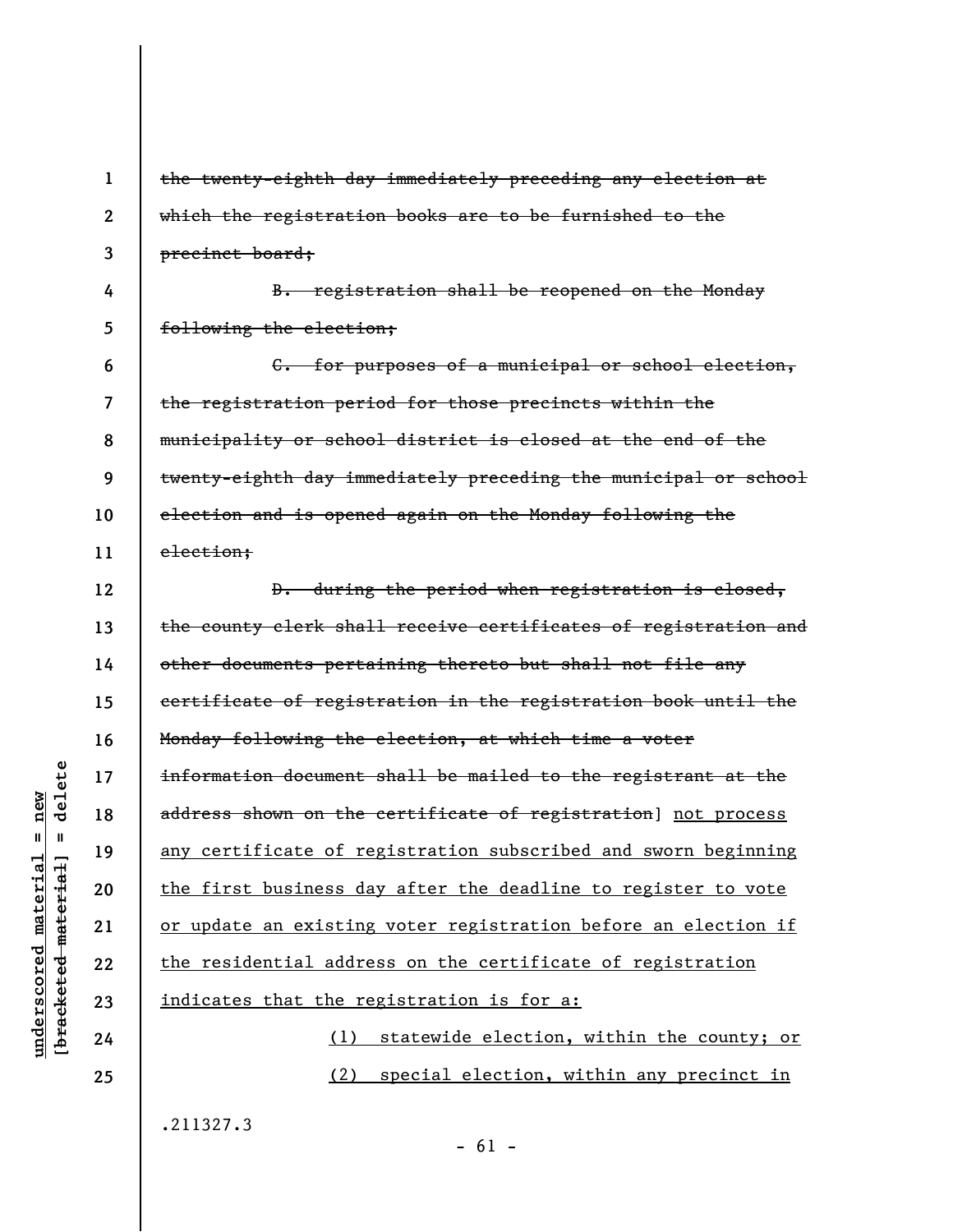~~the twenty-eighth day immediately preceding any election at which the registration books are to be furnished to the precinct board;~~

~~B. registration shall be reopened on the Monday following the election;~~

~~C. for purposes of a municipal or school election, the registration period for those precincts within the municipality or school district is closed at the end of the twenty-eighth day immediately preceding the municipal or school election and is opened again on the Monday following the election;~~

~~D. during the period when registration is closed, the county clerk shall receive certificates of registration and other documents pertaining thereto but shall not file any certificate of registration in the registration book until the Monday following the election, at which time a voter information document shall be mailed to the registrant at the address shown on the certificate of registration~~] <u>not process any certificate of registration subscribed and sworn beginning the first business day after the deadline to register to vote or update an existing voter registration before an election if the residential address on the certificate of registration indicates that the registration is for a:</u>

<u>(1) statewide election, within the county; or</u>

<u>(2) special election, within any precinct in</u>

.211327.3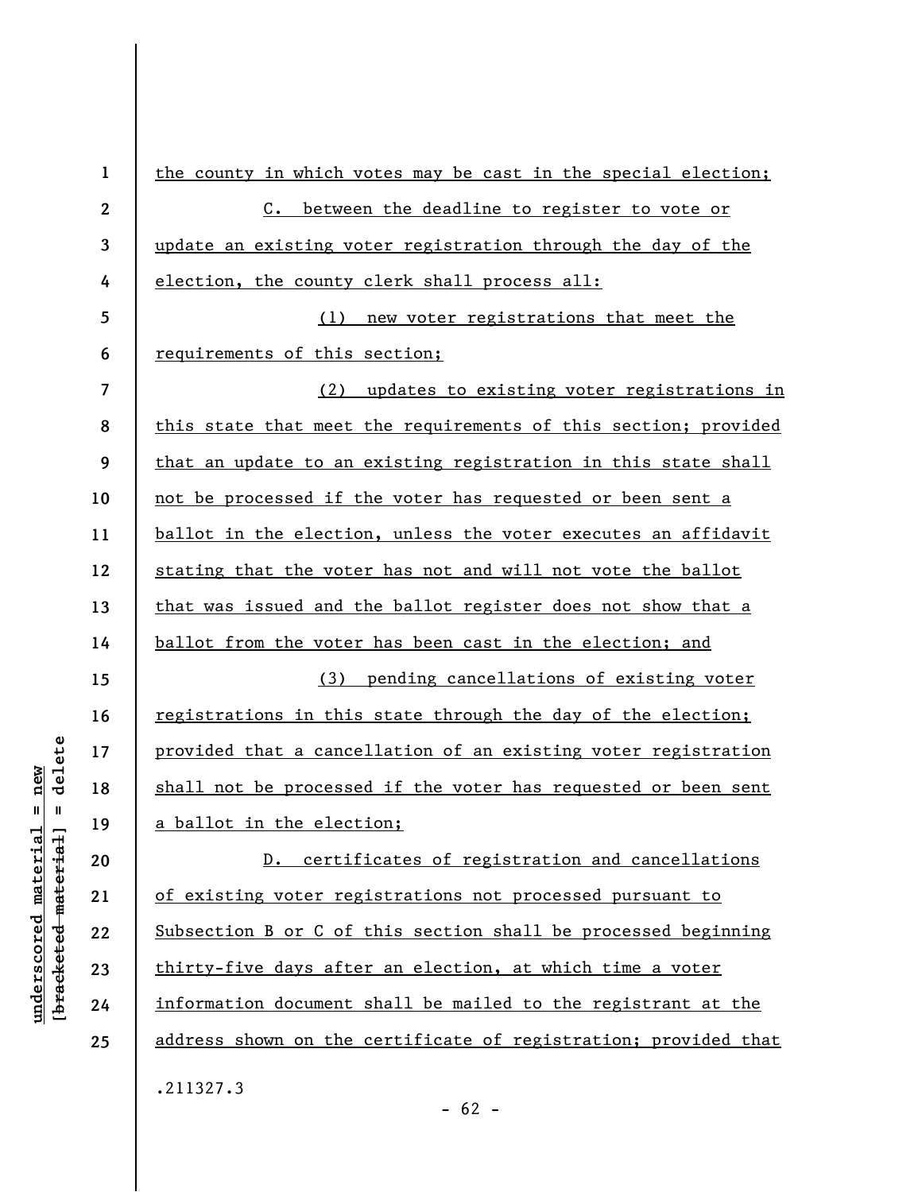the county in which votes may be cast in the special election;

C. between the deadline to register to vote or update an existing voter registration through the day of the election, the county clerk shall process all:

(1) new voter registrations that meet the requirements of this section;

(2) updates to existing voter registrations in this state that meet the requirements of this section; provided that an update to an existing registration in this state shall not be processed if the voter has requested or been sent a ballot in the election, unless the voter executes an affidavit stating that the voter has not and will not vote the ballot that was issued and the ballot register does not show that a ballot from the voter has been cast in the election; and

(3) pending cancellations of existing voter registrations in this state through the day of the election; provided that a cancellation of an existing voter registration shall not be processed if the voter has requested or been sent a ballot in the election;

D. certificates of registration and cancellations of existing voter registrations not processed pursuant to Subsection B or C of this section shall be processed beginning thirty-five days after an election, at which time a voter information document shall be mailed to the registrant at the address shown on the certificate of registration; provided that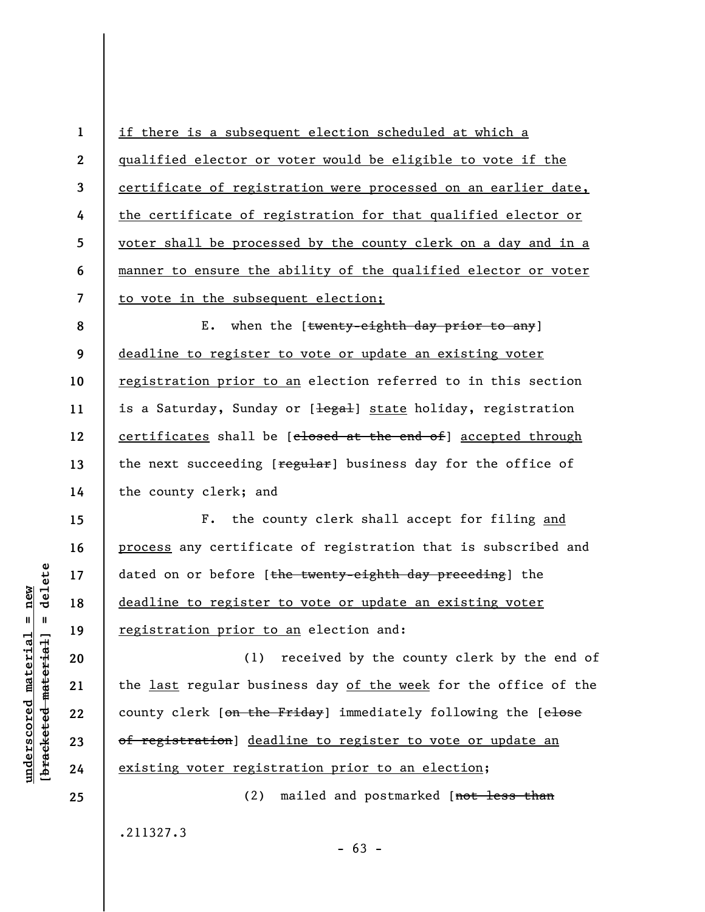if there is a subsequent election scheduled at which a qualified elector or voter would be eligible to vote if the certificate of registration were processed on an earlier date, the certificate of registration for that qualified elector or voter shall be processed by the county clerk on a day and in a manner to ensure the ability of the qualified elector or voter to vote in the subsequent election;

E. when the [~~twenty-eighth day prior to any~~] deadline to register to vote or update an existing voter registration prior to an election referred to in this section is a Saturday, Sunday or [~~legal~~] state holiday, registration certificates shall be [~~closed at the end of~~] accepted through the next succeeding [~~regular~~] business day for the office of the county clerk; and

F. the county clerk shall accept for filing and process any certificate of registration that is subscribed and dated on or before [~~the twenty-eighth day preceding~~] the deadline to register to vote or update an existing voter registration prior to an election and:

(1) received by the county clerk by the end of the last regular business day of the week for the office of the county clerk [~~on the Friday~~] immediately following the [~~close of registration~~] deadline to register to vote or update an existing voter registration prior to an election;

(2) mailed and postmarked [~~not less than~~

.211327.3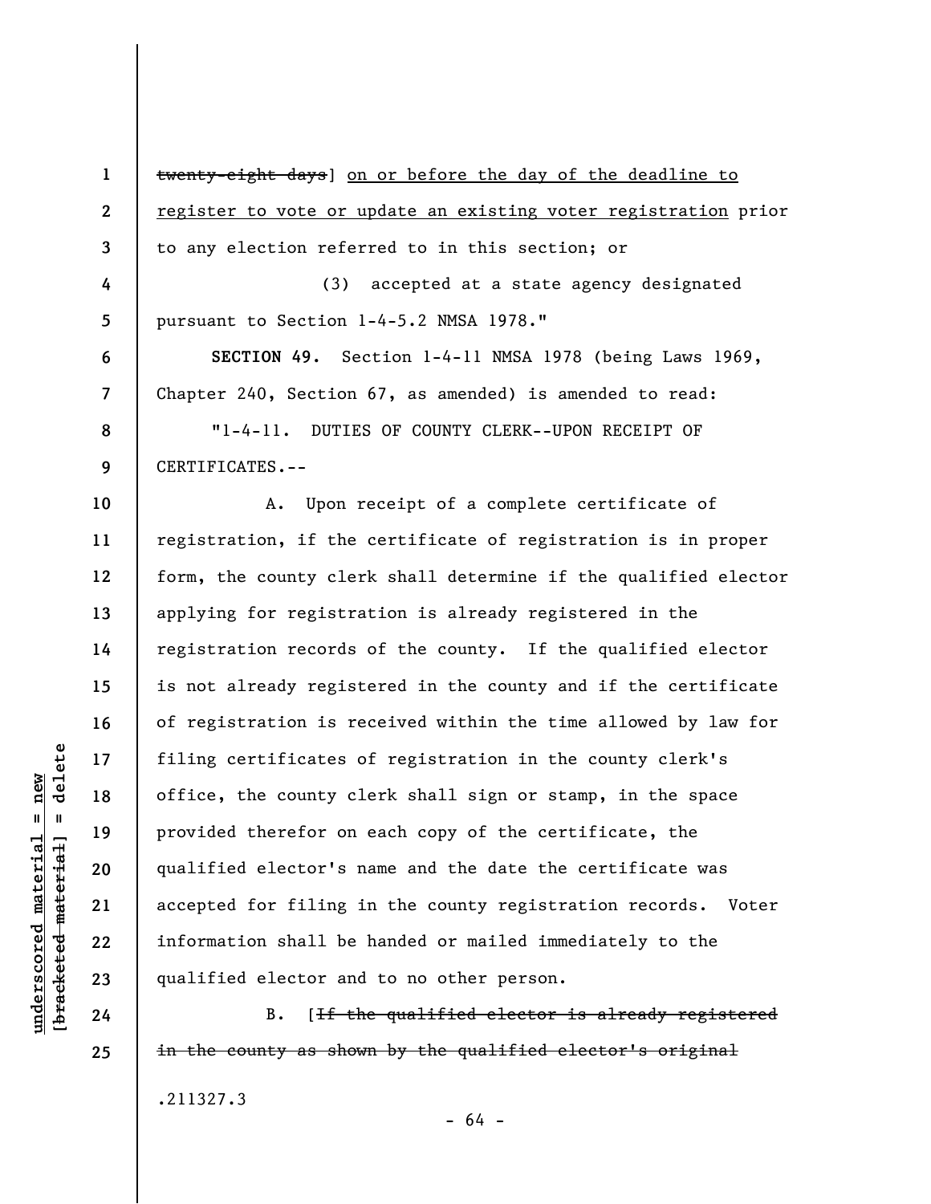~~twenty-eight days~~] <u>on or before the day of the deadline to register to vote or update an existing voter registration</u> prior to any election referred to in this section; or

(3) accepted at a state agency designated pursuant to Section 1-4-5.2 NMSA 1978."

**SECTION 49.** Section 1-4-11 NMSA 1978 (being Laws 1969, Chapter 240, Section 67, as amended) is amended to read:

"1-4-11. DUTIES OF COUNTY CLERK--UPON RECEIPT OF CERTIFICATES.--

A. Upon receipt of a complete certificate of registration, if the certificate of registration is in proper form, the county clerk shall determine if the qualified elector applying for registration is already registered in the registration records of the county. If the qualified elector is not already registered in the county and if the certificate of registration is received within the time allowed by law for filing certificates of registration in the county clerk's office, the county clerk shall sign or stamp, in the space provided therefor on each copy of the certificate, the qualified elector's name and the date the certificate was accepted for filing in the county registration records. Voter information shall be handed or mailed immediately to the qualified elector and to no other person.

B. [~~If the qualified elector is already registered in the county as shown by the qualified elector's original~~

.211327.3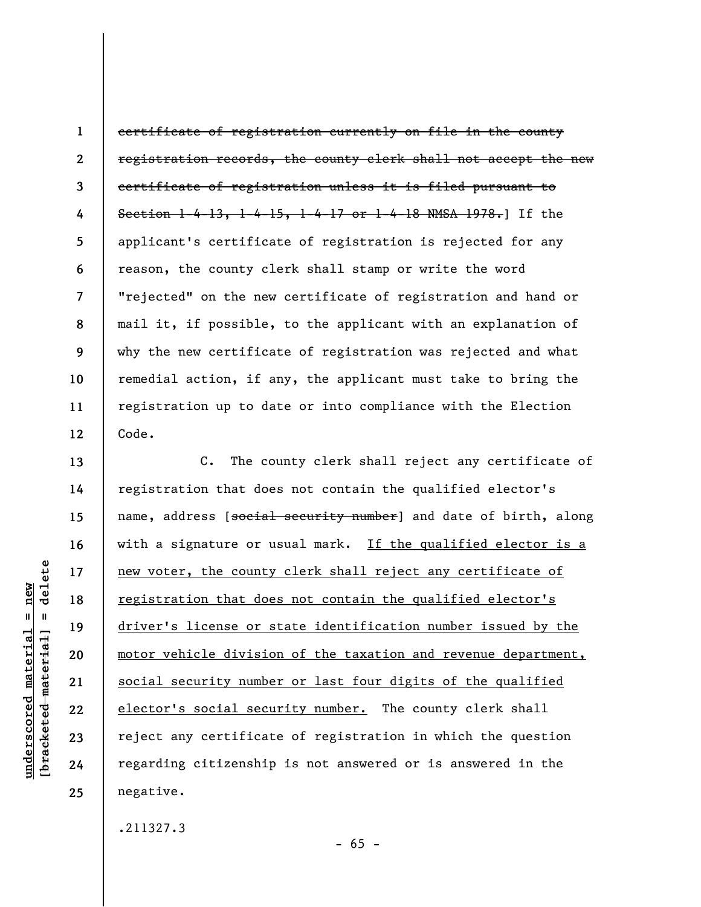~~certificate of registration currently on file in the county registration records, the county clerk shall not accept the new certificate of registration unless it is filed pursuant to Section 1-4-13, 1-4-15, 1-4-17 or 1-4-18 NMSA 1978.~~] If the applicant's certificate of registration is rejected for any reason, the county clerk shall stamp or write the word "rejected" on the new certificate of registration and hand or mail it, if possible, to the applicant with an explanation of why the new certificate of registration was rejected and what remedial action, if any, the applicant must take to bring the registration up to date or into compliance with the Election Code.

C. The county clerk shall reject any certificate of registration that does not contain the qualified elector's name, address [~~social security number~~] and date of birth, along with a signature or usual mark. <u>If the qualified elector is a new voter, the county clerk shall reject any certificate of registration that does not contain the qualified elector's driver's license or state identification number issued by the motor vehicle division of the taxation and revenue department, social security number or last four digits of the qualified elector's social security number.</u> The county clerk shall reject any certificate of registration in which the question regarding citizenship is not answered or is answered in the negative.

.211327.3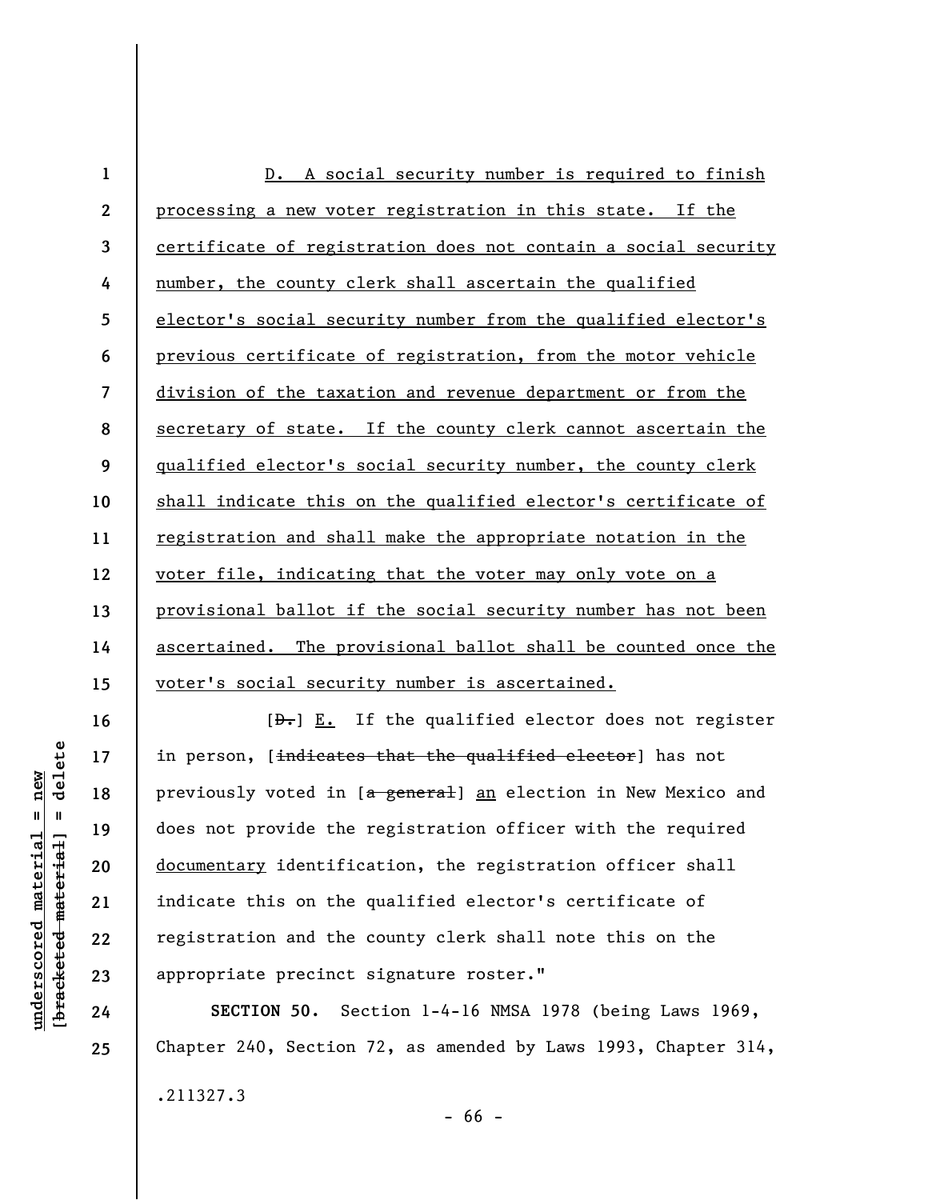D. A social security number is required to finish processing a new voter registration in this state. If the certificate of registration does not contain a social security number, the county clerk shall ascertain the qualified elector's social security number from the qualified elector's previous certificate of registration, from the motor vehicle division of the taxation and revenue department or from the secretary of state. If the county clerk cannot ascertain the qualified elector's social security number, the county clerk shall indicate this on the qualified elector's certificate of registration and shall make the appropriate notation in the voter file, indicating that the voter may only vote on a provisional ballot if the social security number has not been ascertained. The provisional ballot shall be counted once the voter's social security number is ascertained.

[~~D.~~] E. If the qualified elector does not register in person, [~~indicates that the qualified elector~~] has not previously voted in [~~a general~~] an election in New Mexico and does not provide the registration officer with the required documentary identification, the registration officer shall indicate this on the qualified elector's certificate of registration and the county clerk shall note this on the appropriate precinct signature roster."

**SECTION 50.** Section 1-4-16 NMSA 1978 (being Laws 1969, Chapter 240, Section 72, as amended by Laws 1993, Chapter 314,

.211327.3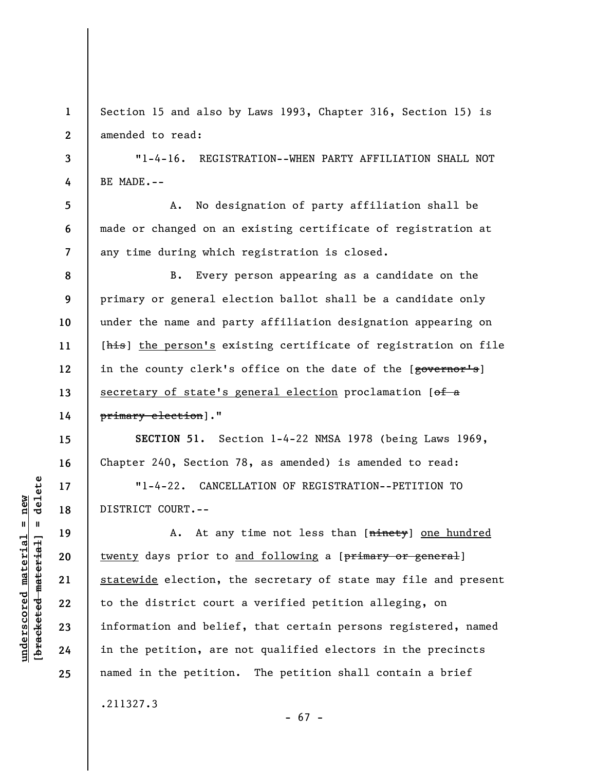Section 15 and also by Laws 1993, Chapter 316, Section 15) is amended to read:

"1-4-16. REGISTRATION--WHEN PARTY AFFILIATION SHALL NOT BE MADE.--

A. No designation of party affiliation shall be made or changed on an existing certificate of registration at any time during which registration is closed.

B. Every person appearing as a candidate on the primary or general election ballot shall be a candidate only under the name and party affiliation designation appearing on [~~his~~] <u>the person's</u> existing certificate of registration on file in the county clerk's office on the date of the [~~governor's~~] <u>secretary of state's general election</u> proclamation [~~of a primary election~~]."

**SECTION 51.** Section 1-4-22 NMSA 1978 (being Laws 1969, Chapter 240, Section 78, as amended) is amended to read:

"1-4-22. CANCELLATION OF REGISTRATION--PETITION TO DISTRICT COURT.--

A. At any time not less than [~~ninety~~] <u>one hundred twenty</u> days prior to <u>and following</u> a [~~primary or general~~] <u>statewide</u> election, the secretary of state may file and present to the district court a verified petition alleging, on information and belief, that certain persons registered, named in the petition, are not qualified electors in the precincts named in the petition. The petition shall contain a brief

.211327.3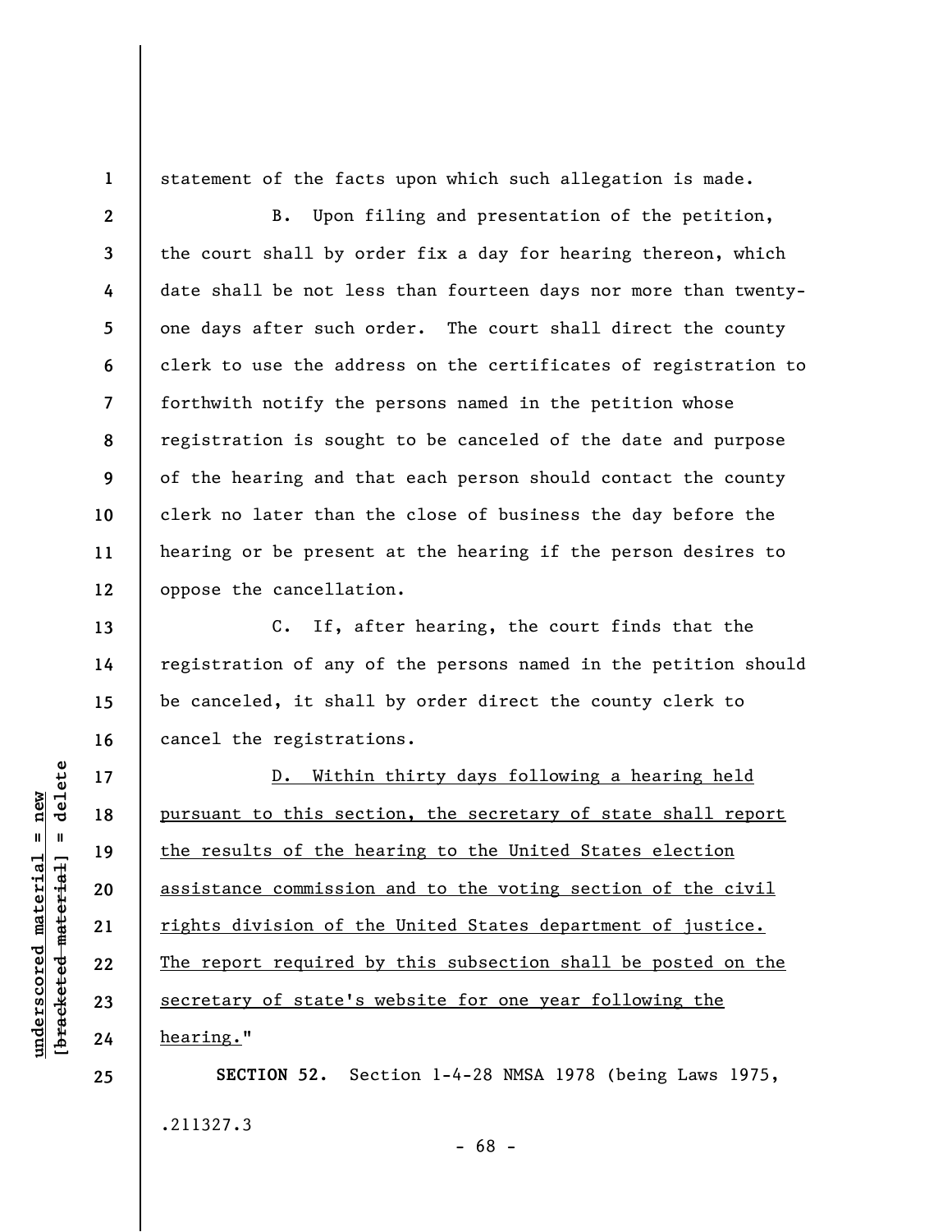statement of the facts upon which such allegation is made.

B. Upon filing and presentation of the petition, the court shall by order fix a day for hearing thereon, which date shall be not less than fourteen days nor more than twenty-one days after such order. The court shall direct the county clerk to use the address on the certificates of registration to forthwith notify the persons named in the petition whose registration is sought to be canceled of the date and purpose of the hearing and that each person should contact the county clerk no later than the close of business the day before the hearing or be present at the hearing if the person desires to oppose the cancellation.

C. If, after hearing, the court finds that the registration of any of the persons named in the petition should be canceled, it shall by order direct the county clerk to cancel the registrations.

<u>D. Within thirty days following a hearing held pursuant to this section, the secretary of state shall report the results of the hearing to the United States election assistance commission and to the voting section of the civil rights division of the United States department of justice. The report required by this subsection shall be posted on the secretary of state's website for one year following the hearing.</u>"

**SECTION 52.** Section 1-4-28 NMSA 1978 (being Laws 1975,

.211327.3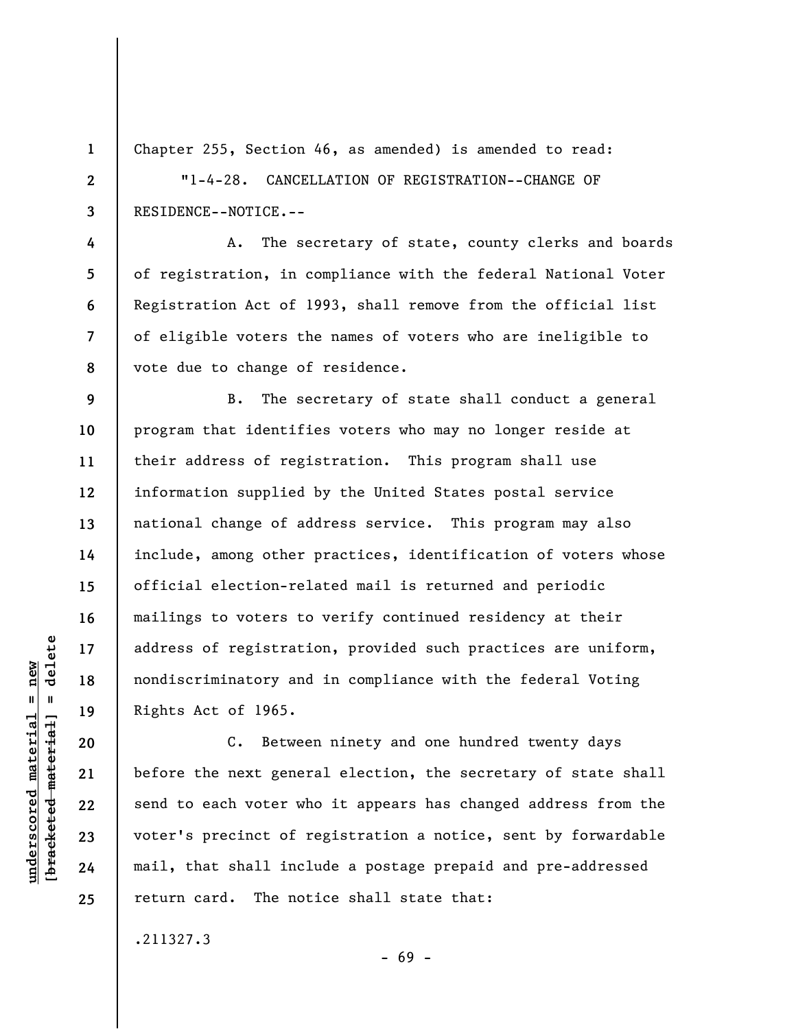Chapter 255, Section 46, as amended) is amended to read:

"1-4-28. CANCELLATION OF REGISTRATION--CHANGE OF RESIDENCE--NOTICE.--

A. The secretary of state, county clerks and boards of registration, in compliance with the federal National Voter Registration Act of 1993, shall remove from the official list of eligible voters the names of voters who are ineligible to vote due to change of residence.

B. The secretary of state shall conduct a general program that identifies voters who may no longer reside at their address of registration. This program shall use information supplied by the United States postal service national change of address service. This program may also include, among other practices, identification of voters whose official election-related mail is returned and periodic mailings to voters to verify continued residency at their address of registration, provided such practices are uniform, nondiscriminatory and in compliance with the federal Voting Rights Act of 1965.

C. Between ninety and one hundred twenty days before the next general election, the secretary of state shall send to each voter who it appears has changed address from the voter's precinct of registration a notice, sent by forwardable mail, that shall include a postage prepaid and pre-addressed return card. The notice shall state that:

.211327.3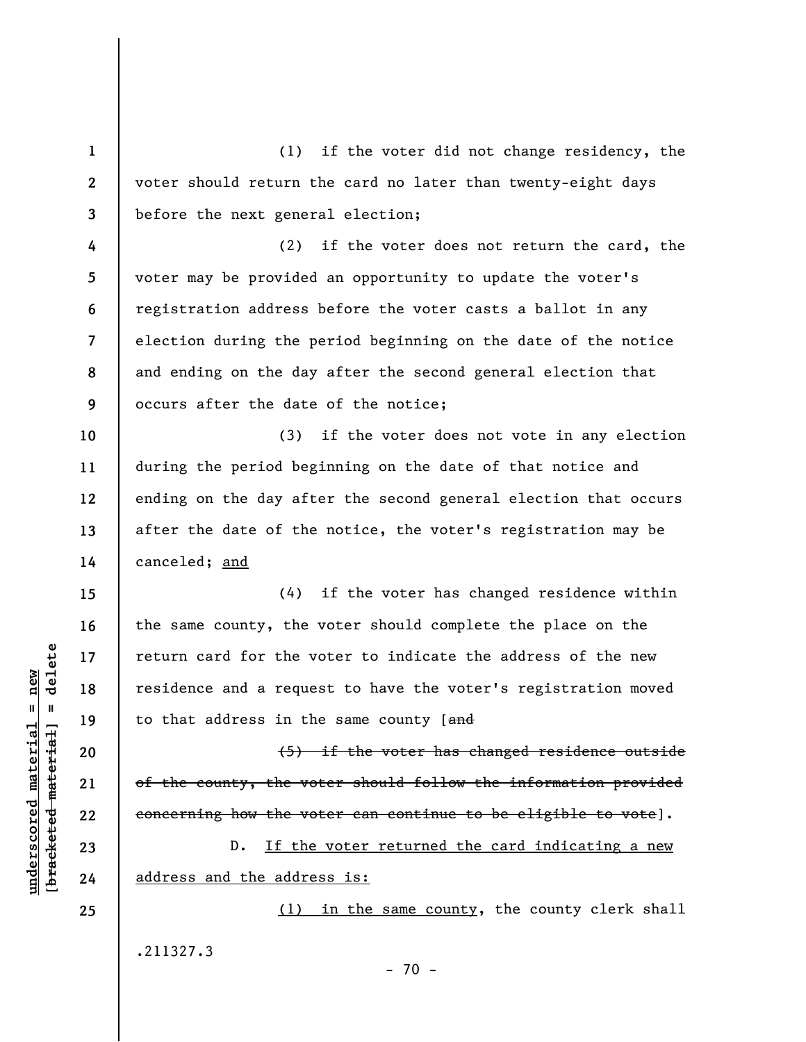(1) if the voter did not change residency, the voter should return the card no later than twenty-eight days before the next general election;

(2) if the voter does not return the card, the voter may be provided an opportunity to update the voter's registration address before the voter casts a ballot in any election during the period beginning on the date of the notice and ending on the day after the second general election that occurs after the date of the notice;

(3) if the voter does not vote in any election during the period beginning on the date of that notice and ending on the day after the second general election that occurs after the date of the notice, the voter's registration may be canceled; <u>and</u>

(4) if the voter has changed residence within the same county, the voter should complete the place on the return card for the voter to indicate the address of the new residence and a request to have the voter's registration moved to that address in the same county [~~and~~

~~(5) if the voter has changed residence outside of the county, the voter should follow the information provided concerning how the voter can continue to be eligible to vote~~].

D. <u>If the voter returned the card indicating a new address and the address is:</u>

<u>(1) in the same county</u>, the county clerk shall

.211327.3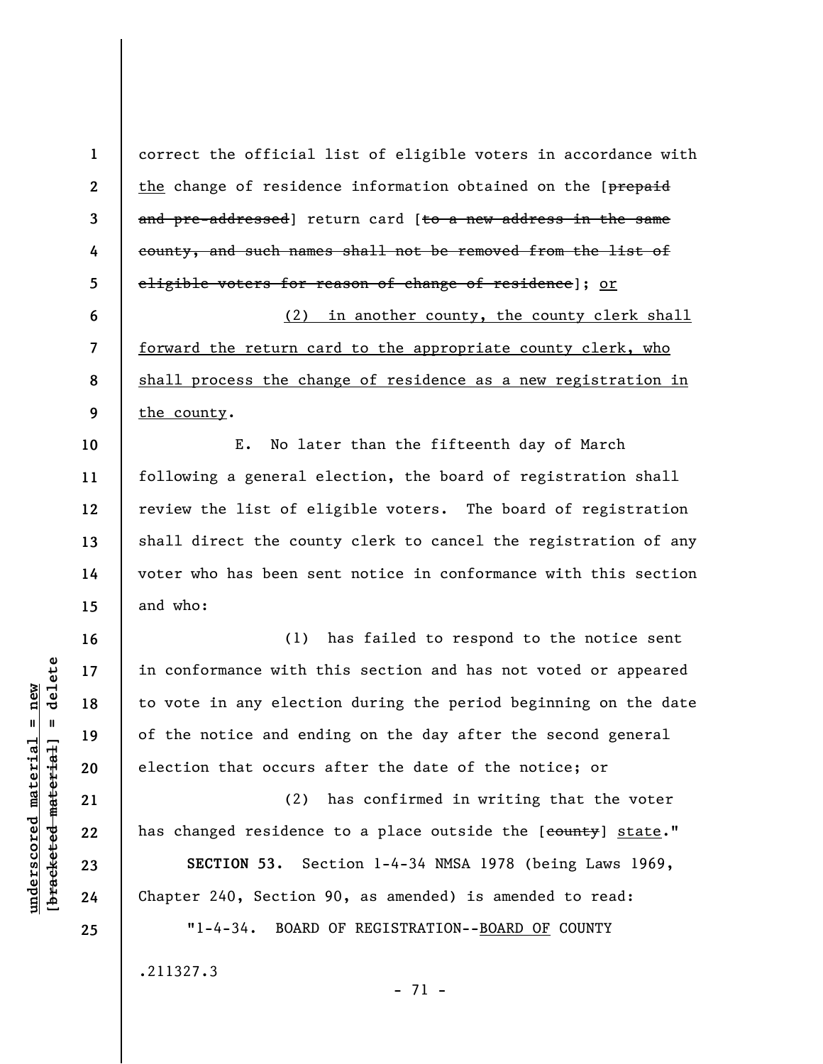correct the official list of eligible voters in accordance with the change of residence information obtained on the [prepaid and pre-addressed] return card [to a new address in the same county, and such names shall not be removed from the list of eligible voters for reason of change of residence]; or

(2) in another county, the county clerk shall forward the return card to the appropriate county clerk, who shall process the change of residence as a new registration in the county.

E. No later than the fifteenth day of March following a general election, the board of registration shall review the list of eligible voters. The board of registration shall direct the county clerk to cancel the registration of any voter who has been sent notice in conformance with this section and who:

(1) has failed to respond to the notice sent in conformance with this section and has not voted or appeared to vote in any election during the period beginning on the date of the notice and ending on the day after the second general election that occurs after the date of the notice; or

(2) has confirmed in writing that the voter has changed residence to a place outside the [county] state."

**SECTION 53.** Section 1-4-34 NMSA 1978 (being Laws 1969, Chapter 240, Section 90, as amended) is amended to read:

"1-4-34. BOARD OF REGISTRATION--BOARD OF COUNTY

.211327.3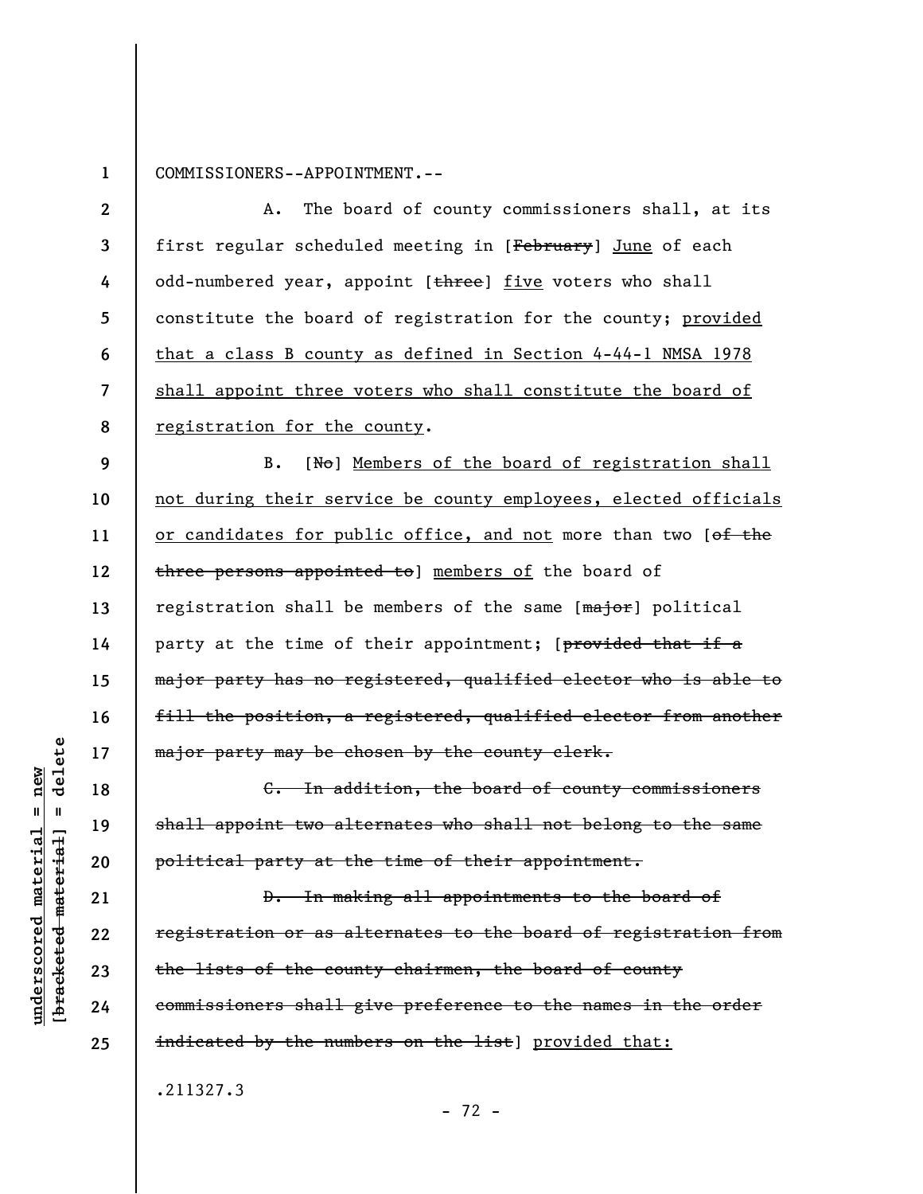COMMISSIONERS--APPOINTMENT.--

A. The board of county commissioners shall, at its first regular scheduled meeting in [~~February~~] <u>June</u> of each odd-numbered year, appoint [~~three~~] <u>five</u> voters who shall constitute the board of registration for the county; <u>provided that a class B county as defined in Section 4-44-1 NMSA 1978 shall appoint three voters who shall constitute the board of registration for the county</u>.

B. [~~No~~] <u>Members of the board of registration shall not during their service be county employees, elected officials or candidates for public office, and not</u> more than two [~~of the three persons appointed to~~] <u>members of</u> the board of registration shall be members of the same [~~major~~] political party at the time of their appointment; [~~provided that if a major party has no registered, qualified elector who is able to fill the position, a registered, qualified elector from another major party may be chosen by the county clerk.~~

~~C. In addition, the board of county commissioners shall appoint two alternates who shall not belong to the same political party at the time of their appointment.~~

~~D. In making all appointments to the board of registration or as alternates to the board of registration from the lists of the county chairmen, the board of county commissioners shall give preference to the names in the order indicated by the numbers on the list~~] <u>provided that:</u>

.211327.3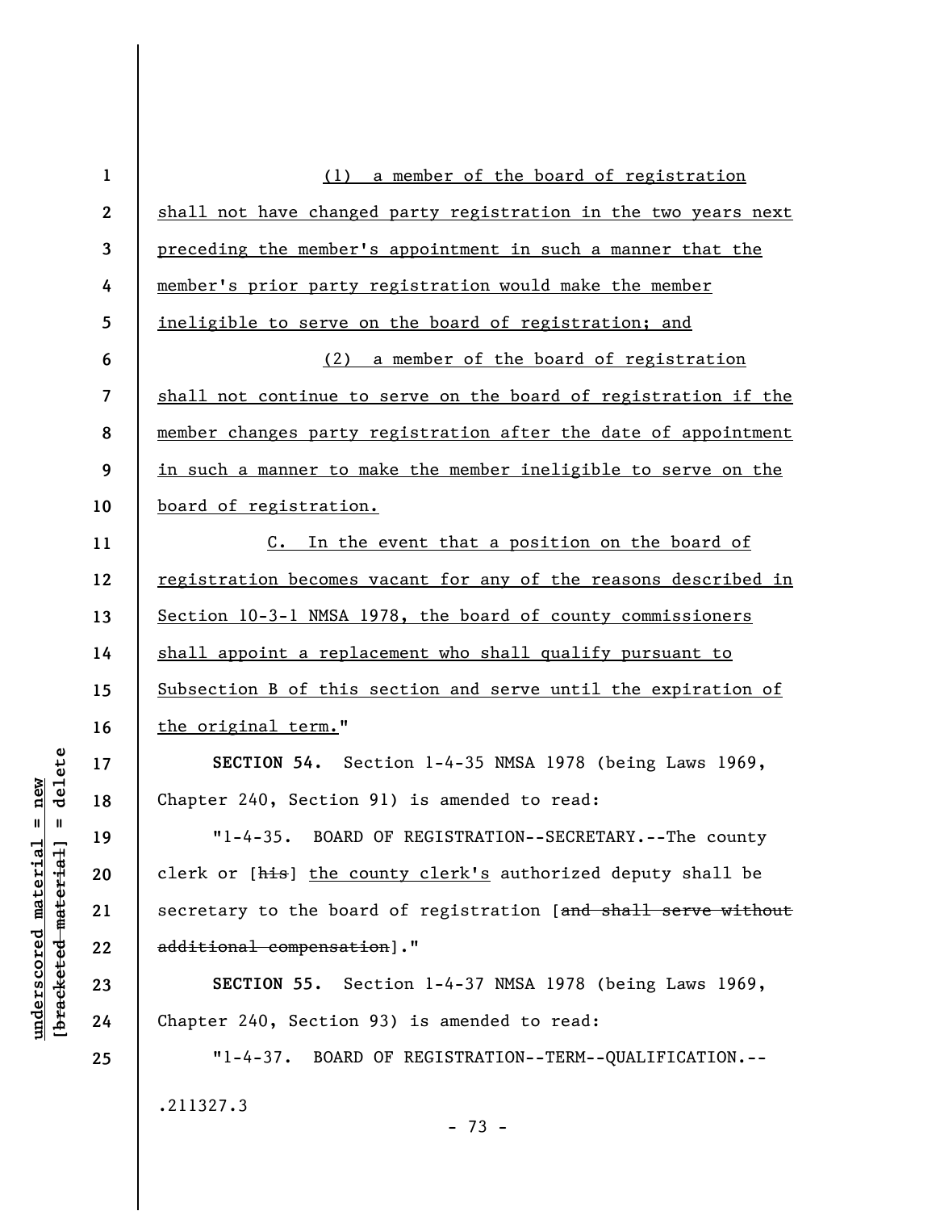(1) a member of the board of registration shall not have changed party registration in the two years next preceding the member's appointment in such a manner that the member's prior party registration would make the member ineligible to serve on the board of registration; and

(2) a member of the board of registration shall not continue to serve on the board of registration if the member changes party registration after the date of appointment in such a manner to make the member ineligible to serve on the board of registration.

C. In the event that a position on the board of registration becomes vacant for any of the reasons described in Section 10-3-1 NMSA 1978, the board of county commissioners shall appoint a replacement who shall qualify pursuant to Subsection B of this section and serve until the expiration of the original term."

**SECTION 54.** Section 1-4-35 NMSA 1978 (being Laws 1969, Chapter 240, Section 91) is amended to read:

"1-4-35. BOARD OF REGISTRATION--SECRETARY.--The county clerk or [~~his~~] the county clerk's authorized deputy shall be secretary to the board of registration [~~and shall serve without additional compensation~~]."

**SECTION 55.** Section 1-4-37 NMSA 1978 (being Laws 1969, Chapter 240, Section 93) is amended to read:

"1-4-37. BOARD OF REGISTRATION--TERM--QUALIFICATION.--

.211327.3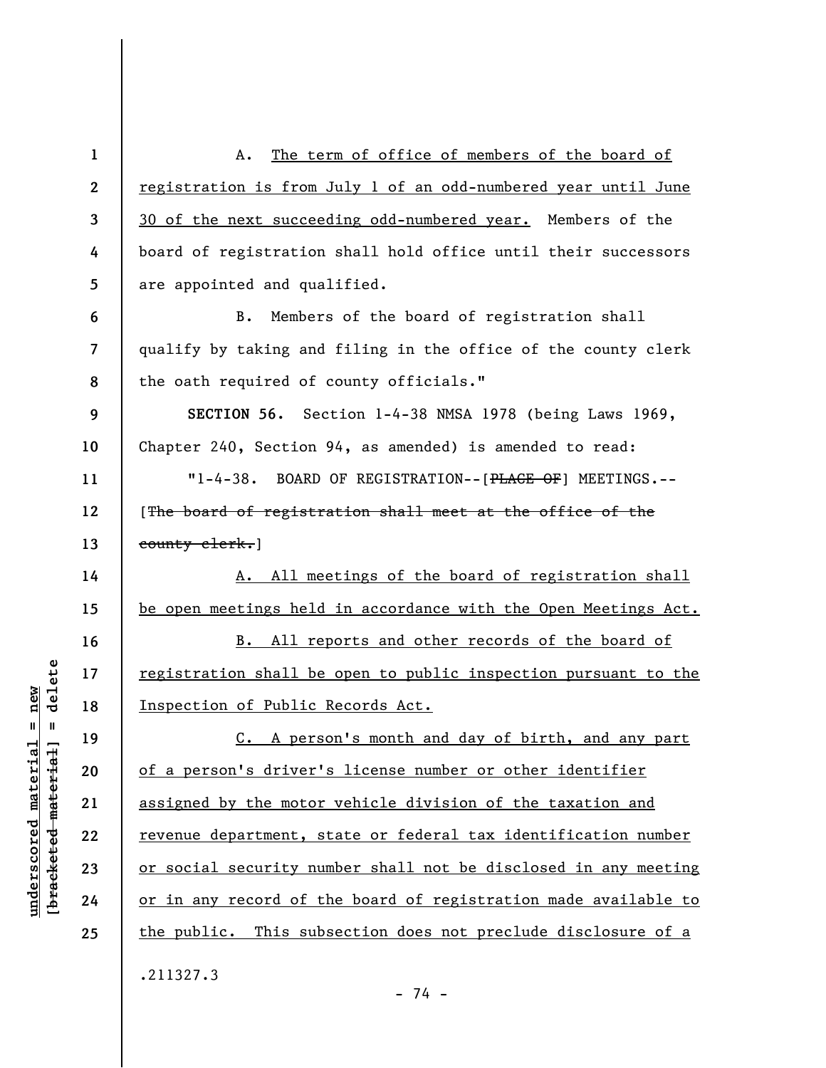A. The term of office of members of the board of registration is from July 1 of an odd-numbered year until June 30 of the next succeeding odd-numbered year. Members of the board of registration shall hold office until their successors are appointed and qualified.

B. Members of the board of registration shall qualify by taking and filing in the office of the county clerk the oath required of county officials."

**SECTION 56.** Section 1-4-38 NMSA 1978 (being Laws 1969, Chapter 240, Section 94, as amended) is amended to read:

"1-4-38. BOARD OF REGISTRATION--[~~PLACE OF~~] MEETINGS.--[~~The board of registration shall meet at the office of the county clerk.~~]

A. All meetings of the board of registration shall be open meetings held in accordance with the Open Meetings Act.

B. All reports and other records of the board of registration shall be open to public inspection pursuant to the Inspection of Public Records Act.

C. A person's month and day of birth, and any part of a person's driver's license number or other identifier assigned by the motor vehicle division of the taxation and revenue department, state or federal tax identification number or social security number shall not be disclosed in any meeting or in any record of the board of registration made available to the public. This subsection does not preclude disclosure of a

.211327.3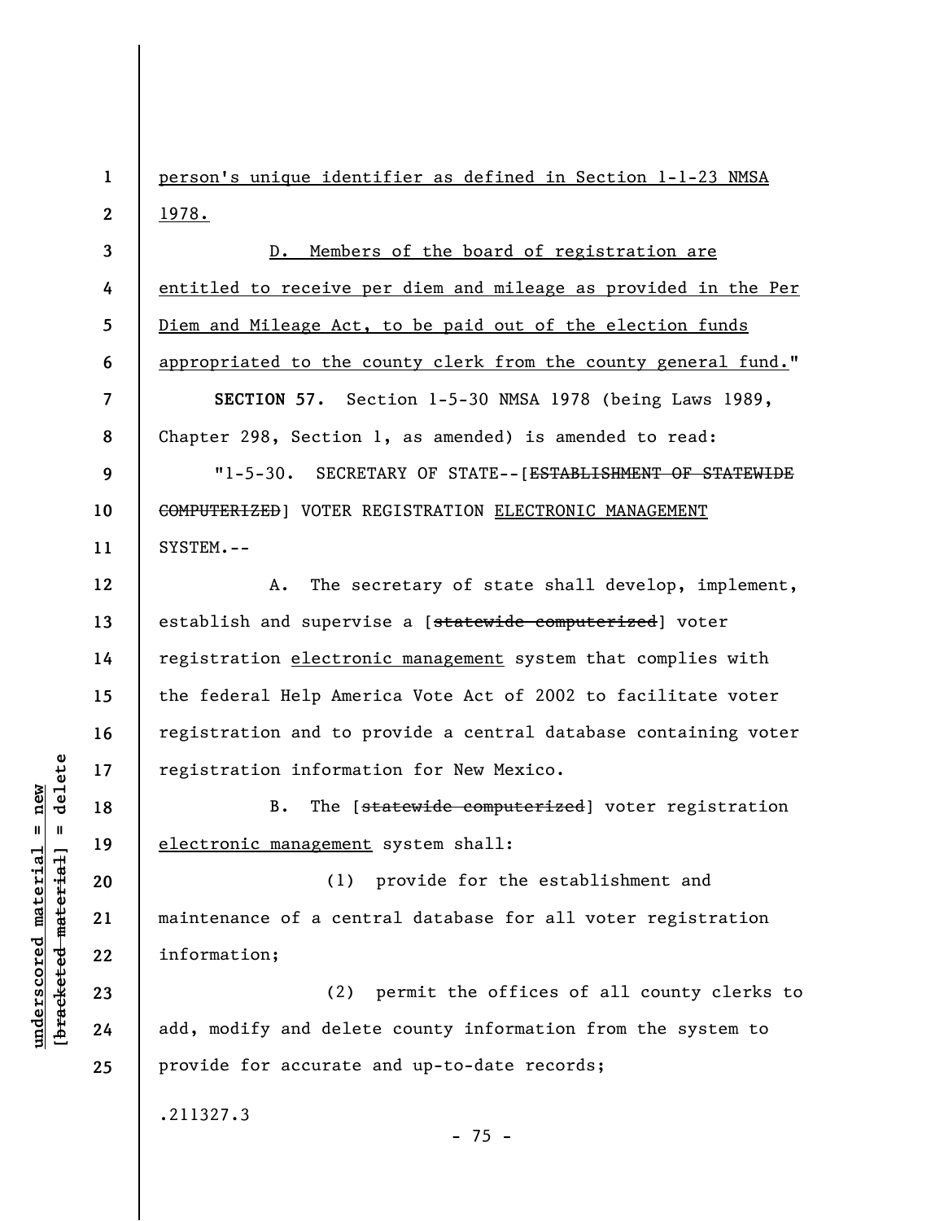person's unique identifier as defined in Section 1-1-23 NMSA 1978.

D. Members of the board of registration are entitled to receive per diem and mileage as provided in the Per Diem and Mileage Act, to be paid out of the election funds appropriated to the county clerk from the county general fund."

**SECTION 57.** Section 1-5-30 NMSA 1978 (being Laws 1989, Chapter 298, Section 1, as amended) is amended to read:

"1-5-30. SECRETARY OF STATE--[~~ESTABLISHMENT OF STATEWIDE COMPUTERIZED~~] VOTER REGISTRATION ELECTRONIC MANAGEMENT SYSTEM.--

A. The secretary of state shall develop, implement, establish and supervise a [~~statewide computerized~~] voter registration electronic management system that complies with the federal Help America Vote Act of 2002 to facilitate voter registration and to provide a central database containing voter registration information for New Mexico.

B. The [~~statewide computerized~~] voter registration electronic management system shall:

(1) provide for the establishment and maintenance of a central database for all voter registration information;

(2) permit the offices of all county clerks to add, modify and delete county information from the system to provide for accurate and up-to-date records;

.211327.3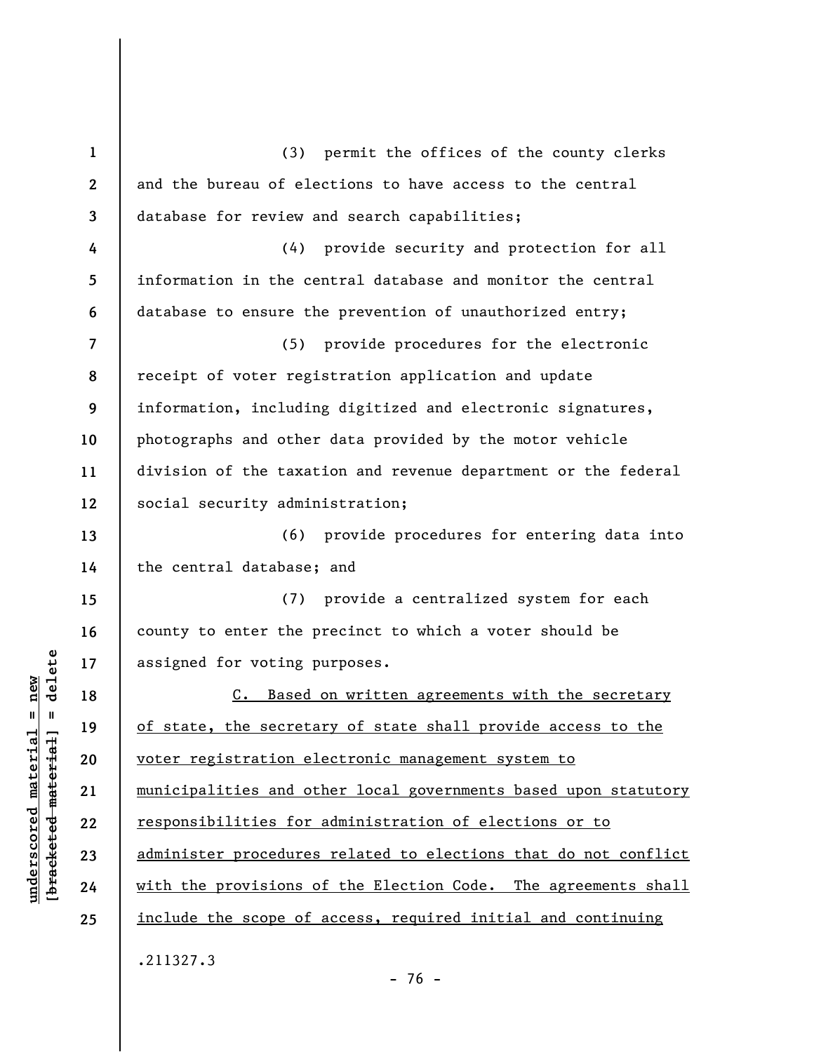(3) permit the offices of the county clerks and the bureau of elections to have access to the central database for review and search capabilities;

(4) provide security and protection for all information in the central database and monitor the central database to ensure the prevention of unauthorized entry;

(5) provide procedures for the electronic receipt of voter registration application and update information, including digitized and electronic signatures, photographs and other data provided by the motor vehicle division of the taxation and revenue department or the federal social security administration;

(6) provide procedures for entering data into the central database; and

(7) provide a centralized system for each county to enter the precinct to which a voter should be assigned for voting purposes.

<u>C. Based on written agreements with the secretary of state, the secretary of state shall provide access to the voter registration electronic management system to municipalities and other local governments based upon statutory responsibilities for administration of elections or to administer procedures related to elections that do not conflict with the provisions of the Election Code. The agreements shall include the scope of access, required initial and continuing</u>

.211327.3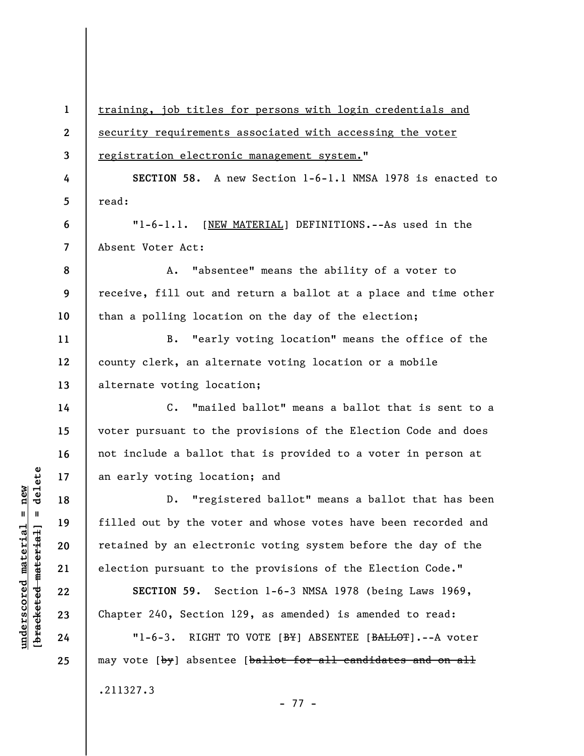training, job titles for persons with login credentials and security requirements associated with accessing the voter registration electronic management system."

**SECTION 58.** A new Section 1-6-1.1 NMSA 1978 is enacted to read:

"1-6-1.1. [NEW MATERIAL] DEFINITIONS.--As used in the Absent Voter Act:

A. "absentee" means the ability of a voter to receive, fill out and return a ballot at a place and time other than a polling location on the day of the election;

B. "early voting location" means the office of the county clerk, an alternate voting location or a mobile alternate voting location;

C. "mailed ballot" means a ballot that is sent to a voter pursuant to the provisions of the Election Code and does not include a ballot that is provided to a voter in person at an early voting location; and

D. "registered ballot" means a ballot that has been filled out by the voter and whose votes have been recorded and retained by an electronic voting system before the day of the election pursuant to the provisions of the Election Code."

**SECTION 59.** Section 1-6-3 NMSA 1978 (being Laws 1969, Chapter 240, Section 129, as amended) is amended to read:

"1-6-3. RIGHT TO VOTE [~~BY~~] ABSENTEE [~~BALLOT~~].--A voter may vote [~~by~~] absentee [~~ballot for all candidates and on all~~

.211327.3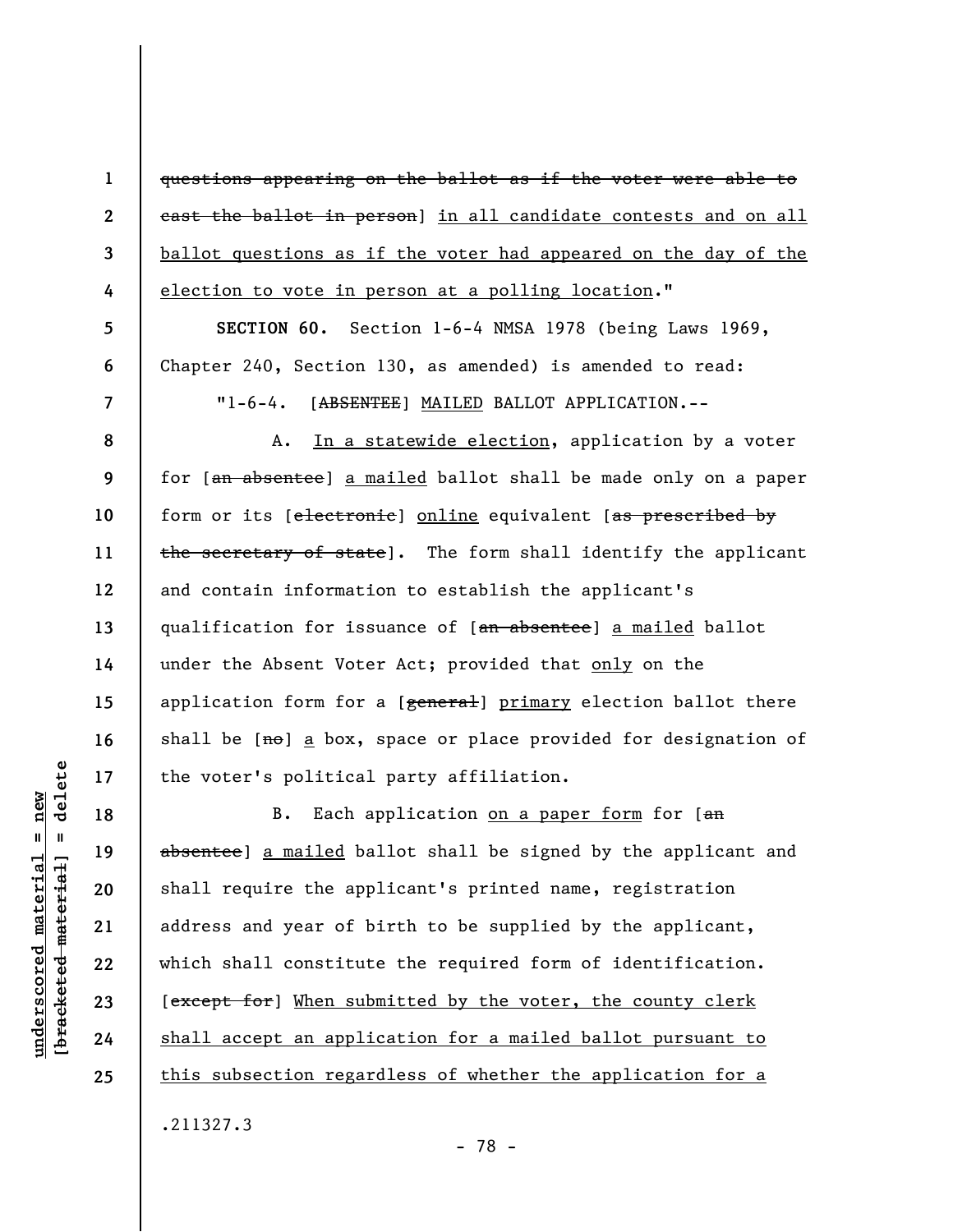~~questions appearing on the ballot as if the voter were able to cast the ballot in person~~] <u>in all candidate contests and on all ballot questions as if the voter had appeared on the day of the election to vote in person at a polling location</u>."

**SECTION 60.** Section 1-6-4 NMSA 1978 (being Laws 1969, Chapter 240, Section 130, as amended) is amended to read:

"1-6-4. [~~ABSENTEE~~] <u>MAILED</u> BALLOT APPLICATION.--

A. <u>In a statewide election</u>, application by a voter for [~~an absentee~~] <u>a mailed</u> ballot shall be made only on a paper form or its [~~electronic~~] <u>online</u> equivalent [~~as prescribed by the secretary of state~~]. The form shall identify the applicant and contain information to establish the applicant's qualification for issuance of [~~an absentee~~] <u>a mailed</u> ballot under the Absent Voter Act; provided that <u>only</u> on the application form for a [~~general~~] <u>primary</u> election ballot there shall be [~~no~~] <u>a</u> box, space or place provided for designation of the voter's political party affiliation.

B. Each application <u>on a paper form</u> for [~~an absentee~~] <u>a mailed</u> ballot shall be signed by the applicant and shall require the applicant's printed name, registration address and year of birth to be supplied by the applicant, which shall constitute the required form of identification. [~~except for~~] <u>When submitted by the voter, the county clerk shall accept an application for a mailed ballot pursuant to this subsection regardless of whether the application for a</u>

.211327.3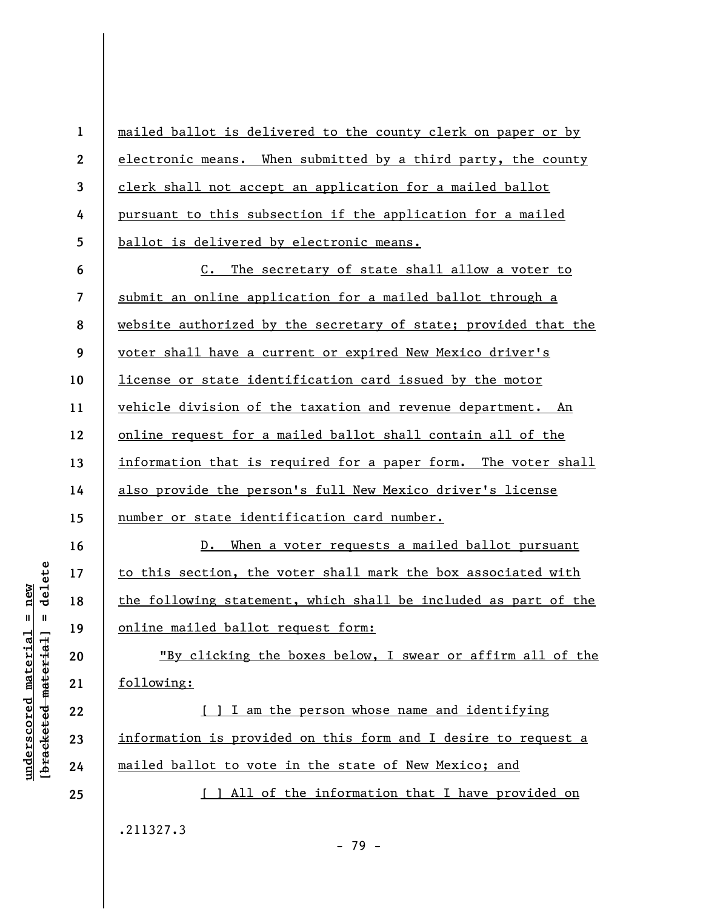mailed ballot is delivered to the county clerk on paper or by electronic means. When submitted by a third party, the county clerk shall not accept an application for a mailed ballot pursuant to this subsection if the application for a mailed ballot is delivered by electronic means.

C. The secretary of state shall allow a voter to submit an online application for a mailed ballot through a website authorized by the secretary of state; provided that the voter shall have a current or expired New Mexico driver's license or state identification card issued by the motor vehicle division of the taxation and revenue department. An online request for a mailed ballot shall contain all of the information that is required for a paper form. The voter shall also provide the person's full New Mexico driver's license number or state identification card number.

D. When a voter requests a mailed ballot pursuant to this section, the voter shall mark the box associated with the following statement, which shall be included as part of the online mailed ballot request form:

"By clicking the boxes below, I swear or affirm all of the following:

[ ] I am the person whose name and identifying information is provided on this form and I desire to request a mailed ballot to vote in the state of New Mexico; and

[ ] All of the information that I have provided on

.211327.3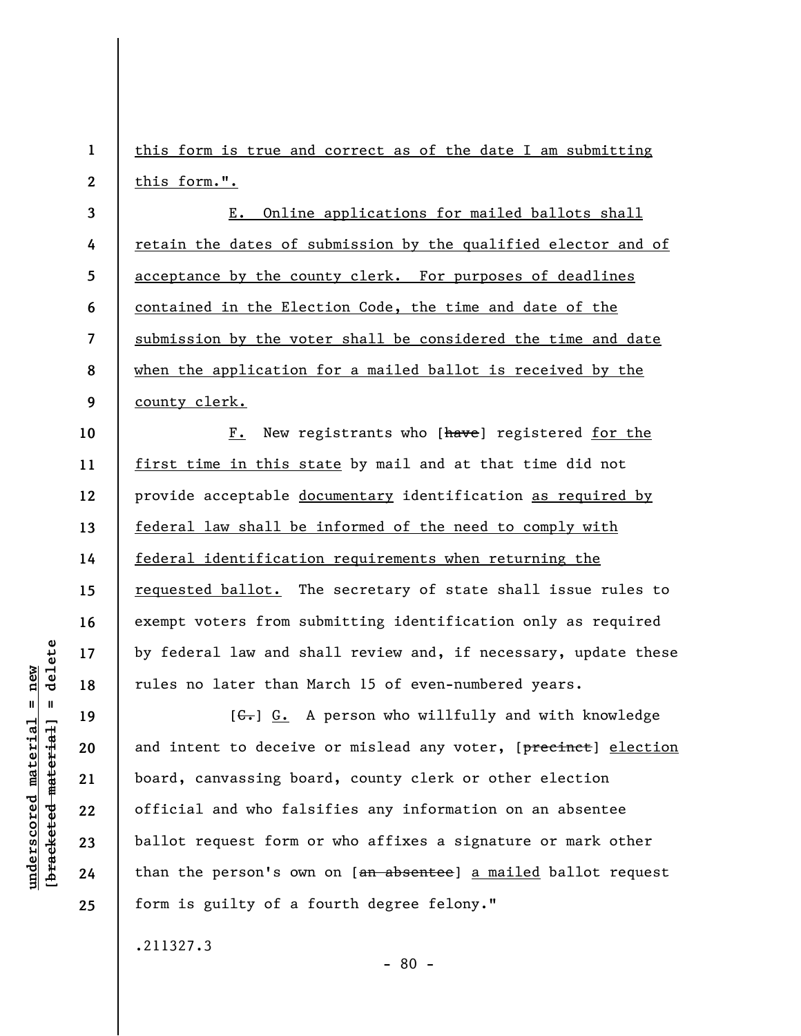this form is true and correct as of the date I am submitting this form.".

E. Online applications for mailed ballots shall retain the dates of submission by the qualified elector and of acceptance by the county clerk. For purposes of deadlines contained in the Election Code, the time and date of the submission by the voter shall be considered the time and date when the application for a mailed ballot is received by the county clerk.

F. New registrants who [~~have~~] registered for the first time in this state by mail and at that time did not provide acceptable documentary identification as required by federal law shall be informed of the need to comply with federal identification requirements when returning the requested ballot. The secretary of state shall issue rules to exempt voters from submitting identification only as required by federal law and shall review and, if necessary, update these rules no later than March 15 of even-numbered years.

[~~C.~~] G. A person who willfully and with knowledge and intent to deceive or mislead any voter, [~~precinct~~] election board, canvassing board, county clerk or other election official and who falsifies any information on an absentee ballot request form or who affixes a signature or mark other than the person's own on [~~an absentee~~] a mailed ballot request form is guilty of a fourth degree felony."

.211327.3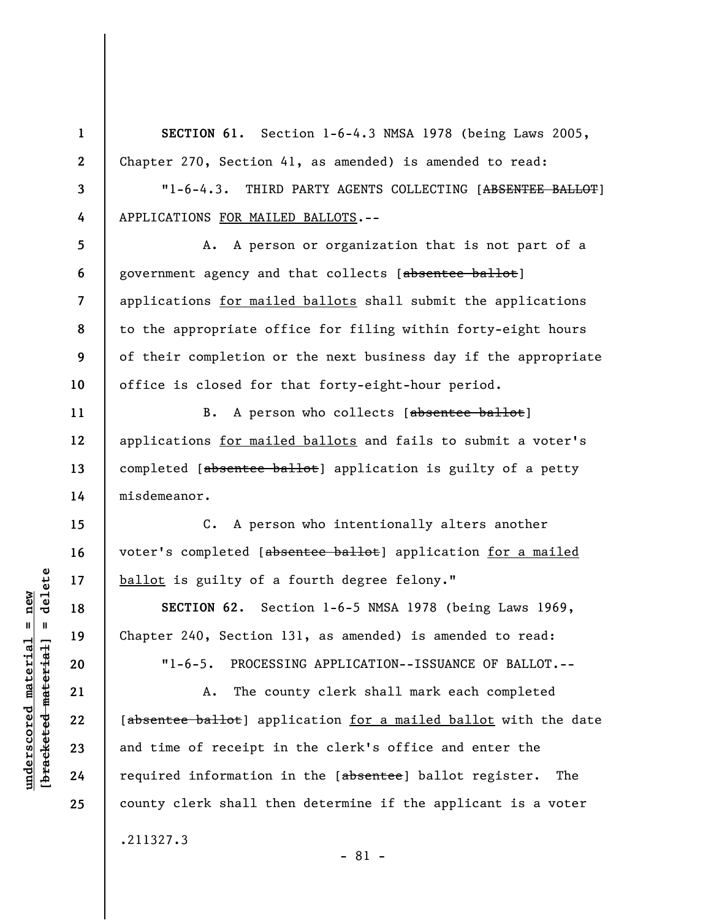**SECTION 61.** Section 1-6-4.3 NMSA 1978 (being Laws 2005, Chapter 270, Section 41, as amended) is amended to read:

"1-6-4.3. THIRD PARTY AGENTS COLLECTING [~~ABSENTEE BALLOT~~] APPLICATIONS <u>FOR MAILED BALLOTS</u>.--

A. A person or organization that is not part of a government agency and that collects [~~absentee ballot~~] applications <u>for mailed ballots</u> shall submit the applications to the appropriate office for filing within forty-eight hours of their completion or the next business day if the appropriate office is closed for that forty-eight-hour period.

B. A person who collects [~~absentee ballot~~] applications <u>for mailed ballots</u> and fails to submit a voter's completed [~~absentee ballot~~] application is guilty of a petty misdemeanor.

C. A person who intentionally alters another voter's completed [~~absentee ballot~~] application <u>for a mailed ballot</u> is guilty of a fourth degree felony."

**SECTION 62.** Section 1-6-5 NMSA 1978 (being Laws 1969, Chapter 240, Section 131, as amended) is amended to read:

"1-6-5. PROCESSING APPLICATION--ISSUANCE OF BALLOT.--

A. The county clerk shall mark each completed [~~absentee ballot~~] application <u>for a mailed ballot</u> with the date and time of receipt in the clerk's office and enter the required information in the [~~absentee~~] ballot register. The county clerk shall then determine if the applicant is a voter

.211327.3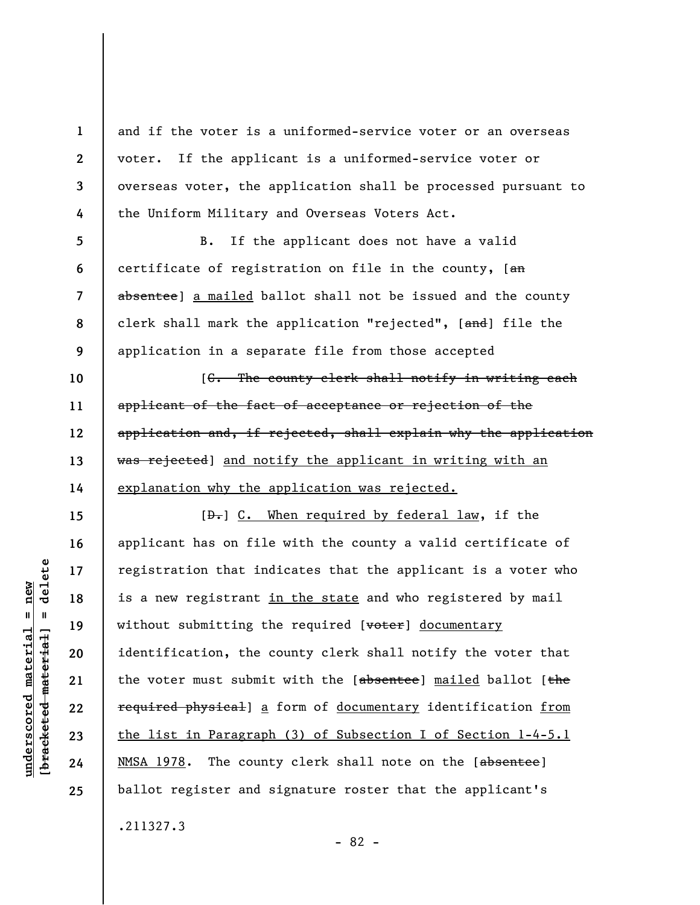and if the voter is a uniformed-service voter or an overseas voter. If the applicant is a uniformed-service voter or overseas voter, the application shall be processed pursuant to the Uniform Military and Overseas Voters Act.

B. If the applicant does not have a valid certificate of registration on file in the county, [~~an absentee~~] a mailed ballot shall not be issued and the county clerk shall mark the application "rejected", [~~and~~] file the application in a separate file from those accepted

[~~C. The county clerk shall notify in writing each applicant of the fact of acceptance or rejection of the application and, if rejected, shall explain why the application was rejected~~] and notify the applicant in writing with an explanation why the application was rejected.

[~~D.~~] C. When required by federal law, if the applicant has on file with the county a valid certificate of registration that indicates that the applicant is a voter who is a new registrant in the state and who registered by mail without submitting the required [~~voter~~] documentary identification, the county clerk shall notify the voter that the voter must submit with the [~~absentee~~] mailed ballot [~~the required physical~~] a form of documentary identification from the list in Paragraph (3) of Subsection I of Section 1-4-5.1 NMSA 1978. The county clerk shall note on the [~~absentee~~] ballot register and signature roster that the applicant's

.211327.3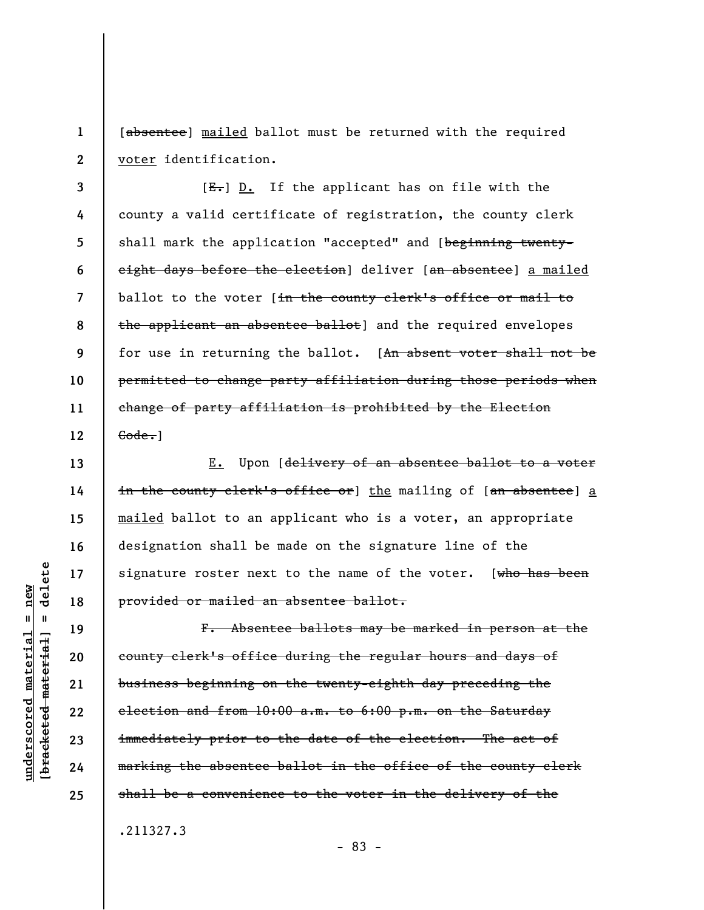[~~absentee~~] <u>mailed</u> ballot must be returned with the required <u>voter</u> identification.

[~~E.~~] <u>D.</u> If the applicant has on file with the county a valid certificate of registration, the county clerk shall mark the application "accepted" and [~~beginning twenty-eight days before the election~~] deliver [~~an absentee~~] <u>a mailed</u> ballot to the voter [~~in the county clerk's office or mail to the applicant an absentee ballot~~] and the required envelopes for use in returning the ballot. [~~An absent voter shall not be permitted to change party affiliation during those periods when change of party affiliation is prohibited by the Election Code.~~]

<u>E.</u> Upon [~~delivery of an absentee ballot to a voter in the county clerk's office or~~] <u>the</u> mailing of [~~an absentee~~] <u>a mailed</u> ballot to an applicant who is a voter, an appropriate designation shall be made on the signature line of the signature roster next to the name of the voter. [~~who has been provided or mailed an absentee ballot.~~

~~F. Absentee ballots may be marked in person at the county clerk's office during the regular hours and days of business beginning on the twenty-eighth day preceding the election and from 10:00 a.m. to 6:00 p.m. on the Saturday immediately prior to the date of the election. The act of marking the absentee ballot in the office of the county clerk shall be a convenience to the voter in the delivery of the~~

.211327.3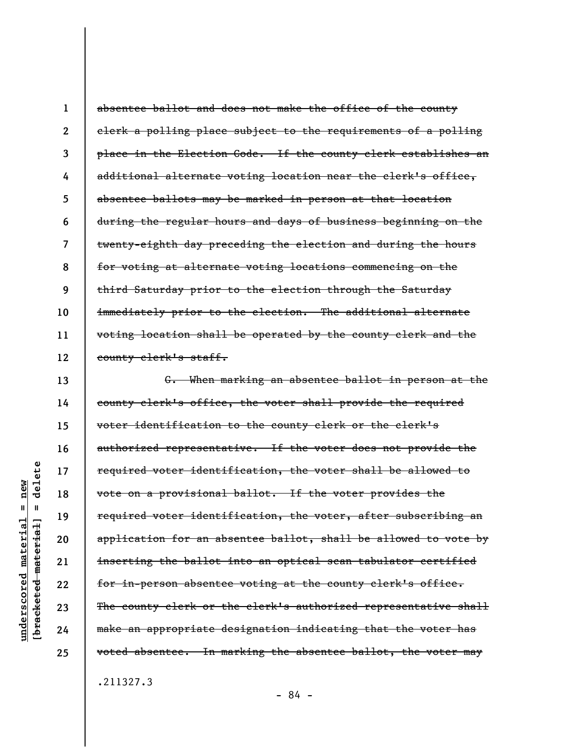~~absentee ballot and does not make the office of the county clerk a polling place subject to the requirements of a polling place in the Election Code. If the county clerk establishes an additional alternate voting location near the clerk's office, absentee ballots may be marked in person at that location during the regular hours and days of business beginning on the twenty-eighth day preceding the election and during the hours for voting at alternate voting locations commencing on the third Saturday prior to the election through the Saturday immediately prior to the election. The additional alternate voting location shall be operated by the county clerk and the county clerk's staff.~~

~~G. When marking an absentee ballot in person at the county clerk's office, the voter shall provide the required voter identification to the county clerk or the clerk's authorized representative. If the voter does not provide the required voter identification, the voter shall be allowed to vote on a provisional ballot. If the voter provides the required voter identification, the voter, after subscribing an application for an absentee ballot, shall be allowed to vote by inserting the ballot into an optical scan tabulator certified for in-person absentee voting at the county clerk's office. The county clerk or the clerk's authorized representative shall make an appropriate designation indicating that the voter has voted absentee. In marking the absentee ballot, the voter may~~

.211327.3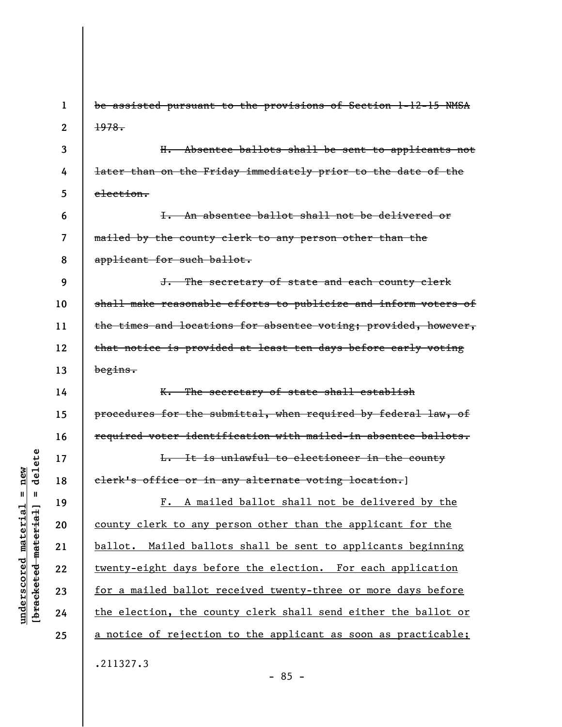~~be assisted pursuant to the provisions of Section 1-12-15 NMSA 1978.~~

~~H. Absentee ballots shall be sent to applicants not later than on the Friday immediately prior to the date of the election.~~

~~I. An absentee ballot shall not be delivered or mailed by the county clerk to any person other than the applicant for such ballot.~~

~~J. The secretary of state and each county clerk shall make reasonable efforts to publicize and inform voters of the times and locations for absentee voting; provided, however, that notice is provided at least ten days before early voting begins.~~

~~K. The secretary of state shall establish procedures for the submittal, when required by federal law, of required voter identification with mailed-in absentee ballots.~~

~~L. It is unlawful to electioneer in the county clerk's office or in any alternate voting location.~~]

<u>F. A mailed ballot shall not be delivered by the county clerk to any person other than the applicant for the ballot. Mailed ballots shall be sent to applicants beginning twenty-eight days before the election. For each application for a mailed ballot received twenty-three or more days before the election, the county clerk shall send either the ballot or a notice of rejection to the applicant as soon as practicable;</u>

.211327.3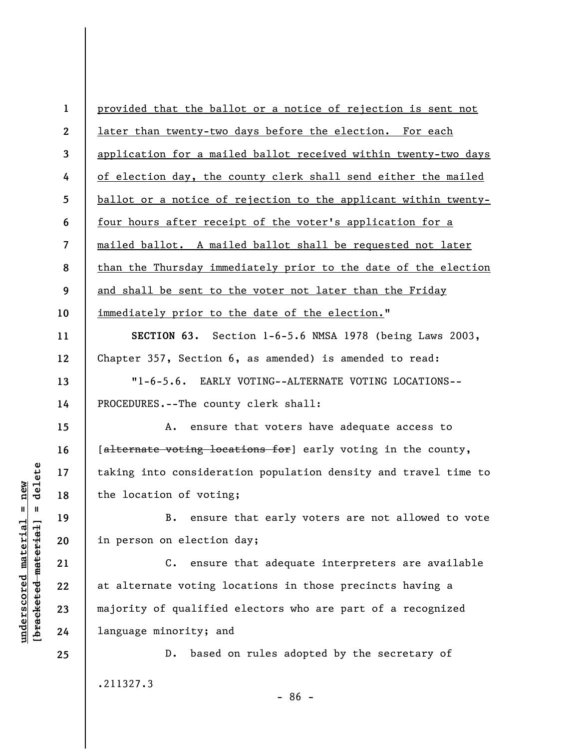provided that the ballot or a notice of rejection is sent not later than twenty-two days before the election. For each application for a mailed ballot received within twenty-two days of election day, the county clerk shall send either the mailed ballot or a notice of rejection to the applicant within twenty-four hours after receipt of the voter's application for a mailed ballot. A mailed ballot shall be requested not later than the Thursday immediately prior to the date of the election and shall be sent to the voter not later than the Friday immediately prior to the date of the election."

**SECTION 63.** Section 1-6-5.6 NMSA 1978 (being Laws 2003, Chapter 357, Section 6, as amended) is amended to read:

"1-6-5.6. EARLY VOTING--ALTERNATE VOTING LOCATIONS--PROCEDURES.--The county clerk shall:

A. ensure that voters have adequate access to [~~alternate voting locations for~~] early voting in the county, taking into consideration population density and travel time to the location of voting;

B. ensure that early voters are not allowed to vote in person on election day;

C. ensure that adequate interpreters are available at alternate voting locations in those precincts having a majority of qualified electors who are part of a recognized language minority; and

D. based on rules adopted by the secretary of

.211327.3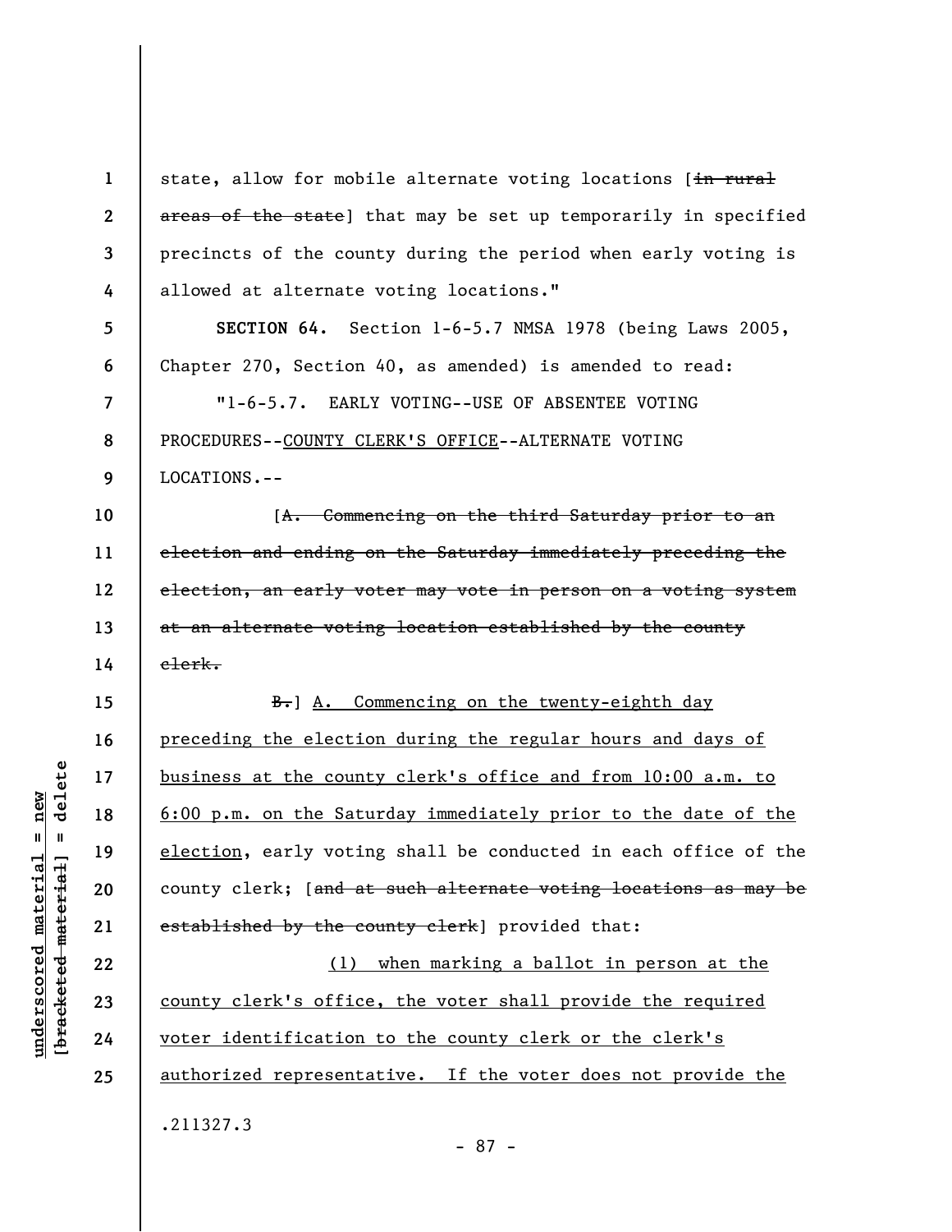state, allow for mobile alternate voting locations [~~in rural areas of the state~~] that may be set up temporarily in specified precincts of the county during the period when early voting is allowed at alternate voting locations."

**SECTION 64.** Section 1-6-5.7 NMSA 1978 (being Laws 2005, Chapter 270, Section 40, as amended) is amended to read:

"1-6-5.7. EARLY VOTING--USE OF ABSENTEE VOTING PROCEDURES--<u>COUNTY CLERK'S OFFICE</u>--ALTERNATE VOTING LOCATIONS.--

[~~A. Commencing on the third Saturday prior to an election and ending on the Saturday immediately preceding the election, an early voter may vote in person on a voting system at an alternate voting location established by the county clerk.~~

~~B.~~] <u>A. Commencing on the twenty-eighth day preceding the election during the regular hours and days of business at the county clerk's office and from 10:00 a.m. to 6:00 p.m. on the Saturday immediately prior to the date of the election</u>, early voting shall be conducted in each office of the county clerk; [~~and at such alternate voting locations as may be established by the county clerk~~] provided that:

<u>(1) when marking a ballot in person at the county clerk's office, the voter shall provide the required voter identification to the county clerk or the clerk's authorized representative. If the voter does not provide the</u>

.211327.3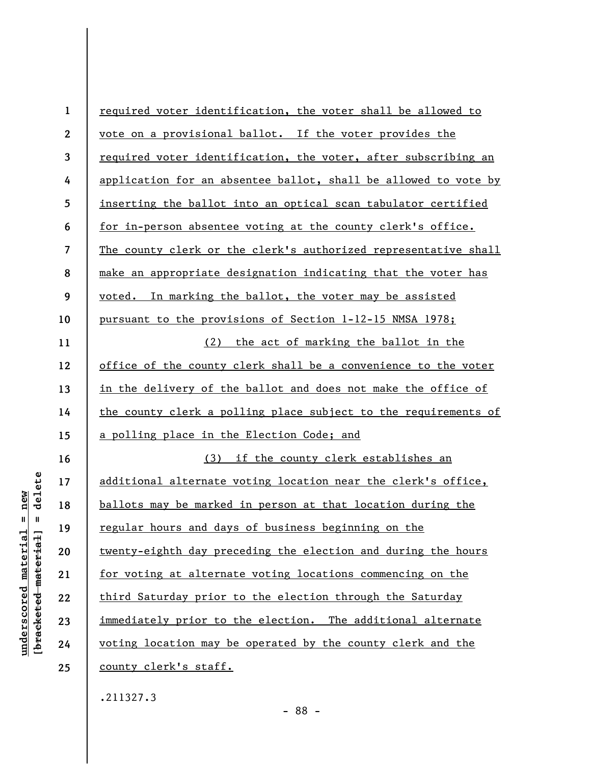required voter identification, the voter shall be allowed to vote on a provisional ballot. If the voter provides the required voter identification, the voter, after subscribing an application for an absentee ballot, shall be allowed to vote by inserting the ballot into an optical scan tabulator certified for in-person absentee voting at the county clerk's office. The county clerk or the clerk's authorized representative shall make an appropriate designation indicating that the voter has voted. In marking the ballot, the voter may be assisted pursuant to the provisions of Section 1-12-15 NMSA 1978;

(2) the act of marking the ballot in the office of the county clerk shall be a convenience to the voter in the delivery of the ballot and does not make the office of the county clerk a polling place subject to the requirements of a polling place in the Election Code; and

(3) if the county clerk establishes an additional alternate voting location near the clerk's office, ballots may be marked in person at that location during the regular hours and days of business beginning on the twenty-eighth day preceding the election and during the hours for voting at alternate voting locations commencing on the third Saturday prior to the election through the Saturday immediately prior to the election. The additional alternate voting location may be operated by the county clerk and the county clerk's staff.

.211327.3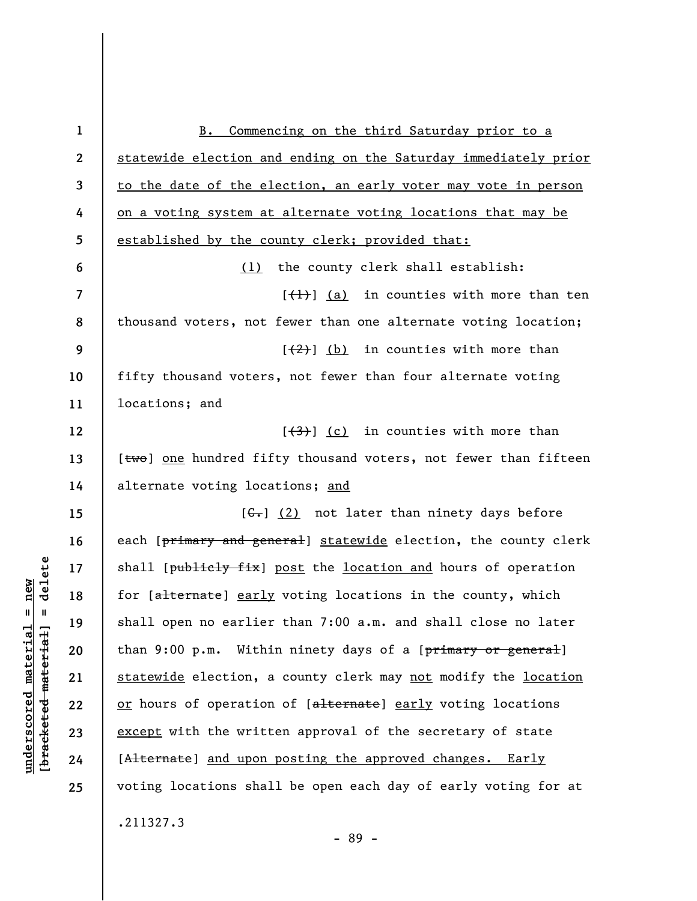B. Commencing on the third Saturday prior to a statewide election and ending on the Saturday immediately prior to the date of the election, an early voter may vote in person on a voting system at alternate voting locations that may be established by the county clerk; provided that:

(1) the county clerk shall establish:

[(1)] (a) in counties with more than ten thousand voters, not fewer than one alternate voting location;

[(2)] (b) in counties with more than fifty thousand voters, not fewer than four alternate voting locations; and

[(3)] (c) in counties with more than [two] one hundred fifty thousand voters, not fewer than fifteen alternate voting locations; and

[C.] (2) not later than ninety days before each [primary and general] statewide election, the county clerk shall [publicly fix] post the location and hours of operation for [alternate] early voting locations in the county, which shall open no earlier than 7:00 a.m. and shall close no later than 9:00 p.m. Within ninety days of a [primary or general] statewide election, a county clerk may not modify the location or hours of operation of [alternate] early voting locations except with the written approval of the secretary of state [Alternate] and upon posting the approved changes. Early voting locations shall be open each day of early voting for at

.211327.3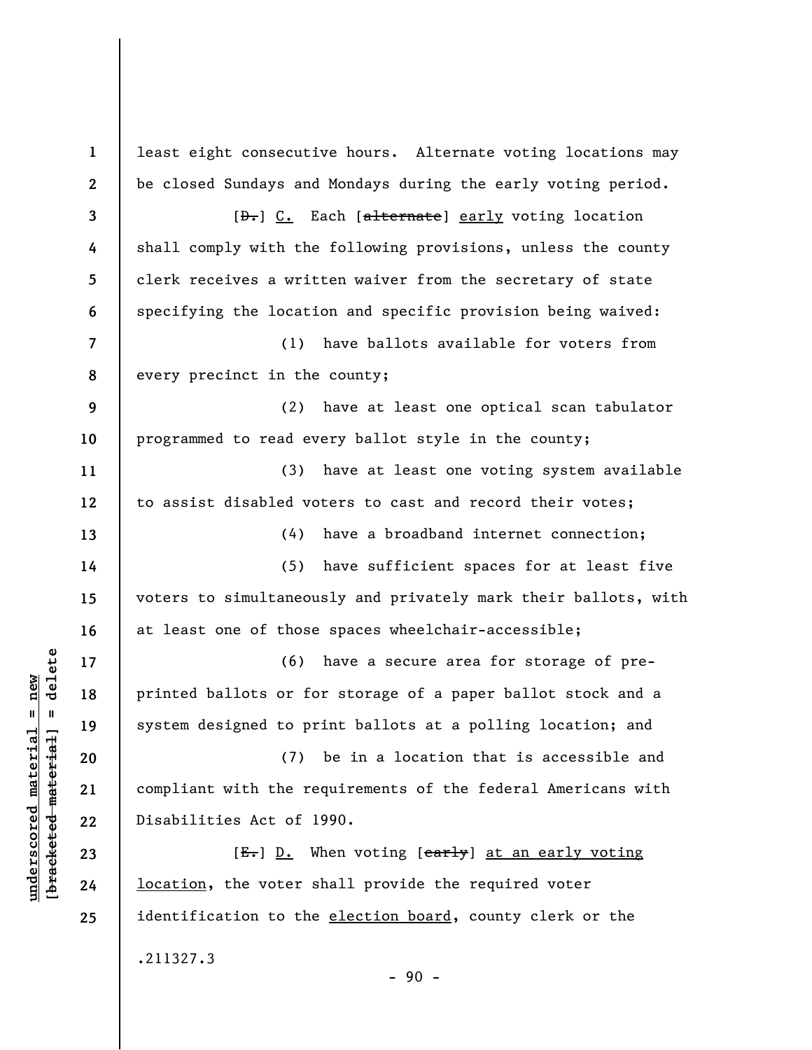least eight consecutive hours. Alternate voting locations may be closed Sundays and Mondays during the early voting period.

[~~D.~~] <u>C.</u> Each [~~alternate~~] <u>early</u> voting location shall comply with the following provisions, unless the county clerk receives a written waiver from the secretary of state specifying the location and specific provision being waived:

(1) have ballots available for voters from every precinct in the county;

(2) have at least one optical scan tabulator programmed to read every ballot style in the county;

(3) have at least one voting system available to assist disabled voters to cast and record their votes;

(4) have a broadband internet connection;

(5) have sufficient spaces for at least five voters to simultaneously and privately mark their ballots, with at least one of those spaces wheelchair-accessible;

(6) have a secure area for storage of pre-printed ballots or for storage of a paper ballot stock and a system designed to print ballots at a polling location; and

(7) be in a location that is accessible and compliant with the requirements of the federal Americans with Disabilities Act of 1990.

[~~E.~~] <u>D.</u> When voting [~~early~~] <u>at an early voting location</u>, the voter shall provide the required voter identification to the <u>election board</u>, county clerk or the

.211327.3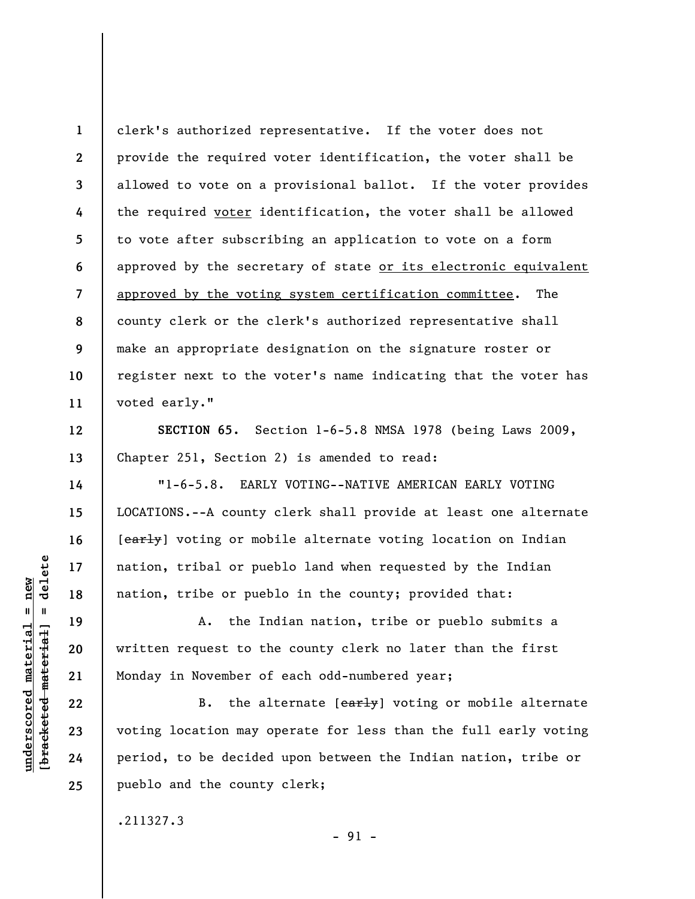clerk's authorized representative. If the voter does not provide the required voter identification, the voter shall be allowed to vote on a provisional ballot. If the voter provides the required <u>voter</u> identification, the voter shall be allowed to vote after subscribing an application to vote on a form approved by the secretary of state <u>or its electronic equivalent approved by the voting system certification committee</u>. The county clerk or the clerk's authorized representative shall make an appropriate designation on the signature roster or register next to the voter's name indicating that the voter has voted early."

**SECTION 65.** Section 1-6-5.8 NMSA 1978 (being Laws 2009, Chapter 251, Section 2) is amended to read:

"1-6-5.8. EARLY VOTING--NATIVE AMERICAN EARLY VOTING LOCATIONS.--A county clerk shall provide at least one alternate [~~early~~] voting or mobile alternate voting location on Indian nation, tribal or pueblo land when requested by the Indian nation, tribe or pueblo in the county; provided that:

A. the Indian nation, tribe or pueblo submits a written request to the county clerk no later than the first Monday in November of each odd-numbered year;

B. the alternate [~~early~~] voting or mobile alternate voting location may operate for less than the full early voting period, to be decided upon between the Indian nation, tribe or pueblo and the county clerk;

.211327.3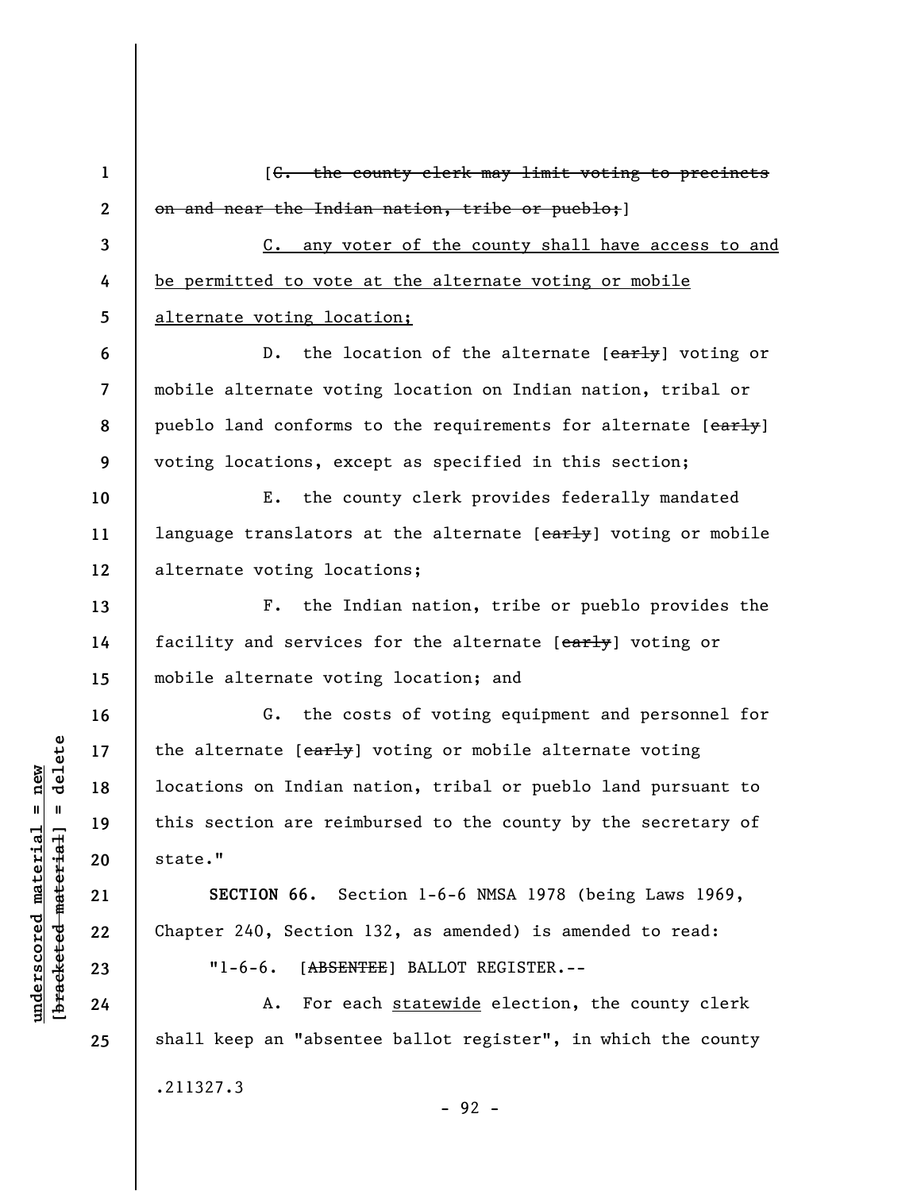[~~C. the county clerk may limit voting to precincts on and near the Indian nation, tribe or pueblo;~~]

<u>C. any voter of the county shall have access to and be permitted to vote at the alternate voting or mobile alternate voting location;</u>

D. the location of the alternate [~~early~~] voting or mobile alternate voting location on Indian nation, tribal or pueblo land conforms to the requirements for alternate [~~early~~] voting locations, except as specified in this section;

E. the county clerk provides federally mandated language translators at the alternate [~~early~~] voting or mobile alternate voting locations;

F. the Indian nation, tribe or pueblo provides the facility and services for the alternate [~~early~~] voting or mobile alternate voting location; and

G. the costs of voting equipment and personnel for the alternate [~~early~~] voting or mobile alternate voting locations on Indian nation, tribal or pueblo land pursuant to this section are reimbursed to the county by the secretary of state."

**SECTION 66.** Section 1-6-6 NMSA 1978 (being Laws 1969, Chapter 240, Section 132, as amended) is amended to read:

"1-6-6. [~~ABSENTEE~~] BALLOT REGISTER.--

A. For each <u>statewide</u> election, the county clerk shall keep an "absentee ballot register", in which the county

.211327.3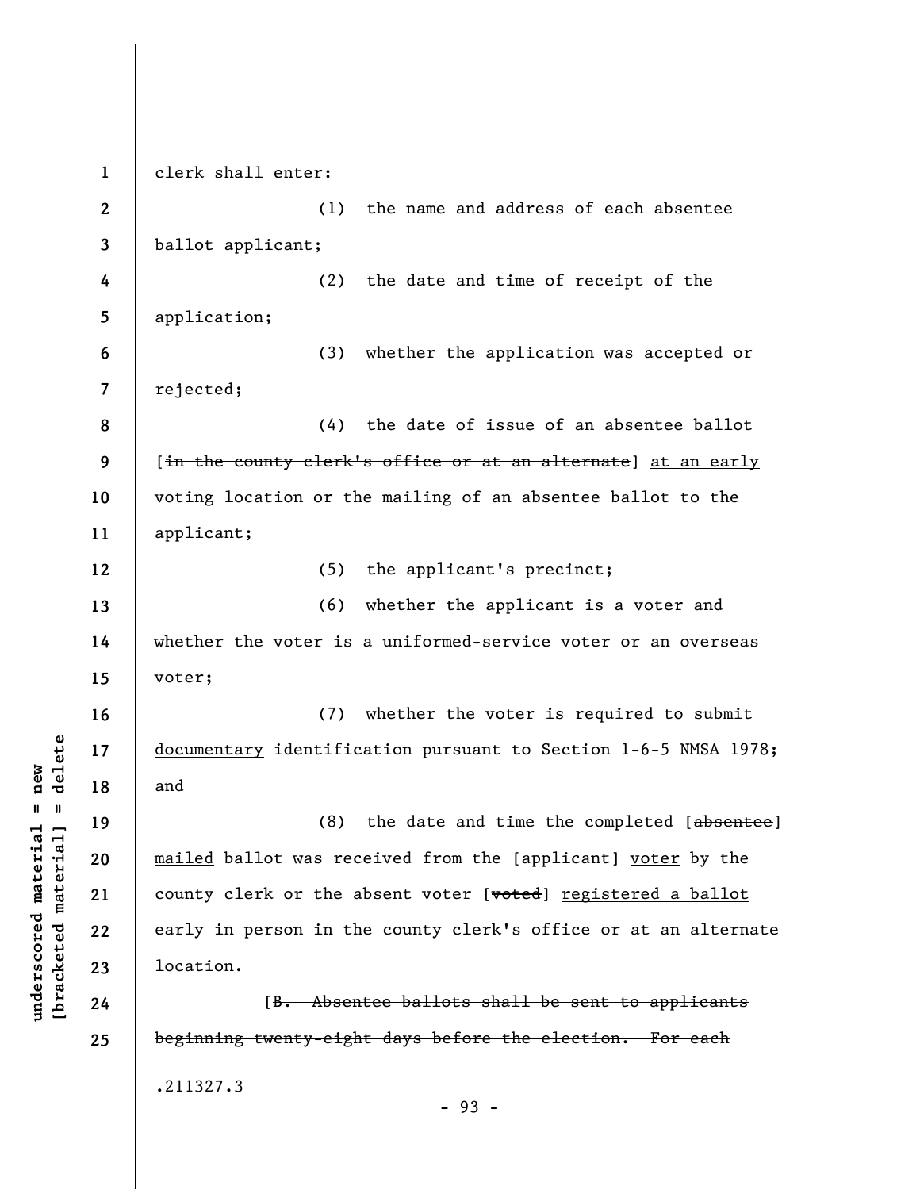clerk shall enter:

(1) the name and address of each absentee ballot applicant;

(2) the date and time of receipt of the application;

(3) whether the application was accepted or rejected;

(4) the date of issue of an absentee ballot [~~in the county clerk's office or at an alternate~~] <u>at an early voting</u> location or the mailing of an absentee ballot to the applicant;

(5) the applicant's precinct;

(6) whether the applicant is a voter and whether the voter is a uniformed-service voter or an overseas voter;

(7) whether the voter is required to submit <u>documentary</u> identification pursuant to Section 1-6-5 NMSA 1978; and

(8) the date and time the completed [~~absentee~~] <u>mailed</u> ballot was received from the [~~applicant~~] <u>voter</u> by the county clerk or the absent voter [~~voted~~] <u>registered a ballot</u> early in person in the county clerk's office or at an alternate location.

[~~B. Absentee ballots shall be sent to applicants beginning twenty-eight days before the election. For each~~

.211327.3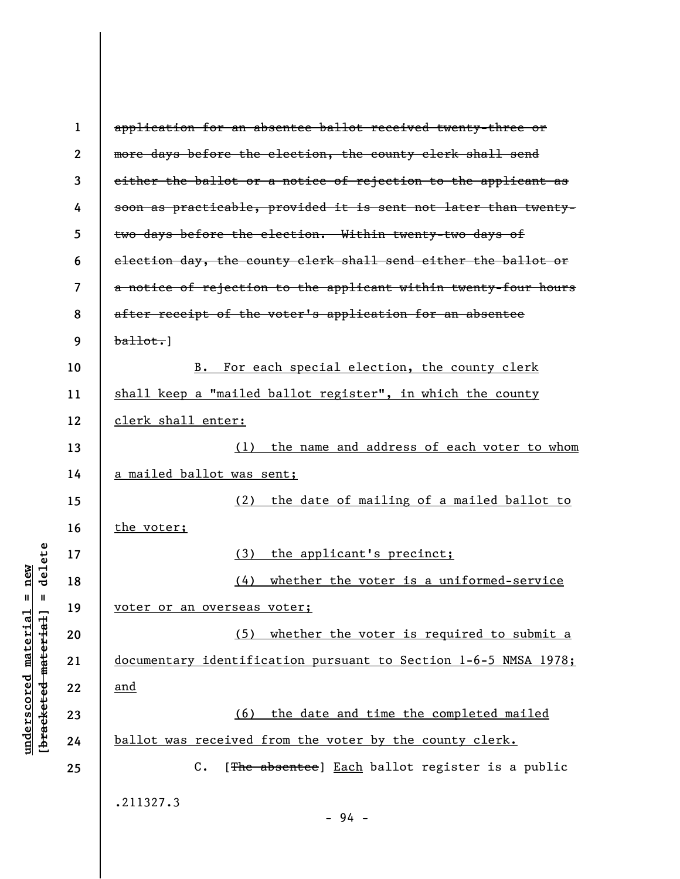~~application for an absentee ballot received twenty-three or more days before the election, the county clerk shall send either the ballot or a notice of rejection to the applicant as soon as practicable, provided it is sent not later than twenty-two days before the election. Within twenty-two days of election day, the county clerk shall send either the ballot or a notice of rejection to the applicant within twenty-four hours after receipt of the voter's application for an absentee ballot.~~]

B. For each special election, the county clerk shall keep a "mailed ballot register", in which the county clerk shall enter:

(1) the name and address of each voter to whom a mailed ballot was sent;

(2) the date of mailing of a mailed ballot to the voter;

(3) the applicant's precinct;

(4) whether the voter is a uniformed-service voter or an overseas voter;

(5) whether the voter is required to submit a documentary identification pursuant to Section 1-6-5 NMSA 1978; and

(6) the date and time the completed mailed ballot was received from the voter by the county clerk.

C. [~~The absentee~~] Each ballot register is a public

.211327.3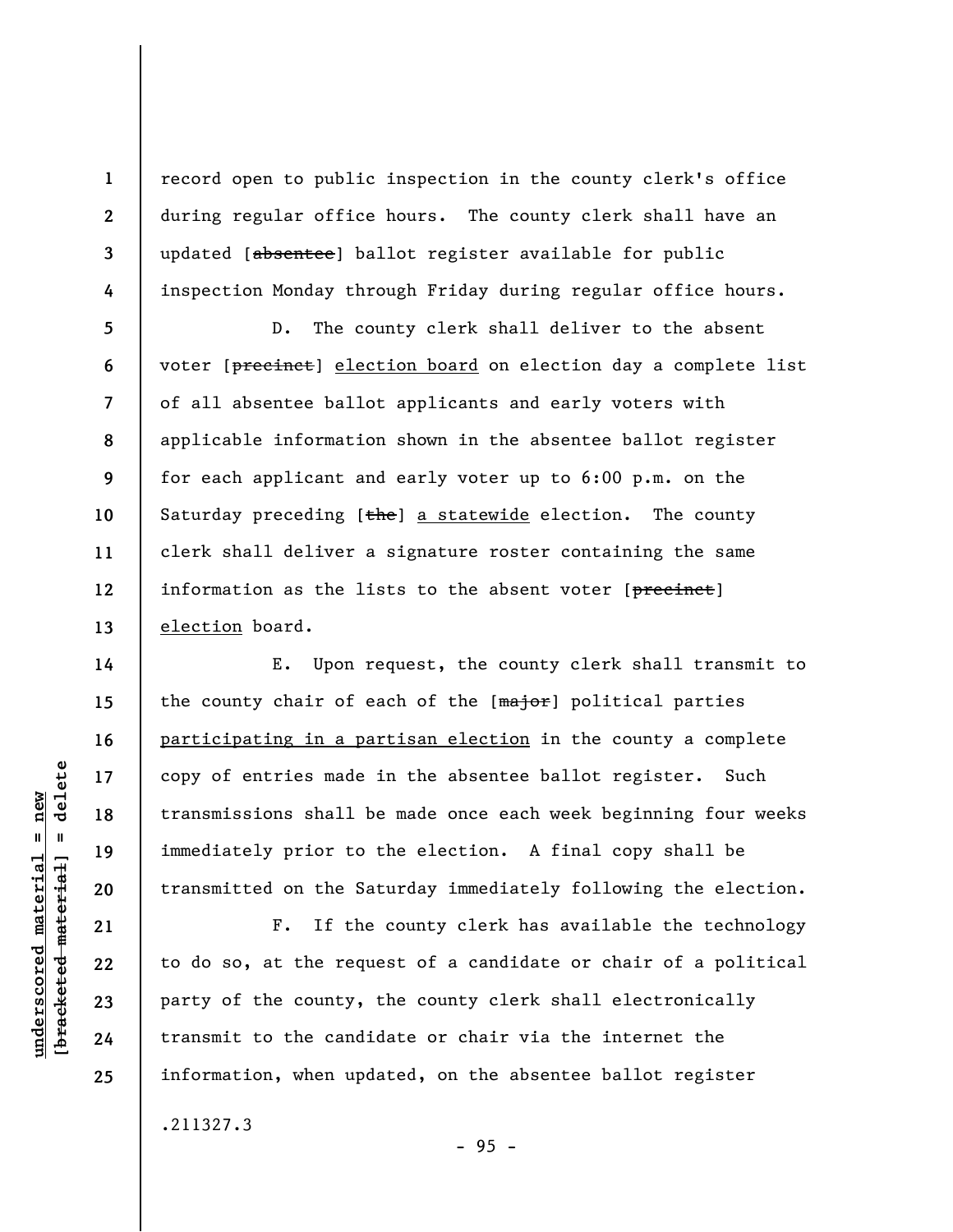record open to public inspection in the county clerk's office during regular office hours. The county clerk shall have an updated [~~absentee~~] ballot register available for public inspection Monday through Friday during regular office hours.

D. The county clerk shall deliver to the absent voter [~~precinct~~] <u>election board</u> on election day a complete list of all absentee ballot applicants and early voters with applicable information shown in the absentee ballot register for each applicant and early voter up to 6:00 p.m. on the Saturday preceding [~~the~~] <u>a statewide</u> election. The county clerk shall deliver a signature roster containing the same information as the lists to the absent voter [~~precinct~~] <u>election</u> board.

E. Upon request, the county clerk shall transmit to the county chair of each of the [~~major~~] political parties <u>participating in a partisan election</u> in the county a complete copy of entries made in the absentee ballot register. Such transmissions shall be made once each week beginning four weeks immediately prior to the election. A final copy shall be transmitted on the Saturday immediately following the election.

F. If the county clerk has available the technology to do so, at the request of a candidate or chair of a political party of the county, the county clerk shall electronically transmit to the candidate or chair via the internet the information, when updated, on the absentee ballot register

.211327.3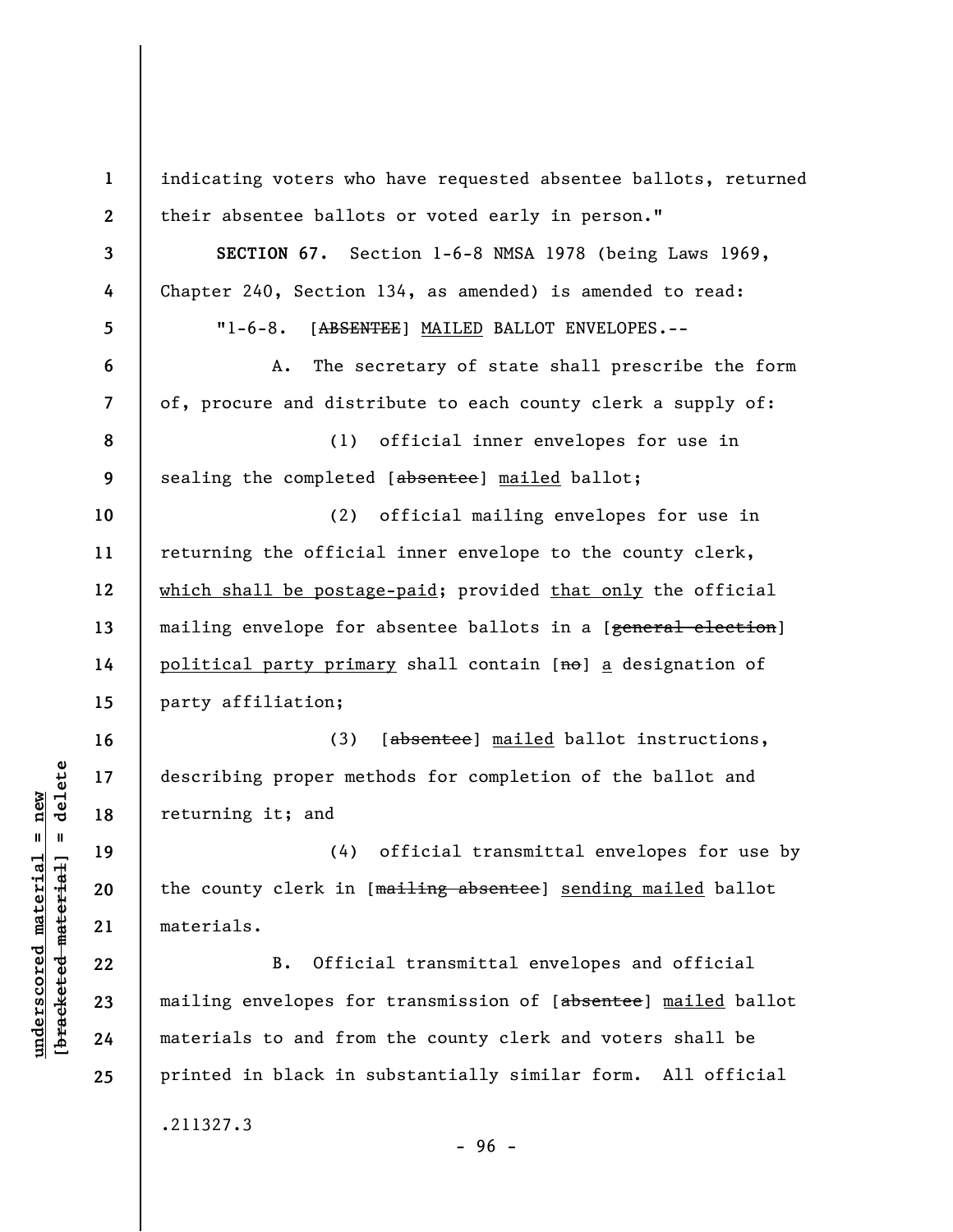indicating voters who have requested absentee ballots, returned their absentee ballots or voted early in person."

**SECTION 67.** Section 1-6-8 NMSA 1978 (being Laws 1969, Chapter 240, Section 134, as amended) is amended to read:

"1-6-8. [~~ABSENTEE~~] <u>MAILED</u> BALLOT ENVELOPES.--

A. The secretary of state shall prescribe the form of, procure and distribute to each county clerk a supply of:

(1) official inner envelopes for use in sealing the completed [~~absentee~~] <u>mailed</u> ballot;

(2) official mailing envelopes for use in returning the official inner envelope to the county clerk, <u>which shall be postage-paid</u>; provided <u>that only</u> the official mailing envelope for absentee ballots in a [~~general election~~] <u>political party primary</u> shall contain [~~no~~] <u>a</u> designation of party affiliation;

(3) [~~absentee~~] <u>mailed</u> ballot instructions, describing proper methods for completion of the ballot and returning it; and

(4) official transmittal envelopes for use by the county clerk in [~~mailing absentee~~] <u>sending mailed</u> ballot materials.

B. Official transmittal envelopes and official mailing envelopes for transmission of [~~absentee~~] <u>mailed</u> ballot materials to and from the county clerk and voters shall be printed in black in substantially similar form. All official

.211327.3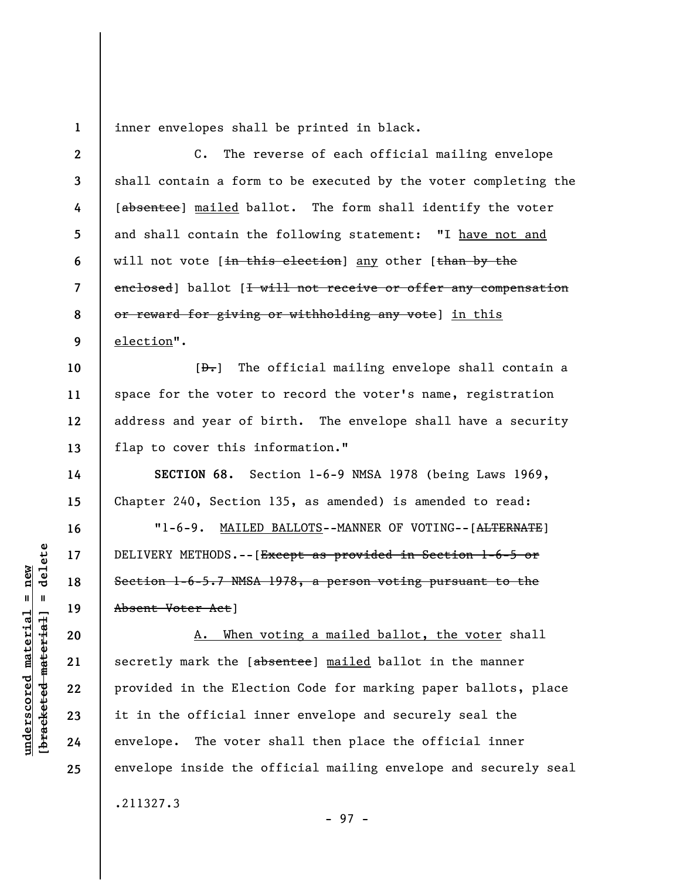inner envelopes shall be printed in black.

C. The reverse of each official mailing envelope shall contain a form to be executed by the voter completing the [~~absentee~~] <u>mailed</u> ballot. The form shall identify the voter and shall contain the following statement: "I <u>have not and</u> will not vote [~~in this election~~] <u>any</u> other [~~than by the enclosed~~] ballot [~~I will not receive or offer any compensation or reward for giving or withholding any vote~~] <u>in this election</u>".

[~~D.~~] The official mailing envelope shall contain a space for the voter to record the voter's name, registration address and year of birth. The envelope shall have a security flap to cover this information."

**SECTION 68.** Section 1-6-9 NMSA 1978 (being Laws 1969, Chapter 240, Section 135, as amended) is amended to read:

"1-6-9. <u>MAILED BALLOTS</u>--MANNER OF VOTING--[~~ALTERNATE~~] DELIVERY METHODS.--[~~Except as provided in Section 1-6-5 or Section 1-6-5.7 NMSA 1978, a person voting pursuant to the Absent Voter Act~~]

<u>A. When voting a mailed ballot, the voter</u> shall secretly mark the [~~absentee~~] <u>mailed</u> ballot in the manner provided in the Election Code for marking paper ballots, place it in the official inner envelope and securely seal the envelope. The voter shall then place the official inner envelope inside the official mailing envelope and securely seal

.211327.3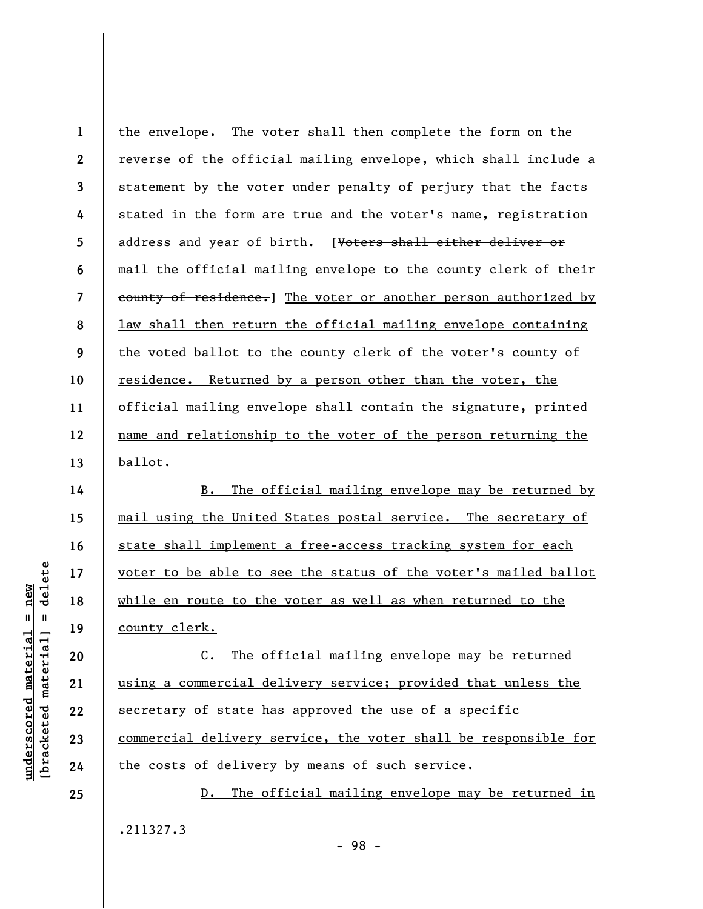the envelope. The voter shall then complete the form on the reverse of the official mailing envelope, which shall include a statement by the voter under penalty of perjury that the facts stated in the form are true and the voter's name, registration address and year of birth. [~~Voters shall either deliver or mail the official mailing envelope to the county clerk of their county of residence.~~] <u>The voter or another person authorized by law shall then return the official mailing envelope containing the voted ballot to the county clerk of the voter's county of residence. Returned by a person other than the voter, the official mailing envelope shall contain the signature, printed name and relationship to the voter of the person returning the ballot.</u>

<u>B. The official mailing envelope may be returned by mail using the United States postal service. The secretary of state shall implement a free-access tracking system for each voter to be able to see the status of the voter's mailed ballot while en route to the voter as well as when returned to the county clerk.</u>

<u>C. The official mailing envelope may be returned using a commercial delivery service; provided that unless the secretary of state has approved the use of a specific commercial delivery service, the voter shall be responsible for the costs of delivery by means of such service.</u>

<u>D. The official mailing envelope may be returned in</u>

.211327.3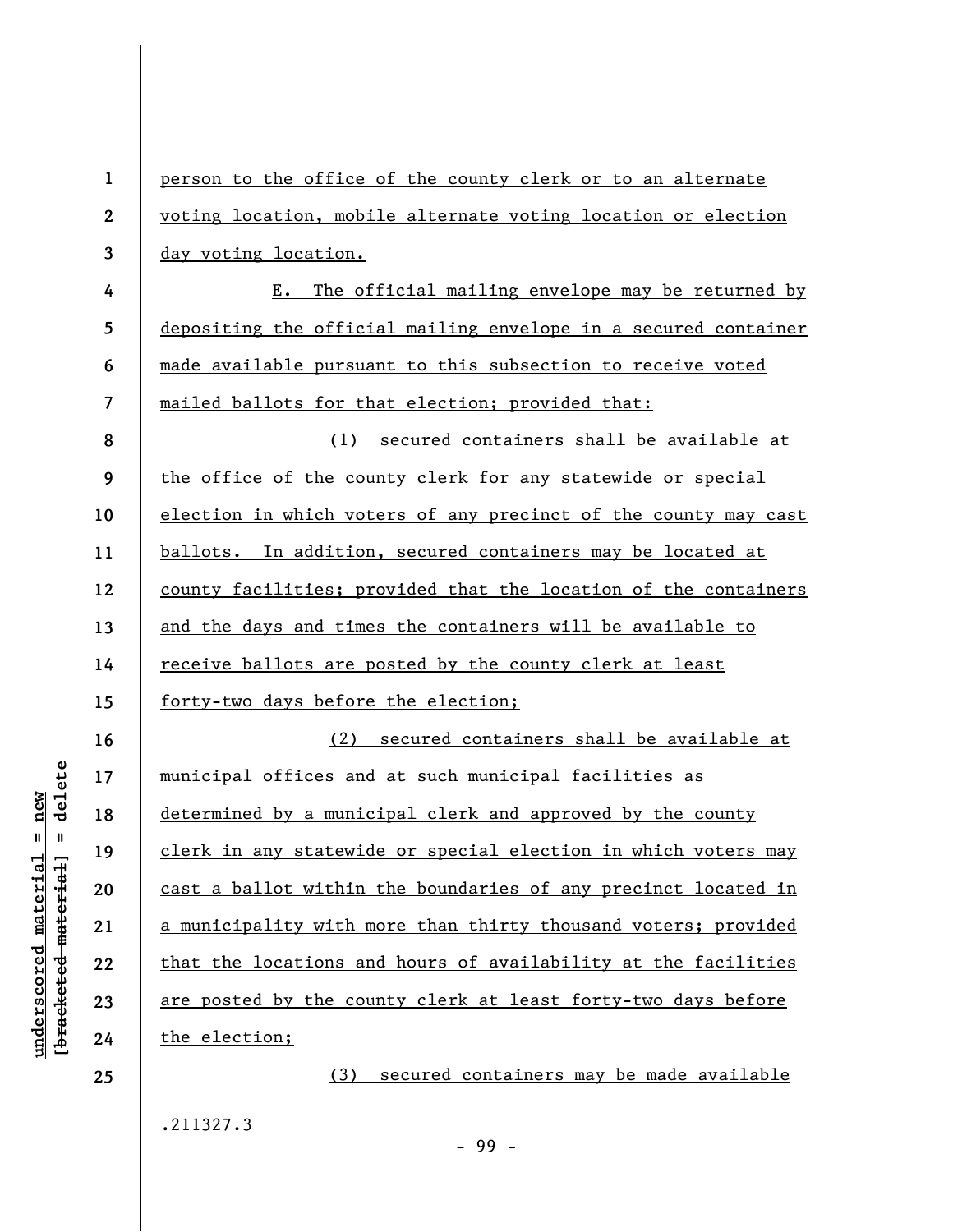person to the office of the county clerk or to an alternate voting location, mobile alternate voting location or election day voting location.

E. The official mailing envelope may be returned by depositing the official mailing envelope in a secured container made available pursuant to this subsection to receive voted mailed ballots for that election; provided that:

(1) secured containers shall be available at the office of the county clerk for any statewide or special election in which voters of any precinct of the county may cast ballots. In addition, secured containers may be located at county facilities; provided that the location of the containers and the days and times the containers will be available to receive ballots are posted by the county clerk at least forty-two days before the election;

(2) secured containers shall be available at municipal offices and at such municipal facilities as determined by a municipal clerk and approved by the county clerk in any statewide or special election in which voters may cast a ballot within the boundaries of any precinct located in a municipality with more than thirty thousand voters; provided that the locations and hours of availability at the facilities are posted by the county clerk at least forty-two days before the election;

(3) secured containers may be made available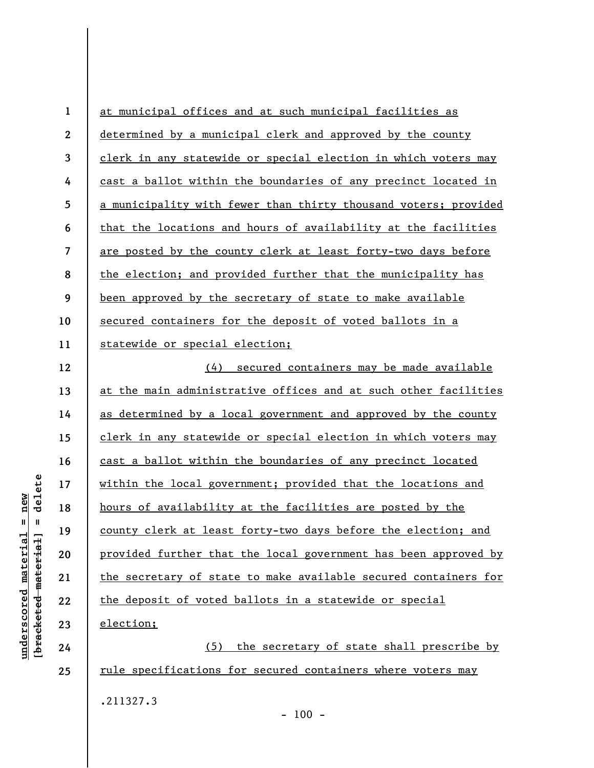at municipal offices and at such municipal facilities as determined by a municipal clerk and approved by the county clerk in any statewide or special election in which voters may cast a ballot within the boundaries of any precinct located in a municipality with fewer than thirty thousand voters; provided that the locations and hours of availability at the facilities are posted by the county clerk at least forty-two days before the election; and provided further that the municipality has been approved by the secretary of state to make available secured containers for the deposit of voted ballots in a statewide or special election;

(4) secured containers may be made available at the main administrative offices and at such other facilities as determined by a local government and approved by the county clerk in any statewide or special election in which voters may cast a ballot within the boundaries of any precinct located within the local government; provided that the locations and hours of availability at the facilities are posted by the county clerk at least forty-two days before the election; and provided further that the local government has been approved by the secretary of state to make available secured containers for the deposit of voted ballots in a statewide or special election;

(5) the secretary of state shall prescribe by rule specifications for secured containers where voters may

.211327.3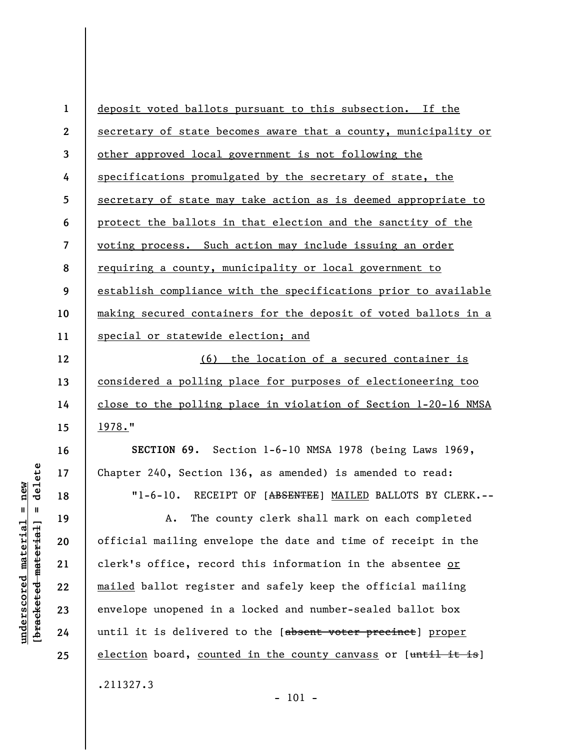deposit voted ballots pursuant to this subsection. If the secretary of state becomes aware that a county, municipality or other approved local government is not following the specifications promulgated by the secretary of state, the secretary of state may take action as is deemed appropriate to protect the ballots in that election and the sanctity of the voting process. Such action may include issuing an order requiring a county, municipality or local government to establish compliance with the specifications prior to available making secured containers for the deposit of voted ballots in a special or statewide election; and

(6) the location of a secured container is considered a polling place for purposes of electioneering too close to the polling place in violation of Section 1-20-16 NMSA 1978."

**SECTION 69.** Section 1-6-10 NMSA 1978 (being Laws 1969, Chapter 240, Section 136, as amended) is amended to read:

"1-6-10. RECEIPT OF [~~ABSENTEE~~] MAILED BALLOTS BY CLERK.--

A. The county clerk shall mark on each completed official mailing envelope the date and time of receipt in the clerk's office, record this information in the absentee or mailed ballot register and safely keep the official mailing envelope unopened in a locked and number-sealed ballot box until it is delivered to the [~~absent voter precinct~~] proper election board, counted in the county canvass or [~~until it is~~]

.211327.3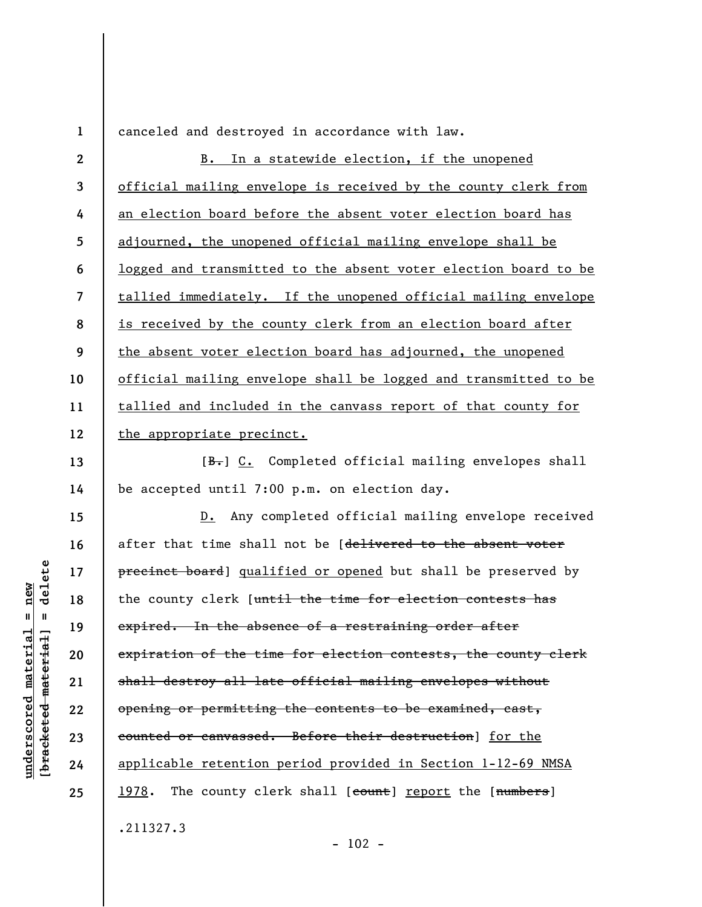canceled and destroyed in accordance with law.

B. In a statewide election, if the unopened official mailing envelope is received by the county clerk from an election board before the absent voter election board has adjourned, the unopened official mailing envelope shall be logged and transmitted to the absent voter election board to be tallied immediately. If the unopened official mailing envelope is received by the county clerk from an election board after the absent voter election board has adjourned, the unopened official mailing envelope shall be logged and transmitted to be tallied and included in the canvass report of that county for the appropriate precinct.

[~~B.~~] C. Completed official mailing envelopes shall be accepted until 7:00 p.m. on election day.

D. Any completed official mailing envelope received after that time shall not be [~~delivered to the absent voter precinct board~~] qualified or opened but shall be preserved by the county clerk [~~until the time for election contests has expired. In the absence of a restraining order after expiration of the time for election contests, the county clerk shall destroy all late official mailing envelopes without opening or permitting the contents to be examined, cast, counted or canvassed. Before their destruction~~] for the applicable retention period provided in Section 1-12-69 NMSA 1978. The county clerk shall [~~count~~] report the [~~numbers~~]

.211327.3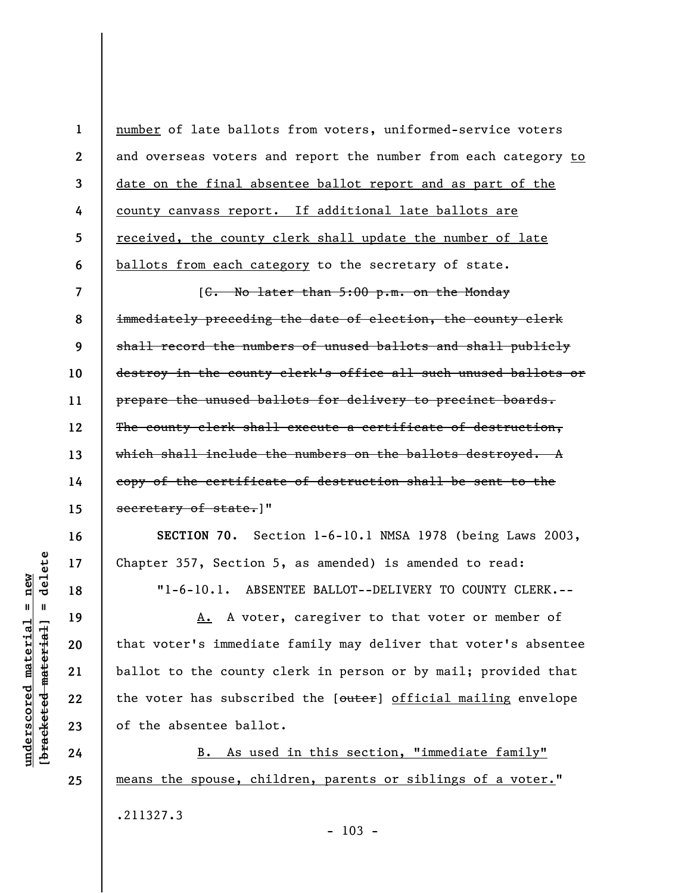number of late ballots from voters, uniformed-service voters and overseas voters and report the number from each category to date on the final absentee ballot report and as part of the county canvass report. If additional late ballots are received, the county clerk shall update the number of late ballots from each category to the secretary of state.

[~~C. No later than 5:00 p.m. on the Monday immediately preceding the date of election, the county clerk shall record the numbers of unused ballots and shall publicly destroy in the county clerk's office all such unused ballots or prepare the unused ballots for delivery to precinct boards. The county clerk shall execute a certificate of destruction, which shall include the numbers on the ballots destroyed. A copy of the certificate of destruction shall be sent to the secretary of state.~~]"

**SECTION 70.** Section 1-6-10.1 NMSA 1978 (being Laws 2003, Chapter 357, Section 5, as amended) is amended to read:

"1-6-10.1. ABSENTEE BALLOT--DELIVERY TO COUNTY CLERK.--

A. A voter, caregiver to that voter or member of that voter's immediate family may deliver that voter's absentee ballot to the county clerk in person or by mail; provided that the voter has subscribed the [~~outer~~] official mailing envelope of the absentee ballot.

B. As used in this section, "immediate family" means the spouse, children, parents or siblings of a voter."

.211327.3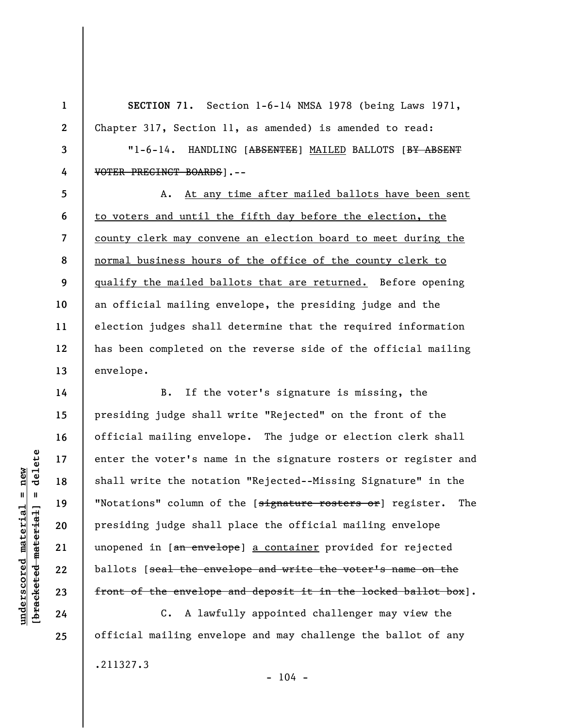**SECTION 71.** Section 1-6-14 NMSA 1978 (being Laws 1971, Chapter 317, Section 11, as amended) is amended to read:

"1-6-14. HANDLING [~~ABSENTEE~~] <u>MAILED</u> BALLOTS [~~BY ABSENT VOTER PRECINCT BOARDS~~].--

A. <u>At any time after mailed ballots have been sent to voters and until the fifth day before the election, the county clerk may convene an election board to meet during the normal business hours of the office of the county clerk to qualify the mailed ballots that are returned.</u> Before opening an official mailing envelope, the presiding judge and the election judges shall determine that the required information has been completed on the reverse side of the official mailing envelope.

B. If the voter's signature is missing, the presiding judge shall write "Rejected" on the front of the official mailing envelope. The judge or election clerk shall enter the voter's name in the signature rosters or register and shall write the notation "Rejected--Missing Signature" in the "Notations" column of the [~~signature rosters or~~] register. The presiding judge shall place the official mailing envelope unopened in [~~an envelope~~] <u>a container</u> provided for rejected ballots [~~seal the envelope and write the voter's name on the front of the envelope and deposit it in the locked ballot box~~].

C. A lawfully appointed challenger may view the official mailing envelope and may challenge the ballot of any

.211327.3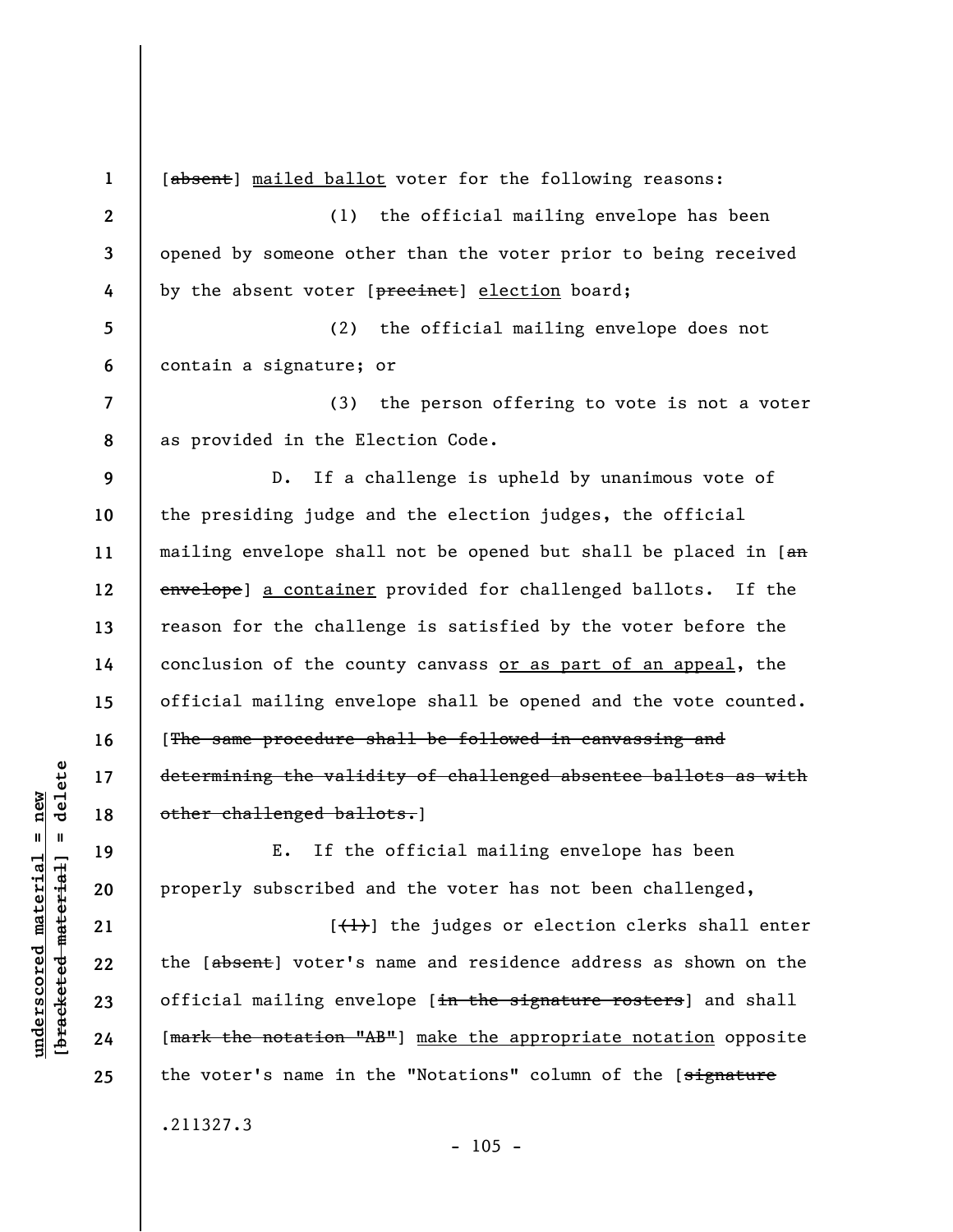[~~absent~~] <u>mailed ballot</u> voter for the following reasons:

(1) the official mailing envelope has been opened by someone other than the voter prior to being received by the absent voter [~~precinct~~] <u>election</u> board;

(2) the official mailing envelope does not contain a signature; or

(3) the person offering to vote is not a voter as provided in the Election Code.

D. If a challenge is upheld by unanimous vote of the presiding judge and the election judges, the official mailing envelope shall not be opened but shall be placed in [~~an envelope~~] <u>a container</u> provided for challenged ballots. If the reason for the challenge is satisfied by the voter before the conclusion of the county canvass <u>or as part of an appeal</u>, the official mailing envelope shall be opened and the vote counted. [~~The same procedure shall be followed in canvassing and determining the validity of challenged absentee ballots as with other challenged ballots.~~]

E. If the official mailing envelope has been properly subscribed and the voter has not been challenged,

[~~(1)~~] the judges or election clerks shall enter the [~~absent~~] voter's name and residence address as shown on the official mailing envelope [~~in the signature rosters~~] and shall [~~mark the notation "AB"~~] <u>make the appropriate notation</u> opposite the voter's name in the "Notations" column of the [~~signature~~

.211327.3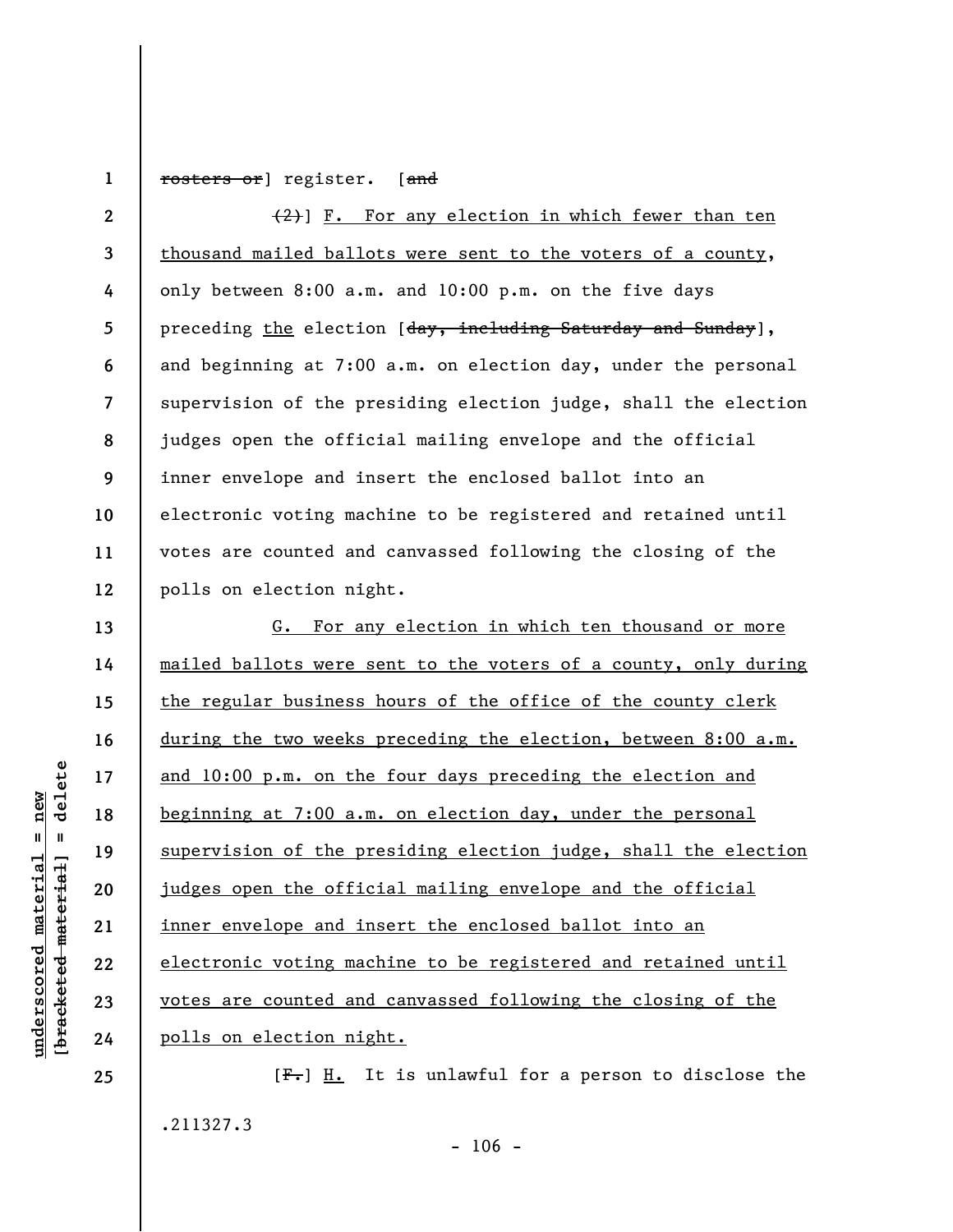~~rosters or~~] register. [~~and~~

~~(2)~~] <u>F. For any election in which fewer than ten thousand mailed ballots were sent to the voters of a county</u>, only between 8:00 a.m. and 10:00 p.m. on the five days preceding <u>the</u> election [~~day, including Saturday and Sunday~~], and beginning at 7:00 a.m. on election day, under the personal supervision of the presiding election judge, shall the election judges open the official mailing envelope and the official inner envelope and insert the enclosed ballot into an electronic voting machine to be registered and retained until votes are counted and canvassed following the closing of the polls on election night.

<u>G. For any election in which ten thousand or more mailed ballots were sent to the voters of a county, only during the regular business hours of the office of the county clerk during the two weeks preceding the election, between 8:00 a.m. and 10:00 p.m. on the four days preceding the election and beginning at 7:00 a.m. on election day, under the personal supervision of the presiding election judge, shall the election judges open the official mailing envelope and the official inner envelope and insert the enclosed ballot into an electronic voting machine to be registered and retained until votes are counted and canvassed following the closing of the polls on election night.</u>

[~~F.~~] <u>H.</u> It is unlawful for a person to disclose the

.211327.3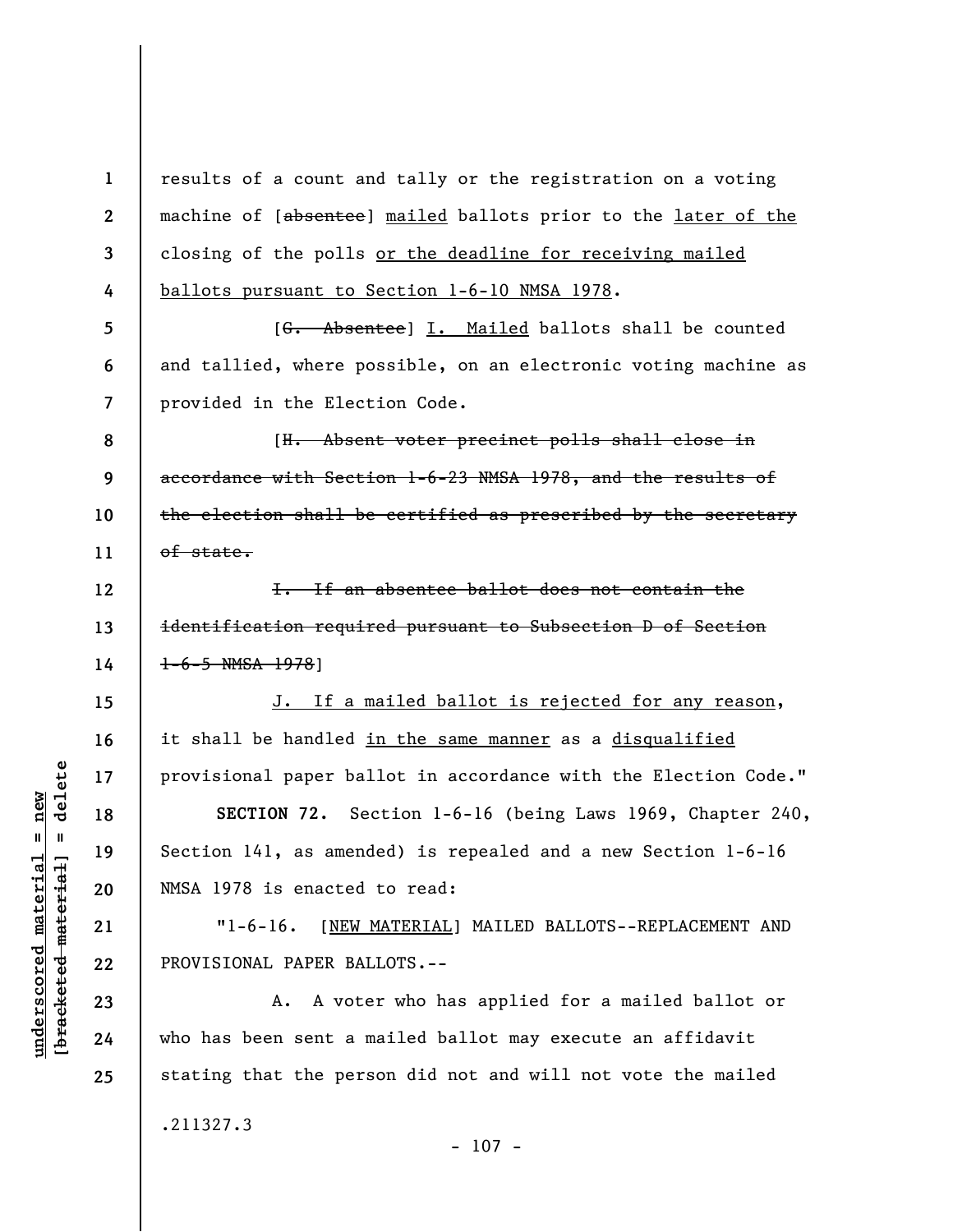results of a count and tally or the registration on a voting machine of [~~absentee~~] mailed ballots prior to the later of the closing of the polls or the deadline for receiving mailed ballots pursuant to Section 1-6-10 NMSA 1978.

[~~G. Absentee~~] I. Mailed ballots shall be counted and tallied, where possible, on an electronic voting machine as provided in the Election Code.

[~~H. Absent voter precinct polls shall close in accordance with Section 1-6-23 NMSA 1978, and the results of the election shall be certified as prescribed by the secretary of state.~~

~~I. If an absentee ballot does not contain the identification required pursuant to Subsection D of Section 1-6-5 NMSA 1978~~]

J. If a mailed ballot is rejected for any reason, it shall be handled in the same manner as a disqualified provisional paper ballot in accordance with the Election Code."

**SECTION 72.** Section 1-6-16 (being Laws 1969, Chapter 240, Section 141, as amended) is repealed and a new Section 1-6-16 NMSA 1978 is enacted to read:

"1-6-16. [NEW MATERIAL] MAILED BALLOTS--REPLACEMENT AND PROVISIONAL PAPER BALLOTS.--

A. A voter who has applied for a mailed ballot or who has been sent a mailed ballot may execute an affidavit stating that the person did not and will not vote the mailed

.211327.3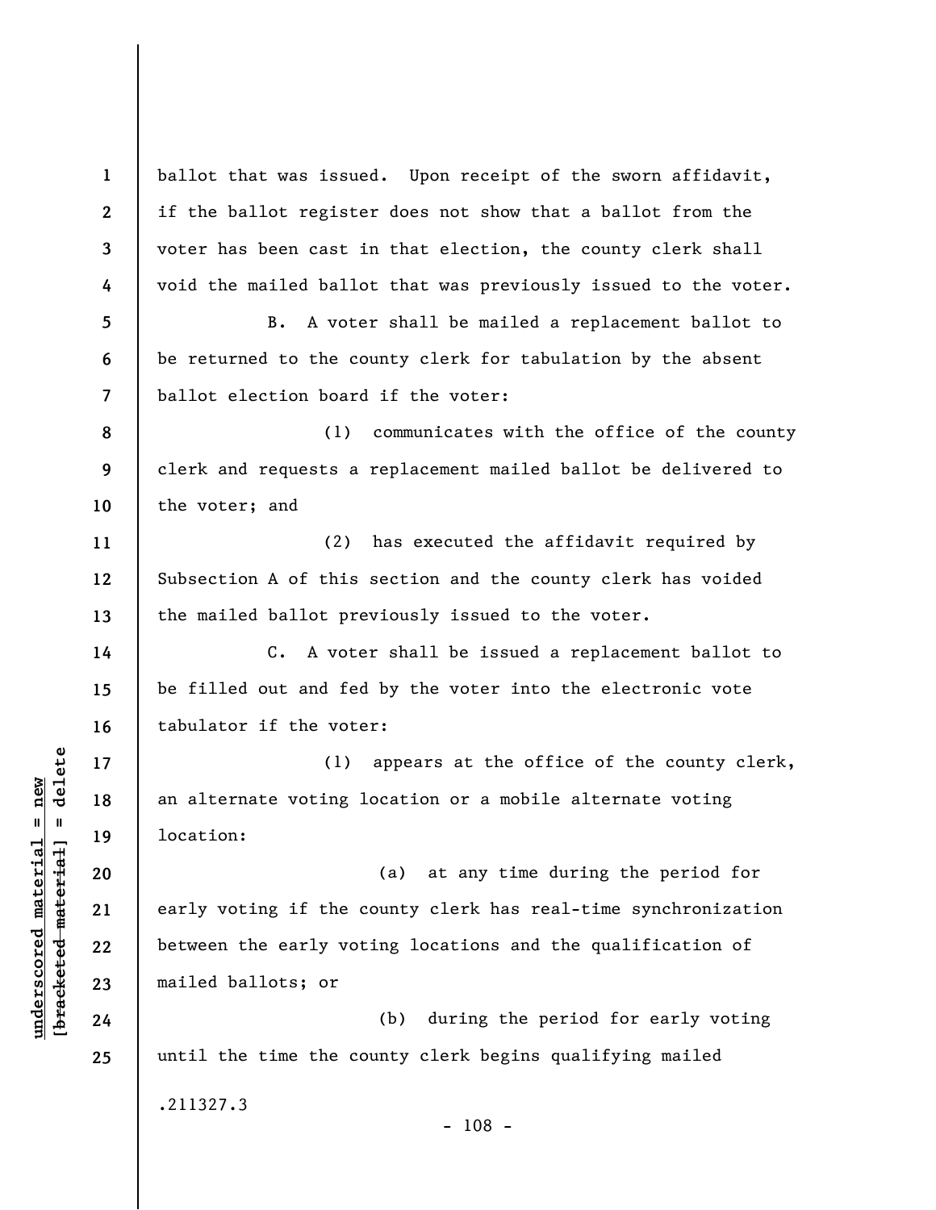ballot that was issued. Upon receipt of the sworn affidavit, if the ballot register does not show that a ballot from the voter has been cast in that election, the county clerk shall void the mailed ballot that was previously issued to the voter.

B. A voter shall be mailed a replacement ballot to be returned to the county clerk for tabulation by the absent ballot election board if the voter:

(1) communicates with the office of the county clerk and requests a replacement mailed ballot be delivered to the voter; and

(2) has executed the affidavit required by Subsection A of this section and the county clerk has voided the mailed ballot previously issued to the voter.

C. A voter shall be issued a replacement ballot to be filled out and fed by the voter into the electronic vote tabulator if the voter:

(1) appears at the office of the county clerk, an alternate voting location or a mobile alternate voting location:

(a) at any time during the period for early voting if the county clerk has real-time synchronization between the early voting locations and the qualification of mailed ballots; or

(b) during the period for early voting until the time the county clerk begins qualifying mailed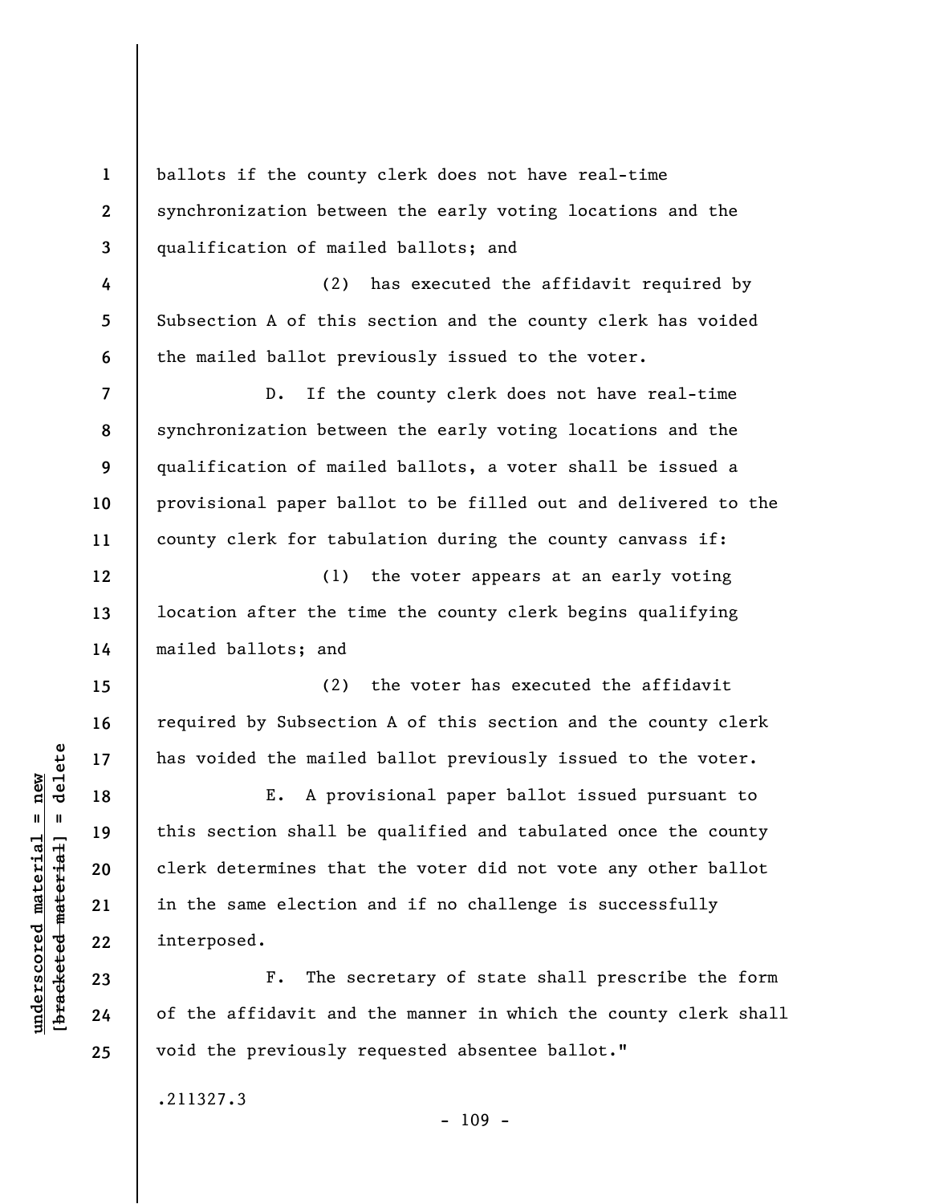ballots if the county clerk does not have real-time synchronization between the early voting locations and the qualification of mailed ballots; and

(2) has executed the affidavit required by Subsection A of this section and the county clerk has voided the mailed ballot previously issued to the voter.

D. If the county clerk does not have real-time synchronization between the early voting locations and the qualification of mailed ballots, a voter shall be issued a provisional paper ballot to be filled out and delivered to the county clerk for tabulation during the county canvass if:

(1) the voter appears at an early voting location after the time the county clerk begins qualifying mailed ballots; and

(2) the voter has executed the affidavit required by Subsection A of this section and the county clerk has voided the mailed ballot previously issued to the voter.

E. A provisional paper ballot issued pursuant to this section shall be qualified and tabulated once the county clerk determines that the voter did not vote any other ballot in the same election and if no challenge is successfully interposed.

F. The secretary of state shall prescribe the form of the affidavit and the manner in which the county clerk shall void the previously requested absentee ballot."

.211327.3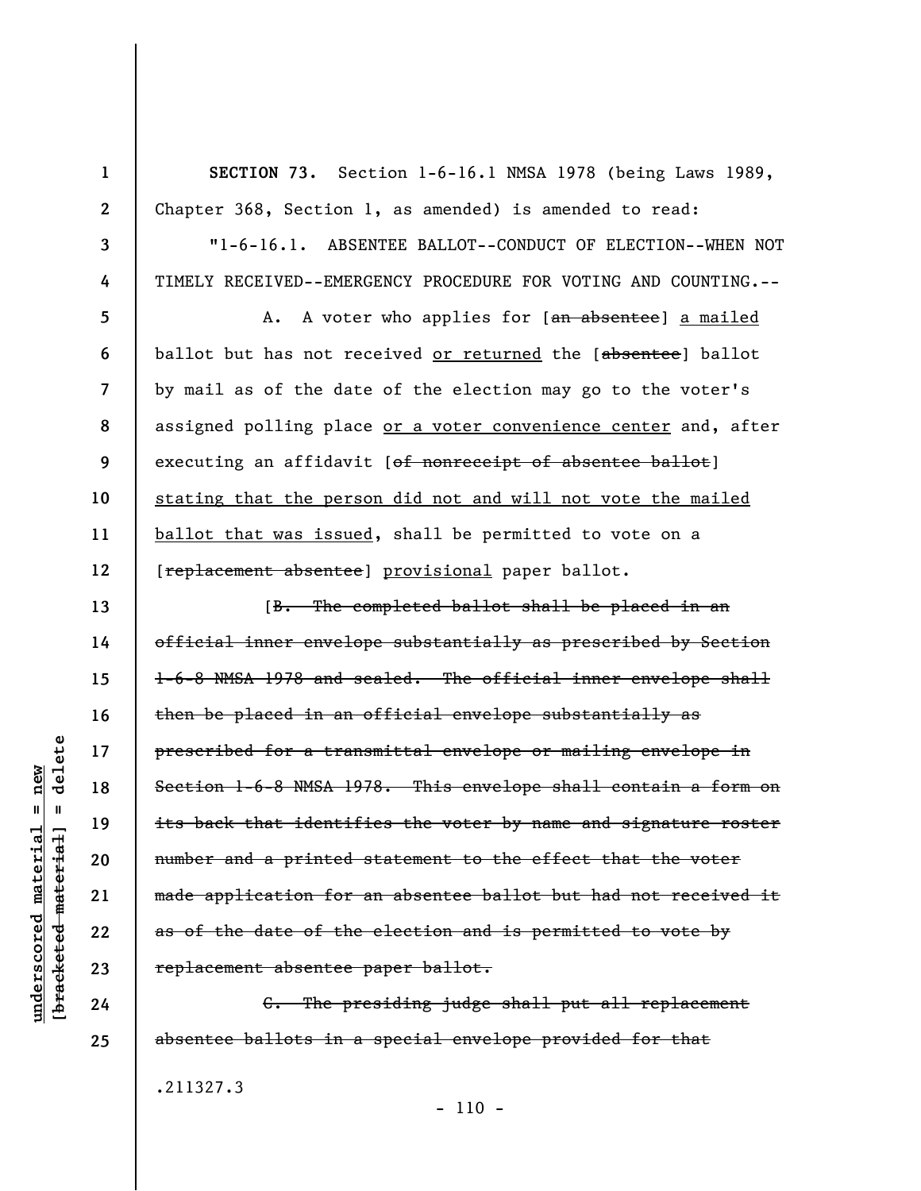**SECTION 73.** Section 1-6-16.1 NMSA 1978 (being Laws 1989, Chapter 368, Section 1, as amended) is amended to read:

"1-6-16.1. ABSENTEE BALLOT--CONDUCT OF ELECTION--WHEN NOT TIMELY RECEIVED--EMERGENCY PROCEDURE FOR VOTING AND COUNTING.--

A. A voter who applies for [~~an absentee~~] a mailed ballot but has not received or returned the [~~absentee~~] ballot by mail as of the date of the election may go to the voter's assigned polling place or a voter convenience center and, after executing an affidavit [~~of nonreceipt of absentee ballot~~] stating that the person did not and will not vote the mailed ballot that was issued, shall be permitted to vote on a [~~replacement absentee~~] provisional paper ballot.

[~~B. The completed ballot shall be placed in an official inner envelope substantially as prescribed by Section 1-6-8 NMSA 1978 and sealed. The official inner envelope shall then be placed in an official envelope substantially as prescribed for a transmittal envelope or mailing envelope in Section 1-6-8 NMSA 1978. This envelope shall contain a form on its back that identifies the voter by name and signature roster number and a printed statement to the effect that the voter made application for an absentee ballot but had not received it as of the date of the election and is permitted to vote by replacement absentee paper ballot.~~

~~C. The presiding judge shall put all replacement absentee ballots in a special envelope provided for that~~

.211327.3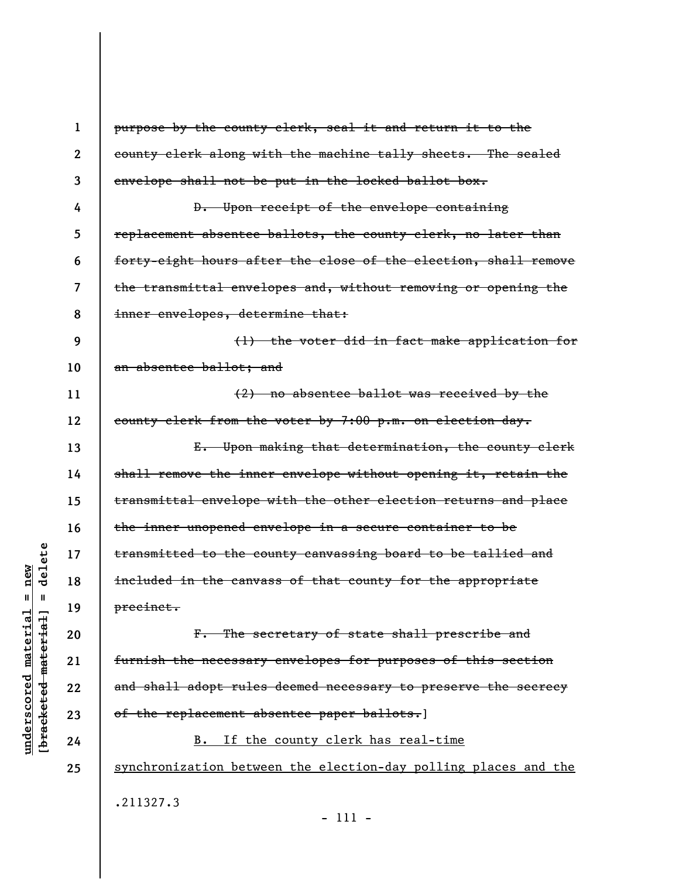~~purpose by the county clerk, seal it and return it to the county clerk along with the machine tally sheets. The sealed envelope shall not be put in the locked ballot box.~~

~~D. Upon receipt of the envelope containing replacement absentee ballots, the county clerk, no later than forty-eight hours after the close of the election, shall remove the transmittal envelopes and, without removing or opening the inner envelopes, determine that:~~

~~(1) the voter did in fact make application for an absentee ballot; and~~

~~(2) no absentee ballot was received by the county clerk from the voter by 7:00 p.m. on election day.~~

~~E. Upon making that determination, the county clerk shall remove the inner envelope without opening it, retain the transmittal envelope with the other election returns and place the inner unopened envelope in a secure container to be transmitted to the county canvassing board to be tallied and included in the canvass of that county for the appropriate precinct.~~

~~F. The secretary of state shall prescribe and furnish the necessary envelopes for purposes of this section and shall adopt rules deemed necessary to preserve the secrecy of the replacement absentee paper ballots.~~]

<u>B. If the county clerk has real-time synchronization between the election-day polling places and the</u>

.211327.3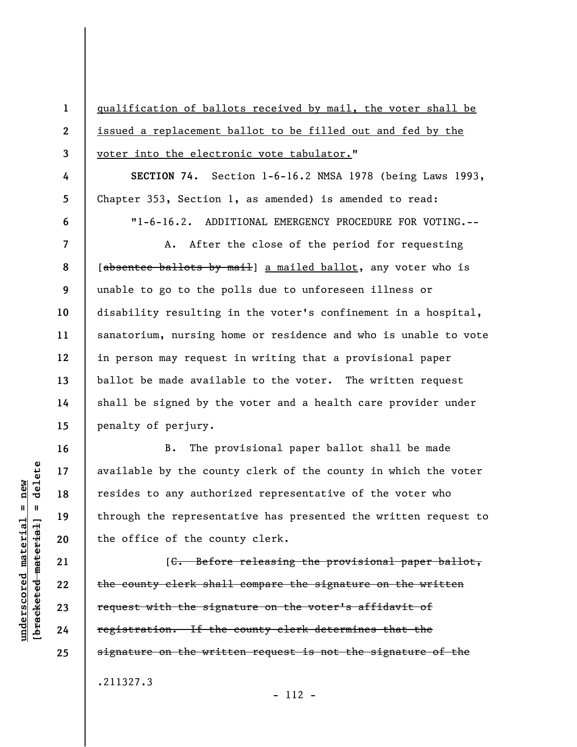qualification of ballots received by mail, the voter shall be issued a replacement ballot to be filled out and fed by the voter into the electronic vote tabulator."

**SECTION 74.** Section 1-6-16.2 NMSA 1978 (being Laws 1993, Chapter 353, Section 1, as amended) is amended to read:

"1-6-16.2. ADDITIONAL EMERGENCY PROCEDURE FOR VOTING.--

A. After the close of the period for requesting [~~absentee ballots by mail~~] a mailed ballot, any voter who is unable to go to the polls due to unforeseen illness or disability resulting in the voter's confinement in a hospital, sanatorium, nursing home or residence and who is unable to vote in person may request in writing that a provisional paper ballot be made available to the voter. The written request shall be signed by the voter and a health care provider under penalty of perjury.

B. The provisional paper ballot shall be made available by the county clerk of the county in which the voter resides to any authorized representative of the voter who through the representative has presented the written request to the office of the county clerk.

[~~C. Before releasing the provisional paper ballot, the county clerk shall compare the signature on the written request with the signature on the voter's affidavit of registration. If the county clerk determines that the signature on the written request is not the signature of the~~

.211327.3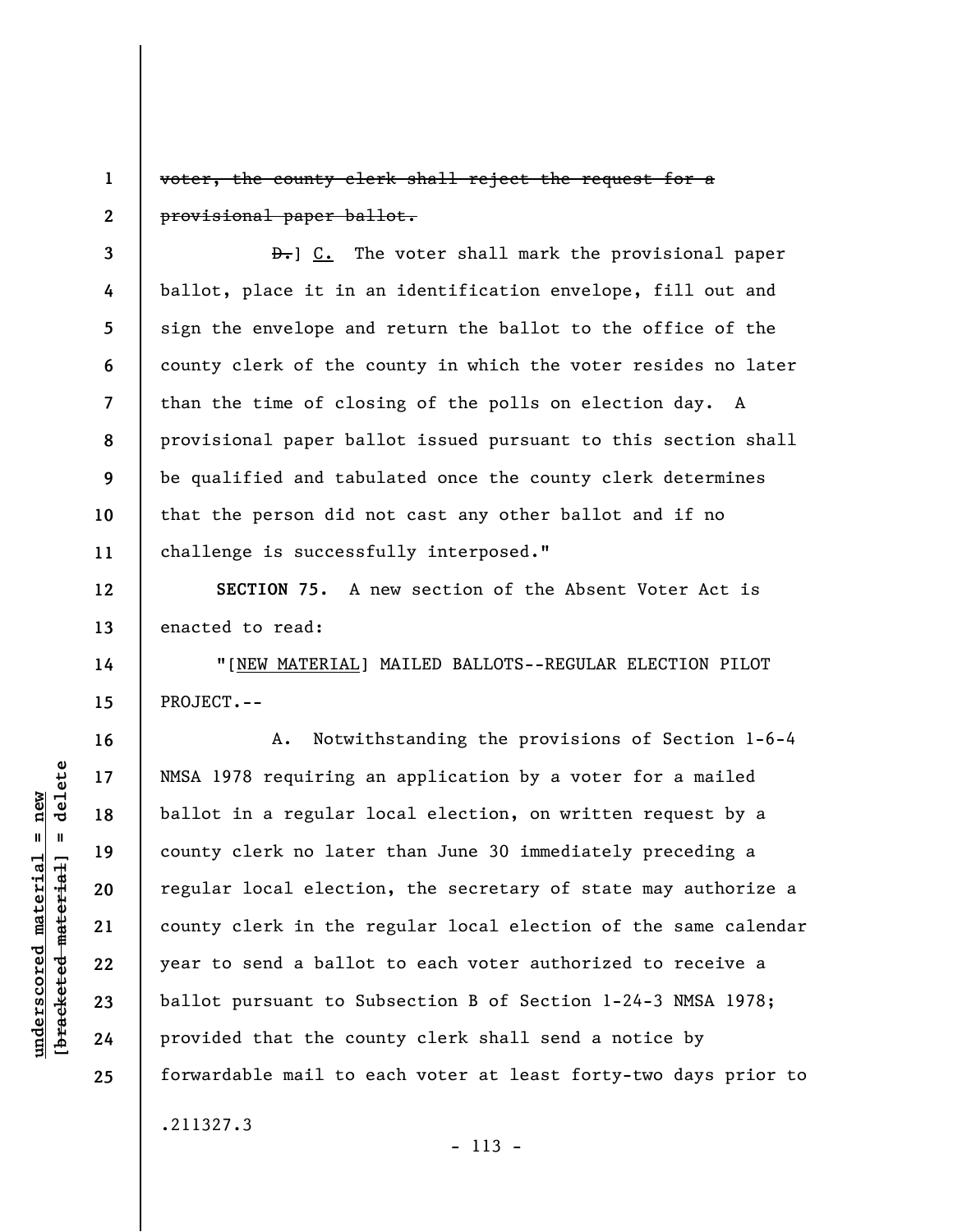~~voter, the county clerk shall reject the request for a provisional paper ballot.~~

~~D.~~] C. The voter shall mark the provisional paper ballot, place it in an identification envelope, fill out and sign the envelope and return the ballot to the office of the county clerk of the county in which the voter resides no later than the time of closing of the polls on election day. A provisional paper ballot issued pursuant to this section shall be qualified and tabulated once the county clerk determines that the person did not cast any other ballot and if no challenge is successfully interposed."

**SECTION 75.** A new section of the Absent Voter Act is enacted to read:

"[NEW MATERIAL] MAILED BALLOTS--REGULAR ELECTION PILOT PROJECT.--

A. Notwithstanding the provisions of Section 1-6-4 NMSA 1978 requiring an application by a voter for a mailed ballot in a regular local election, on written request by a county clerk no later than June 30 immediately preceding a regular local election, the secretary of state may authorize a county clerk in the regular local election of the same calendar year to send a ballot to each voter authorized to receive a ballot pursuant to Subsection B of Section 1-24-3 NMSA 1978; provided that the county clerk shall send a notice by forwardable mail to each voter at least forty-two days prior to

.211327.3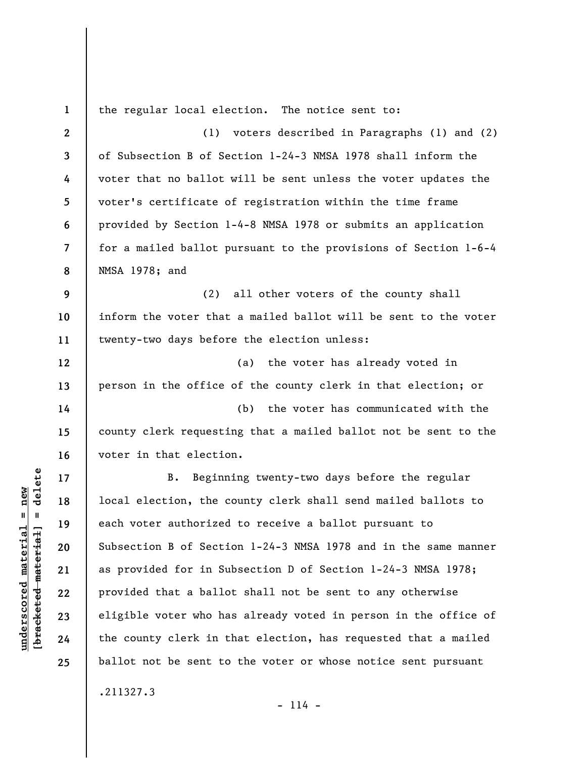the regular local election. The notice sent to:

(1) voters described in Paragraphs (1) and (2) of Subsection B of Section 1-24-3 NMSA 1978 shall inform the voter that no ballot will be sent unless the voter updates the voter's certificate of registration within the time frame provided by Section 1-4-8 NMSA 1978 or submits an application for a mailed ballot pursuant to the provisions of Section 1-6-4 NMSA 1978; and

(2) all other voters of the county shall inform the voter that a mailed ballot will be sent to the voter twenty-two days before the election unless:

(a) the voter has already voted in person in the office of the county clerk in that election; or

(b) the voter has communicated with the county clerk requesting that a mailed ballot not be sent to the voter in that election.

B. Beginning twenty-two days before the regular local election, the county clerk shall send mailed ballots to each voter authorized to receive a ballot pursuant to Subsection B of Section 1-24-3 NMSA 1978 and in the same manner as provided for in Subsection D of Section 1-24-3 NMSA 1978; provided that a ballot shall not be sent to any otherwise eligible voter who has already voted in person in the office of the county clerk in that election, has requested that a mailed ballot not be sent to the voter or whose notice sent pursuant

.211327.3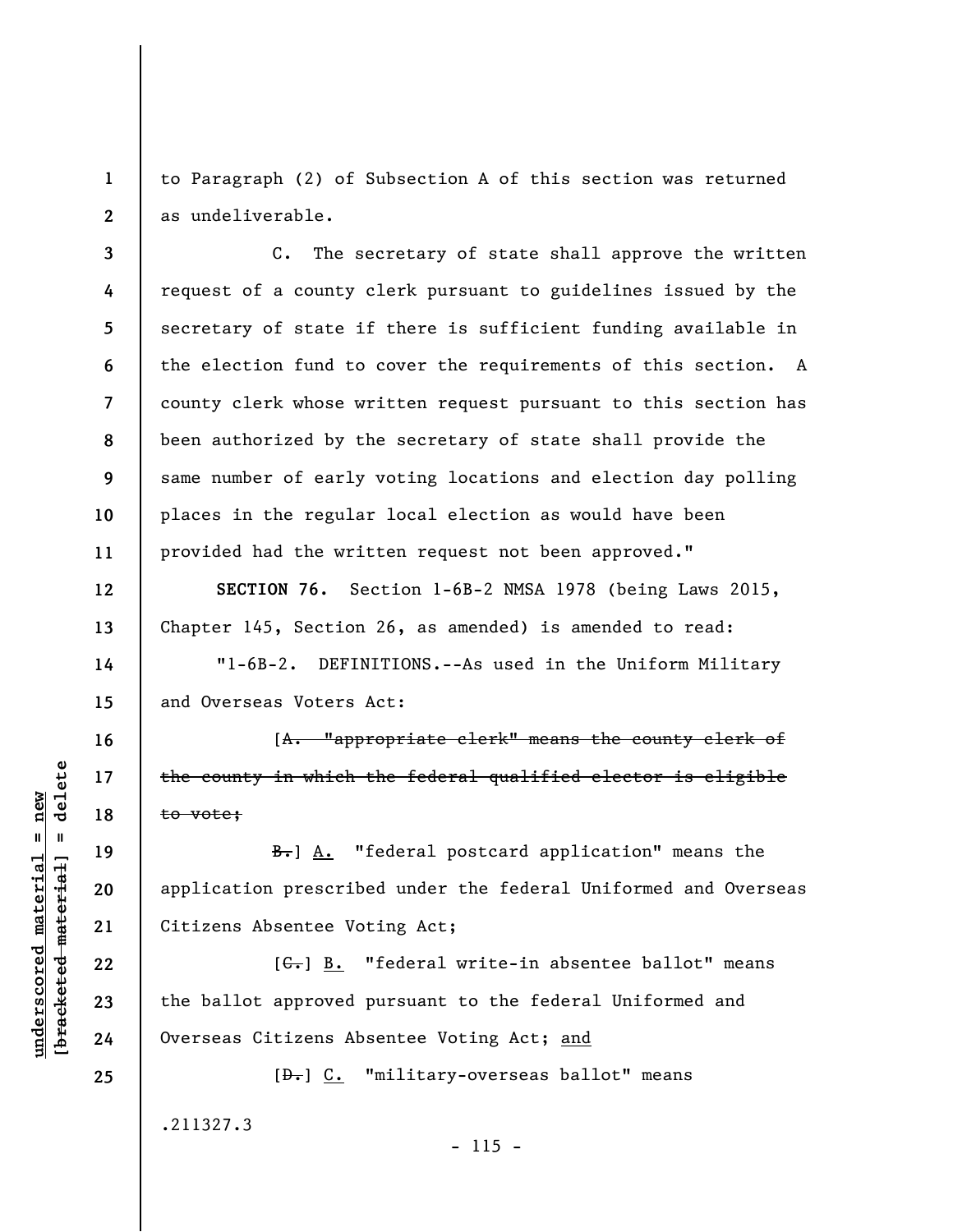to Paragraph (2) of Subsection A of this section was returned as undeliverable.

C. The secretary of state shall approve the written request of a county clerk pursuant to guidelines issued by the secretary of state if there is sufficient funding available in the election fund to cover the requirements of this section. A county clerk whose written request pursuant to this section has been authorized by the secretary of state shall provide the same number of early voting locations and election day polling places in the regular local election as would have been provided had the written request not been approved."

**SECTION 76.** Section 1-6B-2 NMSA 1978 (being Laws 2015, Chapter 145, Section 26, as amended) is amended to read:

"1-6B-2. DEFINITIONS.--As used in the Uniform Military and Overseas Voters Act:

[~~A. "appropriate clerk" means the county clerk of the county in which the federal qualified elector is eligible to vote;~~

~~B.~~] A. "federal postcard application" means the application prescribed under the federal Uniformed and Overseas Citizens Absentee Voting Act;

[~~C.~~] B. "federal write-in absentee ballot" means the ballot approved pursuant to the federal Uniformed and Overseas Citizens Absentee Voting Act; and

[~~D.~~] C. "military-overseas ballot" means

.211327.3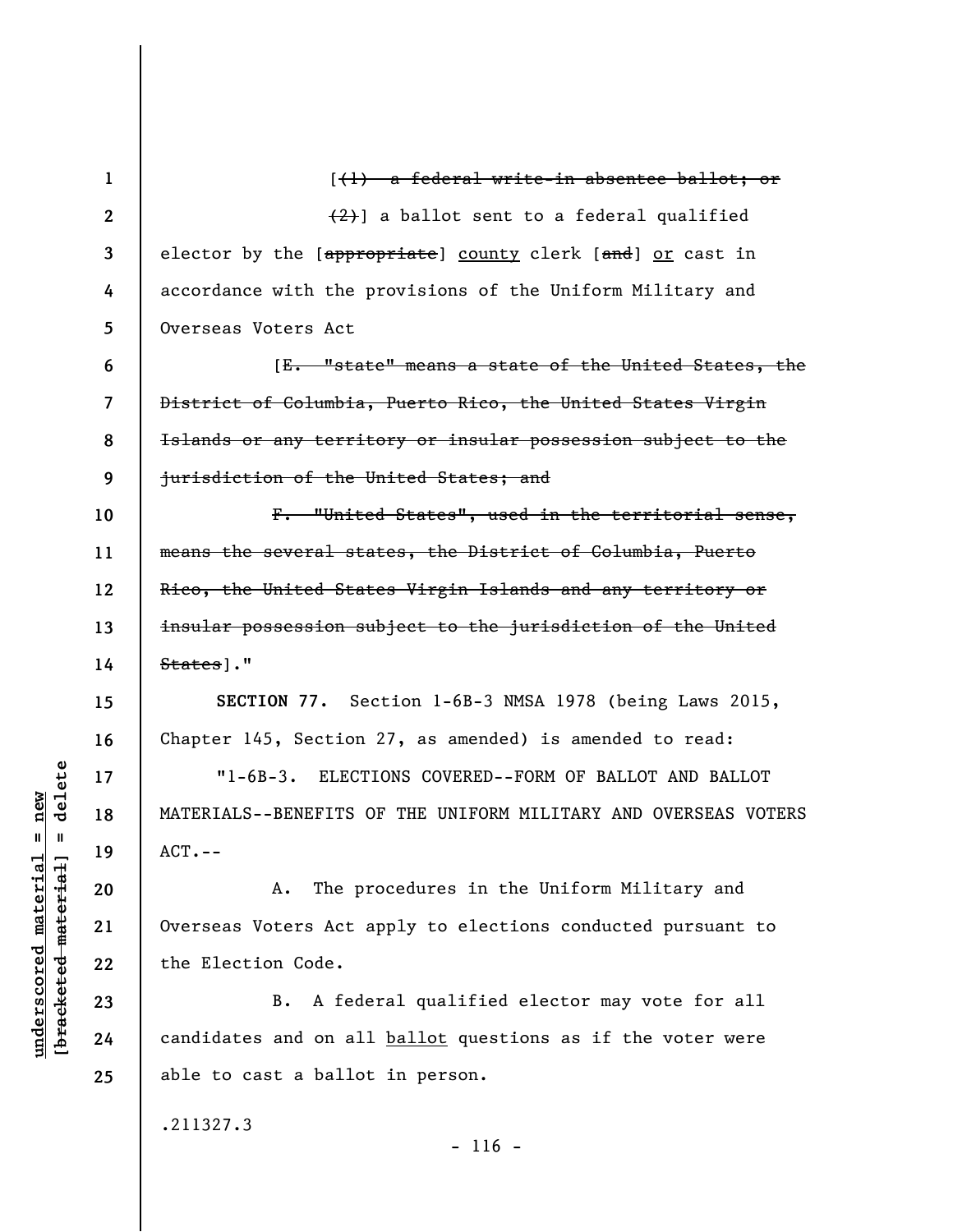[~~(1) a federal write-in absentee ballot; or~~

~~(2)~~] a ballot sent to a federal qualified elector by the [~~appropriate~~] <u>county</u> clerk [~~and~~] <u>or</u> cast in accordance with the provisions of the Uniform Military and Overseas Voters Act

[~~E. "state" means a state of the United States, the District of Columbia, Puerto Rico, the United States Virgin Islands or any territory or insular possession subject to the jurisdiction of the United States; and~~

~~F. "United States", used in the territorial sense, means the several states, the District of Columbia, Puerto Rico, the United States Virgin Islands and any territory or insular possession subject to the jurisdiction of the United States~~]."

**SECTION 77.** Section 1-6B-3 NMSA 1978 (being Laws 2015, Chapter 145, Section 27, as amended) is amended to read:

"1-6B-3. ELECTIONS COVERED--FORM OF BALLOT AND BALLOT MATERIALS--BENEFITS OF THE UNIFORM MILITARY AND OVERSEAS VOTERS ACT.--

A. The procedures in the Uniform Military and Overseas Voters Act apply to elections conducted pursuant to the Election Code.

B. A federal qualified elector may vote for all candidates and on all <u>ballot</u> questions as if the voter were able to cast a ballot in person.

.211327.3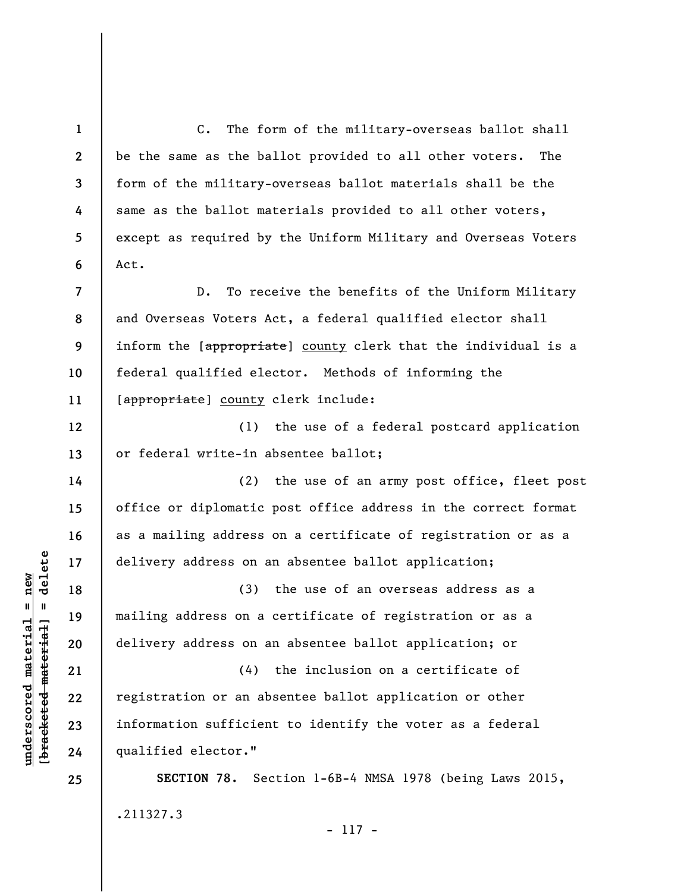C. The form of the military-overseas ballot shall be the same as the ballot provided to all other voters. The form of the military-overseas ballot materials shall be the same as the ballot materials provided to all other voters, except as required by the Uniform Military and Overseas Voters Act.

D. To receive the benefits of the Uniform Military and Overseas Voters Act, a federal qualified elector shall inform the [~~appropriate~~] <u>county</u> clerk that the individual is a federal qualified elector. Methods of informing the [~~appropriate~~] <u>county</u> clerk include:

(1) the use of a federal postcard application or federal write-in absentee ballot;

(2) the use of an army post office, fleet post office or diplomatic post office address in the correct format as a mailing address on a certificate of registration or as a delivery address on an absentee ballot application;

(3) the use of an overseas address as a mailing address on a certificate of registration or as a delivery address on an absentee ballot application; or

(4) the inclusion on a certificate of registration or an absentee ballot application or other information sufficient to identify the voter as a federal qualified elector."

**SECTION 78.** Section 1-6B-4 NMSA 1978 (being Laws 2015,

.211327.3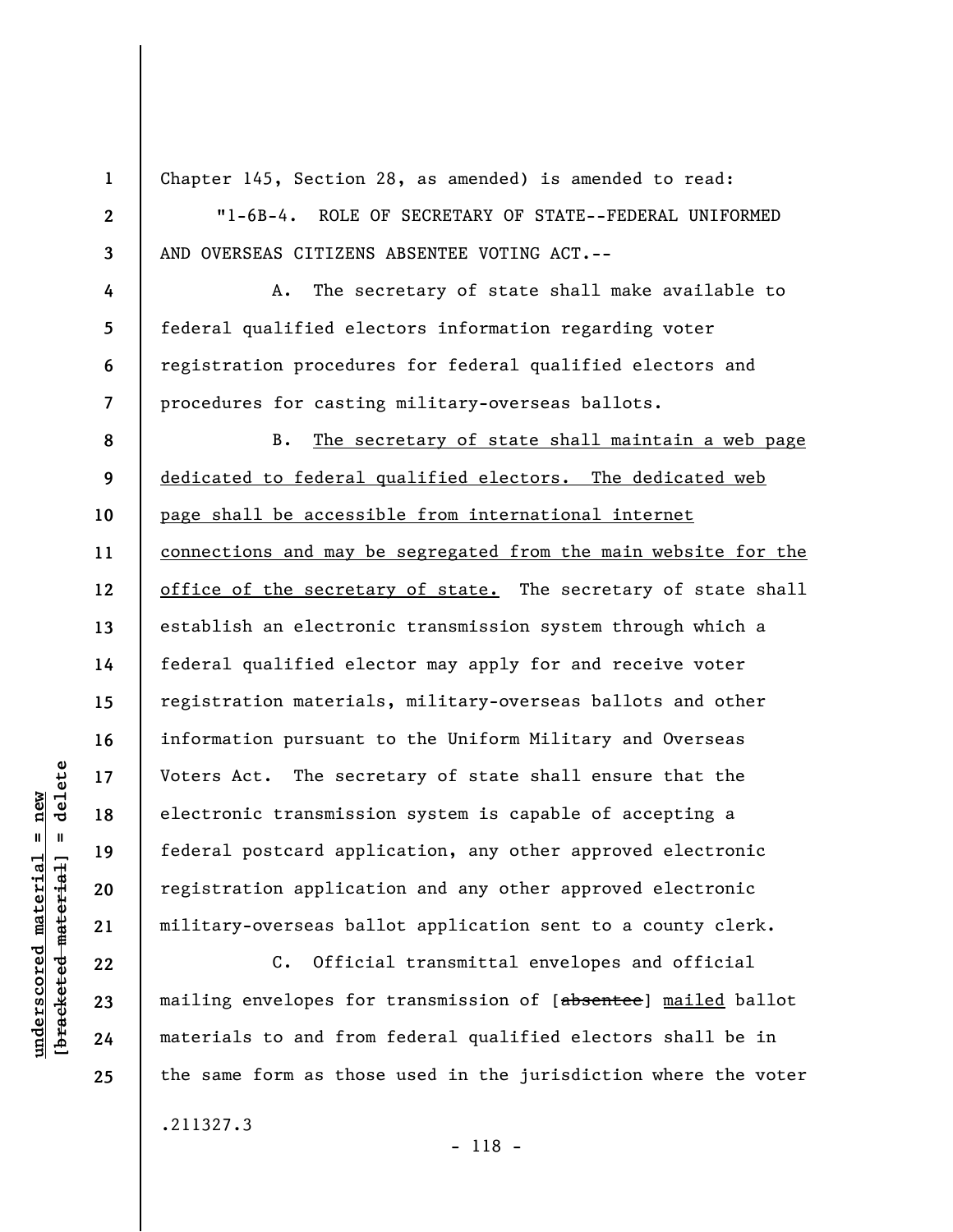Chapter 145, Section 28, as amended) is amended to read:

"1-6B-4. ROLE OF SECRETARY OF STATE--FEDERAL UNIFORMED AND OVERSEAS CITIZENS ABSENTEE VOTING ACT.--

A. The secretary of state shall make available to federal qualified electors information regarding voter registration procedures for federal qualified electors and procedures for casting military-overseas ballots.

B. <u>The secretary of state shall maintain a web page dedicated to federal qualified electors. The dedicated web page shall be accessible from international internet connections and may be segregated from the main website for the office of the secretary of state.</u> The secretary of state shall establish an electronic transmission system through which a federal qualified elector may apply for and receive voter registration materials, military-overseas ballots and other information pursuant to the Uniform Military and Overseas Voters Act. The secretary of state shall ensure that the electronic transmission system is capable of accepting a federal postcard application, any other approved electronic registration application and any other approved electronic military-overseas ballot application sent to a county clerk.

C. Official transmittal envelopes and official mailing envelopes for transmission of [~~absentee~~] <u>mailed</u> ballot materials to and from federal qualified electors shall be in the same form as those used in the jurisdiction where the voter

.211327.3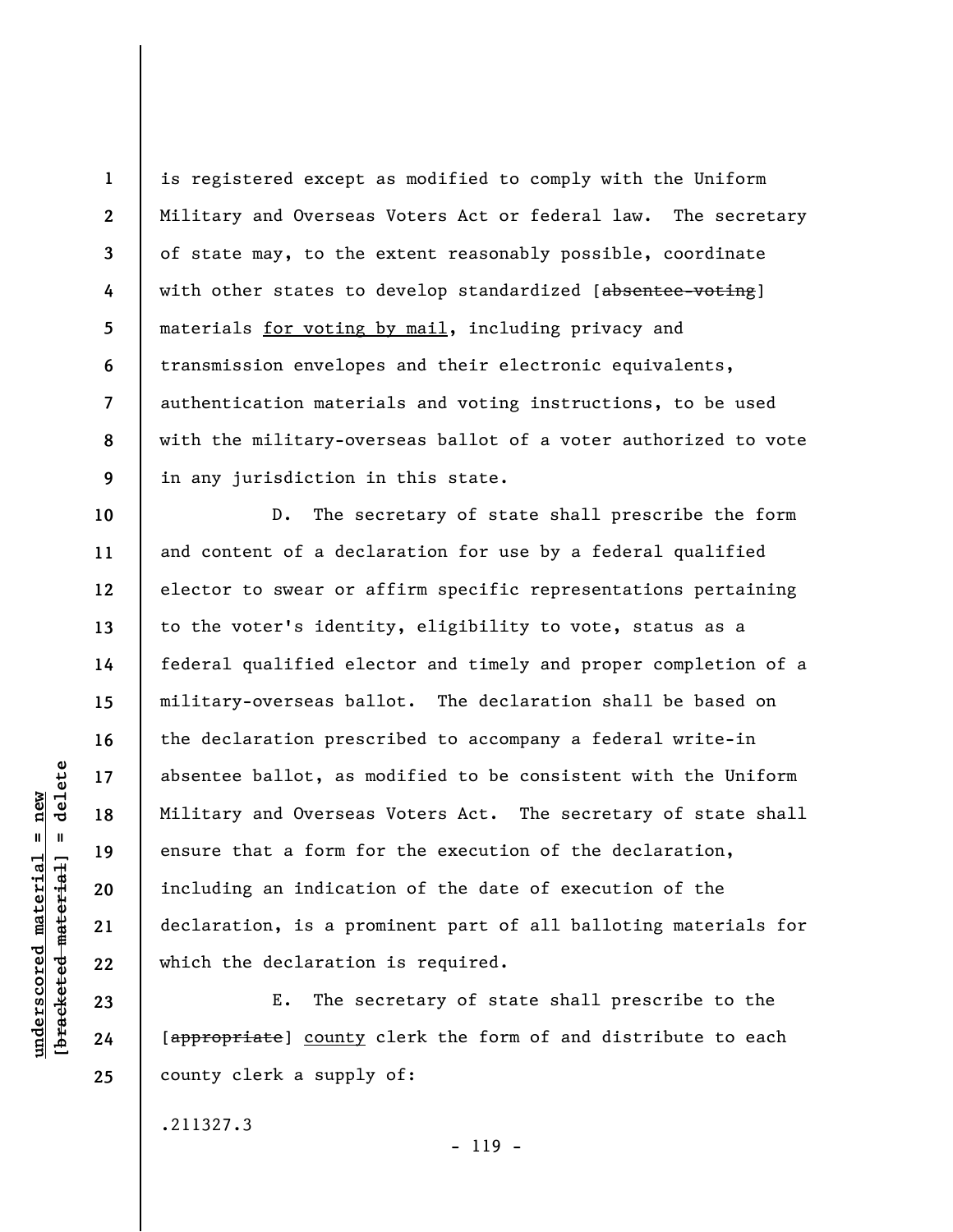is registered except as modified to comply with the Uniform Military and Overseas Voters Act or federal law. The secretary of state may, to the extent reasonably possible, coordinate with other states to develop standardized [~~absentee-voting~~] materials <u>for voting by mail</u>, including privacy and transmission envelopes and their electronic equivalents, authentication materials and voting instructions, to be used with the military-overseas ballot of a voter authorized to vote in any jurisdiction in this state.

D. The secretary of state shall prescribe the form and content of a declaration for use by a federal qualified elector to swear or affirm specific representations pertaining to the voter's identity, eligibility to vote, status as a federal qualified elector and timely and proper completion of a military-overseas ballot. The declaration shall be based on the declaration prescribed to accompany a federal write-in absentee ballot, as modified to be consistent with the Uniform Military and Overseas Voters Act. The secretary of state shall ensure that a form for the execution of the declaration, including an indication of the date of execution of the declaration, is a prominent part of all balloting materials for which the declaration is required.

E. The secretary of state shall prescribe to the [~~appropriate~~] <u>county</u> clerk the form of and distribute to each county clerk a supply of:

.211327.3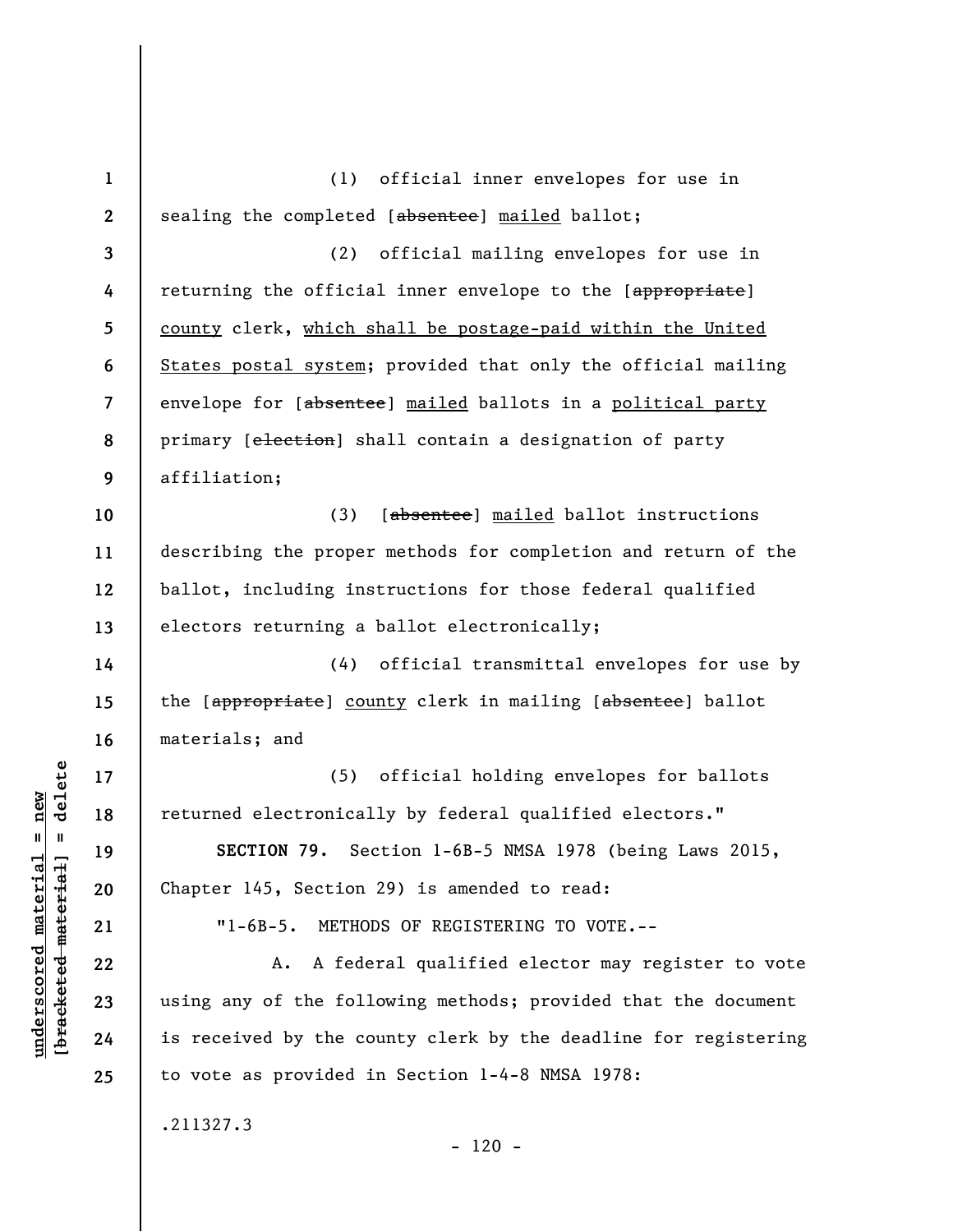(1) official inner envelopes for use in sealing the completed [~~absentee~~] mailed ballot;

(2) official mailing envelopes for use in returning the official inner envelope to the [~~appropriate~~] county clerk, which shall be postage-paid within the United States postal system; provided that only the official mailing envelope for [~~absentee~~] mailed ballots in a political party primary [~~election~~] shall contain a designation of party affiliation;

(3) [~~absentee~~] mailed ballot instructions describing the proper methods for completion and return of the ballot, including instructions for those federal qualified electors returning a ballot electronically;

(4) official transmittal envelopes for use by the [~~appropriate~~] county clerk in mailing [~~absentee~~] ballot materials; and

(5) official holding envelopes for ballots returned electronically by federal qualified electors."

**SECTION 79.** Section 1-6B-5 NMSA 1978 (being Laws 2015, Chapter 145, Section 29) is amended to read:

"1-6B-5. METHODS OF REGISTERING TO VOTE.--

A. A federal qualified elector may register to vote using any of the following methods; provided that the document is received by the county clerk by the deadline for registering to vote as provided in Section 1-4-8 NMSA 1978:

.211327.3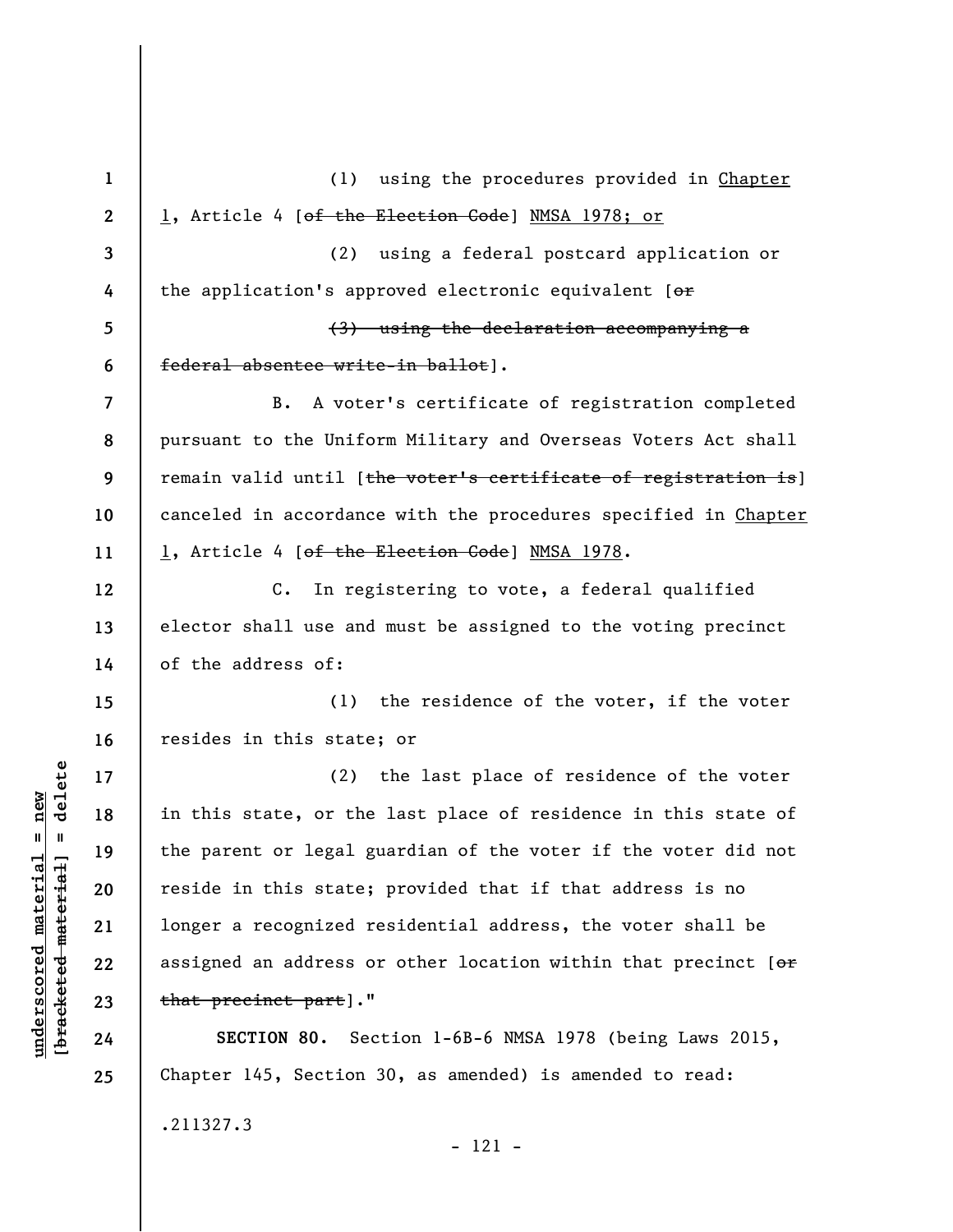(1) using the procedures provided in Chapter 1, Article 4 [~~of the Election Code~~] NMSA 1978; or

(2) using a federal postcard application or the application's approved electronic equivalent [~~or~~

~~(3) using the declaration accompanying a federal absentee write-in ballot~~].

B. A voter's certificate of registration completed pursuant to the Uniform Military and Overseas Voters Act shall remain valid until [~~the voter's certificate of registration is~~] canceled in accordance with the procedures specified in Chapter 1, Article 4 [~~of the Election Code~~] NMSA 1978.

C. In registering to vote, a federal qualified elector shall use and must be assigned to the voting precinct of the address of:

(1) the residence of the voter, if the voter resides in this state; or

(2) the last place of residence of the voter in this state, or the last place of residence in this state of the parent or legal guardian of the voter if the voter did not reside in this state; provided that if that address is no longer a recognized residential address, the voter shall be assigned an address or other location within that precinct [~~or that precinct part~~]."

**SECTION 80.** Section 1-6B-6 NMSA 1978 (being Laws 2015, Chapter 145, Section 30, as amended) is amended to read:

.211327.3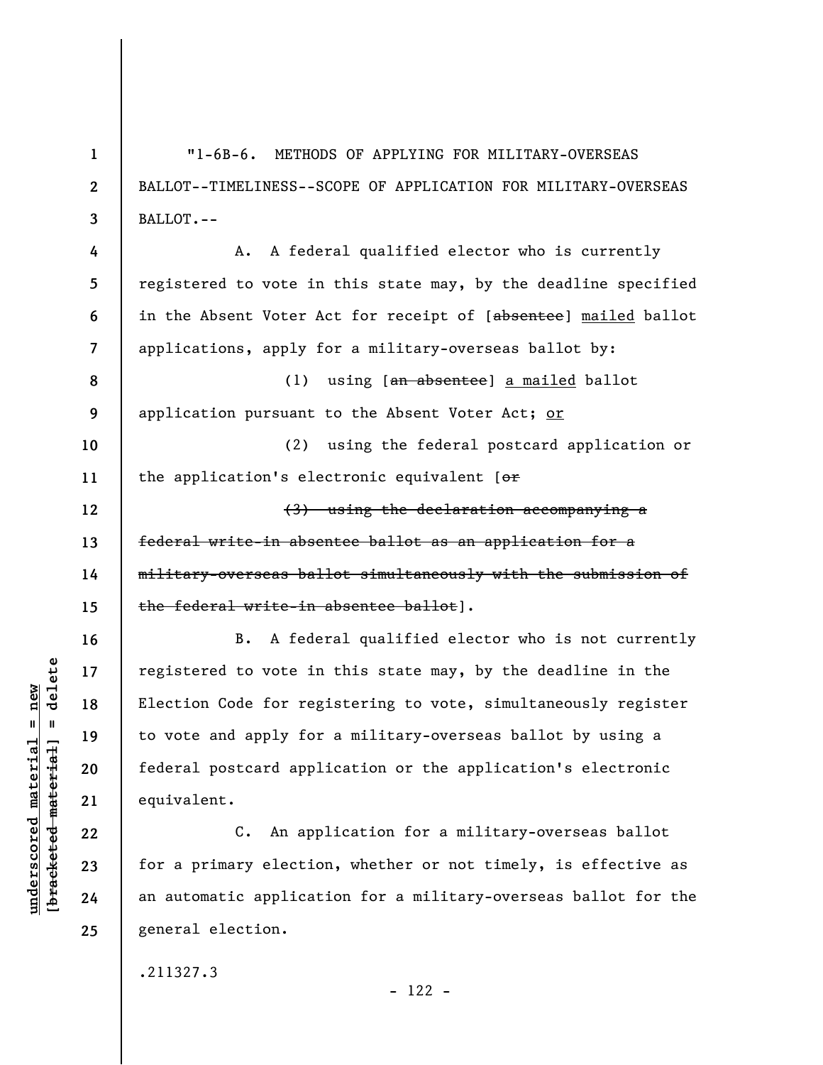"1-6B-6. METHODS OF APPLYING FOR MILITARY-OVERSEAS BALLOT--TIMELINESS--SCOPE OF APPLICATION FOR MILITARY-OVERSEAS BALLOT.--

A. A federal qualified elector who is currently registered to vote in this state may, by the deadline specified in the Absent Voter Act for receipt of [~~absentee~~] <u>mailed</u> ballot applications, apply for a military-overseas ballot by:

(1) using [~~an absentee~~] <u>a mailed</u> ballot application pursuant to the Absent Voter Act; <u>or</u>

(2) using the federal postcard application or the application's electronic equivalent [~~or~~

~~(3) using the declaration accompanying a federal write-in absentee ballot as an application for a military-overseas ballot simultaneously with the submission of the federal write-in absentee ballot~~].

B. A federal qualified elector who is not currently registered to vote in this state may, by the deadline in the Election Code for registering to vote, simultaneously register to vote and apply for a military-overseas ballot by using a federal postcard application or the application's electronic equivalent.

C. An application for a military-overseas ballot for a primary election, whether or not timely, is effective as an automatic application for a military-overseas ballot for the general election.

.211327.3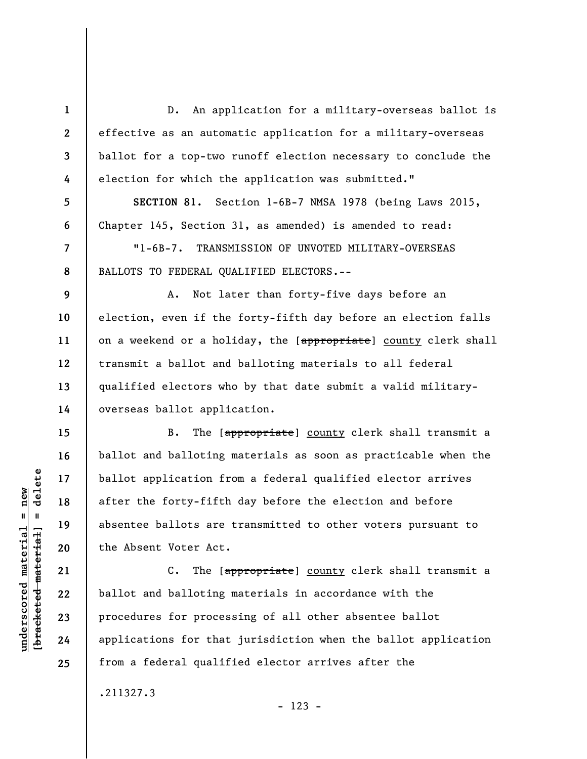D. An application for a military-overseas ballot is effective as an automatic application for a military-overseas ballot for a top-two runoff election necessary to conclude the election for which the application was submitted."

**SECTION 81.** Section 1-6B-7 NMSA 1978 (being Laws 2015, Chapter 145, Section 31, as amended) is amended to read:

"1-6B-7. TRANSMISSION OF UNVOTED MILITARY-OVERSEAS BALLOTS TO FEDERAL QUALIFIED ELECTORS.--

A. Not later than forty-five days before an election, even if the forty-fifth day before an election falls on a weekend or a holiday, the [~~appropriate~~] <u>county</u> clerk shall transmit a ballot and balloting materials to all federal qualified electors who by that date submit a valid military-overseas ballot application.

B. The [~~appropriate~~] <u>county</u> clerk shall transmit a ballot and balloting materials as soon as practicable when the ballot application from a federal qualified elector arrives after the forty-fifth day before the election and before absentee ballots are transmitted to other voters pursuant to the Absent Voter Act.

C. The [~~appropriate~~] <u>county</u> clerk shall transmit a ballot and balloting materials in accordance with the procedures for processing of all other absentee ballot applications for that jurisdiction when the ballot application from a federal qualified elector arrives after the

.211327.3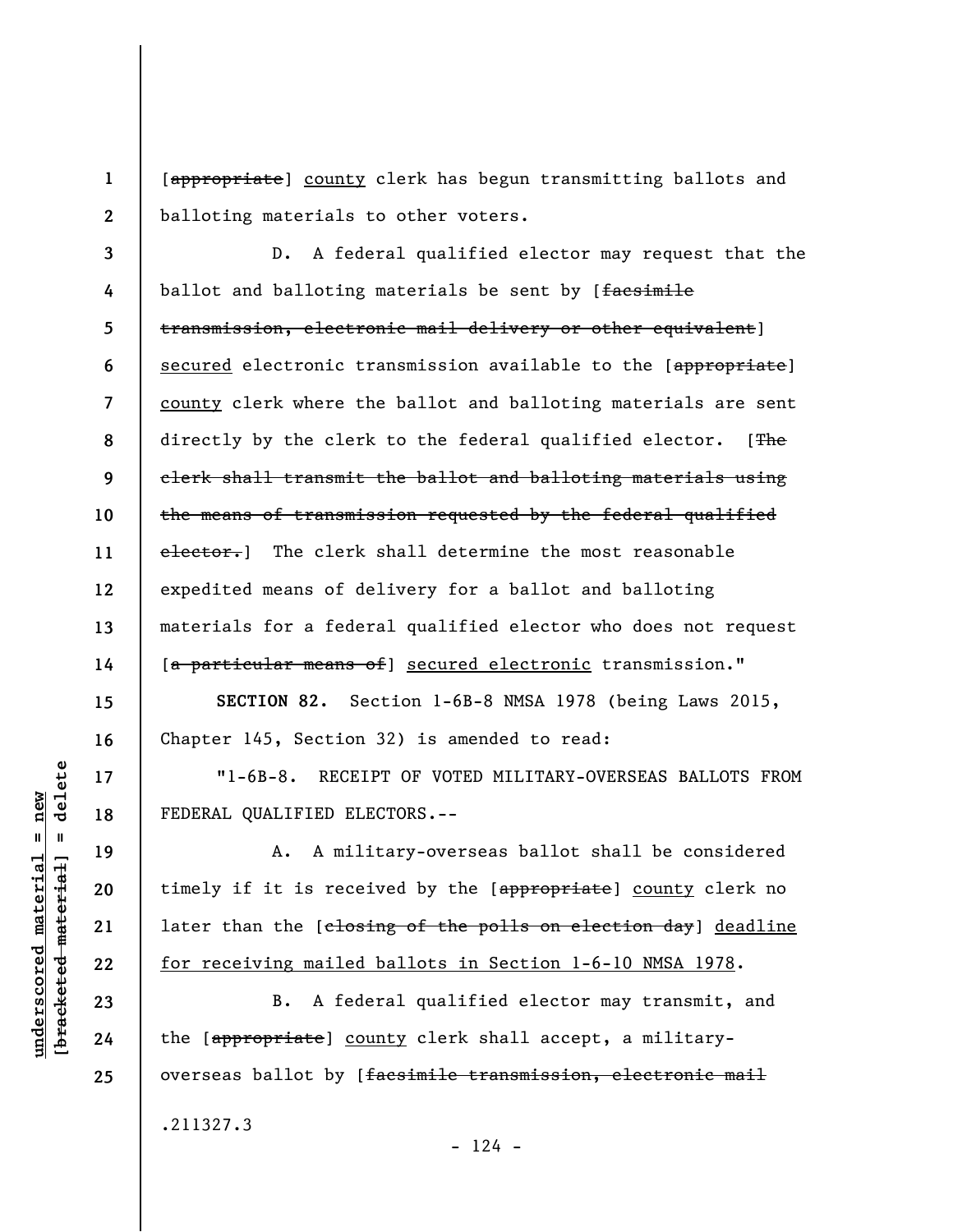[~~appropriate~~] <u>county</u> clerk has begun transmitting ballots and balloting materials to other voters.

D. A federal qualified elector may request that the ballot and balloting materials be sent by [~~facsimile transmission, electronic mail delivery or other equivalent~~] <u>secured</u> electronic transmission available to the [~~appropriate~~] <u>county</u> clerk where the ballot and balloting materials are sent directly by the clerk to the federal qualified elector. [~~The clerk shall transmit the ballot and balloting materials using the means of transmission requested by the federal qualified elector.~~] The clerk shall determine the most reasonable expedited means of delivery for a ballot and balloting materials for a federal qualified elector who does not request [~~a particular means of~~] <u>secured electronic</u> transmission."

**SECTION 82.** Section 1-6B-8 NMSA 1978 (being Laws 2015, Chapter 145, Section 32) is amended to read:

"1-6B-8. RECEIPT OF VOTED MILITARY-OVERSEAS BALLOTS FROM FEDERAL QUALIFIED ELECTORS.--

A. A military-overseas ballot shall be considered timely if it is received by the [~~appropriate~~] <u>county</u> clerk no later than the [~~closing of the polls on election day~~] <u>deadline for receiving mailed ballots in Section 1-6-10 NMSA 1978</u>.

B. A federal qualified elector may transmit, and the [~~appropriate~~] <u>county</u> clerk shall accept, a military-overseas ballot by [~~facsimile transmission, electronic mail~~

.211327.3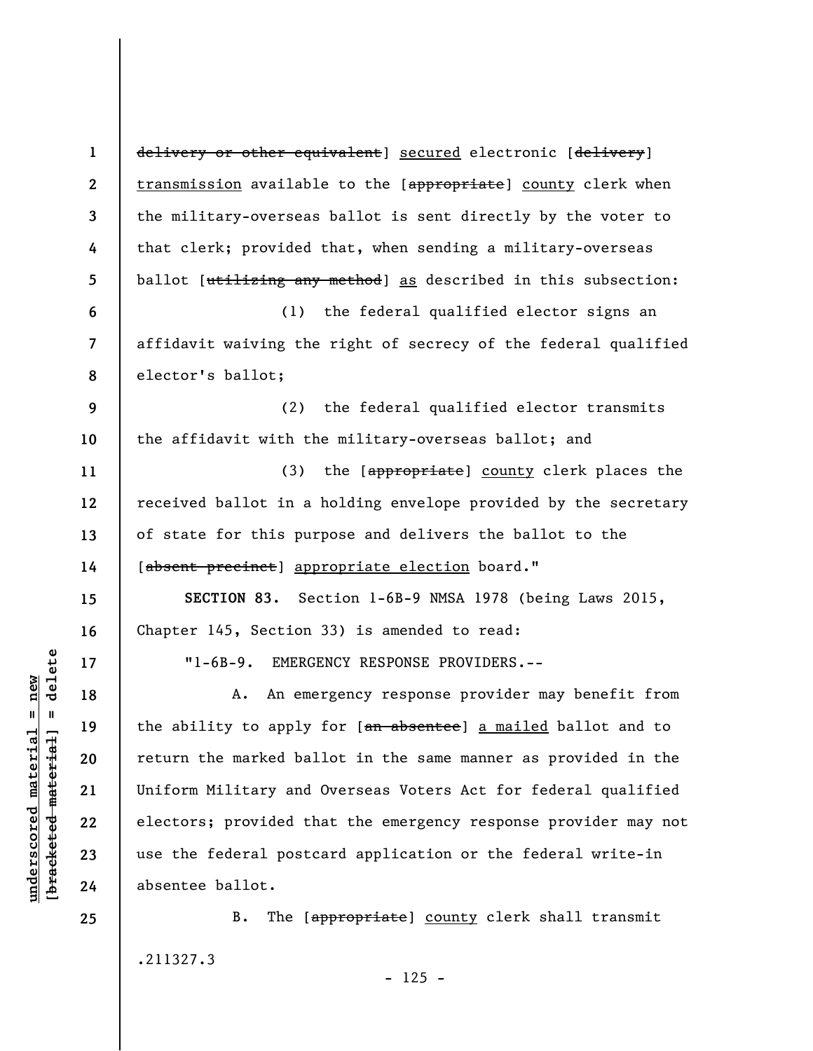~~delivery or other equivalent~~] secured electronic [~~delivery~~] transmission available to the [~~appropriate~~] county clerk when the military-overseas ballot is sent directly by the voter to that clerk; provided that, when sending a military-overseas ballot [~~utilizing any method~~] as described in this subsection:

(1) the federal qualified elector signs an affidavit waiving the right of secrecy of the federal qualified elector's ballot;

(2) the federal qualified elector transmits the affidavit with the military-overseas ballot; and

(3) the [~~appropriate~~] county clerk places the received ballot in a holding envelope provided by the secretary of state for this purpose and delivers the ballot to the [~~absent precinct~~] appropriate election board."

**SECTION 83.** Section 1-6B-9 NMSA 1978 (being Laws 2015, Chapter 145, Section 33) is amended to read:

"1-6B-9. EMERGENCY RESPONSE PROVIDERS.--

A. An emergency response provider may benefit from the ability to apply for [~~an absentee~~] a mailed ballot and to return the marked ballot in the same manner as provided in the Uniform Military and Overseas Voters Act for federal qualified electors; provided that the emergency response provider may not use the federal postcard application or the federal write-in absentee ballot.

B. The [~~appropriate~~] county clerk shall transmit

.211327.3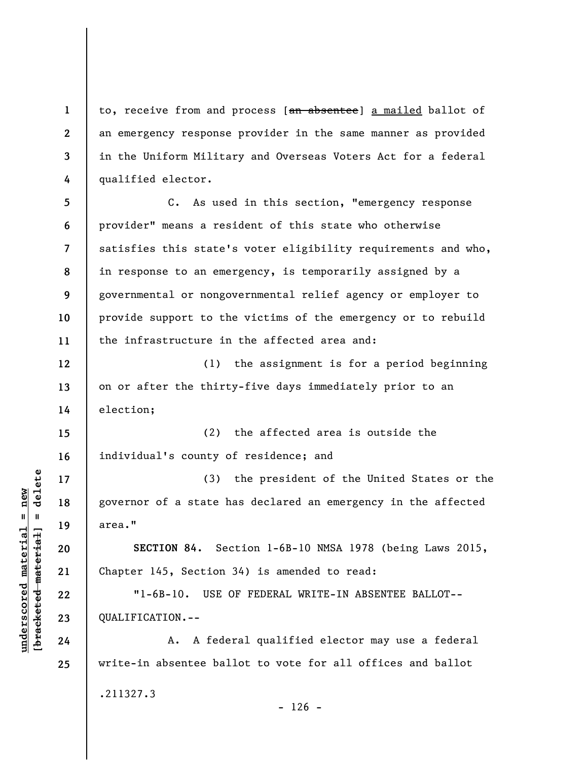to, receive from and process [~~an absentee~~] <u>a mailed</u> ballot of an emergency response provider in the same manner as provided in the Uniform Military and Overseas Voters Act for a federal qualified elector.

C. As used in this section, "emergency response provider" means a resident of this state who otherwise satisfies this state's voter eligibility requirements and who, in response to an emergency, is temporarily assigned by a governmental or nongovernmental relief agency or employer to provide support to the victims of the emergency or to rebuild the infrastructure in the affected area and:

(1) the assignment is for a period beginning on or after the thirty-five days immediately prior to an election;

(2) the affected area is outside the individual's county of residence; and

(3) the president of the United States or the governor of a state has declared an emergency in the affected area."

**SECTION 84.** Section 1-6B-10 NMSA 1978 (being Laws 2015, Chapter 145, Section 34) is amended to read:

"1-6B-10. USE OF FEDERAL WRITE-IN ABSENTEE BALLOT--QUALIFICATION.--

A. A federal qualified elector may use a federal write-in absentee ballot to vote for all offices and ballot

.211327.3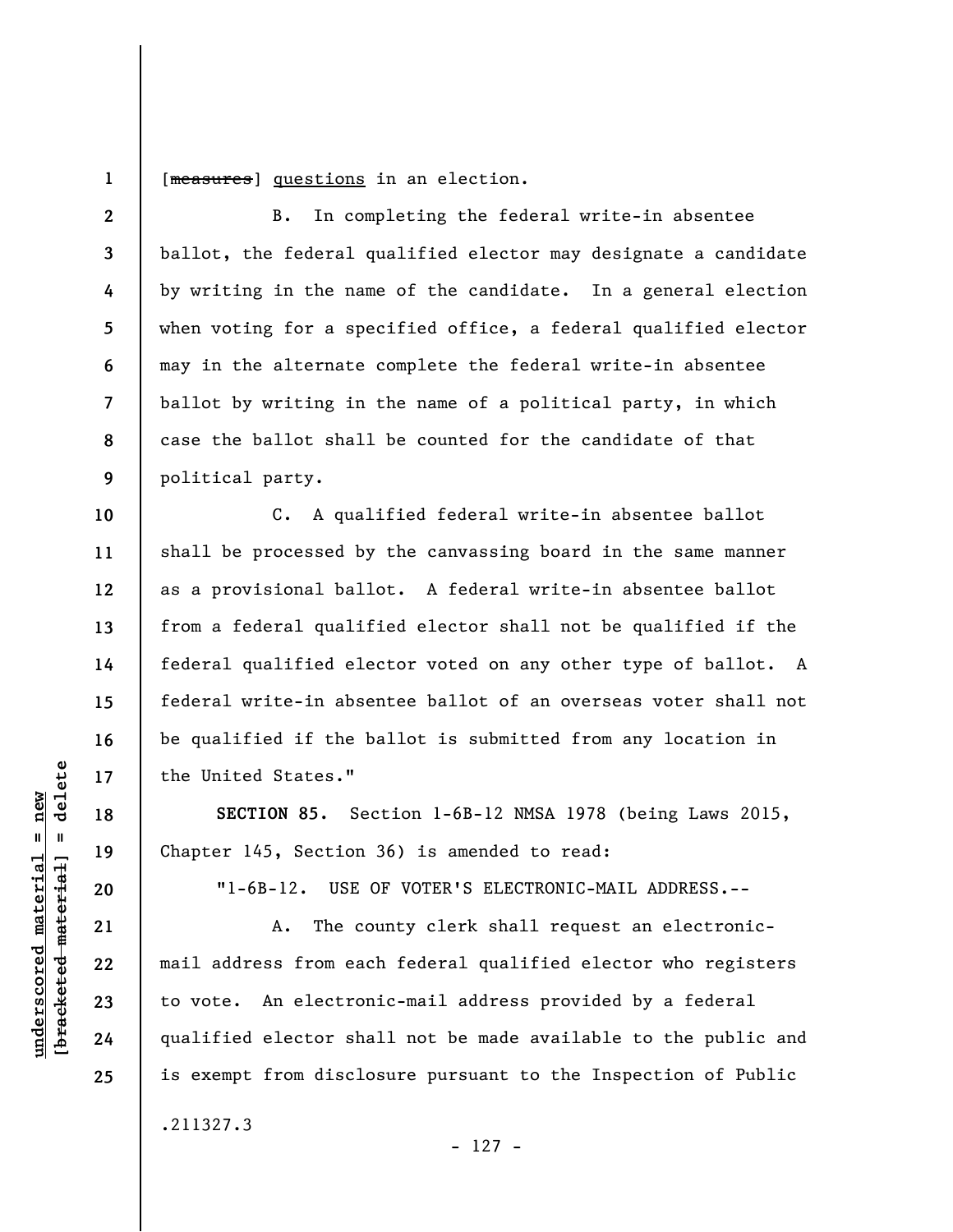[~~measures~~] <u>questions</u> in an election.

B. In completing the federal write-in absentee ballot, the federal qualified elector may designate a candidate by writing in the name of the candidate. In a general election when voting for a specified office, a federal qualified elector may in the alternate complete the federal write-in absentee ballot by writing in the name of a political party, in which case the ballot shall be counted for the candidate of that political party.

C. A qualified federal write-in absentee ballot shall be processed by the canvassing board in the same manner as a provisional ballot. A federal write-in absentee ballot from a federal qualified elector shall not be qualified if the federal qualified elector voted on any other type of ballot. A federal write-in absentee ballot of an overseas voter shall not be qualified if the ballot is submitted from any location in the United States."

**SECTION 85.** Section 1-6B-12 NMSA 1978 (being Laws 2015, Chapter 145, Section 36) is amended to read:

"1-6B-12. USE OF VOTER'S ELECTRONIC-MAIL ADDRESS.--

A. The county clerk shall request an electronic-mail address from each federal qualified elector who registers to vote. An electronic-mail address provided by a federal qualified elector shall not be made available to the public and is exempt from disclosure pursuant to the Inspection of Public

.211327.3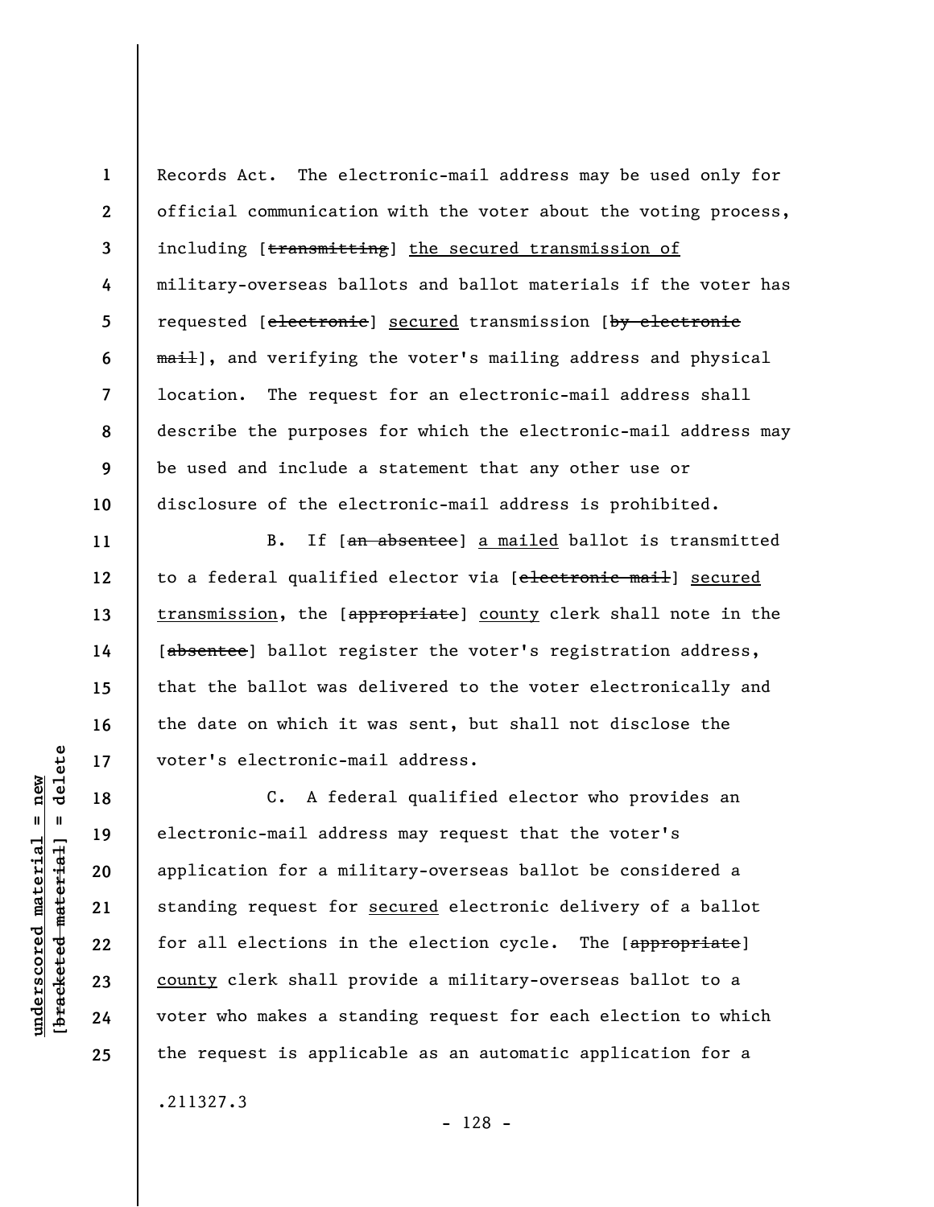Records Act. The electronic-mail address may be used only for official communication with the voter about the voting process, including [~~transmitting~~] <u>the secured transmission of</u> military-overseas ballots and ballot materials if the voter has requested [~~electronic~~] <u>secured</u> transmission [~~by electronic mail~~], and verifying the voter's mailing address and physical location. The request for an electronic-mail address shall describe the purposes for which the electronic-mail address may be used and include a statement that any other use or disclosure of the electronic-mail address is prohibited.

B. If [~~an absentee~~] <u>a mailed</u> ballot is transmitted to a federal qualified elector via [~~electronic mail~~] <u>secured transmission</u>, the [~~appropriate~~] <u>county</u> clerk shall note in the [~~absentee~~] ballot register the voter's registration address, that the ballot was delivered to the voter electronically and the date on which it was sent, but shall not disclose the voter's electronic-mail address.

C. A federal qualified elector who provides an electronic-mail address may request that the voter's application for a military-overseas ballot be considered a standing request for <u>secured</u> electronic delivery of a ballot for all elections in the election cycle. The [~~appropriate~~] <u>county</u> clerk shall provide a military-overseas ballot to a voter who makes a standing request for each election to which the request is applicable as an automatic application for a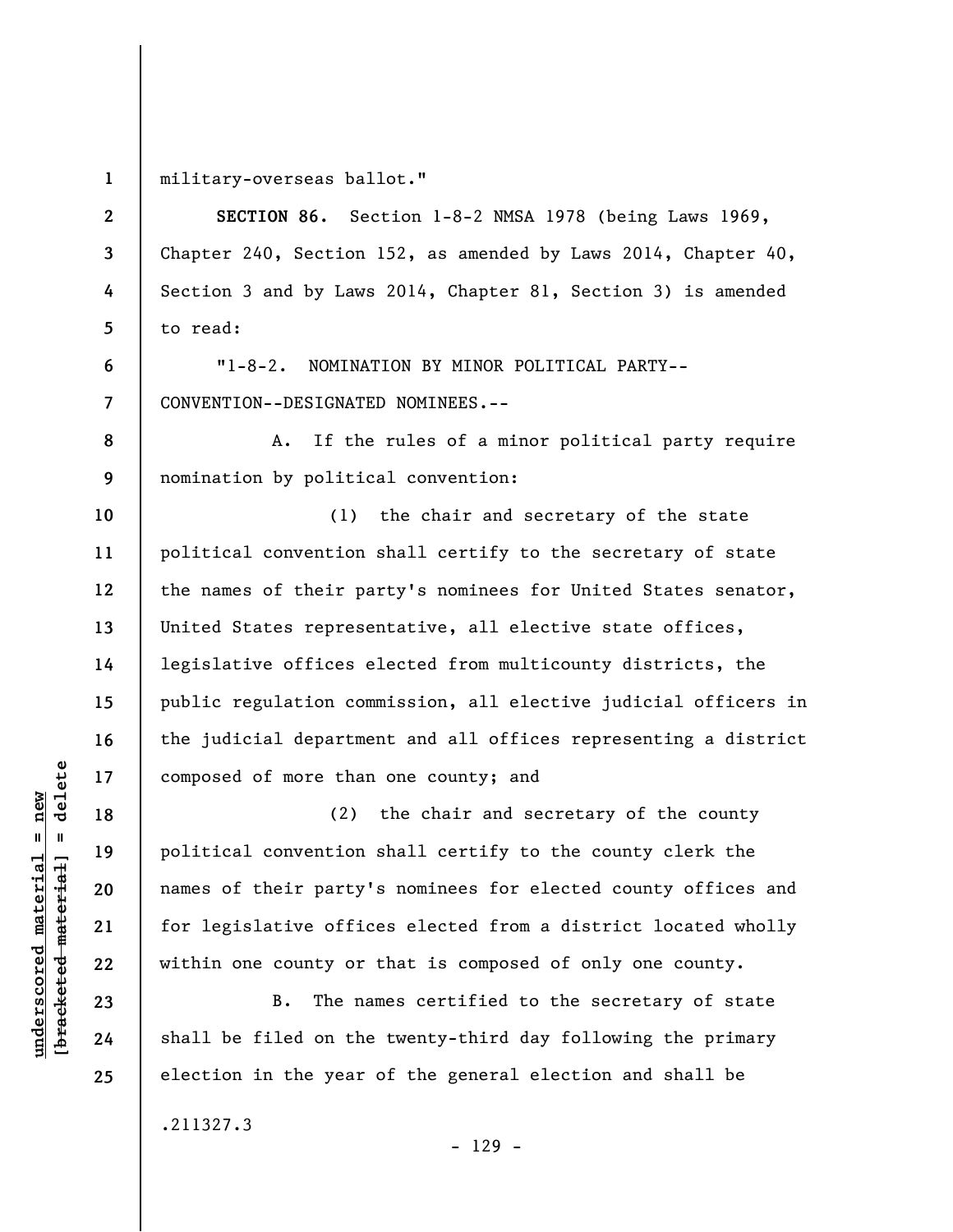military-overseas ballot."

**SECTION 86.** Section 1-8-2 NMSA 1978 (being Laws 1969, Chapter 240, Section 152, as amended by Laws 2014, Chapter 40, Section 3 and by Laws 2014, Chapter 81, Section 3) is amended to read:

"1-8-2. NOMINATION BY MINOR POLITICAL PARTY--CONVENTION--DESIGNATED NOMINEES.--

A. If the rules of a minor political party require nomination by political convention:

(1) the chair and secretary of the state political convention shall certify to the secretary of state the names of their party's nominees for United States senator, United States representative, all elective state offices, legislative offices elected from multicounty districts, the public regulation commission, all elective judicial officers in the judicial department and all offices representing a district composed of more than one county; and

(2) the chair and secretary of the county political convention shall certify to the county clerk the names of their party's nominees for elected county offices and for legislative offices elected from a district located wholly within one county or that is composed of only one county.

B. The names certified to the secretary of state shall be filed on the twenty-third day following the primary election in the year of the general election and shall be

.211327.3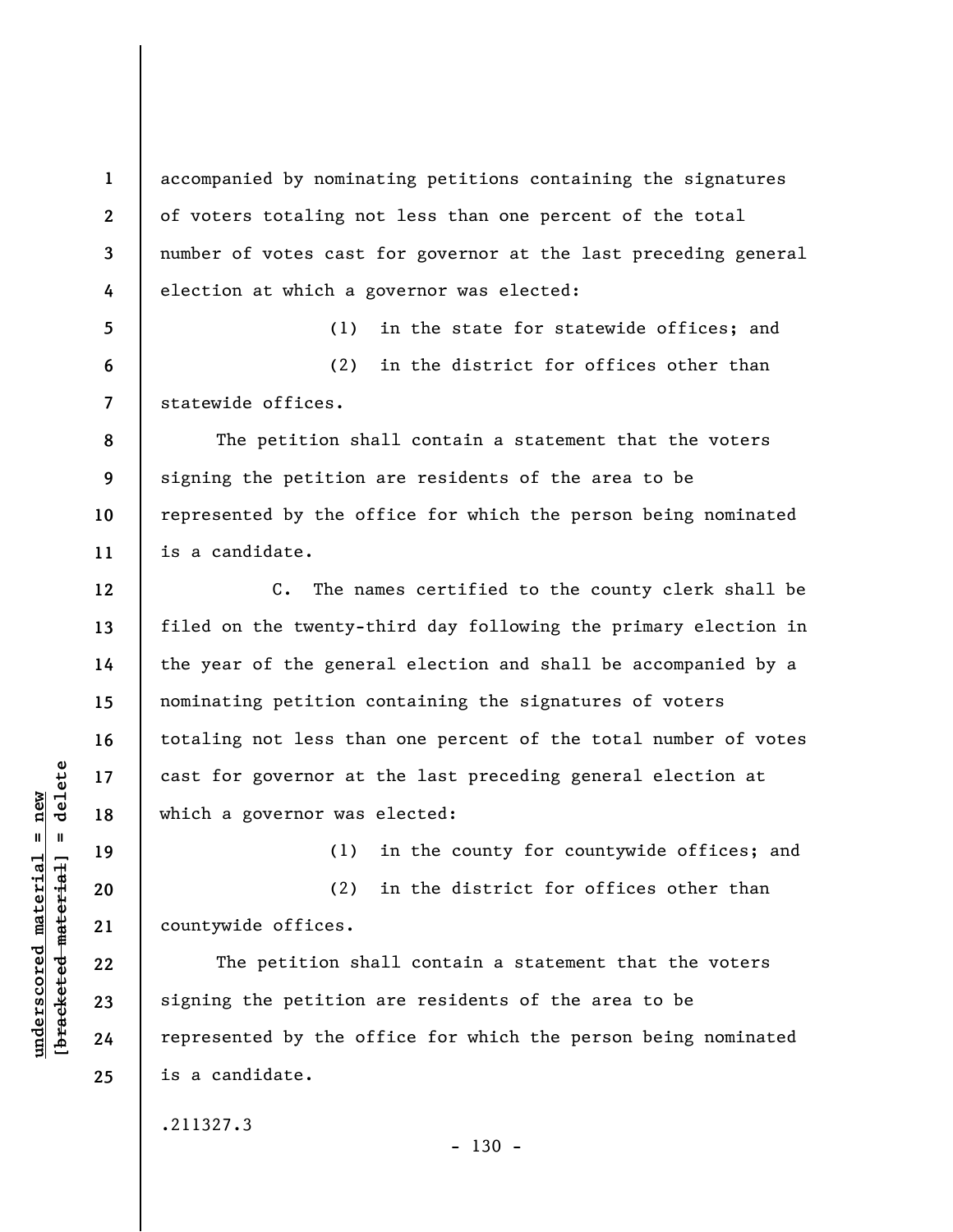accompanied by nominating petitions containing the signatures of voters totaling not less than one percent of the total number of votes cast for governor at the last preceding general election at which a governor was elected:

(1) in the state for statewide offices; and

(2) in the district for offices other than statewide offices.

The petition shall contain a statement that the voters signing the petition are residents of the area to be represented by the office for which the person being nominated is a candidate.

C. The names certified to the county clerk shall be filed on the twenty-third day following the primary election in the year of the general election and shall be accompanied by a nominating petition containing the signatures of voters totaling not less than one percent of the total number of votes cast for governor at the last preceding general election at which a governor was elected:

(1) in the county for countywide offices; and

(2) in the district for offices other than countywide offices.

The petition shall contain a statement that the voters signing the petition are residents of the area to be represented by the office for which the person being nominated is a candidate.

.211327.3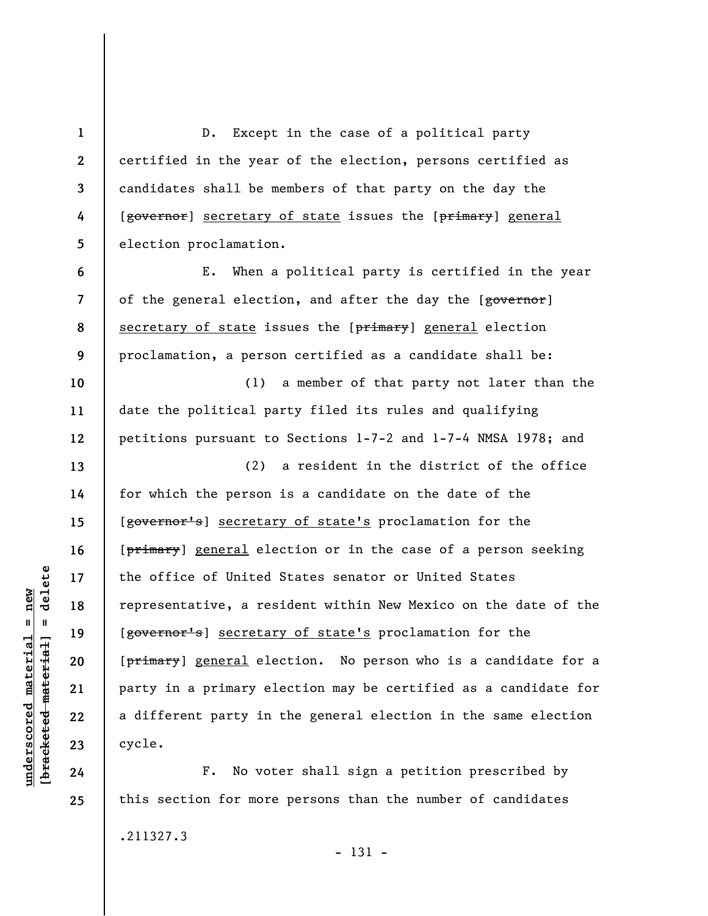D. Except in the case of a political party certified in the year of the election, persons certified as candidates shall be members of that party on the day the [~~governor~~] <u>secretary of state</u> issues the [~~primary~~] <u>general</u> election proclamation.

E. When a political party is certified in the year of the general election, and after the day the [~~governor~~] <u>secretary of state</u> issues the [~~primary~~] <u>general</u> election proclamation, a person certified as a candidate shall be:

(1) a member of that party not later than the date the political party filed its rules and qualifying petitions pursuant to Sections 1-7-2 and 1-7-4 NMSA 1978; and

(2) a resident in the district of the office for which the person is a candidate on the date of the [~~governor's~~] <u>secretary of state's</u> proclamation for the [~~primary~~] <u>general</u> election or in the case of a person seeking the office of United States senator or United States representative, a resident within New Mexico on the date of the [~~governor's~~] <u>secretary of state's</u> proclamation for the [~~primary~~] <u>general</u> election. No person who is a candidate for a party in a primary election may be certified as a candidate for a different party in the general election in the same election cycle.

F. No voter shall sign a petition prescribed by this section for more persons than the number of candidates

.211327.3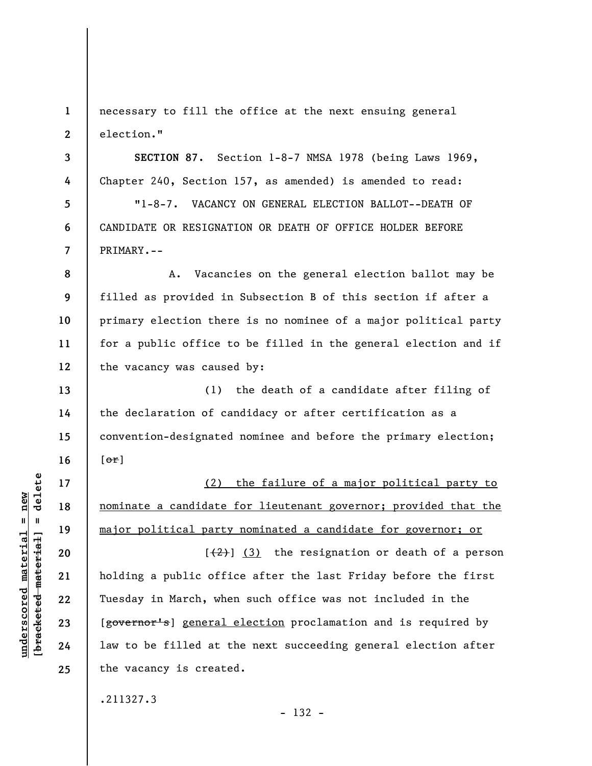necessary to fill the office at the next ensuing general election."

**SECTION 87.** Section 1-8-7 NMSA 1978 (being Laws 1969, Chapter 240, Section 157, as amended) is amended to read:

"1-8-7. VACANCY ON GENERAL ELECTION BALLOT--DEATH OF CANDIDATE OR RESIGNATION OR DEATH OF OFFICE HOLDER BEFORE PRIMARY.--

A. Vacancies on the general election ballot may be filled as provided in Subsection B of this section if after a primary election there is no nominee of a major political party for a public office to be filled in the general election and if the vacancy was caused by:

(1) the death of a candidate after filing of the declaration of candidacy or after certification as a convention-designated nominee and before the primary election; [~~or~~]

<u>(2) the failure of a major political party to nominate a candidate for lieutenant governor; provided that the major political party nominated a candidate for governor; or</u>

[~~(2)~~] <u>(3)</u> the resignation or death of a person holding a public office after the last Friday before the first Tuesday in March, when such office was not included in the [~~governor's~~] <u>general election</u> proclamation and is required by law to be filled at the next succeeding general election after the vacancy is created.

.211327.3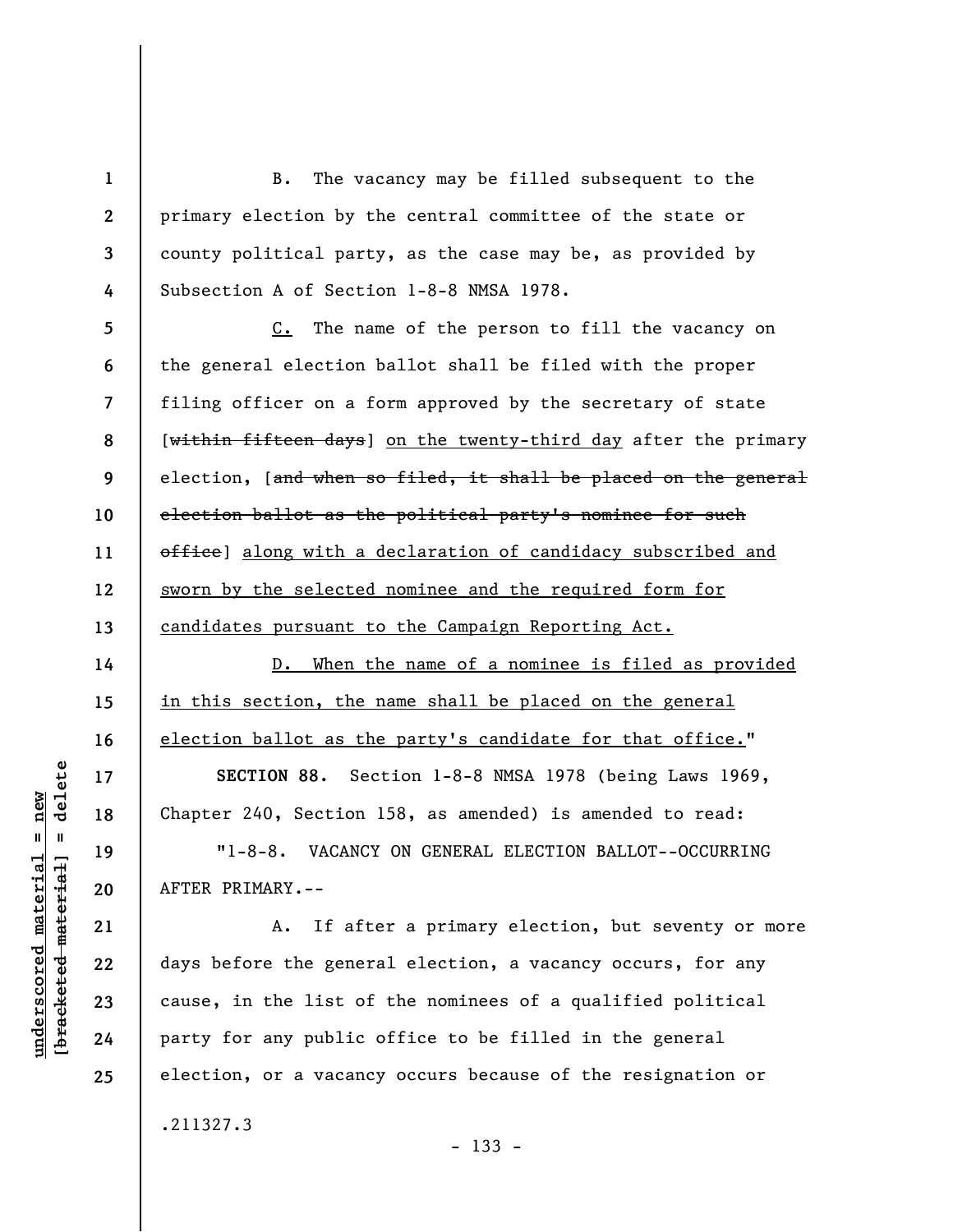B. The vacancy may be filled subsequent to the primary election by the central committee of the state or county political party, as the case may be, as provided by Subsection A of Section 1-8-8 NMSA 1978.

C. The name of the person to fill the vacancy on the general election ballot shall be filed with the proper filing officer on a form approved by the secretary of state [~~within fifteen days~~] on the twenty-third day after the primary election, [~~and when so filed, it shall be placed on the general election ballot as the political party's nominee for such office~~] along with a declaration of candidacy subscribed and sworn by the selected nominee and the required form for candidates pursuant to the Campaign Reporting Act.

D. When the name of a nominee is filed as provided in this section, the name shall be placed on the general election ballot as the party's candidate for that office."

**SECTION 88.** Section 1-8-8 NMSA 1978 (being Laws 1969, Chapter 240, Section 158, as amended) is amended to read:

"1-8-8. VACANCY ON GENERAL ELECTION BALLOT--OCCURRING AFTER PRIMARY.--

A. If after a primary election, but seventy or more days before the general election, a vacancy occurs, for any cause, in the list of the nominees of a qualified political party for any public office to be filled in the general election, or a vacancy occurs because of the resignation or

.211327.3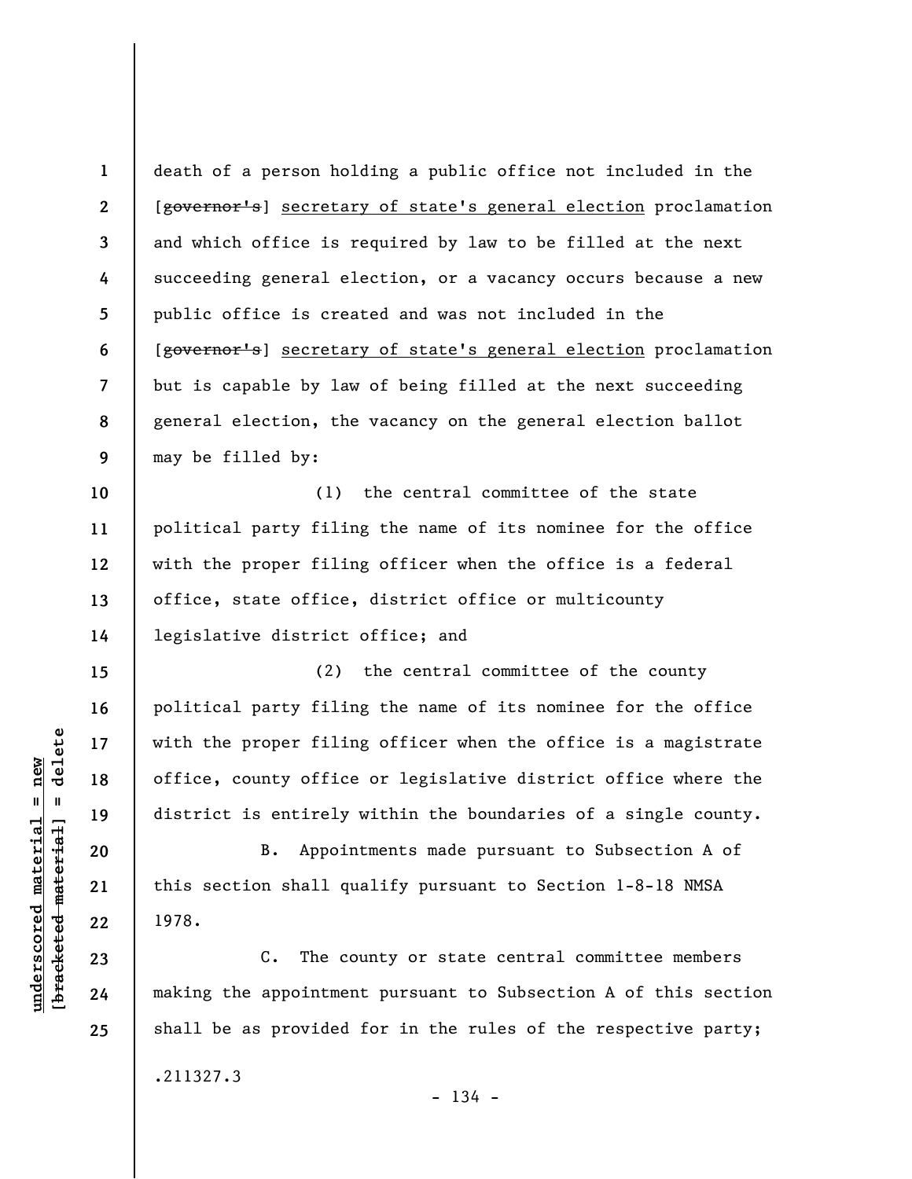death of a person holding a public office not included in the [~~governor's~~] <u>secretary of state's general election</u> proclamation and which office is required by law to be filled at the next succeeding general election, or a vacancy occurs because a new public office is created and was not included in the [~~governor's~~] <u>secretary of state's general election</u> proclamation but is capable by law of being filled at the next succeeding general election, the vacancy on the general election ballot may be filled by:

(1) the central committee of the state political party filing the name of its nominee for the office with the proper filing officer when the office is a federal office, state office, district office or multicounty legislative district office; and

(2) the central committee of the county political party filing the name of its nominee for the office with the proper filing officer when the office is a magistrate office, county office or legislative district office where the district is entirely within the boundaries of a single county.

B. Appointments made pursuant to Subsection A of this section shall qualify pursuant to Section 1-8-18 NMSA 1978.

C. The county or state central committee members making the appointment pursuant to Subsection A of this section shall be as provided for in the rules of the respective party;

.211327.3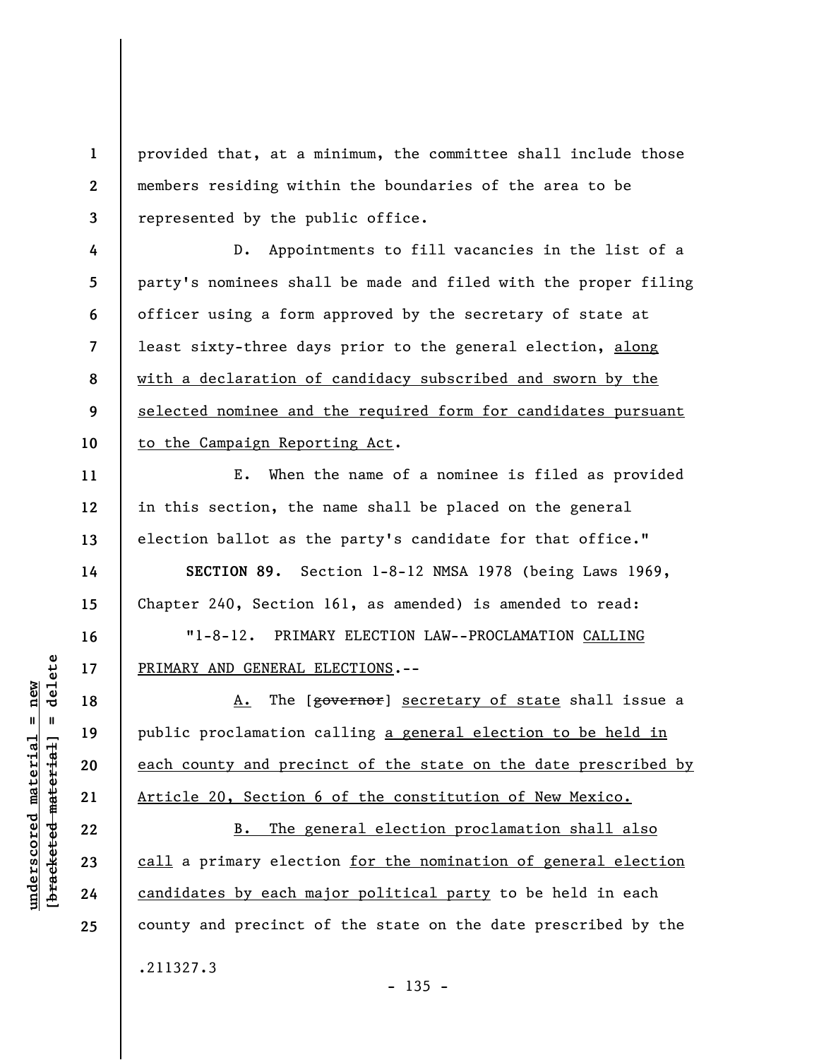provided that, at a minimum, the committee shall include those members residing within the boundaries of the area to be represented by the public office.

D. Appointments to fill vacancies in the list of a party's nominees shall be made and filed with the proper filing officer using a form approved by the secretary of state at least sixty-three days prior to the general election, <u>along with a declaration of candidacy subscribed and sworn by the selected nominee and the required form for candidates pursuant to the Campaign Reporting Act</u>.

E. When the name of a nominee is filed as provided in this section, the name shall be placed on the general election ballot as the party's candidate for that office."

**SECTION 89.** Section 1-8-12 NMSA 1978 (being Laws 1969, Chapter 240, Section 161, as amended) is amended to read:

"1-8-12. PRIMARY ELECTION LAW--PROCLAMATION <u>CALLING PRIMARY AND GENERAL ELECTIONS</u>.--

<u>A.</u> The [~~governor~~] <u>secretary of state</u> shall issue a public proclamation calling <u>a general election to be held in each county and precinct of the state on the date prescribed by Article 20, Section 6 of the constitution of New Mexico.</u>

<u>B. The general election proclamation shall also call</u> a primary election <u>for the nomination of general election candidates by each major political party</u> to be held in each county and precinct of the state on the date prescribed by the

.211327.3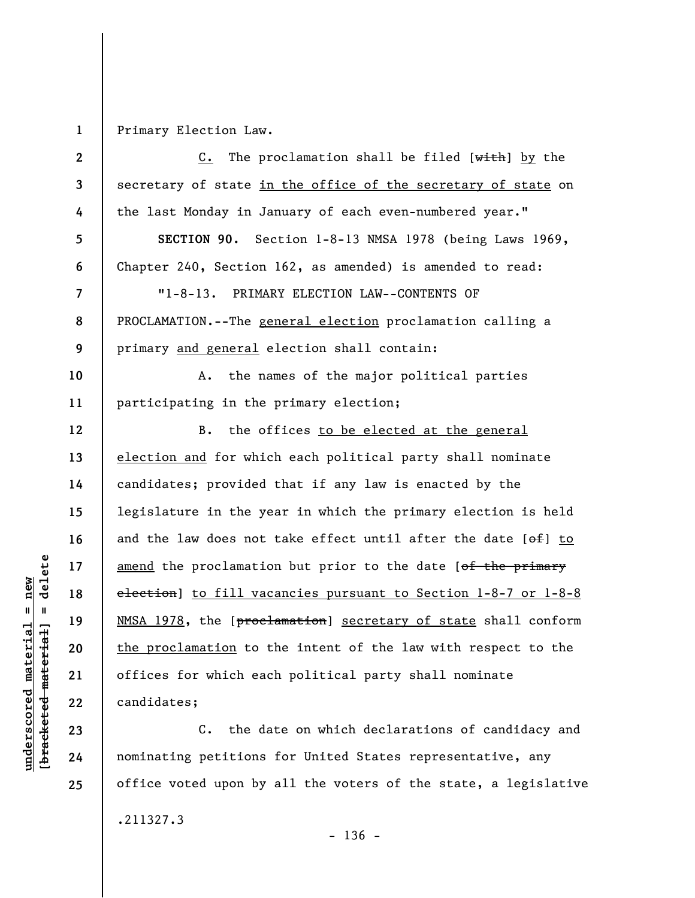Primary Election Law.

C. The proclamation shall be filed [~~with~~] by the secretary of state in the office of the secretary of state on the last Monday in January of each even-numbered year."

**SECTION 90.** Section 1-8-13 NMSA 1978 (being Laws 1969, Chapter 240, Section 162, as amended) is amended to read:

"1-8-13. PRIMARY ELECTION LAW--CONTENTS OF PROCLAMATION.--The general election proclamation calling a primary and general election shall contain:

A. the names of the major political parties participating in the primary election;

B. the offices to be elected at the general election and for which each political party shall nominate candidates; provided that if any law is enacted by the legislature in the year in which the primary election is held and the law does not take effect until after the date [~~of~~] to amend the proclamation but prior to the date [~~of the primary election~~] to fill vacancies pursuant to Section 1-8-7 or 1-8-8 NMSA 1978, the [~~proclamation~~] secretary of state shall conform the proclamation to the intent of the law with respect to the offices for which each political party shall nominate candidates;

C. the date on which declarations of candidacy and nominating petitions for United States representative, any office voted upon by all the voters of the state, a legislative

.211327.3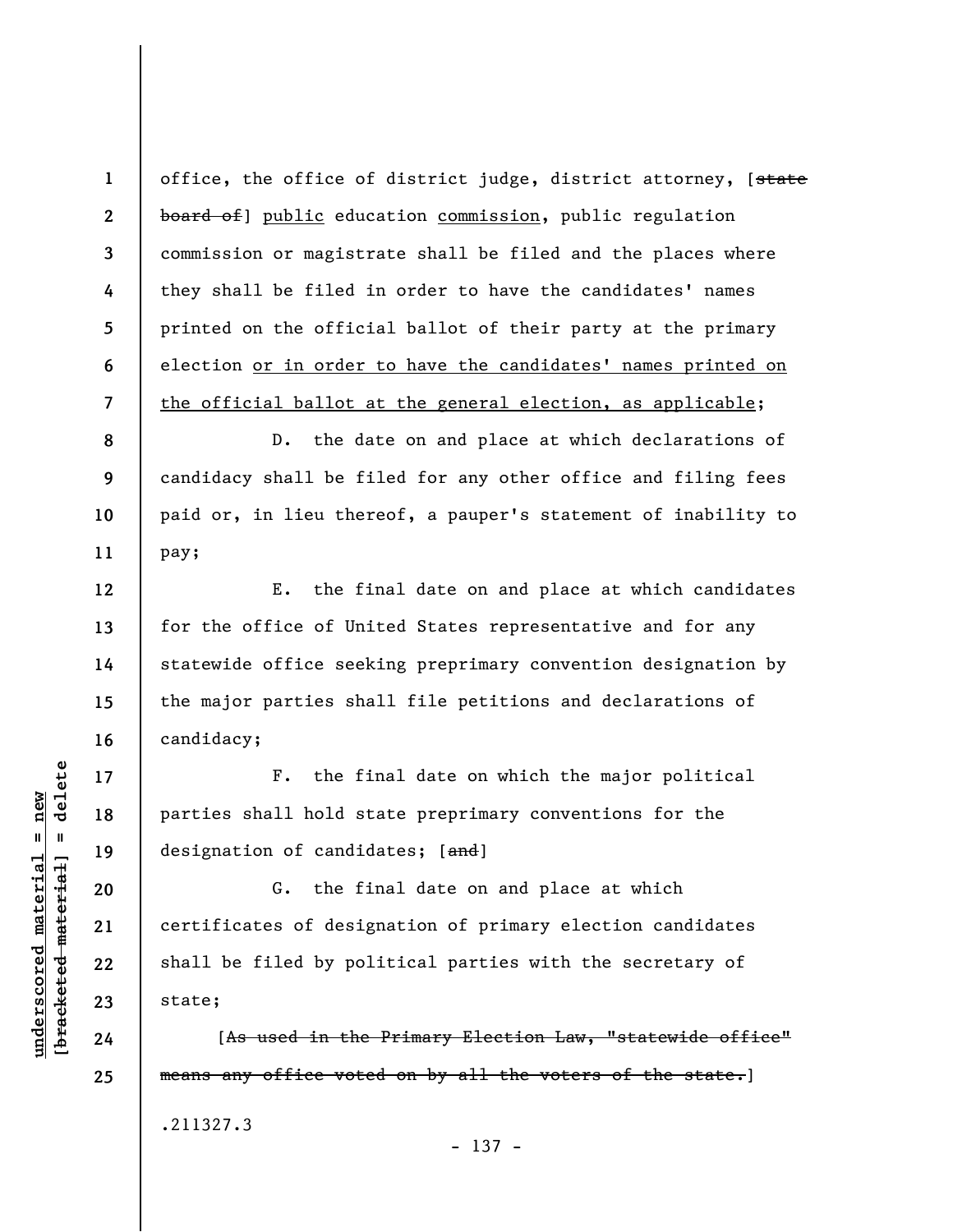office, the office of district judge, district attorney, [~~state board of~~] <u>public</u> education <u>commission</u>, public regulation commission or magistrate shall be filed and the places where they shall be filed in order to have the candidates' names printed on the official ballot of their party at the primary election <u>or in order to have the candidates' names printed on the official ballot at the general election, as applicable</u>;

D. the date on and place at which declarations of candidacy shall be filed for any other office and filing fees paid or, in lieu thereof, a pauper's statement of inability to pay;

E. the final date on and place at which candidates for the office of United States representative and for any statewide office seeking preprimary convention designation by the major parties shall file petitions and declarations of candidacy;

F. the final date on which the major political parties shall hold state preprimary conventions for the designation of candidates; [~~and~~]

G. the final date on and place at which certificates of designation of primary election candidates shall be filed by political parties with the secretary of state;

[~~As used in the Primary Election Law, "statewide office" means any office voted on by all the voters of the state.~~]

.211327.3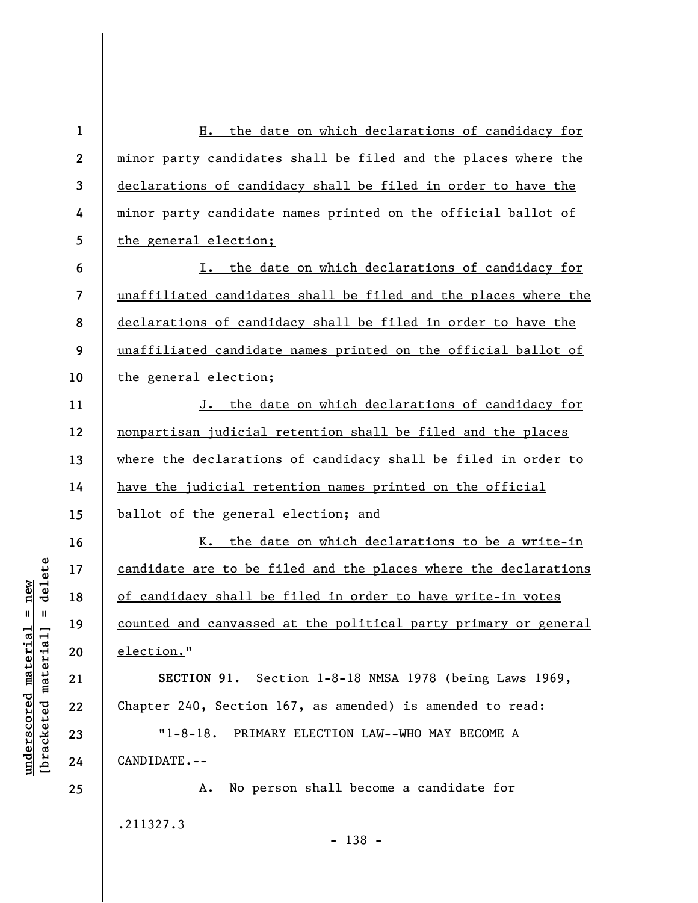H. the date on which declarations of candidacy for minor party candidates shall be filed and the places where the declarations of candidacy shall be filed in order to have the minor party candidate names printed on the official ballot of the general election;

I. the date on which declarations of candidacy for unaffiliated candidates shall be filed and the places where the declarations of candidacy shall be filed in order to have the unaffiliated candidate names printed on the official ballot of the general election;

J. the date on which declarations of candidacy for nonpartisan judicial retention shall be filed and the places where the declarations of candidacy shall be filed in order to have the judicial retention names printed on the official ballot of the general election; and

K. the date on which declarations to be a write-in candidate are to be filed and the places where the declarations of candidacy shall be filed in order to have write-in votes counted and canvassed at the political party primary or general election."

**SECTION 91.** Section 1-8-18 NMSA 1978 (being Laws 1969, Chapter 240, Section 167, as amended) is amended to read:

"1-8-18. PRIMARY ELECTION LAW--WHO MAY BECOME A CANDIDATE.--

A. No person shall become a candidate for

.211327.3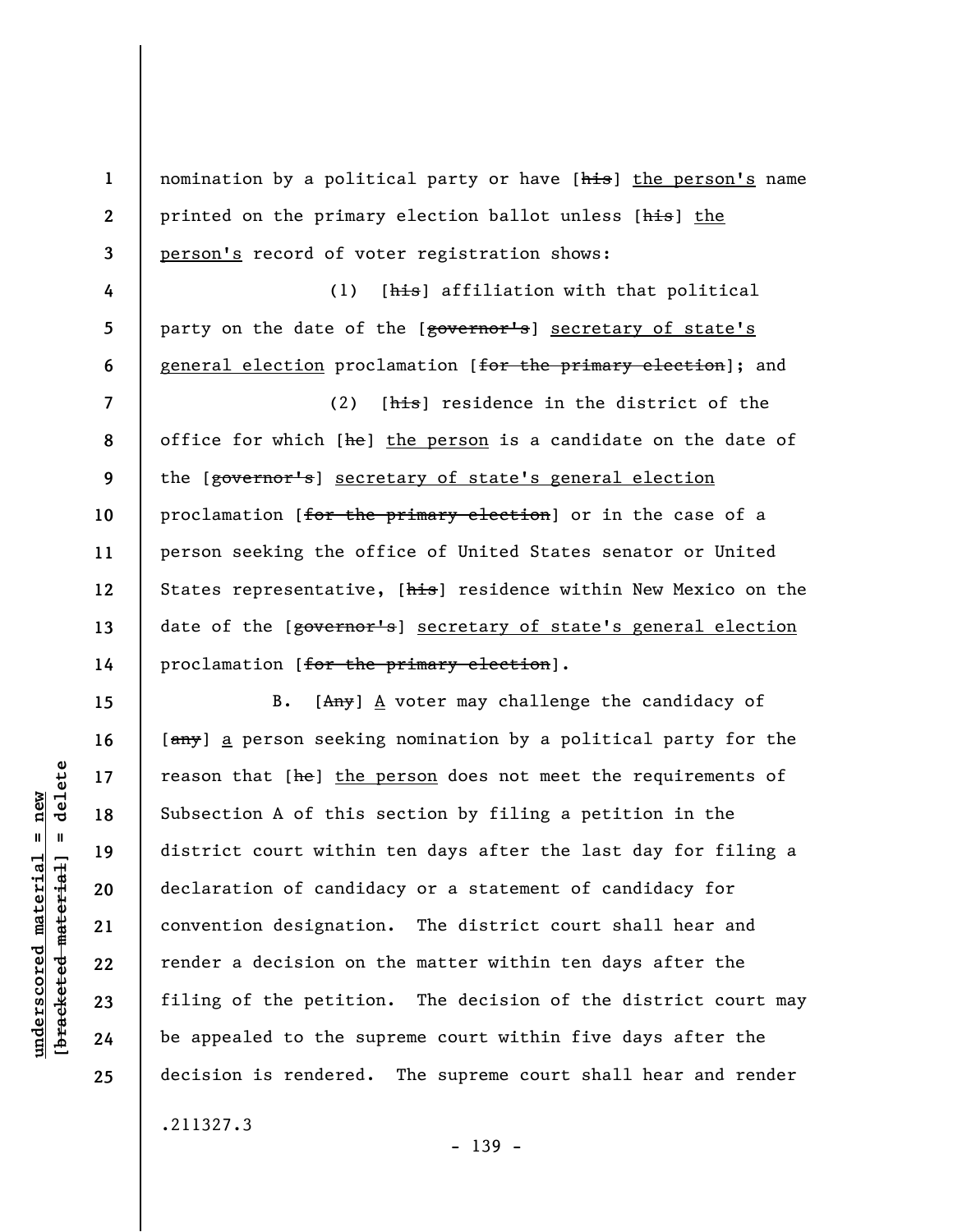nomination by a political party or have [~~his~~] <u>the person's</u> name printed on the primary election ballot unless [~~his~~] <u>the person's</u> record of voter registration shows:

(1) [~~his~~] affiliation with that political party on the date of the [~~governor's~~] <u>secretary of state's general election</u> proclamation [~~for the primary election~~]; and

(2) [~~his~~] residence in the district of the office for which [~~he~~] <u>the person</u> is a candidate on the date of the [~~governor's~~] <u>secretary of state's general election</u> proclamation [~~for the primary election~~] or in the case of a person seeking the office of United States senator or United States representative, [~~his~~] residence within New Mexico on the date of the [~~governor's~~] <u>secretary of state's general election</u> proclamation [~~for the primary election~~].

B. [~~Any~~] <u>A</u> voter may challenge the candidacy of [~~any~~] <u>a</u> person seeking nomination by a political party for the reason that [~~he~~] <u>the person</u> does not meet the requirements of Subsection A of this section by filing a petition in the district court within ten days after the last day for filing a declaration of candidacy or a statement of candidacy for convention designation. The district court shall hear and render a decision on the matter within ten days after the filing of the petition. The decision of the district court may be appealed to the supreme court within five days after the decision is rendered. The supreme court shall hear and render

.211327.3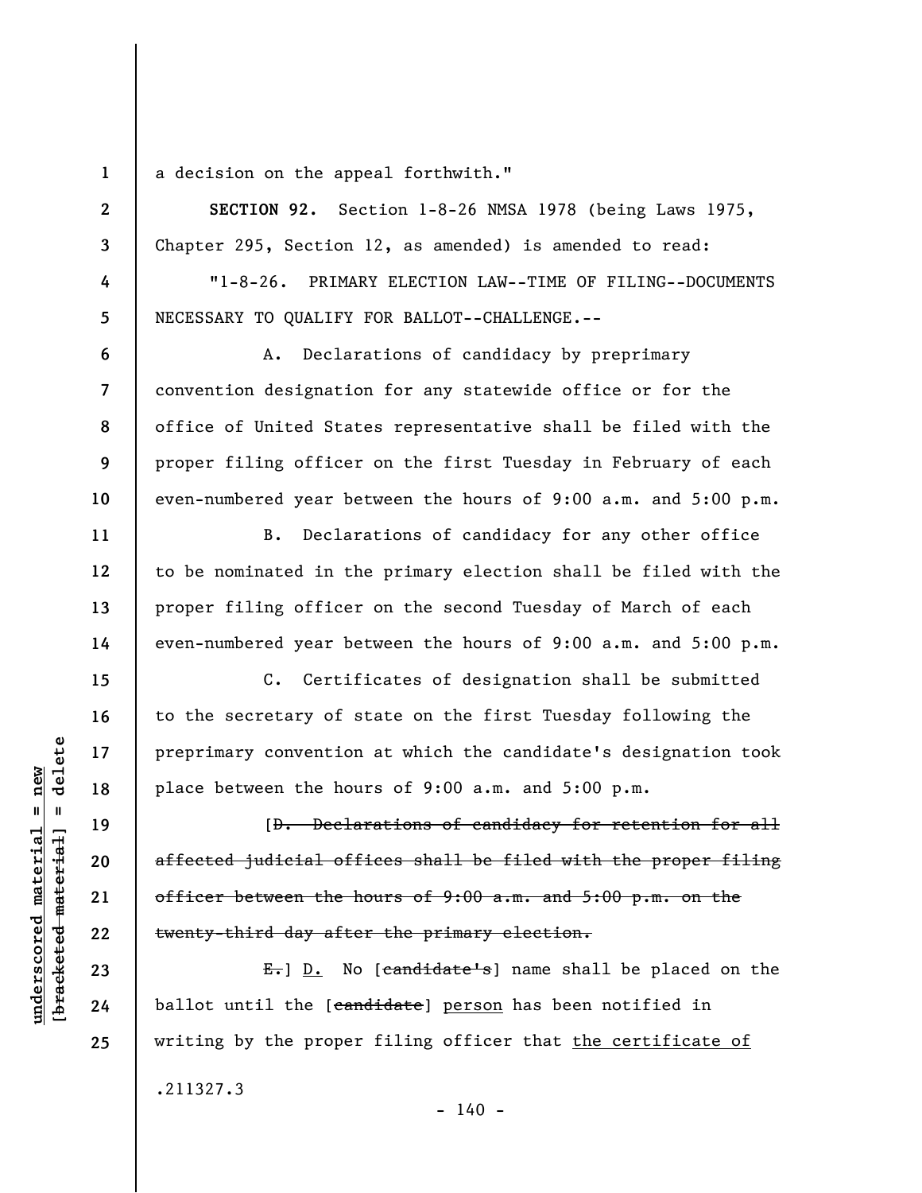a decision on the appeal forthwith."

**SECTION 92.** Section 1-8-26 NMSA 1978 (being Laws 1975, Chapter 295, Section 12, as amended) is amended to read:

"1-8-26. PRIMARY ELECTION LAW--TIME OF FILING--DOCUMENTS NECESSARY TO QUALIFY FOR BALLOT--CHALLENGE.--

A. Declarations of candidacy by preprimary convention designation for any statewide office or for the office of United States representative shall be filed with the proper filing officer on the first Tuesday in February of each even-numbered year between the hours of 9:00 a.m. and 5:00 p.m.

B. Declarations of candidacy for any other office to be nominated in the primary election shall be filed with the proper filing officer on the second Tuesday of March of each even-numbered year between the hours of 9:00 a.m. and 5:00 p.m.

C. Certificates of designation shall be submitted to the secretary of state on the first Tuesday following the preprimary convention at which the candidate's designation took place between the hours of 9:00 a.m. and 5:00 p.m.

[~~D. Declarations of candidacy for retention for all affected judicial offices shall be filed with the proper filing officer between the hours of 9:00 a.m. and 5:00 p.m. on the twenty-third day after the primary election.~~

~~E.~~] D. No [~~candidate's~~] name shall be placed on the ballot until the [~~candidate~~] person has been notified in writing by the proper filing officer that the certificate of

.211327.3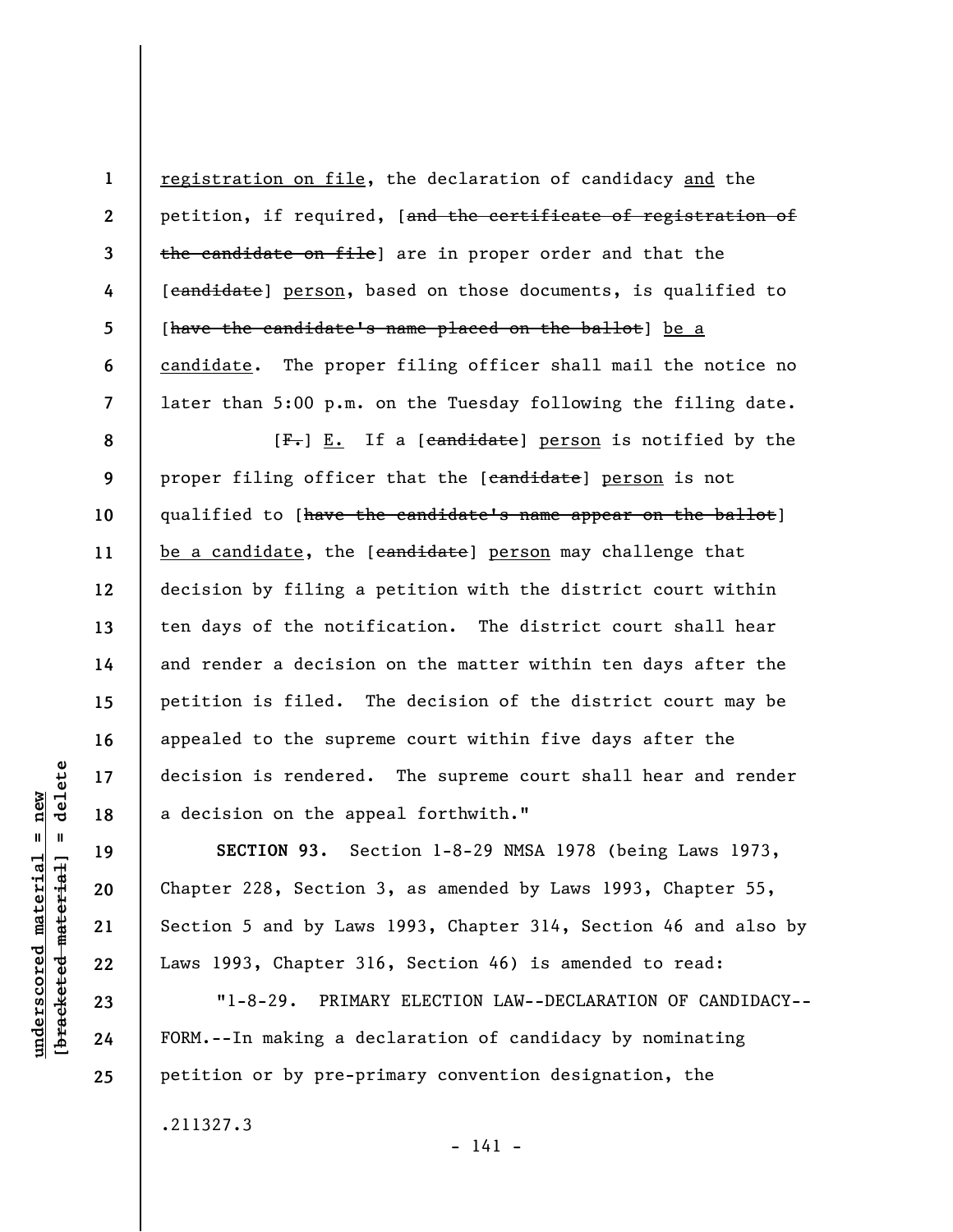registration on file, the declaration of candidacy and the petition, if required, [~~and the certificate of registration of the candidate on file~~] are in proper order and that the [~~candidate~~] person, based on those documents, is qualified to [~~have the candidate's name placed on the ballot~~] be a candidate. The proper filing officer shall mail the notice no later than 5:00 p.m. on the Tuesday following the filing date.

[~~F.~~] E. If a [~~candidate~~] person is notified by the proper filing officer that the [~~candidate~~] person is not qualified to [~~have the candidate's name appear on the ballot~~] be a candidate, the [~~candidate~~] person may challenge that decision by filing a petition with the district court within ten days of the notification. The district court shall hear and render a decision on the matter within ten days after the petition is filed. The decision of the district court may be appealed to the supreme court within five days after the decision is rendered. The supreme court shall hear and render a decision on the appeal forthwith."

**SECTION 93.** Section 1-8-29 NMSA 1978 (being Laws 1973, Chapter 228, Section 3, as amended by Laws 1993, Chapter 55, Section 5 and by Laws 1993, Chapter 314, Section 46 and also by Laws 1993, Chapter 316, Section 46) is amended to read:

"1-8-29. PRIMARY ELECTION LAW--DECLARATION OF CANDIDACY--FORM.--In making a declaration of candidacy by nominating petition or by pre-primary convention designation, the

.211327.3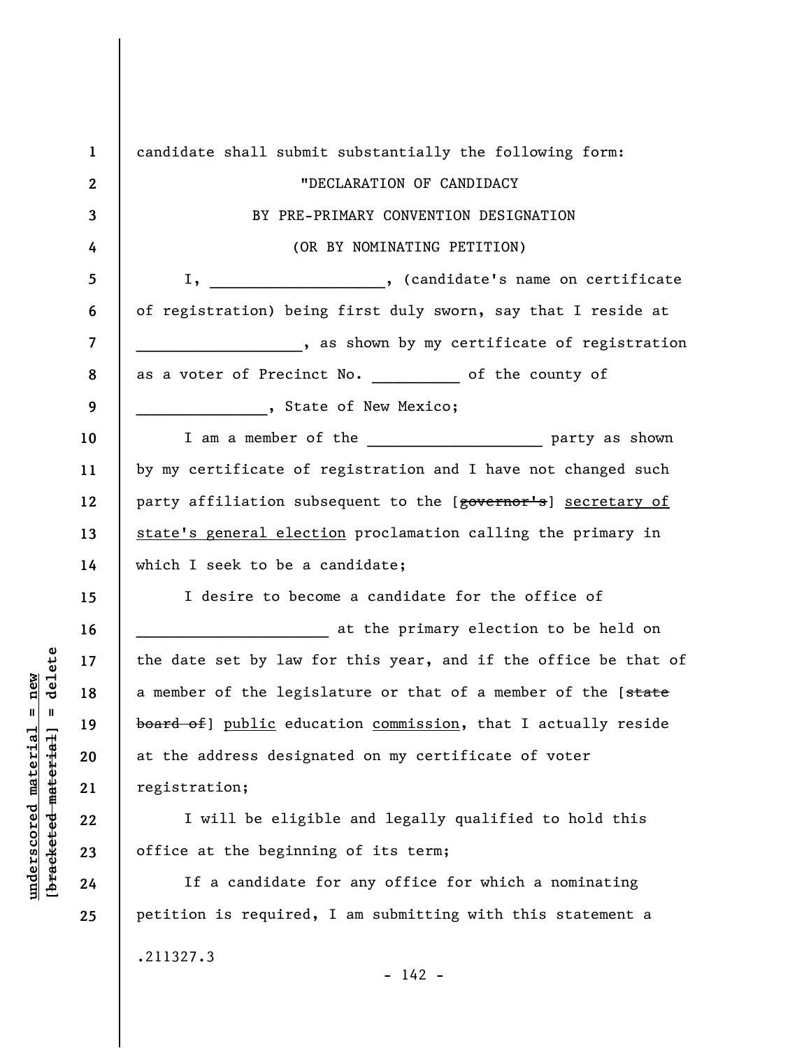candidate shall submit substantially the following form:

"DECLARATION OF CANDIDACY

BY PRE-PRIMARY CONVENTION DESIGNATION

(OR BY NOMINATING PETITION)

I, ____________________, (candidate's name on certificate of registration) being first duly sworn, say that I reside at ___________________, as shown by my certificate of registration as a voter of Precinct No. __________ of the county of _______________, State of New Mexico;

I am a member of the ____________________ party as shown by my certificate of registration and I have not changed such party affiliation subsequent to the [~~governor's~~] <u>secretary of state's general election</u> proclamation calling the primary in which I seek to be a candidate;

I desire to become a candidate for the office of ______________________ at the primary election to be held on the date set by law for this year, and if the office be that of a member of the legislature or that of a member of the [~~state board of~~] <u>public</u> education <u>commission</u>, that I actually reside at the address designated on my certificate of voter registration;

I will be eligible and legally qualified to hold this office at the beginning of its term;

If a candidate for any office for which a nominating petition is required, I am submitting with this statement a

.211327.3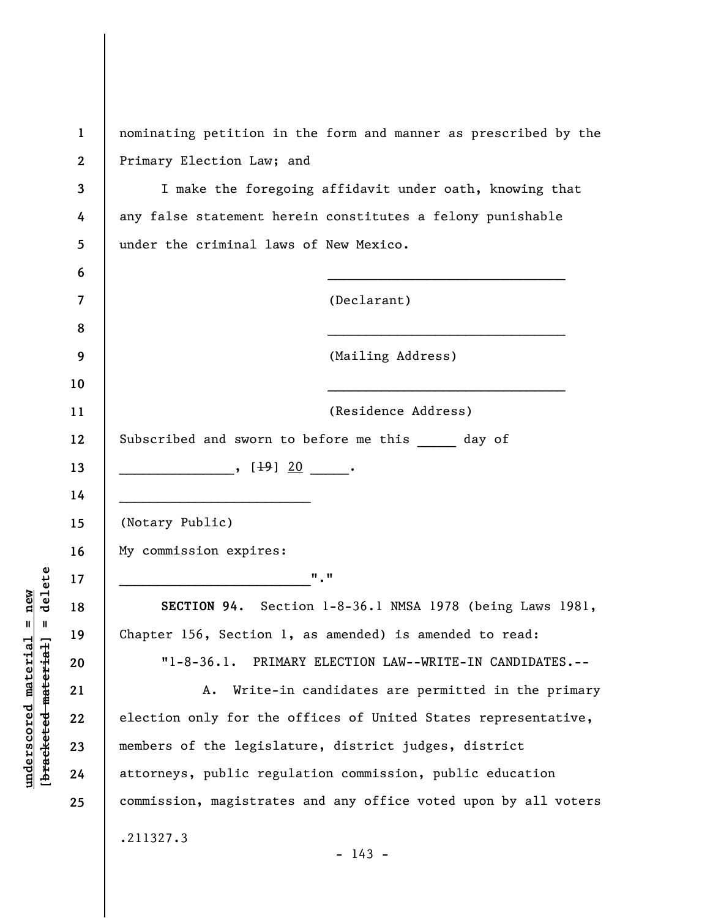nominating petition in the form and manner as prescribed by the Primary Election Law; and

I make the foregoing affidavit under oath, knowing that any false statement herein constitutes a felony punishable under the criminal laws of New Mexico.

______________________________
(Declarant)

______________________________
(Mailing Address)

______________________________
(Residence Address)

Subscribed and sworn to before me this _____ day of _______________, [~~19~~] 20 _____.

________________________
(Notary Public)

My commission expires:

________________________"."

**SECTION 94.** Section 1-8-36.1 NMSA 1978 (being Laws 1981, Chapter 156, Section 1, as amended) is amended to read:

"1-8-36.1. PRIMARY ELECTION LAW--WRITE-IN CANDIDATES.--

A. Write-in candidates are permitted in the primary election only for the offices of United States representative, members of the legislature, district judges, district attorneys, public regulation commission, public education commission, magistrates and any office voted upon by all voters

.211327.3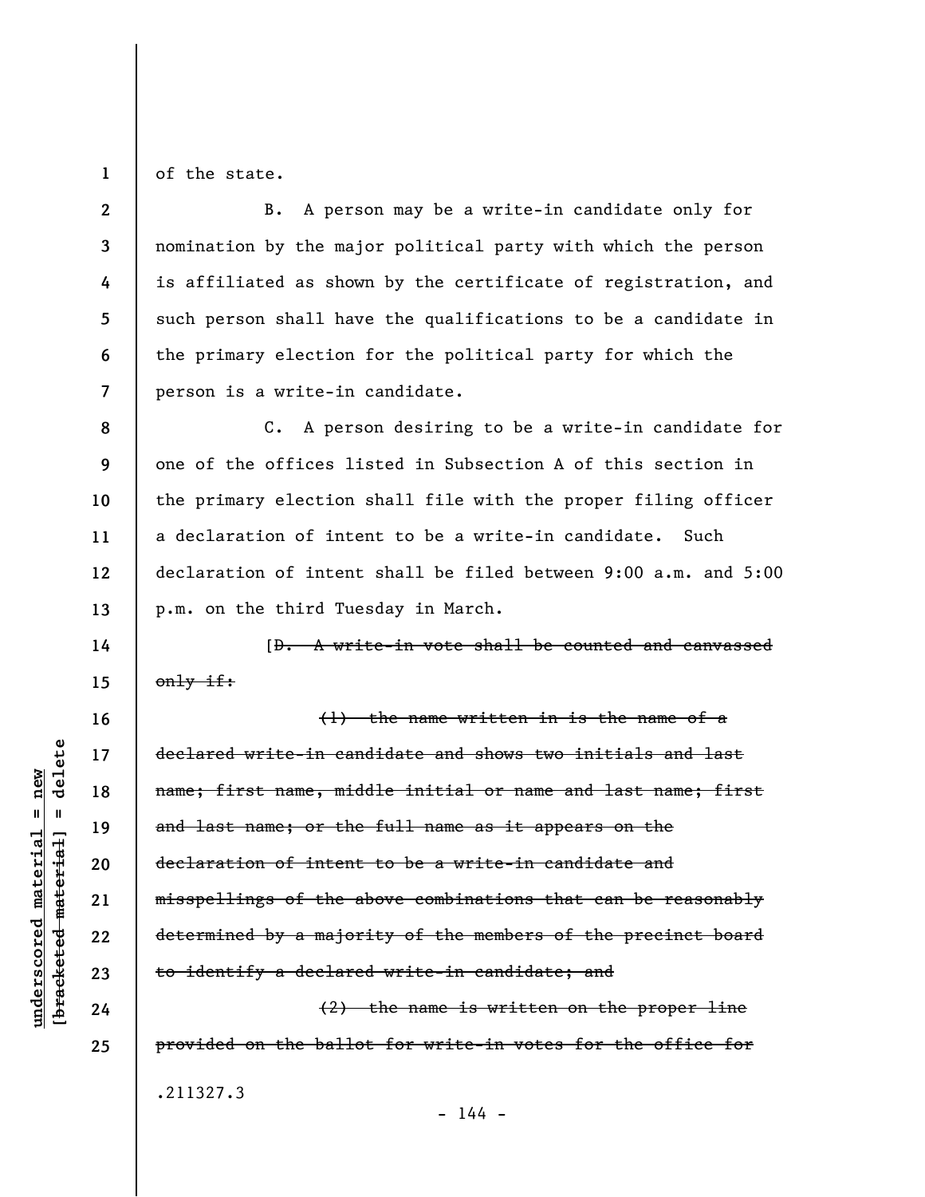of the state.

B. A person may be a write-in candidate only for nomination by the major political party with which the person is affiliated as shown by the certificate of registration, and such person shall have the qualifications to be a candidate in the primary election for the political party for which the person is a write-in candidate.

C. A person desiring to be a write-in candidate for one of the offices listed in Subsection A of this section in the primary election shall file with the proper filing officer a declaration of intent to be a write-in candidate. Such declaration of intent shall be filed between 9:00 a.m. and 5:00 p.m. on the third Tuesday in March.

[~~D. A write-in vote shall be counted and canvassed only if:~~

~~(1) the name written in is the name of a declared write-in candidate and shows two initials and last name; first name, middle initial or name and last name; first and last name; or the full name as it appears on the declaration of intent to be a write-in candidate and misspellings of the above combinations that can be reasonably determined by a majority of the members of the precinct board to identify a declared write-in candidate; and~~

~~(2) the name is written on the proper line provided on the ballot for write-in votes for the office for~~

.211327.3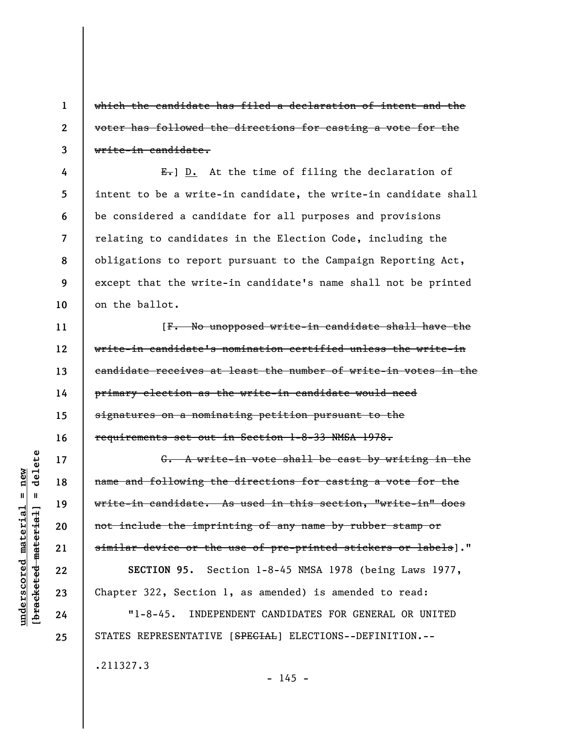~~which the candidate has filed a declaration of intent and the voter has followed the directions for casting a vote for the write-in candidate.~~

~~E.~~] D. At the time of filing the declaration of intent to be a write-in candidate, the write-in candidate shall be considered a candidate for all purposes and provisions relating to candidates in the Election Code, including the obligations to report pursuant to the Campaign Reporting Act, except that the write-in candidate's name shall not be printed on the ballot.

[~~F. No unopposed write-in candidate shall have the write-in candidate's nomination certified unless the write-in candidate receives at least the number of write-in votes in the primary election as the write-in candidate would need signatures on a nominating petition pursuant to the requirements set out in Section 1-8-33 NMSA 1978.~~

~~G. A write-in vote shall be cast by writing in the name and following the directions for casting a vote for the write-in candidate. As used in this section, "write-in" does not include the imprinting of any name by rubber stamp or similar device or the use of pre-printed stickers or labels~~]."

**SECTION 95.** Section 1-8-45 NMSA 1978 (being Laws 1977, Chapter 322, Section 1, as amended) is amended to read:

"1-8-45. INDEPENDENT CANDIDATES FOR GENERAL OR UNITED STATES REPRESENTATIVE [~~SPECIAL~~] ELECTIONS--DEFINITION.--

.211327.3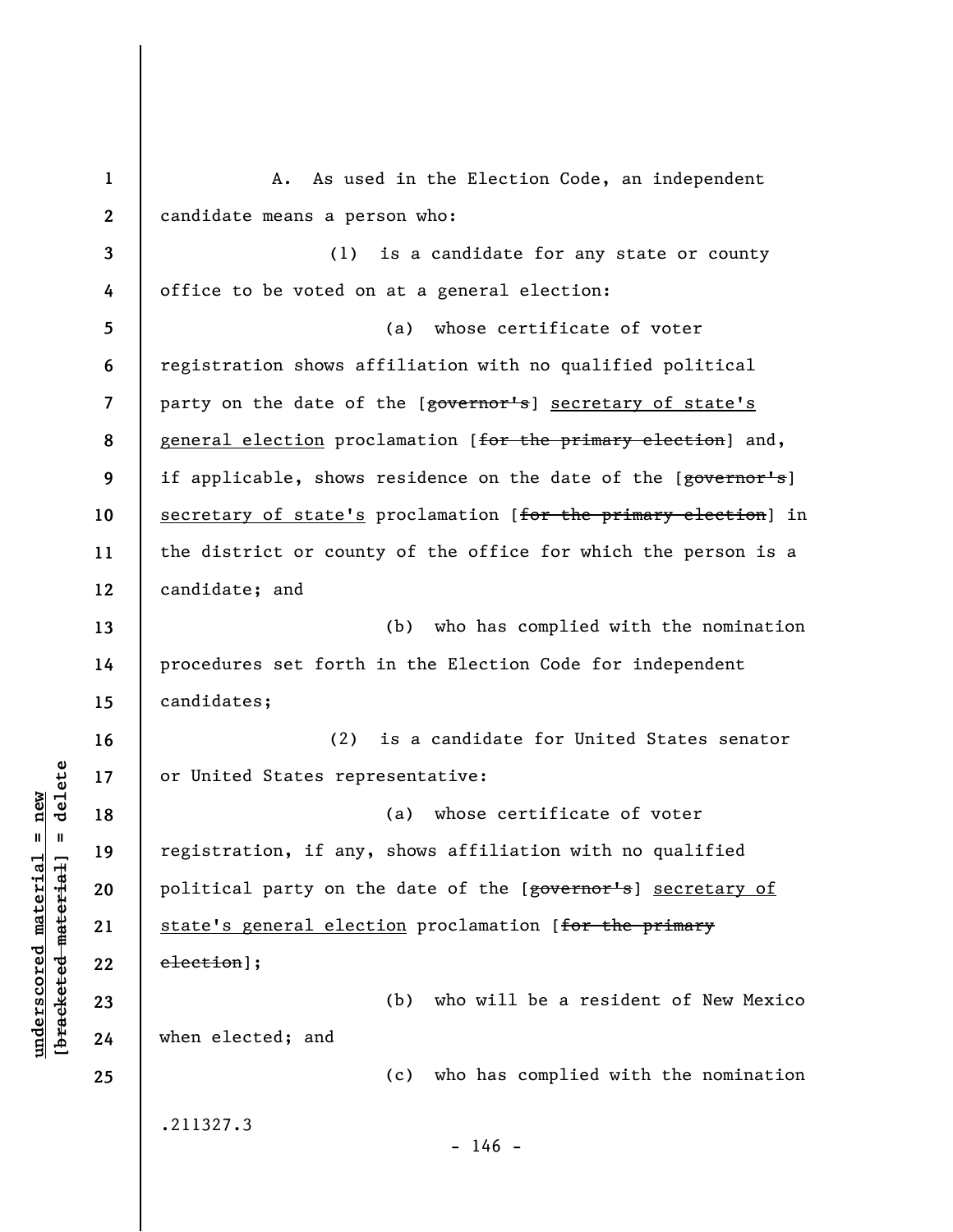A. As used in the Election Code, an independent candidate means a person who:

(1) is a candidate for any state or county office to be voted on at a general election:

(a) whose certificate of voter registration shows affiliation with no qualified political party on the date of the [~~governor's~~] <u>secretary of state's general election</u> proclamation [~~for the primary election~~] and, if applicable, shows residence on the date of the [~~governor's~~] <u>secretary of state's</u> proclamation [~~for the primary election~~] in the district or county of the office for which the person is a candidate; and

(b) who has complied with the nomination procedures set forth in the Election Code for independent candidates;

(2) is a candidate for United States senator or United States representative:

(a) whose certificate of voter registration, if any, shows affiliation with no qualified political party on the date of the [~~governor's~~] <u>secretary of state's general election</u> proclamation [~~for the primary election~~];

(b) who will be a resident of New Mexico when elected; and

(c) who has complied with the nomination

.211327.3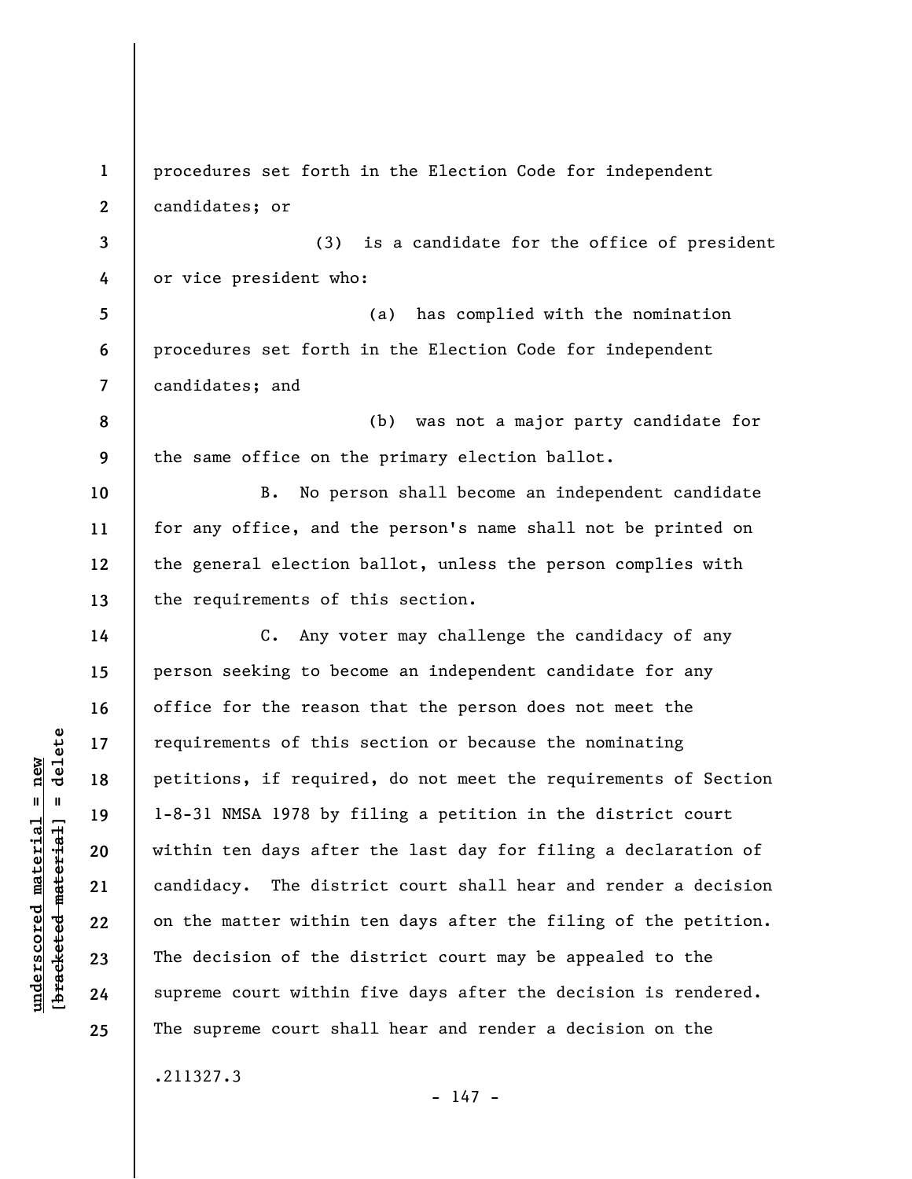procedures set forth in the Election Code for independent candidates; or

(3) is a candidate for the office of president or vice president who:

(a) has complied with the nomination procedures set forth in the Election Code for independent candidates; and

(b) was not a major party candidate for the same office on the primary election ballot.

B. No person shall become an independent candidate for any office, and the person's name shall not be printed on the general election ballot, unless the person complies with the requirements of this section.

C. Any voter may challenge the candidacy of any person seeking to become an independent candidate for any office for the reason that the person does not meet the requirements of this section or because the nominating petitions, if required, do not meet the requirements of Section 1-8-31 NMSA 1978 by filing a petition in the district court within ten days after the last day for filing a declaration of candidacy. The district court shall hear and render a decision on the matter within ten days after the filing of the petition. The decision of the district court may be appealed to the supreme court within five days after the decision is rendered. The supreme court shall hear and render a decision on the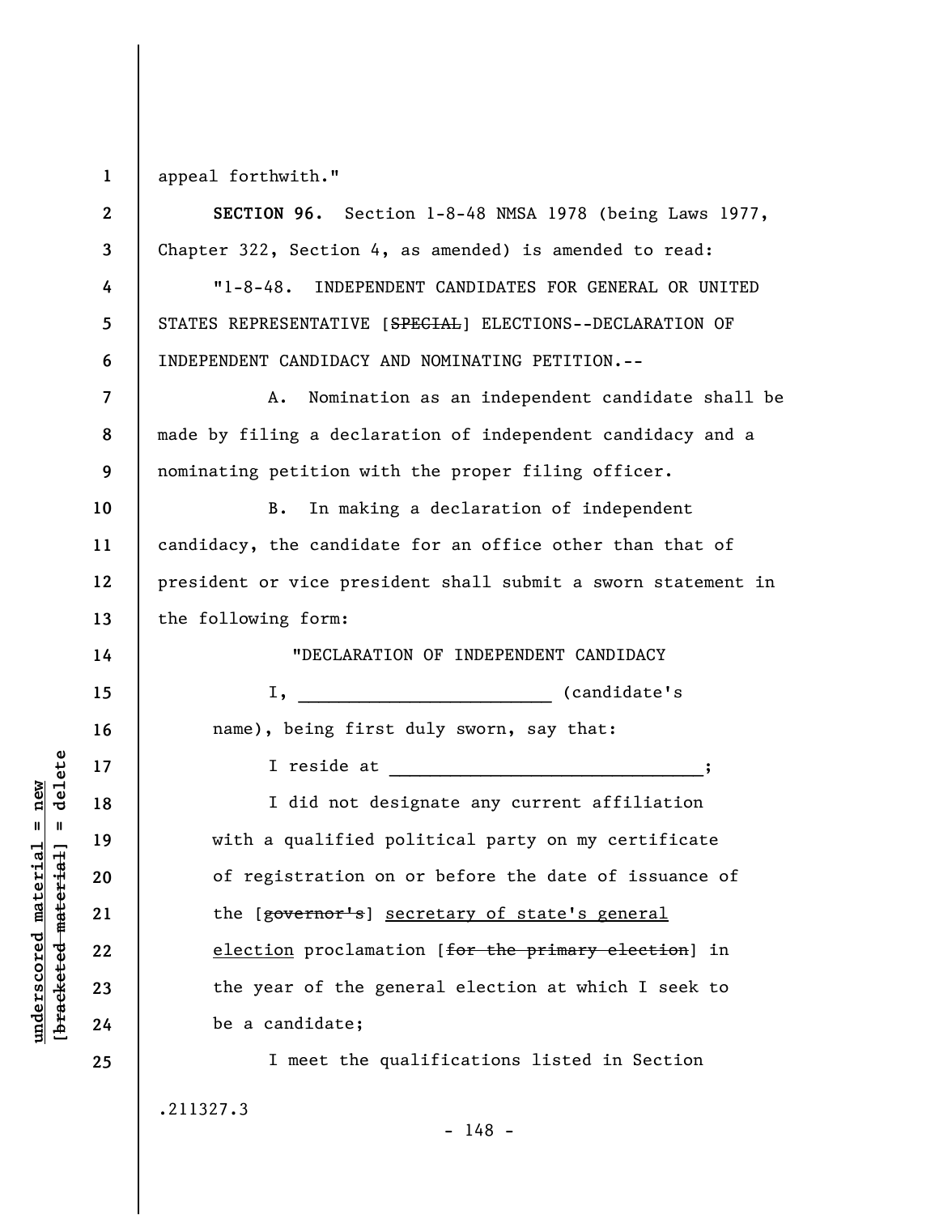appeal forthwith."

**SECTION 96.** Section 1-8-48 NMSA 1978 (being Laws 1977, Chapter 322, Section 4, as amended) is amended to read:

"1-8-48. INDEPENDENT CANDIDATES FOR GENERAL OR UNITED STATES REPRESENTATIVE [~~SPECIAL~~] ELECTIONS--DECLARATION OF INDEPENDENT CANDIDACY AND NOMINATING PETITION.--

A. Nomination as an independent candidate shall be made by filing a declaration of independent candidacy and a nominating petition with the proper filing officer.

B. In making a declaration of independent candidacy, the candidate for an office other than that of president or vice president shall submit a sworn statement in the following form:

"DECLARATION OF INDEPENDENT CANDIDACY

I, ________________________ (candidate's name), being first duly sworn, say that:

I reside at ______________________________;

I did not designate any current affiliation with a qualified political party on my certificate of registration on or before the date of issuance of the [~~governor's~~] <u>secretary of state's general election</u> proclamation [~~for the primary election~~] in the year of the general election at which I seek to be a candidate;

I meet the qualifications listed in Section

.211327.3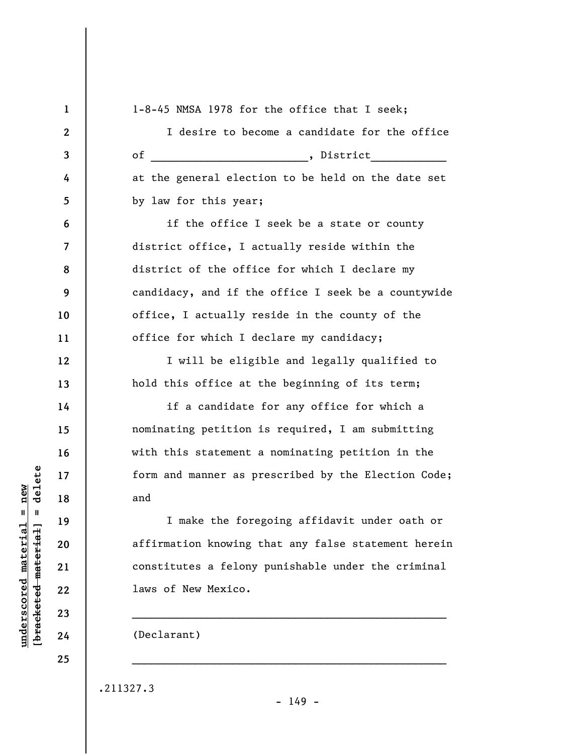1-8-45 NMSA 1978 for the office that I seek;

I desire to become a candidate for the office of ________________________, District___________ at the general election to be held on the date set by law for this year;

if the office I seek be a state or county district office, I actually reside within the district of the office for which I declare my candidacy, and if the office I seek be a countywide office, I actually reside in the county of the office for which I declare my candidacy;

I will be eligible and legally qualified to hold this office at the beginning of its term;

if a candidate for any office for which a nominating petition is required, I am submitting with this statement a nominating petition in the form and manner as prescribed by the Election Code; and

I make the foregoing affidavit under oath or affirmation knowing that any false statement herein constitutes a felony punishable under the criminal laws of New Mexico.

_________________________________________________

(Declarant)

_________________________________________________

.211327.3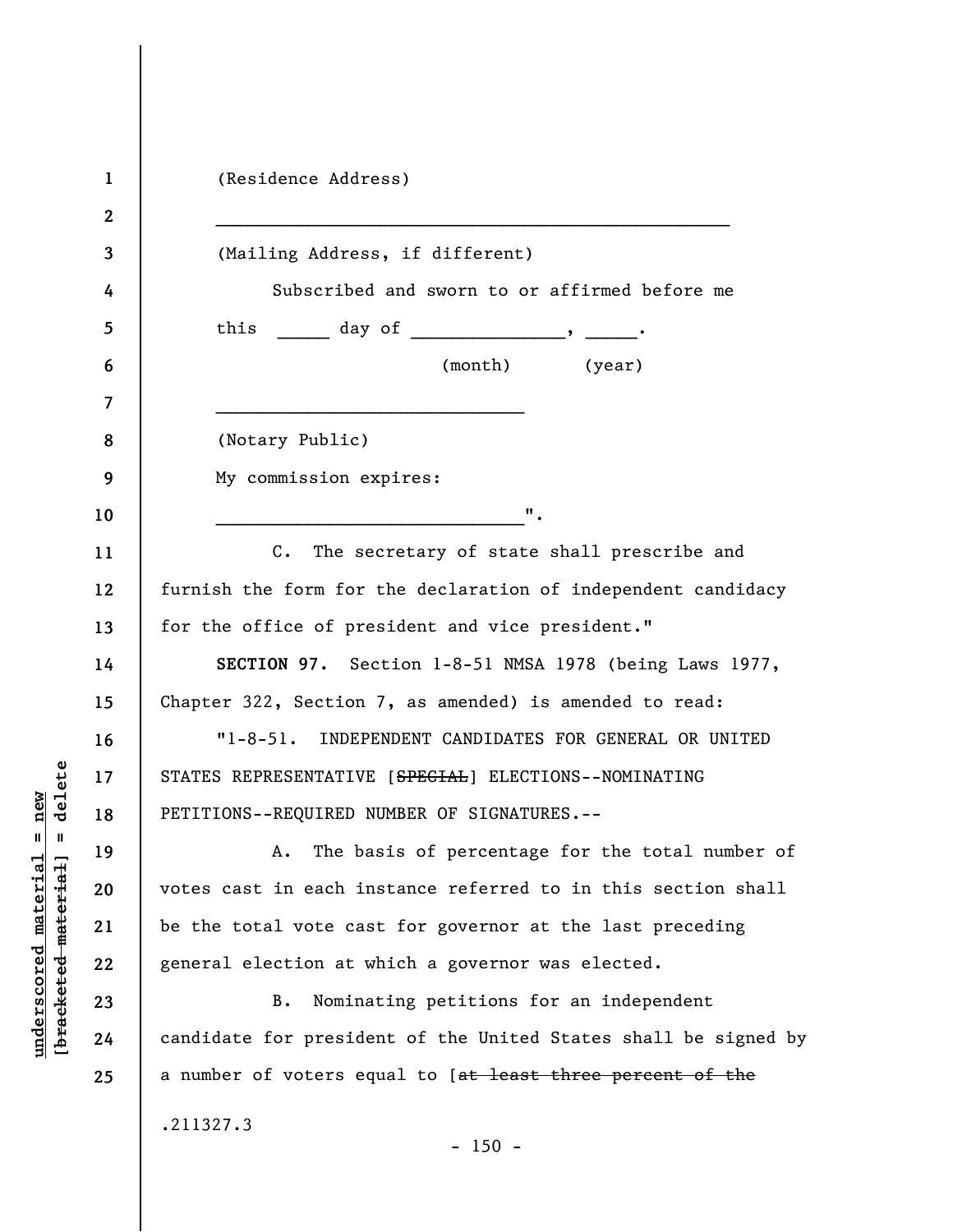(Residence Address)

\_\_\_\_\_\_\_\_\_\_\_\_\_\_\_\_\_\_\_\_\_\_\_\_\_\_\_\_\_\_\_\_\_\_\_\_\_\_\_\_\_\_\_\_\_\_\_\_\_\_

(Mailing Address, if different)

Subscribed and sworn to or affirmed before me this _____ day of ______________, _____.
(month) (year)

\_\_\_\_\_\_\_\_\_\_\_\_\_\_\_\_\_\_\_\_\_\_\_\_\_\_\_\_\_\_

(Notary Public)

My commission expires:

\_\_\_\_\_\_\_\_\_\_\_\_\_\_\_\_\_\_\_\_\_\_\_\_\_\_\_\_\_\_".

C. The secretary of state shall prescribe and furnish the form for the declaration of independent candidacy for the office of president and vice president."

**SECTION 97.** Section 1-8-51 NMSA 1978 (being Laws 1977, Chapter 322, Section 7, as amended) is amended to read:

"1-8-51. INDEPENDENT CANDIDATES FOR GENERAL OR UNITED STATES REPRESENTATIVE [~~SPECIAL~~] ELECTIONS--NOMINATING PETITIONS--REQUIRED NUMBER OF SIGNATURES.--

A. The basis of percentage for the total number of votes cast in each instance referred to in this section shall be the total vote cast for governor at the last preceding general election at which a governor was elected.

B. Nominating petitions for an independent candidate for president of the United States shall be signed by a number of voters equal to [~~at least three percent of the~~

.211327.3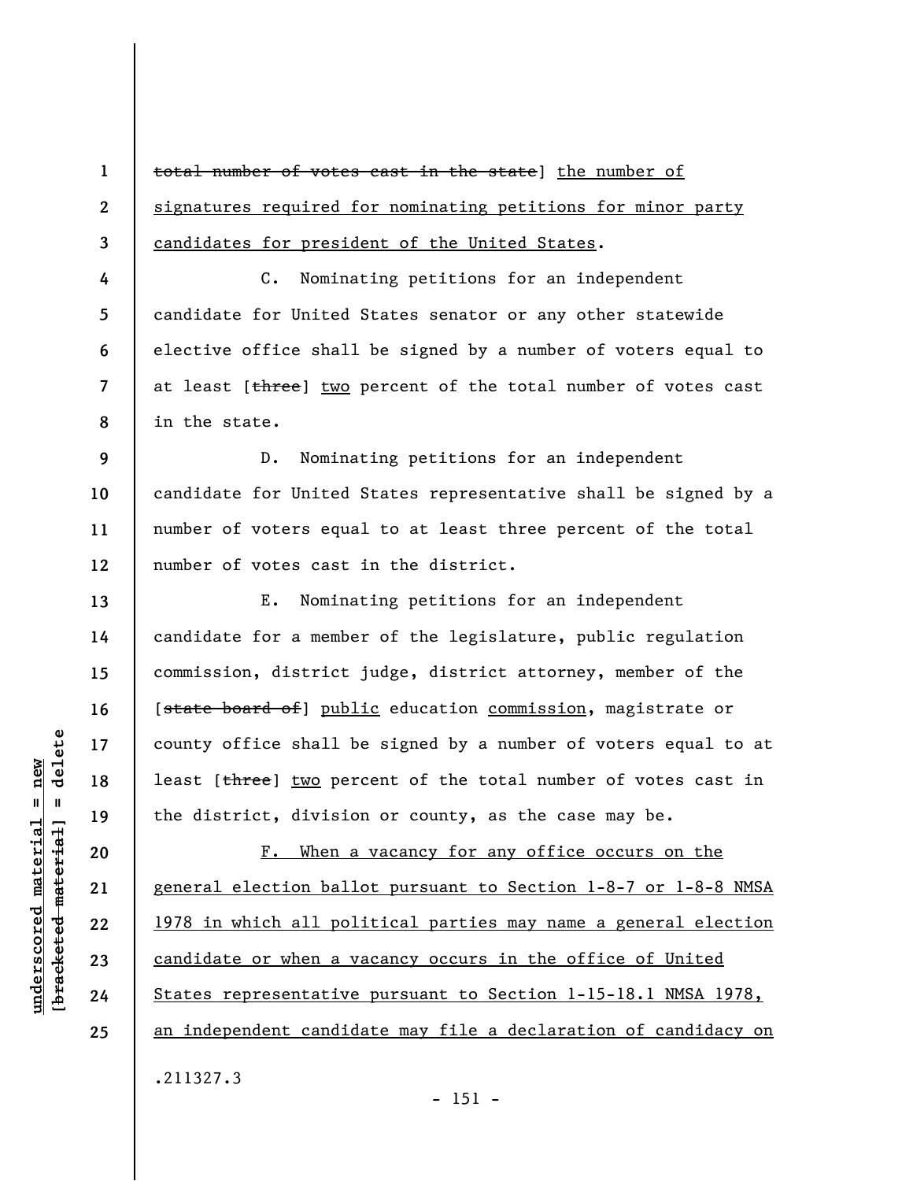[~~total number of votes cast in the state~~] <u>the number of signatures required for nominating petitions for minor party candidates for president of the United States</u>.

C. Nominating petitions for an independent candidate for United States senator or any other statewide elective office shall be signed by a number of voters equal to at least [~~three~~] <u>two</u> percent of the total number of votes cast in the state.

D. Nominating petitions for an independent candidate for United States representative shall be signed by a number of voters equal to at least three percent of the total number of votes cast in the district.

E. Nominating petitions for an independent candidate for a member of the legislature, public regulation commission, district judge, district attorney, member of the [~~state board of~~] <u>public</u> education <u>commission</u>, magistrate or county office shall be signed by a number of voters equal to at least [~~three~~] <u>two</u> percent of the total number of votes cast in the district, division or county, as the case may be.

<u>F. When a vacancy for any office occurs on the general election ballot pursuant to Section 1-8-7 or 1-8-8 NMSA 1978 in which all political parties may name a general election candidate or when a vacancy occurs in the office of United States representative pursuant to Section 1-15-18.1 NMSA 1978, an independent candidate may file a declaration of candidacy on</u>

.211327.3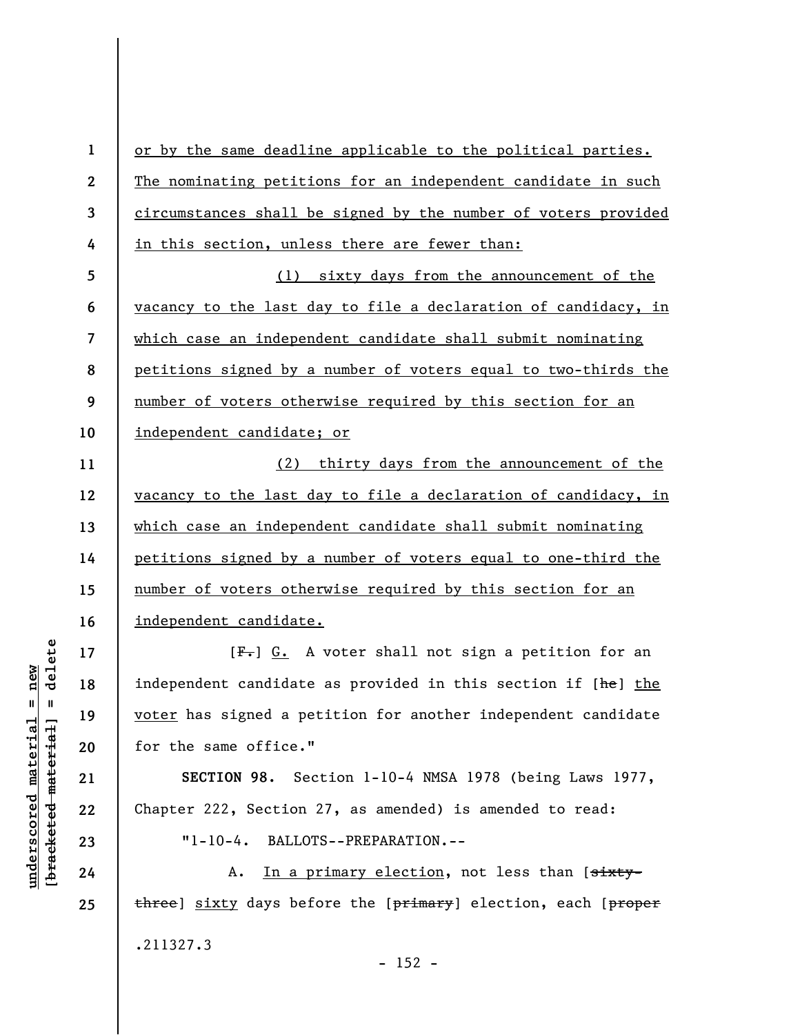or by the same deadline applicable to the political parties. The nominating petitions for an independent candidate in such circumstances shall be signed by the number of voters provided in this section, unless there are fewer than:

(1) sixty days from the announcement of the vacancy to the last day to file a declaration of candidacy, in which case an independent candidate shall submit nominating petitions signed by a number of voters equal to two-thirds the number of voters otherwise required by this section for an independent candidate; or

(2) thirty days from the announcement of the vacancy to the last day to file a declaration of candidacy, in which case an independent candidate shall submit nominating petitions signed by a number of voters equal to one-third the number of voters otherwise required by this section for an independent candidate.

[~~F.~~] G. A voter shall not sign a petition for an independent candidate as provided in this section if [~~he~~] the voter has signed a petition for another independent candidate for the same office."

**SECTION 98.** Section 1-10-4 NMSA 1978 (being Laws 1977, Chapter 222, Section 27, as amended) is amended to read:

"1-10-4. BALLOTS--PREPARATION.--

A. In a primary election, not less than [~~sixty-three~~] sixty days before the [~~primary~~] election, each [~~proper~~

.211327.3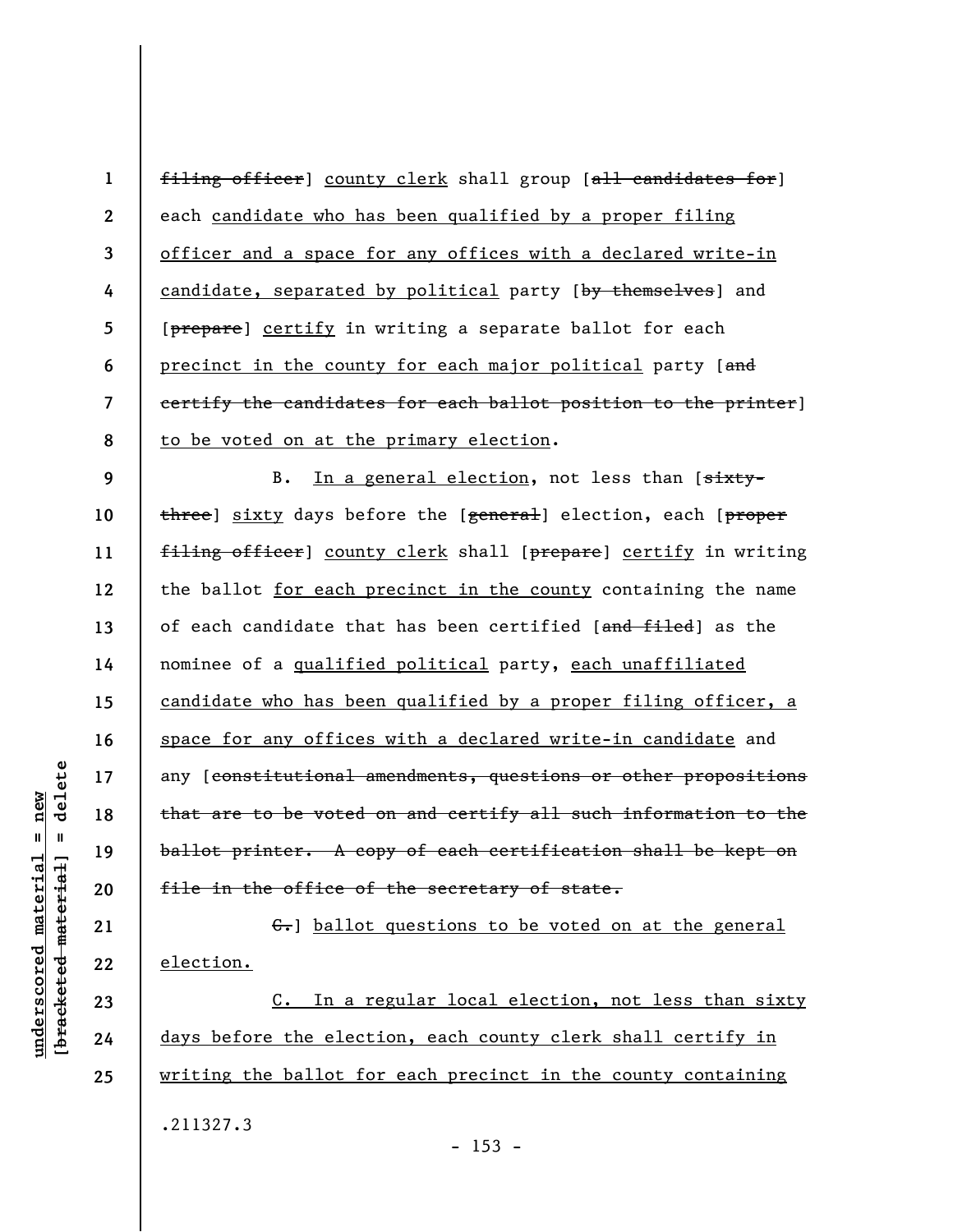~~filing officer~~] <u>county clerk</u> shall group [~~all candidates for~~] each <u>candidate who has been qualified by a proper filing officer and a space for any offices with a declared write-in candidate, separated by political</u> party [~~by themselves~~] and [~~prepare~~] <u>certify</u> in writing a separate ballot for each <u>precinct in the county for each major political</u> party [~~and certify the candidates for each ballot position to the printer~~] <u>to be voted on at the primary election</u>.

B. <u>In a general election</u>, not less than [~~sixty-three~~] <u>sixty</u> days before the [~~general~~] election, each [~~proper filing officer~~] <u>county clerk</u> shall [~~prepare~~] <u>certify</u> in writing the ballot <u>for each precinct in the county</u> containing the name of each candidate that has been certified [~~and filed~~] as the nominee of a <u>qualified political</u> party, <u>each unaffiliated candidate who has been qualified by a proper filing officer, a space for any offices with a declared write-in candidate</u> and any [~~constitutional amendments, questions or other propositions that are to be voted on and certify all such information to the ballot printer. A copy of each certification shall be kept on file in the office of the secretary of state.~~

~~C.~~] <u>ballot questions to be voted on at the general election.</u>

<u>C. In a regular local election, not less than sixty days before the election, each county clerk shall certify in writing the ballot for each precinct in the county containing</u>

.211327.3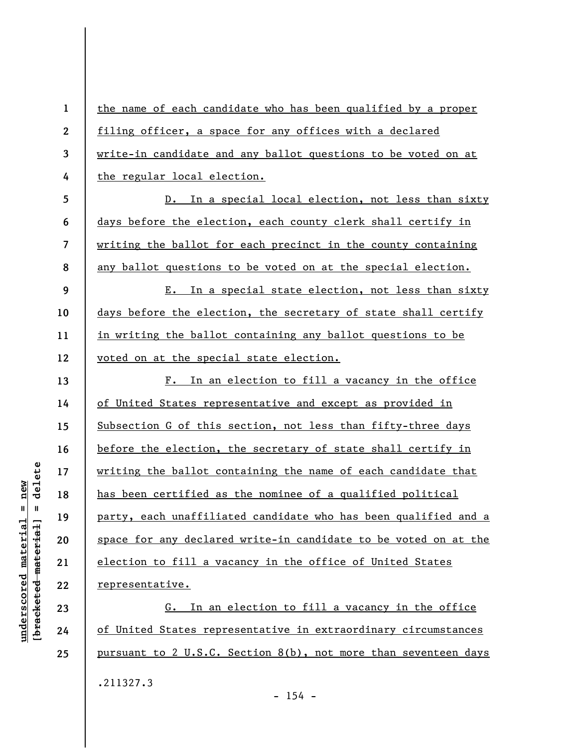the name of each candidate who has been qualified by a proper filing officer, a space for any offices with a declared write-in candidate and any ballot questions to be voted on at the regular local election.

D. In a special local election, not less than sixty days before the election, each county clerk shall certify in writing the ballot for each precinct in the county containing any ballot questions to be voted on at the special election.

E. In a special state election, not less than sixty days before the election, the secretary of state shall certify in writing the ballot containing any ballot questions to be voted on at the special state election.

F. In an election to fill a vacancy in the office of United States representative and except as provided in Subsection G of this section, not less than fifty-three days before the election, the secretary of state shall certify in writing the ballot containing the name of each candidate that has been certified as the nominee of a qualified political party, each unaffiliated candidate who has been qualified and a space for any declared write-in candidate to be voted on at the election to fill a vacancy in the office of United States representative.

G. In an election to fill a vacancy in the office of United States representative in extraordinary circumstances pursuant to 2 U.S.C. Section 8(b), not more than seventeen days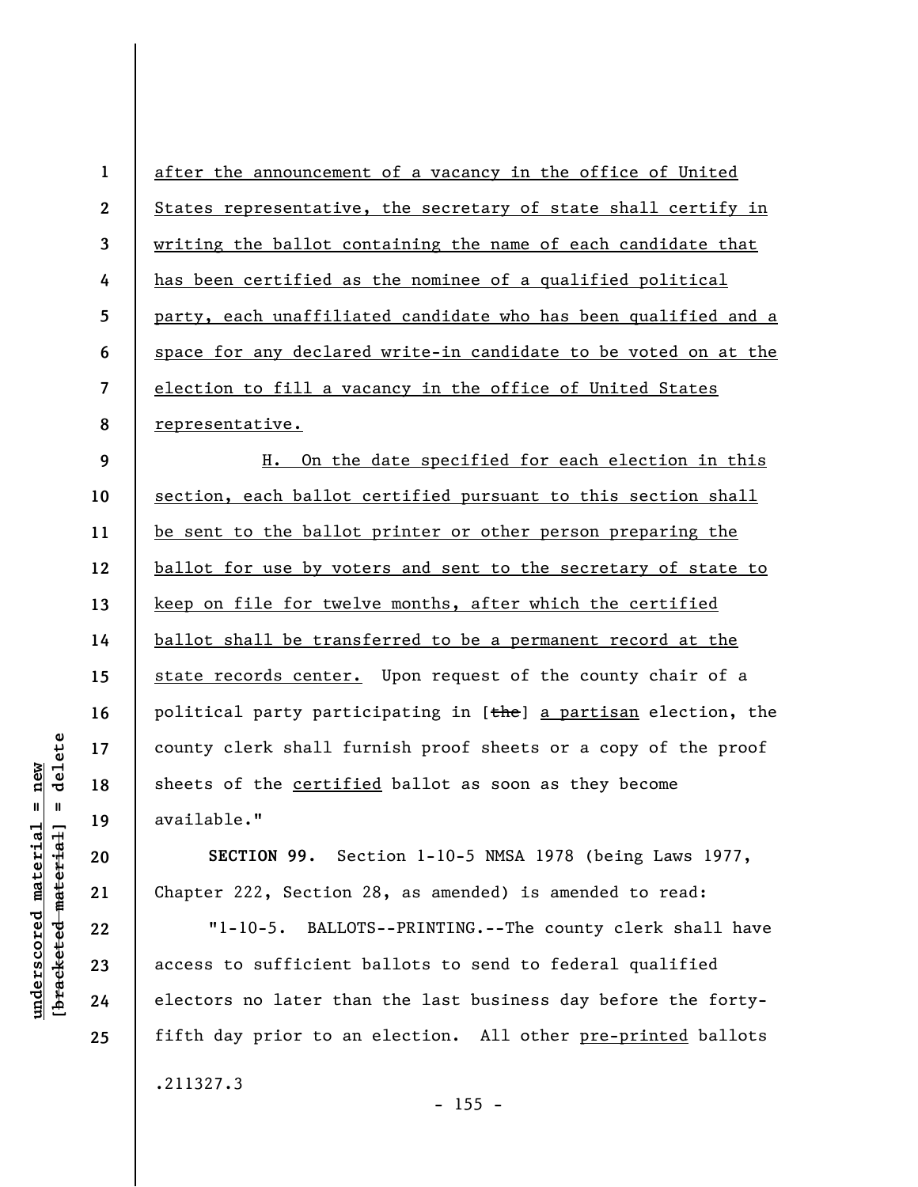after the announcement of a vacancy in the office of United States representative, the secretary of state shall certify in writing the ballot containing the name of each candidate that has been certified as the nominee of a qualified political party, each unaffiliated candidate who has been qualified and a space for any declared write-in candidate to be voted on at the election to fill a vacancy in the office of United States representative.

H. On the date specified for each election in this section, each ballot certified pursuant to this section shall be sent to the ballot printer or other person preparing the ballot for use by voters and sent to the secretary of state to keep on file for twelve months, after which the certified ballot shall be transferred to be a permanent record at the state records center. Upon request of the county chair of a political party participating in [~~the~~] a partisan election, the county clerk shall furnish proof sheets or a copy of the proof sheets of the certified ballot as soon as they become available."

**SECTION 99.** Section 1-10-5 NMSA 1978 (being Laws 1977, Chapter 222, Section 28, as amended) is amended to read:

"1-10-5. BALLOTS--PRINTING.--The county clerk shall have access to sufficient ballots to send to federal qualified electors no later than the last business day before the forty-fifth day prior to an election. All other pre-printed ballots

.211327.3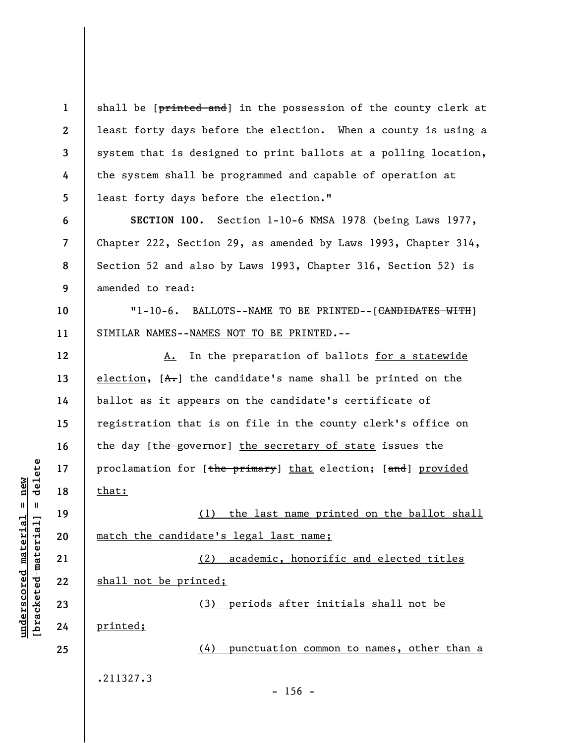shall be [~~printed and~~] in the possession of the county clerk at least forty days before the election. When a county is using a system that is designed to print ballots at a polling location, the system shall be programmed and capable of operation at least forty days before the election."

**SECTION 100.** Section 1-10-6 NMSA 1978 (being Laws 1977, Chapter 222, Section 29, as amended by Laws 1993, Chapter 314, Section 52 and also by Laws 1993, Chapter 316, Section 52) is amended to read:

"1-10-6. BALLOTS--NAME TO BE PRINTED--[~~CANDIDATES WITH~~] SIMILAR NAMES--<u>NAMES NOT TO BE PRINTED</u>.--

<u>A.</u> In the preparation of ballots <u>for a statewide election</u>, [~~A.~~] the candidate's name shall be printed on the ballot as it appears on the candidate's certificate of registration that is on file in the county clerk's office on the day [~~the governor~~] <u>the secretary of state</u> issues the proclamation for [~~the primary~~] <u>that</u> election; [~~and~~] <u>provided that:</u>

<u>(1) the last name printed on the ballot shall match the candidate's legal last name;</u>

<u>(2) academic, honorific and elected titles shall not be printed;</u>

<u>(3) periods after initials shall not be printed;</u>

<u>(4) punctuation common to names, other than a</u>

.211327.3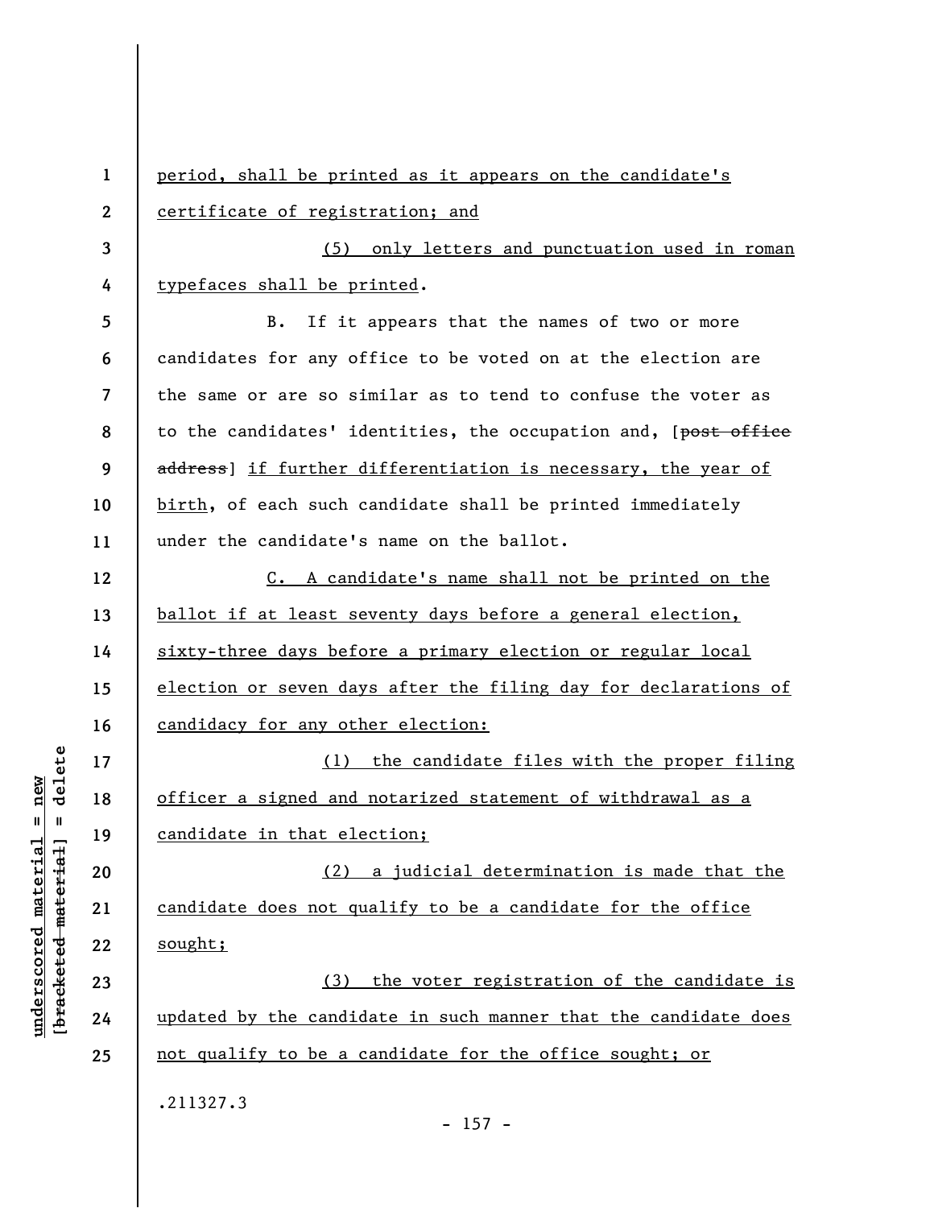period, shall be printed as it appears on the candidate's certificate of registration; and

(5) only letters and punctuation used in roman typefaces shall be printed.

B. If it appears that the names of two or more candidates for any office to be voted on at the election are the same or are so similar as to tend to confuse the voter as to the candidates' identities, the occupation and, [~~post office address~~] if further differentiation is necessary, the year of birth, of each such candidate shall be printed immediately under the candidate's name on the ballot.

C. A candidate's name shall not be printed on the ballot if at least seventy days before a general election, sixty-three days before a primary election or regular local election or seven days after the filing day for declarations of candidacy for any other election:

(1) the candidate files with the proper filing officer a signed and notarized statement of withdrawal as a candidate in that election;

(2) a judicial determination is made that the candidate does not qualify to be a candidate for the office sought;

(3) the voter registration of the candidate is updated by the candidate in such manner that the candidate does not qualify to be a candidate for the office sought; or

.211327.3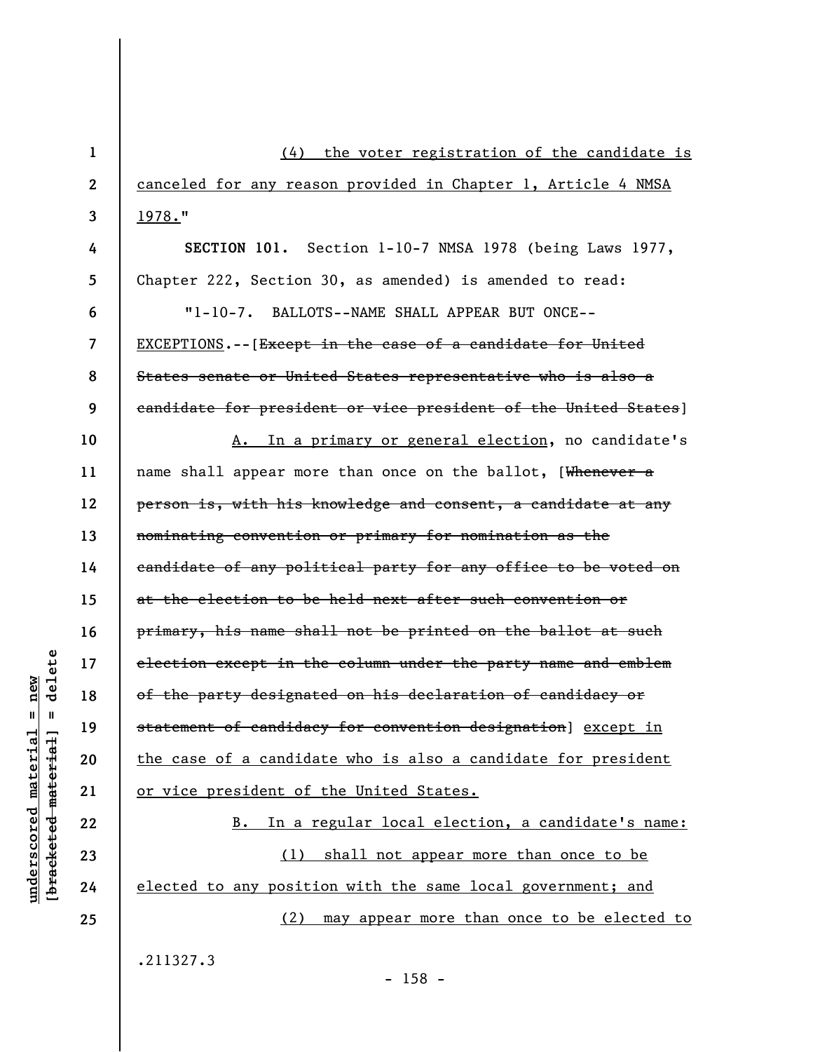(4) the voter registration of the candidate is canceled for any reason provided in Chapter 1, Article 4 NMSA 1978."

**SECTION 101.** Section 1-10-7 NMSA 1978 (being Laws 1977, Chapter 222, Section 30, as amended) is amended to read:

"1-10-7. BALLOTS--NAME SHALL APPEAR BUT ONCE--EXCEPTIONS.--[~~Except in the case of a candidate for United States senate or United States representative who is also a candidate for president or vice president of the United States~~]

A. In a primary or general election, no candidate's name shall appear more than once on the ballot, [~~Whenever a person is, with his knowledge and consent, a candidate at any nominating convention or primary for nomination as the candidate of any political party for any office to be voted on at the election to be held next after such convention or primary, his name shall not be printed on the ballot at such election except in the column under the party name and emblem of the party designated on his declaration of candidacy or statement of candidacy for convention designation~~] except in the case of a candidate who is also a candidate for president or vice president of the United States.

B. In a regular local election, a candidate's name:

(1) shall not appear more than once to be elected to any position with the same local government; and

(2) may appear more than once to be elected to

.211327.3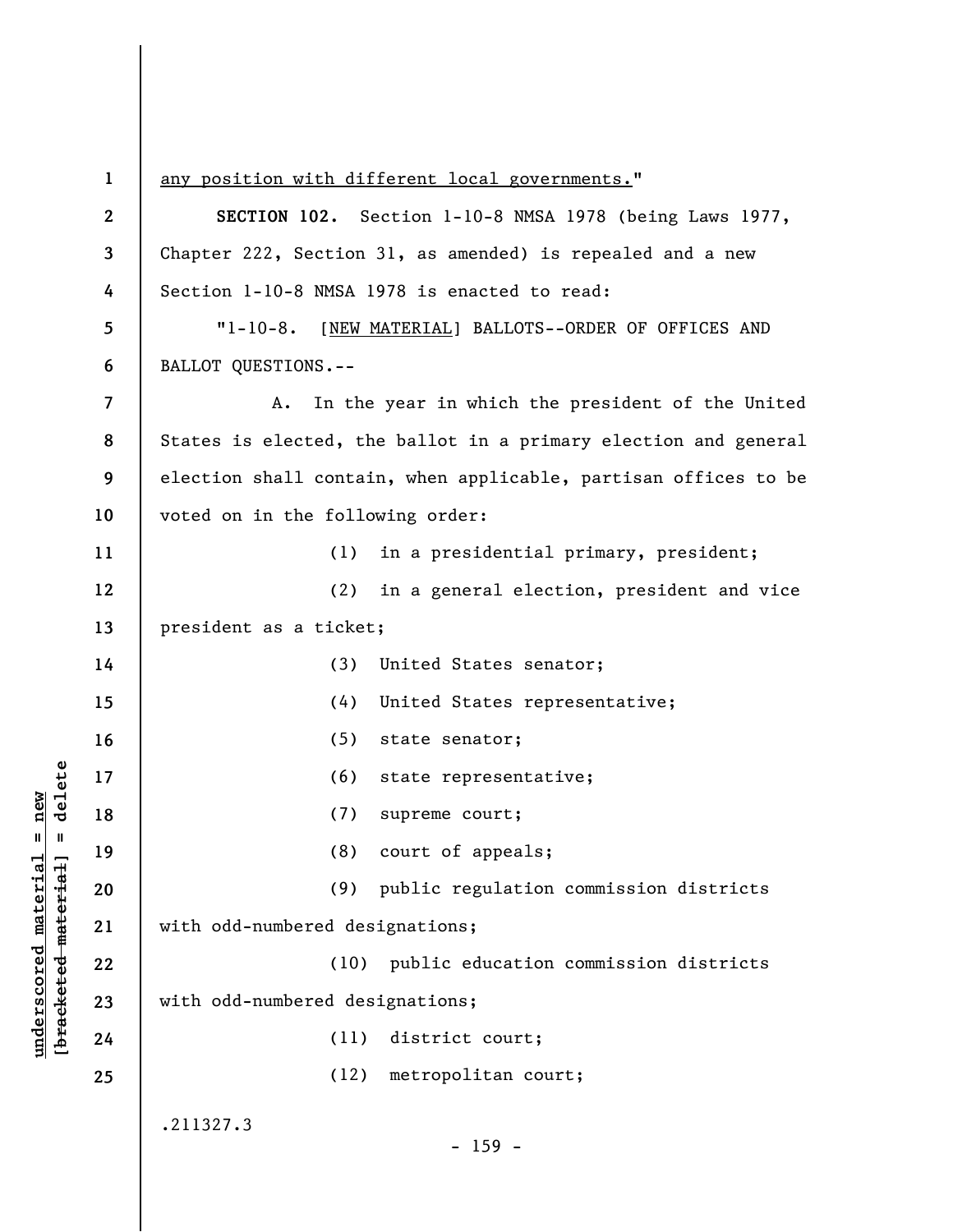any position with different local governments."

**SECTION 102.** Section 1-10-8 NMSA 1978 (being Laws 1977, Chapter 222, Section 31, as amended) is repealed and a new Section 1-10-8 NMSA 1978 is enacted to read:

"1-10-8. [NEW MATERIAL] BALLOTS--ORDER OF OFFICES AND BALLOT QUESTIONS.--

A. In the year in which the president of the United States is elected, the ballot in a primary election and general election shall contain, when applicable, partisan offices to be voted on in the following order:

(1) in a presidential primary, president;

(2) in a general election, president and vice president as a ticket;

(3) United States senator;

(4) United States representative;

(5) state senator;

(6) state representative;

(7) supreme court;

(8) court of appeals;

(9) public regulation commission districts with odd-numbered designations;

(10) public education commission districts with odd-numbered designations;

(11) district court;

(12) metropolitan court;

.211327.3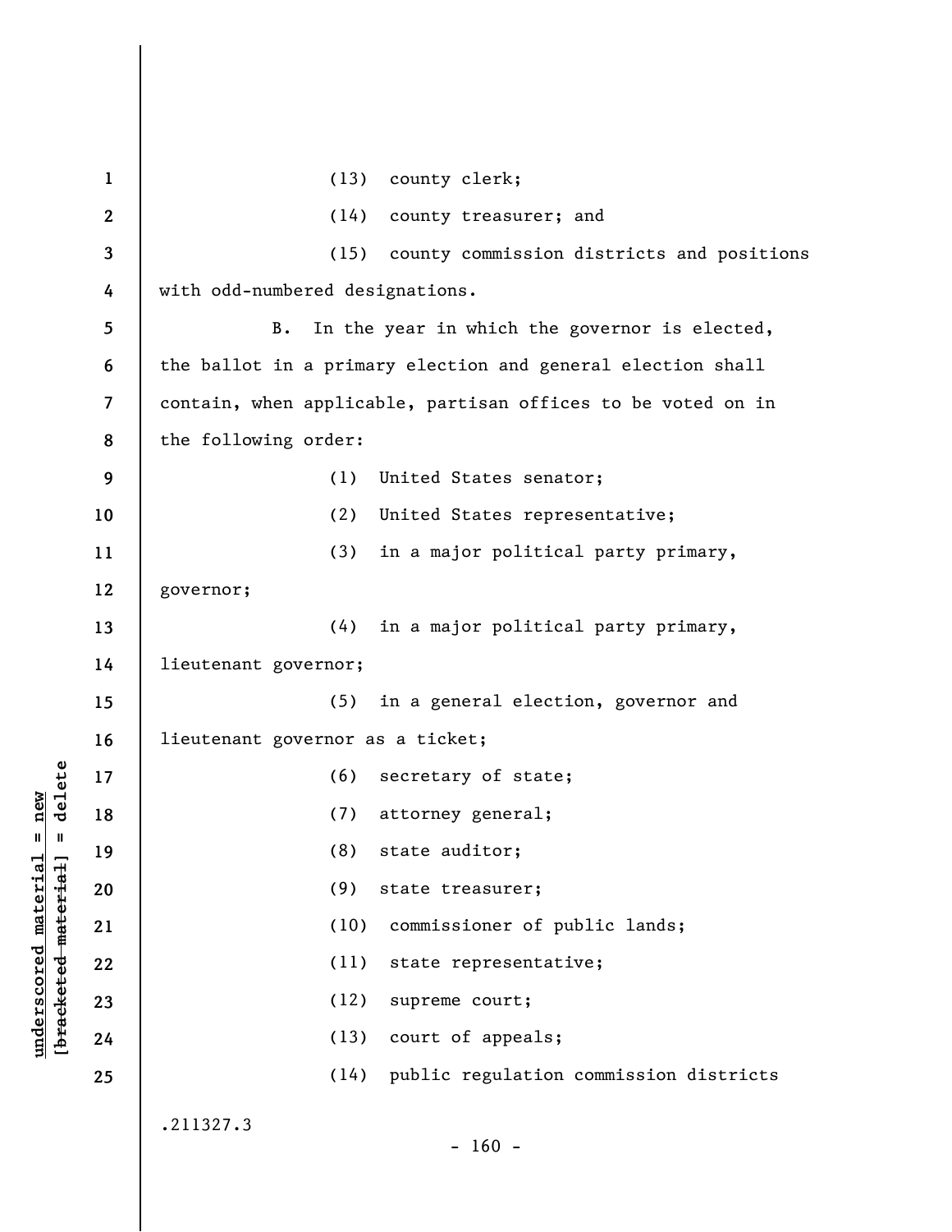(13) county clerk;

(14) county treasurer; and

(15) county commission districts and positions with odd-numbered designations.

B. In the year in which the governor is elected, the ballot in a primary election and general election shall contain, when applicable, partisan offices to be voted on in the following order:

(1) United States senator;

(2) United States representative;

(3) in a major political party primary, governor;

(4) in a major political party primary, lieutenant governor;

(5) in a general election, governor and lieutenant governor as a ticket;

(6) secretary of state;

(7) attorney general;

(8) state auditor;

(9) state treasurer;

(10) commissioner of public lands;

(11) state representative;

(12) supreme court;

(13) court of appeals;

(14) public regulation commission districts

.211327.3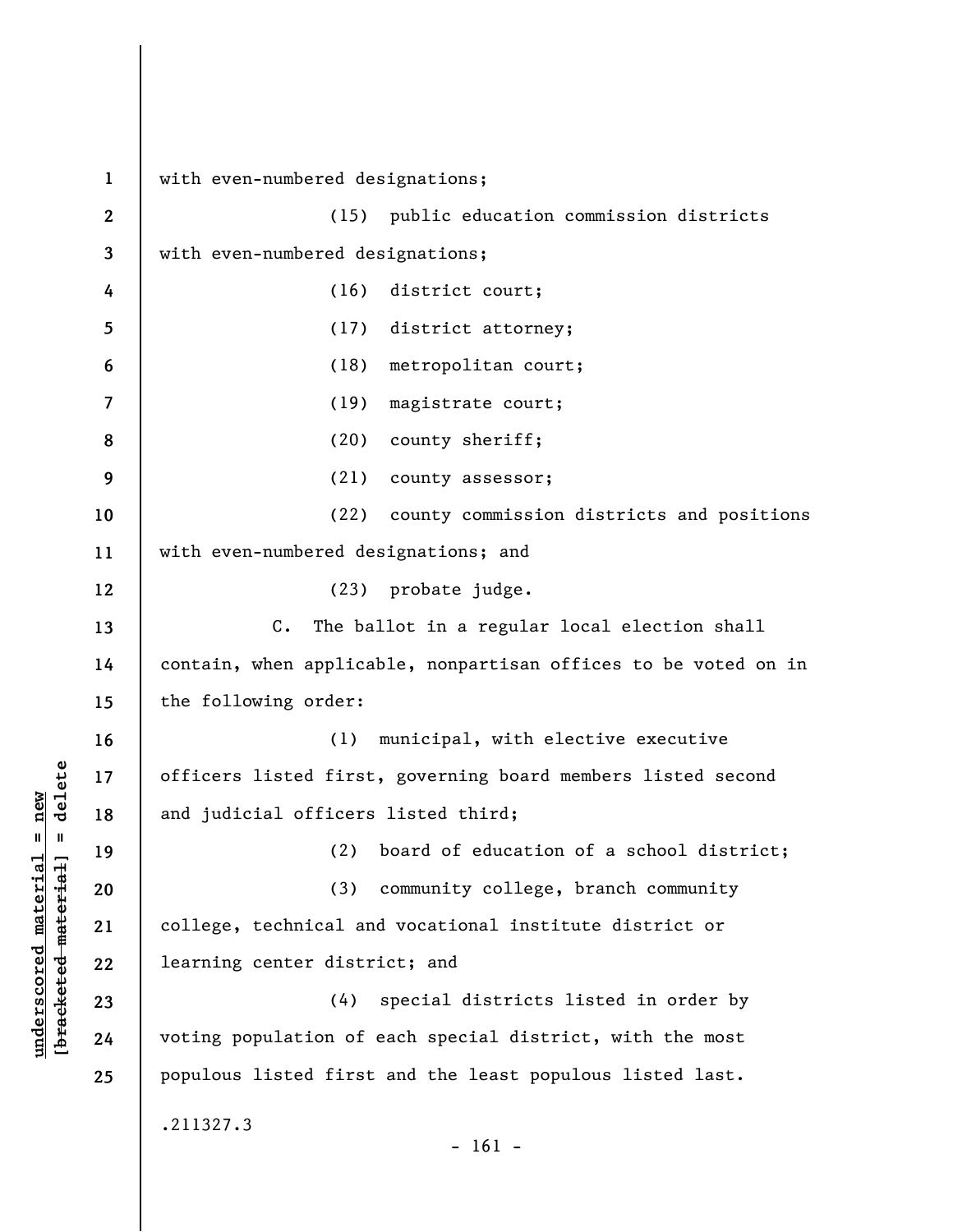with even-numbered designations;

(15) public education commission districts with even-numbered designations;

(16) district court;

(17) district attorney;

(18) metropolitan court;

(19) magistrate court;

(20) county sheriff;

(21) county assessor;

(22) county commission districts and positions with even-numbered designations; and

(23) probate judge.

C. The ballot in a regular local election shall contain, when applicable, nonpartisan offices to be voted on in the following order:

(1) municipal, with elective executive officers listed first, governing board members listed second and judicial officers listed third;

(2) board of education of a school district;

(3) community college, branch community college, technical and vocational institute district or learning center district; and

(4) special districts listed in order by voting population of each special district, with the most populous listed first and the least populous listed last.

.211327.3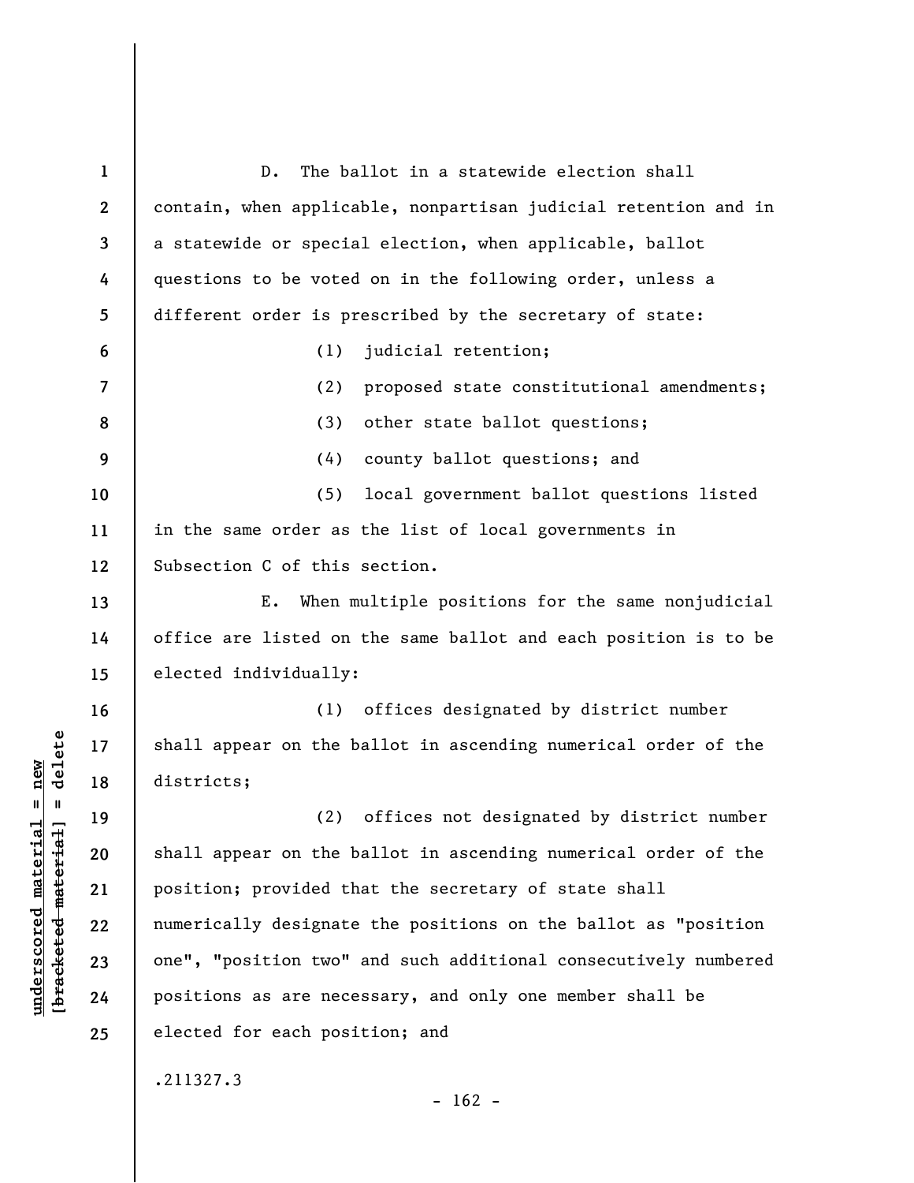D. The ballot in a statewide election shall contain, when applicable, nonpartisan judicial retention and in a statewide or special election, when applicable, ballot questions to be voted on in the following order, unless a different order is prescribed by the secretary of state:

(1) judicial retention;

(2) proposed state constitutional amendments;

(3) other state ballot questions;

(4) county ballot questions; and

(5) local government ballot questions listed in the same order as the list of local governments in Subsection C of this section.

E. When multiple positions for the same nonjudicial office are listed on the same ballot and each position is to be elected individually:

(1) offices designated by district number shall appear on the ballot in ascending numerical order of the districts;

(2) offices not designated by district number shall appear on the ballot in ascending numerical order of the position; provided that the secretary of state shall numerically designate the positions on the ballot as "position one", "position two" and such additional consecutively numbered positions as are necessary, and only one member shall be elected for each position; and

.211327.3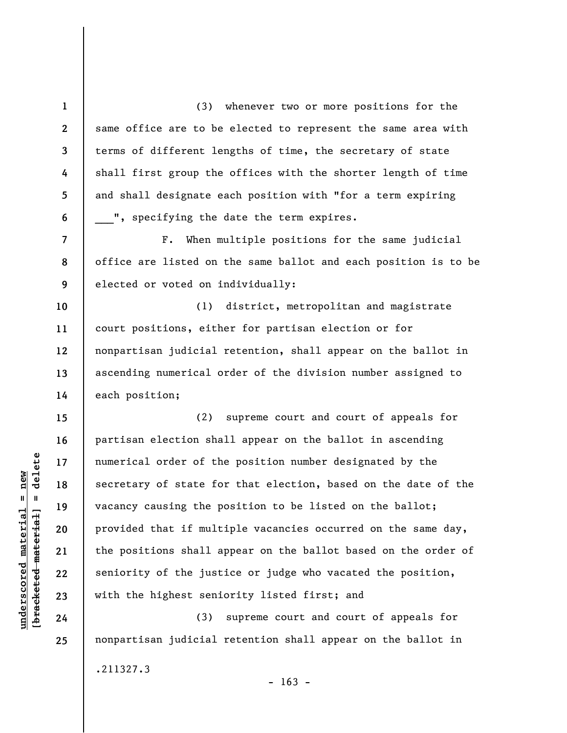(3) whenever two or more positions for the same office are to be elected to represent the same area with terms of different lengths of time, the secretary of state shall first group the offices with the shorter length of time and shall designate each position with "for a term expiring ___", specifying the date the term expires.

F. When multiple positions for the same judicial office are listed on the same ballot and each position is to be elected or voted on individually:

(1) district, metropolitan and magistrate court positions, either for partisan election or for nonpartisan judicial retention, shall appear on the ballot in ascending numerical order of the division number assigned to each position;

(2) supreme court and court of appeals for partisan election shall appear on the ballot in ascending numerical order of the position number designated by the secretary of state for that election, based on the date of the vacancy causing the position to be listed on the ballot; provided that if multiple vacancies occurred on the same day, the positions shall appear on the ballot based on the order of seniority of the justice or judge who vacated the position, with the highest seniority listed first; and

(3) supreme court and court of appeals for nonpartisan judicial retention shall appear on the ballot in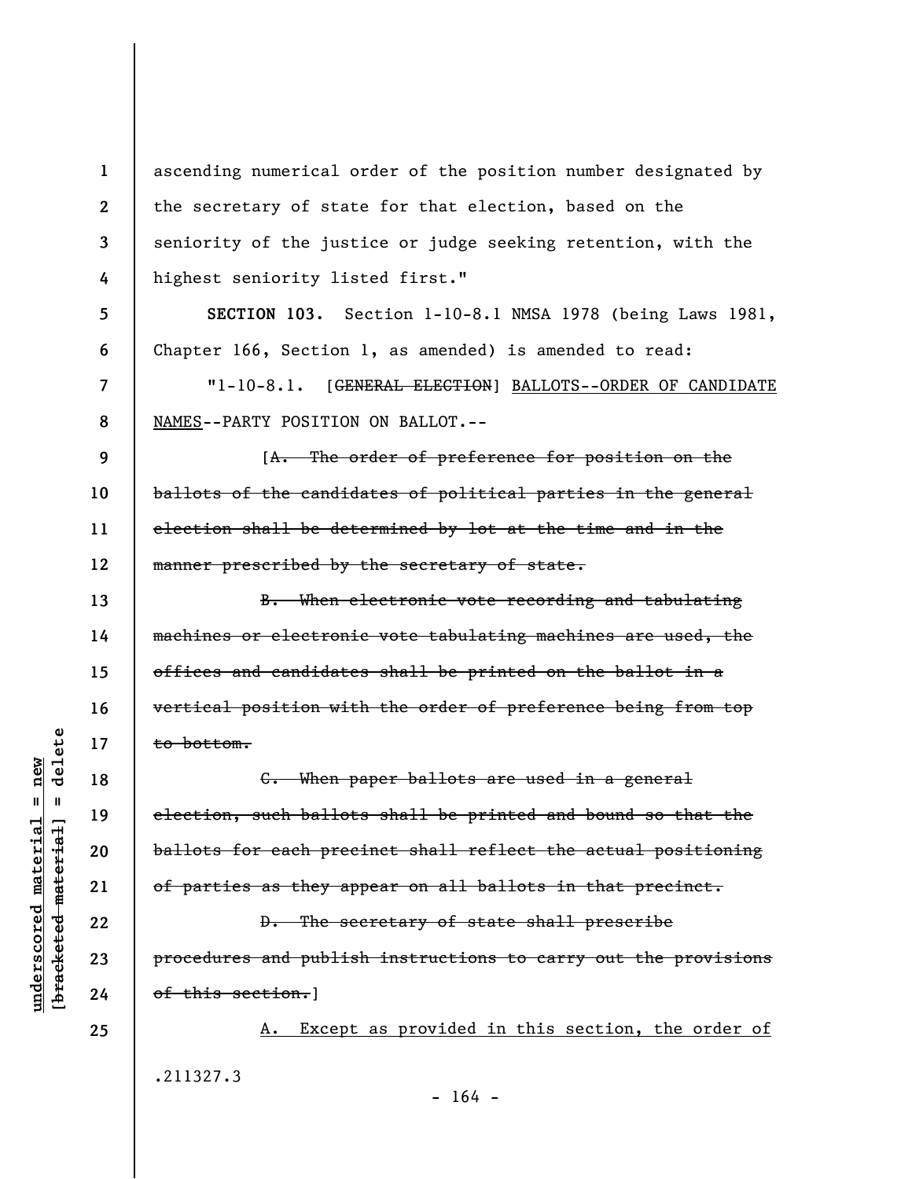ascending numerical order of the position number designated by the secretary of state for that election, based on the seniority of the justice or judge seeking retention, with the highest seniority listed first."

**SECTION 103.** Section 1-10-8.1 NMSA 1978 (being Laws 1981, Chapter 166, Section 1, as amended) is amended to read:

"1-10-8.1. [~~GENERAL ELECTION~~] <u>BALLOTS--ORDER OF CANDIDATE NAMES</u>--PARTY POSITION ON BALLOT.--

[~~A. The order of preference for position on the ballots of the candidates of political parties in the general election shall be determined by lot at the time and in the manner prescribed by the secretary of state.~~

~~B. When electronic vote recording and tabulating machines or electronic vote tabulating machines are used, the offices and candidates shall be printed on the ballot in a vertical position with the order of preference being from top to bottom.~~

~~C. When paper ballots are used in a general election, such ballots shall be printed and bound so that the ballots for each precinct shall reflect the actual positioning of parties as they appear on all ballots in that precinct.~~

~~D. The secretary of state shall prescribe procedures and publish instructions to carry out the provisions of this section.~~]

<u>A. Except as provided in this section, the order of</u>

.211327.3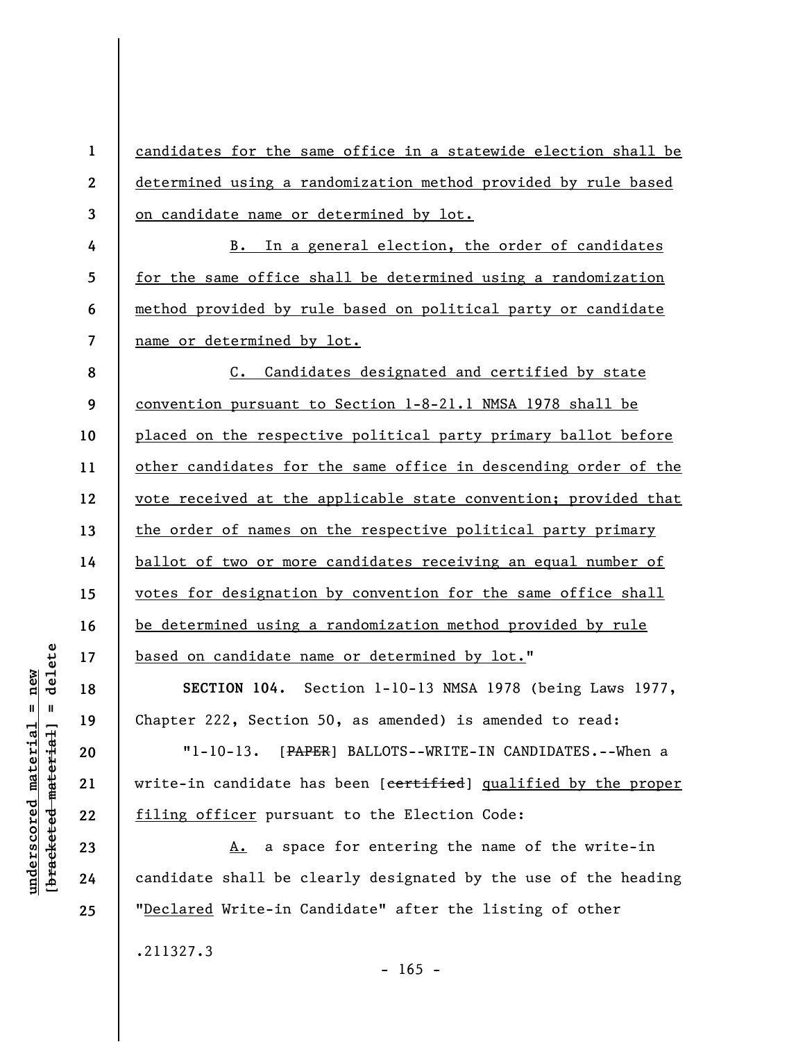candidates for the same office in a statewide election shall be determined using a randomization method provided by rule based on candidate name or determined by lot.

B. In a general election, the order of candidates for the same office shall be determined using a randomization method provided by rule based on political party or candidate name or determined by lot.

C. Candidates designated and certified by state convention pursuant to Section 1-8-21.1 NMSA 1978 shall be placed on the respective political party primary ballot before other candidates for the same office in descending order of the vote received at the applicable state convention; provided that the order of names on the respective political party primary ballot of two or more candidates receiving an equal number of votes for designation by convention for the same office shall be determined using a randomization method provided by rule based on candidate name or determined by lot."

**SECTION 104.** Section 1-10-13 NMSA 1978 (being Laws 1977, Chapter 222, Section 50, as amended) is amended to read:

"1-10-13. [~~PAPER~~] BALLOTS--WRITE-IN CANDIDATES.--When a write-in candidate has been [~~certified~~] qualified by the proper filing officer pursuant to the Election Code:

A. a space for entering the name of the write-in candidate shall be clearly designated by the use of the heading "Declared Write-in Candidate" after the listing of other

.211327.3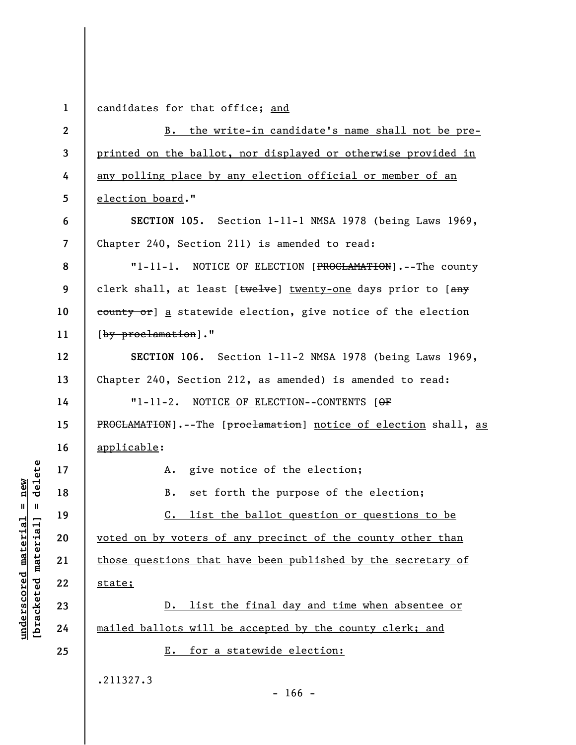candidates for that office; and

B. the write-in candidate's name shall not be pre-printed on the ballot, nor displayed or otherwise provided in any polling place by any election official or member of an election board."

**SECTION 105.** Section 1-11-1 NMSA 1978 (being Laws 1969, Chapter 240, Section 211) is amended to read:

"1-11-1. NOTICE OF ELECTION [~~PROCLAMATION~~].--The county clerk shall, at least [~~twelve~~] twenty-one days prior to [~~any county or~~] a statewide election, give notice of the election [~~by proclamation~~]."

**SECTION 106.** Section 1-11-2 NMSA 1978 (being Laws 1969, Chapter 240, Section 212, as amended) is amended to read:

"1-11-2. NOTICE OF ELECTION--CONTENTS [~~OF PROCLAMATION~~].--The [~~proclamation~~] notice of election shall, as applicable:

A. give notice of the election;

B. set forth the purpose of the election;

C. list the ballot question or questions to be voted on by voters of any precinct of the county other than those questions that have been published by the secretary of state;

D. list the final day and time when absentee or mailed ballots will be accepted by the county clerk; and

E. for a statewide election: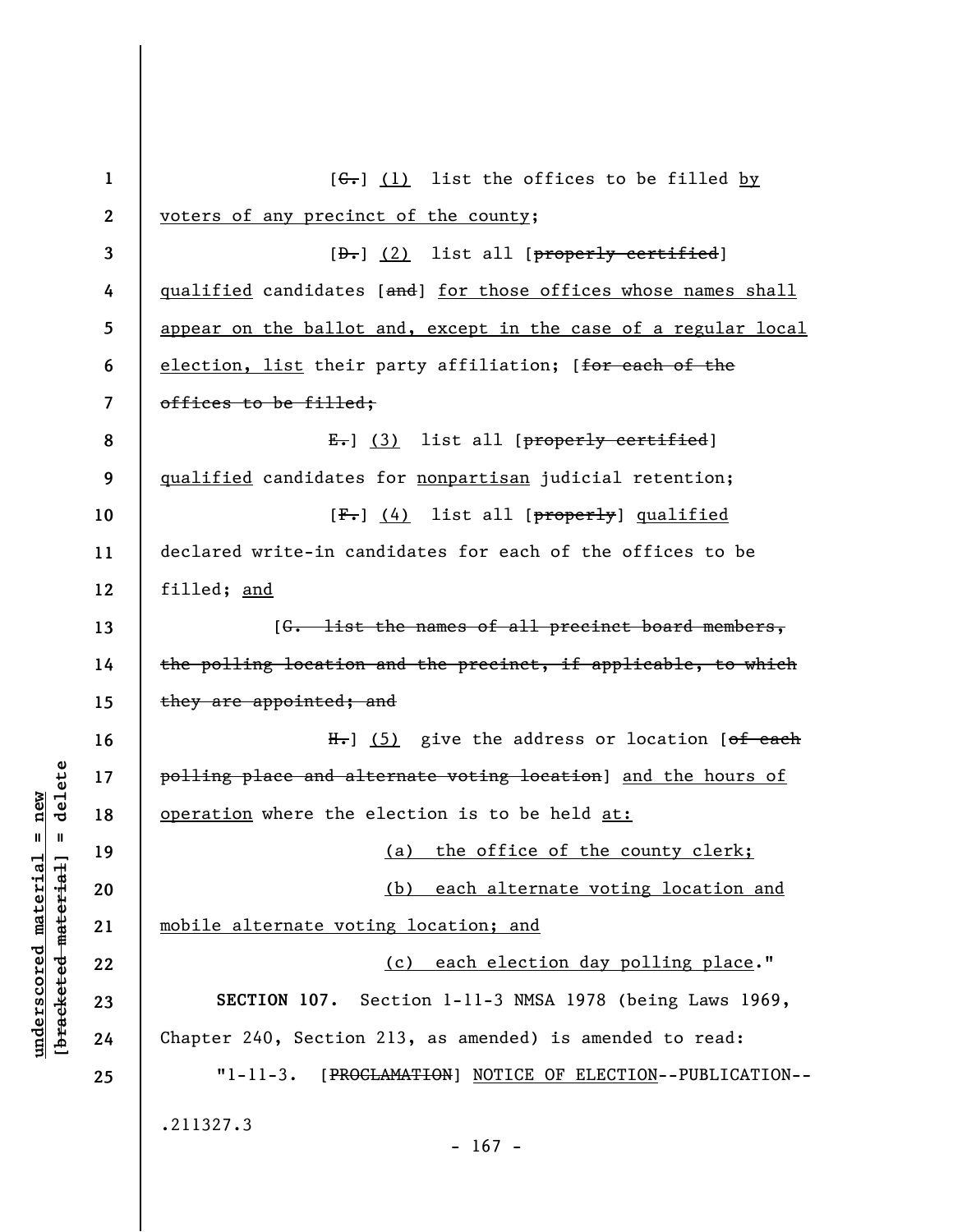[~~C.~~] <u>(1)</u> list the offices to be filled <u>by voters of any precinct of the county</u>;

[~~D.~~] <u>(2)</u> list all [~~properly certified~~] <u>qualified</u> candidates [~~and~~] <u>for those offices whose names shall appear on the ballot and, except in the case of a regular local election, list</u> their party affiliation; [~~for each of the offices to be filled;~~

~~E.~~] <u>(3)</u> list all [~~properly certified~~] <u>qualified</u> candidates for <u>nonpartisan</u> judicial retention;

[~~F.~~] <u>(4)</u> list all [~~properly~~] <u>qualified</u> declared write-in candidates for each of the offices to be filled; <u>and</u>

[~~G. list the names of all precinct board members, the polling location and the precinct, if applicable, to which they are appointed; and~~

~~H.~~] <u>(5)</u> give the address or location [~~of each polling place and alternate voting location~~] <u>and the hours of operation</u> where the election is to be held <u>at:</u>

<u>(a) the office of the county clerk;</u>

<u>(b) each alternate voting location and mobile alternate voting location; and</u>

<u>(c) each election day polling place</u>."

**SECTION 107.** Section 1-11-3 NMSA 1978 (being Laws 1969, Chapter 240, Section 213, as amended) is amended to read:

"1-11-3. [~~PROCLAMATION~~] <u>NOTICE OF ELECTION</u>--PUBLICATION--

.211327.3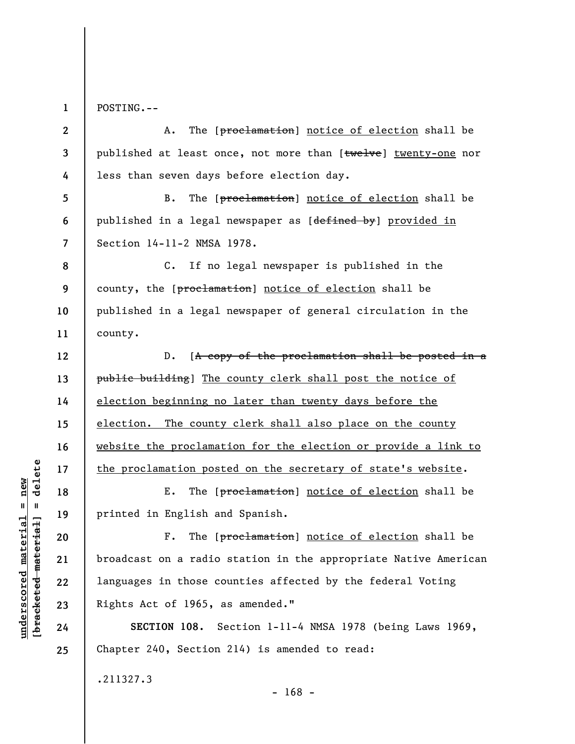POSTING.--

A. The [~~proclamation~~] <u>notice of election</u> shall be published at least once, not more than [~~twelve~~] <u>twenty-one</u> nor less than seven days before election day.

B. The [~~proclamation~~] <u>notice of election</u> shall be published in a legal newspaper as [~~defined by~~] <u>provided in</u> Section 14-11-2 NMSA 1978.

C. If no legal newspaper is published in the county, the [~~proclamation~~] <u>notice of election</u> shall be published in a legal newspaper of general circulation in the county.

D. [~~A copy of the proclamation shall be posted in a public building~~] <u>The county clerk shall post the notice of election beginning no later than twenty days before the election. The county clerk shall also place on the county website the proclamation for the election or provide a link to the proclamation posted on the secretary of state's website</u>.

E. The [~~proclamation~~] <u>notice of election</u> shall be printed in English and Spanish.

F. The [~~proclamation~~] <u>notice of election</u> shall be broadcast on a radio station in the appropriate Native American languages in those counties affected by the federal Voting Rights Act of 1965, as amended."

**SECTION 108.** Section 1-11-4 NMSA 1978 (being Laws 1969, Chapter 240, Section 214) is amended to read:

.211327.3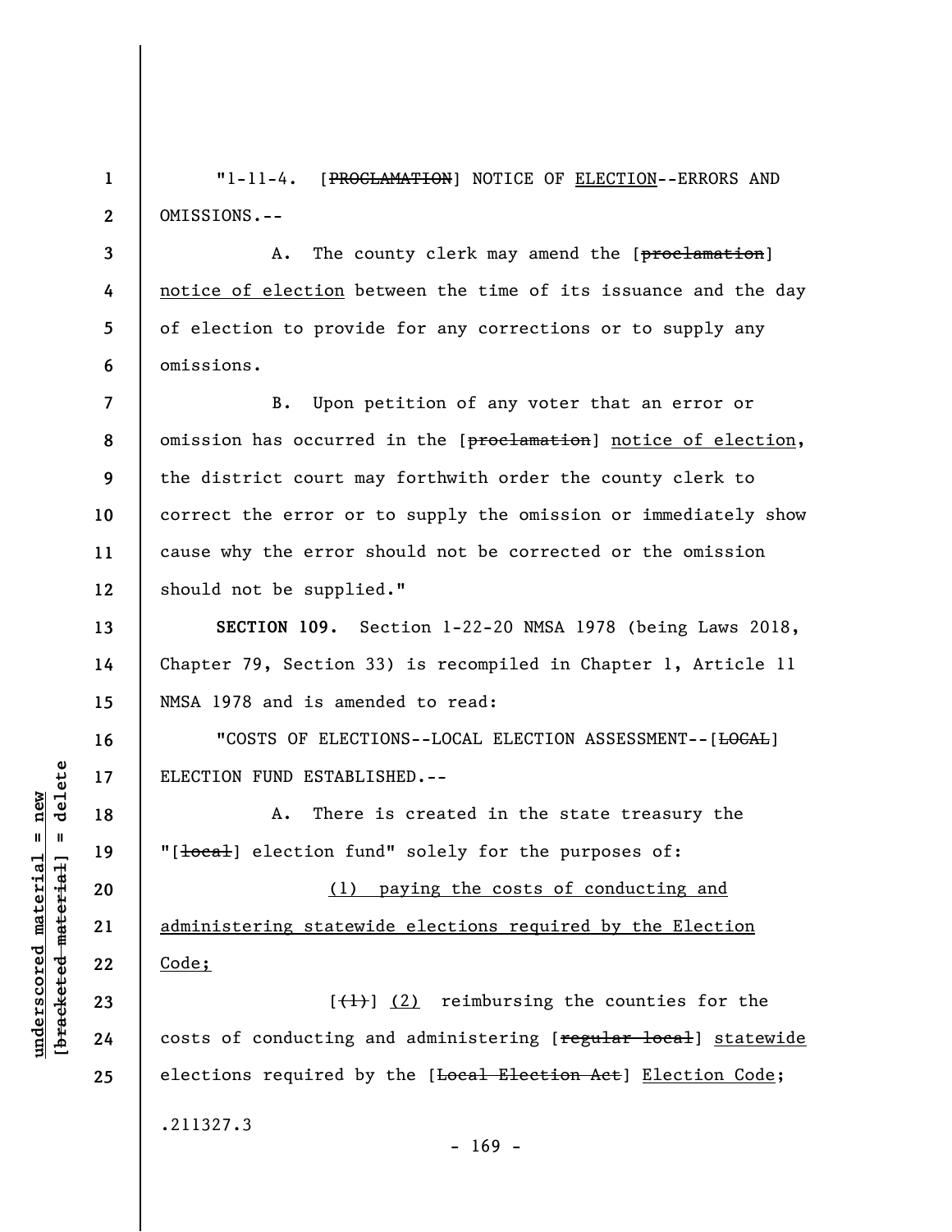"1-11-4. [~~PROCLAMATION~~] NOTICE OF <u>ELECTION</u>--ERRORS AND OMISSIONS.--

A. The county clerk may amend the [~~proclamation~~] <u>notice of election</u> between the time of its issuance and the day of election to provide for any corrections or to supply any omissions.

B. Upon petition of any voter that an error or omission has occurred in the [~~proclamation~~] <u>notice of election</u>, the district court may forthwith order the county clerk to correct the error or to supply the omission or immediately show cause why the error should not be corrected or the omission should not be supplied."

**SECTION 109.** Section 1-22-20 NMSA 1978 (being Laws 2018, Chapter 79, Section 33) is recompiled in Chapter 1, Article 11 NMSA 1978 and is amended to read:

"COSTS OF ELECTIONS--LOCAL ELECTION ASSESSMENT--[~~LOCAL~~] ELECTION FUND ESTABLISHED.--

A. There is created in the state treasury the "[~~local~~] election fund" solely for the purposes of:

<u>(1) paying the costs of conducting and administering statewide elections required by the Election Code;</u>

[~~(1)~~] <u>(2)</u> reimbursing the counties for the costs of conducting and administering [~~regular local~~] <u>statewide</u> elections required by the [~~Local Election Act~~] <u>Election Code</u>;

.211327.3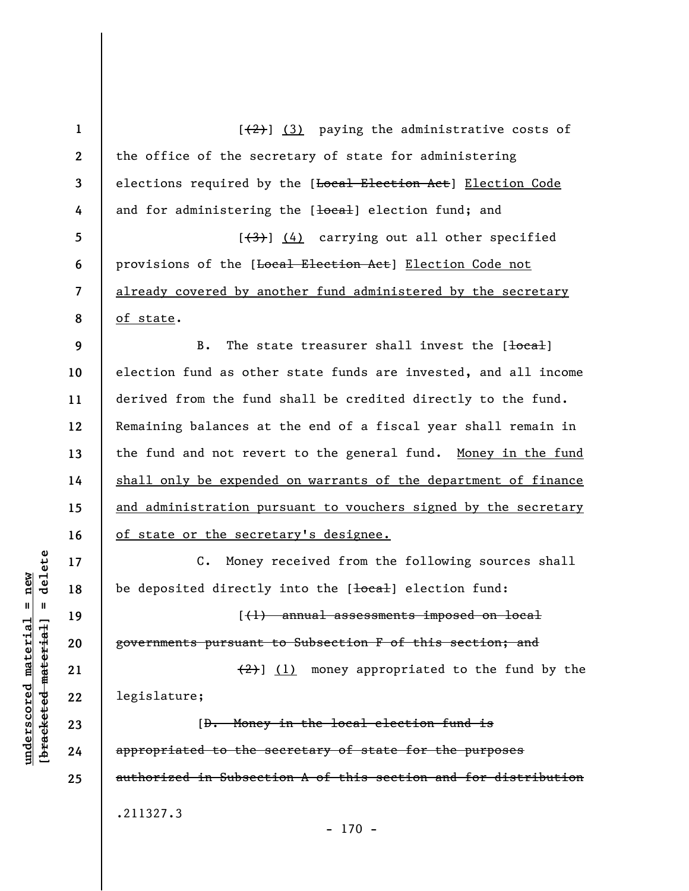[~~(2)~~] <u>(3)</u> paying the administrative costs of the office of the secretary of state for administering elections required by the [~~Local Election Act~~] <u>Election Code</u> and for administering the [~~local~~] election fund; and

[~~(3)~~] <u>(4)</u> carrying out all other specified provisions of the [~~Local Election Act~~] <u>Election Code not already covered by another fund administered by the secretary of state</u>.

B. The state treasurer shall invest the [~~local~~] election fund as other state funds are invested, and all income derived from the fund shall be credited directly to the fund. Remaining balances at the end of a fiscal year shall remain in the fund and not revert to the general fund. <u>Money in the fund shall only be expended on warrants of the department of finance and administration pursuant to vouchers signed by the secretary of state or the secretary's designee.</u>

C. Money received from the following sources shall be deposited directly into the [~~local~~] election fund:

[~~(1) annual assessments imposed on local governments pursuant to Subsection F of this section; and~~

~~(2)~~] <u>(1)</u> money appropriated to the fund by the legislature;

[~~D. Money in the local election fund is appropriated to the secretary of state for the purposes authorized in Subsection A of this section and for distribution~~

.211327.3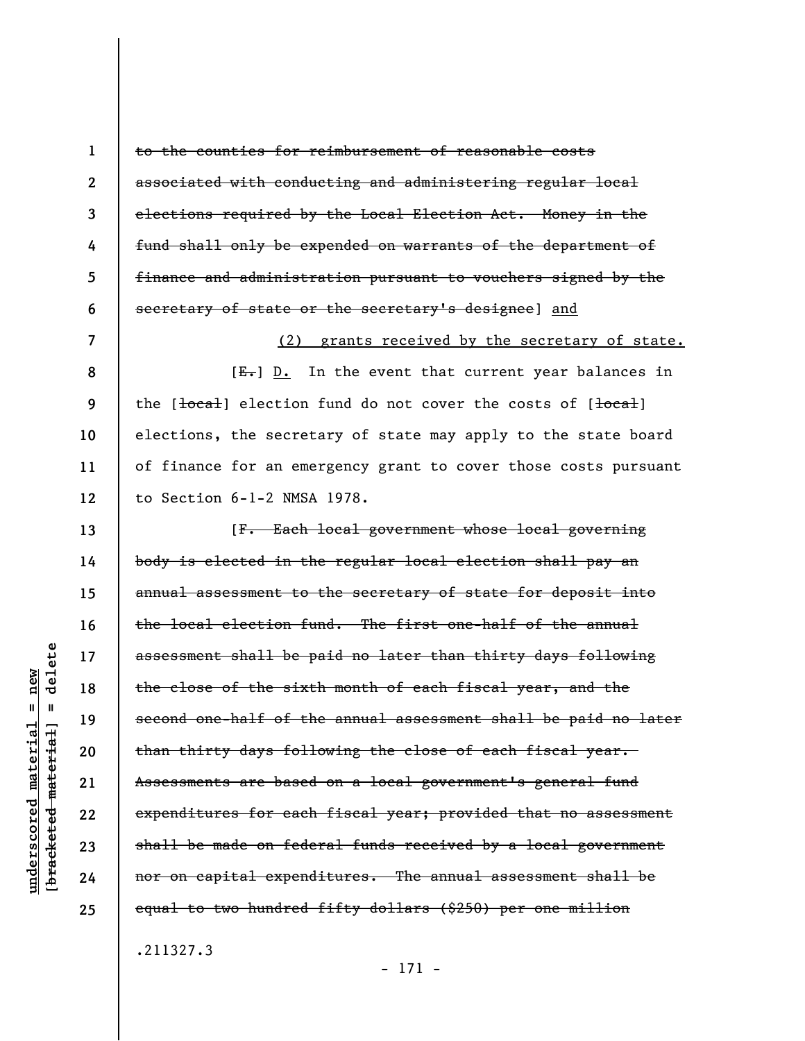~~to the counties for reimbursement of reasonable costs associated with conducting and administering regular local elections required by the Local Election Act. Money in the fund shall only be expended on warrants of the department of finance and administration pursuant to vouchers signed by the secretary of state or the secretary's designee~~] <u>and</u>

<u>(2) grants received by the secretary of state.</u>

[~~E.~~] <u>D.</u> In the event that current year balances in the [~~local~~] election fund do not cover the costs of [~~local~~] elections, the secretary of state may apply to the state board of finance for an emergency grant to cover those costs pursuant to Section 6-1-2 NMSA 1978.

[~~F. Each local government whose local governing body is elected in the regular local election shall pay an annual assessment to the secretary of state for deposit into the local election fund. The first one-half of the annual assessment shall be paid no later than thirty days following the close of the sixth month of each fiscal year, and the second one-half of the annual assessment shall be paid no later than thirty days following the close of each fiscal year. Assessments are based on a local government's general fund expenditures for each fiscal year; provided that no assessment shall be made on federal funds received by a local government nor on capital expenditures. The annual assessment shall be equal to two hundred fifty dollars ($250) per one million~~

.211327.3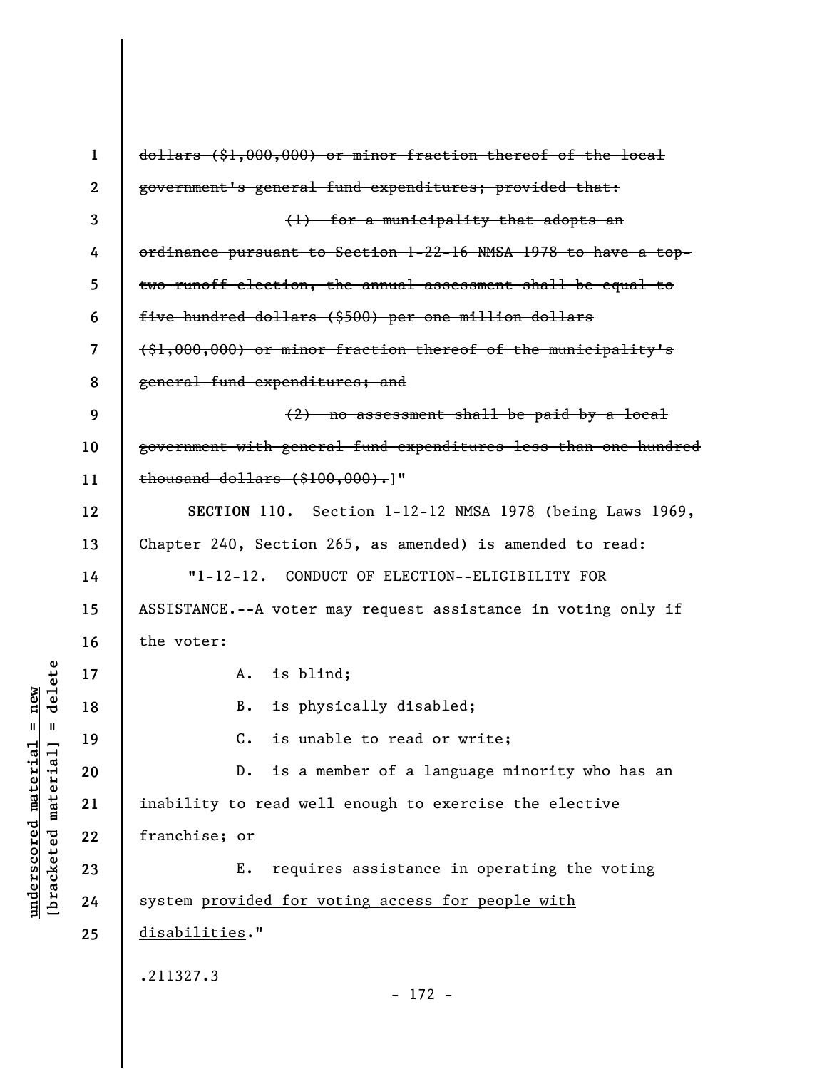~~dollars ($1,000,000) or minor fraction thereof of the local government's general fund expenditures; provided that:~~

~~(1) for a municipality that adopts an ordinance pursuant to Section 1-22-16 NMSA 1978 to have a top-two runoff election, the annual assessment shall be equal to five hundred dollars ($500) per one million dollars ($1,000,000) or minor fraction thereof of the municipality's general fund expenditures; and~~

~~(2) no assessment shall be paid by a local government with general fund expenditures less than one hundred thousand dollars ($100,000).~~]"

**SECTION 110.** Section 1-12-12 NMSA 1978 (being Laws 1969, Chapter 240, Section 265, as amended) is amended to read:

"1-12-12. CONDUCT OF ELECTION--ELIGIBILITY FOR ASSISTANCE.--A voter may request assistance in voting only if the voter:

A. is blind;

B. is physically disabled;

C. is unable to read or write;

D. is a member of a language minority who has an inability to read well enough to exercise the elective franchise; or

E. requires assistance in operating the voting system <u>provided for voting access for people with disabilities</u>."

.211327.3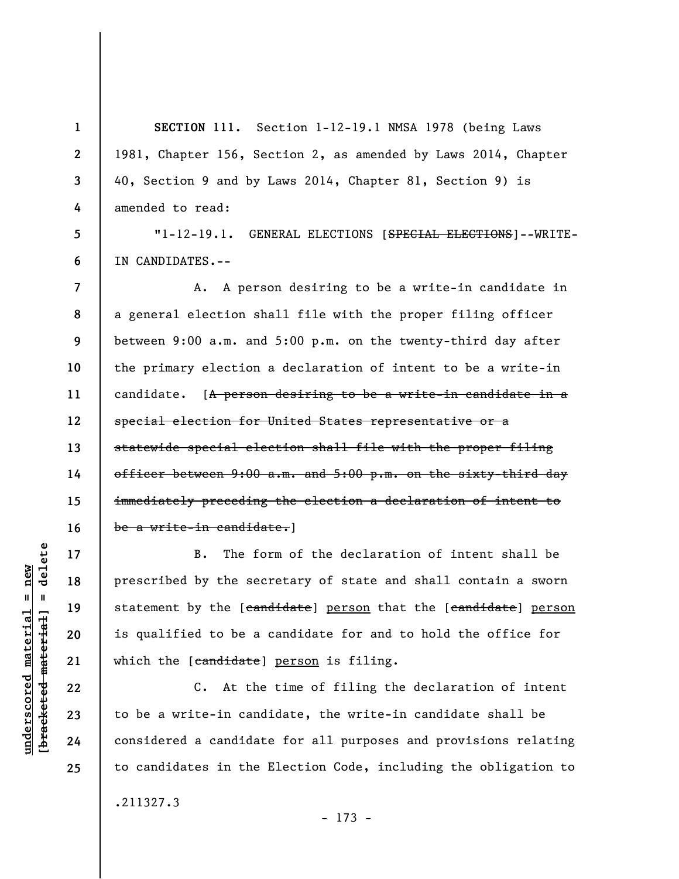**SECTION 111.** Section 1-12-19.1 NMSA 1978 (being Laws 1981, Chapter 156, Section 2, as amended by Laws 2014, Chapter 40, Section 9 and by Laws 2014, Chapter 81, Section 9) is amended to read:

"1-12-19.1. GENERAL ELECTIONS [~~SPECIAL ELECTIONS~~]--WRITE-IN CANDIDATES.--

A. A person desiring to be a write-in candidate in a general election shall file with the proper filing officer between 9:00 a.m. and 5:00 p.m. on the twenty-third day after the primary election a declaration of intent to be a write-in candidate. [~~A person desiring to be a write-in candidate in a special election for United States representative or a statewide special election shall file with the proper filing officer between 9:00 a.m. and 5:00 p.m. on the sixty-third day immediately preceding the election a declaration of intent to be a write-in candidate.~~]

B. The form of the declaration of intent shall be prescribed by the secretary of state and shall contain a sworn statement by the [~~candidate~~] <u>person</u> that the [~~candidate~~] <u>person</u> is qualified to be a candidate for and to hold the office for which the [~~candidate~~] <u>person</u> is filing.

C. At the time of filing the declaration of intent to be a write-in candidate, the write-in candidate shall be considered a candidate for all purposes and provisions relating to candidates in the Election Code, including the obligation to

.211327.3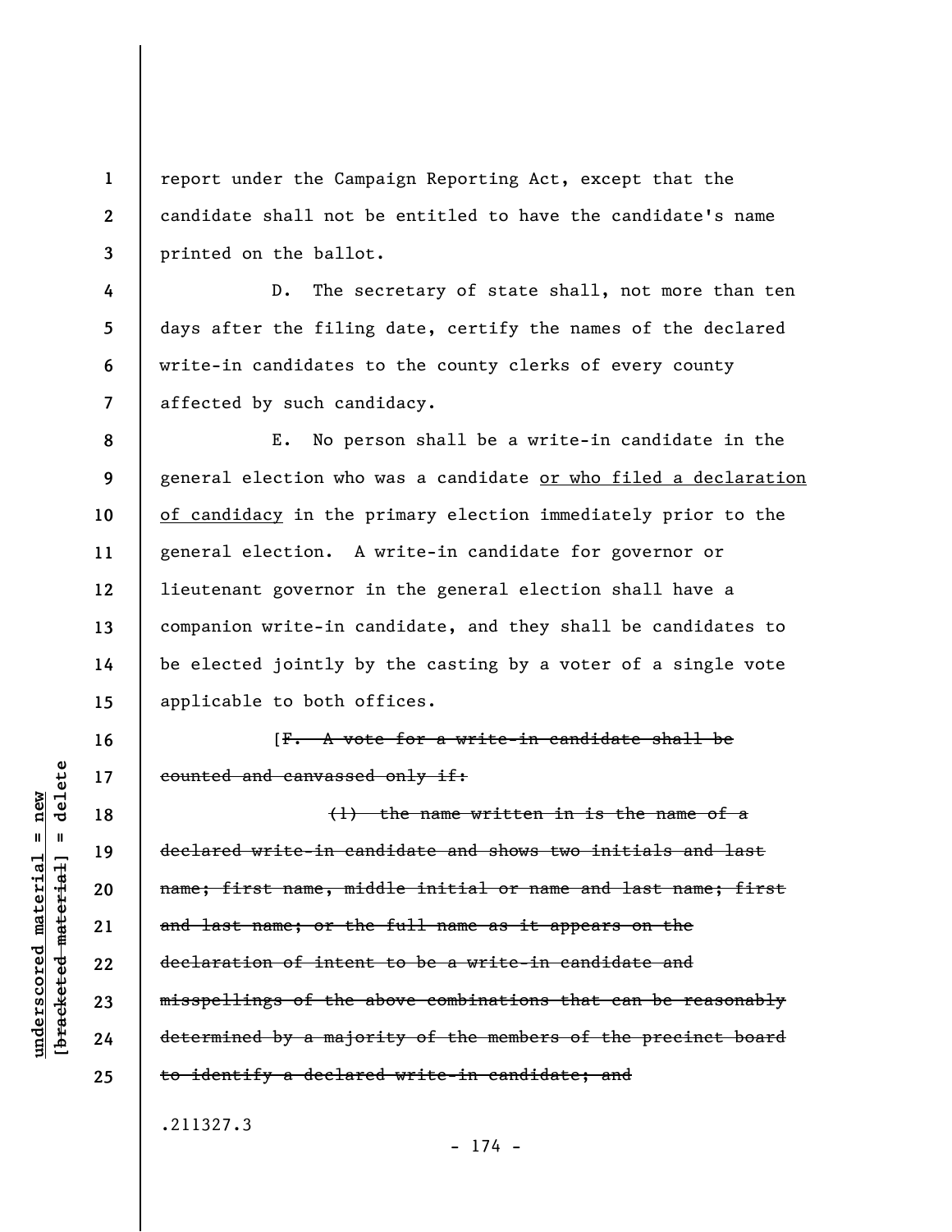report under the Campaign Reporting Act, except that the candidate shall not be entitled to have the candidate's name printed on the ballot.

D. The secretary of state shall, not more than ten days after the filing date, certify the names of the declared write-in candidates to the county clerks of every county affected by such candidacy.

E. No person shall be a write-in candidate in the general election who was a candidate <u>or who filed a declaration of candidacy</u> in the primary election immediately prior to the general election. A write-in candidate for governor or lieutenant governor in the general election shall have a companion write-in candidate, and they shall be candidates to be elected jointly by the casting by a voter of a single vote applicable to both offices.

[~~F. A vote for a write-in candidate shall be counted and canvassed only if:~~

~~(1) the name written in is the name of a declared write-in candidate and shows two initials and last name; first name, middle initial or name and last name; first and last name; or the full name as it appears on the declaration of intent to be a write-in candidate and misspellings of the above combinations that can be reasonably determined by a majority of the members of the precinct board to identify a declared write-in candidate; and~~

.211327.3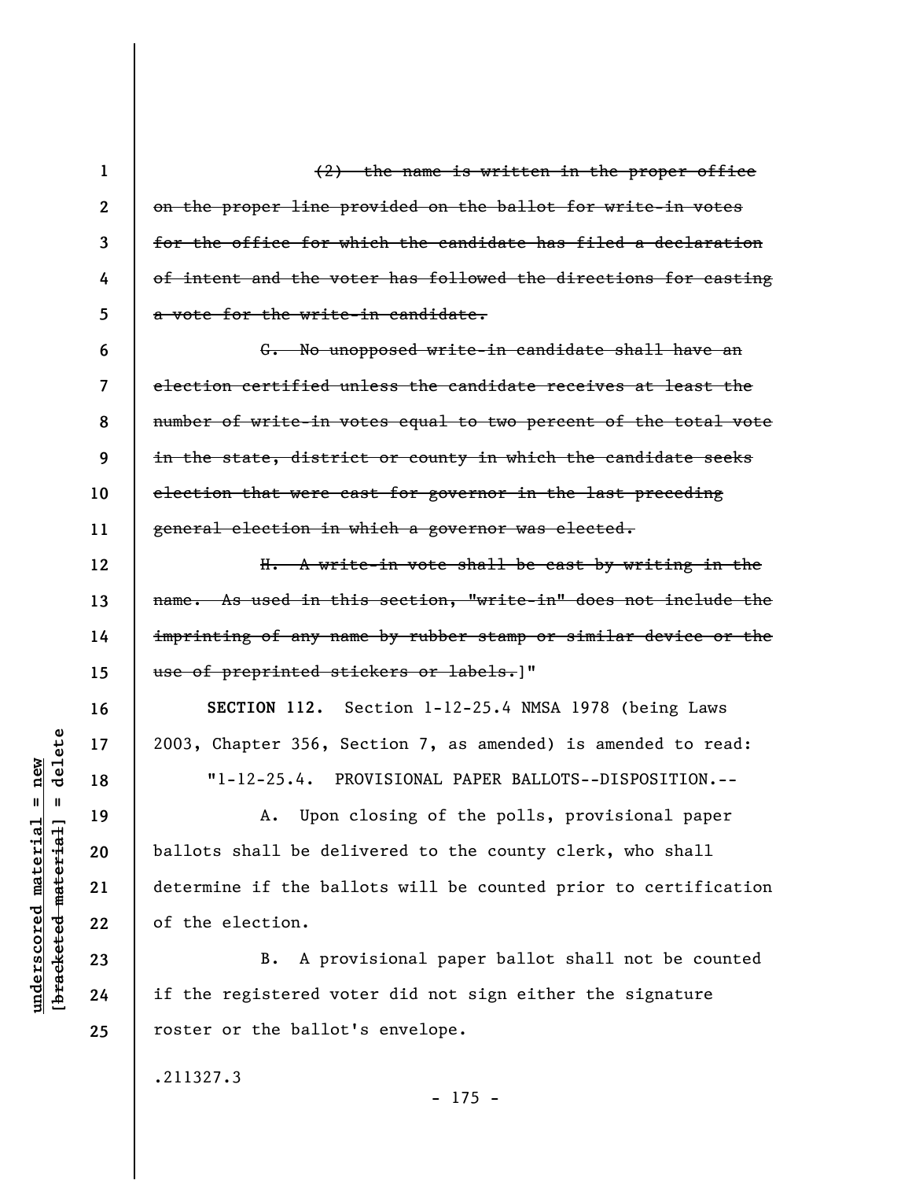~~(2) the name is written in the proper office on the proper line provided on the ballot for write-in votes for the office for which the candidate has filed a declaration of intent and the voter has followed the directions for casting a vote for the write-in candidate.~~

~~G. No unopposed write-in candidate shall have an election certified unless the candidate receives at least the number of write-in votes equal to two percent of the total vote in the state, district or county in which the candidate seeks election that were cast for governor in the last preceding general election in which a governor was elected.~~

~~H. A write-in vote shall be cast by writing in the name. As used in this section, "write-in" does not include the imprinting of any name by rubber stamp or similar device or the use of preprinted stickers or labels.~~]"

**SECTION 112.** Section 1-12-25.4 NMSA 1978 (being Laws 2003, Chapter 356, Section 7, as amended) is amended to read:

"1-12-25.4. PROVISIONAL PAPER BALLOTS--DISPOSITION.--

A. Upon closing of the polls, provisional paper ballots shall be delivered to the county clerk, who shall determine if the ballots will be counted prior to certification of the election.

B. A provisional paper ballot shall not be counted if the registered voter did not sign either the signature roster or the ballot's envelope.

.211327.3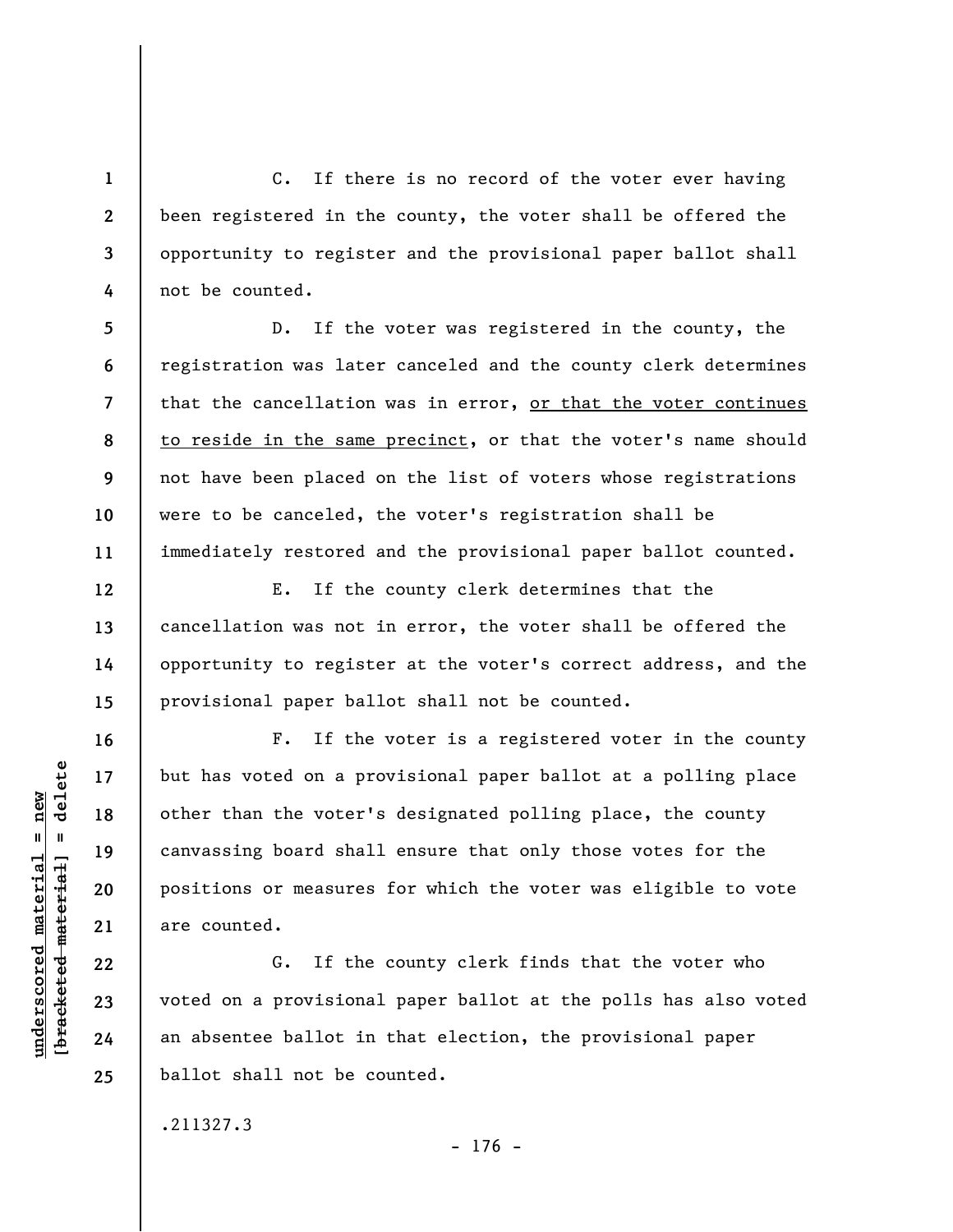C. If there is no record of the voter ever having been registered in the county, the voter shall be offered the opportunity to register and the provisional paper ballot shall not be counted.

D. If the voter was registered in the county, the registration was later canceled and the county clerk determines that the cancellation was in error, <u>or that the voter continues to reside in the same precinct</u>, or that the voter's name should not have been placed on the list of voters whose registrations were to be canceled, the voter's registration shall be immediately restored and the provisional paper ballot counted.

E. If the county clerk determines that the cancellation was not in error, the voter shall be offered the opportunity to register at the voter's correct address, and the provisional paper ballot shall not be counted.

F. If the voter is a registered voter in the county but has voted on a provisional paper ballot at a polling place other than the voter's designated polling place, the county canvassing board shall ensure that only those votes for the positions or measures for which the voter was eligible to vote are counted.

G. If the county clerk finds that the voter who voted on a provisional paper ballot at the polls has also voted an absentee ballot in that election, the provisional paper ballot shall not be counted.

.211327.3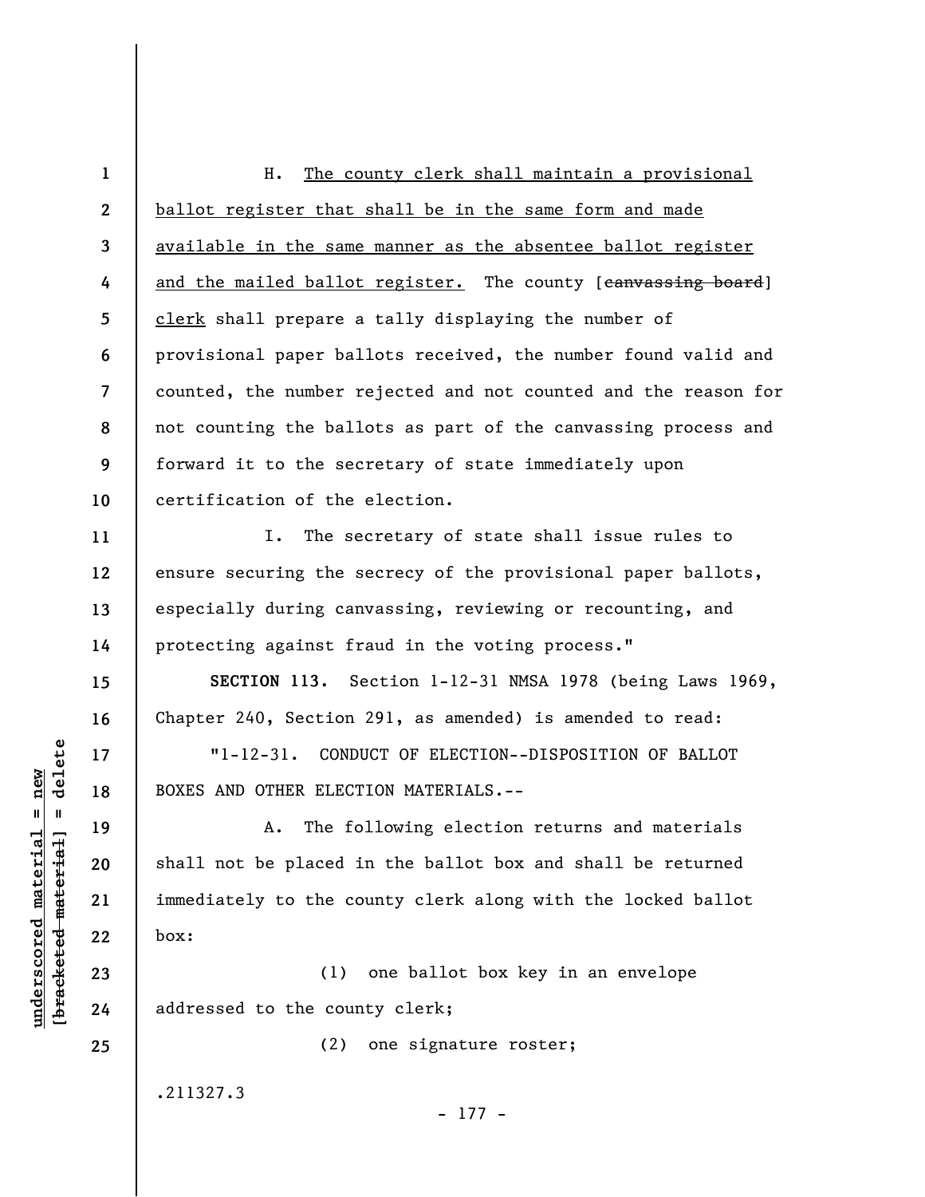H. <u>The county clerk shall maintain a provisional ballot register that shall be in the same form and made available in the same manner as the absentee ballot register and the mailed ballot register.</u> The county [~~canvassing board~~] <u>clerk</u> shall prepare a tally displaying the number of provisional paper ballots received, the number found valid and counted, the number rejected and not counted and the reason for not counting the ballots as part of the canvassing process and forward it to the secretary of state immediately upon certification of the election.

I. The secretary of state shall issue rules to ensure securing the secrecy of the provisional paper ballots, especially during canvassing, reviewing or recounting, and protecting against fraud in the voting process."

**SECTION 113.** Section 1-12-31 NMSA 1978 (being Laws 1969, Chapter 240, Section 291, as amended) is amended to read:

"1-12-31. CONDUCT OF ELECTION--DISPOSITION OF BALLOT BOXES AND OTHER ELECTION MATERIALS.--

A. The following election returns and materials shall not be placed in the ballot box and shall be returned immediately to the county clerk along with the locked ballot box:

(1) one ballot box key in an envelope addressed to the county clerk;

(2) one signature roster;

.211327.3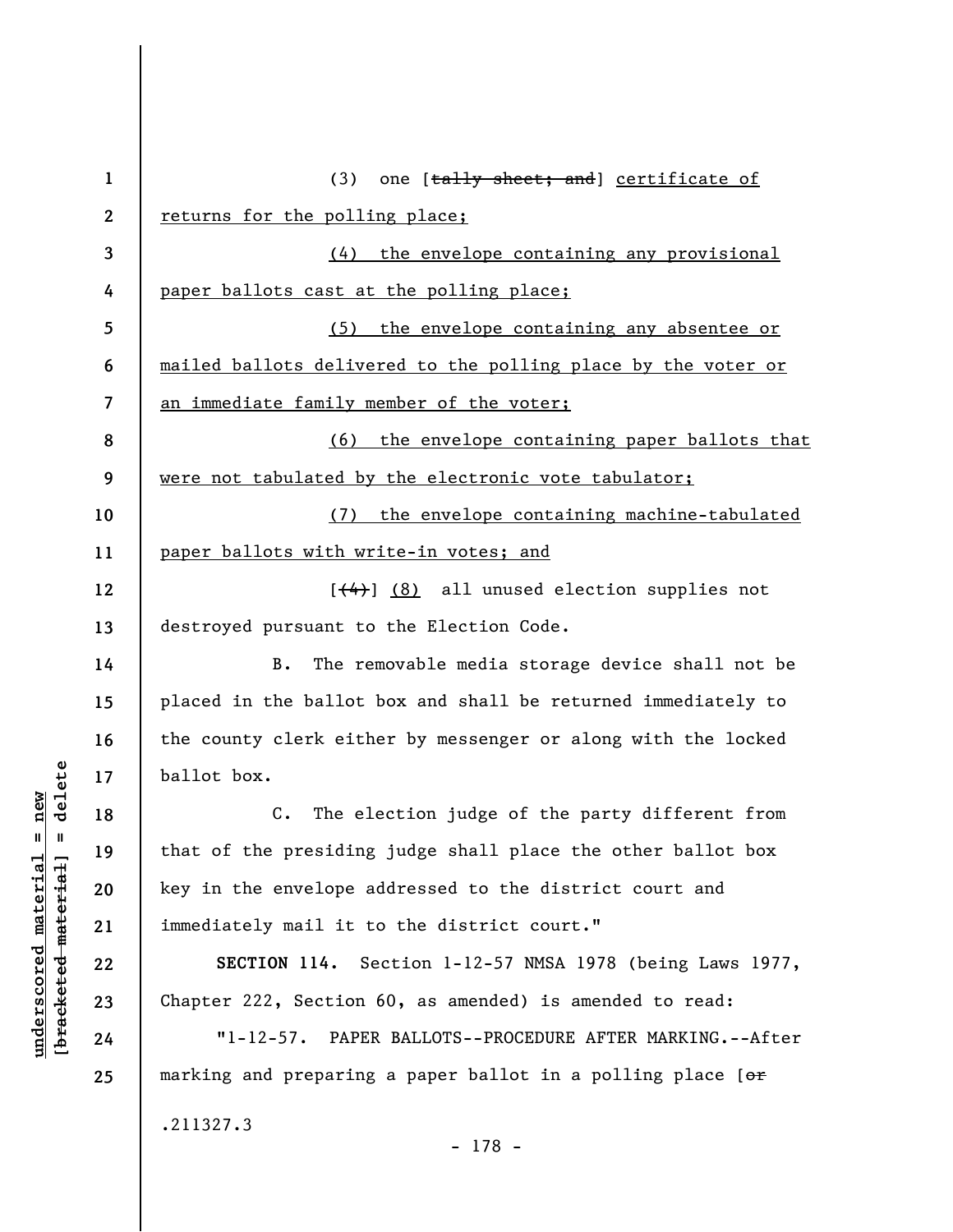(3) one [~~tally sheet; and~~] <u>certificate of returns for the polling place;</u>

<u>(4) the envelope containing any provisional paper ballots cast at the polling place;</u>

<u>(5) the envelope containing any absentee or mailed ballots delivered to the polling place by the voter or an immediate family member of the voter;</u>

<u>(6) the envelope containing paper ballots that were not tabulated by the electronic vote tabulator;</u>

<u>(7) the envelope containing machine-tabulated paper ballots with write-in votes; and</u>

[~~(4)~~] <u>(8)</u> all unused election supplies not destroyed pursuant to the Election Code.

B. The removable media storage device shall not be placed in the ballot box and shall be returned immediately to the county clerk either by messenger or along with the locked ballot box.

C. The election judge of the party different from that of the presiding judge shall place the other ballot box key in the envelope addressed to the district court and immediately mail it to the district court."

**SECTION 114.** Section 1-12-57 NMSA 1978 (being Laws 1977, Chapter 222, Section 60, as amended) is amended to read:

"1-12-57. PAPER BALLOTS--PROCEDURE AFTER MARKING.--After marking and preparing a paper ballot in a polling place [~~or~~

.211327.3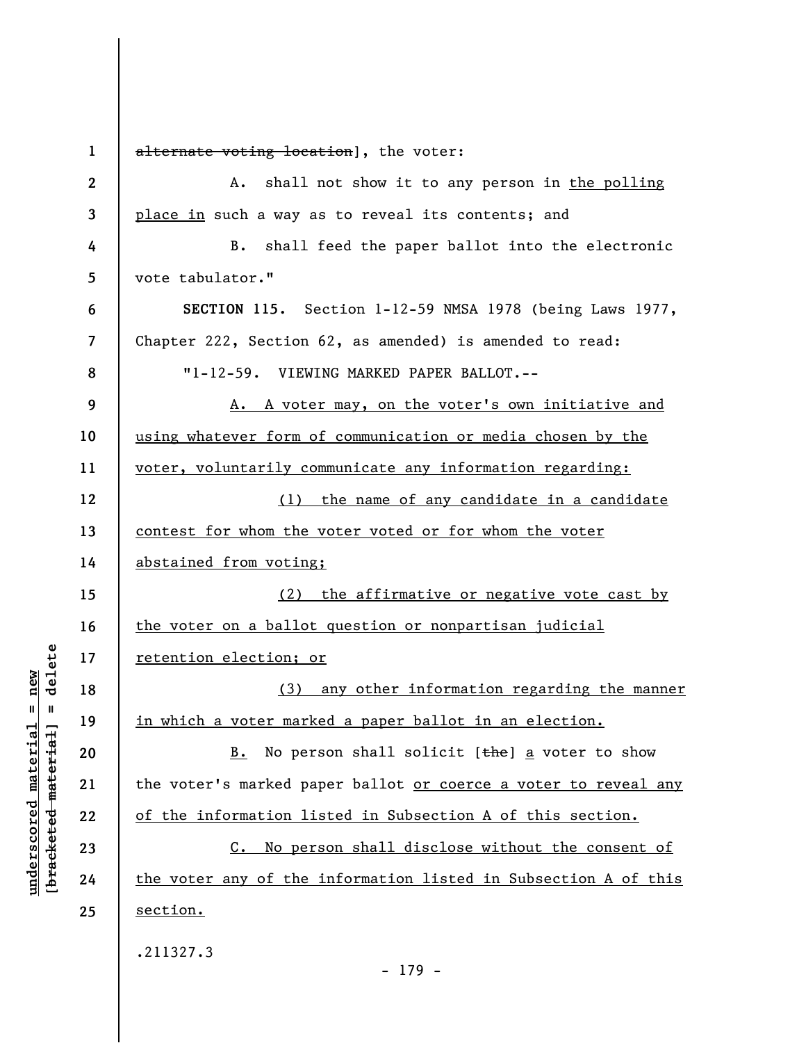~~alternate voting location~~], the voter:

A. shall not show it to any person in <u>the polling place in</u> such a way as to reveal its contents; and

B. shall feed the paper ballot into the electronic vote tabulator."

**SECTION 115.** Section 1-12-59 NMSA 1978 (being Laws 1977, Chapter 222, Section 62, as amended) is amended to read:

"1-12-59. VIEWING MARKED PAPER BALLOT.--

<u>A. A voter may, on the voter's own initiative and using whatever form of communication or media chosen by the voter, voluntarily communicate any information regarding:</u>

<u>(1) the name of any candidate in a candidate contest for whom the voter voted or for whom the voter abstained from voting;</u>

<u>(2) the affirmative or negative vote cast by the voter on a ballot question or nonpartisan judicial retention election; or</u>

<u>(3) any other information regarding the manner in which a voter marked a paper ballot in an election.</u>

<u>B.</u> No person shall solicit [~~the~~] <u>a</u> voter to show the voter's marked paper ballot <u>or coerce a voter to reveal any of the information listed in Subsection A of this section.</u>

<u>C. No person shall disclose without the consent of the voter any of the information listed in Subsection A of this section.</u>

.211327.3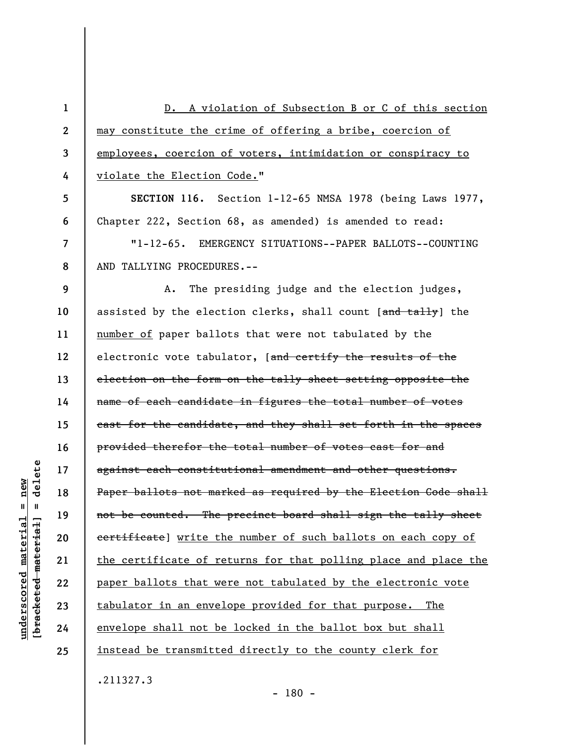D. A violation of Subsection B or C of this section may constitute the crime of offering a bribe, coercion of employees, coercion of voters, intimidation or conspiracy to violate the Election Code."

**SECTION 116.** Section 1-12-65 NMSA 1978 (being Laws 1977, Chapter 222, Section 68, as amended) is amended to read:

"1-12-65. EMERGENCY SITUATIONS--PAPER BALLOTS--COUNTING AND TALLYING PROCEDURES.--

A. The presiding judge and the election judges, assisted by the election clerks, shall count [~~and tally~~] the number of paper ballots that were not tabulated by the electronic vote tabulator, [~~and certify the results of the election on the form on the tally sheet setting opposite the name of each candidate in figures the total number of votes cast for the candidate, and they shall set forth in the spaces provided therefor the total number of votes cast for and against each constitutional amendment and other questions. Paper ballots not marked as required by the Election Code shall not be counted. The precinct board shall sign the tally sheet certificate~~] write the number of such ballots on each copy of the certificate of returns for that polling place and place the paper ballots that were not tabulated by the electronic vote tabulator in an envelope provided for that purpose. The envelope shall not be locked in the ballot box but shall instead be transmitted directly to the county clerk for

.211327.3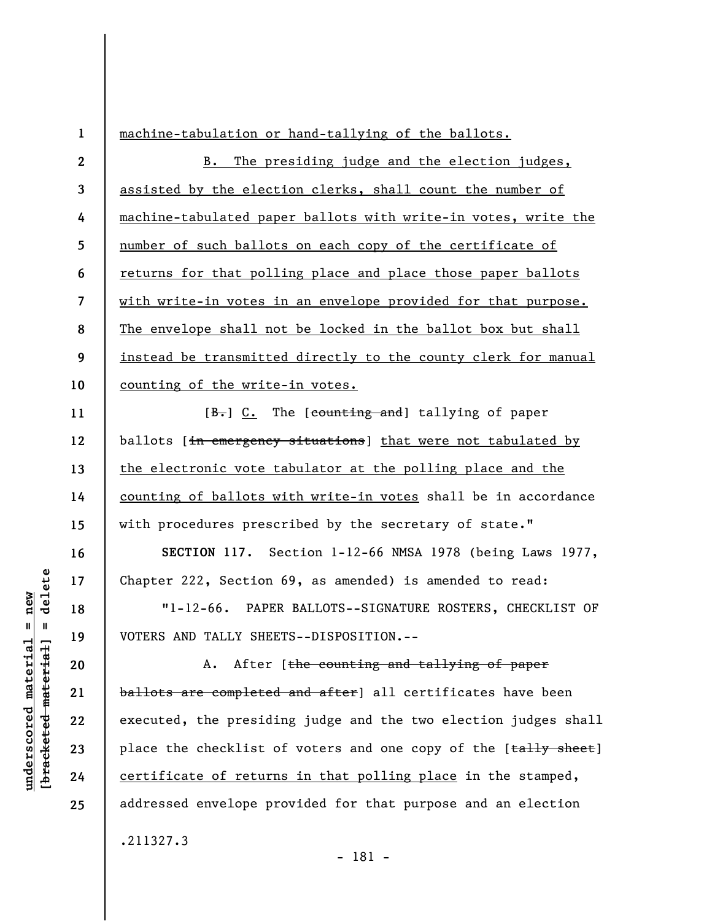machine-tabulation or hand-tallying of the ballots.

B. The presiding judge and the election judges, assisted by the election clerks, shall count the number of machine-tabulated paper ballots with write-in votes, write the number of such ballots on each copy of the certificate of returns for that polling place and place those paper ballots with write-in votes in an envelope provided for that purpose. The envelope shall not be locked in the ballot box but shall instead be transmitted directly to the county clerk for manual counting of the write-in votes.

[~~B.~~] C. The [~~counting and~~] tallying of paper ballots [~~in emergency situations~~] that were not tabulated by the electronic vote tabulator at the polling place and the counting of ballots with write-in votes shall be in accordance with procedures prescribed by the secretary of state."

**SECTION 117.** Section 1-12-66 NMSA 1978 (being Laws 1977, Chapter 222, Section 69, as amended) is amended to read:

"1-12-66. PAPER BALLOTS--SIGNATURE ROSTERS, CHECKLIST OF VOTERS AND TALLY SHEETS--DISPOSITION.--

A. After [~~the counting and tallying of paper ballots are completed and after~~] all certificates have been executed, the presiding judge and the two election judges shall place the checklist of voters and one copy of the [~~tally sheet~~] certificate of returns in that polling place in the stamped, addressed envelope provided for that purpose and an election

.211327.3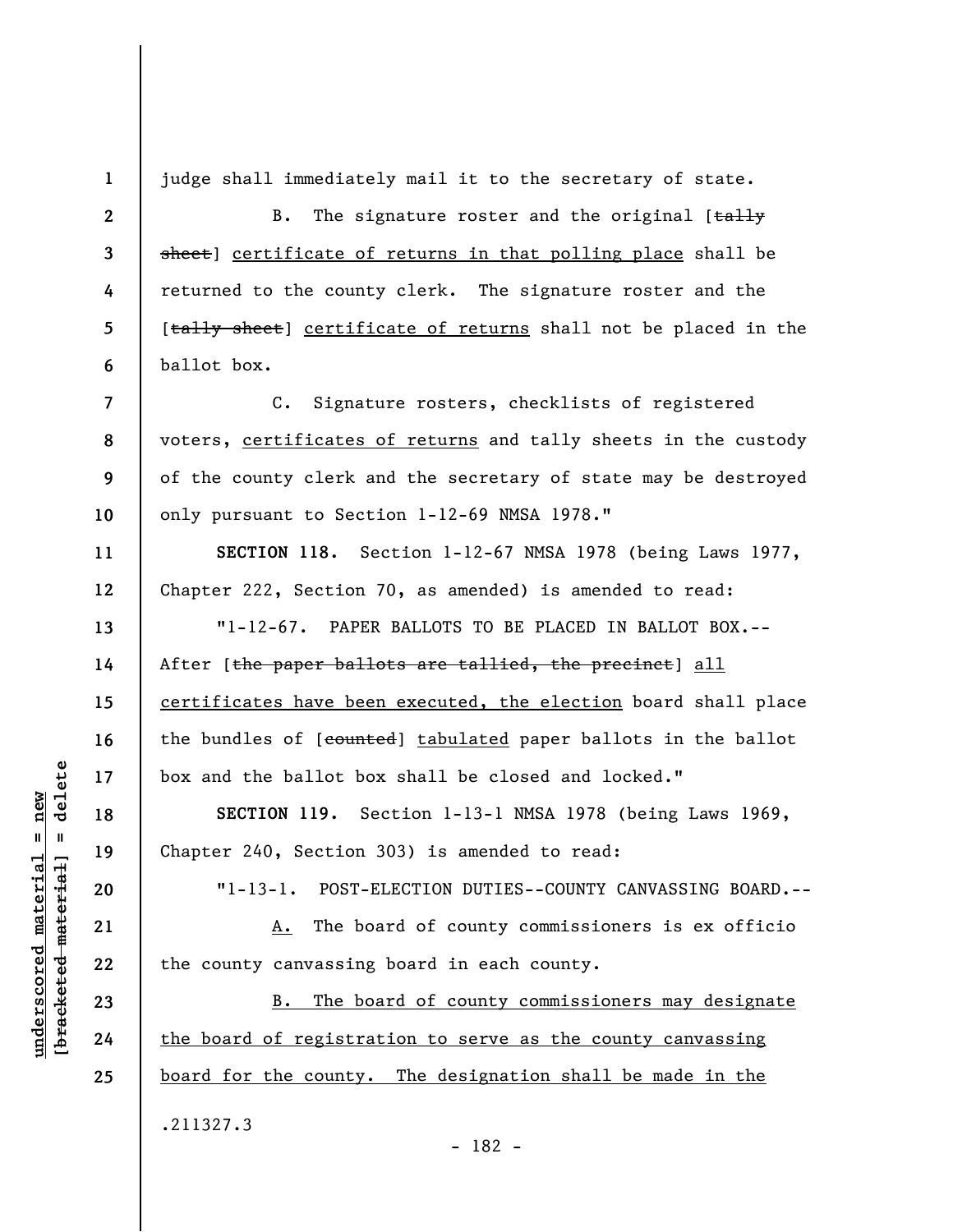judge shall immediately mail it to the secretary of state.

B. The signature roster and the original [~~tally sheet~~] <u>certificate of returns in that polling place</u> shall be returned to the county clerk. The signature roster and the [~~tally sheet~~] <u>certificate of returns</u> shall not be placed in the ballot box.

C. Signature rosters, checklists of registered voters, <u>certificates of returns</u> and tally sheets in the custody of the county clerk and the secretary of state may be destroyed only pursuant to Section 1-12-69 NMSA 1978."

**SECTION 118.** Section 1-12-67 NMSA 1978 (being Laws 1977, Chapter 222, Section 70, as amended) is amended to read:

"1-12-67. PAPER BALLOTS TO BE PLACED IN BALLOT BOX.--After [~~the paper ballots are tallied, the precinct~~] <u>all certificates have been executed, the election</u> board shall place the bundles of [~~counted~~] <u>tabulated</u> paper ballots in the ballot box and the ballot box shall be closed and locked."

**SECTION 119.** Section 1-13-1 NMSA 1978 (being Laws 1969, Chapter 240, Section 303) is amended to read:

"1-13-1. POST-ELECTION DUTIES--COUNTY CANVASSING BOARD.--

<u>A.</u> The board of county commissioners is ex officio the county canvassing board in each county.

<u>B. The board of county commissioners may designate the board of registration to serve as the county canvassing board for the county. The designation shall be made in the</u>

.211327.3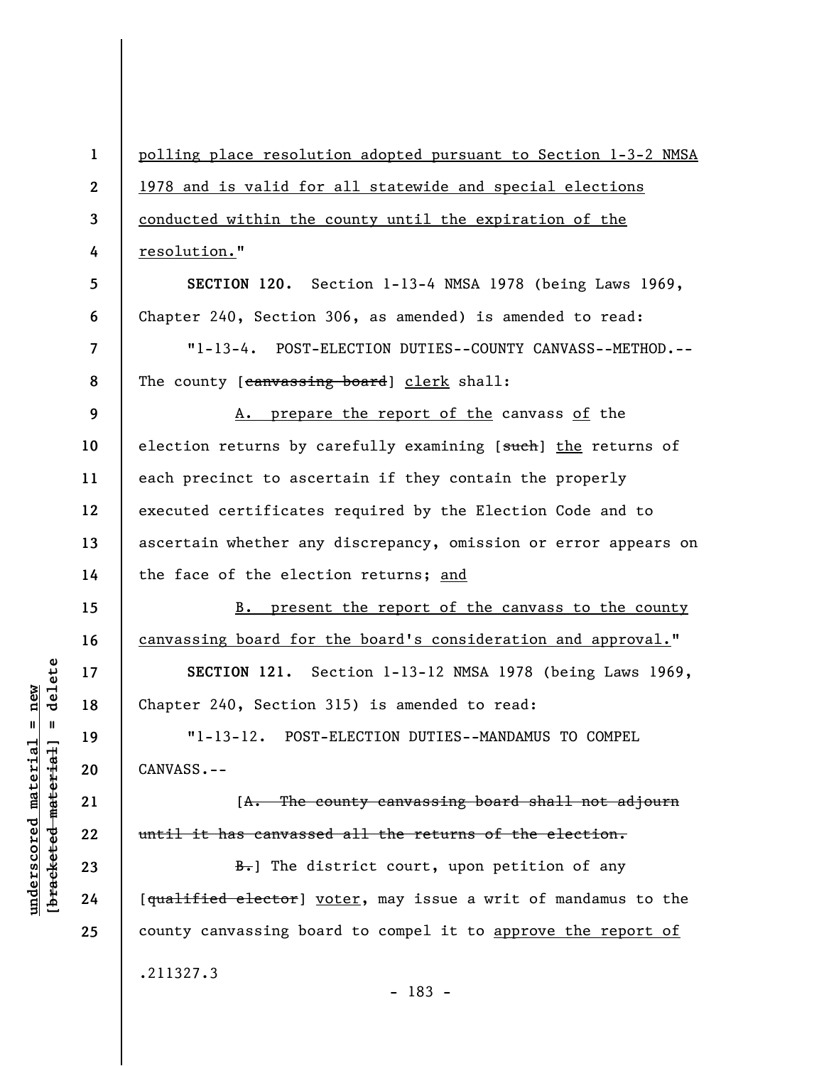polling place resolution adopted pursuant to Section 1-3-2 NMSA 1978 and is valid for all statewide and special elections conducted within the county until the expiration of the resolution."

**SECTION 120.** Section 1-13-4 NMSA 1978 (being Laws 1969, Chapter 240, Section 306, as amended) is amended to read:

"1-13-4. POST-ELECTION DUTIES--COUNTY CANVASS--METHOD.--The county [~~canvassing board~~] clerk shall:

A. prepare the report of the canvass of the election returns by carefully examining [~~such~~] the returns of each precinct to ascertain if they contain the properly executed certificates required by the Election Code and to ascertain whether any discrepancy, omission or error appears on the face of the election returns; and

B. present the report of the canvass to the county canvassing board for the board's consideration and approval."

**SECTION 121.** Section 1-13-12 NMSA 1978 (being Laws 1969, Chapter 240, Section 315) is amended to read:

"1-13-12. POST-ELECTION DUTIES--MANDAMUS TO COMPEL CANVASS.--

[~~A. The county canvassing board shall not adjourn until it has canvassed all the returns of the election.~~

~~B.~~] The district court, upon petition of any [~~qualified elector~~] voter, may issue a writ of mandamus to the county canvassing board to compel it to approve the report of

.211327.3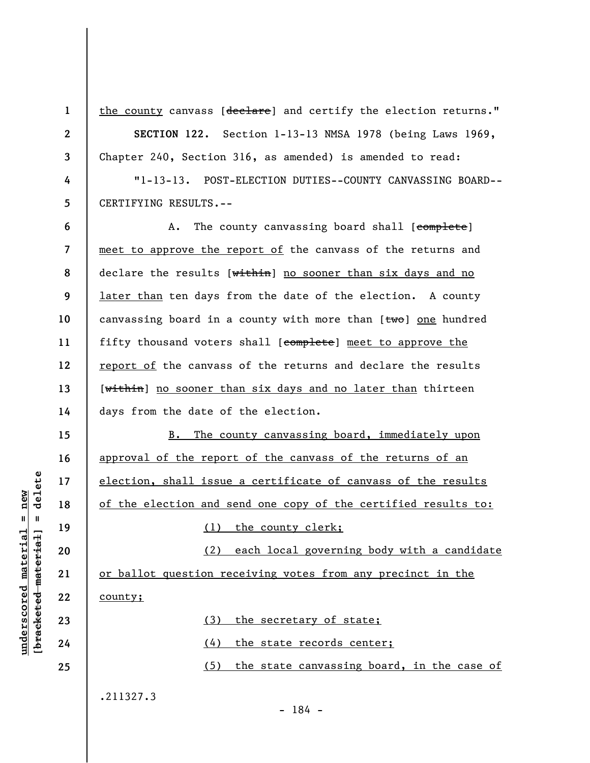the county canvass [~~declare~~] and certify the election returns."

**SECTION 122.** Section 1-13-13 NMSA 1978 (being Laws 1969, Chapter 240, Section 316, as amended) is amended to read:

"1-13-13. POST-ELECTION DUTIES--COUNTY CANVASSING BOARD--CERTIFYING RESULTS.--

A. The county canvassing board shall [~~complete~~] <u>meet to approve the report of</u> the canvass of the returns and declare the results [~~within~~] <u>no sooner than six days and no later than</u> ten days from the date of the election. A county canvassing board in a county with more than [~~two~~] <u>one</u> hundred fifty thousand voters shall [~~complete~~] <u>meet to approve the report of</u> the canvass of the returns and declare the results [~~within~~] <u>no sooner than six days and no later than</u> thirteen days from the date of the election.

<u>B. The county canvassing board, immediately upon approval of the report of the canvass of the returns of an election, shall issue a certificate of canvass of the results of the election and send one copy of the certified results to:</u>

<u>(1) the county clerk;</u>

<u>(2) each local governing body with a candidate or ballot question receiving votes from any precinct in the county;</u>

<u>(3) the secretary of state;</u>

<u>(4) the state records center;</u>

<u>(5) the state canvassing board, in the case of</u>

.211327.3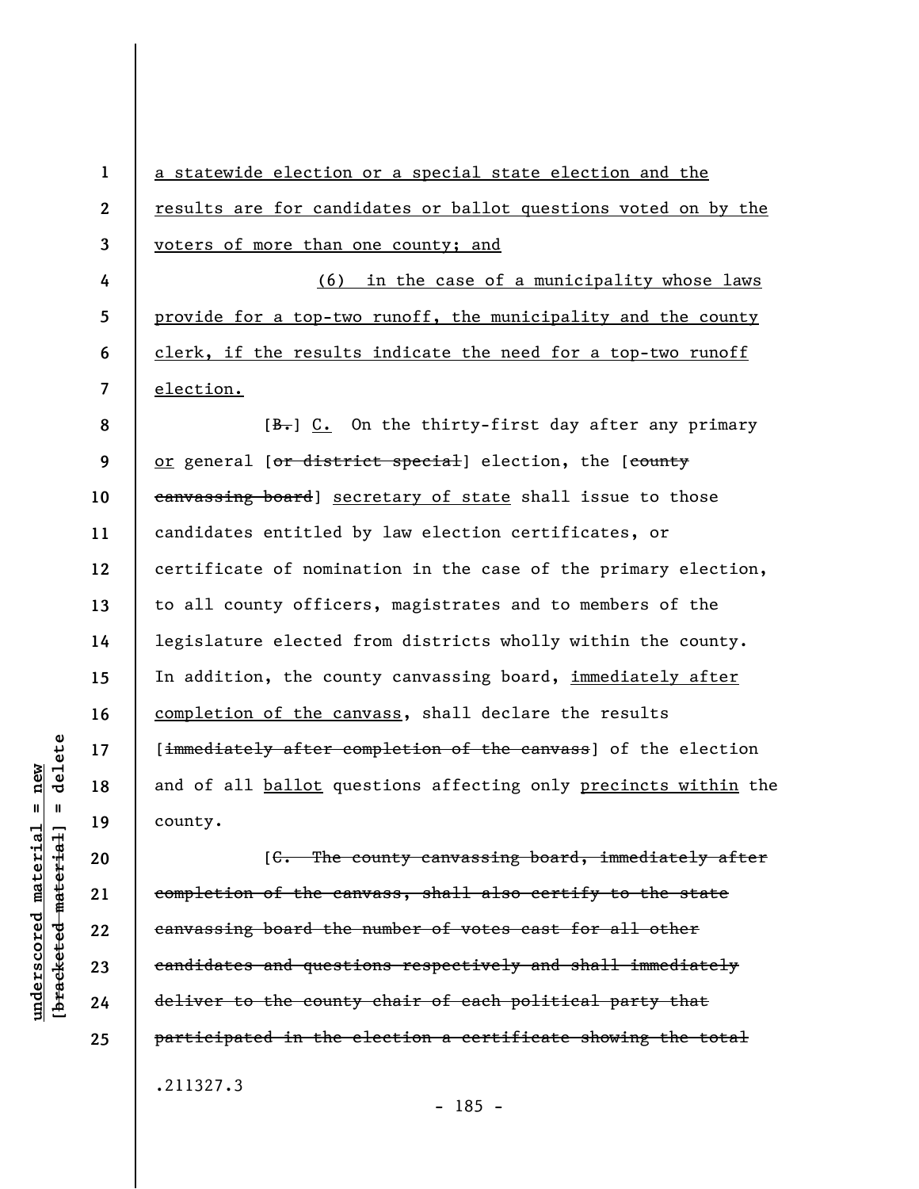a statewide election or a special state election and the results are for candidates or ballot questions voted on by the voters of more than one county; and

(6) in the case of a municipality whose laws provide for a top-two runoff, the municipality and the county clerk, if the results indicate the need for a top-two runoff election.

[~~B.~~] C. On the thirty-first day after any primary or general [~~or district special~~] election, the [~~county canvassing board~~] secretary of state shall issue to those candidates entitled by law election certificates, or certificate of nomination in the case of the primary election, to all county officers, magistrates and to members of the legislature elected from districts wholly within the county. In addition, the county canvassing board, immediately after completion of the canvass, shall declare the results [~~immediately after completion of the canvass~~] of the election and of all ballot questions affecting only precincts within the county.

[~~C. The county canvassing board, immediately after completion of the canvass, shall also certify to the state canvassing board the number of votes cast for all other candidates and questions respectively and shall immediately deliver to the county chair of each political party that participated in the election a certificate showing the total~~

.211327.3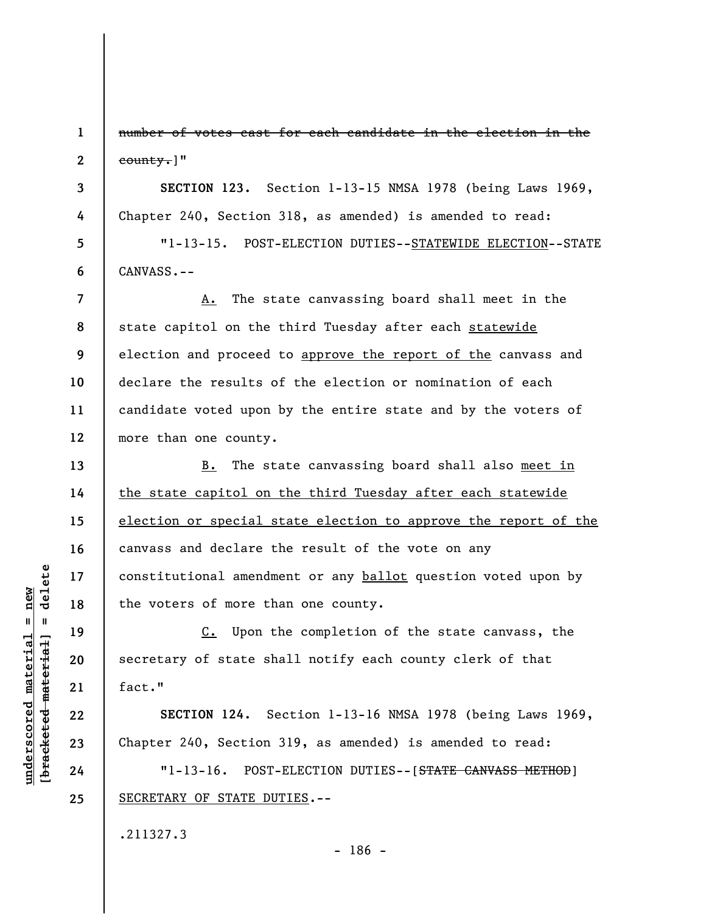~~number of votes cast for each candidate in the election in the county.~~]"

**SECTION 123.** Section 1-13-15 NMSA 1978 (being Laws 1969, Chapter 240, Section 318, as amended) is amended to read:

"1-13-15. POST-ELECTION DUTIES--<u>STATEWIDE ELECTION</u>--STATE CANVASS.--

<u>A.</u> The state canvassing board shall meet in the state capitol on the third Tuesday after each <u>statewide</u> election and proceed to <u>approve the report of the</u> canvass and declare the results of the election or nomination of each candidate voted upon by the entire state and by the voters of more than one county.

<u>B.</u> The state canvassing board shall also <u>meet in the state capitol on the third Tuesday after each statewide election or special state election to approve the report of the</u> canvass and declare the result of the vote on any constitutional amendment or any <u>ballot</u> question voted upon by the voters of more than one county.

<u>C.</u> Upon the completion of the state canvass, the secretary of state shall notify each county clerk of that fact."

**SECTION 124.** Section 1-13-16 NMSA 1978 (being Laws 1969, Chapter 240, Section 319, as amended) is amended to read:

"1-13-16. POST-ELECTION DUTIES--[~~STATE CANVASS METHOD~~] <u>SECRETARY OF STATE DUTIES</u>.--

.211327.3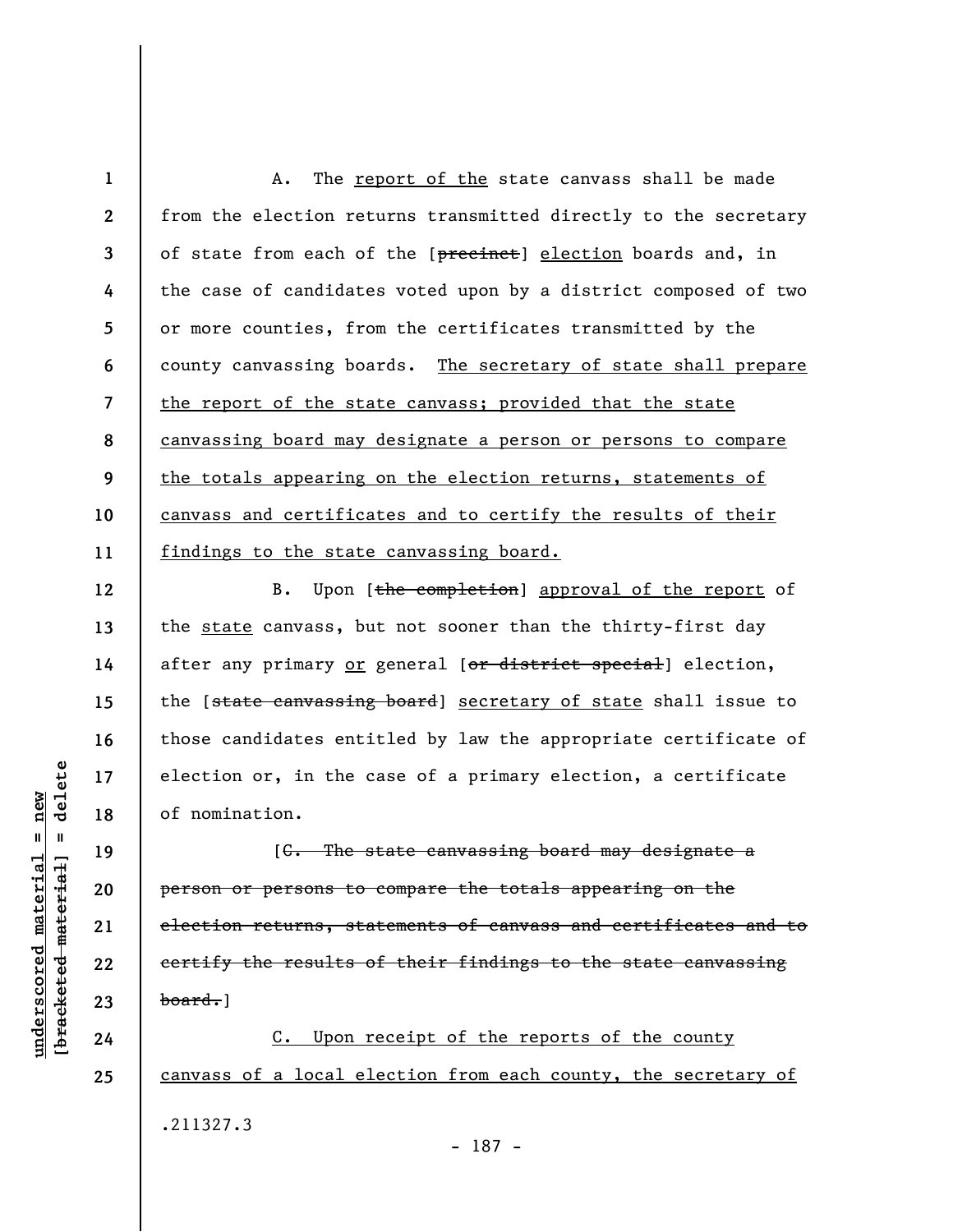A. The report of the state canvass shall be made from the election returns transmitted directly to the secretary of state from each of the [~~precinct~~] election boards and, in the case of candidates voted upon by a district composed of two or more counties, from the certificates transmitted by the county canvassing boards. The secretary of state shall prepare the report of the state canvass; provided that the state canvassing board may designate a person or persons to compare the totals appearing on the election returns, statements of canvass and certificates and to certify the results of their findings to the state canvassing board.

B. Upon [~~the completion~~] approval of the report of the state canvass, but not sooner than the thirty-first day after any primary or general [~~or district special~~] election, the [~~state canvassing board~~] secretary of state shall issue to those candidates entitled by law the appropriate certificate of election or, in the case of a primary election, a certificate of nomination.

[~~C. The state canvassing board may designate a person or persons to compare the totals appearing on the election returns, statements of canvass and certificates and to certify the results of their findings to the state canvassing board.~~]

C. Upon receipt of the reports of the county canvass of a local election from each county, the secretary of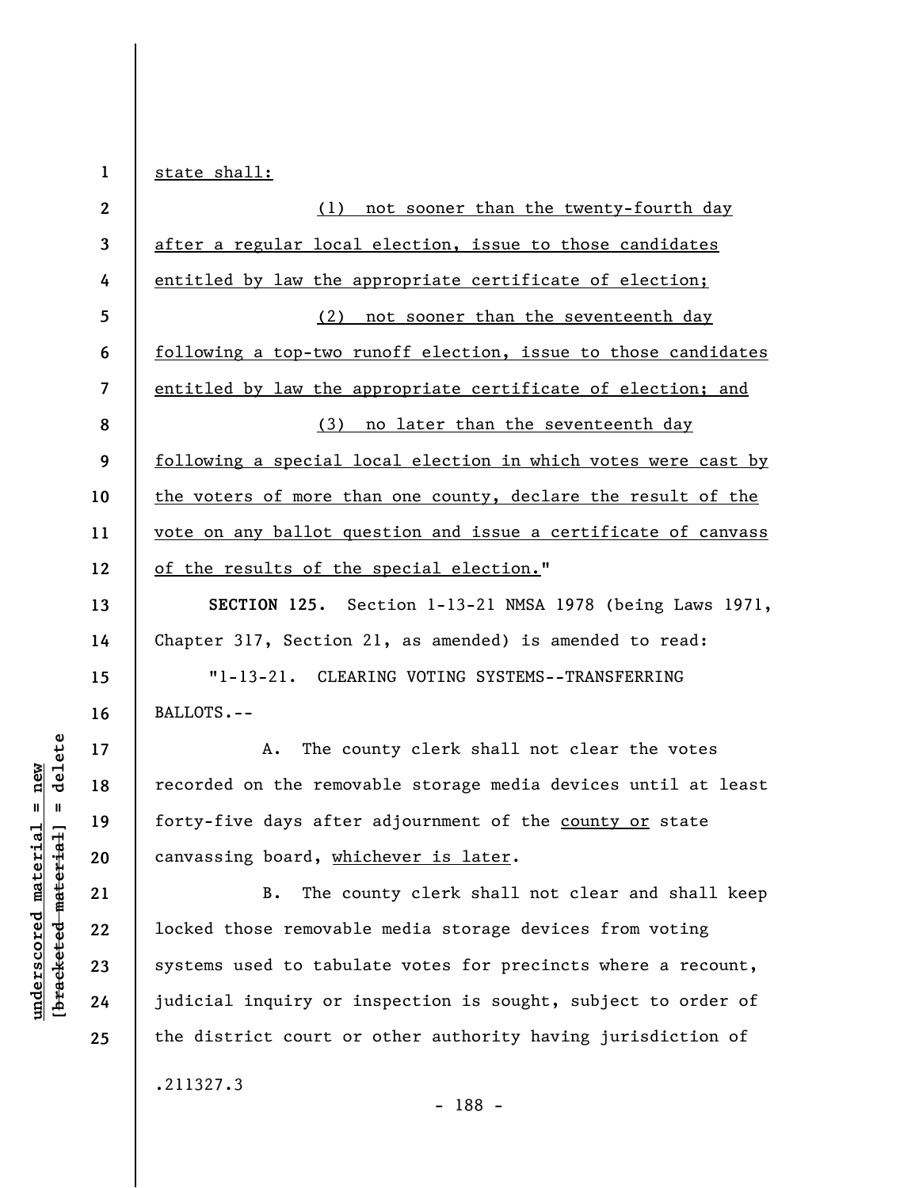state shall:

(1) not sooner than the twenty-fourth day after a regular local election, issue to those candidates entitled by law the appropriate certificate of election;

(2) not sooner than the seventeenth day following a top-two runoff election, issue to those candidates entitled by law the appropriate certificate of election; and

(3) no later than the seventeenth day following a special local election in which votes were cast by the voters of more than one county, declare the result of the vote on any ballot question and issue a certificate of canvass of the results of the special election."

**SECTION 125.** Section 1-13-21 NMSA 1978 (being Laws 1971, Chapter 317, Section 21, as amended) is amended to read:

"1-13-21. CLEARING VOTING SYSTEMS--TRANSFERRING BALLOTS.--

A. The county clerk shall not clear the votes recorded on the removable storage media devices until at least forty-five days after adjournment of the county or state canvassing board, whichever is later.

B. The county clerk shall not clear and shall keep locked those removable media storage devices from voting systems used to tabulate votes for precincts where a recount, judicial inquiry or inspection is sought, subject to order of the district court or other authority having jurisdiction of

.211327.3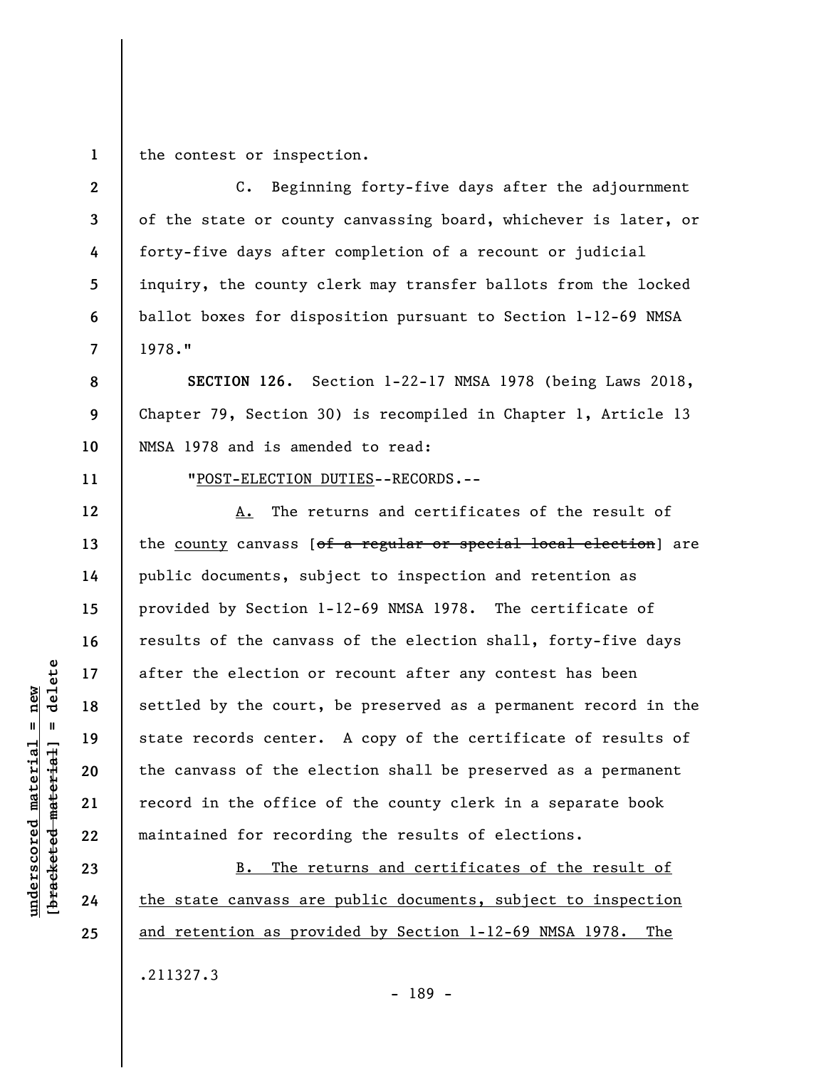the contest or inspection.

C. Beginning forty-five days after the adjournment of the state or county canvassing board, whichever is later, or forty-five days after completion of a recount or judicial inquiry, the county clerk may transfer ballots from the locked ballot boxes for disposition pursuant to Section 1-12-69 NMSA 1978."

**SECTION 126.** Section 1-22-17 NMSA 1978 (being Laws 2018, Chapter 79, Section 30) is recompiled in Chapter 1, Article 13 NMSA 1978 and is amended to read:

"<u>POST-ELECTION DUTIES</u>--RECORDS.--

<u>A.</u> The returns and certificates of the result of the <u>county</u> canvass [~~of a regular or special local election~~] are public documents, subject to inspection and retention as provided by Section 1-12-69 NMSA 1978. The certificate of results of the canvass of the election shall, forty-five days after the election or recount after any contest has been settled by the court, be preserved as a permanent record in the state records center. A copy of the certificate of results of the canvass of the election shall be preserved as a permanent record in the office of the county clerk in a separate book maintained for recording the results of elections.

<u>B. The returns and certificates of the result of the state canvass are public documents, subject to inspection and retention as provided by Section 1-12-69 NMSA 1978. The</u>

.211327.3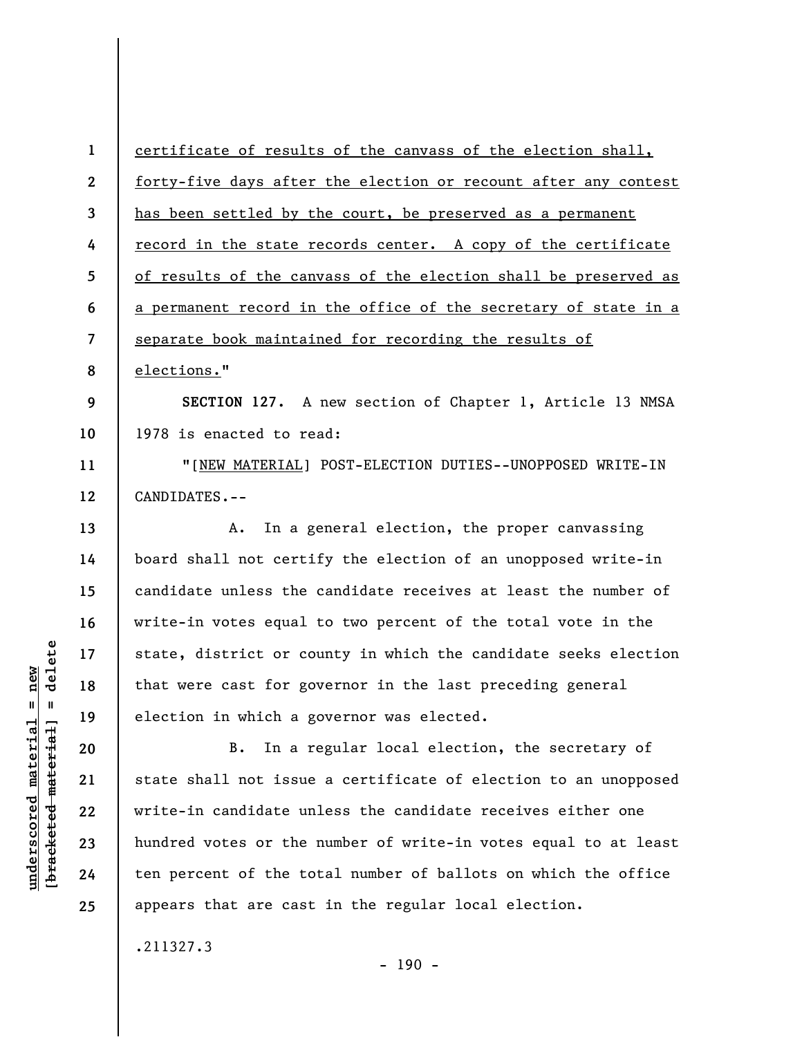certificate of results of the canvass of the election shall, forty-five days after the election or recount after any contest has been settled by the court, be preserved as a permanent record in the state records center. A copy of the certificate of results of the canvass of the election shall be preserved as a permanent record in the office of the secretary of state in a separate book maintained for recording the results of elections."

**SECTION 127.** A new section of Chapter 1, Article 13 NMSA 1978 is enacted to read:

"[NEW MATERIAL] POST-ELECTION DUTIES--UNOPPOSED WRITE-IN CANDIDATES.--

A. In a general election, the proper canvassing board shall not certify the election of an unopposed write-in candidate unless the candidate receives at least the number of write-in votes equal to two percent of the total vote in the state, district or county in which the candidate seeks election that were cast for governor in the last preceding general election in which a governor was elected.

B. In a regular local election, the secretary of state shall not issue a certificate of election to an unopposed write-in candidate unless the candidate receives either one hundred votes or the number of write-in votes equal to at least ten percent of the total number of ballots on which the office appears that are cast in the regular local election.

.211327.3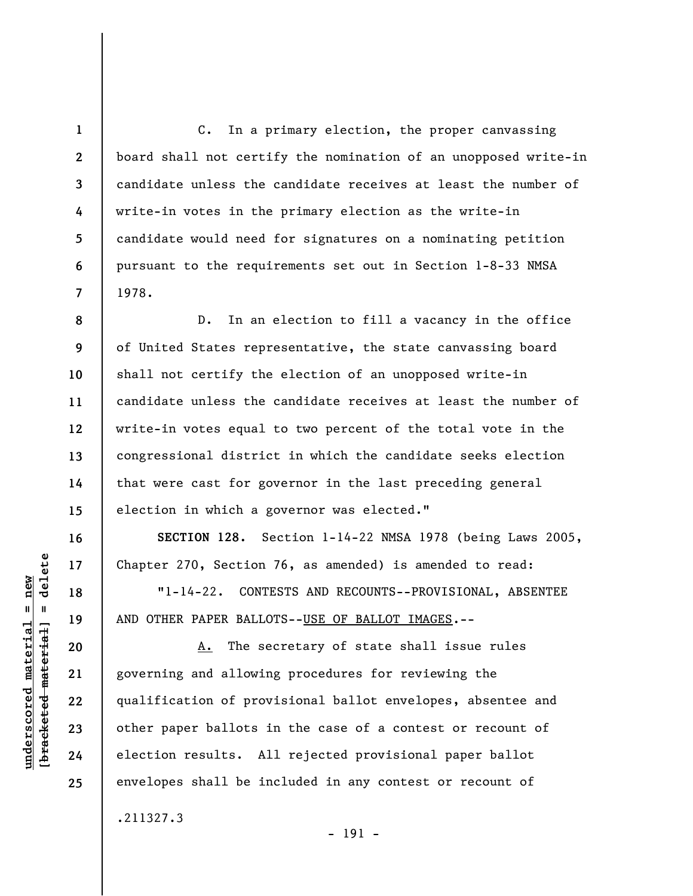C. In a primary election, the proper canvassing board shall not certify the nomination of an unopposed write-in candidate unless the candidate receives at least the number of write-in votes in the primary election as the write-in candidate would need for signatures on a nominating petition pursuant to the requirements set out in Section 1-8-33 NMSA 1978.

D. In an election to fill a vacancy in the office of United States representative, the state canvassing board shall not certify the election of an unopposed write-in candidate unless the candidate receives at least the number of write-in votes equal to two percent of the total vote in the congressional district in which the candidate seeks election that were cast for governor in the last preceding general election in which a governor was elected."

**SECTION 128.** Section 1-14-22 NMSA 1978 (being Laws 2005, Chapter 270, Section 76, as amended) is amended to read:

"1-14-22. CONTESTS AND RECOUNTS--PROVISIONAL, ABSENTEE AND OTHER PAPER BALLOTS--<u>USE OF BALLOT IMAGES</u>.--

<u>A.</u> The secretary of state shall issue rules governing and allowing procedures for reviewing the qualification of provisional ballot envelopes, absentee and other paper ballots in the case of a contest or recount of election results. All rejected provisional paper ballot envelopes shall be included in any contest or recount of

.211327.3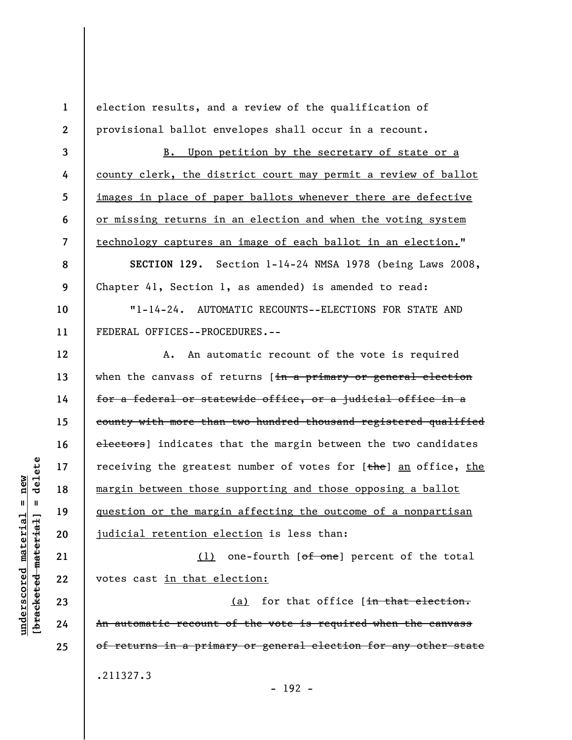election results, and a review of the qualification of provisional ballot envelopes shall occur in a recount.

B. Upon petition by the secretary of state or a county clerk, the district court may permit a review of ballot images in place of paper ballots whenever there are defective or missing returns in an election and when the voting system technology captures an image of each ballot in an election."

**SECTION 129.** Section 1-14-24 NMSA 1978 (being Laws 2008, Chapter 41, Section 1, as amended) is amended to read:

"1-14-24. AUTOMATIC RECOUNTS--ELECTIONS FOR STATE AND FEDERAL OFFICES--PROCEDURES.--

A. An automatic recount of the vote is required when the canvass of returns [~~in a primary or general election for a federal or statewide office, or a judicial office in a county with more than two hundred thousand registered qualified electors~~] indicates that the margin between the two candidates receiving the greatest number of votes for [~~the~~] an office, the margin between those supporting and those opposing a ballot question or the margin affecting the outcome of a nonpartisan judicial retention election is less than:

(1) one-fourth [~~of one~~] percent of the total votes cast in that election:

(a) for that office [~~in that election. An automatic recount of the vote is required when the canvass of returns in a primary or general election for any other state~~

.211327.3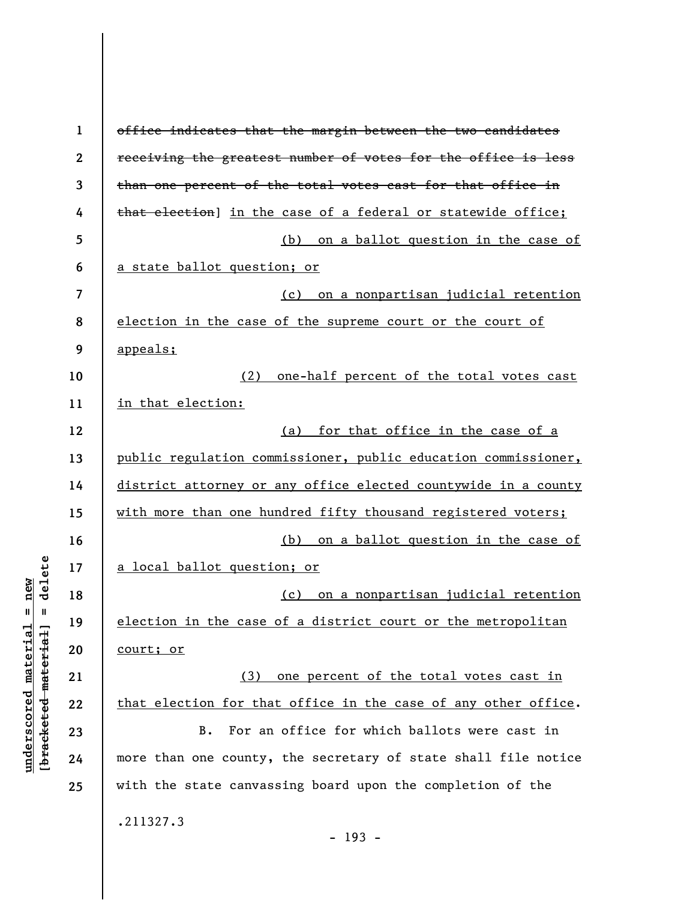~~office indicates that the margin between the two candidates receiving the greatest number of votes for the office is less than one percent of the total votes cast for that office in that election~~] <u>in the case of a federal or statewide office;</u>

<u>(b) on a ballot question in the case of a state ballot question; or</u>

<u>(c) on a nonpartisan judicial retention election in the case of the supreme court or the court of appeals;</u>

<u>(2) one-half percent of the total votes cast in that election:</u>

<u>(a) for that office in the case of a public regulation commissioner, public education commissioner, district attorney or any office elected countywide in a county with more than one hundred fifty thousand registered voters;</u>

<u>(b) on a ballot question in the case of a local ballot question; or</u>

<u>(c) on a nonpartisan judicial retention election in the case of a district court or the metropolitan court; or</u>

<u>(3) one percent of the total votes cast in that election for that office in the case of any other office</u>.

B. For an office for which ballots were cast in more than one county, the secretary of state shall file notice with the state canvassing board upon the completion of the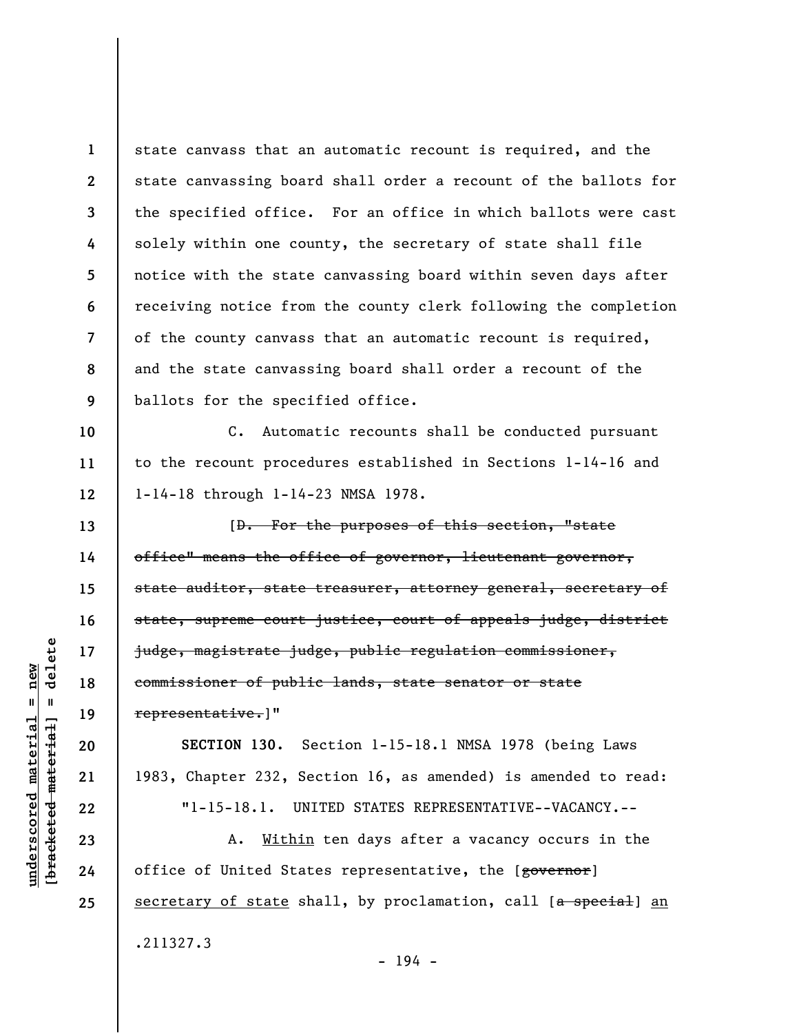state canvass that an automatic recount is required, and the state canvassing board shall order a recount of the ballots for the specified office. For an office in which ballots were cast solely within one county, the secretary of state shall file notice with the state canvassing board within seven days after receiving notice from the county clerk following the completion of the county canvass that an automatic recount is required, and the state canvassing board shall order a recount of the ballots for the specified office.

C. Automatic recounts shall be conducted pursuant to the recount procedures established in Sections 1-14-16 and 1-14-18 through 1-14-23 NMSA 1978.

[~~D. For the purposes of this section, "state office" means the office of governor, lieutenant governor, state auditor, state treasurer, attorney general, secretary of state, supreme court justice, court of appeals judge, district judge, magistrate judge, public regulation commissioner, commissioner of public lands, state senator or state representative.~~]"

**SECTION 130.** Section 1-15-18.1 NMSA 1978 (being Laws 1983, Chapter 232, Section 16, as amended) is amended to read:

"1-15-18.1. UNITED STATES REPRESENTATIVE--VACANCY.--

A. <u>Within</u> ten days after a vacancy occurs in the office of United States representative, the [~~governor~~] <u>secretary of state</u> shall, by proclamation, call [~~a special~~] <u>an</u>

.211327.3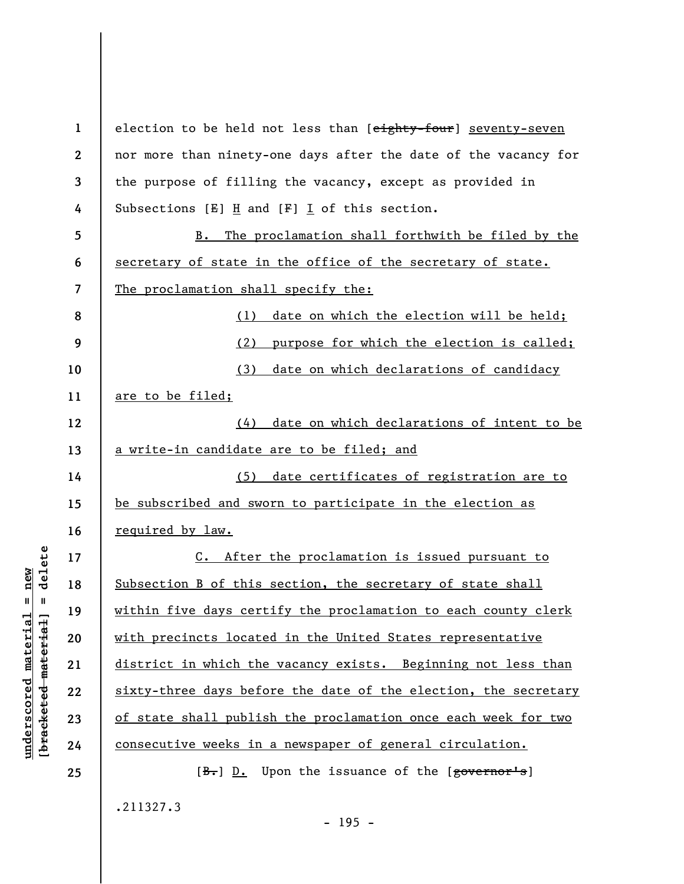election to be held not less than [~~eighty-four~~] <u>seventy-seven</u> nor more than ninety-one days after the date of the vacancy for the purpose of filling the vacancy, except as provided in Subsections [~~E~~] <u>H</u> and [~~F~~] <u>I</u> of this section.

<u>B. The proclamation shall forthwith be filed by the secretary of state in the office of the secretary of state. The proclamation shall specify the:</u>

<u>(1) date on which the election will be held;</u>

<u>(2) purpose for which the election is called;</u>

<u>(3) date on which declarations of candidacy are to be filed;</u>

<u>(4) date on which declarations of intent to be a write-in candidate are to be filed; and</u>

<u>(5) date certificates of registration are to be subscribed and sworn to participate in the election as required by law.</u>

<u>C. After the proclamation is issued pursuant to Subsection B of this section, the secretary of state shall within five days certify the proclamation to each county clerk with precincts located in the United States representative district in which the vacancy exists. Beginning not less than sixty-three days before the date of the election, the secretary of state shall publish the proclamation once each week for two consecutive weeks in a newspaper of general circulation.</u>

[~~B.~~] <u>D.</u> Upon the issuance of the [~~governor's~~]

.211327.3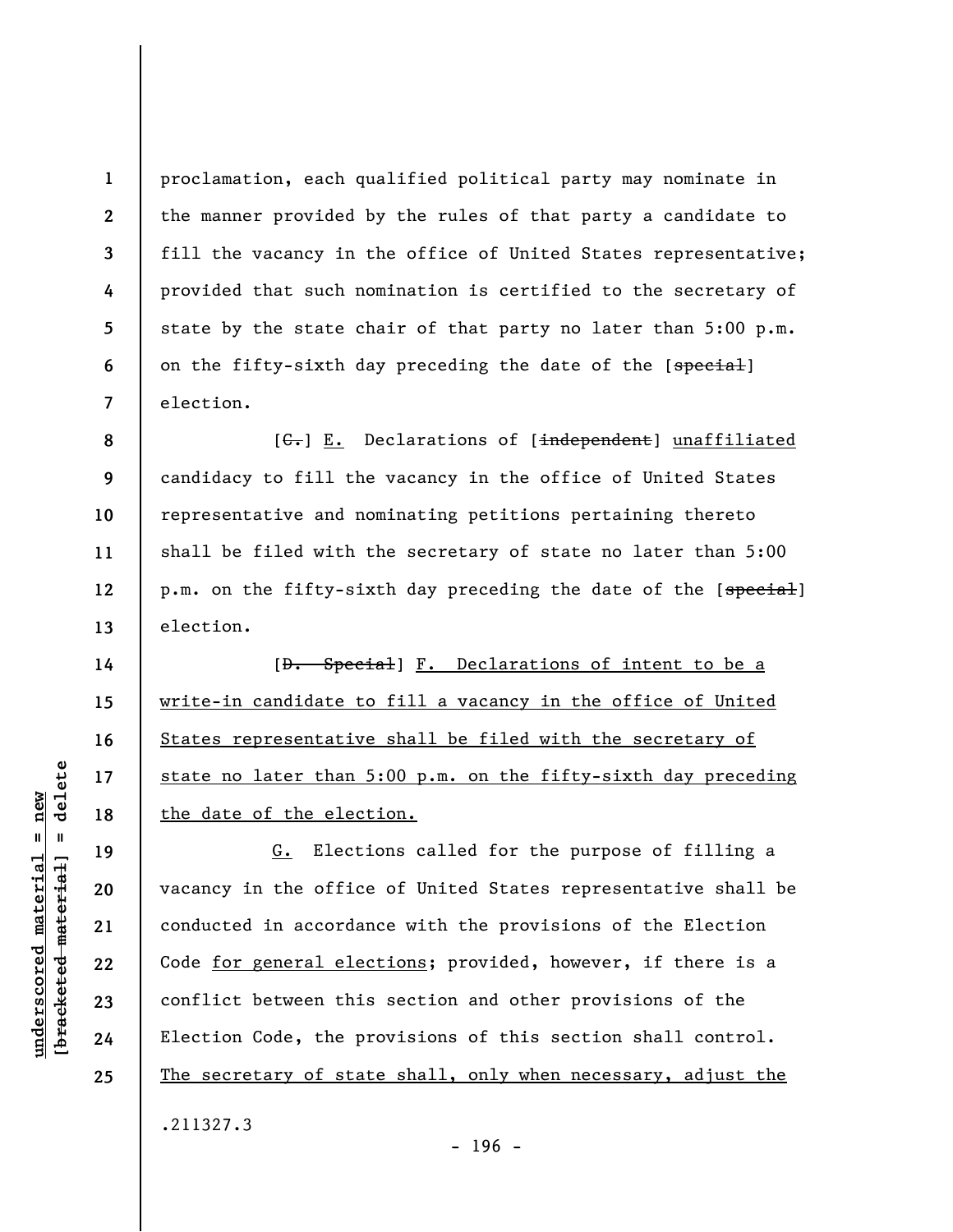proclamation, each qualified political party may nominate in the manner provided by the rules of that party a candidate to fill the vacancy in the office of United States representative; provided that such nomination is certified to the secretary of state by the state chair of that party no later than 5:00 p.m. on the fifty-sixth day preceding the date of the [~~special~~] election.

[~~C.~~] <u>E.</u> Declarations of [~~independent~~] <u>unaffiliated</u> candidacy to fill the vacancy in the office of United States representative and nominating petitions pertaining thereto shall be filed with the secretary of state no later than 5:00 p.m. on the fifty-sixth day preceding the date of the [~~special~~] election.

[~~D. Special~~] <u>F. Declarations of intent to be a write-in candidate to fill a vacancy in the office of United States representative shall be filed with the secretary of state no later than 5:00 p.m. on the fifty-sixth day preceding the date of the election.</u>

<u>G.</u> Elections called for the purpose of filling a vacancy in the office of United States representative shall be conducted in accordance with the provisions of the Election Code <u>for general elections</u>; provided, however, if there is a conflict between this section and other provisions of the Election Code, the provisions of this section shall control. <u>The secretary of state shall, only when necessary, adjust the</u>

.211327.3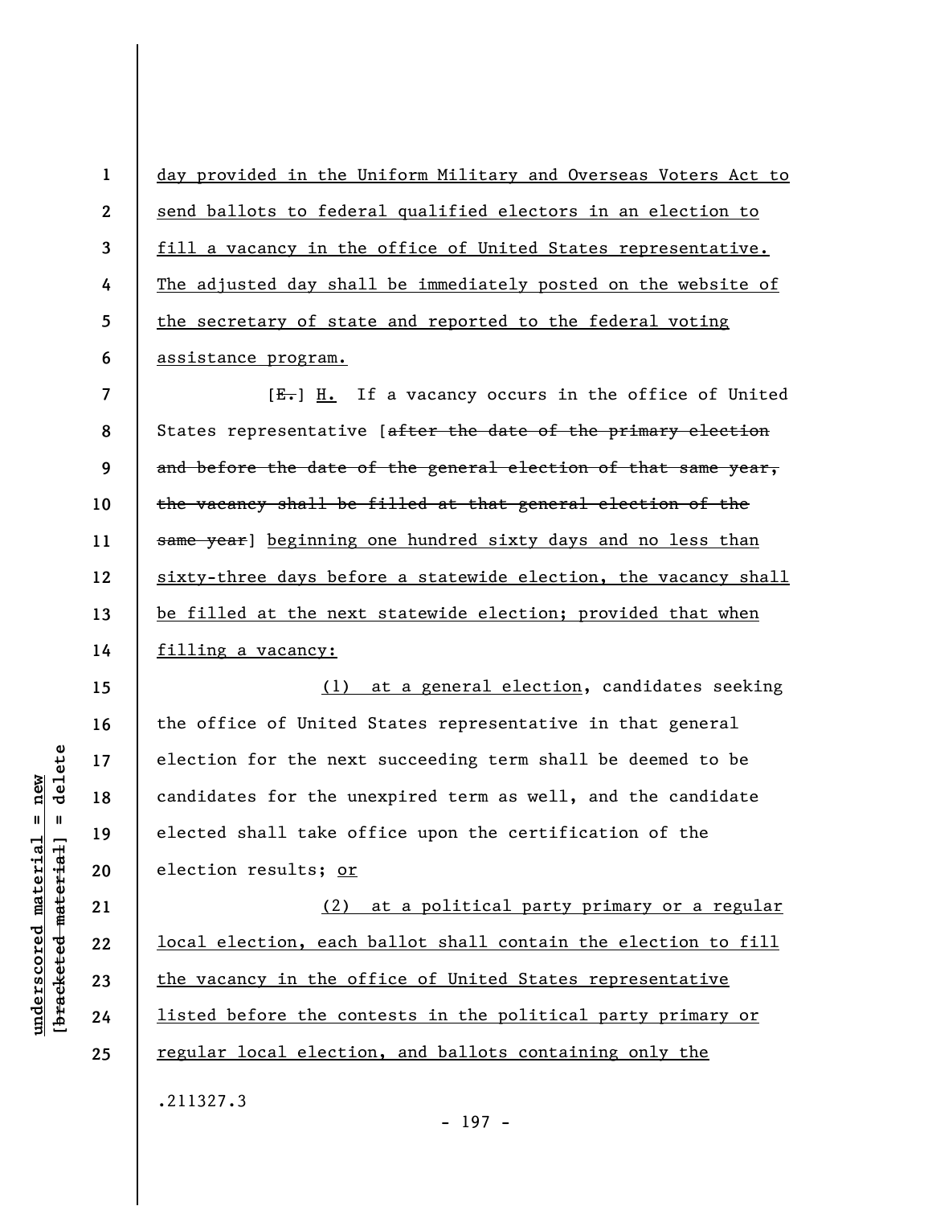day provided in the Uniform Military and Overseas Voters Act to send ballots to federal qualified electors in an election to fill a vacancy in the office of United States representative. The adjusted day shall be immediately posted on the website of the secretary of state and reported to the federal voting assistance program.

[~~E.~~] H. If a vacancy occurs in the office of United States representative [~~after the date of the primary election and before the date of the general election of that same year, the vacancy shall be filled at that general election of the same year~~] beginning one hundred sixty days and no less than sixty-three days before a statewide election, the vacancy shall be filled at the next statewide election; provided that when filling a vacancy:

(1) at a general election, candidates seeking the office of United States representative in that general election for the next succeeding term shall be deemed to be candidates for the unexpired term as well, and the candidate elected shall take office upon the certification of the election results; or

(2) at a political party primary or a regular local election, each ballot shall contain the election to fill the vacancy in the office of United States representative listed before the contests in the political party primary or regular local election, and ballots containing only the

.211327.3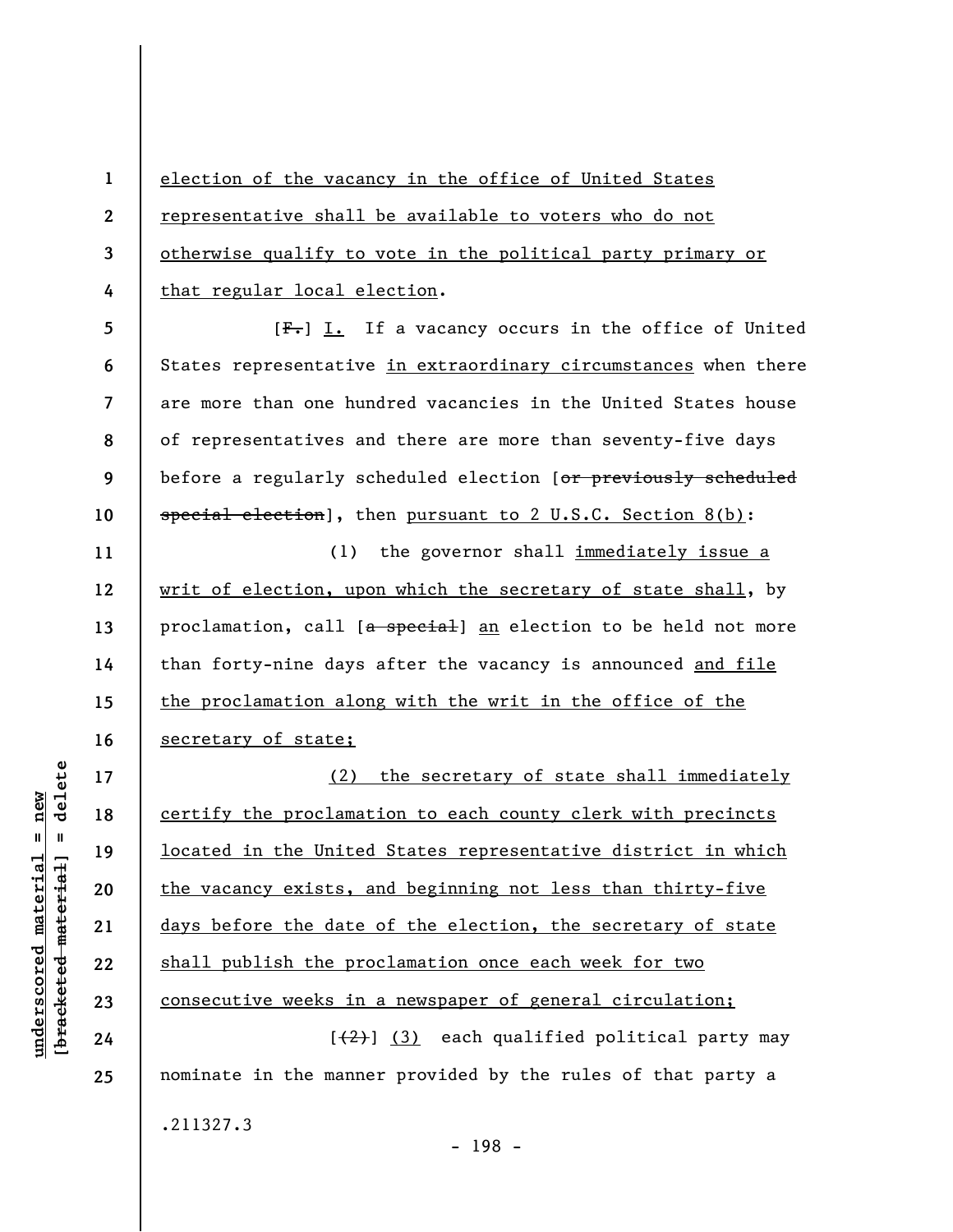election of the vacancy in the office of United States representative shall be available to voters who do not otherwise qualify to vote in the political party primary or that regular local election.

[F.] I. If a vacancy occurs in the office of United States representative in extraordinary circumstances when there are more than one hundred vacancies in the United States house of representatives and there are more than seventy-five days before a regularly scheduled election [or previously scheduled special election], then pursuant to 2 U.S.C. Section 8(b):

(1) the governor shall immediately issue a writ of election, upon which the secretary of state shall, by proclamation, call [a special] an election to be held not more than forty-nine days after the vacancy is announced and file the proclamation along with the writ in the office of the secretary of state;

(2) the secretary of state shall immediately certify the proclamation to each county clerk with precincts located in the United States representative district in which the vacancy exists, and beginning not less than thirty-five days before the date of the election, the secretary of state shall publish the proclamation once each week for two consecutive weeks in a newspaper of general circulation;

[(2)] (3) each qualified political party may nominate in the manner provided by the rules of that party a

.211327.3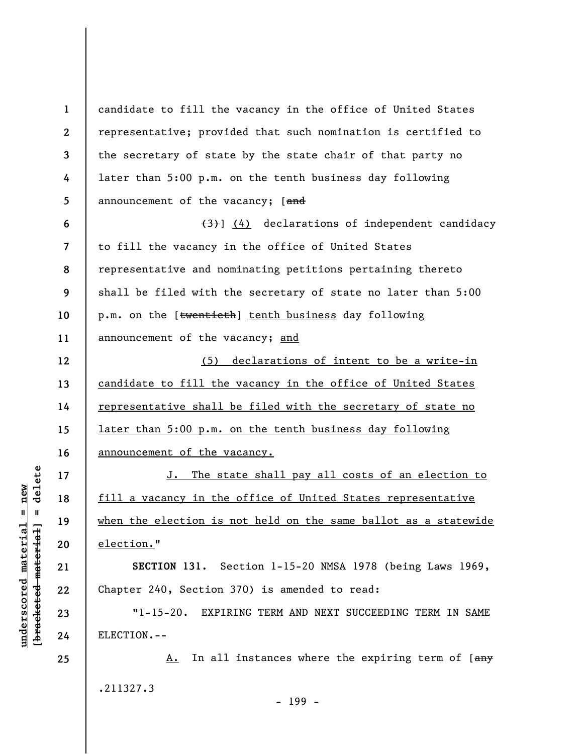candidate to fill the vacancy in the office of United States representative; provided that such nomination is certified to the secretary of state by the state chair of that party no later than 5:00 p.m. on the tenth business day following announcement of the vacancy; [~~and~~

~~(3)~~] (4) declarations of independent candidacy to fill the vacancy in the office of United States representative and nominating petitions pertaining thereto shall be filed with the secretary of state no later than 5:00 p.m. on the [~~twentieth~~] tenth business day following announcement of the vacancy; and

(5) declarations of intent to be a write-in candidate to fill the vacancy in the office of United States representative shall be filed with the secretary of state no later than 5:00 p.m. on the tenth business day following announcement of the vacancy.

J. The state shall pay all costs of an election to fill a vacancy in the office of United States representative when the election is not held on the same ballot as a statewide election."

**SECTION 131.** Section 1-15-20 NMSA 1978 (being Laws 1969, Chapter 240, Section 370) is amended to read:

"1-15-20. EXPIRING TERM AND NEXT SUCCEEDING TERM IN SAME ELECTION.--

A. In all instances where the expiring term of [~~any~~

.211327.3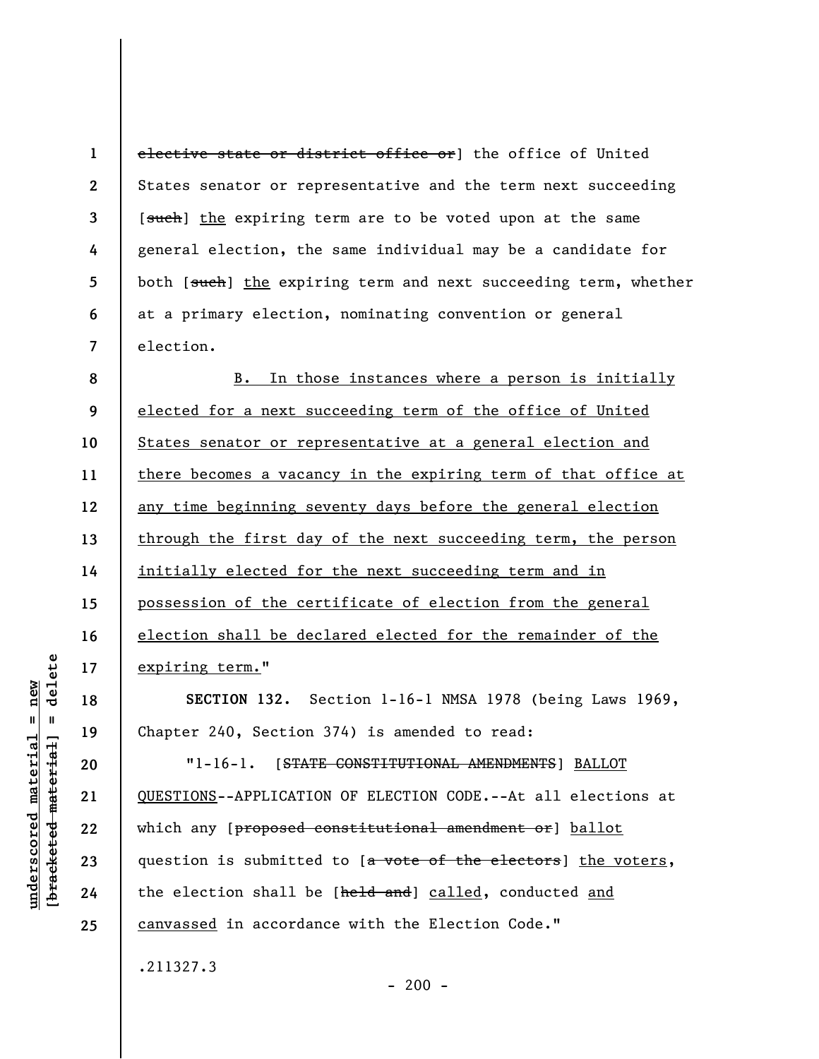~~elective state or district office or~~] the office of United States senator or representative and the term next succeeding [~~such~~] <u>the</u> expiring term are to be voted upon at the same general election, the same individual may be a candidate for both [~~such~~] <u>the</u> expiring term and next succeeding term, whether at a primary election, nominating convention or general election.

<u>B. In those instances where a person is initially elected for a next succeeding term of the office of United States senator or representative at a general election and there becomes a vacancy in the expiring term of that office at any time beginning seventy days before the general election through the first day of the next succeeding term, the person initially elected for the next succeeding term and in possession of the certificate of election from the general election shall be declared elected for the remainder of the expiring term.</u>"

**SECTION 132.** Section 1-16-1 NMSA 1978 (being Laws 1969, Chapter 240, Section 374) is amended to read:

"1-16-1. [~~STATE CONSTITUTIONAL AMENDMENTS~~] <u>BALLOT QUESTIONS</u>--APPLICATION OF ELECTION CODE.--At all elections at which any [~~proposed constitutional amendment or~~] <u>ballot</u> question is submitted to [~~a vote of the electors~~] <u>the voters</u>, the election shall be [~~held and~~] <u>called</u>, conducted <u>and canvassed</u> in accordance with the Election Code."

.211327.3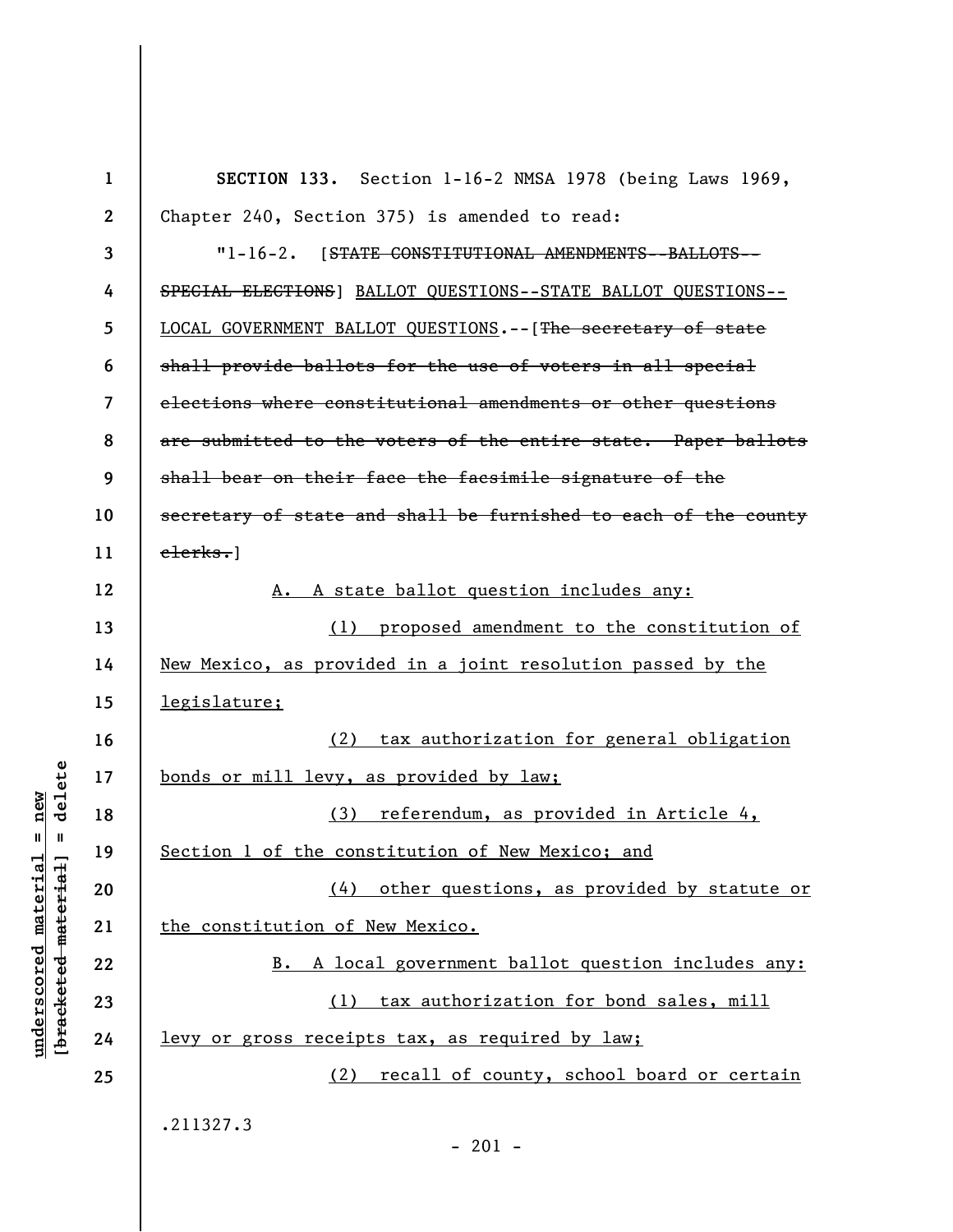**SECTION 133.** Section 1-16-2 NMSA 1978 (being Laws 1969, Chapter 240, Section 375) is amended to read:

"1-16-2. [~~STATE CONSTITUTIONAL AMENDMENTS--BALLOTS--SPECIAL ELECTIONS~~] <u>BALLOT QUESTIONS--STATE BALLOT QUESTIONS--LOCAL GOVERNMENT BALLOT QUESTIONS</u>.--[~~The secretary of state shall provide ballots for the use of voters in all special elections where constitutional amendments or other questions are submitted to the voters of the entire state. Paper ballots shall bear on their face the facsimile signature of the secretary of state and shall be furnished to each of the county clerks.~~]

<u>A. A state ballot question includes any:</u>

<u>(1) proposed amendment to the constitution of New Mexico, as provided in a joint resolution passed by the legislature;</u>

<u>(2) tax authorization for general obligation bonds or mill levy, as provided by law;</u>

<u>(3) referendum, as provided in Article 4, Section 1 of the constitution of New Mexico; and</u>

<u>(4) other questions, as provided by statute or the constitution of New Mexico.</u>

<u>B. A local government ballot question includes any:</u>

<u>(1) tax authorization for bond sales, mill levy or gross receipts tax, as required by law;</u>

<u>(2) recall of county, school board or certain</u>

.211327.3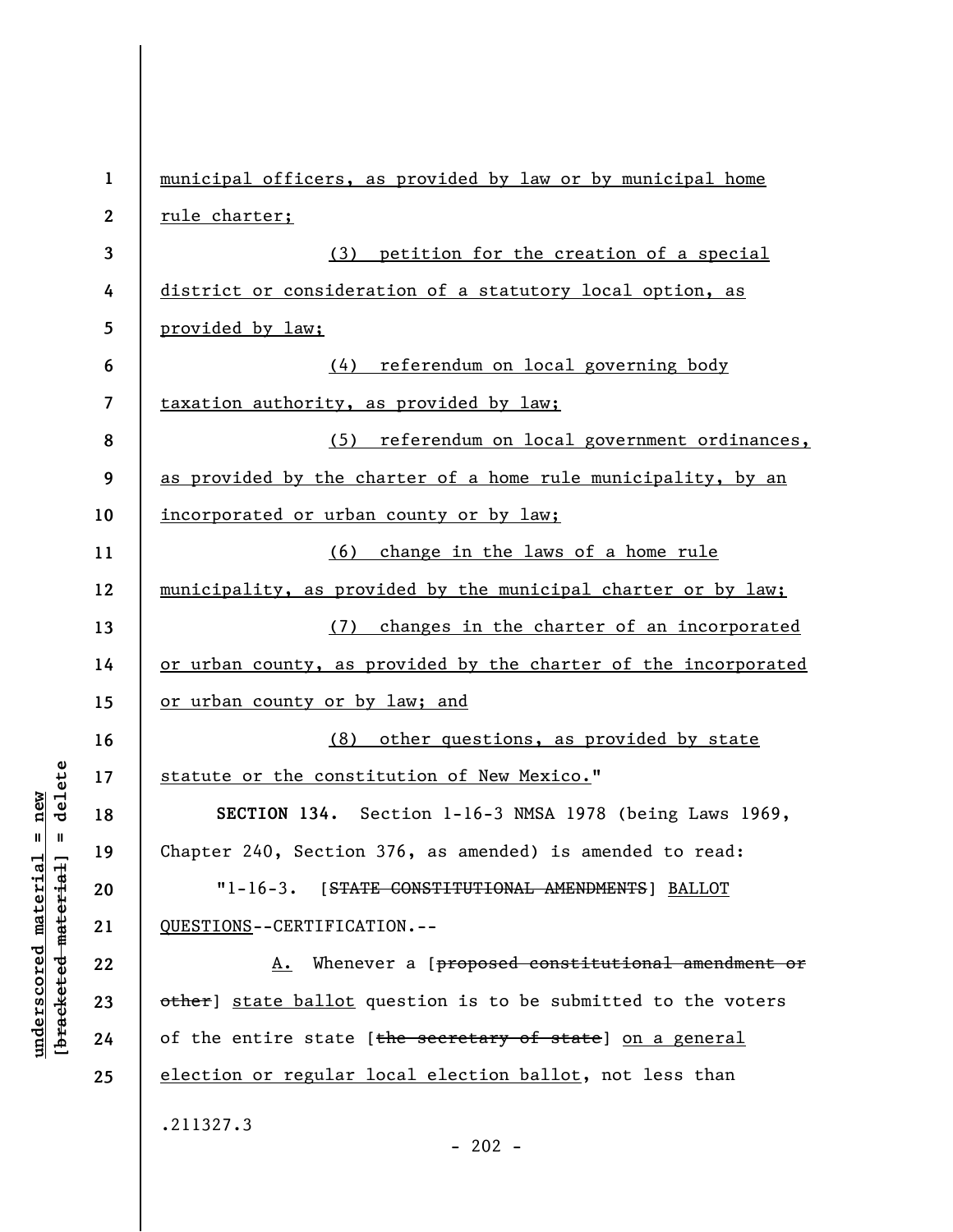municipal officers, as provided by law or by municipal home rule charter;

(3) petition for the creation of a special district or consideration of a statutory local option, as provided by law;

(4) referendum on local governing body taxation authority, as provided by law;

(5) referendum on local government ordinances, as provided by the charter of a home rule municipality, by an incorporated or urban county or by law;

(6) change in the laws of a home rule municipality, as provided by the municipal charter or by law;

(7) changes in the charter of an incorporated or urban county, as provided by the charter of the incorporated or urban county or by law; and

(8) other questions, as provided by state statute or the constitution of New Mexico."

**SECTION 134.** Section 1-16-3 NMSA 1978 (being Laws 1969, Chapter 240, Section 376, as amended) is amended to read:

"1-16-3. [~~STATE CONSTITUTIONAL AMENDMENTS~~] BALLOT QUESTIONS--CERTIFICATION.--

A. Whenever a [~~proposed constitutional amendment or other~~] state ballot question is to be submitted to the voters of the entire state [~~the secretary of state~~] on a general election or regular local election ballot, not less than

.211327.3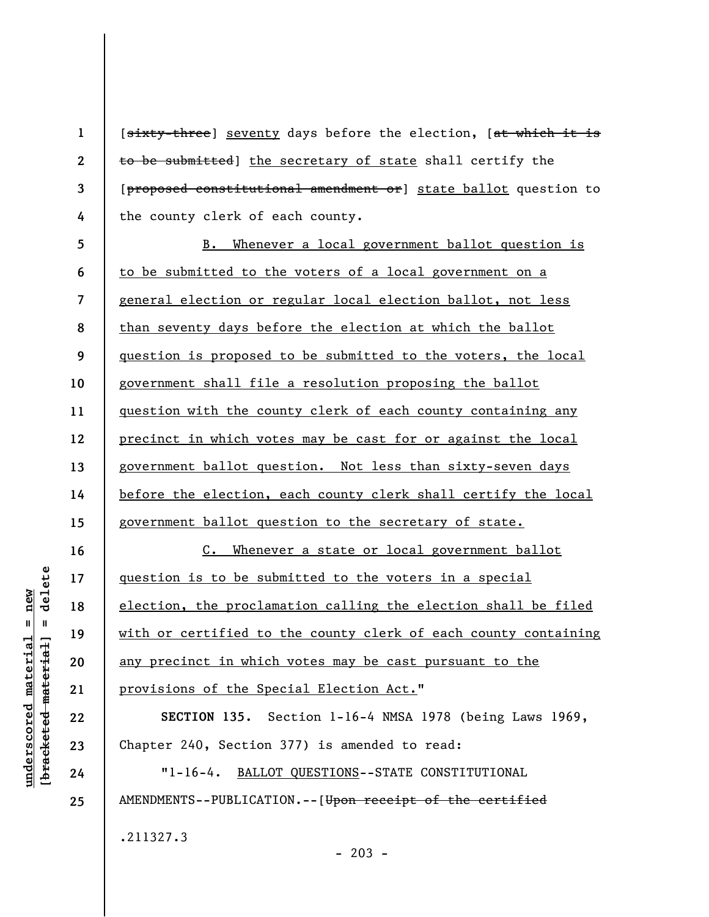[~~sixty-three~~] <u>seventy</u> days before the election, [~~at which it is to be submitted~~] <u>the secretary of state</u> shall certify the [~~proposed constitutional amendment or~~] <u>state ballot</u> question to the county clerk of each county.

<u>B. Whenever a local government ballot question is to be submitted to the voters of a local government on a general election or regular local election ballot, not less than seventy days before the election at which the ballot question is proposed to be submitted to the voters, the local government shall file a resolution proposing the ballot question with the county clerk of each county containing any precinct in which votes may be cast for or against the local government ballot question. Not less than sixty-seven days before the election, each county clerk shall certify the local government ballot question to the secretary of state.</u>

<u>C. Whenever a state or local government ballot question is to be submitted to the voters in a special election, the proclamation calling the election shall be filed with or certified to the county clerk of each county containing any precinct in which votes may be cast pursuant to the provisions of the Special Election Act.</u>"

**SECTION 135.** Section 1-16-4 NMSA 1978 (being Laws 1969, Chapter 240, Section 377) is amended to read:

"1-16-4. <u>BALLOT QUESTIONS</u>--STATE CONSTITUTIONAL AMENDMENTS--PUBLICATION.--[~~Upon receipt of the certified~~

.211327.3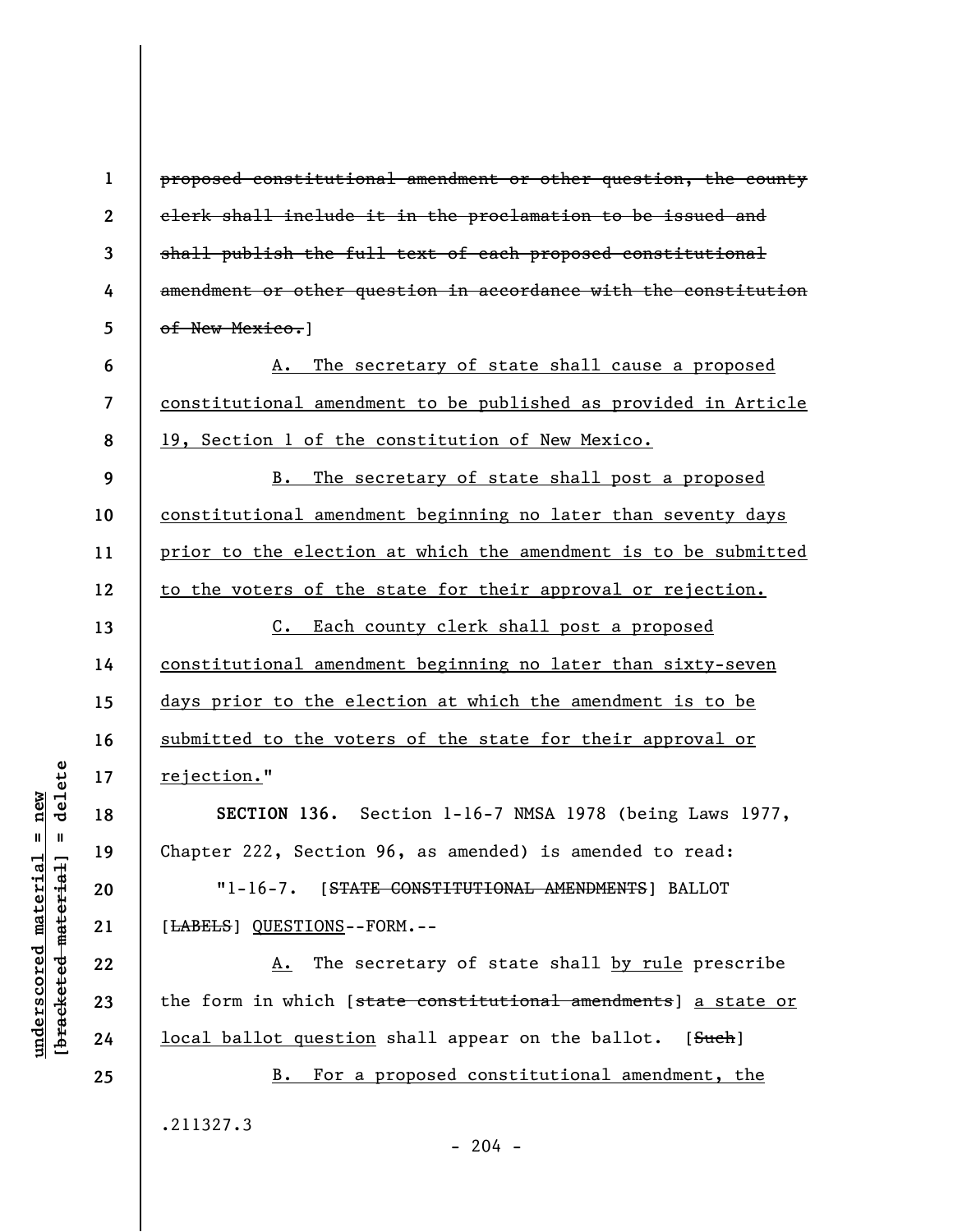~~proposed constitutional amendment or other question, the county clerk shall include it in the proclamation to be issued and shall publish the full text of each proposed constitutional amendment or other question in accordance with the constitution of New Mexico.~~]

A. The secretary of state shall cause a proposed constitutional amendment to be published as provided in Article 19, Section 1 of the constitution of New Mexico.

B. The secretary of state shall post a proposed constitutional amendment beginning no later than seventy days prior to the election at which the amendment is to be submitted to the voters of the state for their approval or rejection.

C. Each county clerk shall post a proposed constitutional amendment beginning no later than sixty-seven days prior to the election at which the amendment is to be submitted to the voters of the state for their approval or rejection."

**SECTION 136.** Section 1-16-7 NMSA 1978 (being Laws 1977, Chapter 222, Section 96, as amended) is amended to read:

"1-16-7. [~~STATE CONSTITUTIONAL AMENDMENTS~~] BALLOT [~~LABELS~~] QUESTIONS--FORM.--

A. The secretary of state shall by rule prescribe the form in which [~~state constitutional amendments~~] a state or local ballot question shall appear on the ballot. [~~Such~~]

B. For a proposed constitutional amendment, the

.211327.3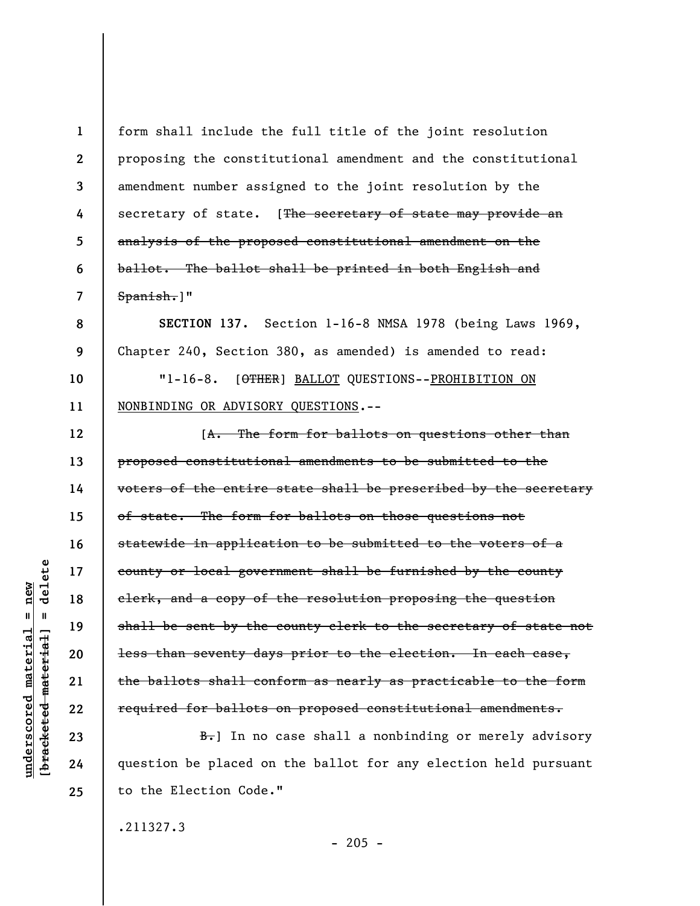form shall include the full title of the joint resolution proposing the constitutional amendment and the constitutional amendment number assigned to the joint resolution by the secretary of state. [~~The secretary of state may provide an analysis of the proposed constitutional amendment on the ballot. The ballot shall be printed in both English and Spanish.~~]"

**SECTION 137.** Section 1-16-8 NMSA 1978 (being Laws 1969, Chapter 240, Section 380, as amended) is amended to read:

"1-16-8. [~~OTHER~~] <u>BALLOT</u> QUESTIONS--<u>PROHIBITION ON NONBINDING OR ADVISORY QUESTIONS</u>.--

[~~A. The form for ballots on questions other than proposed constitutional amendments to be submitted to the voters of the entire state shall be prescribed by the secretary of state. The form for ballots on those questions not statewide in application to be submitted to the voters of a county or local government shall be furnished by the county clerk, and a copy of the resolution proposing the question shall be sent by the county clerk to the secretary of state not less than seventy days prior to the election. In each case, the ballots shall conform as nearly as practicable to the form required for ballots on proposed constitutional amendments.~~

~~B.~~] In no case shall a nonbinding or merely advisory question be placed on the ballot for any election held pursuant to the Election Code."

.211327.3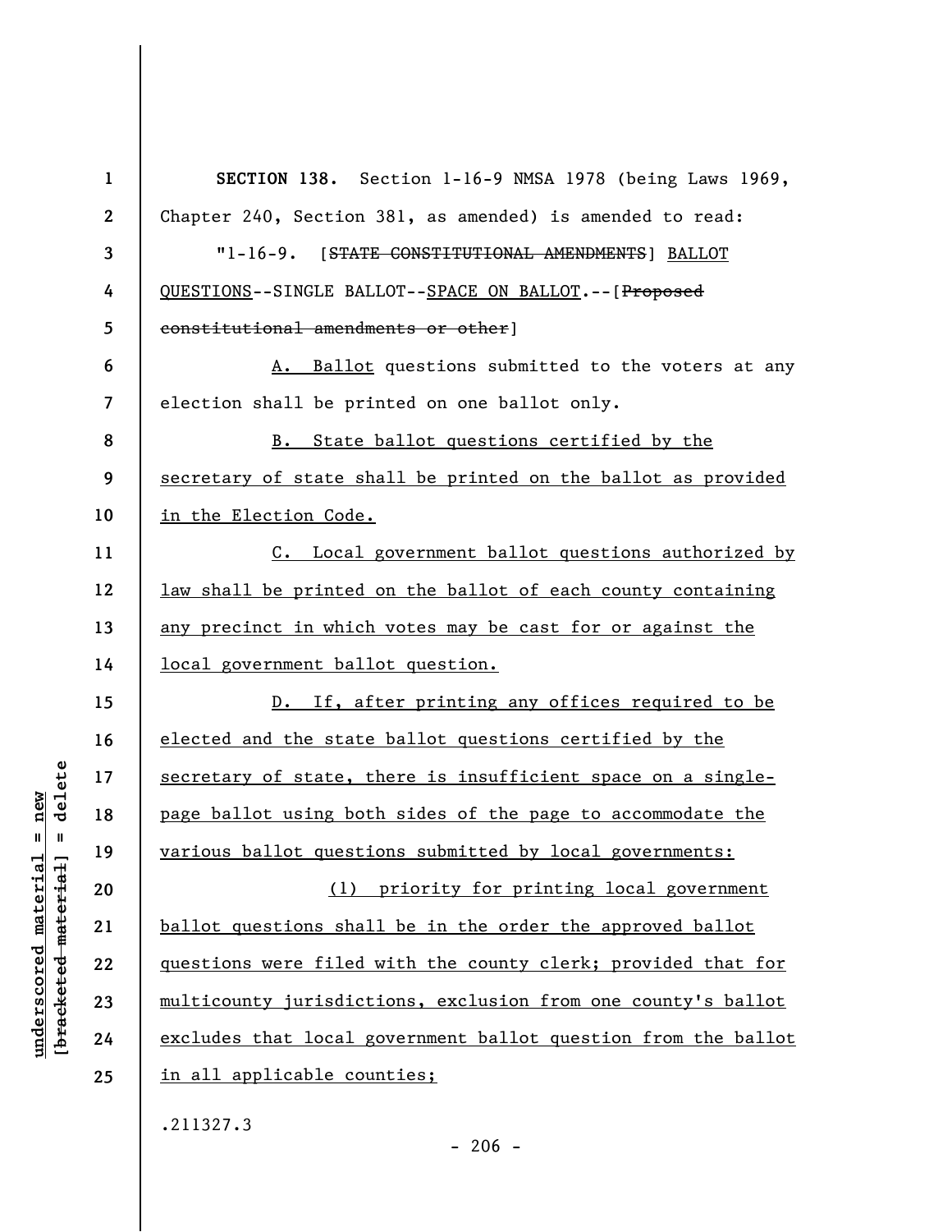**SECTION 138.** Section 1-16-9 NMSA 1978 (being Laws 1969, Chapter 240, Section 381, as amended) is amended to read:

"1-16-9. [~~STATE CONSTITUTIONAL AMENDMENTS~~] <u>BALLOT QUESTIONS</u>--SINGLE BALLOT--<u>SPACE ON BALLOT</u>.--[~~Proposed constitutional amendments or other~~]

<u>A. Ballot</u> questions submitted to the voters at any election shall be printed on one ballot only.

<u>B. State ballot questions certified by the secretary of state shall be printed on the ballot as provided in the Election Code.</u>

<u>C. Local government ballot questions authorized by law shall be printed on the ballot of each county containing any precinct in which votes may be cast for or against the local government ballot question.</u>

<u>D. If, after printing any offices required to be elected and the state ballot questions certified by the secretary of state, there is insufficient space on a single-page ballot using both sides of the page to accommodate the various ballot questions submitted by local governments:</u>

<u>(1) priority for printing local government ballot questions shall be in the order the approved ballot questions were filed with the county clerk; provided that for multicounty jurisdictions, exclusion from one county's ballot excludes that local government ballot question from the ballot in all applicable counties;</u>

.211327.3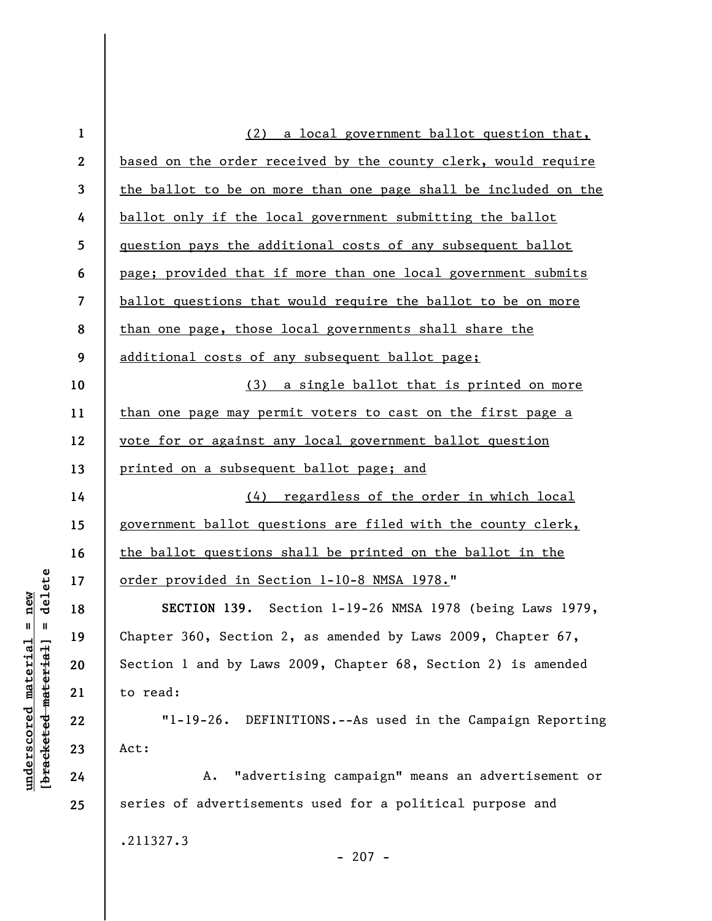(2) a local government ballot question that, based on the order received by the county clerk, would require the ballot to be on more than one page shall be included on the ballot only if the local government submitting the ballot question pays the additional costs of any subsequent ballot page; provided that if more than one local government submits ballot questions that would require the ballot to be on more than one page, those local governments shall share the additional costs of any subsequent ballot page;

(3) a single ballot that is printed on more than one page may permit voters to cast on the first page a vote for or against any local government ballot question printed on a subsequent ballot page; and

(4) regardless of the order in which local government ballot questions are filed with the county clerk, the ballot questions shall be printed on the ballot in the order provided in Section 1-10-8 NMSA 1978."

**SECTION 139.** Section 1-19-26 NMSA 1978 (being Laws 1979, Chapter 360, Section 2, as amended by Laws 2009, Chapter 67, Section 1 and by Laws 2009, Chapter 68, Section 2) is amended to read:

"1-19-26. DEFINITIONS.--As used in the Campaign Reporting Act:

A. "advertising campaign" means an advertisement or series of advertisements used for a political purpose and

.211327.3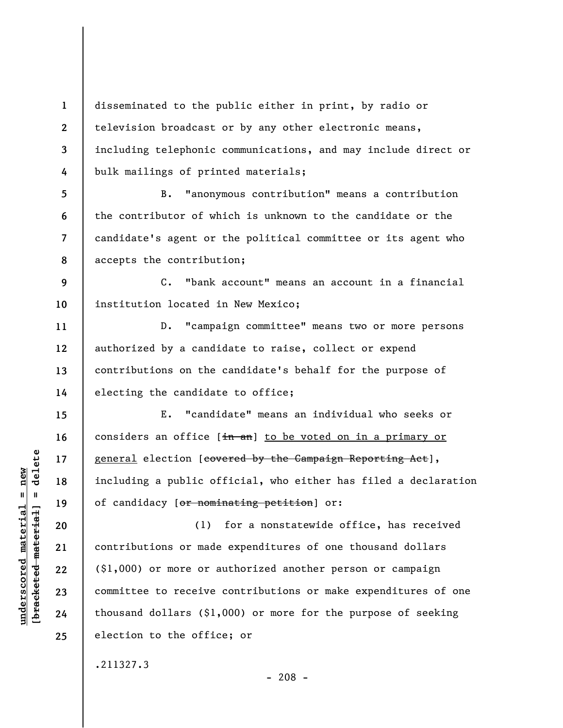disseminated to the public either in print, by radio or television broadcast or by any other electronic means, including telephonic communications, and may include direct or bulk mailings of printed materials;

B. "anonymous contribution" means a contribution the contributor of which is unknown to the candidate or the candidate's agent or the political committee or its agent who accepts the contribution;

C. "bank account" means an account in a financial institution located in New Mexico;

D. "campaign committee" means two or more persons authorized by a candidate to raise, collect or expend contributions on the candidate's behalf for the purpose of electing the candidate to office;

E. "candidate" means an individual who seeks or considers an office [~~in an~~] <u>to be voted on in a primary or general</u> election [~~covered by the Campaign Reporting Act~~], including a public official, who either has filed a declaration of candidacy [~~or nominating petition~~] or:

(1) for a nonstatewide office, has received contributions or made expenditures of one thousand dollars ($1,000) or more or authorized another person or campaign committee to receive contributions or make expenditures of one thousand dollars ($1,000) or more for the purpose of seeking election to the office; or

.211327.3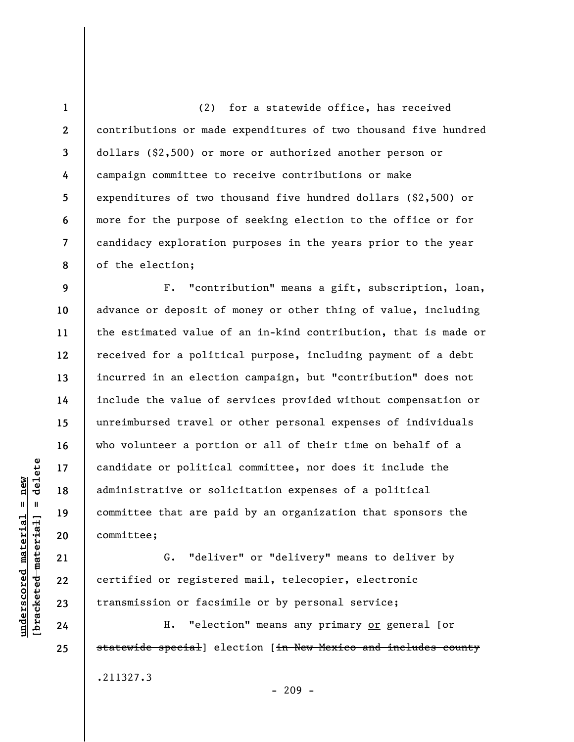(2) for a statewide office, has received contributions or made expenditures of two thousand five hundred dollars ($2,500) or more or authorized another person or campaign committee to receive contributions or make expenditures of two thousand five hundred dollars ($2,500) or more for the purpose of seeking election to the office or for candidacy exploration purposes in the years prior to the year of the election;

F. "contribution" means a gift, subscription, loan, advance or deposit of money or other thing of value, including the estimated value of an in-kind contribution, that is made or received for a political purpose, including payment of a debt incurred in an election campaign, but "contribution" does not include the value of services provided without compensation or unreimbursed travel or other personal expenses of individuals who volunteer a portion or all of their time on behalf of a candidate or political committee, nor does it include the administrative or solicitation expenses of a political committee that are paid by an organization that sponsors the committee;

G. "deliver" or "delivery" means to deliver by certified or registered mail, telecopier, electronic transmission or facsimile or by personal service;

H. "election" means any primary <u>or</u> general [~~or statewide special~~] election [~~in New Mexico and includes county~~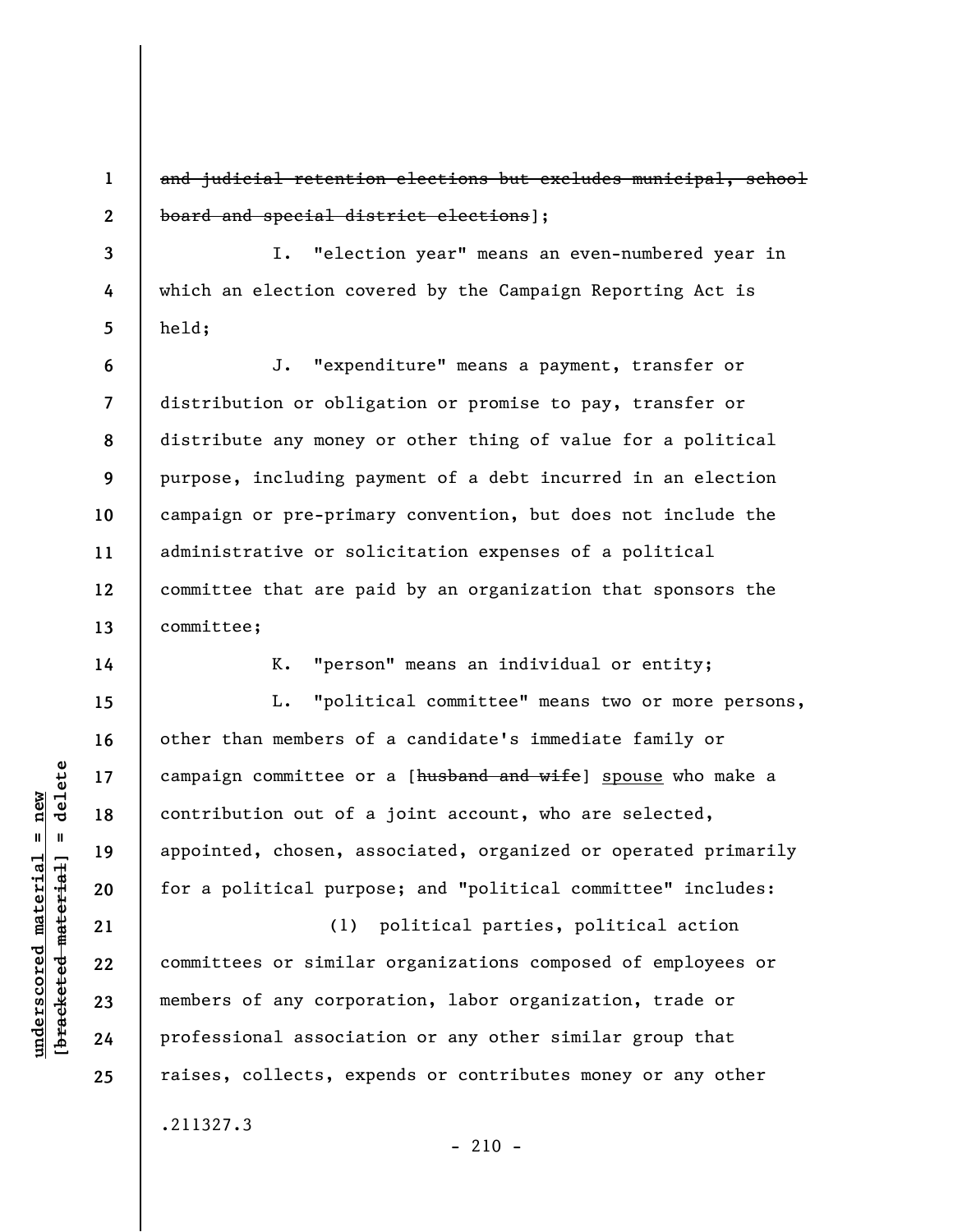~~and judicial retention elections but excludes municipal, school board and special district elections~~];

I. "election year" means an even-numbered year in which an election covered by the Campaign Reporting Act is held;

J. "expenditure" means a payment, transfer or distribution or obligation or promise to pay, transfer or distribute any money or other thing of value for a political purpose, including payment of a debt incurred in an election campaign or pre-primary convention, but does not include the administrative or solicitation expenses of a political committee that are paid by an organization that sponsors the committee;

K. "person" means an individual or entity;

L. "political committee" means two or more persons, other than members of a candidate's immediate family or campaign committee or a [~~husband and wife~~] <u>spouse</u> who make a contribution out of a joint account, who are selected, appointed, chosen, associated, organized or operated primarily for a political purpose; and "political committee" includes:

(1) political parties, political action committees or similar organizations composed of employees or members of any corporation, labor organization, trade or professional association or any other similar group that raises, collects, expends or contributes money or any other

.211327.3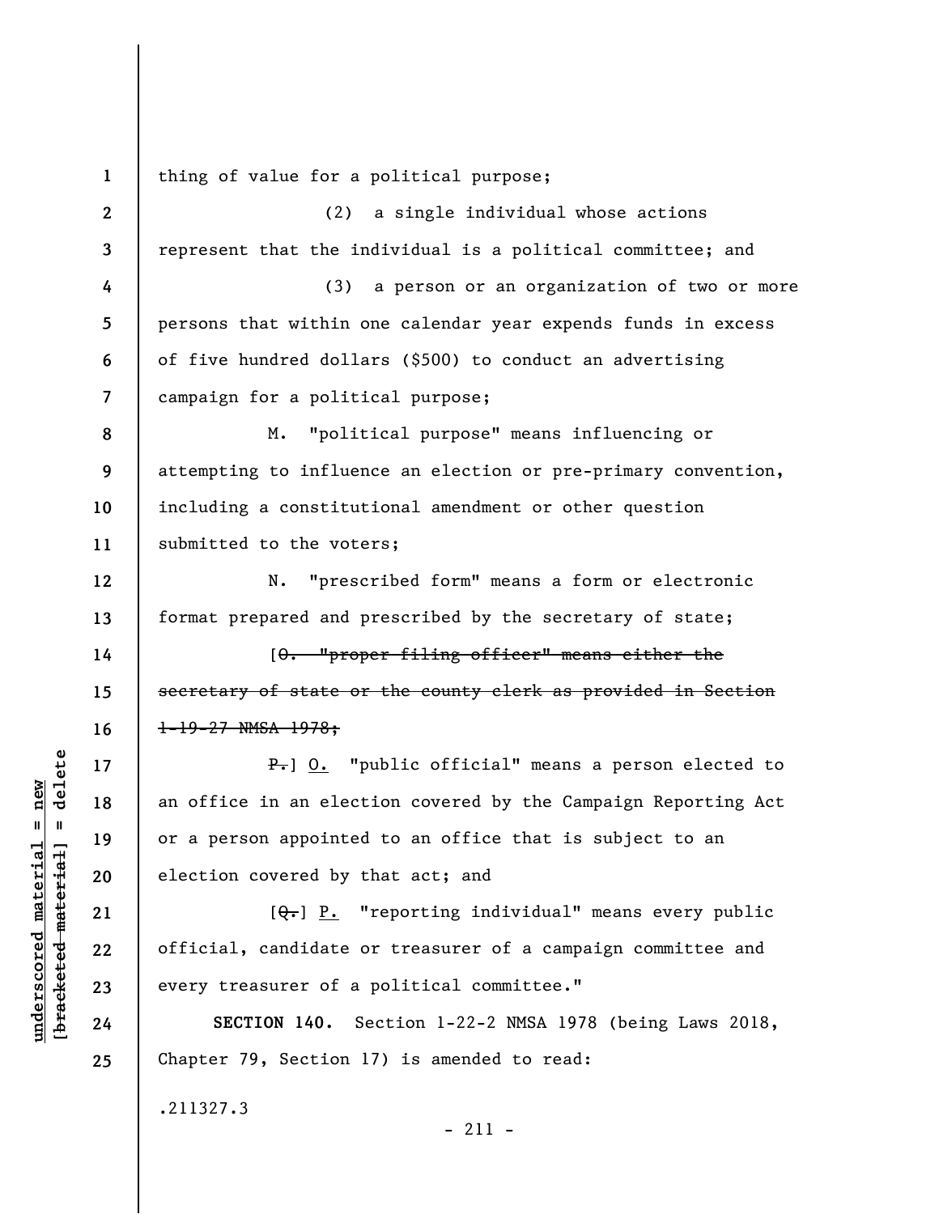thing of value for a political purpose;

(2) a single individual whose actions represent that the individual is a political committee; and

(3) a person or an organization of two or more persons that within one calendar year expends funds in excess of five hundred dollars ($500) to conduct an advertising campaign for a political purpose;

M. "political purpose" means influencing or attempting to influence an election or pre-primary convention, including a constitutional amendment or other question submitted to the voters;

N. "prescribed form" means a form or electronic format prepared and prescribed by the secretary of state;

[~~O. "proper filing officer" means either the secretary of state or the county clerk as provided in Section 1-19-27 NMSA 1978;~~

~~P.~~] O. "public official" means a person elected to an office in an election covered by the Campaign Reporting Act or a person appointed to an office that is subject to an election covered by that act; and

[~~Q.~~] P. "reporting individual" means every public official, candidate or treasurer of a campaign committee and every treasurer of a political committee."

**SECTION 140.** Section 1-22-2 NMSA 1978 (being Laws 2018, Chapter 79, Section 17) is amended to read:

.211327.3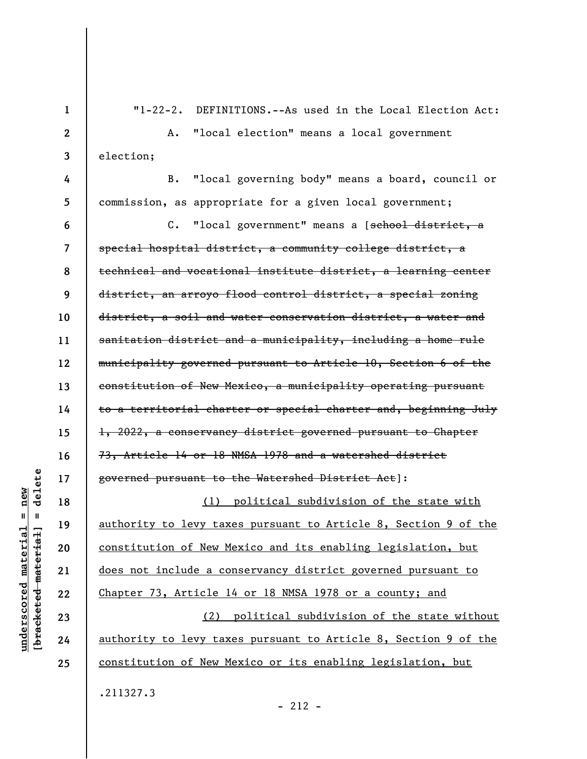"1-22-2. DEFINITIONS.--As used in the Local Election Act:

A. "local election" means a local government election;

B. "local governing body" means a board, council or commission, as appropriate for a given local government;

C. "local government" means a [~~school district, a special hospital district, a community college district, a technical and vocational institute district, a learning center district, an arroyo flood control district, a special zoning district, a soil and water conservation district, a water and sanitation district and a municipality, including a home rule municipality governed pursuant to Article 10, Section 6 of the constitution of New Mexico, a municipality operating pursuant to a territorial charter or special charter and, beginning July 1, 2022, a conservancy district governed pursuant to Chapter 73, Article 14 or 18 NMSA 1978 and a watershed district governed pursuant to the Watershed District Act~~]:

<u>(1) political subdivision of the state with authority to levy taxes pursuant to Article 8, Section 9 of the constitution of New Mexico and its enabling legislation, but does not include a conservancy district governed pursuant to Chapter 73, Article 14 or 18 NMSA 1978 or a county; and</u>

<u>(2) political subdivision of the state without authority to levy taxes pursuant to Article 8, Section 9 of the constitution of New Mexico or its enabling legislation, but</u>

.211327.3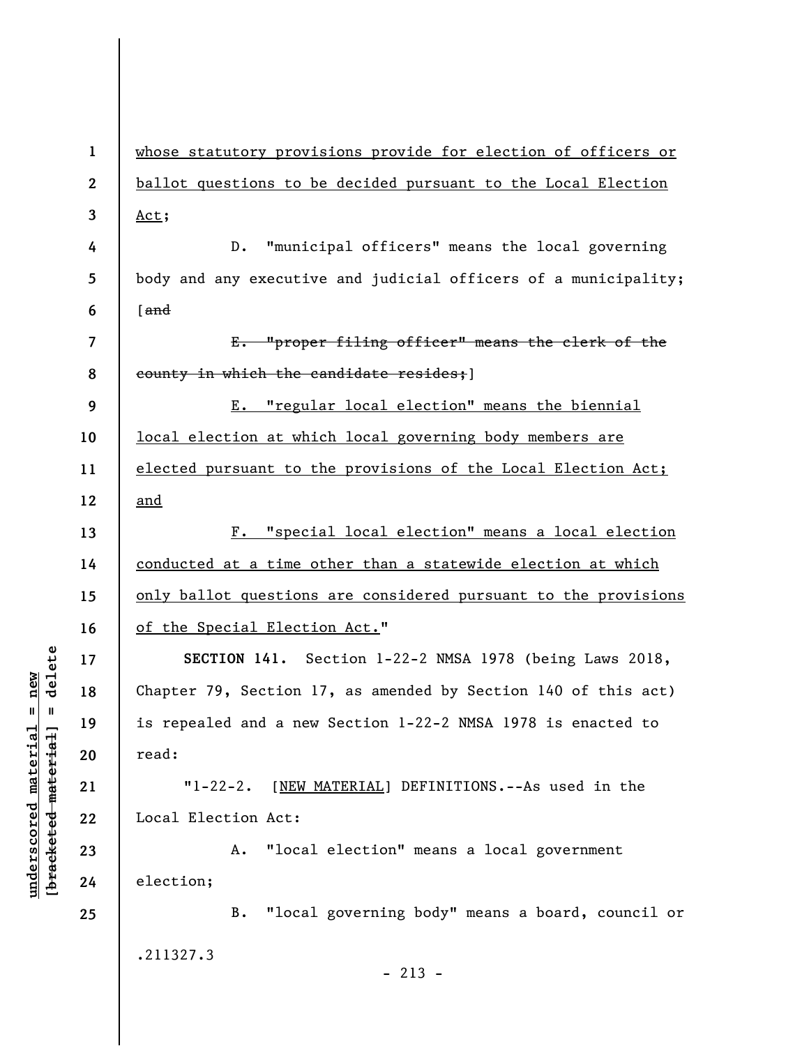whose statutory provisions provide for election of officers or ballot questions to be decided pursuant to the Local Election Act;

D. "municipal officers" means the local governing body and any executive and judicial officers of a municipality; [~~and~~

~~E. "proper filing officer" means the clerk of the county in which the candidate resides;~~]

E. "regular local election" means the biennial local election at which local governing body members are elected pursuant to the provisions of the Local Election Act; and

F. "special local election" means a local election conducted at a time other than a statewide election at which only ballot questions are considered pursuant to the provisions of the Special Election Act."

**SECTION 141.** Section 1-22-2 NMSA 1978 (being Laws 2018, Chapter 79, Section 17, as amended by Section 140 of this act) is repealed and a new Section 1-22-2 NMSA 1978 is enacted to read:

"1-22-2. [NEW MATERIAL] DEFINITIONS.--As used in the Local Election Act:

A. "local election" means a local government election;

B. "local governing body" means a board, council or

.211327.3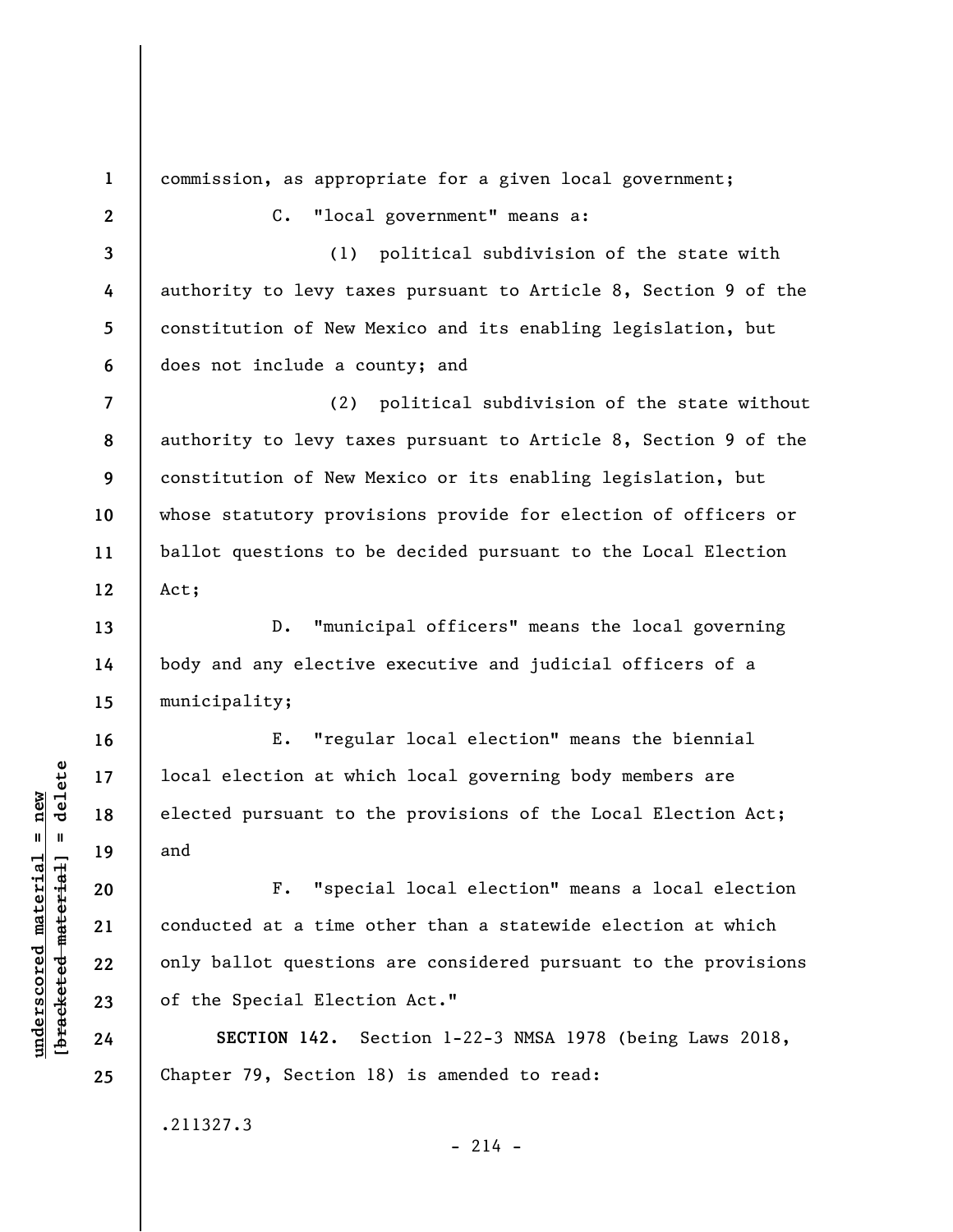commission, as appropriate for a given local government;

C. "local government" means a:

(1) political subdivision of the state with authority to levy taxes pursuant to Article 8, Section 9 of the constitution of New Mexico and its enabling legislation, but does not include a county; and

(2) political subdivision of the state without authority to levy taxes pursuant to Article 8, Section 9 of the constitution of New Mexico or its enabling legislation, but whose statutory provisions provide for election of officers or ballot questions to be decided pursuant to the Local Election Act;

D. "municipal officers" means the local governing body and any elective executive and judicial officers of a municipality;

E. "regular local election" means the biennial local election at which local governing body members are elected pursuant to the provisions of the Local Election Act; and

F. "special local election" means a local election conducted at a time other than a statewide election at which only ballot questions are considered pursuant to the provisions of the Special Election Act."

**SECTION 142.** Section 1-22-3 NMSA 1978 (being Laws 2018, Chapter 79, Section 18) is amended to read:

.211327.3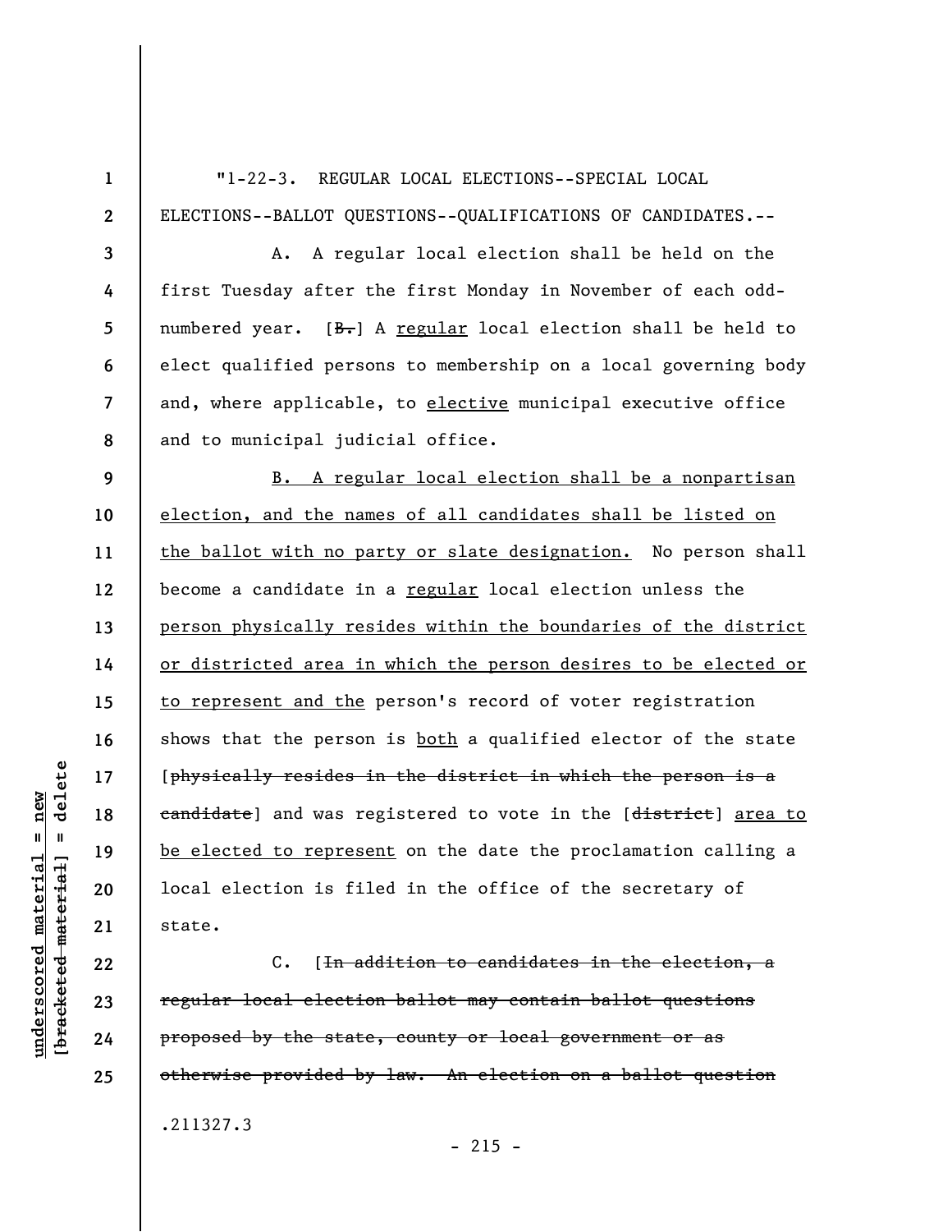"1-22-3. REGULAR LOCAL ELECTIONS--SPECIAL LOCAL ELECTIONS--BALLOT QUESTIONS--QUALIFICATIONS OF CANDIDATES.--

A. A regular local election shall be held on the first Tuesday after the first Monday in November of each odd-numbered year. [~~B.~~] A <u>regular</u> local election shall be held to elect qualified persons to membership on a local governing body and, where applicable, to <u>elective</u> municipal executive office and to municipal judicial office.

<u>B. A regular local election shall be a nonpartisan election, and the names of all candidates shall be listed on the ballot with no party or slate designation.</u> No person shall become a candidate in a <u>regular</u> local election unless the <u>person physically resides within the boundaries of the district or districted area in which the person desires to be elected or to represent and the</u> person's record of voter registration shows that the person is <u>both</u> a qualified elector of the state [~~physically resides in the district in which the person is a candidate~~] and was registered to vote in the [~~district~~] <u>area to be elected to represent</u> on the date the proclamation calling a local election is filed in the office of the secretary of state.

C. [~~In addition to candidates in the election, a regular local election ballot may contain ballot questions proposed by the state, county or local government or as otherwise provided by law. An election on a ballot question~~

.211327.3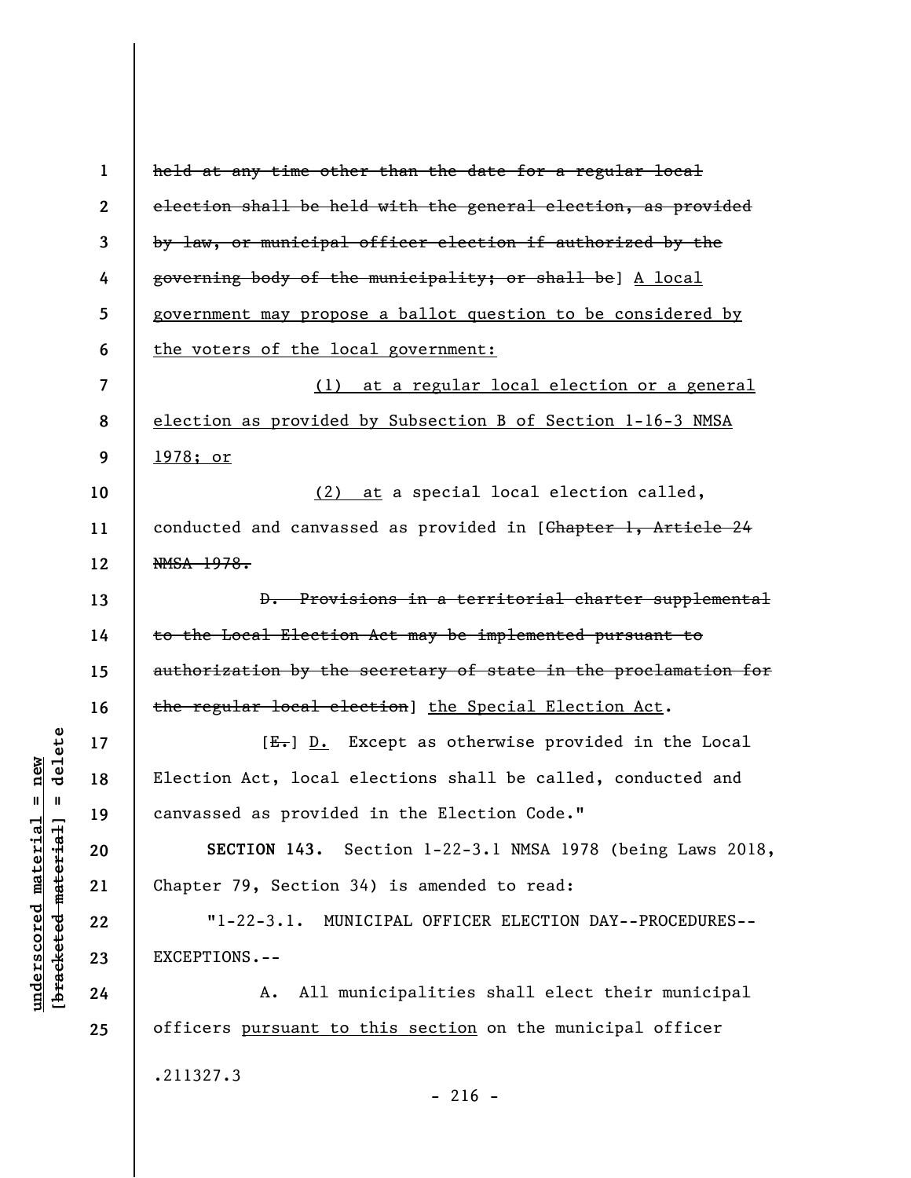~~held at any time other than the date for a regular local election shall be held with the general election, as provided by law, or municipal officer election if authorized by the governing body of the municipality; or shall be~~] A local government may propose a ballot question to be considered by the voters of the local government:

(1) at a regular local election or a general election as provided by Subsection B of Section 1-16-3 NMSA 1978; or

(2) at a special local election called, conducted and canvassed as provided in [~~Chapter 1, Article 24 NMSA 1978.~~

~~D. Provisions in a territorial charter supplemental to the Local Election Act may be implemented pursuant to authorization by the secretary of state in the proclamation for the regular local election~~] the Special Election Act.

[~~E.~~] D. Except as otherwise provided in the Local Election Act, local elections shall be called, conducted and canvassed as provided in the Election Code."

**SECTION 143.** Section 1-22-3.1 NMSA 1978 (being Laws 2018, Chapter 79, Section 34) is amended to read:

"1-22-3.1. MUNICIPAL OFFICER ELECTION DAY--PROCEDURES--EXCEPTIONS.--

A. All municipalities shall elect their municipal officers pursuant to this section on the municipal officer

.211327.3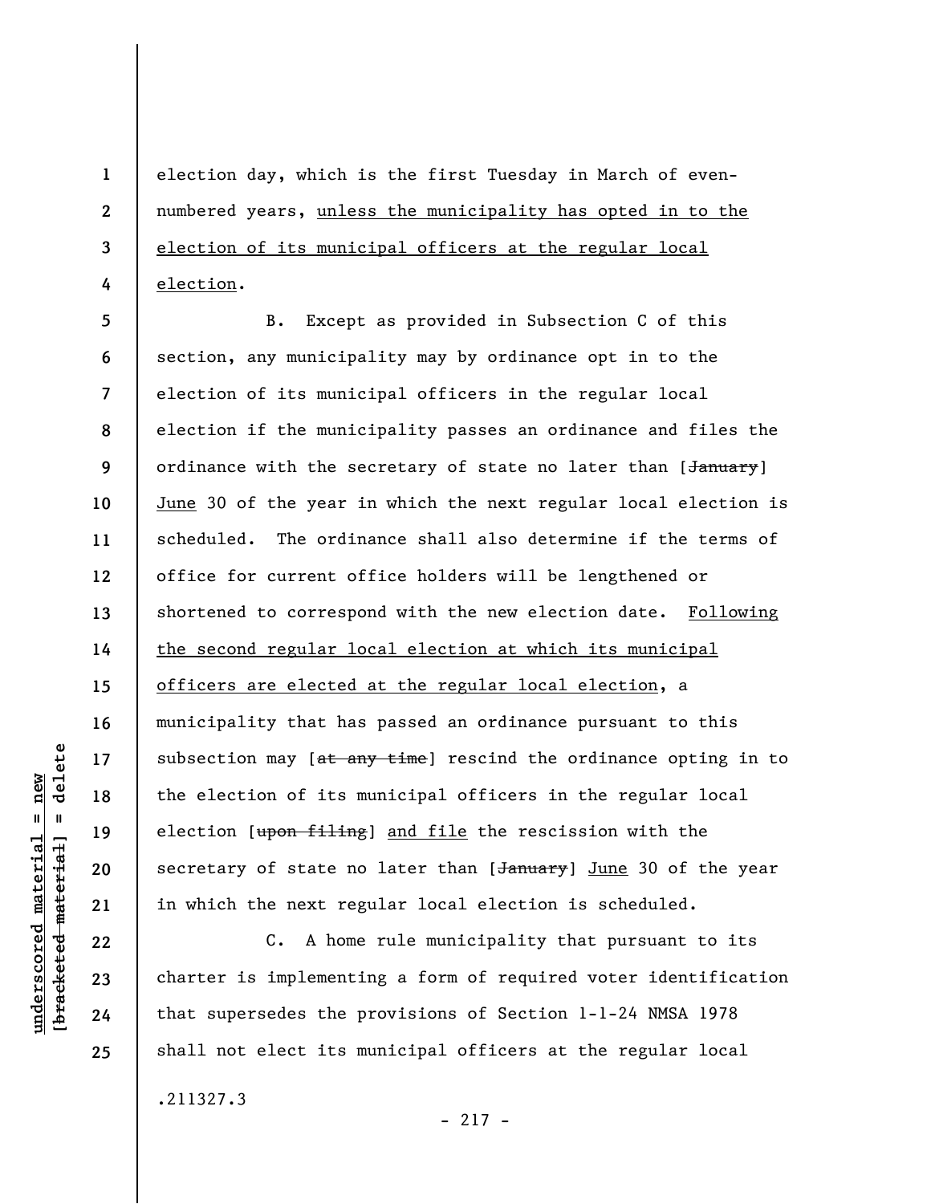election day, which is the first Tuesday in March of even-numbered years, <u>unless the municipality has opted in to the election of its municipal officers at the regular local election</u>.

B. Except as provided in Subsection C of this section, any municipality may by ordinance opt in to the election of its municipal officers in the regular local election if the municipality passes an ordinance and files the ordinance with the secretary of state no later than [~~January~~] <u>June</u> 30 of the year in which the next regular local election is scheduled. The ordinance shall also determine if the terms of office for current office holders will be lengthened or shortened to correspond with the new election date. <u>Following the second regular local election at which its municipal officers are elected at the regular local election</u>, a municipality that has passed an ordinance pursuant to this subsection may [~~at any time~~] rescind the ordinance opting in to the election of its municipal officers in the regular local election [~~upon filing~~] <u>and file</u> the rescission with the secretary of state no later than [~~January~~] <u>June</u> 30 of the year in which the next regular local election is scheduled.

C. A home rule municipality that pursuant to its charter is implementing a form of required voter identification that supersedes the provisions of Section 1-1-24 NMSA 1978 shall not elect its municipal officers at the regular local

.211327.3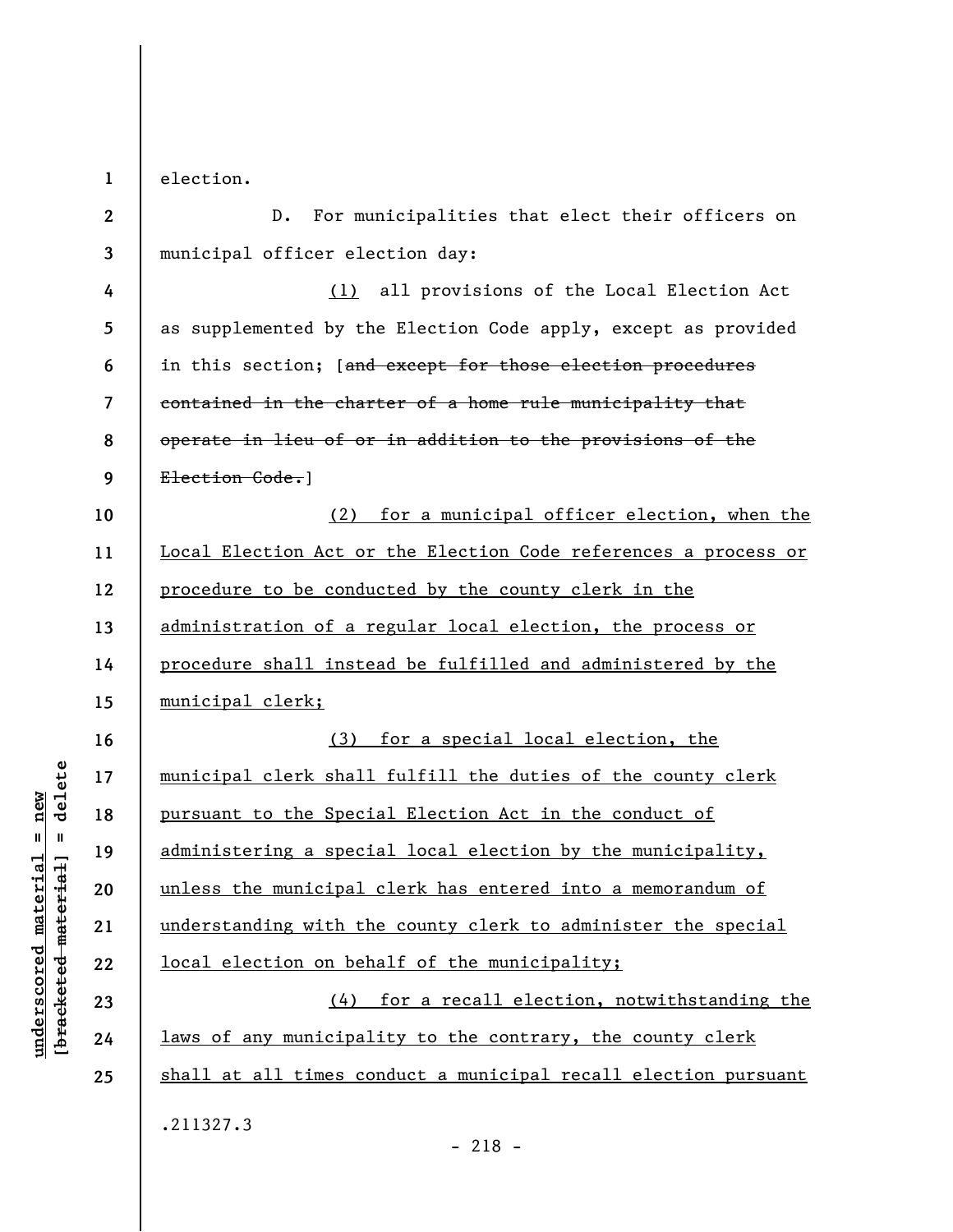election.

D. For municipalities that elect their officers on municipal officer election day:

(1) all provisions of the Local Election Act as supplemented by the Election Code apply, except as provided in this section; [~~and except for those election procedures contained in the charter of a home rule municipality that operate in lieu of or in addition to the provisions of the Election Code.~~]

(2) for a municipal officer election, when the Local Election Act or the Election Code references a process or procedure to be conducted by the county clerk in the administration of a regular local election, the process or procedure shall instead be fulfilled and administered by the municipal clerk;

(3) for a special local election, the municipal clerk shall fulfill the duties of the county clerk pursuant to the Special Election Act in the conduct of administering a special local election by the municipality, unless the municipal clerk has entered into a memorandum of understanding with the county clerk to administer the special local election on behalf of the municipality;

(4) for a recall election, notwithstanding the laws of any municipality to the contrary, the county clerk shall at all times conduct a municipal recall election pursuant

.211327.3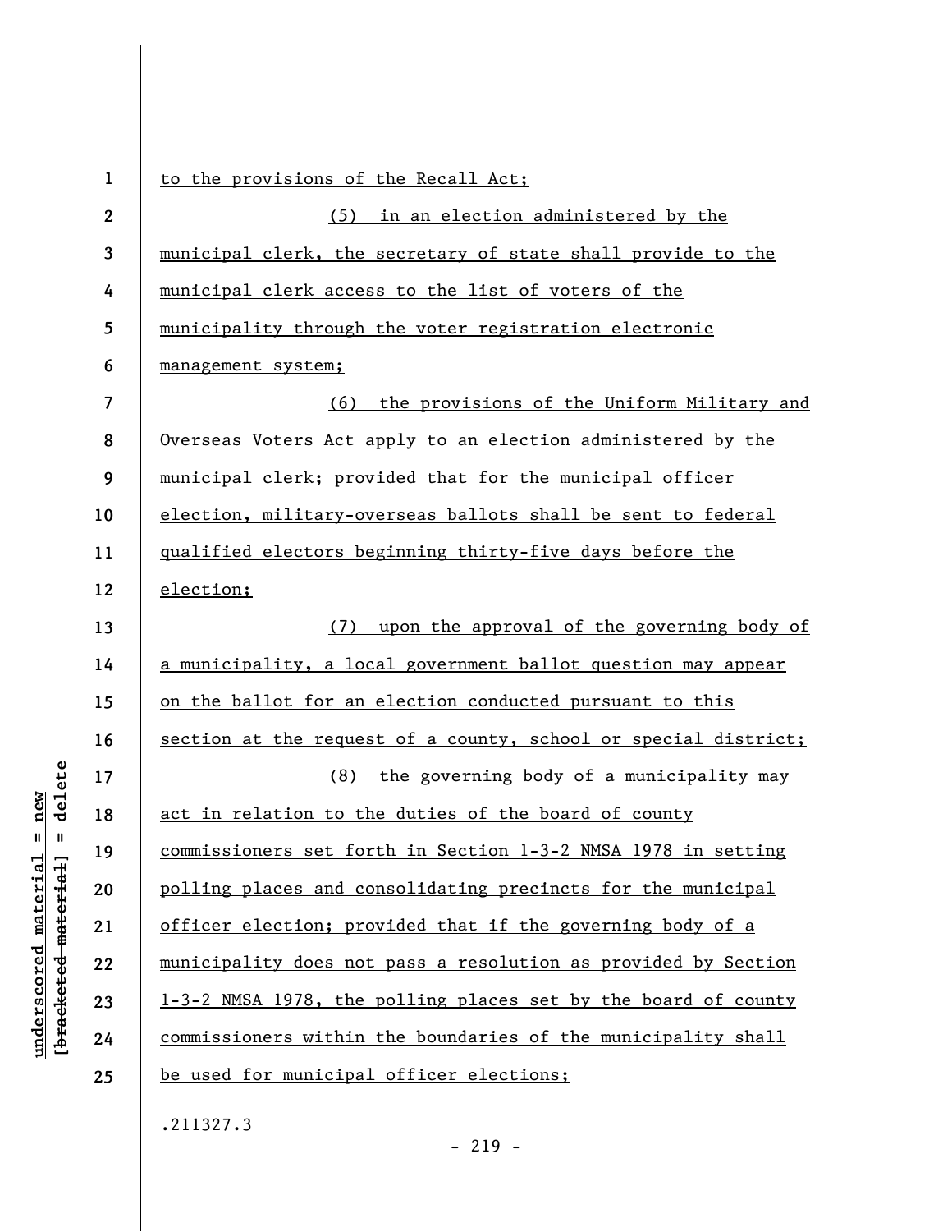to the provisions of the Recall Act;

(5) in an election administered by the municipal clerk, the secretary of state shall provide to the municipal clerk access to the list of voters of the municipality through the voter registration electronic management system;

(6) the provisions of the Uniform Military and Overseas Voters Act apply to an election administered by the municipal clerk; provided that for the municipal officer election, military-overseas ballots shall be sent to federal qualified electors beginning thirty-five days before the election;

(7) upon the approval of the governing body of a municipality, a local government ballot question may appear on the ballot for an election conducted pursuant to this section at the request of a county, school or special district;

(8) the governing body of a municipality may act in relation to the duties of the board of county commissioners set forth in Section 1-3-2 NMSA 1978 in setting polling places and consolidating precincts for the municipal officer election; provided that if the governing body of a municipality does not pass a resolution as provided by Section 1-3-2 NMSA 1978, the polling places set by the board of county commissioners within the boundaries of the municipality shall be used for municipal officer elections;

.211327.3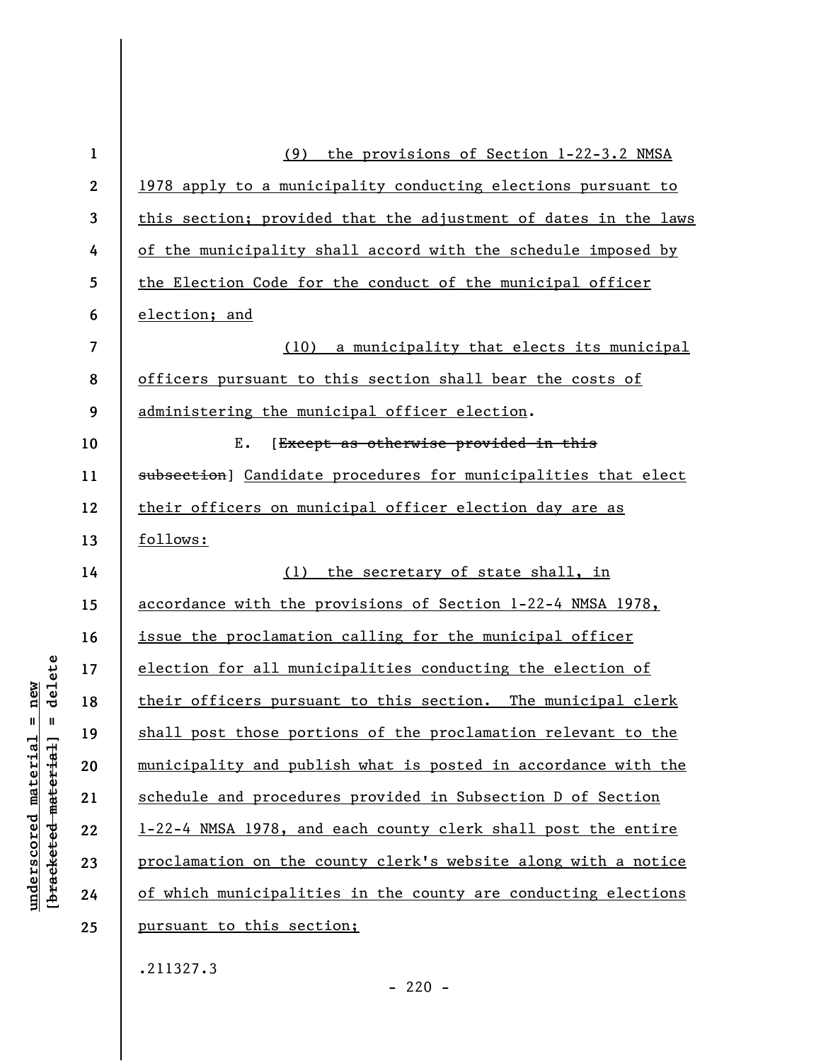(9) the provisions of Section 1-22-3.2 NMSA 1978 apply to a municipality conducting elections pursuant to this section; provided that the adjustment of dates in the laws of the municipality shall accord with the schedule imposed by the Election Code for the conduct of the municipal officer election; and

(10) a municipality that elects its municipal officers pursuant to this section shall bear the costs of administering the municipal officer election.

E. [~~Except as otherwise provided in this subsection~~] Candidate procedures for municipalities that elect their officers on municipal officer election day are as follows:

(1) the secretary of state shall, in accordance with the provisions of Section 1-22-4 NMSA 1978, issue the proclamation calling for the municipal officer election for all municipalities conducting the election of their officers pursuant to this section. The municipal clerk shall post those portions of the proclamation relevant to the municipality and publish what is posted in accordance with the schedule and procedures provided in Subsection D of Section 1-22-4 NMSA 1978, and each county clerk shall post the entire proclamation on the county clerk's website along with a notice of which municipalities in the county are conducting elections pursuant to this section;

.211327.3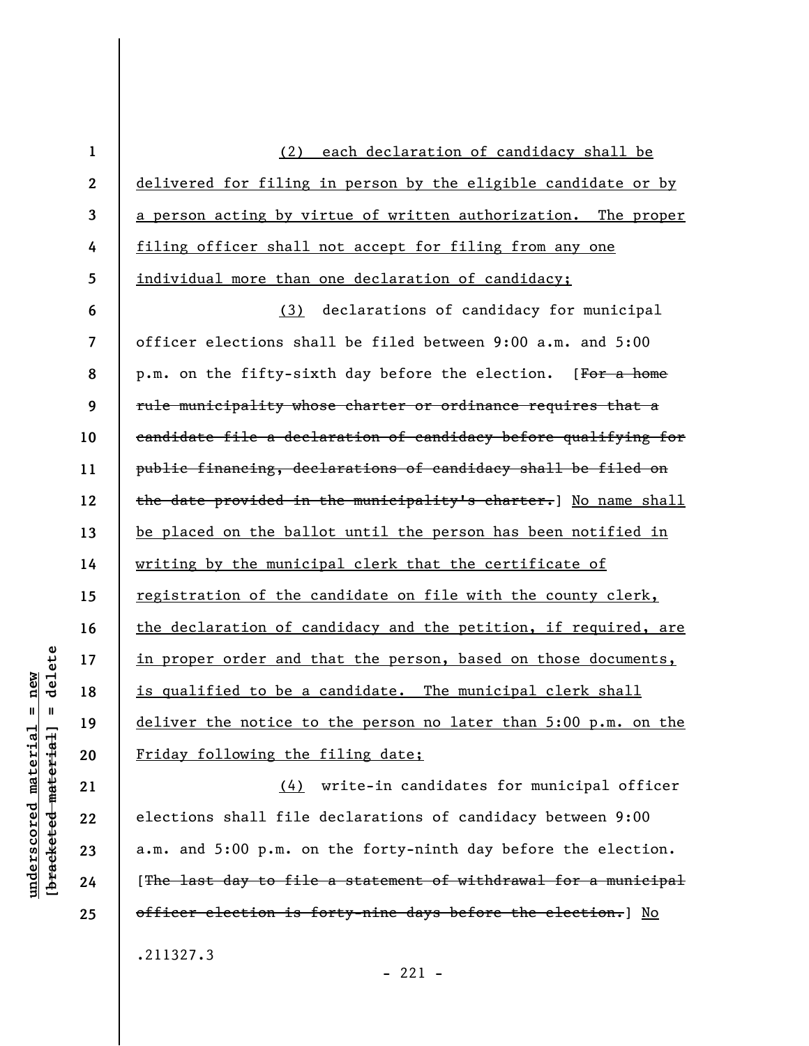(2) each declaration of candidacy shall be delivered for filing in person by the eligible candidate or by a person acting by virtue of written authorization. The proper filing officer shall not accept for filing from any one individual more than one declaration of candidacy;

(3) declarations of candidacy for municipal officer elections shall be filed between 9:00 a.m. and 5:00 p.m. on the fifty-sixth day before the election. [~~For a home rule municipality whose charter or ordinance requires that a candidate file a declaration of candidacy before qualifying for public financing, declarations of candidacy shall be filed on the date provided in the municipality's charter.~~] No name shall be placed on the ballot until the person has been notified in writing by the municipal clerk that the certificate of registration of the candidate on file with the county clerk, the declaration of candidacy and the petition, if required, are in proper order and that the person, based on those documents, is qualified to be a candidate. The municipal clerk shall deliver the notice to the person no later than 5:00 p.m. on the Friday following the filing date;

(4) write-in candidates for municipal officer elections shall file declarations of candidacy between 9:00 a.m. and 5:00 p.m. on the forty-ninth day before the election. [~~The last day to file a statement of withdrawal for a municipal officer election is forty-nine days before the election.~~] No

.211327.3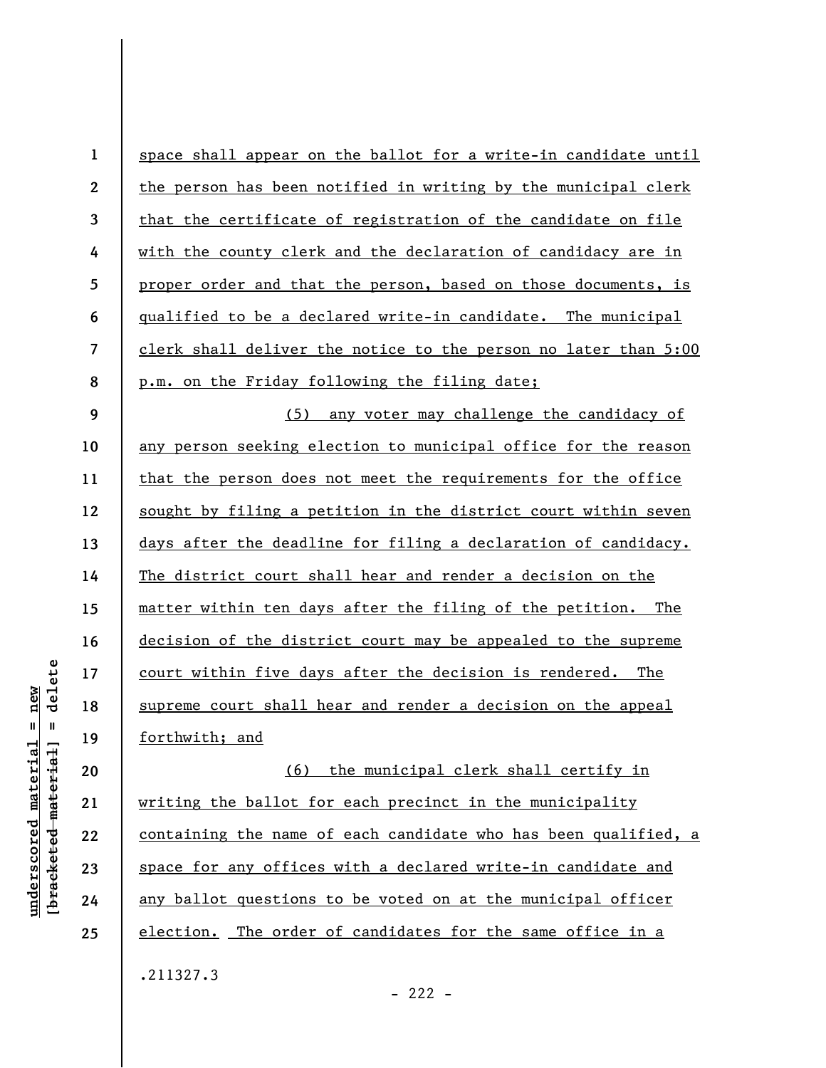space shall appear on the ballot for a write-in candidate until the person has been notified in writing by the municipal clerk that the certificate of registration of the candidate on file with the county clerk and the declaration of candidacy are in proper order and that the person, based on those documents, is qualified to be a declared write-in candidate. The municipal clerk shall deliver the notice to the person no later than 5:00 p.m. on the Friday following the filing date;

(5) any voter may challenge the candidacy of any person seeking election to municipal office for the reason that the person does not meet the requirements for the office sought by filing a petition in the district court within seven days after the deadline for filing a declaration of candidacy. The district court shall hear and render a decision on the matter within ten days after the filing of the petition. The decision of the district court may be appealed to the supreme court within five days after the decision is rendered. The supreme court shall hear and render a decision on the appeal forthwith; and

(6) the municipal clerk shall certify in writing the ballot for each precinct in the municipality containing the name of each candidate who has been qualified, a space for any offices with a declared write-in candidate and any ballot questions to be voted on at the municipal officer election. The order of candidates for the same office in a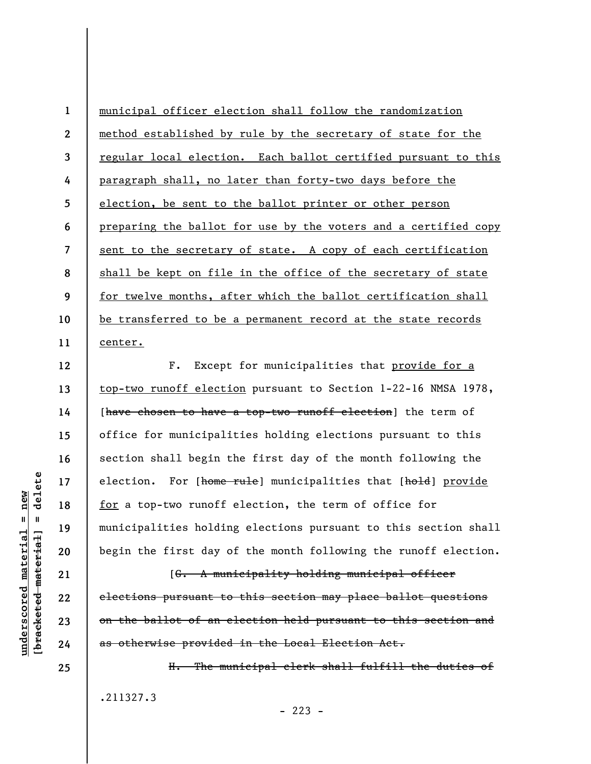municipal officer election shall follow the randomization method established by rule by the secretary of state for the regular local election. Each ballot certified pursuant to this paragraph shall, no later than forty-two days before the election, be sent to the ballot printer or other person preparing the ballot for use by the voters and a certified copy sent to the secretary of state. A copy of each certification shall be kept on file in the office of the secretary of state for twelve months, after which the ballot certification shall be transferred to be a permanent record at the state records center.

F. Except for municipalities that provide for a top-two runoff election pursuant to Section 1-22-16 NMSA 1978, [~~have chosen to have a top-two runoff election~~] the term of office for municipalities holding elections pursuant to this section shall begin the first day of the month following the election. For [~~home rule~~] municipalities that [~~hold~~] provide for a top-two runoff election, the term of office for municipalities holding elections pursuant to this section shall begin the first day of the month following the runoff election.

[~~G. A municipality holding municipal officer elections pursuant to this section may place ballot questions on the ballot of an election held pursuant to this section and as otherwise provided in the Local Election Act.~~

~~H. The municipal clerk shall fulfill the duties of~~

.211327.3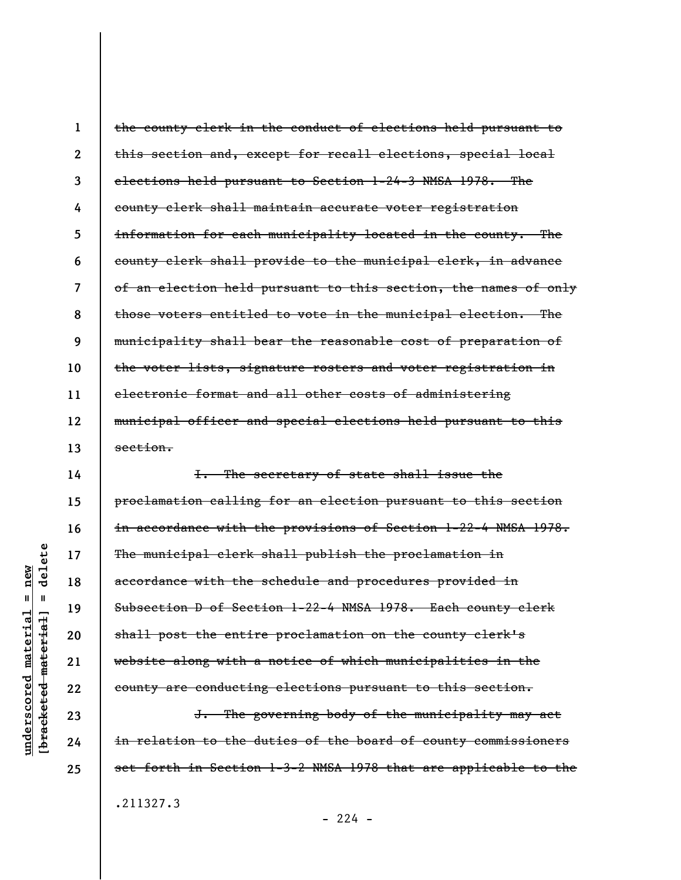~~the county clerk in the conduct of elections held pursuant to this section and, except for recall elections, special local elections held pursuant to Section 1-24-3 NMSA 1978. The county clerk shall maintain accurate voter registration information for each municipality located in the county. The county clerk shall provide to the municipal clerk, in advance of an election held pursuant to this section, the names of only those voters entitled to vote in the municipal election. The municipality shall bear the reasonable cost of preparation of the voter lists, signature rosters and voter registration in electronic format and all other costs of administering municipal officer and special elections held pursuant to this section.~~

~~I. The secretary of state shall issue the proclamation calling for an election pursuant to this section in accordance with the provisions of Section 1-22-4 NMSA 1978. The municipal clerk shall publish the proclamation in accordance with the schedule and procedures provided in Subsection D of Section 1-22-4 NMSA 1978. Each county clerk shall post the entire proclamation on the county clerk's website along with a notice of which municipalities in the county are conducting elections pursuant to this section.~~

~~J. The governing body of the municipality may act in relation to the duties of the board of county commissioners set forth in Section 1-3-2 NMSA 1978 that are applicable to the~~

.211327.3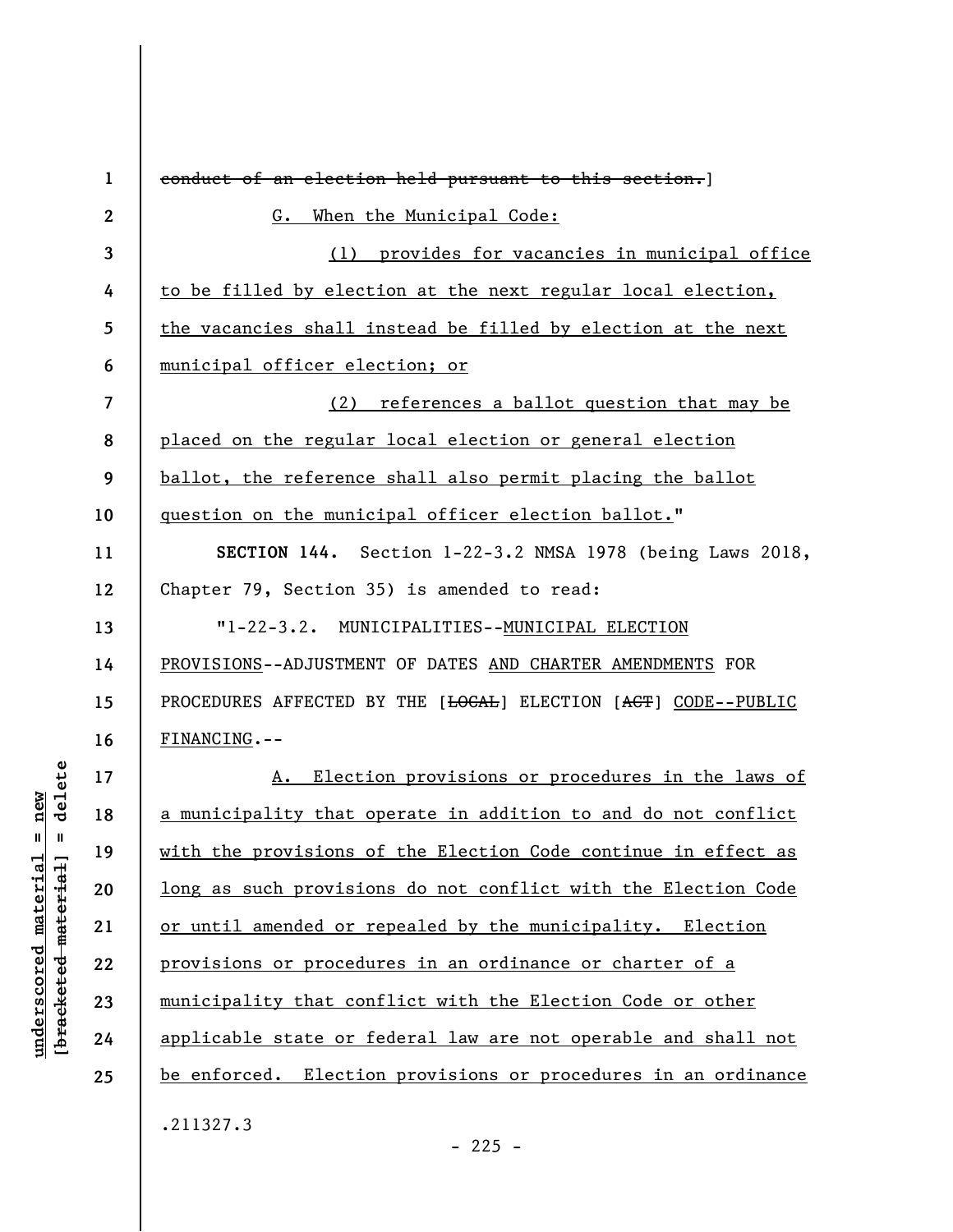~~conduct of an election held pursuant to this section.~~]

G. When the Municipal Code:

(1) provides for vacancies in municipal office to be filled by election at the next regular local election, the vacancies shall instead be filled by election at the next municipal officer election; or

(2) references a ballot question that may be placed on the regular local election or general election ballot, the reference shall also permit placing the ballot question on the municipal officer election ballot."

**SECTION 144.** Section 1-22-3.2 NMSA 1978 (being Laws 2018, Chapter 79, Section 35) is amended to read:

"1-22-3.2. MUNICIPALITIES--MUNICIPAL ELECTION PROVISIONS--ADJUSTMENT OF DATES AND CHARTER AMENDMENTS FOR PROCEDURES AFFECTED BY THE [~~LOCAL~~] ELECTION [~~ACT~~] CODE--PUBLIC FINANCING.--

A. Election provisions or procedures in the laws of a municipality that operate in addition to and do not conflict with the provisions of the Election Code continue in effect as long as such provisions do not conflict with the Election Code or until amended or repealed by the municipality. Election provisions or procedures in an ordinance or charter of a municipality that conflict with the Election Code or other applicable state or federal law are not operable and shall not be enforced. Election provisions or procedures in an ordinance

.211327.3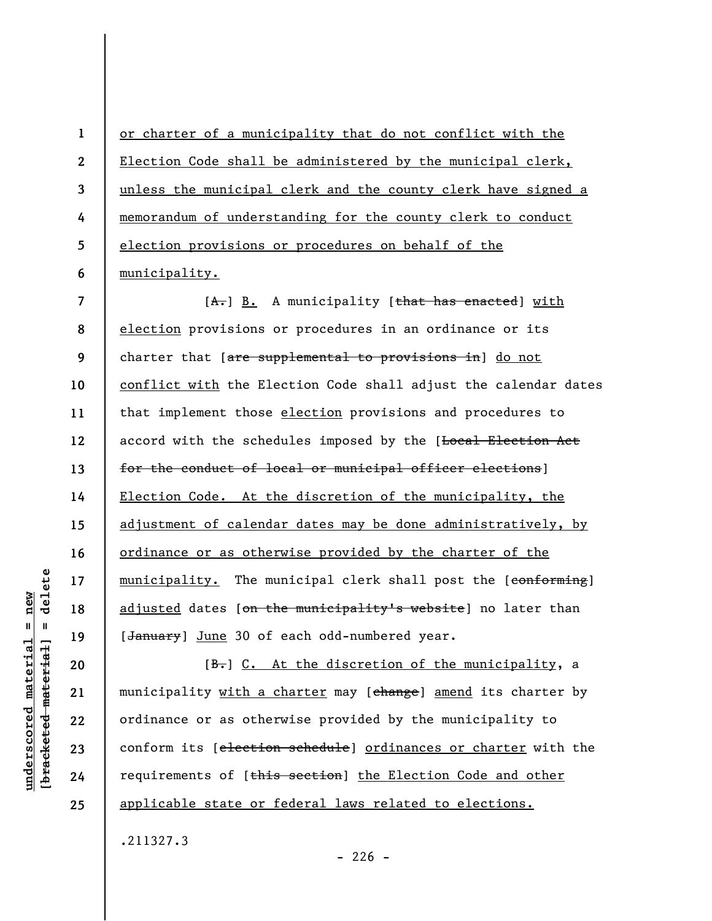or charter of a municipality that do not conflict with the Election Code shall be administered by the municipal clerk, unless the municipal clerk and the county clerk have signed a memorandum of understanding for the county clerk to conduct election provisions or procedures on behalf of the municipality.

[A.] B. A municipality [that has enacted] with election provisions or procedures in an ordinance or its charter that [are supplemental to provisions in] do not conflict with the Election Code shall adjust the calendar dates that implement those election provisions and procedures to accord with the schedules imposed by the [Local Election Act for the conduct of local or municipal officer elections] Election Code. At the discretion of the municipality, the adjustment of calendar dates may be done administratively, by ordinance or as otherwise provided by the charter of the municipality. The municipal clerk shall post the [conforming] adjusted dates [on the municipality's website] no later than [January] June 30 of each odd-numbered year.

[B.] C. At the discretion of the municipality, a municipality with a charter may [change] amend its charter by ordinance or as otherwise provided by the municipality to conform its [election schedule] ordinances or charter with the requirements of [this section] the Election Code and other applicable state or federal laws related to elections.

.211327.3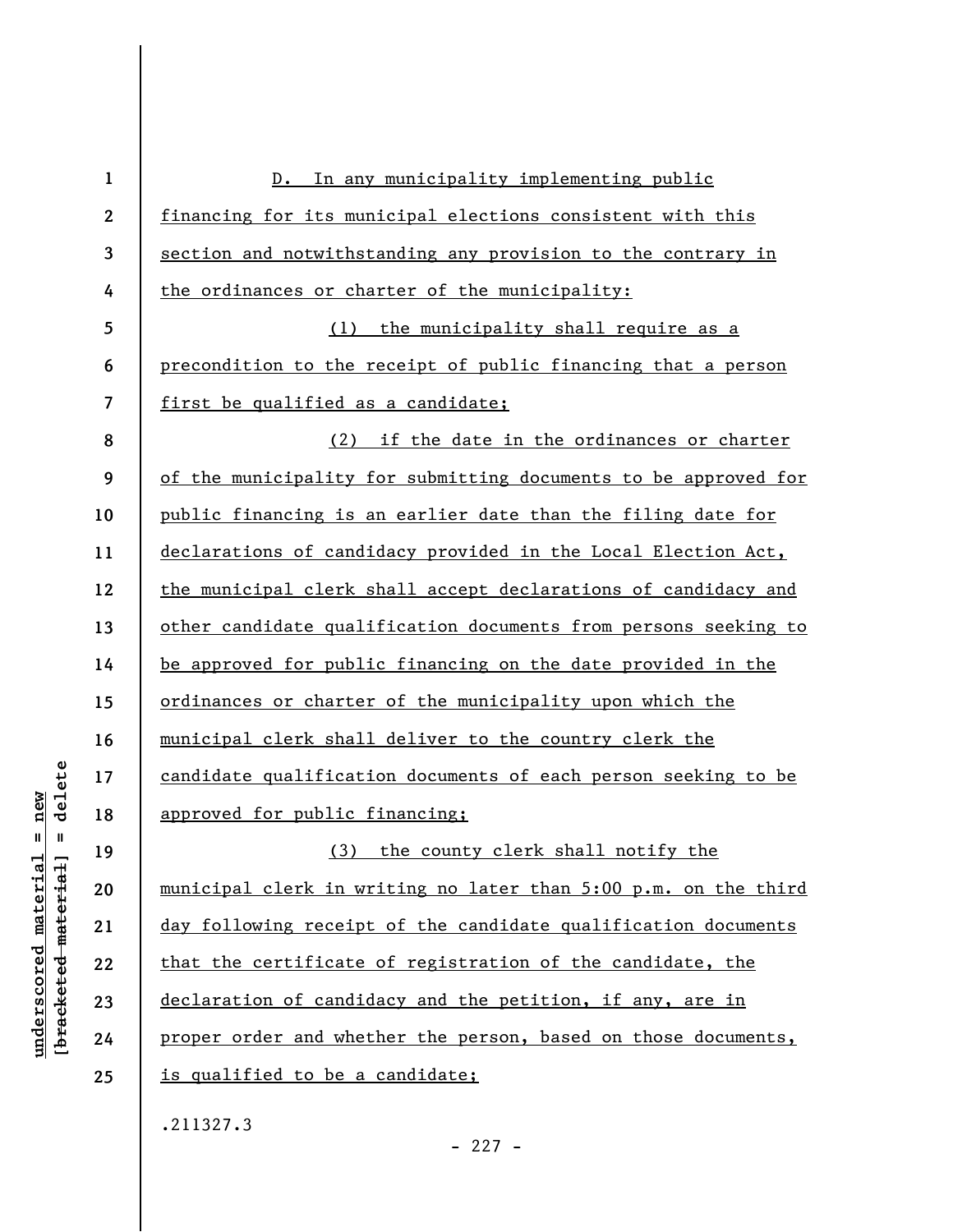D. In any municipality implementing public financing for its municipal elections consistent with this section and notwithstanding any provision to the contrary in the ordinances or charter of the municipality:

(1) the municipality shall require as a precondition to the receipt of public financing that a person first be qualified as a candidate;

(2) if the date in the ordinances or charter of the municipality for submitting documents to be approved for public financing is an earlier date than the filing date for declarations of candidacy provided in the Local Election Act, the municipal clerk shall accept declarations of candidacy and other candidate qualification documents from persons seeking to be approved for public financing on the date provided in the ordinances or charter of the municipality upon which the municipal clerk shall deliver to the country clerk the candidate qualification documents of each person seeking to be approved for public financing;

(3) the county clerk shall notify the municipal clerk in writing no later than 5:00 p.m. on the third day following receipt of the candidate qualification documents that the certificate of registration of the candidate, the declaration of candidacy and the petition, if any, are in proper order and whether the person, based on those documents, is qualified to be a candidate;

.211327.3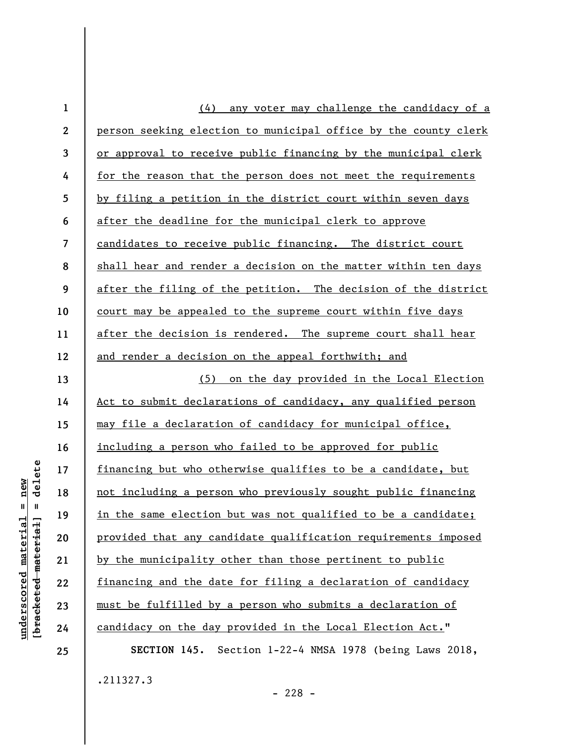(4) any voter may challenge the candidacy of a person seeking election to municipal office by the county clerk or approval to receive public financing by the municipal clerk for the reason that the person does not meet the requirements by filing a petition in the district court within seven days after the deadline for the municipal clerk to approve candidates to receive public financing. The district court shall hear and render a decision on the matter within ten days after the filing of the petition. The decision of the district court may be appealed to the supreme court within five days after the decision is rendered. The supreme court shall hear and render a decision on the appeal forthwith; and

(5) on the day provided in the Local Election Act to submit declarations of candidacy, any qualified person may file a declaration of candidacy for municipal office, including a person who failed to be approved for public financing but who otherwise qualifies to be a candidate, but not including a person who previously sought public financing in the same election but was not qualified to be a candidate; provided that any candidate qualification requirements imposed by the municipality other than those pertinent to public financing and the date for filing a declaration of candidacy must be fulfilled by a person who submits a declaration of candidacy on the day provided in the Local Election Act."

**SECTION 145.** Section 1-22-4 NMSA 1978 (being Laws 2018,

.211327.3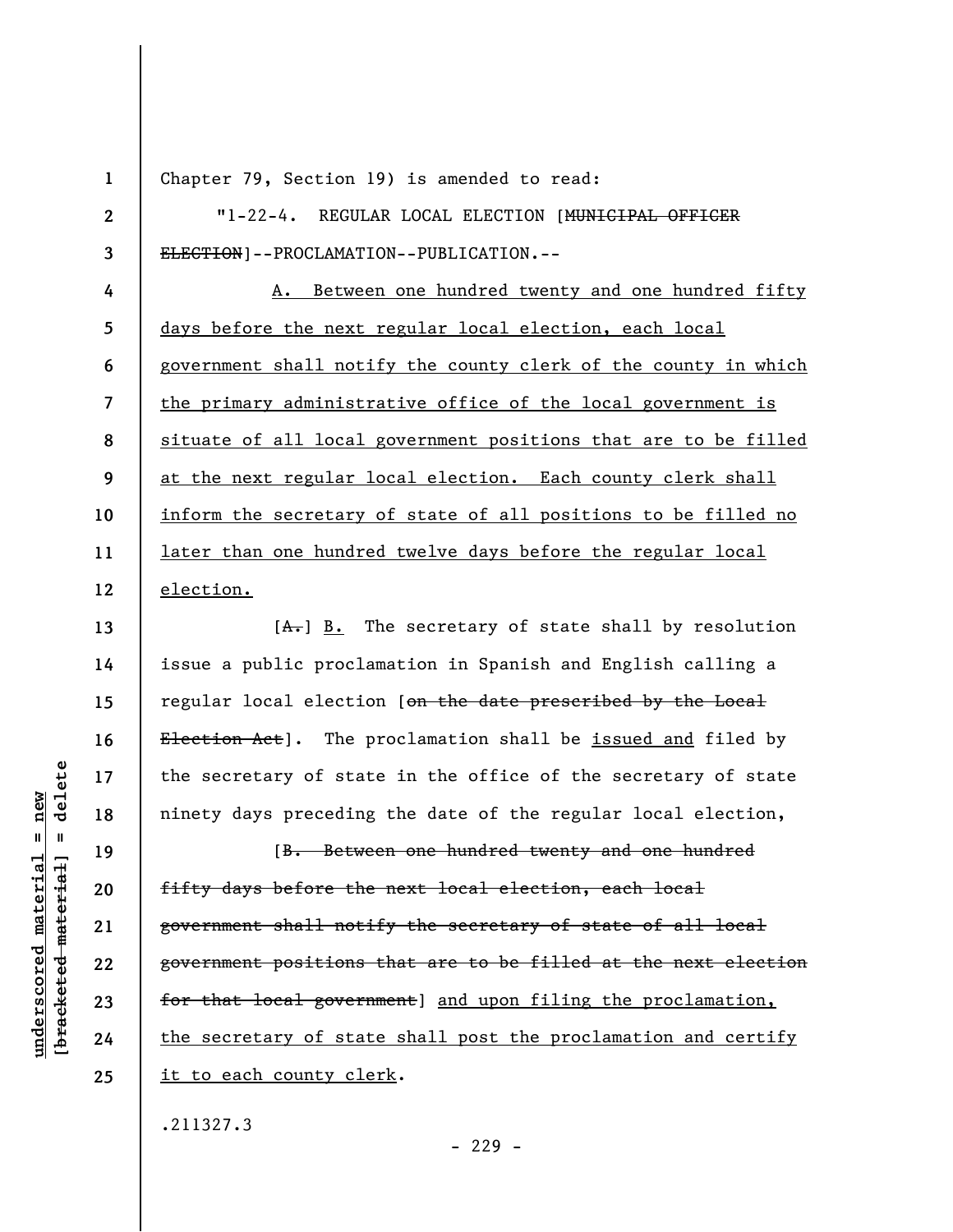Chapter 79, Section 19) is amended to read:

"1-22-4. REGULAR LOCAL ELECTION [~~MUNICIPAL OFFICER ELECTION~~]--PROCLAMATION--PUBLICATION.--

A. Between one hundred twenty and one hundred fifty days before the next regular local election, each local government shall notify the county clerk of the county in which the primary administrative office of the local government is situate of all local government positions that are to be filled at the next regular local election. Each county clerk shall inform the secretary of state of all positions to be filled no later than one hundred twelve days before the regular local election.

[~~A.~~] B. The secretary of state shall by resolution issue a public proclamation in Spanish and English calling a regular local election [~~on the date prescribed by the Local Election Act~~]. The proclamation shall be issued and filed by the secretary of state in the office of the secretary of state ninety days preceding the date of the regular local election,

[~~B. Between one hundred twenty and one hundred fifty days before the next local election, each local government shall notify the secretary of state of all local government positions that are to be filled at the next election for that local government~~] and upon filing the proclamation, the secretary of state shall post the proclamation and certify it to each county clerk.

.211327.3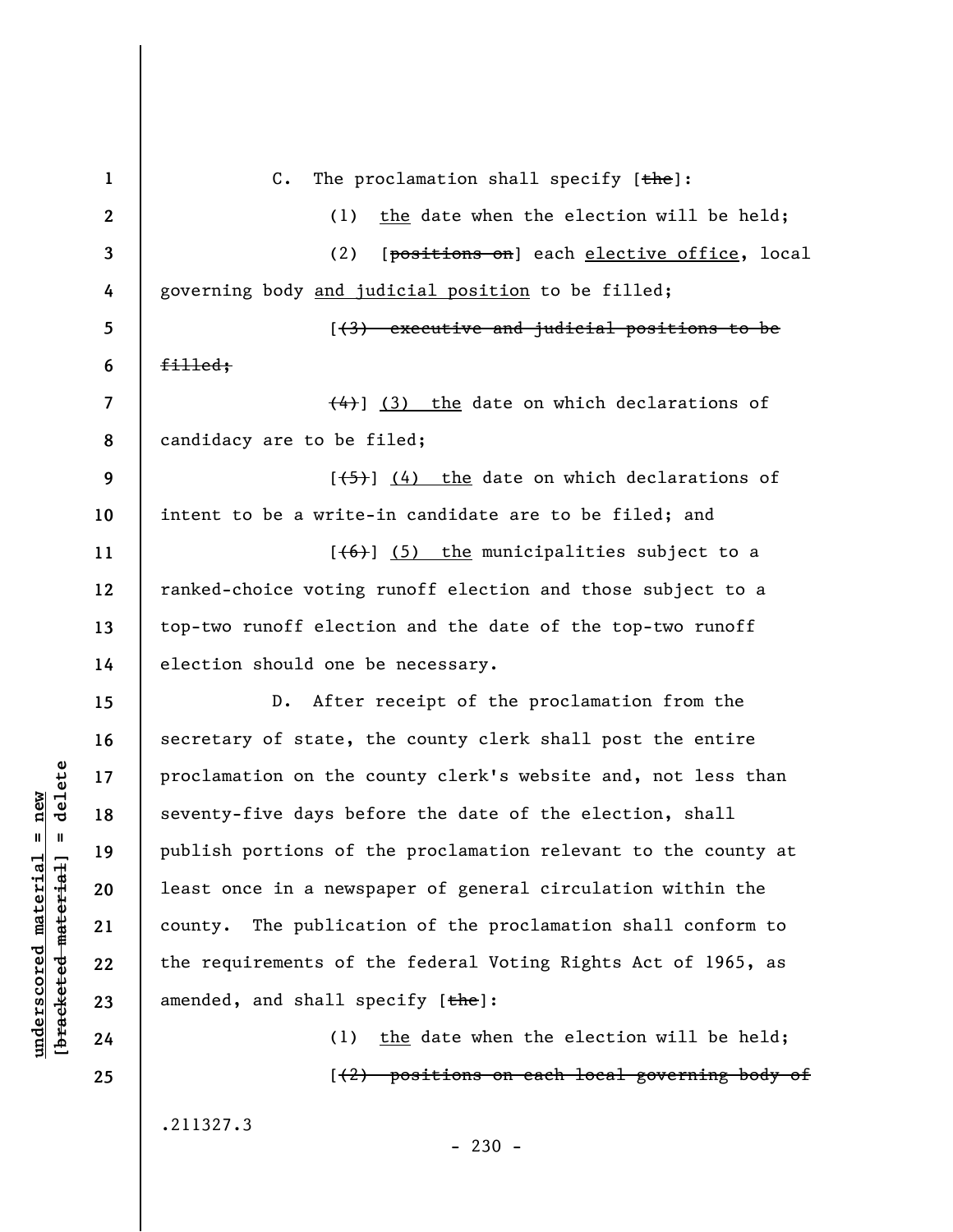C. The proclamation shall specify [~~the~~]:

(1) <u>the</u> date when the election will be held;

(2) [~~positions on~~] each <u>elective office</u>, local governing body <u>and judicial position</u> to be filled;

[~~(3) executive and judicial positions to be filled;~~

~~(4)~~] <u>(3) the</u> date on which declarations of candidacy are to be filed;

[~~(5)~~] <u>(4) the</u> date on which declarations of intent to be a write-in candidate are to be filed; and

[~~(6)~~] <u>(5) the</u> municipalities subject to a ranked-choice voting runoff election and those subject to a top-two runoff election and the date of the top-two runoff election should one be necessary.

D. After receipt of the proclamation from the secretary of state, the county clerk shall post the entire proclamation on the county clerk's website and, not less than seventy-five days before the date of the election, shall publish portions of the proclamation relevant to the county at least once in a newspaper of general circulation within the county. The publication of the proclamation shall conform to the requirements of the federal Voting Rights Act of 1965, as amended, and shall specify [~~the~~]:

(1) <u>the</u> date when the election will be held;

[~~(2) positions on each local governing body of~~

.211327.3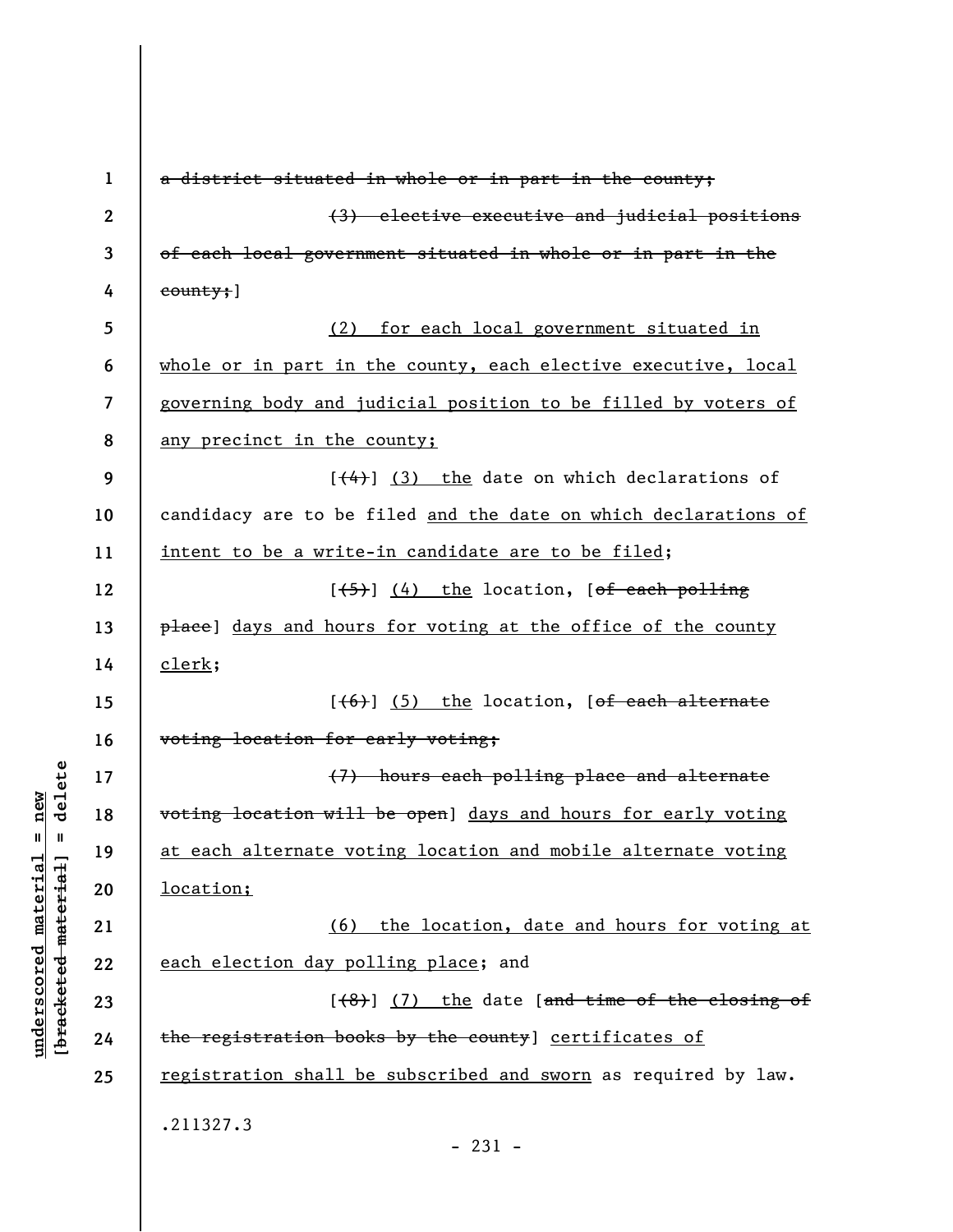~~a district situated in whole or in part in the county;~~

~~(3) elective executive and judicial positions of each local government situated in whole or in part in the county;~~]

<u>(2) for each local government situated in whole or in part in the county, each elective executive, local governing body and judicial position to be filled by voters of any precinct in the county;</u>

[~~(4)~~] <u>(3) the</u> date on which declarations of candidacy are to be filed <u>and the date on which declarations of intent to be a write-in candidate are to be filed</u>;

[~~(5)~~] <u>(4) the</u> location, [~~of each polling place~~] <u>days and hours for voting at the office of the county clerk</u>;

[~~(6)~~] <u>(5) the</u> location, [~~of each alternate voting location for early voting;~~

~~(7) hours each polling place and alternate voting location will be open~~] <u>days and hours for early voting at each alternate voting location and mobile alternate voting location;</u>

<u>(6) the location, date and hours for voting at each election day polling place</u>; and

[~~(8)~~] <u>(7) the</u> date [~~and time of the closing of the registration books by the county~~] <u>certificates of registration shall be subscribed and sworn</u> as required by law.

.211327.3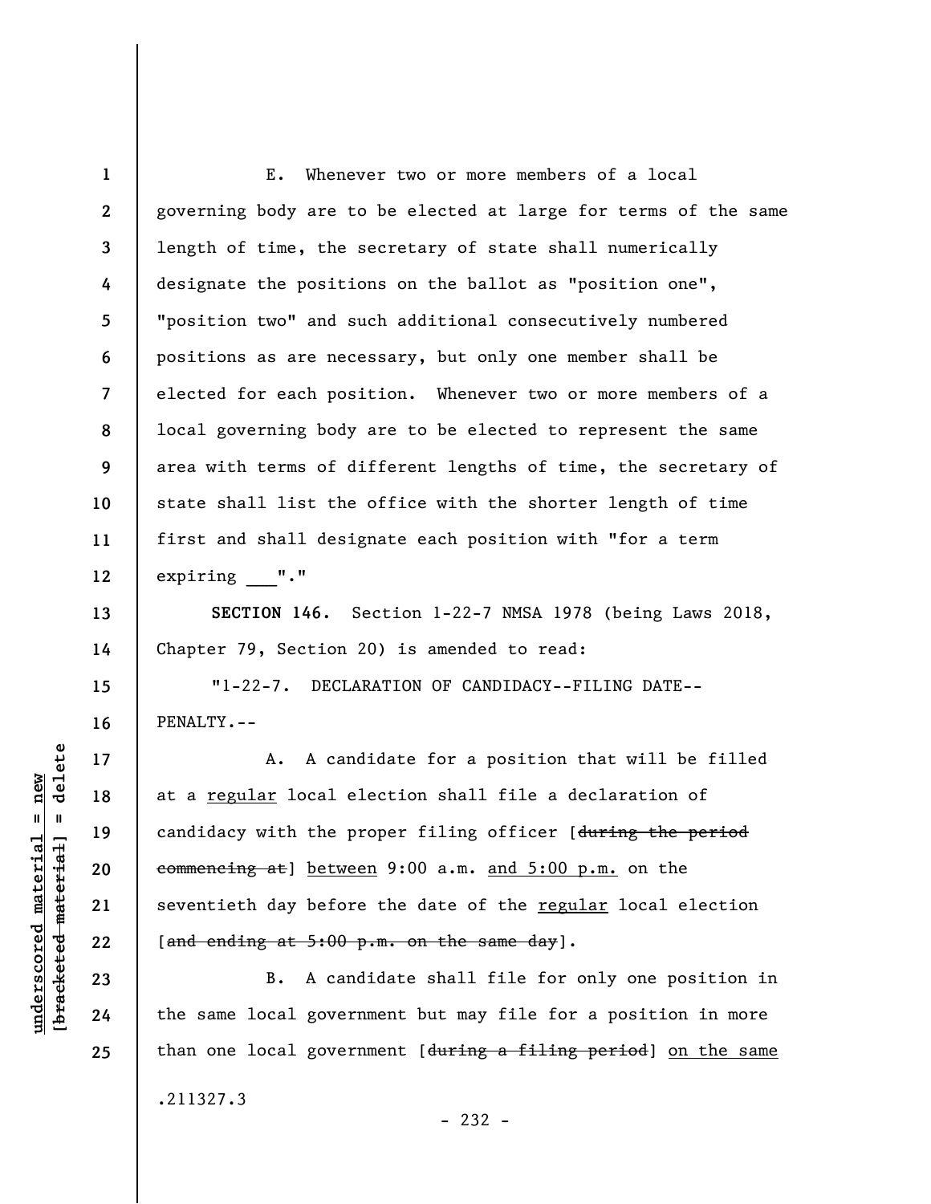E. Whenever two or more members of a local governing body are to be elected at large for terms of the same length of time, the secretary of state shall numerically designate the positions on the ballot as "position one", "position two" and such additional consecutively numbered positions as are necessary, but only one member shall be elected for each position. Whenever two or more members of a local governing body are to be elected to represent the same area with terms of different lengths of time, the secretary of state shall list the office with the shorter length of time first and shall designate each position with "for a term expiring ___"."

**SECTION 146.** Section 1-22-7 NMSA 1978 (being Laws 2018, Chapter 79, Section 20) is amended to read:

"1-22-7. DECLARATION OF CANDIDACY--FILING DATE--PENALTY.--

A. A candidate for a position that will be filled at a <u>regular</u> local election shall file a declaration of candidacy with the proper filing officer [~~during the period commencing at~~] <u>between</u> 9:00 a.m. <u>and 5:00 p.m.</u> on the seventieth day before the date of the <u>regular</u> local election [~~and ending at 5:00 p.m. on the same day~~].

B. A candidate shall file for only one position in the same local government but may file for a position in more than one local government [~~during a filing period~~] <u>on the same</u>

.211327.3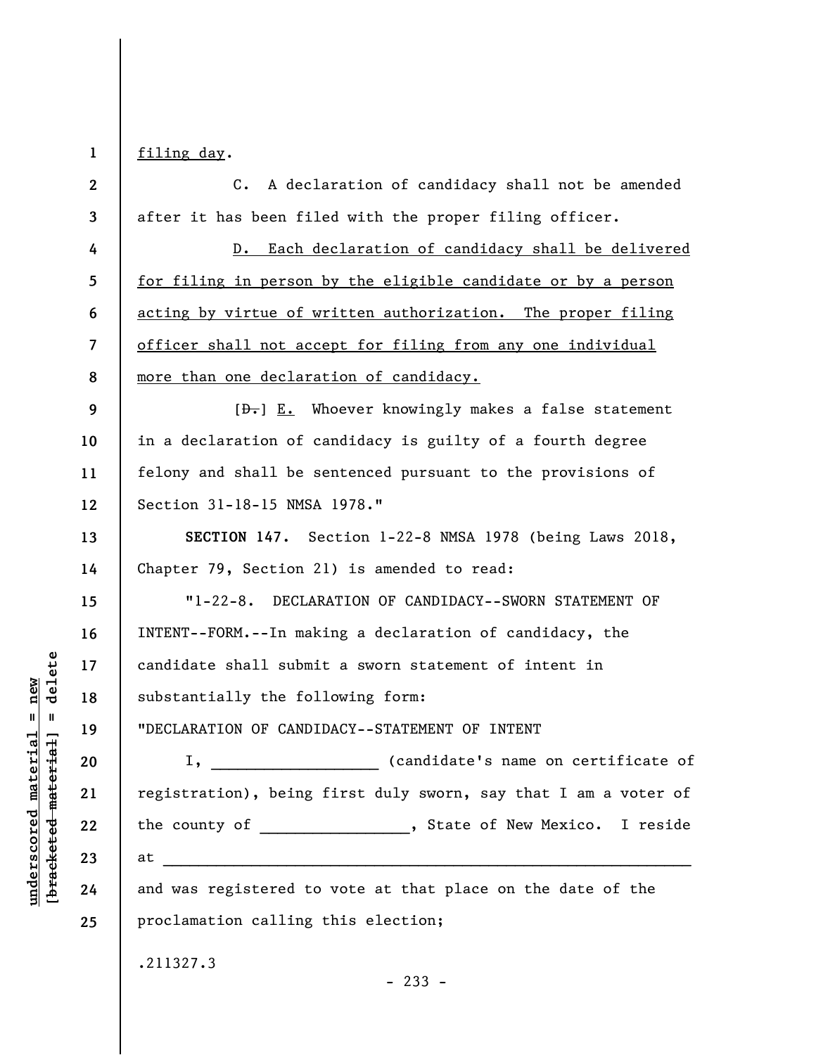filing day.

C. A declaration of candidacy shall not be amended after it has been filed with the proper filing officer.

D. Each declaration of candidacy shall be delivered for filing in person by the eligible candidate or by a person acting by virtue of written authorization. The proper filing officer shall not accept for filing from any one individual more than one declaration of candidacy.

[D.] E. Whoever knowingly makes a false statement in a declaration of candidacy is guilty of a fourth degree felony and shall be sentenced pursuant to the provisions of Section 31-18-15 NMSA 1978."

**SECTION 147.** Section 1-22-8 NMSA 1978 (being Laws 2018, Chapter 79, Section 21) is amended to read:

"1-22-8. DECLARATION OF CANDIDACY--SWORN STATEMENT OF INTENT--FORM.--In making a declaration of candidacy, the candidate shall submit a sworn statement of intent in substantially the following form:

"DECLARATION OF CANDIDACY--STATEMENT OF INTENT

I, ___________________ (candidate's name on certificate of registration), being first duly sworn, say that I am a voter of the county of ________________, State of New Mexico. I reside at _____________________________________________________________ and was registered to vote at that place on the date of the proclamation calling this election;

.211327.3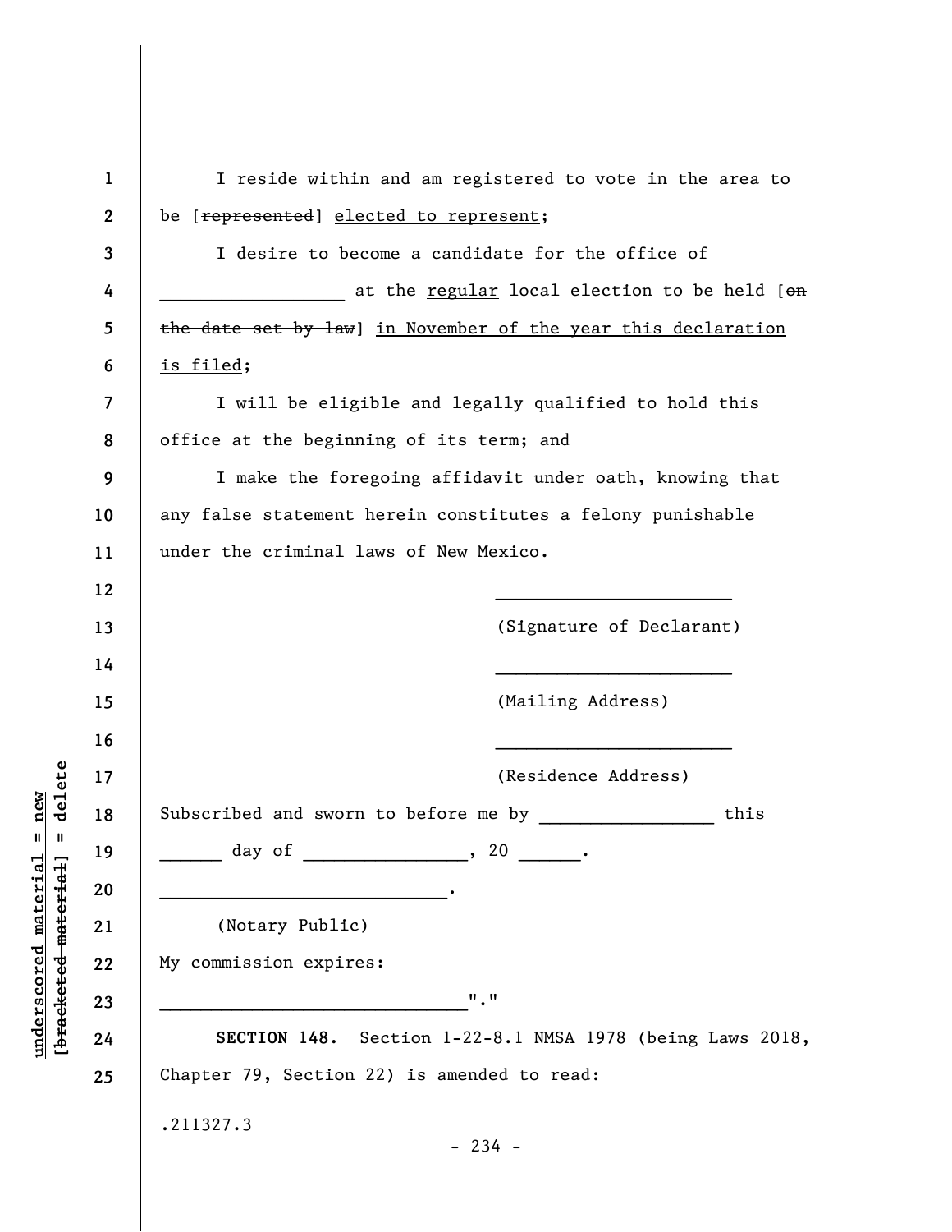I reside within and am registered to vote in the area to be [~~represented~~] <u>elected to represent</u>;

I desire to become a candidate for the office of __________________ at the <u>regular</u> local election to be held [~~on the date set by law~~] <u>in November of the year this declaration is filed</u>;

I will be eligible and legally qualified to hold this office at the beginning of its term; and

I make the foregoing affidavit under oath, knowing that any false statement herein constitutes a felony punishable under the criminal laws of New Mexico.

_______________________
(Signature of Declarant)

_______________________
(Mailing Address)

_______________________
(Residence Address)

Subscribed and sworn to before me by _________________ this ______ day of ________________, 20 ______.

_____________________________.
(Notary Public)

My commission expires:

_______________________________"."

**SECTION 148.** Section 1-22-8.1 NMSA 1978 (being Laws 2018, Chapter 79, Section 22) is amended to read:

.211327.3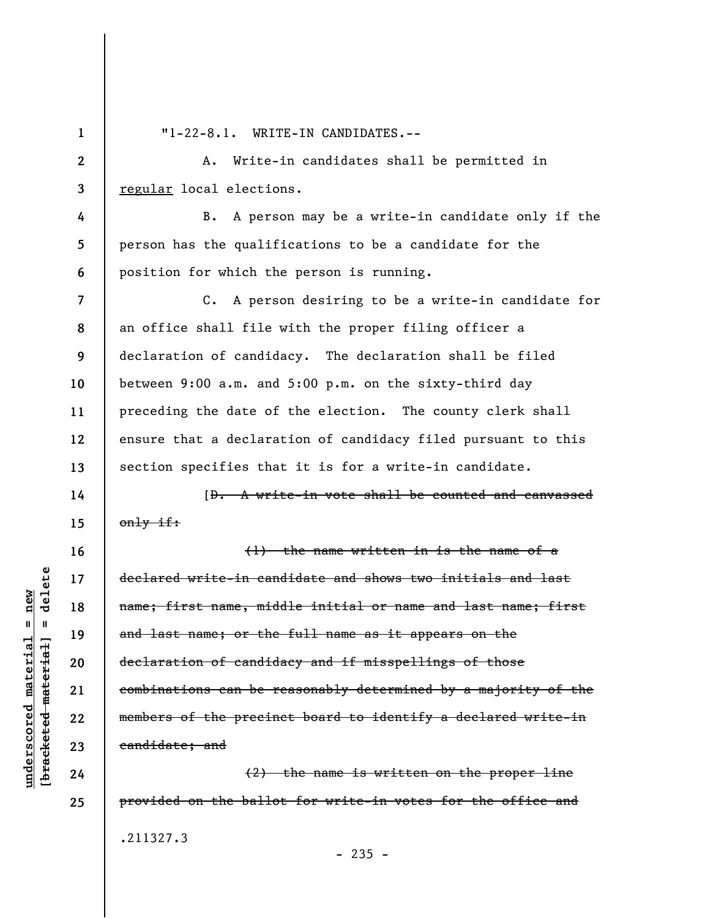"1-22-8.1. WRITE-IN CANDIDATES.--

A. Write-in candidates shall be permitted in <u>regular</u> local elections.

B. A person may be a write-in candidate only if the person has the qualifications to be a candidate for the position for which the person is running.

C. A person desiring to be a write-in candidate for an office shall file with the proper filing officer a declaration of candidacy. The declaration shall be filed between 9:00 a.m. and 5:00 p.m. on the sixty-third day preceding the date of the election. The county clerk shall ensure that a declaration of candidacy filed pursuant to this section specifies that it is for a write-in candidate.

[~~D. A write-in vote shall be counted and canvassed only if:~~

~~(1) the name written in is the name of a declared write-in candidate and shows two initials and last name; first name, middle initial or name and last name; first and last name; or the full name as it appears on the declaration of candidacy and if misspellings of those combinations can be reasonably determined by a majority of the members of the precinct board to identify a declared write-in candidate; and~~

~~(2) the name is written on the proper line provided on the ballot for write-in votes for the office and~~

.211327.3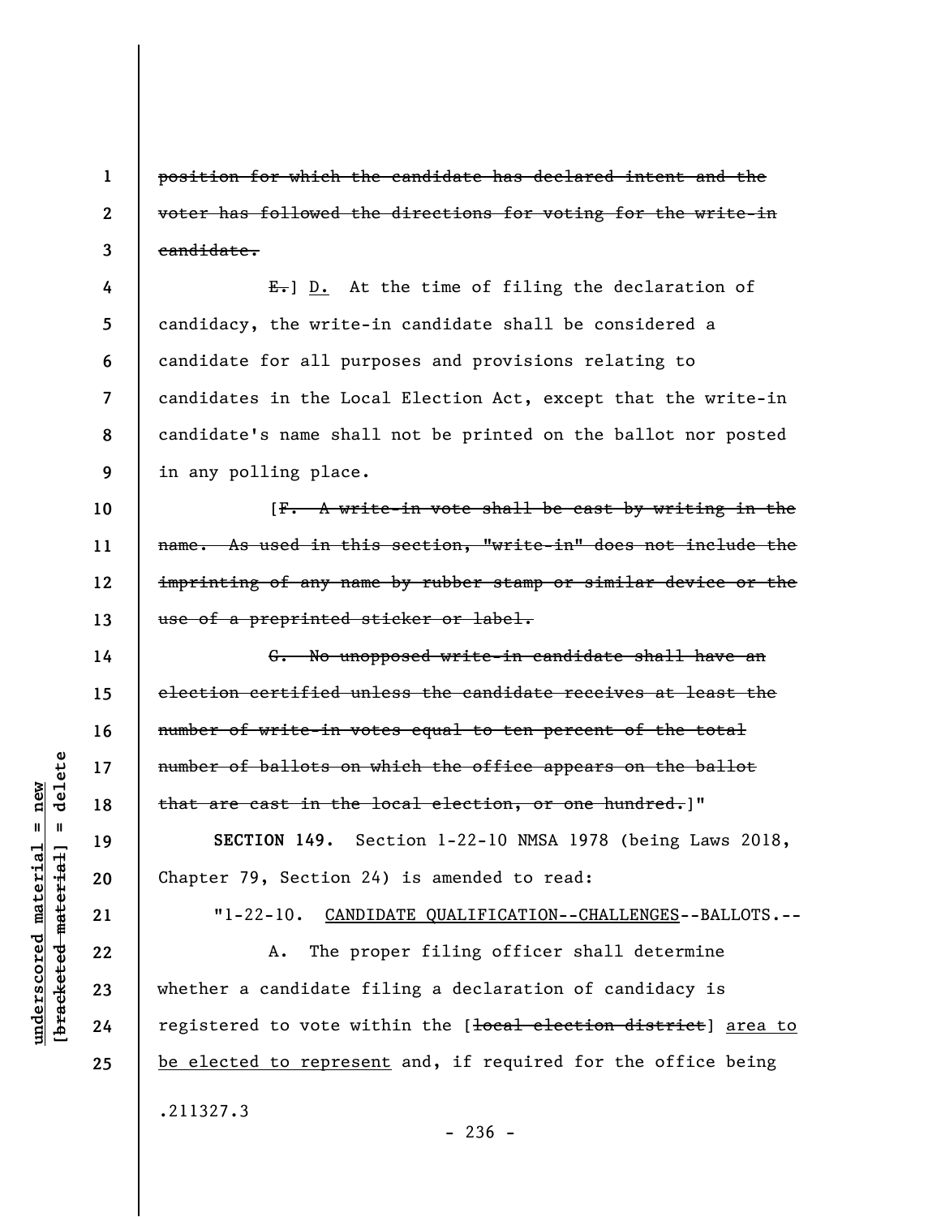~~position for which the candidate has declared intent and the voter has followed the directions for voting for the write-in candidate.~~

~~E.~~] D. At the time of filing the declaration of candidacy, the write-in candidate shall be considered a candidate for all purposes and provisions relating to candidates in the Local Election Act, except that the write-in candidate's name shall not be printed on the ballot nor posted in any polling place.

[~~F. A write-in vote shall be cast by writing in the name. As used in this section, "write-in" does not include the imprinting of any name by rubber stamp or similar device or the use of a preprinted sticker or label.~~

~~G. No unopposed write-in candidate shall have an election certified unless the candidate receives at least the number of write-in votes equal to ten percent of the total number of ballots on which the office appears on the ballot that are cast in the local election, or one hundred.~~]"

**SECTION 149.** Section 1-22-10 NMSA 1978 (being Laws 2018, Chapter 79, Section 24) is amended to read:

"1-22-10. <u>CANDIDATE QUALIFICATION--CHALLENGES</u>--BALLOTS.--

A. The proper filing officer shall determine whether a candidate filing a declaration of candidacy is registered to vote within the [~~local election district~~] <u>area to be elected to represent</u> and, if required for the office being

.211327.3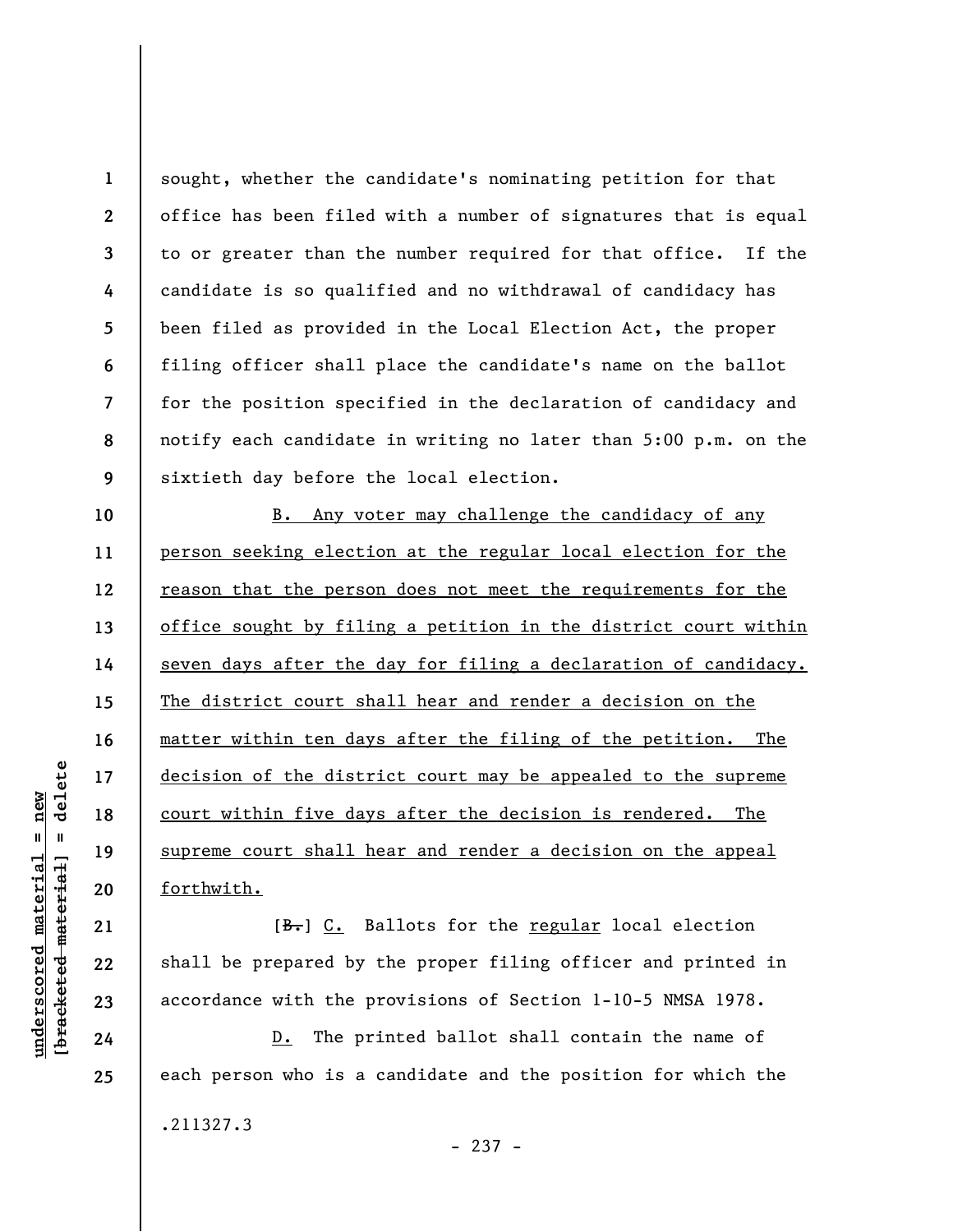sought, whether the candidate's nominating petition for that office has been filed with a number of signatures that is equal to or greater than the number required for that office. If the candidate is so qualified and no withdrawal of candidacy has been filed as provided in the Local Election Act, the proper filing officer shall place the candidate's name on the ballot for the position specified in the declaration of candidacy and notify each candidate in writing no later than 5:00 p.m. on the sixtieth day before the local election.

B. Any voter may challenge the candidacy of any person seeking election at the regular local election for the reason that the person does not meet the requirements for the office sought by filing a petition in the district court within seven days after the day for filing a declaration of candidacy. The district court shall hear and render a decision on the matter within ten days after the filing of the petition. The decision of the district court may be appealed to the supreme court within five days after the decision is rendered. The supreme court shall hear and render a decision on the appeal forthwith.

[~~B.~~] C. Ballots for the regular local election shall be prepared by the proper filing officer and printed in accordance with the provisions of Section 1-10-5 NMSA 1978.

D. The printed ballot shall contain the name of each person who is a candidate and the position for which the

.211327.3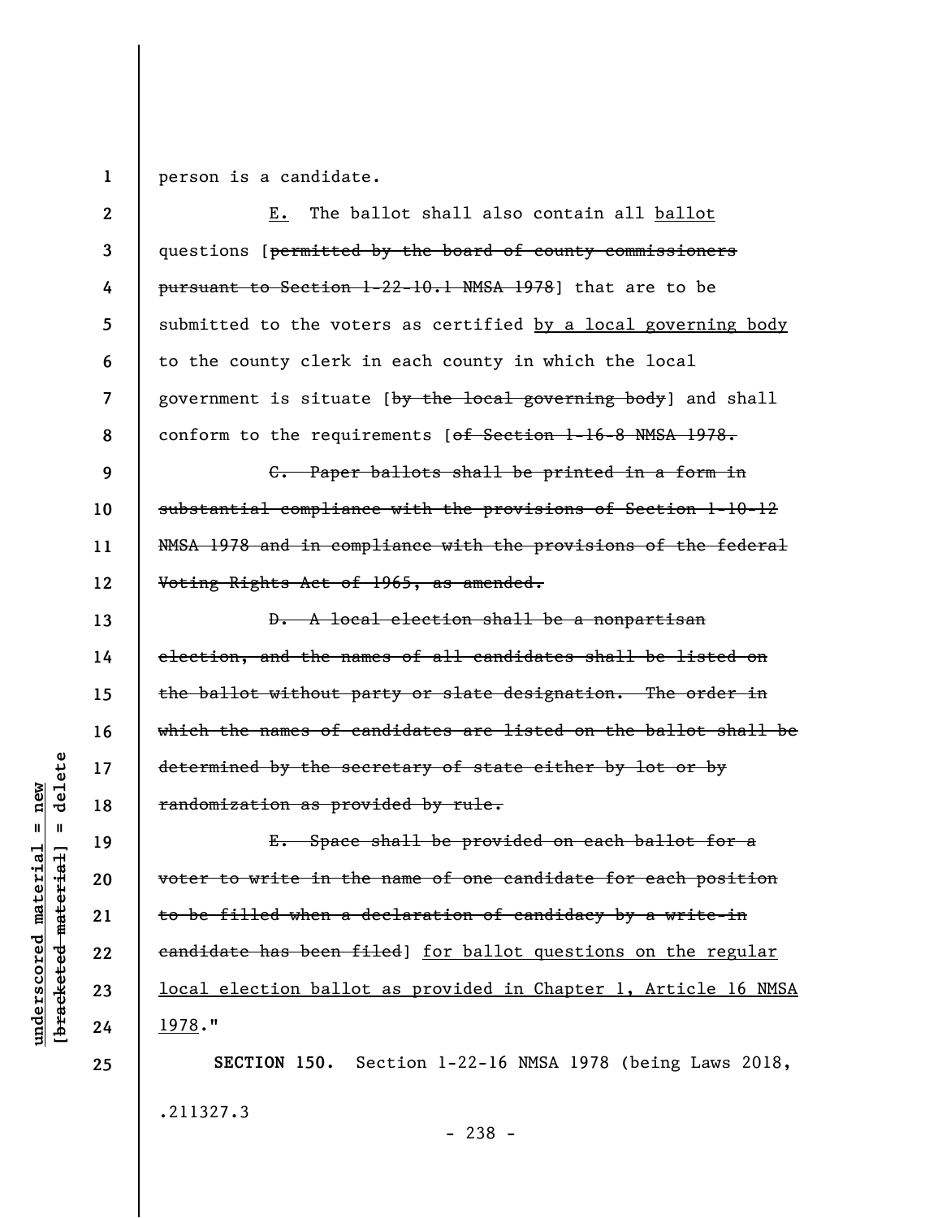person is a candidate.

E. The ballot shall also contain all ballot questions [~~permitted by the board of county commissioners pursuant to Section 1-22-10.1 NMSA 1978~~] that are to be submitted to the voters as certified by a local governing body to the county clerk in each county in which the local government is situate [~~by the local governing body~~] and shall conform to the requirements [~~of Section 1-16-8 NMSA 1978.~~

~~C. Paper ballots shall be printed in a form in substantial compliance with the provisions of Section 1-10-12 NMSA 1978 and in compliance with the provisions of the federal Voting Rights Act of 1965, as amended.~~

~~D. A local election shall be a nonpartisan election, and the names of all candidates shall be listed on the ballot without party or slate designation. The order in which the names of candidates are listed on the ballot shall be determined by the secretary of state either by lot or by randomization as provided by rule.~~

~~E. Space shall be provided on each ballot for a voter to write in the name of one candidate for each position to be filled when a declaration of candidacy by a write-in candidate has been filed~~] for ballot questions on the regular local election ballot as provided in Chapter 1, Article 16 NMSA 1978."

**SECTION 150.** Section 1-22-16 NMSA 1978 (being Laws 2018,

.211327.3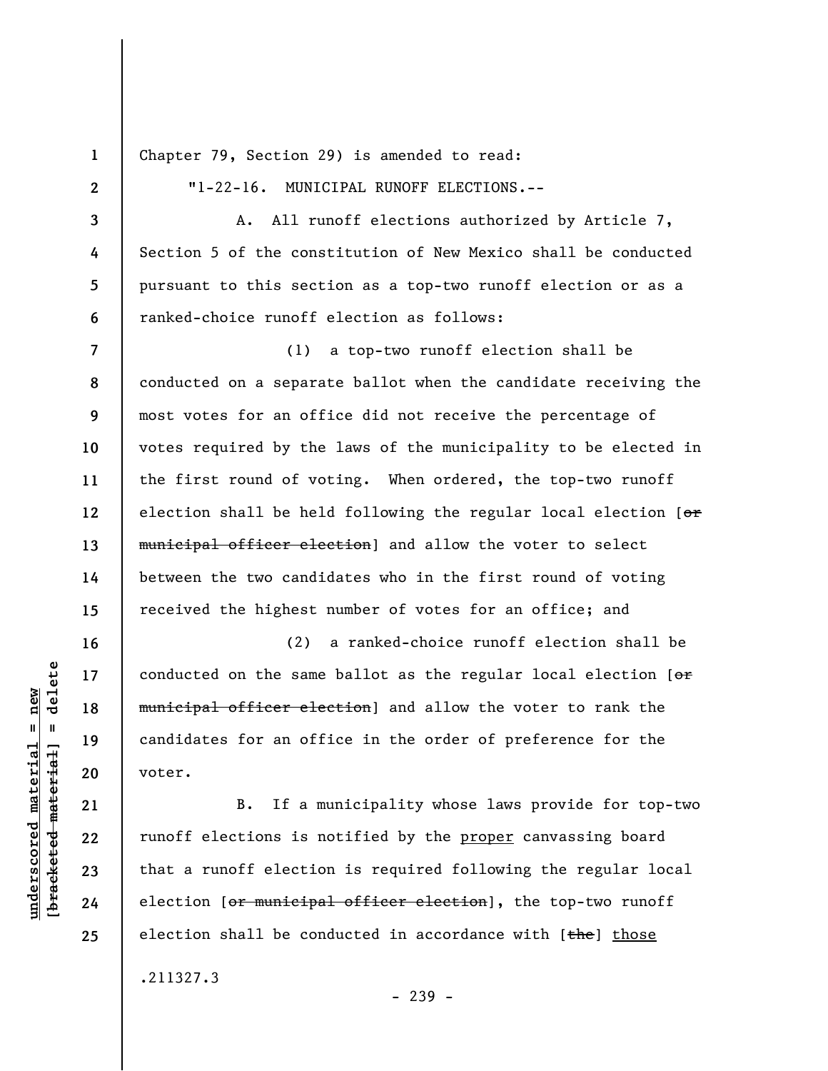Chapter 79, Section 29) is amended to read:

"1-22-16. MUNICIPAL RUNOFF ELECTIONS.--

A. All runoff elections authorized by Article 7, Section 5 of the constitution of New Mexico shall be conducted pursuant to this section as a top-two runoff election or as a ranked-choice runoff election as follows:

(1) a top-two runoff election shall be conducted on a separate ballot when the candidate receiving the most votes for an office did not receive the percentage of votes required by the laws of the municipality to be elected in the first round of voting. When ordered, the top-two runoff election shall be held following the regular local election [~~or municipal officer election~~] and allow the voter to select between the two candidates who in the first round of voting received the highest number of votes for an office; and

(2) a ranked-choice runoff election shall be conducted on the same ballot as the regular local election [~~or municipal officer election~~] and allow the voter to rank the candidates for an office in the order of preference for the voter.

B. If a municipality whose laws provide for top-two runoff elections is notified by the <u>proper</u> canvassing board that a runoff election is required following the regular local election [~~or municipal officer election~~], the top-two runoff election shall be conducted in accordance with [~~the~~] <u>those</u>

.211327.3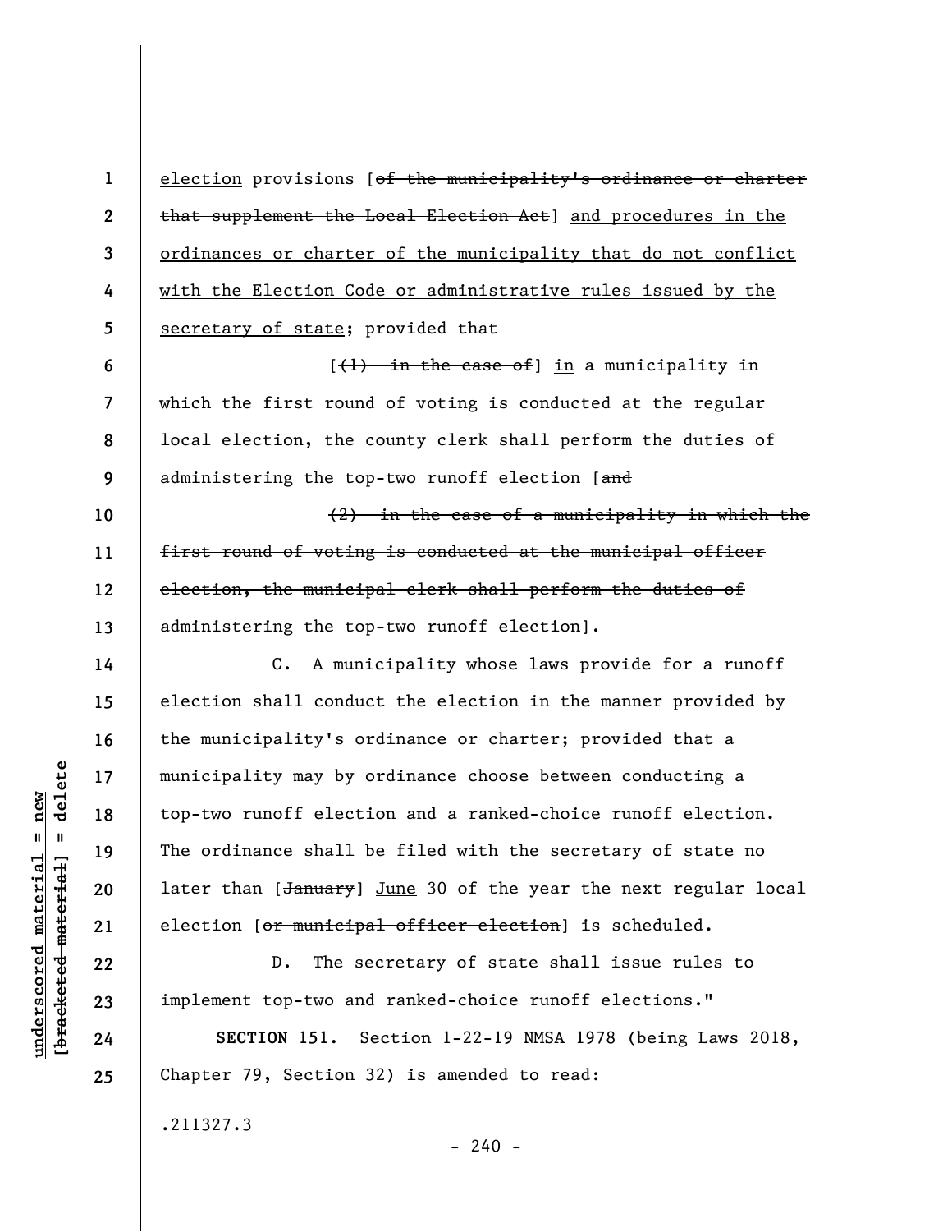election provisions [~~of the municipality's ordinance or charter that supplement the Local Election Act~~] <u>and procedures in the ordinances or charter of the municipality that do not conflict with the Election Code or administrative rules issued by the secretary of state</u>; provided that

[~~(1) in the case of~~] <u>in</u> a municipality in which the first round of voting is conducted at the regular local election, the county clerk shall perform the duties of administering the top-two runoff election [~~and~~

~~(2) in the case of a municipality in which the first round of voting is conducted at the municipal officer election, the municipal clerk shall perform the duties of administering the top-two runoff election~~].

C. A municipality whose laws provide for a runoff election shall conduct the election in the manner provided by the municipality's ordinance or charter; provided that a municipality may by ordinance choose between conducting a top-two runoff election and a ranked-choice runoff election. The ordinance shall be filed with the secretary of state no later than [~~January~~] <u>June</u> 30 of the year the next regular local election [~~or municipal officer election~~] is scheduled.

D. The secretary of state shall issue rules to implement top-two and ranked-choice runoff elections."

**SECTION 151.** Section 1-22-19 NMSA 1978 (being Laws 2018, Chapter 79, Section 32) is amended to read:

.211327.3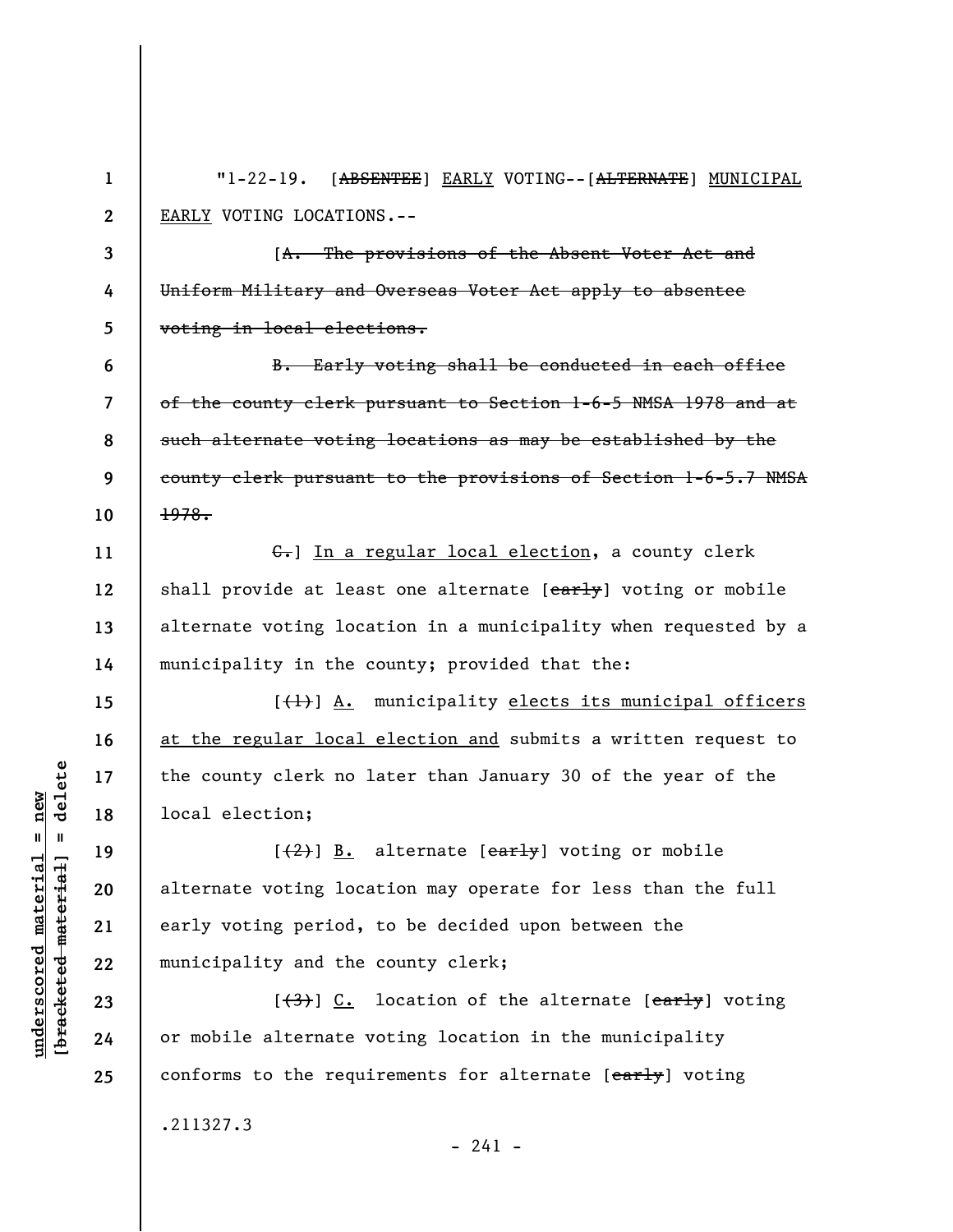"1-22-19. [~~ABSENTEE~~] EARLY VOTING--[~~ALTERNATE~~] MUNICIPAL EARLY VOTING LOCATIONS.--

[~~A. The provisions of the Absent Voter Act and Uniform Military and Overseas Voter Act apply to absentee voting in local elections.~~

~~B. Early voting shall be conducted in each office of the county clerk pursuant to Section 1-6-5 NMSA 1978 and at such alternate voting locations as may be established by the county clerk pursuant to the provisions of Section 1-6-5.7 NMSA 1978.~~

~~C.~~] In a regular local election, a county clerk shall provide at least one alternate [~~early~~] voting or mobile alternate voting location in a municipality when requested by a municipality in the county; provided that the:

[~~(1)~~] A. municipality elects its municipal officers at the regular local election and submits a written request to the county clerk no later than January 30 of the year of the local election;

[~~(2)~~] B. alternate [~~early~~] voting or mobile alternate voting location may operate for less than the full early voting period, to be decided upon between the municipality and the county clerk;

[~~(3)~~] C. location of the alternate [~~early~~] voting or mobile alternate voting location in the municipality conforms to the requirements for alternate [~~early~~] voting

.211327.3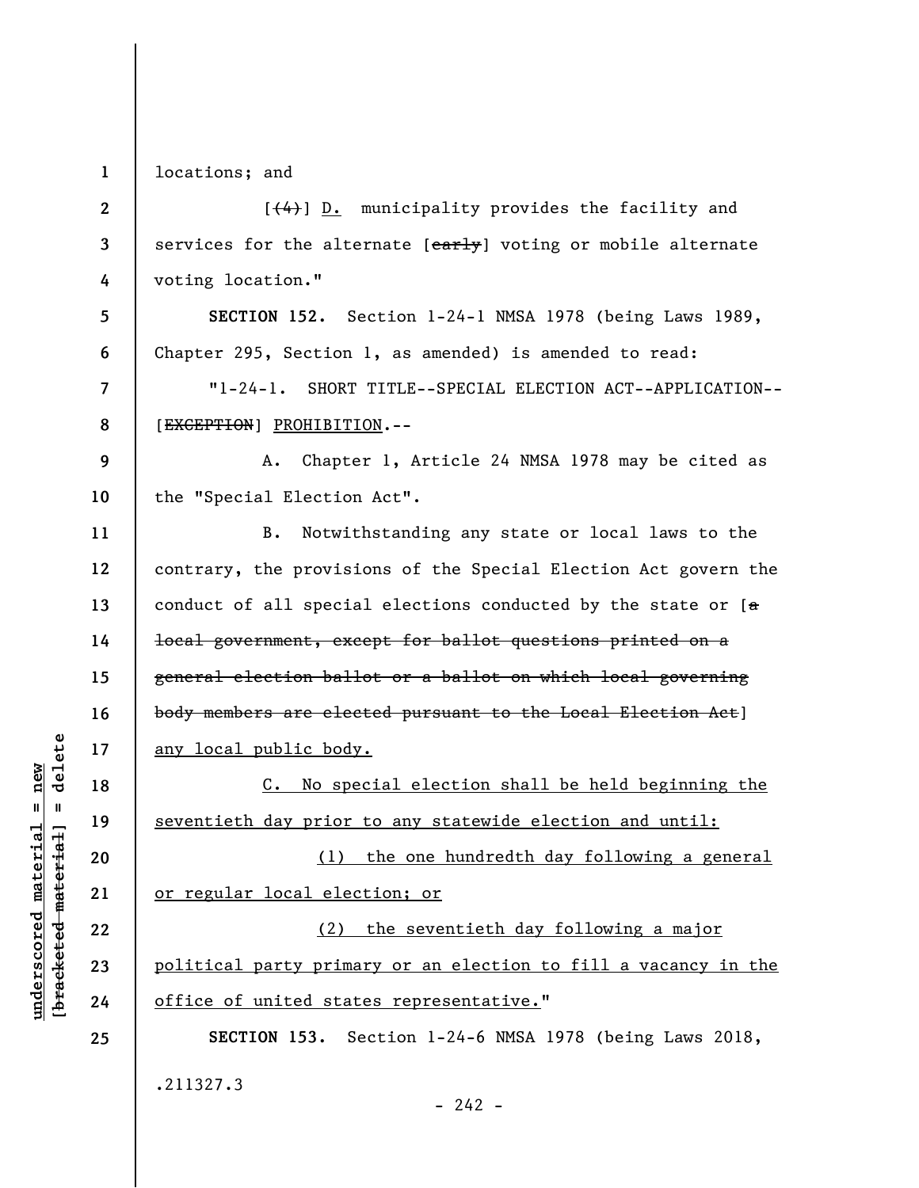locations; and

[~~(4)~~] D. municipality provides the facility and services for the alternate [~~early~~] voting or mobile alternate voting location."

**SECTION 152.** Section 1-24-1 NMSA 1978 (being Laws 1989, Chapter 295, Section 1, as amended) is amended to read:

"1-24-1. SHORT TITLE--SPECIAL ELECTION ACT--APPLICATION--[~~EXCEPTION~~] PROHIBITION.--

A. Chapter 1, Article 24 NMSA 1978 may be cited as the "Special Election Act".

B. Notwithstanding any state or local laws to the contrary, the provisions of the Special Election Act govern the conduct of all special elections conducted by the state or [~~a local government, except for ballot questions printed on a general election ballot or a ballot on which local governing body members are elected pursuant to the Local Election Act~~] any local public body.

C. No special election shall be held beginning the seventieth day prior to any statewide election and until:

(1) the one hundredth day following a general or regular local election; or

(2) the seventieth day following a major political party primary or an election to fill a vacancy in the office of united states representative."

**SECTION 153.** Section 1-24-6 NMSA 1978 (being Laws 2018,

.211327.3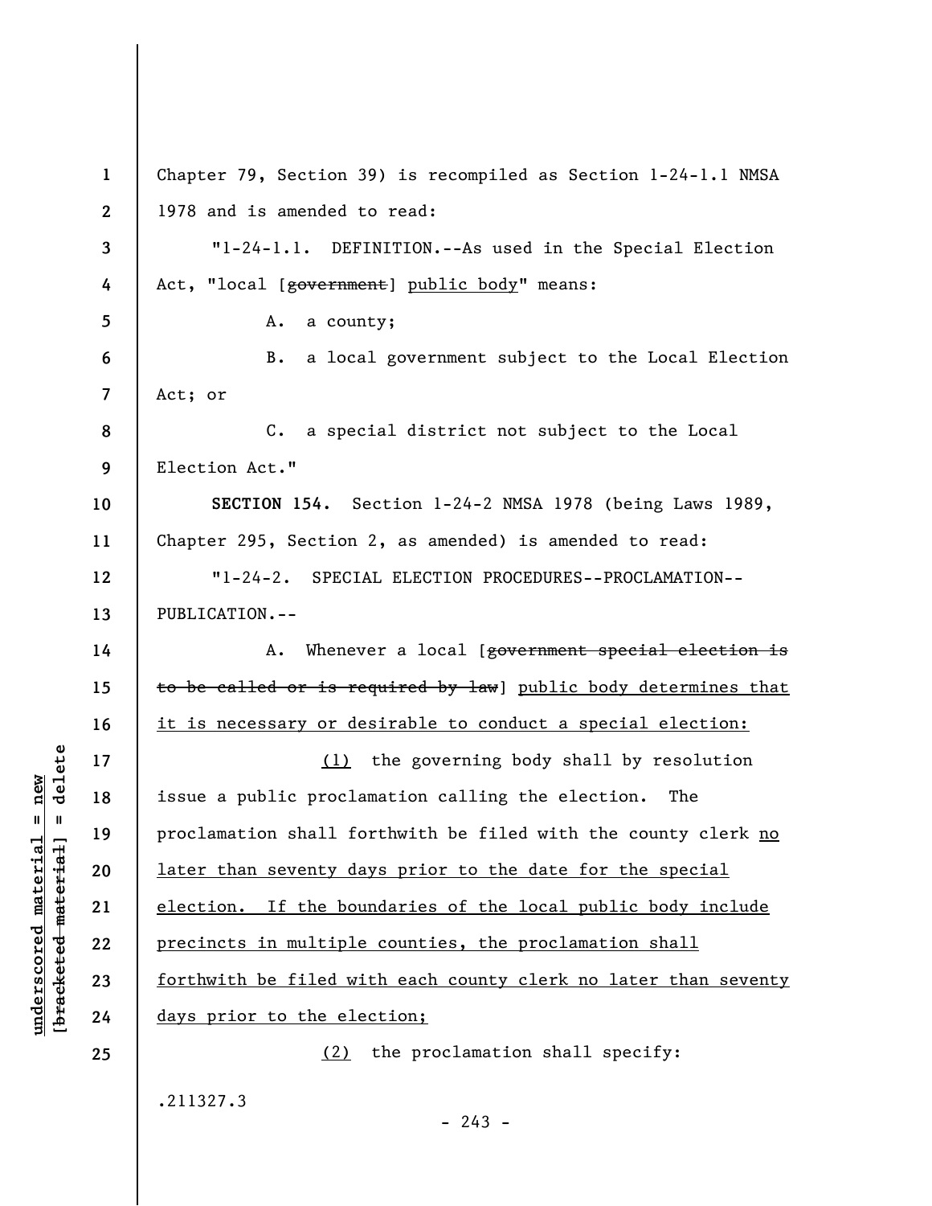Chapter 79, Section 39) is recompiled as Section 1-24-1.1 NMSA 1978 and is amended to read:

"1-24-1.1. DEFINITION.--As used in the Special Election Act, "local [~~government~~] public body" means:

A. a county;

B. a local government subject to the Local Election Act; or

C. a special district not subject to the Local Election Act."

**SECTION 154.** Section 1-24-2 NMSA 1978 (being Laws 1989, Chapter 295, Section 2, as amended) is amended to read:

"1-24-2. SPECIAL ELECTION PROCEDURES--PROCLAMATION--PUBLICATION.--

A. Whenever a local [~~government special election is to be called or is required by law~~] public body determines that it is necessary or desirable to conduct a special election:

(1) the governing body shall by resolution issue a public proclamation calling the election. The proclamation shall forthwith be filed with the county clerk no later than seventy days prior to the date for the special election. If the boundaries of the local public body include precincts in multiple counties, the proclamation shall forthwith be filed with each county clerk no later than seventy days prior to the election;

(2) the proclamation shall specify:

.211327.3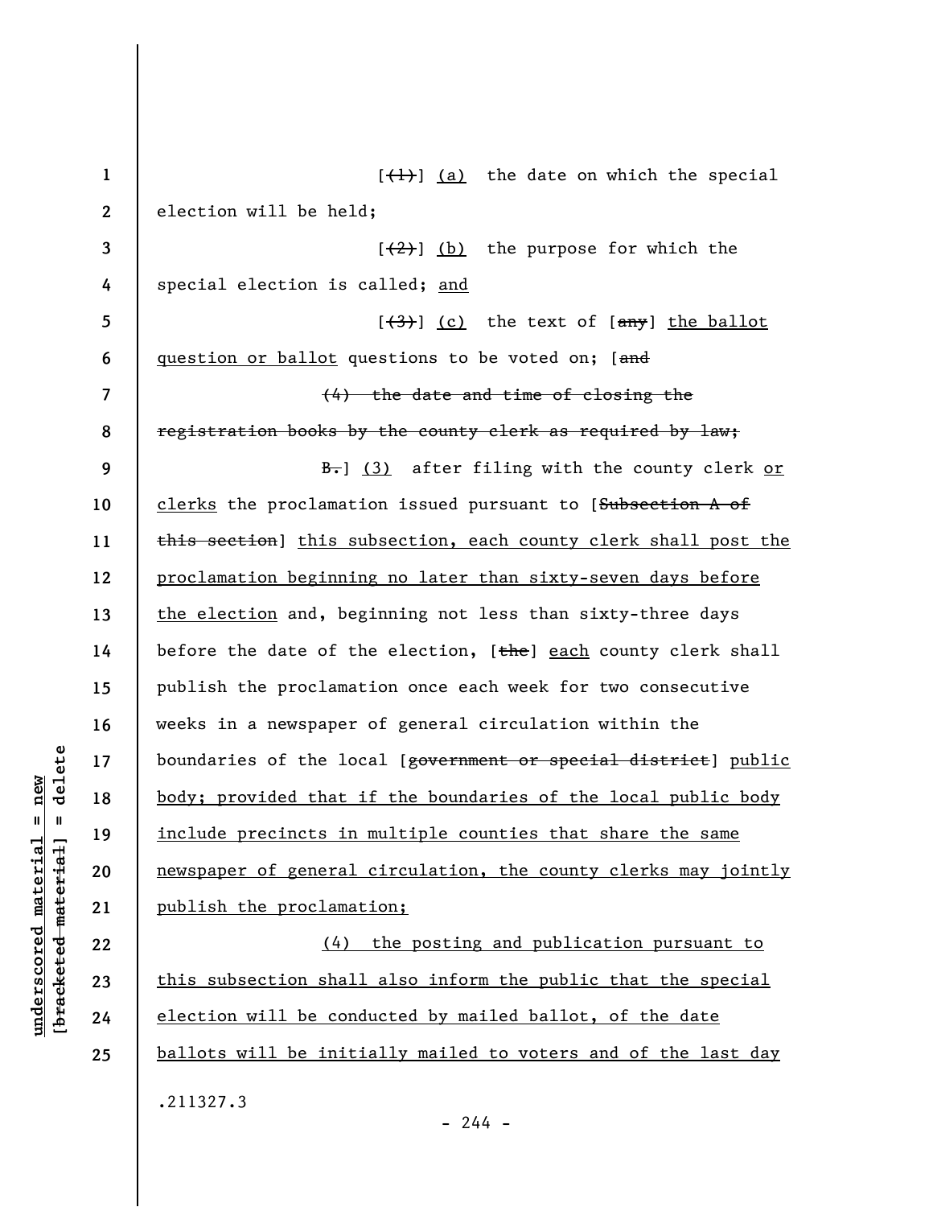[(1)] (a) the date on which the special election will be held;

[(2)] (b) the purpose for which the special election is called; and

[(3)] (c) the text of [any] the ballot question or ballot questions to be voted on; [and

(4) the date and time of closing the registration books by the county clerk as required by law;

B.] (3) after filing with the county clerk or clerks the proclamation issued pursuant to [Subsection A of this section] this subsection, each county clerk shall post the proclamation beginning no later than sixty-seven days before the election and, beginning not less than sixty-three days before the date of the election, [the] each county clerk shall publish the proclamation once each week for two consecutive weeks in a newspaper of general circulation within the boundaries of the local [government or special district] public body; provided that if the boundaries of the local public body include precincts in multiple counties that share the same newspaper of general circulation, the county clerks may jointly publish the proclamation;

(4) the posting and publication pursuant to this subsection shall also inform the public that the special election will be conducted by mailed ballot, of the date ballots will be initially mailed to voters and of the last day

.211327.3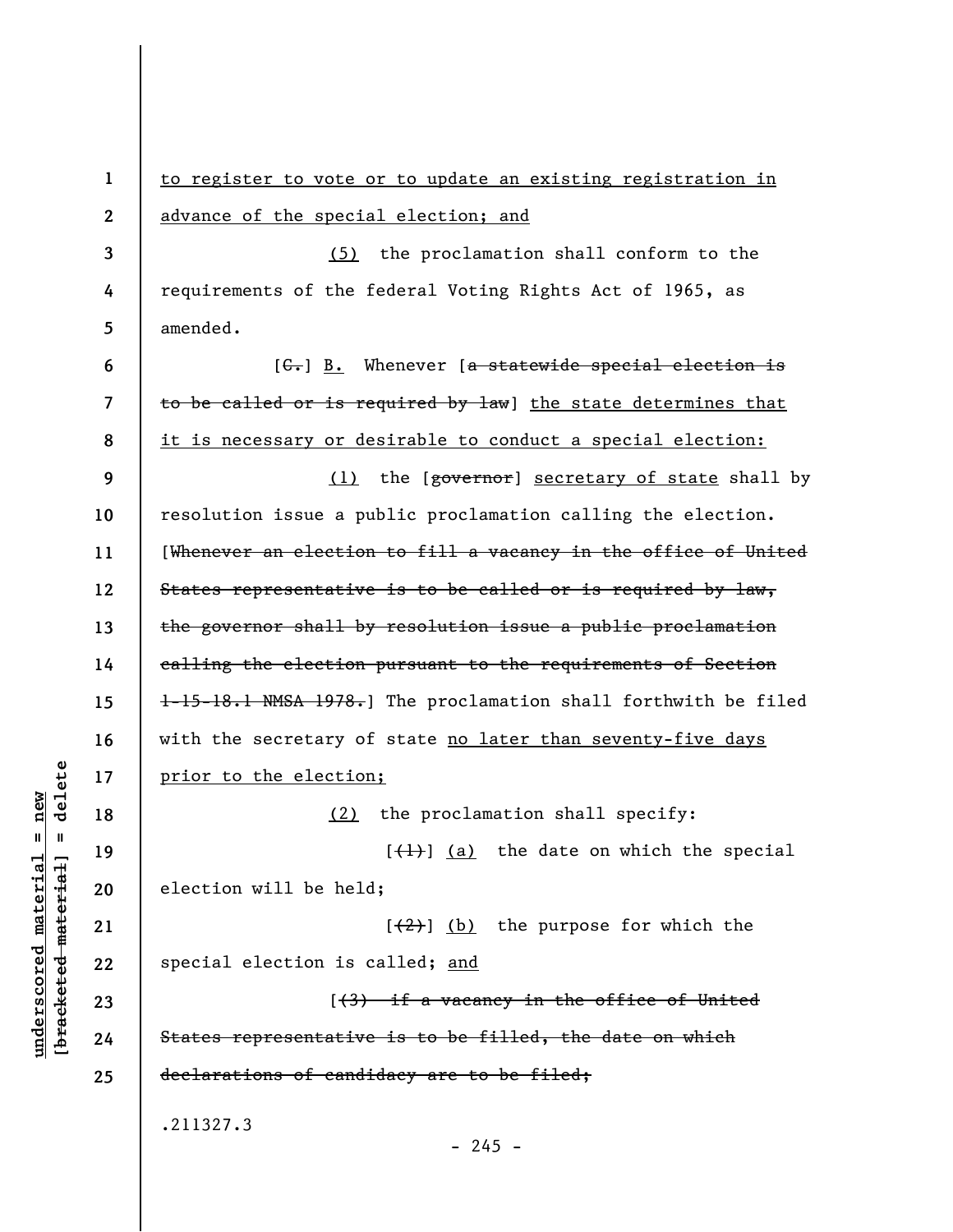to register to vote or to update an existing registration in advance of the special election; and

(5) the proclamation shall conform to the requirements of the federal Voting Rights Act of 1965, as amended.

[C.] B. Whenever [a statewide special election is to be called or is required by law] the state determines that it is necessary or desirable to conduct a special election:

(1) the [governor] secretary of state shall by resolution issue a public proclamation calling the election. [Whenever an election to fill a vacancy in the office of United States representative is to be called or is required by law, the governor shall by resolution issue a public proclamation calling the election pursuant to the requirements of Section 1-15-18.1 NMSA 1978.] The proclamation shall forthwith be filed with the secretary of state no later than seventy-five days prior to the election;

(2) the proclamation shall specify:

[(1)] (a) the date on which the special election will be held;

[(2)] (b) the purpose for which the special election is called; and

[(3) if a vacancy in the office of United States representative is to be filled, the date on which declarations of candidacy are to be filed;

.211327.3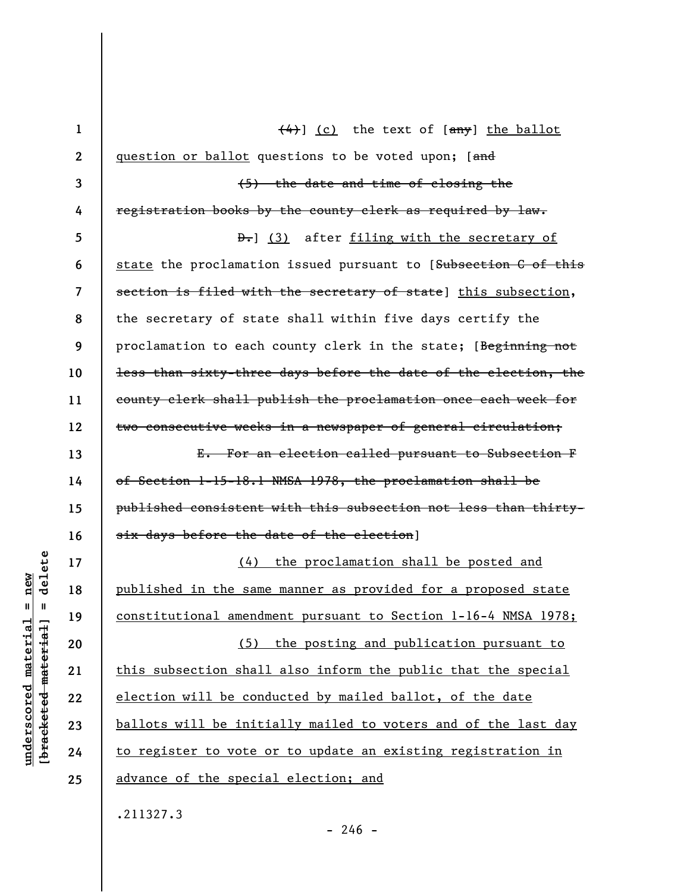(4)] (c) the text of [any] the ballot question or ballot questions to be voted upon; [and

(5) the date and time of closing the registration books by the county clerk as required by law.

D.] (3) after filing with the secretary of state the proclamation issued pursuant to [Subsection C of this section is filed with the secretary of state] this subsection, the secretary of state shall within five days certify the proclamation to each county clerk in the state; [Beginning not less than sixty-three days before the date of the election, the county clerk shall publish the proclamation once each week for two consecutive weeks in a newspaper of general circulation;

E. For an election called pursuant to Subsection F of Section 1-15-18.1 NMSA 1978, the proclamation shall be published consistent with this subsection not less than thirty-six days before the date of the election]

(4) the proclamation shall be posted and published in the same manner as provided for a proposed state constitutional amendment pursuant to Section 1-16-4 NMSA 1978;

(5) the posting and publication pursuant to this subsection shall also inform the public that the special election will be conducted by mailed ballot, of the date ballots will be initially mailed to voters and of the last day to register to vote or to update an existing registration in advance of the special election; and

.211327.3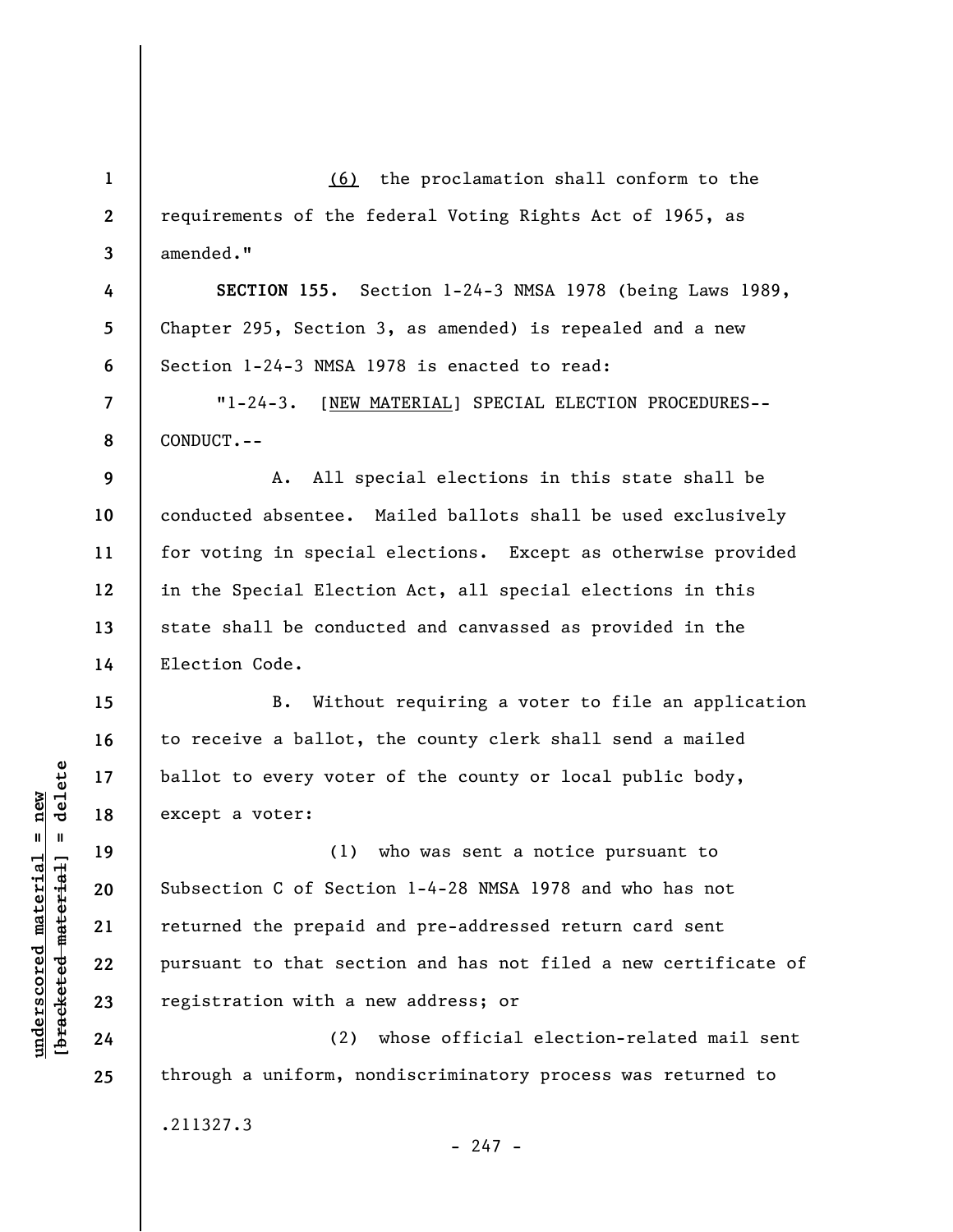(6) the proclamation shall conform to the requirements of the federal Voting Rights Act of 1965, as amended."

**SECTION 155.** Section 1-24-3 NMSA 1978 (being Laws 1989, Chapter 295, Section 3, as amended) is repealed and a new Section 1-24-3 NMSA 1978 is enacted to read:

"1-24-3. [NEW MATERIAL] SPECIAL ELECTION PROCEDURES--CONDUCT.--

A. All special elections in this state shall be conducted absentee. Mailed ballots shall be used exclusively for voting in special elections. Except as otherwise provided in the Special Election Act, all special elections in this state shall be conducted and canvassed as provided in the Election Code.

B. Without requiring a voter to file an application to receive a ballot, the county clerk shall send a mailed ballot to every voter of the county or local public body, except a voter:

(1) who was sent a notice pursuant to Subsection C of Section 1-4-28 NMSA 1978 and who has not returned the prepaid and pre-addressed return card sent pursuant to that section and has not filed a new certificate of registration with a new address; or

(2) whose official election-related mail sent through a uniform, nondiscriminatory process was returned to

.211327.3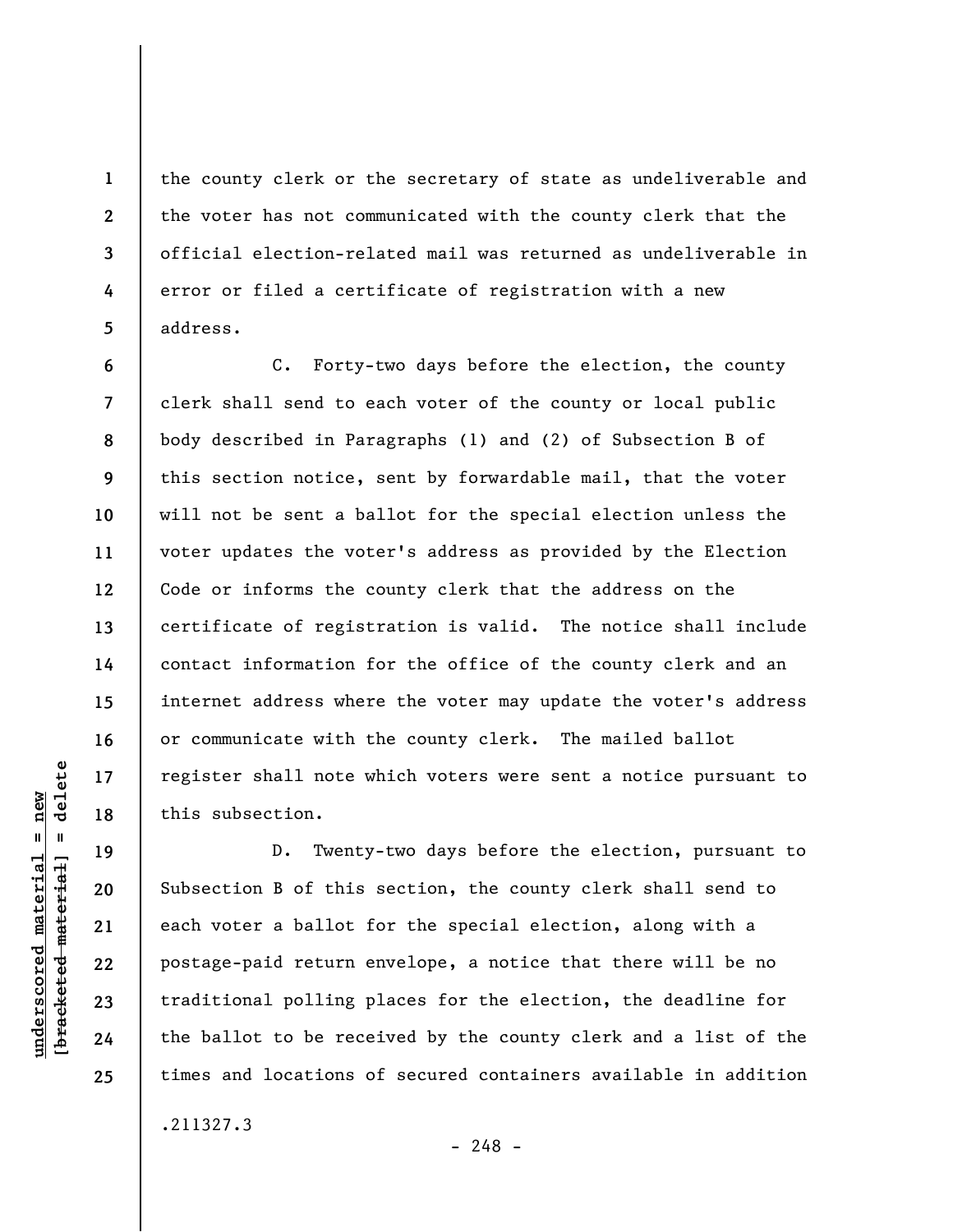the county clerk or the secretary of state as undeliverable and the voter has not communicated with the county clerk that the official election-related mail was returned as undeliverable in error or filed a certificate of registration with a new address.

C. Forty-two days before the election, the county clerk shall send to each voter of the county or local public body described in Paragraphs (1) and (2) of Subsection B of this section notice, sent by forwardable mail, that the voter will not be sent a ballot for the special election unless the voter updates the voter's address as provided by the Election Code or informs the county clerk that the address on the certificate of registration is valid. The notice shall include contact information for the office of the county clerk and an internet address where the voter may update the voter's address or communicate with the county clerk. The mailed ballot register shall note which voters were sent a notice pursuant to this subsection.

D. Twenty-two days before the election, pursuant to Subsection B of this section, the county clerk shall send to each voter a ballot for the special election, along with a postage-paid return envelope, a notice that there will be no traditional polling places for the election, the deadline for the ballot to be received by the county clerk and a list of the times and locations of secured containers available in addition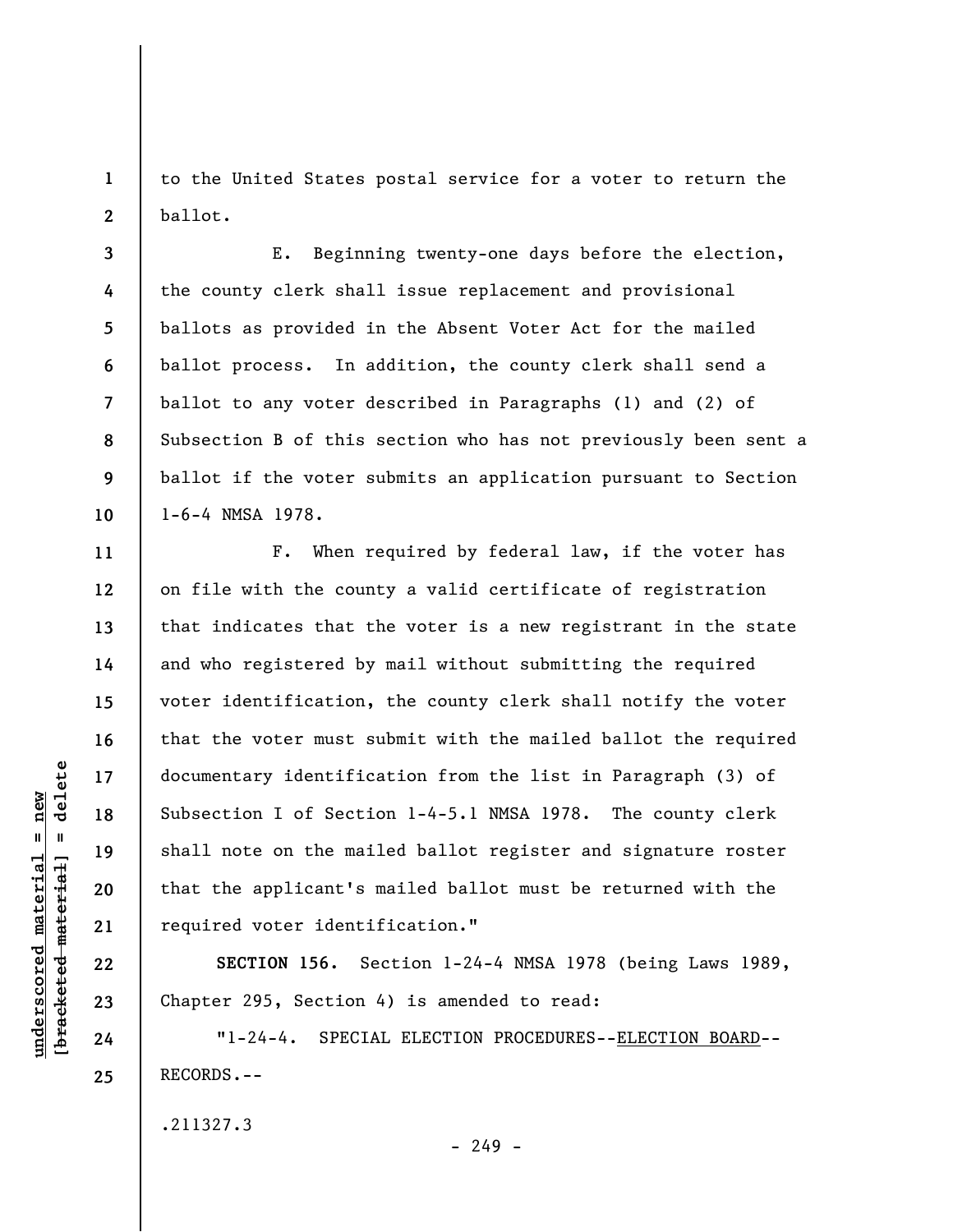to the United States postal service for a voter to return the ballot.

E. Beginning twenty-one days before the election, the county clerk shall issue replacement and provisional ballots as provided in the Absent Voter Act for the mailed ballot process. In addition, the county clerk shall send a ballot to any voter described in Paragraphs (1) and (2) of Subsection B of this section who has not previously been sent a ballot if the voter submits an application pursuant to Section 1-6-4 NMSA 1978.

F. When required by federal law, if the voter has on file with the county a valid certificate of registration that indicates that the voter is a new registrant in the state and who registered by mail without submitting the required voter identification, the county clerk shall notify the voter that the voter must submit with the mailed ballot the required documentary identification from the list in Paragraph (3) of Subsection I of Section 1-4-5.1 NMSA 1978. The county clerk shall note on the mailed ballot register and signature roster that the applicant's mailed ballot must be returned with the required voter identification."

**SECTION 156.** Section 1-24-4 NMSA 1978 (being Laws 1989, Chapter 295, Section 4) is amended to read:

"1-24-4. SPECIAL ELECTION PROCEDURES--<u>ELECTION BOARD</u>--RECORDS.--

.211327.3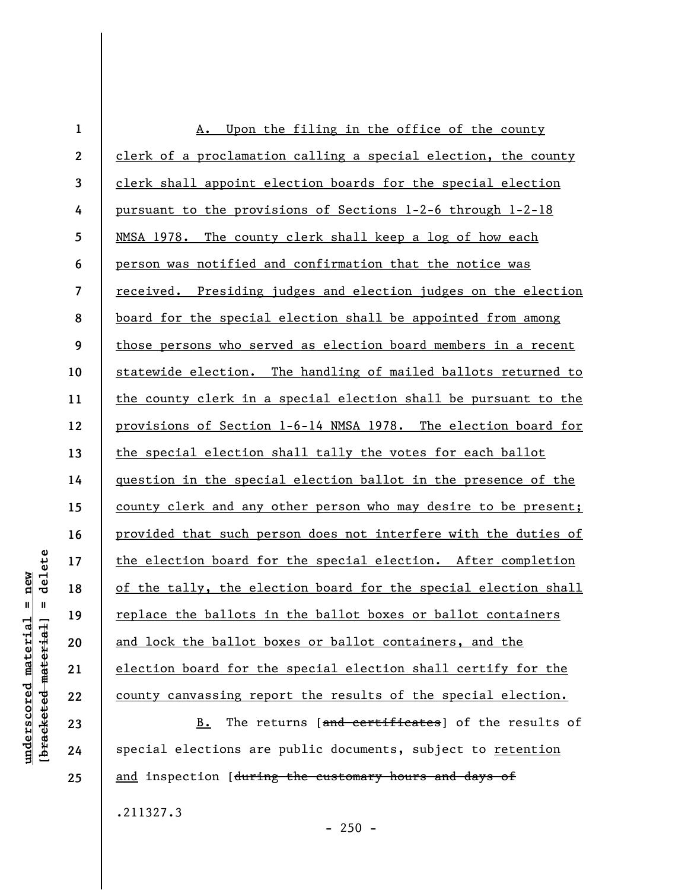A. Upon the filing in the office of the county clerk of a proclamation calling a special election, the county clerk shall appoint election boards for the special election pursuant to the provisions of Sections 1-2-6 through 1-2-18 NMSA 1978. The county clerk shall keep a log of how each person was notified and confirmation that the notice was received. Presiding judges and election judges on the election board for the special election shall be appointed from among those persons who served as election board members in a recent statewide election. The handling of mailed ballots returned to the county clerk in a special election shall be pursuant to the provisions of Section 1-6-14 NMSA 1978. The election board for the special election shall tally the votes for each ballot question in the special election ballot in the presence of the county clerk and any other person who may desire to be present; provided that such person does not interfere with the duties of the election board for the special election. After completion of the tally, the election board for the special election shall replace the ballots in the ballot boxes or ballot containers and lock the ballot boxes or ballot containers, and the election board for the special election shall certify for the county canvassing report the results of the special election.

B. The returns [~~and certificates~~] of the results of special elections are public documents, subject to retention and inspection [~~during the customary hours and days of~~

.211327.3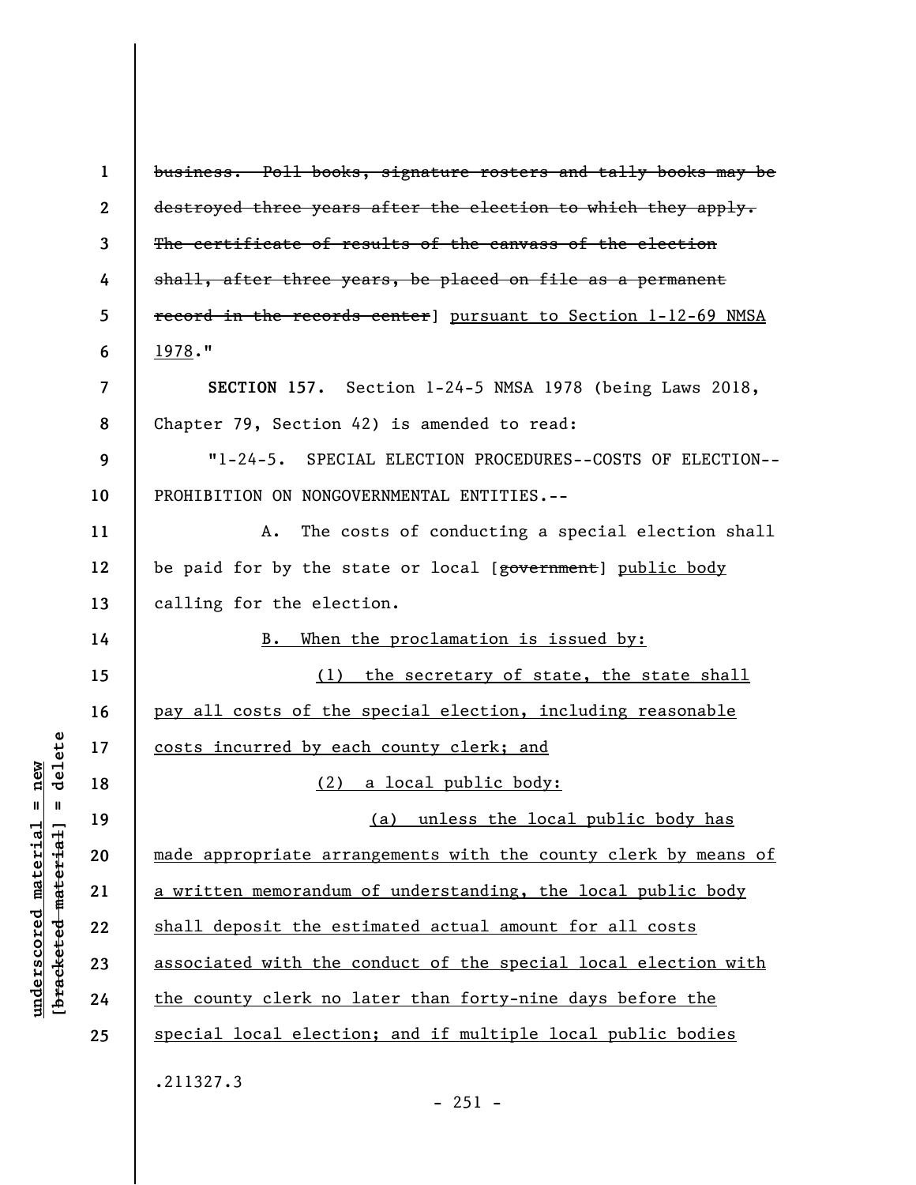~~business. Poll books, signature rosters and tally books may be destroyed three years after the election to which they apply. The certificate of results of the canvass of the election shall, after three years, be placed on file as a permanent record in the records center~~] pursuant to Section 1-12-69 NMSA 1978."

**SECTION 157.** Section 1-24-5 NMSA 1978 (being Laws 2018, Chapter 79, Section 42) is amended to read:

"1-24-5. SPECIAL ELECTION PROCEDURES--COSTS OF ELECTION--PROHIBITION ON NONGOVERNMENTAL ENTITIES.--

A. The costs of conducting a special election shall be paid for by the state or local [~~government~~] public body calling for the election.

B. When the proclamation is issued by:

(1) the secretary of state, the state shall pay all costs of the special election, including reasonable costs incurred by each county clerk; and

(2) a local public body:

(a) unless the local public body has made appropriate arrangements with the county clerk by means of a written memorandum of understanding, the local public body shall deposit the estimated actual amount for all costs associated with the conduct of the special local election with the county clerk no later than forty-nine days before the special local election; and if multiple local public bodies

.211327.3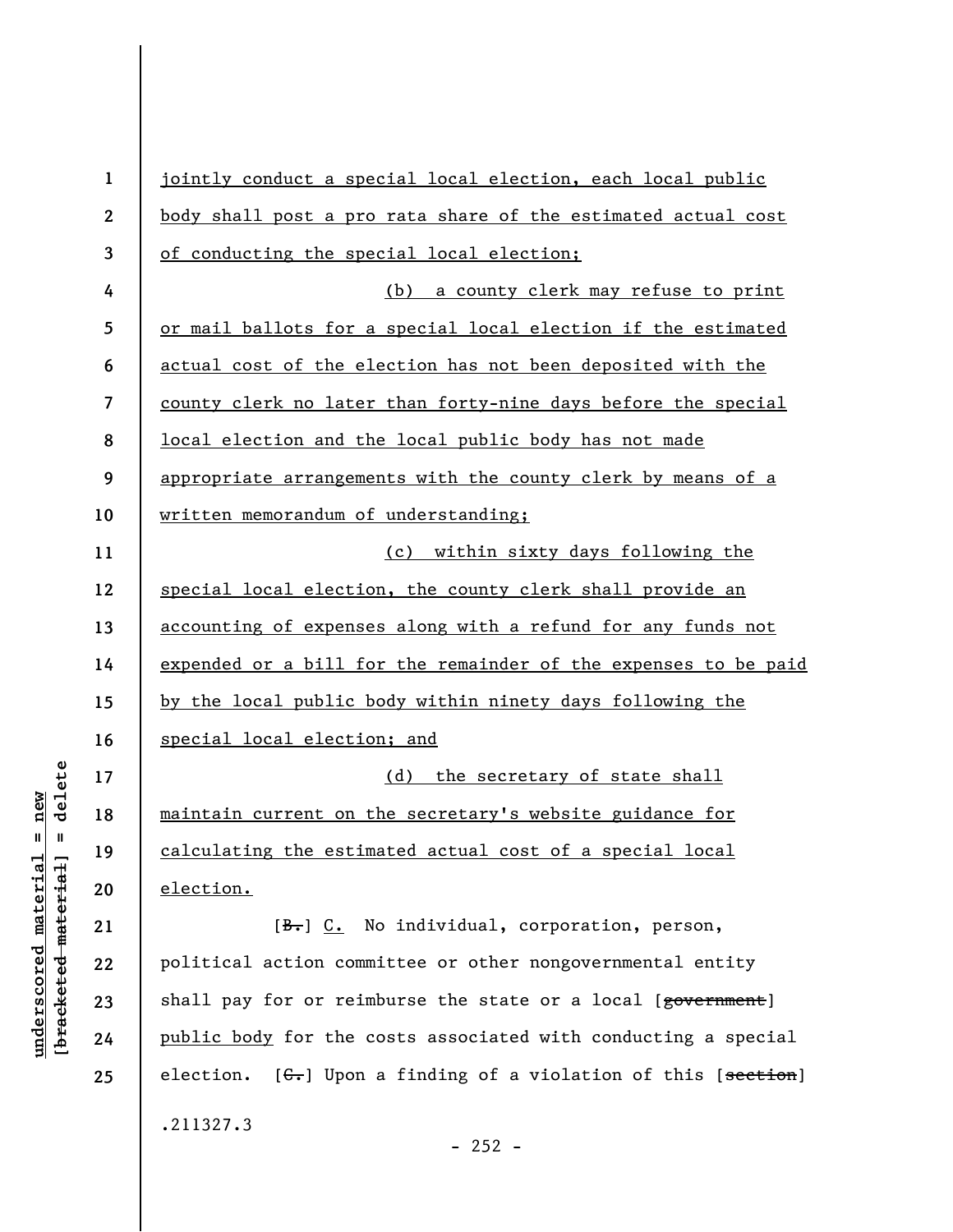jointly conduct a special local election, each local public body shall post a pro rata share of the estimated actual cost of conducting the special local election;

(b) a county clerk may refuse to print or mail ballots for a special local election if the estimated actual cost of the election has not been deposited with the county clerk no later than forty-nine days before the special local election and the local public body has not made appropriate arrangements with the county clerk by means of a written memorandum of understanding;

(c) within sixty days following the special local election, the county clerk shall provide an accounting of expenses along with a refund for any funds not expended or a bill for the remainder of the expenses to be paid by the local public body within ninety days following the special local election; and

(d) the secretary of state shall maintain current on the secretary's website guidance for calculating the estimated actual cost of a special local election.

[~~B.~~] C. No individual, corporation, person, political action committee or other nongovernmental entity shall pay for or reimburse the state or a local [~~government~~] public body for the costs associated with conducting a special election. [~~C.~~] Upon a finding of a violation of this [~~section~~]

.211327.3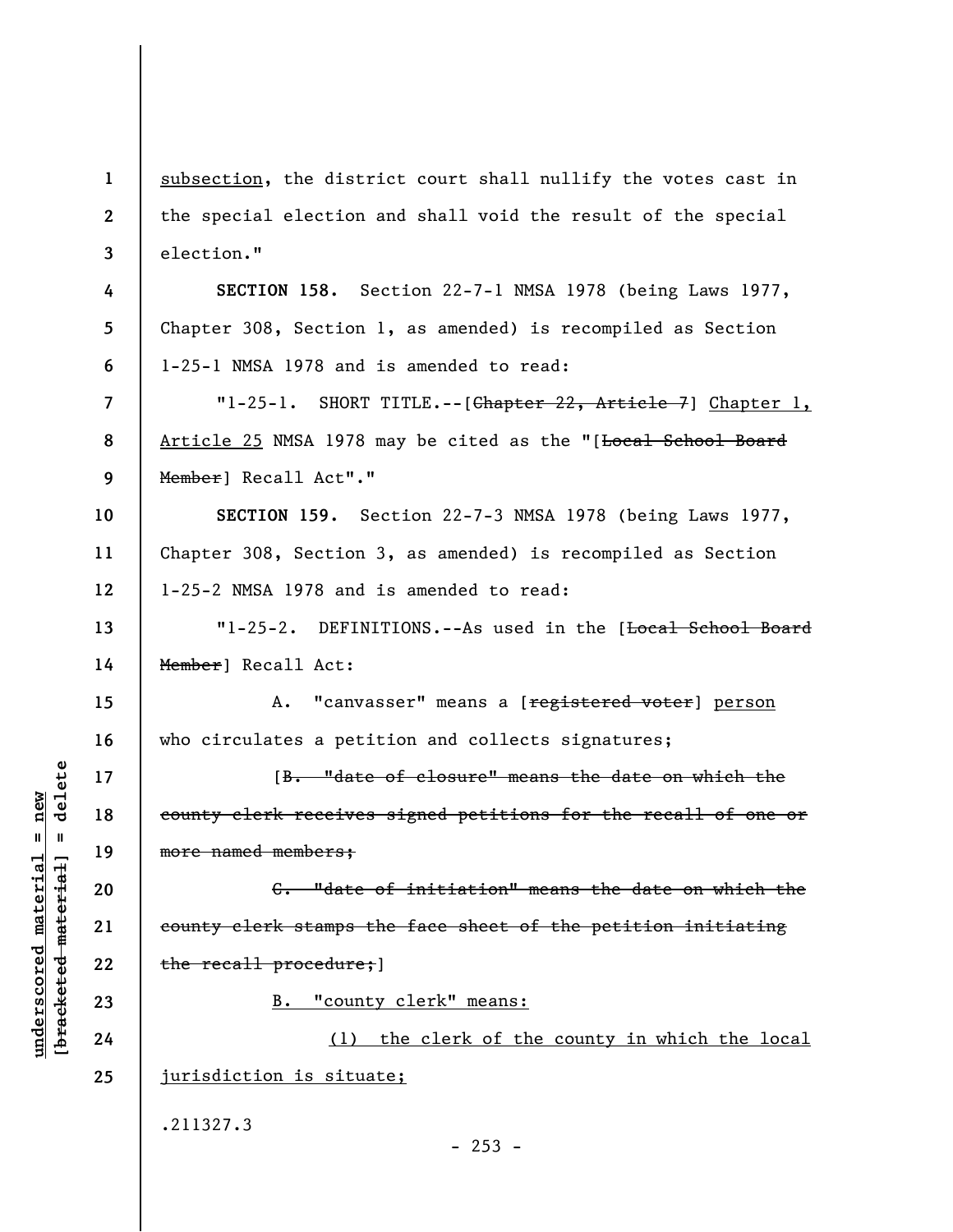subsection, the district court shall nullify the votes cast in the special election and shall void the result of the special election."

**SECTION 158.** Section 22-7-1 NMSA 1978 (being Laws 1977, Chapter 308, Section 1, as amended) is recompiled as Section 1-25-1 NMSA 1978 and is amended to read:

"1-25-1. SHORT TITLE.--[~~Chapter 22, Article 7~~] <u>Chapter 1, Article 25</u> NMSA 1978 may be cited as the "[~~Local School Board Member~~] Recall Act"."

**SECTION 159.** Section 22-7-3 NMSA 1978 (being Laws 1977, Chapter 308, Section 3, as amended) is recompiled as Section 1-25-2 NMSA 1978 and is amended to read:

"1-25-2. DEFINITIONS.--As used in the [~~Local School Board Member~~] Recall Act:

A. "canvasser" means a [~~registered voter~~] <u>person</u> who circulates a petition and collects signatures;

[~~B. "date of closure" means the date on which the county clerk receives signed petitions for the recall of one or more named members;~~

~~C. "date of initiation" means the date on which the county clerk stamps the face sheet of the petition initiating the recall procedure;~~]

<u>B. "county clerk" means:</u>

<u>(1) the clerk of the county in which the local jurisdiction is situate;</u>

.211327.3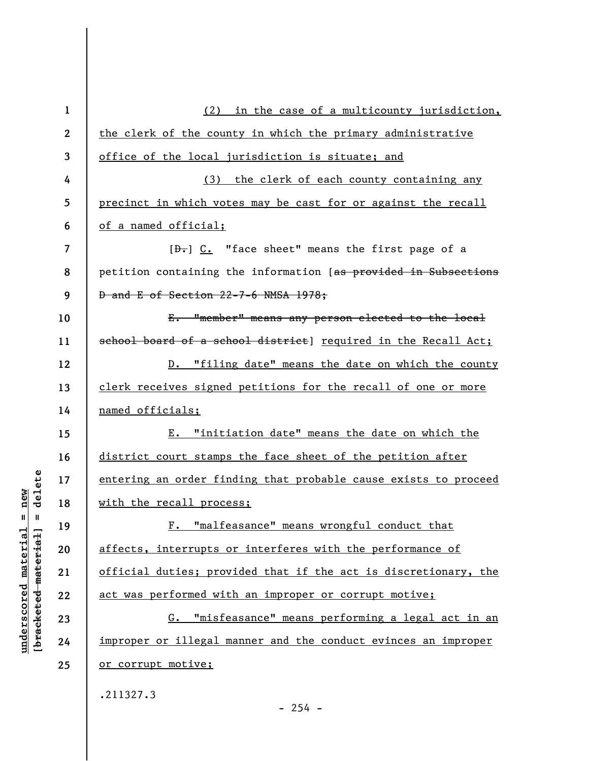(2) in the case of a multicounty jurisdiction, the clerk of the county in which the primary administrative office of the local jurisdiction is situate; and

(3) the clerk of each county containing any precinct in which votes may be cast for or against the recall of a named official;

[~~D.~~] C. "face sheet" means the first page of a petition containing the information [~~as provided in Subsections D and E of Section 22-7-6 NMSA 1978;~~

~~E. "member" means any person elected to the local school board of a school district~~] required in the Recall Act;

D. "filing date" means the date on which the county clerk receives signed petitions for the recall of one or more named officials;

E. "initiation date" means the date on which the district court stamps the face sheet of the petition after entering an order finding that probable cause exists to proceed with the recall process;

F. "malfeasance" means wrongful conduct that affects, interrupts or interferes with the performance of official duties; provided that if the act is discretionary, the act was performed with an improper or corrupt motive;

G. "misfeasance" means performing a legal act in an improper or illegal manner and the conduct evinces an improper or corrupt motive;

.211327.3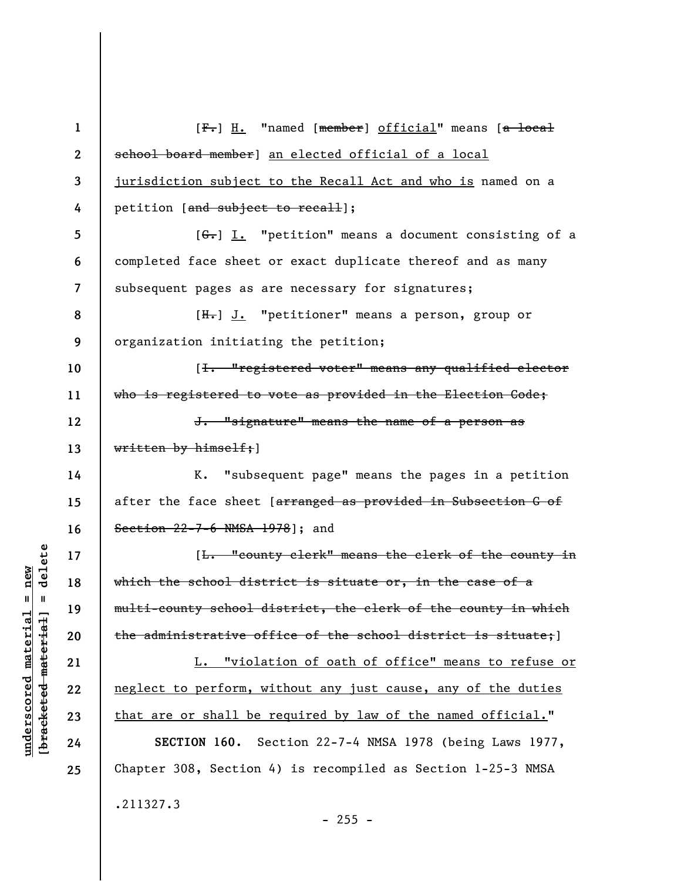[F.] H. "named [member] official" means [a local school board member] an elected official of a local jurisdiction subject to the Recall Act and who is named on a petition [and subject to recall];

[G.] I. "petition" means a document consisting of a completed face sheet or exact duplicate thereof and as many subsequent pages as are necessary for signatures;

[H.] J. "petitioner" means a person, group or organization initiating the petition;

[I. "registered voter" means any qualified elector who is registered to vote as provided in the Election Code;

J. "signature" means the name of a person as written by himself;]

K. "subsequent page" means the pages in a petition after the face sheet [arranged as provided in Subsection G of Section 22-7-6 NMSA 1978]; and

[L. "county clerk" means the clerk of the county in which the school district is situate or, in the case of a multi-county school district, the clerk of the county in which the administrative office of the school district is situate;]

L. "violation of oath of office" means to refuse or neglect to perform, without any just cause, any of the duties that are or shall be required by law of the named official."

**SECTION 160.** Section 22-7-4 NMSA 1978 (being Laws 1977, Chapter 308, Section 4) is recompiled as Section 1-25-3 NMSA

.211327.3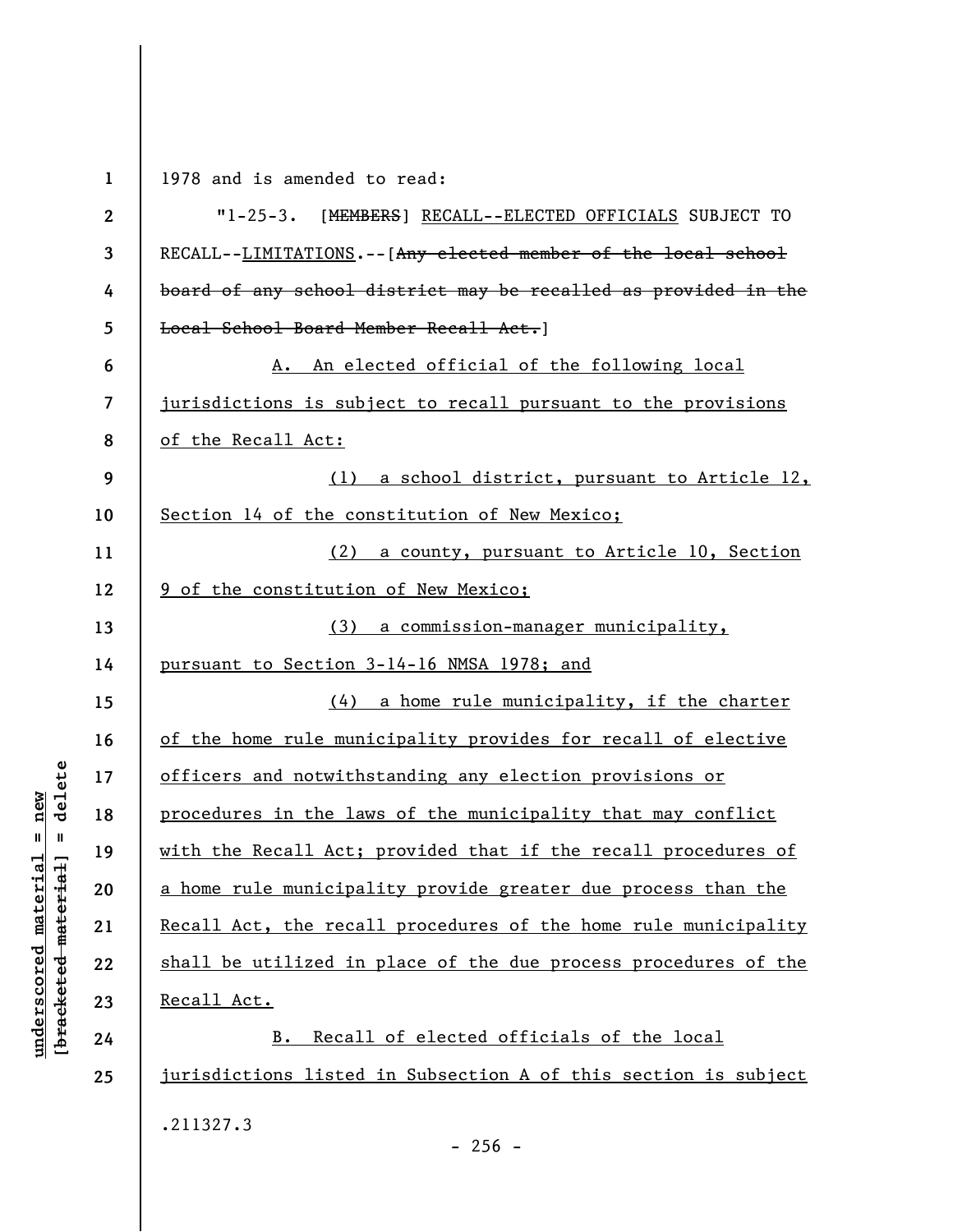1978 and is amended to read:

"1-25-3. [~~MEMBERS~~] RECALL--ELECTED OFFICIALS SUBJECT TO RECALL--LIMITATIONS.--[~~Any elected member of the local school board of any school district may be recalled as provided in the Local School Board Member Recall Act.~~]

A. An elected official of the following local jurisdictions is subject to recall pursuant to the provisions of the Recall Act:

(1) a school district, pursuant to Article 12, Section 14 of the constitution of New Mexico;

(2) a county, pursuant to Article 10, Section 9 of the constitution of New Mexico;

(3) a commission-manager municipality, pursuant to Section 3-14-16 NMSA 1978; and

(4) a home rule municipality, if the charter of the home rule municipality provides for recall of elective officers and notwithstanding any election provisions or procedures in the laws of the municipality that may conflict with the Recall Act; provided that if the recall procedures of a home rule municipality provide greater due process than the Recall Act, the recall procedures of the home rule municipality shall be utilized in place of the due process procedures of the Recall Act.

B. Recall of elected officials of the local jurisdictions listed in Subsection A of this section is subject

.211327.3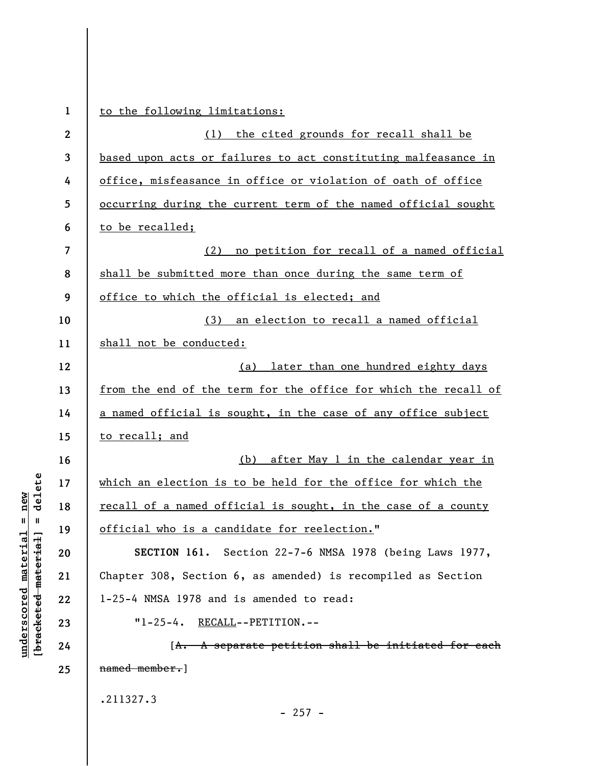to the following limitations:

(1) the cited grounds for recall shall be based upon acts or failures to act constituting malfeasance in office, misfeasance in office or violation of oath of office occurring during the current term of the named official sought to be recalled;

(2) no petition for recall of a named official shall be submitted more than once during the same term of office to which the official is elected; and

(3) an election to recall a named official shall not be conducted:

(a) later than one hundred eighty days from the end of the term for the office for which the recall of a named official is sought, in the case of any office subject to recall; and

(b) after May 1 in the calendar year in which an election is to be held for the office for which the recall of a named official is sought, in the case of a county official who is a candidate for reelection."

**SECTION 161.** Section 22-7-6 NMSA 1978 (being Laws 1977, Chapter 308, Section 6, as amended) is recompiled as Section 1-25-4 NMSA 1978 and is amended to read:

"1-25-4. RECALL--PETITION.--

[~~A. A separate petition shall be initiated for each named member.~~]

.211327.3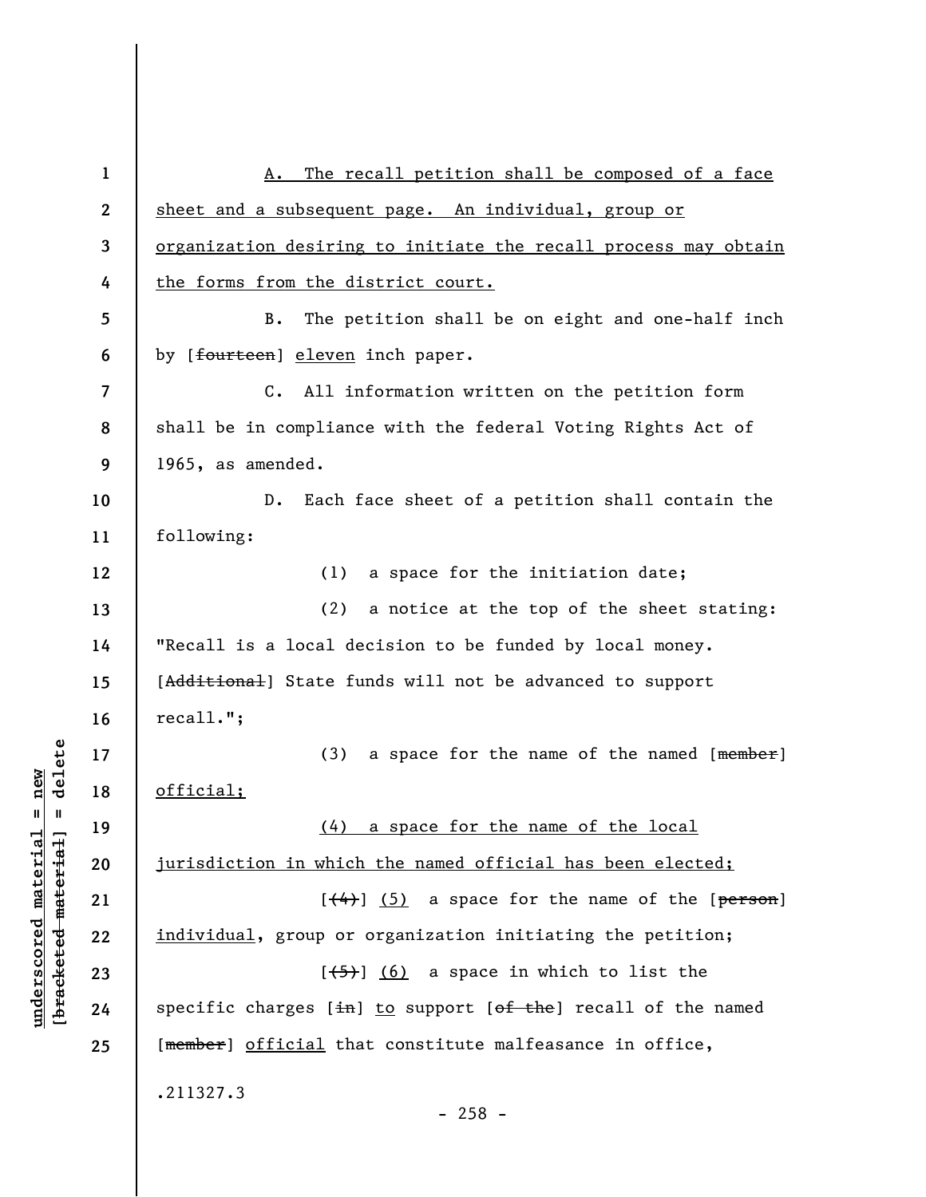A. The recall petition shall be composed of a face sheet and a subsequent page. An individual, group or organization desiring to initiate the recall process may obtain the forms from the district court.

B. The petition shall be on eight and one-half inch by [~~fourteen~~] eleven inch paper.

C. All information written on the petition form shall be in compliance with the federal Voting Rights Act of 1965, as amended.

D. Each face sheet of a petition shall contain the following:

(1) a space for the initiation date;

(2) a notice at the top of the sheet stating: "Recall is a local decision to be funded by local money. [~~Additional~~] State funds will not be advanced to support recall.";

(3) a space for the name of the named [~~member~~] official;

(4) a space for the name of the local jurisdiction in which the named official has been elected;

[~~(4)~~] (5) a space for the name of the [~~person~~] individual, group or organization initiating the petition;

[~~(5)~~] (6) a space in which to list the specific charges [~~in~~] to support [~~of the~~] recall of the named [~~member~~] official that constitute malfeasance in office,

.211327.3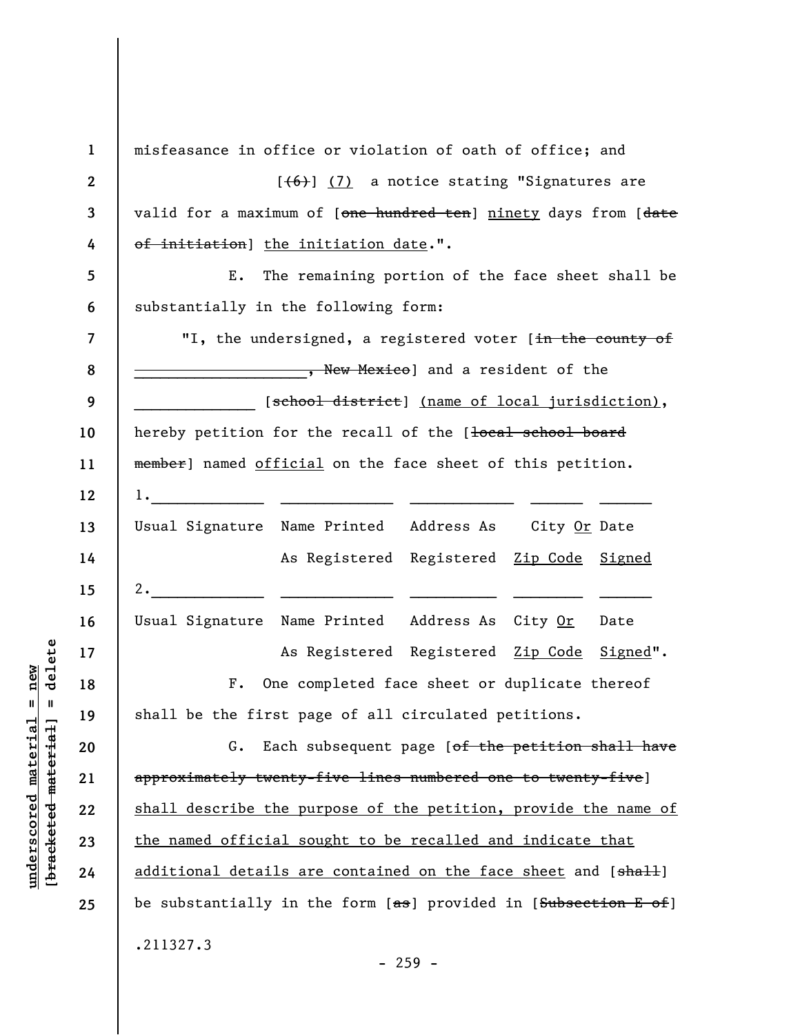misfeasance in office or violation of oath of office; and

[~~(6)~~] <u>(7)</u> a notice stating "Signatures are valid for a maximum of [~~one hundred ten~~] <u>ninety</u> days from [~~date of initiation~~] <u>the initiation date</u>.".

E. The remaining portion of the face sheet shall be substantially in the following form:

"I, the undersigned, a registered voter [~~in the county of ____________________, New Mexico~~] and a resident of the ______________ [~~school district~~] <u>(name of local jurisdiction)</u>, hereby petition for the recall of the [~~local school board member~~] named <u>official</u> on the face sheet of this petition.

| 1.______________ | ______________ | ______________ | ______ | ______ |
|---|---|---|---|---|
| Usual Signature | Name Printed As Registered | Address As Registered | City <u>Or</u> <u>Zip Code</u> | Date <u>Signed</u> |
| 2.______________ | ______________ | ______________ | ______ | ______ |
| Usual Signature | Name Printed As Registered | Address As Registered | City <u>Or</u> <u>Zip Code</u> | Date <u>Signed</u>". |

F. One completed face sheet or duplicate thereof shall be the first page of all circulated petitions.

G. Each subsequent page [~~of the petition shall have approximately twenty-five lines numbered one to twenty-five~~] <u>shall describe the purpose of the petition, provide the name of the named official sought to be recalled and indicate that additional details are contained on the face sheet</u> and [~~shall~~] be substantially in the form [~~as~~] provided in [~~Subsection E of~~]

.211327.3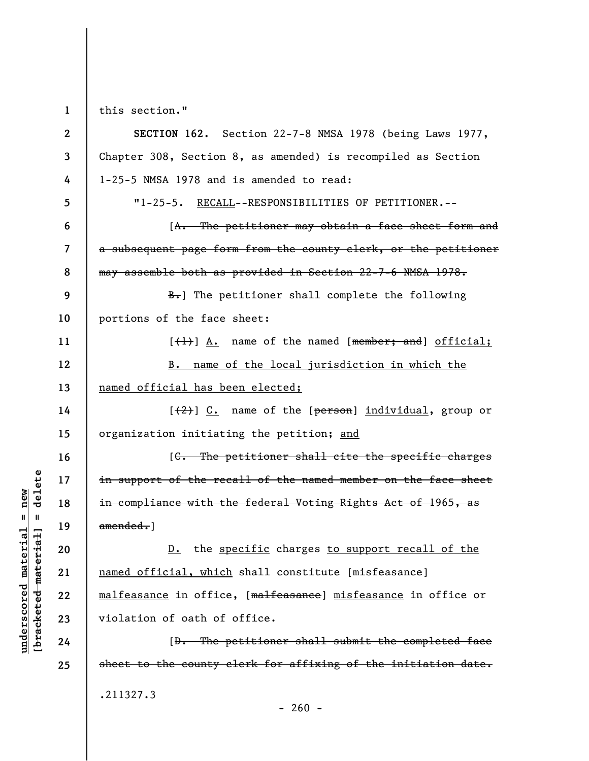this section."

**SECTION 162.** Section 22-7-8 NMSA 1978 (being Laws 1977, Chapter 308, Section 8, as amended) is recompiled as Section 1-25-5 NMSA 1978 and is amended to read:

"1-25-5. <u>RECALL</u>--RESPONSIBILITIES OF PETITIONER.--

[~~A. The petitioner may obtain a face sheet form and a subsequent page form from the county clerk, or the petitioner may assemble both as provided in Section 22-7-6 NMSA 1978.~~

~~B.~~] The petitioner shall complete the following portions of the face sheet:

[~~(1)~~] <u>A.</u> name of the named [~~member; and~~] <u>official;</u>

<u>B. name of the local jurisdiction in which the named official has been elected;</u>

[~~(2)~~] <u>C.</u> name of the [~~person~~] <u>individual</u>, group or organization initiating the petition; <u>and</u>

[~~C. The petitioner shall cite the specific charges in support of the recall of the named member on the face sheet in compliance with the federal Voting Rights Act of 1965, as amended.~~]

<u>D.</u> the <u>specific</u> charges <u>to support recall of the named official, which</u> shall constitute [~~misfeasance~~] <u>malfeasance</u> in office, [~~malfeasance~~] <u>misfeasance</u> in office or violation of oath of office.

[~~D. The petitioner shall submit the completed face sheet to the county clerk for affixing of the initiation date.~~

.211327.3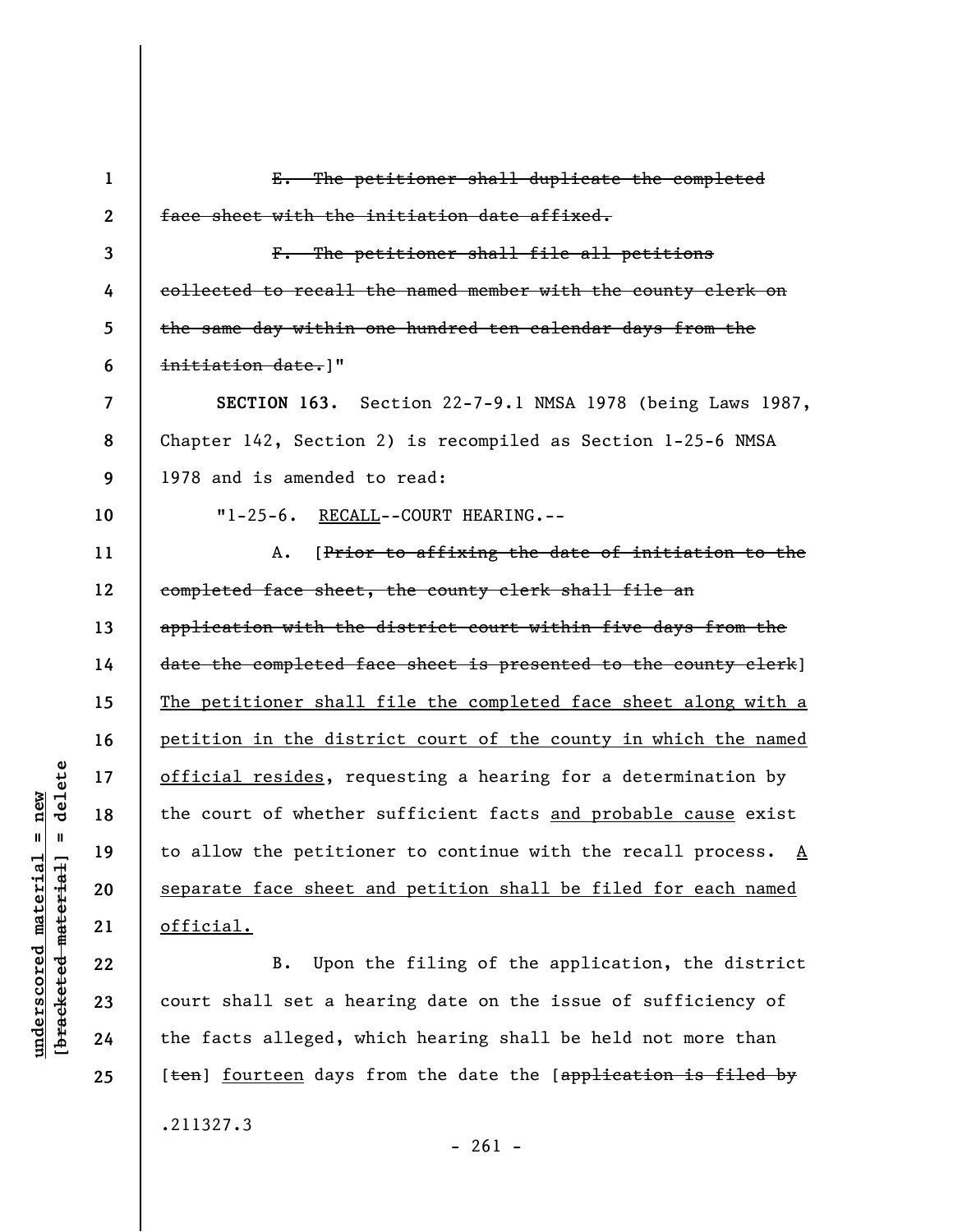~~E. The petitioner shall duplicate the completed face sheet with the initiation date affixed.~~

~~F. The petitioner shall file all petitions collected to recall the named member with the county clerk on the same day within one hundred ten calendar days from the initiation date.~~]"

**SECTION 163.** Section 22-7-9.1 NMSA 1978 (being Laws 1987, Chapter 142, Section 2) is recompiled as Section 1-25-6 NMSA 1978 and is amended to read:

"1-25-6. <u>RECALL</u>--COURT HEARING.--

A. [~~Prior to affixing the date of initiation to the completed face sheet, the county clerk shall file an application with the district court within five days from the date the completed face sheet is presented to the county clerk~~] <u>The petitioner shall file the completed face sheet along with a petition in the district court of the county in which the named official resides</u>, requesting a hearing for a determination by the court of whether sufficient facts <u>and probable cause</u> exist to allow the petitioner to continue with the recall process. <u>A separate face sheet and petition shall be filed for each named official.</u>

B. Upon the filing of the application, the district court shall set a hearing date on the issue of sufficiency of the facts alleged, which hearing shall be held not more than [~~ten~~] <u>fourteen</u> days from the date the [~~application is filed by~~

.211327.3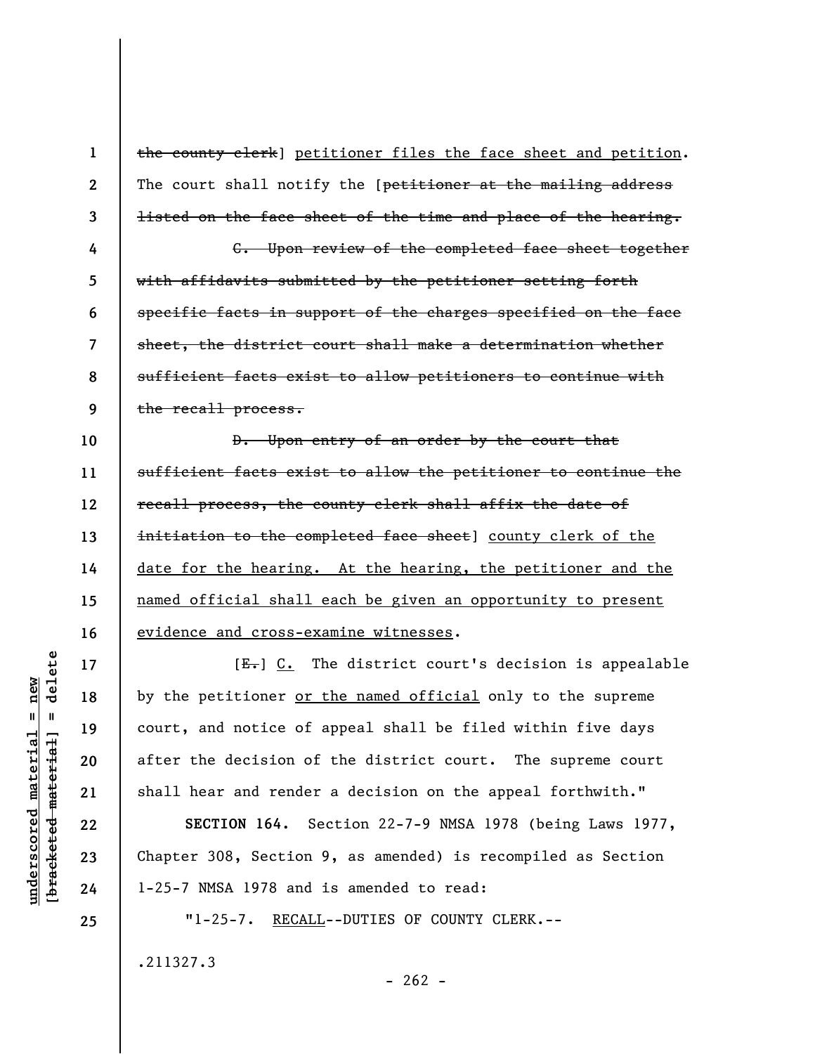~~the county clerk~~] petitioner files the face sheet and petition. The court shall notify the [~~petitioner at the mailing address listed on the face sheet of the time and place of the hearing.~~

~~C. Upon review of the completed face sheet together with affidavits submitted by the petitioner setting forth specific facts in support of the charges specified on the face sheet, the district court shall make a determination whether sufficient facts exist to allow petitioners to continue with the recall process.~~

~~D. Upon entry of an order by the court that sufficient facts exist to allow the petitioner to continue the recall process, the county clerk shall affix the date of initiation to the completed face sheet~~] county clerk of the date for the hearing. At the hearing, the petitioner and the named official shall each be given an opportunity to present evidence and cross-examine witnesses.

[~~E.~~] C. The district court's decision is appealable by the petitioner or the named official only to the supreme court, and notice of appeal shall be filed within five days after the decision of the district court. The supreme court shall hear and render a decision on the appeal forthwith."

**SECTION 164.** Section 22-7-9 NMSA 1978 (being Laws 1977, Chapter 308, Section 9, as amended) is recompiled as Section 1-25-7 NMSA 1978 and is amended to read:

"1-25-7. RECALL--DUTIES OF COUNTY CLERK.--

.211327.3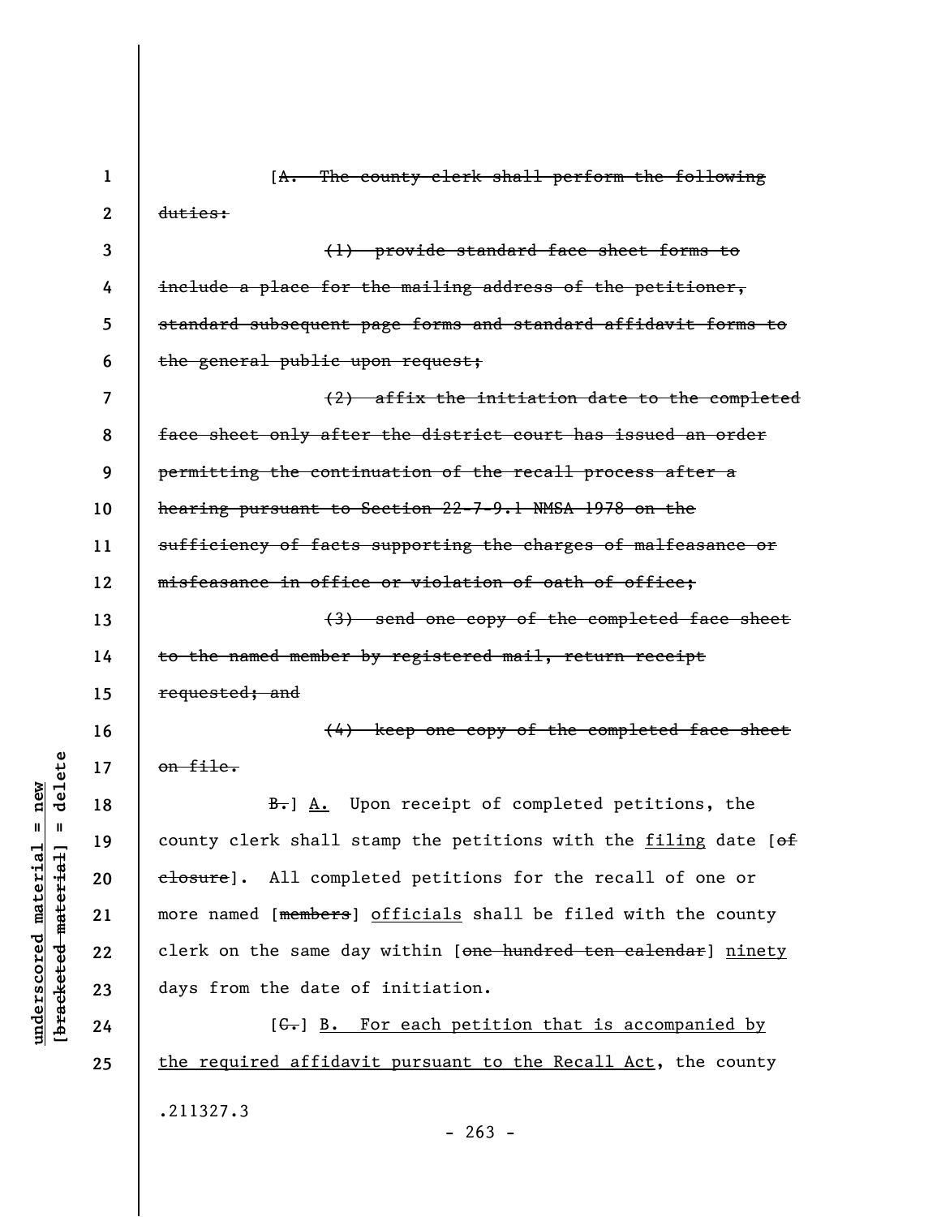[~~A. The county clerk shall perform the following duties:~~

~~(1) provide standard face sheet forms to include a place for the mailing address of the petitioner, standard subsequent page forms and standard affidavit forms to the general public upon request;~~

~~(2) affix the initiation date to the completed face sheet only after the district court has issued an order permitting the continuation of the recall process after a hearing pursuant to Section 22-7-9.1 NMSA 1978 on the sufficiency of facts supporting the charges of malfeasance or misfeasance in office or violation of oath of office;~~

~~(3) send one copy of the completed face sheet to the named member by registered mail, return receipt requested; and~~

~~(4) keep one copy of the completed face sheet on file.~~

~~B.~~] <u>A.</u> Upon receipt of completed petitions, the county clerk shall stamp the petitions with the <u>filing</u> date [~~of closure~~]. All completed petitions for the recall of one or more named [~~members~~] <u>officials</u> shall be filed with the county clerk on the same day within [~~one hundred ten calendar~~] <u>ninety</u> days from the date of initiation.

[~~C.~~] <u>B. For each petition that is accompanied by the required affidavit pursuant to the Recall Act</u>, the county

.211327.3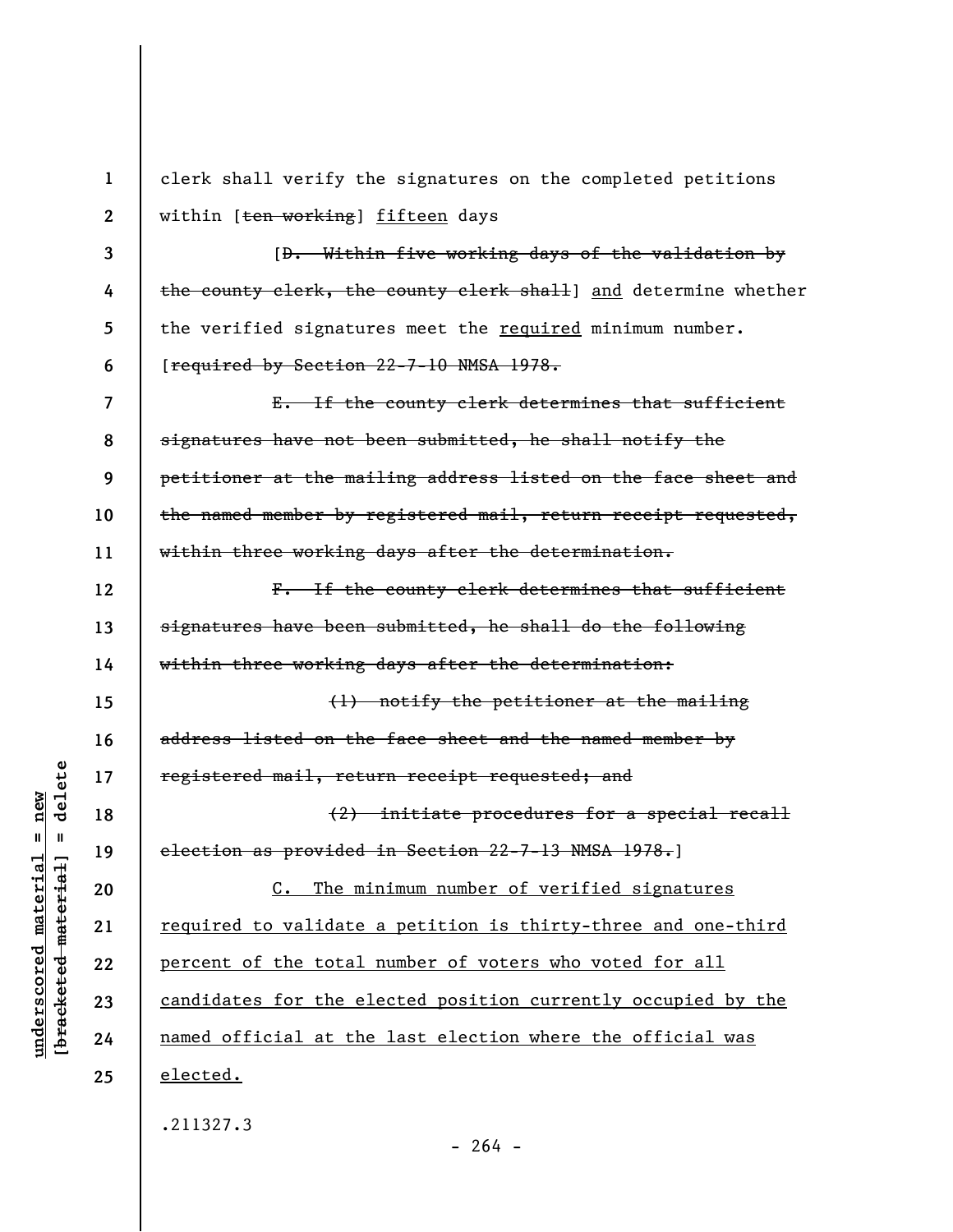clerk shall verify the signatures on the completed petitions within [~~ten working~~] <u>fifteen</u> days

[~~D. Within five working days of the validation by the county clerk, the county clerk shall~~] <u>and</u> determine whether the verified signatures meet the <u>required</u> minimum number. [~~required by Section 22-7-10 NMSA 1978.~~

~~E. If the county clerk determines that sufficient signatures have not been submitted, he shall notify the petitioner at the mailing address listed on the face sheet and the named member by registered mail, return receipt requested, within three working days after the determination.~~

~~F. If the county clerk determines that sufficient signatures have been submitted, he shall do the following within three working days after the determination:~~

~~(1) notify the petitioner at the mailing address listed on the face sheet and the named member by registered mail, return receipt requested; and~~

~~(2) initiate procedures for a special recall election as provided in Section 22-7-13 NMSA 1978.~~]

<u>C. The minimum number of verified signatures required to validate a petition is thirty-three and one-third percent of the total number of voters who voted for all candidates for the elected position currently occupied by the named official at the last election where the official was elected.</u>

.211327.3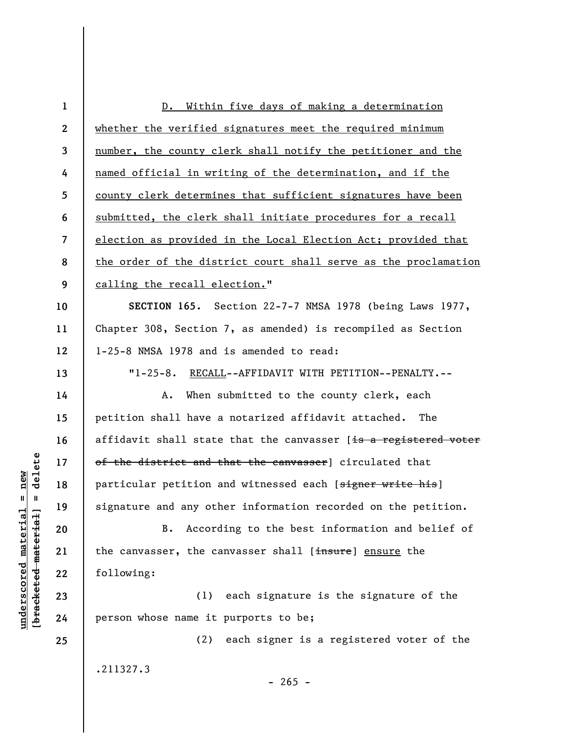D. Within five days of making a determination whether the verified signatures meet the required minimum number, the county clerk shall notify the petitioner and the named official in writing of the determination, and if the county clerk determines that sufficient signatures have been submitted, the clerk shall initiate procedures for a recall election as provided in the Local Election Act; provided that the order of the district court shall serve as the proclamation calling the recall election."

**SECTION 165.** Section 22-7-7 NMSA 1978 (being Laws 1977, Chapter 308, Section 7, as amended) is recompiled as Section 1-25-8 NMSA 1978 and is amended to read:

"1-25-8. RECALL--AFFIDAVIT WITH PETITION--PENALTY.--

A. When submitted to the county clerk, each petition shall have a notarized affidavit attached. The affidavit shall state that the canvasser [~~is a registered voter of the district and that the canvasser~~] circulated that particular petition and witnessed each [~~signer write his~~] signature and any other information recorded on the petition.

B. According to the best information and belief of the canvasser, the canvasser shall [~~insure~~] ensure the following:

(1) each signature is the signature of the person whose name it purports to be;

(2) each signer is a registered voter of the

.211327.3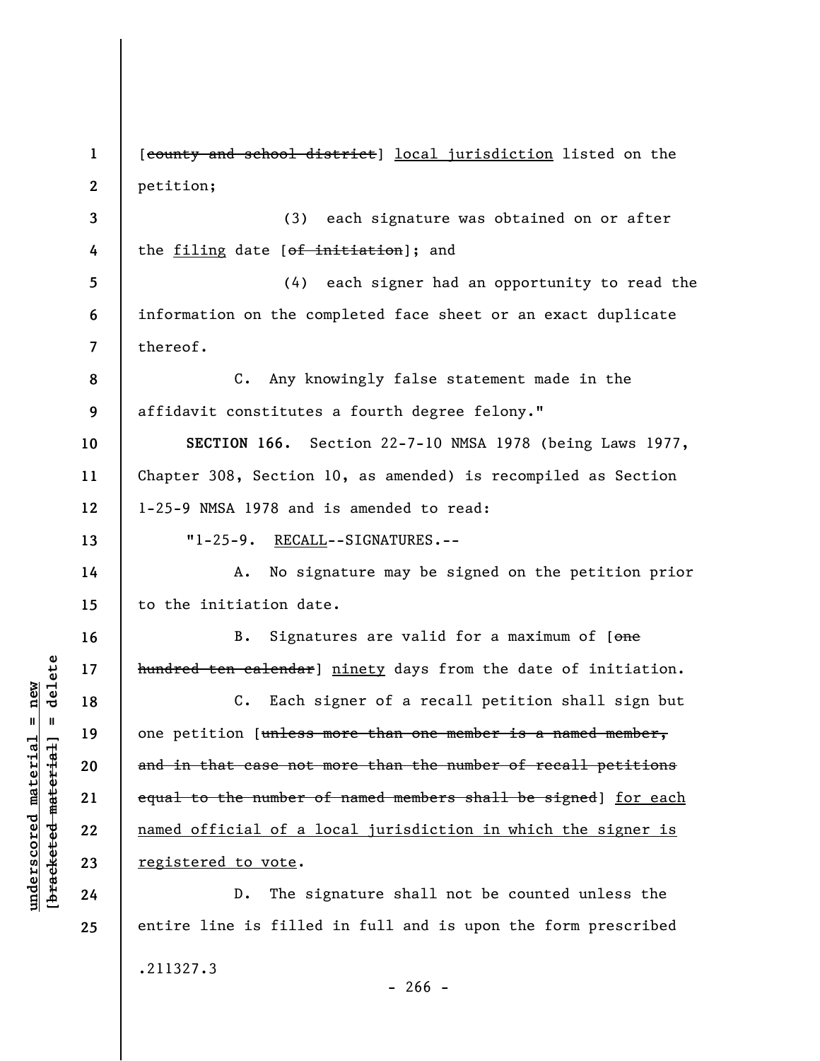[~~county and school district~~] <u>local jurisdiction</u> listed on the petition;

(3) each signature was obtained on or after the <u>filing</u> date [~~of initiation~~]; and

(4) each signer had an opportunity to read the information on the completed face sheet or an exact duplicate thereof.

C. Any knowingly false statement made in the affidavit constitutes a fourth degree felony."

**SECTION 166.** Section 22-7-10 NMSA 1978 (being Laws 1977, Chapter 308, Section 10, as amended) is recompiled as Section 1-25-9 NMSA 1978 and is amended to read:

"1-25-9. <u>RECALL</u>--SIGNATURES.--

A. No signature may be signed on the petition prior to the initiation date.

B. Signatures are valid for a maximum of [~~one hundred ten calendar~~] <u>ninety</u> days from the date of initiation.

C. Each signer of a recall petition shall sign but one petition [~~unless more than one member is a named member, and in that case not more than the number of recall petitions equal to the number of named members shall be signed~~] <u>for each named official of a local jurisdiction in which the signer is registered to vote</u>.

D. The signature shall not be counted unless the entire line is filled in full and is upon the form prescribed

.211327.3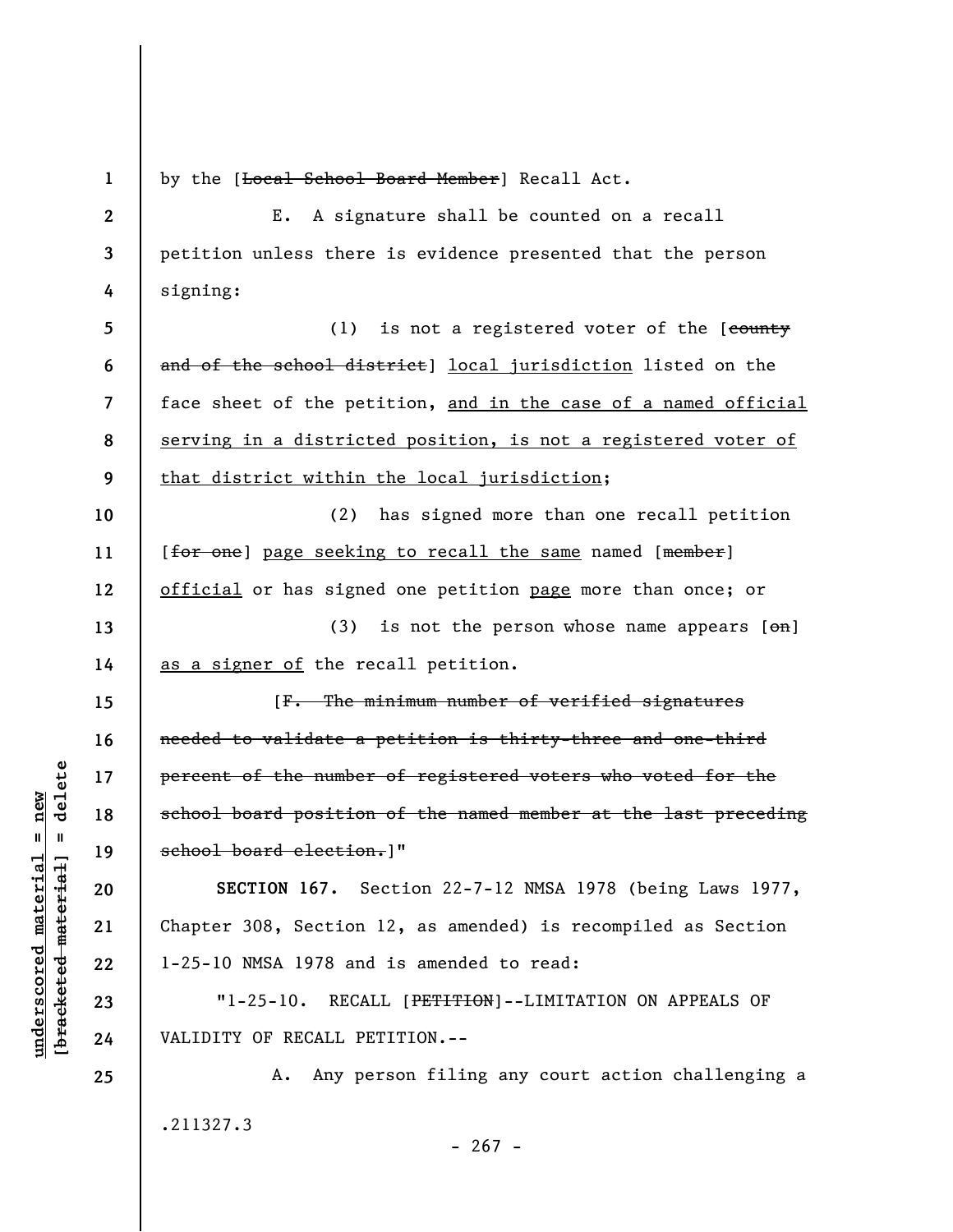by the [~~Local School Board Member~~] Recall Act.

E. A signature shall be counted on a recall petition unless there is evidence presented that the person signing:

(1) is not a registered voter of the [~~county and of the school district~~] <u>local jurisdiction</u> listed on the face sheet of the petition, <u>and in the case of a named official serving in a districted position, is not a registered voter of that district within the local jurisdiction</u>;

(2) has signed more than one recall petition [~~for one~~] <u>page seeking to recall the same</u> named [~~member~~] <u>official</u> or has signed one petition <u>page</u> more than once; or

(3) is not the person whose name appears [~~on~~] <u>as a signer of</u> the recall petition.

[~~F. The minimum number of verified signatures needed to validate a petition is thirty-three and one-third percent of the number of registered voters who voted for the school board position of the named member at the last preceding school board election.~~]"

**SECTION 167.** Section 22-7-12 NMSA 1978 (being Laws 1977, Chapter 308, Section 12, as amended) is recompiled as Section 1-25-10 NMSA 1978 and is amended to read:

"1-25-10. RECALL [~~PETITION~~]--LIMITATION ON APPEALS OF VALIDITY OF RECALL PETITION.--

A. Any person filing any court action challenging a

.211327.3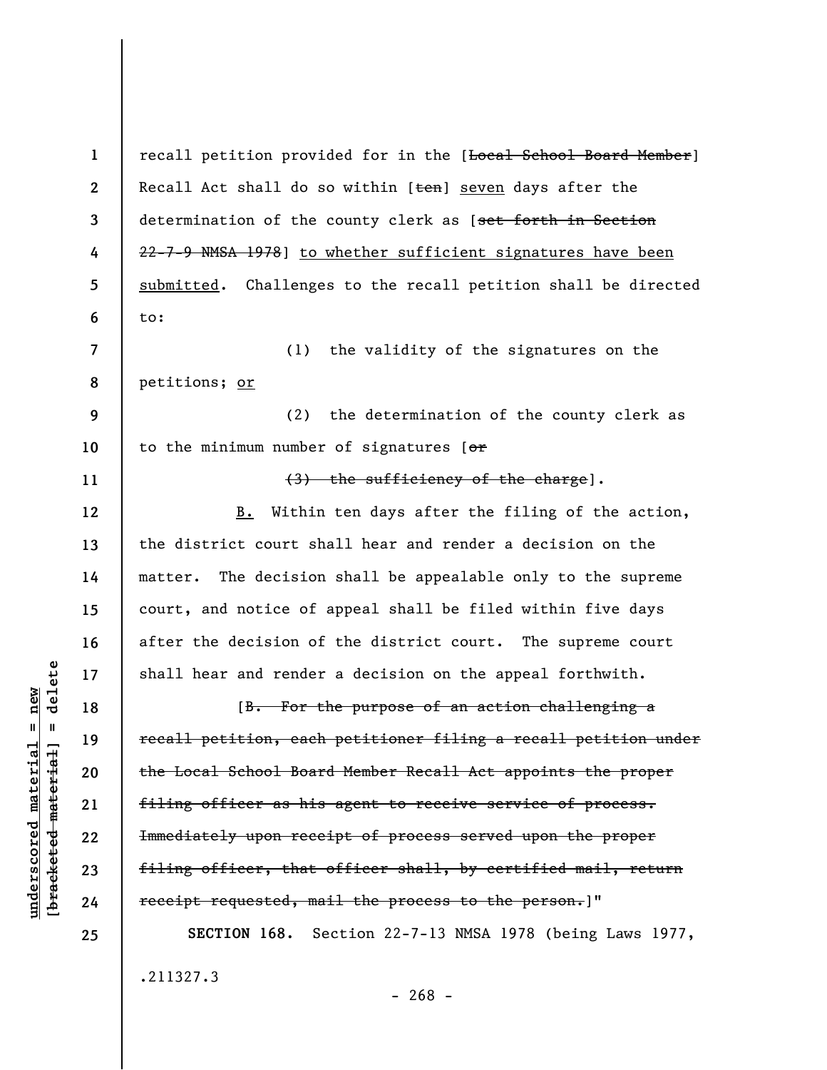recall petition provided for in the [~~Local School Board Member~~] Recall Act shall do so within [~~ten~~] <u>seven</u> days after the determination of the county clerk as [~~set forth in Section 22-7-9 NMSA 1978~~] <u>to whether sufficient signatures have been submitted</u>. Challenges to the recall petition shall be directed to:

(1) the validity of the signatures on the petitions; <u>or</u>

(2) the determination of the county clerk as to the minimum number of signatures [~~or~~

~~(3) the sufficiency of the charge~~].

<u>B.</u> Within ten days after the filing of the action, the district court shall hear and render a decision on the matter. The decision shall be appealable only to the supreme court, and notice of appeal shall be filed within five days after the decision of the district court. The supreme court shall hear and render a decision on the appeal forthwith.

[~~B. For the purpose of an action challenging a recall petition, each petitioner filing a recall petition under the Local School Board Member Recall Act appoints the proper filing officer as his agent to receive service of process. Immediately upon receipt of process served upon the proper filing officer, that officer shall, by certified mail, return receipt requested, mail the process to the person.~~]"

**SECTION 168.** Section 22-7-13 NMSA 1978 (being Laws 1977,

.211327.3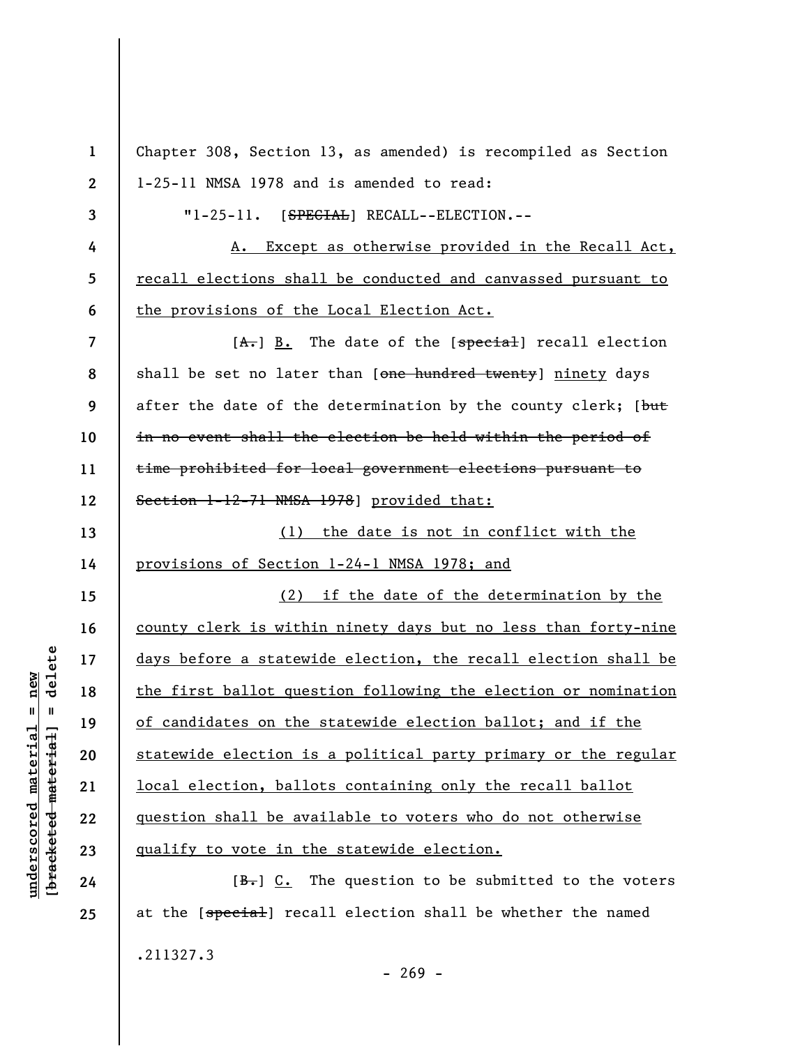Chapter 308, Section 13, as amended) is recompiled as Section 1-25-11 NMSA 1978 and is amended to read:

"1-25-11. [~~SPECIAL~~] RECALL--ELECTION.--

A. Except as otherwise provided in the Recall Act, recall elections shall be conducted and canvassed pursuant to the provisions of the Local Election Act.

[~~A.~~] B. The date of the [~~special~~] recall election shall be set no later than [~~one hundred twenty~~] ninety days after the date of the determination by the county clerk; [~~but in no event shall the election be held within the period of time prohibited for local government elections pursuant to Section 1-12-71 NMSA 1978~~] provided that:

(1) the date is not in conflict with the provisions of Section 1-24-1 NMSA 1978; and

(2) if the date of the determination by the county clerk is within ninety days but no less than forty-nine days before a statewide election, the recall election shall be the first ballot question following the election or nomination of candidates on the statewide election ballot; and if the statewide election is a political party primary or the regular local election, ballots containing only the recall ballot question shall be available to voters who do not otherwise qualify to vote in the statewide election.

[~~B.~~] C. The question to be submitted to the voters at the [~~special~~] recall election shall be whether the named

.211327.3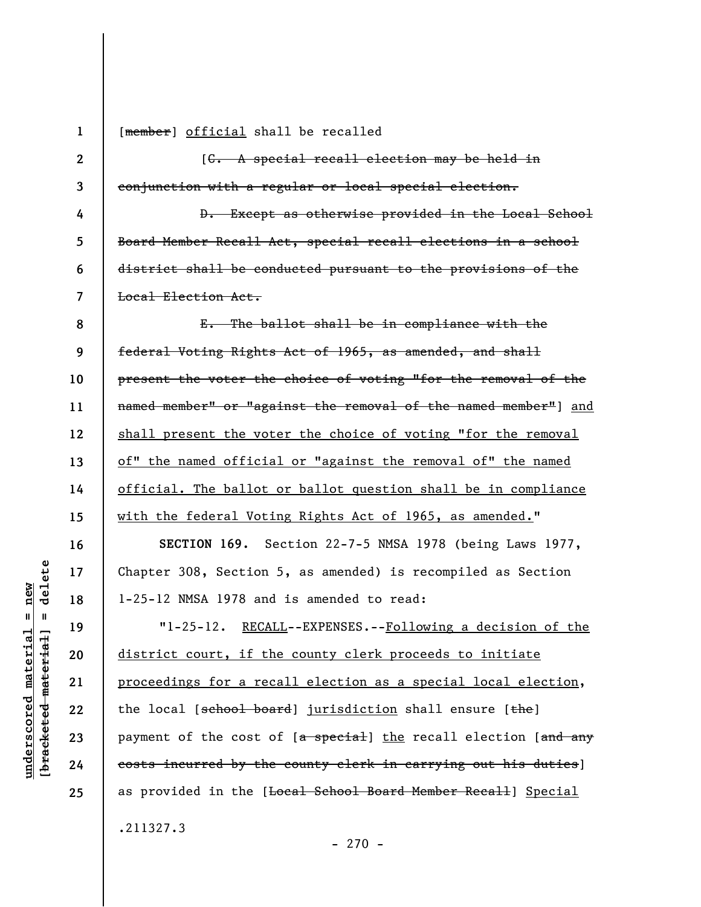[~~member~~] official shall be recalled

[~~C. A special recall election may be held in conjunction with a regular or local special election.~~

~~D. Except as otherwise provided in the Local School Board Member Recall Act, special recall elections in a school district shall be conducted pursuant to the provisions of the Local Election Act.~~

~~E. The ballot shall be in compliance with the federal Voting Rights Act of 1965, as amended, and shall present the voter the choice of voting "for the removal of the named member" or "against the removal of the named member"~~] and shall present the voter the choice of voting "for the removal of" the named official or "against the removal of" the named official. The ballot or ballot question shall be in compliance with the federal Voting Rights Act of 1965, as amended."

**SECTION 169.** Section 22-7-5 NMSA 1978 (being Laws 1977, Chapter 308, Section 5, as amended) is recompiled as Section 1-25-12 NMSA 1978 and is amended to read:

"1-25-12. RECALL--EXPENSES.--Following a decision of the district court, if the county clerk proceeds to initiate proceedings for a recall election as a special local election, the local [~~school board~~] jurisdiction shall ensure [~~the~~] payment of the cost of [~~a special~~] the recall election [~~and any costs incurred by the county clerk in carrying out his duties~~] as provided in the [~~Local School Board Member Recall~~] Special

.211327.3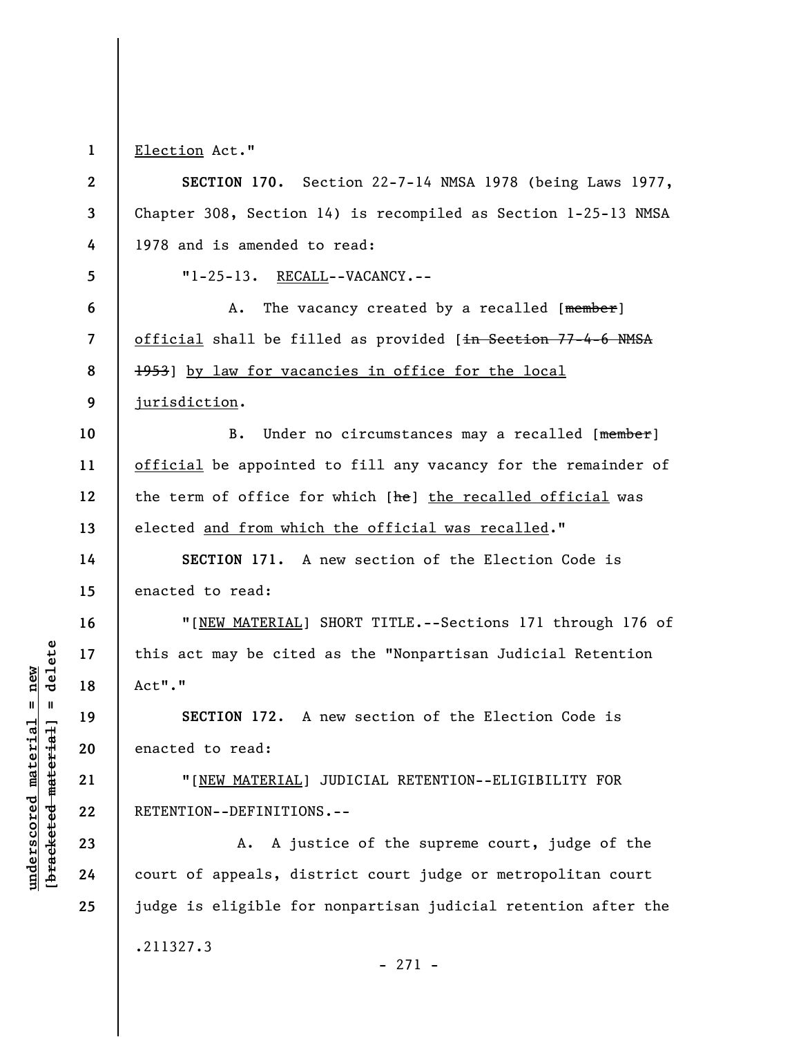Election Act."

**SECTION 170.** Section 22-7-14 NMSA 1978 (being Laws 1977, Chapter 308, Section 14) is recompiled as Section 1-25-13 NMSA 1978 and is amended to read:

"1-25-13. RECALL--VACANCY.--

A. The vacancy created by a recalled [~~member~~] official shall be filled as provided [~~in Section 77-4-6 NMSA 1953~~] by law for vacancies in office for the local jurisdiction.

B. Under no circumstances may a recalled [~~member~~] official be appointed to fill any vacancy for the remainder of the term of office for which [~~he~~] the recalled official was elected and from which the official was recalled."

**SECTION 171.** A new section of the Election Code is enacted to read:

"[NEW MATERIAL] SHORT TITLE.--Sections 171 through 176 of this act may be cited as the "Nonpartisan Judicial Retention Act"."

**SECTION 172.** A new section of the Election Code is enacted to read:

"[NEW MATERIAL] JUDICIAL RETENTION--ELIGIBILITY FOR RETENTION--DEFINITIONS.--

A. A justice of the supreme court, judge of the court of appeals, district court judge or metropolitan court judge is eligible for nonpartisan judicial retention after the

.211327.3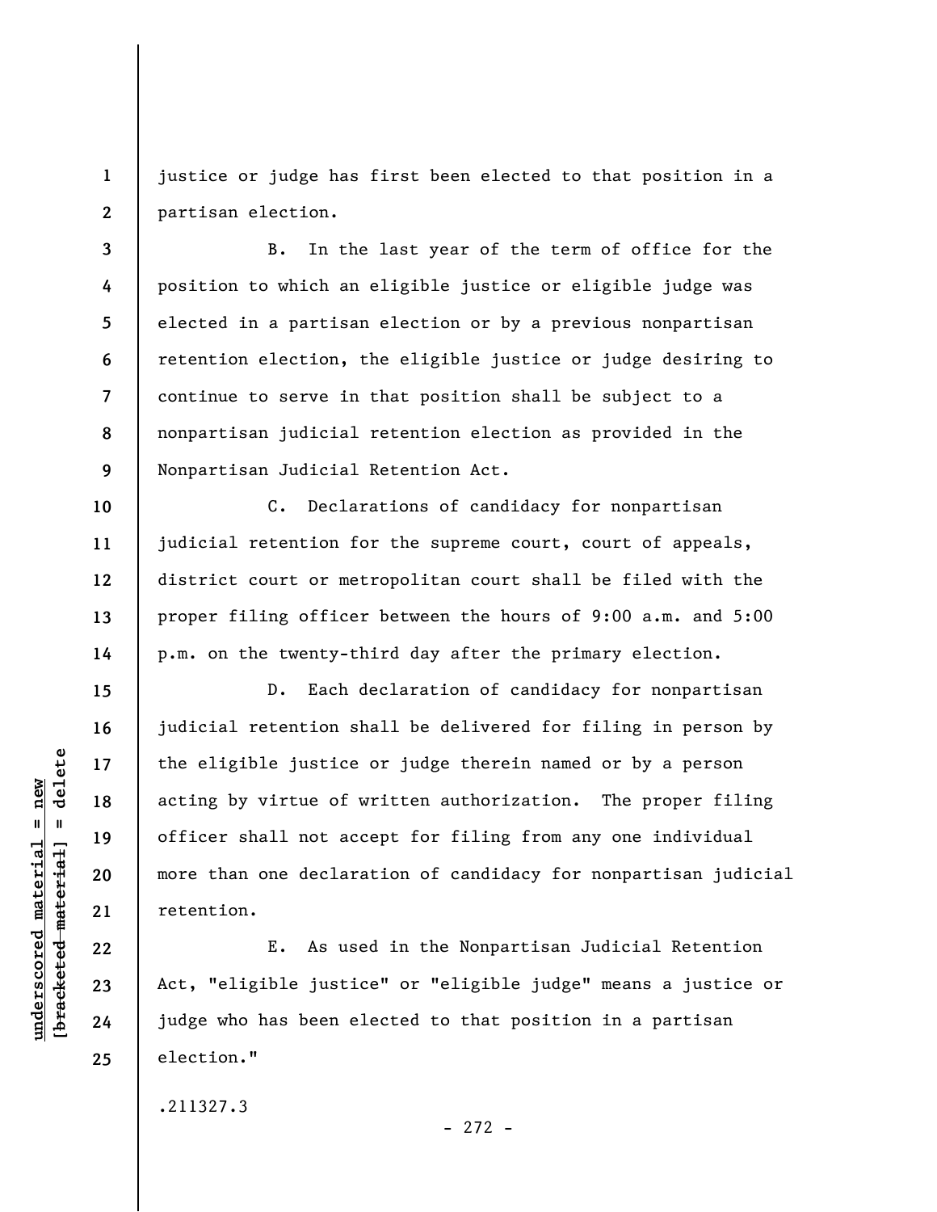justice or judge has first been elected to that position in a partisan election.

B. In the last year of the term of office for the position to which an eligible justice or eligible judge was elected in a partisan election or by a previous nonpartisan retention election, the eligible justice or judge desiring to continue to serve in that position shall be subject to a nonpartisan judicial retention election as provided in the Nonpartisan Judicial Retention Act.

C. Declarations of candidacy for nonpartisan judicial retention for the supreme court, court of appeals, district court or metropolitan court shall be filed with the proper filing officer between the hours of 9:00 a.m. and 5:00 p.m. on the twenty-third day after the primary election.

D. Each declaration of candidacy for nonpartisan judicial retention shall be delivered for filing in person by the eligible justice or judge therein named or by a person acting by virtue of written authorization. The proper filing officer shall not accept for filing from any one individual more than one declaration of candidacy for nonpartisan judicial retention.

E. As used in the Nonpartisan Judicial Retention Act, "eligible justice" or "eligible judge" means a justice or judge who has been elected to that position in a partisan election."

.211327.3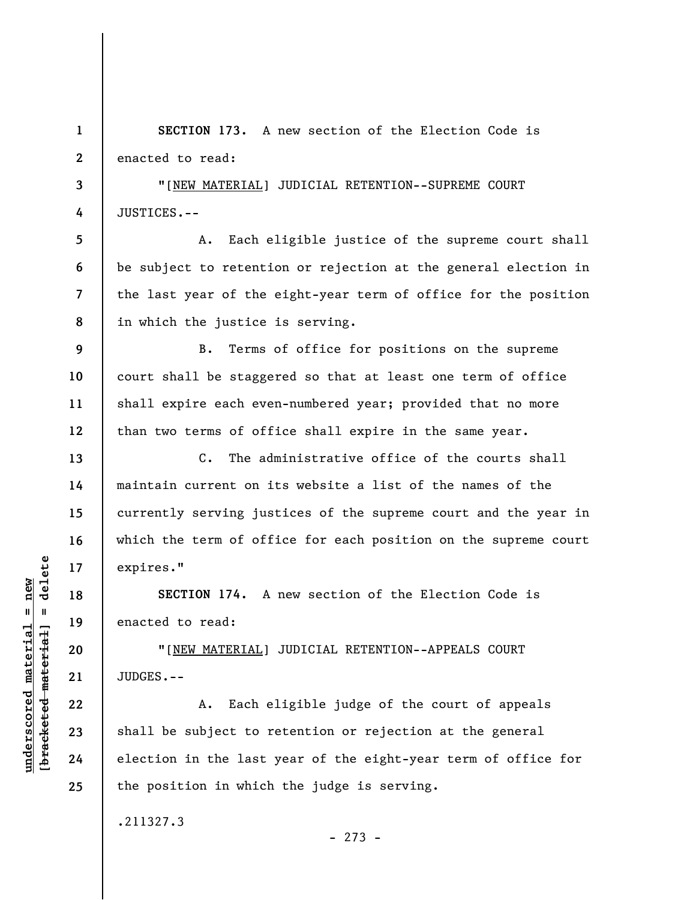**SECTION 173.** A new section of the Election Code is enacted to read:

"[NEW MATERIAL] JUDICIAL RETENTION--SUPREME COURT JUSTICES.--

A. Each eligible justice of the supreme court shall be subject to retention or rejection at the general election in the last year of the eight-year term of office for the position in which the justice is serving.

B. Terms of office for positions on the supreme court shall be staggered so that at least one term of office shall expire each even-numbered year; provided that no more than two terms of office shall expire in the same year.

C. The administrative office of the courts shall maintain current on its website a list of the names of the currently serving justices of the supreme court and the year in which the term of office for each position on the supreme court expires."

**SECTION 174.** A new section of the Election Code is enacted to read:

"[NEW MATERIAL] JUDICIAL RETENTION--APPEALS COURT JUDGES.--

A. Each eligible judge of the court of appeals shall be subject to retention or rejection at the general election in the last year of the eight-year term of office for the position in which the judge is serving.

.211327.3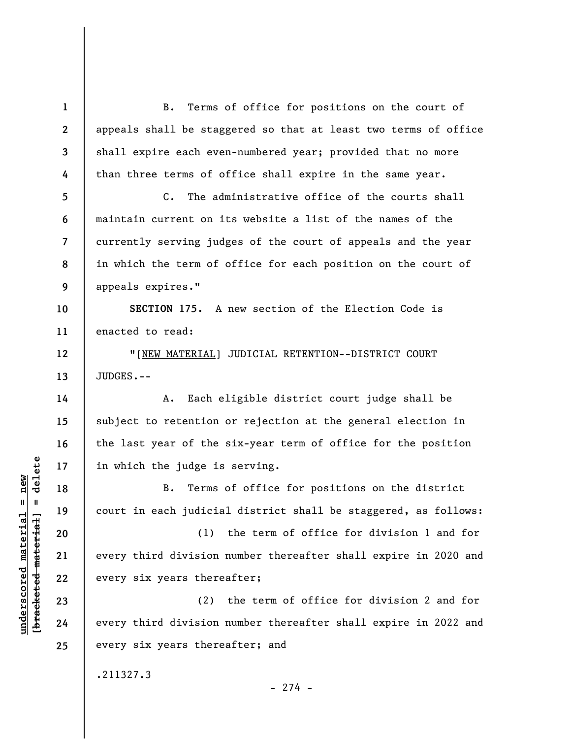B. Terms of office for positions on the court of appeals shall be staggered so that at least two terms of office shall expire each even-numbered year; provided that no more than three terms of office shall expire in the same year.

C. The administrative office of the courts shall maintain current on its website a list of the names of the currently serving judges of the court of appeals and the year in which the term of office for each position on the court of appeals expires."

**SECTION 175.** A new section of the Election Code is enacted to read:

"[NEW MATERIAL] JUDICIAL RETENTION--DISTRICT COURT JUDGES.--

A. Each eligible district court judge shall be subject to retention or rejection at the general election in the last year of the six-year term of office for the position in which the judge is serving.

B. Terms of office for positions on the district court in each judicial district shall be staggered, as follows:

(1) the term of office for division 1 and for every third division number thereafter shall expire in 2020 and every six years thereafter;

(2) the term of office for division 2 and for every third division number thereafter shall expire in 2022 and every six years thereafter; and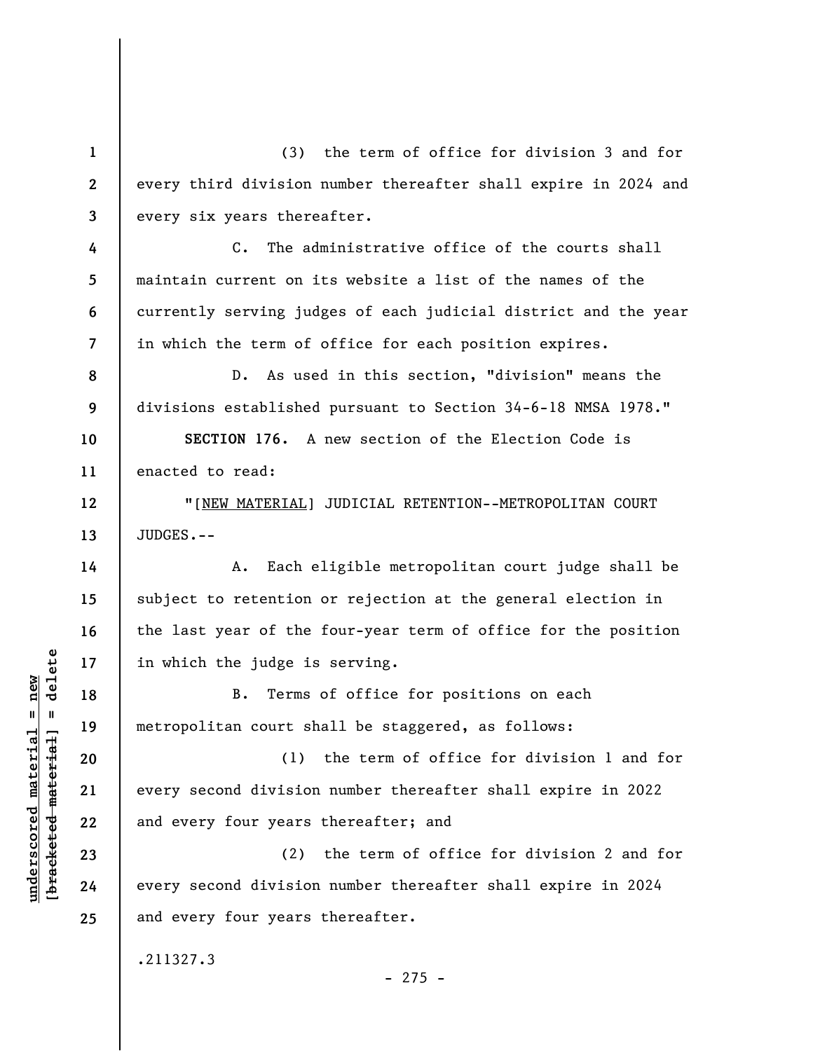(3) the term of office for division 3 and for every third division number thereafter shall expire in 2024 and every six years thereafter.

C. The administrative office of the courts shall maintain current on its website a list of the names of the currently serving judges of each judicial district and the year in which the term of office for each position expires.

D. As used in this section, "division" means the divisions established pursuant to Section 34-6-18 NMSA 1978."

**SECTION 176.** A new section of the Election Code is enacted to read:

"[NEW MATERIAL] JUDICIAL RETENTION--METROPOLITAN COURT JUDGES.--

A. Each eligible metropolitan court judge shall be subject to retention or rejection at the general election in the last year of the four-year term of office for the position in which the judge is serving.

B. Terms of office for positions on each metropolitan court shall be staggered, as follows:

(1) the term of office for division 1 and for every second division number thereafter shall expire in 2022 and every four years thereafter; and

(2) the term of office for division 2 and for every second division number thereafter shall expire in 2024 and every four years thereafter.

.211327.3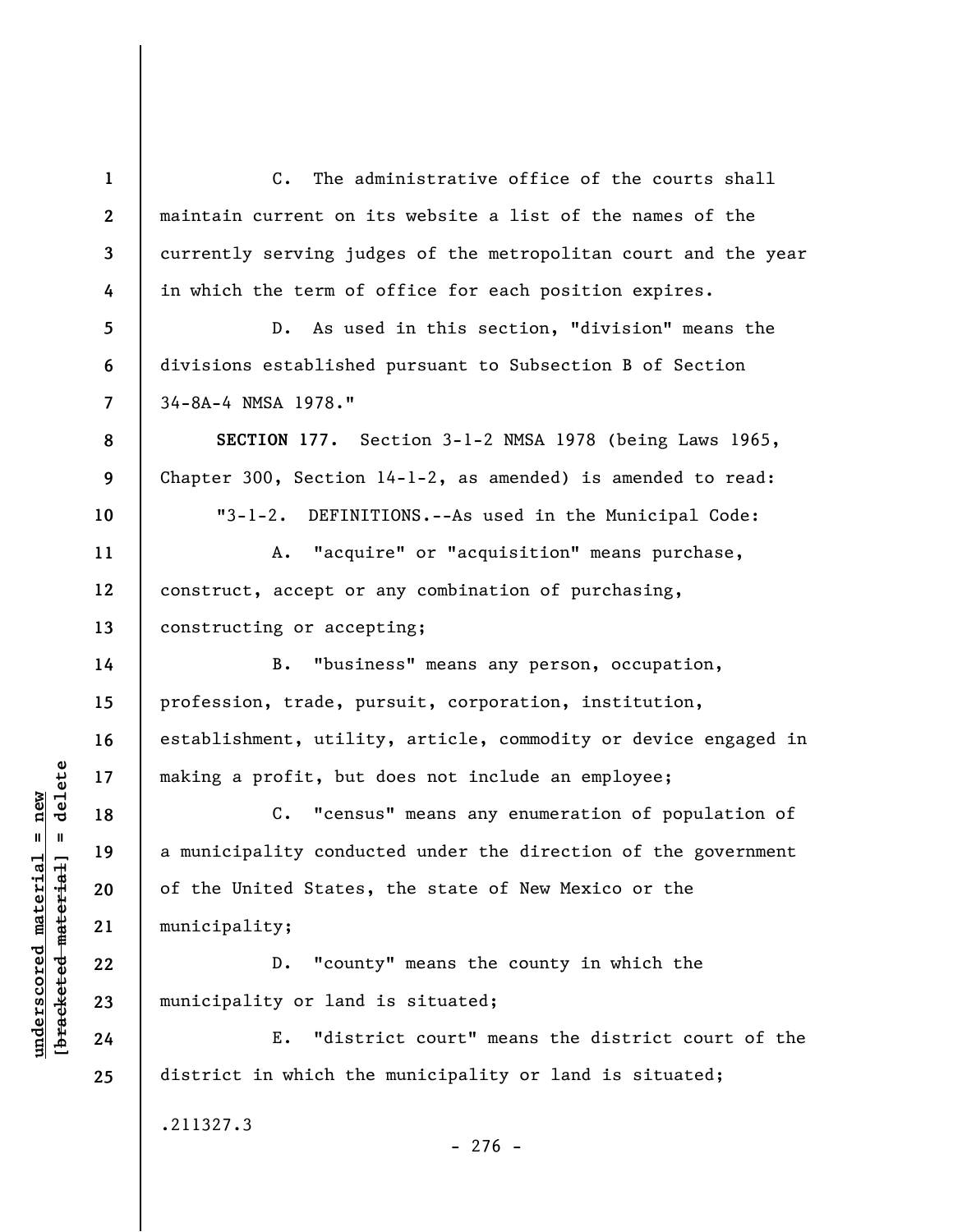C. The administrative office of the courts shall maintain current on its website a list of the names of the currently serving judges of the metropolitan court and the year in which the term of office for each position expires.

D. As used in this section, "division" means the divisions established pursuant to Subsection B of Section 34-8A-4 NMSA 1978."

**SECTION 177.** Section 3-1-2 NMSA 1978 (being Laws 1965, Chapter 300, Section 14-1-2, as amended) is amended to read:

"3-1-2. DEFINITIONS.--As used in the Municipal Code:

A. "acquire" or "acquisition" means purchase, construct, accept or any combination of purchasing, constructing or accepting;

B. "business" means any person, occupation, profession, trade, pursuit, corporation, institution, establishment, utility, article, commodity or device engaged in making a profit, but does not include an employee;

C. "census" means any enumeration of population of a municipality conducted under the direction of the government of the United States, the state of New Mexico or the municipality;

D. "county" means the county in which the municipality or land is situated;

E. "district court" means the district court of the district in which the municipality or land is situated;

.211327.3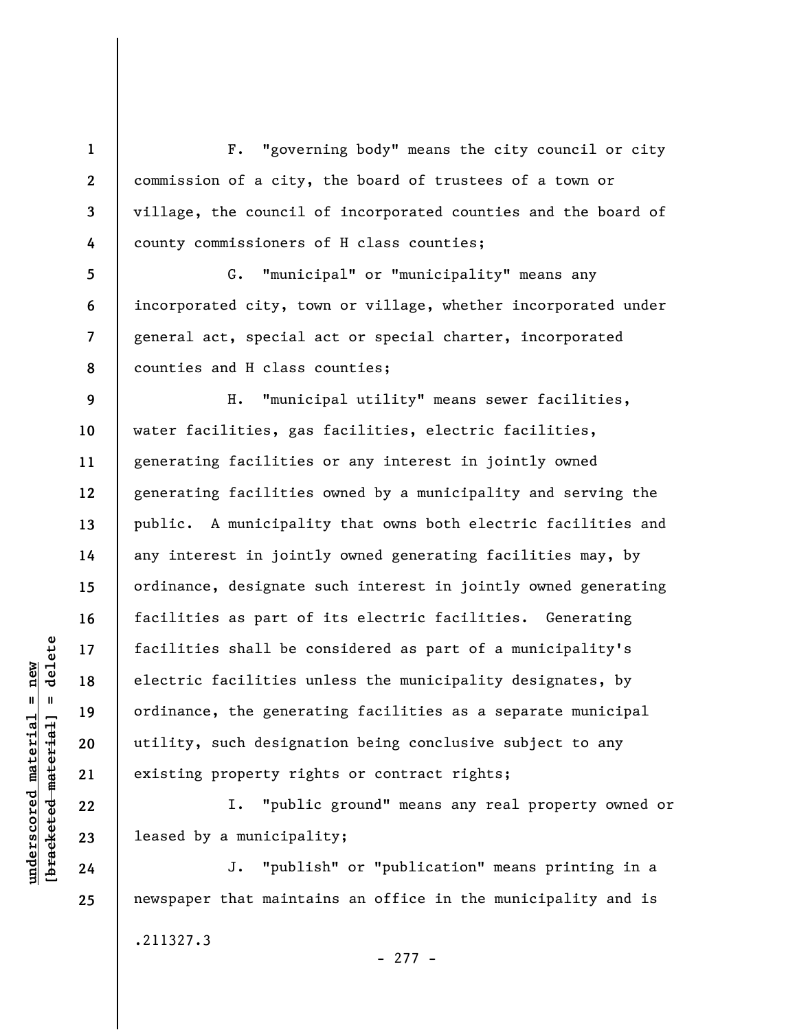F. "governing body" means the city council or city commission of a city, the board of trustees of a town or village, the council of incorporated counties and the board of county commissioners of H class counties;

G. "municipal" or "municipality" means any incorporated city, town or village, whether incorporated under general act, special act or special charter, incorporated counties and H class counties;

H. "municipal utility" means sewer facilities, water facilities, gas facilities, electric facilities, generating facilities or any interest in jointly owned generating facilities owned by a municipality and serving the public. A municipality that owns both electric facilities and any interest in jointly owned generating facilities may, by ordinance, designate such interest in jointly owned generating facilities as part of its electric facilities. Generating facilities shall be considered as part of a municipality's electric facilities unless the municipality designates, by ordinance, the generating facilities as a separate municipal utility, such designation being conclusive subject to any existing property rights or contract rights;

I. "public ground" means any real property owned or leased by a municipality;

J. "publish" or "publication" means printing in a newspaper that maintains an office in the municipality and is

.211327.3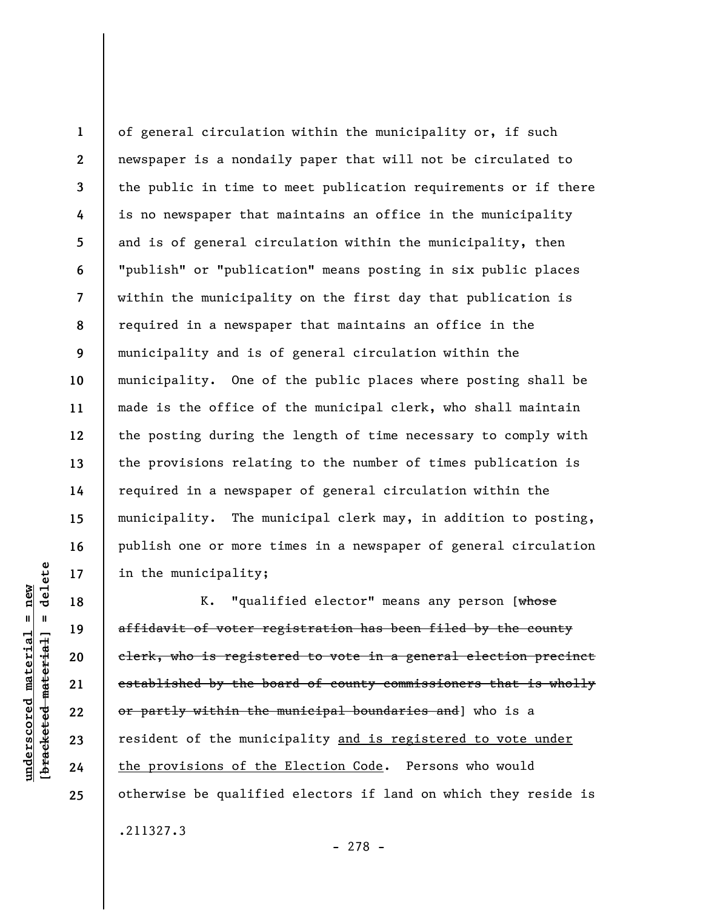of general circulation within the municipality or, if such newspaper is a nondaily paper that will not be circulated to the public in time to meet publication requirements or if there is no newspaper that maintains an office in the municipality and is of general circulation within the municipality, then "publish" or "publication" means posting in six public places within the municipality on the first day that publication is required in a newspaper that maintains an office in the municipality and is of general circulation within the municipality. One of the public places where posting shall be made is the office of the municipal clerk, who shall maintain the posting during the length of time necessary to comply with the provisions relating to the number of times publication is required in a newspaper of general circulation within the municipality. The municipal clerk may, in addition to posting, publish one or more times in a newspaper of general circulation in the municipality;

K. "qualified elector" means any person [~~whose affidavit of voter registration has been filed by the county clerk, who is registered to vote in a general election precinct established by the board of county commissioners that is wholly or partly within the municipal boundaries and~~] who is a resident of the municipality <u>and is registered to vote under the provisions of the Election Code</u>. Persons who would otherwise be qualified electors if land on which they reside is

.211327.3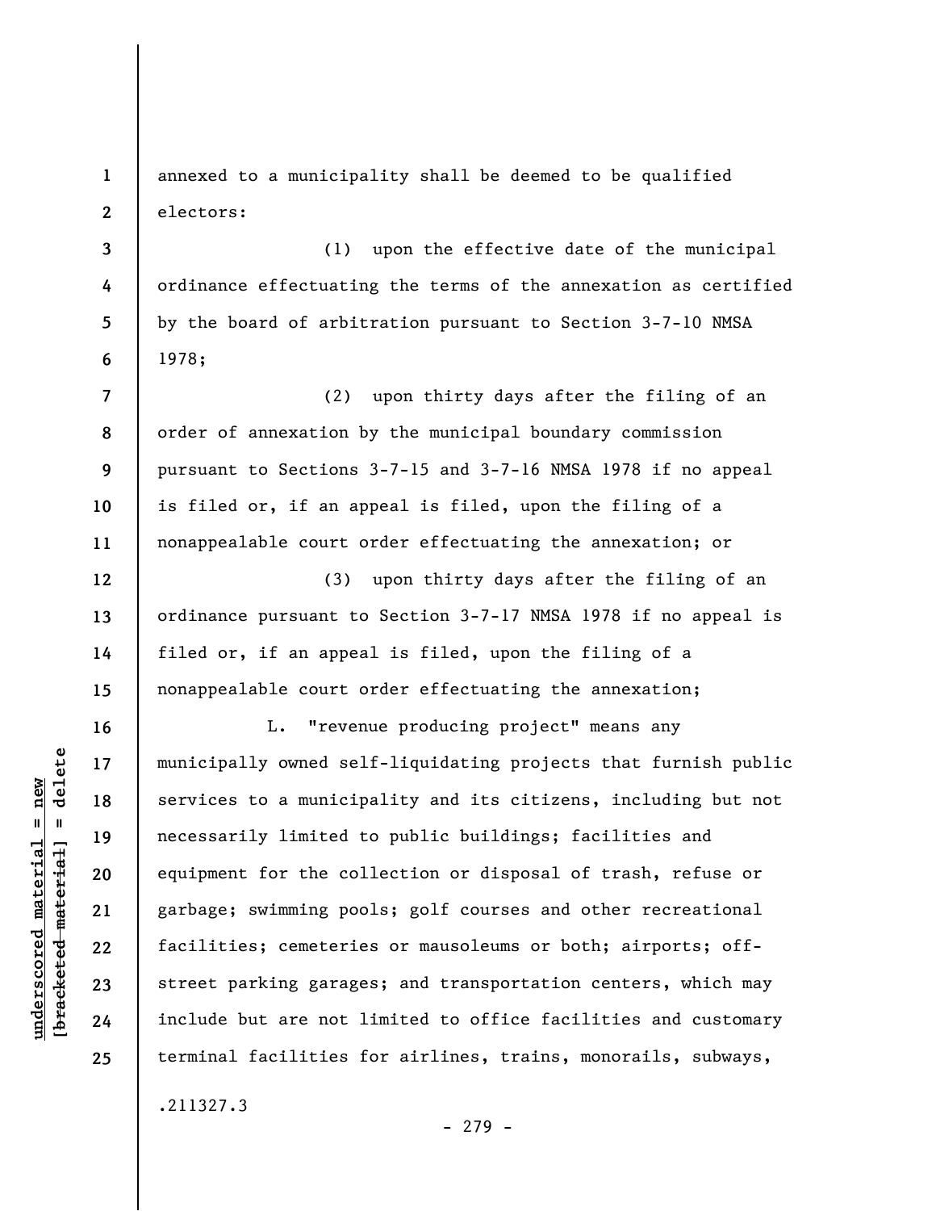annexed to a municipality shall be deemed to be qualified electors:

(1) upon the effective date of the municipal ordinance effectuating the terms of the annexation as certified by the board of arbitration pursuant to Section 3-7-10 NMSA 1978;

(2) upon thirty days after the filing of an order of annexation by the municipal boundary commission pursuant to Sections 3-7-15 and 3-7-16 NMSA 1978 if no appeal is filed or, if an appeal is filed, upon the filing of a nonappealable court order effectuating the annexation; or

(3) upon thirty days after the filing of an ordinance pursuant to Section 3-7-17 NMSA 1978 if no appeal is filed or, if an appeal is filed, upon the filing of a nonappealable court order effectuating the annexation;

L. "revenue producing project" means any municipally owned self-liquidating projects that furnish public services to a municipality and its citizens, including but not necessarily limited to public buildings; facilities and equipment for the collection or disposal of trash, refuse or garbage; swimming pools; golf courses and other recreational facilities; cemeteries or mausoleums or both; airports; off-street parking garages; and transportation centers, which may include but are not limited to office facilities and customary terminal facilities for airlines, trains, monorails, subways,

.211327.3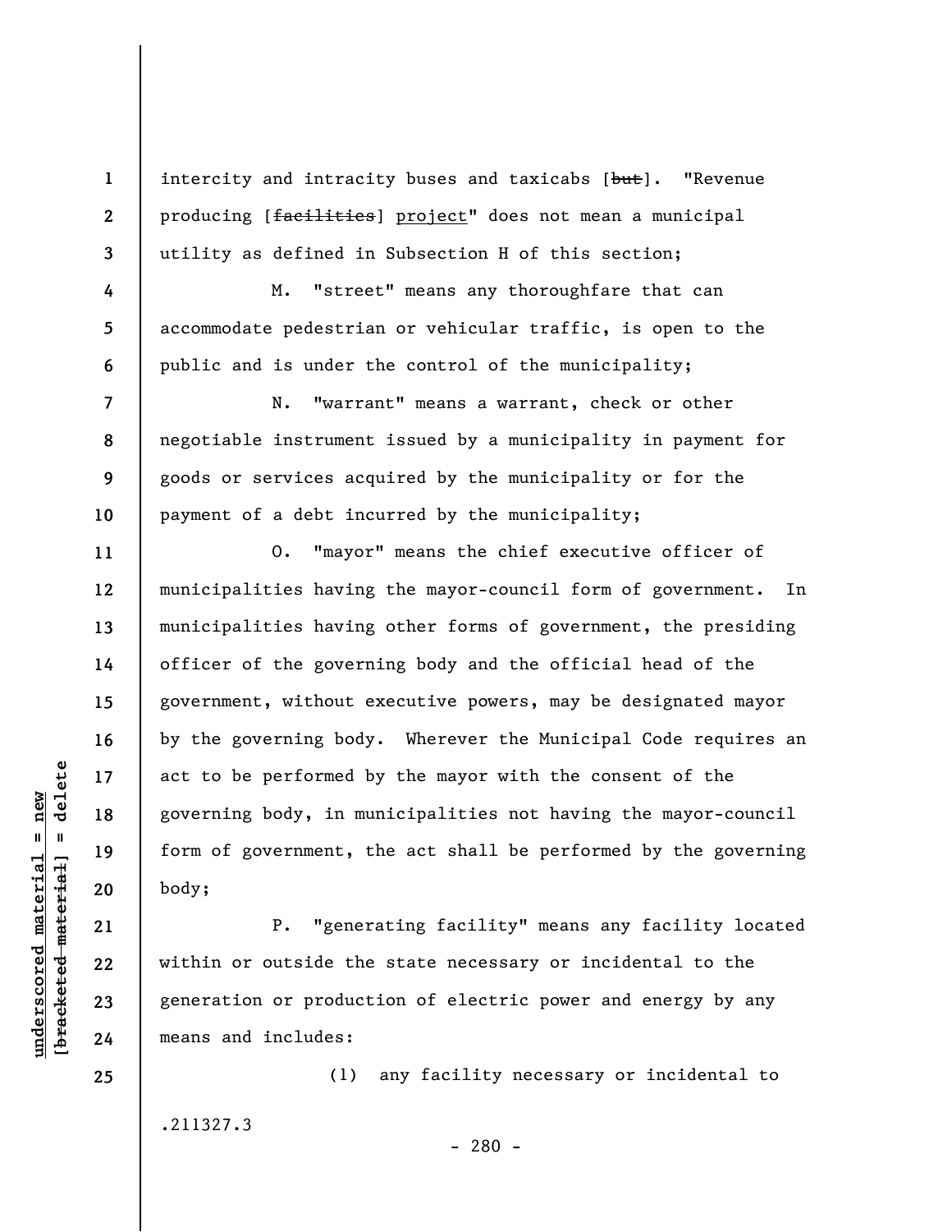intercity and intracity buses and taxicabs [~~but~~]. "Revenue producing [~~facilities~~] <u>project</u>" does not mean a municipal utility as defined in Subsection H of this section;

M. "street" means any thoroughfare that can accommodate pedestrian or vehicular traffic, is open to the public and is under the control of the municipality;

N. "warrant" means a warrant, check or other negotiable instrument issued by a municipality in payment for goods or services acquired by the municipality or for the payment of a debt incurred by the municipality;

O. "mayor" means the chief executive officer of municipalities having the mayor-council form of government. In municipalities having other forms of government, the presiding officer of the governing body and the official head of the government, without executive powers, may be designated mayor by the governing body. Wherever the Municipal Code requires an act to be performed by the mayor with the consent of the governing body, in municipalities not having the mayor-council form of government, the act shall be performed by the governing body;

P. "generating facility" means any facility located within or outside the state necessary or incidental to the generation or production of electric power and energy by any means and includes:

(1) any facility necessary or incidental to

.211327.3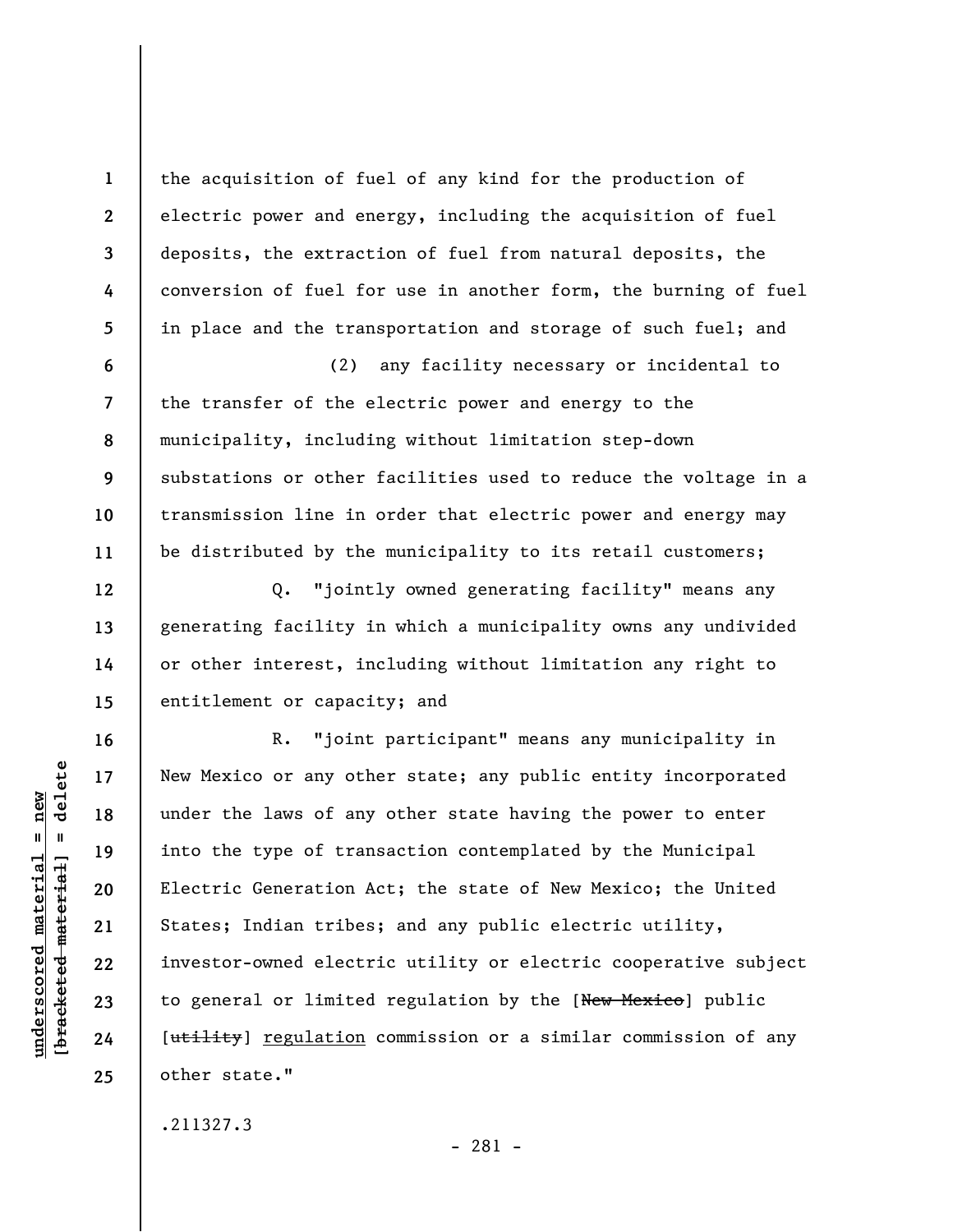the acquisition of fuel of any kind for the production of electric power and energy, including the acquisition of fuel deposits, the extraction of fuel from natural deposits, the conversion of fuel for use in another form, the burning of fuel in place and the transportation and storage of such fuel; and

(2) any facility necessary or incidental to the transfer of the electric power and energy to the municipality, including without limitation step-down substations or other facilities used to reduce the voltage in a transmission line in order that electric power and energy may be distributed by the municipality to its retail customers;

Q. "jointly owned generating facility" means any generating facility in which a municipality owns any undivided or other interest, including without limitation any right to entitlement or capacity; and

R. "joint participant" means any municipality in New Mexico or any other state; any public entity incorporated under the laws of any other state having the power to enter into the type of transaction contemplated by the Municipal Electric Generation Act; the state of New Mexico; the United States; Indian tribes; and any public electric utility, investor-owned electric utility or electric cooperative subject to general or limited regulation by the [~~New Mexico~~] public [~~utility~~] regulation commission or a similar commission of any other state."

.211327.3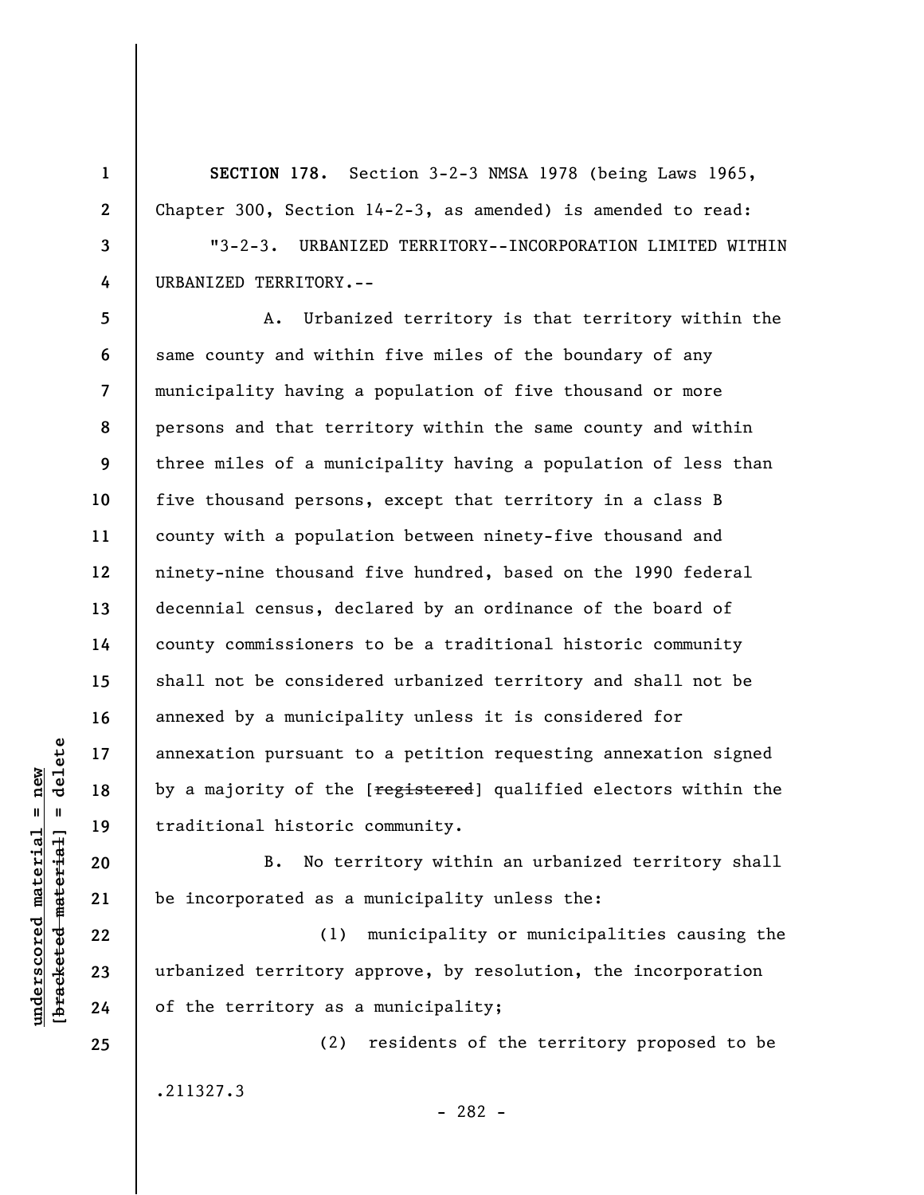**SECTION 178.** Section 3-2-3 NMSA 1978 (being Laws 1965, Chapter 300, Section 14-2-3, as amended) is amended to read:

"3-2-3. URBANIZED TERRITORY--INCORPORATION LIMITED WITHIN URBANIZED TERRITORY.--

A. Urbanized territory is that territory within the same county and within five miles of the boundary of any municipality having a population of five thousand or more persons and that territory within the same county and within three miles of a municipality having a population of less than five thousand persons, except that territory in a class B county with a population between ninety-five thousand and ninety-nine thousand five hundred, based on the 1990 federal decennial census, declared by an ordinance of the board of county commissioners to be a traditional historic community shall not be considered urbanized territory and shall not be annexed by a municipality unless it is considered for annexation pursuant to a petition requesting annexation signed by a majority of the [~~registered~~] qualified electors within the traditional historic community.

B. No territory within an urbanized territory shall be incorporated as a municipality unless the:

(1) municipality or municipalities causing the urbanized territory approve, by resolution, the incorporation of the territory as a municipality;

(2) residents of the territory proposed to be

.211327.3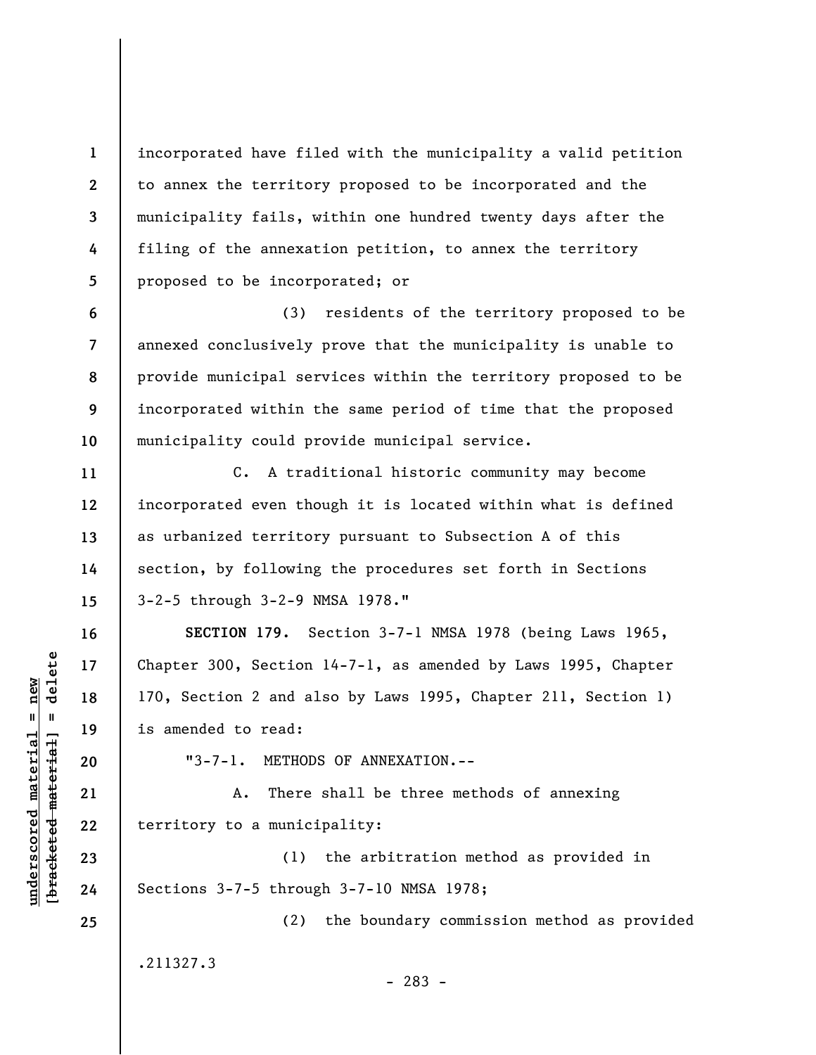incorporated have filed with the municipality a valid petition to annex the territory proposed to be incorporated and the municipality fails, within one hundred twenty days after the filing of the annexation petition, to annex the territory proposed to be incorporated; or

(3) residents of the territory proposed to be annexed conclusively prove that the municipality is unable to provide municipal services within the territory proposed to be incorporated within the same period of time that the proposed municipality could provide municipal service.

C. A traditional historic community may become incorporated even though it is located within what is defined as urbanized territory pursuant to Subsection A of this section, by following the procedures set forth in Sections 3-2-5 through 3-2-9 NMSA 1978."

**SECTION 179.** Section 3-7-1 NMSA 1978 (being Laws 1965, Chapter 300, Section 14-7-1, as amended by Laws 1995, Chapter 170, Section 2 and also by Laws 1995, Chapter 211, Section 1) is amended to read:

"3-7-1. METHODS OF ANNEXATION.--

A. There shall be three methods of annexing territory to a municipality:

(1) the arbitration method as provided in Sections 3-7-5 through 3-7-10 NMSA 1978;

(2) the boundary commission method as provided

.211327.3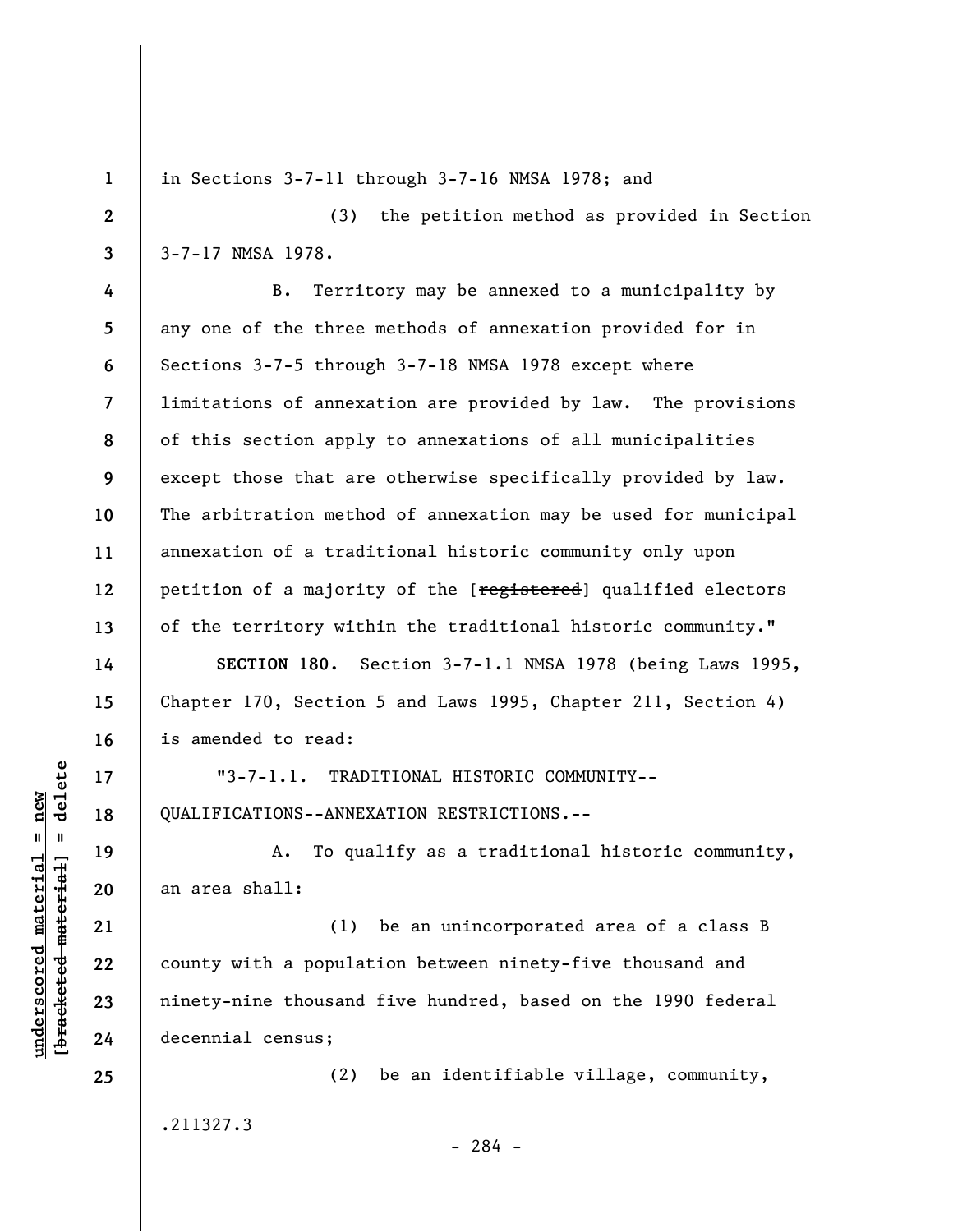in Sections 3-7-11 through 3-7-16 NMSA 1978; and

(3) the petition method as provided in Section 3-7-17 NMSA 1978.

B. Territory may be annexed to a municipality by any one of the three methods of annexation provided for in Sections 3-7-5 through 3-7-18 NMSA 1978 except where limitations of annexation are provided by law. The provisions of this section apply to annexations of all municipalities except those that are otherwise specifically provided by law. The arbitration method of annexation may be used for municipal annexation of a traditional historic community only upon petition of a majority of the [~~registered~~] qualified electors of the territory within the traditional historic community."

**SECTION 180.** Section 3-7-1.1 NMSA 1978 (being Laws 1995, Chapter 170, Section 5 and Laws 1995, Chapter 211, Section 4) is amended to read:

"3-7-1.1. TRADITIONAL HISTORIC COMMUNITY--QUALIFICATIONS--ANNEXATION RESTRICTIONS.--

A. To qualify as a traditional historic community, an area shall:

(1) be an unincorporated area of a class B county with a population between ninety-five thousand and ninety-nine thousand five hundred, based on the 1990 federal decennial census;

(2) be an identifiable village, community,

.211327.3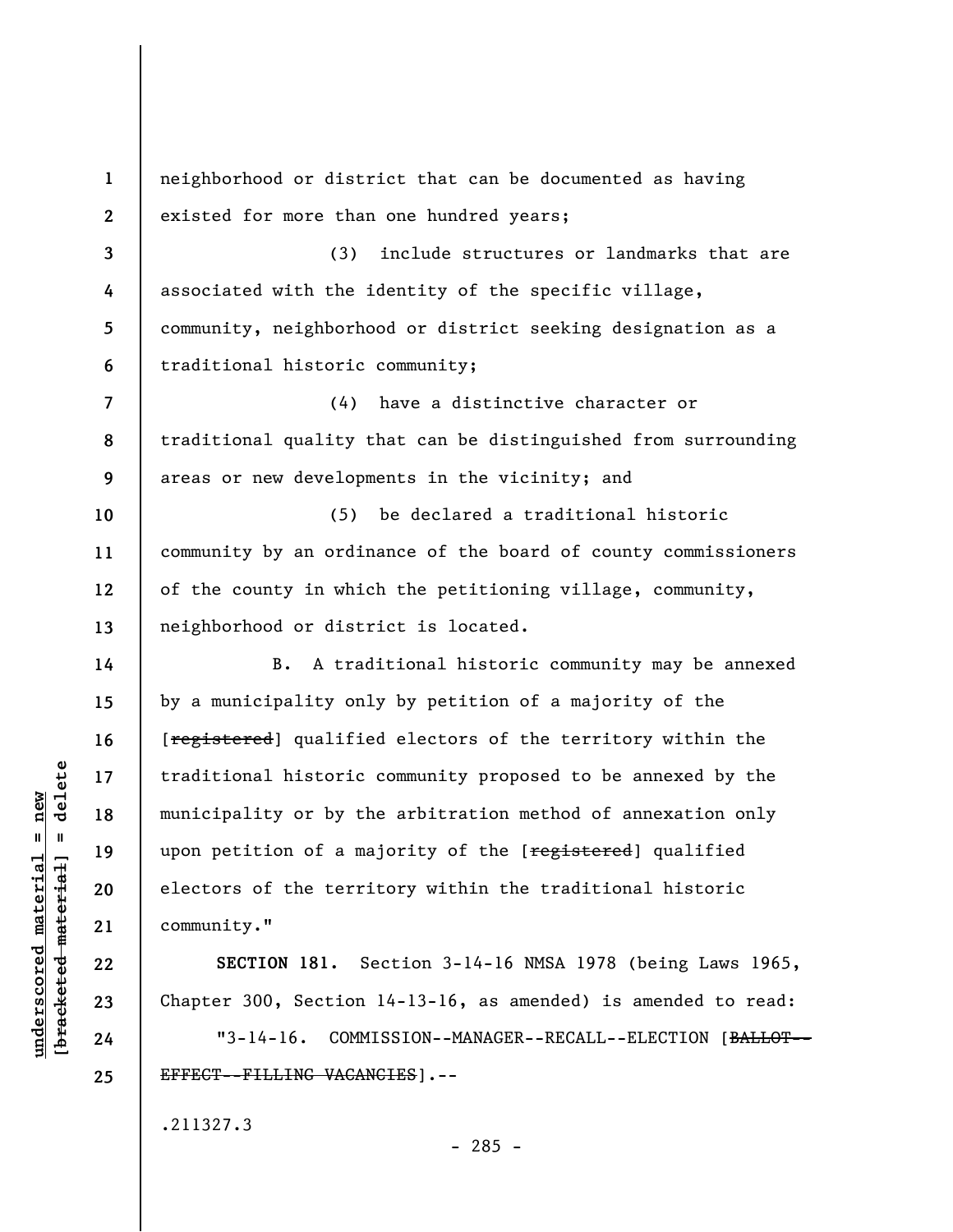neighborhood or district that can be documented as having existed for more than one hundred years;

(3) include structures or landmarks that are associated with the identity of the specific village, community, neighborhood or district seeking designation as a traditional historic community;

(4) have a distinctive character or traditional quality that can be distinguished from surrounding areas or new developments in the vicinity; and

(5) be declared a traditional historic community by an ordinance of the board of county commissioners of the county in which the petitioning village, community, neighborhood or district is located.

B. A traditional historic community may be annexed by a municipality only by petition of a majority of the [~~registered~~] qualified electors of the territory within the traditional historic community proposed to be annexed by the municipality or by the arbitration method of annexation only upon petition of a majority of the [~~registered~~] qualified electors of the territory within the traditional historic community."

**SECTION 181.** Section 3-14-16 NMSA 1978 (being Laws 1965, Chapter 300, Section 14-13-16, as amended) is amended to read:

"3-14-16. COMMISSION--MANAGER--RECALL--ELECTION [~~BALLOT--EFFECT--FILLING VACANCIES~~].--

.211327.3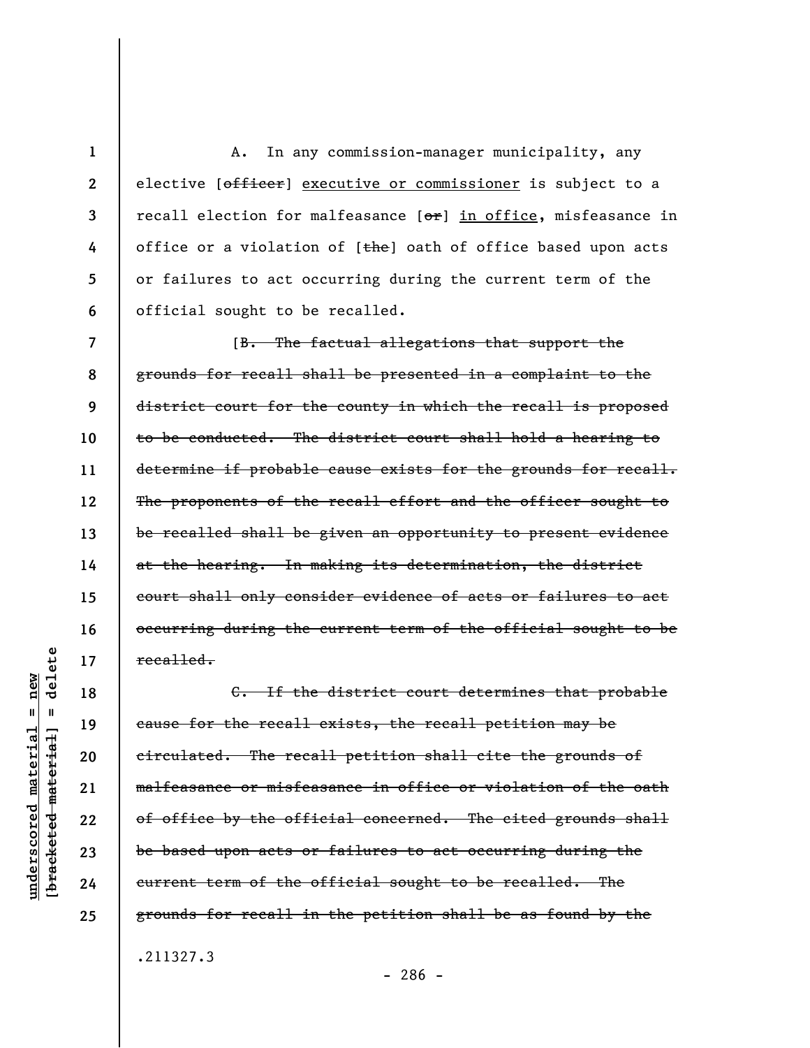A. In any commission-manager municipality, any elective [~~officer~~] executive or commissioner is subject to a recall election for malfeasance [~~or~~] in office, misfeasance in office or a violation of [~~the~~] oath of office based upon acts or failures to act occurring during the current term of the official sought to be recalled.

[~~B. The factual allegations that support the grounds for recall shall be presented in a complaint to the district court for the county in which the recall is proposed to be conducted. The district court shall hold a hearing to determine if probable cause exists for the grounds for recall. The proponents of the recall effort and the officer sought to be recalled shall be given an opportunity to present evidence at the hearing. In making its determination, the district court shall only consider evidence of acts or failures to act occurring during the current term of the official sought to be recalled.~~

~~C. If the district court determines that probable cause for the recall exists, the recall petition may be circulated. The recall petition shall cite the grounds of malfeasance or misfeasance in office or violation of the oath of office by the official concerned. The cited grounds shall be based upon acts or failures to act occurring during the current term of the official sought to be recalled. The grounds for recall in the petition shall be as found by the~~

.211327.3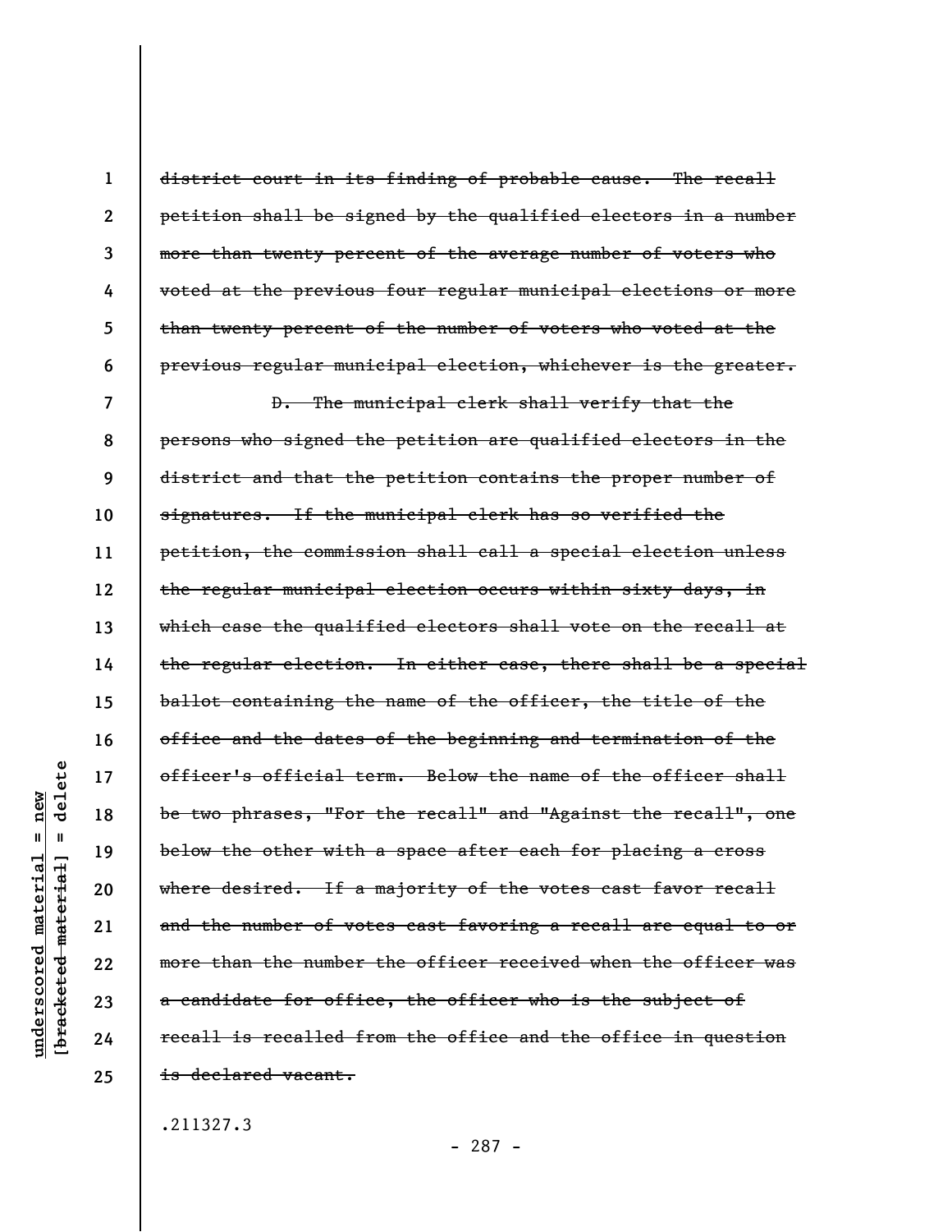~~district court in its finding of probable cause. The recall petition shall be signed by the qualified electors in a number more than twenty percent of the average number of voters who voted at the previous four regular municipal elections or more than twenty percent of the number of voters who voted at the previous regular municipal election, whichever is the greater.~~

~~D. The municipal clerk shall verify that the persons who signed the petition are qualified electors in the district and that the petition contains the proper number of signatures. If the municipal clerk has so verified the petition, the commission shall call a special election unless the regular municipal election occurs within sixty days, in which case the qualified electors shall vote on the recall at the regular election. In either case, there shall be a special ballot containing the name of the officer, the title of the office and the dates of the beginning and termination of the officer's official term. Below the name of the officer shall be two phrases, "For the recall" and "Against the recall", one below the other with a space after each for placing a cross where desired. If a majority of the votes cast favor recall and the number of votes cast favoring a recall are equal to or more than the number the officer received when the officer was a candidate for office, the officer who is the subject of recall is recalled from the office and the office in question is declared vacant.~~

.211327.3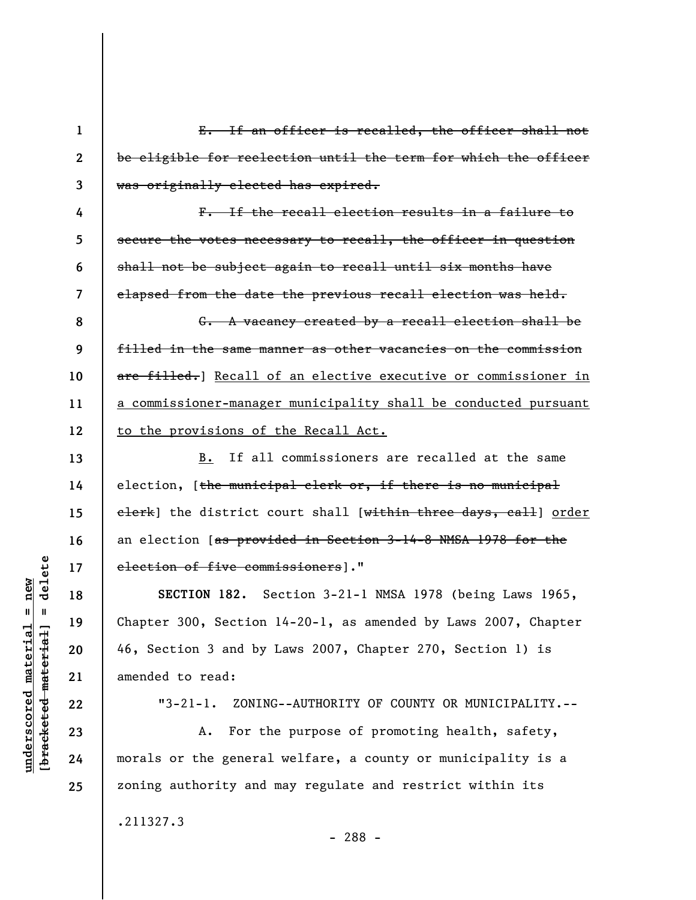~~E. If an officer is recalled, the officer shall not be eligible for reelection until the term for which the officer was originally elected has expired.~~

~~F. If the recall election results in a failure to secure the votes necessary to recall, the officer in question shall not be subject again to recall until six months have elapsed from the date the previous recall election was held.~~

~~G. A vacancy created by a recall election shall be filled in the same manner as other vacancies on the commission are filled.~~] <u>Recall of an elective executive or commissioner in a commissioner-manager municipality shall be conducted pursuant to the provisions of the Recall Act.</u>

<u>B.</u> If all commissioners are recalled at the same election, [~~the municipal clerk or, if there is no municipal clerk~~] the district court shall [~~within three days, call~~] <u>order</u> an election [~~as provided in Section 3-14-8 NMSA 1978 for the election of five commissioners~~]."

**SECTION 182.** Section 3-21-1 NMSA 1978 (being Laws 1965, Chapter 300, Section 14-20-1, as amended by Laws 2007, Chapter 46, Section 3 and by Laws 2007, Chapter 270, Section 1) is amended to read:

"3-21-1. ZONING--AUTHORITY OF COUNTY OR MUNICIPALITY.--

A. For the purpose of promoting health, safety, morals or the general welfare, a county or municipality is a zoning authority and may regulate and restrict within its

.211327.3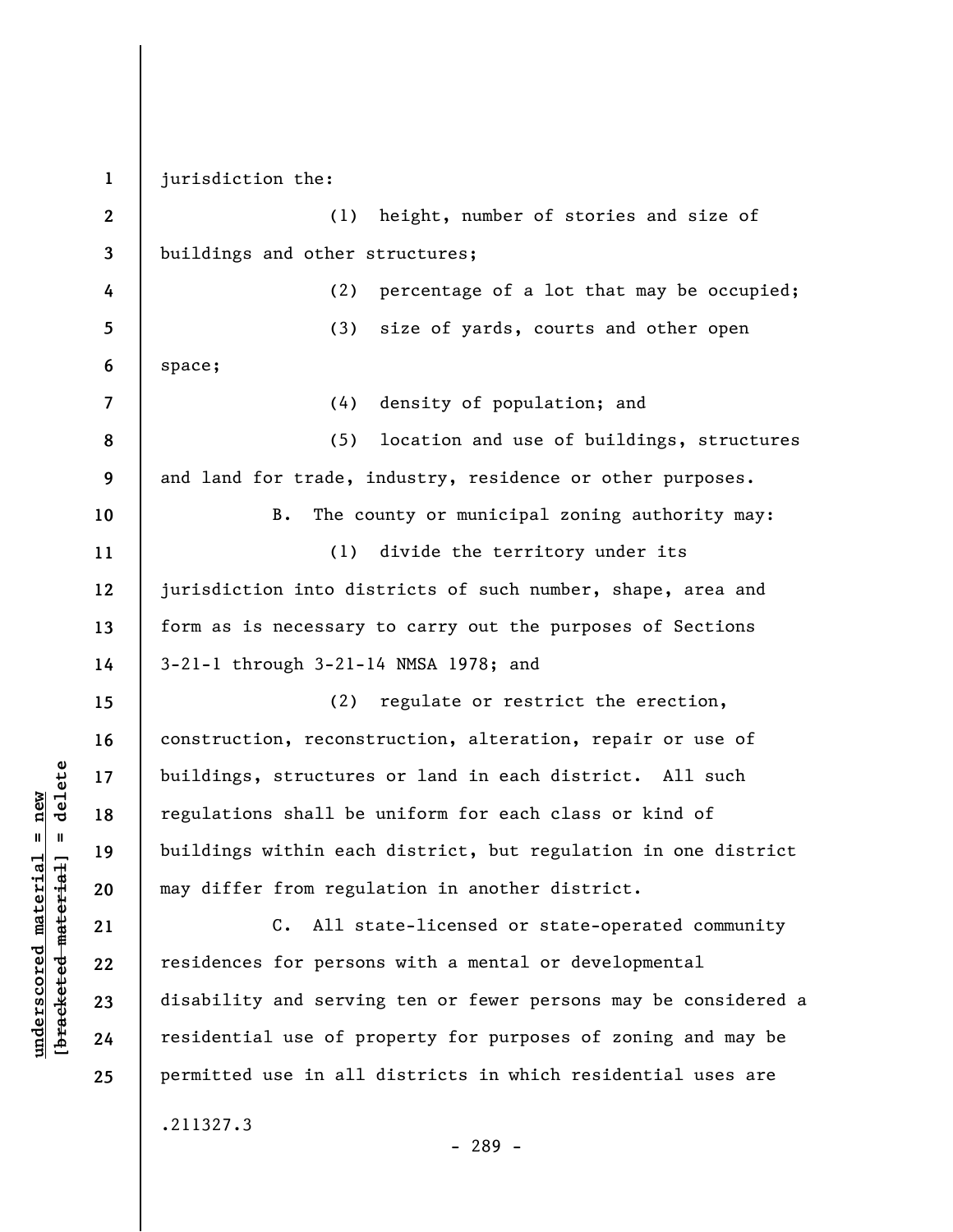jurisdiction the:

(1) height, number of stories and size of buildings and other structures;

(2) percentage of a lot that may be occupied;

(3) size of yards, courts and other open space;

(4) density of population; and

(5) location and use of buildings, structures and land for trade, industry, residence or other purposes.

B. The county or municipal zoning authority may:

(1) divide the territory under its jurisdiction into districts of such number, shape, area and form as is necessary to carry out the purposes of Sections 3-21-1 through 3-21-14 NMSA 1978; and

(2) regulate or restrict the erection, construction, reconstruction, alteration, repair or use of buildings, structures or land in each district. All such regulations shall be uniform for each class or kind of buildings within each district, but regulation in one district may differ from regulation in another district.

C. All state-licensed or state-operated community residences for persons with a mental or developmental disability and serving ten or fewer persons may be considered a residential use of property for purposes of zoning and may be permitted use in all districts in which residential uses are

.211327.3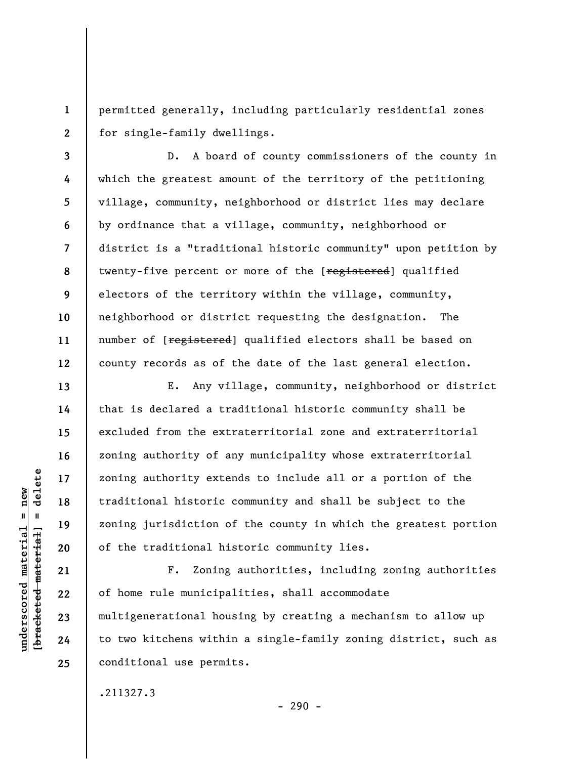permitted generally, including particularly residential zones for single-family dwellings.

D. A board of county commissioners of the county in which the greatest amount of the territory of the petitioning village, community, neighborhood or district lies may declare by ordinance that a village, community, neighborhood or district is a "traditional historic community" upon petition by twenty-five percent or more of the [~~registered~~] qualified electors of the territory within the village, community, neighborhood or district requesting the designation. The number of [~~registered~~] qualified electors shall be based on county records as of the date of the last general election.

E. Any village, community, neighborhood or district that is declared a traditional historic community shall be excluded from the extraterritorial zone and extraterritorial zoning authority of any municipality whose extraterritorial zoning authority extends to include all or a portion of the traditional historic community and shall be subject to the zoning jurisdiction of the county in which the greatest portion of the traditional historic community lies.

F. Zoning authorities, including zoning authorities of home rule municipalities, shall accommodate multigenerational housing by creating a mechanism to allow up to two kitchens within a single-family zoning district, such as conditional use permits.

.211327.3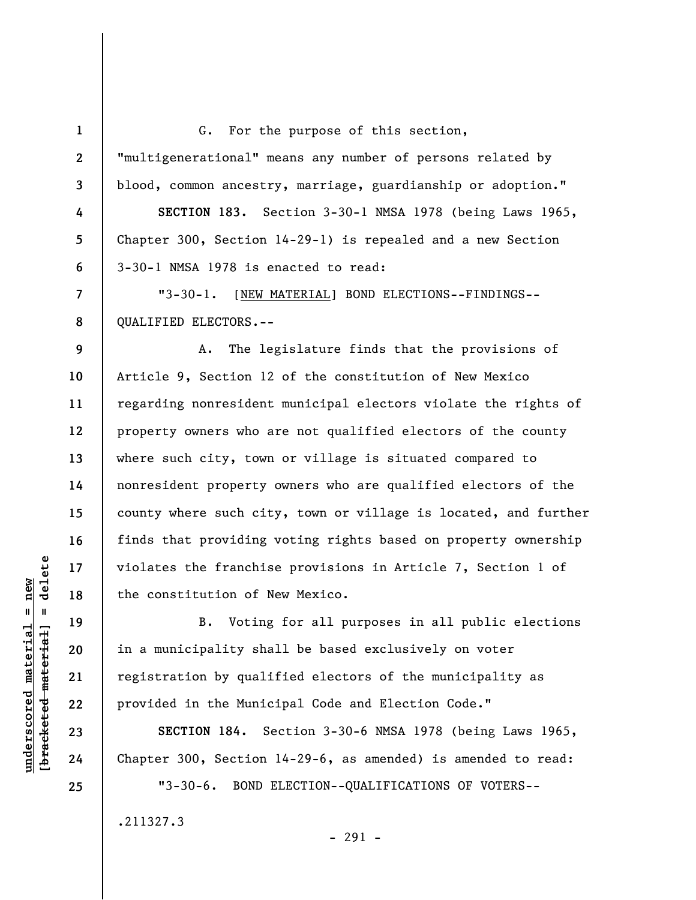G. For the purpose of this section, "multigenerational" means any number of persons related by blood, common ancestry, marriage, guardianship or adoption."

**SECTION 183.** Section 3-30-1 NMSA 1978 (being Laws 1965, Chapter 300, Section 14-29-1) is repealed and a new Section 3-30-1 NMSA 1978 is enacted to read:

"3-30-1. [NEW MATERIAL] BOND ELECTIONS--FINDINGS--QUALIFIED ELECTORS.--

A. The legislature finds that the provisions of Article 9, Section 12 of the constitution of New Mexico regarding nonresident municipal electors violate the rights of property owners who are not qualified electors of the county where such city, town or village is situated compared to nonresident property owners who are qualified electors of the county where such city, town or village is located, and further finds that providing voting rights based on property ownership violates the franchise provisions in Article 7, Section 1 of the constitution of New Mexico.

B. Voting for all purposes in all public elections in a municipality shall be based exclusively on voter registration by qualified electors of the municipality as provided in the Municipal Code and Election Code."

**SECTION 184.** Section 3-30-6 NMSA 1978 (being Laws 1965, Chapter 300, Section 14-29-6, as amended) is amended to read:

"3-30-6. BOND ELECTION--QUALIFICATIONS OF VOTERS--

.211327.3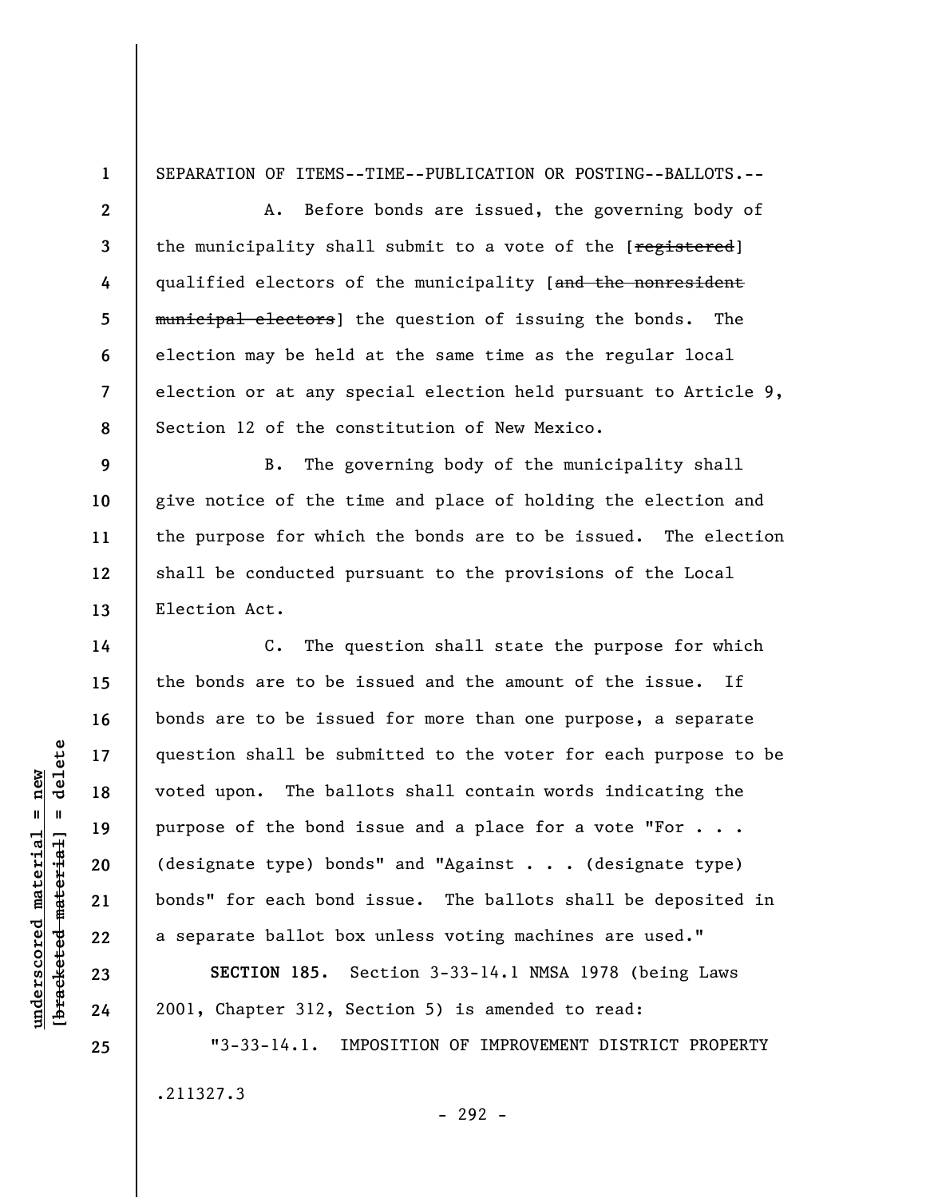SEPARATION OF ITEMS--TIME--PUBLICATION OR POSTING--BALLOTS.--

A. Before bonds are issued, the governing body of the municipality shall submit to a vote of the [~~registered~~] qualified electors of the municipality [~~and the nonresident municipal electors~~] the question of issuing the bonds. The election may be held at the same time as the regular local election or at any special election held pursuant to Article 9, Section 12 of the constitution of New Mexico.

B. The governing body of the municipality shall give notice of the time and place of holding the election and the purpose for which the bonds are to be issued. The election shall be conducted pursuant to the provisions of the Local Election Act.

C. The question shall state the purpose for which the bonds are to be issued and the amount of the issue. If bonds are to be issued for more than one purpose, a separate question shall be submitted to the voter for each purpose to be voted upon. The ballots shall contain words indicating the purpose of the bond issue and a place for a vote "For . . . (designate type) bonds" and "Against . . . (designate type) bonds" for each bond issue. The ballots shall be deposited in a separate ballot box unless voting machines are used."

**SECTION 185.** Section 3-33-14.1 NMSA 1978 (being Laws 2001, Chapter 312, Section 5) is amended to read:

"3-33-14.1. IMPOSITION OF IMPROVEMENT DISTRICT PROPERTY

.211327.3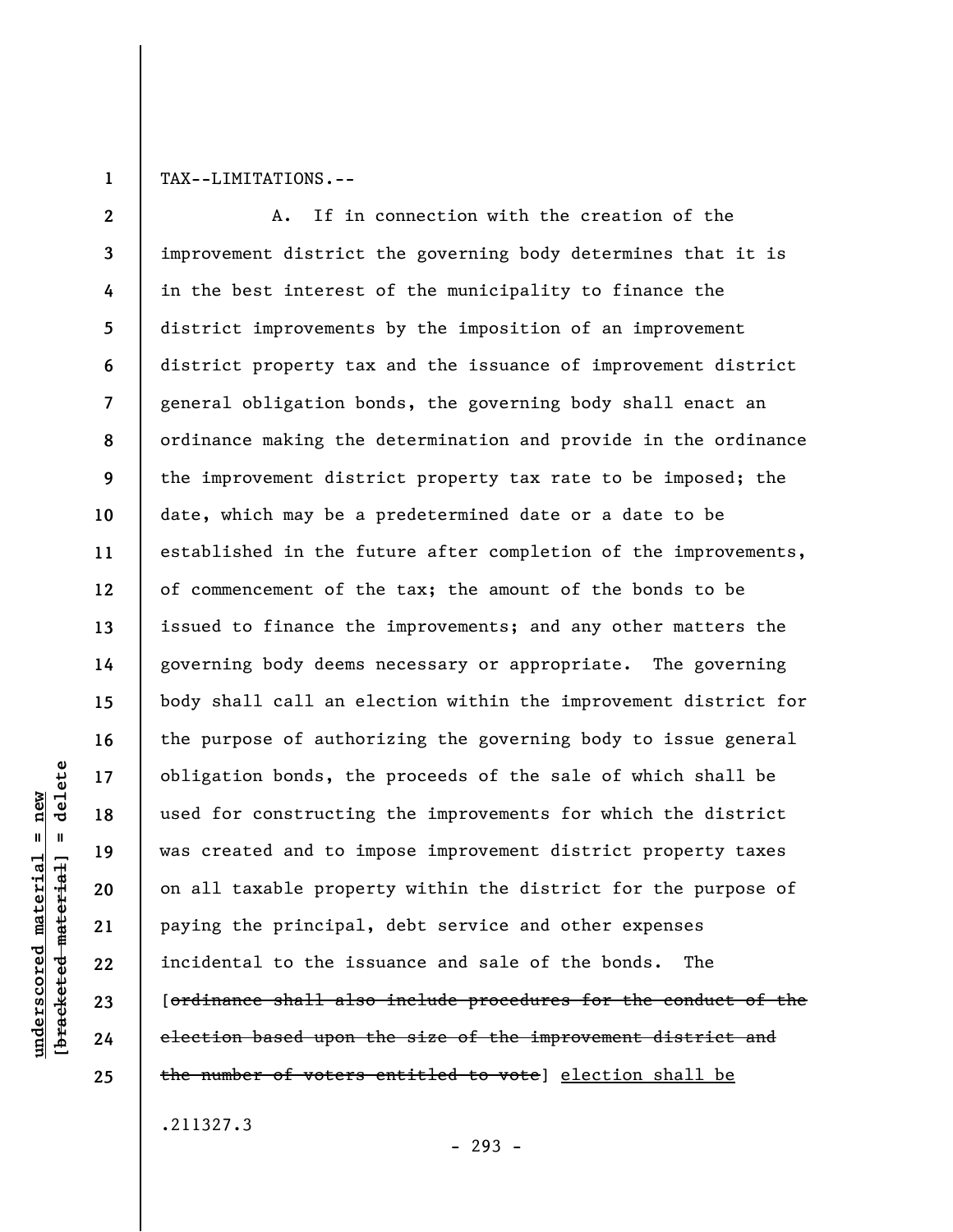TAX--LIMITATIONS.--

A. If in connection with the creation of the improvement district the governing body determines that it is in the best interest of the municipality to finance the district improvements by the imposition of an improvement district property tax and the issuance of improvement district general obligation bonds, the governing body shall enact an ordinance making the determination and provide in the ordinance the improvement district property tax rate to be imposed; the date, which may be a predetermined date or a date to be established in the future after completion of the improvements, of commencement of the tax; the amount of the bonds to be issued to finance the improvements; and any other matters the governing body deems necessary or appropriate. The governing body shall call an election within the improvement district for the purpose of authorizing the governing body to issue general obligation bonds, the proceeds of the sale of which shall be used for constructing the improvements for which the district was created and to impose improvement district property taxes on all taxable property within the district for the purpose of paying the principal, debt service and other expenses incidental to the issuance and sale of the bonds. The [~~ordinance shall also include procedures for the conduct of the election based upon the size of the improvement district and the number of voters entitled to vote~~] <u>election shall be</u>

.211327.3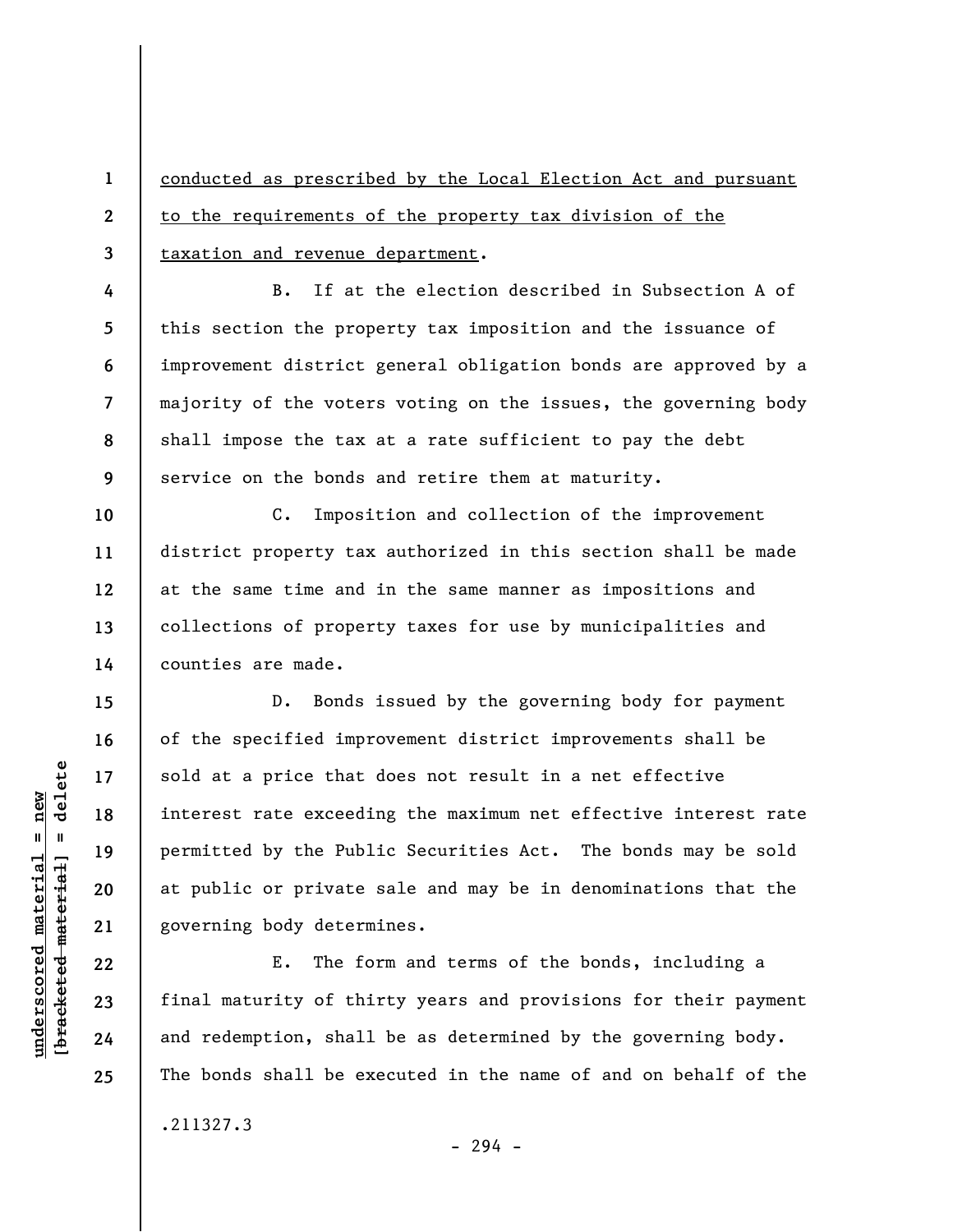conducted as prescribed by the Local Election Act and pursuant to the requirements of the property tax division of the taxation and revenue department.

B. If at the election described in Subsection A of this section the property tax imposition and the issuance of improvement district general obligation bonds are approved by a majority of the voters voting on the issues, the governing body shall impose the tax at a rate sufficient to pay the debt service on the bonds and retire them at maturity.

C. Imposition and collection of the improvement district property tax authorized in this section shall be made at the same time and in the same manner as impositions and collections of property taxes for use by municipalities and counties are made.

D. Bonds issued by the governing body for payment of the specified improvement district improvements shall be sold at a price that does not result in a net effective interest rate exceeding the maximum net effective interest rate permitted by the Public Securities Act. The bonds may be sold at public or private sale and may be in denominations that the governing body determines.

E. The form and terms of the bonds, including a final maturity of thirty years and provisions for their payment and redemption, shall be as determined by the governing body. The bonds shall be executed in the name of and on behalf of the

.211327.3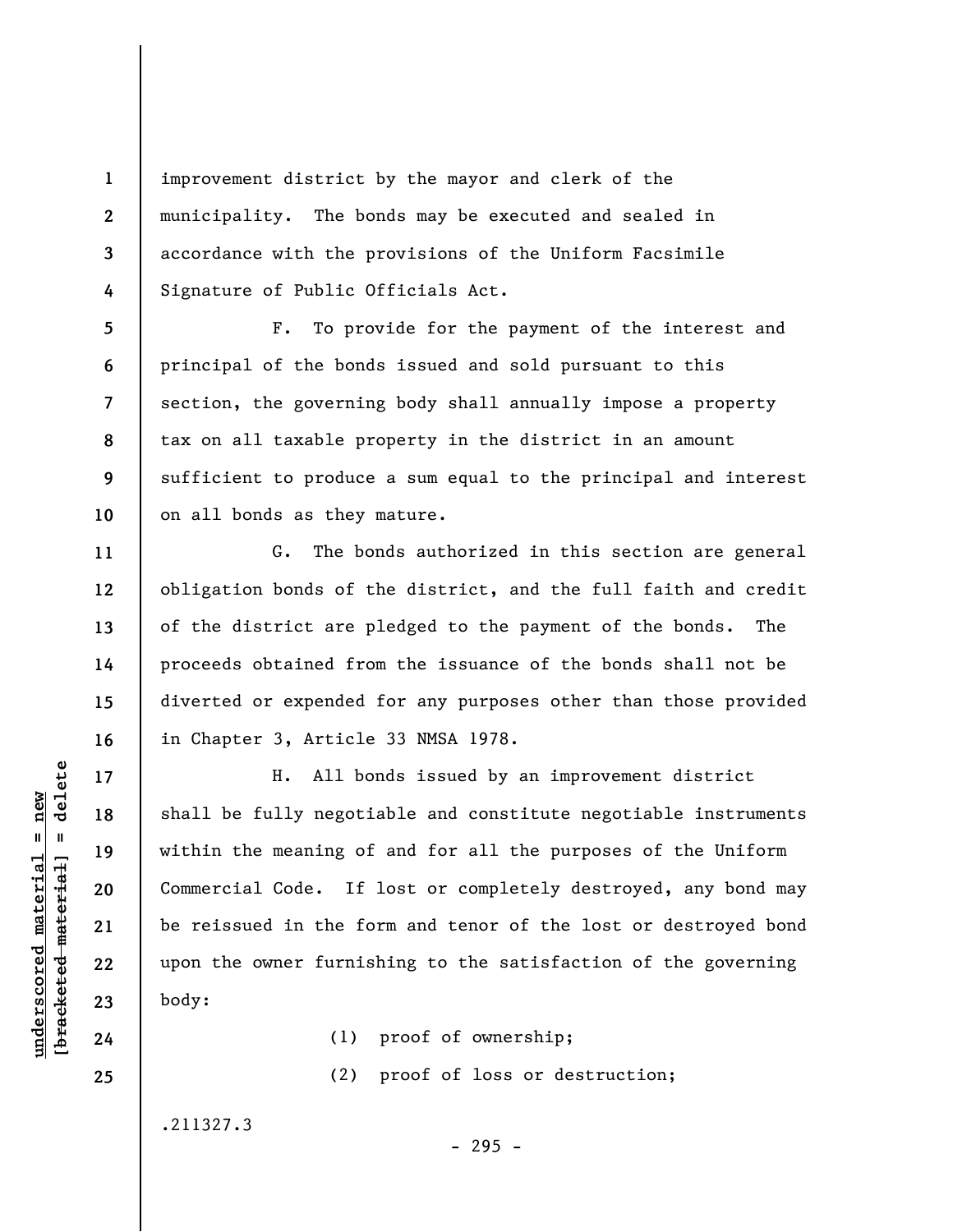improvement district by the mayor and clerk of the municipality. The bonds may be executed and sealed in accordance with the provisions of the Uniform Facsimile Signature of Public Officials Act.

F. To provide for the payment of the interest and principal of the bonds issued and sold pursuant to this section, the governing body shall annually impose a property tax on all taxable property in the district in an amount sufficient to produce a sum equal to the principal and interest on all bonds as they mature.

G. The bonds authorized in this section are general obligation bonds of the district, and the full faith and credit of the district are pledged to the payment of the bonds. The proceeds obtained from the issuance of the bonds shall not be diverted or expended for any purposes other than those provided in Chapter 3, Article 33 NMSA 1978.

H. All bonds issued by an improvement district shall be fully negotiable and constitute negotiable instruments within the meaning of and for all the purposes of the Uniform Commercial Code. If lost or completely destroyed, any bond may be reissued in the form and tenor of the lost or destroyed bond upon the owner furnishing to the satisfaction of the governing body:

(1) proof of ownership;

(2) proof of loss or destruction;

.211327.3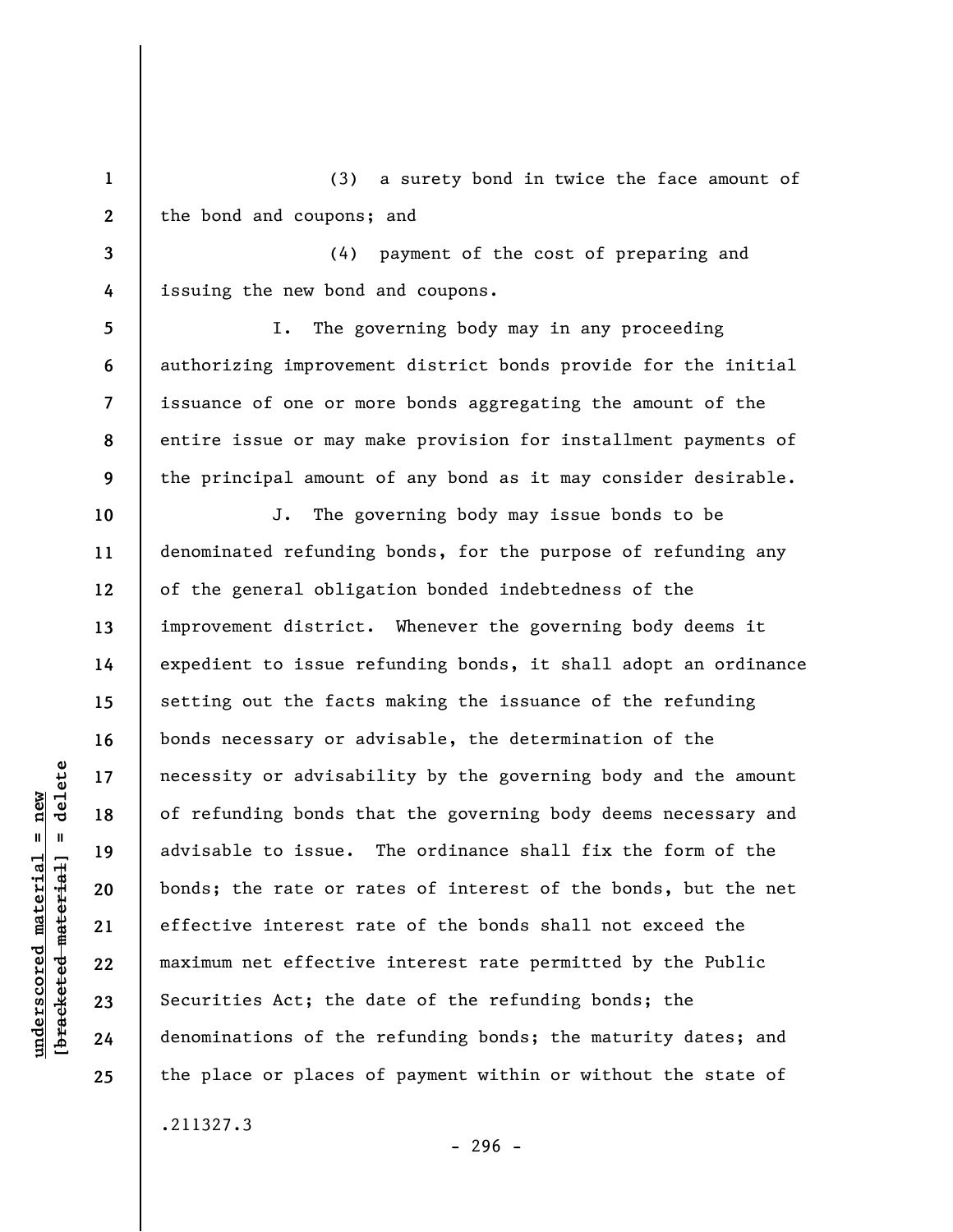(3) a surety bond in twice the face amount of the bond and coupons; and

(4) payment of the cost of preparing and issuing the new bond and coupons.

I. The governing body may in any proceeding authorizing improvement district bonds provide for the initial issuance of one or more bonds aggregating the amount of the entire issue or may make provision for installment payments of the principal amount of any bond as it may consider desirable.

J. The governing body may issue bonds to be denominated refunding bonds, for the purpose of refunding any of the general obligation bonded indebtedness of the improvement district. Whenever the governing body deems it expedient to issue refunding bonds, it shall adopt an ordinance setting out the facts making the issuance of the refunding bonds necessary or advisable, the determination of the necessity or advisability by the governing body and the amount of refunding bonds that the governing body deems necessary and advisable to issue. The ordinance shall fix the form of the bonds; the rate or rates of interest of the bonds, but the net effective interest rate of the bonds shall not exceed the maximum net effective interest rate permitted by the Public Securities Act; the date of the refunding bonds; the denominations of the refunding bonds; the maturity dates; and the place or places of payment within or without the state of

.211327.3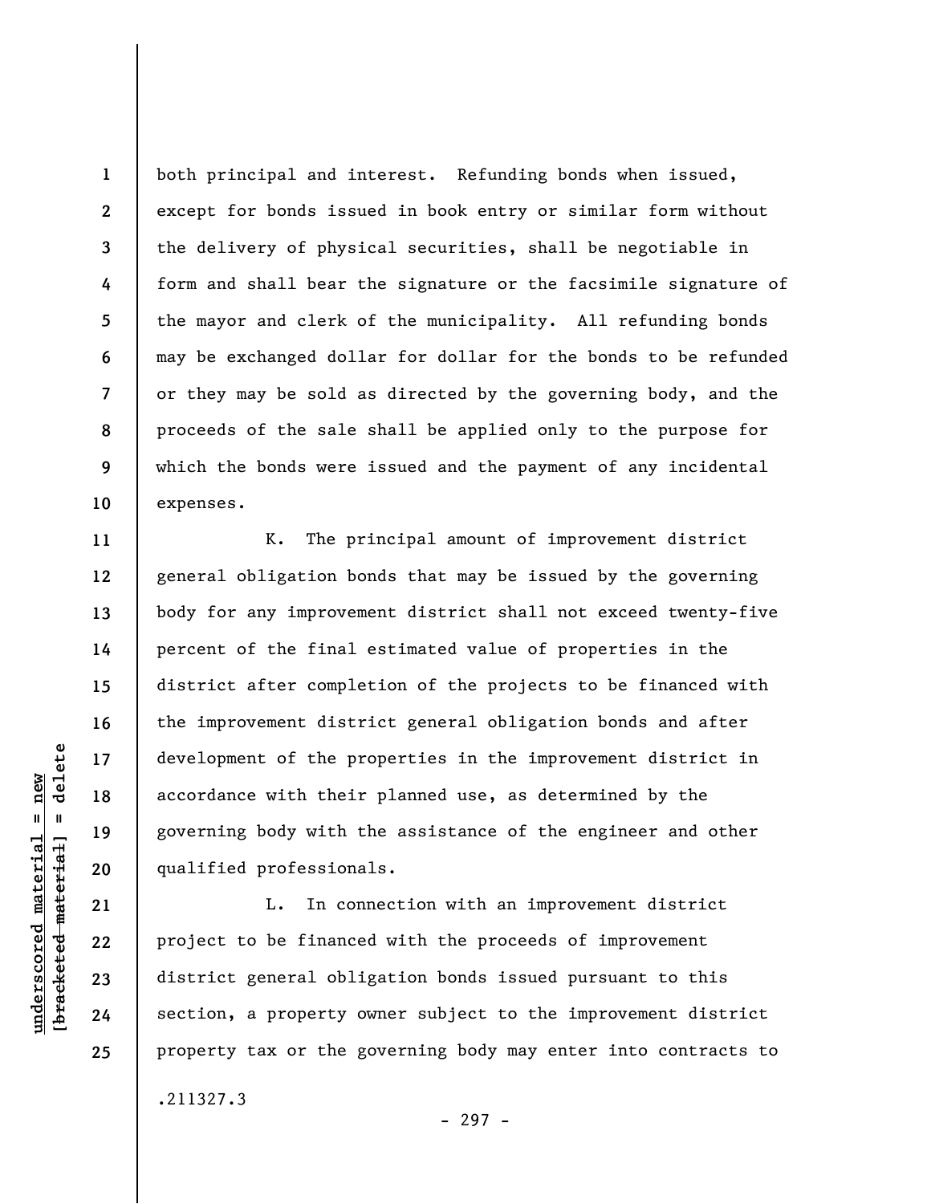both principal and interest. Refunding bonds when issued, except for bonds issued in book entry or similar form without the delivery of physical securities, shall be negotiable in form and shall bear the signature or the facsimile signature of the mayor and clerk of the municipality. All refunding bonds may be exchanged dollar for dollar for the bonds to be refunded or they may be sold as directed by the governing body, and the proceeds of the sale shall be applied only to the purpose for which the bonds were issued and the payment of any incidental expenses.

K. The principal amount of improvement district general obligation bonds that may be issued by the governing body for any improvement district shall not exceed twenty-five percent of the final estimated value of properties in the district after completion of the projects to be financed with the improvement district general obligation bonds and after development of the properties in the improvement district in accordance with their planned use, as determined by the governing body with the assistance of the engineer and other qualified professionals.

L. In connection with an improvement district project to be financed with the proceeds of improvement district general obligation bonds issued pursuant to this section, a property owner subject to the improvement district property tax or the governing body may enter into contracts to

.211327.3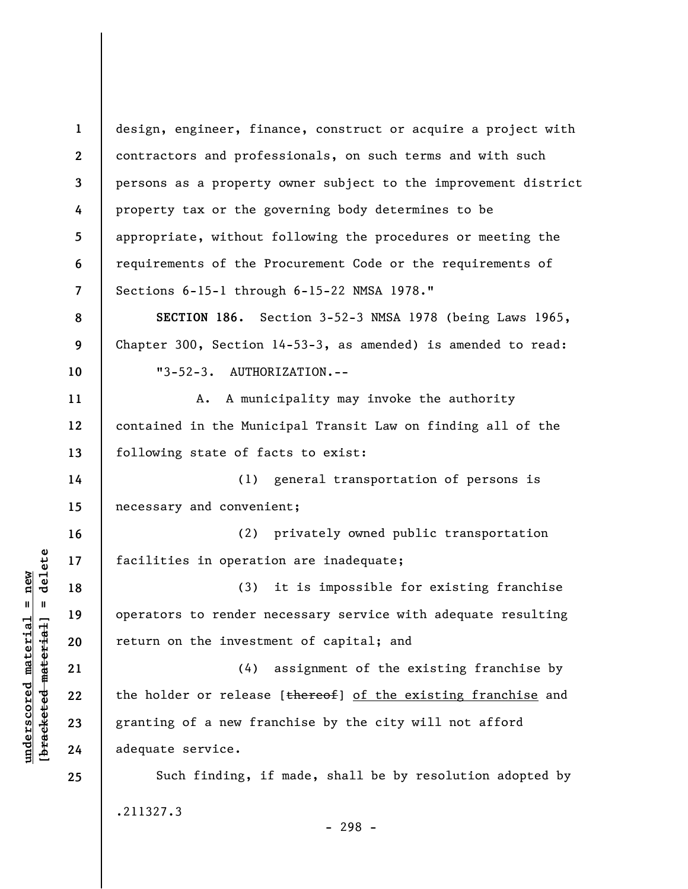design, engineer, finance, construct or acquire a project with contractors and professionals, on such terms and with such persons as a property owner subject to the improvement district property tax or the governing body determines to be appropriate, without following the procedures or meeting the requirements of the Procurement Code or the requirements of Sections 6-15-1 through 6-15-22 NMSA 1978."

**SECTION 186.** Section 3-52-3 NMSA 1978 (being Laws 1965, Chapter 300, Section 14-53-3, as amended) is amended to read:

"3-52-3. AUTHORIZATION.--

A. A municipality may invoke the authority contained in the Municipal Transit Law on finding all of the following state of facts to exist:

(1) general transportation of persons is necessary and convenient;

(2) privately owned public transportation facilities in operation are inadequate;

(3) it is impossible for existing franchise operators to render necessary service with adequate resulting return on the investment of capital; and

(4) assignment of the existing franchise by the holder or release [~~thereof~~] <u>of the existing franchise</u> and granting of a new franchise by the city will not afford adequate service.

Such finding, if made, shall be by resolution adopted by

.211327.3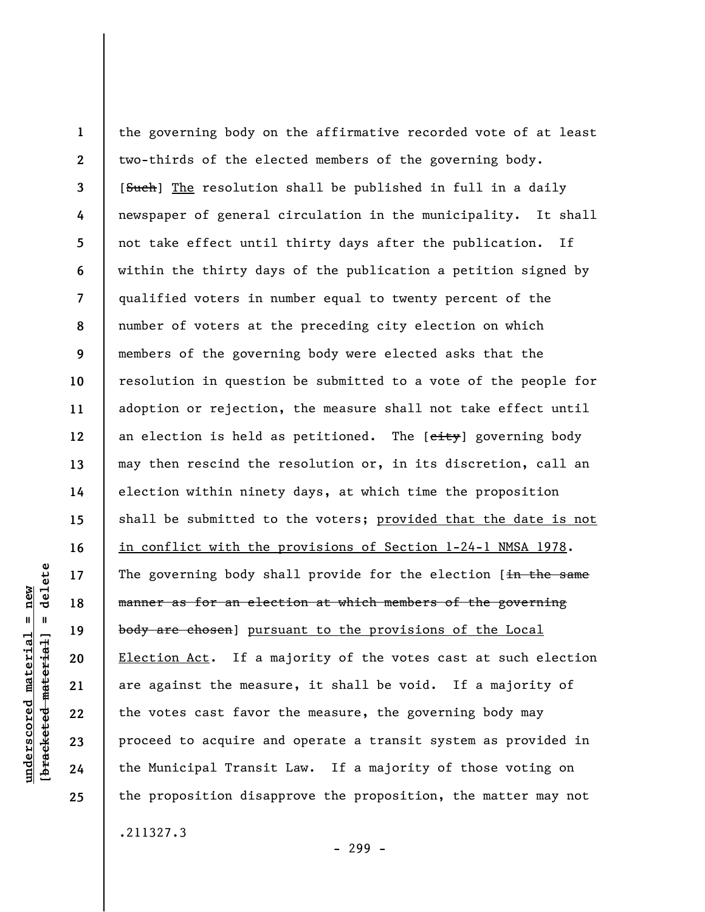the governing body on the affirmative recorded vote of at least two-thirds of the elected members of the governing body. [~~Such~~] <u>The</u> resolution shall be published in full in a daily newspaper of general circulation in the municipality. It shall not take effect until thirty days after the publication. If within the thirty days of the publication a petition signed by qualified voters in number equal to twenty percent of the number of voters at the preceding city election on which members of the governing body were elected asks that the resolution in question be submitted to a vote of the people for adoption or rejection, the measure shall not take effect until an election is held as petitioned. The [~~city~~] governing body may then rescind the resolution or, in its discretion, call an election within ninety days, at which time the proposition shall be submitted to the voters; <u>provided that the date is not in conflict with the provisions of Section 1-24-1 NMSA 1978</u>. The governing body shall provide for the election [~~in the same manner as for an election at which members of the governing body are chosen~~] <u>pursuant to the provisions of the Local Election Act</u>. If a majority of the votes cast at such election are against the measure, it shall be void. If a majority of the votes cast favor the measure, the governing body may proceed to acquire and operate a transit system as provided in the Municipal Transit Law. If a majority of those voting on the proposition disapprove the proposition, the matter may not

.211327.3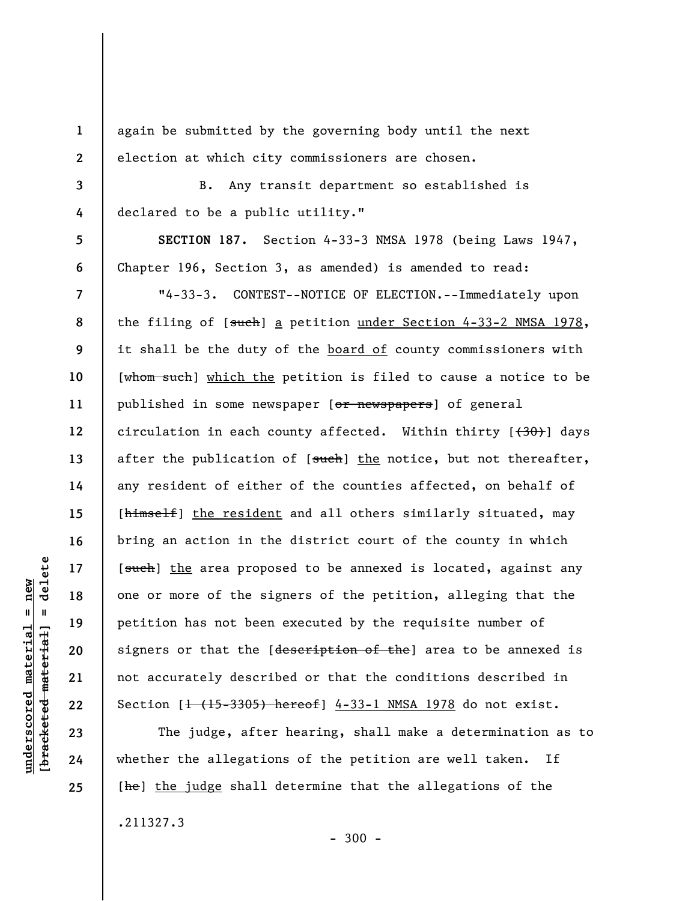again be submitted by the governing body until the next election at which city commissioners are chosen.

B. Any transit department so established is declared to be a public utility."

**SECTION 187.** Section 4-33-3 NMSA 1978 (being Laws 1947, Chapter 196, Section 3, as amended) is amended to read:

"4-33-3. CONTEST--NOTICE OF ELECTION.--Immediately upon the filing of [~~such~~] a petition under Section 4-33-2 NMSA 1978, it shall be the duty of the board of county commissioners with [~~whom such~~] which the petition is filed to cause a notice to be published in some newspaper [~~or newspapers~~] of general circulation in each county affected. Within thirty [~~(30)~~] days after the publication of [~~such~~] the notice, but not thereafter, any resident of either of the counties affected, on behalf of [~~himself~~] the resident and all others similarly situated, may bring an action in the district court of the county in which [~~such~~] the area proposed to be annexed is located, against any one or more of the signers of the petition, alleging that the petition has not been executed by the requisite number of signers or that the [~~description of the~~] area to be annexed is not accurately described or that the conditions described in Section [~~1 (15-3305) hereof~~] 4-33-1 NMSA 1978 do not exist.

The judge, after hearing, shall make a determination as to whether the allegations of the petition are well taken. If [~~he~~] the judge shall determine that the allegations of the

.211327.3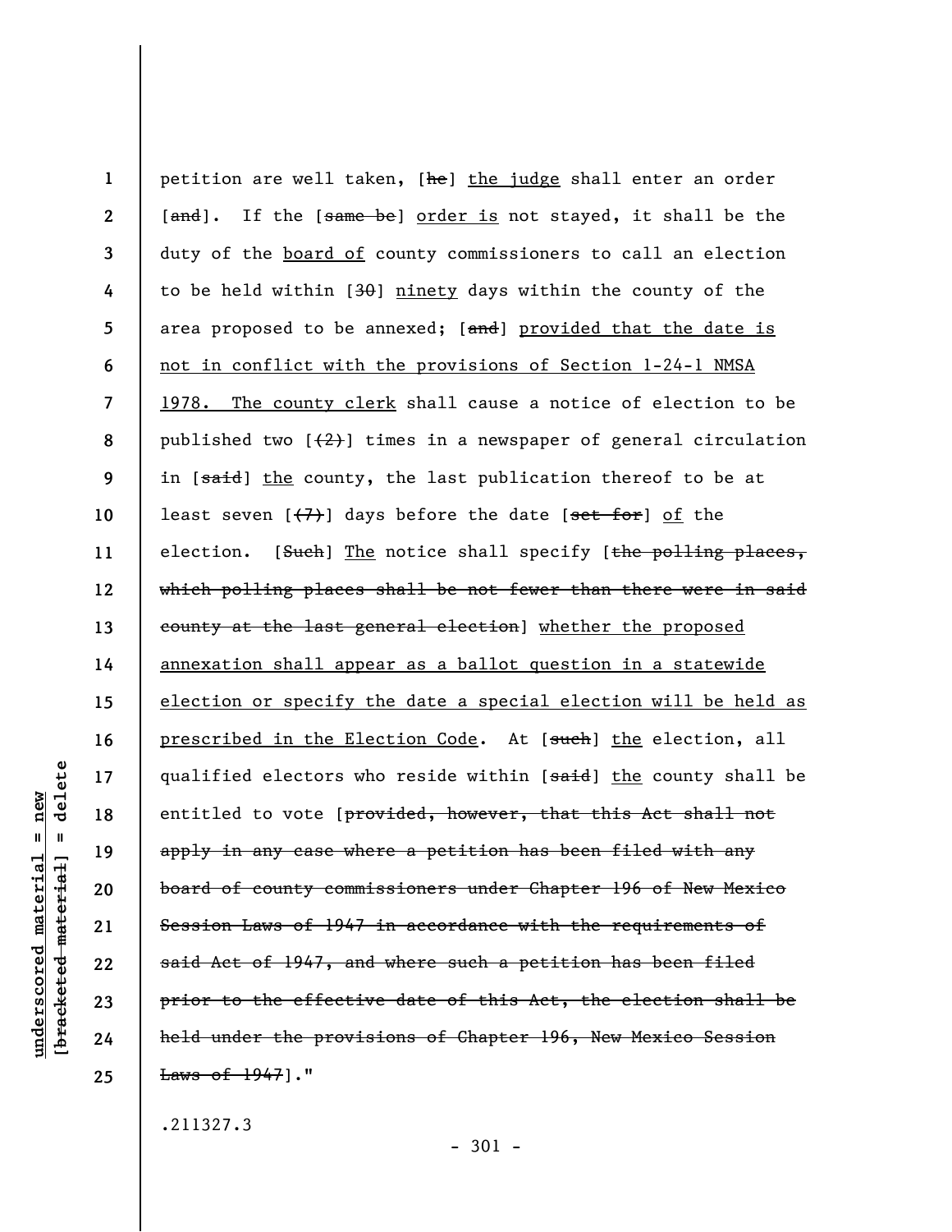petition are well taken, [~~he~~] <u>the judge</u> shall enter an order [~~and~~]. If the [~~same be~~] <u>order is</u> not stayed, it shall be the duty of the <u>board of</u> county commissioners to call an election to be held within [~~30~~] <u>ninety</u> days within the county of the area proposed to be annexed; [~~and~~] <u>provided that the date is not in conflict with the provisions of Section 1-24-1 NMSA 1978. The county clerk</u> shall cause a notice of election to be published two [~~(2)~~] times in a newspaper of general circulation in [~~said~~] <u>the</u> county, the last publication thereof to be at least seven [~~(7)~~] days before the date [~~set for~~] <u>of</u> the election. [~~Such~~] <u>The</u> notice shall specify [~~the polling places, which polling places shall be not fewer than there were in said county at the last general election~~] <u>whether the proposed annexation shall appear as a ballot question in a statewide election or specify the date a special election will be held as prescribed in the Election Code</u>. At [~~such~~] <u>the</u> election, all qualified electors who reside within [~~said~~] <u>the</u> county shall be entitled to vote [~~provided, however, that this Act shall not apply in any case where a petition has been filed with any board of county commissioners under Chapter 196 of New Mexico Session Laws of 1947 in accordance with the requirements of said Act of 1947, and where such a petition has been filed prior to the effective date of this Act, the election shall be held under the provisions of Chapter 196, New Mexico Session Laws of 1947~~]."

.211327.3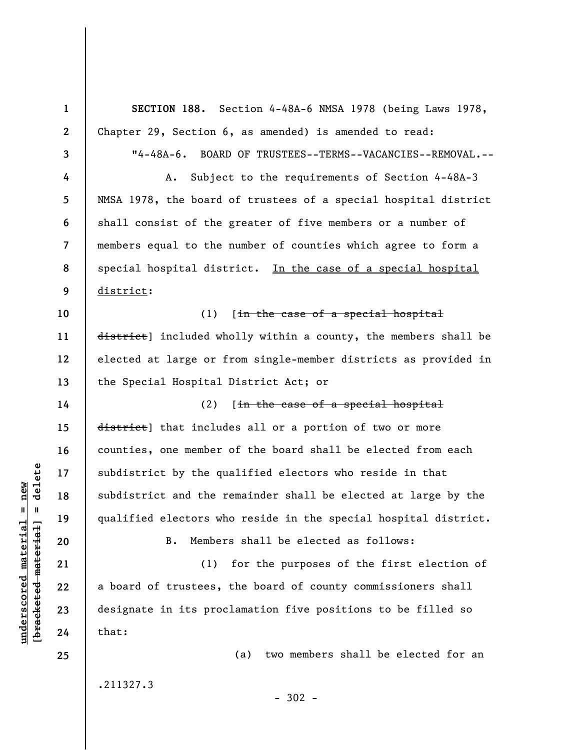**SECTION 188.** Section 4-48A-6 NMSA 1978 (being Laws 1978, Chapter 29, Section 6, as amended) is amended to read:

"4-48A-6. BOARD OF TRUSTEES--TERMS--VACANCIES--REMOVAL.--

A. Subject to the requirements of Section 4-48A-3 NMSA 1978, the board of trustees of a special hospital district shall consist of the greater of five members or a number of members equal to the number of counties which agree to form a special hospital district. <u>In the case of a special hospital district</u>:

(1) [~~in the case of a special hospital district~~] included wholly within a county, the members shall be elected at large or from single-member districts as provided in the Special Hospital District Act; or

(2) [~~in the case of a special hospital district~~] that includes all or a portion of two or more counties, one member of the board shall be elected from each subdistrict by the qualified electors who reside in that subdistrict and the remainder shall be elected at large by the qualified electors who reside in the special hospital district.

B. Members shall be elected as follows:

(1) for the purposes of the first election of a board of trustees, the board of county commissioners shall designate in its proclamation five positions to be filled so that:

(a) two members shall be elected for an

.211327.3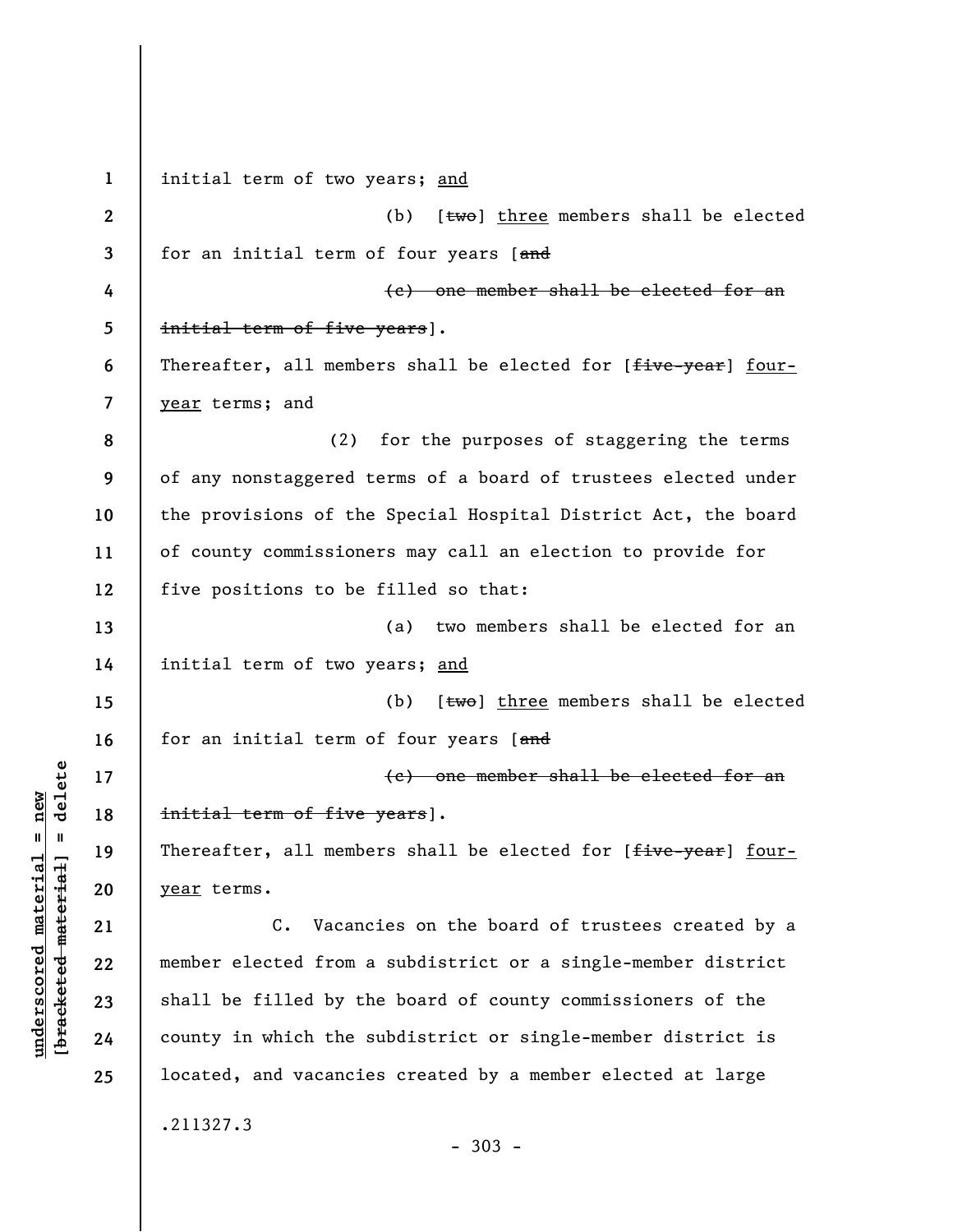initial term of two years; <u>and</u>

(b) [~~two~~] <u>three</u> members shall be elected for an initial term of four years [~~and~~

~~(c) one member shall be elected for an initial term of five years~~].

Thereafter, all members shall be elected for [~~five-year~~] <u>four-year</u> terms; and

(2) for the purposes of staggering the terms of any nonstaggered terms of a board of trustees elected under the provisions of the Special Hospital District Act, the board of county commissioners may call an election to provide for five positions to be filled so that:

(a) two members shall be elected for an initial term of two years; <u>and</u>

(b) [~~two~~] <u>three</u> members shall be elected for an initial term of four years [~~and~~

~~(c) one member shall be elected for an initial term of five years~~].

Thereafter, all members shall be elected for [~~five-year~~] <u>four-year</u> terms.

C. Vacancies on the board of trustees created by a member elected from a subdistrict or a single-member district shall be filled by the board of county commissioners of the county in which the subdistrict or single-member district is located, and vacancies created by a member elected at large

.211327.3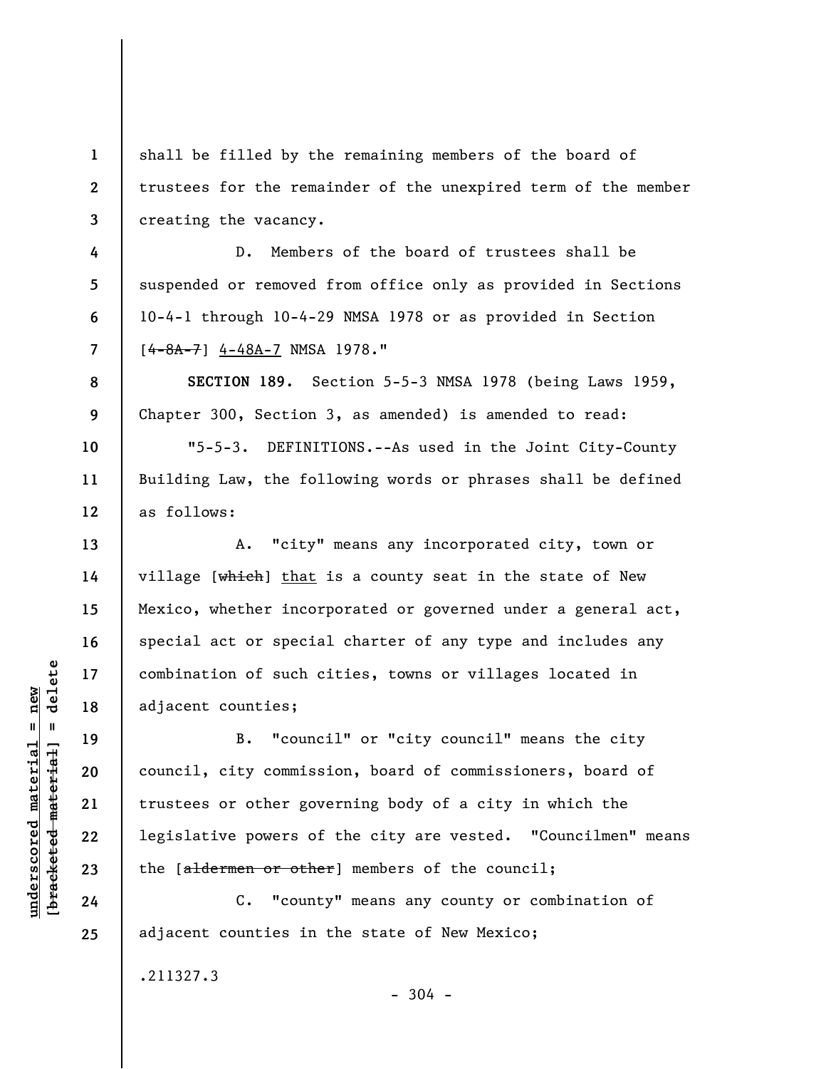shall be filled by the remaining members of the board of trustees for the remainder of the unexpired term of the member creating the vacancy.

D. Members of the board of trustees shall be suspended or removed from office only as provided in Sections 10-4-1 through 10-4-29 NMSA 1978 or as provided in Section [~~4-8A-7~~] 4-48A-7 NMSA 1978."

**SECTION 189.** Section 5-5-3 NMSA 1978 (being Laws 1959, Chapter 300, Section 3, as amended) is amended to read:

"5-5-3. DEFINITIONS.--As used in the Joint City-County Building Law, the following words or phrases shall be defined as follows:

A. "city" means any incorporated city, town or village [~~which~~] that is a county seat in the state of New Mexico, whether incorporated or governed under a general act, special act or special charter of any type and includes any combination of such cities, towns or villages located in adjacent counties;

B. "council" or "city council" means the city council, city commission, board of commissioners, board of trustees or other governing body of a city in which the legislative powers of the city are vested. "Councilmen" means the [~~aldermen or other~~] members of the council;

C. "county" means any county or combination of adjacent counties in the state of New Mexico;

.211327.3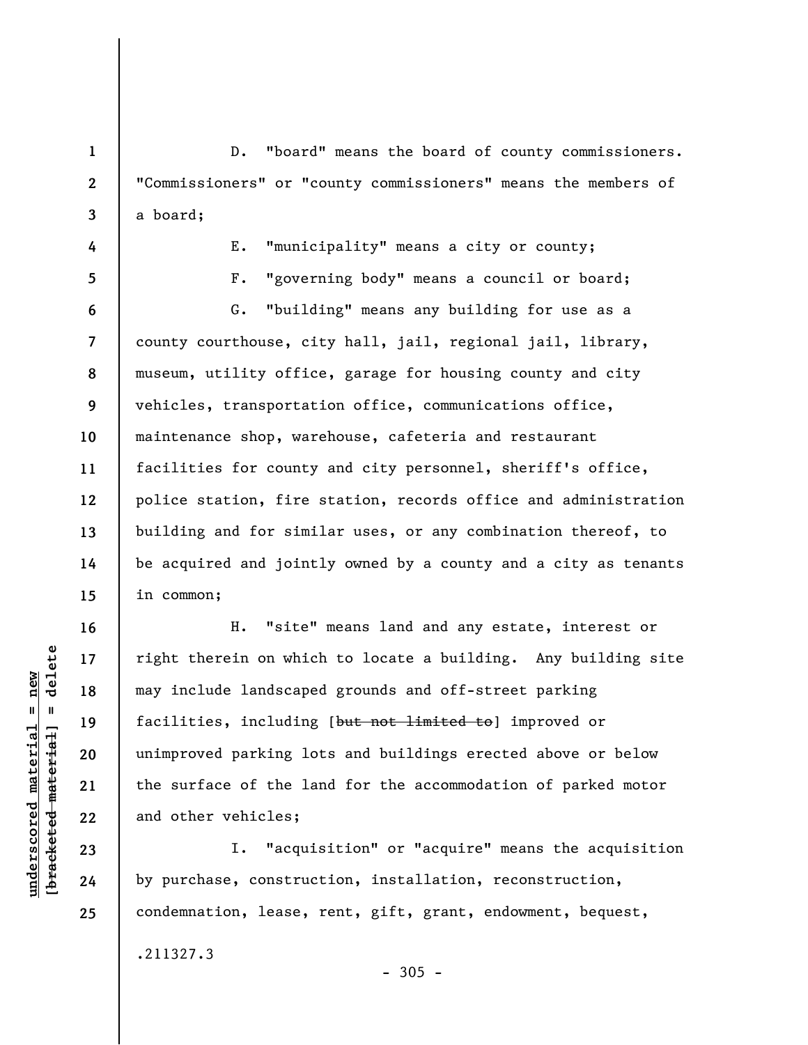D. "board" means the board of county commissioners. "Commissioners" or "county commissioners" means the members of a board;

E. "municipality" means a city or county;

F. "governing body" means a council or board;

G. "building" means any building for use as a county courthouse, city hall, jail, regional jail, library, museum, utility office, garage for housing county and city vehicles, transportation office, communications office, maintenance shop, warehouse, cafeteria and restaurant facilities for county and city personnel, sheriff's office, police station, fire station, records office and administration building and for similar uses, or any combination thereof, to be acquired and jointly owned by a county and a city as tenants in common;

H. "site" means land and any estate, interest or right therein on which to locate a building. Any building site may include landscaped grounds and off-street parking facilities, including [~~but not limited to~~] improved or unimproved parking lots and buildings erected above or below the surface of the land for the accommodation of parked motor and other vehicles;

I. "acquisition" or "acquire" means the acquisition by purchase, construction, installation, reconstruction, condemnation, lease, rent, gift, grant, endowment, bequest,

.211327.3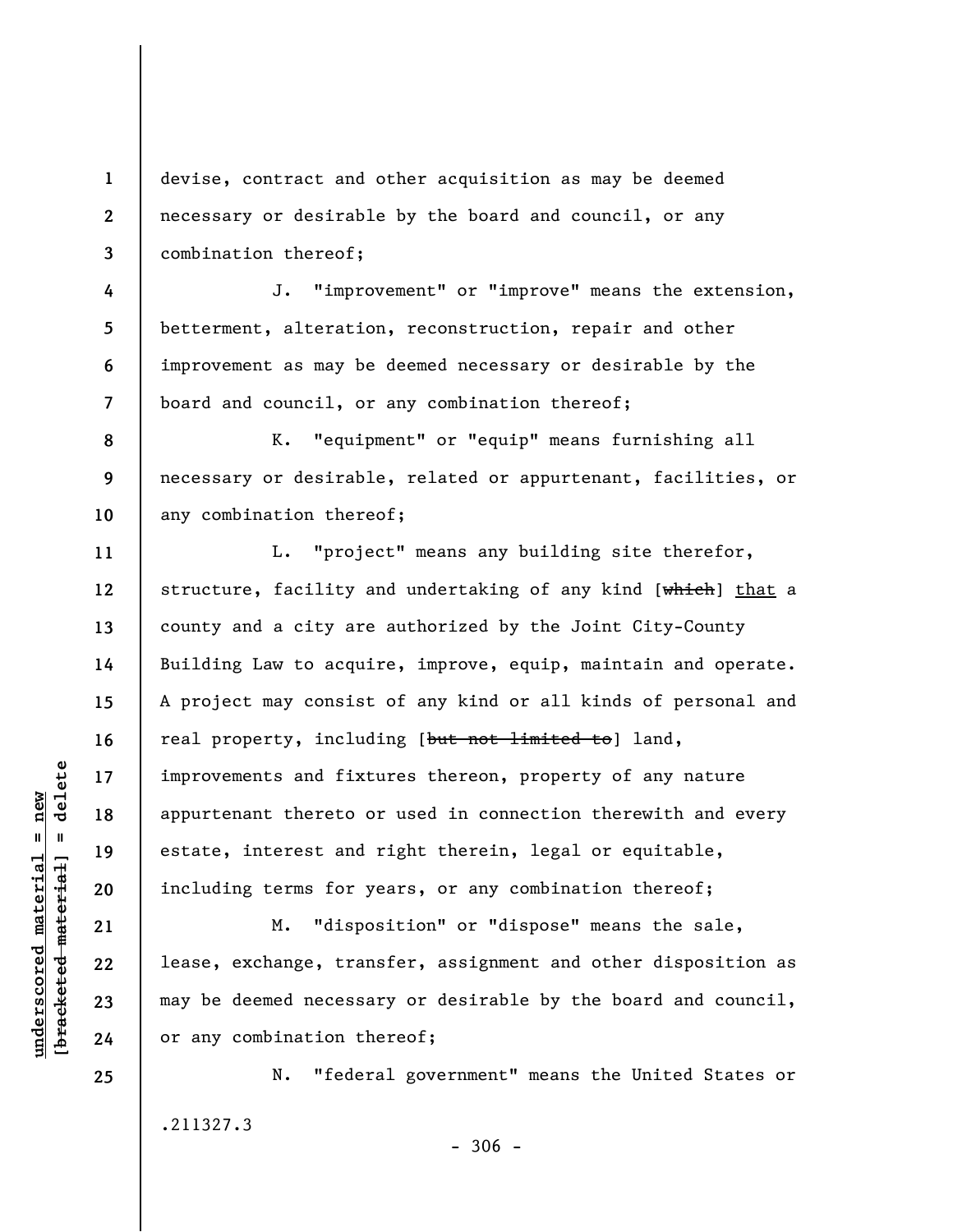devise, contract and other acquisition as may be deemed necessary or desirable by the board and council, or any combination thereof;

J. "improvement" or "improve" means the extension, betterment, alteration, reconstruction, repair and other improvement as may be deemed necessary or desirable by the board and council, or any combination thereof;

K. "equipment" or "equip" means furnishing all necessary or desirable, related or appurtenant, facilities, or any combination thereof;

L. "project" means any building site therefor, structure, facility and undertaking of any kind [~~which~~] <u>that</u> a county and a city are authorized by the Joint City-County Building Law to acquire, improve, equip, maintain and operate. A project may consist of any kind or all kinds of personal and real property, including [~~but not limited to~~] land, improvements and fixtures thereon, property of any nature appurtenant thereto or used in connection therewith and every estate, interest and right therein, legal or equitable, including terms for years, or any combination thereof;

M. "disposition" or "dispose" means the sale, lease, exchange, transfer, assignment and other disposition as may be deemed necessary or desirable by the board and council, or any combination thereof;

N. "federal government" means the United States or

.211327.3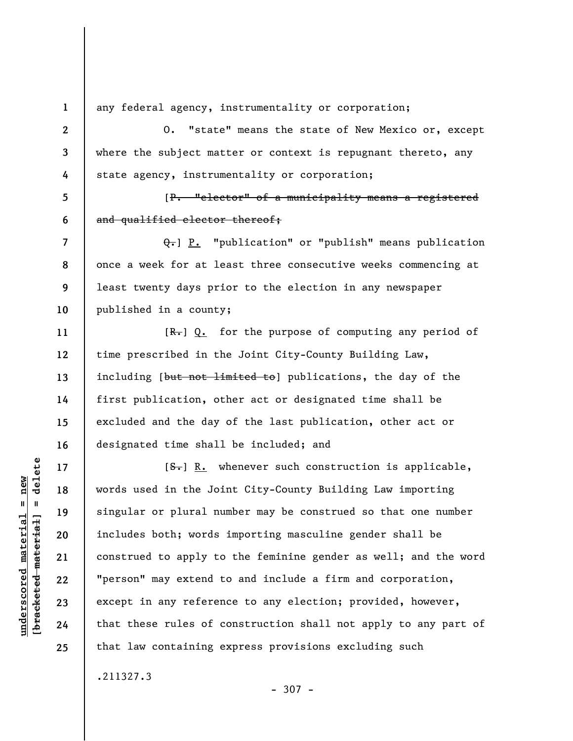any federal agency, instrumentality or corporation;

O. "state" means the state of New Mexico or, except where the subject matter or context is repugnant thereto, any state agency, instrumentality or corporation;

[~~P. "elector" of a municipality means a registered and qualified elector thereof;~~

~~Q.~~] P. "publication" or "publish" means publication once a week for at least three consecutive weeks commencing at least twenty days prior to the election in any newspaper published in a county;

[~~R.~~] Q. for the purpose of computing any period of time prescribed in the Joint City-County Building Law, including [~~but not limited to~~] publications, the day of the first publication, other act or designated time shall be excluded and the day of the last publication, other act or designated time shall be included; and

[~~S.~~] R. whenever such construction is applicable, words used in the Joint City-County Building Law importing singular or plural number may be construed so that one number includes both; words importing masculine gender shall be construed to apply to the feminine gender as well; and the word "person" may extend to and include a firm and corporation, except in any reference to any election; provided, however, that these rules of construction shall not apply to any part of that law containing express provisions excluding such

.211327.3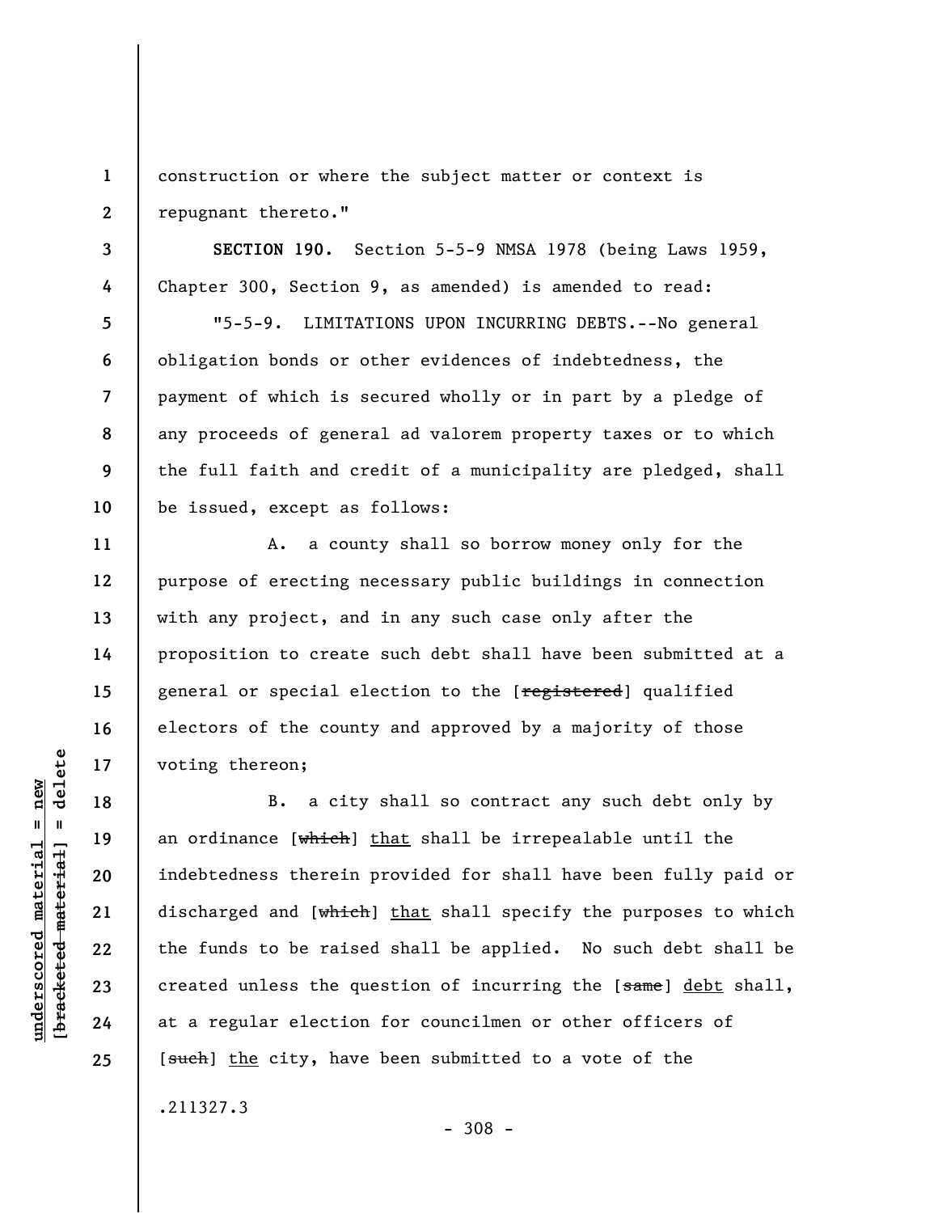construction or where the subject matter or context is repugnant thereto."

**SECTION 190.** Section 5-5-9 NMSA 1978 (being Laws 1959, Chapter 300, Section 9, as amended) is amended to read:

"5-5-9. LIMITATIONS UPON INCURRING DEBTS.--No general obligation bonds or other evidences of indebtedness, the payment of which is secured wholly or in part by a pledge of any proceeds of general ad valorem property taxes or to which the full faith and credit of a municipality are pledged, shall be issued, except as follows:

A. a county shall so borrow money only for the purpose of erecting necessary public buildings in connection with any project, and in any such case only after the proposition to create such debt shall have been submitted at a general or special election to the [~~registered~~] qualified electors of the county and approved by a majority of those voting thereon;

B. a city shall so contract any such debt only by an ordinance [~~which~~] <u>that</u> shall be irrepealable until the indebtedness therein provided for shall have been fully paid or discharged and [~~which~~] <u>that</u> shall specify the purposes to which the funds to be raised shall be applied. No such debt shall be created unless the question of incurring the [~~same~~] <u>debt</u> shall, at a regular election for councilmen or other officers of [~~such~~] <u>the</u> city, have been submitted to a vote of the

.211327.3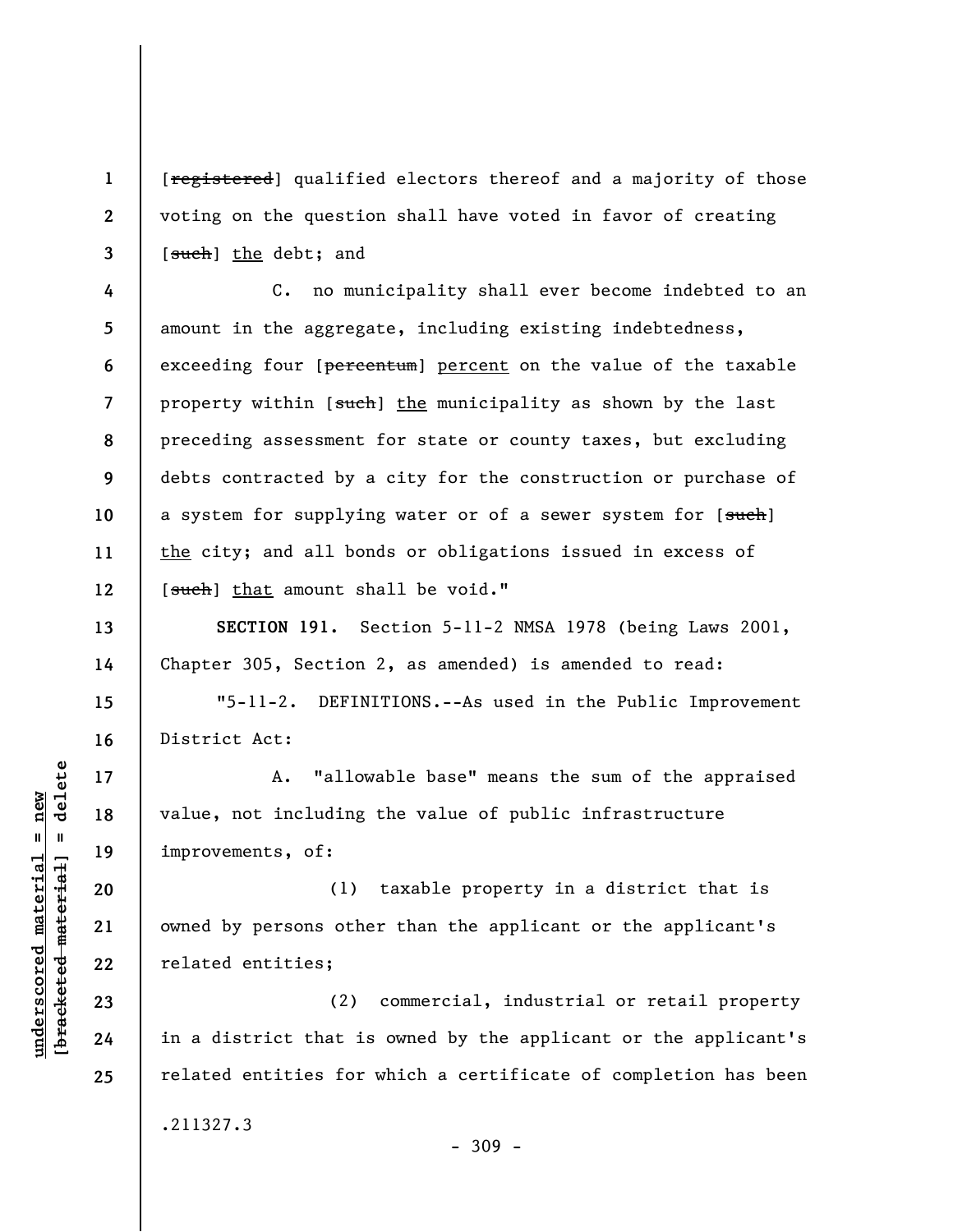[~~registered~~] qualified electors thereof and a majority of those voting on the question shall have voted in favor of creating [~~such~~] <u>the</u> debt; and

C. no municipality shall ever become indebted to an amount in the aggregate, including existing indebtedness, exceeding four [~~percentum~~] <u>percent</u> on the value of the taxable property within [~~such~~] <u>the</u> municipality as shown by the last preceding assessment for state or county taxes, but excluding debts contracted by a city for the construction or purchase of a system for supplying water or of a sewer system for [~~such~~] <u>the</u> city; and all bonds or obligations issued in excess of [~~such~~] <u>that</u> amount shall be void."

**SECTION 191.** Section 5-11-2 NMSA 1978 (being Laws 2001, Chapter 305, Section 2, as amended) is amended to read:

"5-11-2. DEFINITIONS.--As used in the Public Improvement District Act:

A. "allowable base" means the sum of the appraised value, not including the value of public infrastructure improvements, of:

(1) taxable property in a district that is owned by persons other than the applicant or the applicant's related entities;

(2) commercial, industrial or retail property in a district that is owned by the applicant or the applicant's related entities for which a certificate of completion has been

.211327.3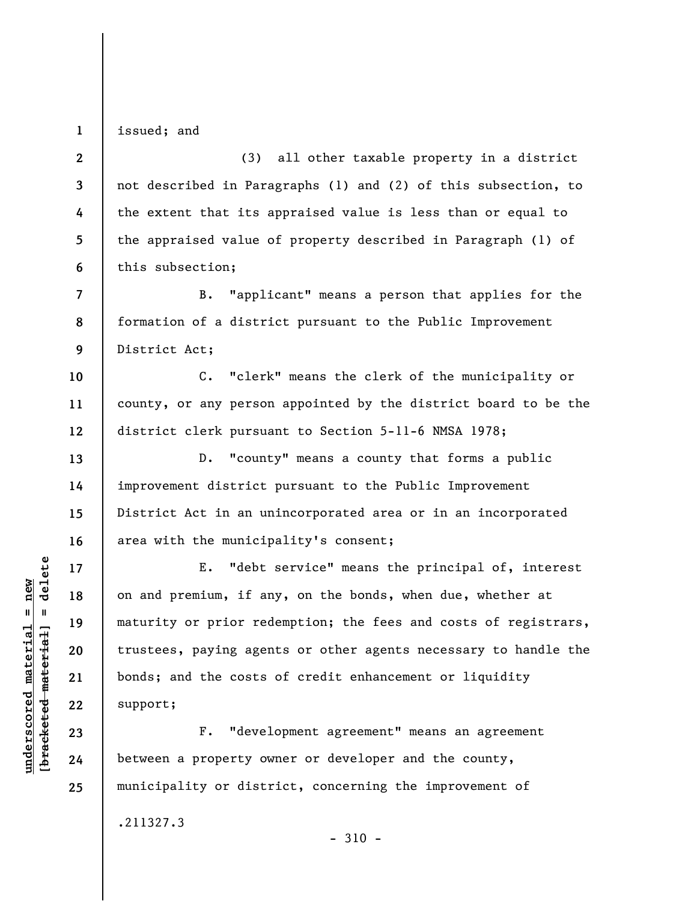issued; and

(3) all other taxable property in a district not described in Paragraphs (1) and (2) of this subsection, to the extent that its appraised value is less than or equal to the appraised value of property described in Paragraph (1) of this subsection;

B. "applicant" means a person that applies for the formation of a district pursuant to the Public Improvement District Act;

C. "clerk" means the clerk of the municipality or county, or any person appointed by the district board to be the district clerk pursuant to Section 5-11-6 NMSA 1978;

D. "county" means a county that forms a public improvement district pursuant to the Public Improvement District Act in an unincorporated area or in an incorporated area with the municipality's consent;

E. "debt service" means the principal of, interest on and premium, if any, on the bonds, when due, whether at maturity or prior redemption; the fees and costs of registrars, trustees, paying agents or other agents necessary to handle the bonds; and the costs of credit enhancement or liquidity support;

F. "development agreement" means an agreement between a property owner or developer and the county, municipality or district, concerning the improvement of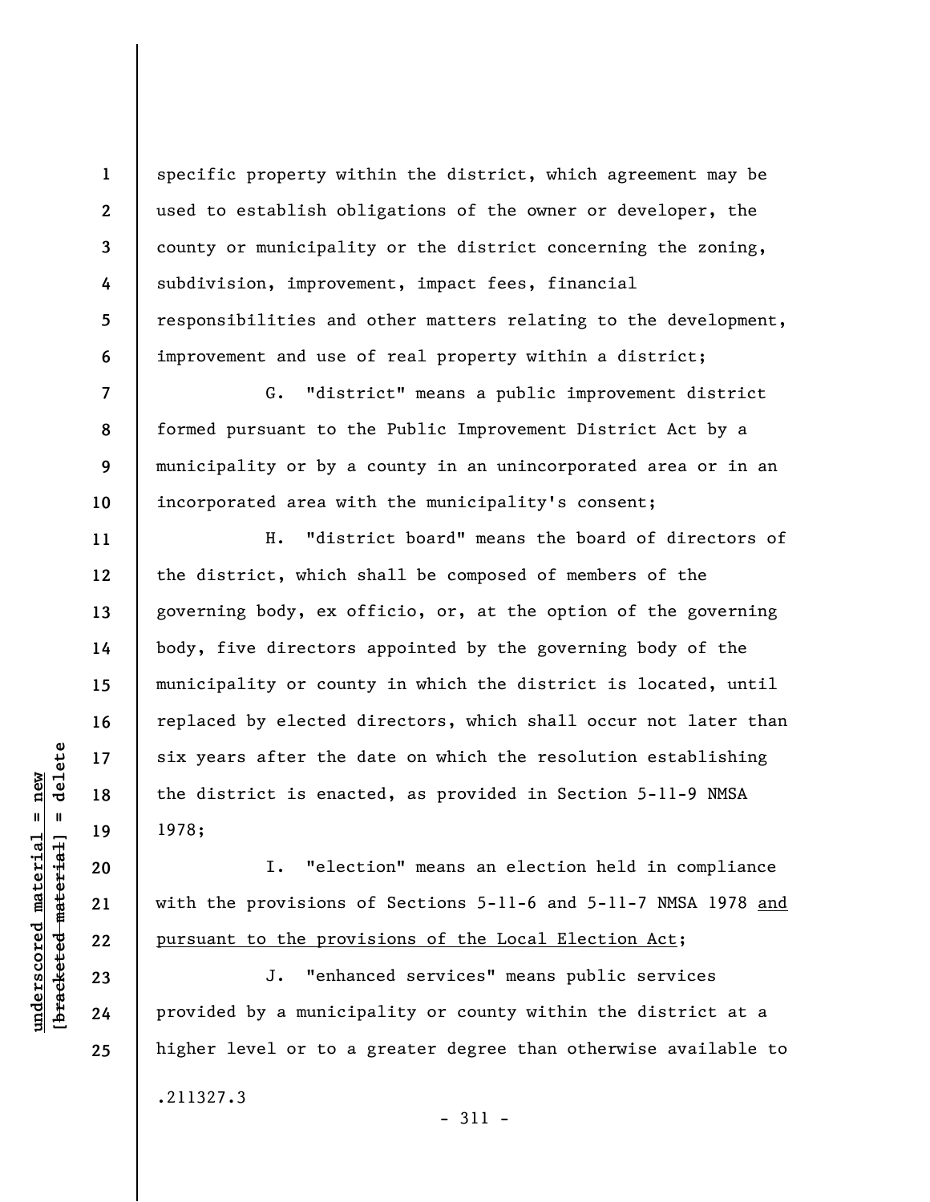specific property within the district, which agreement may be used to establish obligations of the owner or developer, the county or municipality or the district concerning the zoning, subdivision, improvement, impact fees, financial responsibilities and other matters relating to the development, improvement and use of real property within a district;

G. "district" means a public improvement district formed pursuant to the Public Improvement District Act by a municipality or by a county in an unincorporated area or in an incorporated area with the municipality's consent;

H. "district board" means the board of directors of the district, which shall be composed of members of the governing body, ex officio, or, at the option of the governing body, five directors appointed by the governing body of the municipality or county in which the district is located, until replaced by elected directors, which shall occur not later than six years after the date on which the resolution establishing the district is enacted, as provided in Section 5-11-9 NMSA 1978;

I. "election" means an election held in compliance with the provisions of Sections 5-11-6 and 5-11-7 NMSA 1978 <u>and pursuant to the provisions of the Local Election Act</u>;

J. "enhanced services" means public services provided by a municipality or county within the district at a higher level or to a greater degree than otherwise available to

.211327.3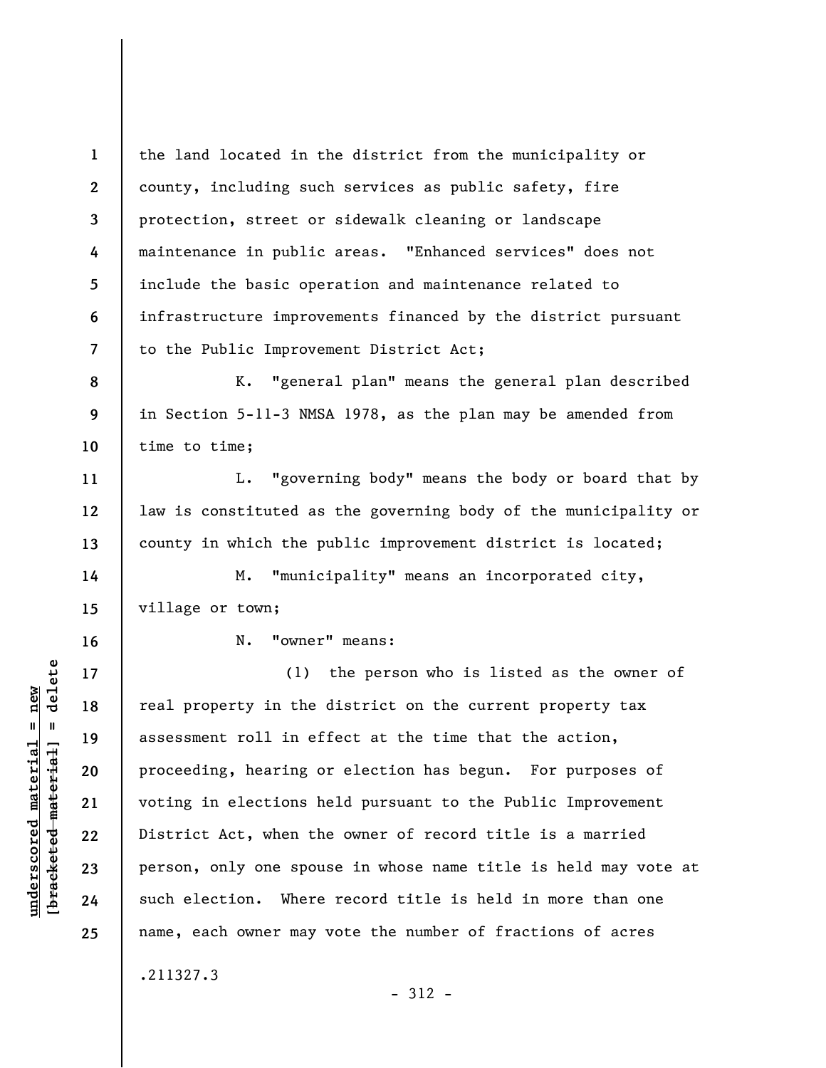the land located in the district from the municipality or county, including such services as public safety, fire protection, street or sidewalk cleaning or landscape maintenance in public areas. "Enhanced services" does not include the basic operation and maintenance related to infrastructure improvements financed by the district pursuant to the Public Improvement District Act;

K. "general plan" means the general plan described in Section 5-11-3 NMSA 1978, as the plan may be amended from time to time;

L. "governing body" means the body or board that by law is constituted as the governing body of the municipality or county in which the public improvement district is located;

M. "municipality" means an incorporated city, village or town;

N. "owner" means:

(1) the person who is listed as the owner of real property in the district on the current property tax assessment roll in effect at the time that the action, proceeding, hearing or election has begun. For purposes of voting in elections held pursuant to the Public Improvement District Act, when the owner of record title is a married person, only one spouse in whose name title is held may vote at such election. Where record title is held in more than one name, each owner may vote the number of fractions of acres

.211327.3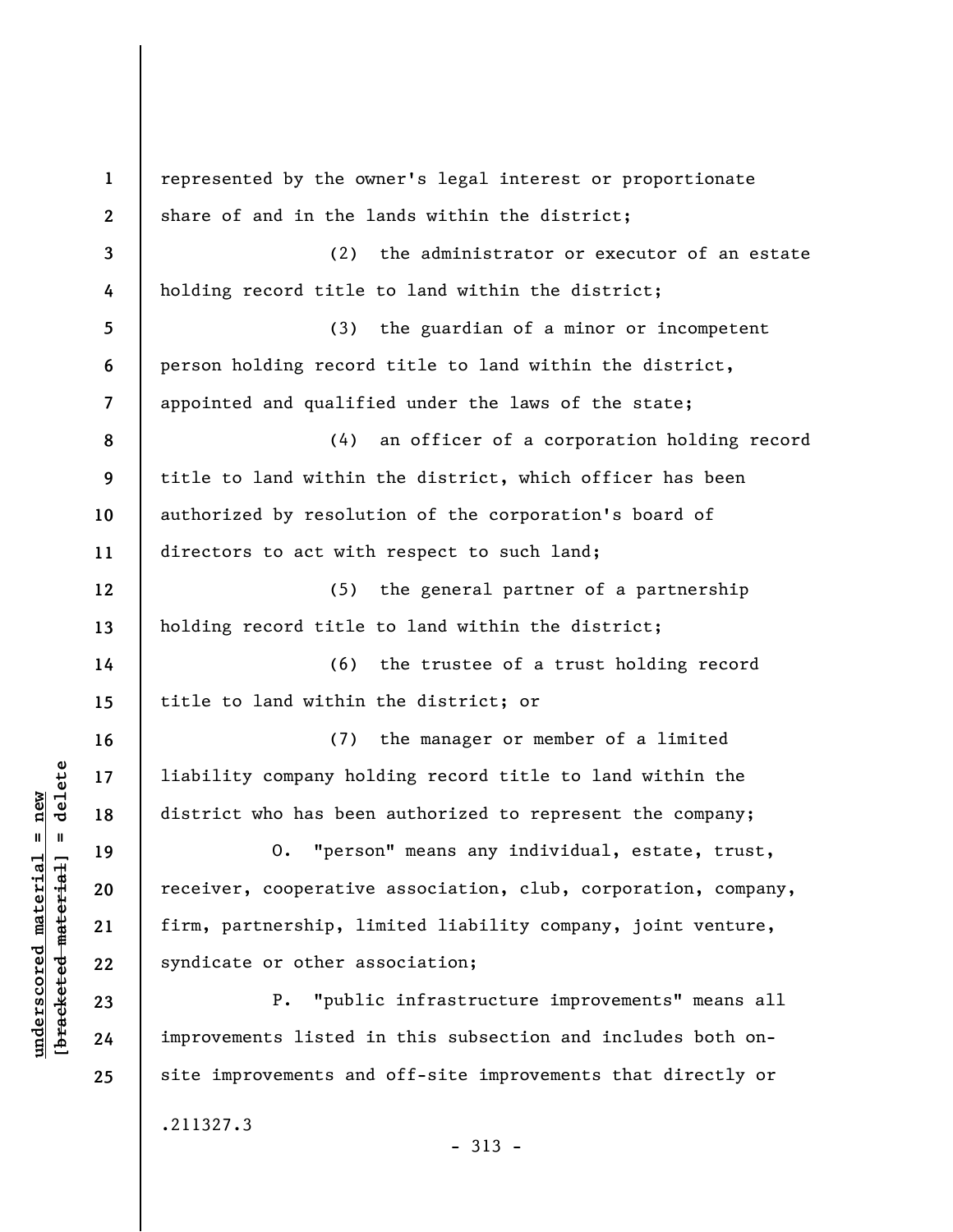represented by the owner's legal interest or proportionate share of and in the lands within the district;

(2) the administrator or executor of an estate holding record title to land within the district;

(3) the guardian of a minor or incompetent person holding record title to land within the district, appointed and qualified under the laws of the state;

(4) an officer of a corporation holding record title to land within the district, which officer has been authorized by resolution of the corporation's board of directors to act with respect to such land;

(5) the general partner of a partnership holding record title to land within the district;

(6) the trustee of a trust holding record title to land within the district; or

(7) the manager or member of a limited liability company holding record title to land within the district who has been authorized to represent the company;

O. "person" means any individual, estate, trust, receiver, cooperative association, club, corporation, company, firm, partnership, limited liability company, joint venture, syndicate or other association;

P. "public infrastructure improvements" means all improvements listed in this subsection and includes both on-site improvements and off-site improvements that directly or

.211327.3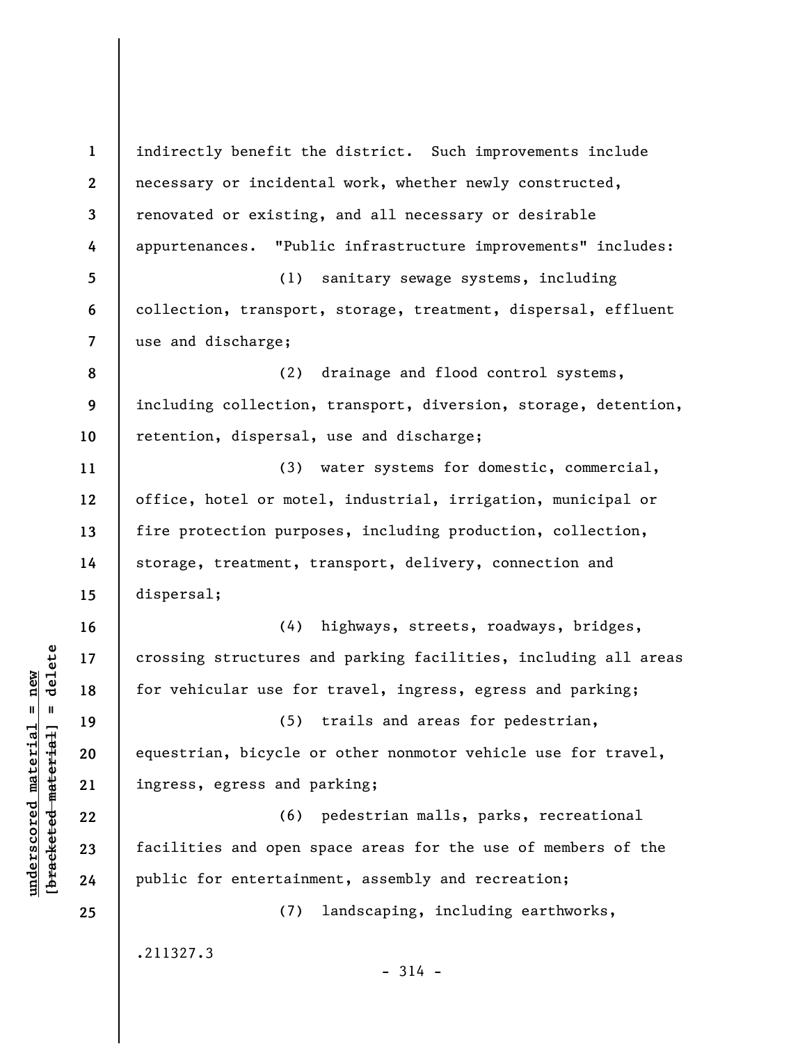indirectly benefit the district. Such improvements include necessary or incidental work, whether newly constructed, renovated or existing, and all necessary or desirable appurtenances. "Public infrastructure improvements" includes:

(1) sanitary sewage systems, including collection, transport, storage, treatment, dispersal, effluent use and discharge;

(2) drainage and flood control systems, including collection, transport, diversion, storage, detention, retention, dispersal, use and discharge;

(3) water systems for domestic, commercial, office, hotel or motel, industrial, irrigation, municipal or fire protection purposes, including production, collection, storage, treatment, transport, delivery, connection and dispersal;

(4) highways, streets, roadways, bridges, crossing structures and parking facilities, including all areas for vehicular use for travel, ingress, egress and parking;

(5) trails and areas for pedestrian, equestrian, bicycle or other nonmotor vehicle use for travel, ingress, egress and parking;

(6) pedestrian malls, parks, recreational facilities and open space areas for the use of members of the public for entertainment, assembly and recreation;

(7) landscaping, including earthworks,

.211327.3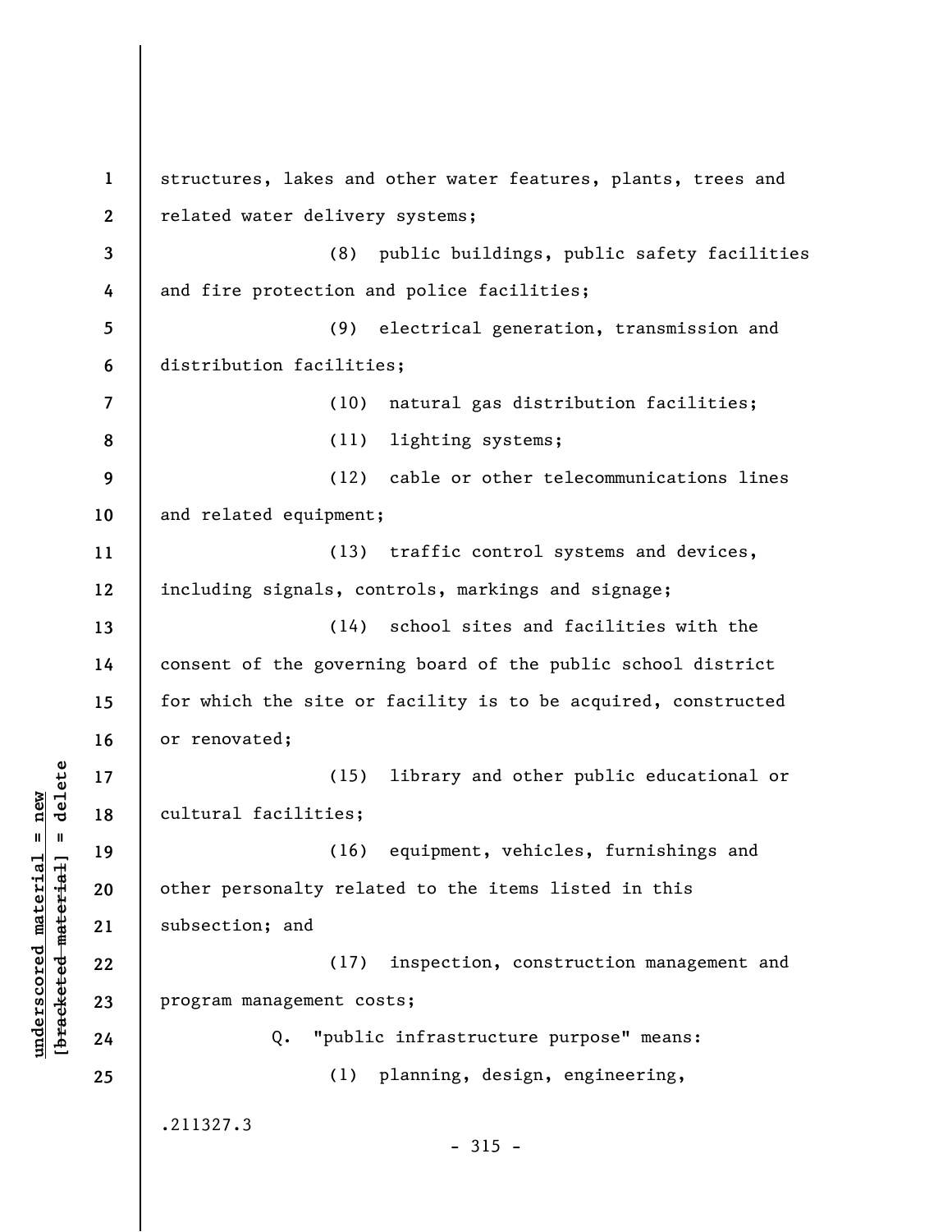structures, lakes and other water features, plants, trees and related water delivery systems;

(8) public buildings, public safety facilities and fire protection and police facilities;

(9) electrical generation, transmission and distribution facilities;

(10) natural gas distribution facilities;

(11) lighting systems;

(12) cable or other telecommunications lines and related equipment;

(13) traffic control systems and devices, including signals, controls, markings and signage;

(14) school sites and facilities with the consent of the governing board of the public school district for which the site or facility is to be acquired, constructed or renovated;

(15) library and other public educational or cultural facilities;

(16) equipment, vehicles, furnishings and other personalty related to the items listed in this subsection; and

(17) inspection, construction management and program management costs;

Q. "public infrastructure purpose" means:

(1) planning, design, engineering,

.211327.3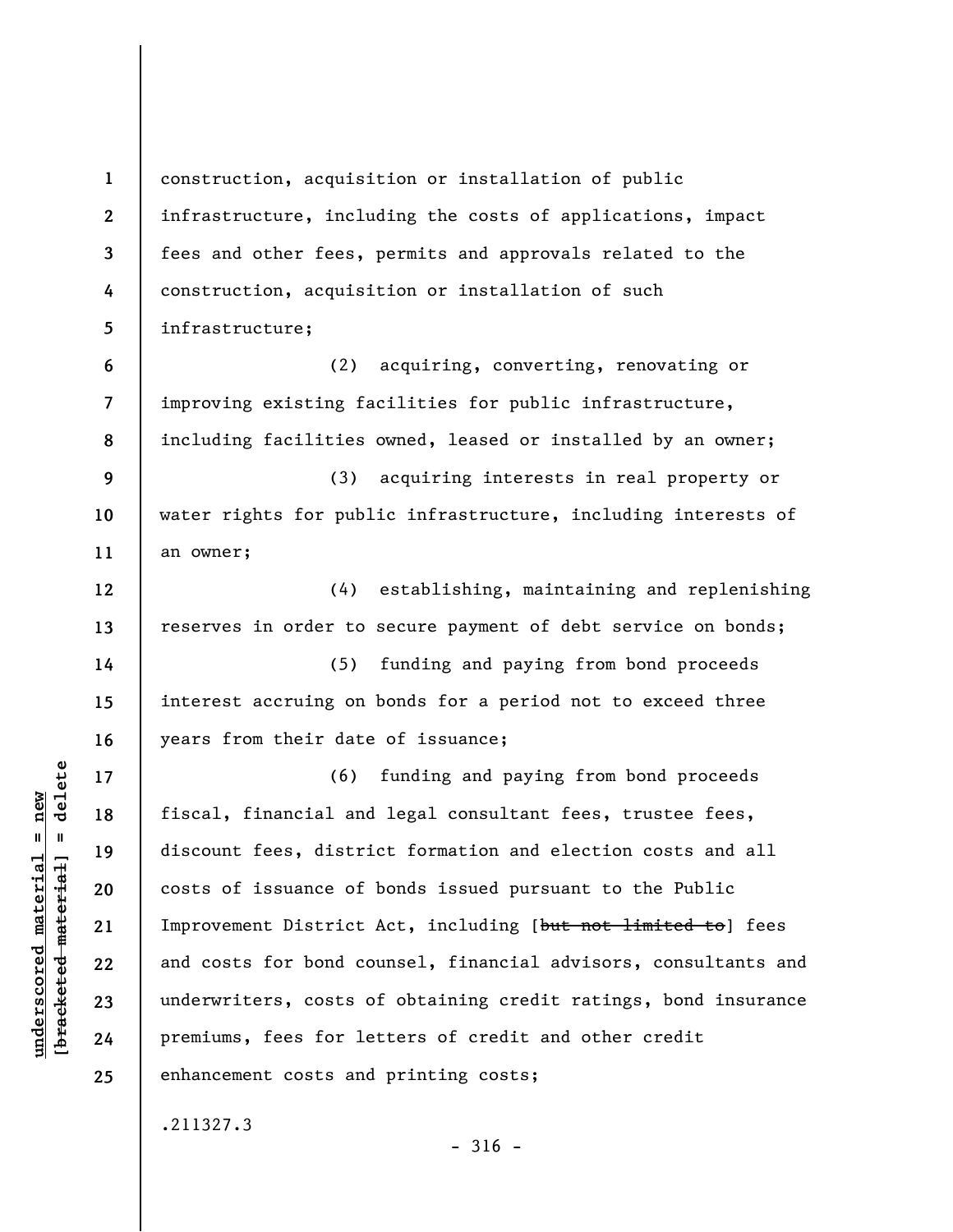construction, acquisition or installation of public infrastructure, including the costs of applications, impact fees and other fees, permits and approvals related to the construction, acquisition or installation of such infrastructure;

(2) acquiring, converting, renovating or improving existing facilities for public infrastructure, including facilities owned, leased or installed by an owner;

(3) acquiring interests in real property or water rights for public infrastructure, including interests of an owner;

(4) establishing, maintaining and replenishing reserves in order to secure payment of debt service on bonds;

(5) funding and paying from bond proceeds interest accruing on bonds for a period not to exceed three years from their date of issuance;

(6) funding and paying from bond proceeds fiscal, financial and legal consultant fees, trustee fees, discount fees, district formation and election costs and all costs of issuance of bonds issued pursuant to the Public Improvement District Act, including [~~but not limited to~~] fees and costs for bond counsel, financial advisors, consultants and underwriters, costs of obtaining credit ratings, bond insurance premiums, fees for letters of credit and other credit enhancement costs and printing costs;

.211327.3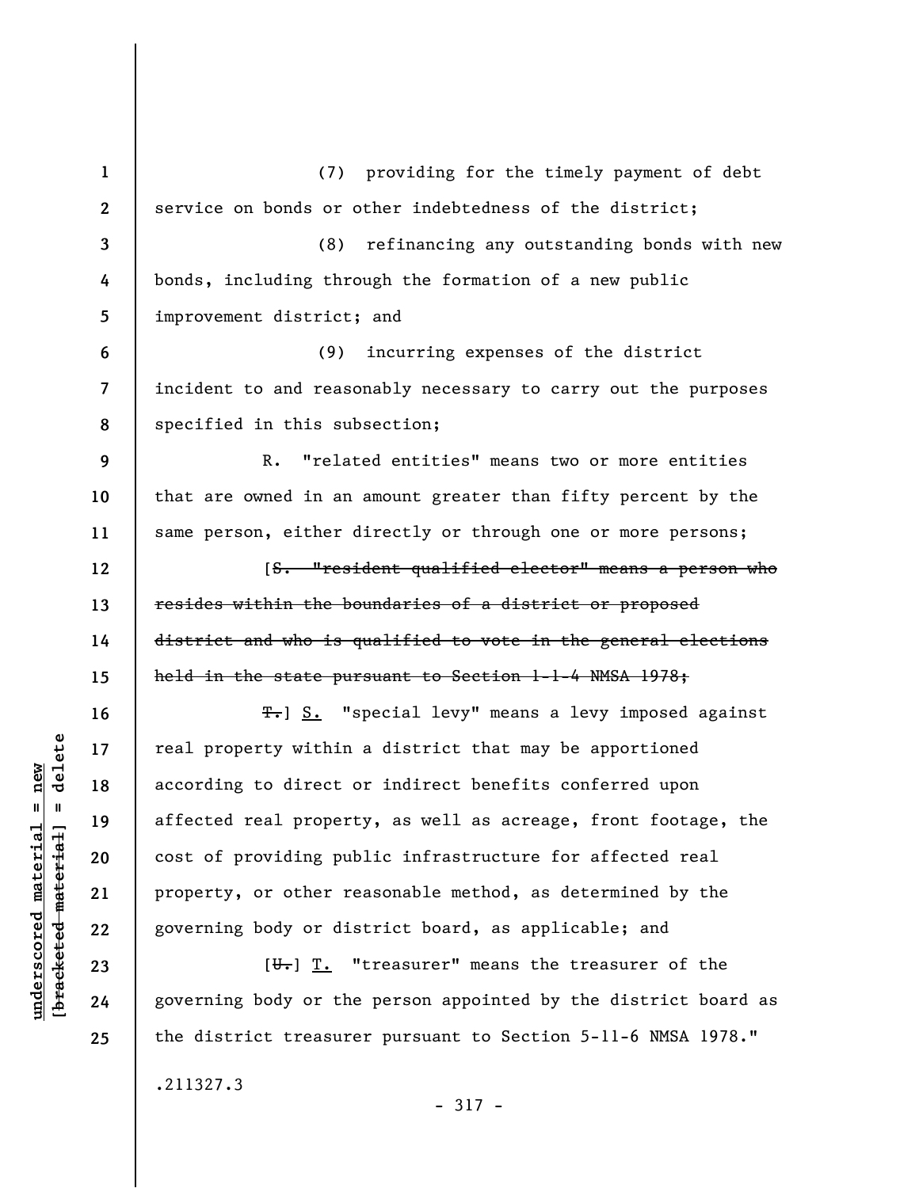(7) providing for the timely payment of debt service on bonds or other indebtedness of the district;

(8) refinancing any outstanding bonds with new bonds, including through the formation of a new public improvement district; and

(9) incurring expenses of the district incident to and reasonably necessary to carry out the purposes specified in this subsection;

R. "related entities" means two or more entities that are owned in an amount greater than fifty percent by the same person, either directly or through one or more persons;

[~~S. "resident qualified elector" means a person who resides within the boundaries of a district or proposed district and who is qualified to vote in the general elections held in the state pursuant to Section 1-1-4 NMSA 1978;~~

~~T.~~] S. "special levy" means a levy imposed against real property within a district that may be apportioned according to direct or indirect benefits conferred upon affected real property, as well as acreage, front footage, the cost of providing public infrastructure for affected real property, or other reasonable method, as determined by the governing body or district board, as applicable; and

[~~U.~~] T. "treasurer" means the treasurer of the governing body or the person appointed by the district board as the district treasurer pursuant to Section 5-11-6 NMSA 1978."

.211327.3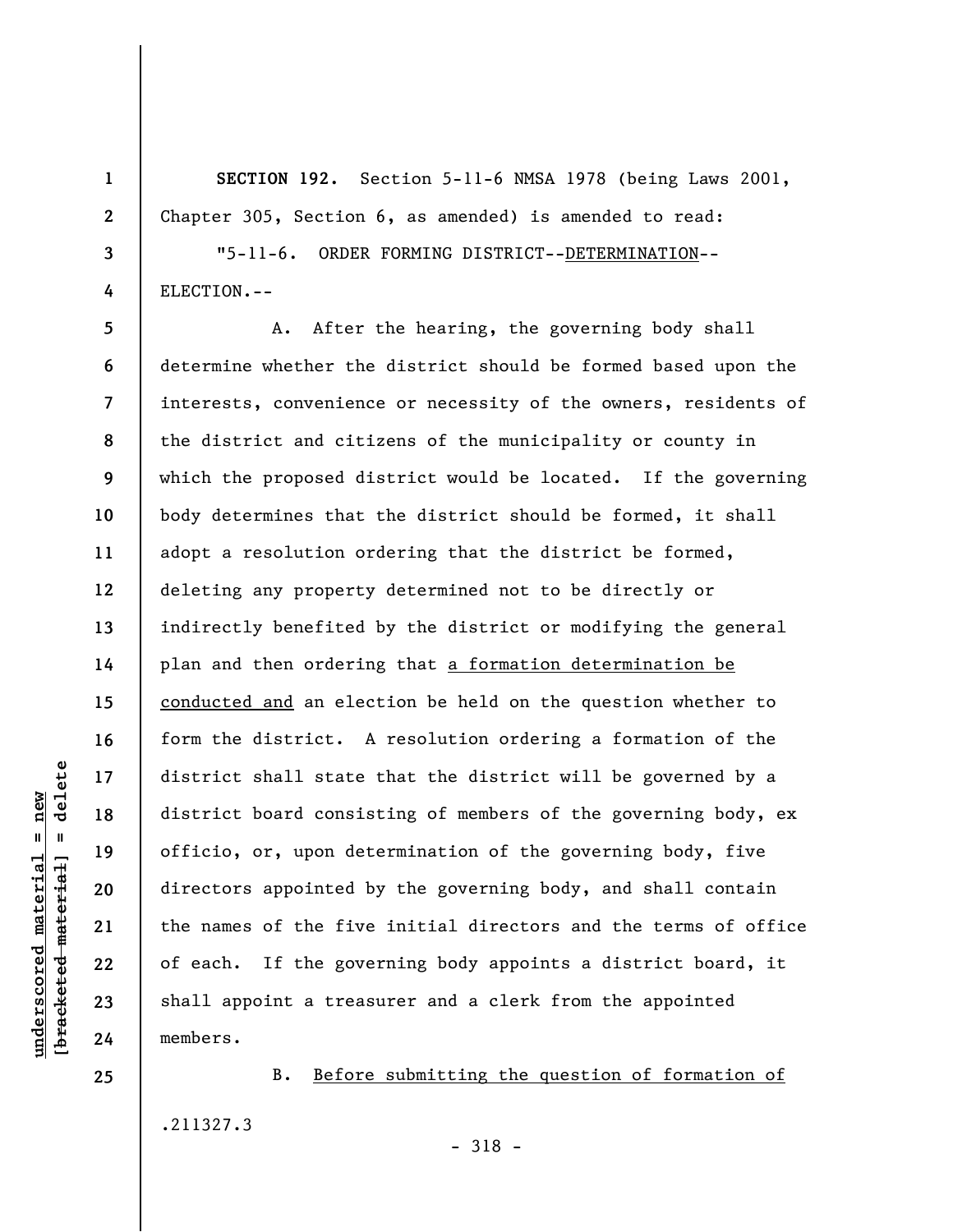**SECTION 192.** Section 5-11-6 NMSA 1978 (being Laws 2001, Chapter 305, Section 6, as amended) is amended to read:

"5-11-6. ORDER FORMING DISTRICT--<u>DETERMINATION</u>--ELECTION.--

A. After the hearing, the governing body shall determine whether the district should be formed based upon the interests, convenience or necessity of the owners, residents of the district and citizens of the municipality or county in which the proposed district would be located. If the governing body determines that the district should be formed, it shall adopt a resolution ordering that the district be formed, deleting any property determined not to be directly or indirectly benefited by the district or modifying the general plan and then ordering that <u>a formation determination be conducted and</u> an election be held on the question whether to form the district. A resolution ordering a formation of the district shall state that the district will be governed by a district board consisting of members of the governing body, ex officio, or, upon determination of the governing body, five directors appointed by the governing body, and shall contain the names of the five initial directors and the terms of office of each. If the governing body appoints a district board, it shall appoint a treasurer and a clerk from the appointed members.

B. <u>Before submitting the question of formation of</u>

.211327.3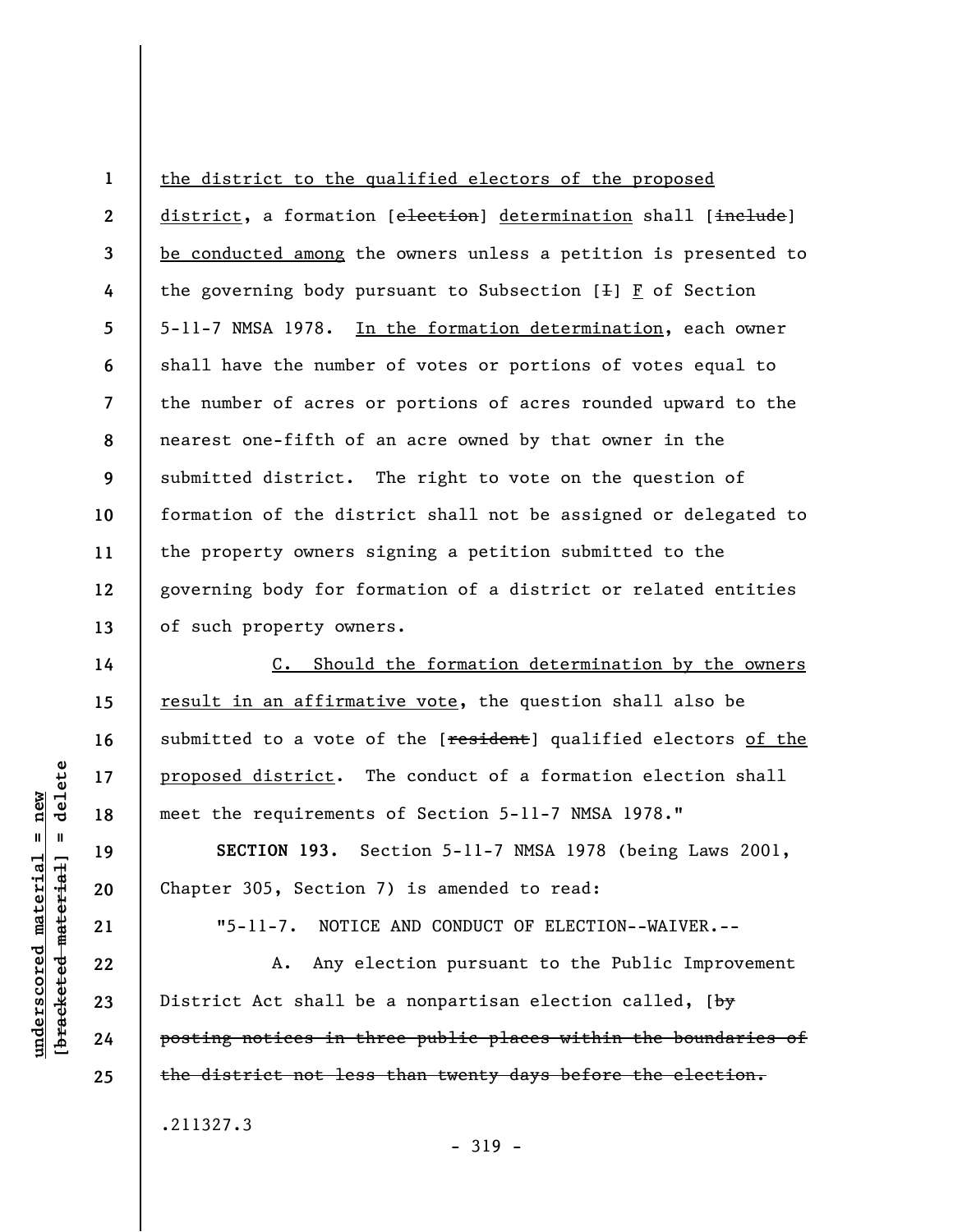the district to the qualified electors of the proposed district, a formation [~~election~~] determination shall [~~include~~] be conducted among the owners unless a petition is presented to the governing body pursuant to Subsection [~~I~~] F of Section 5-11-7 NMSA 1978. In the formation determination, each owner shall have the number of votes or portions of votes equal to the number of acres or portions of acres rounded upward to the nearest one-fifth of an acre owned by that owner in the submitted district. The right to vote on the question of formation of the district shall not be assigned or delegated to the property owners signing a petition submitted to the governing body for formation of a district or related entities of such property owners.

C. Should the formation determination by the owners result in an affirmative vote, the question shall also be submitted to a vote of the [~~resident~~] qualified electors of the proposed district. The conduct of a formation election shall meet the requirements of Section 5-11-7 NMSA 1978."

**SECTION 193.** Section 5-11-7 NMSA 1978 (being Laws 2001, Chapter 305, Section 7) is amended to read:

"5-11-7. NOTICE AND CONDUCT OF ELECTION--WAIVER.--

A. Any election pursuant to the Public Improvement District Act shall be a nonpartisan election called, [~~by posting notices in three public places within the boundaries of the district not less than twenty days before the election.~~

.211327.3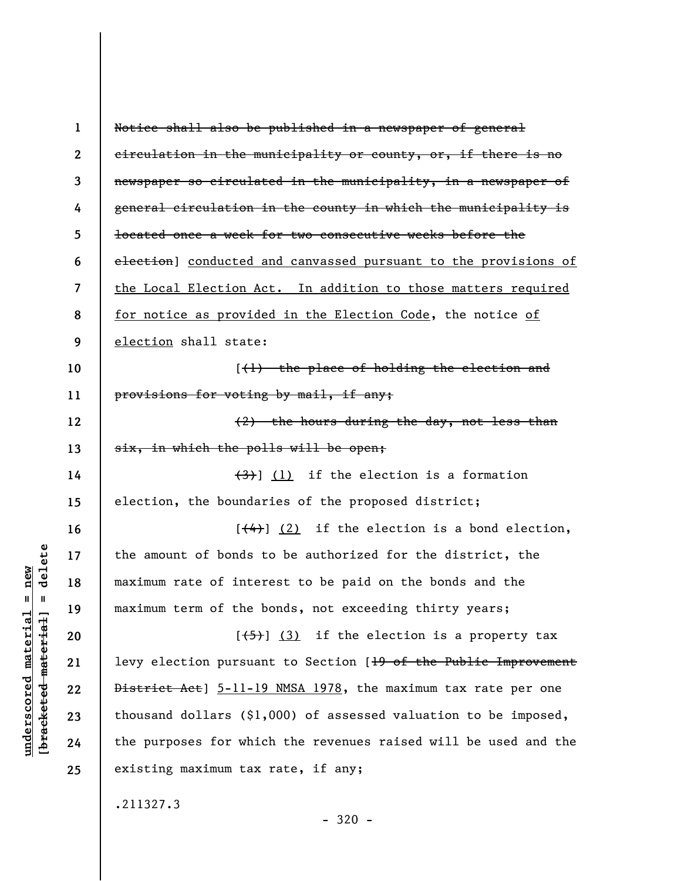[~~Notice shall also be published in a newspaper of general circulation in the municipality or county, or, if there is no newspaper so circulated in the municipality, in a newspaper of general circulation in the county in which the municipality is located once a week for two consecutive weeks before the election~~] <u>conducted and canvassed pursuant to the provisions of the Local Election Act. In addition to those matters required for notice as provided in the Election Code</u>, the notice <u>of election</u> shall state:

[~~(1) the place of holding the election and provisions for voting by mail, if any;~~

~~(2) the hours during the day, not less than six, in which the polls will be open;~~

~~(3)~~] <u>(1)</u> if the election is a formation election, the boundaries of the proposed district;

[~~(4)~~] <u>(2)</u> if the election is a bond election, the amount of bonds to be authorized for the district, the maximum rate of interest to be paid on the bonds and the maximum term of the bonds, not exceeding thirty years;

[~~(5)~~] <u>(3)</u> if the election is a property tax levy election pursuant to Section [~~19 of the Public Improvement District Act~~] <u>5-11-19 NMSA 1978</u>, the maximum tax rate per one thousand dollars ($1,000) of assessed valuation to be imposed, the purposes for which the revenues raised will be used and the existing maximum tax rate, if any;

.211327.3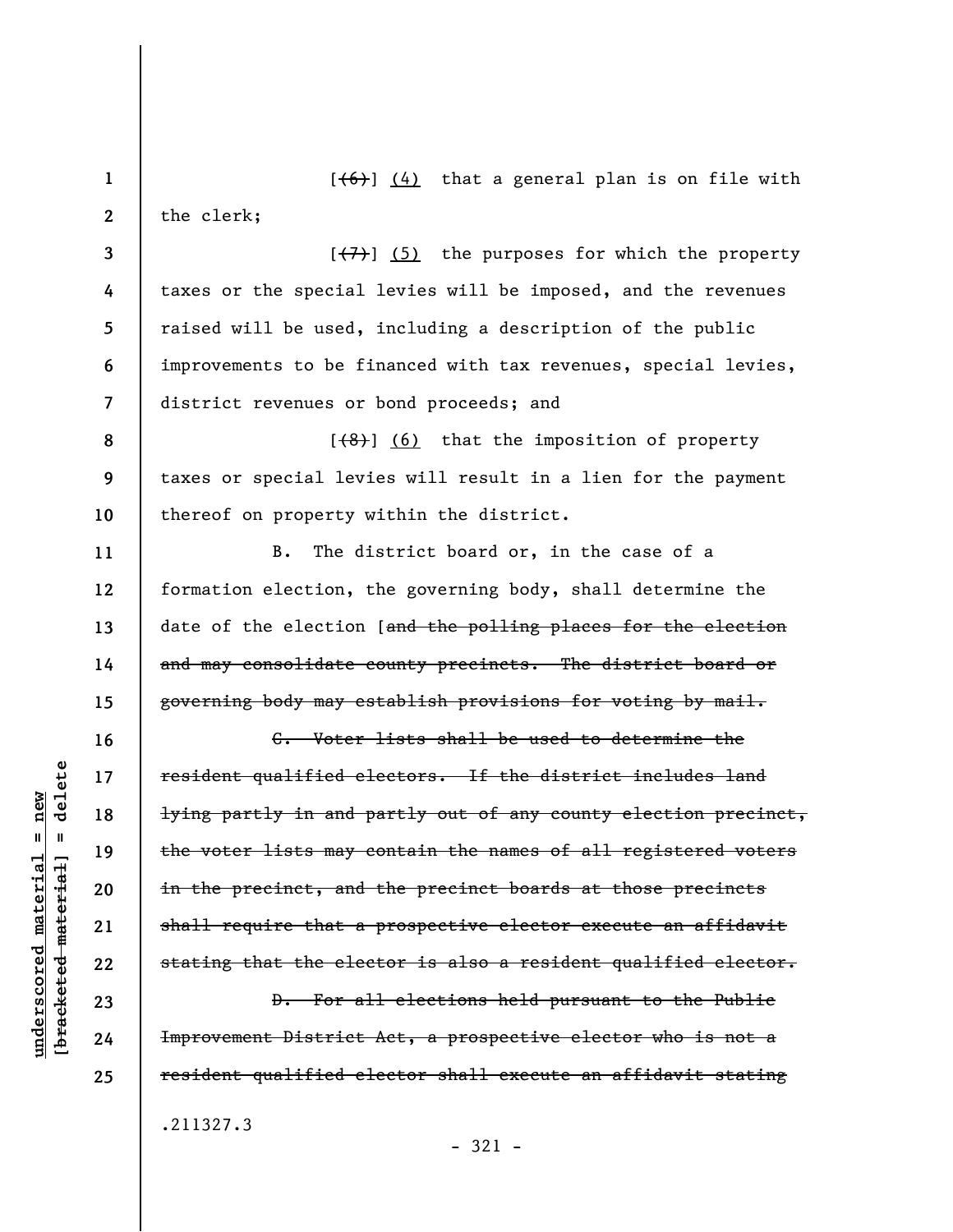[~~(6)~~] (4) that a general plan is on file with the clerk;

[~~(7)~~] (5) the purposes for which the property taxes or the special levies will be imposed, and the revenues raised will be used, including a description of the public improvements to be financed with tax revenues, special levies, district revenues or bond proceeds; and

[~~(8)~~] (6) that the imposition of property taxes or special levies will result in a lien for the payment thereof on property within the district.

B. The district board or, in the case of a formation election, the governing body, shall determine the date of the election [~~and the polling places for the election and may consolidate county precincts. The district board or governing body may establish provisions for voting by mail.~~

~~C. Voter lists shall be used to determine the resident qualified electors. If the district includes land lying partly in and partly out of any county election precinct, the voter lists may contain the names of all registered voters in the precinct, and the precinct boards at those precincts shall require that a prospective elector execute an affidavit stating that the elector is also a resident qualified elector.~~

~~D. For all elections held pursuant to the Public Improvement District Act, a prospective elector who is not a resident qualified elector shall execute an affidavit stating~~

.211327.3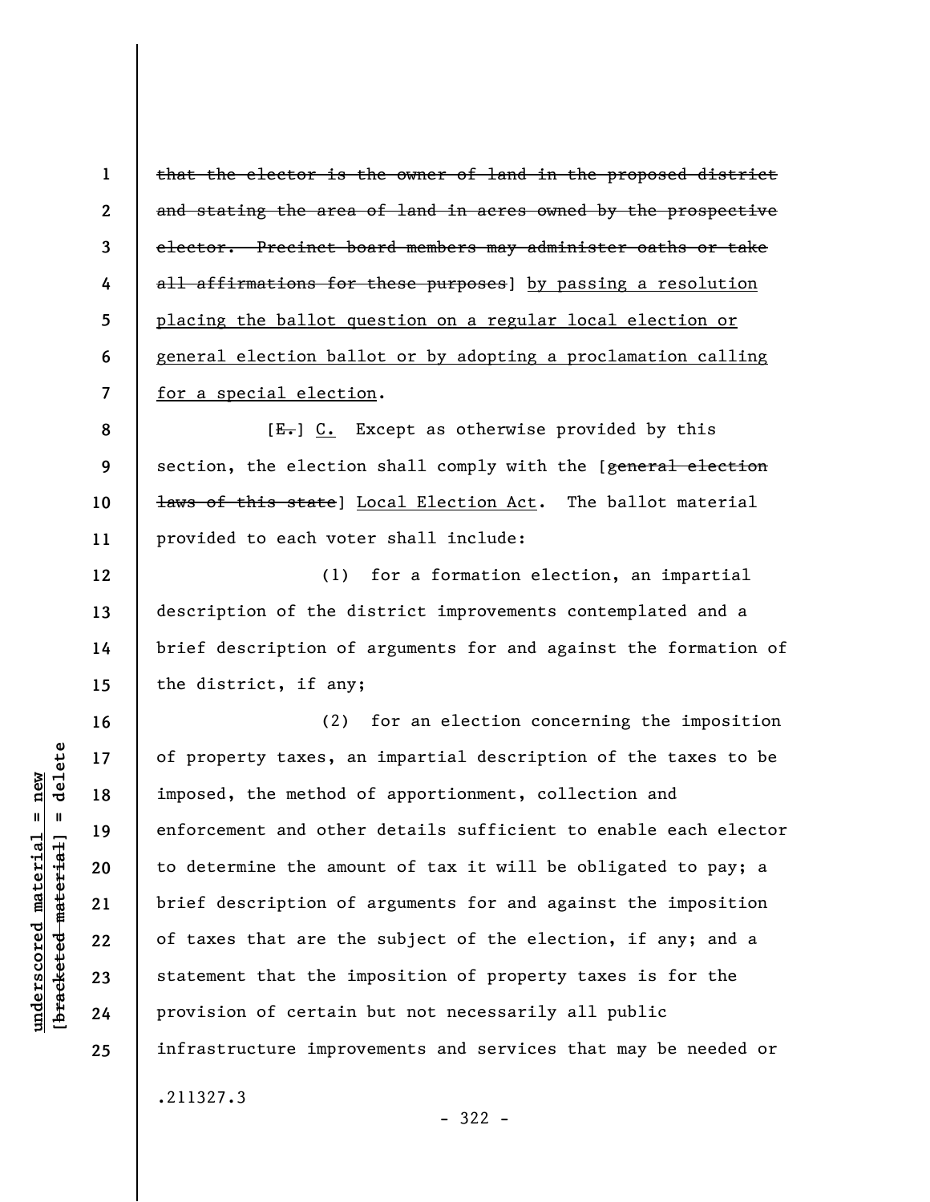~~that the elector is the owner of land in the proposed district and stating the area of land in acres owned by the prospective elector. Precinct board members may administer oaths or take all affirmations for these purposes~~] by passing a resolution placing the ballot question on a regular local election or general election ballot or by adopting a proclamation calling for a special election.

[~~E.~~] C. Except as otherwise provided by this section, the election shall comply with the [~~general election laws of this state~~] Local Election Act. The ballot material provided to each voter shall include:

(1) for a formation election, an impartial description of the district improvements contemplated and a brief description of arguments for and against the formation of the district, if any;

(2) for an election concerning the imposition of property taxes, an impartial description of the taxes to be imposed, the method of apportionment, collection and enforcement and other details sufficient to enable each elector to determine the amount of tax it will be obligated to pay; a brief description of arguments for and against the imposition of taxes that are the subject of the election, if any; and a statement that the imposition of property taxes is for the provision of certain but not necessarily all public infrastructure improvements and services that may be needed or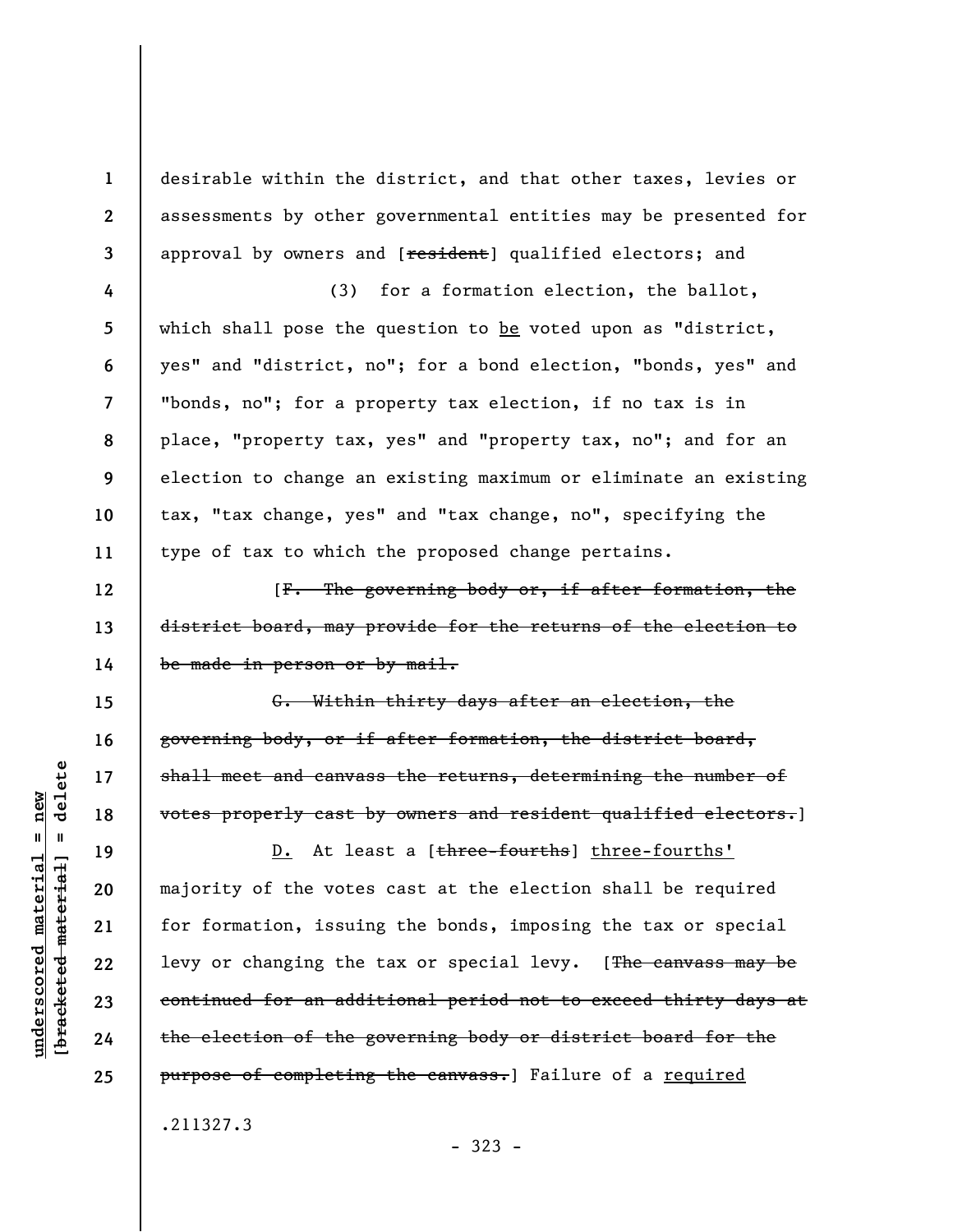desirable within the district, and that other taxes, levies or assessments by other governmental entities may be presented for approval by owners and [~~resident~~] qualified electors; and

(3) for a formation election, the ballot, which shall pose the question to be voted upon as "district, yes" and "district, no"; for a bond election, "bonds, yes" and "bonds, no"; for a property tax election, if no tax is in place, "property tax, yes" and "property tax, no"; and for an election to change an existing maximum or eliminate an existing tax, "tax change, yes" and "tax change, no", specifying the type of tax to which the proposed change pertains.

[~~F. The governing body or, if after formation, the district board, may provide for the returns of the election to be made in person or by mail.~~

~~G. Within thirty days after an election, the governing body, or if after formation, the district board, shall meet and canvass the returns, determining the number of votes properly cast by owners and resident qualified electors.~~]

D. At least a [~~three-fourths~~] three-fourths' majority of the votes cast at the election shall be required for formation, issuing the bonds, imposing the tax or special levy or changing the tax or special levy. [~~The canvass may be continued for an additional period not to exceed thirty days at the election of the governing body or district board for the purpose of completing the canvass.~~] Failure of a required

.211327.3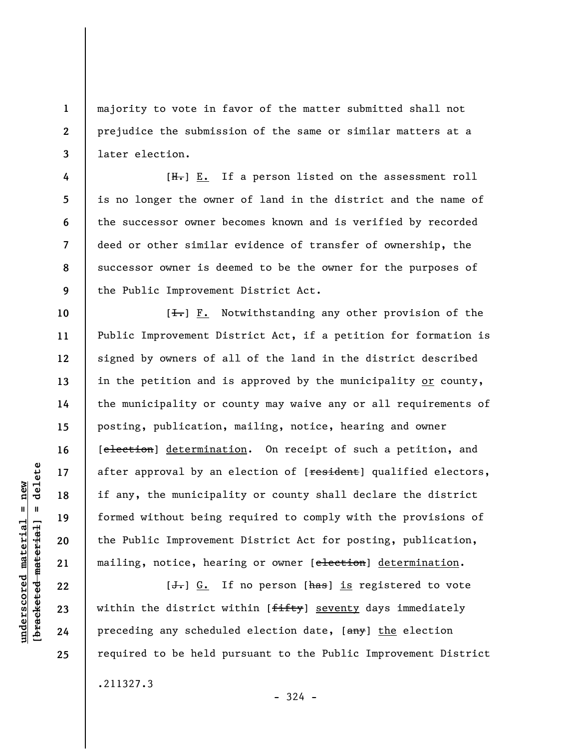majority to vote in favor of the matter submitted shall not prejudice the submission of the same or similar matters at a later election.

[~~H.~~] <u>E.</u> If a person listed on the assessment roll is no longer the owner of land in the district and the name of the successor owner becomes known and is verified by recorded deed or other similar evidence of transfer of ownership, the successor owner is deemed to be the owner for the purposes of the Public Improvement District Act.

[~~I.~~] <u>F.</u> Notwithstanding any other provision of the Public Improvement District Act, if a petition for formation is signed by owners of all of the land in the district described in the petition and is approved by the municipality <u>or</u> county, the municipality or county may waive any or all requirements of posting, publication, mailing, notice, hearing and owner [~~election~~] <u>determination</u>. On receipt of such a petition, and after approval by an election of [~~resident~~] qualified electors, if any, the municipality or county shall declare the district formed without being required to comply with the provisions of the Public Improvement District Act for posting, publication, mailing, notice, hearing or owner [~~election~~] <u>determination</u>.

[~~J.~~] <u>G.</u> If no person [~~has~~] <u>is</u> registered to vote within the district within [~~fifty~~] <u>seventy</u> days immediately preceding any scheduled election date, [~~any~~] <u>the</u> election required to be held pursuant to the Public Improvement District

.211327.3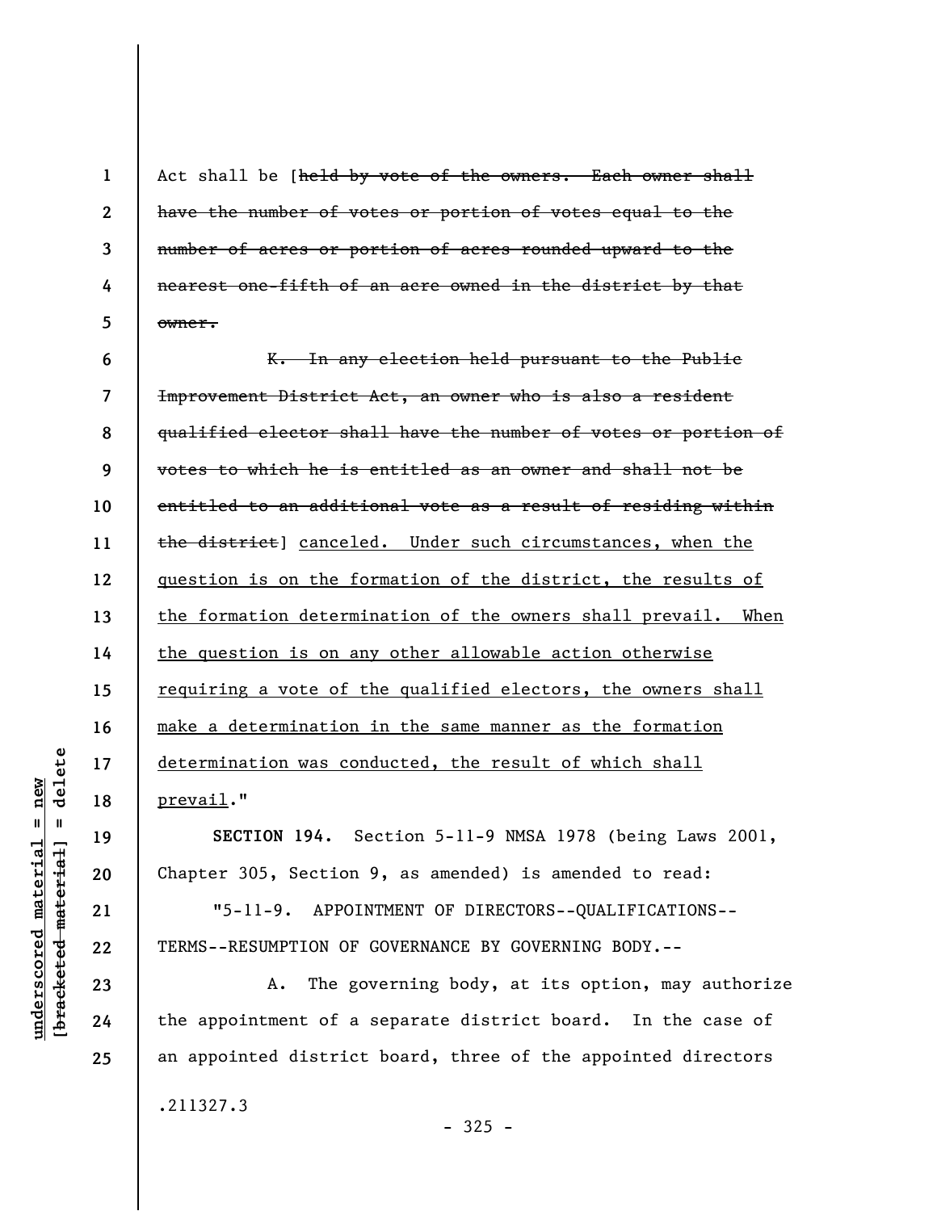Act shall be [~~held by vote of the owners. Each owner shall have the number of votes or portion of votes equal to the number of acres or portion of acres rounded upward to the nearest one-fifth of an acre owned in the district by that owner.~~

~~K. In any election held pursuant to the Public Improvement District Act, an owner who is also a resident qualified elector shall have the number of votes or portion of votes to which he is entitled as an owner and shall not be entitled to an additional vote as a result of residing within the district~~] <u>canceled. Under such circumstances, when the question is on the formation of the district, the results of the formation determination of the owners shall prevail. When the question is on any other allowable action otherwise requiring a vote of the qualified electors, the owners shall make a determination in the same manner as the formation determination was conducted, the result of which shall prevail</u>."

**SECTION 194.** Section 5-11-9 NMSA 1978 (being Laws 2001, Chapter 305, Section 9, as amended) is amended to read:

"5-11-9. APPOINTMENT OF DIRECTORS--QUALIFICATIONS--TERMS--RESUMPTION OF GOVERNANCE BY GOVERNING BODY.--

A. The governing body, at its option, may authorize the appointment of a separate district board. In the case of an appointed district board, three of the appointed directors

.211327.3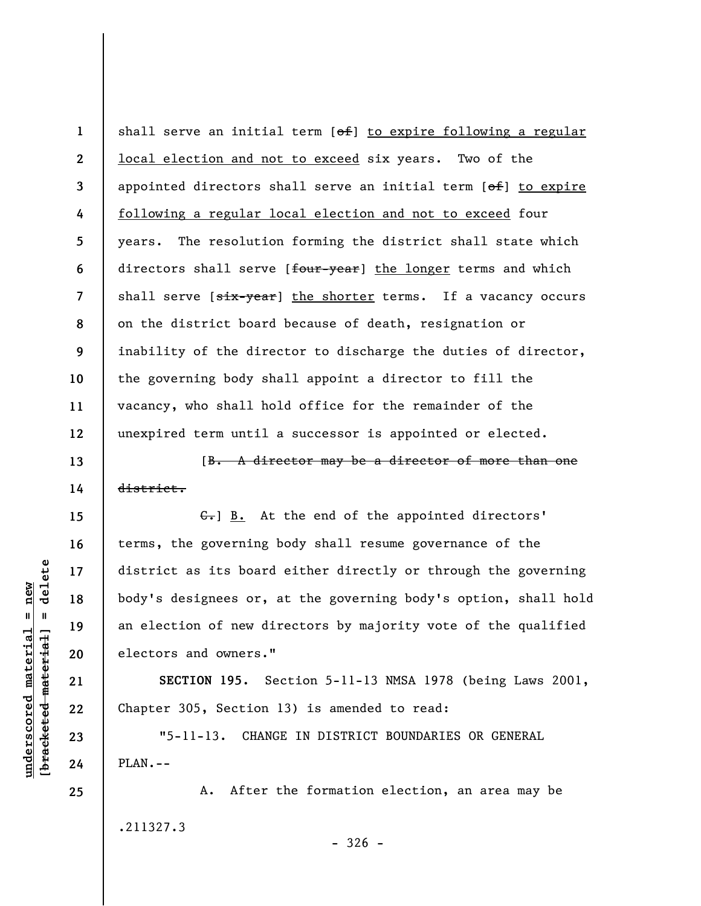shall serve an initial term [~~of~~] to expire following a regular local election and not to exceed six years. Two of the appointed directors shall serve an initial term [~~of~~] to expire following a regular local election and not to exceed four years. The resolution forming the district shall state which directors shall serve [~~four-year~~] the longer terms and which shall serve [~~six-year~~] the shorter terms. If a vacancy occurs on the district board because of death, resignation or inability of the director to discharge the duties of director, the governing body shall appoint a director to fill the vacancy, who shall hold office for the remainder of the unexpired term until a successor is appointed or elected.

[~~B. A director may be a director of more than one district.~~

~~C.~~] B. At the end of the appointed directors' terms, the governing body shall resume governance of the district as its board either directly or through the governing body's designees or, at the governing body's option, shall hold an election of new directors by majority vote of the qualified electors and owners."

**SECTION 195.** Section 5-11-13 NMSA 1978 (being Laws 2001, Chapter 305, Section 13) is amended to read:

"5-11-13. CHANGE IN DISTRICT BOUNDARIES OR GENERAL PLAN.--

A. After the formation election, an area may be

.211327.3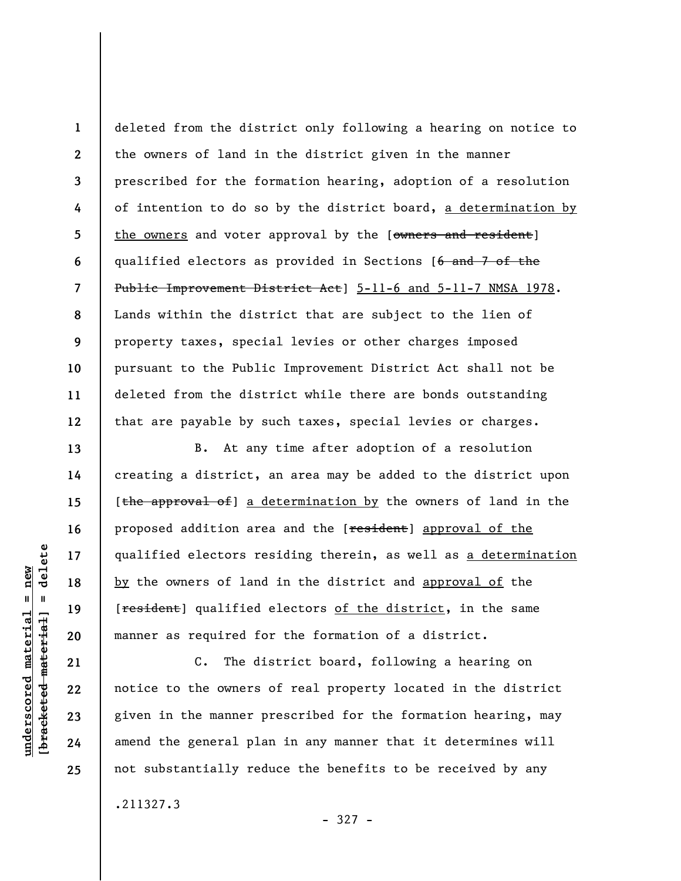deleted from the district only following a hearing on notice to the owners of land in the district given in the manner prescribed for the formation hearing, adoption of a resolution of intention to do so by the district board, <u>a determination by the owners</u> and voter approval by the [~~owners and resident~~] qualified electors as provided in Sections [~~6 and 7 of the Public Improvement District Act~~] <u>5-11-6 and 5-11-7 NMSA 1978</u>. Lands within the district that are subject to the lien of property taxes, special levies or other charges imposed pursuant to the Public Improvement District Act shall not be deleted from the district while there are bonds outstanding that are payable by such taxes, special levies or charges.

B. At any time after adoption of a resolution creating a district, an area may be added to the district upon [~~the approval of~~] <u>a determination by</u> the owners of land in the proposed addition area and the [~~resident~~] <u>approval of the</u> qualified electors residing therein, as well as <u>a determination by</u> the owners of land in the district and <u>approval of</u> the [~~resident~~] qualified electors <u>of the district</u>, in the same manner as required for the formation of a district.

C. The district board, following a hearing on notice to the owners of real property located in the district given in the manner prescribed for the formation hearing, may amend the general plan in any manner that it determines will not substantially reduce the benefits to be received by any

.211327.3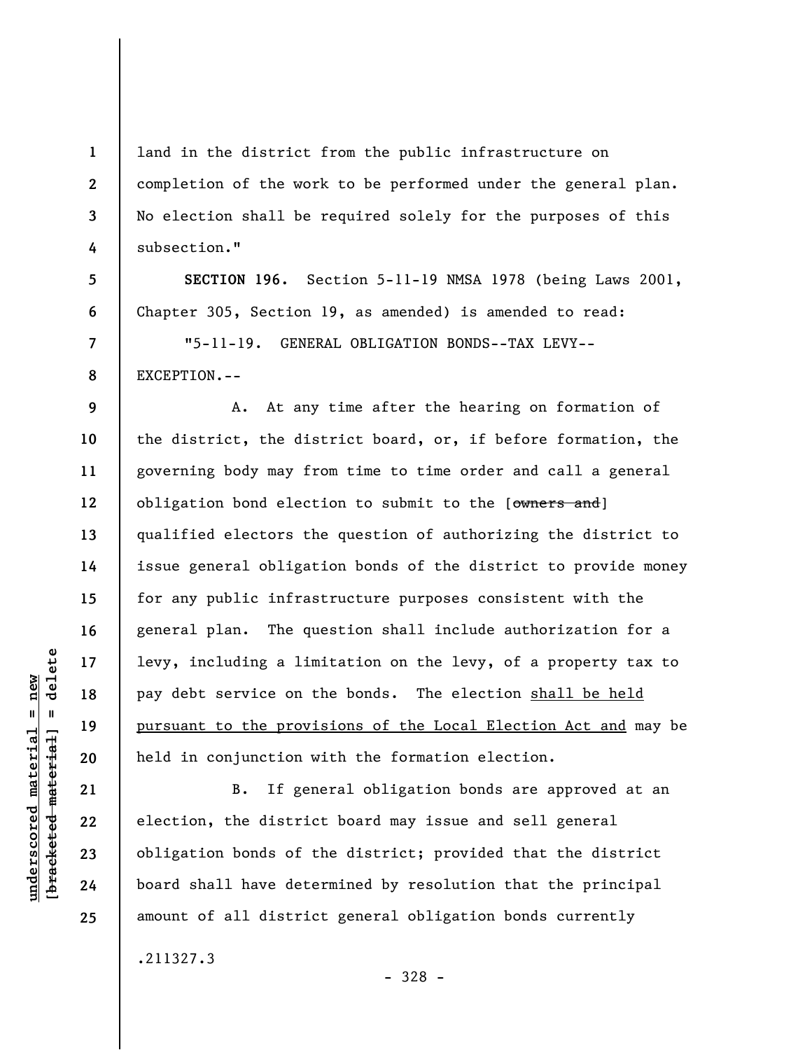land in the district from the public infrastructure on completion of the work to be performed under the general plan. No election shall be required solely for the purposes of this subsection."

**SECTION 196.** Section 5-11-19 NMSA 1978 (being Laws 2001, Chapter 305, Section 19, as amended) is amended to read:

"5-11-19. GENERAL OBLIGATION BONDS--TAX LEVY--EXCEPTION.--

A. At any time after the hearing on formation of the district, the district board, or, if before formation, the governing body may from time to time order and call a general obligation bond election to submit to the [~~owners and~~] qualified electors the question of authorizing the district to issue general obligation bonds of the district to provide money for any public infrastructure purposes consistent with the general plan. The question shall include authorization for a levy, including a limitation on the levy, of a property tax to pay debt service on the bonds. The election <u>shall be held pursuant to the provisions of the Local Election Act and</u> may be held in conjunction with the formation election.

B. If general obligation bonds are approved at an election, the district board may issue and sell general obligation bonds of the district; provided that the district board shall have determined by resolution that the principal amount of all district general obligation bonds currently

.211327.3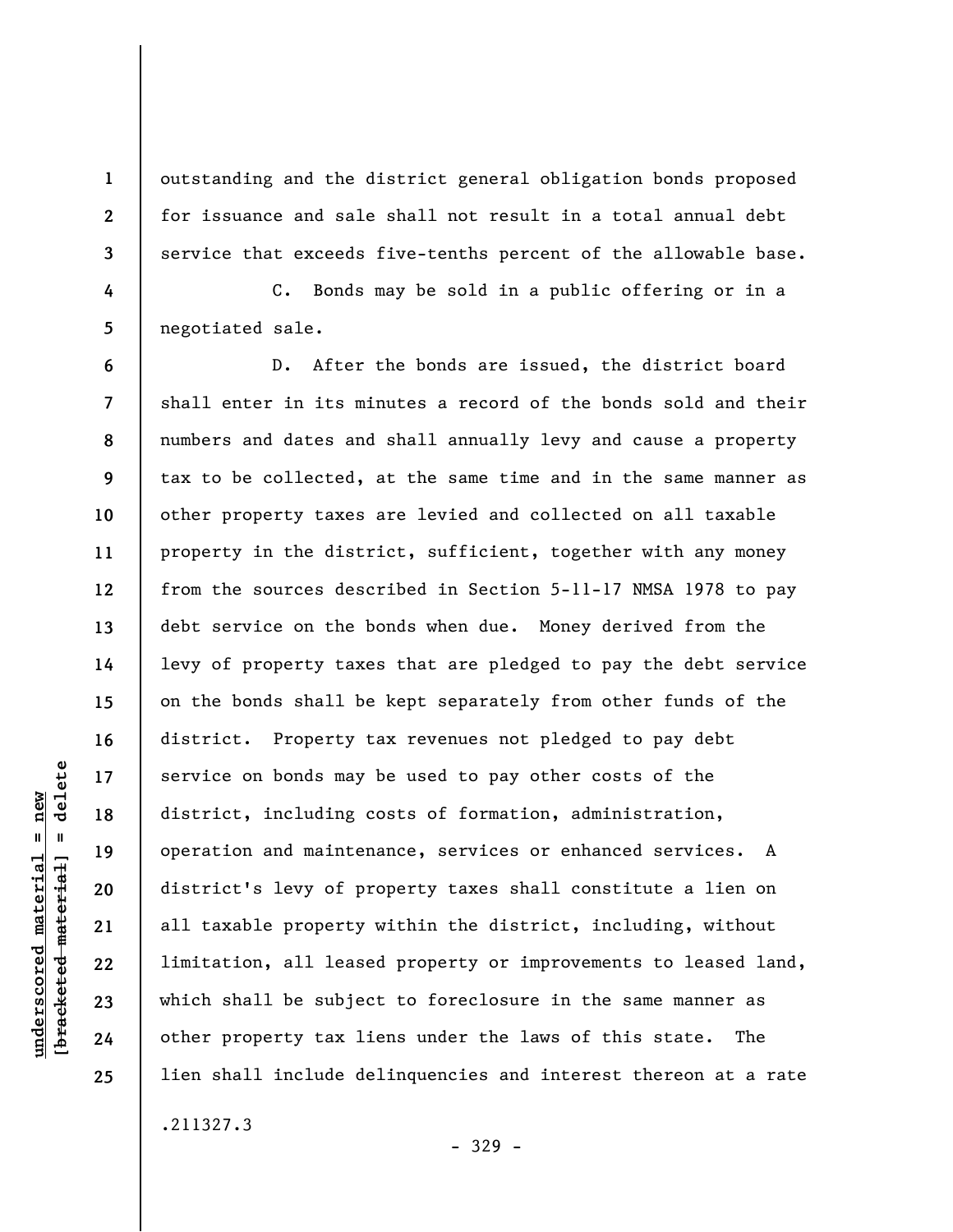outstanding and the district general obligation bonds proposed for issuance and sale shall not result in a total annual debt service that exceeds five-tenths percent of the allowable base.

C. Bonds may be sold in a public offering or in a negotiated sale.

D. After the bonds are issued, the district board shall enter in its minutes a record of the bonds sold and their numbers and dates and shall annually levy and cause a property tax to be collected, at the same time and in the same manner as other property taxes are levied and collected on all taxable property in the district, sufficient, together with any money from the sources described in Section 5-11-17 NMSA 1978 to pay debt service on the bonds when due. Money derived from the levy of property taxes that are pledged to pay the debt service on the bonds shall be kept separately from other funds of the district. Property tax revenues not pledged to pay debt service on bonds may be used to pay other costs of the district, including costs of formation, administration, operation and maintenance, services or enhanced services. A district's levy of property taxes shall constitute a lien on all taxable property within the district, including, without limitation, all leased property or improvements to leased land, which shall be subject to foreclosure in the same manner as other property tax liens under the laws of this state. The lien shall include delinquencies and interest thereon at a rate

.211327.3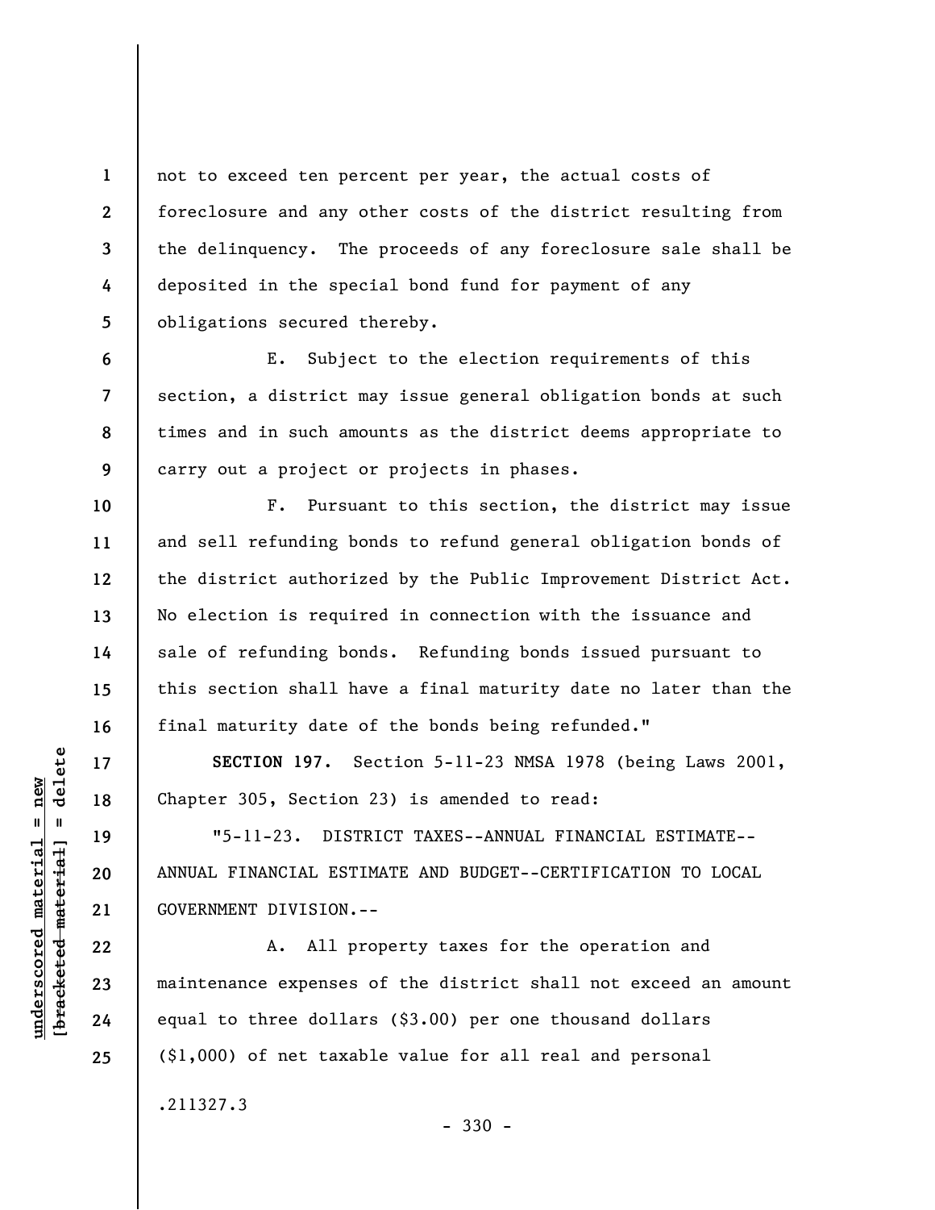not to exceed ten percent per year, the actual costs of foreclosure and any other costs of the district resulting from the delinquency. The proceeds of any foreclosure sale shall be deposited in the special bond fund for payment of any obligations secured thereby.

E. Subject to the election requirements of this section, a district may issue general obligation bonds at such times and in such amounts as the district deems appropriate to carry out a project or projects in phases.

F. Pursuant to this section, the district may issue and sell refunding bonds to refund general obligation bonds of the district authorized by the Public Improvement District Act. No election is required in connection with the issuance and sale of refunding bonds. Refunding bonds issued pursuant to this section shall have a final maturity date no later than the final maturity date of the bonds being refunded."

**SECTION 197.** Section 5-11-23 NMSA 1978 (being Laws 2001, Chapter 305, Section 23) is amended to read:

"5-11-23. DISTRICT TAXES--ANNUAL FINANCIAL ESTIMATE--ANNUAL FINANCIAL ESTIMATE AND BUDGET--CERTIFICATION TO LOCAL GOVERNMENT DIVISION.--

A. All property taxes for the operation and maintenance expenses of the district shall not exceed an amount equal to three dollars ($3.00) per one thousand dollars ($1,000) of net taxable value for all real and personal

.211327.3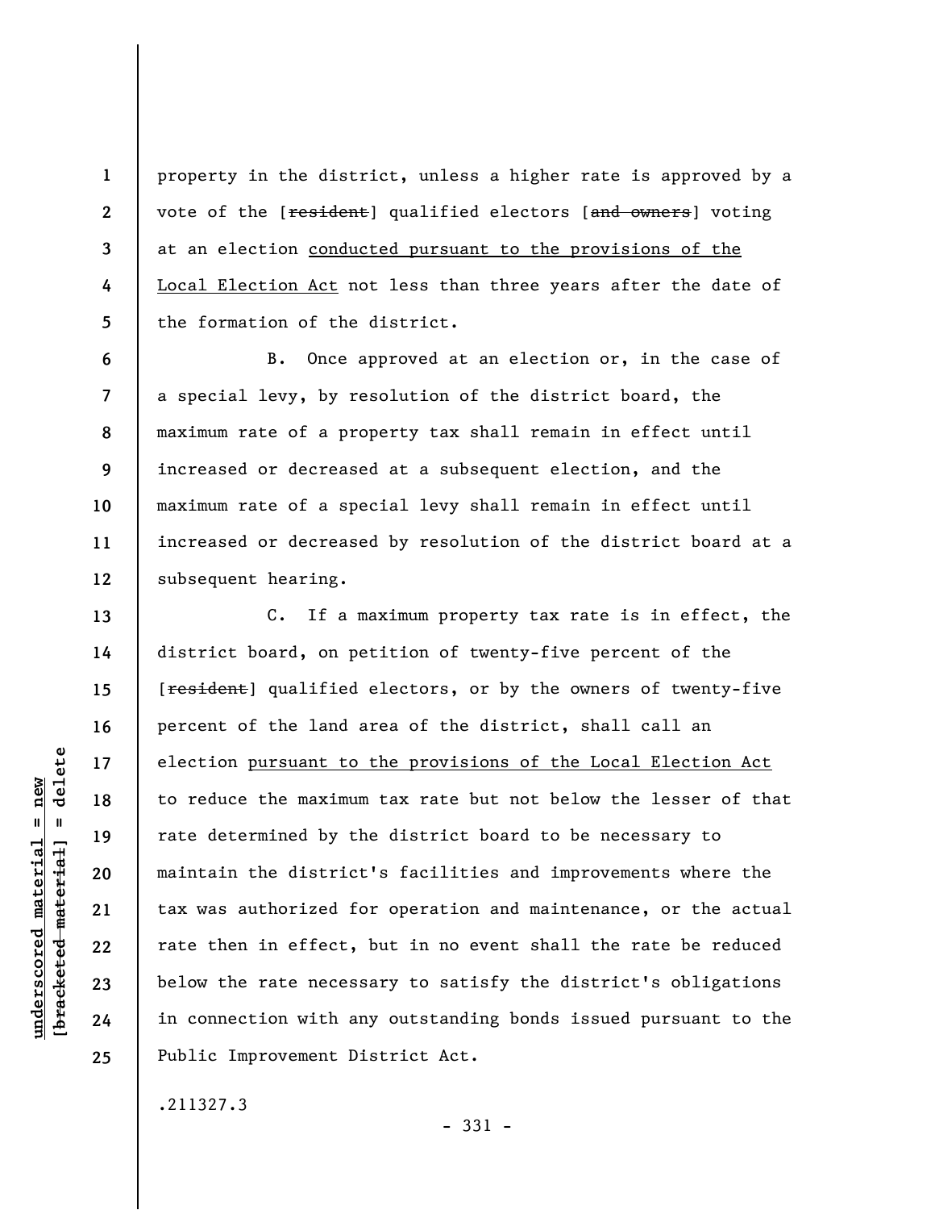property in the district, unless a higher rate is approved by a vote of the [~~resident~~] qualified electors [~~and owners~~] voting at an election <u>conducted pursuant to the provisions of the Local Election Act</u> not less than three years after the date of the formation of the district.

B. Once approved at an election or, in the case of a special levy, by resolution of the district board, the maximum rate of a property tax shall remain in effect until increased or decreased at a subsequent election, and the maximum rate of a special levy shall remain in effect until increased or decreased by resolution of the district board at a subsequent hearing.

C. If a maximum property tax rate is in effect, the district board, on petition of twenty-five percent of the [~~resident~~] qualified electors, or by the owners of twenty-five percent of the land area of the district, shall call an election <u>pursuant to the provisions of the Local Election Act</u> to reduce the maximum tax rate but not below the lesser of that rate determined by the district board to be necessary to maintain the district's facilities and improvements where the tax was authorized for operation and maintenance, or the actual rate then in effect, but in no event shall the rate be reduced below the rate necessary to satisfy the district's obligations in connection with any outstanding bonds issued pursuant to the Public Improvement District Act.

.211327.3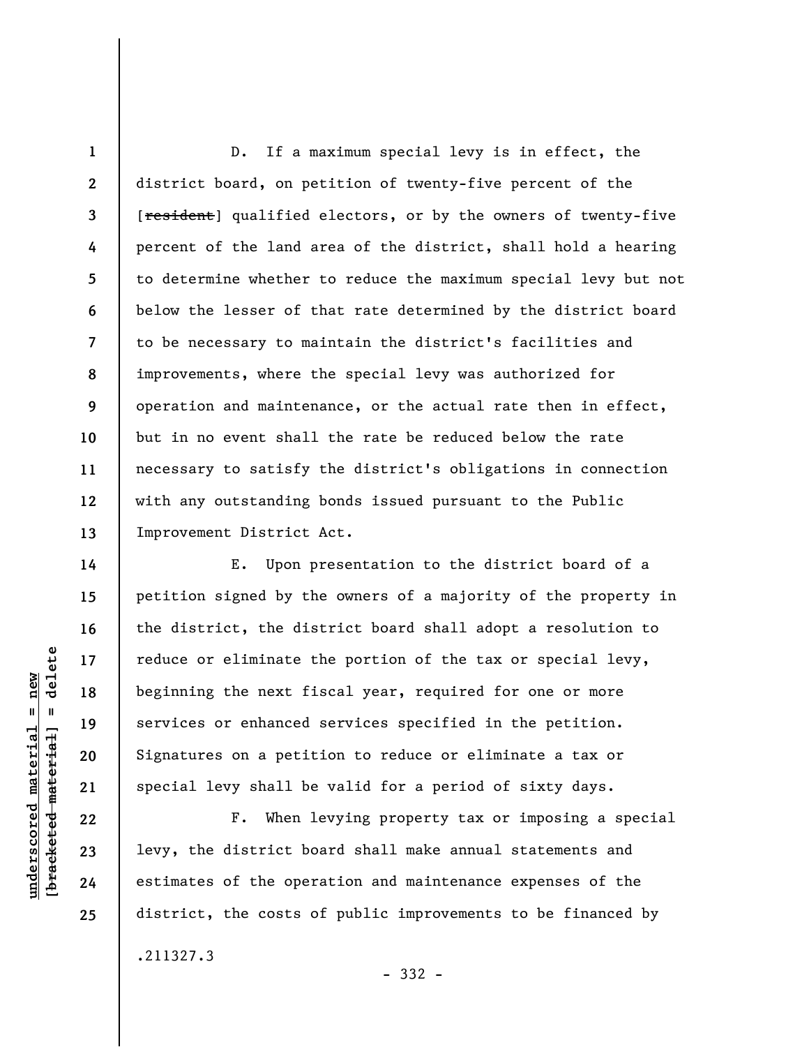D. If a maximum special levy is in effect, the district board, on petition of twenty-five percent of the [~~resident~~] qualified electors, or by the owners of twenty-five percent of the land area of the district, shall hold a hearing to determine whether to reduce the maximum special levy but not below the lesser of that rate determined by the district board to be necessary to maintain the district's facilities and improvements, where the special levy was authorized for operation and maintenance, or the actual rate then in effect, but in no event shall the rate be reduced below the rate necessary to satisfy the district's obligations in connection with any outstanding bonds issued pursuant to the Public Improvement District Act.

E. Upon presentation to the district board of a petition signed by the owners of a majority of the property in the district, the district board shall adopt a resolution to reduce or eliminate the portion of the tax or special levy, beginning the next fiscal year, required for one or more services or enhanced services specified in the petition. Signatures on a petition to reduce or eliminate a tax or special levy shall be valid for a period of sixty days.

F. When levying property tax or imposing a special levy, the district board shall make annual statements and estimates of the operation and maintenance expenses of the district, the costs of public improvements to be financed by

.211327.3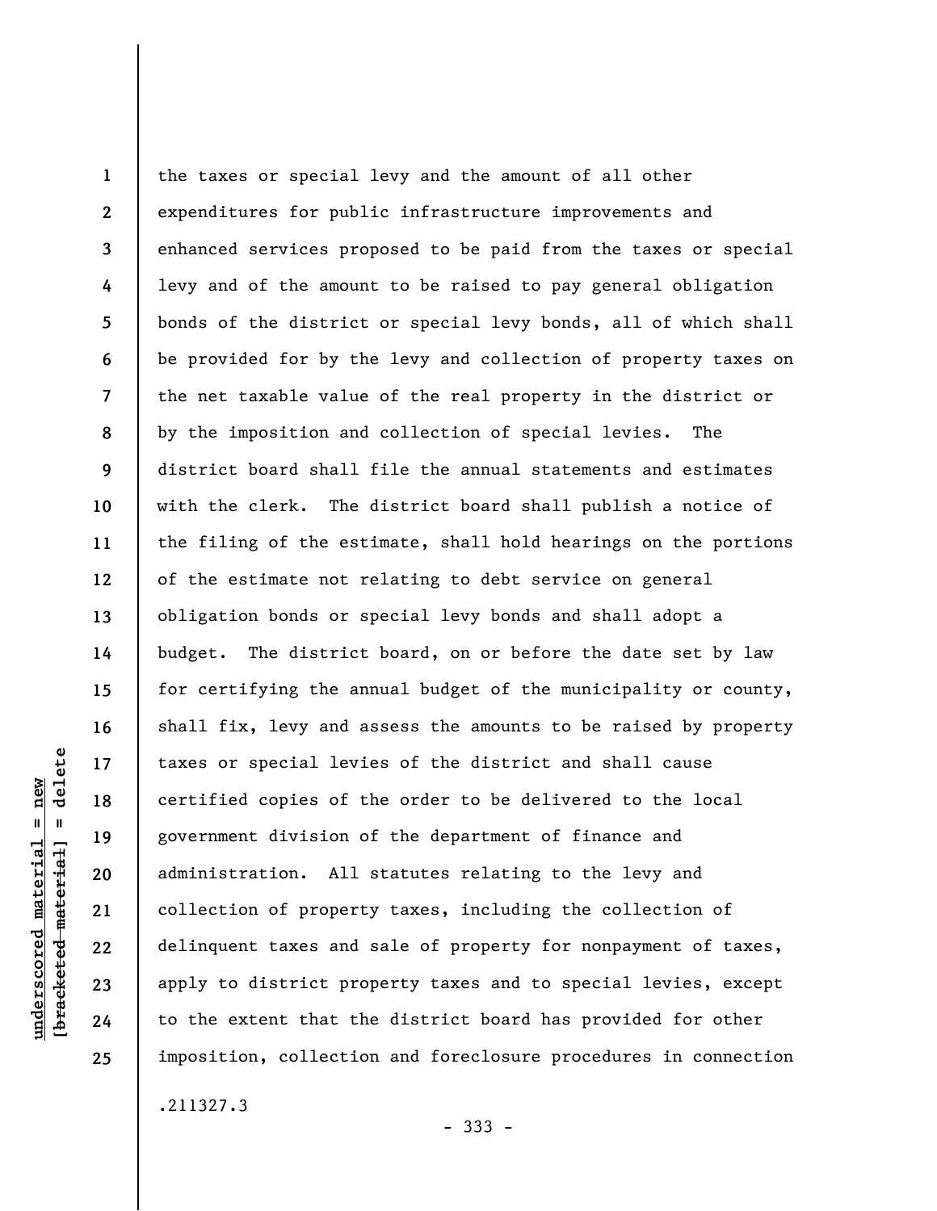the taxes or special levy and the amount of all other expenditures for public infrastructure improvements and enhanced services proposed to be paid from the taxes or special levy and of the amount to be raised to pay general obligation bonds of the district or special levy bonds, all of which shall be provided for by the levy and collection of property taxes on the net taxable value of the real property in the district or by the imposition and collection of special levies. The district board shall file the annual statements and estimates with the clerk. The district board shall publish a notice of the filing of the estimate, shall hold hearings on the portions of the estimate not relating to debt service on general obligation bonds or special levy bonds and shall adopt a budget. The district board, on or before the date set by law for certifying the annual budget of the municipality or county, shall fix, levy and assess the amounts to be raised by property taxes or special levies of the district and shall cause certified copies of the order to be delivered to the local government division of the department of finance and administration. All statutes relating to the levy and collection of property taxes, including the collection of delinquent taxes and sale of property for nonpayment of taxes, apply to district property taxes and to special levies, except to the extent that the district board has provided for other imposition, collection and foreclosure procedures in connection

.211327.3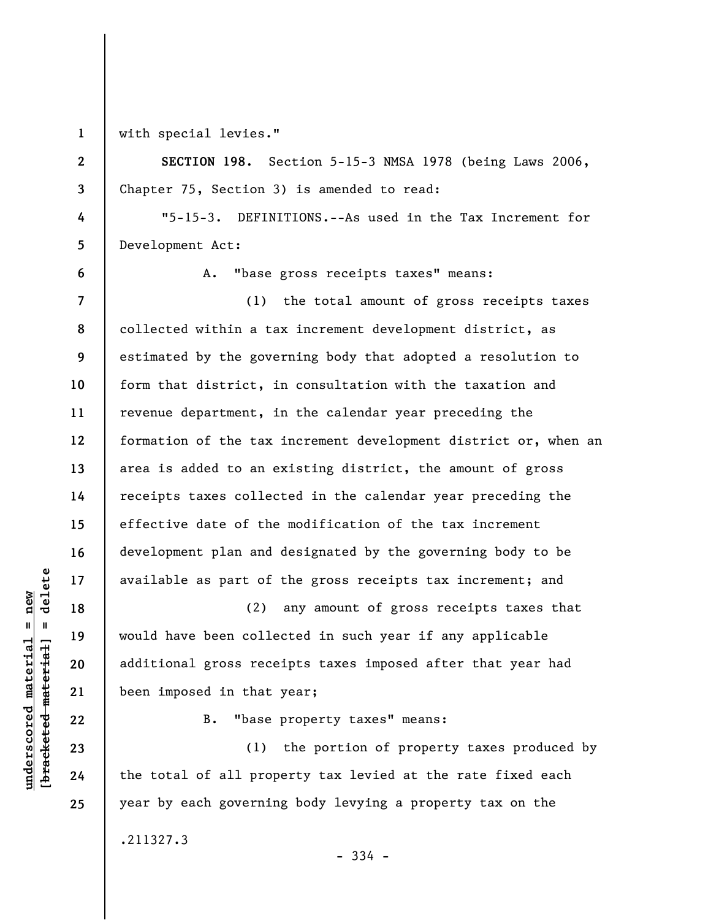with special levies."

**SECTION 198.** Section 5-15-3 NMSA 1978 (being Laws 2006, Chapter 75, Section 3) is amended to read:

"5-15-3. DEFINITIONS.--As used in the Tax Increment for Development Act:

A. "base gross receipts taxes" means:

(1) the total amount of gross receipts taxes collected within a tax increment development district, as estimated by the governing body that adopted a resolution to form that district, in consultation with the taxation and revenue department, in the calendar year preceding the formation of the tax increment development district or, when an area is added to an existing district, the amount of gross receipts taxes collected in the calendar year preceding the effective date of the modification of the tax increment development plan and designated by the governing body to be available as part of the gross receipts tax increment; and

(2) any amount of gross receipts taxes that would have been collected in such year if any applicable additional gross receipts taxes imposed after that year had been imposed in that year;

B. "base property taxes" means:

(1) the portion of property taxes produced by the total of all property tax levied at the rate fixed each year by each governing body levying a property tax on the

.211327.3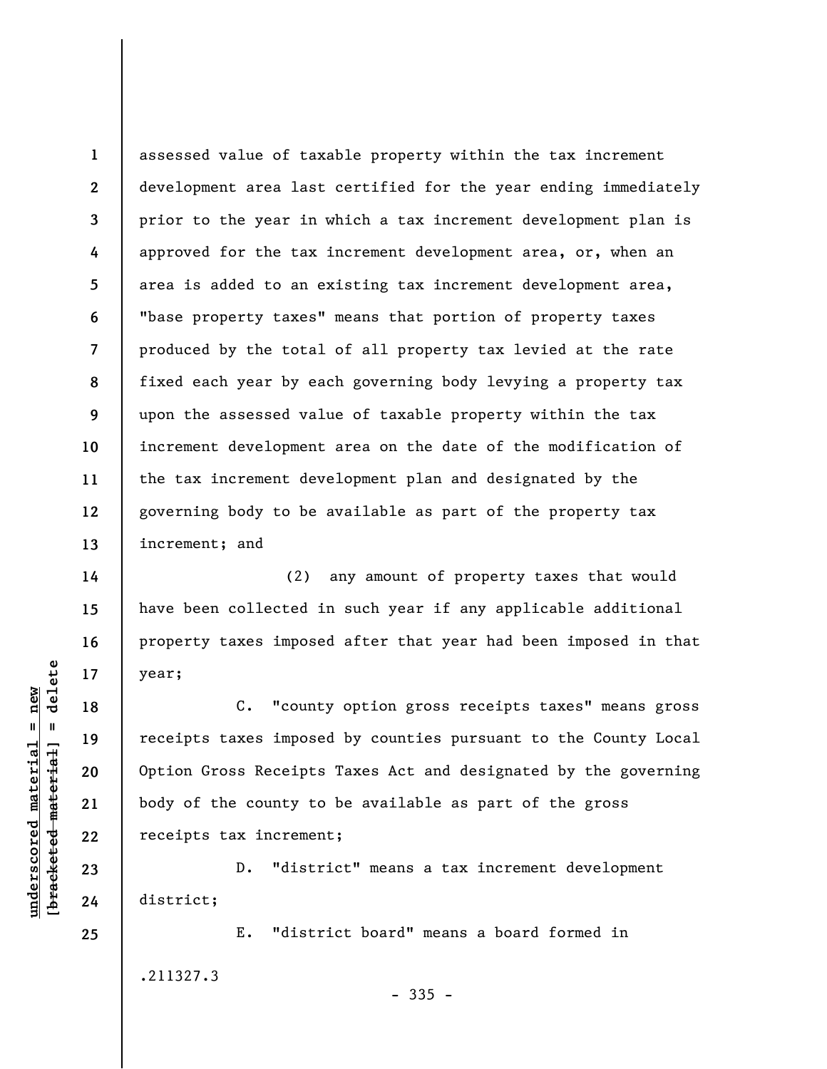assessed value of taxable property within the tax increment development area last certified for the year ending immediately prior to the year in which a tax increment development plan is approved for the tax increment development area, or, when an area is added to an existing tax increment development area, "base property taxes" means that portion of property taxes produced by the total of all property tax levied at the rate fixed each year by each governing body levying a property tax upon the assessed value of taxable property within the tax increment development area on the date of the modification of the tax increment development plan and designated by the governing body to be available as part of the property tax increment; and

(2) any amount of property taxes that would have been collected in such year if any applicable additional property taxes imposed after that year had been imposed in that year;

C. "county option gross receipts taxes" means gross receipts taxes imposed by counties pursuant to the County Local Option Gross Receipts Taxes Act and designated by the governing body of the county to be available as part of the gross receipts tax increment;

D. "district" means a tax increment development district;

E. "district board" means a board formed in

.211327.3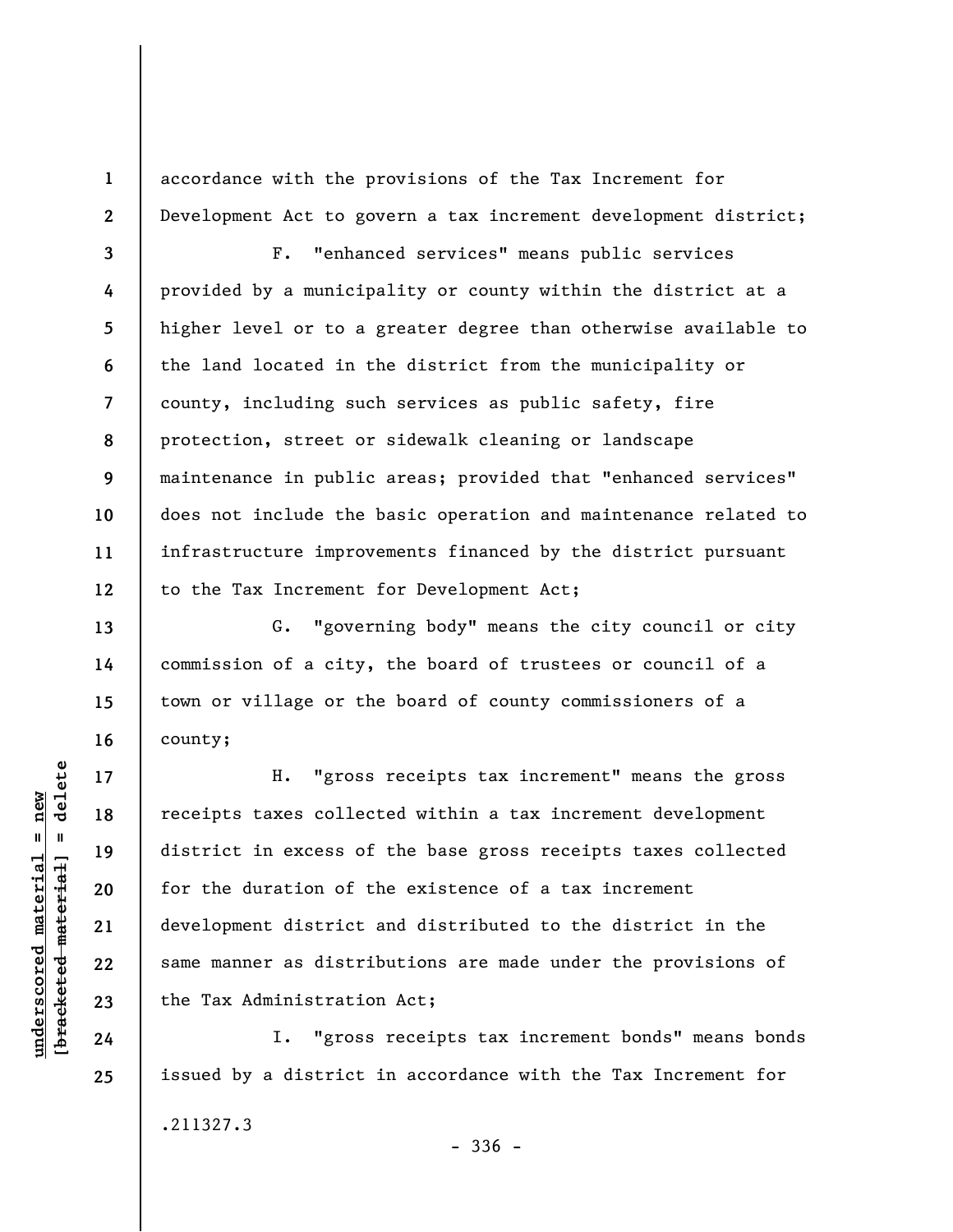accordance with the provisions of the Tax Increment for Development Act to govern a tax increment development district;

F. "enhanced services" means public services provided by a municipality or county within the district at a higher level or to a greater degree than otherwise available to the land located in the district from the municipality or county, including such services as public safety, fire protection, street or sidewalk cleaning or landscape maintenance in public areas; provided that "enhanced services" does not include the basic operation and maintenance related to infrastructure improvements financed by the district pursuant to the Tax Increment for Development Act;

G. "governing body" means the city council or city commission of a city, the board of trustees or council of a town or village or the board of county commissioners of a county;

H. "gross receipts tax increment" means the gross receipts taxes collected within a tax increment development district in excess of the base gross receipts taxes collected for the duration of the existence of a tax increment development district and distributed to the district in the same manner as distributions are made under the provisions of the Tax Administration Act;

I. "gross receipts tax increment bonds" means bonds issued by a district in accordance with the Tax Increment for

.211327.3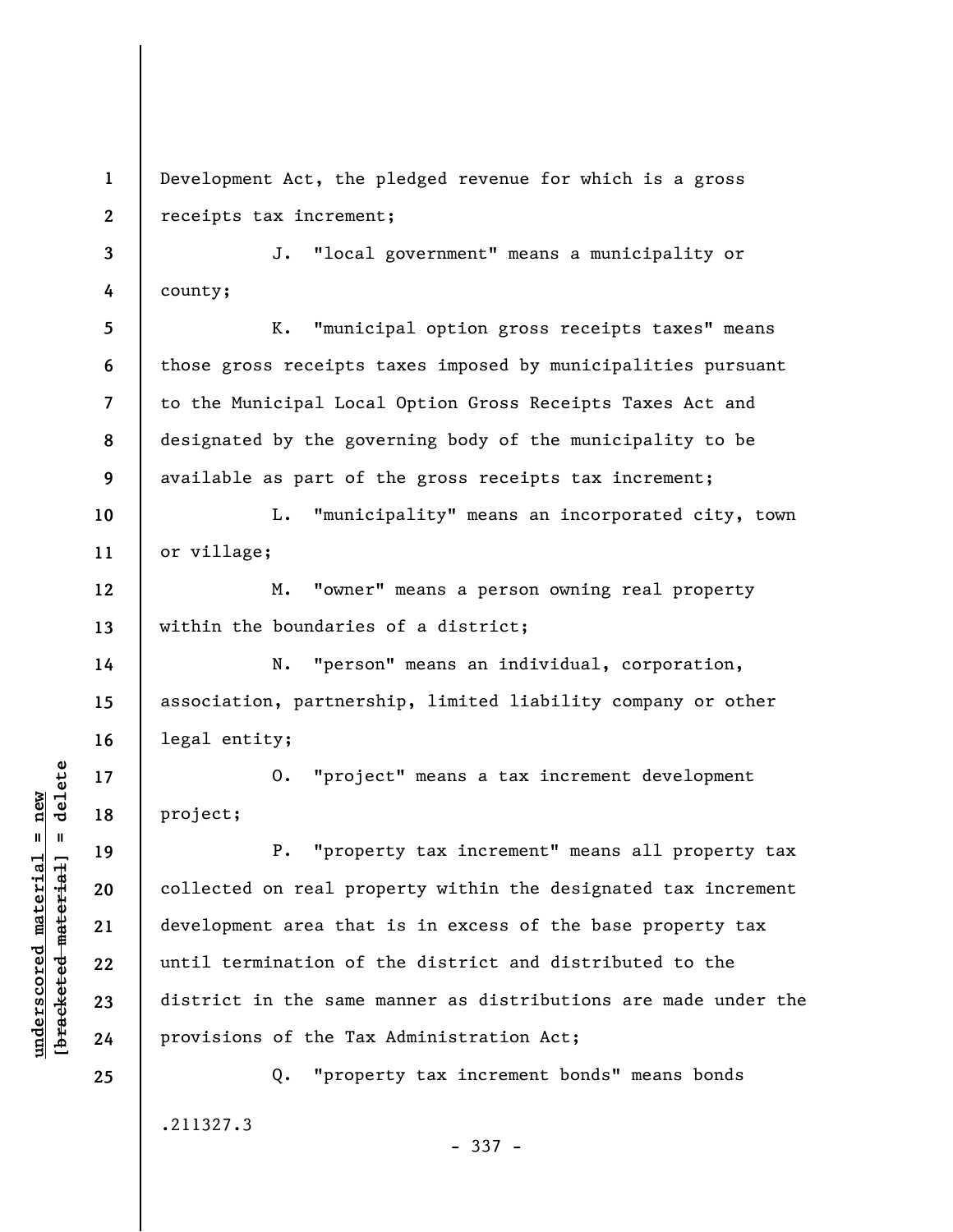Development Act, the pledged revenue for which is a gross receipts tax increment;

J. "local government" means a municipality or county;

K. "municipal option gross receipts taxes" means those gross receipts taxes imposed by municipalities pursuant to the Municipal Local Option Gross Receipts Taxes Act and designated by the governing body of the municipality to be available as part of the gross receipts tax increment;

L. "municipality" means an incorporated city, town or village;

M. "owner" means a person owning real property within the boundaries of a district;

N. "person" means an individual, corporation, association, partnership, limited liability company or other legal entity;

O. "project" means a tax increment development project;

P. "property tax increment" means all property tax collected on real property within the designated tax increment development area that is in excess of the base property tax until termination of the district and distributed to the district in the same manner as distributions are made under the provisions of the Tax Administration Act;

Q. "property tax increment bonds" means bonds

.211327.3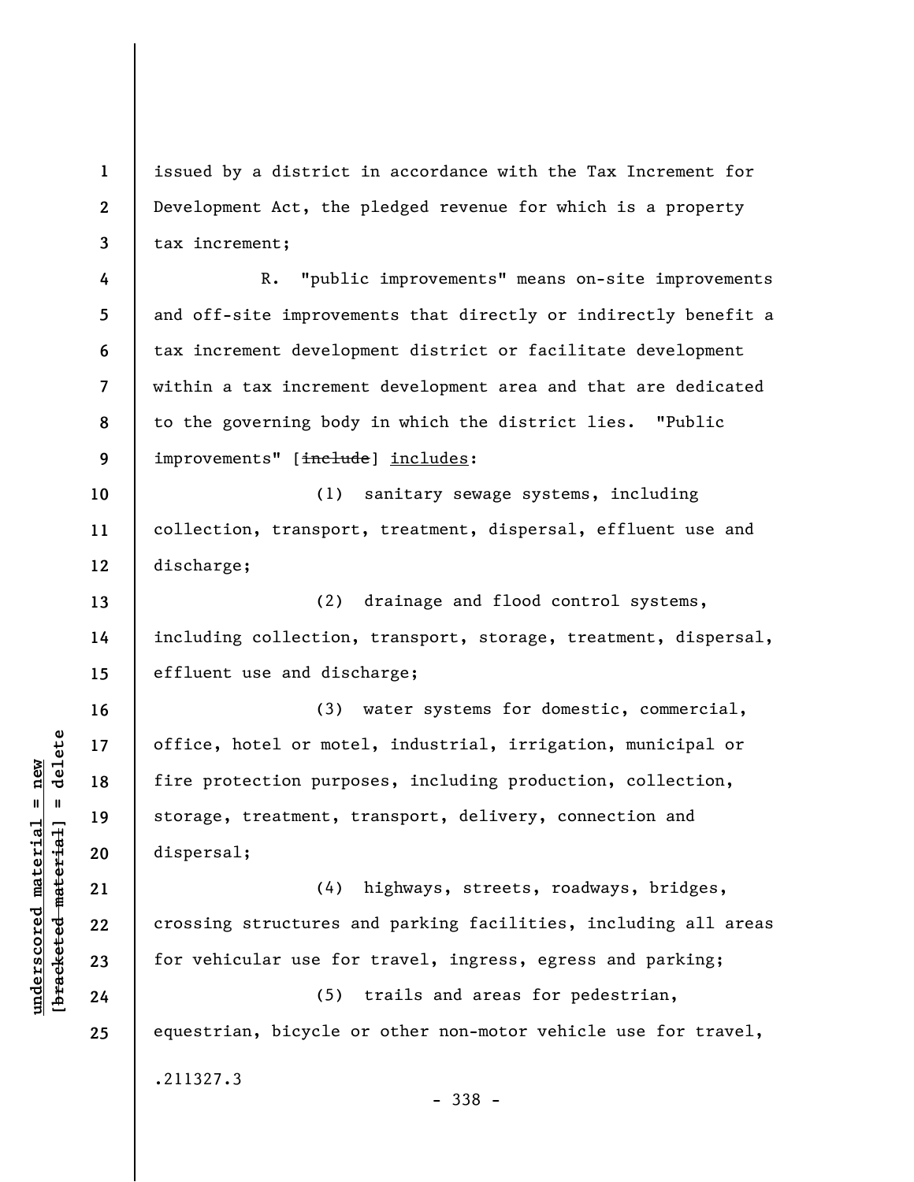issued by a district in accordance with the Tax Increment for Development Act, the pledged revenue for which is a property tax increment;

R. "public improvements" means on-site improvements and off-site improvements that directly or indirectly benefit a tax increment development district or facilitate development within a tax increment development area and that are dedicated to the governing body in which the district lies. "Public improvements" [~~include~~] <u>includes</u>:

(1) sanitary sewage systems, including collection, transport, treatment, dispersal, effluent use and discharge;

(2) drainage and flood control systems, including collection, transport, storage, treatment, dispersal, effluent use and discharge;

(3) water systems for domestic, commercial, office, hotel or motel, industrial, irrigation, municipal or fire protection purposes, including production, collection, storage, treatment, transport, delivery, connection and dispersal;

(4) highways, streets, roadways, bridges, crossing structures and parking facilities, including all areas for vehicular use for travel, ingress, egress and parking;

(5) trails and areas for pedestrian, equestrian, bicycle or other non-motor vehicle use for travel,

.211327.3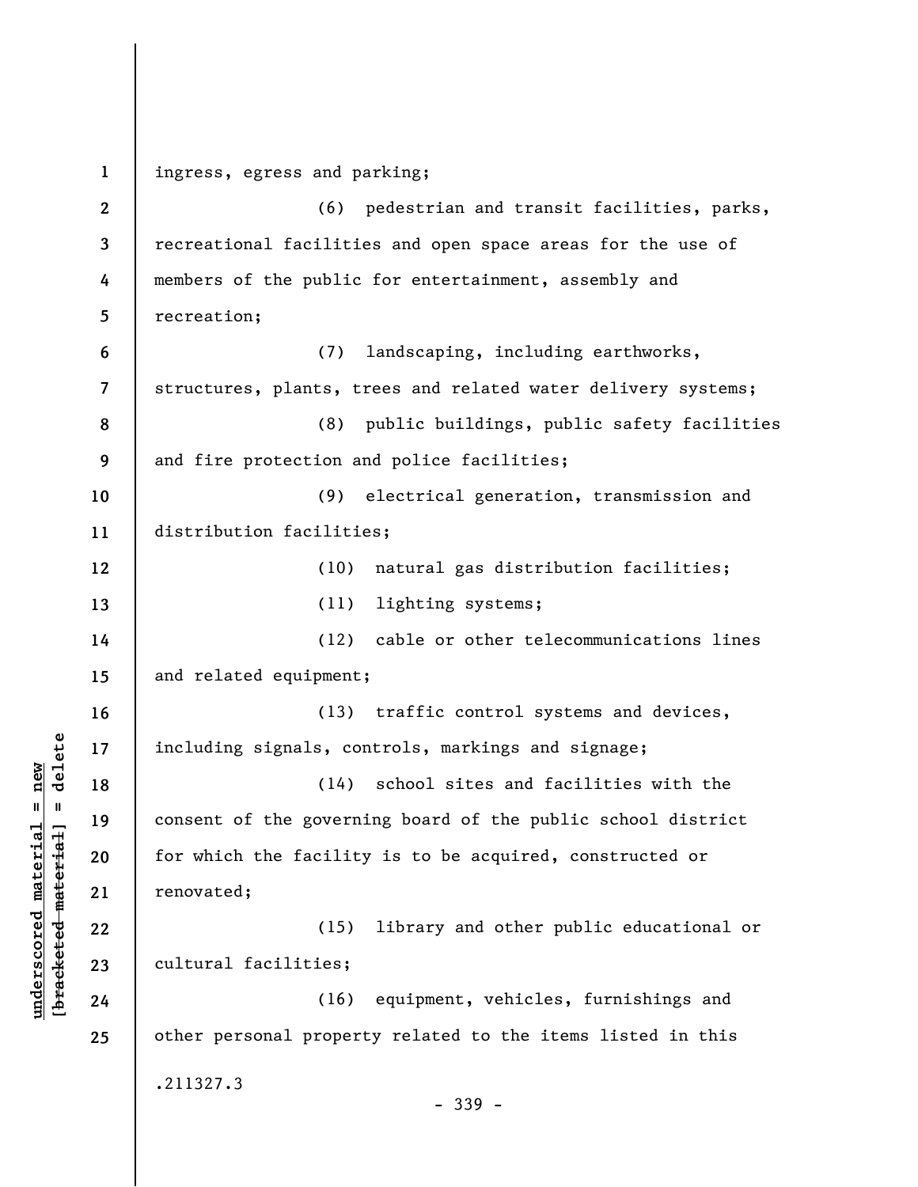ingress, egress and parking;

(6) pedestrian and transit facilities, parks, recreational facilities and open space areas for the use of members of the public for entertainment, assembly and recreation;

(7) landscaping, including earthworks, structures, plants, trees and related water delivery systems;

(8) public buildings, public safety facilities and fire protection and police facilities;

(9) electrical generation, transmission and distribution facilities;

(10) natural gas distribution facilities;

(11) lighting systems;

(12) cable or other telecommunications lines and related equipment;

(13) traffic control systems and devices, including signals, controls, markings and signage;

(14) school sites and facilities with the consent of the governing board of the public school district for which the facility is to be acquired, constructed or renovated;

(15) library and other public educational or cultural facilities;

(16) equipment, vehicles, furnishings and other personal property related to the items listed in this

.211327.3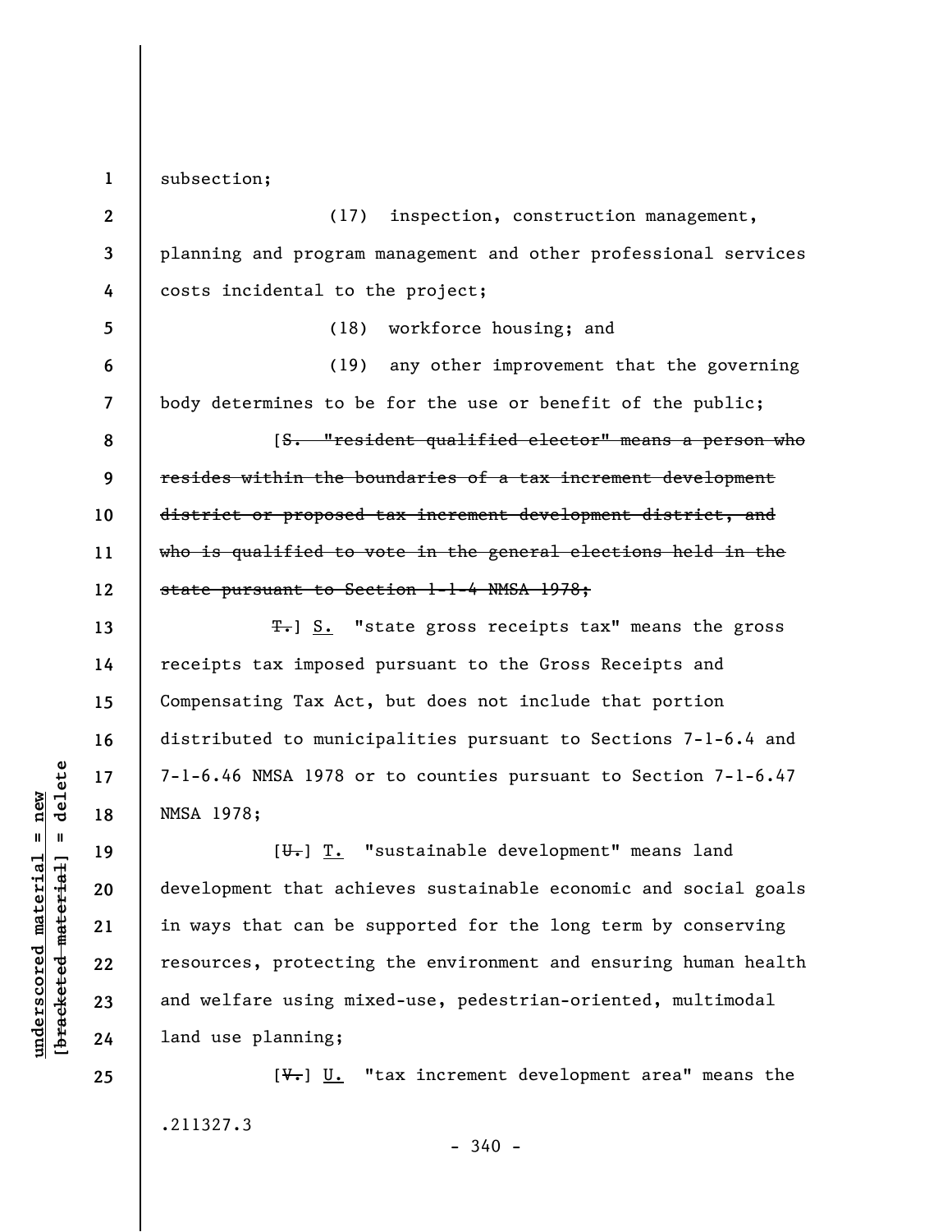subsection;

(17) inspection, construction management, planning and program management and other professional services costs incidental to the project;

(18) workforce housing; and

(19) any other improvement that the governing body determines to be for the use or benefit of the public;

[~~S. "resident qualified elector" means a person who resides within the boundaries of a tax increment development district or proposed tax increment development district, and who is qualified to vote in the general elections held in the state pursuant to Section 1-1-4 NMSA 1978;~~

~~T.~~] S. "state gross receipts tax" means the gross receipts tax imposed pursuant to the Gross Receipts and Compensating Tax Act, but does not include that portion distributed to municipalities pursuant to Sections 7-1-6.4 and 7-1-6.46 NMSA 1978 or to counties pursuant to Section 7-1-6.47 NMSA 1978;

[~~U.~~] T. "sustainable development" means land development that achieves sustainable economic and social goals in ways that can be supported for the long term by conserving resources, protecting the environment and ensuring human health and welfare using mixed-use, pedestrian-oriented, multimodal land use planning;

[~~V.~~] U. "tax increment development area" means the

.211327.3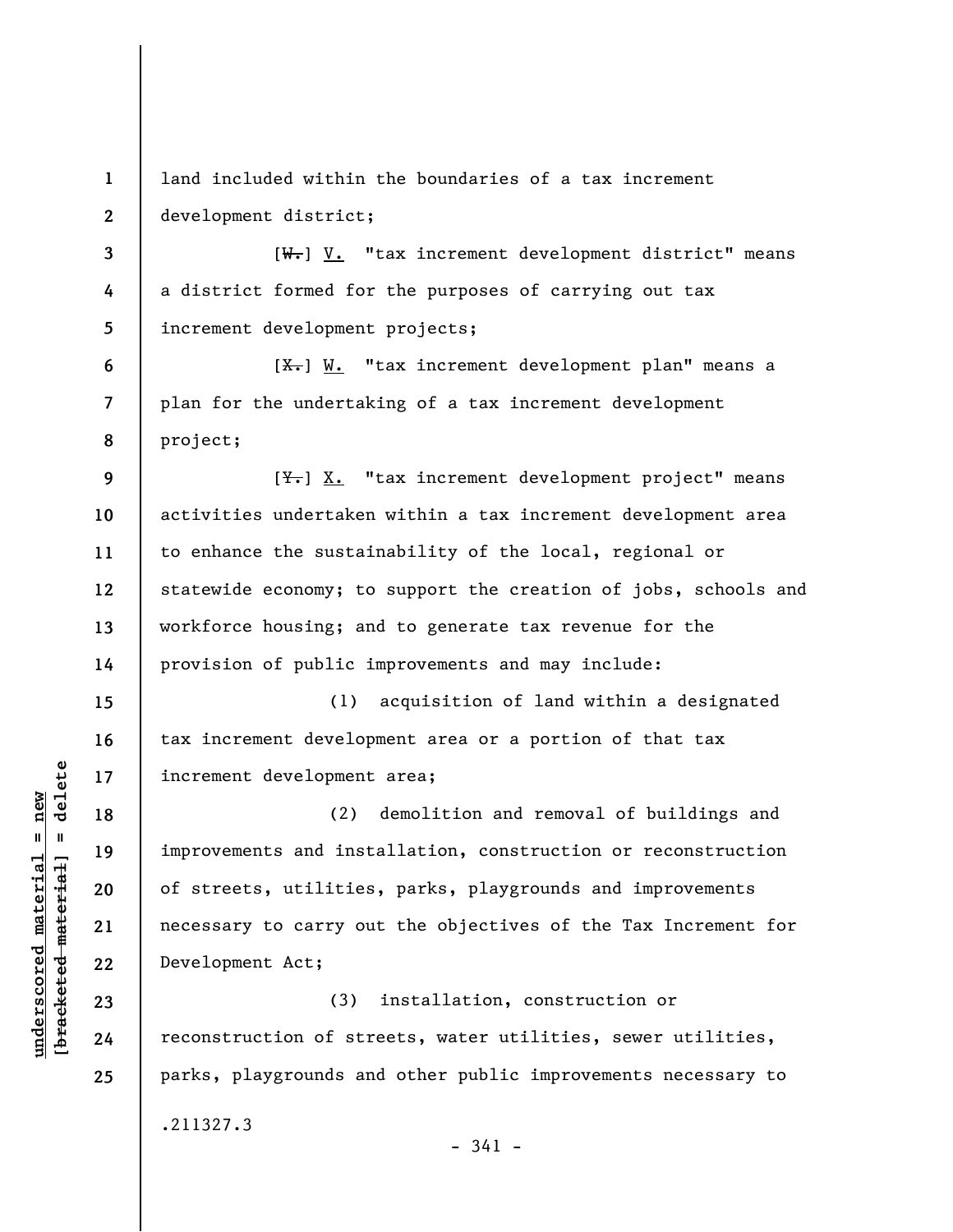land included within the boundaries of a tax increment development district;

[~~W.~~] V. "tax increment development district" means a district formed for the purposes of carrying out tax increment development projects;

[~~X.~~] W. "tax increment development plan" means a plan for the undertaking of a tax increment development project;

[~~Y.~~] X. "tax increment development project" means activities undertaken within a tax increment development area to enhance the sustainability of the local, regional or statewide economy; to support the creation of jobs, schools and workforce housing; and to generate tax revenue for the provision of public improvements and may include:

(1) acquisition of land within a designated tax increment development area or a portion of that tax increment development area;

(2) demolition and removal of buildings and improvements and installation, construction or reconstruction of streets, utilities, parks, playgrounds and improvements necessary to carry out the objectives of the Tax Increment for Development Act;

(3) installation, construction or reconstruction of streets, water utilities, sewer utilities, parks, playgrounds and other public improvements necessary to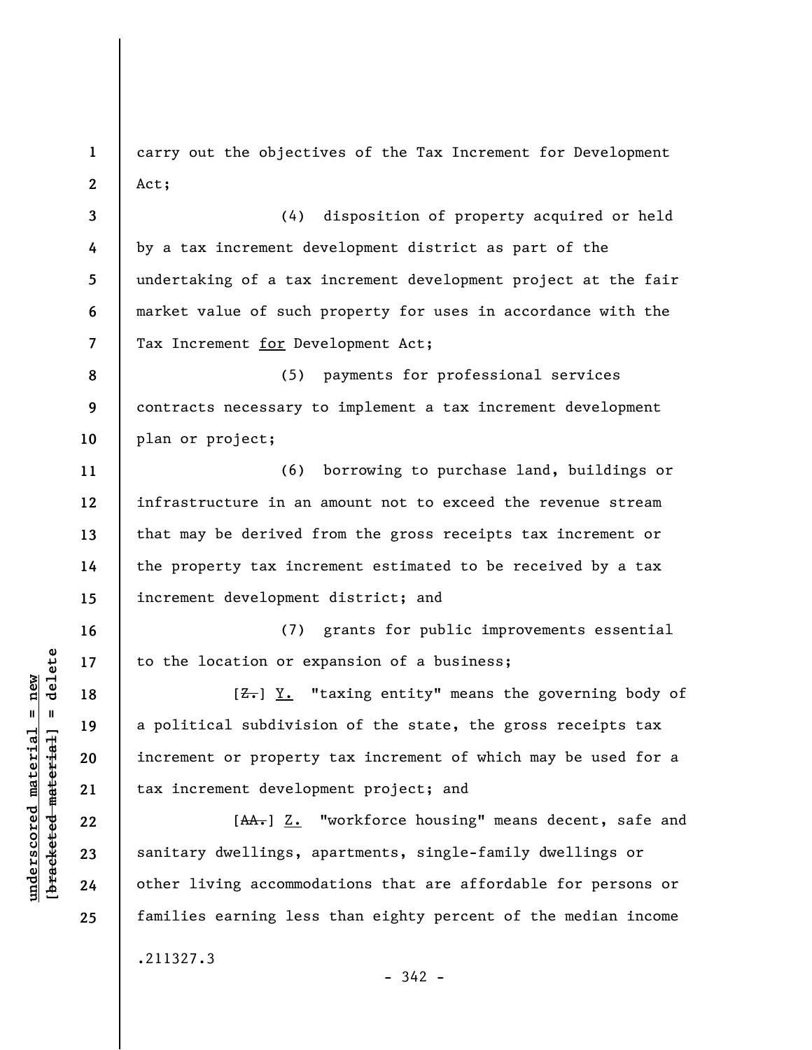carry out the objectives of the Tax Increment for Development Act;

(4) disposition of property acquired or held by a tax increment development district as part of the undertaking of a tax increment development project at the fair market value of such property for uses in accordance with the Tax Increment for Development Act;

(5) payments for professional services contracts necessary to implement a tax increment development plan or project;

(6) borrowing to purchase land, buildings or infrastructure in an amount not to exceed the revenue stream that may be derived from the gross receipts tax increment or the property tax increment estimated to be received by a tax increment development district; and

(7) grants for public improvements essential to the location or expansion of a business;

[~~Z.~~] Y. "taxing entity" means the governing body of a political subdivision of the state, the gross receipts tax increment or property tax increment of which may be used for a tax increment development project; and

[~~AA.~~] Z. "workforce housing" means decent, safe and sanitary dwellings, apartments, single-family dwellings or other living accommodations that are affordable for persons or families earning less than eighty percent of the median income

.211327.3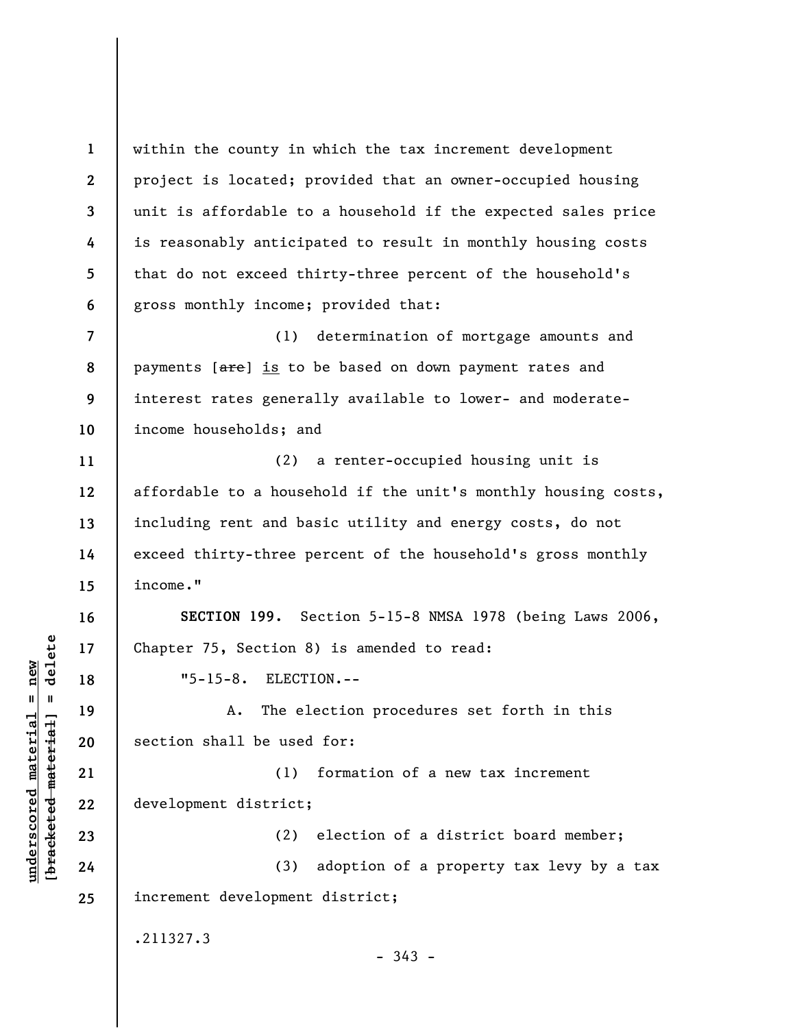within the county in which the tax increment development project is located; provided that an owner-occupied housing unit is affordable to a household if the expected sales price is reasonably anticipated to result in monthly housing costs that do not exceed thirty-three percent of the household's gross monthly income; provided that:

(1) determination of mortgage amounts and payments [~~are~~] is to be based on down payment rates and interest rates generally available to lower- and moderate-income households; and

(2) a renter-occupied housing unit is affordable to a household if the unit's monthly housing costs, including rent and basic utility and energy costs, do not exceed thirty-three percent of the household's gross monthly income."

**SECTION 199.** Section 5-15-8 NMSA 1978 (being Laws 2006, Chapter 75, Section 8) is amended to read:

"5-15-8. ELECTION.--

A. The election procedures set forth in this section shall be used for:

(1) formation of a new tax increment development district;

(2) election of a district board member;

(3) adoption of a property tax levy by a tax increment development district;

.211327.3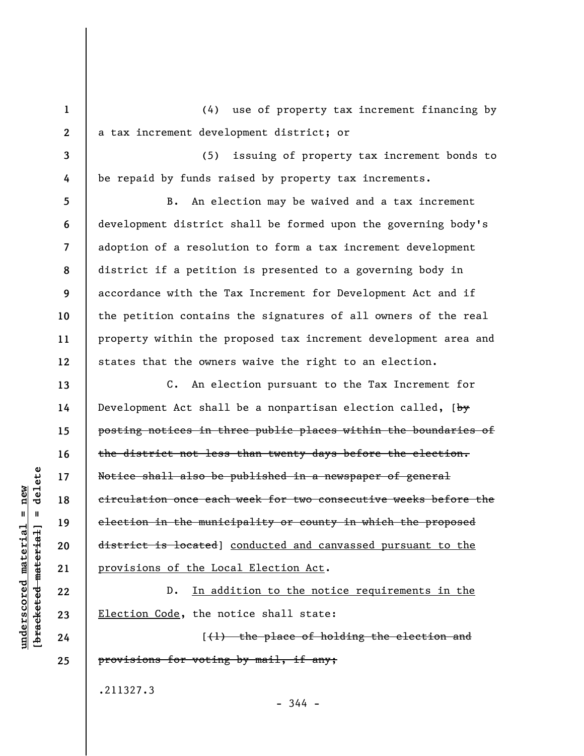(4) use of property tax increment financing by a tax increment development district; or

(5) issuing of property tax increment bonds to be repaid by funds raised by property tax increments.

B. An election may be waived and a tax increment development district shall be formed upon the governing body's adoption of a resolution to form a tax increment development district if a petition is presented to a governing body in accordance with the Tax Increment for Development Act and if the petition contains the signatures of all owners of the real property within the proposed tax increment development area and states that the owners waive the right to an election.

C. An election pursuant to the Tax Increment for Development Act shall be a nonpartisan election called, [~~by posting notices in three public places within the boundaries of the district not less than twenty days before the election. Notice shall also be published in a newspaper of general circulation once each week for two consecutive weeks before the election in the municipality or county in which the proposed district is located~~] <u>conducted and canvassed pursuant to the provisions of the Local Election Act</u>.

D. <u>In addition to the notice requirements in the Election Code</u>, the notice shall state:

[~~(1) the place of holding the election and provisions for voting by mail, if any;~~

.211327.3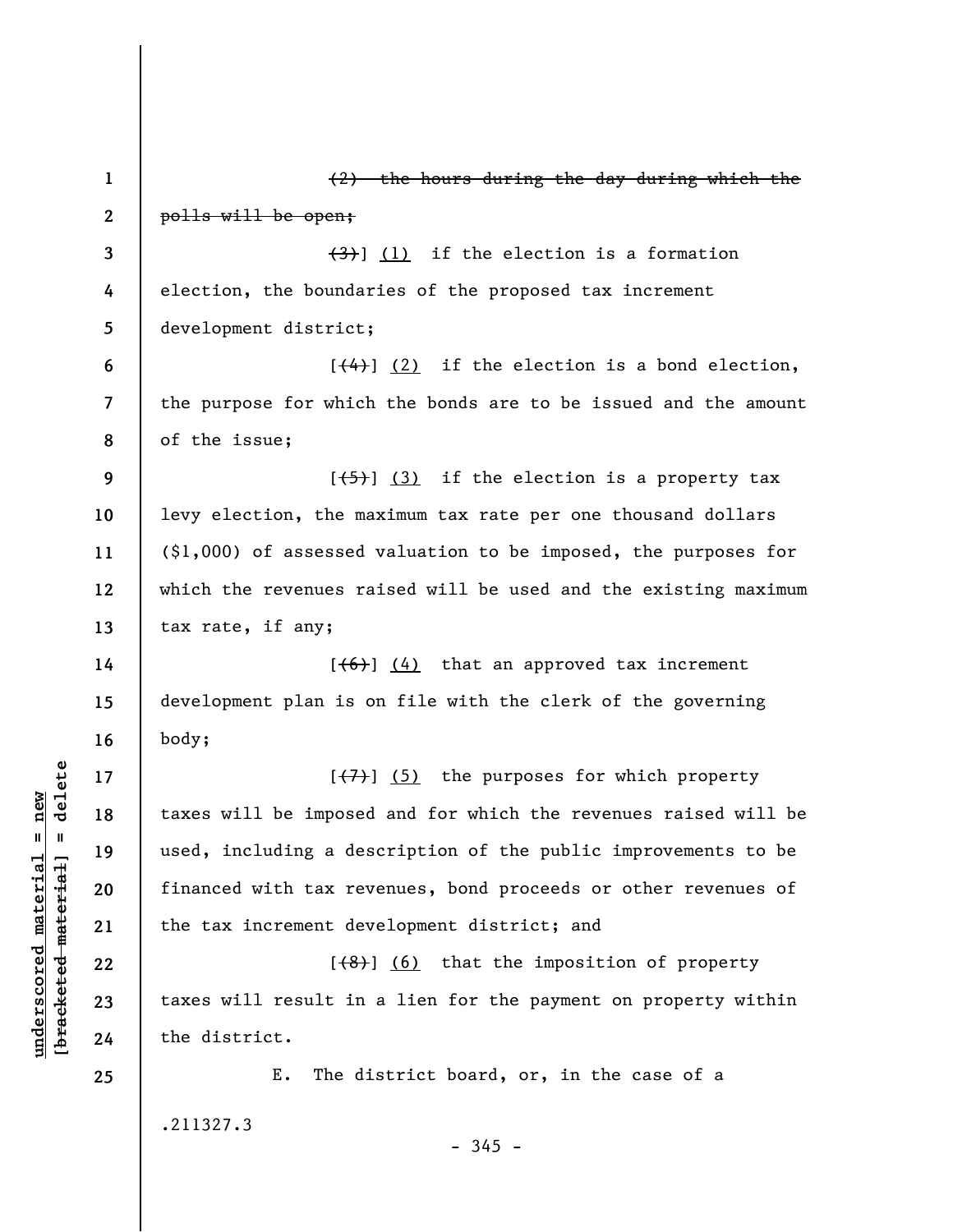~~(2) the hours during the day during which the polls will be open;~~

~~(3)~~] (1) if the election is a formation election, the boundaries of the proposed tax increment development district;

[~~(4)~~] (2) if the election is a bond election, the purpose for which the bonds are to be issued and the amount of the issue;

[~~(5)~~] (3) if the election is a property tax levy election, the maximum tax rate per one thousand dollars ($1,000) of assessed valuation to be imposed, the purposes for which the revenues raised will be used and the existing maximum tax rate, if any;

[~~(6)~~] (4) that an approved tax increment development plan is on file with the clerk of the governing body;

[~~(7)~~] (5) the purposes for which property taxes will be imposed and for which the revenues raised will be used, including a description of the public improvements to be financed with tax revenues, bond proceeds or other revenues of the tax increment development district; and

[~~(8)~~] (6) that the imposition of property taxes will result in a lien for the payment on property within the district.

E. The district board, or, in the case of a

.211327.3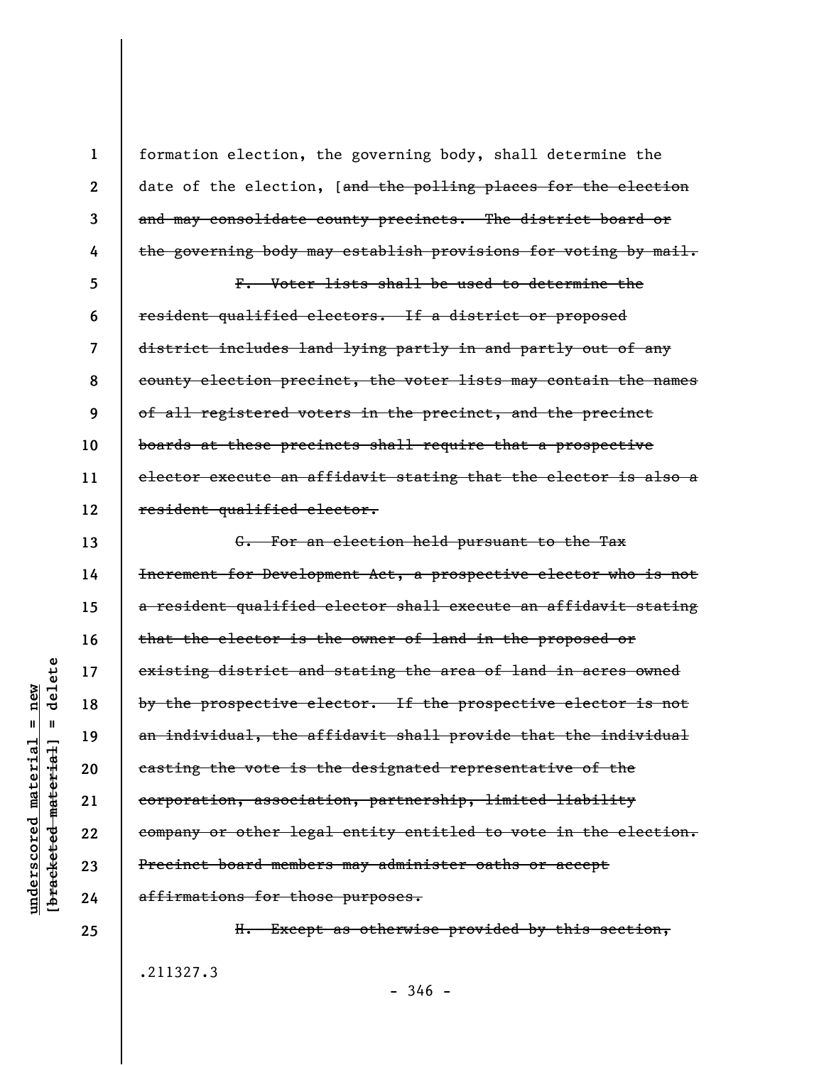formation election, the governing body, shall determine the date of the election, [~~and the polling places for the election and may consolidate county precincts. The district board or the governing body may establish provisions for voting by mail.~~

~~F. Voter lists shall be used to determine the resident qualified electors. If a district or proposed district includes land lying partly in and partly out of any county election precinct, the voter lists may contain the names of all registered voters in the precinct, and the precinct boards at these precincts shall require that a prospective elector execute an affidavit stating that the elector is also a resident qualified elector.~~

~~G. For an election held pursuant to the Tax Increment for Development Act, a prospective elector who is not a resident qualified elector shall execute an affidavit stating that the elector is the owner of land in the proposed or existing district and stating the area of land in acres owned by the prospective elector. If the prospective elector is not an individual, the affidavit shall provide that the individual casting the vote is the designated representative of the corporation, association, partnership, limited liability company or other legal entity entitled to vote in the election. Precinct board members may administer oaths or accept affirmations for those purposes.~~

~~H. Except as otherwise provided by this section,~~

.211327.3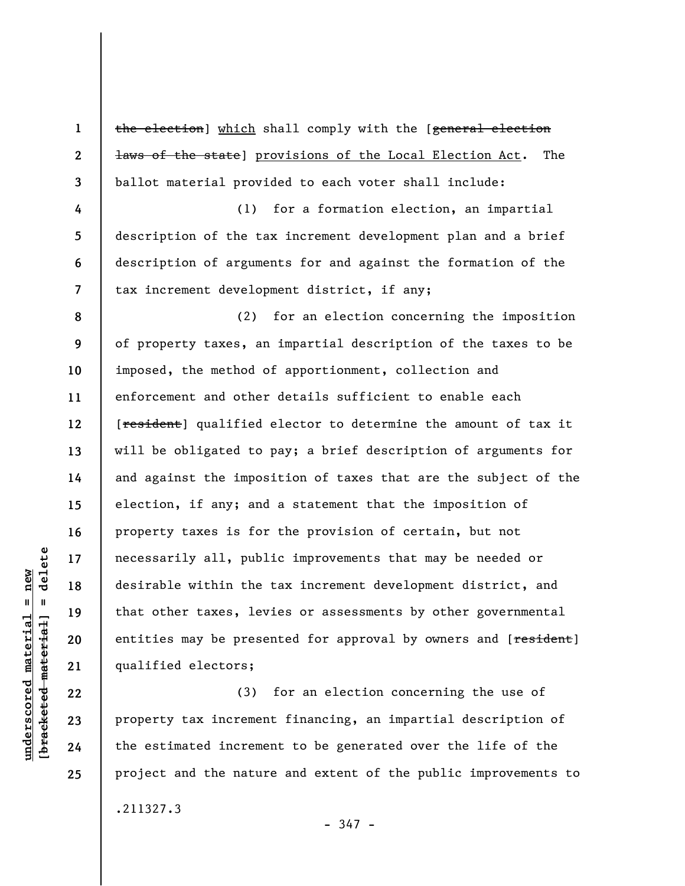~~the election~~] <u>which</u> shall comply with the [~~general election laws of the state~~] <u>provisions of the Local Election Act</u>. The ballot material provided to each voter shall include:

(1) for a formation election, an impartial description of the tax increment development plan and a brief description of arguments for and against the formation of the tax increment development district, if any;

(2) for an election concerning the imposition of property taxes, an impartial description of the taxes to be imposed, the method of apportionment, collection and enforcement and other details sufficient to enable each [~~resident~~] qualified elector to determine the amount of tax it will be obligated to pay; a brief description of arguments for and against the imposition of taxes that are the subject of the election, if any; and a statement that the imposition of property taxes is for the provision of certain, but not necessarily all, public improvements that may be needed or desirable within the tax increment development district, and that other taxes, levies or assessments by other governmental entities may be presented for approval by owners and [~~resident~~] qualified electors;

(3) for an election concerning the use of property tax increment financing, an impartial description of the estimated increment to be generated over the life of the project and the nature and extent of the public improvements to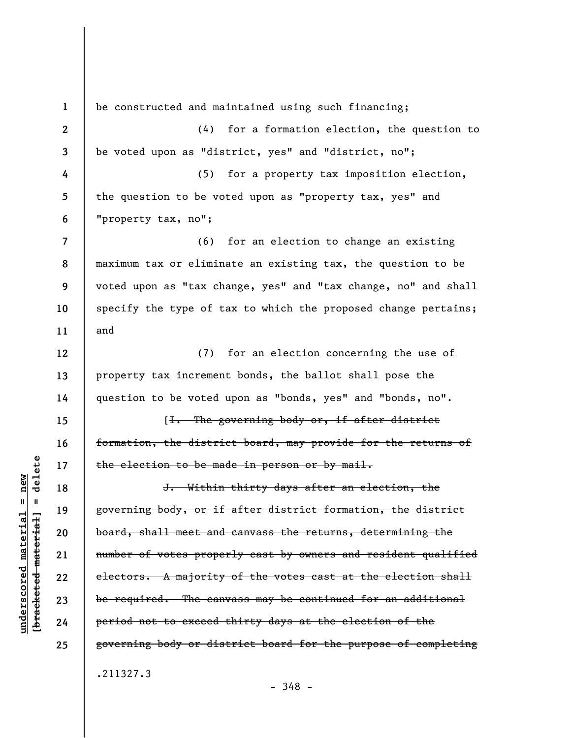be constructed and maintained using such financing;

(4) for a formation election, the question to be voted upon as "district, yes" and "district, no";

(5) for a property tax imposition election, the question to be voted upon as "property tax, yes" and "property tax, no";

(6) for an election to change an existing maximum tax or eliminate an existing tax, the question to be voted upon as "tax change, yes" and "tax change, no" and shall specify the type of tax to which the proposed change pertains; and

(7) for an election concerning the use of property tax increment bonds, the ballot shall pose the question to be voted upon as "bonds, yes" and "bonds, no".

[~~I. The governing body or, if after district formation, the district board, may provide for the returns of the election to be made in person or by mail.~~

~~J. Within thirty days after an election, the governing body, or if after district formation, the district board, shall meet and canvass the returns, determining the number of votes properly cast by owners and resident qualified electors. A majority of the votes cast at the election shall be required. The canvass may be continued for an additional period not to exceed thirty days at the election of the governing body or district board for the purpose of completing~~

.211327.3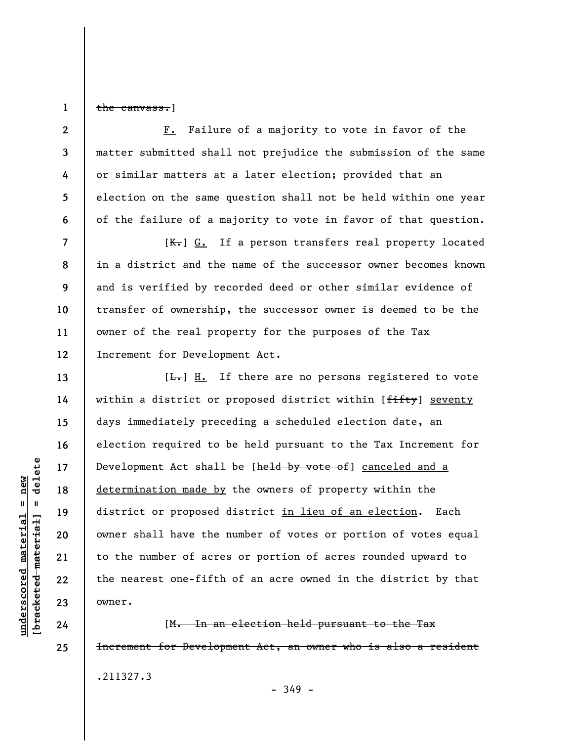~~the canvass.~~]

<u>F.</u> Failure of a majority to vote in favor of the matter submitted shall not prejudice the submission of the same or similar matters at a later election; provided that an election on the same question shall not be held within one year of the failure of a majority to vote in favor of that question.

[~~K.~~] <u>G.</u> If a person transfers real property located in a district and the name of the successor owner becomes known and is verified by recorded deed or other similar evidence of transfer of ownership, the successor owner is deemed to be the owner of the real property for the purposes of the Tax Increment for Development Act.

[~~L.~~] <u>H.</u> If there are no persons registered to vote within a district or proposed district within [~~fifty~~] <u>seventy</u> days immediately preceding a scheduled election date, an election required to be held pursuant to the Tax Increment for Development Act shall be [~~held by vote of~~] <u>canceled and a determination made by</u> the owners of property within the district or proposed district <u>in lieu of an election</u>. Each owner shall have the number of votes or portion of votes equal to the number of acres or portion of acres rounded upward to the nearest one-fifth of an acre owned in the district by that owner.

[~~M. In an election held pursuant to the Tax Increment for Development Act, an owner who is also a resident~~

.211327.3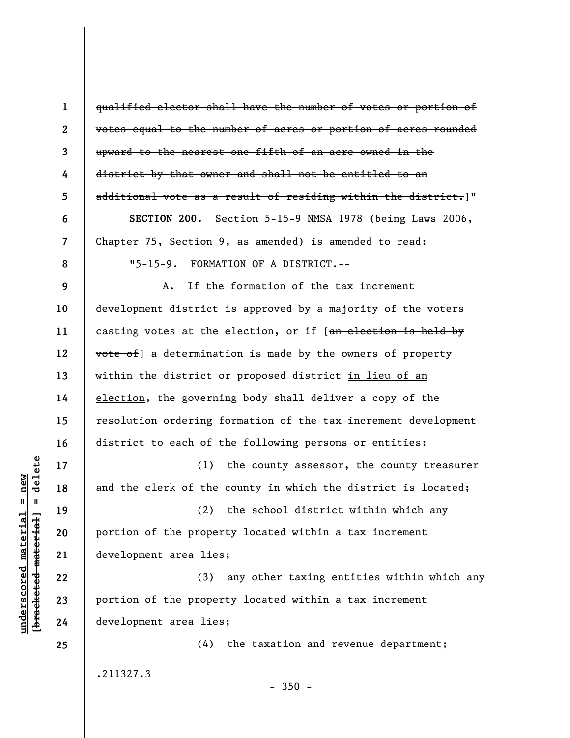~~qualified elector shall have the number of votes or portion of votes equal to the number of acres or portion of acres rounded upward to the nearest one-fifth of an acre owned in the district by that owner and shall not be entitled to an additional vote as a result of residing within the district.~~]"

**SECTION 200.** Section 5-15-9 NMSA 1978 (being Laws 2006, Chapter 75, Section 9, as amended) is amended to read:

"5-15-9. FORMATION OF A DISTRICT.--

A. If the formation of the tax increment development district is approved by a majority of the voters casting votes at the election, or if [~~an election is held by vote of~~] <u>a determination is made by</u> the owners of property within the district or proposed district <u>in lieu of an election</u>, the governing body shall deliver a copy of the resolution ordering formation of the tax increment development district to each of the following persons or entities:

(1) the county assessor, the county treasurer and the clerk of the county in which the district is located;

(2) the school district within which any portion of the property located within a tax increment development area lies;

(3) any other taxing entities within which any portion of the property located within a tax increment development area lies;

(4) the taxation and revenue department;

.211327.3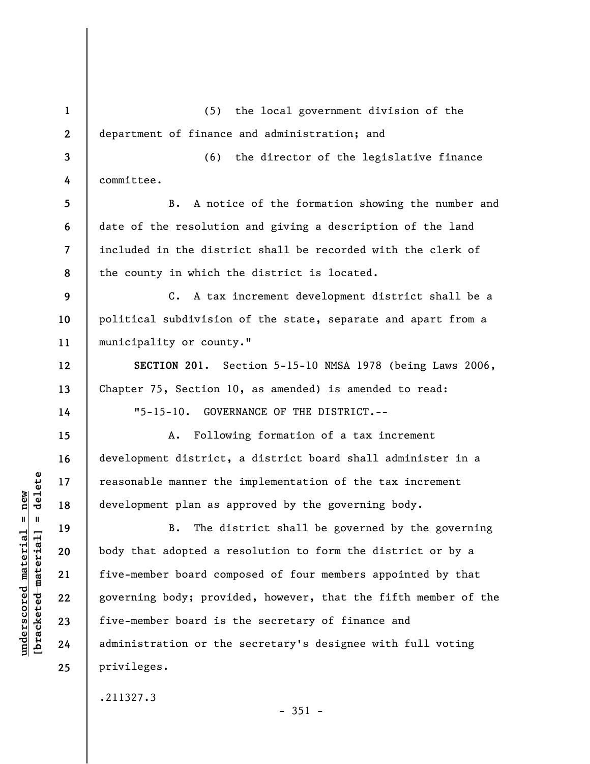(5) the local government division of the department of finance and administration; and

(6) the director of the legislative finance committee.

B. A notice of the formation showing the number and date of the resolution and giving a description of the land included in the district shall be recorded with the clerk of the county in which the district is located.

C. A tax increment development district shall be a political subdivision of the state, separate and apart from a municipality or county."

**SECTION 201.** Section 5-15-10 NMSA 1978 (being Laws 2006, Chapter 75, Section 10, as amended) is amended to read:

"5-15-10. GOVERNANCE OF THE DISTRICT.--

A. Following formation of a tax increment development district, a district board shall administer in a reasonable manner the implementation of the tax increment development plan as approved by the governing body.

B. The district shall be governed by the governing body that adopted a resolution to form the district or by a five-member board composed of four members appointed by that governing body; provided, however, that the fifth member of the five-member board is the secretary of finance and administration or the secretary's designee with full voting privileges.

.211327.3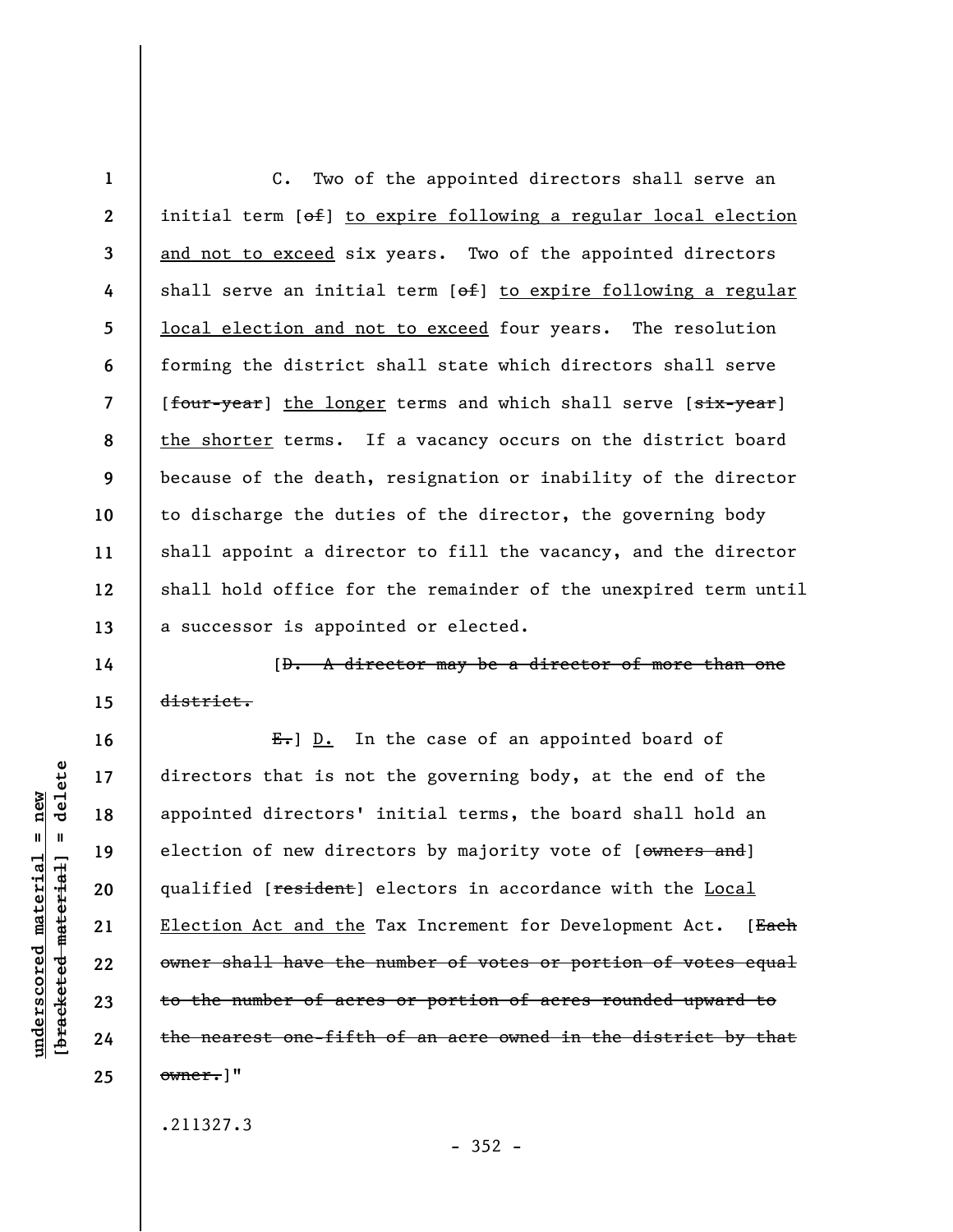C. Two of the appointed directors shall serve an initial term [~~of~~] <u>to expire following a regular local election and not to exceed</u> six years. Two of the appointed directors shall serve an initial term [~~of~~] <u>to expire following a regular local election and not to exceed</u> four years. The resolution forming the district shall state which directors shall serve [~~four-year~~] <u>the longer</u> terms and which shall serve [~~six-year~~] <u>the shorter</u> terms. If a vacancy occurs on the district board because of the death, resignation or inability of the director to discharge the duties of the director, the governing body shall appoint a director to fill the vacancy, and the director shall hold office for the remainder of the unexpired term until a successor is appointed or elected.

[~~D. A director may be a director of more than one district.~~

~~E.~~] <u>D.</u> In the case of an appointed board of directors that is not the governing body, at the end of the appointed directors' initial terms, the board shall hold an election of new directors by majority vote of [~~owners and~~] qualified [~~resident~~] electors in accordance with the <u>Local Election Act and the</u> Tax Increment for Development Act. [~~Each owner shall have the number of votes or portion of votes equal to the number of acres or portion of acres rounded upward to the nearest one-fifth of an acre owned in the district by that owner.~~]"

.211327.3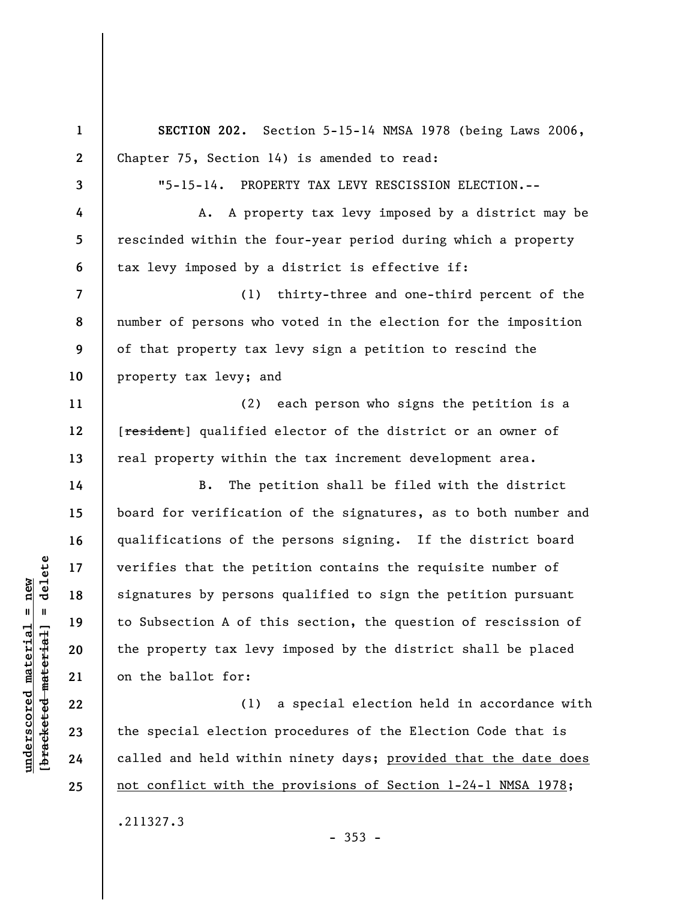**SECTION 202.** Section 5-15-14 NMSA 1978 (being Laws 2006, Chapter 75, Section 14) is amended to read:

"5-15-14. PROPERTY TAX LEVY RESCISSION ELECTION.--

A. A property tax levy imposed by a district may be rescinded within the four-year period during which a property tax levy imposed by a district is effective if:

(1) thirty-three and one-third percent of the number of persons who voted in the election for the imposition of that property tax levy sign a petition to rescind the property tax levy; and

(2) each person who signs the petition is a [~~resident~~] qualified elector of the district or an owner of real property within the tax increment development area.

B. The petition shall be filed with the district board for verification of the signatures, as to both number and qualifications of the persons signing. If the district board verifies that the petition contains the requisite number of signatures by persons qualified to sign the petition pursuant to Subsection A of this section, the question of rescission of the property tax levy imposed by the district shall be placed on the ballot for:

(1) a special election held in accordance with the special election procedures of the Election Code that is called and held within ninety days; <u>provided that the date does not conflict with the provisions of Section 1-24-1 NMSA 1978</u>;

.211327.3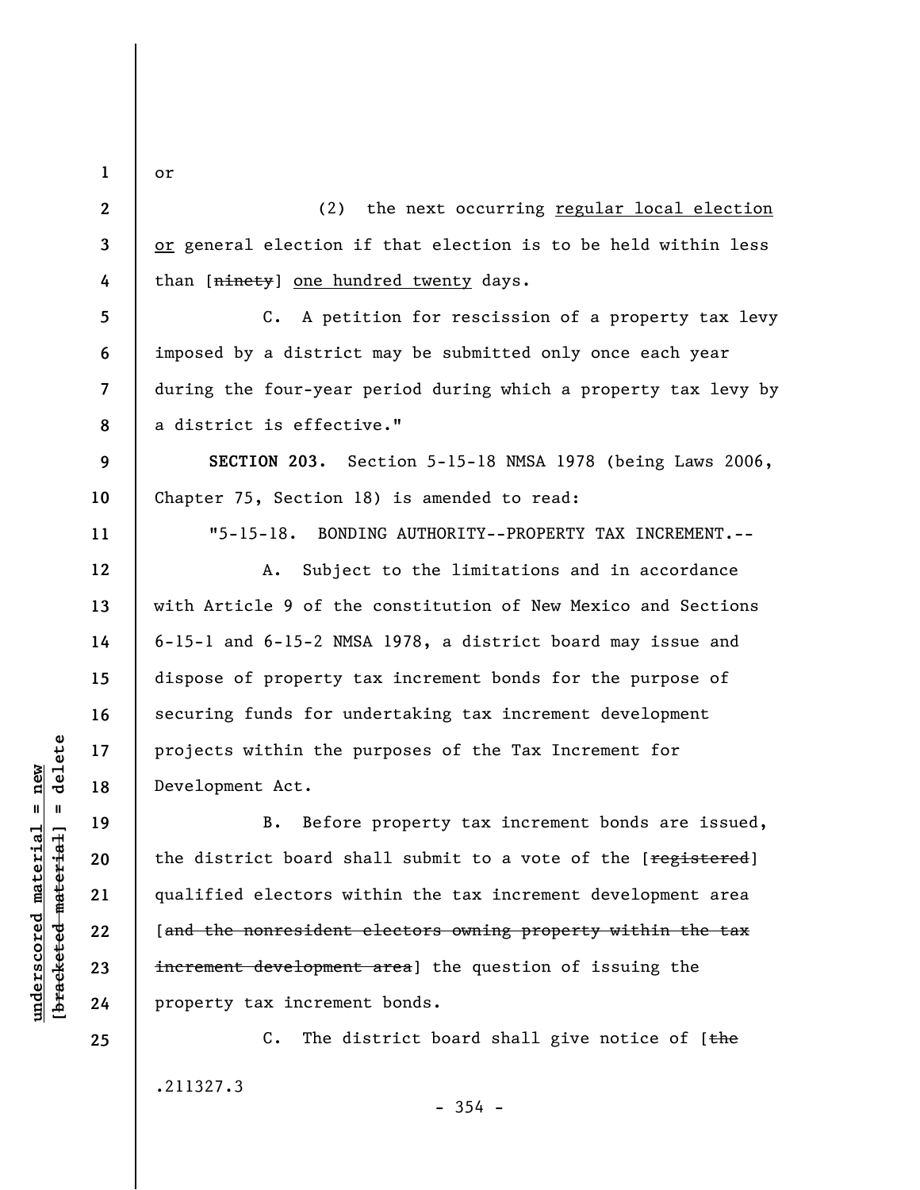or

(2) the next occurring regular local election or general election if that election is to be held within less than [~~ninety~~] one hundred twenty days.

C. A petition for rescission of a property tax levy imposed by a district may be submitted only once each year during the four-year period during which a property tax levy by a district is effective."

**SECTION 203.** Section 5-15-18 NMSA 1978 (being Laws 2006, Chapter 75, Section 18) is amended to read:

"5-15-18. BONDING AUTHORITY--PROPERTY TAX INCREMENT.--

A. Subject to the limitations and in accordance with Article 9 of the constitution of New Mexico and Sections 6-15-1 and 6-15-2 NMSA 1978, a district board may issue and dispose of property tax increment bonds for the purpose of securing funds for undertaking tax increment development projects within the purposes of the Tax Increment for Development Act.

B. Before property tax increment bonds are issued, the district board shall submit to a vote of the [~~registered~~] qualified electors within the tax increment development area [~~and the nonresident electors owning property within the tax increment development area~~] the question of issuing the property tax increment bonds.

C. The district board shall give notice of [~~the~~

.211327.3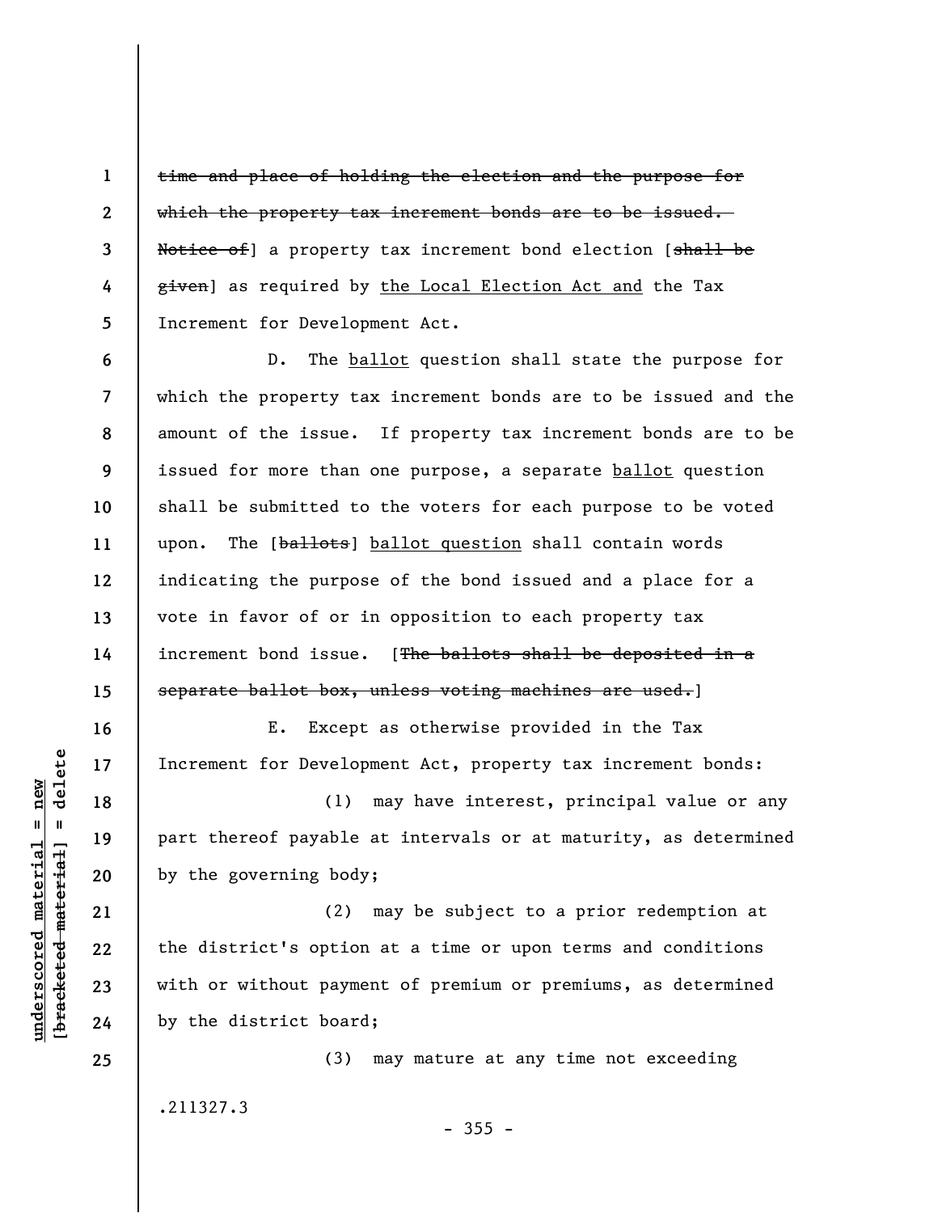~~time and place of holding the election and the purpose for which the property tax increment bonds are to be issued. Notice of~~] a property tax increment bond election [~~shall be given~~] as required by <u>the Local Election Act and</u> the Tax Increment for Development Act.

D. The <u>ballot</u> question shall state the purpose for which the property tax increment bonds are to be issued and the amount of the issue. If property tax increment bonds are to be issued for more than one purpose, a separate <u>ballot</u> question shall be submitted to the voters for each purpose to be voted upon. The [~~ballots~~] <u>ballot question</u> shall contain words indicating the purpose of the bond issued and a place for a vote in favor of or in opposition to each property tax increment bond issue. [~~The ballots shall be deposited in a separate ballot box, unless voting machines are used.~~]

E. Except as otherwise provided in the Tax Increment for Development Act, property tax increment bonds:

(1) may have interest, principal value or any part thereof payable at intervals or at maturity, as determined by the governing body;

(2) may be subject to a prior redemption at the district's option at a time or upon terms and conditions with or without payment of premium or premiums, as determined by the district board;

(3) may mature at any time not exceeding

.211327.3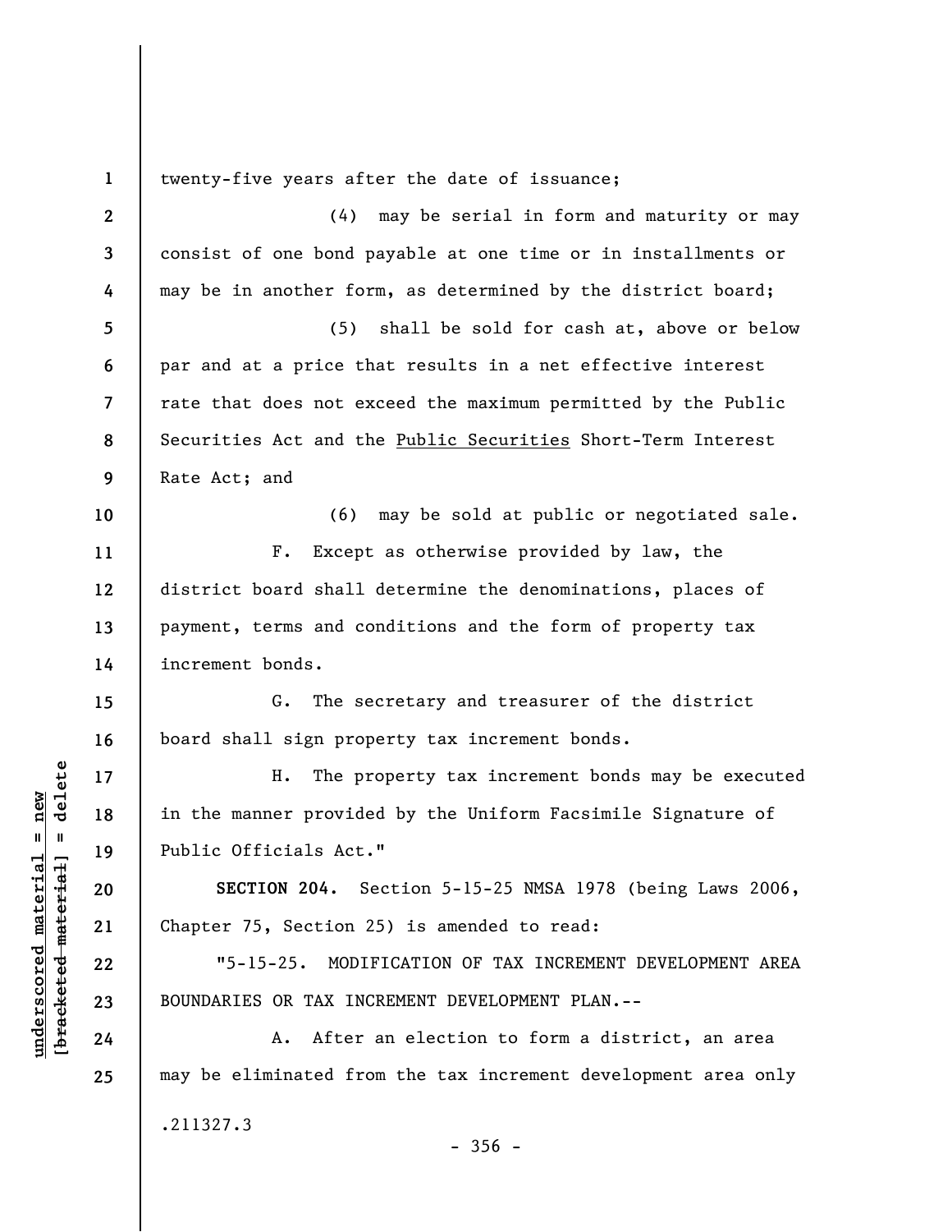twenty-five years after the date of issuance;

(4) may be serial in form and maturity or may consist of one bond payable at one time or in installments or may be in another form, as determined by the district board;

(5) shall be sold for cash at, above or below par and at a price that results in a net effective interest rate that does not exceed the maximum permitted by the Public Securities Act and the <u>Public Securities</u> Short-Term Interest Rate Act; and

(6) may be sold at public or negotiated sale.

F. Except as otherwise provided by law, the district board shall determine the denominations, places of payment, terms and conditions and the form of property tax increment bonds.

G. The secretary and treasurer of the district board shall sign property tax increment bonds.

H. The property tax increment bonds may be executed in the manner provided by the Uniform Facsimile Signature of Public Officials Act."

**SECTION 204.** Section 5-15-25 NMSA 1978 (being Laws 2006, Chapter 75, Section 25) is amended to read:

"5-15-25. MODIFICATION OF TAX INCREMENT DEVELOPMENT AREA BOUNDARIES OR TAX INCREMENT DEVELOPMENT PLAN.--

A. After an election to form a district, an area may be eliminated from the tax increment development area only

.211327.3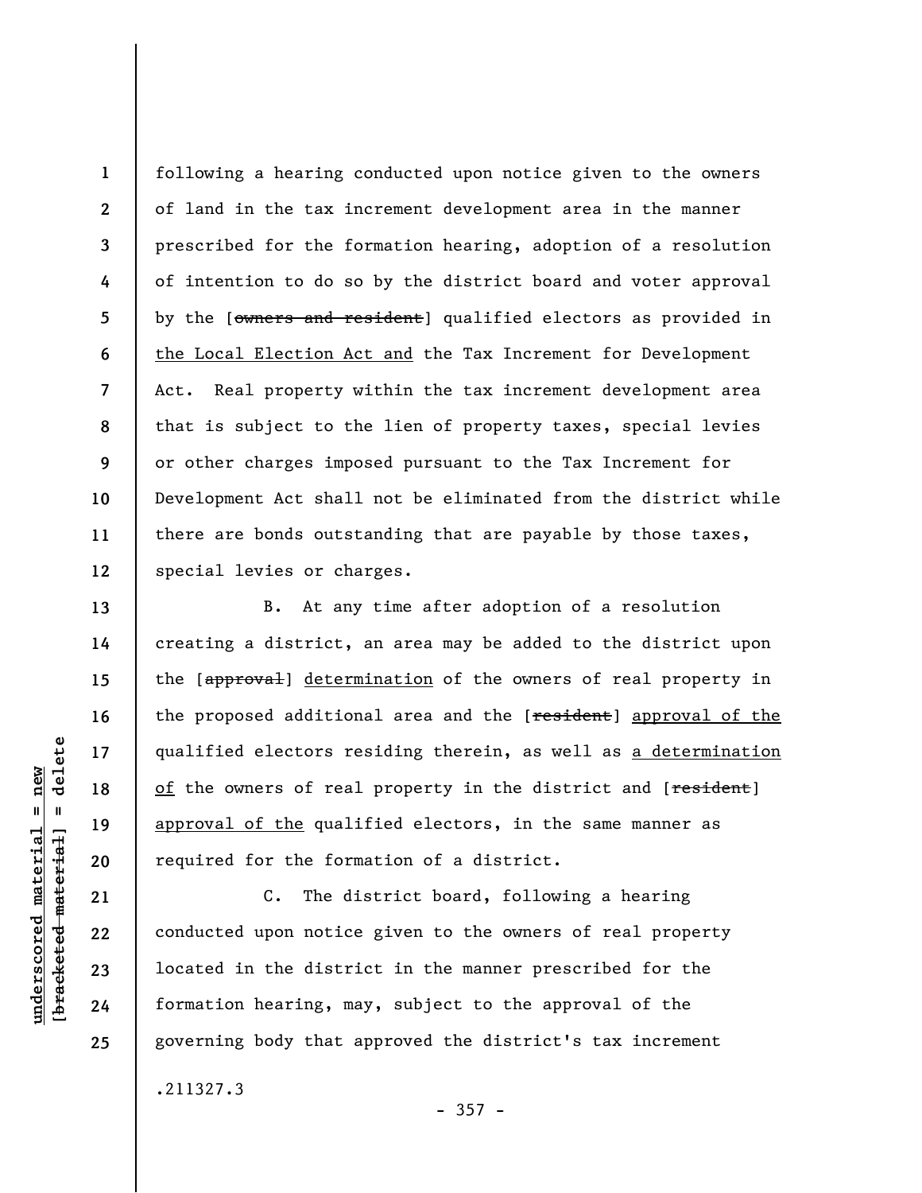following a hearing conducted upon notice given to the owners of land in the tax increment development area in the manner prescribed for the formation hearing, adoption of a resolution of intention to do so by the district board and voter approval by the [~~owners and resident~~] qualified electors as provided in <u>the Local Election Act and</u> the Tax Increment for Development Act. Real property within the tax increment development area that is subject to the lien of property taxes, special levies or other charges imposed pursuant to the Tax Increment for Development Act shall not be eliminated from the district while there are bonds outstanding that are payable by those taxes, special levies or charges.

B. At any time after adoption of a resolution creating a district, an area may be added to the district upon the [~~approval~~] <u>determination</u> of the owners of real property in the proposed additional area and the [~~resident~~] <u>approval of the</u> qualified electors residing therein, as well as <u>a determination of</u> the owners of real property in the district and [~~resident~~] <u>approval of the</u> qualified electors, in the same manner as required for the formation of a district.

C. The district board, following a hearing conducted upon notice given to the owners of real property located in the district in the manner prescribed for the formation hearing, may, subject to the approval of the governing body that approved the district's tax increment

.211327.3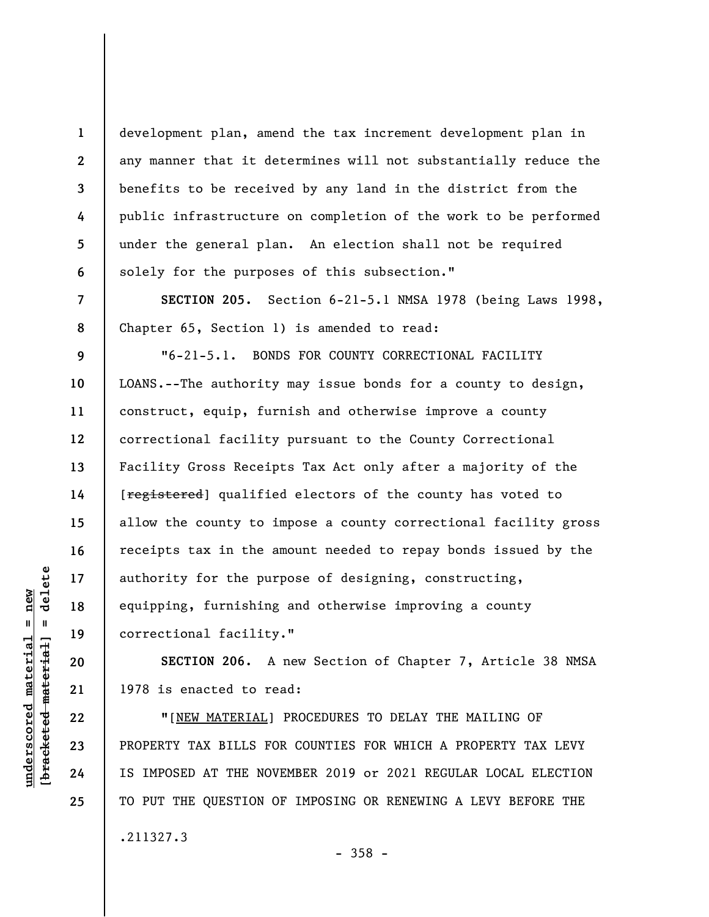development plan, amend the tax increment development plan in any manner that it determines will not substantially reduce the benefits to be received by any land in the district from the public infrastructure on completion of the work to be performed under the general plan. An election shall not be required solely for the purposes of this subsection."

**SECTION 205.** Section 6-21-5.1 NMSA 1978 (being Laws 1998, Chapter 65, Section 1) is amended to read:

"6-21-5.1. BONDS FOR COUNTY CORRECTIONAL FACILITY LOANS.--The authority may issue bonds for a county to design, construct, equip, furnish and otherwise improve a county correctional facility pursuant to the County Correctional Facility Gross Receipts Tax Act only after a majority of the [~~registered~~] qualified electors of the county has voted to allow the county to impose a county correctional facility gross receipts tax in the amount needed to repay bonds issued by the authority for the purpose of designing, constructing, equipping, furnishing and otherwise improving a county correctional facility."

**SECTION 206.** A new Section of Chapter 7, Article 38 NMSA 1978 is enacted to read:

"[<u>NEW MATERIAL</u>] PROCEDURES TO DELAY THE MAILING OF PROPERTY TAX BILLS FOR COUNTIES FOR WHICH A PROPERTY TAX LEVY IS IMPOSED AT THE NOVEMBER 2019 or 2021 REGULAR LOCAL ELECTION TO PUT THE QUESTION OF IMPOSING OR RENEWING A LEVY BEFORE THE

.211327.3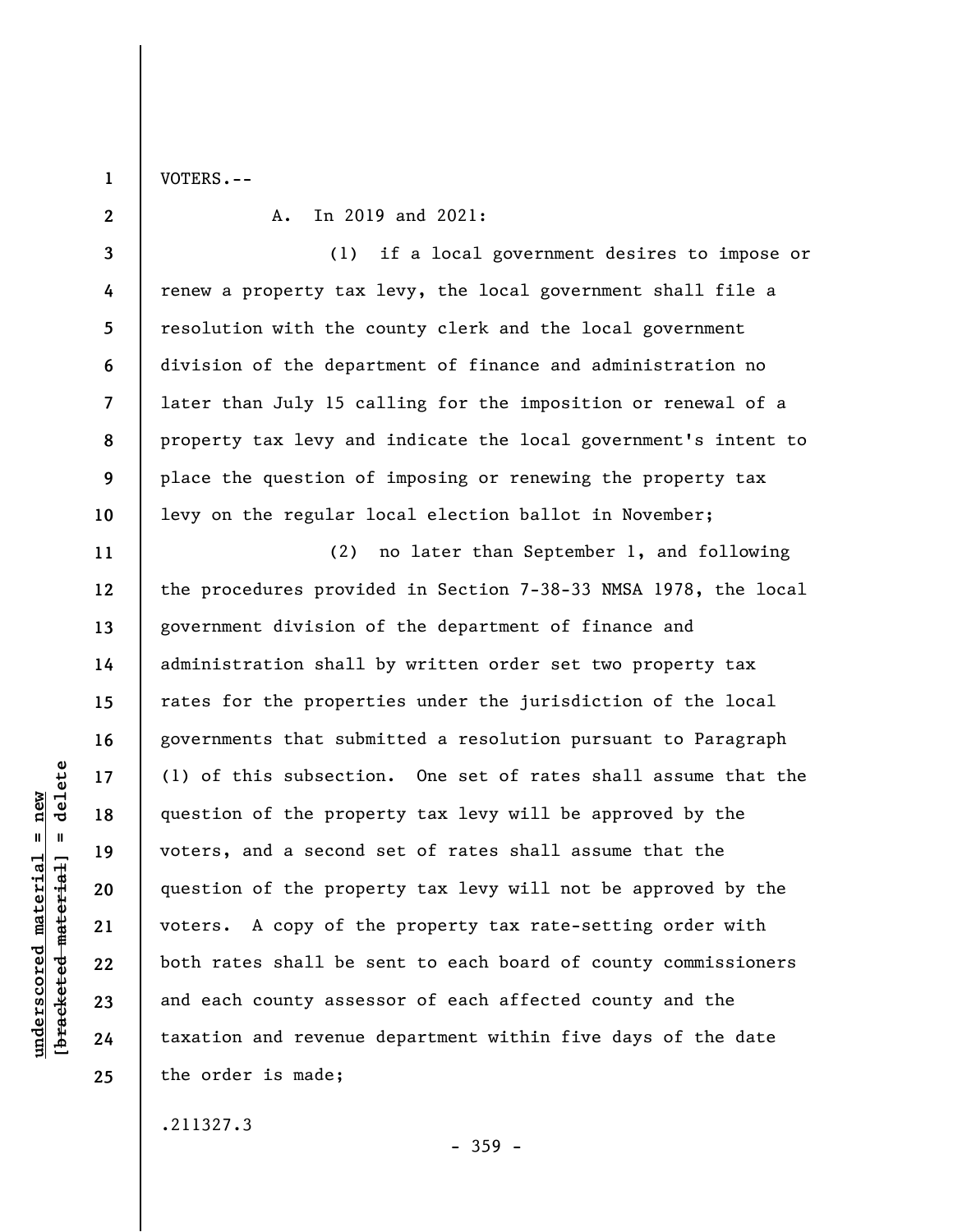VOTERS.--

A. In 2019 and 2021:

(1) if a local government desires to impose or renew a property tax levy, the local government shall file a resolution with the county clerk and the local government division of the department of finance and administration no later than July 15 calling for the imposition or renewal of a property tax levy and indicate the local government's intent to place the question of imposing or renewing the property tax levy on the regular local election ballot in November;

(2) no later than September 1, and following the procedures provided in Section 7-38-33 NMSA 1978, the local government division of the department of finance and administration shall by written order set two property tax rates for the properties under the jurisdiction of the local governments that submitted a resolution pursuant to Paragraph (1) of this subsection. One set of rates shall assume that the question of the property tax levy will be approved by the voters, and a second set of rates shall assume that the question of the property tax levy will not be approved by the voters. A copy of the property tax rate-setting order with both rates shall be sent to each board of county commissioners and each county assessor of each affected county and the taxation and revenue department within five days of the date the order is made;

.211327.3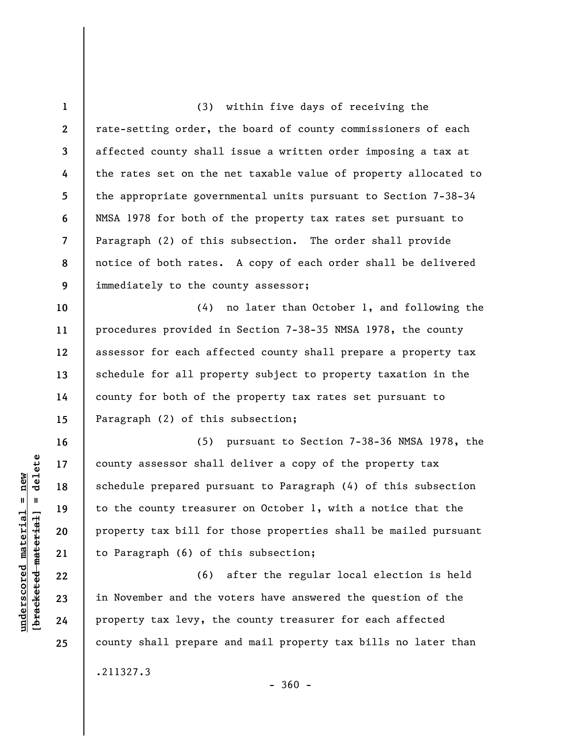(3) within five days of receiving the rate-setting order, the board of county commissioners of each affected county shall issue a written order imposing a tax at the rates set on the net taxable value of property allocated to the appropriate governmental units pursuant to Section 7-38-34 NMSA 1978 for both of the property tax rates set pursuant to Paragraph (2) of this subsection. The order shall provide notice of both rates. A copy of each order shall be delivered immediately to the county assessor;

(4) no later than October 1, and following the procedures provided in Section 7-38-35 NMSA 1978, the county assessor for each affected county shall prepare a property tax schedule for all property subject to property taxation in the county for both of the property tax rates set pursuant to Paragraph (2) of this subsection;

(5) pursuant to Section 7-38-36 NMSA 1978, the county assessor shall deliver a copy of the property tax schedule prepared pursuant to Paragraph (4) of this subsection to the county treasurer on October 1, with a notice that the property tax bill for those properties shall be mailed pursuant to Paragraph (6) of this subsection;

(6) after the regular local election is held in November and the voters have answered the question of the property tax levy, the county treasurer for each affected county shall prepare and mail property tax bills no later than

.211327.3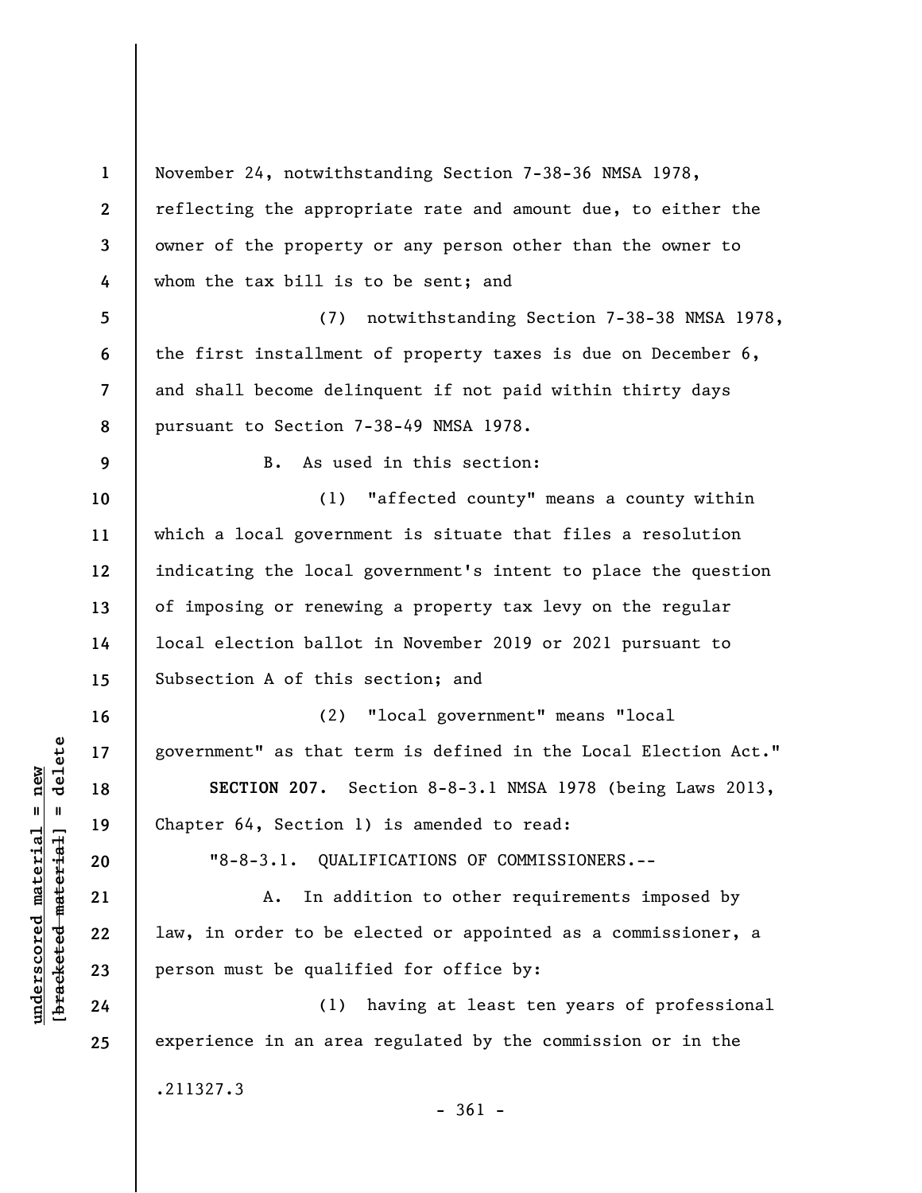November 24, notwithstanding Section 7-38-36 NMSA 1978, reflecting the appropriate rate and amount due, to either the owner of the property or any person other than the owner to whom the tax bill is to be sent; and

(7) notwithstanding Section 7-38-38 NMSA 1978, the first installment of property taxes is due on December 6, and shall become delinquent if not paid within thirty days pursuant to Section 7-38-49 NMSA 1978.

B. As used in this section:

(1) "affected county" means a county within which a local government is situate that files a resolution indicating the local government's intent to place the question of imposing or renewing a property tax levy on the regular local election ballot in November 2019 or 2021 pursuant to Subsection A of this section; and

(2) "local government" means "local government" as that term is defined in the Local Election Act."

**SECTION 207.** Section 8-8-3.1 NMSA 1978 (being Laws 2013, Chapter 64, Section 1) is amended to read:

"8-8-3.1. QUALIFICATIONS OF COMMISSIONERS.--

A. In addition to other requirements imposed by law, in order to be elected or appointed as a commissioner, a person must be qualified for office by:

(1) having at least ten years of professional experience in an area regulated by the commission or in the

.211327.3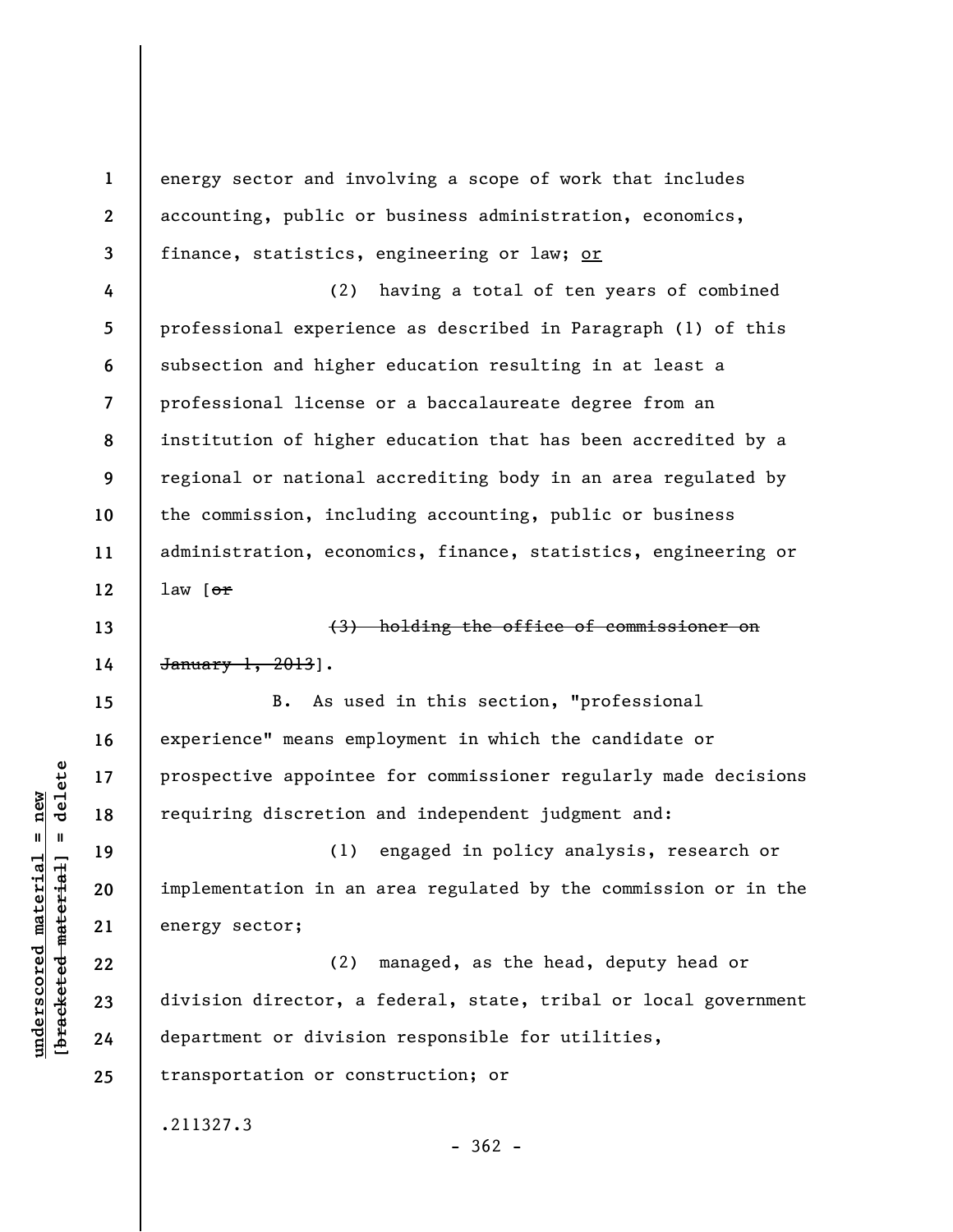energy sector and involving a scope of work that includes accounting, public or business administration, economics, finance, statistics, engineering or law; <u>or</u>

(2) having a total of ten years of combined professional experience as described in Paragraph (1) of this subsection and higher education resulting in at least a professional license or a baccalaureate degree from an institution of higher education that has been accredited by a regional or national accrediting body in an area regulated by the commission, including accounting, public or business administration, economics, finance, statistics, engineering or law [~~or~~

~~(3) holding the office of commissioner on January 1, 2013~~].

B. As used in this section, "professional experience" means employment in which the candidate or prospective appointee for commissioner regularly made decisions requiring discretion and independent judgment and:

(1) engaged in policy analysis, research or implementation in an area regulated by the commission or in the energy sector;

(2) managed, as the head, deputy head or division director, a federal, state, tribal or local government department or division responsible for utilities, transportation or construction; or

.211327.3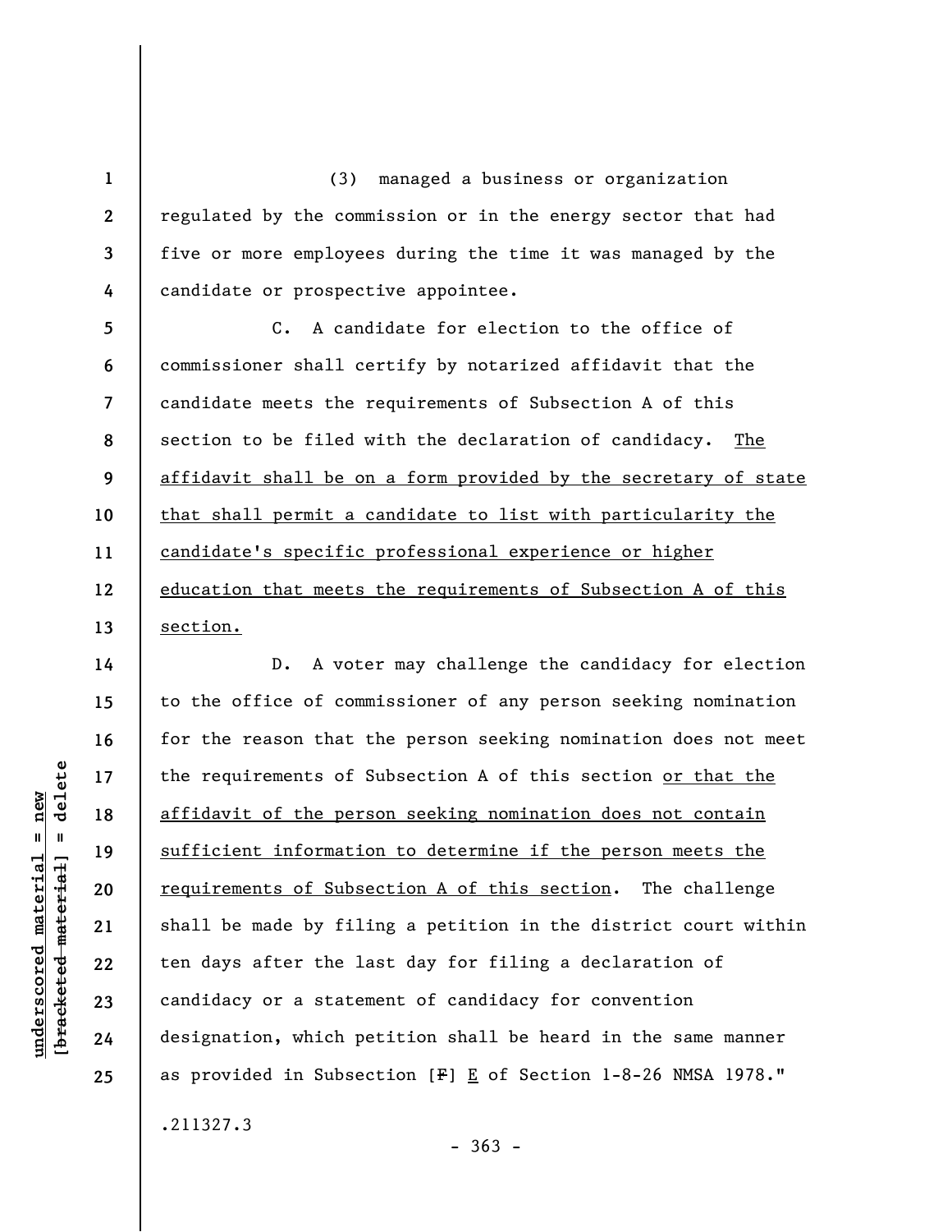(3) managed a business or organization regulated by the commission or in the energy sector that had five or more employees during the time it was managed by the candidate or prospective appointee.

C. A candidate for election to the office of commissioner shall certify by notarized affidavit that the candidate meets the requirements of Subsection A of this section to be filed with the declaration of candidacy. <u>The affidavit shall be on a form provided by the secretary of state that shall permit a candidate to list with particularity the candidate's specific professional experience or higher education that meets the requirements of Subsection A of this section.</u>

D. A voter may challenge the candidacy for election to the office of commissioner of any person seeking nomination for the reason that the person seeking nomination does not meet the requirements of Subsection A of this section <u>or that the affidavit of the person seeking nomination does not contain sufficient information to determine if the person meets the requirements of Subsection A of this section</u>. The challenge shall be made by filing a petition in the district court within ten days after the last day for filing a declaration of candidacy or a statement of candidacy for convention designation, which petition shall be heard in the same manner as provided in Subsection [~~F~~] <u>E</u> of Section 1-8-26 NMSA 1978."

.211327.3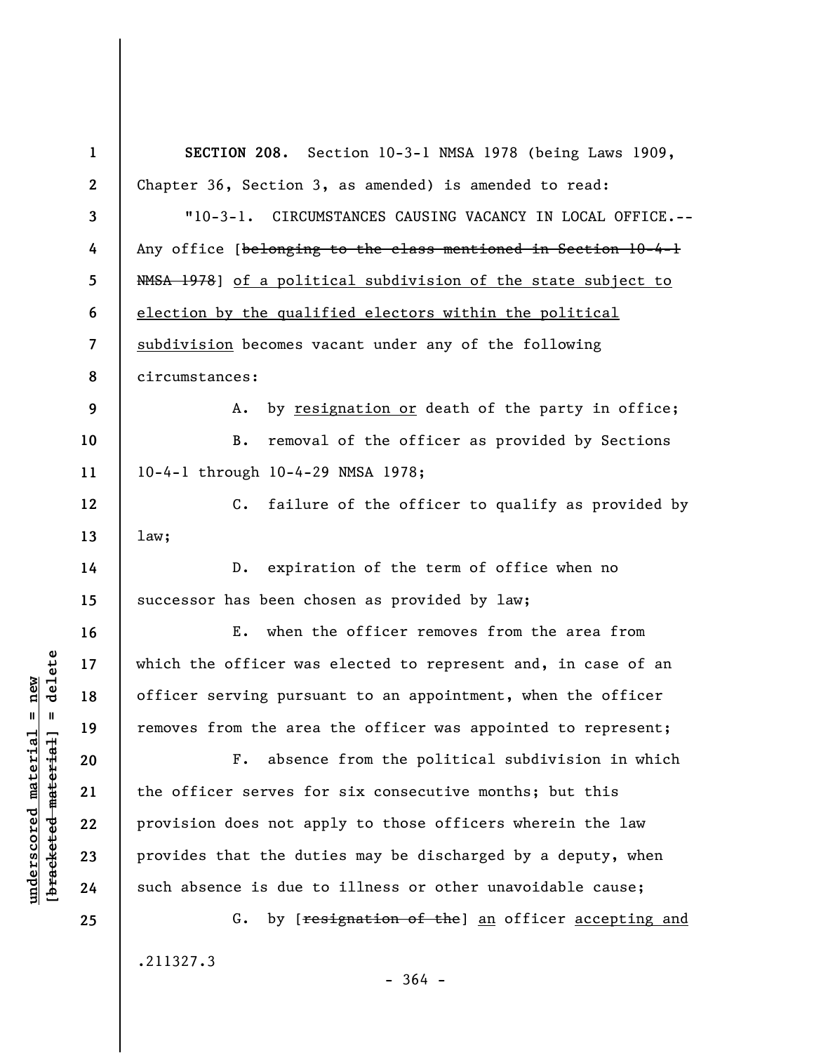**SECTION 208.** Section 10-3-1 NMSA 1978 (being Laws 1909, Chapter 36, Section 3, as amended) is amended to read:

"10-3-1. CIRCUMSTANCES CAUSING VACANCY IN LOCAL OFFICE.--Any office [~~belonging to the class mentioned in Section 10-4-1 NMSA 1978~~] <u>of a political subdivision of the state subject to election by the qualified electors within the political subdivision</u> becomes vacant under any of the following circumstances:

A. by <u>resignation or</u> death of the party in office;

B. removal of the officer as provided by Sections 10-4-1 through 10-4-29 NMSA 1978;

C. failure of the officer to qualify as provided by law;

D. expiration of the term of office when no successor has been chosen as provided by law;

E. when the officer removes from the area from which the officer was elected to represent and, in case of an officer serving pursuant to an appointment, when the officer removes from the area the officer was appointed to represent;

F. absence from the political subdivision in which the officer serves for six consecutive months; but this provision does not apply to those officers wherein the law provides that the duties may be discharged by a deputy, when such absence is due to illness or other unavoidable cause;

G. by [~~resignation of the~~] <u>an</u> officer <u>accepting and</u>

.211327.3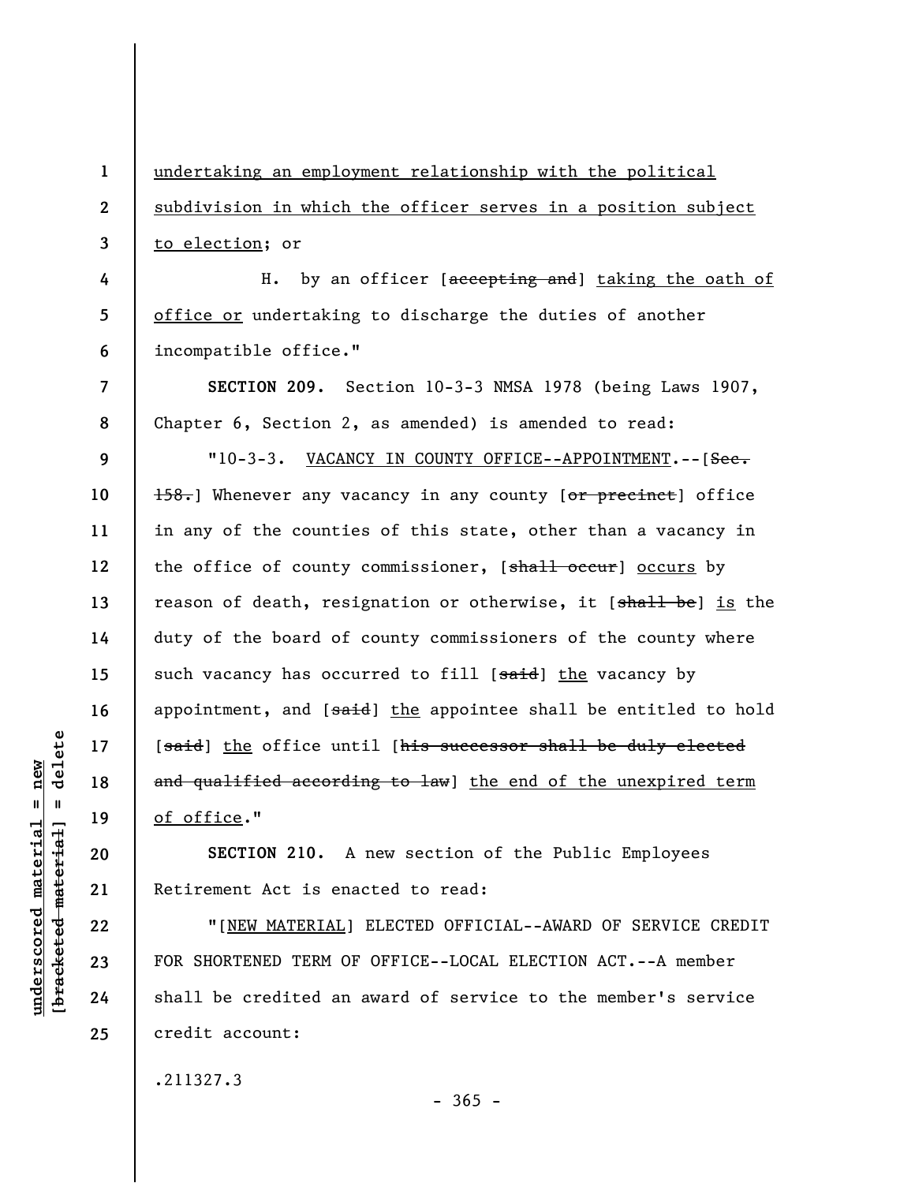undertaking an employment relationship with the political subdivision in which the officer serves in a position subject to election; or

H. by an officer [~~accepting and~~] taking the oath of office or undertaking to discharge the duties of another incompatible office."

**SECTION 209.** Section 10-3-3 NMSA 1978 (being Laws 1907, Chapter 6, Section 2, as amended) is amended to read:

"10-3-3. VACANCY IN COUNTY OFFICE--APPOINTMENT.--[~~Sec. 158.~~] Whenever any vacancy in any county [~~or precinct~~] office in any of the counties of this state, other than a vacancy in the office of county commissioner, [~~shall occur~~] occurs by reason of death, resignation or otherwise, it [~~shall be~~] is the duty of the board of county commissioners of the county where such vacancy has occurred to fill [~~said~~] the vacancy by appointment, and [~~said~~] the appointee shall be entitled to hold [~~said~~] the office until [~~his successor shall be duly elected and qualified according to law~~] the end of the unexpired term of office."

**SECTION 210.** A new section of the Public Employees Retirement Act is enacted to read:

"[NEW MATERIAL] ELECTED OFFICIAL--AWARD OF SERVICE CREDIT FOR SHORTENED TERM OF OFFICE--LOCAL ELECTION ACT.--A member shall be credited an award of service to the member's service credit account:

.211327.3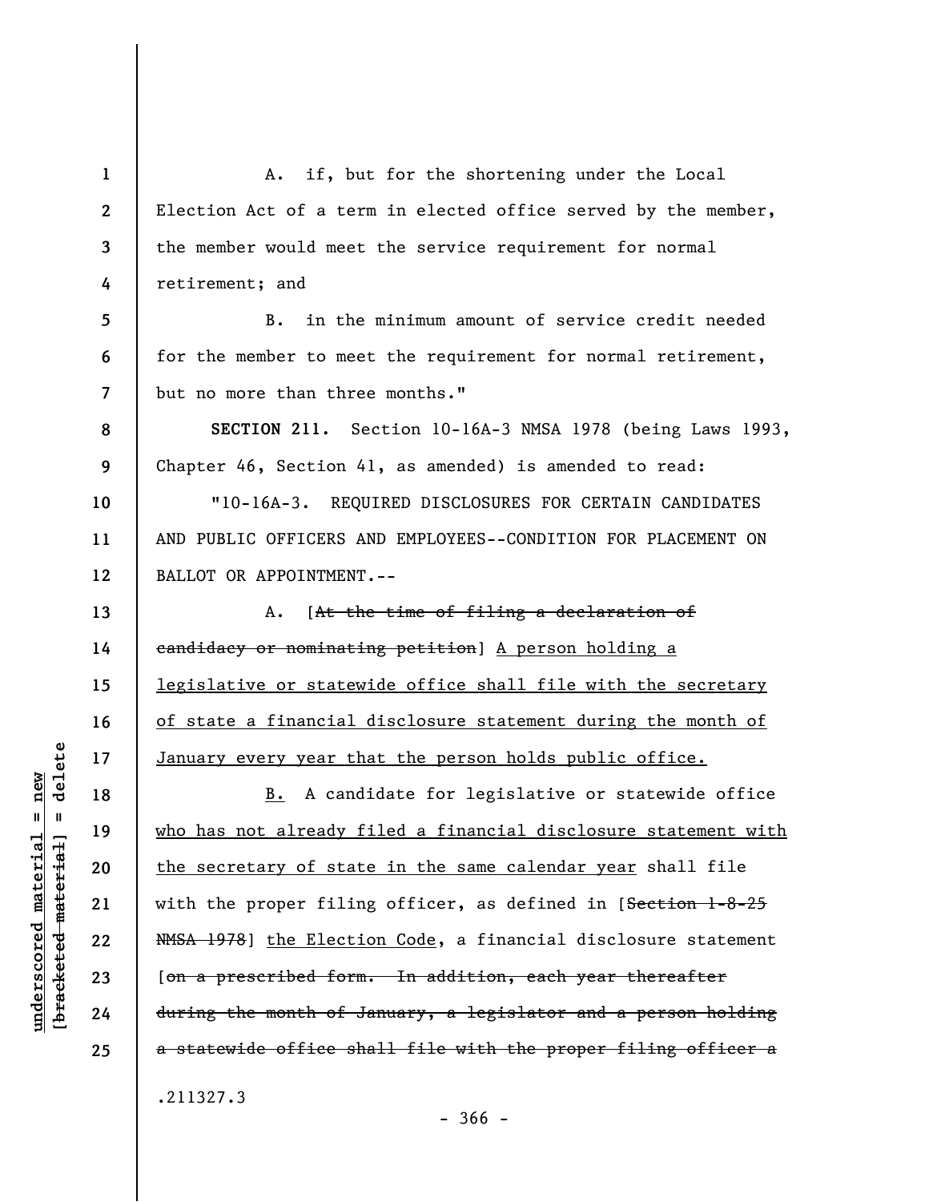A. if, but for the shortening under the Local Election Act of a term in elected office served by the member, the member would meet the service requirement for normal retirement; and

B. in the minimum amount of service credit needed for the member to meet the requirement for normal retirement, but no more than three months."

**SECTION 211.** Section 10-16A-3 NMSA 1978 (being Laws 1993, Chapter 46, Section 41, as amended) is amended to read:

"10-16A-3. REQUIRED DISCLOSURES FOR CERTAIN CANDIDATES AND PUBLIC OFFICERS AND EMPLOYEES--CONDITION FOR PLACEMENT ON BALLOT OR APPOINTMENT.--

A. [~~At the time of filing a declaration of candidacy or nominating petition~~] A person holding a legislative or statewide office shall file with the secretary of state a financial disclosure statement during the month of January every year that the person holds public office.

B. A candidate for legislative or statewide office who has not already filed a financial disclosure statement with the secretary of state in the same calendar year shall file with the proper filing officer, as defined in [~~Section 1-8-25 NMSA 1978~~] the Election Code, a financial disclosure statement [~~on a prescribed form. In addition, each year thereafter during the month of January, a legislator and a person holding a statewide office shall file with the proper filing officer a~~

.211327.3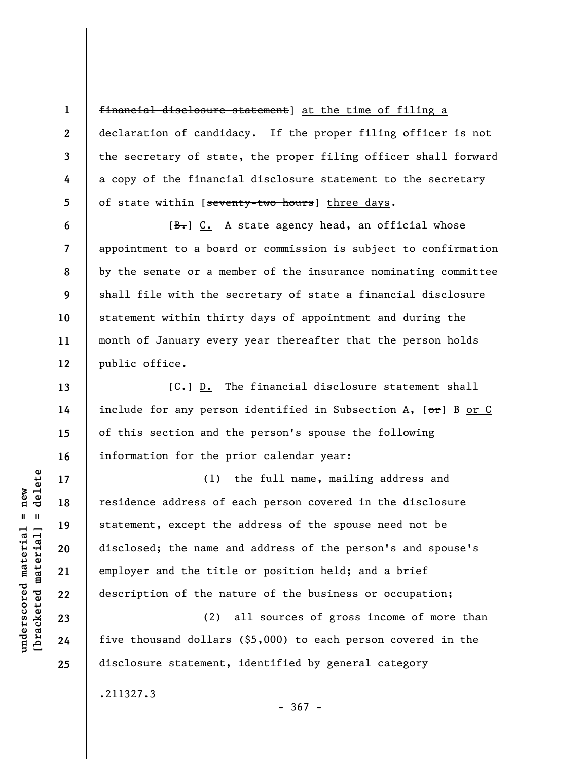~~financial disclosure statement~~] at the time of filing a declaration of candidacy. If the proper filing officer is not the secretary of state, the proper filing officer shall forward a copy of the financial disclosure statement to the secretary of state within [~~seventy-two hours~~] three days.

[~~B.~~] C. A state agency head, an official whose appointment to a board or commission is subject to confirmation by the senate or a member of the insurance nominating committee shall file with the secretary of state a financial disclosure statement within thirty days of appointment and during the month of January every year thereafter that the person holds public office.

[~~C.~~] D. The financial disclosure statement shall include for any person identified in Subsection A, [~~or~~] B or C of this section and the person's spouse the following information for the prior calendar year:

(1) the full name, mailing address and residence address of each person covered in the disclosure statement, except the address of the spouse need not be disclosed; the name and address of the person's and spouse's employer and the title or position held; and a brief description of the nature of the business or occupation;

(2) all sources of gross income of more than five thousand dollars ($5,000) to each person covered in the disclosure statement, identified by general category

.211327.3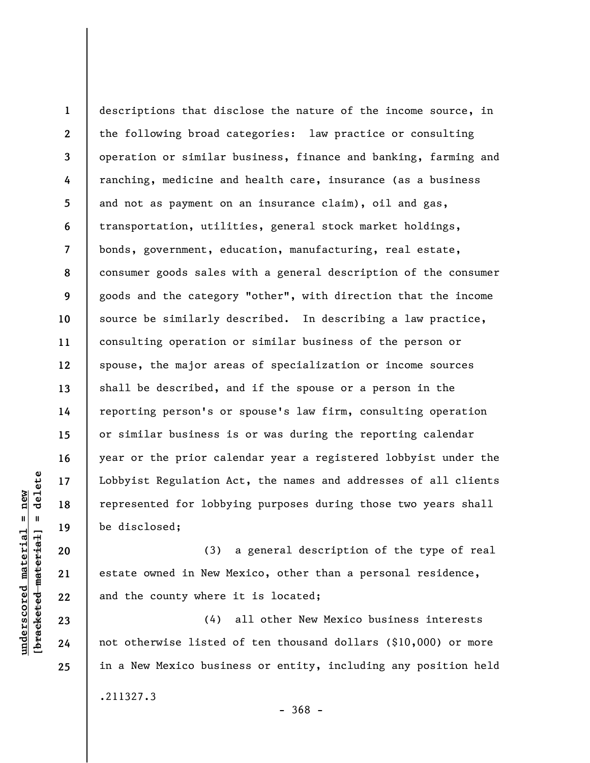descriptions that disclose the nature of the income source, in the following broad categories: law practice or consulting operation or similar business, finance and banking, farming and ranching, medicine and health care, insurance (as a business and not as payment on an insurance claim), oil and gas, transportation, utilities, general stock market holdings, bonds, government, education, manufacturing, real estate, consumer goods sales with a general description of the consumer goods and the category "other", with direction that the income source be similarly described. In describing a law practice, consulting operation or similar business of the person or spouse, the major areas of specialization or income sources shall be described, and if the spouse or a person in the reporting person's or spouse's law firm, consulting operation or similar business is or was during the reporting calendar year or the prior calendar year a registered lobbyist under the Lobbyist Regulation Act, the names and addresses of all clients represented for lobbying purposes during those two years shall be disclosed;

(3) a general description of the type of real estate owned in New Mexico, other than a personal residence, and the county where it is located;

(4) all other New Mexico business interests not otherwise listed of ten thousand dollars ($10,000) or more in a New Mexico business or entity, including any position held

.211327.3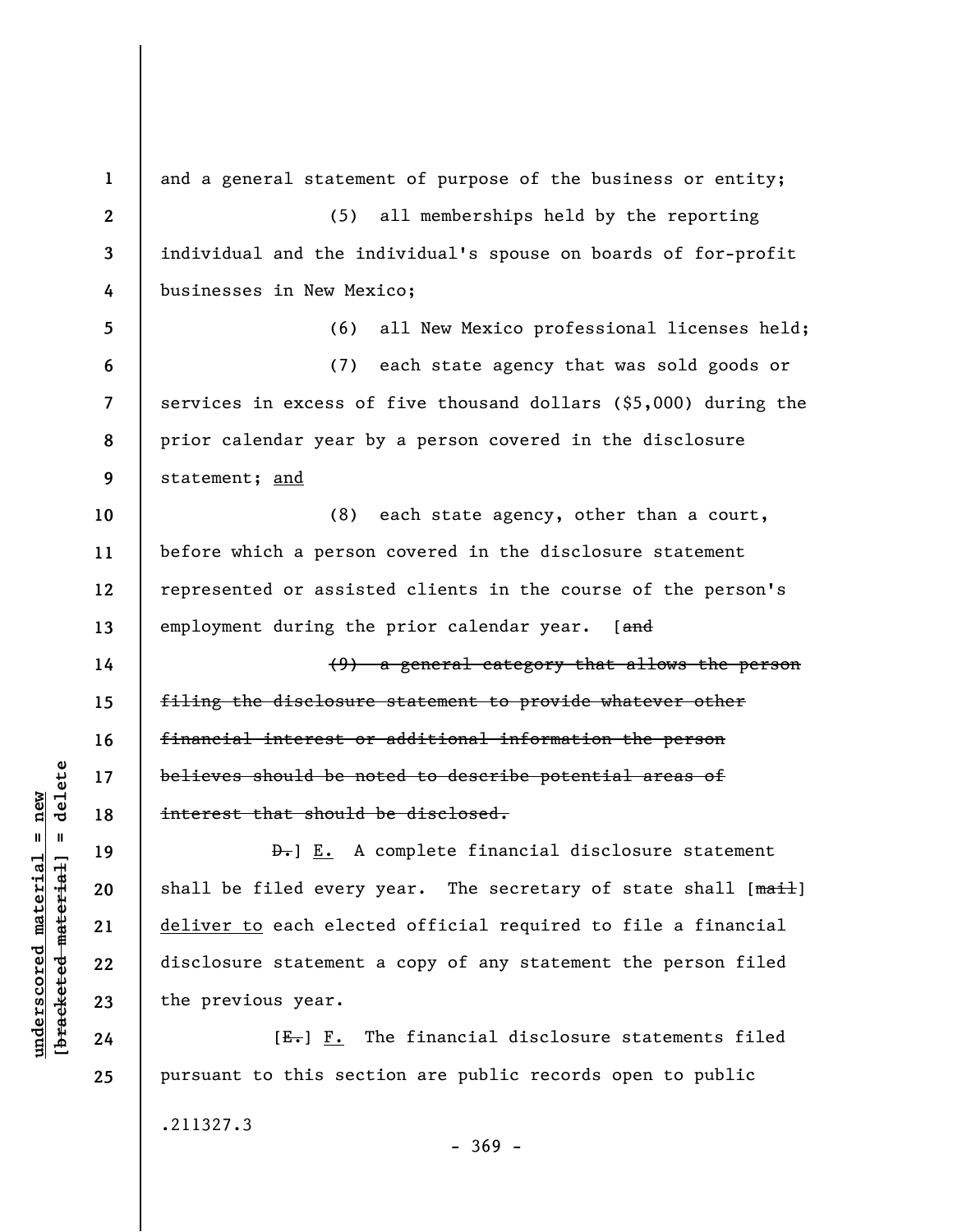and a general statement of purpose of the business or entity;

(5) all memberships held by the reporting individual and the individual's spouse on boards of for-profit businesses in New Mexico;

(6) all New Mexico professional licenses held;

(7) each state agency that was sold goods or services in excess of five thousand dollars ($5,000) during the prior calendar year by a person covered in the disclosure statement; <u>and</u>

(8) each state agency, other than a court, before which a person covered in the disclosure statement represented or assisted clients in the course of the person's employment during the prior calendar year. [~~and~~

~~(9) a general category that allows the person filing the disclosure statement to provide whatever other financial interest or additional information the person believes should be noted to describe potential areas of interest that should be disclosed.~~

~~D.~~] <u>E.</u> A complete financial disclosure statement shall be filed every year. The secretary of state shall [~~mail~~] <u>deliver to</u> each elected official required to file a financial disclosure statement a copy of any statement the person filed the previous year.

[~~E.~~] <u>F.</u> The financial disclosure statements filed pursuant to this section are public records open to public

.211327.3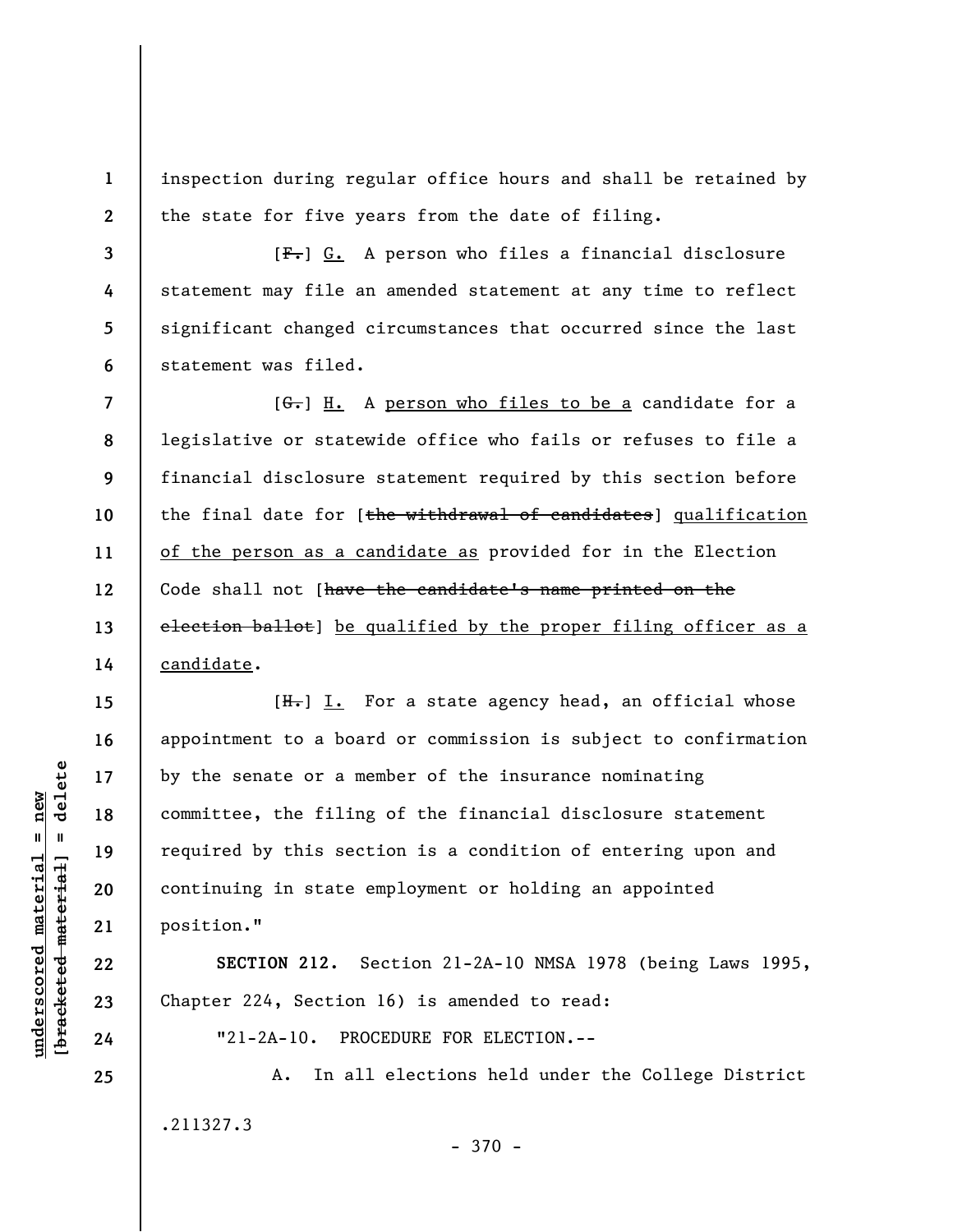inspection during regular office hours and shall be retained by the state for five years from the date of filing.

[~~F.~~] <u>G.</u> A person who files a financial disclosure statement may file an amended statement at any time to reflect significant changed circumstances that occurred since the last statement was filed.

[~~G.~~] <u>H.</u> A <u>person who files to be a</u> candidate for a legislative or statewide office who fails or refuses to file a financial disclosure statement required by this section before the final date for [~~the withdrawal of candidates~~] <u>qualification of the person as a candidate as</u> provided for in the Election Code shall not [~~have the candidate's name printed on the election ballot~~] <u>be qualified by the proper filing officer as a candidate</u>.

[~~H.~~] <u>I.</u> For a state agency head, an official whose appointment to a board or commission is subject to confirmation by the senate or a member of the insurance nominating committee, the filing of the financial disclosure statement required by this section is a condition of entering upon and continuing in state employment or holding an appointed position."

**SECTION 212.** Section 21-2A-10 NMSA 1978 (being Laws 1995, Chapter 224, Section 16) is amended to read:

"21-2A-10. PROCEDURE FOR ELECTION.--

A. In all elections held under the College District

.211327.3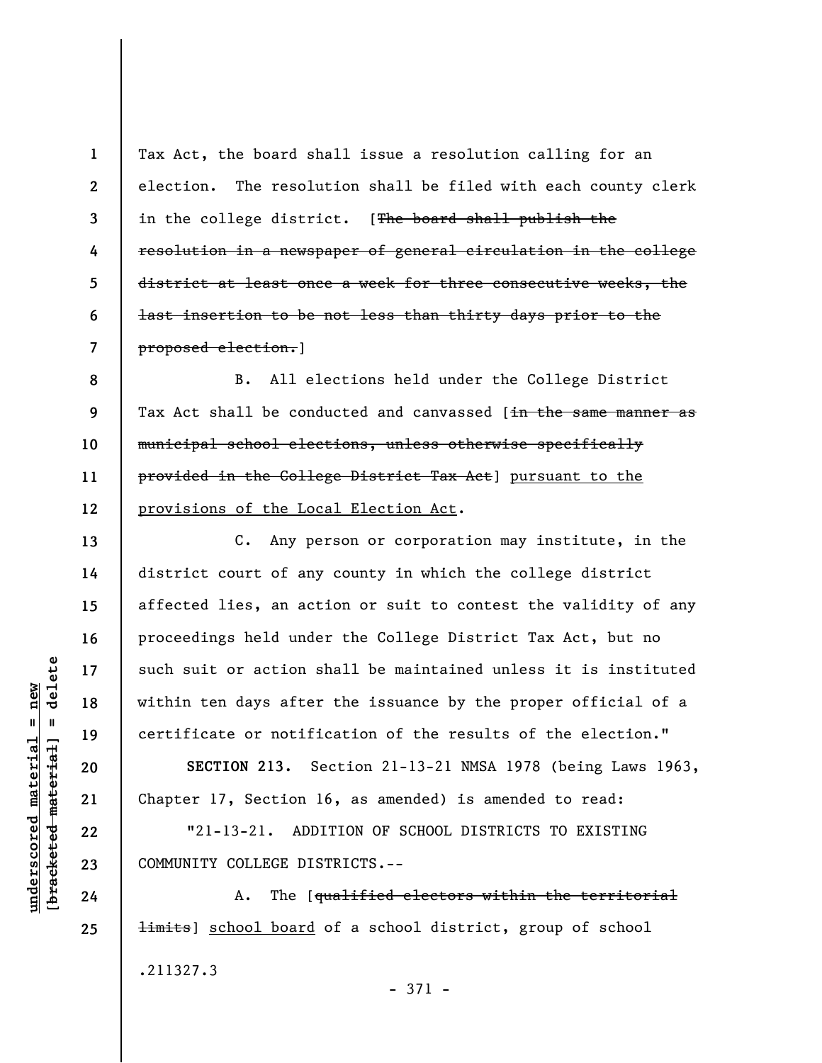Tax Act, the board shall issue a resolution calling for an election. The resolution shall be filed with each county clerk in the college district. [~~The board shall publish the resolution in a newspaper of general circulation in the college district at least once a week for three consecutive weeks, the last insertion to be not less than thirty days prior to the proposed election.~~]

B. All elections held under the College District Tax Act shall be conducted and canvassed [~~in the same manner as municipal school elections, unless otherwise specifically provided in the College District Tax Act~~] <u>pursuant to the provisions of the Local Election Act</u>.

C. Any person or corporation may institute, in the district court of any county in which the college district affected lies, an action or suit to contest the validity of any proceedings held under the College District Tax Act, but no such suit or action shall be maintained unless it is instituted within ten days after the issuance by the proper official of a certificate or notification of the results of the election."

**SECTION 213.** Section 21-13-21 NMSA 1978 (being Laws 1963, Chapter 17, Section 16, as amended) is amended to read:

"21-13-21. ADDITION OF SCHOOL DISTRICTS TO EXISTING COMMUNITY COLLEGE DISTRICTS.--

A. The [~~qualified electors within the territorial limits~~] <u>school board</u> of a school district, group of school

.211327.3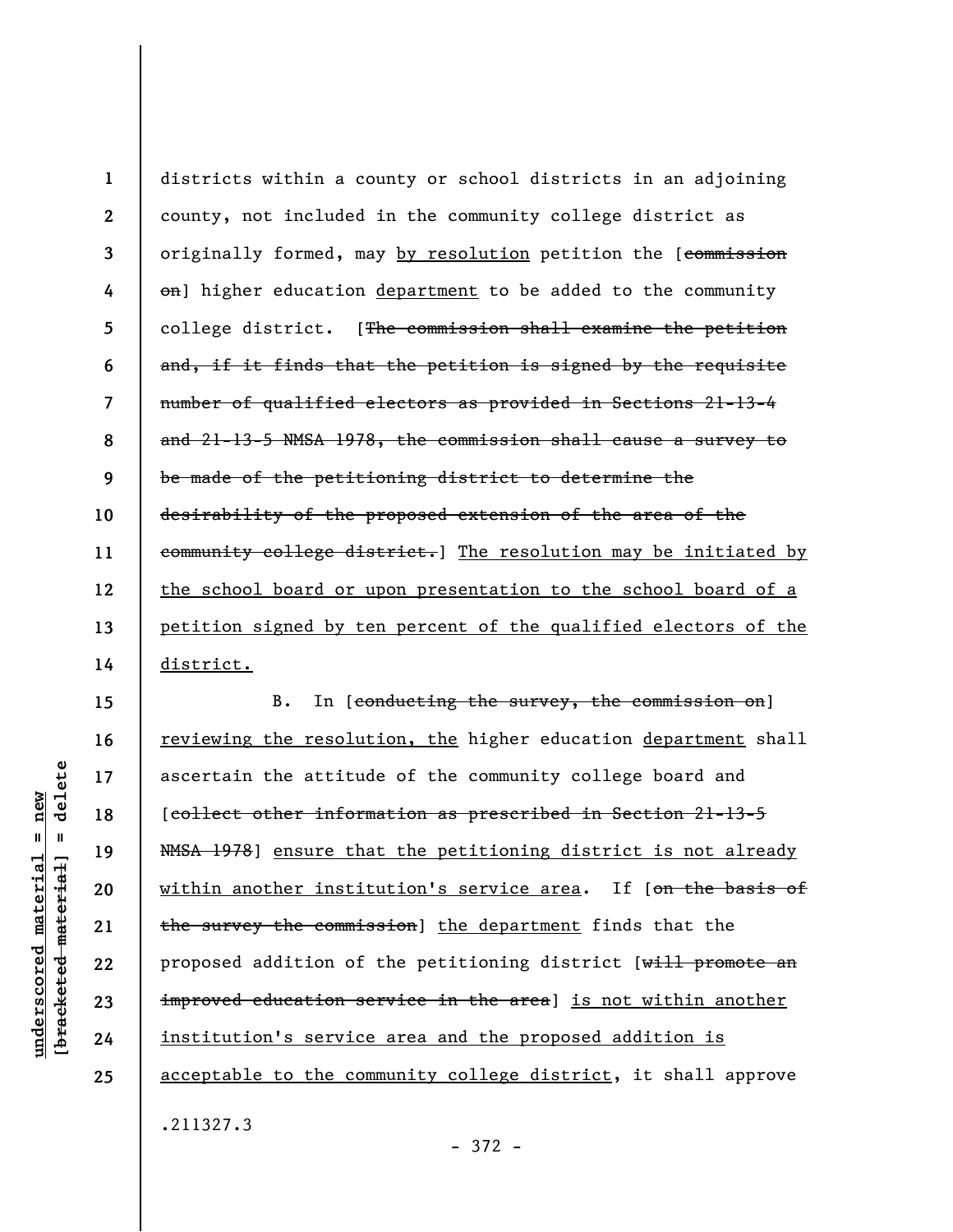districts within a county or school districts in an adjoining county, not included in the community college district as originally formed, may <u>by resolution</u> petition the [~~commission on~~] higher education <u>department</u> to be added to the community college district. [~~The commission shall examine the petition and, if it finds that the petition is signed by the requisite number of qualified electors as provided in Sections 21-13-4 and 21-13-5 NMSA 1978, the commission shall cause a survey to be made of the petitioning district to determine the desirability of the proposed extension of the area of the community college district.~~] <u>The resolution may be initiated by the school board or upon presentation to the school board of a petition signed by ten percent of the qualified electors of the district.</u>

B. In [~~conducting the survey, the commission on~~] <u>reviewing the resolution, the</u> higher education <u>department</u> shall ascertain the attitude of the community college board and [~~collect other information as prescribed in Section 21-13-5 NMSA 1978~~] <u>ensure that the petitioning district is not already within another institution's service area</u>. If [~~on the basis of the survey the commission~~] <u>the department</u> finds that the proposed addition of the petitioning district [~~will promote an improved education service in the area~~] <u>is not within another institution's service area and the proposed addition is acceptable to the community college district</u>, it shall approve

.211327.3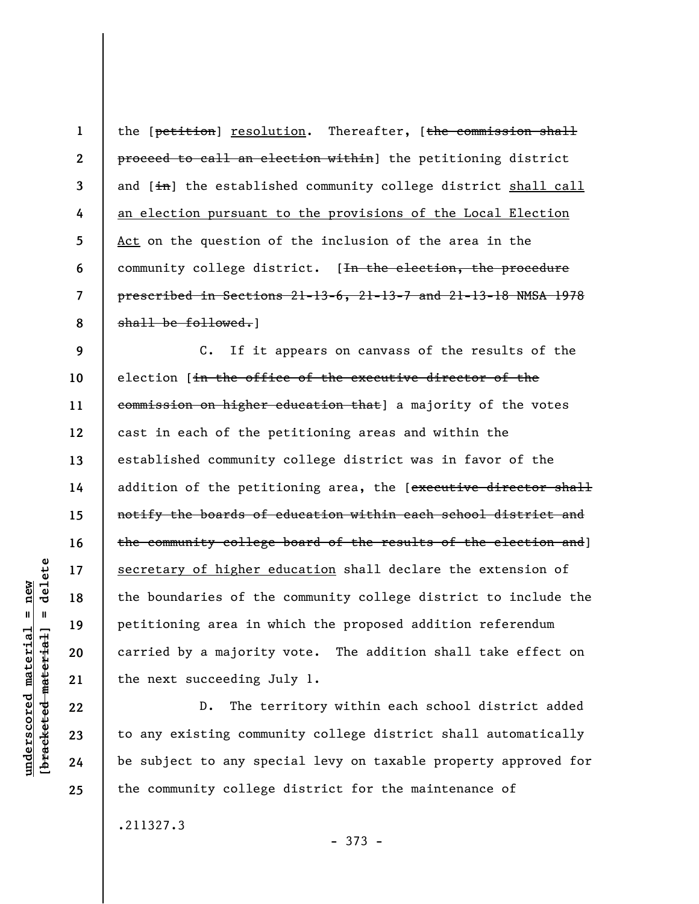the [~~petition~~] <u>resolution</u>. Thereafter, [~~the commission shall proceed to call an election within~~] the petitioning district and [~~in~~] the established community college district <u>shall call an election pursuant to the provisions of the Local Election Act</u> on the question of the inclusion of the area in the community college district. [~~In the election, the procedure prescribed in Sections 21-13-6, 21-13-7 and 21-13-18 NMSA 1978 shall be followed.~~]

C. If it appears on canvass of the results of the election [~~in the office of the executive director of the commission on higher education that~~] a majority of the votes cast in each of the petitioning areas and within the established community college district was in favor of the addition of the petitioning area, the [~~executive director shall notify the boards of education within each school district and the community college board of the results of the election and~~] <u>secretary of higher education</u> shall declare the extension of the boundaries of the community college district to include the petitioning area in which the proposed addition referendum carried by a majority vote. The addition shall take effect on the next succeeding July 1.

D. The territory within each school district added to any existing community college district shall automatically be subject to any special levy on taxable property approved for the community college district for the maintenance of

.211327.3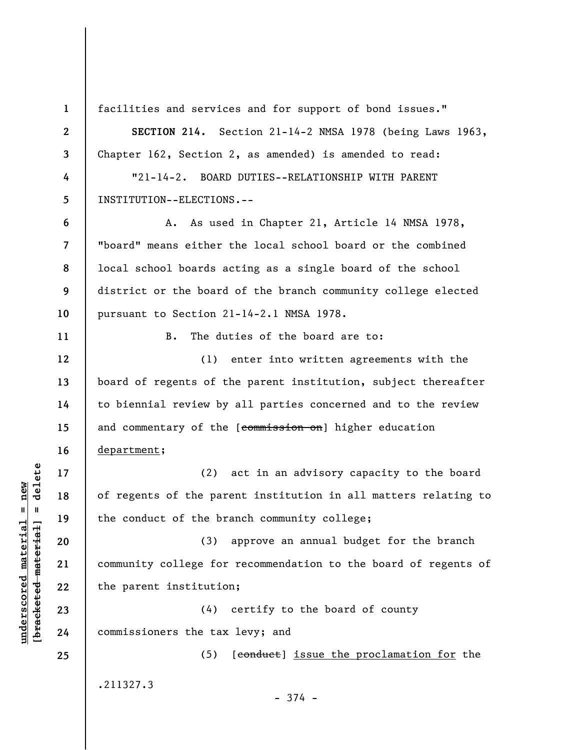facilities and services and for support of bond issues."

**SECTION 214.** Section 21-14-2 NMSA 1978 (being Laws 1963, Chapter 162, Section 2, as amended) is amended to read:

"21-14-2. BOARD DUTIES--RELATIONSHIP WITH PARENT INSTITUTION--ELECTIONS.--

A. As used in Chapter 21, Article 14 NMSA 1978, "board" means either the local school board or the combined local school boards acting as a single board of the school district or the board of the branch community college elected pursuant to Section 21-14-2.1 NMSA 1978.

B. The duties of the board are to:

(1) enter into written agreements with the board of regents of the parent institution, subject thereafter to biennial review by all parties concerned and to the review and commentary of the [~~commission on~~] higher education <u>department</u>;

(2) act in an advisory capacity to the board of regents of the parent institution in all matters relating to the conduct of the branch community college;

(3) approve an annual budget for the branch community college for recommendation to the board of regents of the parent institution;

(4) certify to the board of county commissioners the tax levy; and

(5) [~~conduct~~] <u>issue the proclamation for</u> the

.211327.3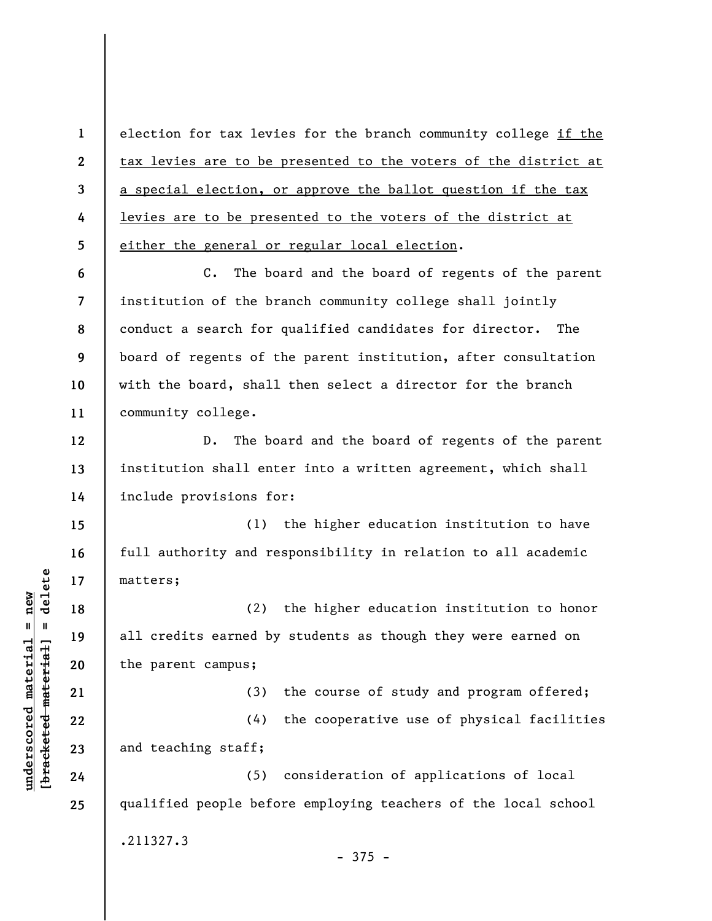election for tax levies for the branch community college <u>if the tax levies are to be presented to the voters of the district at a special election, or approve the ballot question if the tax levies are to be presented to the voters of the district at either the general or regular local election</u>.

C. The board and the board of regents of the parent institution of the branch community college shall jointly conduct a search for qualified candidates for director. The board of regents of the parent institution, after consultation with the board, shall then select a director for the branch community college.

D. The board and the board of regents of the parent institution shall enter into a written agreement, which shall include provisions for:

(1) the higher education institution to have full authority and responsibility in relation to all academic matters;

(2) the higher education institution to honor all credits earned by students as though they were earned on the parent campus;

(3) the course of study and program offered;

(4) the cooperative use of physical facilities and teaching staff;

(5) consideration of applications of local qualified people before employing teachers of the local school

.211327.3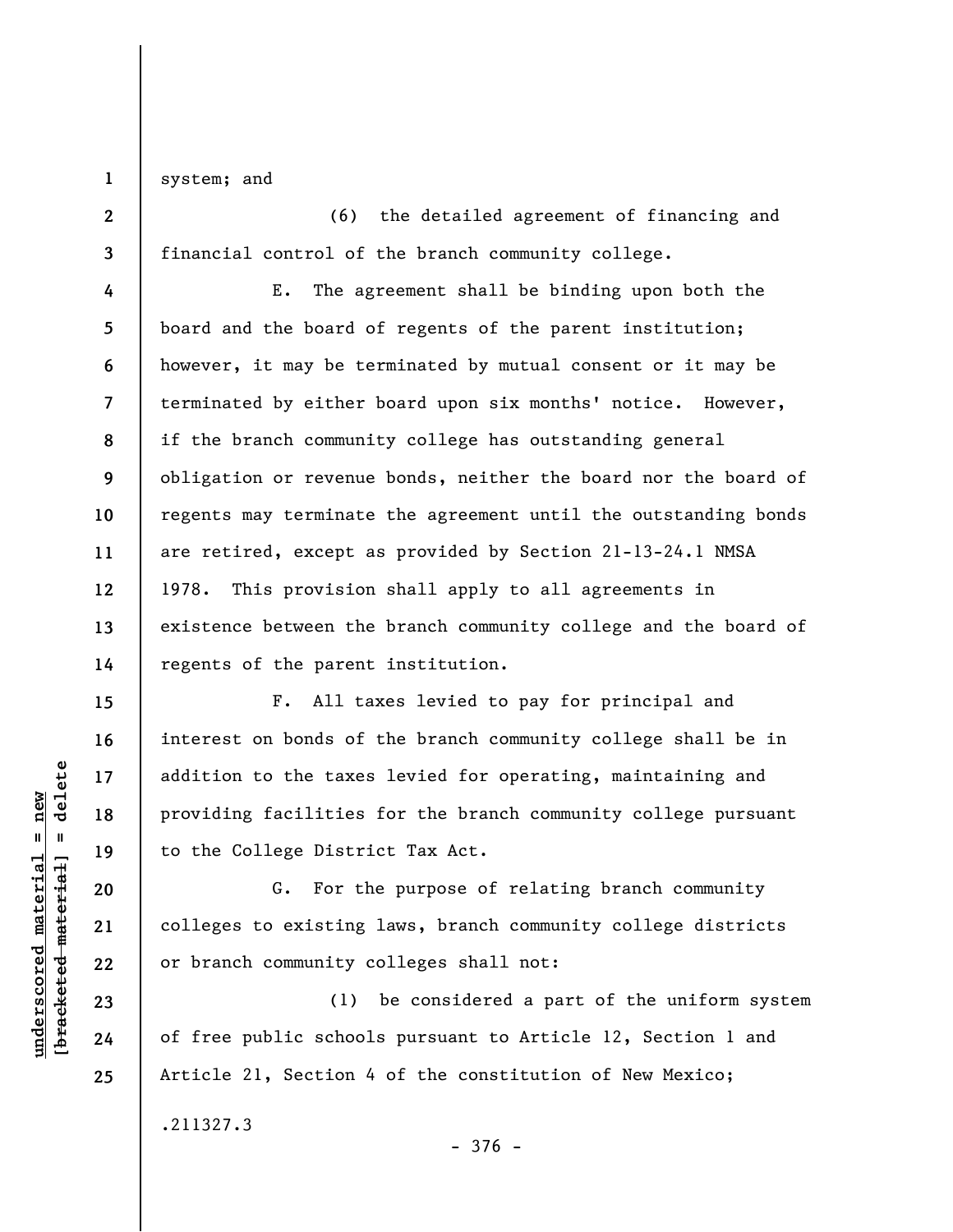system; and

(6) the detailed agreement of financing and financial control of the branch community college.

E. The agreement shall be binding upon both the board and the board of regents of the parent institution; however, it may be terminated by mutual consent or it may be terminated by either board upon six months' notice. However, if the branch community college has outstanding general obligation or revenue bonds, neither the board nor the board of regents may terminate the agreement until the outstanding bonds are retired, except as provided by Section 21-13-24.1 NMSA 1978. This provision shall apply to all agreements in existence between the branch community college and the board of regents of the parent institution.

F. All taxes levied to pay for principal and interest on bonds of the branch community college shall be in addition to the taxes levied for operating, maintaining and providing facilities for the branch community college pursuant to the College District Tax Act.

G. For the purpose of relating branch community colleges to existing laws, branch community college districts or branch community colleges shall not:

(1) be considered a part of the uniform system of free public schools pursuant to Article 12, Section 1 and Article 21, Section 4 of the constitution of New Mexico;

.211327.3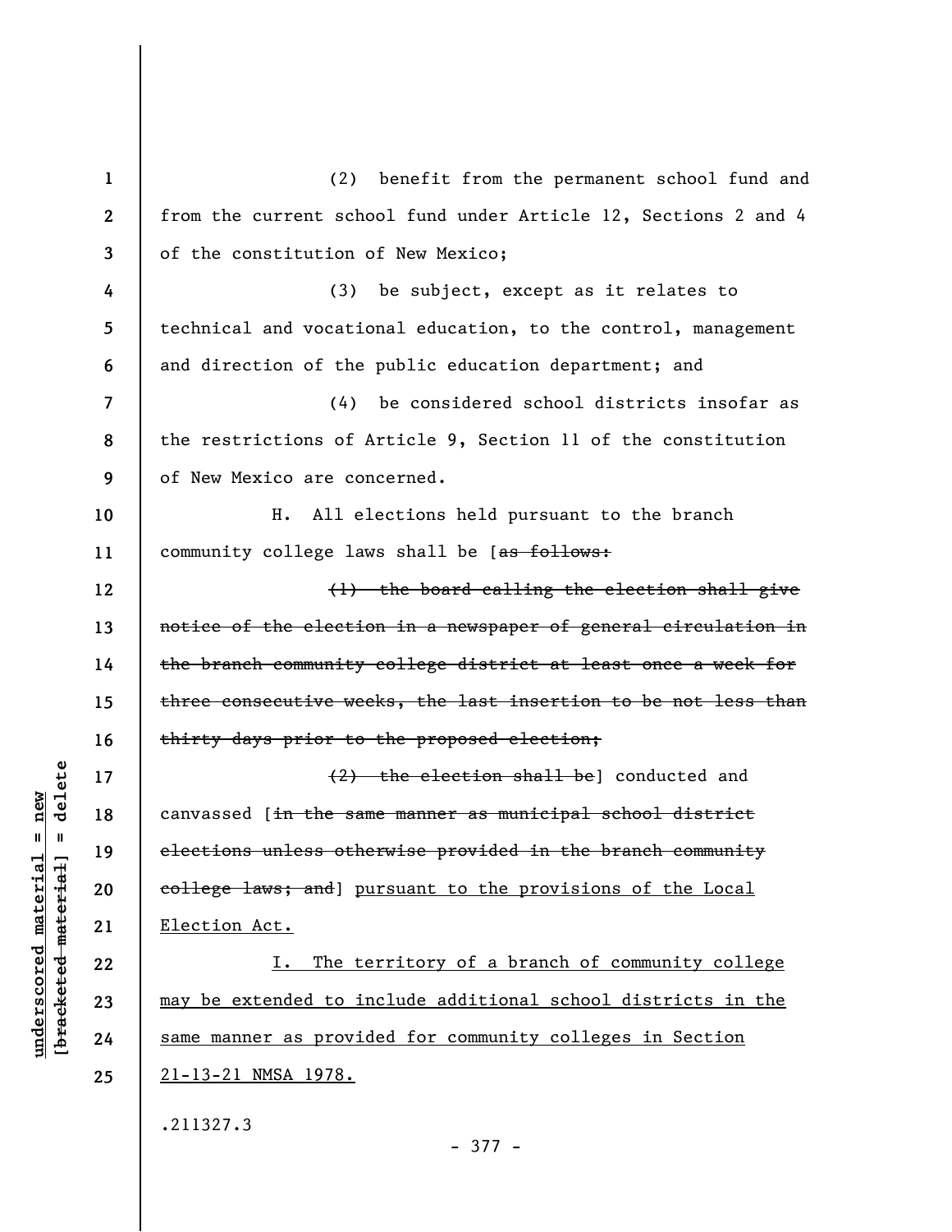(2) benefit from the permanent school fund and from the current school fund under Article 12, Sections 2 and 4 of the constitution of New Mexico;

(3) be subject, except as it relates to technical and vocational education, to the control, management and direction of the public education department; and

(4) be considered school districts insofar as the restrictions of Article 9, Section 11 of the constitution of New Mexico are concerned.

H. All elections held pursuant to the branch community college laws shall be [~~as follows:~~

~~(1) the board calling the election shall give notice of the election in a newspaper of general circulation in the branch community college district at least once a week for three consecutive weeks, the last insertion to be not less than thirty days prior to the proposed election;~~

~~(2) the election shall be~~] conducted and canvassed [~~in the same manner as municipal school district elections unless otherwise provided in the branch community college laws; and~~] <u>pursuant to the provisions of the Local Election Act.</u>

<u>I. The territory of a branch of community college may be extended to include additional school districts in the same manner as provided for community colleges in Section 21-13-21 NMSA 1978.</u>

.211327.3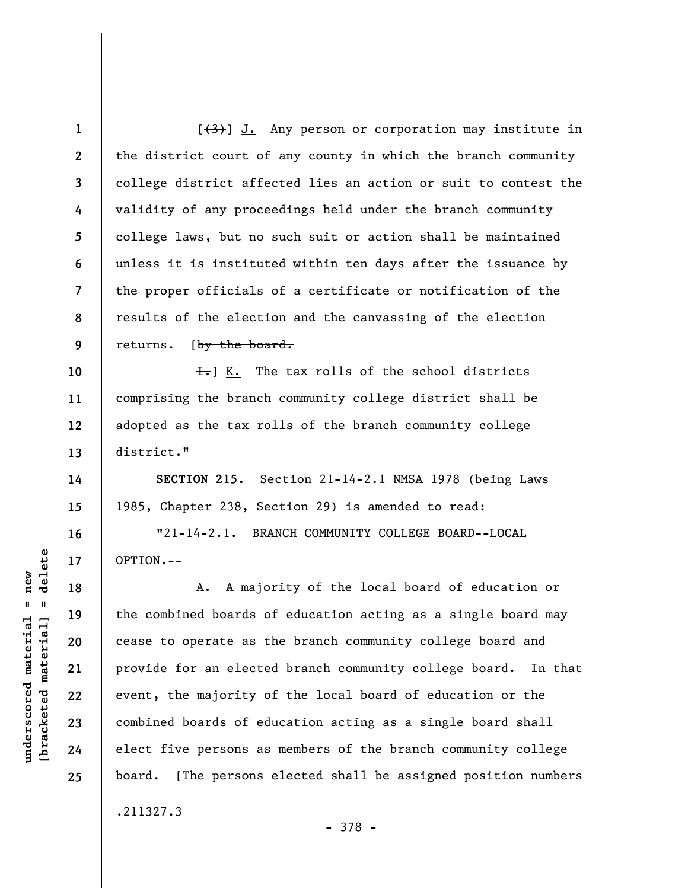[~~(3)~~] J. Any person or corporation may institute in the district court of any county in which the branch community college district affected lies an action or suit to contest the validity of any proceedings held under the branch community college laws, but no such suit or action shall be maintained unless it is instituted within ten days after the issuance by the proper officials of a certificate or notification of the results of the election and the canvassing of the election returns. [~~by the board.~~

~~I.~~] K. The tax rolls of the school districts comprising the branch community college district shall be adopted as the tax rolls of the branch community college district."

**SECTION 215.** Section 21-14-2.1 NMSA 1978 (being Laws 1985, Chapter 238, Section 29) is amended to read:

"21-14-2.1. BRANCH COMMUNITY COLLEGE BOARD--LOCAL OPTION.--

A. A majority of the local board of education or the combined boards of education acting as a single board may cease to operate as the branch community college board and provide for an elected branch community college board. In that event, the majority of the local board of education or the combined boards of education acting as a single board shall elect five persons as members of the branch community college board. [~~The persons elected shall be assigned position numbers~~

.211327.3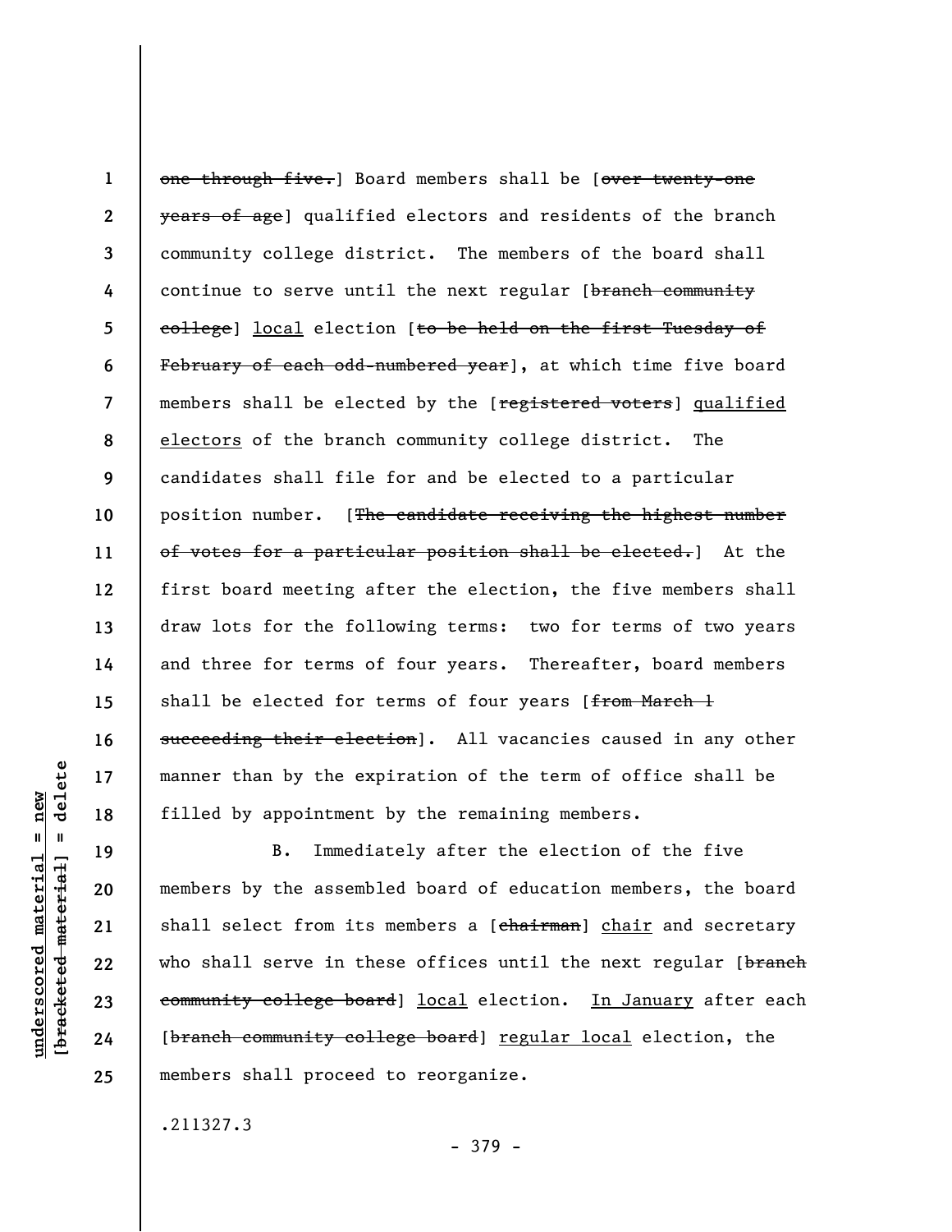~~one through five.~~] Board members shall be [~~over twenty-one years of age~~] qualified electors and residents of the branch community college district. The members of the board shall continue to serve until the next regular [~~branch community college~~] <u>local</u> election [~~to be held on the first Tuesday of February of each odd-numbered year~~], at which time five board members shall be elected by the [~~registered voters~~] <u>qualified electors</u> of the branch community college district. The candidates shall file for and be elected to a particular position number. [~~The candidate receiving the highest number of votes for a particular position shall be elected.~~] At the first board meeting after the election, the five members shall draw lots for the following terms: two for terms of two years and three for terms of four years. Thereafter, board members shall be elected for terms of four years [~~from March 1 succeeding their election~~]. All vacancies caused in any other manner than by the expiration of the term of office shall be filled by appointment by the remaining members.

B. Immediately after the election of the five members by the assembled board of education members, the board shall select from its members a [~~chairman~~] <u>chair</u> and secretary who shall serve in these offices until the next regular [~~branch community college board~~] <u>local</u> election. <u>In January</u> after each [~~branch community college board~~] <u>regular local</u> election, the members shall proceed to reorganize.

.211327.3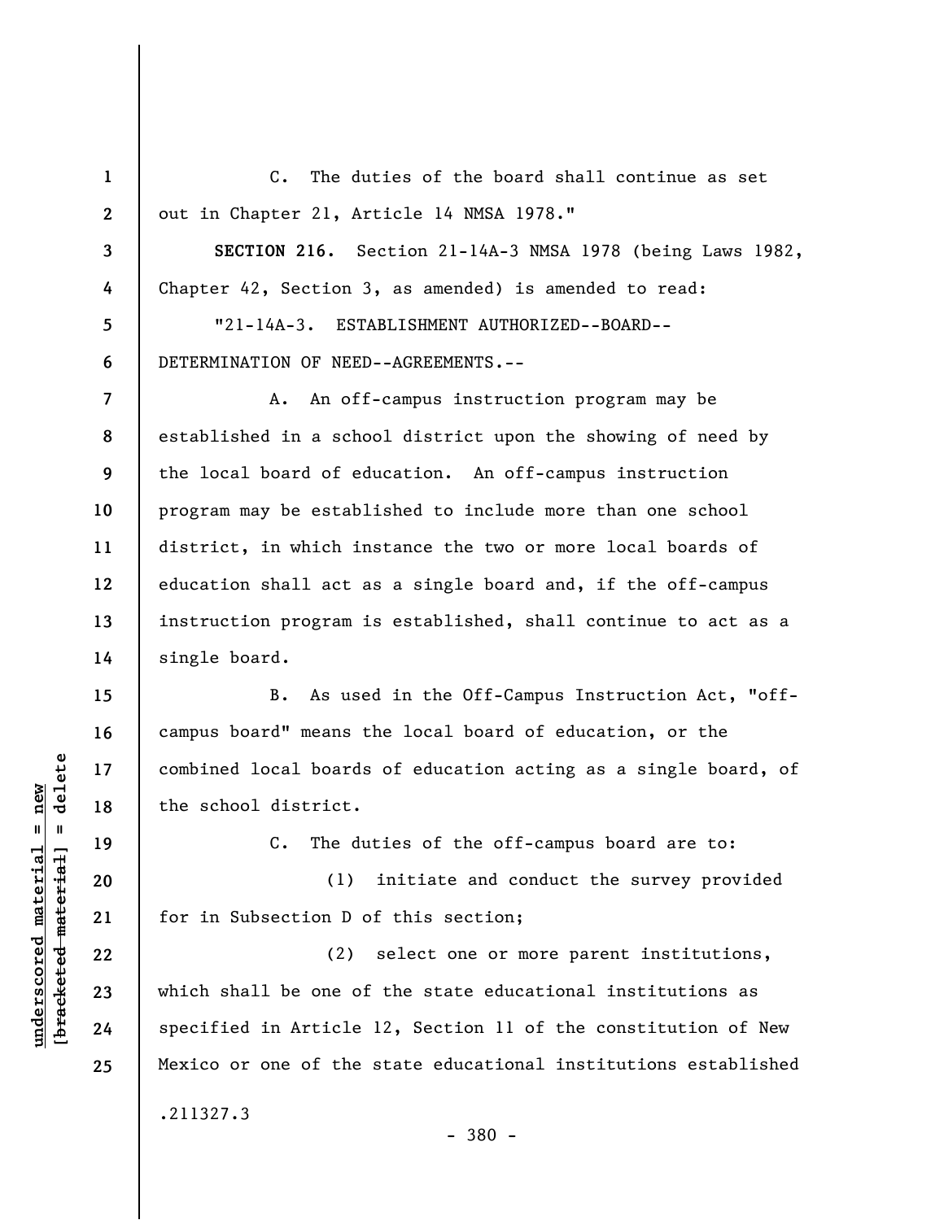C. The duties of the board shall continue as set out in Chapter 21, Article 14 NMSA 1978."

**SECTION 216.** Section 21-14A-3 NMSA 1978 (being Laws 1982, Chapter 42, Section 3, as amended) is amended to read:

"21-14A-3. ESTABLISHMENT AUTHORIZED--BOARD--DETERMINATION OF NEED--AGREEMENTS.--

A. An off-campus instruction program may be established in a school district upon the showing of need by the local board of education. An off-campus instruction program may be established to include more than one school district, in which instance the two or more local boards of education shall act as a single board and, if the off-campus instruction program is established, shall continue to act as a single board.

B. As used in the Off-Campus Instruction Act, "off-campus board" means the local board of education, or the combined local boards of education acting as a single board, of the school district.

C. The duties of the off-campus board are to:

(1) initiate and conduct the survey provided for in Subsection D of this section;

(2) select one or more parent institutions, which shall be one of the state educational institutions as specified in Article 12, Section 11 of the constitution of New Mexico or one of the state educational institutions established

.211327.3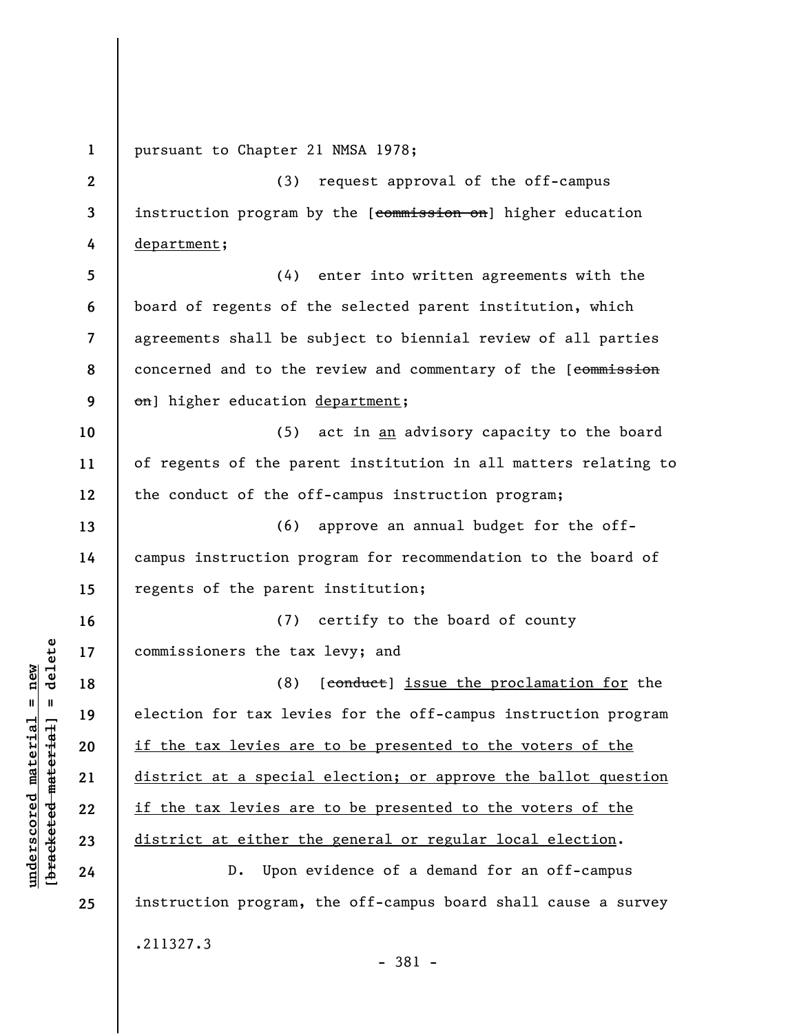pursuant to Chapter 21 NMSA 1978;

(3) request approval of the off-campus instruction program by the [~~commission on~~] higher education <u>department</u>;

(4) enter into written agreements with the board of regents of the selected parent institution, which agreements shall be subject to biennial review of all parties concerned and to the review and commentary of the [~~commission on~~] higher education <u>department</u>;

(5) act in <u>an</u> advisory capacity to the board of regents of the parent institution in all matters relating to the conduct of the off-campus instruction program;

(6) approve an annual budget for the off-campus instruction program for recommendation to the board of regents of the parent institution;

(7) certify to the board of county commissioners the tax levy; and

(8) [~~conduct~~] <u>issue the proclamation for</u> the election for tax levies for the off-campus instruction program <u>if the tax levies are to be presented to the voters of the district at a special election; or approve the ballot question if the tax levies are to be presented to the voters of the district at either the general or regular local election</u>.

D. Upon evidence of a demand for an off-campus instruction program, the off-campus board shall cause a survey

.211327.3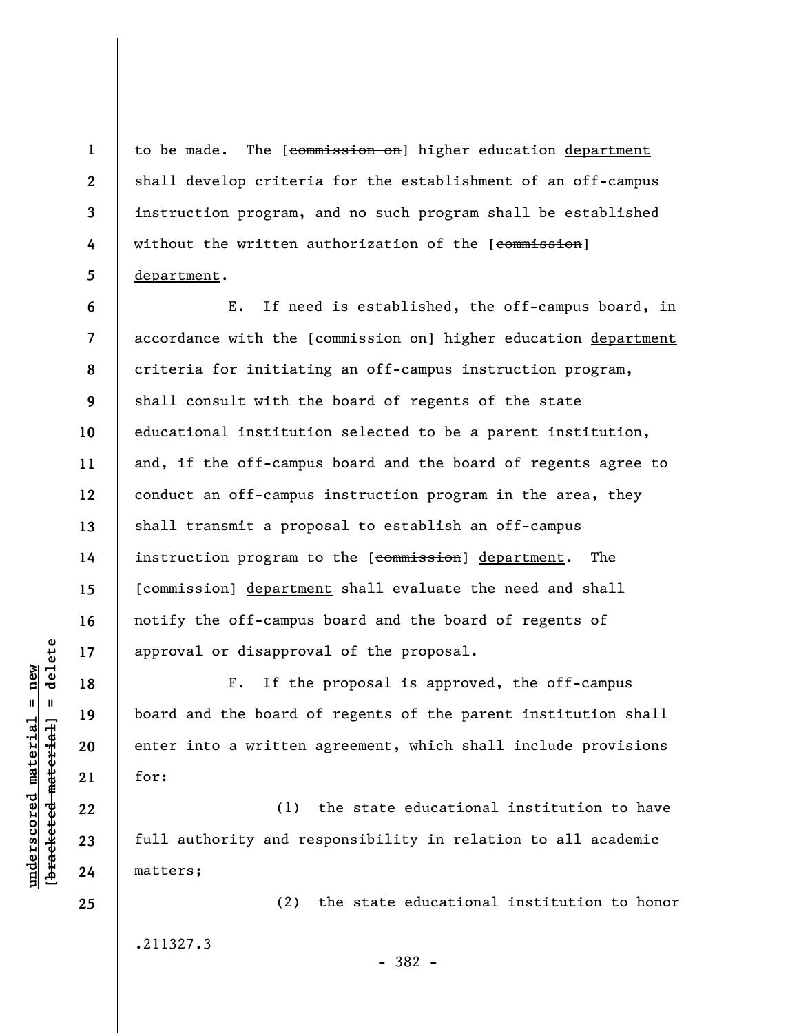to be made. The [~~commission on~~] higher education <u>department</u> shall develop criteria for the establishment of an off-campus instruction program, and no such program shall be established without the written authorization of the [~~commission~~] <u>department</u>.

E. If need is established, the off-campus board, in accordance with the [~~commission on~~] higher education <u>department</u> criteria for initiating an off-campus instruction program, shall consult with the board of regents of the state educational institution selected to be a parent institution, and, if the off-campus board and the board of regents agree to conduct an off-campus instruction program in the area, they shall transmit a proposal to establish an off-campus instruction program to the [~~commission~~] <u>department</u>. The [~~commission~~] <u>department</u> shall evaluate the need and shall notify the off-campus board and the board of regents of approval or disapproval of the proposal.

F. If the proposal is approved, the off-campus board and the board of regents of the parent institution shall enter into a written agreement, which shall include provisions for:

(1) the state educational institution to have full authority and responsibility in relation to all academic matters;

(2) the state educational institution to honor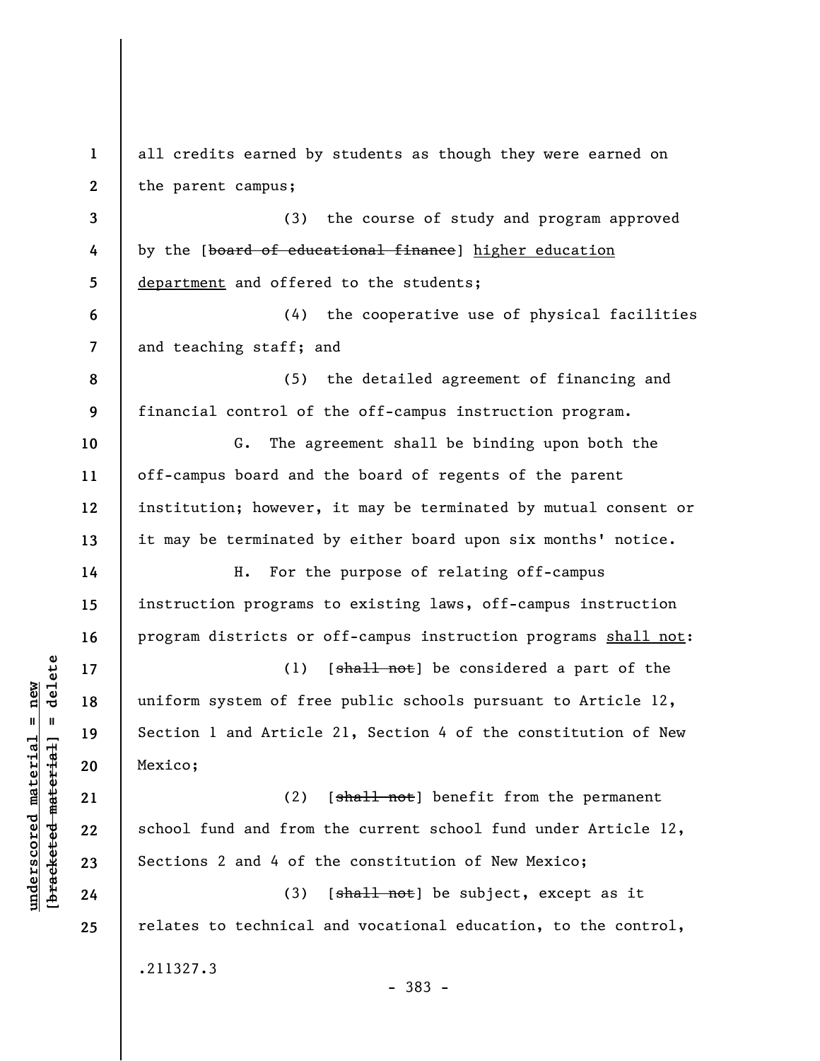all credits earned by students as though they were earned on the parent campus;

(3) the course of study and program approved by the [~~board of educational finance~~] <u>higher education department</u> and offered to the students;

(4) the cooperative use of physical facilities and teaching staff; and

(5) the detailed agreement of financing and financial control of the off-campus instruction program.

G. The agreement shall be binding upon both the off-campus board and the board of regents of the parent institution; however, it may be terminated by mutual consent or it may be terminated by either board upon six months' notice.

H. For the purpose of relating off-campus instruction programs to existing laws, off-campus instruction program districts or off-campus instruction programs <u>shall not</u>:

(1) [~~shall not~~] be considered a part of the uniform system of free public schools pursuant to Article 12, Section 1 and Article 21, Section 4 of the constitution of New Mexico;

(2) [~~shall not~~] benefit from the permanent school fund and from the current school fund under Article 12, Sections 2 and 4 of the constitution of New Mexico;

(3) [~~shall not~~] be subject, except as it relates to technical and vocational education, to the control,

.211327.3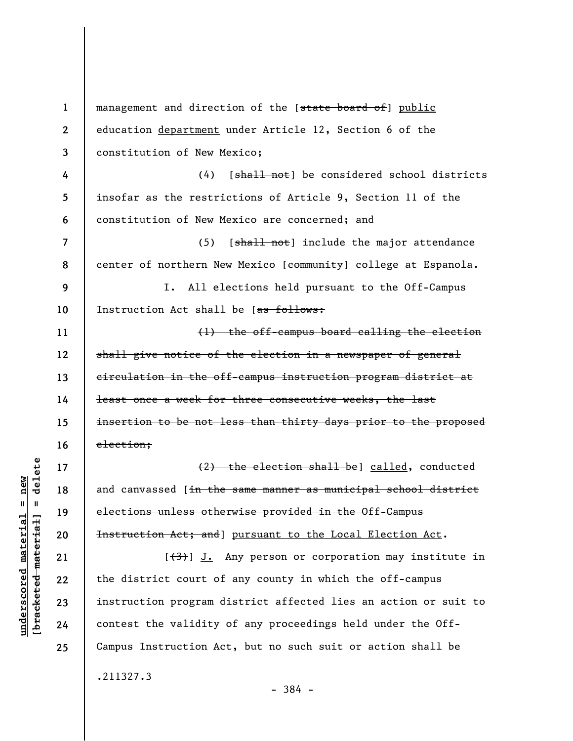management and direction of the [~~state board of~~] public education department under Article 12, Section 6 of the constitution of New Mexico;

(4) [~~shall not~~] be considered school districts insofar as the restrictions of Article 9, Section 11 of the constitution of New Mexico are concerned; and

(5) [~~shall not~~] include the major attendance center of northern New Mexico [~~community~~] college at Espanola.

I. All elections held pursuant to the Off-Campus Instruction Act shall be [~~as follows:~~

~~(1) the off-campus board calling the election shall give notice of the election in a newspaper of general circulation in the off-campus instruction program district at least once a week for three consecutive weeks, the last insertion to be not less than thirty days prior to the proposed election;~~

~~(2) the election shall be~~] called, conducted and canvassed [~~in the same manner as municipal school district elections unless otherwise provided in the Off-Campus Instruction Act; and~~] pursuant to the Local Election Act.

[~~(3)~~] J. Any person or corporation may institute in the district court of any county in which the off-campus instruction program district affected lies an action or suit to contest the validity of any proceedings held under the Off-Campus Instruction Act, but no such suit or action shall be

.211327.3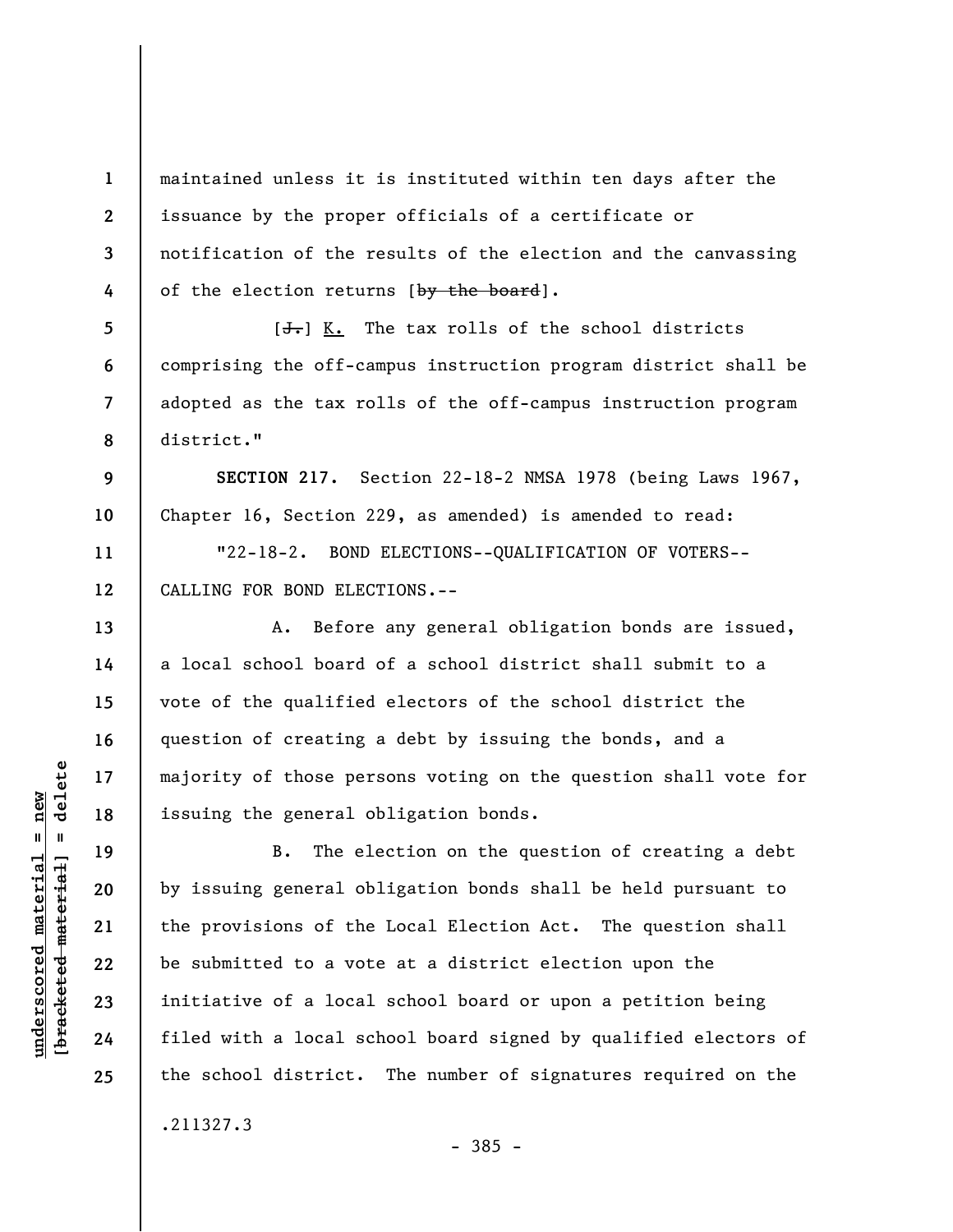maintained unless it is instituted within ten days after the issuance by the proper officials of a certificate or notification of the results of the election and the canvassing of the election returns [~~by the board~~].

[~~J.~~] K. The tax rolls of the school districts comprising the off-campus instruction program district shall be adopted as the tax rolls of the off-campus instruction program district."

**SECTION 217.** Section 22-18-2 NMSA 1978 (being Laws 1967, Chapter 16, Section 229, as amended) is amended to read:

"22-18-2. BOND ELECTIONS--QUALIFICATION OF VOTERS--CALLING FOR BOND ELECTIONS.--

A. Before any general obligation bonds are issued, a local school board of a school district shall submit to a vote of the qualified electors of the school district the question of creating a debt by issuing the bonds, and a majority of those persons voting on the question shall vote for issuing the general obligation bonds.

B. The election on the question of creating a debt by issuing general obligation bonds shall be held pursuant to the provisions of the Local Election Act. The question shall be submitted to a vote at a district election upon the initiative of a local school board or upon a petition being filed with a local school board signed by qualified electors of the school district. The number of signatures required on the

.211327.3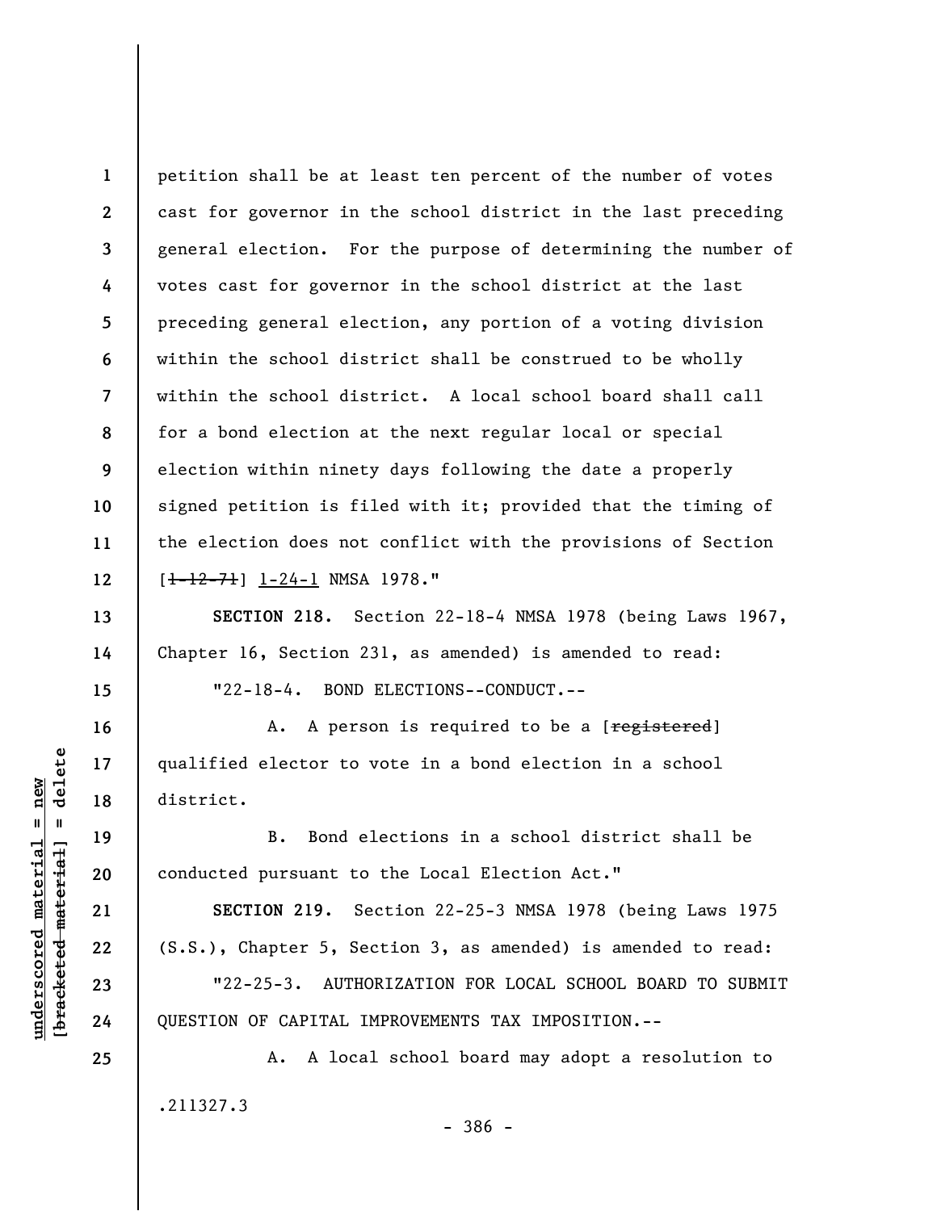petition shall be at least ten percent of the number of votes cast for governor in the school district in the last preceding general election. For the purpose of determining the number of votes cast for governor in the school district at the last preceding general election, any portion of a voting division within the school district shall be construed to be wholly within the school district. A local school board shall call for a bond election at the next regular local or special election within ninety days following the date a properly signed petition is filed with it; provided that the timing of the election does not conflict with the provisions of Section [~~1-12-71~~] 1-24-1 NMSA 1978."

**SECTION 218.** Section 22-18-4 NMSA 1978 (being Laws 1967, Chapter 16, Section 231, as amended) is amended to read:

"22-18-4. BOND ELECTIONS--CONDUCT.--

A. A person is required to be a [~~registered~~] qualified elector to vote in a bond election in a school district.

B. Bond elections in a school district shall be conducted pursuant to the Local Election Act."

**SECTION 219.** Section 22-25-3 NMSA 1978 (being Laws 1975 (S.S.), Chapter 5, Section 3, as amended) is amended to read:

"22-25-3. AUTHORIZATION FOR LOCAL SCHOOL BOARD TO SUBMIT QUESTION OF CAPITAL IMPROVEMENTS TAX IMPOSITION.--

A. A local school board may adopt a resolution to

.211327.3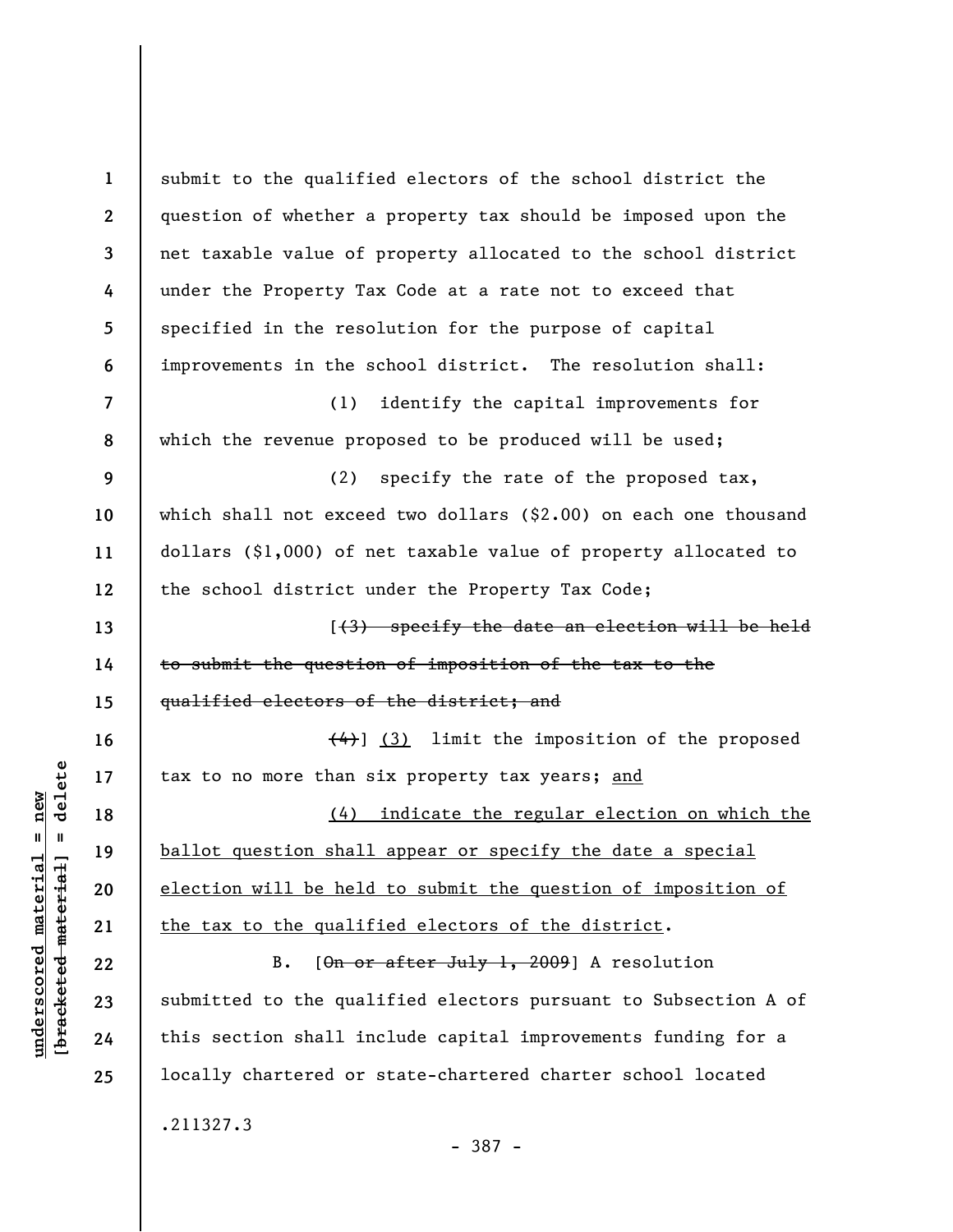submit to the qualified electors of the school district the question of whether a property tax should be imposed upon the net taxable value of property allocated to the school district under the Property Tax Code at a rate not to exceed that specified in the resolution for the purpose of capital improvements in the school district. The resolution shall:

(1) identify the capital improvements for which the revenue proposed to be produced will be used;

(2) specify the rate of the proposed tax, which shall not exceed two dollars ($2.00) on each one thousand dollars ($1,000) of net taxable value of property allocated to the school district under the Property Tax Code;

[~~(3) specify the date an election will be held to submit the question of imposition of the tax to the qualified electors of the district; and~~

~~(4)~~] <u>(3)</u> limit the imposition of the proposed tax to no more than six property tax years; <u>and</u>

<u>(4) indicate the regular election on which the ballot question shall appear or specify the date a special election will be held to submit the question of imposition of the tax to the qualified electors of the district</u>.

B. [~~On or after July 1, 2009~~] A resolution submitted to the qualified electors pursuant to Subsection A of this section shall include capital improvements funding for a locally chartered or state-chartered charter school located

.211327.3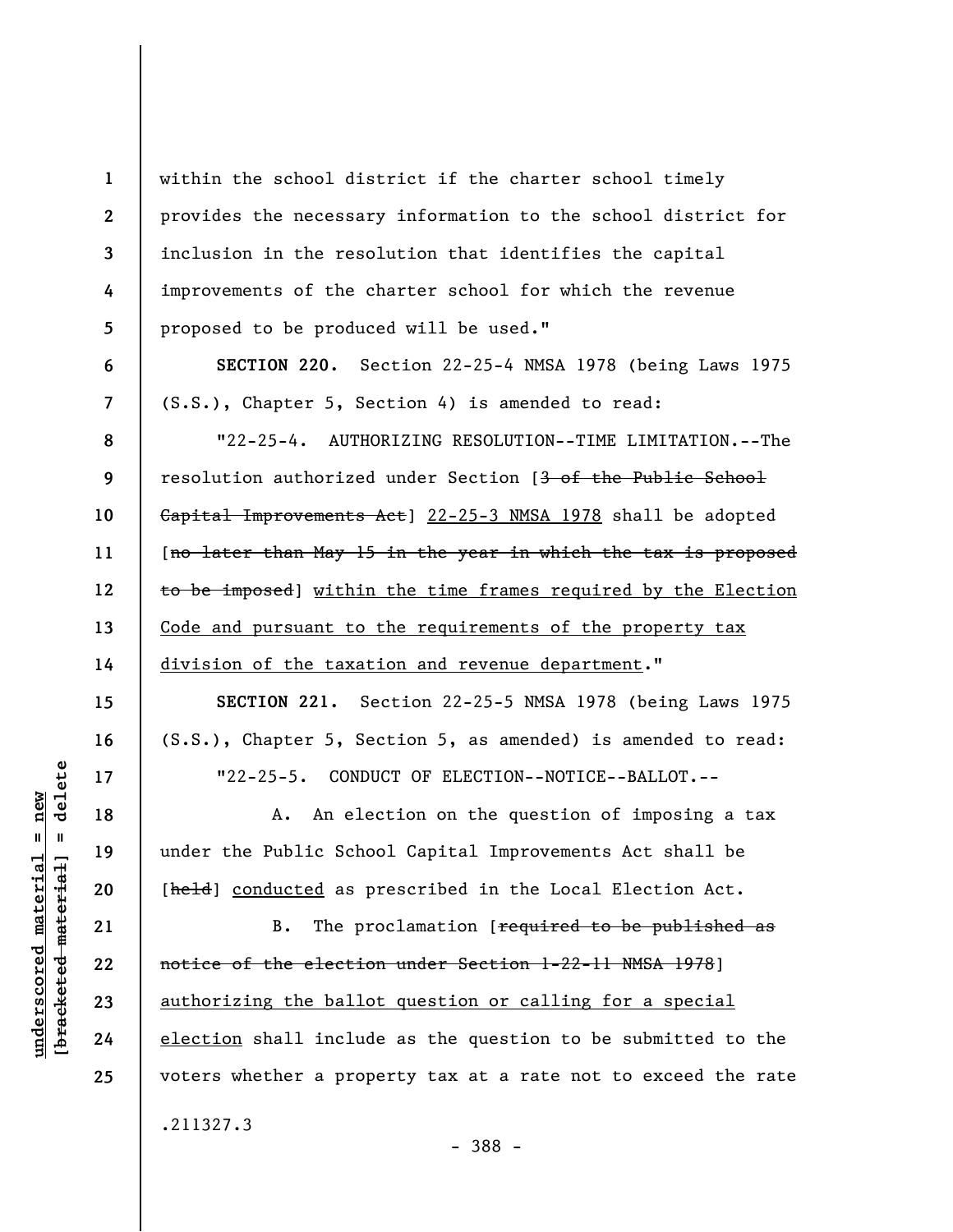within the school district if the charter school timely provides the necessary information to the school district for inclusion in the resolution that identifies the capital improvements of the charter school for which the revenue proposed to be produced will be used."

**SECTION 220.** Section 22-25-4 NMSA 1978 (being Laws 1975 (S.S.), Chapter 5, Section 4) is amended to read:

"22-25-4. AUTHORIZING RESOLUTION--TIME LIMITATION.--The resolution authorized under Section [~~3 of the Public School Capital Improvements Act~~] <u>22-25-3 NMSA 1978</u> shall be adopted [~~no later than May 15 in the year in which the tax is proposed to be imposed~~] <u>within the time frames required by the Election Code and pursuant to the requirements of the property tax division of the taxation and revenue department</u>."

**SECTION 221.** Section 22-25-5 NMSA 1978 (being Laws 1975 (S.S.), Chapter 5, Section 5, as amended) is amended to read:

"22-25-5. CONDUCT OF ELECTION--NOTICE--BALLOT.--

A. An election on the question of imposing a tax under the Public School Capital Improvements Act shall be [~~held~~] <u>conducted</u> as prescribed in the Local Election Act.

B. The proclamation [~~required to be published as notice of the election under Section 1-22-11 NMSA 1978~~] <u>authorizing the ballot question or calling for a special election</u> shall include as the question to be submitted to the voters whether a property tax at a rate not to exceed the rate

.211327.3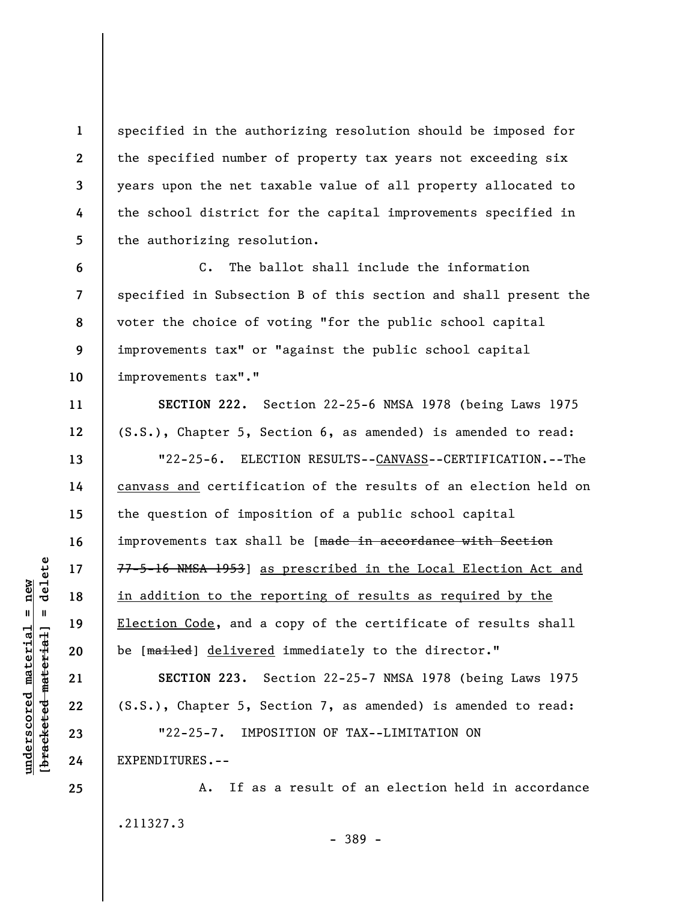specified in the authorizing resolution should be imposed for the specified number of property tax years not exceeding six years upon the net taxable value of all property allocated to the school district for the capital improvements specified in the authorizing resolution.

C. The ballot shall include the information specified in Subsection B of this section and shall present the voter the choice of voting "for the public school capital improvements tax" or "against the public school capital improvements tax"."

**SECTION 222.** Section 22-25-6 NMSA 1978 (being Laws 1975 (S.S.), Chapter 5, Section 6, as amended) is amended to read:

"22-25-6. ELECTION RESULTS--CANVASS--CERTIFICATION.--The canvass and certification of the results of an election held on the question of imposition of a public school capital improvements tax shall be [~~made in accordance with Section 77-5-16 NMSA 1953~~] as prescribed in the Local Election Act and in addition to the reporting of results as required by the Election Code, and a copy of the certificate of results shall be [~~mailed~~] delivered immediately to the director."

**SECTION 223.** Section 22-25-7 NMSA 1978 (being Laws 1975 (S.S.), Chapter 5, Section 7, as amended) is amended to read:

"22-25-7. IMPOSITION OF TAX--LIMITATION ON EXPENDITURES.--

A. If as a result of an election held in accordance

.211327.3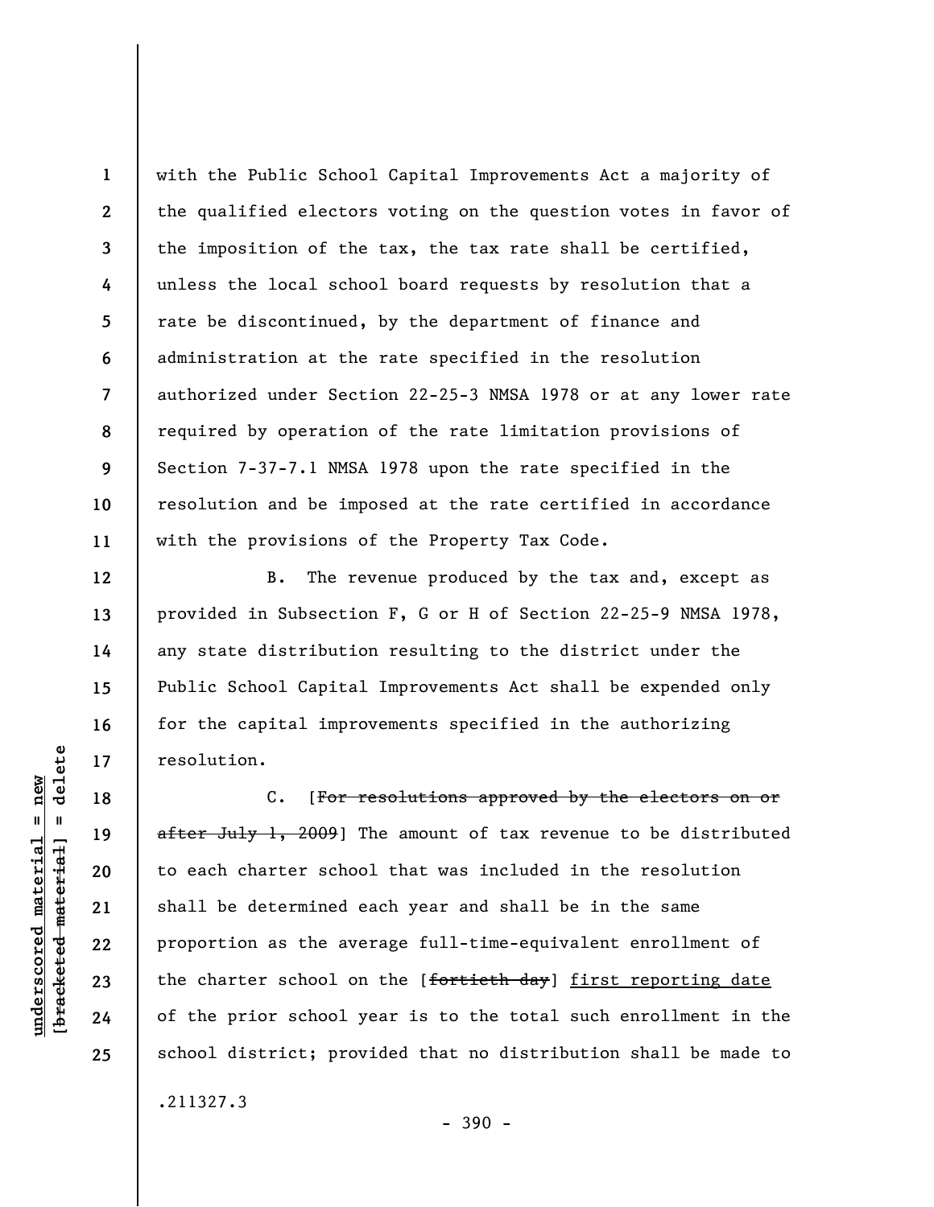with the Public School Capital Improvements Act a majority of the qualified electors voting on the question votes in favor of the imposition of the tax, the tax rate shall be certified, unless the local school board requests by resolution that a rate be discontinued, by the department of finance and administration at the rate specified in the resolution authorized under Section 22-25-3 NMSA 1978 or at any lower rate required by operation of the rate limitation provisions of Section 7-37-7.1 NMSA 1978 upon the rate specified in the resolution and be imposed at the rate certified in accordance with the provisions of the Property Tax Code.

B. The revenue produced by the tax and, except as provided in Subsection F, G or H of Section 22-25-9 NMSA 1978, any state distribution resulting to the district under the Public School Capital Improvements Act shall be expended only for the capital improvements specified in the authorizing resolution.

C. [~~For resolutions approved by the electors on or after July 1, 2009~~] The amount of tax revenue to be distributed to each charter school that was included in the resolution shall be determined each year and shall be in the same proportion as the average full-time-equivalent enrollment of the charter school on the [~~fortieth day~~] <u>first reporting date</u> of the prior school year is to the total such enrollment in the school district; provided that no distribution shall be made to

.211327.3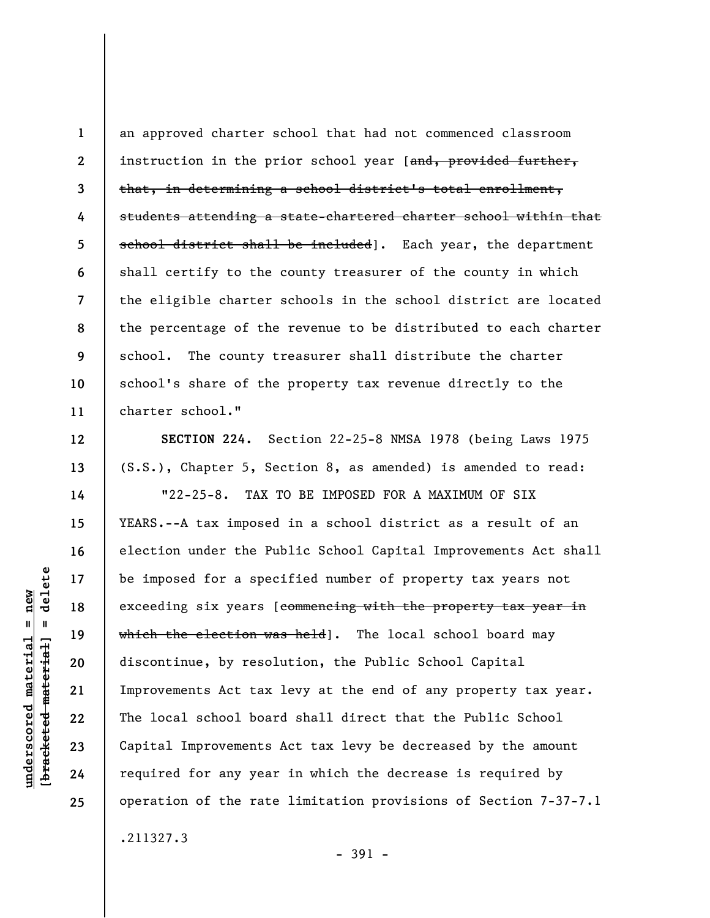an approved charter school that had not commenced classroom instruction in the prior school year [~~and, provided further, that, in determining a school district's total enrollment, students attending a state-chartered charter school within that school district shall be included~~]. Each year, the department shall certify to the county treasurer of the county in which the eligible charter schools in the school district are located the percentage of the revenue to be distributed to each charter school. The county treasurer shall distribute the charter school's share of the property tax revenue directly to the charter school."

**SECTION 224.** Section 22-25-8 NMSA 1978 (being Laws 1975 (S.S.), Chapter 5, Section 8, as amended) is amended to read:

"22-25-8. TAX TO BE IMPOSED FOR A MAXIMUM OF SIX YEARS.--A tax imposed in a school district as a result of an election under the Public School Capital Improvements Act shall be imposed for a specified number of property tax years not exceeding six years [~~commencing with the property tax year in which the election was held~~]. The local school board may discontinue, by resolution, the Public School Capital Improvements Act tax levy at the end of any property tax year. The local school board shall direct that the Public School Capital Improvements Act tax levy be decreased by the amount required for any year in which the decrease is required by operation of the rate limitation provisions of Section 7-37-7.1

.211327.3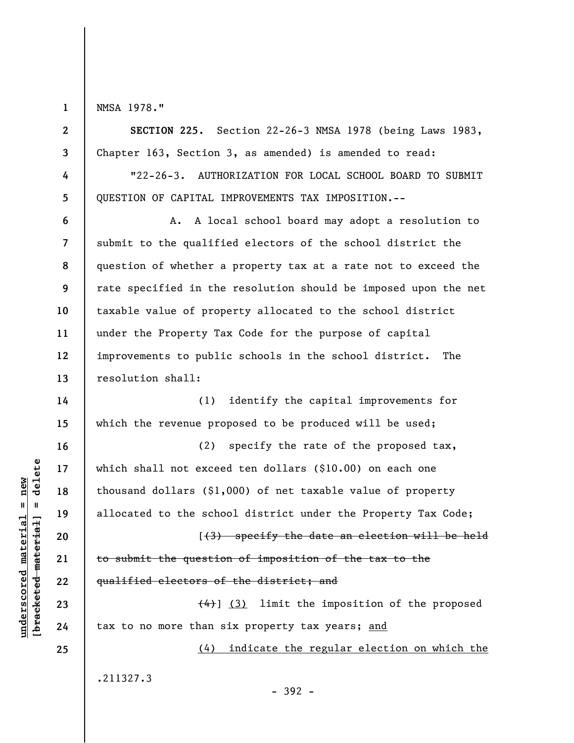NMSA 1978."

**SECTION 225.** Section 22-26-3 NMSA 1978 (being Laws 1983, Chapter 163, Section 3, as amended) is amended to read:

"22-26-3. AUTHORIZATION FOR LOCAL SCHOOL BOARD TO SUBMIT QUESTION OF CAPITAL IMPROVEMENTS TAX IMPOSITION.--

A. A local school board may adopt a resolution to submit to the qualified electors of the school district the question of whether a property tax at a rate not to exceed the rate specified in the resolution should be imposed upon the net taxable value of property allocated to the school district under the Property Tax Code for the purpose of capital improvements to public schools in the school district. The resolution shall:

(1) identify the capital improvements for which the revenue proposed to be produced will be used;

(2) specify the rate of the proposed tax, which shall not exceed ten dollars ($10.00) on each one thousand dollars ($1,000) of net taxable value of property allocated to the school district under the Property Tax Code;

[~~(3) specify the date an election will be held to submit the question of imposition of the tax to the qualified electors of the district; and~~

~~(4)~~] <u>(3)</u> limit the imposition of the proposed tax to no more than six property tax years; <u>and</u>

<u>(4) indicate the regular election on which the</u>

.211327.3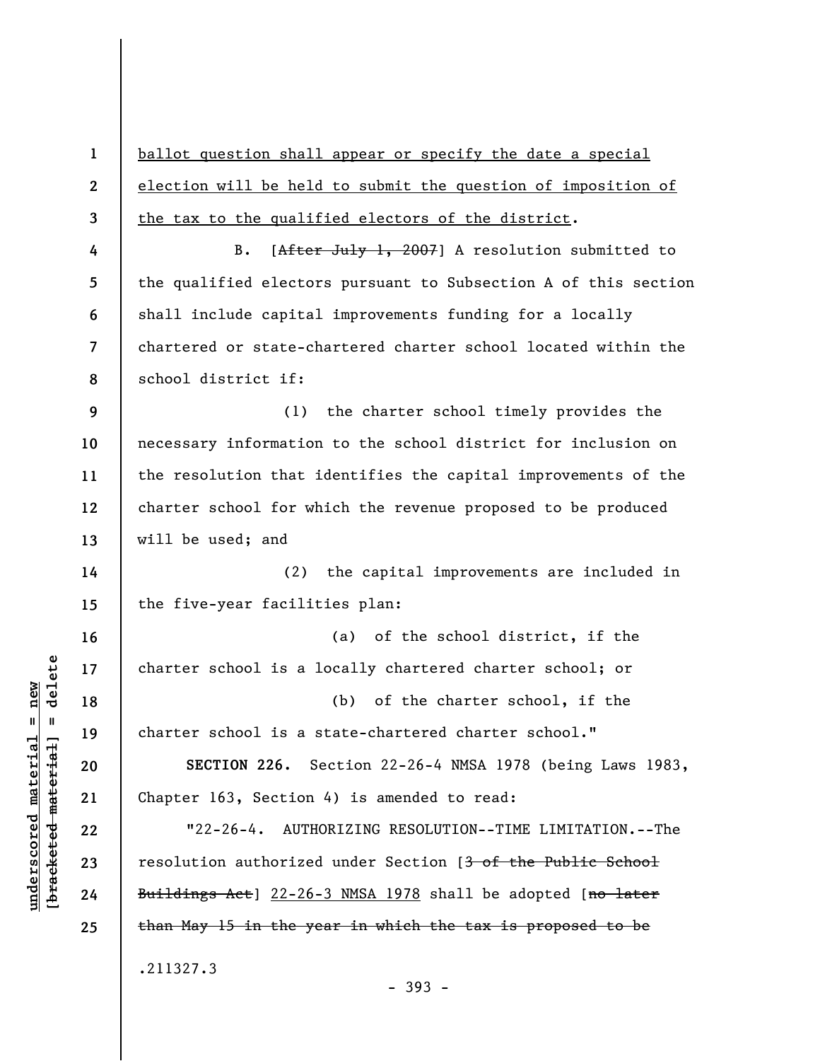ballot question shall appear or specify the date a special election will be held to submit the question of imposition of the tax to the qualified electors of the district.

B. [~~After July 1, 2007~~] A resolution submitted to the qualified electors pursuant to Subsection A of this section shall include capital improvements funding for a locally chartered or state-chartered charter school located within the school district if:

(1) the charter school timely provides the necessary information to the school district for inclusion on the resolution that identifies the capital improvements of the charter school for which the revenue proposed to be produced will be used; and

(2) the capital improvements are included in the five-year facilities plan:

(a) of the school district, if the charter school is a locally chartered charter school; or

(b) of the charter school, if the charter school is a state-chartered charter school."

**SECTION 226.** Section 22-26-4 NMSA 1978 (being Laws 1983, Chapter 163, Section 4) is amended to read:

"22-26-4. AUTHORIZING RESOLUTION--TIME LIMITATION.--The resolution authorized under Section [~~3 of the Public School Buildings Act~~] 22-26-3 NMSA 1978 shall be adopted [~~no later than May 15 in the year in which the tax is proposed to be~~

.211327.3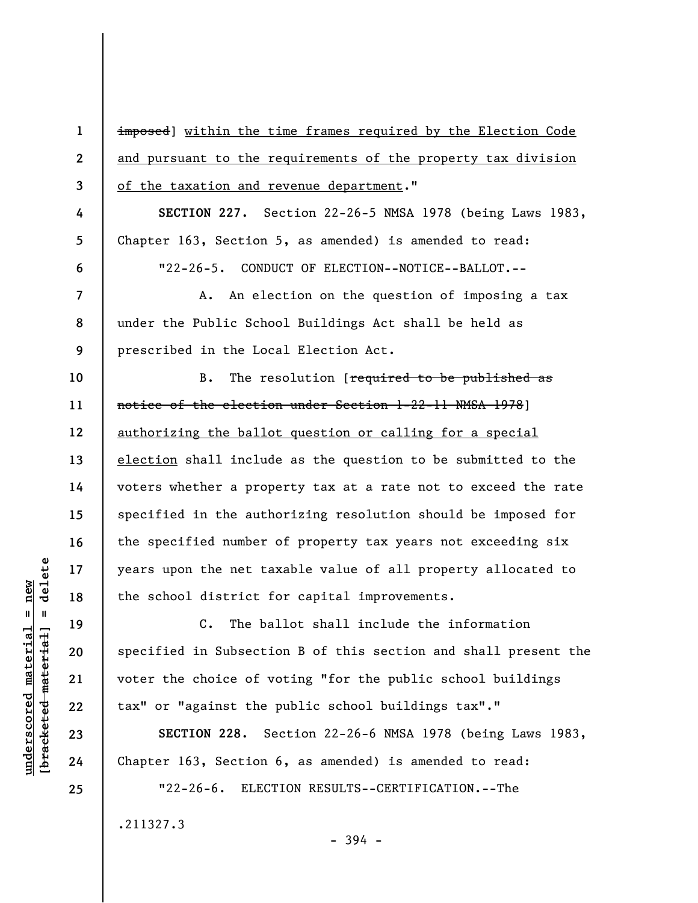~~imposed~~] within the time frames required by the Election Code and pursuant to the requirements of the property tax division of the taxation and revenue department."

**SECTION 227.** Section 22-26-5 NMSA 1978 (being Laws 1983, Chapter 163, Section 5, as amended) is amended to read:

"22-26-5. CONDUCT OF ELECTION--NOTICE--BALLOT.--

A. An election on the question of imposing a tax under the Public School Buildings Act shall be held as prescribed in the Local Election Act.

B. The resolution [~~required to be published as notice of the election under Section 1-22-11 NMSA 1978~~] authorizing the ballot question or calling for a special election shall include as the question to be submitted to the voters whether a property tax at a rate not to exceed the rate specified in the authorizing resolution should be imposed for the specified number of property tax years not exceeding six years upon the net taxable value of all property allocated to the school district for capital improvements.

C. The ballot shall include the information specified in Subsection B of this section and shall present the voter the choice of voting "for the public school buildings tax" or "against the public school buildings tax"."

**SECTION 228.** Section 22-26-6 NMSA 1978 (being Laws 1983, Chapter 163, Section 6, as amended) is amended to read:

"22-26-6. ELECTION RESULTS--CERTIFICATION.--The

.211327.3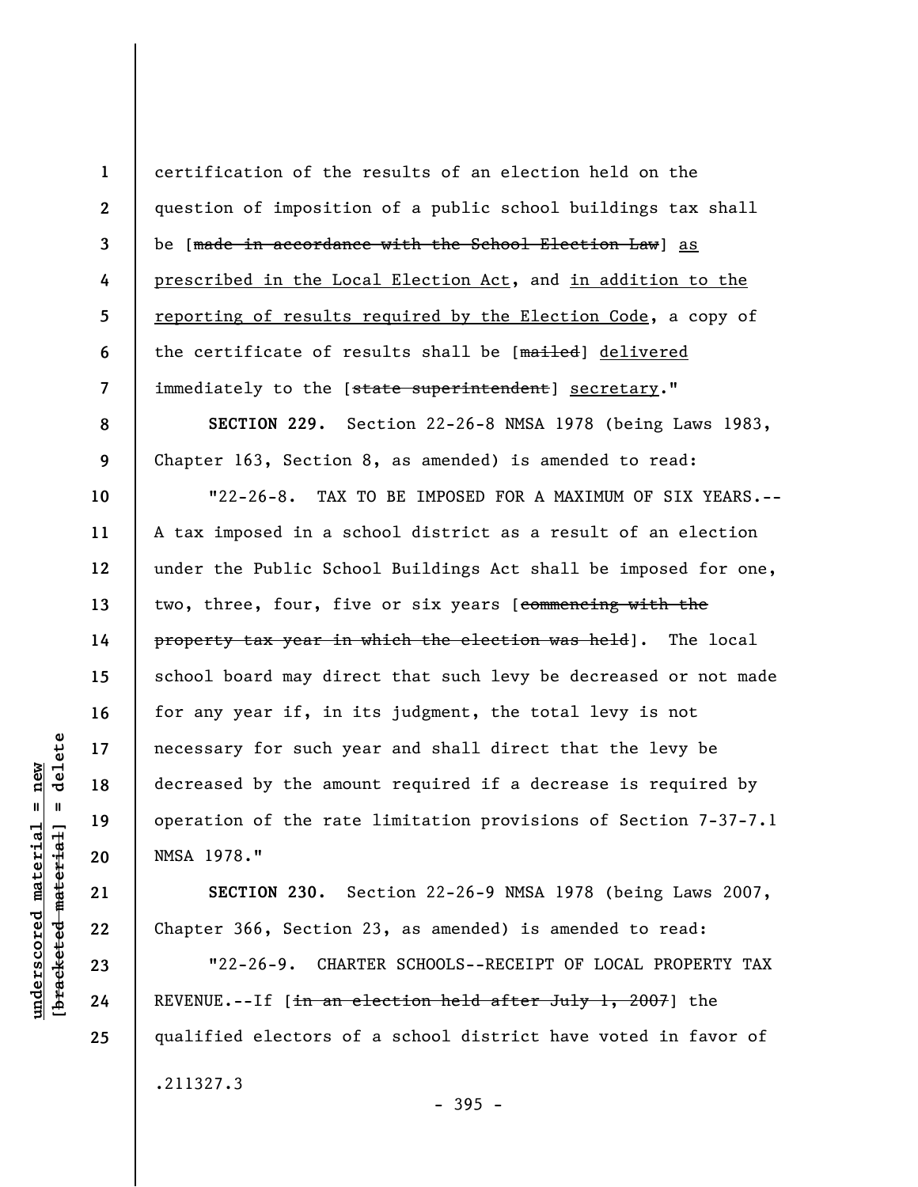certification of the results of an election held on the question of imposition of a public school buildings tax shall be [~~made in accordance with the School Election Law~~] <u>as prescribed in the Local Election Act</u>, and <u>in addition to the reporting of results required by the Election Code</u>, a copy of the certificate of results shall be [~~mailed~~] <u>delivered</u> immediately to the [~~state superintendent~~] <u>secretary</u>."

**SECTION 229.** Section 22-26-8 NMSA 1978 (being Laws 1983, Chapter 163, Section 8, as amended) is amended to read:

"22-26-8. TAX TO BE IMPOSED FOR A MAXIMUM OF SIX YEARS.--A tax imposed in a school district as a result of an election under the Public School Buildings Act shall be imposed for one, two, three, four, five or six years [~~commencing with the property tax year in which the election was held~~]. The local school board may direct that such levy be decreased or not made for any year if, in its judgment, the total levy is not necessary for such year and shall direct that the levy be decreased by the amount required if a decrease is required by operation of the rate limitation provisions of Section 7-37-7.1 NMSA 1978."

**SECTION 230.** Section 22-26-9 NMSA 1978 (being Laws 2007, Chapter 366, Section 23, as amended) is amended to read:

"22-26-9. CHARTER SCHOOLS--RECEIPT OF LOCAL PROPERTY TAX REVENUE.--If [~~in an election held after July 1, 2007~~] the qualified electors of a school district have voted in favor of

.211327.3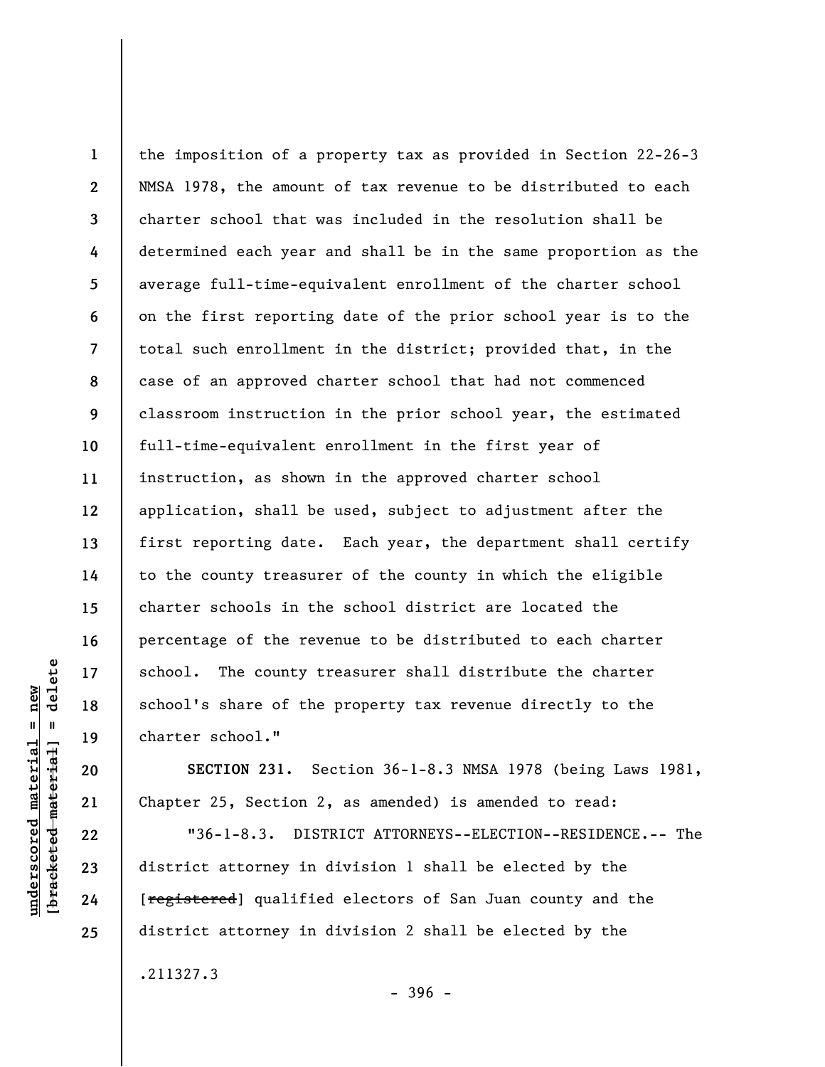the imposition of a property tax as provided in Section 22-26-3 NMSA 1978, the amount of tax revenue to be distributed to each charter school that was included in the resolution shall be determined each year and shall be in the same proportion as the average full-time-equivalent enrollment of the charter school on the first reporting date of the prior school year is to the total such enrollment in the district; provided that, in the case of an approved charter school that had not commenced classroom instruction in the prior school year, the estimated full-time-equivalent enrollment in the first year of instruction, as shown in the approved charter school application, shall be used, subject to adjustment after the first reporting date. Each year, the department shall certify to the county treasurer of the county in which the eligible charter schools in the school district are located the percentage of the revenue to be distributed to each charter school. The county treasurer shall distribute the charter school's share of the property tax revenue directly to the charter school."

**SECTION 231.** Section 36-1-8.3 NMSA 1978 (being Laws 1981, Chapter 25, Section 2, as amended) is amended to read:

"36-1-8.3. DISTRICT ATTORNEYS--ELECTION--RESIDENCE.-- The district attorney in division 1 shall be elected by the [~~registered~~] qualified electors of San Juan county and the district attorney in division 2 shall be elected by the

.211327.3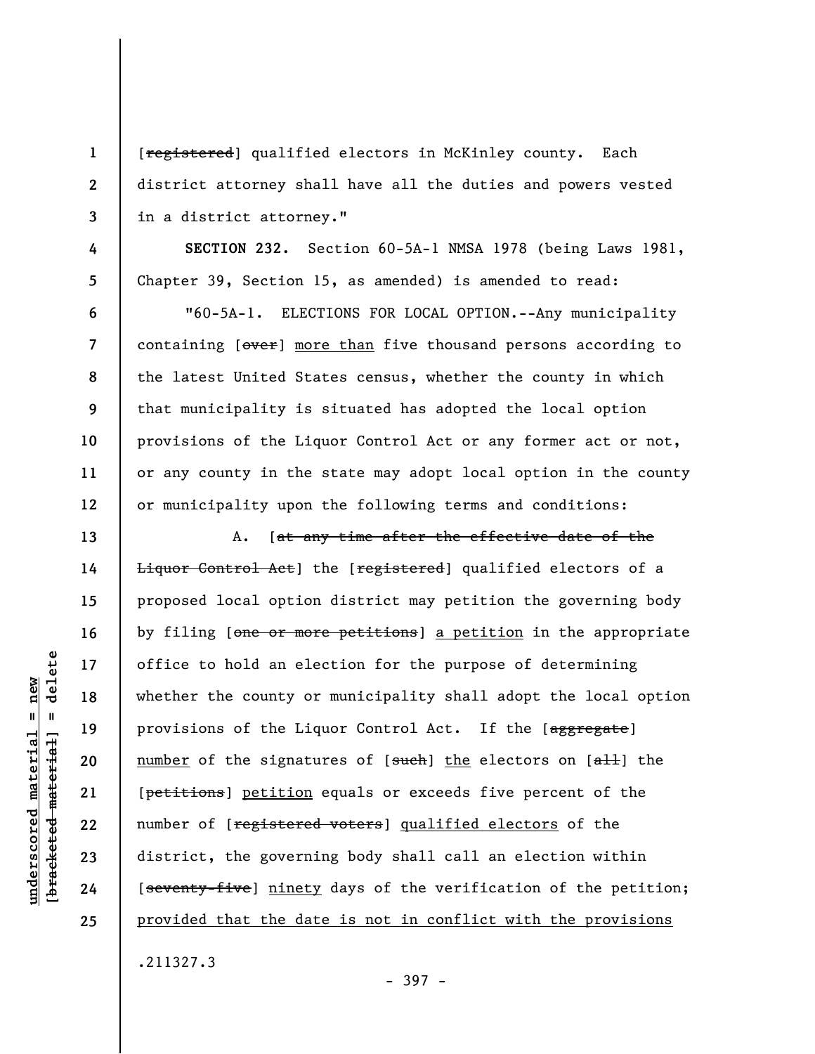[~~registered~~] qualified electors in McKinley county. Each district attorney shall have all the duties and powers vested in a district attorney."

**SECTION 232.** Section 60-5A-1 NMSA 1978 (being Laws 1981, Chapter 39, Section 15, as amended) is amended to read:

"60-5A-1. ELECTIONS FOR LOCAL OPTION.--Any municipality containing [~~over~~] <u>more than</u> five thousand persons according to the latest United States census, whether the county in which that municipality is situated has adopted the local option provisions of the Liquor Control Act or any former act or not, or any county in the state may adopt local option in the county or municipality upon the following terms and conditions:

A. [~~at any time after the effective date of the Liquor Control Act~~] the [~~registered~~] qualified electors of a proposed local option district may petition the governing body by filing [~~one or more petitions~~] <u>a petition</u> in the appropriate office to hold an election for the purpose of determining whether the county or municipality shall adopt the local option provisions of the Liquor Control Act. If the [~~aggregate~~] <u>number</u> of the signatures of [~~such~~] <u>the</u> electors on [~~all~~] the [~~petitions~~] <u>petition</u> equals or exceeds five percent of the number of [~~registered voters~~] <u>qualified electors</u> of the district, the governing body shall call an election within [~~seventy-five~~] <u>ninety</u> days of the verification of the petition; <u>provided that the date is not in conflict with the provisions</u>

.211327.3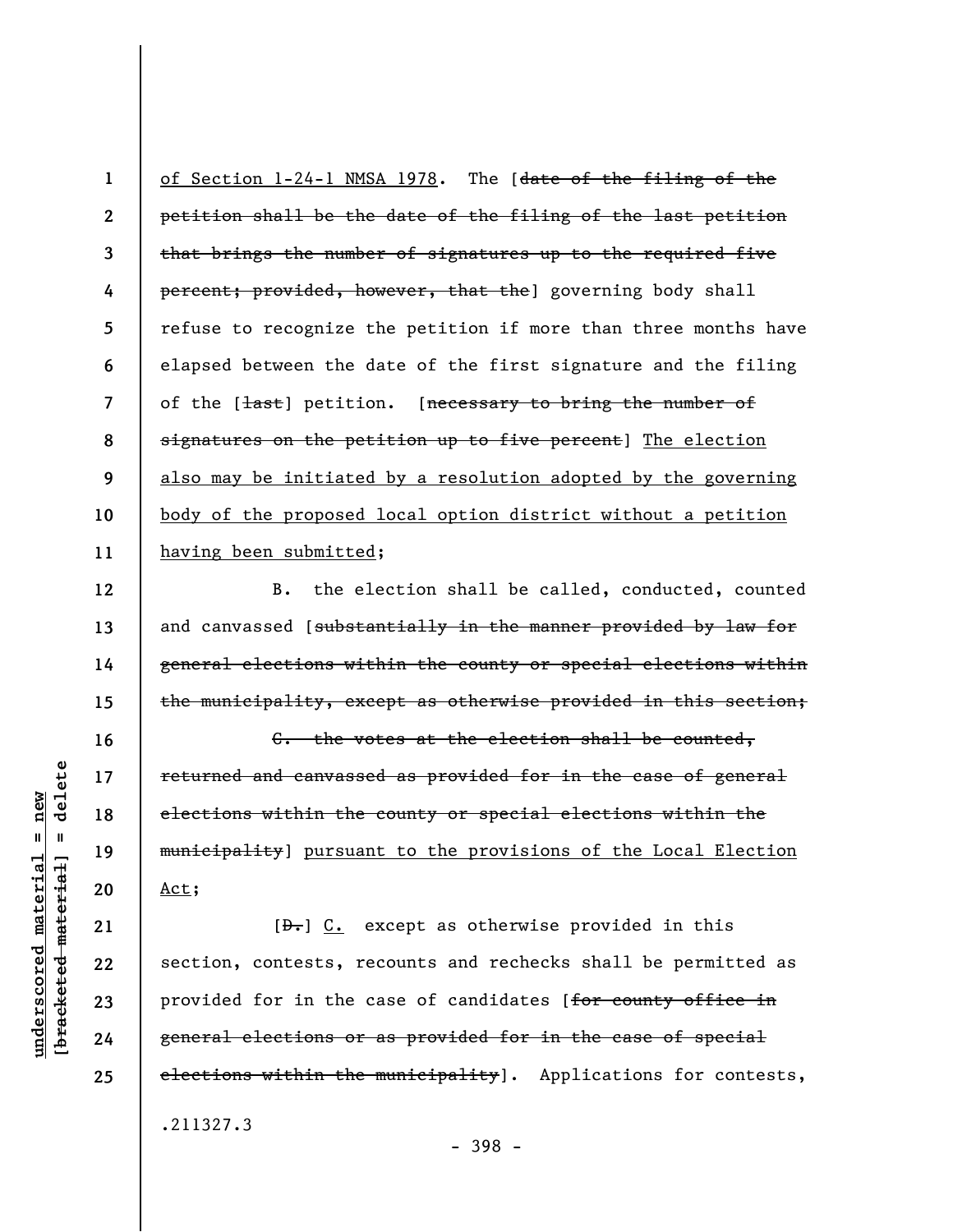of Section 1-24-1 NMSA 1978. The [~~date of the filing of the petition shall be the date of the filing of the last petition that brings the number of signatures up to the required five percent; provided, however, that the~~] governing body shall refuse to recognize the petition if more than three months have elapsed between the date of the first signature and the filing of the [~~last~~] petition. [~~necessary to bring the number of signatures on the petition up to five percent~~] The election also may be initiated by a resolution adopted by the governing body of the proposed local option district without a petition having been submitted;

B. the election shall be called, conducted, counted and canvassed [~~substantially in the manner provided by law for general elections within the county or special elections within the municipality, except as otherwise provided in this section;~~

~~C. the votes at the election shall be counted, returned and canvassed as provided for in the case of general elections within the county or special elections within the municipality~~] pursuant to the provisions of the Local Election Act;

[~~D.~~] C. except as otherwise provided in this section, contests, recounts and rechecks shall be permitted as provided for in the case of candidates [~~for county office in general elections or as provided for in the case of special elections within the municipality~~]. Applications for contests,

.211327.3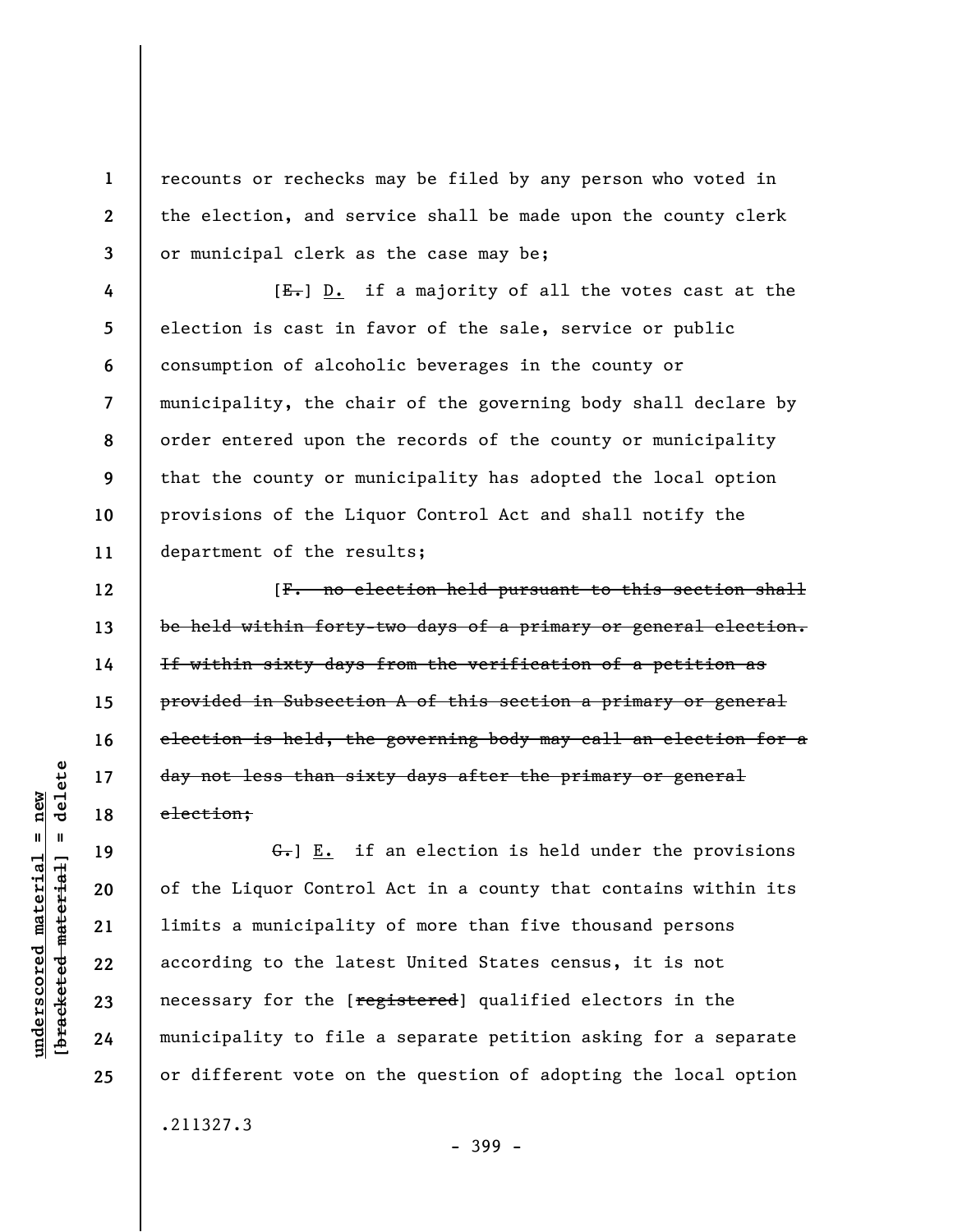recounts or rechecks may be filed by any person who voted in the election, and service shall be made upon the county clerk or municipal clerk as the case may be;

[~~E.~~] D. if a majority of all the votes cast at the election is cast in favor of the sale, service or public consumption of alcoholic beverages in the county or municipality, the chair of the governing body shall declare by order entered upon the records of the county or municipality that the county or municipality has adopted the local option provisions of the Liquor Control Act and shall notify the department of the results;

[~~F. no election held pursuant to this section shall be held within forty-two days of a primary or general election. If within sixty days from the verification of a petition as provided in Subsection A of this section a primary or general election is held, the governing body may call an election for a day not less than sixty days after the primary or general election;~~

~~G.~~] E. if an election is held under the provisions of the Liquor Control Act in a county that contains within its limits a municipality of more than five thousand persons according to the latest United States census, it is not necessary for the [~~registered~~] qualified electors in the municipality to file a separate petition asking for a separate or different vote on the question of adopting the local option

.211327.3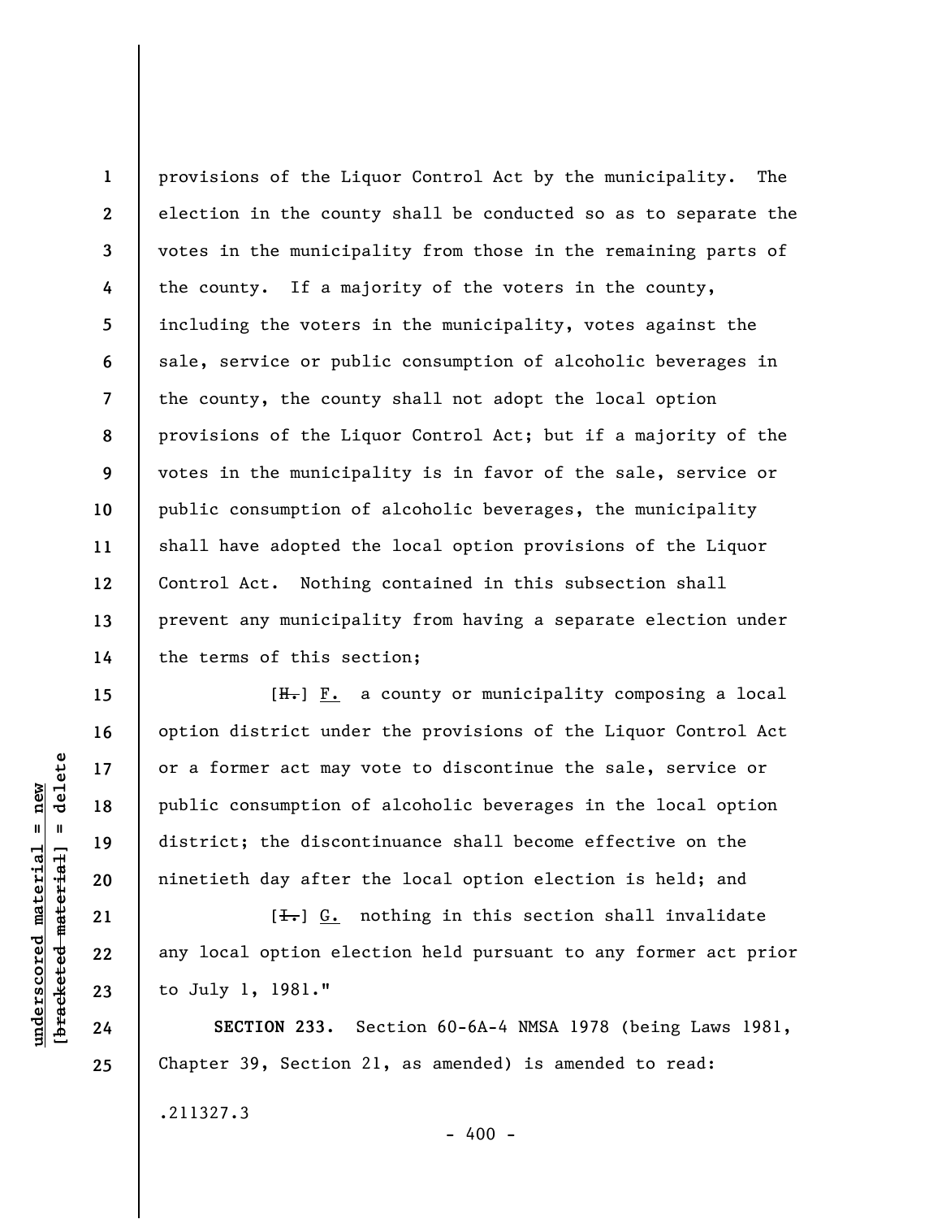provisions of the Liquor Control Act by the municipality. The election in the county shall be conducted so as to separate the votes in the municipality from those in the remaining parts of the county. If a majority of the voters in the county, including the voters in the municipality, votes against the sale, service or public consumption of alcoholic beverages in the county, the county shall not adopt the local option provisions of the Liquor Control Act; but if a majority of the votes in the municipality is in favor of the sale, service or public consumption of alcoholic beverages, the municipality shall have adopted the local option provisions of the Liquor Control Act. Nothing contained in this subsection shall prevent any municipality from having a separate election under the terms of this section;

[~~H.~~] F. a county or municipality composing a local option district under the provisions of the Liquor Control Act or a former act may vote to discontinue the sale, service or public consumption of alcoholic beverages in the local option district; the discontinuance shall become effective on the ninetieth day after the local option election is held; and

[~~I.~~] G. nothing in this section shall invalidate any local option election held pursuant to any former act prior to July 1, 1981."

**SECTION 233.** Section 60-6A-4 NMSA 1978 (being Laws 1981, Chapter 39, Section 21, as amended) is amended to read:

.211327.3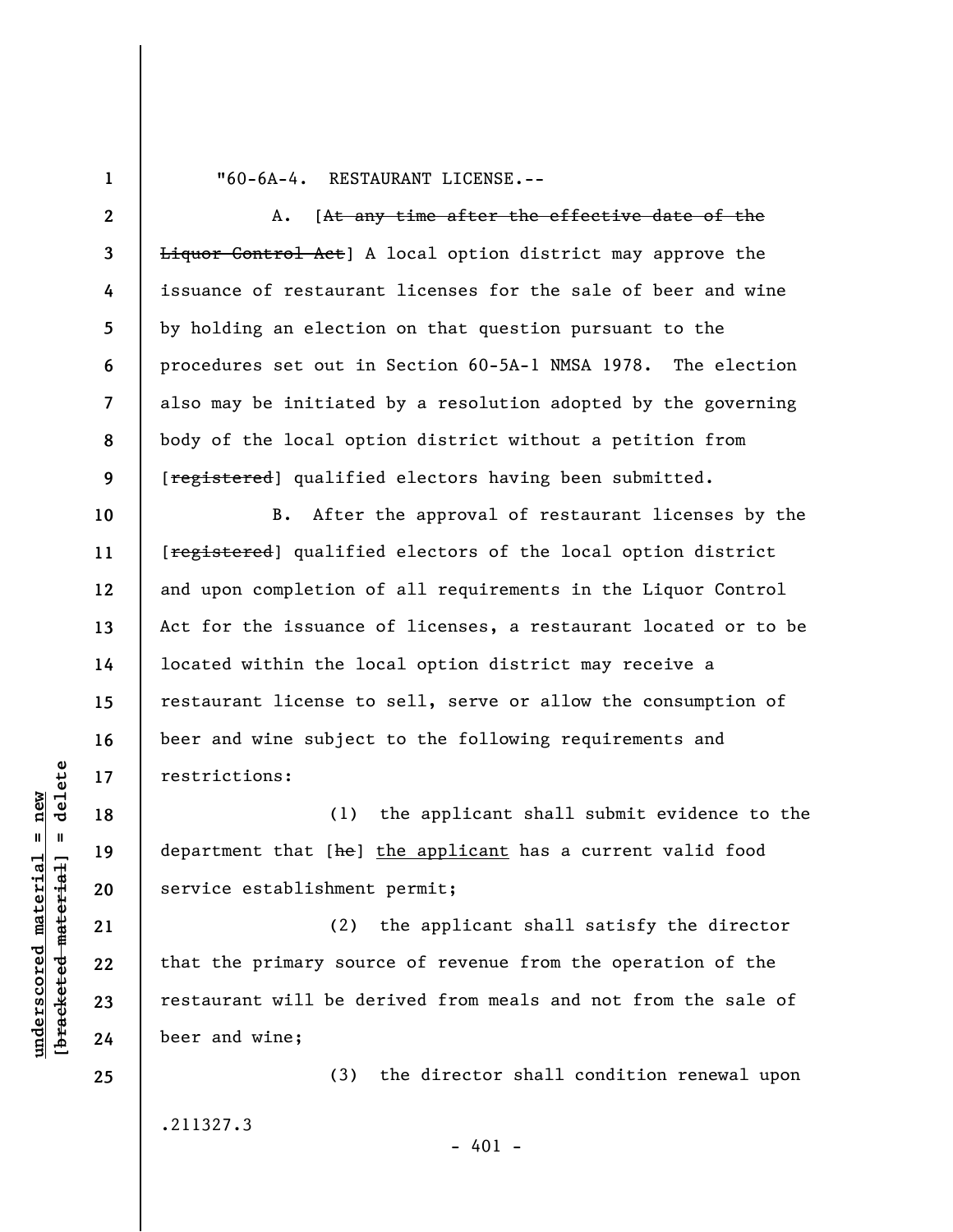"60-6A-4. RESTAURANT LICENSE.--

A. [~~At any time after the effective date of the Liquor Control Act~~] A local option district may approve the issuance of restaurant licenses for the sale of beer and wine by holding an election on that question pursuant to the procedures set out in Section 60-5A-1 NMSA 1978. The election also may be initiated by a resolution adopted by the governing body of the local option district without a petition from [~~registered~~] qualified electors having been submitted.

B. After the approval of restaurant licenses by the [~~registered~~] qualified electors of the local option district and upon completion of all requirements in the Liquor Control Act for the issuance of licenses, a restaurant located or to be located within the local option district may receive a restaurant license to sell, serve or allow the consumption of beer and wine subject to the following requirements and restrictions:

(1) the applicant shall submit evidence to the department that [~~he~~] <u>the applicant</u> has a current valid food service establishment permit;

(2) the applicant shall satisfy the director that the primary source of revenue from the operation of the restaurant will be derived from meals and not from the sale of beer and wine;

(3) the director shall condition renewal upon

.211327.3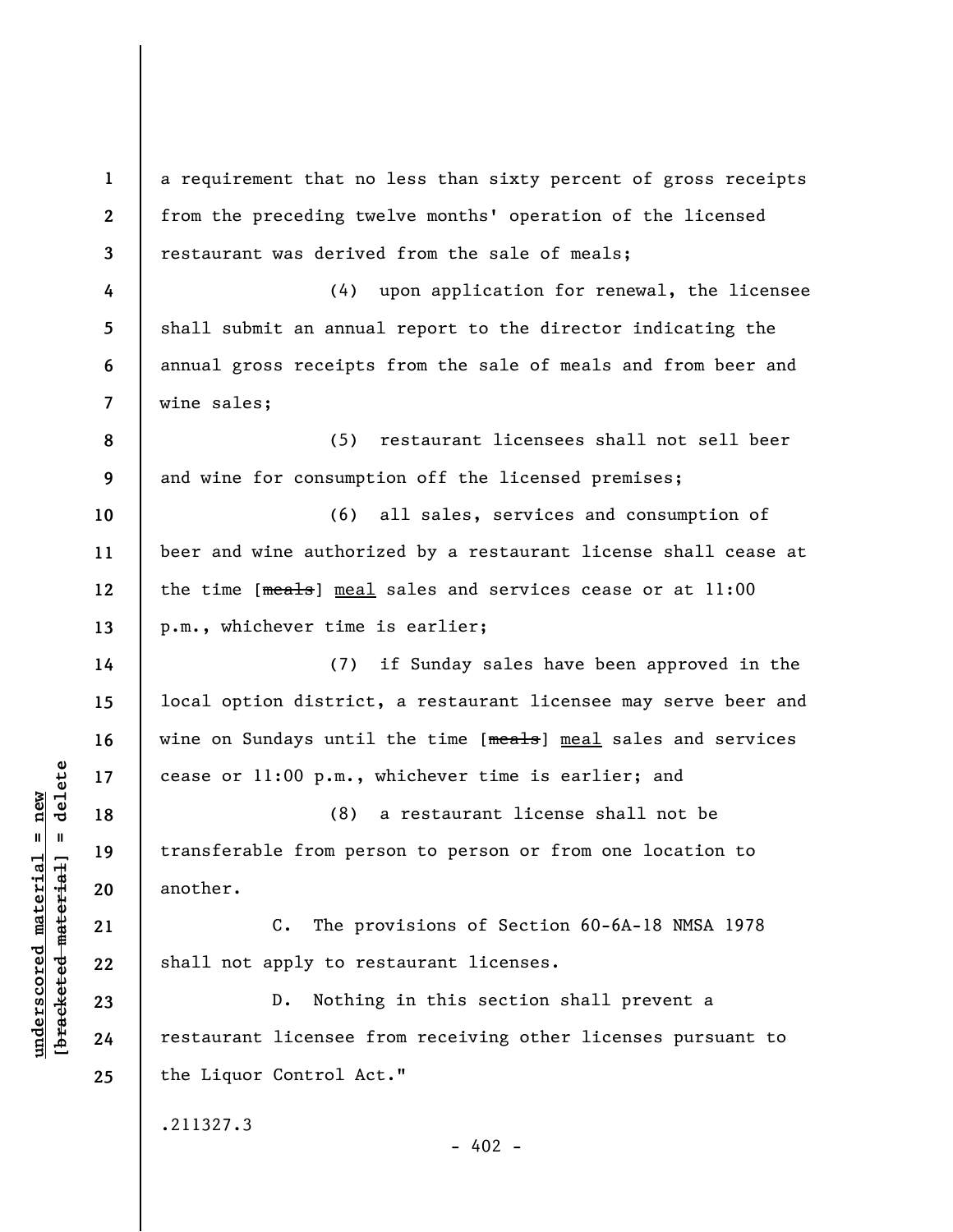a requirement that no less than sixty percent of gross receipts from the preceding twelve months' operation of the licensed restaurant was derived from the sale of meals;

(4) upon application for renewal, the licensee shall submit an annual report to the director indicating the annual gross receipts from the sale of meals and from beer and wine sales;

(5) restaurant licensees shall not sell beer and wine for consumption off the licensed premises;

(6) all sales, services and consumption of beer and wine authorized by a restaurant license shall cease at the time [~~meals~~] <u>meal</u> sales and services cease or at 11:00 p.m., whichever time is earlier;

(7) if Sunday sales have been approved in the local option district, a restaurant licensee may serve beer and wine on Sundays until the time [~~meals~~] <u>meal</u> sales and services cease or 11:00 p.m., whichever time is earlier; and

(8) a restaurant license shall not be transferable from person to person or from one location to another.

C. The provisions of Section 60-6A-18 NMSA 1978 shall not apply to restaurant licenses.

D. Nothing in this section shall prevent a restaurant licensee from receiving other licenses pursuant to the Liquor Control Act."

.211327.3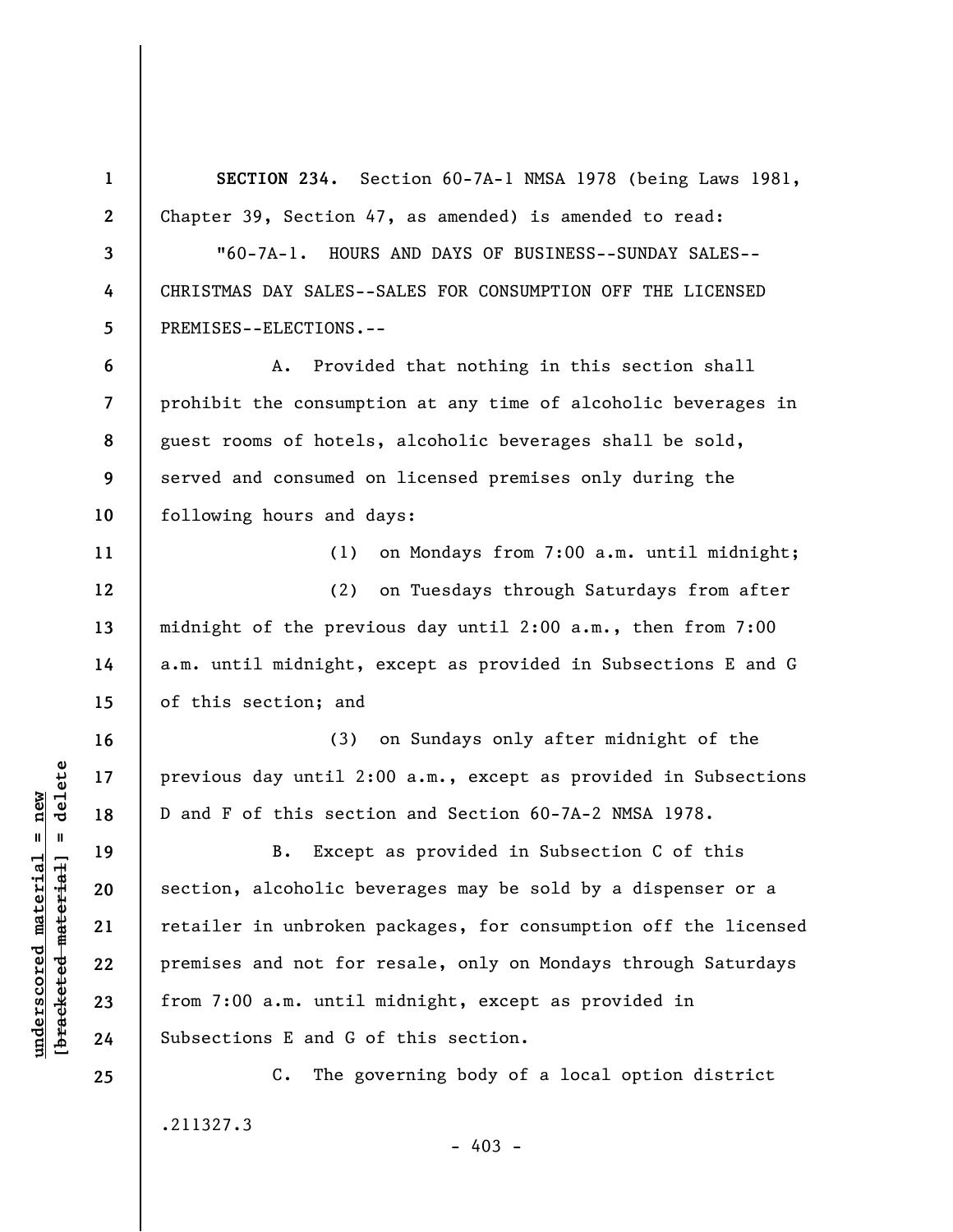**SECTION 234.** Section 60-7A-1 NMSA 1978 (being Laws 1981, Chapter 39, Section 47, as amended) is amended to read:

"60-7A-1. HOURS AND DAYS OF BUSINESS--SUNDAY SALES--CHRISTMAS DAY SALES--SALES FOR CONSUMPTION OFF THE LICENSED PREMISES--ELECTIONS.--

A. Provided that nothing in this section shall prohibit the consumption at any time of alcoholic beverages in guest rooms of hotels, alcoholic beverages shall be sold, served and consumed on licensed premises only during the following hours and days:

(1) on Mondays from 7:00 a.m. until midnight;

(2) on Tuesdays through Saturdays from after midnight of the previous day until 2:00 a.m., then from 7:00 a.m. until midnight, except as provided in Subsections E and G of this section; and

(3) on Sundays only after midnight of the previous day until 2:00 a.m., except as provided in Subsections D and F of this section and Section 60-7A-2 NMSA 1978.

B. Except as provided in Subsection C of this section, alcoholic beverages may be sold by a dispenser or a retailer in unbroken packages, for consumption off the licensed premises and not for resale, only on Mondays through Saturdays from 7:00 a.m. until midnight, except as provided in Subsections E and G of this section.

C. The governing body of a local option district

.211327.3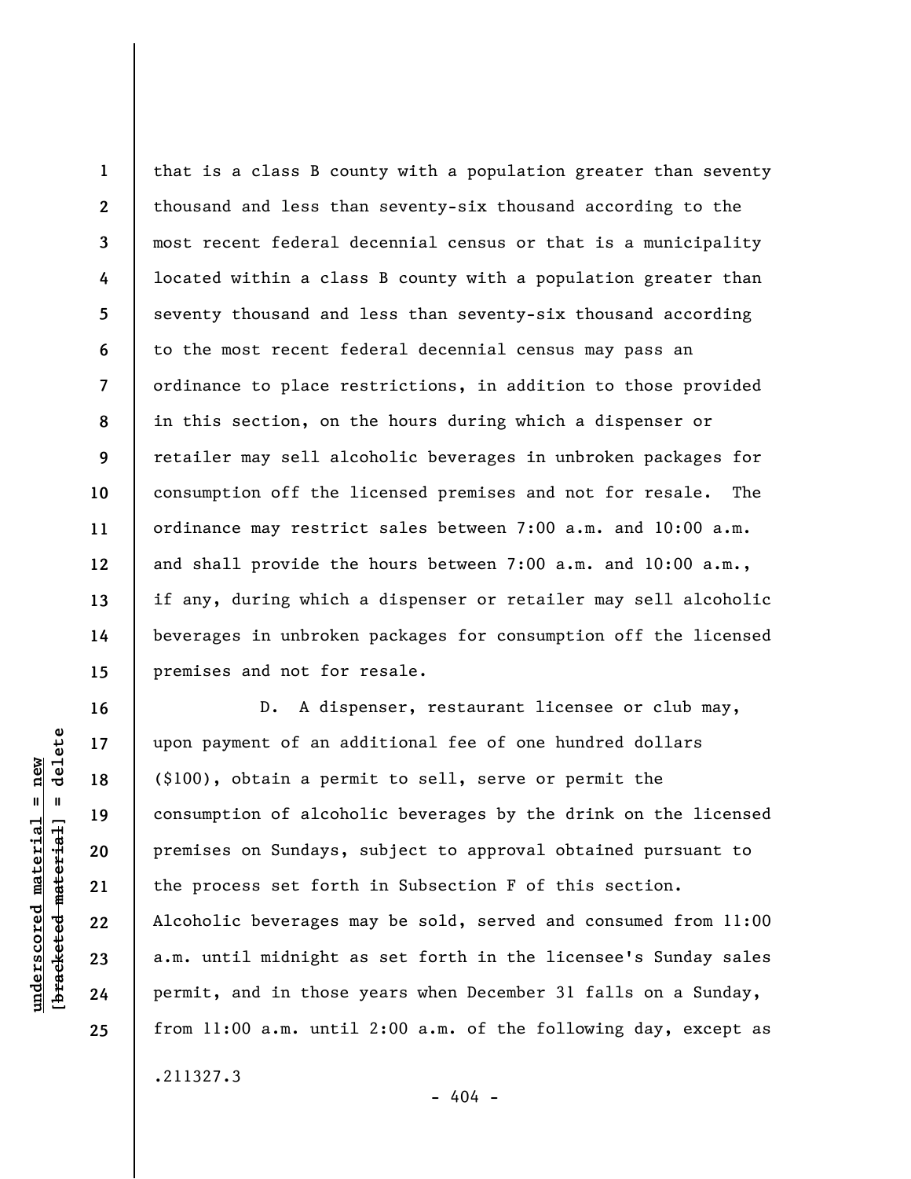that is a class B county with a population greater than seventy thousand and less than seventy-six thousand according to the most recent federal decennial census or that is a municipality located within a class B county with a population greater than seventy thousand and less than seventy-six thousand according to the most recent federal decennial census may pass an ordinance to place restrictions, in addition to those provided in this section, on the hours during which a dispenser or retailer may sell alcoholic beverages in unbroken packages for consumption off the licensed premises and not for resale. The ordinance may restrict sales between 7:00 a.m. and 10:00 a.m. and shall provide the hours between 7:00 a.m. and 10:00 a.m., if any, during which a dispenser or retailer may sell alcoholic beverages in unbroken packages for consumption off the licensed premises and not for resale.

D. A dispenser, restaurant licensee or club may, upon payment of an additional fee of one hundred dollars ($100), obtain a permit to sell, serve or permit the consumption of alcoholic beverages by the drink on the licensed premises on Sundays, subject to approval obtained pursuant to the process set forth in Subsection F of this section. Alcoholic beverages may be sold, served and consumed from 11:00 a.m. until midnight as set forth in the licensee's Sunday sales permit, and in those years when December 31 falls on a Sunday, from 11:00 a.m. until 2:00 a.m. of the following day, except as

.211327.3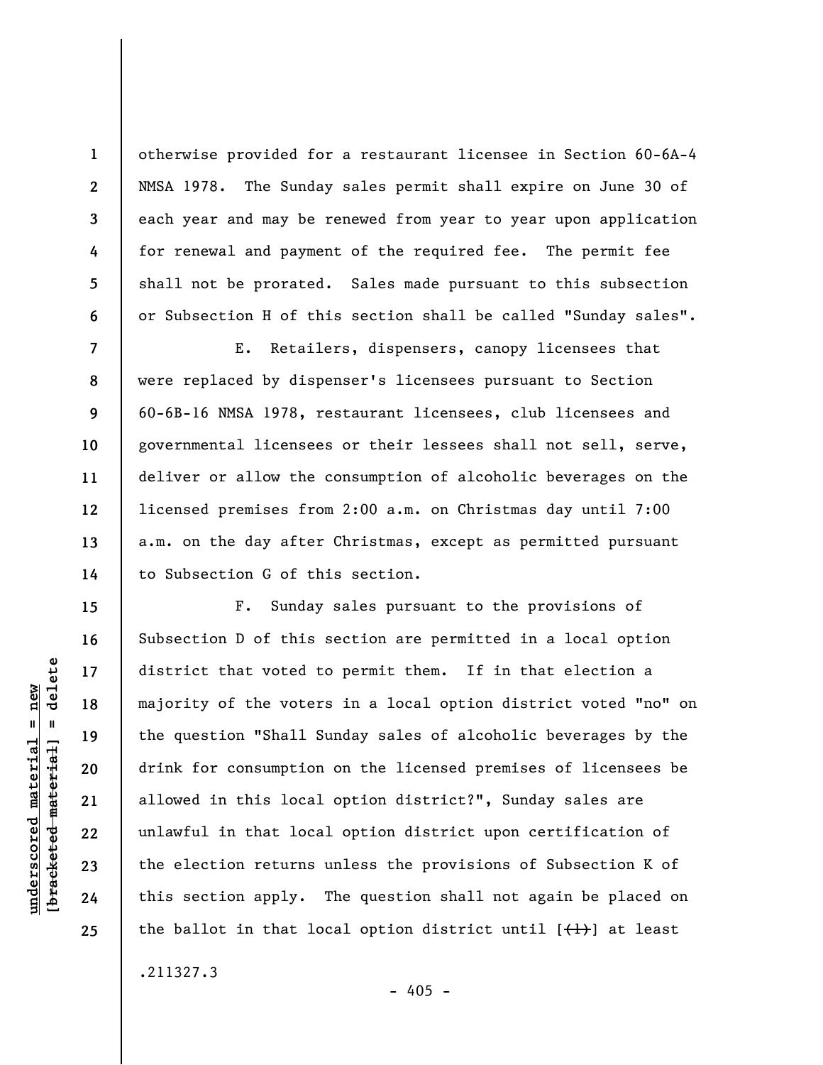otherwise provided for a restaurant licensee in Section 60-6A-4 NMSA 1978. The Sunday sales permit shall expire on June 30 of each year and may be renewed from year to year upon application for renewal and payment of the required fee. The permit fee shall not be prorated. Sales made pursuant to this subsection or Subsection H of this section shall be called "Sunday sales".

E. Retailers, dispensers, canopy licensees that were replaced by dispenser's licensees pursuant to Section 60-6B-16 NMSA 1978, restaurant licensees, club licensees and governmental licensees or their lessees shall not sell, serve, deliver or allow the consumption of alcoholic beverages on the licensed premises from 2:00 a.m. on Christmas day until 7:00 a.m. on the day after Christmas, except as permitted pursuant to Subsection G of this section.

F. Sunday sales pursuant to the provisions of Subsection D of this section are permitted in a local option district that voted to permit them. If in that election a majority of the voters in a local option district voted "no" on the question "Shall Sunday sales of alcoholic beverages by the drink for consumption on the licensed premises of licensees be allowed in this local option district?", Sunday sales are unlawful in that local option district upon certification of the election returns unless the provisions of Subsection K of this section apply. The question shall not again be placed on the ballot in that local option district until [~~(1)~~] at least

.211327.3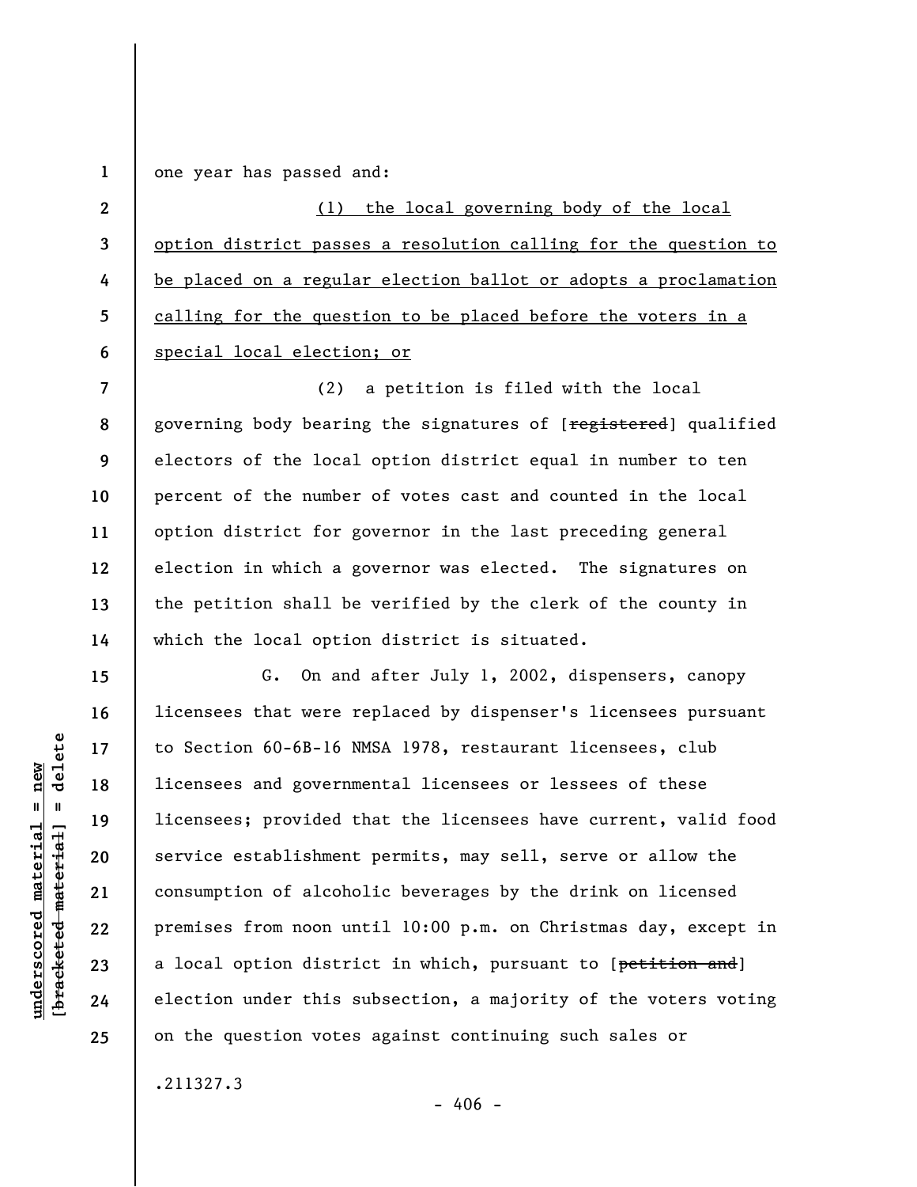one year has passed and:

<u>(1) the local governing body of the local option district passes a resolution calling for the question to be placed on a regular election ballot or adopts a proclamation calling for the question to be placed before the voters in a special local election; or</u>

(2) a petition is filed with the local governing body bearing the signatures of [~~registered~~] qualified electors of the local option district equal in number to ten percent of the number of votes cast and counted in the local option district for governor in the last preceding general election in which a governor was elected. The signatures on the petition shall be verified by the clerk of the county in which the local option district is situated.

G. On and after July 1, 2002, dispensers, canopy licensees that were replaced by dispenser's licensees pursuant to Section 60-6B-16 NMSA 1978, restaurant licensees, club licensees and governmental licensees or lessees of these licensees; provided that the licensees have current, valid food service establishment permits, may sell, serve or allow the consumption of alcoholic beverages by the drink on licensed premises from noon until 10:00 p.m. on Christmas day, except in a local option district in which, pursuant to [~~petition and~~] election under this subsection, a majority of the voters voting on the question votes against continuing such sales or

.211327.3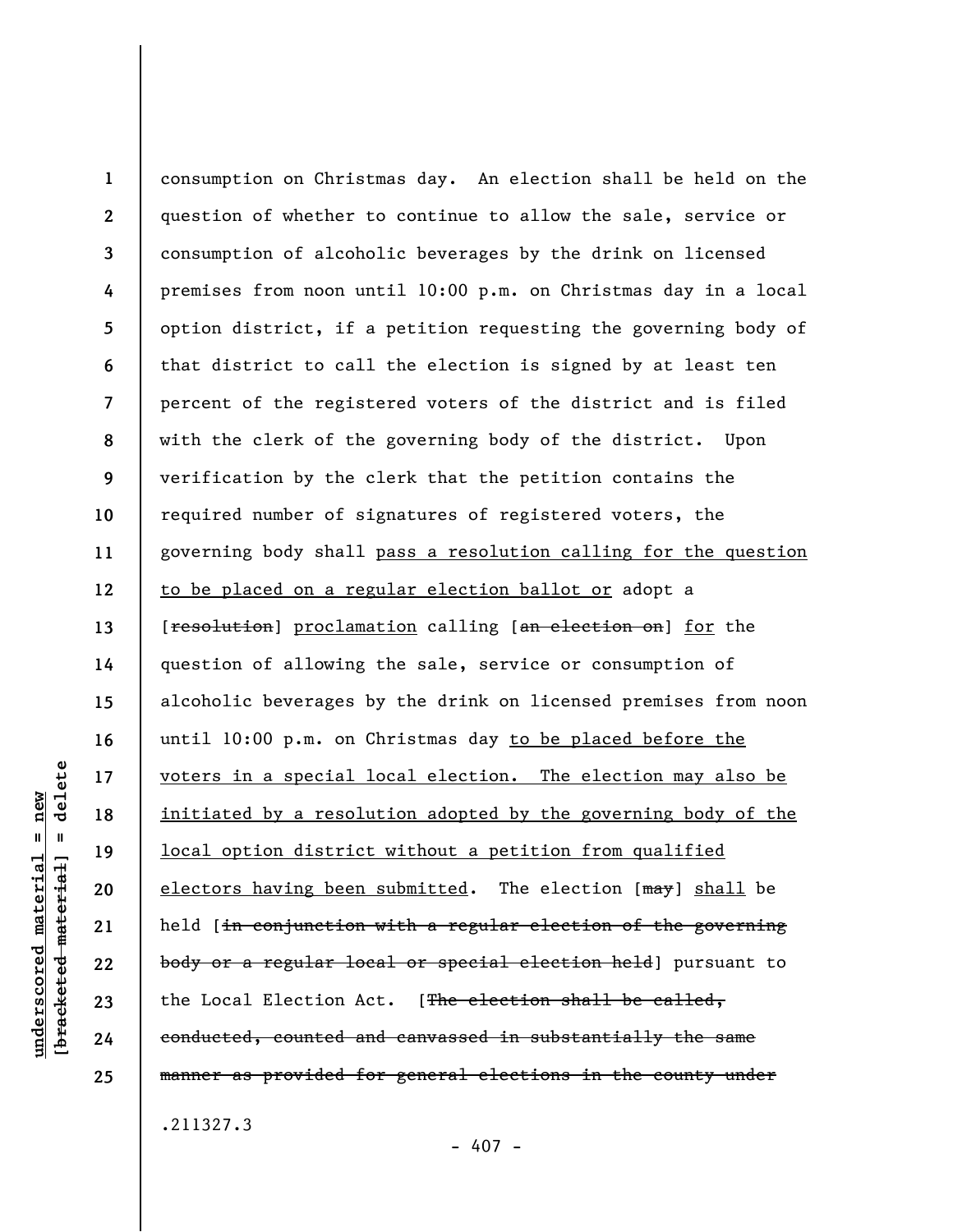consumption on Christmas day. An election shall be held on the question of whether to continue to allow the sale, service or consumption of alcoholic beverages by the drink on licensed premises from noon until 10:00 p.m. on Christmas day in a local option district, if a petition requesting the governing body of that district to call the election is signed by at least ten percent of the registered voters of the district and is filed with the clerk of the governing body of the district. Upon verification by the clerk that the petition contains the required number of signatures of registered voters, the governing body shall pass a resolution calling for the question to be placed on a regular election ballot or adopt a [~~resolution~~] proclamation calling [~~an election on~~] for the question of allowing the sale, service or consumption of alcoholic beverages by the drink on licensed premises from noon until 10:00 p.m. on Christmas day to be placed before the voters in a special local election. The election may also be initiated by a resolution adopted by the governing body of the local option district without a petition from qualified electors having been submitted. The election [~~may~~] shall be held [~~in conjunction with a regular election of the governing body or a regular local or special election held~~] pursuant to the Local Election Act. [~~The election shall be called, conducted, counted and canvassed in substantially the same manner as provided for general elections in the county under~~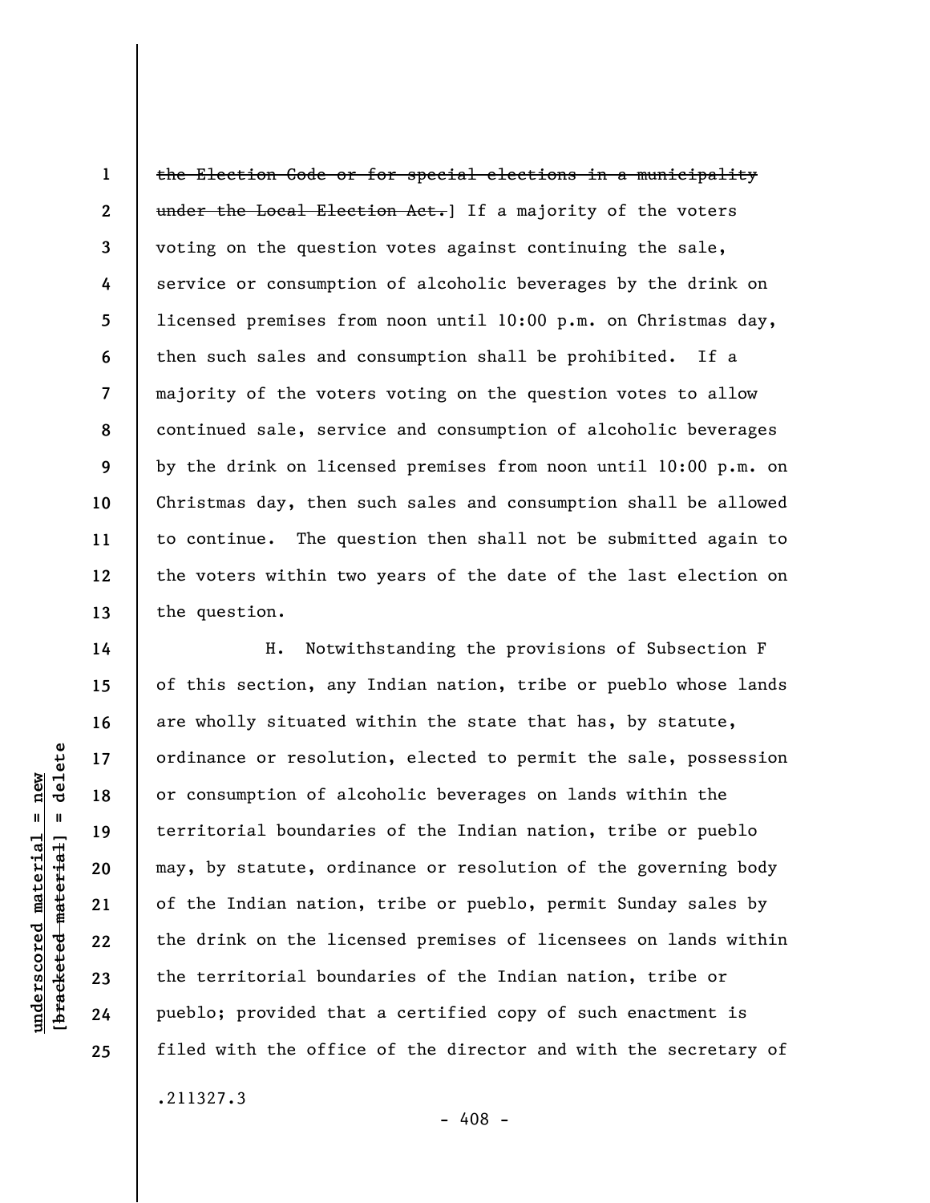~~the Election Code or for special elections in a municipality under the Local Election Act.~~] If a majority of the voters voting on the question votes against continuing the sale, service or consumption of alcoholic beverages by the drink on licensed premises from noon until 10:00 p.m. on Christmas day, then such sales and consumption shall be prohibited. If a majority of the voters voting on the question votes to allow continued sale, service and consumption of alcoholic beverages by the drink on licensed premises from noon until 10:00 p.m. on Christmas day, then such sales and consumption shall be allowed to continue. The question then shall not be submitted again to the voters within two years of the date of the last election on the question.

H. Notwithstanding the provisions of Subsection F of this section, any Indian nation, tribe or pueblo whose lands are wholly situated within the state that has, by statute, ordinance or resolution, elected to permit the sale, possession or consumption of alcoholic beverages on lands within the territorial boundaries of the Indian nation, tribe or pueblo may, by statute, ordinance or resolution of the governing body of the Indian nation, tribe or pueblo, permit Sunday sales by the drink on the licensed premises of licensees on lands within the territorial boundaries of the Indian nation, tribe or pueblo; provided that a certified copy of such enactment is filed with the office of the director and with the secretary of

.211327.3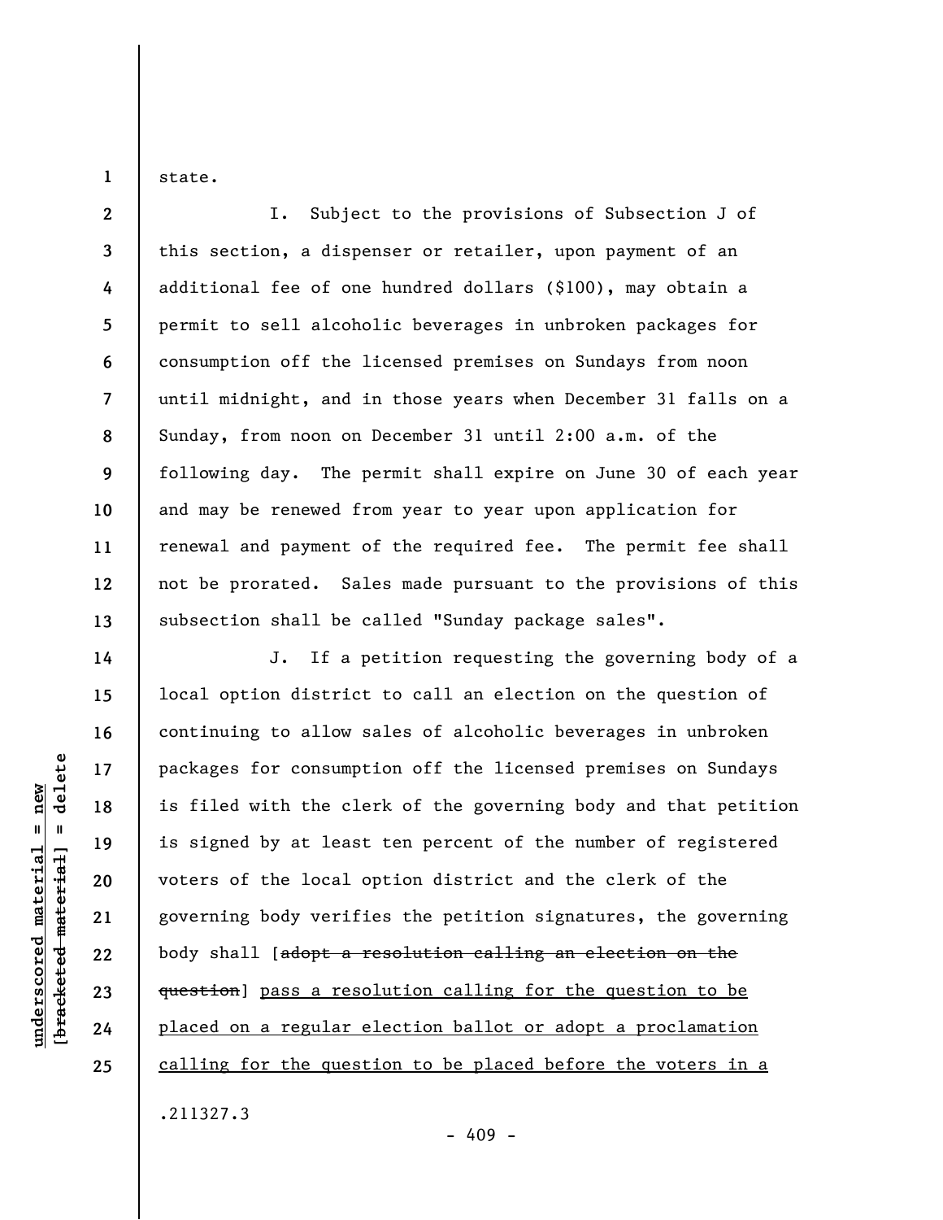state.

I. Subject to the provisions of Subsection J of this section, a dispenser or retailer, upon payment of an additional fee of one hundred dollars ($100), may obtain a permit to sell alcoholic beverages in unbroken packages for consumption off the licensed premises on Sundays from noon until midnight, and in those years when December 31 falls on a Sunday, from noon on December 31 until 2:00 a.m. of the following day. The permit shall expire on June 30 of each year and may be renewed from year to year upon application for renewal and payment of the required fee. The permit fee shall not be prorated. Sales made pursuant to the provisions of this subsection shall be called "Sunday package sales".

J. If a petition requesting the governing body of a local option district to call an election on the question of continuing to allow sales of alcoholic beverages in unbroken packages for consumption off the licensed premises on Sundays is filed with the clerk of the governing body and that petition is signed by at least ten percent of the number of registered voters of the local option district and the clerk of the governing body verifies the petition signatures, the governing body shall [~~adopt a resolution calling an election on the question~~] <u>pass a resolution calling for the question to be placed on a regular election ballot or adopt a proclamation calling for the question to be placed before the voters in a</u>

.211327.3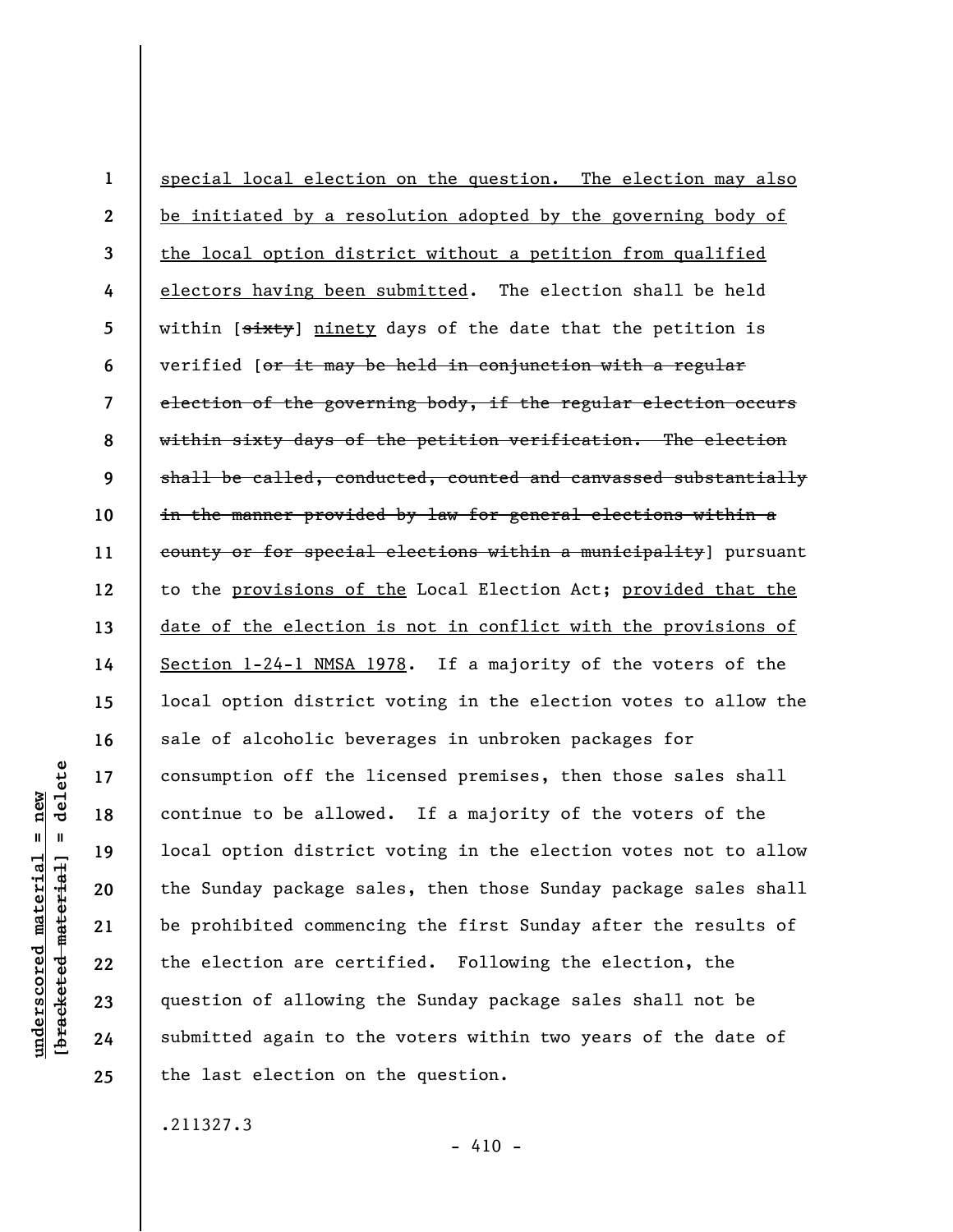special local election on the question. The election may also be initiated by a resolution adopted by the governing body of the local option district without a petition from qualified electors having been submitted. The election shall be held within [~~sixty~~] ninety days of the date that the petition is verified [~~or it may be held in conjunction with a regular election of the governing body, if the regular election occurs within sixty days of the petition verification. The election shall be called, conducted, counted and canvassed substantially in the manner provided by law for general elections within a county or for special elections within a municipality~~] pursuant to the provisions of the Local Election Act; provided that the date of the election is not in conflict with the provisions of Section 1-24-1 NMSA 1978. If a majority of the voters of the local option district voting in the election votes to allow the sale of alcoholic beverages in unbroken packages for consumption off the licensed premises, then those sales shall continue to be allowed. If a majority of the voters of the local option district voting in the election votes not to allow the Sunday package sales, then those Sunday package sales shall be prohibited commencing the first Sunday after the results of the election are certified. Following the election, the question of allowing the Sunday package sales shall not be submitted again to the voters within two years of the date of the last election on the question.

.211327.3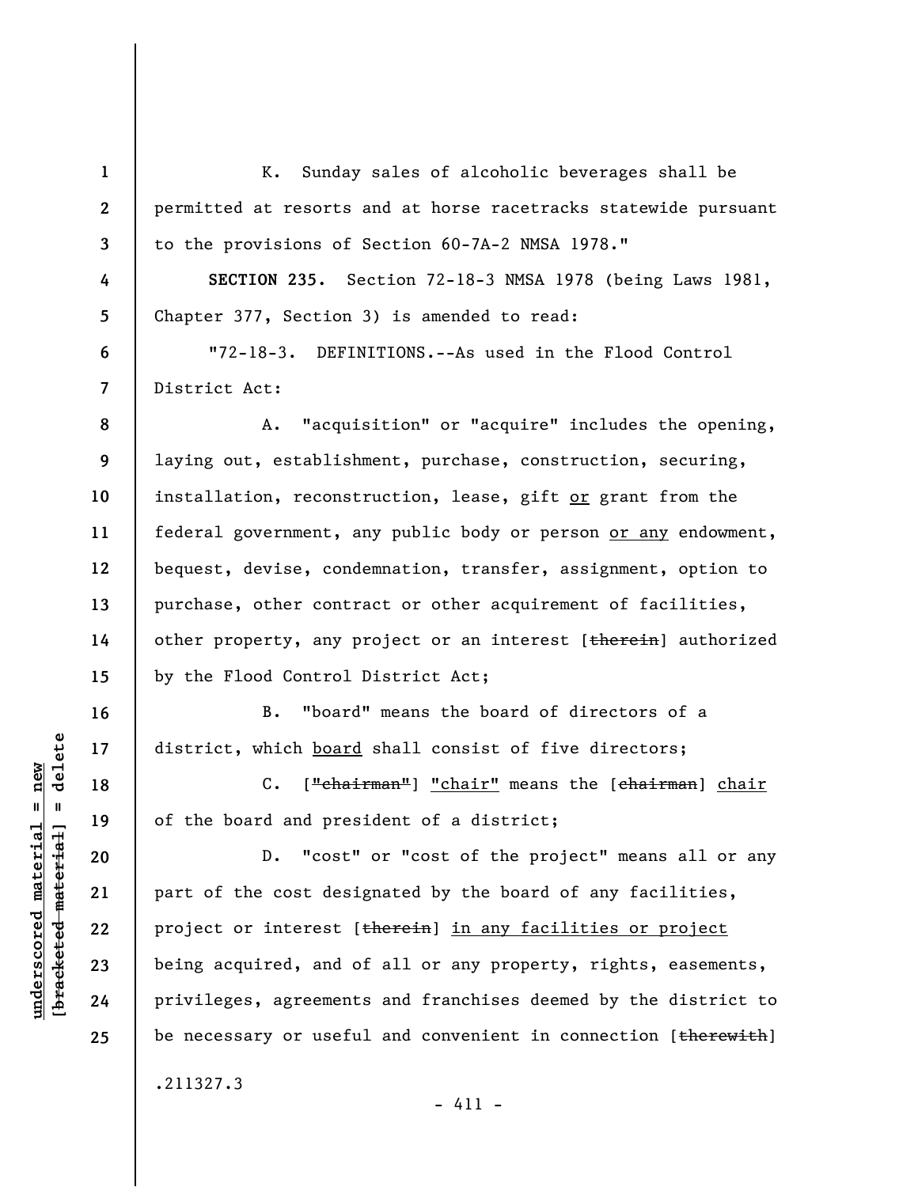K. Sunday sales of alcoholic beverages shall be permitted at resorts and at horse racetracks statewide pursuant to the provisions of Section 60-7A-2 NMSA 1978."

**SECTION 235.** Section 72-18-3 NMSA 1978 (being Laws 1981, Chapter 377, Section 3) is amended to read:

"72-18-3. DEFINITIONS.--As used in the Flood Control District Act:

A. "acquisition" or "acquire" includes the opening, laying out, establishment, purchase, construction, securing, installation, reconstruction, lease, gift <u>or</u> grant from the federal government, any public body or person <u>or any</u> endowment, bequest, devise, condemnation, transfer, assignment, option to purchase, other contract or other acquirement of facilities, other property, any project or an interest [~~therein~~] authorized by the Flood Control District Act;

B. "board" means the board of directors of a district, which <u>board</u> shall consist of five directors;

C. [~~"chairman"~~] <u>"chair"</u> means the [~~chairman~~] <u>chair</u> of the board and president of a district;

D. "cost" or "cost of the project" means all or any part of the cost designated by the board of any facilities, project or interest [~~therein~~] <u>in any facilities or project</u> being acquired, and of all or any property, rights, easements, privileges, agreements and franchises deemed by the district to be necessary or useful and convenient in connection [~~therewith~~]

.211327.3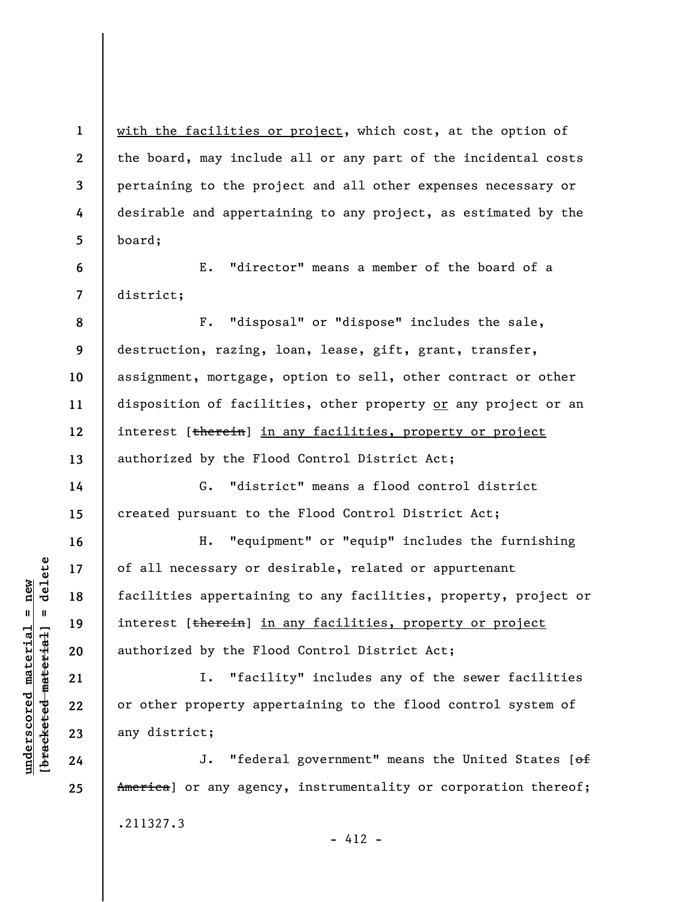with the facilities or project, which cost, at the option of the board, may include all or any part of the incidental costs pertaining to the project and all other expenses necessary or desirable and appertaining to any project, as estimated by the board;

E. "director" means a member of the board of a district;

F. "disposal" or "dispose" includes the sale, destruction, razing, loan, lease, gift, grant, transfer, assignment, mortgage, option to sell, other contract or other disposition of facilities, other property or any project or an interest [therein] in any facilities, property or project authorized by the Flood Control District Act;

G. "district" means a flood control district created pursuant to the Flood Control District Act;

H. "equipment" or "equip" includes the furnishing of all necessary or desirable, related or appurtenant facilities appertaining to any facilities, property, project or interest [therein] in any facilities, property or project authorized by the Flood Control District Act;

I. "facility" includes any of the sewer facilities or other property appertaining to the flood control system of any district;

J. "federal government" means the United States [of America] or any agency, instrumentality or corporation thereof;

.211327.3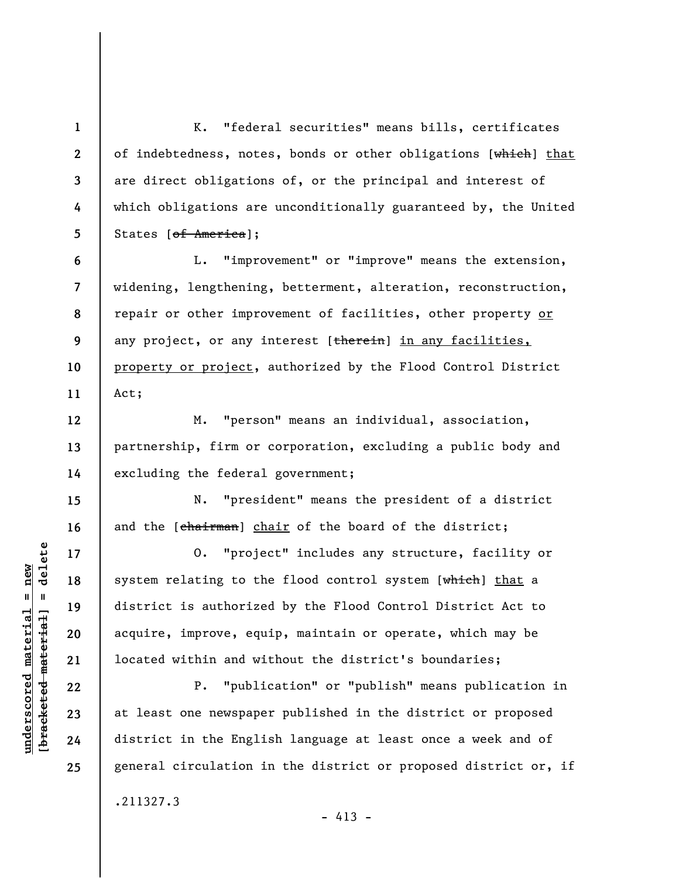K. "federal securities" means bills, certificates of indebtedness, notes, bonds or other obligations [~~which~~] <u>that</u> are direct obligations of, or the principal and interest of which obligations are unconditionally guaranteed by, the United States [~~of America~~];

L. "improvement" or "improve" means the extension, widening, lengthening, betterment, alteration, reconstruction, repair or other improvement of facilities, other property <u>or</u> any project, or any interest [~~therein~~] <u>in any facilities, property or project</u>, authorized by the Flood Control District Act;

M. "person" means an individual, association, partnership, firm or corporation, excluding a public body and excluding the federal government;

N. "president" means the president of a district and the [~~chairman~~] <u>chair</u> of the board of the district;

O. "project" includes any structure, facility or system relating to the flood control system [~~which~~] <u>that</u> a district is authorized by the Flood Control District Act to acquire, improve, equip, maintain or operate, which may be located within and without the district's boundaries;

P. "publication" or "publish" means publication in at least one newspaper published in the district or proposed district in the English language at least once a week and of general circulation in the district or proposed district or, if

.211327.3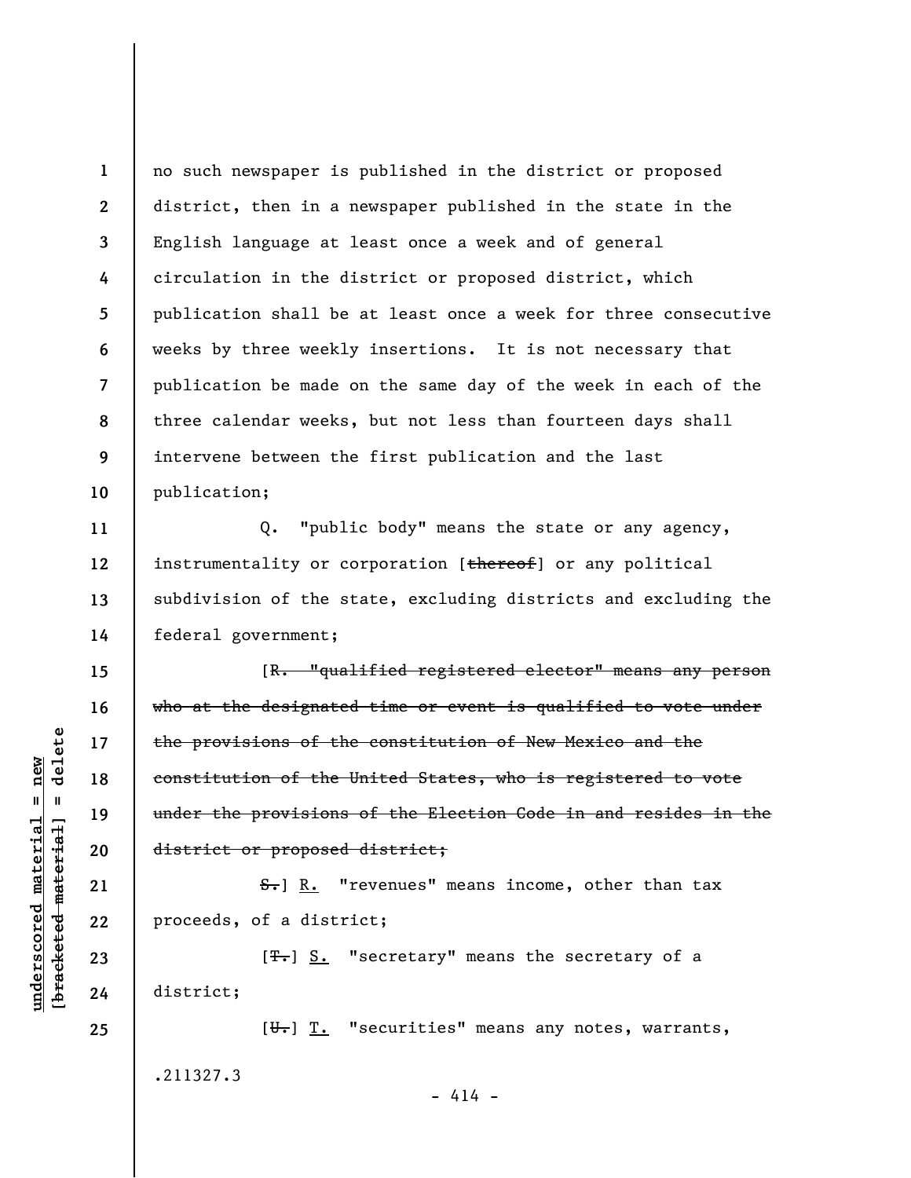no such newspaper is published in the district or proposed district, then in a newspaper published in the state in the English language at least once a week and of general circulation in the district or proposed district, which publication shall be at least once a week for three consecutive weeks by three weekly insertions. It is not necessary that publication be made on the same day of the week in each of the three calendar weeks, but not less than fourteen days shall intervene between the first publication and the last publication;

Q. "public body" means the state or any agency, instrumentality or corporation [~~thereof~~] or any political subdivision of the state, excluding districts and excluding the federal government;

[~~R. "qualified registered elector" means any person who at the designated time or event is qualified to vote under the provisions of the constitution of New Mexico and the constitution of the United States, who is registered to vote under the provisions of the Election Code in and resides in the district or proposed district;~~

~~S.~~] R. "revenues" means income, other than tax proceeds, of a district;

[~~T.~~] S. "secretary" means the secretary of a district;

[~~U.~~] T. "securities" means any notes, warrants,

.211327.3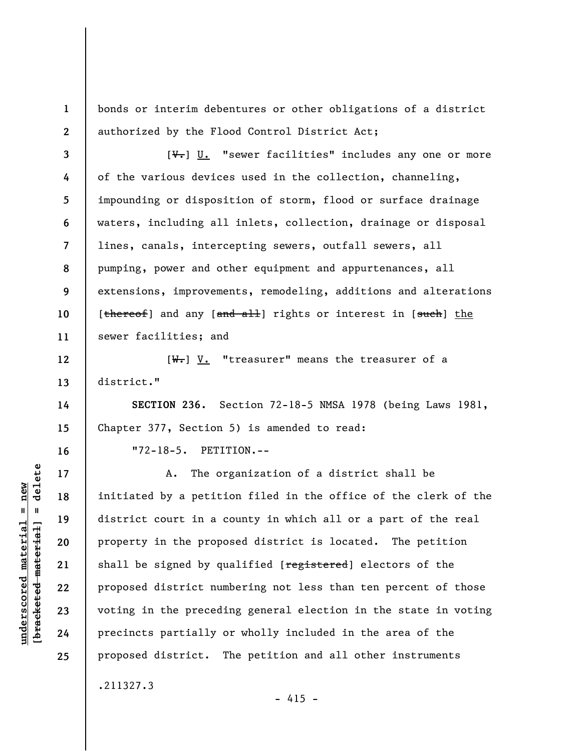bonds or interim debentures or other obligations of a district authorized by the Flood Control District Act;

[~~V.~~] U. "sewer facilities" includes any one or more of the various devices used in the collection, channeling, impounding or disposition of storm, flood or surface drainage waters, including all inlets, collection, drainage or disposal lines, canals, intercepting sewers, outfall sewers, all pumping, power and other equipment and appurtenances, all extensions, improvements, remodeling, additions and alterations [~~thereof~~] and any [~~and all~~] rights or interest in [~~such~~] the sewer facilities; and

[~~W.~~] V. "treasurer" means the treasurer of a district."

**SECTION 236.** Section 72-18-5 NMSA 1978 (being Laws 1981, Chapter 377, Section 5) is amended to read:

"72-18-5. PETITION.--

A. The organization of a district shall be initiated by a petition filed in the office of the clerk of the district court in a county in which all or a part of the real property in the proposed district is located. The petition shall be signed by qualified [~~registered~~] electors of the proposed district numbering not less than ten percent of those voting in the preceding general election in the state in voting precincts partially or wholly included in the area of the proposed district. The petition and all other instruments

.211327.3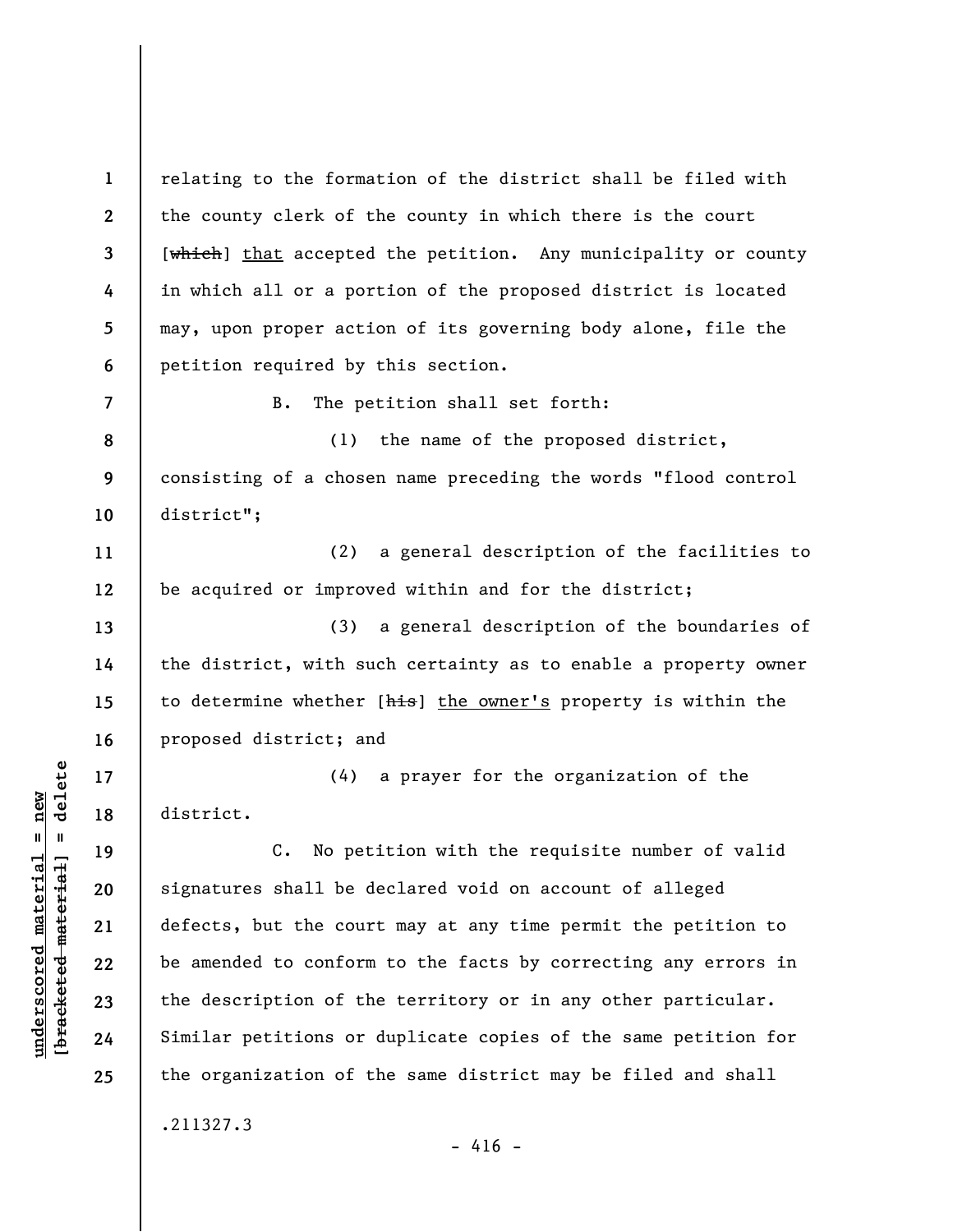relating to the formation of the district shall be filed with the county clerk of the county in which there is the court [~~which~~] <u>that</u> accepted the petition. Any municipality or county in which all or a portion of the proposed district is located may, upon proper action of its governing body alone, file the petition required by this section.

B. The petition shall set forth:

(1) the name of the proposed district, consisting of a chosen name preceding the words "flood control district";

(2) a general description of the facilities to be acquired or improved within and for the district;

(3) a general description of the boundaries of the district, with such certainty as to enable a property owner to determine whether [~~his~~] <u>the owner's</u> property is within the proposed district; and

(4) a prayer for the organization of the district.

C. No petition with the requisite number of valid signatures shall be declared void on account of alleged defects, but the court may at any time permit the petition to be amended to conform to the facts by correcting any errors in the description of the territory or in any other particular. Similar petitions or duplicate copies of the same petition for the organization of the same district may be filed and shall

.211327.3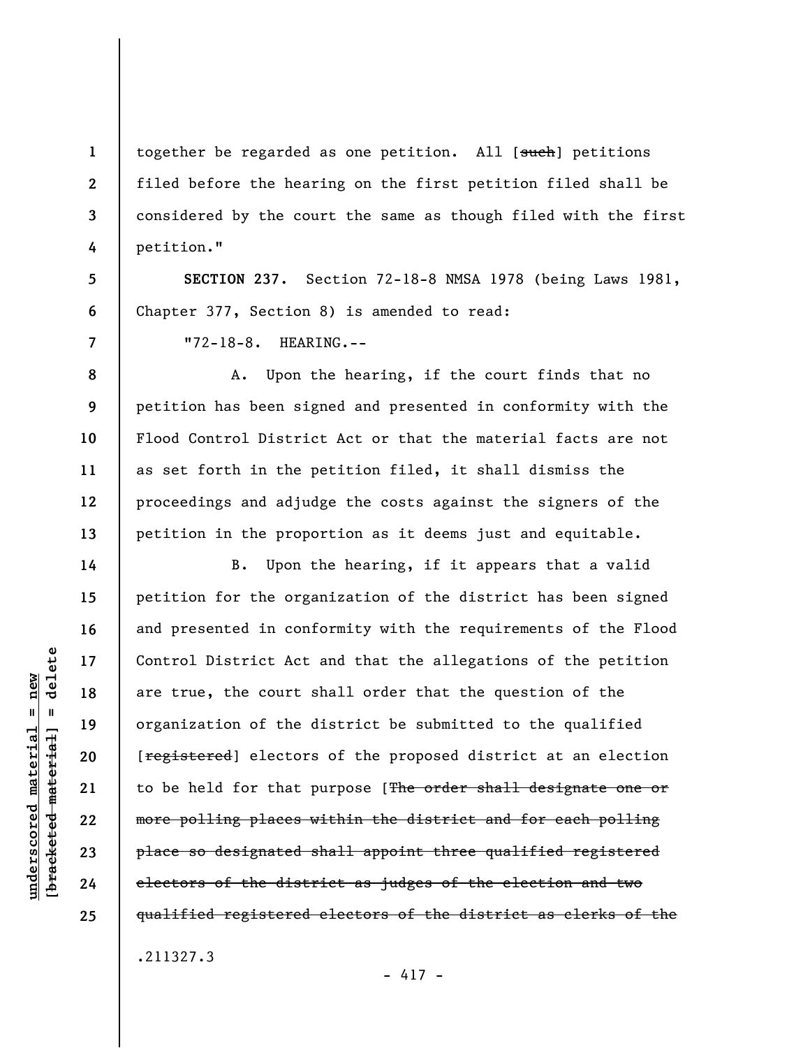together be regarded as one petition. All [~~such~~] petitions filed before the hearing on the first petition filed shall be considered by the court the same as though filed with the first petition."

**SECTION 237.** Section 72-18-8 NMSA 1978 (being Laws 1981, Chapter 377, Section 8) is amended to read:

"72-18-8. HEARING.--

A. Upon the hearing, if the court finds that no petition has been signed and presented in conformity with the Flood Control District Act or that the material facts are not as set forth in the petition filed, it shall dismiss the proceedings and adjudge the costs against the signers of the petition in the proportion as it deems just and equitable.

B. Upon the hearing, if it appears that a valid petition for the organization of the district has been signed and presented in conformity with the requirements of the Flood Control District Act and that the allegations of the petition are true, the court shall order that the question of the organization of the district be submitted to the qualified [~~registered~~] electors of the proposed district at an election to be held for that purpose [~~The order shall designate one or more polling places within the district and for each polling place so designated shall appoint three qualified registered electors of the district as judges of the election and two qualified registered electors of the district as clerks of the~~

.211327.3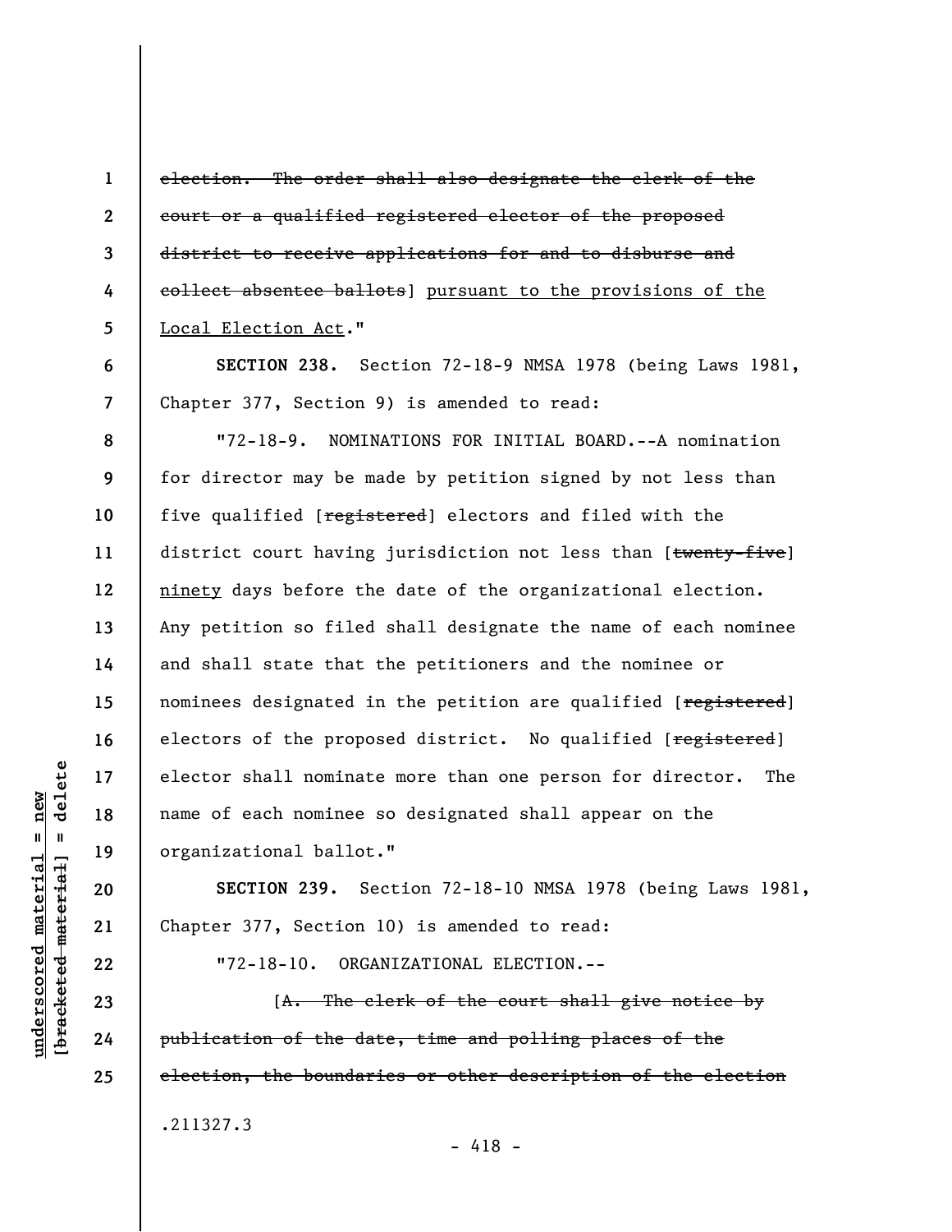~~election. The order shall also designate the clerk of the court or a qualified registered elector of the proposed district to receive applications for and to disburse and collect absentee ballots~~] <u>pursuant to the provisions of the Local Election Act</u>."

**SECTION 238.** Section 72-18-9 NMSA 1978 (being Laws 1981, Chapter 377, Section 9) is amended to read:

"72-18-9. NOMINATIONS FOR INITIAL BOARD.--A nomination for director may be made by petition signed by not less than five qualified [~~registered~~] electors and filed with the district court having jurisdiction not less than [~~twenty-five~~] <u>ninety</u> days before the date of the organizational election. Any petition so filed shall designate the name of each nominee and shall state that the petitioners and the nominee or nominees designated in the petition are qualified [~~registered~~] electors of the proposed district. No qualified [~~registered~~] elector shall nominate more than one person for director. The name of each nominee so designated shall appear on the organizational ballot."

**SECTION 239.** Section 72-18-10 NMSA 1978 (being Laws 1981, Chapter 377, Section 10) is amended to read:

"72-18-10. ORGANIZATIONAL ELECTION.--

[~~A. The clerk of the court shall give notice by publication of the date, time and polling places of the election, the boundaries or other description of the election~~

.211327.3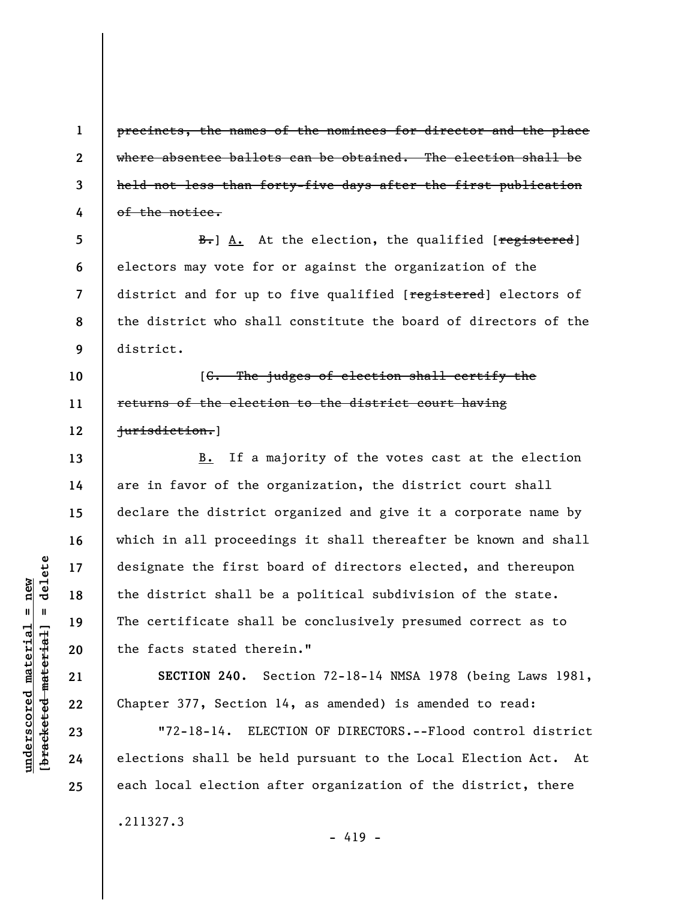~~precincts, the names of the nominees for director and the place where absentee ballots can be obtained. The election shall be held not less than forty-five days after the first publication of the notice.~~

~~B.~~] A. At the election, the qualified [~~registered~~] electors may vote for or against the organization of the district and for up to five qualified [~~registered~~] electors of the district who shall constitute the board of directors of the district.

[~~C. The judges of election shall certify the returns of the election to the district court having jurisdiction.~~]

B. If a majority of the votes cast at the election are in favor of the organization, the district court shall declare the district organized and give it a corporate name by which in all proceedings it shall thereafter be known and shall designate the first board of directors elected, and thereupon the district shall be a political subdivision of the state. The certificate shall be conclusively presumed correct as to the facts stated therein."

**SECTION 240.** Section 72-18-14 NMSA 1978 (being Laws 1981, Chapter 377, Section 14, as amended) is amended to read:

"72-18-14. ELECTION OF DIRECTORS.--Flood control district elections shall be held pursuant to the Local Election Act. At each local election after organization of the district, there

.211327.3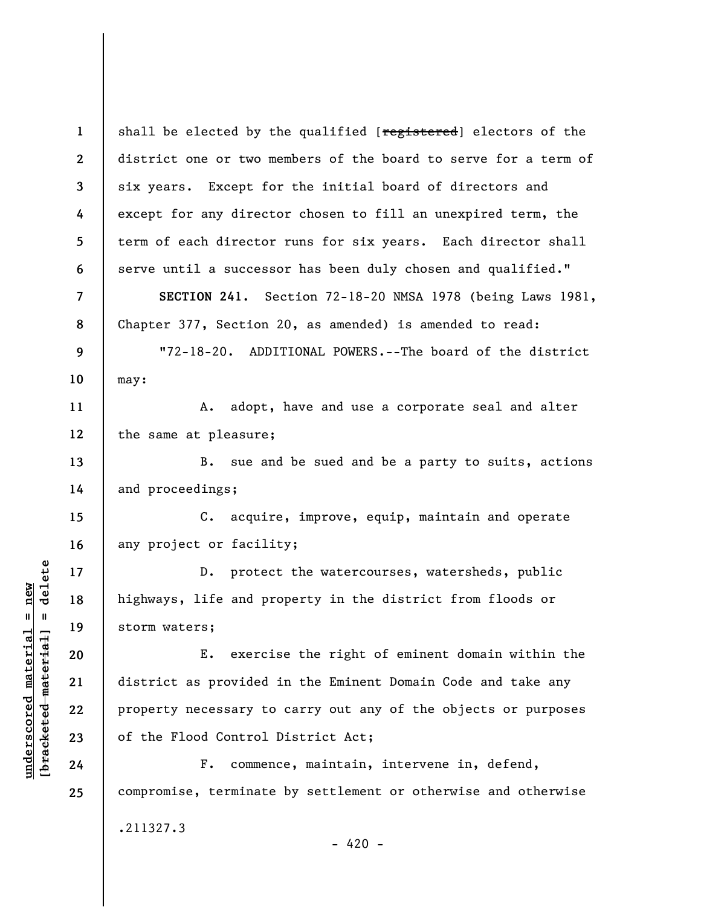shall be elected by the qualified [~~registered~~] electors of the district one or two members of the board to serve for a term of six years. Except for the initial board of directors and except for any director chosen to fill an unexpired term, the term of each director runs for six years. Each director shall serve until a successor has been duly chosen and qualified."

**SECTION 241.** Section 72-18-20 NMSA 1978 (being Laws 1981, Chapter 377, Section 20, as amended) is amended to read:

"72-18-20. ADDITIONAL POWERS.--The board of the district may:

A. adopt, have and use a corporate seal and alter the same at pleasure;

B. sue and be sued and be a party to suits, actions and proceedings;

C. acquire, improve, equip, maintain and operate any project or facility;

D. protect the watercourses, watersheds, public highways, life and property in the district from floods or storm waters;

E. exercise the right of eminent domain within the district as provided in the Eminent Domain Code and take any property necessary to carry out any of the objects or purposes of the Flood Control District Act;

F. commence, maintain, intervene in, defend, compromise, terminate by settlement or otherwise and otherwise

.211327.3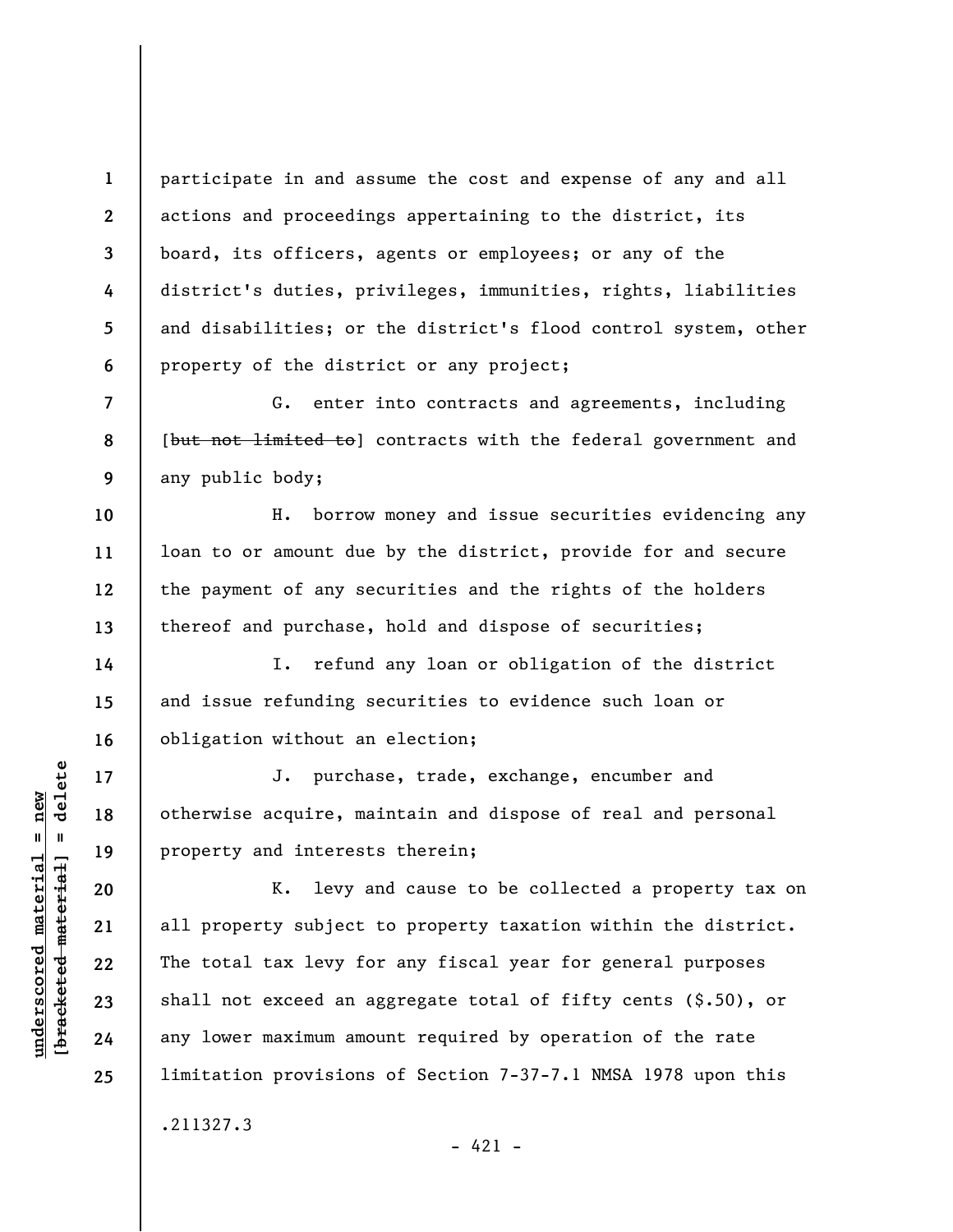participate in and assume the cost and expense of any and all actions and proceedings appertaining to the district, its board, its officers, agents or employees; or any of the district's duties, privileges, immunities, rights, liabilities and disabilities; or the district's flood control system, other property of the district or any project;

G. enter into contracts and agreements, including [~~but not limited to~~] contracts with the federal government and any public body;

H. borrow money and issue securities evidencing any loan to or amount due by the district, provide for and secure the payment of any securities and the rights of the holders thereof and purchase, hold and dispose of securities;

I. refund any loan or obligation of the district and issue refunding securities to evidence such loan or obligation without an election;

J. purchase, trade, exchange, encumber and otherwise acquire, maintain and dispose of real and personal property and interests therein;

K. levy and cause to be collected a property tax on all property subject to property taxation within the district. The total tax levy for any fiscal year for general purposes shall not exceed an aggregate total of fifty cents ($.50), or any lower maximum amount required by operation of the rate limitation provisions of Section 7-37-7.1 NMSA 1978 upon this

.211327.3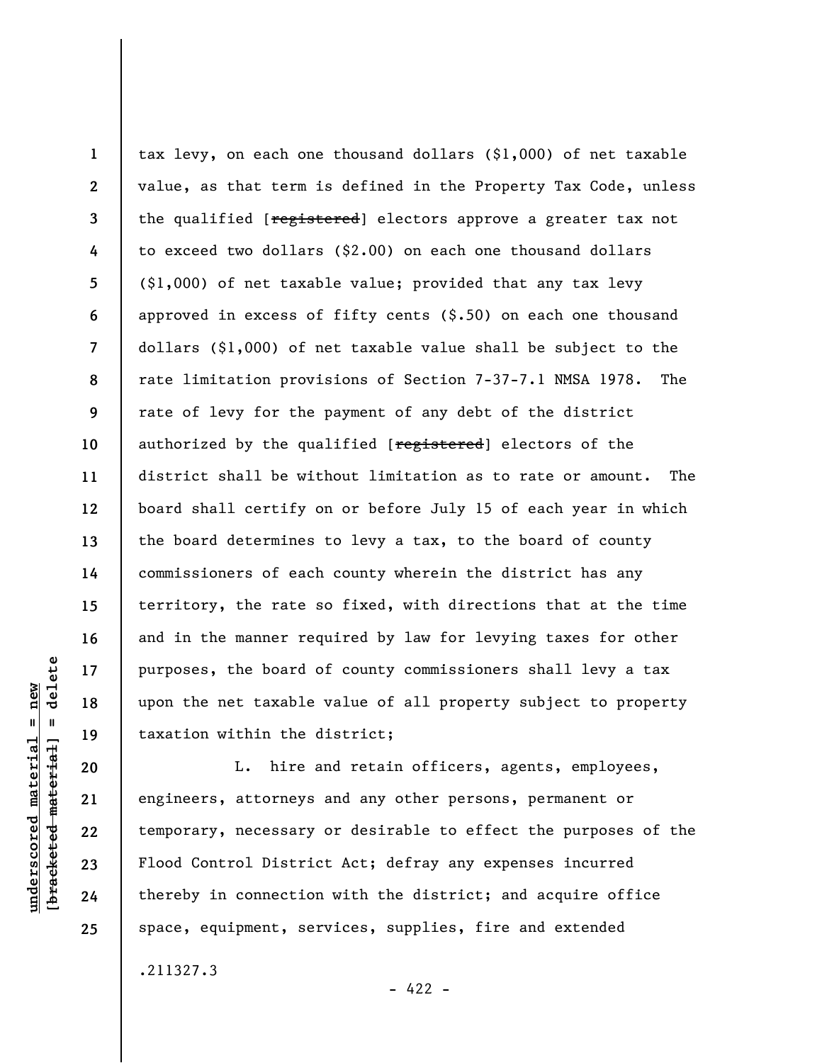tax levy, on each one thousand dollars ($1,000) of net taxable value, as that term is defined in the Property Tax Code, unless the qualified [~~registered~~] electors approve a greater tax not to exceed two dollars ($2.00) on each one thousand dollars ($1,000) of net taxable value; provided that any tax levy approved in excess of fifty cents ($.50) on each one thousand dollars ($1,000) of net taxable value shall be subject to the rate limitation provisions of Section 7-37-7.1 NMSA 1978. The rate of levy for the payment of any debt of the district authorized by the qualified [~~registered~~] electors of the district shall be without limitation as to rate or amount. The board shall certify on or before July 15 of each year in which the board determines to levy a tax, to the board of county commissioners of each county wherein the district has any territory, the rate so fixed, with directions that at the time and in the manner required by law for levying taxes for other purposes, the board of county commissioners shall levy a tax upon the net taxable value of all property subject to property taxation within the district;

L. hire and retain officers, agents, employees, engineers, attorneys and any other persons, permanent or temporary, necessary or desirable to effect the purposes of the Flood Control District Act; defray any expenses incurred thereby in connection with the district; and acquire office space, equipment, services, supplies, fire and extended

.211327.3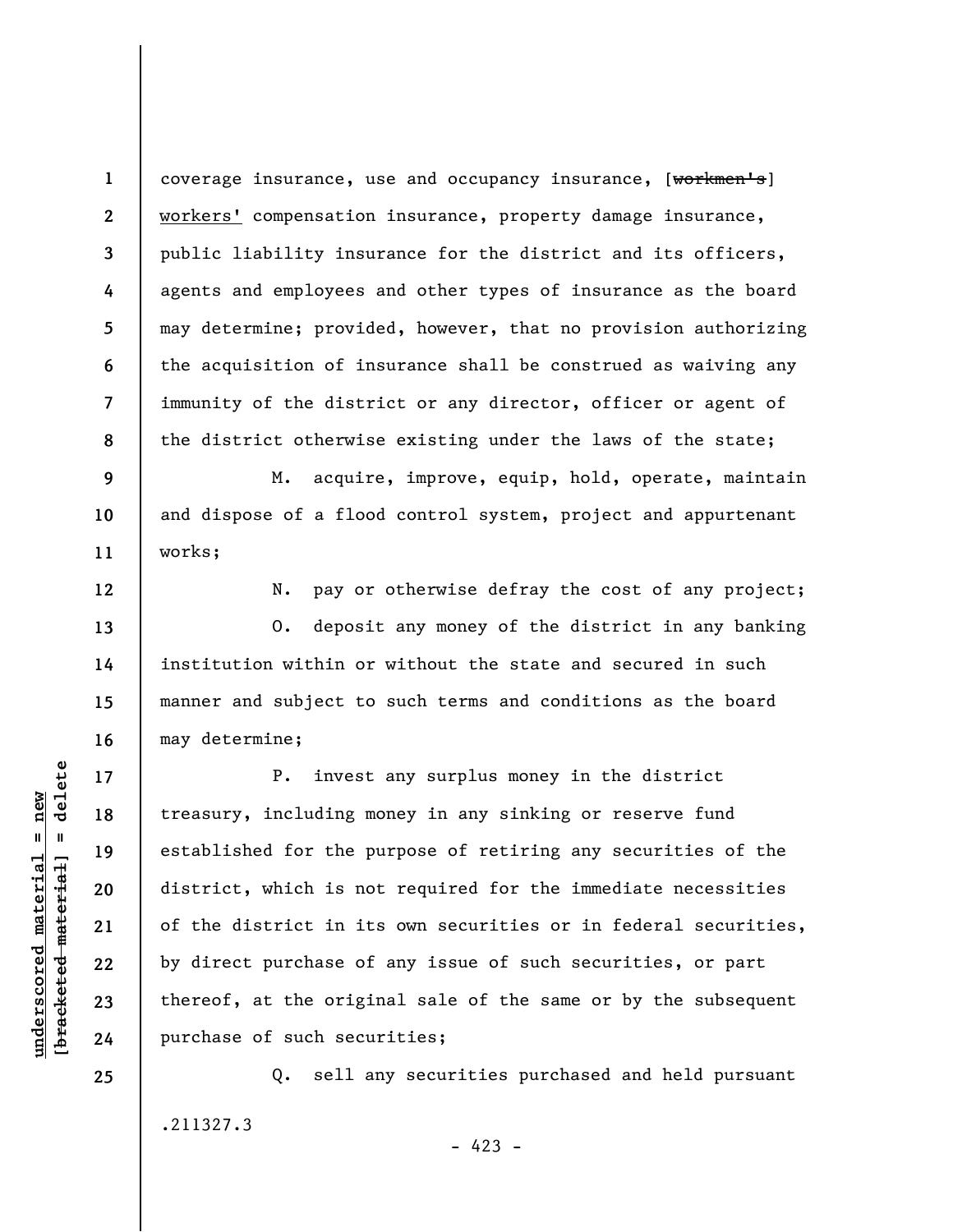coverage insurance, use and occupancy insurance, [~~workmen's~~] workers' compensation insurance, property damage insurance, public liability insurance for the district and its officers, agents and employees and other types of insurance as the board may determine; provided, however, that no provision authorizing the acquisition of insurance shall be construed as waiving any immunity of the district or any director, officer or agent of the district otherwise existing under the laws of the state;

M. acquire, improve, equip, hold, operate, maintain and dispose of a flood control system, project and appurtenant works;

N. pay or otherwise defray the cost of any project;

O. deposit any money of the district in any banking institution within or without the state and secured in such manner and subject to such terms and conditions as the board may determine;

P. invest any surplus money in the district treasury, including money in any sinking or reserve fund established for the purpose of retiring any securities of the district, which is not required for the immediate necessities of the district in its own securities or in federal securities, by direct purchase of any issue of such securities, or part thereof, at the original sale of the same or by the subsequent purchase of such securities;

Q. sell any securities purchased and held pursuant

.211327.3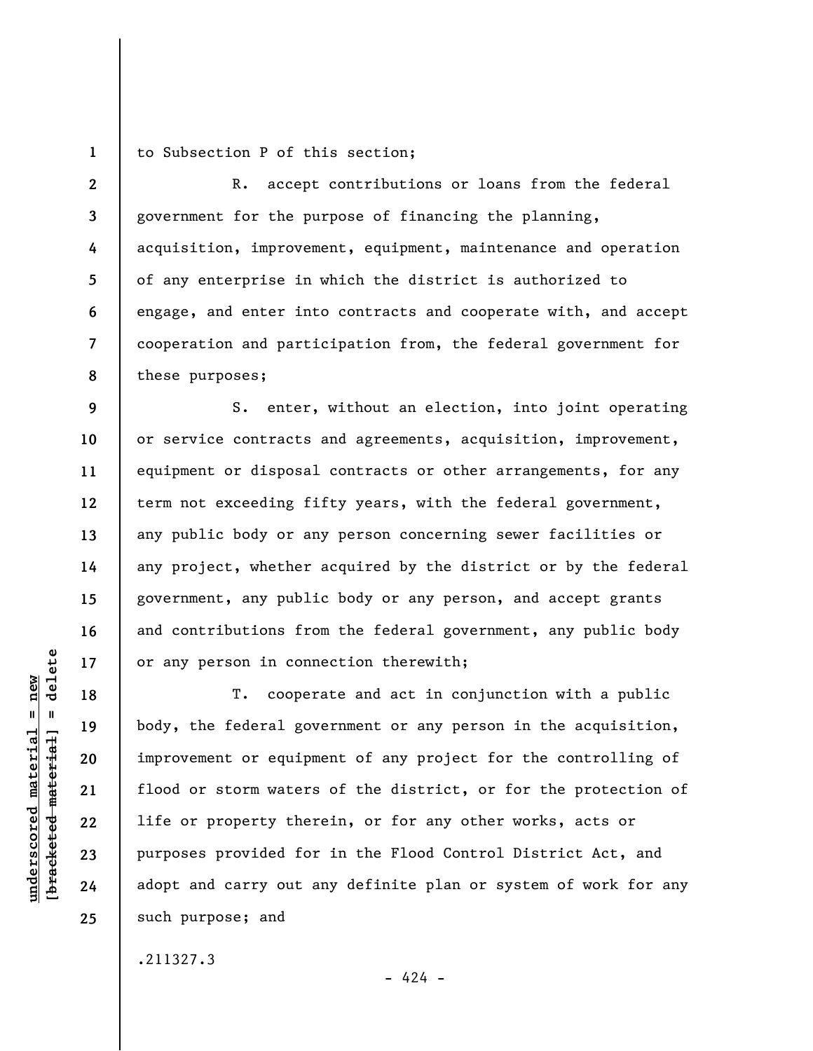to Subsection P of this section;

R. accept contributions or loans from the federal government for the purpose of financing the planning, acquisition, improvement, equipment, maintenance and operation of any enterprise in which the district is authorized to engage, and enter into contracts and cooperate with, and accept cooperation and participation from, the federal government for these purposes;

S. enter, without an election, into joint operating or service contracts and agreements, acquisition, improvement, equipment or disposal contracts or other arrangements, for any term not exceeding fifty years, with the federal government, any public body or any person concerning sewer facilities or any project, whether acquired by the district or by the federal government, any public body or any person, and accept grants and contributions from the federal government, any public body or any person in connection therewith;

T. cooperate and act in conjunction with a public body, the federal government or any person in the acquisition, improvement or equipment of any project for the controlling of flood or storm waters of the district, or for the protection of life or property therein, or for any other works, acts or purposes provided for in the Flood Control District Act, and adopt and carry out any definite plan or system of work for any such purpose; and

.211327.3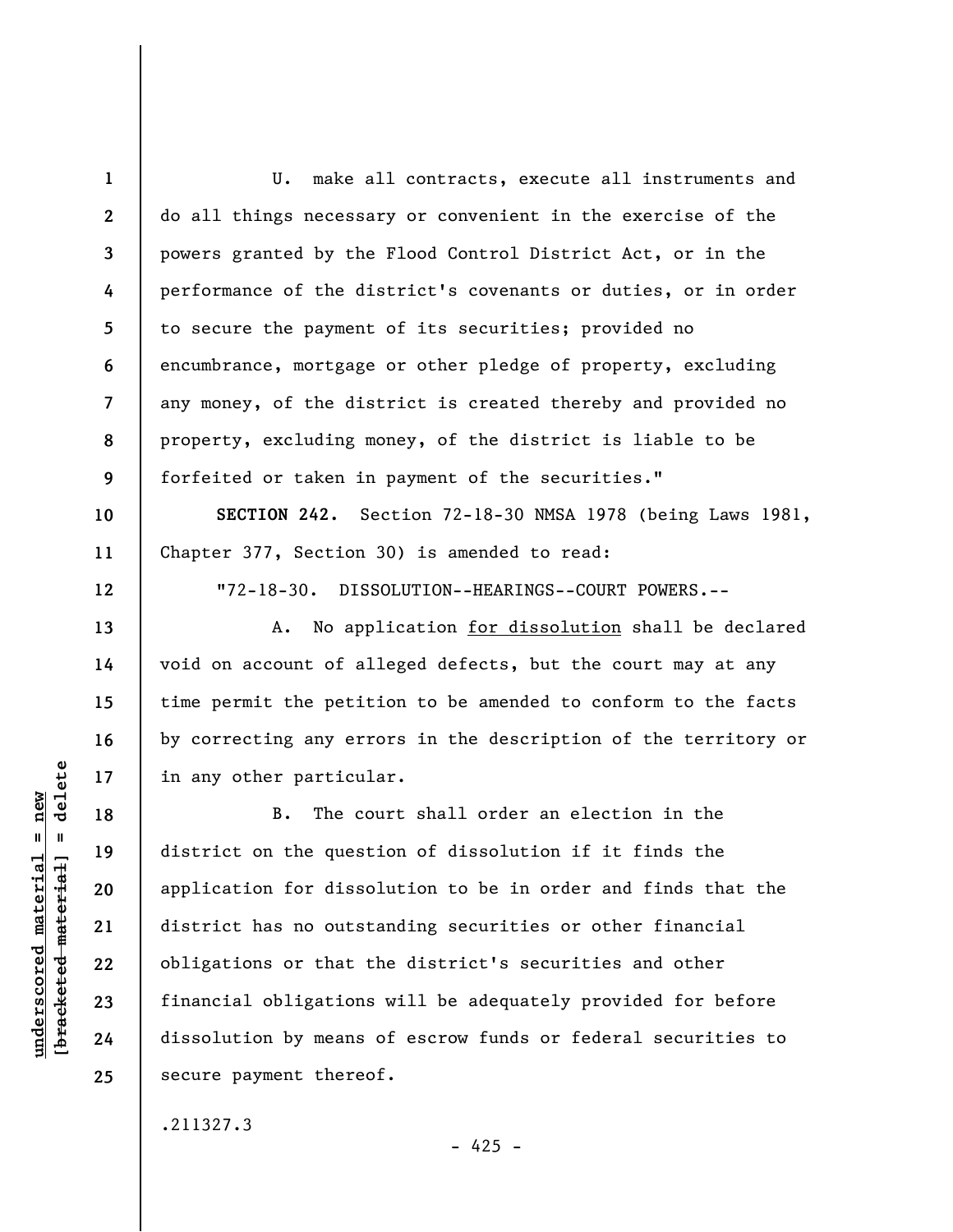U. make all contracts, execute all instruments and do all things necessary or convenient in the exercise of the powers granted by the Flood Control District Act, or in the performance of the district's covenants or duties, or in order to secure the payment of its securities; provided no encumbrance, mortgage or other pledge of property, excluding any money, of the district is created thereby and provided no property, excluding money, of the district is liable to be forfeited or taken in payment of the securities."

**SECTION 242.** Section 72-18-30 NMSA 1978 (being Laws 1981, Chapter 377, Section 30) is amended to read:

"72-18-30. DISSOLUTION--HEARINGS--COURT POWERS.--

A. No application <u>for dissolution</u> shall be declared void on account of alleged defects, but the court may at any time permit the petition to be amended to conform to the facts by correcting any errors in the description of the territory or in any other particular.

B. The court shall order an election in the district on the question of dissolution if it finds the application for dissolution to be in order and finds that the district has no outstanding securities or other financial obligations or that the district's securities and other financial obligations will be adequately provided for before dissolution by means of escrow funds or federal securities to secure payment thereof.

.211327.3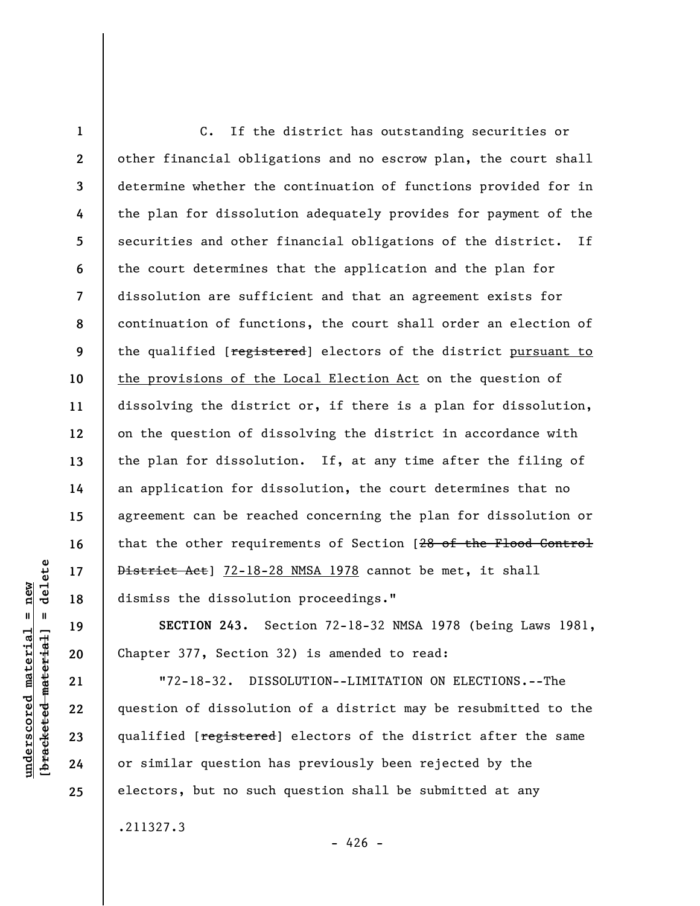C. If the district has outstanding securities or other financial obligations and no escrow plan, the court shall determine whether the continuation of functions provided for in the plan for dissolution adequately provides for payment of the securities and other financial obligations of the district. If the court determines that the application and the plan for dissolution are sufficient and that an agreement exists for continuation of functions, the court shall order an election of the qualified [~~registered~~] electors of the district pursuant to the provisions of the Local Election Act on the question of dissolving the district or, if there is a plan for dissolution, on the question of dissolving the district in accordance with the plan for dissolution. If, at any time after the filing of an application for dissolution, the court determines that no agreement can be reached concerning the plan for dissolution or that the other requirements of Section [~~28 of the Flood Control District Act~~] 72-18-28 NMSA 1978 cannot be met, it shall dismiss the dissolution proceedings."

**SECTION 243.** Section 72-18-32 NMSA 1978 (being Laws 1981, Chapter 377, Section 32) is amended to read:

"72-18-32. DISSOLUTION--LIMITATION ON ELECTIONS.--The question of dissolution of a district may be resubmitted to the qualified [~~registered~~] electors of the district after the same or similar question has previously been rejected by the electors, but no such question shall be submitted at any

.211327.3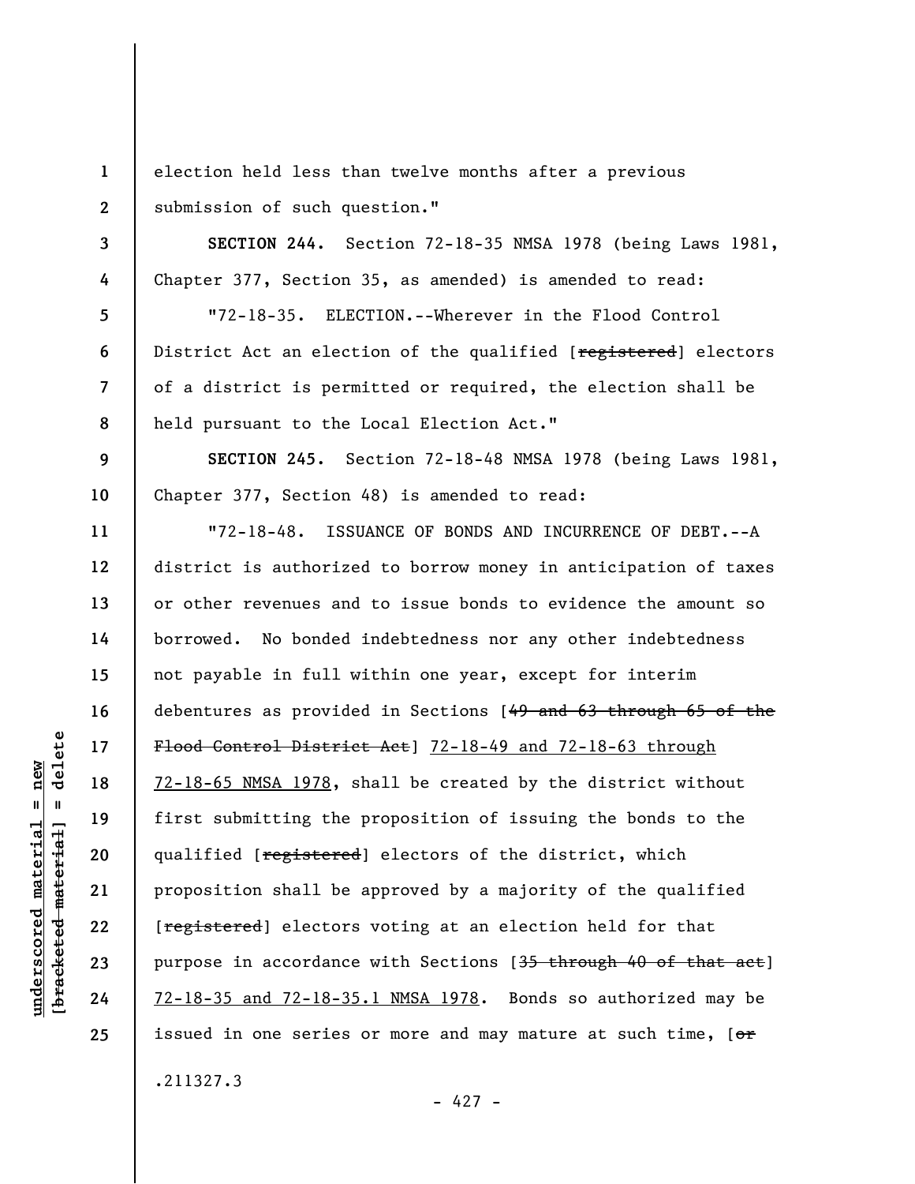election held less than twelve months after a previous submission of such question."

**SECTION 244.** Section 72-18-35 NMSA 1978 (being Laws 1981, Chapter 377, Section 35, as amended) is amended to read:

"72-18-35. ELECTION.--Wherever in the Flood Control District Act an election of the qualified [~~registered~~] electors of a district is permitted or required, the election shall be held pursuant to the Local Election Act."

**SECTION 245.** Section 72-18-48 NMSA 1978 (being Laws 1981, Chapter 377, Section 48) is amended to read:

"72-18-48. ISSUANCE OF BONDS AND INCURRENCE OF DEBT.--A district is authorized to borrow money in anticipation of taxes or other revenues and to issue bonds to evidence the amount so borrowed. No bonded indebtedness nor any other indebtedness not payable in full within one year, except for interim debentures as provided in Sections [~~49 and 63 through 65 of the Flood Control District Act~~] <u>72-18-49 and 72-18-63 through 72-18-65 NMSA 1978</u>, shall be created by the district without first submitting the proposition of issuing the bonds to the qualified [~~registered~~] electors of the district, which proposition shall be approved by a majority of the qualified [~~registered~~] electors voting at an election held for that purpose in accordance with Sections [~~35 through 40 of that act~~] <u>72-18-35 and 72-18-35.1 NMSA 1978</u>. Bonds so authorized may be issued in one series or more and may mature at such time, [~~or~~

.211327.3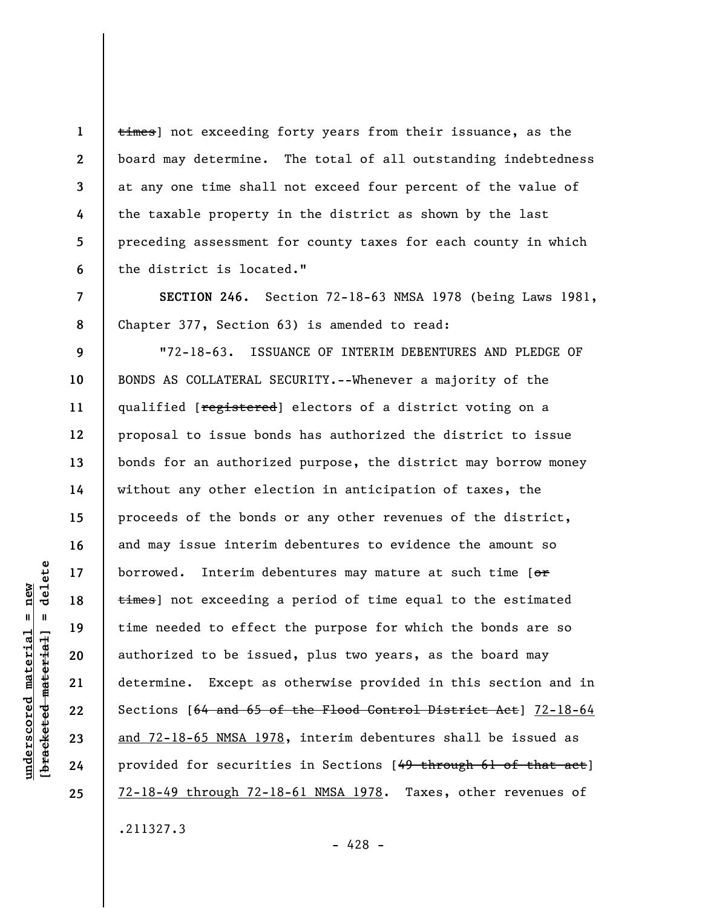~~times~~] not exceeding forty years from their issuance, as the board may determine. The total of all outstanding indebtedness at any one time shall not exceed four percent of the value of the taxable property in the district as shown by the last preceding assessment for county taxes for each county in which the district is located."

**SECTION 246.** Section 72-18-63 NMSA 1978 (being Laws 1981, Chapter 377, Section 63) is amended to read:

"72-18-63. ISSUANCE OF INTERIM DEBENTURES AND PLEDGE OF BONDS AS COLLATERAL SECURITY.--Whenever a majority of the qualified [~~registered~~] electors of a district voting on a proposal to issue bonds has authorized the district to issue bonds for an authorized purpose, the district may borrow money without any other election in anticipation of taxes, the proceeds of the bonds or any other revenues of the district, and may issue interim debentures to evidence the amount so borrowed. Interim debentures may mature at such time [~~or times~~] not exceeding a period of time equal to the estimated time needed to effect the purpose for which the bonds are so authorized to be issued, plus two years, as the board may determine. Except as otherwise provided in this section and in Sections [~~64 and 65 of the Flood Control District Act~~] <u>72-18-64 and 72-18-65 NMSA 1978</u>, interim debentures shall be issued as provided for securities in Sections [~~49 through 61 of that act~~] <u>72-18-49 through 72-18-61 NMSA 1978</u>. Taxes, other revenues of

.211327.3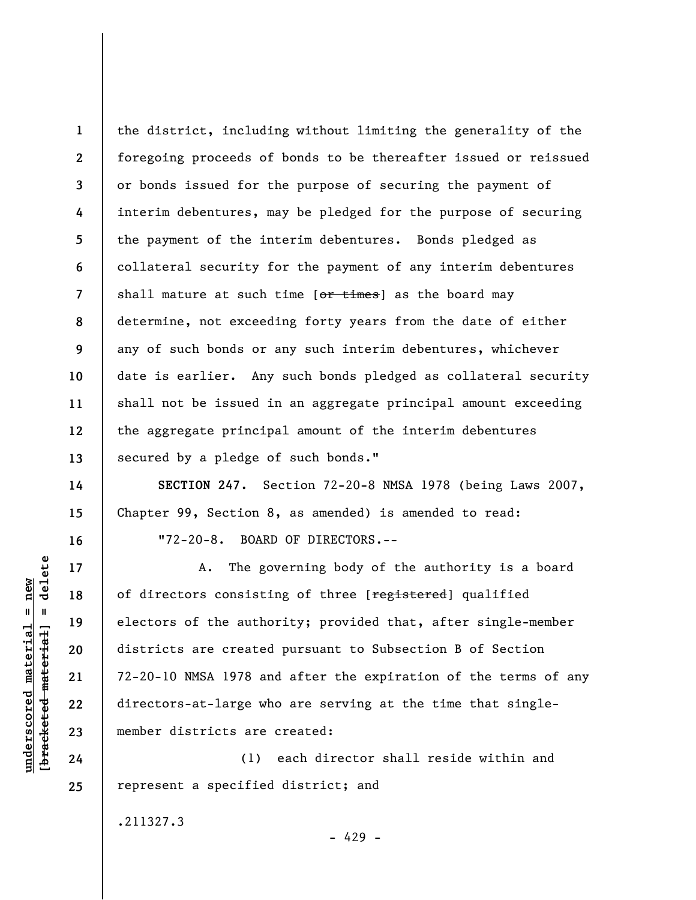the district, including without limiting the generality of the foregoing proceeds of bonds to be thereafter issued or reissued or bonds issued for the purpose of securing the payment of interim debentures, may be pledged for the purpose of securing the payment of the interim debentures. Bonds pledged as collateral security for the payment of any interim debentures shall mature at such time [~~or times~~] as the board may determine, not exceeding forty years from the date of either any of such bonds or any such interim debentures, whichever date is earlier. Any such bonds pledged as collateral security shall not be issued in an aggregate principal amount exceeding the aggregate principal amount of the interim debentures secured by a pledge of such bonds."

**SECTION 247.** Section 72-20-8 NMSA 1978 (being Laws 2007, Chapter 99, Section 8, as amended) is amended to read:

"72-20-8. BOARD OF DIRECTORS.--

A. The governing body of the authority is a board of directors consisting of three [~~registered~~] qualified electors of the authority; provided that, after single-member districts are created pursuant to Subsection B of Section 72-20-10 NMSA 1978 and after the expiration of the terms of any directors-at-large who are serving at the time that single-member districts are created:

(1) each director shall reside within and represent a specified district; and

.211327.3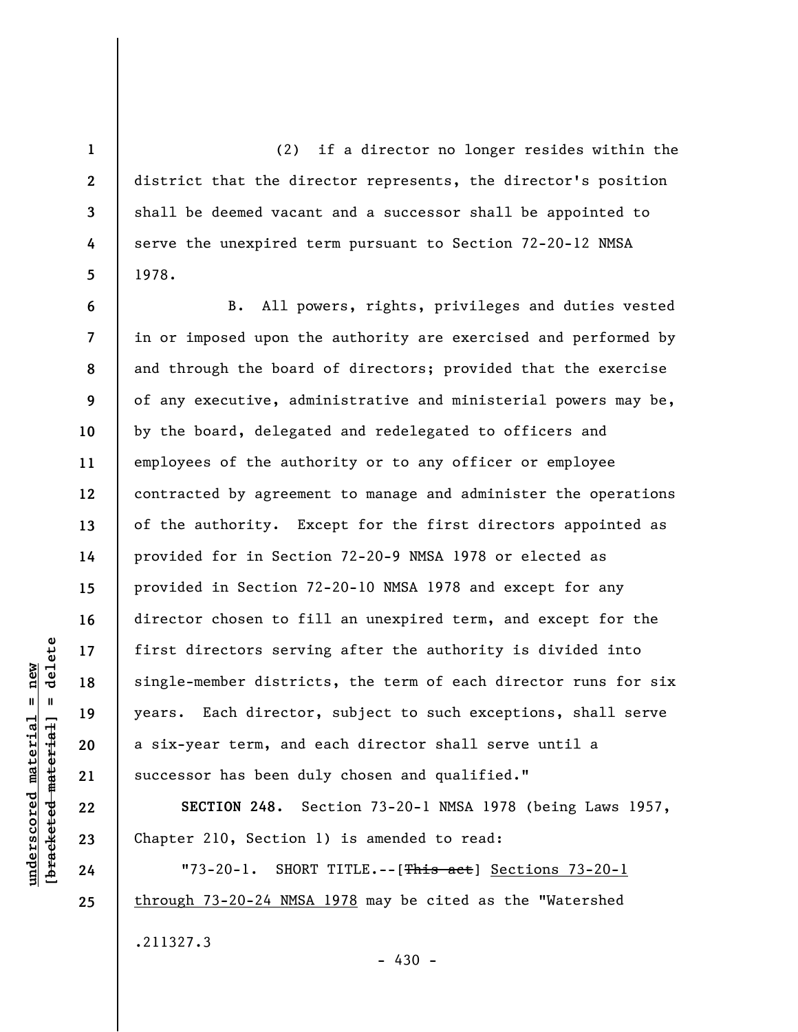(2) if a director no longer resides within the district that the director represents, the director's position shall be deemed vacant and a successor shall be appointed to serve the unexpired term pursuant to Section 72-20-12 NMSA 1978.

B. All powers, rights, privileges and duties vested in or imposed upon the authority are exercised and performed by and through the board of directors; provided that the exercise of any executive, administrative and ministerial powers may be, by the board, delegated and redelegated to officers and employees of the authority or to any officer or employee contracted by agreement to manage and administer the operations of the authority. Except for the first directors appointed as provided for in Section 72-20-9 NMSA 1978 or elected as provided in Section 72-20-10 NMSA 1978 and except for any director chosen to fill an unexpired term, and except for the first directors serving after the authority is divided into single-member districts, the term of each director runs for six years. Each director, subject to such exceptions, shall serve a six-year term, and each director shall serve until a successor has been duly chosen and qualified."

**SECTION 248.** Section 73-20-1 NMSA 1978 (being Laws 1957, Chapter 210, Section 1) is amended to read:

"73-20-1. SHORT TITLE.--[~~This act~~] Sections 73-20-1 through 73-20-24 NMSA 1978 may be cited as the "Watershed

.211327.3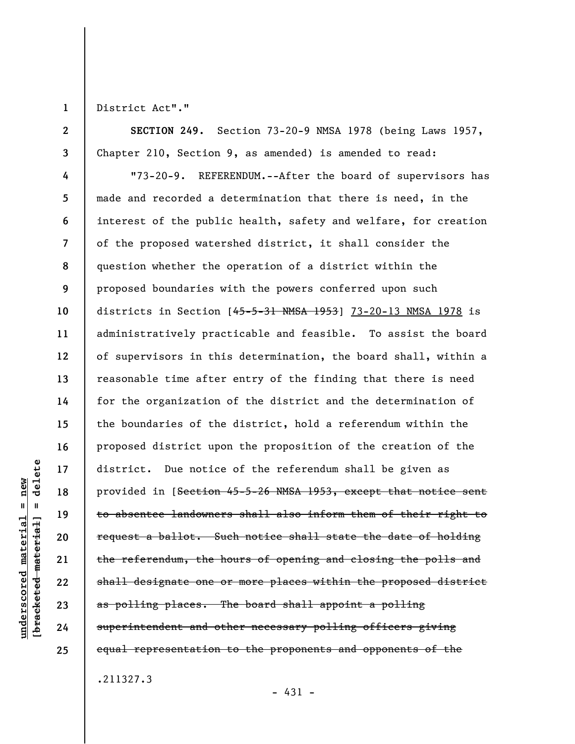District Act"."

**SECTION 249.** Section 73-20-9 NMSA 1978 (being Laws 1957, Chapter 210, Section 9, as amended) is amended to read:

"73-20-9. REFERENDUM.--After the board of supervisors has made and recorded a determination that there is need, in the interest of the public health, safety and welfare, for creation of the proposed watershed district, it shall consider the question whether the operation of a district within the proposed boundaries with the powers conferred upon such districts in Section [~~45-5-31 NMSA 1953~~] <u>73-20-13 NMSA 1978</u> is administratively practicable and feasible. To assist the board of supervisors in this determination, the board shall, within a reasonable time after entry of the finding that there is need for the organization of the district and the determination of the boundaries of the district, hold a referendum within the proposed district upon the proposition of the creation of the district. Due notice of the referendum shall be given as provided in [~~Section 45-5-26 NMSA 1953, except that notice sent to absentee landowners shall also inform them of their right to request a ballot. Such notice shall state the date of holding the referendum, the hours of opening and closing the polls and shall designate one or more places within the proposed district as polling places. The board shall appoint a polling superintendent and other necessary polling officers giving equal representation to the proponents and opponents of the~~

.211327.3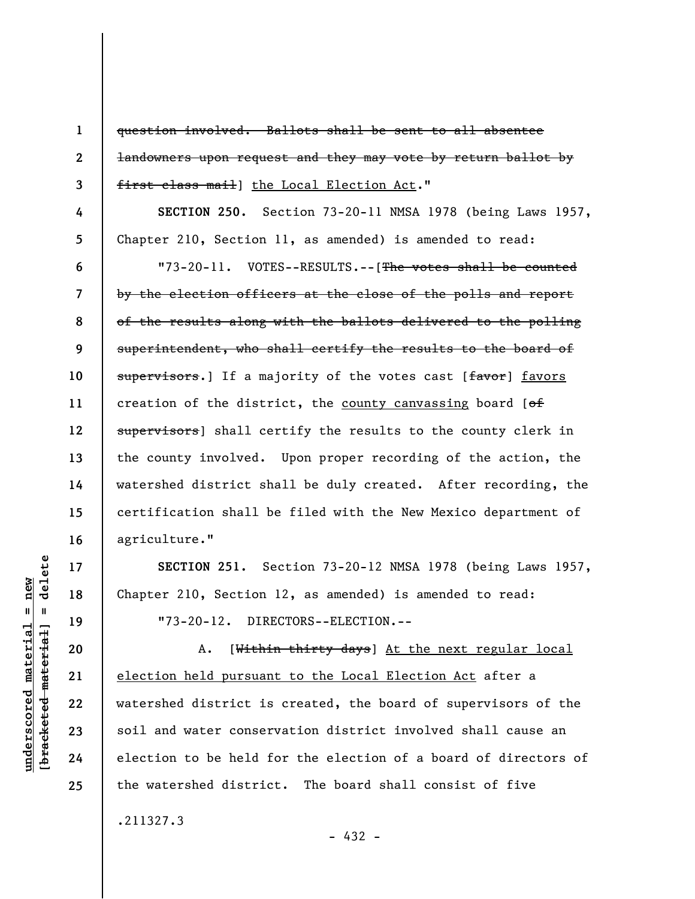~~question involved. Ballots shall be sent to all absentee landowners upon request and they may vote by return ballot by first class mail~~] the Local Election Act."

**SECTION 250.** Section 73-20-11 NMSA 1978 (being Laws 1957, Chapter 210, Section 11, as amended) is amended to read:

"73-20-11. VOTES--RESULTS.--[~~The votes shall be counted by the election officers at the close of the polls and report of the results along with the ballots delivered to the polling superintendent, who shall certify the results to the board of supervisors.~~] If a majority of the votes cast [~~favor~~] favors creation of the district, the county canvassing board [~~of supervisors~~] shall certify the results to the county clerk in the county involved. Upon proper recording of the action, the watershed district shall be duly created. After recording, the certification shall be filed with the New Mexico department of agriculture."

**SECTION 251.** Section 73-20-12 NMSA 1978 (being Laws 1957, Chapter 210, Section 12, as amended) is amended to read:

"73-20-12. DIRECTORS--ELECTION.--

A. [~~Within thirty days~~] At the next regular local election held pursuant to the Local Election Act after a watershed district is created, the board of supervisors of the soil and water conservation district involved shall cause an election to be held for the election of a board of directors of the watershed district. The board shall consist of five

.211327.3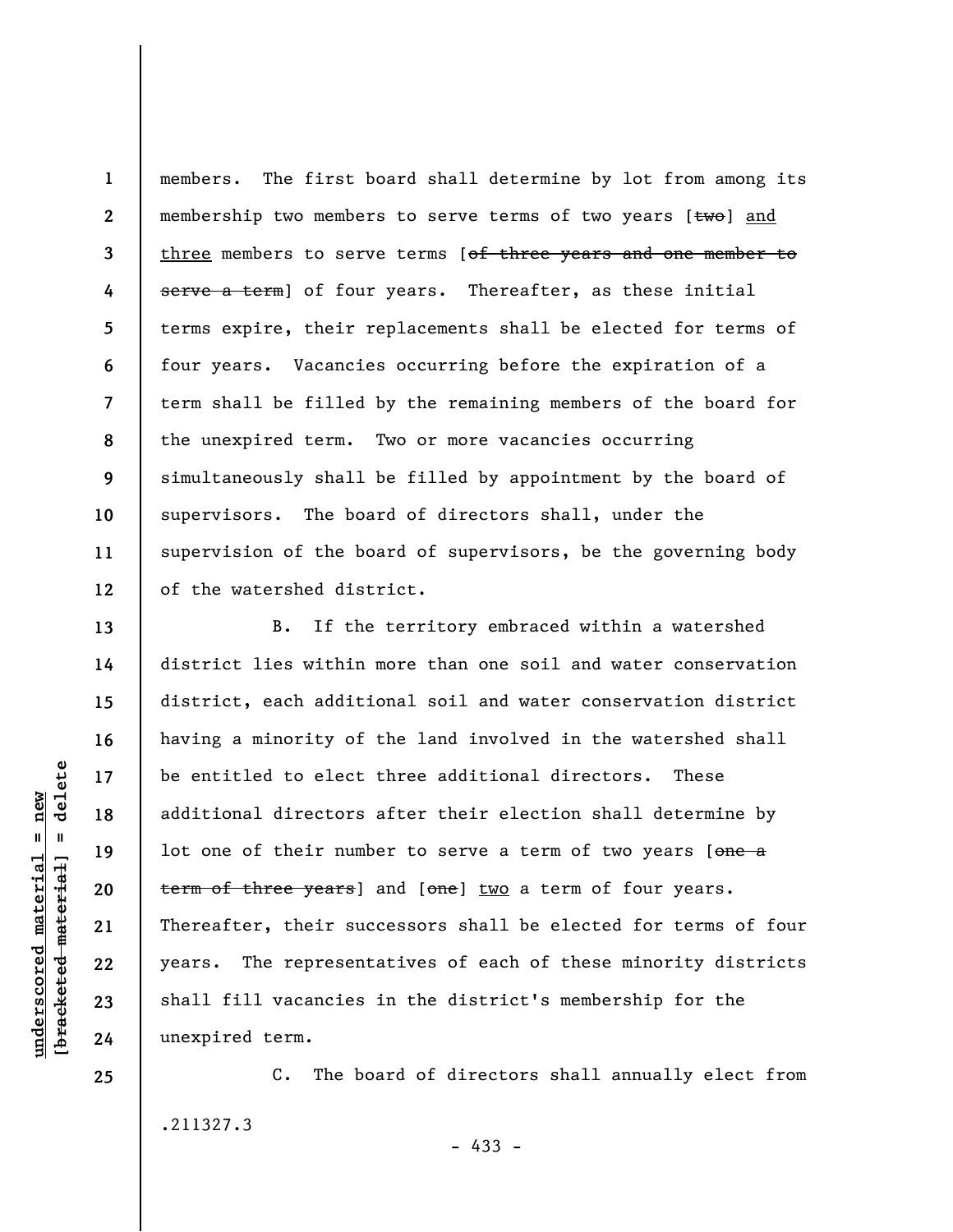members. The first board shall determine by lot from among its membership two members to serve terms of two years [~~two~~] <u>and</u> <u>three</u> members to serve terms [~~of three years and one member to serve a term~~] of four years. Thereafter, as these initial terms expire, their replacements shall be elected for terms of four years. Vacancies occurring before the expiration of a term shall be filled by the remaining members of the board for the unexpired term. Two or more vacancies occurring simultaneously shall be filled by appointment by the board of supervisors. The board of directors shall, under the supervision of the board of supervisors, be the governing body of the watershed district.

B. If the territory embraced within a watershed district lies within more than one soil and water conservation district, each additional soil and water conservation district having a minority of the land involved in the watershed shall be entitled to elect three additional directors. These additional directors after their election shall determine by lot one of their number to serve a term of two years [~~one a term of three years~~] and [~~one~~] <u>two</u> a term of four years. Thereafter, their successors shall be elected for terms of four years. The representatives of each of these minority districts shall fill vacancies in the district's membership for the unexpired term.

C. The board of directors shall annually elect from

.211327.3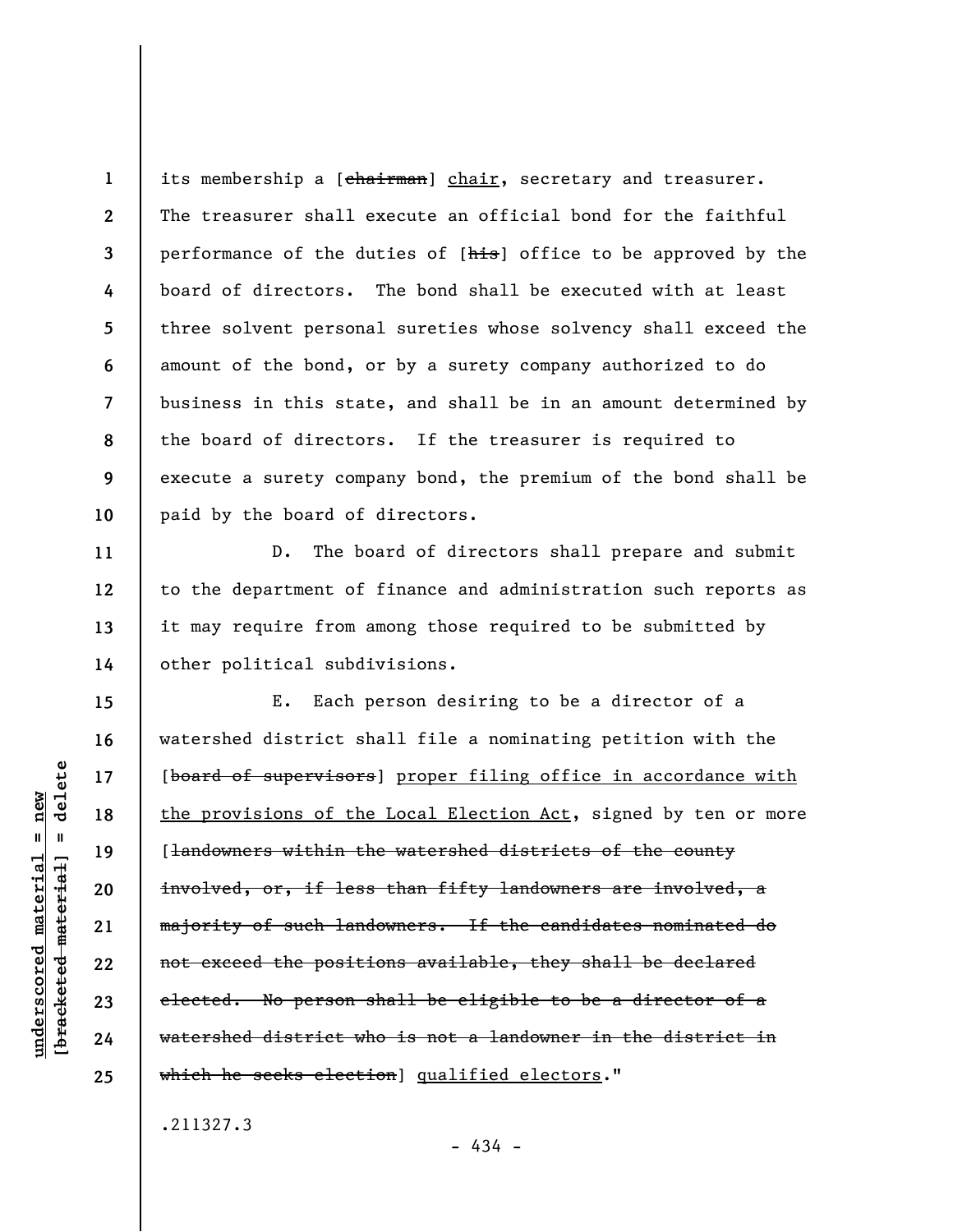its membership a [~~chairman~~] <u>chair</u>, secretary and treasurer. The treasurer shall execute an official bond for the faithful performance of the duties of [~~his~~] office to be approved by the board of directors. The bond shall be executed with at least three solvent personal sureties whose solvency shall exceed the amount of the bond, or by a surety company authorized to do business in this state, and shall be in an amount determined by the board of directors. If the treasurer is required to execute a surety company bond, the premium of the bond shall be paid by the board of directors.

D. The board of directors shall prepare and submit to the department of finance and administration such reports as it may require from among those required to be submitted by other political subdivisions.

E. Each person desiring to be a director of a watershed district shall file a nominating petition with the [~~board of supervisors~~] <u>proper filing office in accordance with the provisions of the Local Election Act</u>, signed by ten or more [~~landowners within the watershed districts of the county involved, or, if less than fifty landowners are involved, a majority of such landowners. If the candidates nominated do not exceed the positions available, they shall be declared elected. No person shall be eligible to be a director of a watershed district who is not a landowner in the district in which he seeks election~~] <u>qualified electors</u>."

.211327.3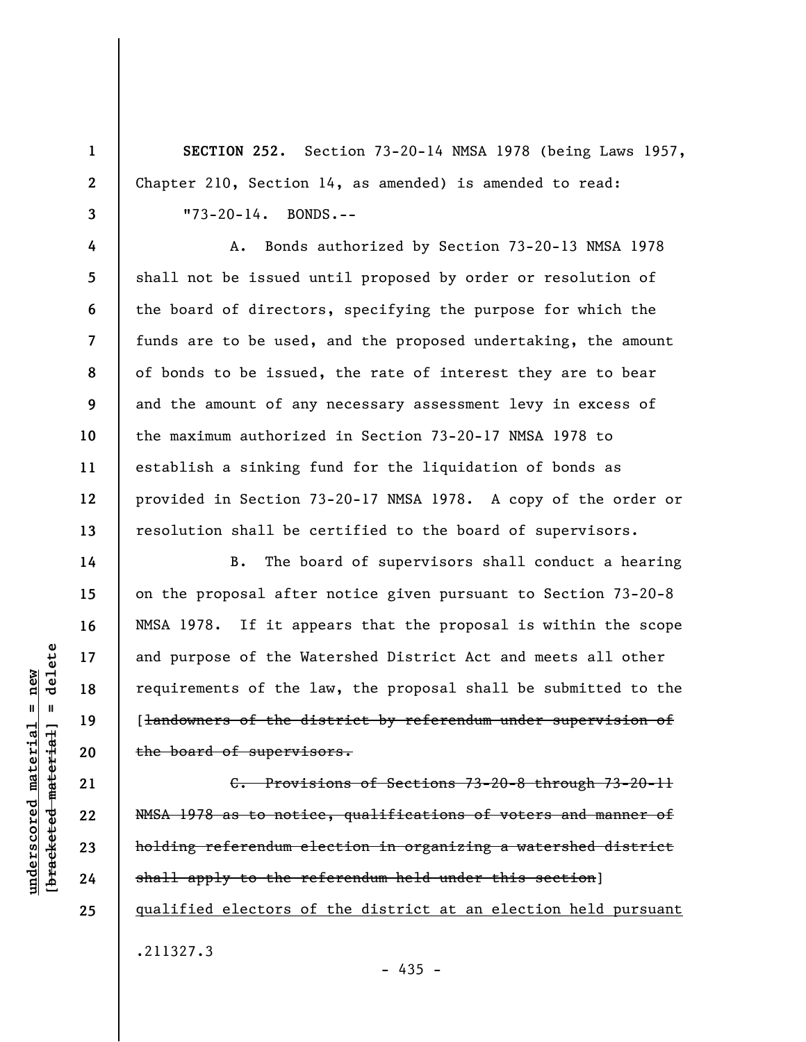**SECTION 252.** Section 73-20-14 NMSA 1978 (being Laws 1957, Chapter 210, Section 14, as amended) is amended to read:

"73-20-14. BONDS.--

A. Bonds authorized by Section 73-20-13 NMSA 1978 shall not be issued until proposed by order or resolution of the board of directors, specifying the purpose for which the funds are to be used, and the proposed undertaking, the amount of bonds to be issued, the rate of interest they are to bear and the amount of any necessary assessment levy in excess of the maximum authorized in Section 73-20-17 NMSA 1978 to establish a sinking fund for the liquidation of bonds as provided in Section 73-20-17 NMSA 1978. A copy of the order or resolution shall be certified to the board of supervisors.

B. The board of supervisors shall conduct a hearing on the proposal after notice given pursuant to Section 73-20-8 NMSA 1978. If it appears that the proposal is within the scope and purpose of the Watershed District Act and meets all other requirements of the law, the proposal shall be submitted to the [~~landowners of the district by referendum under supervision of the board of supervisors.~~

~~C. Provisions of Sections 73-20-8 through 73-20-11 NMSA 1978 as to notice, qualifications of voters and manner of holding referendum election in organizing a watershed district shall apply to the referendum held under this section~~] <u>qualified electors of the district at an election held pursuant</u>

.211327.3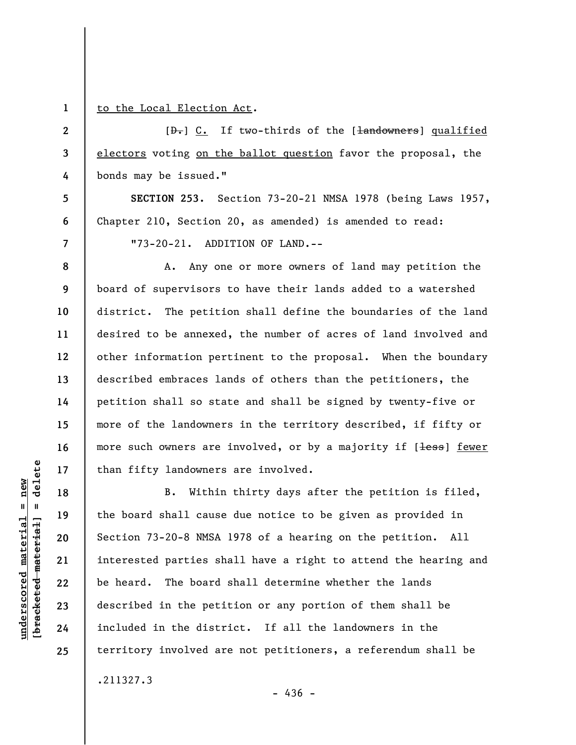to the Local Election Act.

[D.] C. If two-thirds of the [landowners] qualified electors voting on the ballot question favor the proposal, the bonds may be issued."

**SECTION 253.** Section 73-20-21 NMSA 1978 (being Laws 1957, Chapter 210, Section 20, as amended) is amended to read:

"73-20-21. ADDITION OF LAND.--

A. Any one or more owners of land may petition the board of supervisors to have their lands added to a watershed district. The petition shall define the boundaries of the land desired to be annexed, the number of acres of land involved and other information pertinent to the proposal. When the boundary described embraces lands of others than the petitioners, the petition shall so state and shall be signed by twenty-five or more of the landowners in the territory described, if fifty or more such owners are involved, or by a majority if [less] fewer than fifty landowners are involved.

B. Within thirty days after the petition is filed, the board shall cause due notice to be given as provided in Section 73-20-8 NMSA 1978 of a hearing on the petition. All interested parties shall have a right to attend the hearing and be heard. The board shall determine whether the lands described in the petition or any portion of them shall be included in the district. If all the landowners in the territory involved are not petitioners, a referendum shall be

.211327.3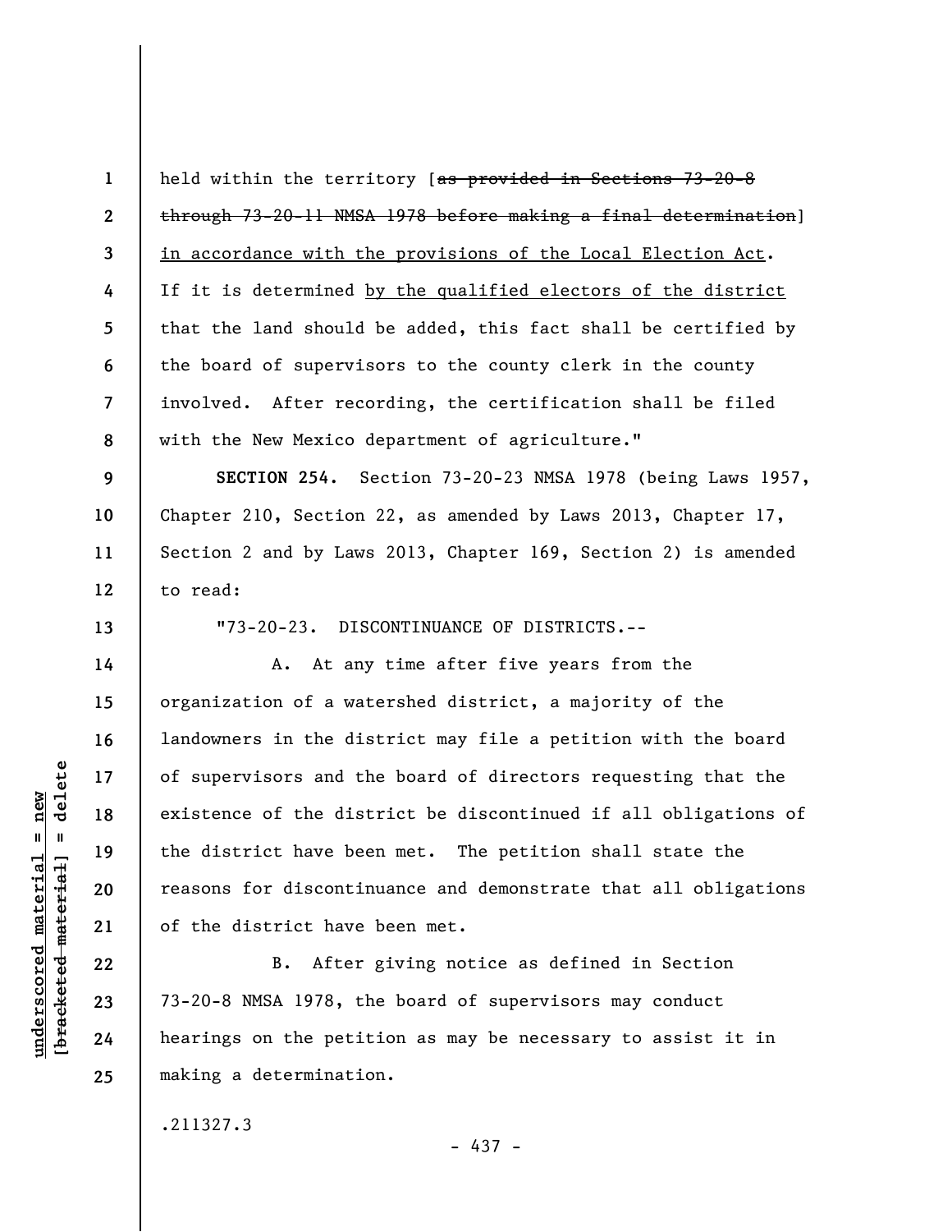held within the territory [~~as provided in Sections 73-20-8 through 73-20-11 NMSA 1978 before making a final determination~~] <u>in accordance with the provisions of the Local Election Act</u>. If it is determined <u>by the qualified electors of the district</u> that the land should be added, this fact shall be certified by the board of supervisors to the county clerk in the county involved. After recording, the certification shall be filed with the New Mexico department of agriculture."

**SECTION 254.** Section 73-20-23 NMSA 1978 (being Laws 1957, Chapter 210, Section 22, as amended by Laws 2013, Chapter 17, Section 2 and by Laws 2013, Chapter 169, Section 2) is amended to read:

"73-20-23. DISCONTINUANCE OF DISTRICTS.--

A. At any time after five years from the organization of a watershed district, a majority of the landowners in the district may file a petition with the board of supervisors and the board of directors requesting that the existence of the district be discontinued if all obligations of the district have been met. The petition shall state the reasons for discontinuance and demonstrate that all obligations of the district have been met.

B. After giving notice as defined in Section 73-20-8 NMSA 1978, the board of supervisors may conduct hearings on the petition as may be necessary to assist it in making a determination.

.211327.3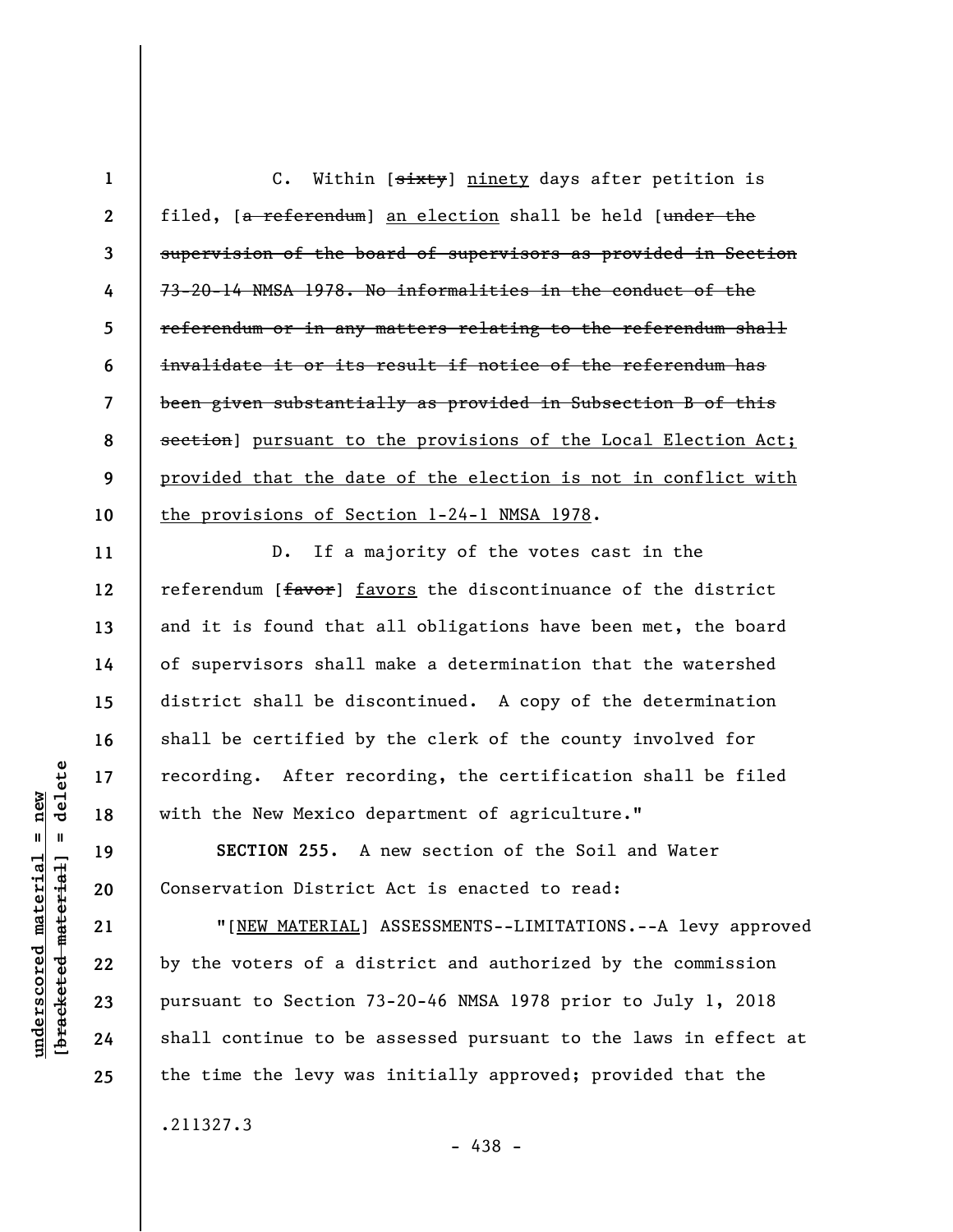C. Within [~~sixty~~] <u>ninety</u> days after petition is filed, [~~a referendum~~] <u>an election</u> shall be held [~~under the supervision of the board of supervisors as provided in Section 73-20-14 NMSA 1978. No informalities in the conduct of the referendum or in any matters relating to the referendum shall invalidate it or its result if notice of the referendum has been given substantially as provided in Subsection B of this section~~] <u>pursuant to the provisions of the Local Election Act; provided that the date of the election is not in conflict with the provisions of Section 1-24-1 NMSA 1978</u>.

D. If a majority of the votes cast in the referendum [~~favor~~] <u>favors</u> the discontinuance of the district and it is found that all obligations have been met, the board of supervisors shall make a determination that the watershed district shall be discontinued. A copy of the determination shall be certified by the clerk of the county involved for recording. After recording, the certification shall be filed with the New Mexico department of agriculture."

**SECTION 255.** A new section of the Soil and Water Conservation District Act is enacted to read:

"[<u>NEW MATERIAL</u>] ASSESSMENTS--LIMITATIONS.--A levy approved by the voters of a district and authorized by the commission pursuant to Section 73-20-46 NMSA 1978 prior to July 1, 2018 shall continue to be assessed pursuant to the laws in effect at the time the levy was initially approved; provided that the

.211327.3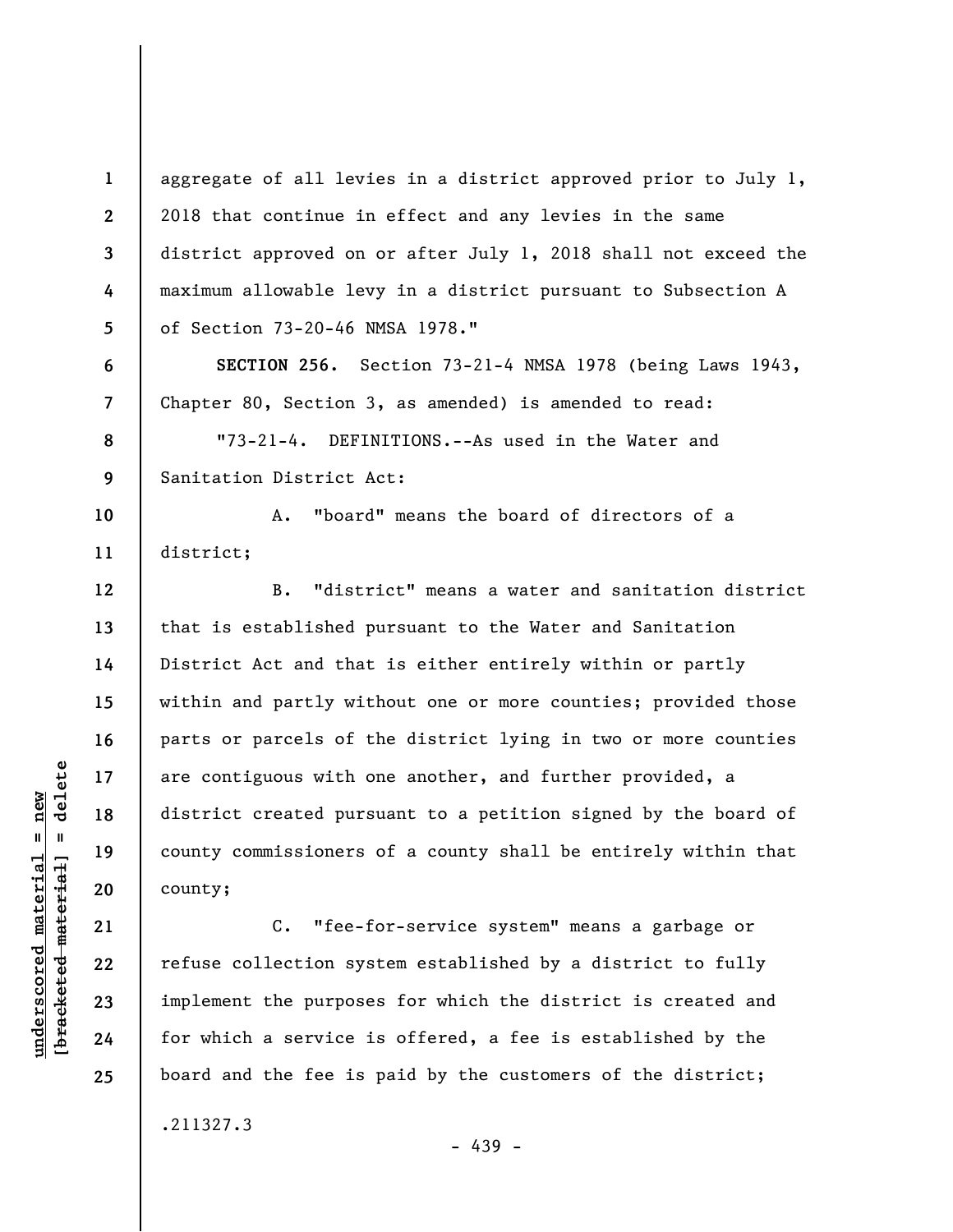aggregate of all levies in a district approved prior to July 1, 2018 that continue in effect and any levies in the same district approved on or after July 1, 2018 shall not exceed the maximum allowable levy in a district pursuant to Subsection A of Section 73-20-46 NMSA 1978."

**SECTION 256.** Section 73-21-4 NMSA 1978 (being Laws 1943, Chapter 80, Section 3, as amended) is amended to read:

"73-21-4. DEFINITIONS.--As used in the Water and Sanitation District Act:

A. "board" means the board of directors of a district;

B. "district" means a water and sanitation district that is established pursuant to the Water and Sanitation District Act and that is either entirely within or partly within and partly without one or more counties; provided those parts or parcels of the district lying in two or more counties are contiguous with one another, and further provided, a district created pursuant to a petition signed by the board of county commissioners of a county shall be entirely within that county;

C. "fee-for-service system" means a garbage or refuse collection system established by a district to fully implement the purposes for which the district is created and for which a service is offered, a fee is established by the board and the fee is paid by the customers of the district;

.211327.3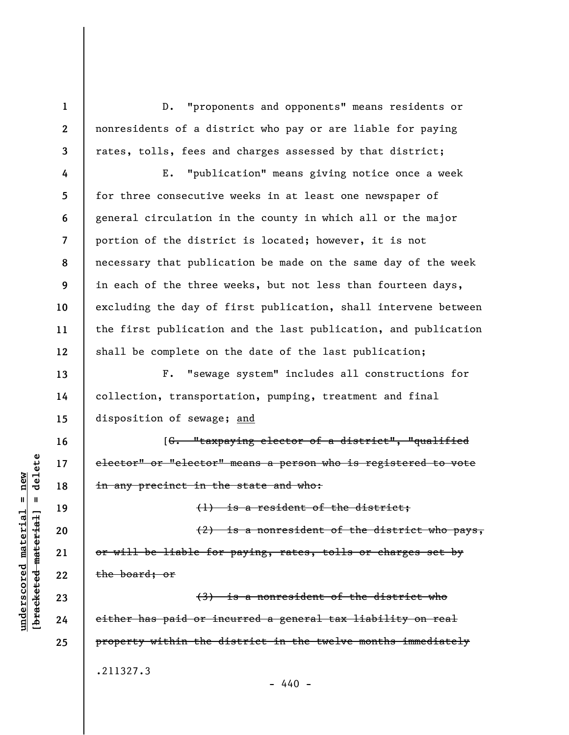D. "proponents and opponents" means residents or nonresidents of a district who pay or are liable for paying rates, tolls, fees and charges assessed by that district;

E. "publication" means giving notice once a week for three consecutive weeks in at least one newspaper of general circulation in the county in which all or the major portion of the district is located; however, it is not necessary that publication be made on the same day of the week in each of the three weeks, but not less than fourteen days, excluding the day of first publication, shall intervene between the first publication and the last publication, and publication shall be complete on the date of the last publication;

F. "sewage system" includes all constructions for collection, transportation, pumping, treatment and final disposition of sewage; <u>and</u>

[~~G. "taxpaying elector of a district", "qualified elector" or "elector" means a person who is registered to vote in any precinct in the state and who:~~

~~(1) is a resident of the district;~~

~~(2) is a nonresident of the district who pays, or will be liable for paying, rates, tolls or charges set by the board; or~~

~~(3) is a nonresident of the district who either has paid or incurred a general tax liability on real property within the district in the twelve months immediately~~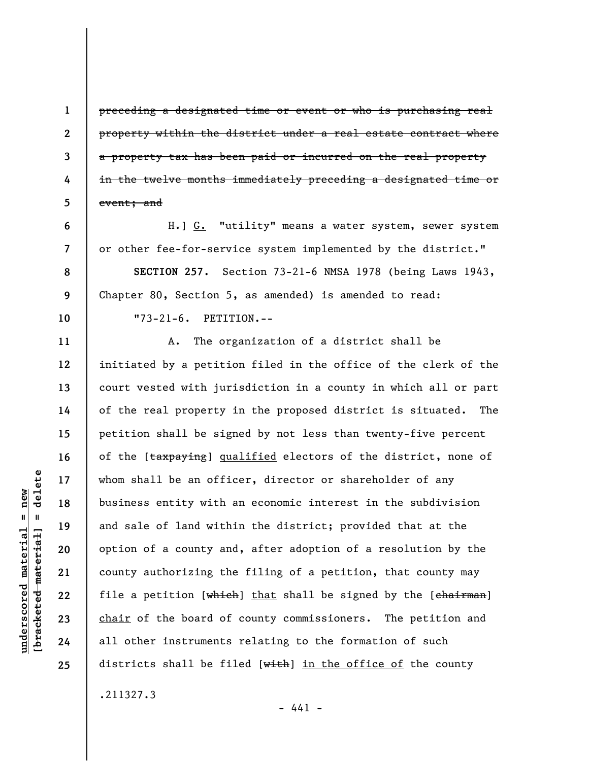~~preceding a designated time or event or who is purchasing real property within the district under a real estate contract where a property tax has been paid or incurred on the real property in the twelve months immediately preceding a designated time or event; and~~

~~H.~~] G. "utility" means a water system, sewer system or other fee-for-service system implemented by the district."

**SECTION 257.** Section 73-21-6 NMSA 1978 (being Laws 1943, Chapter 80, Section 5, as amended) is amended to read:

"73-21-6. PETITION.--

A. The organization of a district shall be initiated by a petition filed in the office of the clerk of the court vested with jurisdiction in a county in which all or part of the real property in the proposed district is situated. The petition shall be signed by not less than twenty-five percent of the [~~taxpaying~~] qualified electors of the district, none of whom shall be an officer, director or shareholder of any business entity with an economic interest in the subdivision and sale of land within the district; provided that at the option of a county and, after adoption of a resolution by the county authorizing the filing of a petition, that county may file a petition [~~which~~] that shall be signed by the [~~chairman~~] chair of the board of county commissioners. The petition and all other instruments relating to the formation of such districts shall be filed [~~with~~] in the office of the county

.211327.3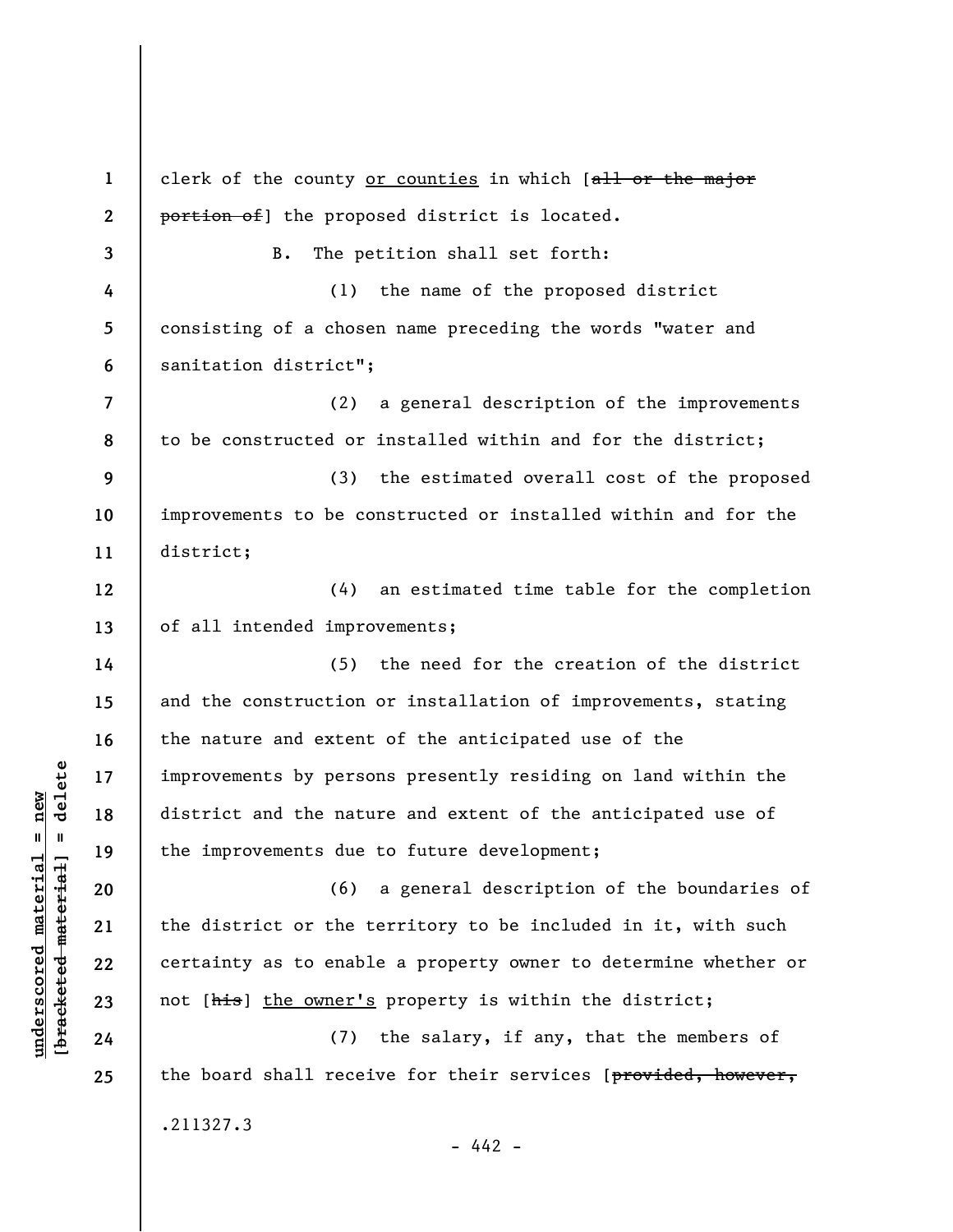clerk of the county <u>or counties</u> in which [~~all or the major portion of~~] the proposed district is located.

B. The petition shall set forth:

(1) the name of the proposed district consisting of a chosen name preceding the words "water and sanitation district";

(2) a general description of the improvements to be constructed or installed within and for the district;

(3) the estimated overall cost of the proposed improvements to be constructed or installed within and for the district;

(4) an estimated time table for the completion of all intended improvements;

(5) the need for the creation of the district and the construction or installation of improvements, stating the nature and extent of the anticipated use of the improvements by persons presently residing on land within the district and the nature and extent of the anticipated use of the improvements due to future development;

(6) a general description of the boundaries of the district or the territory to be included in it, with such certainty as to enable a property owner to determine whether or not [~~his~~] <u>the owner's</u> property is within the district;

(7) the salary, if any, that the members of the board shall receive for their services [~~provided, however,~~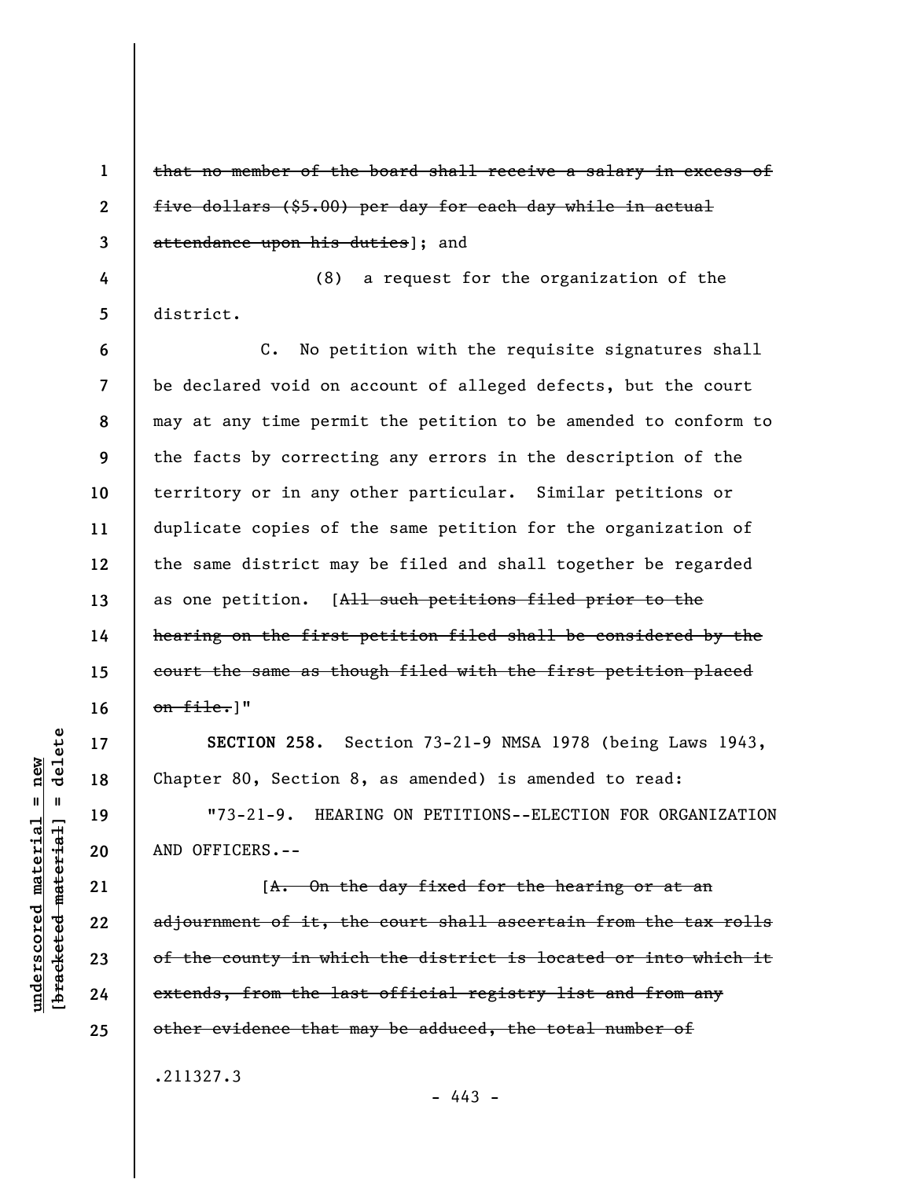~~that no member of the board shall receive a salary in excess of five dollars ($5.00) per day for each day while in actual attendance upon his duties~~]; and

(8) a request for the organization of the district.

C. No petition with the requisite signatures shall be declared void on account of alleged defects, but the court may at any time permit the petition to be amended to conform to the facts by correcting any errors in the description of the territory or in any other particular. Similar petitions or duplicate copies of the same petition for the organization of the same district may be filed and shall together be regarded as one petition. [~~All such petitions filed prior to the hearing on the first petition filed shall be considered by the court the same as though filed with the first petition placed on file.~~]"

**SECTION 258.** Section 73-21-9 NMSA 1978 (being Laws 1943, Chapter 80, Section 8, as amended) is amended to read:

"73-21-9. HEARING ON PETITIONS--ELECTION FOR ORGANIZATION AND OFFICERS.--

[~~A. On the day fixed for the hearing or at an adjournment of it, the court shall ascertain from the tax rolls of the county in which the district is located or into which it extends, from the last official registry list and from any other evidence that may be adduced, the total number of~~

.211327.3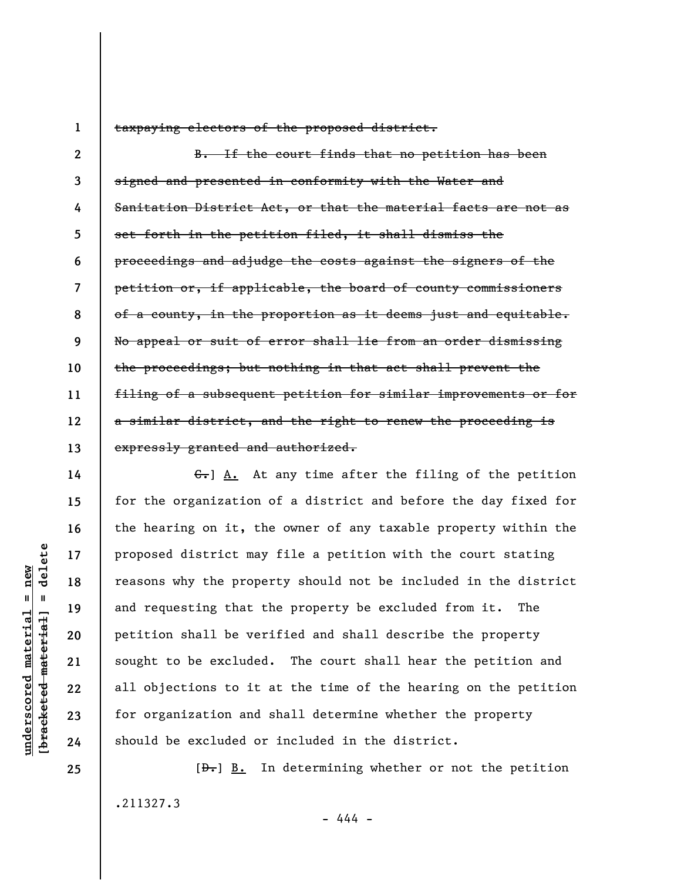~~taxpaying electors of the proposed district.~~

~~B. If the court finds that no petition has been signed and presented in conformity with the Water and Sanitation District Act, or that the material facts are not as set forth in the petition filed, it shall dismiss the proceedings and adjudge the costs against the signers of the petition or, if applicable, the board of county commissioners of a county, in the proportion as it deems just and equitable. No appeal or suit of error shall lie from an order dismissing the proceedings; but nothing in that act shall prevent the filing of a subsequent petition for similar improvements or for a similar district, and the right to renew the proceeding is expressly granted and authorized.~~

~~C.~~] A. At any time after the filing of the petition for the organization of a district and before the day fixed for the hearing on it, the owner of any taxable property within the proposed district may file a petition with the court stating reasons why the property should not be included in the district and requesting that the property be excluded from it. The petition shall be verified and shall describe the property sought to be excluded. The court shall hear the petition and all objections to it at the time of the hearing on the petition for organization and shall determine whether the property should be excluded or included in the district.

[~~D.~~] B. In determining whether or not the petition

.211327.3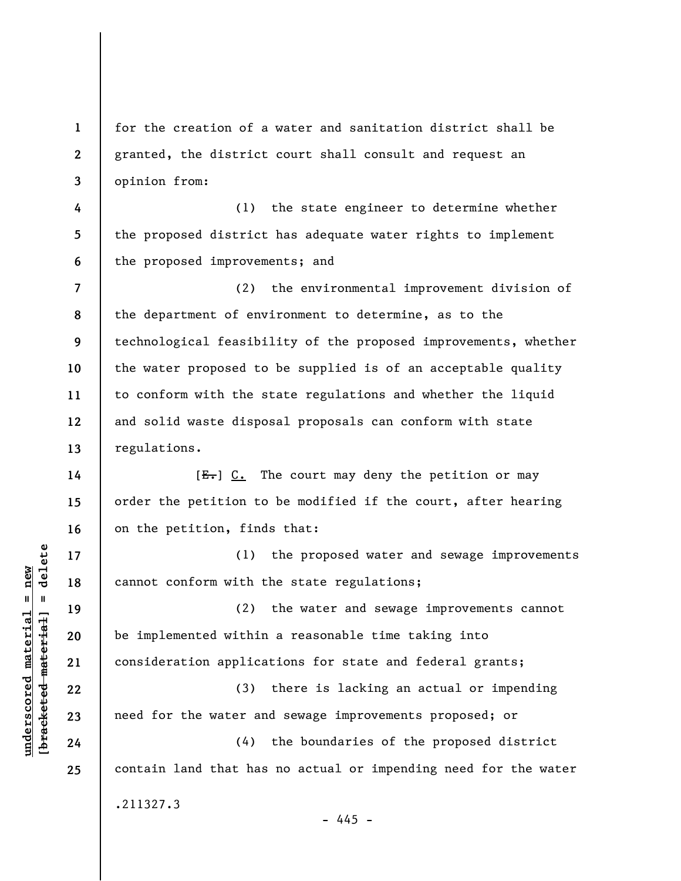for the creation of a water and sanitation district shall be granted, the district court shall consult and request an opinion from:

(1) the state engineer to determine whether the proposed district has adequate water rights to implement the proposed improvements; and

(2) the environmental improvement division of the department of environment to determine, as to the technological feasibility of the proposed improvements, whether the water proposed to be supplied is of an acceptable quality to conform with the state regulations and whether the liquid and solid waste disposal proposals can conform with state regulations.

[~~E.~~] C. The court may deny the petition or may order the petition to be modified if the court, after hearing on the petition, finds that:

(1) the proposed water and sewage improvements cannot conform with the state regulations;

(2) the water and sewage improvements cannot be implemented within a reasonable time taking into consideration applications for state and federal grants;

(3) there is lacking an actual or impending need for the water and sewage improvements proposed; or

(4) the boundaries of the proposed district contain land that has no actual or impending need for the water

.211327.3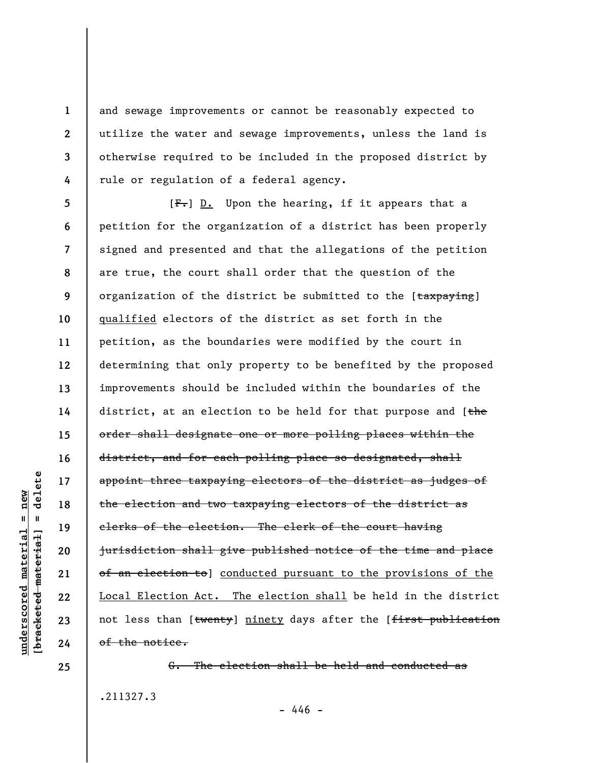and sewage improvements or cannot be reasonably expected to utilize the water and sewage improvements, unless the land is otherwise required to be included in the proposed district by rule or regulation of a federal agency.

[~~F.~~] D. Upon the hearing, if it appears that a petition for the organization of a district has been properly signed and presented and that the allegations of the petition are true, the court shall order that the question of the organization of the district be submitted to the [~~taxpaying~~] qualified electors of the district as set forth in the petition, as the boundaries were modified by the court in determining that only property to be benefited by the proposed improvements should be included within the boundaries of the district, at an election to be held for that purpose and [~~the order shall designate one or more polling places within the district, and for each polling place so designated, shall appoint three taxpaying electors of the district as judges of the election and two taxpaying electors of the district as clerks of the election. The clerk of the court having jurisdiction shall give published notice of the time and place of an election to~~] conducted pursuant to the provisions of the Local Election Act. The election shall be held in the district not less than [~~twenty~~] ninety days after the [~~first publication of the notice.~~

~~G. The election shall be held and conducted as~~

.211327.3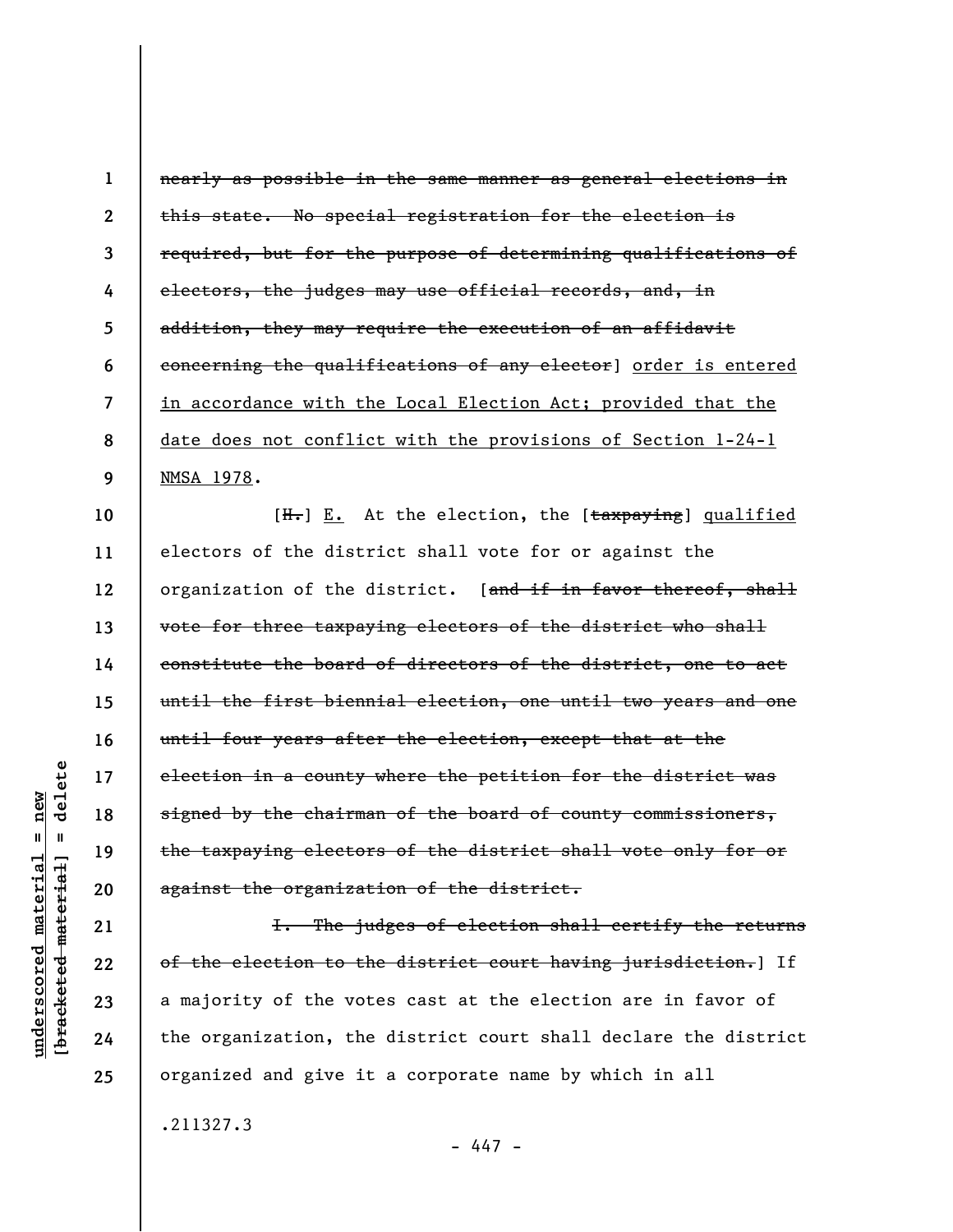nearly as possible in the same manner as general elections in this state. No special registration for the election is required, but for the purpose of determining qualifications of electors, the judges may use official records, and, in addition, they may require the execution of an affidavit concerning the qualifications of any elector] order is entered in accordance with the Local Election Act; provided that the date does not conflict with the provisions of Section 1-24-1 NMSA 1978.

[H.] E. At the election, the [taxpaying] qualified electors of the district shall vote for or against the organization of the district. [and if in favor thereof, shall vote for three taxpaying electors of the district who shall constitute the board of directors of the district, one to act until the first biennial election, one until two years and one until four years after the election, except that at the election in a county where the petition for the district was signed by the chairman of the board of county commissioners, the taxpaying electors of the district shall vote only for or against the organization of the district.

I. The judges of election shall certify the returns of the election to the district court having jurisdiction.] If a majority of the votes cast at the election are in favor of the organization, the district court shall declare the district organized and give it a corporate name by which in all

.211327.3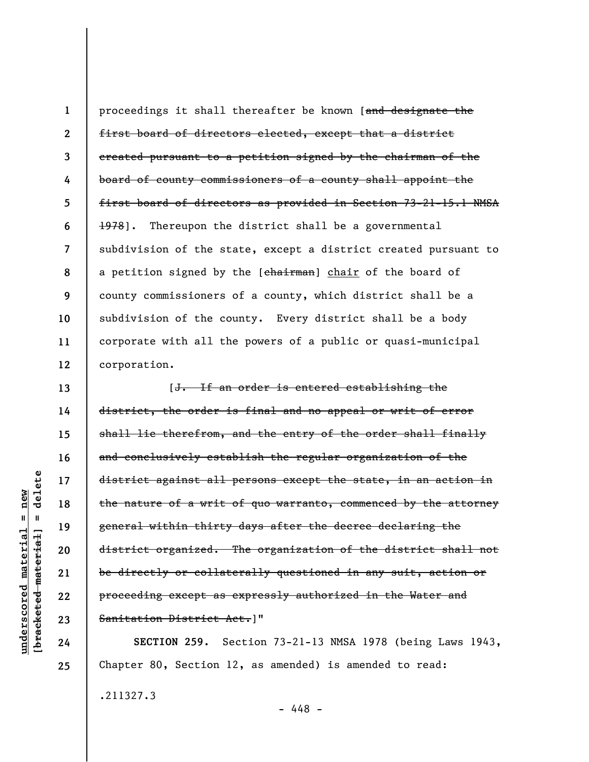proceedings it shall thereafter be known [~~and designate the first board of directors elected, except that a district created pursuant to a petition signed by the chairman of the board of county commissioners of a county shall appoint the first board of directors as provided in Section 73-21-15.1 NMSA 1978~~]. Thereupon the district shall be a governmental subdivision of the state, except a district created pursuant to a petition signed by the [~~chairman~~] <u>chair</u> of the board of county commissioners of a county, which district shall be a subdivision of the county. Every district shall be a body corporate with all the powers of a public or quasi-municipal corporation.

[~~J. If an order is entered establishing the district, the order is final and no appeal or writ of error shall lie therefrom, and the entry of the order shall finally and conclusively establish the regular organization of the district against all persons except the state, in an action in the nature of a writ of quo warranto, commenced by the attorney general within thirty days after the decree declaring the district organized. The organization of the district shall not be directly or collaterally questioned in any suit, action or proceeding except as expressly authorized in the Water and Sanitation District Act.~~]"

**SECTION 259.** Section 73-21-13 NMSA 1978 (being Laws 1943, Chapter 80, Section 12, as amended) is amended to read:

.211327.3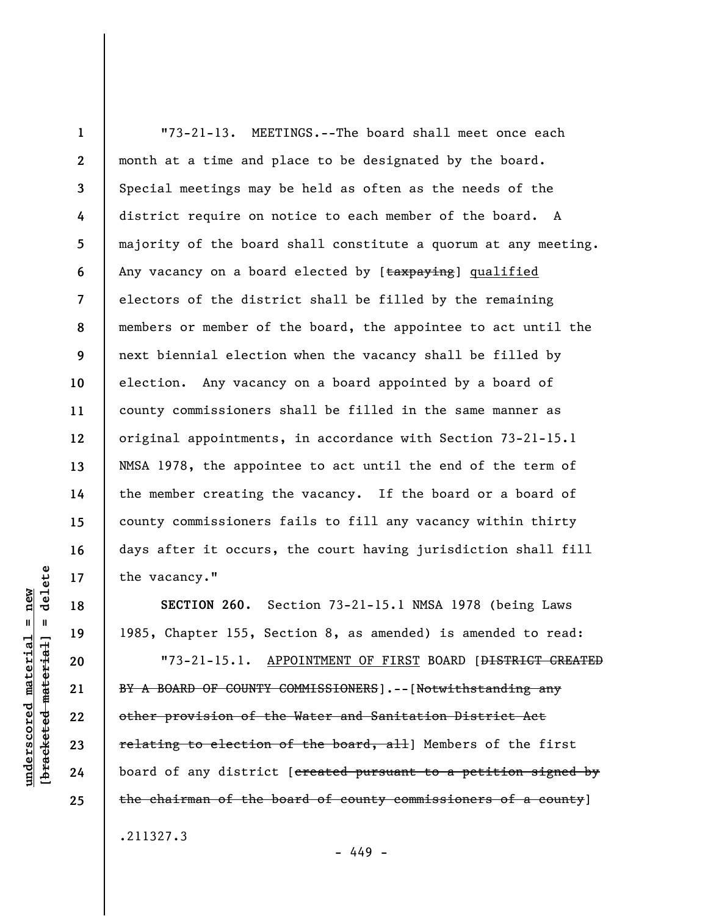"73-21-13. MEETINGS.--The board shall meet once each month at a time and place to be designated by the board. Special meetings may be held as often as the needs of the district require on notice to each member of the board. A majority of the board shall constitute a quorum at any meeting. Any vacancy on a board elected by [~~taxpaying~~] qualified electors of the district shall be filled by the remaining members or member of the board, the appointee to act until the next biennial election when the vacancy shall be filled by election. Any vacancy on a board appointed by a board of county commissioners shall be filled in the same manner as original appointments, in accordance with Section 73-21-15.1 NMSA 1978, the appointee to act until the end of the term of the member creating the vacancy. If the board or a board of county commissioners fails to fill any vacancy within thirty days after it occurs, the court having jurisdiction shall fill the vacancy."

**SECTION 260.** Section 73-21-15.1 NMSA 1978 (being Laws 1985, Chapter 155, Section 8, as amended) is amended to read:

"73-21-15.1. APPOINTMENT OF FIRST BOARD [~~DISTRICT CREATED BY A BOARD OF COUNTY COMMISSIONERS~~].--[~~Notwithstanding any other provision of the Water and Sanitation District Act relating to election of the board, all~~] Members of the first board of any district [~~created pursuant to a petition signed by the chairman of the board of county commissioners of a county~~]

.211327.3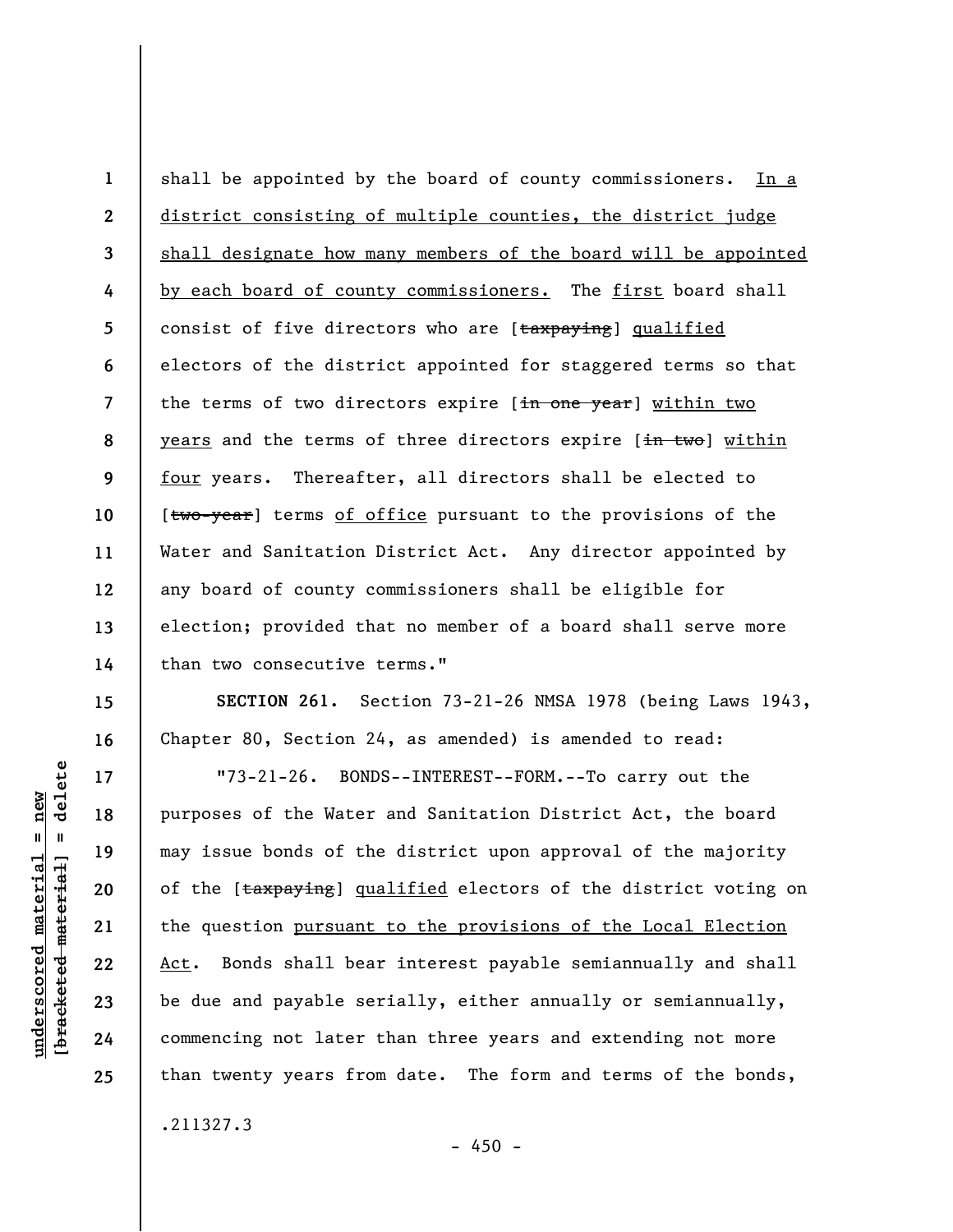shall be appointed by the board of county commissioners. <u>In a district consisting of multiple counties, the district judge shall designate how many members of the board will be appointed by each board of county commissioners.</u> The <u>first</u> board shall consist of five directors who are [~~taxpaying~~] <u>qualified</u> electors of the district appointed for staggered terms so that the terms of two directors expire [~~in one year~~] <u>within two years</u> and the terms of three directors expire [~~in two~~] <u>within four</u> years. Thereafter, all directors shall be elected to [~~two-year~~] terms <u>of office</u> pursuant to the provisions of the Water and Sanitation District Act. Any director appointed by any board of county commissioners shall be eligible for election; provided that no member of a board shall serve more than two consecutive terms."

**SECTION 261.** Section 73-21-26 NMSA 1978 (being Laws 1943, Chapter 80, Section 24, as amended) is amended to read:

"73-21-26. BONDS--INTEREST--FORM.--To carry out the purposes of the Water and Sanitation District Act, the board may issue bonds of the district upon approval of the majority of the [~~taxpaying~~] <u>qualified</u> electors of the district voting on the question <u>pursuant to the provisions of the Local Election Act</u>. Bonds shall bear interest payable semiannually and shall be due and payable serially, either annually or semiannually, commencing not later than three years and extending not more than twenty years from date. The form and terms of the bonds,

.211327.3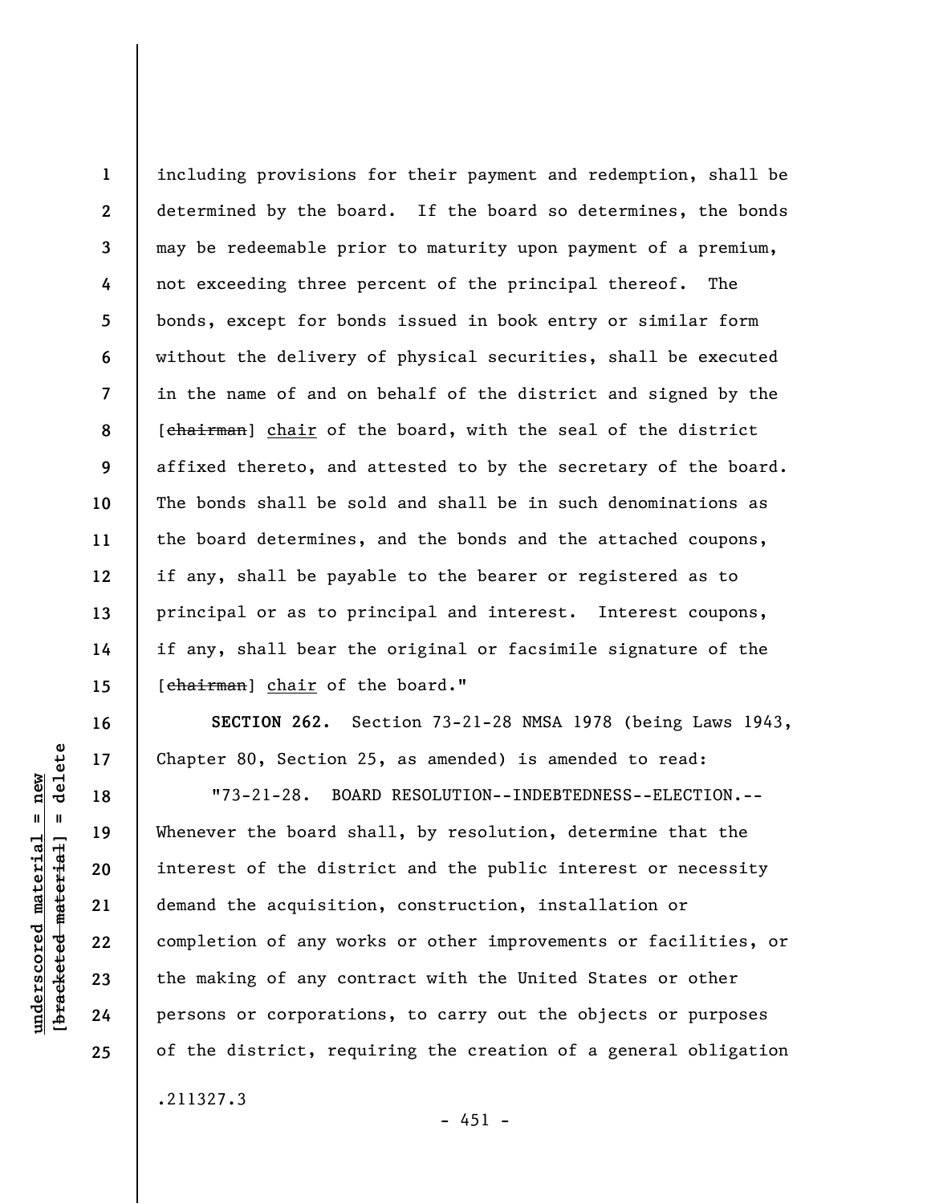including provisions for their payment and redemption, shall be determined by the board. If the board so determines, the bonds may be redeemable prior to maturity upon payment of a premium, not exceeding three percent of the principal thereof. The bonds, except for bonds issued in book entry or similar form without the delivery of physical securities, shall be executed in the name of and on behalf of the district and signed by the [~~chairman~~] chair of the board, with the seal of the district affixed thereto, and attested to by the secretary of the board. The bonds shall be sold and shall be in such denominations as the board determines, and the bonds and the attached coupons, if any, shall be payable to the bearer or registered as to principal or as to principal and interest. Interest coupons, if any, shall bear the original or facsimile signature of the [~~chairman~~] chair of the board."

**SECTION 262.** Section 73-21-28 NMSA 1978 (being Laws 1943, Chapter 80, Section 25, as amended) is amended to read:

"73-21-28. BOARD RESOLUTION--INDEBTEDNESS--ELECTION.--Whenever the board shall, by resolution, determine that the interest of the district and the public interest or necessity demand the acquisition, construction, installation or completion of any works or other improvements or facilities, or the making of any contract with the United States or other persons or corporations, to carry out the objects or purposes of the district, requiring the creation of a general obligation

.211327.3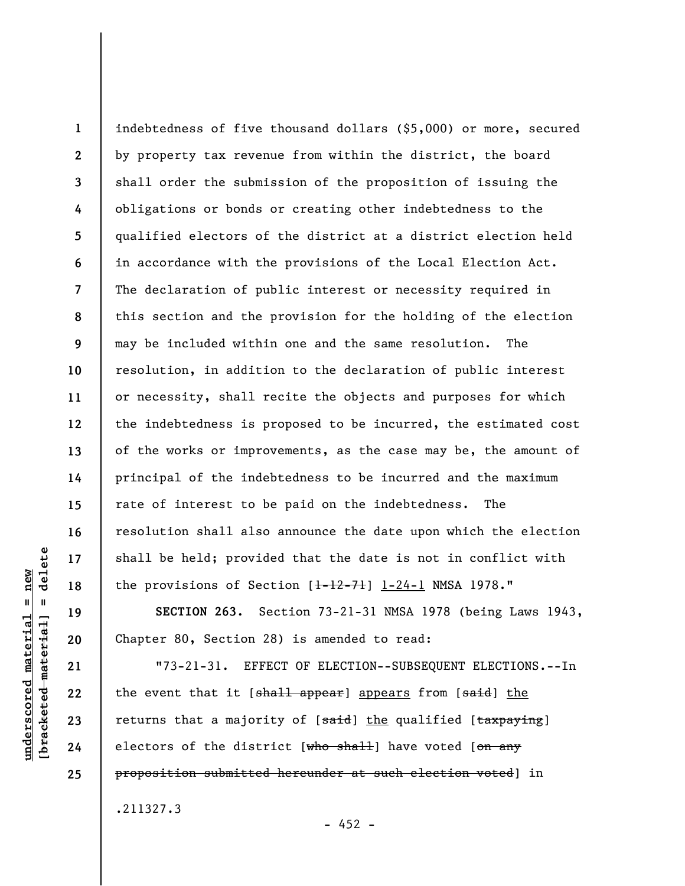indebtedness of five thousand dollars ($5,000) or more, secured by property tax revenue from within the district, the board shall order the submission of the proposition of issuing the obligations or bonds or creating other indebtedness to the qualified electors of the district at a district election held in accordance with the provisions of the Local Election Act. The declaration of public interest or necessity required in this section and the provision for the holding of the election may be included within one and the same resolution. The resolution, in addition to the declaration of public interest or necessity, shall recite the objects and purposes for which the indebtedness is proposed to be incurred, the estimated cost of the works or improvements, as the case may be, the amount of principal of the indebtedness to be incurred and the maximum rate of interest to be paid on the indebtedness. The resolution shall also announce the date upon which the election shall be held; provided that the date is not in conflict with the provisions of Section [~~1-12-71~~] <u>1-24-1</u> NMSA 1978."

**SECTION 263.** Section 73-21-31 NMSA 1978 (being Laws 1943, Chapter 80, Section 28) is amended to read:

"73-21-31. EFFECT OF ELECTION--SUBSEQUENT ELECTIONS.--In the event that it [~~shall appear~~] <u>appears</u> from [~~said~~] <u>the</u> returns that a majority of [~~said~~] <u>the</u> qualified [~~taxpaying~~] electors of the district [~~who shall~~] have voted [~~on any proposition submitted hereunder at such election voted~~] in

.211327.3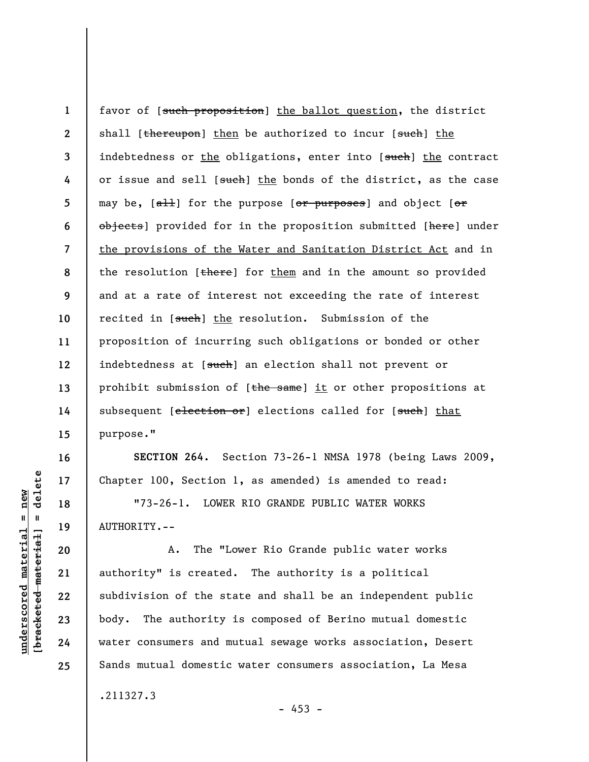favor of [~~such proposition~~] <u>the ballot question</u>, the district shall [~~thereupon~~] <u>then</u> be authorized to incur [~~such~~] <u>the</u> indebtedness or <u>the</u> obligations, enter into [~~such~~] <u>the</u> contract or issue and sell [~~such~~] <u>the</u> bonds of the district, as the case may be, [~~all~~] for the purpose [~~or purposes~~] and object [~~or objects~~] provided for in the proposition submitted [~~here~~] under <u>the provisions of the Water and Sanitation District Act</u> and in the resolution [~~there~~] for <u>them</u> and in the amount so provided and at a rate of interest not exceeding the rate of interest recited in [~~such~~] <u>the</u> resolution. Submission of the proposition of incurring such obligations or bonded or other indebtedness at [~~such~~] an election shall not prevent or prohibit submission of [~~the same~~] <u>it</u> or other propositions at subsequent [~~election or~~] elections called for [~~such~~] <u>that</u> purpose."

**SECTION 264.** Section 73-26-1 NMSA 1978 (being Laws 2009, Chapter 100, Section 1, as amended) is amended to read:

"73-26-1. LOWER RIO GRANDE PUBLIC WATER WORKS AUTHORITY.--

A. The "Lower Rio Grande public water works authority" is created. The authority is a political subdivision of the state and shall be an independent public body. The authority is composed of Berino mutual domestic water consumers and mutual sewage works association, Desert Sands mutual domestic water consumers association, La Mesa

.211327.3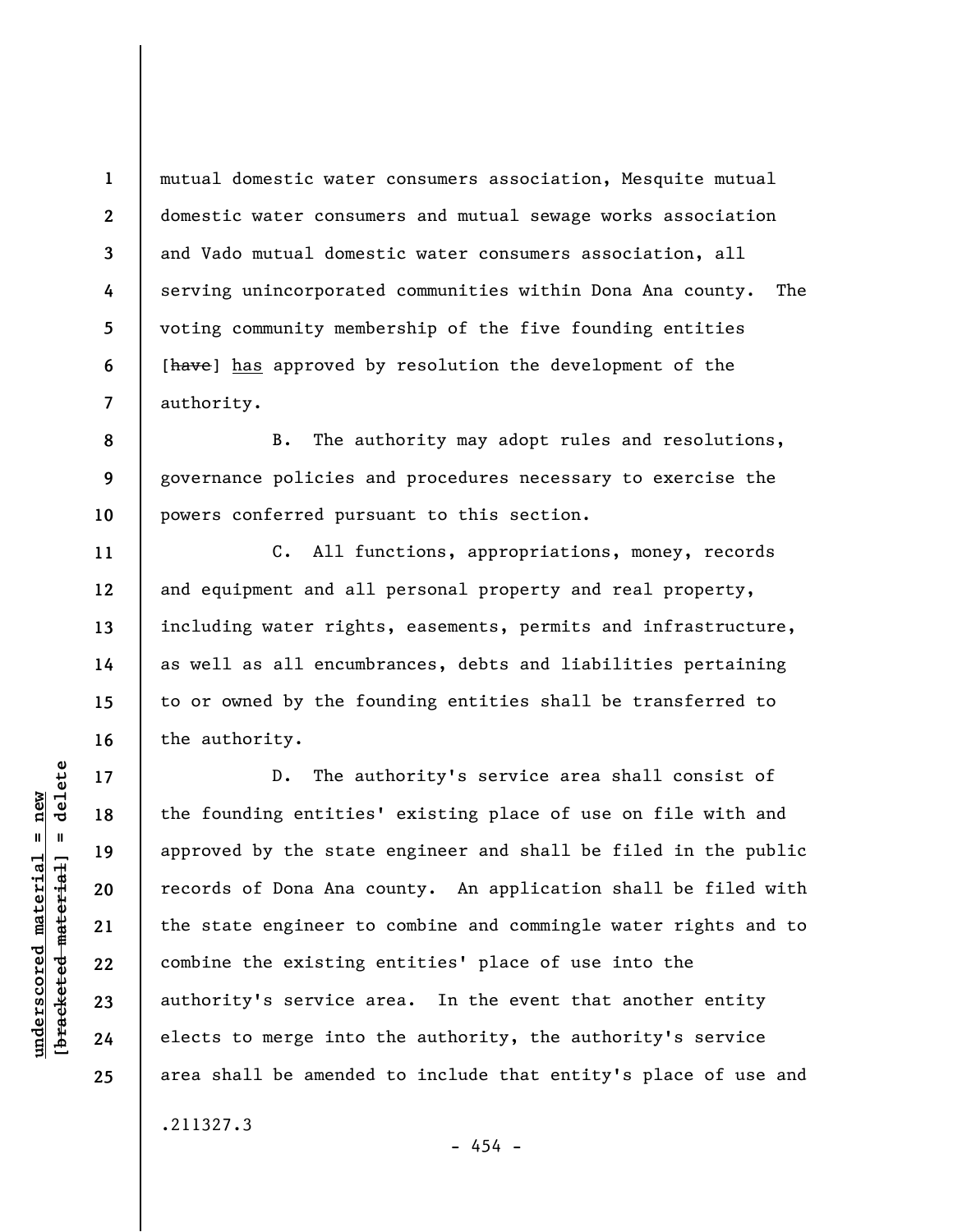mutual domestic water consumers association, Mesquite mutual domestic water consumers and mutual sewage works association and Vado mutual domestic water consumers association, all serving unincorporated communities within Dona Ana county. The voting community membership of the five founding entities [~~have~~] <u>has</u> approved by resolution the development of the authority.

B. The authority may adopt rules and resolutions, governance policies and procedures necessary to exercise the powers conferred pursuant to this section.

C. All functions, appropriations, money, records and equipment and all personal property and real property, including water rights, easements, permits and infrastructure, as well as all encumbrances, debts and liabilities pertaining to or owned by the founding entities shall be transferred to the authority.

D. The authority's service area shall consist of the founding entities' existing place of use on file with and approved by the state engineer and shall be filed in the public records of Dona Ana county. An application shall be filed with the state engineer to combine and commingle water rights and to combine the existing entities' place of use into the authority's service area. In the event that another entity elects to merge into the authority, the authority's service area shall be amended to include that entity's place of use and

.211327.3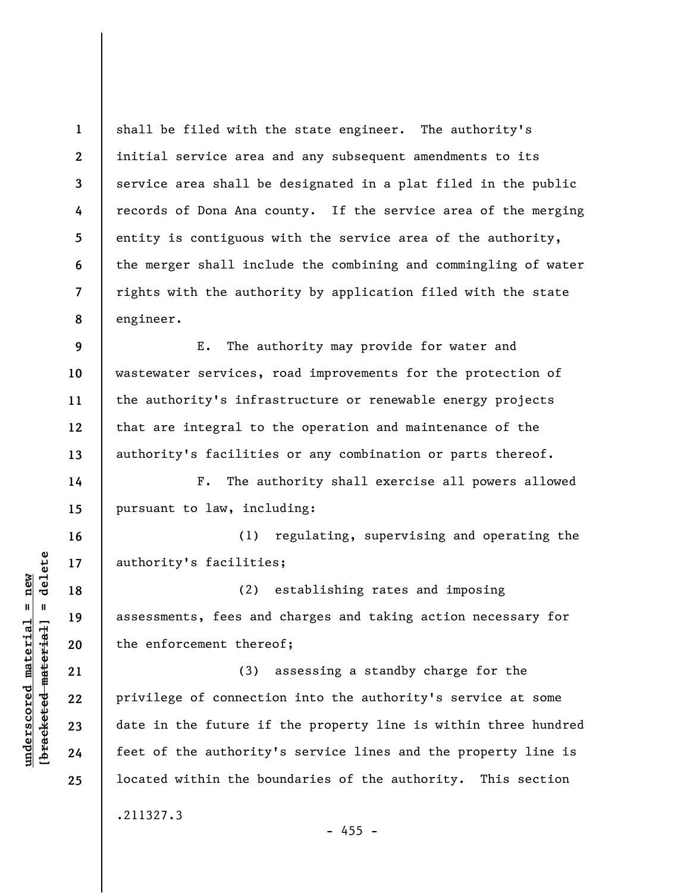shall be filed with the state engineer. The authority's initial service area and any subsequent amendments to its service area shall be designated in a plat filed in the public records of Dona Ana county. If the service area of the merging entity is contiguous with the service area of the authority, the merger shall include the combining and commingling of water rights with the authority by application filed with the state engineer.

E. The authority may provide for water and wastewater services, road improvements for the protection of the authority's infrastructure or renewable energy projects that are integral to the operation and maintenance of the authority's facilities or any combination or parts thereof.

F. The authority shall exercise all powers allowed pursuant to law, including:

(1) regulating, supervising and operating the authority's facilities;

(2) establishing rates and imposing assessments, fees and charges and taking action necessary for the enforcement thereof;

(3) assessing a standby charge for the privilege of connection into the authority's service at some date in the future if the property line is within three hundred feet of the authority's service lines and the property line is located within the boundaries of the authority. This section

.211327.3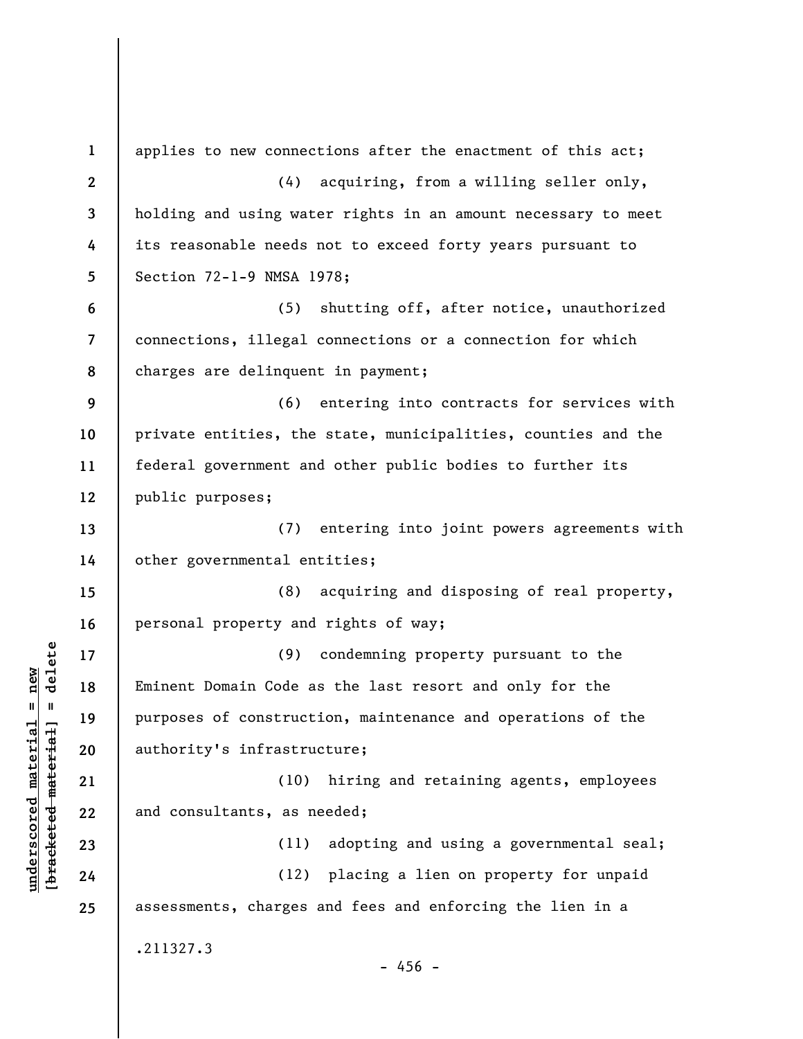applies to new connections after the enactment of this act;

(4) acquiring, from a willing seller only, holding and using water rights in an amount necessary to meet its reasonable needs not to exceed forty years pursuant to Section 72-1-9 NMSA 1978;

(5) shutting off, after notice, unauthorized connections, illegal connections or a connection for which charges are delinquent in payment;

(6) entering into contracts for services with private entities, the state, municipalities, counties and the federal government and other public bodies to further its public purposes;

(7) entering into joint powers agreements with other governmental entities;

(8) acquiring and disposing of real property, personal property and rights of way;

(9) condemning property pursuant to the Eminent Domain Code as the last resort and only for the purposes of construction, maintenance and operations of the authority's infrastructure;

(10) hiring and retaining agents, employees and consultants, as needed;

(11) adopting and using a governmental seal;

(12) placing a lien on property for unpaid assessments, charges and fees and enforcing the lien in a

.211327.3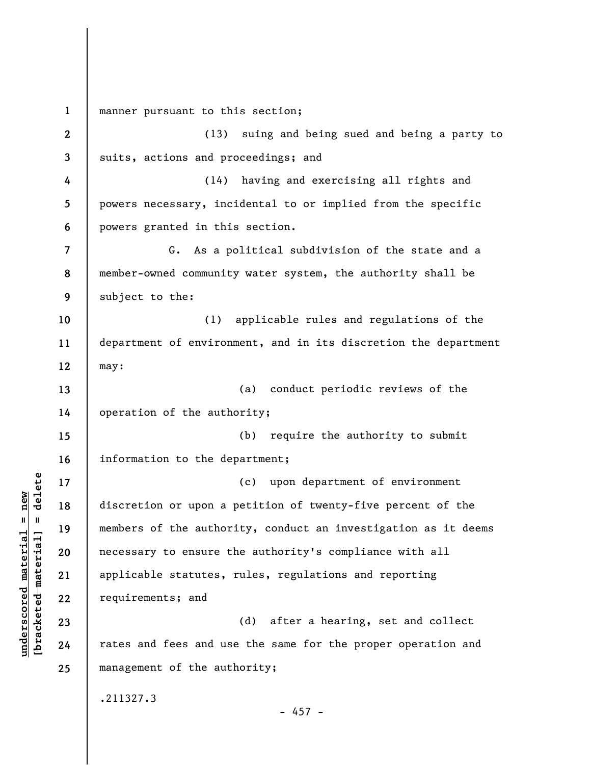manner pursuant to this section;

(13) suing and being sued and being a party to suits, actions and proceedings; and

(14) having and exercising all rights and powers necessary, incidental to or implied from the specific powers granted in this section.

G. As a political subdivision of the state and a member-owned community water system, the authority shall be subject to the:

(1) applicable rules and regulations of the department of environment, and in its discretion the department may:

(a) conduct periodic reviews of the operation of the authority;

(b) require the authority to submit information to the department;

(c) upon department of environment discretion or upon a petition of twenty-five percent of the members of the authority, conduct an investigation as it deems necessary to ensure the authority's compliance with all applicable statutes, rules, regulations and reporting requirements; and

(d) after a hearing, set and collect rates and fees and use the same for the proper operation and management of the authority;

.211327.3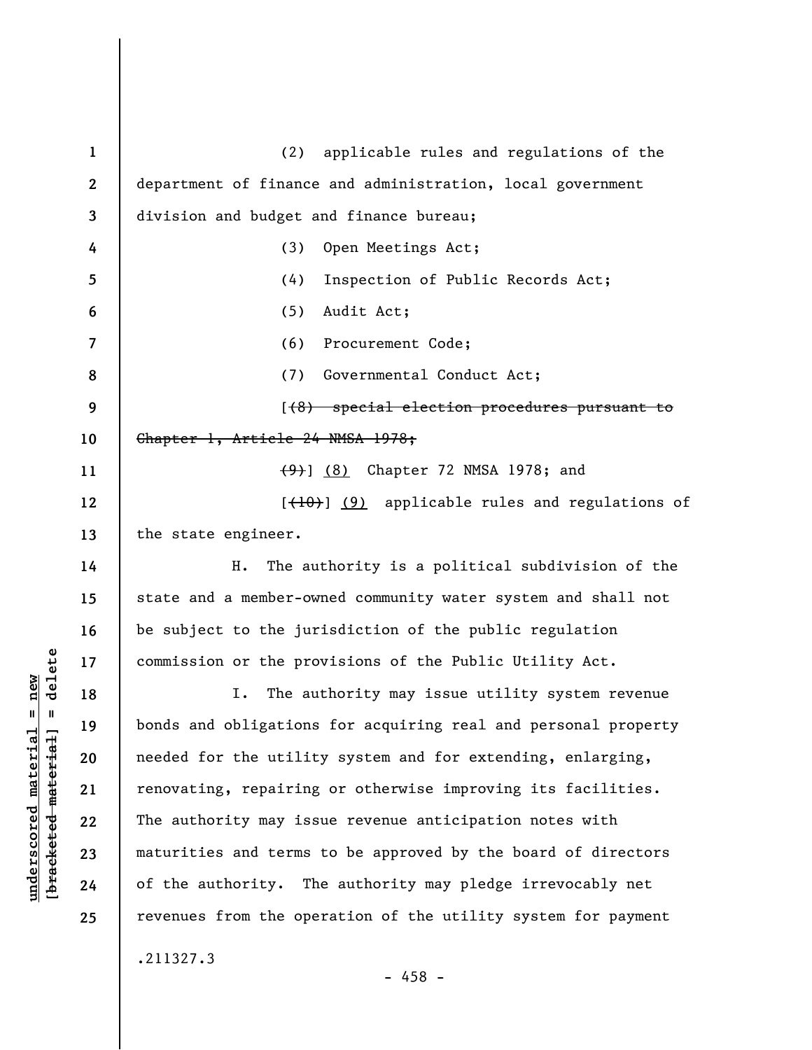(2) applicable rules and regulations of the department of finance and administration, local government division and budget and finance bureau;

(3) Open Meetings Act;

(4) Inspection of Public Records Act;

(5) Audit Act;

(6) Procurement Code;

(7) Governmental Conduct Act;

[~~(8) special election procedures pursuant to Chapter 1, Article 24 NMSA 1978;~~

~~(9)~~] (8) Chapter 72 NMSA 1978; and

[~~(10)~~] (9) applicable rules and regulations of the state engineer.

H. The authority is a political subdivision of the state and a member-owned community water system and shall not be subject to the jurisdiction of the public regulation commission or the provisions of the Public Utility Act.

I. The authority may issue utility system revenue bonds and obligations for acquiring real and personal property needed for the utility system and for extending, enlarging, renovating, repairing or otherwise improving its facilities. The authority may issue revenue anticipation notes with maturities and terms to be approved by the board of directors of the authority. The authority may pledge irrevocably net revenues from the operation of the utility system for payment

.211327.3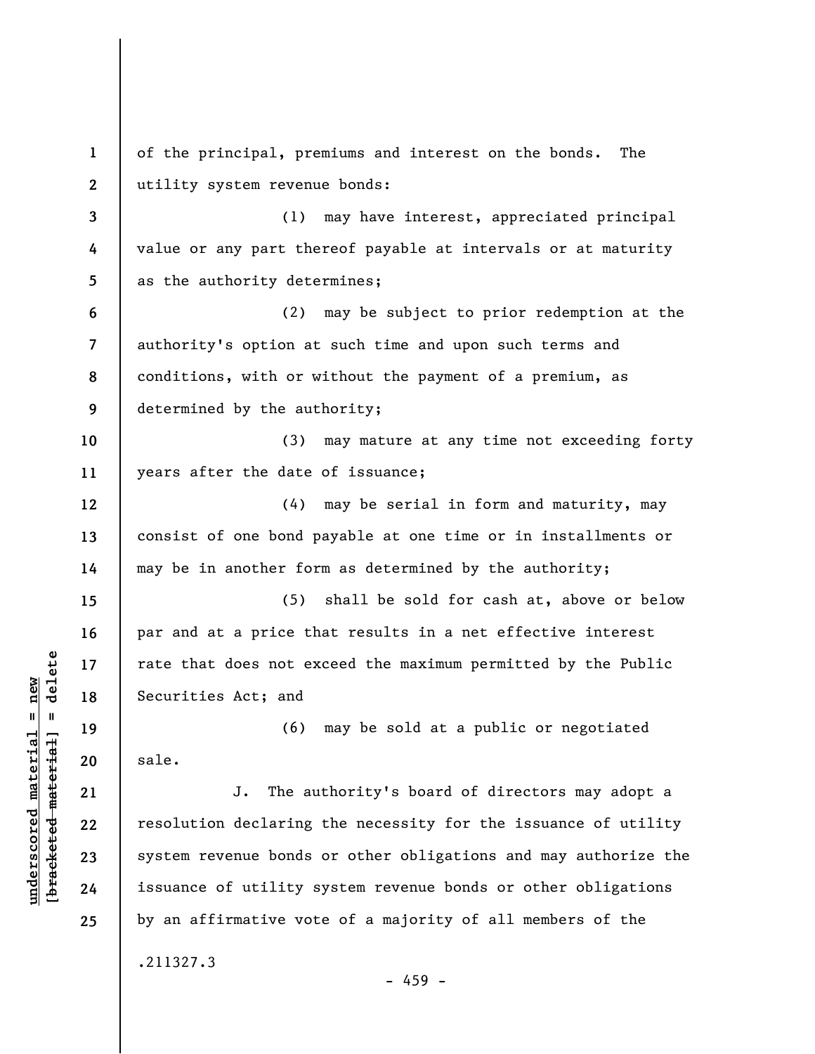of the principal, premiums and interest on the bonds. The utility system revenue bonds:

(1) may have interest, appreciated principal value or any part thereof payable at intervals or at maturity as the authority determines;

(2) may be subject to prior redemption at the authority's option at such time and upon such terms and conditions, with or without the payment of a premium, as determined by the authority;

(3) may mature at any time not exceeding forty years after the date of issuance;

(4) may be serial in form and maturity, may consist of one bond payable at one time or in installments or may be in another form as determined by the authority;

(5) shall be sold for cash at, above or below par and at a price that results in a net effective interest rate that does not exceed the maximum permitted by the Public Securities Act; and

(6) may be sold at a public or negotiated sale.

J. The authority's board of directors may adopt a resolution declaring the necessity for the issuance of utility system revenue bonds or other obligations and may authorize the issuance of utility system revenue bonds or other obligations by an affirmative vote of a majority of all members of the

.211327.3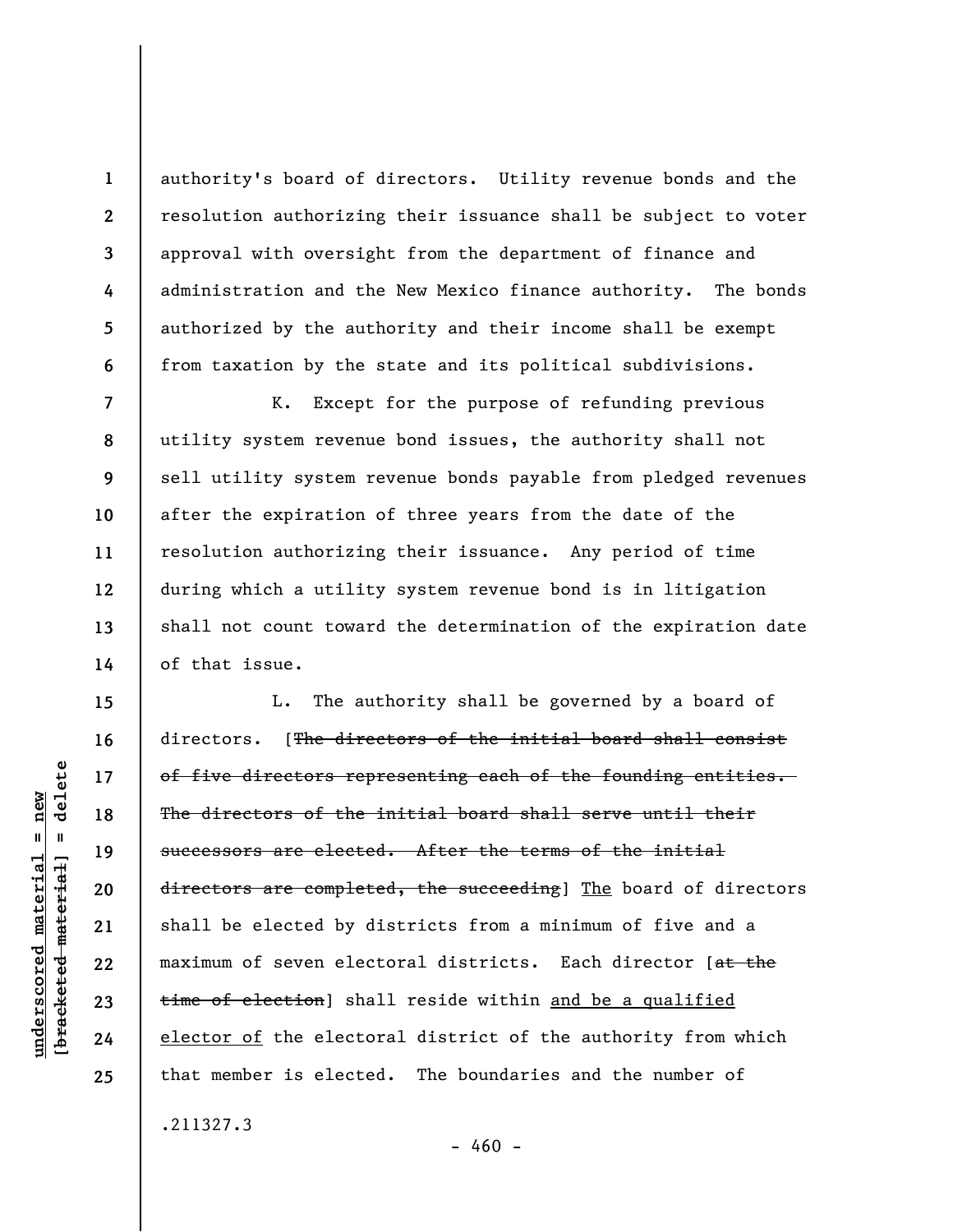authority's board of directors. Utility revenue bonds and the resolution authorizing their issuance shall be subject to voter approval with oversight from the department of finance and administration and the New Mexico finance authority. The bonds authorized by the authority and their income shall be exempt from taxation by the state and its political subdivisions.

K. Except for the purpose of refunding previous utility system revenue bond issues, the authority shall not sell utility system revenue bonds payable from pledged revenues after the expiration of three years from the date of the resolution authorizing their issuance. Any period of time during which a utility system revenue bond is in litigation shall not count toward the determination of the expiration date of that issue.

L. The authority shall be governed by a board of directors. [~~The directors of the initial board shall consist of five directors representing each of the founding entities. The directors of the initial board shall serve until their successors are elected. After the terms of the initial directors are completed, the succeeding~~] The board of directors shall be elected by districts from a minimum of five and a maximum of seven electoral districts. Each director [~~at the time of election~~] shall reside within and be a qualified elector of the electoral district of the authority from which that member is elected. The boundaries and the number of

.211327.3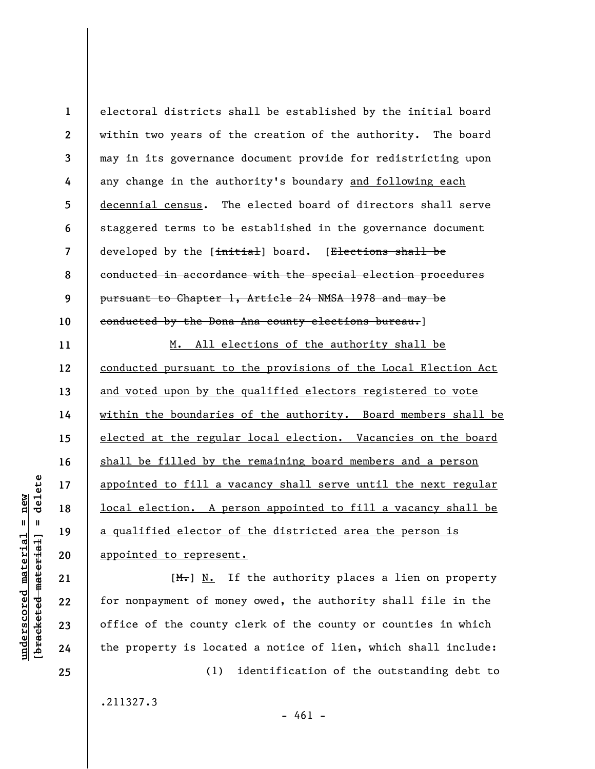electoral districts shall be established by the initial board within two years of the creation of the authority. The board may in its governance document provide for redistricting upon any change in the authority's boundary <u>and following each decennial census</u>. The elected board of directors shall serve staggered terms to be established in the governance document developed by the [~~initial~~] board. [~~Elections shall be conducted in accordance with the special election procedures pursuant to Chapter 1, Article 24 NMSA 1978 and may be conducted by the Dona Ana county elections bureau.~~]

<u>M. All elections of the authority shall be conducted pursuant to the provisions of the Local Election Act and voted upon by the qualified electors registered to vote within the boundaries of the authority. Board members shall be elected at the regular local election. Vacancies on the board shall be filled by the remaining board members and a person appointed to fill a vacancy shall serve until the next regular local election. A person appointed to fill a vacancy shall be a qualified elector of the districted area the person is appointed to represent.</u>

[~~M.~~] <u>N.</u> If the authority places a lien on property for nonpayment of money owed, the authority shall file in the office of the county clerk of the county or counties in which the property is located a notice of lien, which shall include:

(1) identification of the outstanding debt to

.211327.3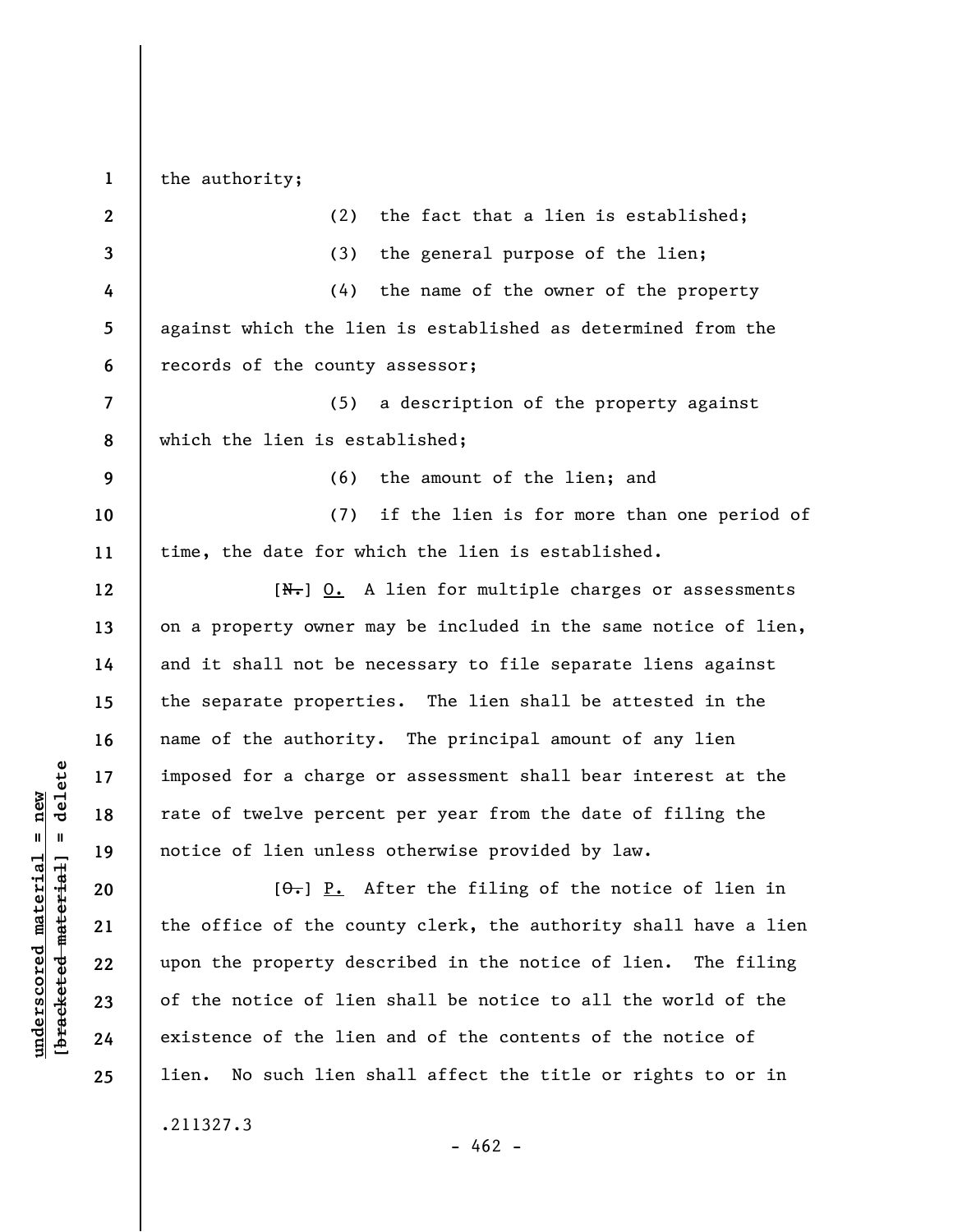the authority;

(2) the fact that a lien is established;

(3) the general purpose of the lien;

(4) the name of the owner of the property against which the lien is established as determined from the records of the county assessor;

(5) a description of the property against which the lien is established;

(6) the amount of the lien; and

(7) if the lien is for more than one period of time, the date for which the lien is established.

[~~N.~~] O. A lien for multiple charges or assessments on a property owner may be included in the same notice of lien, and it shall not be necessary to file separate liens against the separate properties. The lien shall be attested in the name of the authority. The principal amount of any lien imposed for a charge or assessment shall bear interest at the rate of twelve percent per year from the date of filing the notice of lien unless otherwise provided by law.

[~~O.~~] P. After the filing of the notice of lien in the office of the county clerk, the authority shall have a lien upon the property described in the notice of lien. The filing of the notice of lien shall be notice to all the world of the existence of the lien and of the contents of the notice of lien. No such lien shall affect the title or rights to or in

.211327.3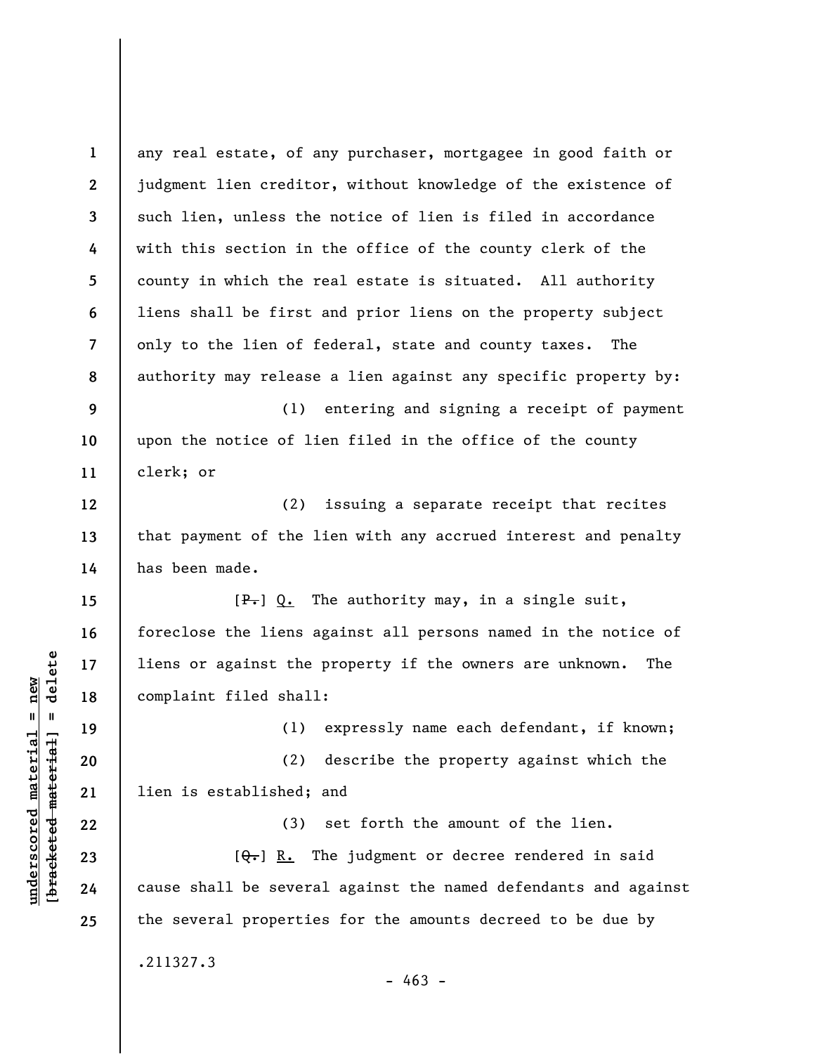any real estate, of any purchaser, mortgagee in good faith or judgment lien creditor, without knowledge of the existence of such lien, unless the notice of lien is filed in accordance with this section in the office of the county clerk of the county in which the real estate is situated. All authority liens shall be first and prior liens on the property subject only to the lien of federal, state and county taxes. The authority may release a lien against any specific property by:

(1) entering and signing a receipt of payment upon the notice of lien filed in the office of the county clerk; or

(2) issuing a separate receipt that recites that payment of the lien with any accrued interest and penalty has been made.

[~~P.~~] Q. The authority may, in a single suit, foreclose the liens against all persons named in the notice of liens or against the property if the owners are unknown. The complaint filed shall:

(1) expressly name each defendant, if known;

(2) describe the property against which the lien is established; and

(3) set forth the amount of the lien.

[~~Q.~~] R. The judgment or decree rendered in said cause shall be several against the named defendants and against the several properties for the amounts decreed to be due by

.211327.3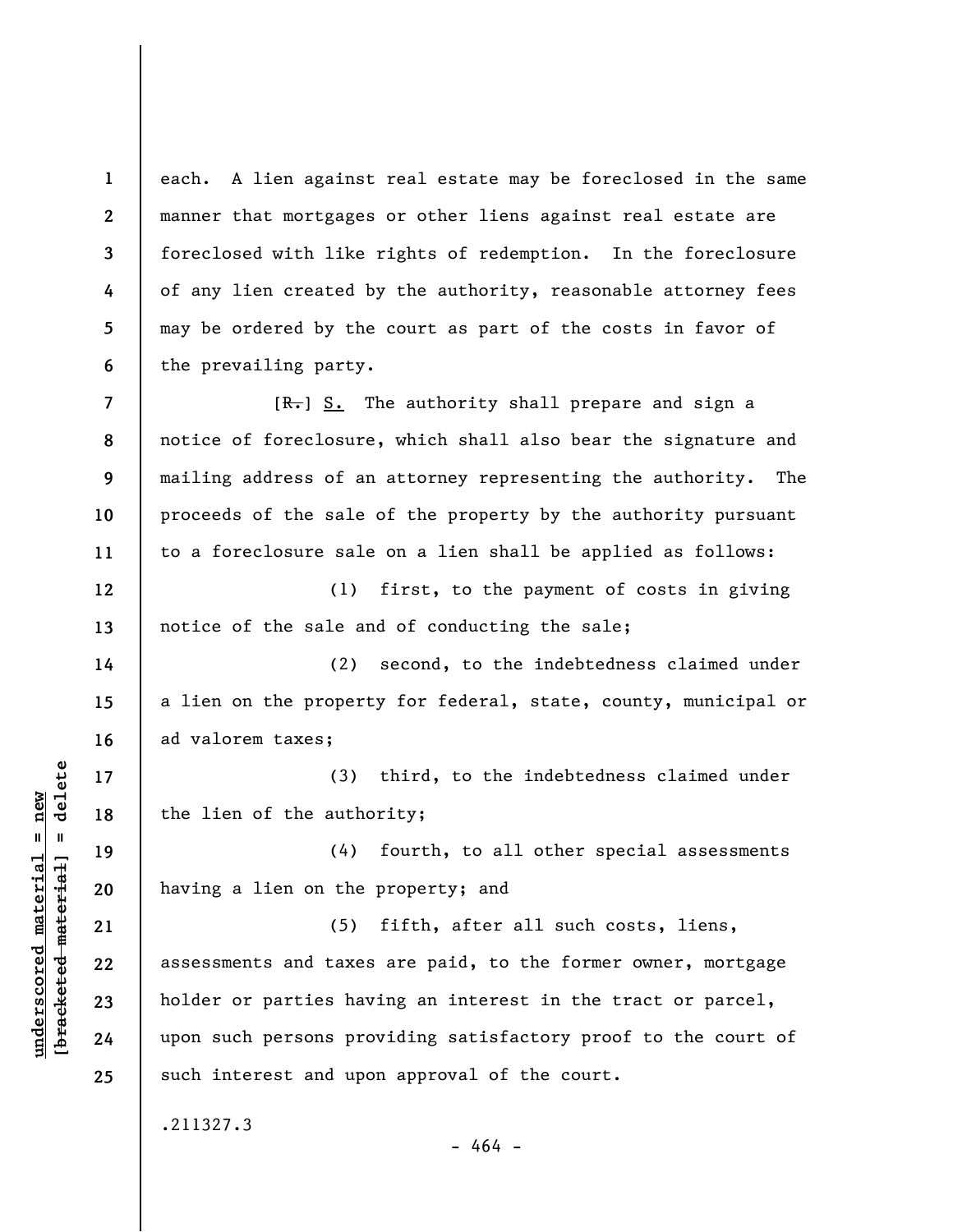each. A lien against real estate may be foreclosed in the same manner that mortgages or other liens against real estate are foreclosed with like rights of redemption. In the foreclosure of any lien created by the authority, reasonable attorney fees may be ordered by the court as part of the costs in favor of the prevailing party.

[~~R.~~] S. The authority shall prepare and sign a notice of foreclosure, which shall also bear the signature and mailing address of an attorney representing the authority. The proceeds of the sale of the property by the authority pursuant to a foreclosure sale on a lien shall be applied as follows:

(1) first, to the payment of costs in giving notice of the sale and of conducting the sale;

(2) second, to the indebtedness claimed under a lien on the property for federal, state, county, municipal or ad valorem taxes;

(3) third, to the indebtedness claimed under the lien of the authority;

(4) fourth, to all other special assessments having a lien on the property; and

(5) fifth, after all such costs, liens, assessments and taxes are paid, to the former owner, mortgage holder or parties having an interest in the tract or parcel, upon such persons providing satisfactory proof to the court of such interest and upon approval of the court.

.211327.3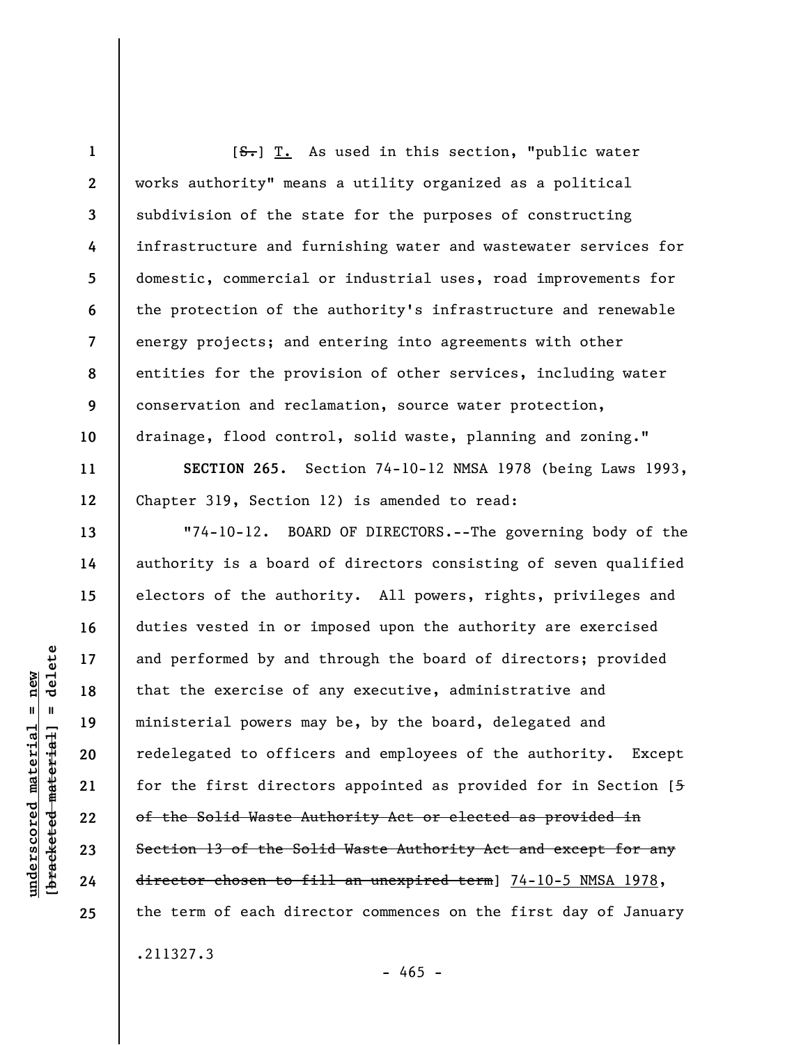[~~S.~~] T. As used in this section, "public water works authority" means a utility organized as a political subdivision of the state for the purposes of constructing infrastructure and furnishing water and wastewater services for domestic, commercial or industrial uses, road improvements for the protection of the authority's infrastructure and renewable energy projects; and entering into agreements with other entities for the provision of other services, including water conservation and reclamation, source water protection, drainage, flood control, solid waste, planning and zoning."

**SECTION 265.** Section 74-10-12 NMSA 1978 (being Laws 1993, Chapter 319, Section 12) is amended to read:

"74-10-12. BOARD OF DIRECTORS.--The governing body of the authority is a board of directors consisting of seven qualified electors of the authority. All powers, rights, privileges and duties vested in or imposed upon the authority are exercised and performed by and through the board of directors; provided that the exercise of any executive, administrative and ministerial powers may be, by the board, delegated and redelegated to officers and employees of the authority. Except for the first directors appointed as provided for in Section [~~5 of the Solid Waste Authority Act or elected as provided in Section 13 of the Solid Waste Authority Act and except for any director chosen to fill an unexpired term~~] 74-10-5 NMSA 1978, the term of each director commences on the first day of January

.211327.3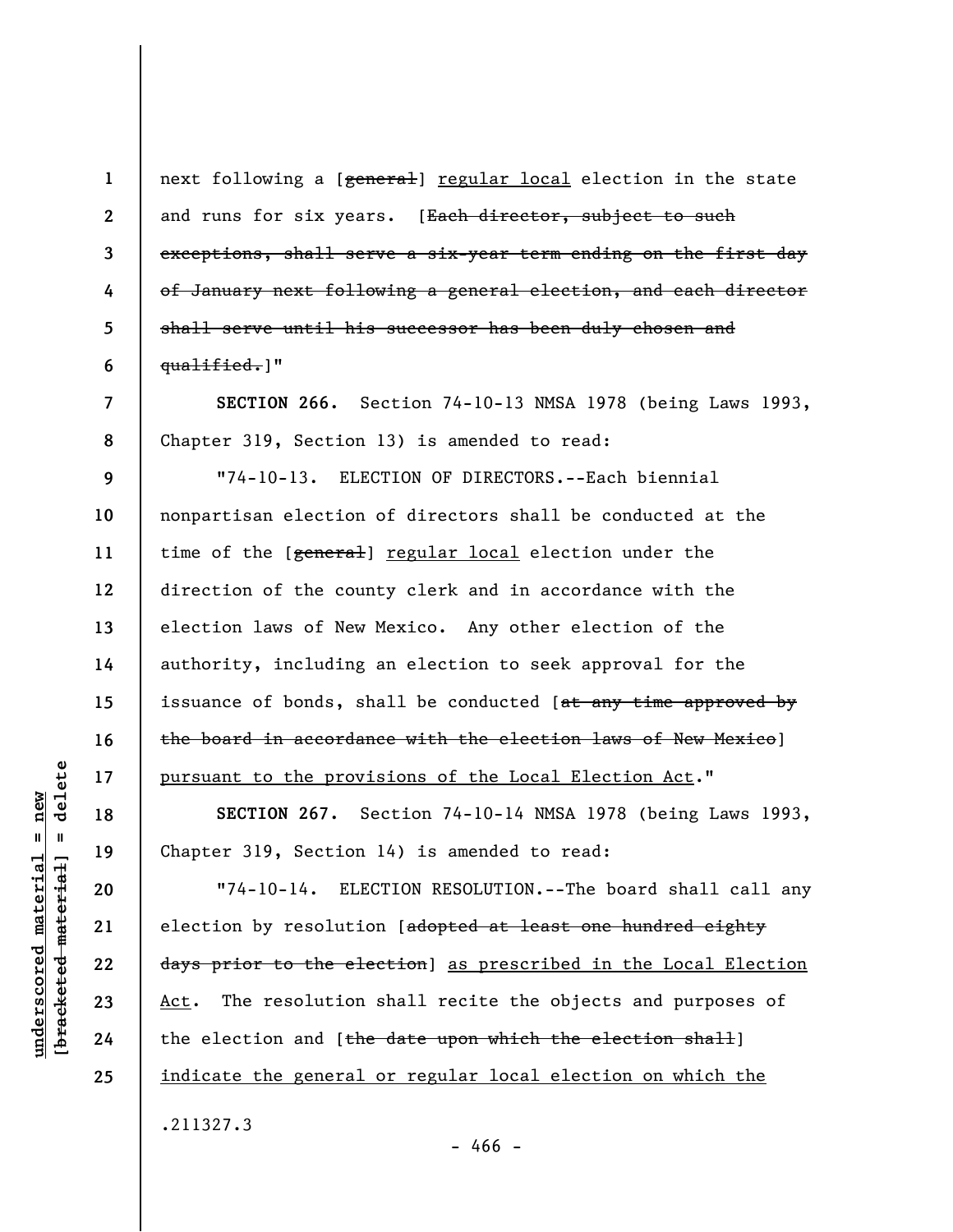next following a [~~general~~] <u>regular local</u> election in the state and runs for six years. [~~Each director, subject to such exceptions, shall serve a six-year term ending on the first day of January next following a general election, and each director shall serve until his successor has been duly chosen and qualified.~~]"

**SECTION 266.** Section 74-10-13 NMSA 1978 (being Laws 1993, Chapter 319, Section 13) is amended to read:

"74-10-13. ELECTION OF DIRECTORS.--Each biennial nonpartisan election of directors shall be conducted at the time of the [~~general~~] <u>regular local</u> election under the direction of the county clerk and in accordance with the election laws of New Mexico. Any other election of the authority, including an election to seek approval for the issuance of bonds, shall be conducted [~~at any time approved by the board in accordance with the election laws of New Mexico~~] <u>pursuant to the provisions of the Local Election Act</u>."

**SECTION 267.** Section 74-10-14 NMSA 1978 (being Laws 1993, Chapter 319, Section 14) is amended to read:

"74-10-14. ELECTION RESOLUTION.--The board shall call any election by resolution [~~adopted at least one hundred eighty days prior to the election~~] <u>as prescribed in the Local Election Act</u>. The resolution shall recite the objects and purposes of the election and [~~the date upon which the election shall~~] <u>indicate the general or regular local election on which the</u>

.211327.3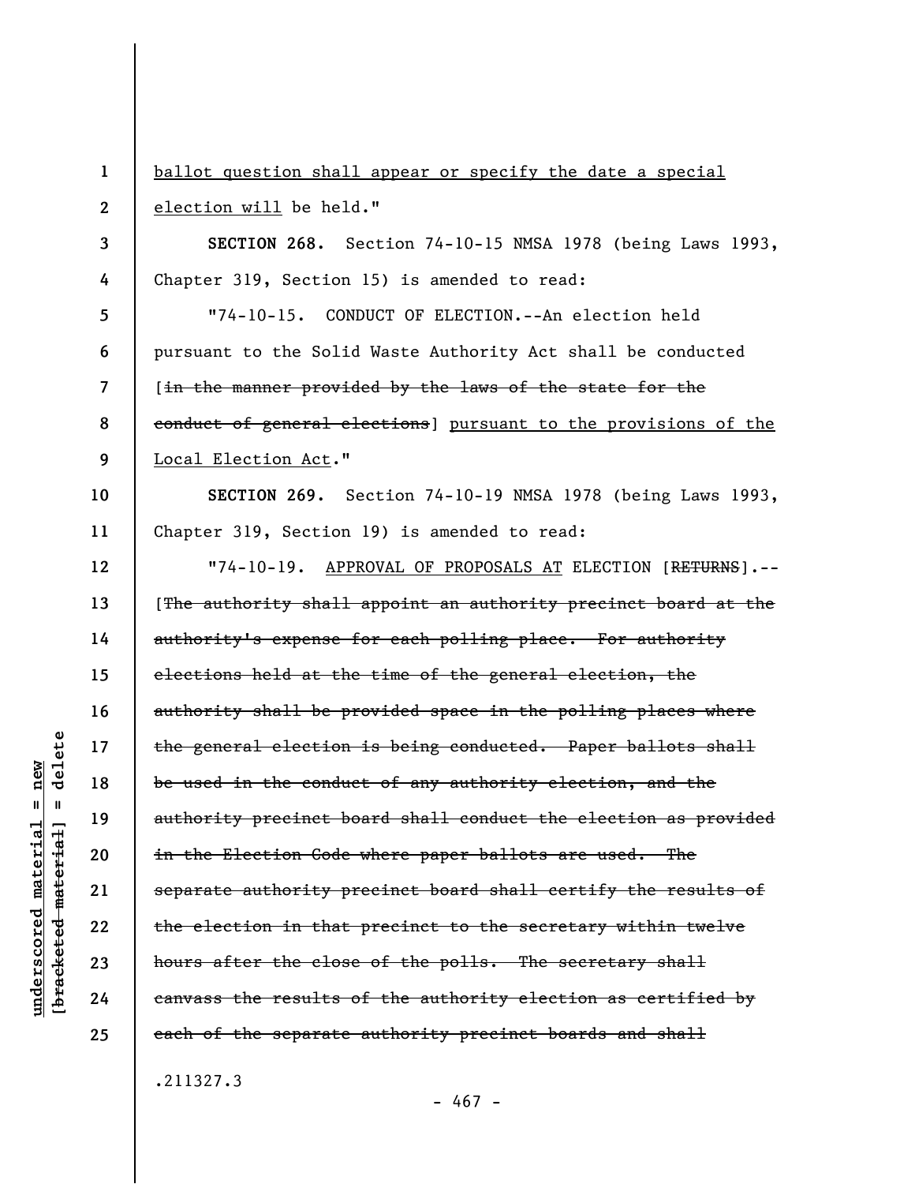ballot question shall appear or specify the date a special election will be held."

**SECTION 268.** Section 74-10-15 NMSA 1978 (being Laws 1993, Chapter 319, Section 15) is amended to read:

"74-10-15. CONDUCT OF ELECTION.--An election held pursuant to the Solid Waste Authority Act shall be conducted [~~in the manner provided by the laws of the state for the conduct of general elections~~] pursuant to the provisions of the Local Election Act."

**SECTION 269.** Section 74-10-19 NMSA 1978 (being Laws 1993, Chapter 319, Section 19) is amended to read:

"74-10-19. APPROVAL OF PROPOSALS AT ELECTION [~~RETURNS~~].--[~~The authority shall appoint an authority precinct board at the authority's expense for each polling place. For authority elections held at the time of the general election, the authority shall be provided space in the polling places where the general election is being conducted. Paper ballots shall be used in the conduct of any authority election, and the authority precinct board shall conduct the election as provided in the Election Code where paper ballots are used. The separate authority precinct board shall certify the results of the election in that precinct to the secretary within twelve hours after the close of the polls. The secretary shall canvass the results of the authority election as certified by each of the separate authority precinct boards and shall~~

.211327.3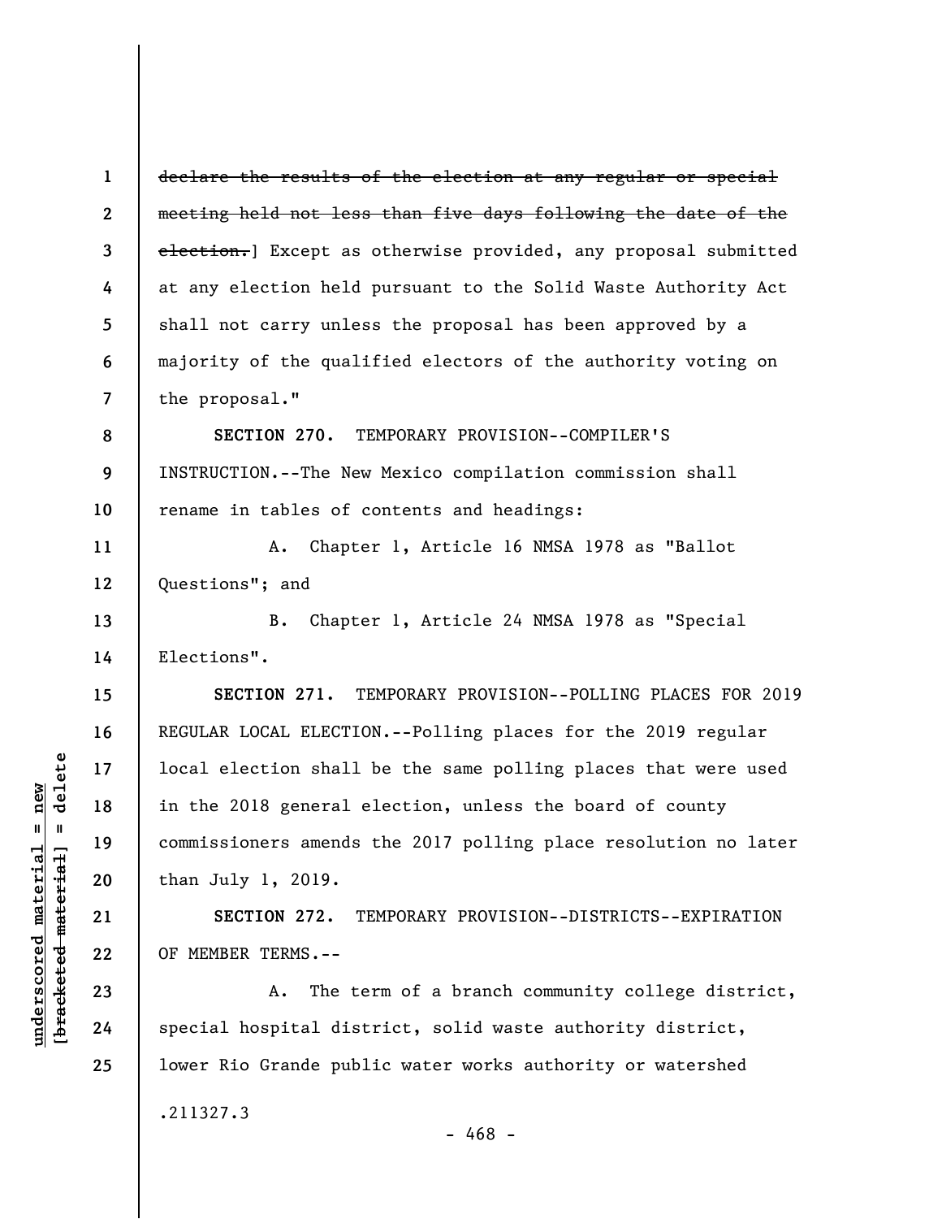~~declare the results of the election at any regular or special meeting held not less than five days following the date of the election.~~] Except as otherwise provided, any proposal submitted at any election held pursuant to the Solid Waste Authority Act shall not carry unless the proposal has been approved by a majority of the qualified electors of the authority voting on the proposal."

**SECTION 270.** TEMPORARY PROVISION--COMPILER'S INSTRUCTION.--The New Mexico compilation commission shall rename in tables of contents and headings:

A. Chapter 1, Article 16 NMSA 1978 as "Ballot Questions"; and

B. Chapter 1, Article 24 NMSA 1978 as "Special Elections".

**SECTION 271.** TEMPORARY PROVISION--POLLING PLACES FOR 2019 REGULAR LOCAL ELECTION.--Polling places for the 2019 regular local election shall be the same polling places that were used in the 2018 general election, unless the board of county commissioners amends the 2017 polling place resolution no later than July 1, 2019.

**SECTION 272.** TEMPORARY PROVISION--DISTRICTS--EXPIRATION OF MEMBER TERMS.--

A. The term of a branch community college district, special hospital district, solid waste authority district, lower Rio Grande public water works authority or watershed

.211327.3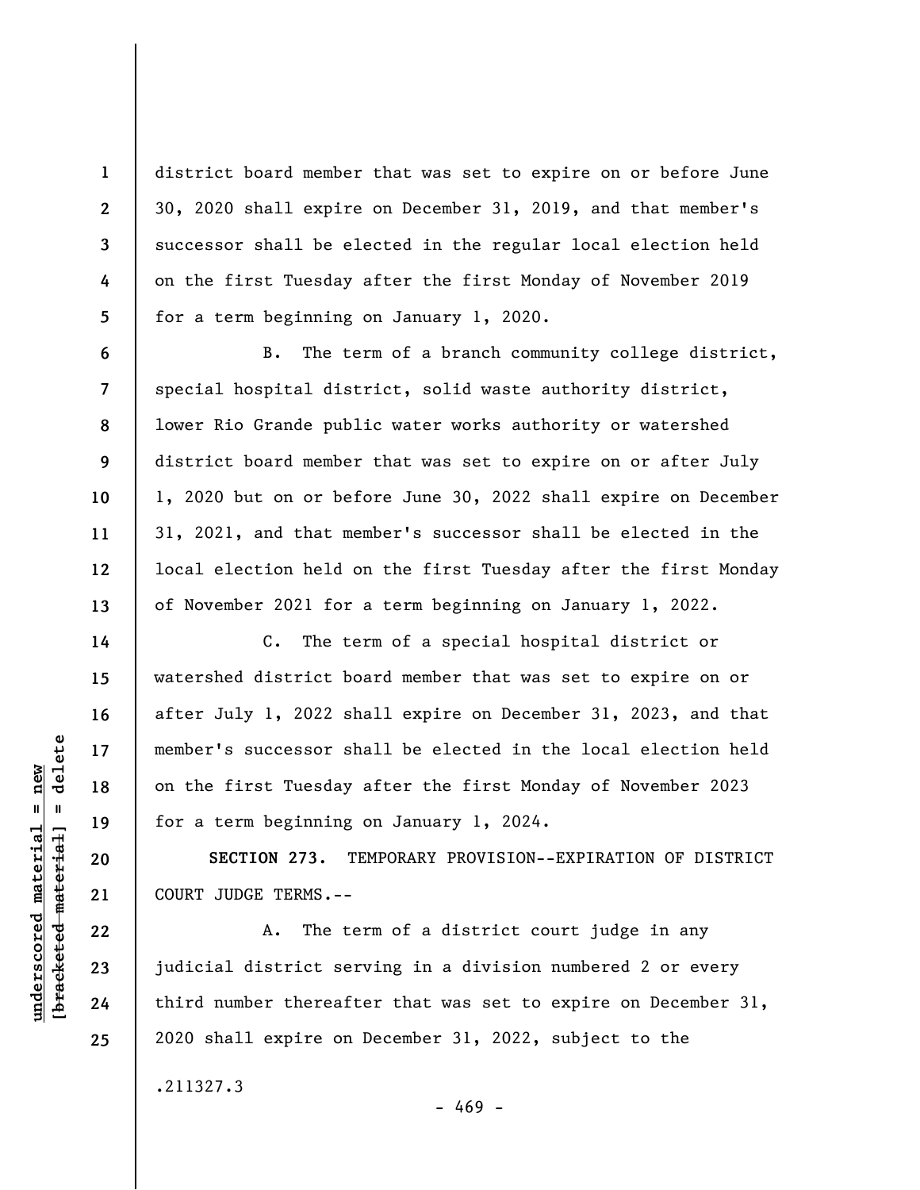district board member that was set to expire on or before June 30, 2020 shall expire on December 31, 2019, and that member's successor shall be elected in the regular local election held on the first Tuesday after the first Monday of November 2019 for a term beginning on January 1, 2020.

B. The term of a branch community college district, special hospital district, solid waste authority district, lower Rio Grande public water works authority or watershed district board member that was set to expire on or after July 1, 2020 but on or before June 30, 2022 shall expire on December 31, 2021, and that member's successor shall be elected in the local election held on the first Tuesday after the first Monday of November 2021 for a term beginning on January 1, 2022.

C. The term of a special hospital district or watershed district board member that was set to expire on or after July 1, 2022 shall expire on December 31, 2023, and that member's successor shall be elected in the local election held on the first Tuesday after the first Monday of November 2023 for a term beginning on January 1, 2024.

**SECTION 273.** TEMPORARY PROVISION--EXPIRATION OF DISTRICT COURT JUDGE TERMS.--

A. The term of a district court judge in any judicial district serving in a division numbered 2 or every third number thereafter that was set to expire on December 31, 2020 shall expire on December 31, 2022, subject to the

.211327.3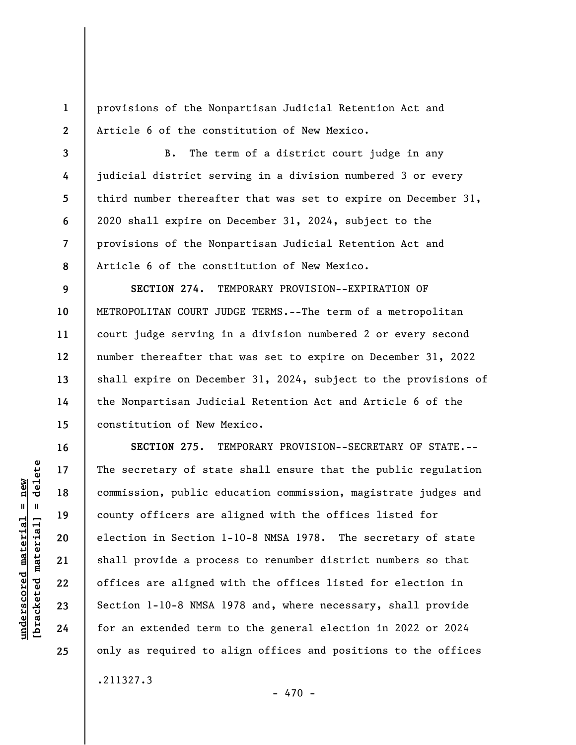provisions of the Nonpartisan Judicial Retention Act and Article 6 of the constitution of New Mexico.

B. The term of a district court judge in any judicial district serving in a division numbered 3 or every third number thereafter that was set to expire on December 31, 2020 shall expire on December 31, 2024, subject to the provisions of the Nonpartisan Judicial Retention Act and Article 6 of the constitution of New Mexico.

**SECTION 274.** TEMPORARY PROVISION--EXPIRATION OF METROPOLITAN COURT JUDGE TERMS.--The term of a metropolitan court judge serving in a division numbered 2 or every second number thereafter that was set to expire on December 31, 2022 shall expire on December 31, 2024, subject to the provisions of the Nonpartisan Judicial Retention Act and Article 6 of the constitution of New Mexico.

**SECTION 275.** TEMPORARY PROVISION--SECRETARY OF STATE.--The secretary of state shall ensure that the public regulation commission, public education commission, magistrate judges and county officers are aligned with the offices listed for election in Section 1-10-8 NMSA 1978. The secretary of state shall provide a process to renumber district numbers so that offices are aligned with the offices listed for election in Section 1-10-8 NMSA 1978 and, where necessary, shall provide for an extended term to the general election in 2022 or 2024 only as required to align offices and positions to the offices

.211327.3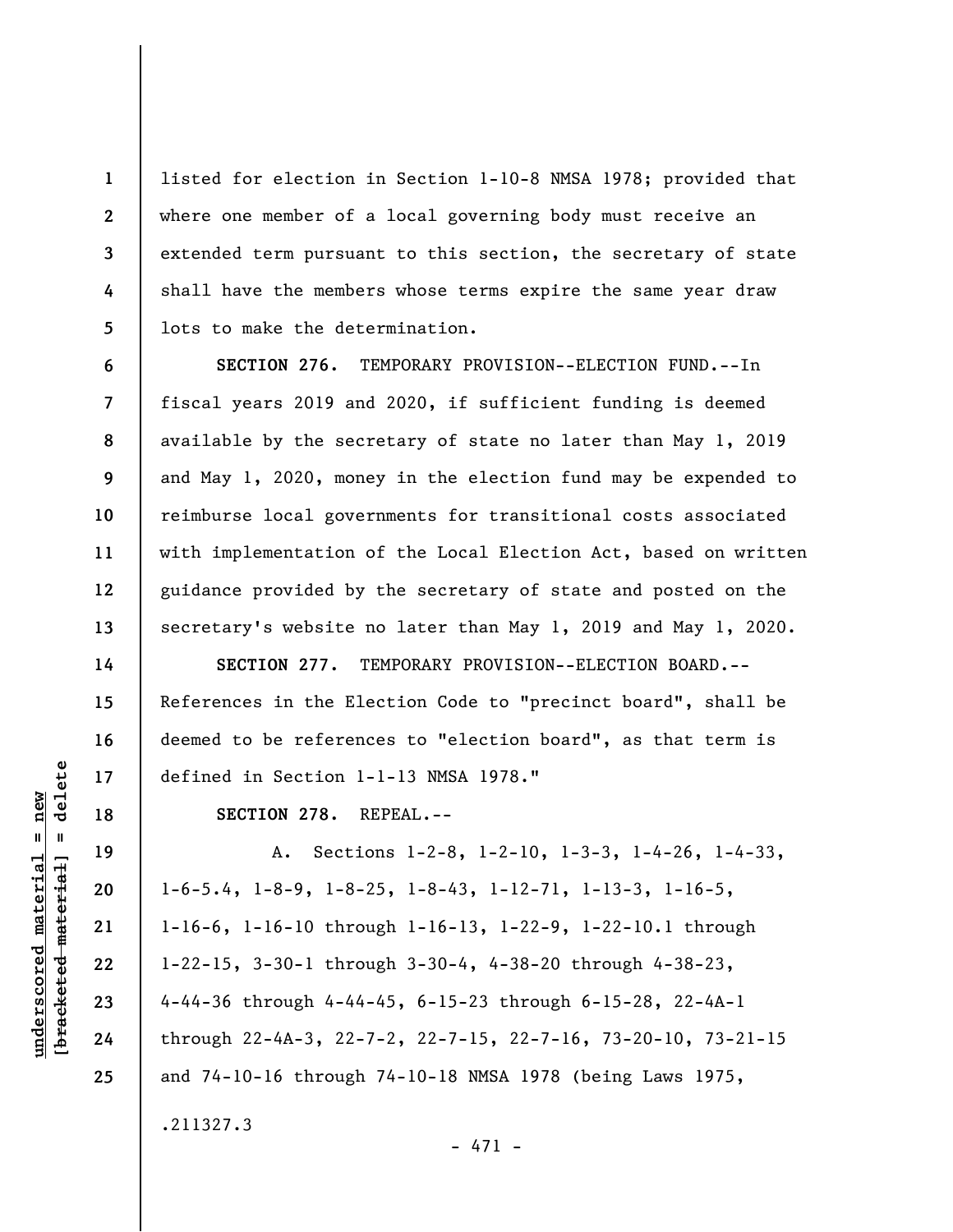listed for election in Section 1-10-8 NMSA 1978; provided that where one member of a local governing body must receive an extended term pursuant to this section, the secretary of state shall have the members whose terms expire the same year draw lots to make the determination.

**SECTION 276.** TEMPORARY PROVISION--ELECTION FUND.--In fiscal years 2019 and 2020, if sufficient funding is deemed available by the secretary of state no later than May 1, 2019 and May 1, 2020, money in the election fund may be expended to reimburse local governments for transitional costs associated with implementation of the Local Election Act, based on written guidance provided by the secretary of state and posted on the secretary's website no later than May 1, 2019 and May 1, 2020.

**SECTION 277.** TEMPORARY PROVISION--ELECTION BOARD.--References in the Election Code to "precinct board", shall be deemed to be references to "election board", as that term is defined in Section 1-1-13 NMSA 1978."

**SECTION 278.** REPEAL.--

A. Sections 1-2-8, 1-2-10, 1-3-3, 1-4-26, 1-4-33, 1-6-5.4, 1-8-9, 1-8-25, 1-8-43, 1-12-71, 1-13-3, 1-16-5, 1-16-6, 1-16-10 through 1-16-13, 1-22-9, 1-22-10.1 through 1-22-15, 3-30-1 through 3-30-4, 4-38-20 through 4-38-23, 4-44-36 through 4-44-45, 6-15-23 through 6-15-28, 22-4A-1 through 22-4A-3, 22-7-2, 22-7-15, 22-7-16, 73-20-10, 73-21-15 and 74-10-16 through 74-10-18 NMSA 1978 (being Laws 1975,

.211327.3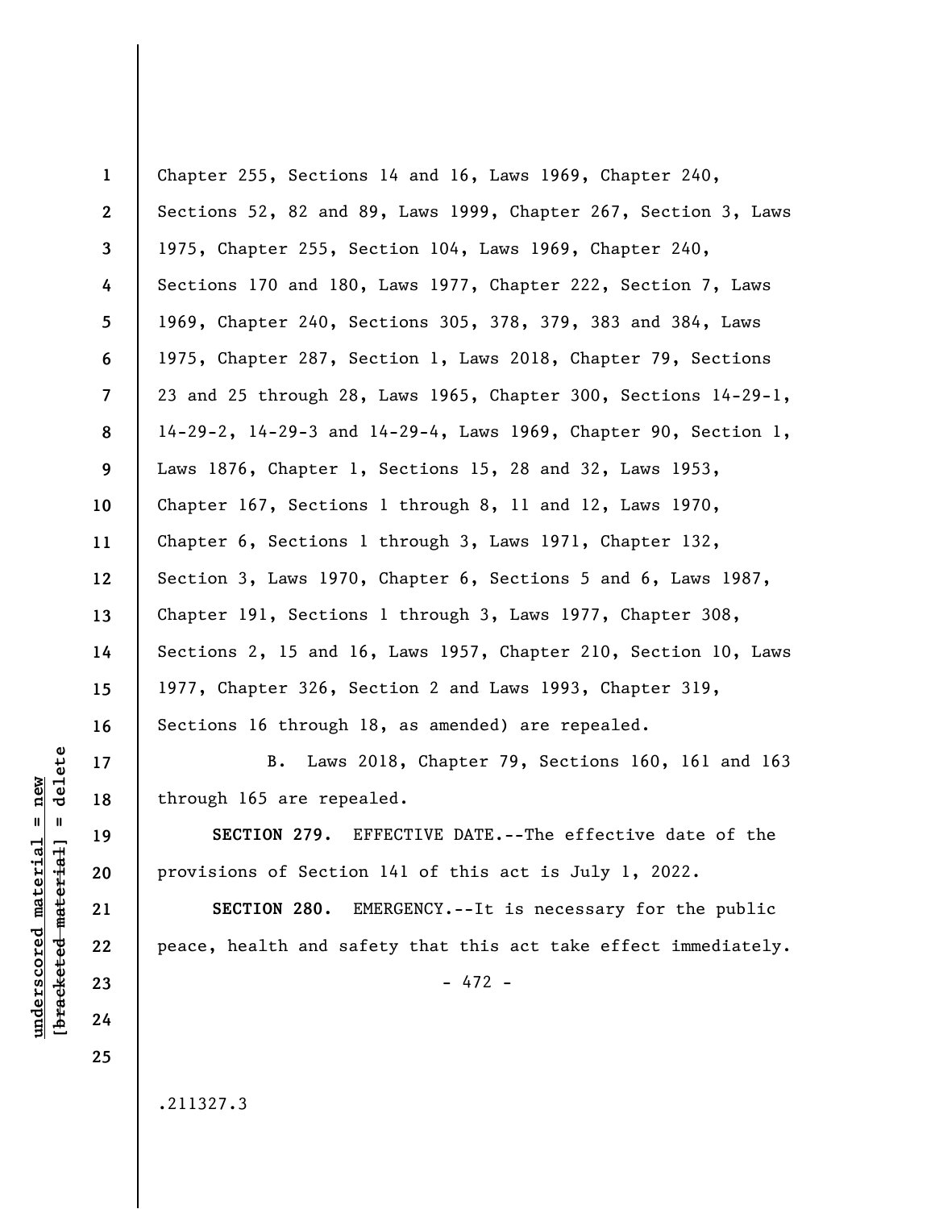Chapter 255, Sections 14 and 16, Laws 1969, Chapter 240, Sections 52, 82 and 89, Laws 1999, Chapter 267, Section 3, Laws 1975, Chapter 255, Section 104, Laws 1969, Chapter 240, Sections 170 and 180, Laws 1977, Chapter 222, Section 7, Laws 1969, Chapter 240, Sections 305, 378, 379, 383 and 384, Laws 1975, Chapter 287, Section 1, Laws 2018, Chapter 79, Sections 23 and 25 through 28, Laws 1965, Chapter 300, Sections 14-29-1, 14-29-2, 14-29-3 and 14-29-4, Laws 1969, Chapter 90, Section 1, Laws 1876, Chapter 1, Sections 15, 28 and 32, Laws 1953, Chapter 167, Sections 1 through 8, 11 and 12, Laws 1970, Chapter 6, Sections 1 through 3, Laws 1971, Chapter 132, Section 3, Laws 1970, Chapter 6, Sections 5 and 6, Laws 1987, Chapter 191, Sections 1 through 3, Laws 1977, Chapter 308, Sections 2, 15 and 16, Laws 1957, Chapter 210, Section 10, Laws 1977, Chapter 326, Section 2 and Laws 1993, Chapter 319, Sections 16 through 18, as amended) are repealed.

B. Laws 2018, Chapter 79, Sections 160, 161 and 163 through 165 are repealed.

**SECTION 279.** EFFECTIVE DATE.--The effective date of the provisions of Section 141 of this act is July 1, 2022.

**SECTION 280.** EMERGENCY.--It is necessary for the public peace, health and safety that this act take effect immediately.

.211327.3